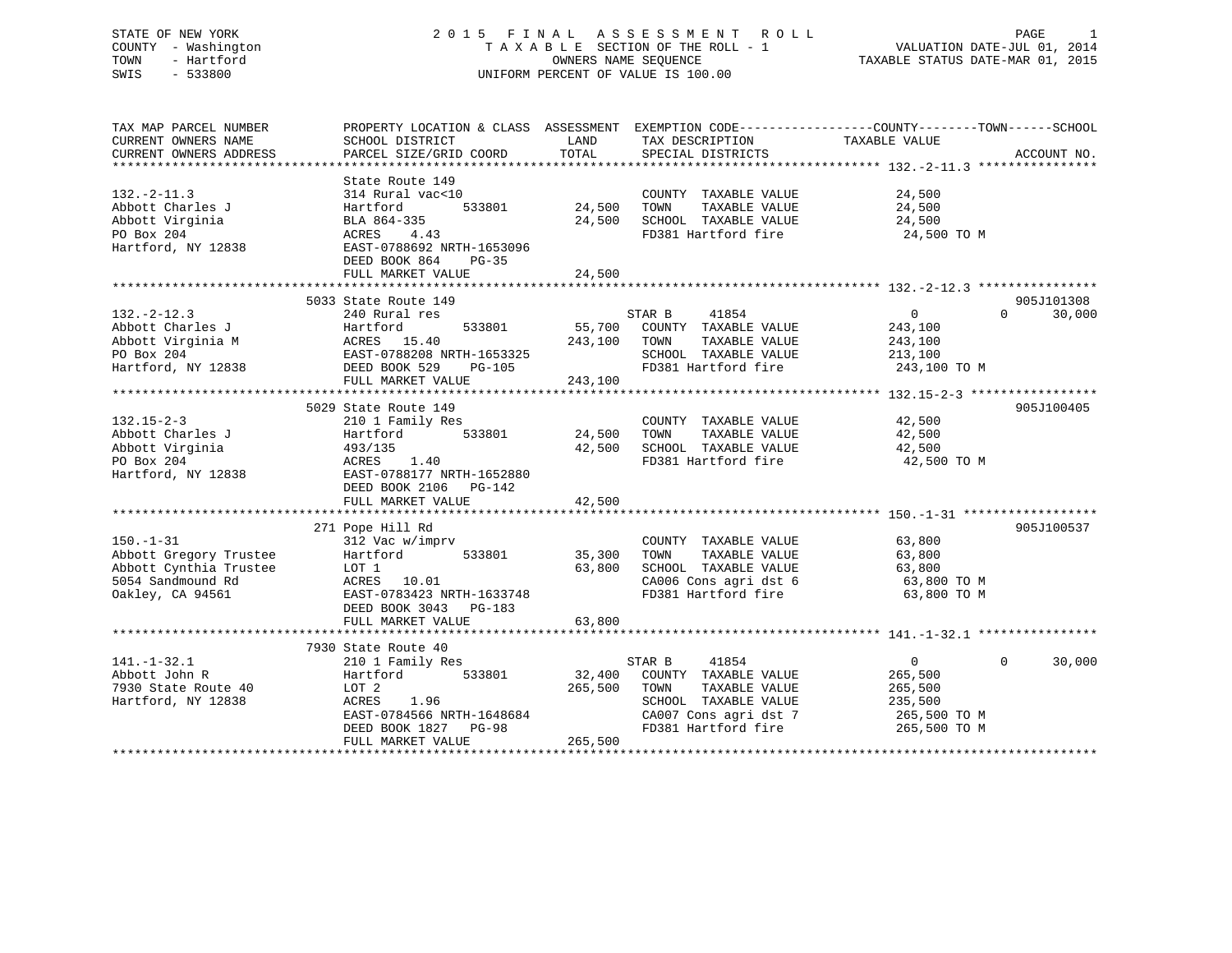STATE OF NEW YORK
COUNTY - Washington
TOWN - Hartford
SWIS - 533800

# 2015 FINAL ASSESSMENT ROLL

TAXABLE SECTION OF THE ROLL - 1
OWNERS NAME SEQUENCE
UNIFORM PERCENT OF VALUE IS 100.00

VALUATION DATE-JUL 01, 2014
TAXABLE STATUS DATE-MAR 01, 2015

| TAX MAP PARCEL NUMBER / CURRENT OWNERS NAME / CURRENT OWNERS ADDRESS | PROPERTY LOCATION & CLASS / SCHOOL DISTRICT / PARCEL SIZE/GRID COORD | ASSESSMENT LAND | TOTAL | EXEMPTION CODE / TAX DESCRIPTION / SPECIAL DISTRICTS | COUNTY | TOWN | SCHOOL TAXABLE VALUE | ACCOUNT NO. |
|---|---|---|---|---|---|---|---|---|
| **132.-2-11.3** | State Route 149 | | | | | | | |
| 132.-2-11.3 | 314 Rural vac<10 | | | COUNTY TAXABLE VALUE | 24,500 | | | |
| Abbott Charles J | Hartford 533801 | 24,500 | | TOWN TAXABLE VALUE | | 24,500 | | |
| Abbott Virginia | BLA 864-335 | | 24,500 | SCHOOL TAXABLE VALUE | | | 24,500 | |
| PO Box 204 | ACRES 4.43 | | | FD381 Hartford fire | 24,500 TO M | | | |
| Hartford, NY 12838 | EAST-0788692 NRTH-1653096 | | | | | | | |
| | DEED BOOK 864 PG-35 | | | | | | | |
| | FULL MARKET VALUE | | 24,500 | | | | | |
| **132.-2-12.3** | 5033 State Route 149 | | | | | | | 905J101308 |
| 132.-2-12.3 | 240 Rural res | | | STAR B 41854 | 0 | 0 | 30,000 | |
| Abbott Charles J | Hartford 533801 | 55,700 | | COUNTY TAXABLE VALUE | 243,100 | | | |
| Abbott Virginia M | ACRES 15.40 | | 243,100 | TOWN TAXABLE VALUE | | 243,100 | | |
| PO Box 204 | EAST-0788208 NRTH-1653325 | | | SCHOOL TAXABLE VALUE | | | 213,100 | |
| Hartford, NY 12838 | DEED BOOK 529 PG-105 | | | FD381 Hartford fire | 243,100 TO M | | | |
| | FULL MARKET VALUE | | 243,100 | | | | | |
| **132.15-2-3** | 5029 State Route 149 | | | | | | | 905J100405 |
| 132.15-2-3 | 210 1 Family Res | | | COUNTY TAXABLE VALUE | 42,500 | | | |
| Abbott Charles J | Hartford 533801 | 24,500 | | TOWN TAXABLE VALUE | | 42,500 | | |
| Abbott Virginia | 493/135 | | 42,500 | SCHOOL TAXABLE VALUE | | | 42,500 | |
| PO Box 204 | ACRES 1.40 | | | FD381 Hartford fire | 42,500 TO M | | | |
| Hartford, NY 12838 | EAST-0788177 NRTH-1652880 | | | | | | | |
| | DEED BOOK 2106 PG-142 | | | | | | | |
| | FULL MARKET VALUE | | 42,500 | | | | | |
| **150.-1-31** | 271 Pope Hill Rd | | | | | | | 905J100537 |
| 150.-1-31 | 312 Vac w/imprv | | | COUNTY TAXABLE VALUE | 63,800 | | | |
| Abbott Gregory Trustee | Hartford 533801 | 35,300 | | TOWN TAXABLE VALUE | | 63,800 | | |
| Abbott Cynthia Trustee | LOT 1 | | 63,800 | SCHOOL TAXABLE VALUE | | | 63,800 | |
| 5054 Sandmound Rd | ACRES 10.01 | | | CA006 Cons agri dst 6 | 63,800 TO M | | | |
| Oakley, CA 94561 | EAST-0783423 NRTH-1633748 | | | FD381 Hartford fire | 63,800 TO M | | | |
| | DEED BOOK 3043 PG-183 | | | | | | | |
| | FULL MARKET VALUE | | 63,800 | | | | | |
| **141.-1-32.1** | 7930 State Route 40 | | | | | | | |
| 141.-1-32.1 | 210 1 Family Res | | | STAR B 41854 | 0 | 0 | 30,000 | |
| Abbott John R | Hartford 533801 | 32,400 | | COUNTY TAXABLE VALUE | 265,500 | | | |
| 7930 State Route 40 | LOT 2 | | 265,500 | TOWN TAXABLE VALUE | | 265,500 | | |
| Hartford, NY 12838 | ACRES 1.96 | | | SCHOOL TAXABLE VALUE | | | 235,500 | |
| | EAST-0784566 NRTH-1648684 | | | CA007 Cons agri dst 7 | 265,500 TO M | | | |
| | DEED BOOK 1827 PG-98 | | | FD381 Hartford fire | 265,500 TO M | | | |
| | FULL MARKET VALUE | | 265,500 | | | | | |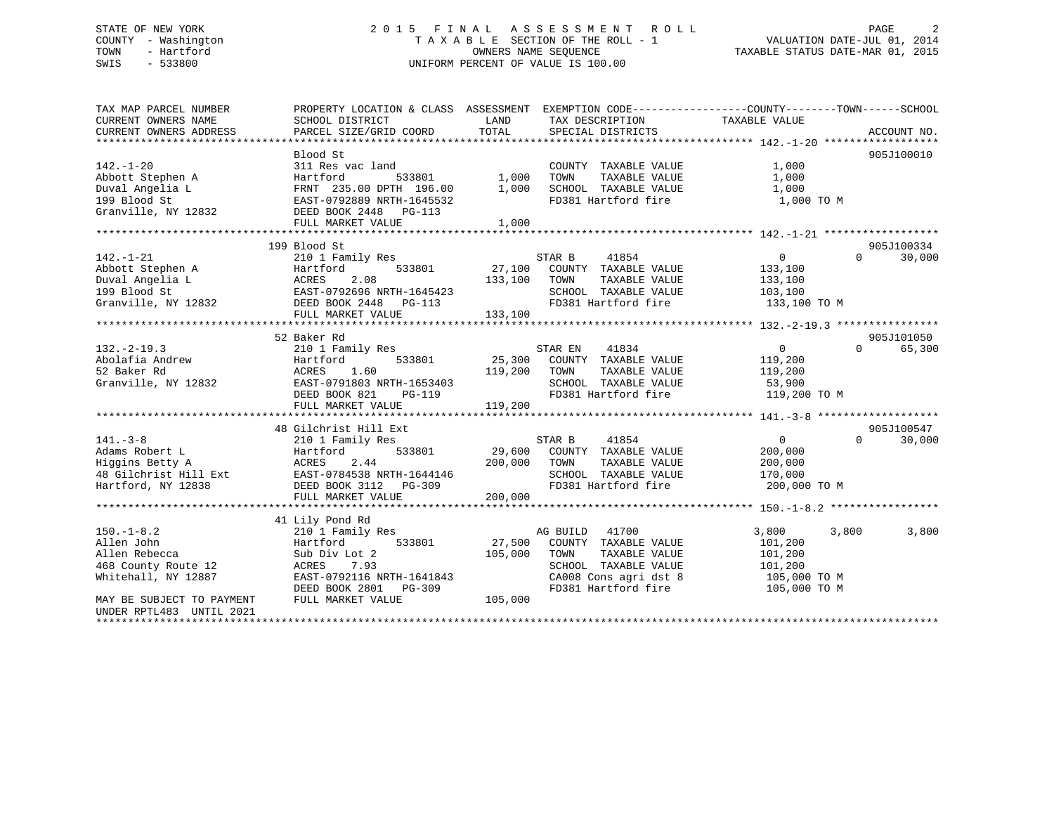STATE OF NEW YORK
COUNTY - Washington
TOWN - Hartford
SWIS - 533800

# 2015 FINAL ASSESSMENT ROLL

TAXABLE SECTION OF THE ROLL - 1
OWNERS NAME SEQUENCE
UNIFORM PERCENT OF VALUE IS 100.00

VALUATION DATE-JUL 01, 2014
TAXABLE STATUS DATE-MAR 01, 2015

| TAX MAP PARCEL NUMBER / CURRENT OWNERS NAME / CURRENT OWNERS ADDRESS | PROPERTY LOCATION & CLASS / SCHOOL DISTRICT / PARCEL SIZE/GRID COORD | ASSESSMENT LAND | TOTAL | EXEMPTION CODE / TAX DESCRIPTION / SPECIAL DISTRICTS | COUNTY TAXABLE VALUE | TOWN | SCHOOL | ACCOUNT NO. |
|---|---|---|---|---|---|---|---|---|
| **142.-1-20** | Blood St | | | | | | | 905J100010 |
| 142.-1-20 | 311 Res vac land | | | COUNTY TAXABLE VALUE | 1,000 | | | |
| Abbott Stephen A | Hartford 533801 | 1,000 | | TOWN TAXABLE VALUE | 1,000 | | | |
| Duval Angelia L | FRNT 235.00 DPTH 196.00 | | 1,000 | SCHOOL TAXABLE VALUE | 1,000 | | | |
| 199 Blood St | EAST-0792889 NRTH-1645532 | | | FD381 Hartford fire | 1,000 TO M | | | |
| Granville, NY 12832 | DEED BOOK 2448 PG-113 | | | | | | | |
| | FULL MARKET VALUE | | 1,000 | | | | | |
| **142.-1-21** | 199 Blood St | | | | | | | 905J100334 |
| 142.-1-21 | 210 1 Family Res | | | STAR B 41854 | 0 | 0 | 30,000 | |
| Abbott Stephen A | Hartford 533801 | 27,100 | | COUNTY TAXABLE VALUE | 133,100 | | | |
| Duval Angelia L | ACRES 2.08 | | 133,100 | TOWN TAXABLE VALUE | 133,100 | | | |
| 199 Blood St | EAST-0792696 NRTH-1645423 | | | SCHOOL TAXABLE VALUE | 103,100 | | | |
| Granville, NY 12832 | DEED BOOK 2448 PG-113 | | | FD381 Hartford fire | 133,100 TO M | | | |
| | FULL MARKET VALUE | | 133,100 | | | | | |
| **132.-2-19.3** | 52 Baker Rd | | | | | | | 905J101050 |
| 132.-2-19.3 | 210 1 Family Res | | | STAR EN 41834 | 0 | 0 | 65,300 | |
| Abolafia Andrew | Hartford 533801 | 25,300 | | COUNTY TAXABLE VALUE | 119,200 | | | |
| 52 Baker Rd | ACRES 1.60 | | 119,200 | TOWN TAXABLE VALUE | 119,200 | | | |
| Granville, NY 12832 | EAST-0791803 NRTH-1653403 | | | SCHOOL TAXABLE VALUE | 53,900 | | | |
| | DEED BOOK 821 PG-119 | | | FD381 Hartford fire | 119,200 TO M | | | |
| | FULL MARKET VALUE | | 119,200 | | | | | |
| **141.-3-8** | 48 Gilchrist Hill Ext | | | | | | | 905J100547 |
| 141.-3-8 | 210 1 Family Res | | | STAR B 41854 | 0 | 0 | 30,000 | |
| Adams Robert L | Hartford 533801 | 29,600 | | COUNTY TAXABLE VALUE | 200,000 | | | |
| Higgins Betty A | ACRES 2.44 | | 200,000 | TOWN TAXABLE VALUE | 200,000 | | | |
| 48 Gilchrist Hill Ext | EAST-0784538 NRTH-1644146 | | | SCHOOL TAXABLE VALUE | 170,000 | | | |
| Hartford, NY 12838 | DEED BOOK 3112 PG-309 | | | FD381 Hartford fire | 200,000 TO M | | | |
| | FULL MARKET VALUE | | 200,000 | | | | | |
| **150.-1-8.2** | 41 Lily Pond Rd | | | | | | | |
| 150.-1-8.2 | 210 1 Family Res | | | AG BUILD 41700 | 3,800 | 3,800 | 3,800 | |
| Allen John | Hartford 533801 | 27,500 | | COUNTY TAXABLE VALUE | 101,200 | | | |
| Allen Rebecca | Sub Div Lot 2 | | 105,000 | TOWN TAXABLE VALUE | 101,200 | | | |
| 468 County Route 12 | ACRES 7.93 | | | SCHOOL TAXABLE VALUE | 101,200 | | | |
| Whitehall, NY 12887 | EAST-0792116 NRTH-1641843 | | | CA008 Cons agri dst 8 | 105,000 TO M | | | |
| | DEED BOOK 2801 PG-309 | | | FD381 Hartford fire | 105,000 TO M | | | |
| MAY BE SUBJECT TO PAYMENT UNDER RPTL483 UNTIL 2021 | FULL MARKET VALUE | | 105,000 | | | | | |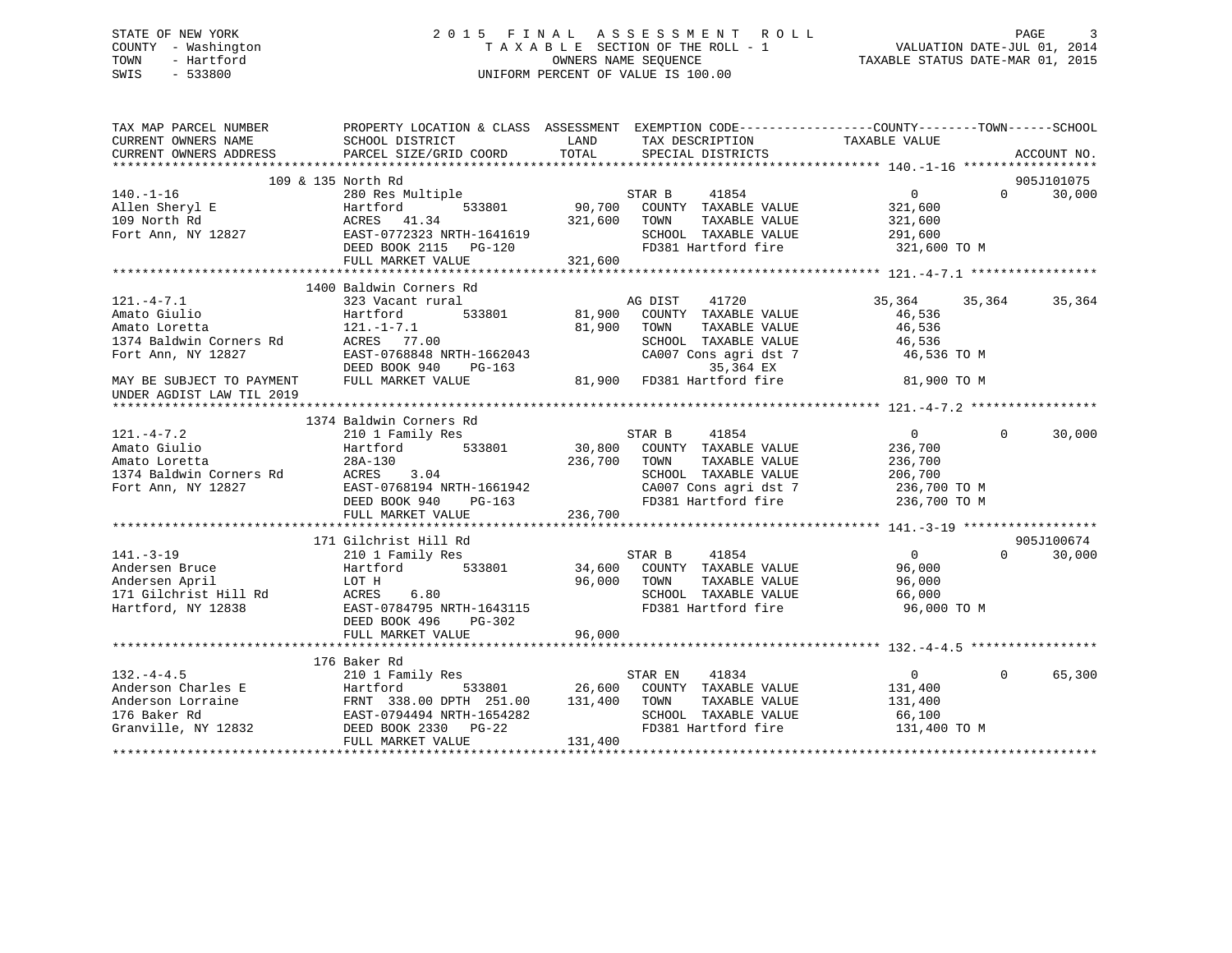STATE OF NEW YORK
COUNTY - Washington
TOWN - Hartford
SWIS - 533800

2 0 1 5 F I N A L A S S E S S M E N T R O L L
T A X A B L E SECTION OF THE ROLL - 1
OWNERS NAME SEQUENCE
UNIFORM PERCENT OF VALUE IS 100.00

VALUATION DATE-JUL 01, 2014
TAXABLE STATUS DATE-MAR 01, 2015

```
TAX MAP PARCEL NUMBER          PROPERTY LOCATION & CLASS  ASSESSMENT  EXEMPTION CODE-----------------COUNTY--------TOWN------SCHOOL
CURRENT OWNERS NAME            SCHOOL DISTRICT               LAND      TAX DESCRIPTION             TAXABLE VALUE
CURRENT OWNERS ADDRESS         PARCEL SIZE/GRID COORD        TOTAL     SPECIAL DISTRICTS                                    ACCOUNT NO.
******************************************************************************************************* 140.-1-16 ******************
                    109 & 135 North Rd                                                                                 905J101075
140.-1-16                      280 Res Multiple                       STAR B     41854                 0          0      30,000
Allen Sheryl E                 Hartford          533801        90,700   COUNTY  TAXABLE VALUE        321,600
109 North Rd                   ACRES   41.34                  321,600   TOWN    TAXABLE VALUE        321,600
Fort Ann, NY 12827             EAST-0772323 NRTH-1641619                SCHOOL  TAXABLE VALUE        291,600
                               DEED BOOK 2115   PG-120                  FD381 Hartford fire           321,600 TO M
                               FULL MARKET VALUE             321,600
******************************************************************************************************* 121.-4-7.1 *****************
                    1400 Baldwin Corners Rd
121.-4-7.1                     323 Vacant rural                       AG DIST    41720            35,364     35,364      35,364
Amato Giulio                   Hartford          533801        81,900   COUNTY  TAXABLE VALUE         46,536
Amato Loretta                  121.-1-7.1                      81,900   TOWN    TAXABLE VALUE         46,536
1374 Baldwin Corners Rd        ACRES   77.00                            SCHOOL  TAXABLE VALUE         46,536
Fort Ann, NY 12827             EAST-0768848 NRTH-1662043                CA007 Cons agri dst 7          46,536 TO M
                               DEED BOOK 940    PG-163                        35,364 EX
MAY BE SUBJECT TO PAYMENT      FULL MARKET VALUE              81,900   FD381 Hartford fire             81,900 TO M
UNDER AGDIST LAW TIL 2019
******************************************************************************************************* 121.-4-7.2 *****************
                    1374 Baldwin Corners Rd
121.-4-7.2                     210 1 Family Res                       STAR B     41854                 0          0      30,000
Amato Giulio                   Hartford          533801        30,800   COUNTY  TAXABLE VALUE        236,700
Amato Loretta                  28A-130                        236,700   TOWN    TAXABLE VALUE        236,700
1374 Baldwin Corners Rd        ACRES    3.04                            SCHOOL  TAXABLE VALUE        206,700
Fort Ann, NY 12827             EAST-0768194 NRTH-1661942                CA007 Cons agri dst 7         236,700 TO M
                               DEED BOOK 940    PG-163                  FD381 Hartford fire           236,700 TO M
                               FULL MARKET VALUE             236,700
******************************************************************************************************* 141.-3-19 ******************
                    171 Gilchrist Hill Rd                                                                              905J100674
141.-3-19                      210 1 Family Res                       STAR B     41854                 0          0      30,000
Andersen Bruce                 Hartford          533801        34,600   COUNTY  TAXABLE VALUE         96,000
Andersen April                 LOT H                           96,000   TOWN    TAXABLE VALUE         96,000
171 Gilchrist Hill Rd          ACRES    6.80                            SCHOOL  TAXABLE VALUE         66,000
Hartford, NY 12838             EAST-0784795 NRTH-1643115                FD381 Hartford fire            96,000 TO M
                               DEED BOOK 496    PG-302
                               FULL MARKET VALUE              96,000
******************************************************************************************************* 132.-4-4.5 *****************
                    176 Baker Rd
132.-4-4.5                     210 1 Family Res                       STAR EN    41834                 0          0      65,300
Anderson Charles E             Hartford          533801        26,600   COUNTY  TAXABLE VALUE        131,400
Anderson Lorraine              FRNT 338.00 DPTH 251.00        131,400   TOWN    TAXABLE VALUE        131,400
176 Baker Rd                   EAST-0794494 NRTH-1654282                SCHOOL  TAXABLE VALUE         66,100
Granville, NY 12832            DEED BOOK 2330   PG-22                   FD381 Hartford fire           131,400 TO M
                               FULL MARKET VALUE             131,400
************************************************************************************************************************************
```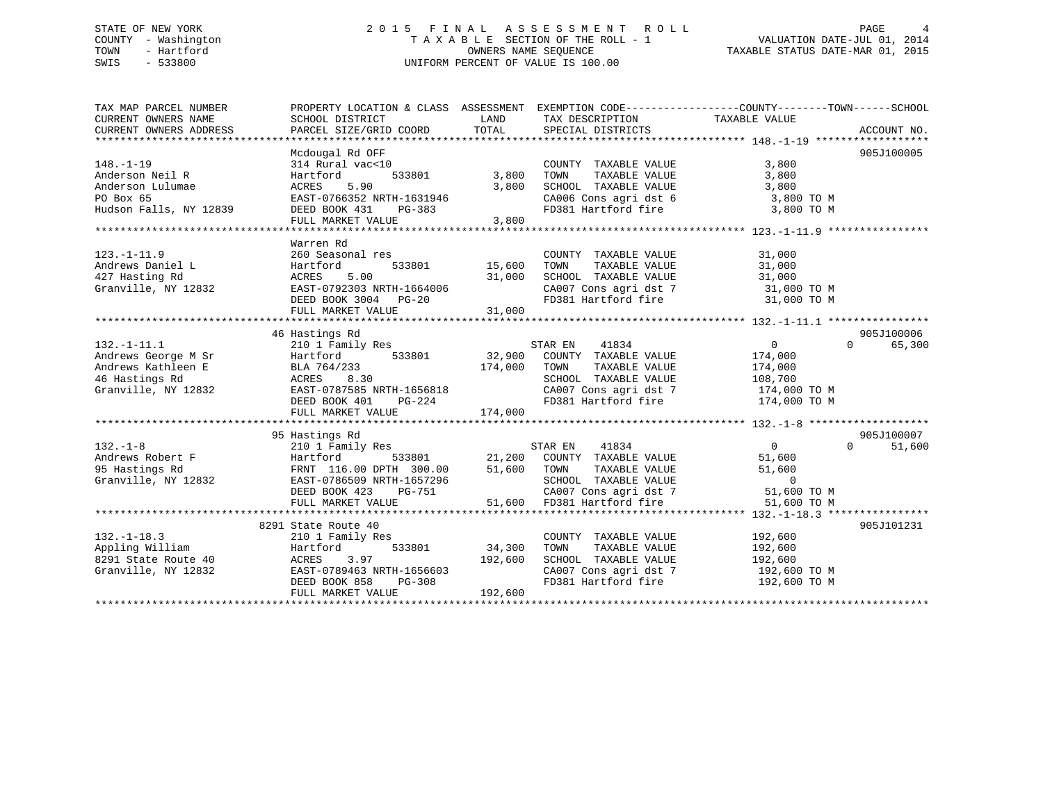STATE OF NEW YORK
COUNTY - Washington
TOWN - Hartford
SWIS - 533800

# 2015 FINAL ASSESSMENT ROLL

TAXABLE SECTION OF THE ROLL - 1
OWNERS NAME SEQUENCE
UNIFORM PERCENT OF VALUE IS 100.00

VALUATION DATE-JUL 01, 2014
TAXABLE STATUS DATE-MAR 01, 2015

| TAX MAP PARCEL NUMBER / CURRENT OWNERS NAME / CURRENT OWNERS ADDRESS | PROPERTY LOCATION & CLASS / SCHOOL DISTRICT / PARCEL SIZE/GRID COORD | ASSESSMENT LAND | TOTAL | EXEMPTION CODE / TAX DESCRIPTION / SPECIAL DISTRICTS | COUNTY / TAXABLE VALUE | TOWN | SCHOOL | ACCOUNT NO. |
|---|---|---|---|---|---|---|---|---|
| **148.-1-19** | Mcdougal Rd OFF | | | | | | | 905J100005 |
| 148.-1-19 | 314 Rural vac<10 | | | COUNTY TAXABLE VALUE | 3,800 | | | |
| Anderson Neil R | Hartford 533801 | 3,800 | | TOWN TAXABLE VALUE | 3,800 | | | |
| Anderson Lulumae | ACRES 5.90 | | 3,800 | SCHOOL TAXABLE VALUE | 3,800 | | | |
| PO Box 65 | EAST-0766352 NRTH-1631946 | | | CA006 Cons agri dst 6 | 3,800 TO M | | | |
| Hudson Falls, NY 12839 | DEED BOOK 431 PG-383 | | | FD381 Hartford fire | 3,800 TO M | | | |
| | FULL MARKET VALUE | | 3,800 | | | | | |
| **123.-1-11.9** | Warren Rd | | | | | | | |
| 123.-1-11.9 | 260 Seasonal res | | | COUNTY TAXABLE VALUE | 31,000 | | | |
| Andrews Daniel L | Hartford 533801 | 15,600 | | TOWN TAXABLE VALUE | 31,000 | | | |
| 427 Hasting Rd | ACRES 5.00 | | 31,000 | SCHOOL TAXABLE VALUE | 31,000 | | | |
| Granville, NY 12832 | EAST-0792303 NRTH-1664006 | | | CA007 Cons agri dst 7 | 31,000 TO M | | | |
| | DEED BOOK 3004 PG-20 | | | FD381 Hartford fire | 31,000 TO M | | | |
| | FULL MARKET VALUE | | 31,000 | | | | | |
| **132.-1-11.1** | 46 Hastings Rd | | | | | | | 905J100006 |
| 132.-1-11.1 | 210 1 Family Res | | | STAR EN 41834 | 0 | 0 | 65,300 | |
| Andrews George M Sr | Hartford 533801 | 32,900 | | COUNTY TAXABLE VALUE | 174,000 | | | |
| Andrews Kathleen E | BLA 764/233 | | 174,000 | TOWN TAXABLE VALUE | 174,000 | | | |
| 46 Hastings Rd | ACRES 8.30 | | | SCHOOL TAXABLE VALUE | 108,700 | | | |
| Granville, NY 12832 | EAST-0787585 NRTH-1656818 | | | CA007 Cons agri dst 7 | 174,000 TO M | | | |
| | DEED BOOK 401 PG-224 | | | FD381 Hartford fire | 174,000 TO M | | | |
| | FULL MARKET VALUE | | 174,000 | | | | | |
| **132.-1-8** | 95 Hastings Rd | | | | | | | 905J100007 |
| 132.-1-8 | 210 1 Family Res | | | STAR EN 41834 | 0 | 0 | 51,600 | |
| Andrews Robert F | Hartford 533801 | 21,200 | | COUNTY TAXABLE VALUE | 51,600 | | | |
| 95 Hastings Rd | FRNT 116.00 DPTH 300.00 | | 51,600 | TOWN TAXABLE VALUE | 51,600 | | | |
| Granville, NY 12832 | EAST-0786509 NRTH-1657296 | | | SCHOOL TAXABLE VALUE | 0 | | | |
| | DEED BOOK 423 PG-751 | | | CA007 Cons agri dst 7 | 51,600 TO M | | | |
| | FULL MARKET VALUE | | 51,600 | FD381 Hartford fire | 51,600 TO M | | | |
| **132.-1-18.3** | 8291 State Route 40 | | | | | | | 905J101231 |
| 132.-1-18.3 | 210 1 Family Res | | | COUNTY TAXABLE VALUE | 192,600 | | | |
| Appling William | Hartford 533801 | 34,300 | | TOWN TAXABLE VALUE | 192,600 | | | |
| 8291 State Route 40 | ACRES 3.97 | | 192,600 | SCHOOL TAXABLE VALUE | 192,600 | | | |
| Granville, NY 12832 | EAST-0789463 NRTH-1656603 | | | CA007 Cons agri dst 7 | 192,600 TO M | | | |
| | DEED BOOK 858 PG-308 | | | FD381 Hartford fire | 192,600 TO M | | | |
| | FULL MARKET VALUE | | 192,600 | | | | | |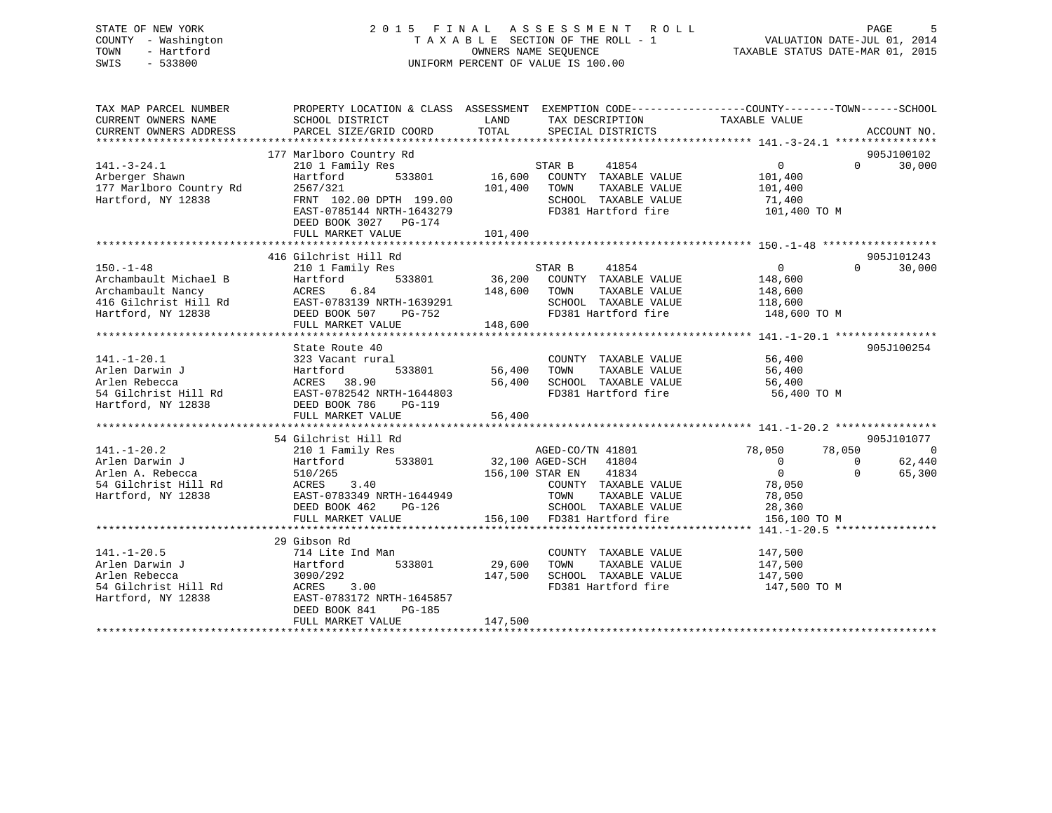STATE OF NEW YORK
COUNTY - Washington
TOWN - Hartford
SWIS - 533800

2015 FINAL ASSESSMENT ROLL
TAXABLE SECTION OF THE ROLL - 1
OWNERS NAME SEQUENCE
UNIFORM PERCENT OF VALUE IS 100.00

VALUATION DATE-JUL 01, 2014
TAXABLE STATUS DATE-MAR 01, 2015

| TAX MAP PARCEL NUMBER / CURRENT OWNERS NAME / CURRENT OWNERS ADDRESS | PROPERTY LOCATION & CLASS / SCHOOL DISTRICT / PARCEL SIZE/GRID COORD | ASSESSMENT LAND | TOTAL | EXEMPTION CODE / TAX DESCRIPTION / SPECIAL DISTRICTS | COUNTY TAXABLE VALUE | TOWN | SCHOOL | ACCOUNT NO. |
|---|---|---|---|---|---|---|---|---|
| **141.-3-24.1** | 177 Marlboro Country Rd | | | | | | | 905J100102 |
| 141.-3-24.1 | 210 1 Family Res | | | STAR B 41854 | 0 | 0 | 30,000 | |
| Arberger Shawn | Hartford 533801 | 16,600 | | COUNTY TAXABLE VALUE | 101,400 | | | |
| 177 Marlboro Country Rd | 2567/321 | | 101,400 | TOWN TAXABLE VALUE | 101,400 | | | |
| Hartford, NY 12838 | FRNT 102.00 DPTH 199.00 | | | SCHOOL TAXABLE VALUE | 71,400 | | | |
| | EAST-0785144 NRTH-1643279 | | | FD381 Hartford fire | 101,400 TO M | | | |
| | DEED BOOK 3027 PG-174 | | | | | | | |
| | FULL MARKET VALUE | | 101,400 | | | | | |
| **150.-1-48** | 416 Gilchrist Hill Rd | | | | | | | 905J101243 |
| 150.-1-48 | 210 1 Family Res | | | STAR B 41854 | 0 | 0 | 30,000 | |
| Archambault Michael B | Hartford 533801 | 36,200 | | COUNTY TAXABLE VALUE | 148,600 | | | |
| Archambault Nancy | ACRES 6.84 | | 148,600 | TOWN TAXABLE VALUE | 148,600 | | | |
| 416 Gilchrist Hill Rd | EAST-0783139 NRTH-1639291 | | | SCHOOL TAXABLE VALUE | 118,600 | | | |
| Hartford, NY 12838 | DEED BOOK 507 PG-752 | | | FD381 Hartford fire | 148,600 TO M | | | |
| | FULL MARKET VALUE | | 148,600 | | | | | |
| **141.-1-20.1** | State Route 40 | | | | | | | 905J100254 |
| 141.-1-20.1 | 323 Vacant rural | | | COUNTY TAXABLE VALUE | 56,400 | | | |
| Arlen Darwin J | Hartford 533801 | 56,400 | | TOWN TAXABLE VALUE | 56,400 | | | |
| Arlen Rebecca | ACRES 38.90 | | 56,400 | SCHOOL TAXABLE VALUE | 56,400 | | | |
| 54 Gilchrist Hill Rd | EAST-0782542 NRTH-1644803 | | | FD381 Hartford fire | 56,400 TO M | | | |
| Hartford, NY 12838 | DEED BOOK 786 PG-119 | | | | | | | |
| | FULL MARKET VALUE | | 56,400 | | | | | |
| **141.-1-20.2** | 54 Gilchrist Hill Rd | | | | | | | 905J101077 |
| 141.-1-20.2 | 210 1 Family Res | | | AGED-CO/TN 41801 | 78,050 | 78,050 | 0 | |
| Arlen Darwin J | Hartford 533801 | 32,100 | | AGED-SCH 41804 | 0 | 0 | 62,440 | |
| Arlen A. Rebecca | 510/265 | | 156,100 | STAR EN 41834 | 0 | 0 | 65,300 | |
| 54 Gilchrist Hill Rd | ACRES 3.40 | | | COUNTY TAXABLE VALUE | 78,050 | | | |
| Hartford, NY 12838 | EAST-0783349 NRTH-1644949 | | | TOWN TAXABLE VALUE | 78,050 | | | |
| | DEED BOOK 462 PG-126 | | | SCHOOL TAXABLE VALUE | 28,360 | | | |
| | FULL MARKET VALUE | | 156,100 | FD381 Hartford fire | 156,100 TO M | | | |
| **141.-1-20.5** | 29 Gibson Rd | | | | | | | |
| 141.-1-20.5 | 714 Lite Ind Man | | | COUNTY TAXABLE VALUE | 147,500 | | | |
| Arlen Darwin J | Hartford 533801 | 29,600 | | TOWN TAXABLE VALUE | 147,500 | | | |
| Arlen Rebecca | 3090/292 | | 147,500 | SCHOOL TAXABLE VALUE | 147,500 | | | |
| 54 Gilchrist Hill Rd | ACRES 3.00 | | | FD381 Hartford fire | 147,500 TO M | | | |
| Hartford, NY 12838 | EAST-0783172 NRTH-1645857 | | | | | | | |
| | DEED BOOK 841 PG-185 | | | | | | | |
| | FULL MARKET VALUE | | 147,500 | | | | | |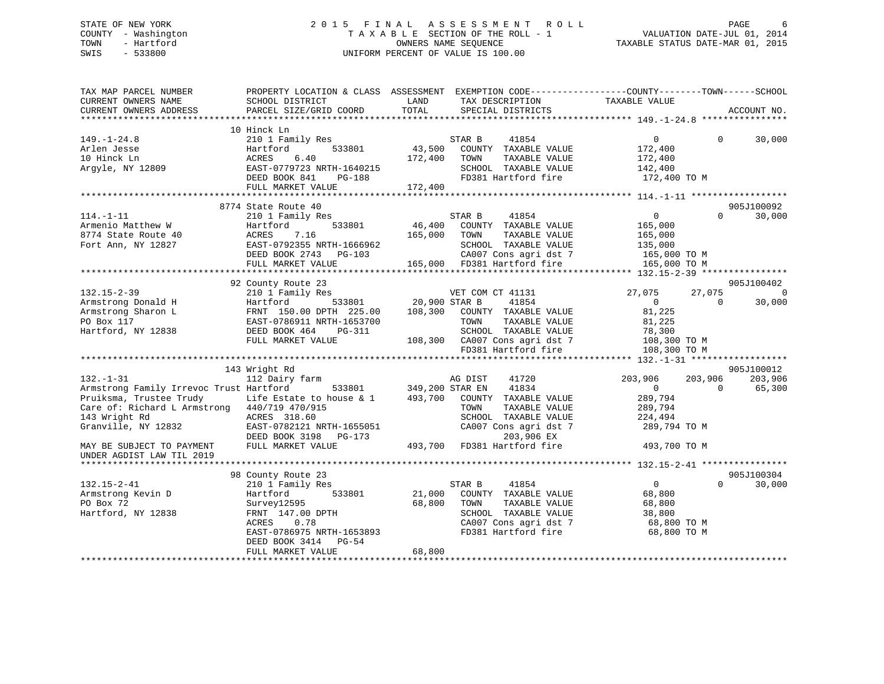STATE OF NEW YORK
COUNTY - Washington
TOWN - Hartford
SWIS - 533800

2015 FINAL ASSESSMENT ROLL
TAXABLE SECTION OF THE ROLL - 1
OWNERS NAME SEQUENCE
UNIFORM PERCENT OF VALUE IS 100.00

VALUATION DATE-JUL 01, 2014
TAXABLE STATUS DATE-MAR 01, 2015

```
TAX MAP PARCEL NUMBER          PROPERTY LOCATION & CLASS  ASSESSMENT  EXEMPTION CODE------------------COUNTY--------TOWN------SCHOOL
CURRENT OWNERS NAME            SCHOOL DISTRICT              LAND      TAX DESCRIPTION              TAXABLE VALUE
CURRENT OWNERS ADDRESS         PARCEL SIZE/GRID COORD       TOTAL     SPECIAL DISTRICTS                                        ACCOUNT NO.
******************************************************************************************************* 149.-1-24.8 ****************
                               10 Hinck Ln
149.-1-24.8                    210 1 Family Res                      STAR B     41854                 0            0      30,000
Arlen Jesse                    Hartford        533801       43,500   COUNTY  TAXABLE VALUE         172,400
10 Hinck Ln                    ACRES    6.40               172,400   TOWN    TAXABLE VALUE         172,400
Argyle, NY 12809               EAST-0779723 NRTH-1640215             SCHOOL  TAXABLE VALUE         142,400
                               DEED BOOK 841    PG-188               FD381 Hartford fire            172,400 TO M
                               FULL MARKET VALUE           172,400
******************************************************************************************************* 114.-1-11 ******************
                               8774 State Route 40                                                                    905J100092
114.-1-11                      210 1 Family Res                      STAR B     41854                 0            0      30,000
Armenio Matthew W              Hartford        533801       46,400   COUNTY  TAXABLE VALUE         165,000
8774 State Route 40            ACRES    7.16               165,000   TOWN    TAXABLE VALUE         165,000
Fort Ann, NY 12827             EAST-0792355 NRTH-1666962             SCHOOL  TAXABLE VALUE         135,000
                               DEED BOOK 2743   PG-103               CA007 Cons agri dst 7          165,000 TO M
                               FULL MARKET VALUE           165,000   FD381 Hartford fire            165,000 TO M
******************************************************************************************************* 132.15-2-39 ****************
                               92 County Route 23                                                                     905J100402
132.15-2-39                    210 1 Family Res                      VET COM CT 41131            27,075       27,075           0
Armstrong Donald H             Hartford        533801       20,900 STAR B     41854                 0            0      30,000
Armstrong Sharon L             FRNT 150.00 DPTH 225.00     108,300   COUNTY  TAXABLE VALUE          81,225
PO Box 117                     EAST-0786911 NRTH-1653700             TOWN    TAXABLE VALUE          81,225
Hartford, NY 12838             DEED BOOK 464    PG-311               SCHOOL  TAXABLE VALUE          78,300
                               FULL MARKET VALUE           108,300   CA007 Cons agri dst 7          108,300 TO M
                                                                     FD381 Hartford fire            108,300 TO M
******************************************************************************************************* 132.-1-31 ******************
                               143 Wright Rd                                                                          905J100012
132.-1-31                      112 Dairy farm                        AG DIST    41720           203,906      203,906     203,906
Armstrong Family Irrevoc Trust Hartford        533801      349,200 STAR EN    41834                 0            0      65,300
Pruiksma, Trustee Trudy        Life Estate to house & 1    493,700   COUNTY  TAXABLE VALUE         289,794
Care of: Richard L Armstrong   440/719 470/915                       TOWN    TAXABLE VALUE         289,794
143 Wright Rd                  ACRES  318.60                         SCHOOL  TAXABLE VALUE         224,494
Granville, NY 12832            EAST-0782121 NRTH-1655051             CA007 Cons agri dst 7          289,794 TO M
                               DEED BOOK 3198   PG-173                     203,906 EX
MAY BE SUBJECT TO PAYMENT      FULL MARKET VALUE           493,700   FD381 Hartford fire            493,700 TO M
UNDER AGDIST LAW TIL 2019
******************************************************************************************************* 132.15-2-41 ****************
                               98 County Route 23                                                                     905J100304
132.15-2-41                    210 1 Family Res                      STAR B     41854                 0            0      30,000
Armstrong Kevin D              Hartford        533801       21,000   COUNTY  TAXABLE VALUE          68,800
PO Box 72                      Survey12595                  68,800   TOWN    TAXABLE VALUE          68,800
Hartford, NY 12838             FRNT 147.00 DPTH                      SCHOOL  TAXABLE VALUE          38,800
                               ACRES    0.78                         CA007 Cons agri dst 7           68,800 TO M
                               EAST-0786975 NRTH-1653893             FD381 Hartford fire             68,800 TO M
                               DEED BOOK 3414   PG-54
                               FULL MARKET VALUE            68,800
************************************************************************************************************************************
```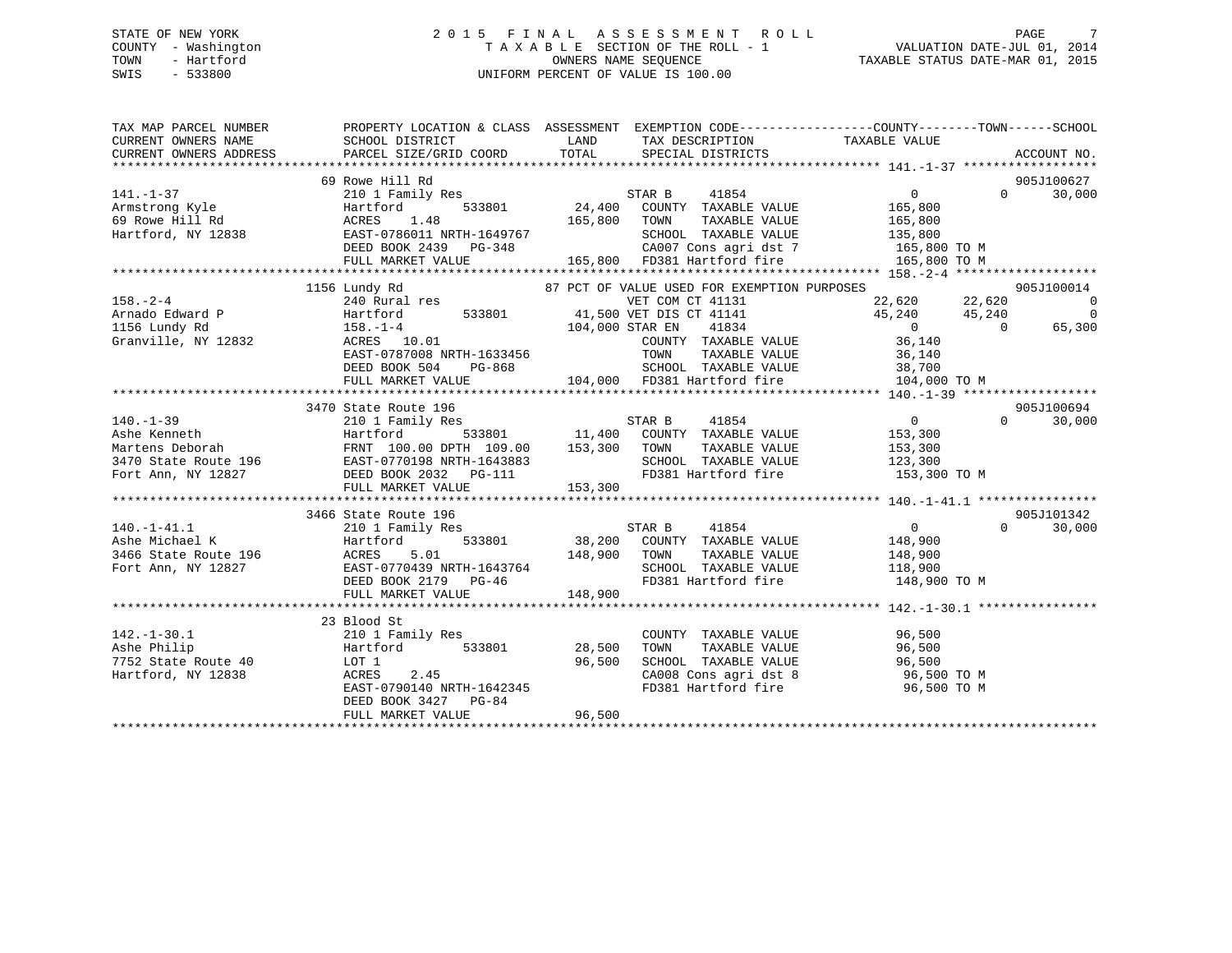STATE OF NEW YORK                    2 0 1 5   F I N A L   A S S E S S M E N T   R O L L
COUNTY - Washington                  T A X A B L E  SECTION OF THE ROLL - 1            VALUATION DATE-JUL 01, 2014
TOWN - Hartford                      OWNERS NAME SEQUENCE                              TAXABLE STATUS DATE-MAR 01, 2015
SWIS - 533800                        UNIFORM PERCENT OF VALUE IS 100.00

```
TAX MAP PARCEL NUMBER          PROPERTY LOCATION & CLASS  ASSESSMENT  EXEMPTION CODE------------------COUNTY--------TOWN------SCHOOL
CURRENT OWNERS NAME            SCHOOL DISTRICT              LAND       TAX DESCRIPTION              TAXABLE VALUE
CURRENT OWNERS ADDRESS         PARCEL SIZE/GRID COORD       TOTAL      SPECIAL DISTRICTS                                    ACCOUNT NO.
*********************************************************************************************** 141.-1-37 ******************
                               69 Rowe Hill Rd                                                                          905J100627
141.-1-37                      210 1 Family Res                        STAR B       41854              0           0       30,000
Armstrong Kyle                 Hartford        533801       24,400     COUNTY  TAXABLE VALUE         165,800
69 Rowe Hill Rd                ACRES    1.48               165,800     TOWN    TAXABLE VALUE         165,800
Hartford, NY 12838             EAST-0786011 NRTH-1649767               SCHOOL  TAXABLE VALUE         135,800
                               DEED BOOK 2439   PG-348                 CA007 Cons agri dst 7          165,800 TO M
                               FULL MARKET VALUE           165,800     FD381 Hartford fire            165,800 TO M
*********************************************************************************************** 158.-2-4 *******************
                               1156 Lundy Rd                87 PCT OF VALUE USED FOR EXEMPTION PURPOSES                 905J100014
158.-2-4                       240 Rural res                           VET COM CT 41131           22,620      22,620            0
Arnado Edward P                Hartford        533801       41,500 VET DIS CT 41141               45,240      45,240            0
1156 Lundy Rd                  158.-1-4                    104,000 STAR EN      41834                  0           0       65,300
Granville, NY 12832            ACRES   10.01                           COUNTY  TAXABLE VALUE          36,140
                               EAST-0787008 NRTH-1633456               TOWN    TAXABLE VALUE          36,140
                               DEED BOOK 504    PG-868                 SCHOOL  TAXABLE VALUE          38,700
                               FULL MARKET VALUE           104,000     FD381 Hartford fire            104,000 TO M
*********************************************************************************************** 140.-1-39 ******************
                               3470 State Route 196                                                                     905J100694
140.-1-39                      210 1 Family Res                        STAR B       41854              0           0       30,000
Ashe Kenneth                   Hartford        533801       11,400     COUNTY  TAXABLE VALUE         153,300
Martens Deborah                FRNT 100.00 DPTH 109.00     153,300     TOWN    TAXABLE VALUE         153,300
3470 State Route 196           EAST-0770198 NRTH-1643883               SCHOOL  TAXABLE VALUE         123,300
Fort Ann, NY 12827             DEED BOOK 2032   PG-111                 FD381 Hartford fire            153,300 TO M
                               FULL MARKET VALUE           153,300
*********************************************************************************************** 140.-1-41.1 ****************
                               3466 State Route 196                                                                     905J101342
140.-1-41.1                    210 1 Family Res                        STAR B       41854              0           0       30,000
Ashe Michael K                 Hartford        533801       38,200     COUNTY  TAXABLE VALUE         148,900
3466 State Route 196           ACRES    5.01               148,900     TOWN    TAXABLE VALUE         148,900
Fort Ann, NY 12827             EAST-0770439 NRTH-1643764               SCHOOL  TAXABLE VALUE         118,900
                               DEED BOOK 2179   PG-46                  FD381 Hartford fire            148,900 TO M
                               FULL MARKET VALUE           148,900
*********************************************************************************************** 142.-1-30.1 ****************
                               23 Blood St
142.-1-30.1                    210 1 Family Res                        COUNTY  TAXABLE VALUE          96,500
Ashe Philip                    Hartford        533801       28,500     TOWN    TAXABLE VALUE          96,500
7752 State Route 40            LOT 1                        96,500     SCHOOL  TAXABLE VALUE          96,500
Hartford, NY 12838             ACRES    2.45                           CA008 Cons agri dst 8           96,500 TO M
                               EAST-0790140 NRTH-1642345               FD381 Hartford fire             96,500 TO M
                               DEED BOOK 3427   PG-84
                               FULL MARKET VALUE            96,500
******************************************************************************************************************************
```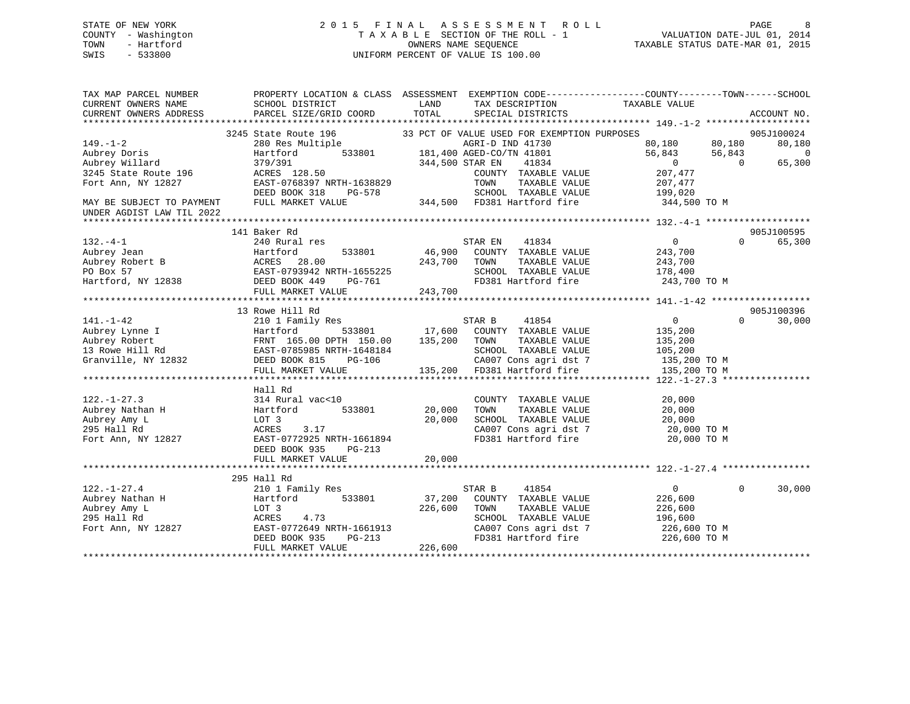STATE OF NEW YORK
COUNTY - Washington
TOWN - Hartford
SWIS - 533800

2 0 1 5 F I N A L A S S E S S M E N T R O L L
T A X A B L E SECTION OF THE ROLL - 1
OWNERS NAME SEQUENCE
UNIFORM PERCENT OF VALUE IS 100.00

VALUATION DATE-JUL 01, 2014
TAXABLE STATUS DATE-MAR 01, 2015

```
TAX MAP PARCEL NUMBER          PROPERTY LOCATION & CLASS  ASSESSMENT  EXEMPTION CODE------------------COUNTY--------TOWN------SCHOOL
CURRENT OWNERS NAME            SCHOOL DISTRICT               LAND      TAX DESCRIPTION              TAXABLE VALUE
CURRENT OWNERS ADDRESS         PARCEL SIZE/GRID COORD       TOTAL      SPECIAL DISTRICTS                                      ACCOUNT NO.
******************************************************************************************************* 149.-1-2 *******************
                         3245 State Route 196          33 PCT OF VALUE USED FOR EXEMPTION PURPOSES                      905J100024
149.-1-2                       280 Res Multiple                     AGRI-D IND 41730              80,180       80,180       80,180
Aubrey Doris                   Hartford          533801     181,400 AGED-CO/TN 41801              56,843       56,843            0
Aubrey Willard                 379/391                      344,500 STAR EN    41834                   0            0       65,300
3245 State Route 196           ACRES  128.50                        COUNTY  TAXABLE VALUE        207,477
Fort Ann, NY 12827             EAST-0768397 NRTH-1638829            TOWN    TAXABLE VALUE        207,477
                               DEED BOOK 318    PG-578              SCHOOL  TAXABLE VALUE        199,020
MAY BE SUBJECT TO PAYMENT      FULL MARKET VALUE            344,500 FD381 Hartford fire          344,500 TO M
UNDER AGDIST LAW TIL 2022
******************************************************************************************************* 132.-4-1 *******************
                         141 Baker Rd                                                                                 905J100595
132.-4-1                       240 Rural res                        STAR EN    41834                   0            0       65,300
Aubrey Jean                    Hartford          533801      46,900   COUNTY  TAXABLE VALUE        243,700
Aubrey Robert B                ACRES   28.00                243,700   TOWN    TAXABLE VALUE        243,700
PO Box 57                      EAST-0793942 NRTH-1655225              SCHOOL  TAXABLE VALUE        178,400
Hartford, NY 12838             DEED BOOK 449    PG-761                FD381 Hartford fire          243,700 TO M
                               FULL MARKET VALUE            243,700
******************************************************************************************************* 141.-1-42 ******************
                         13 Rowe Hill Rd                                                                              905J100396
141.-1-42                      210 1 Family Res                     STAR B     41854                   0            0       30,000
Aubrey Lynne I                 Hartford          533801      17,600   COUNTY  TAXABLE VALUE        135,200
Aubrey Robert                  FRNT 165.00 DPTH 150.00      135,200   TOWN    TAXABLE VALUE        135,200
13 Rowe Hill Rd                EAST-0785985 NRTH-1648184              SCHOOL  TAXABLE VALUE        105,200
Granville, NY 12832            DEED BOOK 815    PG-106                CA007 Cons agri dst 7        135,200 TO M
                               FULL MARKET VALUE            135,200   FD381 Hartford fire          135,200 TO M
******************************************************************************************************* 122.-1-27.3 ****************
                         Hall Rd
122.-1-27.3                    314 Rural vac<10                       COUNTY  TAXABLE VALUE         20,000
Aubrey Nathan H                Hartford          533801      20,000   TOWN    TAXABLE VALUE         20,000
Aubrey Amy L                   LOT 3                         20,000   SCHOOL  TAXABLE VALUE         20,000
295 Hall Rd                    ACRES    3.17                          CA007 Cons agri dst 7         20,000 TO M
Fort Ann, NY 12827             EAST-0772925 NRTH-1661894              FD381 Hartford fire           20,000 TO M
                               DEED BOOK 935    PG-213
                               FULL MARKET VALUE             20,000
******************************************************************************************************* 122.-1-27.4 ****************
                         295 Hall Rd
122.-1-27.4                    210 1 Family Res                     STAR B     41854                   0            0       30,000
Aubrey Nathan H                Hartford          533801      37,200   COUNTY  TAXABLE VALUE        226,600
Aubrey Amy L                   LOT 3                        226,600   TOWN    TAXABLE VALUE        226,600
295 Hall Rd                    ACRES    4.73                          SCHOOL  TAXABLE VALUE        196,600
Fort Ann, NY 12827             EAST-0772649 NRTH-1661913              CA007 Cons agri dst 7        226,600 TO M
                               DEED BOOK 935    PG-213                FD381 Hartford fire          226,600 TO M
                               FULL MARKET VALUE            226,600
************************************************************************************************************************************
```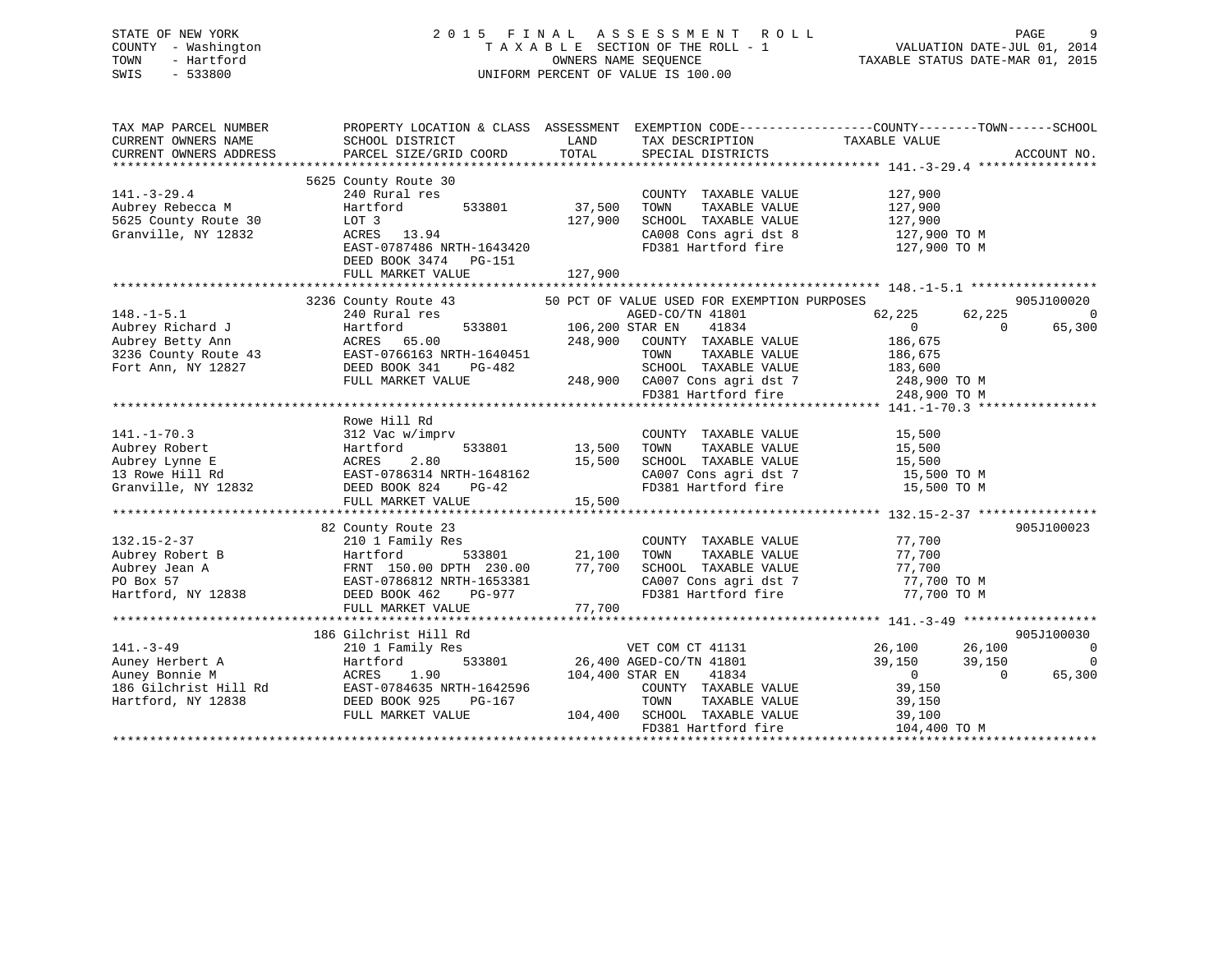STATE OF NEW YORK
COUNTY - Washington
TOWN - Hartford
SWIS - 533800

# 2015 FINAL ASSESSMENT ROLL

TAXABLE SECTION OF THE ROLL - 1
OWNERS NAME SEQUENCE
UNIFORM PERCENT OF VALUE IS 100.00

VALUATION DATE-JUL 01, 2014
TAXABLE STATUS DATE-MAR 01, 2015

```
TAX MAP PARCEL NUMBER          PROPERTY LOCATION & CLASS  ASSESSMENT  EXEMPTION CODE------------------COUNTY--------TOWN------SCHOOL
CURRENT OWNERS NAME            SCHOOL DISTRICT               LAND      TAX DESCRIPTION              TAXABLE VALUE
CURRENT OWNERS ADDRESS         PARCEL SIZE/GRID COORD        TOTAL     SPECIAL DISTRICTS                                        ACCOUNT NO.
****************************************************************************************************** 141.-3-29.4 ****************
                               5625 County Route 30
141.-3-29.4                    240 Rural res                            COUNTY  TAXABLE VALUE           127,900
Aubrey Rebecca M               Hartford        533801      37,500       TOWN    TAXABLE VALUE           127,900
5625 County Route 30           LOT 3                      127,900       SCHOOL  TAXABLE VALUE           127,900
Granville, NY 12832            ACRES   13.94                            CA008 Cons agri dst 8            127,900 TO M
                               EAST-0787486 NRTH-1643420                FD381 Hartford fire              127,900 TO M
                               DEED BOOK 3474   PG-151
                               FULL MARKET VALUE          127,900
****************************************************************************************************** 148.-1-5.1 *****************
                               3236 County Route 43           50 PCT OF VALUE USED FOR EXEMPTION PURPOSES                     905J100020
148.-1-5.1                     240 Rural res                            AGED-CO/TN 41801               62,225      62,225           0
Aubrey Richard J               Hartford        533801     106,200 STAR EN    41834                       0           0      65,300
Aubrey Betty Ann               ACRES   65.00              248,900   COUNTY  TAXABLE VALUE           186,675
3236 County Route 43           EAST-0766163 NRTH-1640451                TOWN    TAXABLE VALUE           186,675
Fort Ann, NY 12827             DEED BOOK 341    PG-482                  SCHOOL  TAXABLE VALUE           183,600
                               FULL MARKET VALUE          248,900   CA007 Cons agri dst 7            248,900 TO M
                                                                        FD381 Hartford fire              248,900 TO M
****************************************************************************************************** 141.-1-70.3 ****************
                               Rowe Hill Rd
141.-1-70.3                    312 Vac w/imprv                          COUNTY  TAXABLE VALUE            15,500
Aubrey Robert                  Hartford        533801      13,500       TOWN    TAXABLE VALUE            15,500
Aubrey Lynne E                 ACRES    2.80               15,500       SCHOOL  TAXABLE VALUE            15,500
13 Rowe Hill Rd                EAST-0786314 NRTH-1648162                CA007 Cons agri dst 7             15,500 TO M
Granville, NY 12832            DEED BOOK 824    PG-42                   FD381 Hartford fire               15,500 TO M
                               FULL MARKET VALUE           15,500
****************************************************************************************************** 132.15-2-37 ****************
                               82 County Route 23                                                                    905J100023
132.15-2-37                    210 1 Family Res                         COUNTY  TAXABLE VALUE            77,700
Aubrey Robert B                Hartford        533801      21,100       TOWN    TAXABLE VALUE            77,700
Aubrey Jean A                  FRNT 150.00 DPTH 230.00     77,700       SCHOOL  TAXABLE VALUE            77,700
PO Box 57                      EAST-0786812 NRTH-1653381                CA007 Cons agri dst 7             77,700 TO M
Hartford, NY 12838             DEED BOOK 462    PG-977                  FD381 Hartford fire               77,700 TO M
                               FULL MARKET VALUE           77,700
****************************************************************************************************** 141.-3-49 ******************
                               186 Gilchrist Hill Rd                                                                 905J100030
141.-3-49                      210 1 Family Res                         VET COM CT 41131               26,100      26,100           0
Auney Herbert A                Hartford        533801      26,400 AGED-CO/TN 41801               39,150      39,150           0
Auney Bonnie M                 ACRES    1.90              104,400 STAR EN    41834                       0           0      65,300
186 Gilchrist Hill Rd          EAST-0784635 NRTH-1642596                COUNTY  TAXABLE VALUE            39,150
Hartford, NY 12838             DEED BOOK 925    PG-167                  TOWN    TAXABLE VALUE            39,150
                               FULL MARKET VALUE          104,400       SCHOOL  TAXABLE VALUE            39,100
                                                                        FD381 Hartford fire              104,400 TO M
************************************************************************************************************************************
```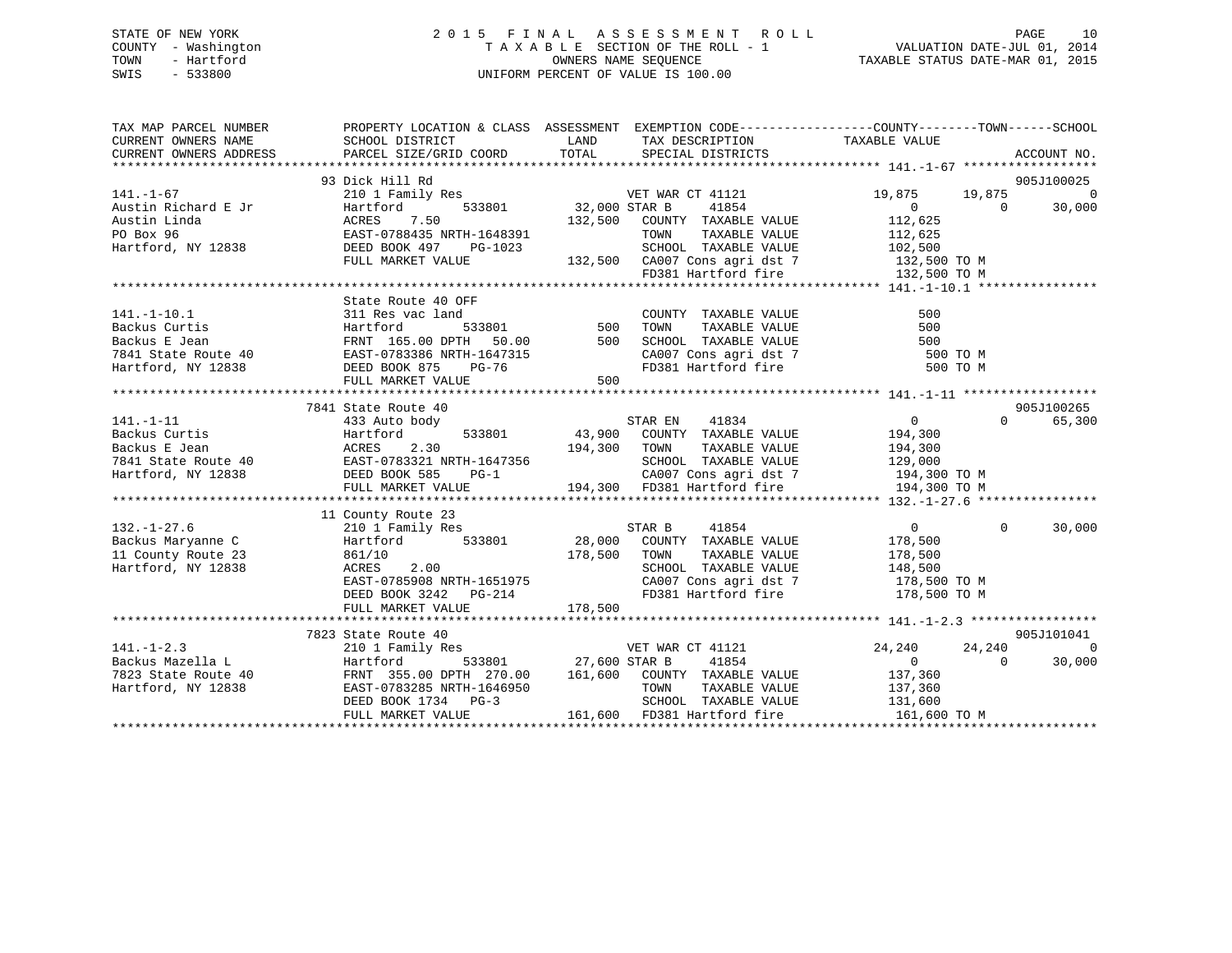STATE OF NEW YORK
COUNTY - Washington
TOWN - Hartford
SWIS - 533800

# 2015 FINAL ASSESSMENT ROLL
TAXABLE SECTION OF THE ROLL - 1
OWNERS NAME SEQUENCE
UNIFORM PERCENT OF VALUE IS 100.00

VALUATION DATE-JUL 01, 2014
TAXABLE STATUS DATE-MAR 01, 2015

```
TAX MAP PARCEL NUMBER      PROPERTY LOCATION & CLASS  ASSESSMENT  EXEMPTION CODE-----------------COUNTY--------TOWN------SCHOOL
CURRENT OWNERS NAME        SCHOOL DISTRICT             LAND       TAX DESCRIPTION              TAXABLE VALUE
CURRENT OWNERS ADDRESS     PARCEL SIZE/GRID COORD      TOTAL      SPECIAL DISTRICTS                                      ACCOUNT NO.
******************************************************************************************************* 141.-1-67 *****************
                           93 Dick Hill Rd                                                                            905J100025
141.-1-67                  210 1 Family Res                     VET WAR CT 41121          19,875       19,875            0
Austin Richard E Jr        Hartford        533801      32,000 STAR B      41854                  0            0       30,000
Austin Linda               ACRES    7.50              132,500   COUNTY  TAXABLE VALUE      112,625
PO Box 96                  EAST-0788435 NRTH-1648391            TOWN    TAXABLE VALUE      112,625
Hartford, NY 12838         DEED BOOK 497    PG-1023             SCHOOL  TAXABLE VALUE      102,500
                           FULL MARKET VALUE          132,500   CA007 Cons agri dst 7        132,500 TO M
                                                                FD381 Hartford fire          132,500 TO M
******************************************************************************************************* 141.-1-10.1 ***************
                           State Route 40 OFF
141.-1-10.1                311 Res vac land                     COUNTY  TAXABLE VALUE          500
Backus Curtis              Hartford        533801         500   TOWN    TAXABLE VALUE          500
Backus E Jean              FRNT 165.00 DPTH  50.00        500   SCHOOL  TAXABLE VALUE          500
7841 State Route 40        EAST-0783386 NRTH-1647315            CA007 Cons agri dst 7            500 TO M
Hartford, NY 12838         DEED BOOK 875    PG-76               FD381 Hartford fire              500 TO M
                           FULL MARKET VALUE              500
******************************************************************************************************* 141.-1-11 *****************
                           7841 State Route 40                                                                        905J100265
141.-1-11                  433 Auto body                        STAR EN     41834                  0            0       65,300
Backus Curtis              Hartford        533801      43,900   COUNTY  TAXABLE VALUE      194,300
Backus E Jean              ACRES    2.30              194,300   TOWN    TAXABLE VALUE      194,300
7841 State Route 40        EAST-0783321 NRTH-1647356            SCHOOL  TAXABLE VALUE      129,000
Hartford, NY 12838         DEED BOOK 585    PG-1                CA007 Cons agri dst 7        194,300 TO M
                           FULL MARKET VALUE          194,300   FD381 Hartford fire          194,300 TO M
******************************************************************************************************* 132.-1-27.6 ***************
                           11 County Route 23
132.-1-27.6                210 1 Family Res                     STAR B      41854                  0            0       30,000
Backus Maryanne C          Hartford        533801      28,000   COUNTY  TAXABLE VALUE      178,500
11 County Route 23         861/10                     178,500   TOWN    TAXABLE VALUE      178,500
Hartford, NY 12838         ACRES    2.00                        SCHOOL  TAXABLE VALUE      148,500
                           EAST-0785908 NRTH-1651975            CA007 Cons agri dst 7        178,500 TO M
                           DEED BOOK 3242   PG-214              FD381 Hartford fire          178,500 TO M
                           FULL MARKET VALUE          178,500
******************************************************************************************************* 141.-1-2.3 ****************
                           7823 State Route 40                                                                        905J101041
141.-1-2.3                 210 1 Family Res                     VET WAR CT 41121          24,240       24,240            0
Backus Mazella L           Hartford        533801      27,600 STAR B      41854                  0            0       30,000
7823 State Route 40        FRNT 355.00 DPTH 270.00    161,600   COUNTY  TAXABLE VALUE      137,360
Hartford, NY 12838         EAST-0783285 NRTH-1646950            TOWN    TAXABLE VALUE      137,360
                           DEED BOOK 1734   PG-3                SCHOOL  TAXABLE VALUE      131,600
                           FULL MARKET VALUE          161,600   FD381 Hartford fire          161,600 TO M
************************************************************************************************************************************
```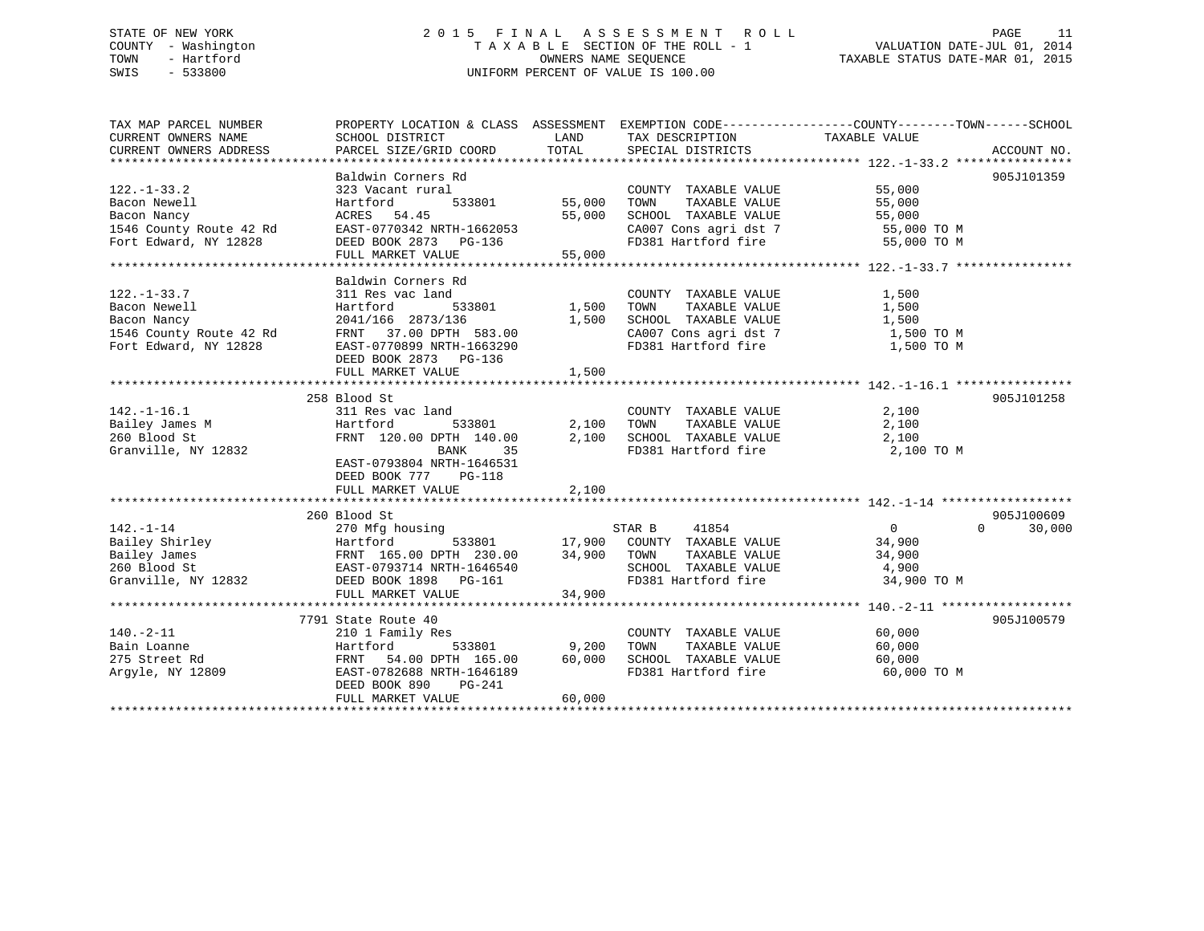STATE OF NEW YORK
COUNTY - Washington
TOWN - Hartford
SWIS - 533800

# 2015 FINAL ASSESSMENT ROLL

TAXABLE SECTION OF THE ROLL - 1
OWNERS NAME SEQUENCE
UNIFORM PERCENT OF VALUE IS 100.00

VALUATION DATE-JUL 01, 2014
TAXABLE STATUS DATE-MAR 01, 2015

| TAX MAP PARCEL NUMBER / CURRENT OWNERS NAME / CURRENT OWNERS ADDRESS | PROPERTY LOCATION & CLASS / SCHOOL DISTRICT / PARCEL SIZE/GRID COORD | ASSESSMENT LAND | TOTAL | EXEMPTION CODE / TAX DESCRIPTION / SPECIAL DISTRICTS | COUNTY / TAXABLE VALUE | TOWN | SCHOOL | ACCOUNT NO. |
|---|---|---|---|---|---|---|---|---|
| **122.-1-33.2** | Baldwin Corners Rd | | | | | | | 905J101359 |
| 122.-1-33.2 | 323 Vacant rural | | | COUNTY TAXABLE VALUE | 55,000 | | | |
| Bacon Newell | Hartford 533801 | 55,000 | | TOWN TAXABLE VALUE | 55,000 | | | |
| Bacon Nancy | ACRES 54.45 | | 55,000 | SCHOOL TAXABLE VALUE | 55,000 | | | |
| 1546 County Route 42 Rd | EAST-0770342 NRTH-1662053 | | | CA007 Cons agri dst 7 | 55,000 TO M | | | |
| Fort Edward, NY 12828 | DEED BOOK 2873 PG-136 | | | FD381 Hartford fire | 55,000 TO M | | | |
| | FULL MARKET VALUE | | 55,000 | | | | | |
| **122.-1-33.7** | Baldwin Corners Rd | | | | | | | |
| 122.-1-33.7 | 311 Res vac land | | | COUNTY TAXABLE VALUE | 1,500 | | | |
| Bacon Newell | Hartford 533801 | 1,500 | | TOWN TAXABLE VALUE | 1,500 | | | |
| Bacon Nancy | 2041/166 2873/136 | | 1,500 | SCHOOL TAXABLE VALUE | 1,500 | | | |
| 1546 County Route 42 Rd | FRNT 37.00 DPTH 583.00 | | | CA007 Cons agri dst 7 | 1,500 TO M | | | |
| Fort Edward, NY 12828 | EAST-0770899 NRTH-1663290 | | | FD381 Hartford fire | 1,500 TO M | | | |
| | DEED BOOK 2873 PG-136 | | | | | | | |
| | FULL MARKET VALUE | | 1,500 | | | | | |
| **142.-1-16.1** | 258 Blood St | | | | | | | 905J101258 |
| 142.-1-16.1 | 311 Res vac land | | | COUNTY TAXABLE VALUE | 2,100 | | | |
| Bailey James M | Hartford 533801 | 2,100 | | TOWN TAXABLE VALUE | 2,100 | | | |
| 260 Blood St | FRNT 120.00 DPTH 140.00 | | 2,100 | SCHOOL TAXABLE VALUE | 2,100 | | | |
| Granville, NY 12832 | BANK 35 | | | FD381 Hartford fire | 2,100 TO M | | | |
| | EAST-0793804 NRTH-1646531 | | | | | | | |
| | DEED BOOK 777 PG-118 | | | | | | | |
| | FULL MARKET VALUE | | 2,100 | | | | | |
| **142.-1-14** | 260 Blood St | | | | | | | 905J100609 |
| 142.-1-14 | 270 Mfg housing | | | STAR B 41854 | 0 | 0 | 30,000 | |
| Bailey Shirley | Hartford 533801 | 17,900 | | COUNTY TAXABLE VALUE | 34,900 | | | |
| Bailey James | FRNT 165.00 DPTH 230.00 | | 34,900 | TOWN TAXABLE VALUE | 34,900 | | | |
| 260 Blood St | EAST-0793714 NRTH-1646540 | | | SCHOOL TAXABLE VALUE | 4,900 | | | |
| Granville, NY 12832 | DEED BOOK 1898 PG-161 | | | FD381 Hartford fire | 34,900 TO M | | | |
| | FULL MARKET VALUE | | 34,900 | | | | | |
| **140.-2-11** | 7791 State Route 40 | | | | | | | 905J100579 |
| 140.-2-11 | 210 1 Family Res | | | COUNTY TAXABLE VALUE | 60,000 | | | |
| Bain Loanne | Hartford 533801 | 9,200 | | TOWN TAXABLE VALUE | 60,000 | | | |
| 275 Street Rd | FRNT 54.00 DPTH 165.00 | | 60,000 | SCHOOL TAXABLE VALUE | 60,000 | | | |
| Argyle, NY 12809 | EAST-0782688 NRTH-1646189 | | | FD381 Hartford fire | 60,000 TO M | | | |
| | DEED BOOK 890 PG-241 | | | | | | | |
| | FULL MARKET VALUE | | 60,000 | | | | | |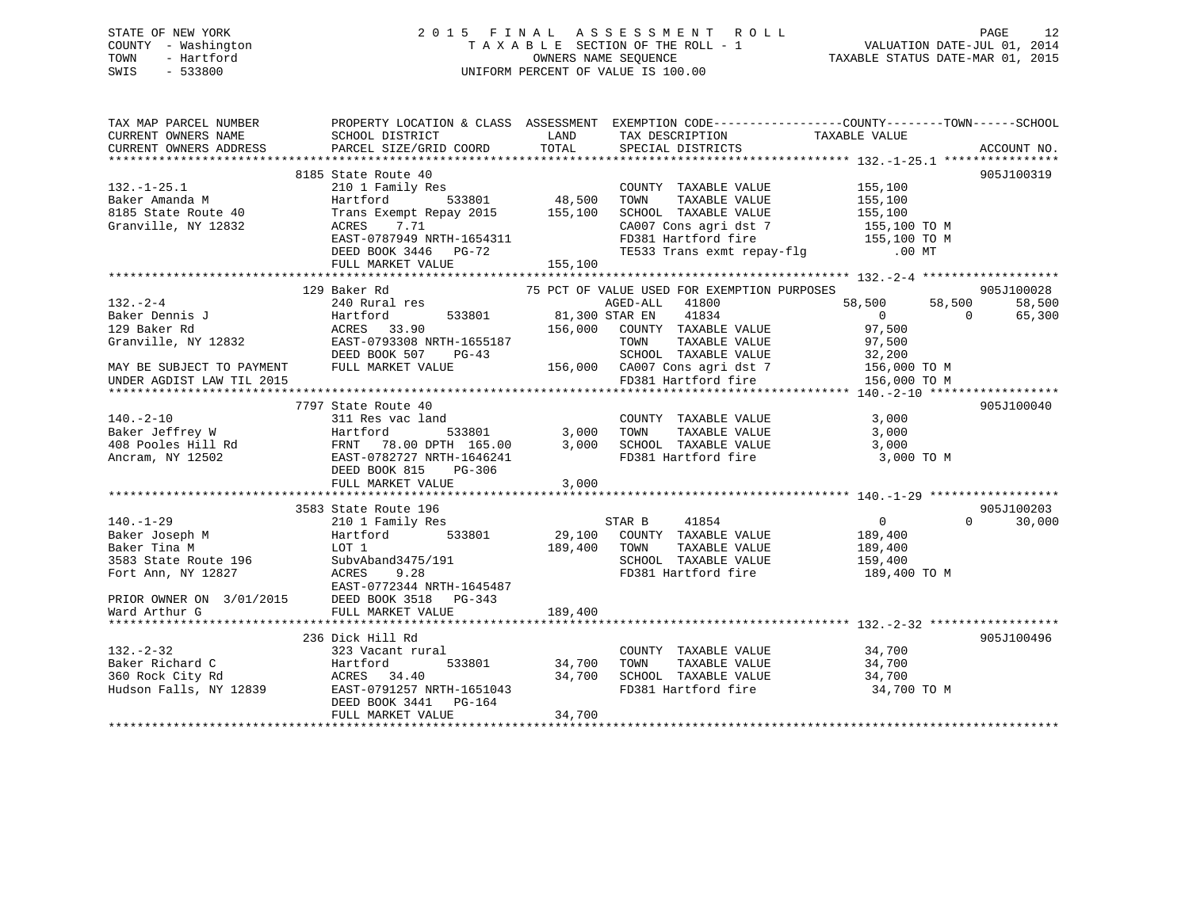STATE OF NEW YORK
COUNTY - Washington
TOWN - Hartford
SWIS - 533800

2 0 1 5 F I N A L A S S E S S M E N T R O L L
T A X A B L E SECTION OF THE ROLL - 1
OWNERS NAME SEQUENCE
UNIFORM PERCENT OF VALUE IS 100.00

VALUATION DATE-JUL 01, 2014
TAXABLE STATUS DATE-MAR 01, 2015

```
TAX MAP PARCEL NUMBER          PROPERTY LOCATION & CLASS  ASSESSMENT  EXEMPTION CODE------------------COUNTY--------TOWN------SCHOOL
CURRENT OWNERS NAME            SCHOOL DISTRICT              LAND      TAX DESCRIPTION              TAXABLE VALUE
CURRENT OWNERS ADDRESS         PARCEL SIZE/GRID COORD       TOTAL     SPECIAL DISTRICTS                                          ACCOUNT NO.
******************************************************************************************************* 132.-1-25.1 ****************
                               8185 State Route 40                                                                            905J100319
132.-1-25.1                    210 1 Family Res                        COUNTY  TAXABLE VALUE            155,100
Baker Amanda M                 Hartford        533801        48,500    TOWN    TAXABLE VALUE            155,100
8185 State Route 40            Trans Exempt Repay 2015      155,100    SCHOOL  TAXABLE VALUE            155,100
Granville, NY 12832            ACRES     7.71                          CA007 Cons agri dst 7              155,100 TO M
                               EAST-0787949 NRTH-1654311               FD381 Hartford fire                155,100 TO M
                               DEED BOOK 3446   PG-72                  TE533 Trans exmt repay-flg              .00 MT
                               FULL MARKET VALUE            155,100
******************************************************************************************************* 132.-2-4 *******************
                               129 Baker Rd                  75 PCT OF VALUE USED FOR EXEMPTION PURPOSES                      905J100028
132.-2-4                       240 Rural res                           AGED-ALL    41800            58,500       58,500       58,500
Baker Dennis J                 Hartford        533801        81,300 STAR EN    41834                 0            0       65,300
129 Baker Rd                   ACRES    33.90               156,000    COUNTY  TAXABLE VALUE             97,500
Granville, NY 12832            EAST-0793308 NRTH-1655187               TOWN    TAXABLE VALUE             97,500
                               DEED BOOK 507    PG-43                  SCHOOL  TAXABLE VALUE             32,200
MAY BE SUBJECT TO PAYMENT      FULL MARKET VALUE            156,000    CA007 Cons agri dst 7              156,000 TO M
UNDER AGDIST LAW TIL 2015                                              FD381 Hartford fire                156,000 TO M
******************************************************************************************************* 140.-2-10 ******************
                               7797 State Route 40                                                                            905J100040
140.-2-10                      311 Res vac land                        COUNTY  TAXABLE VALUE              3,000
Baker Jeffrey W                Hartford        533801         3,000    TOWN    TAXABLE VALUE              3,000
408 Pooles Hill Rd             FRNT    78.00 DPTH 165.00      3,000    SCHOOL  TAXABLE VALUE              3,000
Ancram, NY 12502               EAST-0782727 NRTH-1646241               FD381 Hartford fire                  3,000 TO M
                               DEED BOOK 815    PG-306
                               FULL MARKET VALUE              3,000
******************************************************************************************************* 140.-1-29 ******************
                               3583 State Route 196                                                                           905J100203
140.-1-29                      210 1 Family Res                        STAR B      41854                 0            0       30,000
Baker Joseph M                 Hartford        533801        29,100    COUNTY  TAXABLE VALUE            189,400
Baker Tina M                   LOT 1                        189,400    TOWN    TAXABLE VALUE            189,400
3583 State Route 196           SubvAband3475/191                       SCHOOL  TAXABLE VALUE            159,400
Fort Ann, NY 12827             ACRES     9.28                          FD381 Hartford fire                189,400 TO M
                               EAST-0772344 NRTH-1645487
PRIOR OWNER ON  3/01/2015      DEED BOOK 3518   PG-343
Ward Arthur G                  FULL MARKET VALUE            189,400
******************************************************************************************************* 132.-2-32 ******************
                               236 Dick Hill Rd                                                                               905J100496
132.-2-32                      323 Vacant rural                        COUNTY  TAXABLE VALUE             34,700
Baker Richard C                Hartford        533801        34,700    TOWN    TAXABLE VALUE             34,700
360 Rock City Rd               ACRES    34.40                34,700    SCHOOL  TAXABLE VALUE             34,700
Hudson Falls, NY 12839         EAST-0791257 NRTH-1651043               FD381 Hartford fire                 34,700 TO M
                               DEED BOOK 3441   PG-164
                               FULL MARKET VALUE             34,700
************************************************************************************************************************************
```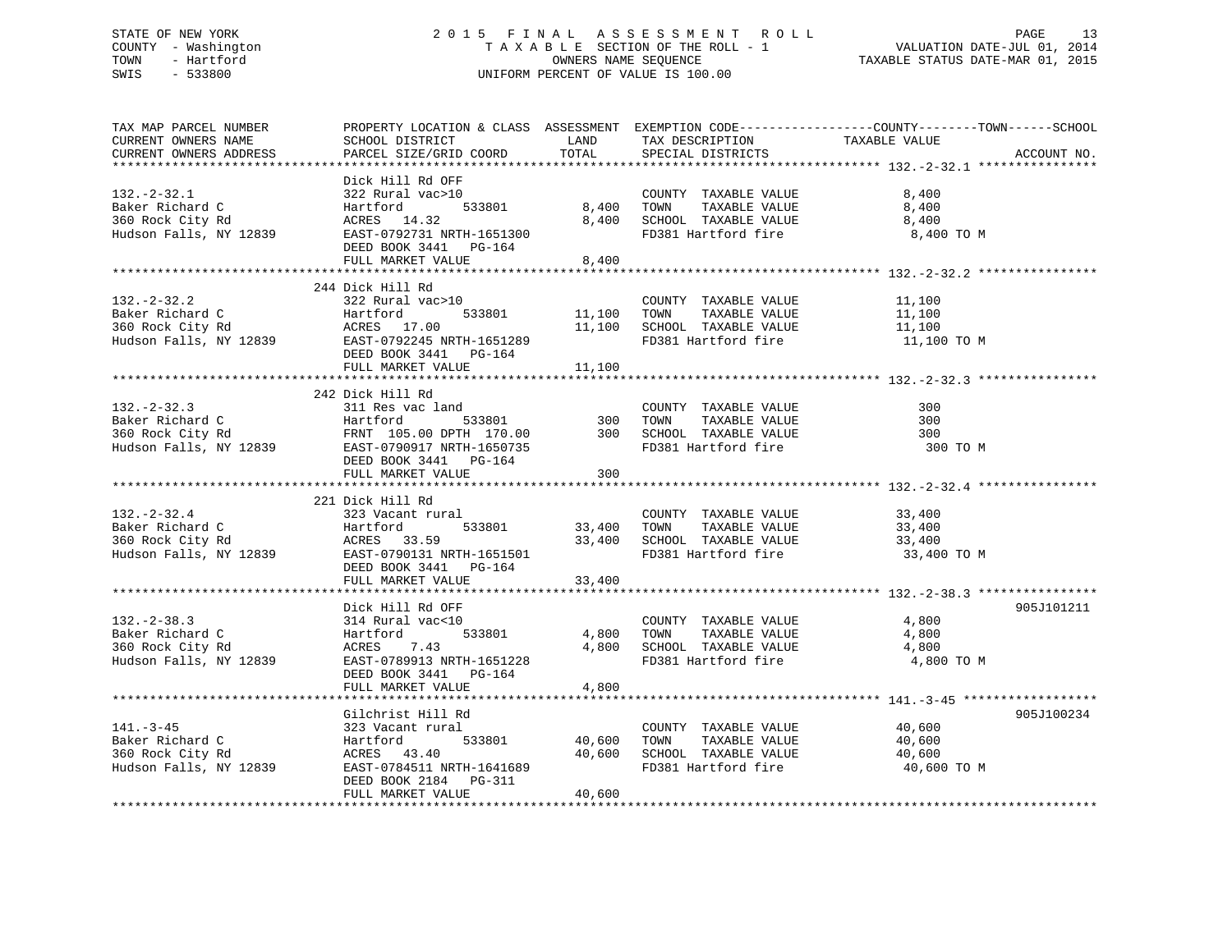STATE OF NEW YORK
COUNTY - Washington
TOWN - Hartford
SWIS - 533800

# 2015 FINAL ASSESSMENT ROLL

TAXABLE SECTION OF THE ROLL - 1
OWNERS NAME SEQUENCE
UNIFORM PERCENT OF VALUE IS 100.00

VALUATION DATE-JUL 01, 2014
TAXABLE STATUS DATE-MAR 01, 2015

| TAX MAP PARCEL NUMBER / CURRENT OWNERS NAME / CURRENT OWNERS ADDRESS | PROPERTY LOCATION & CLASS / SCHOOL DISTRICT / PARCEL SIZE/GRID COORD | ASSESSMENT LAND | TOTAL | EXEMPTION CODE / TAX DESCRIPTION / SPECIAL DISTRICTS | COUNTY--------TOWN------SCHOOL TAXABLE VALUE | ACCOUNT NO. |
|---|---|---|---|---|---|---|
| 132.-2-32.1 | Dick Hill Rd OFF | | | | | |
| Baker Richard C | 322 Rural vac>10 | | | COUNTY TAXABLE VALUE | 8,400 | |
| 360 Rock City Rd | Hartford 533801 | 8,400 | | TOWN TAXABLE VALUE | 8,400 | |
| Hudson Falls, NY 12839 | ACRES 14.32 | | 8,400 | SCHOOL TAXABLE VALUE | 8,400 | |
| | EAST-0792731 NRTH-1651300 | | | FD381 Hartford fire | 8,400 TO M | |
| | DEED BOOK 3441 PG-164 | | | | | |
| | FULL MARKET VALUE | | 8,400 | | | |
| 132.-2-32.2 | 244 Dick Hill Rd | | | | | |
| Baker Richard C | 322 Rural vac>10 | | | COUNTY TAXABLE VALUE | 11,100 | |
| 360 Rock City Rd | Hartford 533801 | 11,100 | | TOWN TAXABLE VALUE | 11,100 | |
| Hudson Falls, NY 12839 | ACRES 17.00 | | 11,100 | SCHOOL TAXABLE VALUE | 11,100 | |
| | EAST-0792245 NRTH-1651289 | | | FD381 Hartford fire | 11,100 TO M | |
| | DEED BOOK 3441 PG-164 | | | | | |
| | FULL MARKET VALUE | | 11,100 | | | |
| 132.-2-32.3 | 242 Dick Hill Rd | | | | | |
| Baker Richard C | 311 Res vac land | | | COUNTY TAXABLE VALUE | 300 | |
| 360 Rock City Rd | Hartford 533801 | 300 | | TOWN TAXABLE VALUE | 300 | |
| Hudson Falls, NY 12839 | FRNT 105.00 DPTH 170.00 | | 300 | SCHOOL TAXABLE VALUE | 300 | |
| | EAST-0790917 NRTH-1650735 | | | FD381 Hartford fire | 300 TO M | |
| | DEED BOOK 3441 PG-164 | | | | | |
| | FULL MARKET VALUE | | 300 | | | |
| 132.-2-32.4 | 221 Dick Hill Rd | | | | | |
| Baker Richard C | 323 Vacant rural | | | COUNTY TAXABLE VALUE | 33,400 | |
| 360 Rock City Rd | Hartford 533801 | 33,400 | | TOWN TAXABLE VALUE | 33,400 | |
| Hudson Falls, NY 12839 | ACRES 33.59 | | 33,400 | SCHOOL TAXABLE VALUE | 33,400 | |
| | EAST-0790131 NRTH-1651501 | | | FD381 Hartford fire | 33,400 TO M | |
| | DEED BOOK 3441 PG-164 | | | | | |
| | FULL MARKET VALUE | | 33,400 | | | |
| 132.-2-38.3 | Dick Hill Rd OFF | | | | | 905J101211 |
| Baker Richard C | 314 Rural vac<10 | | | COUNTY TAXABLE VALUE | 4,800 | |
| 360 Rock City Rd | Hartford 533801 | 4,800 | | TOWN TAXABLE VALUE | 4,800 | |
| Hudson Falls, NY 12839 | ACRES 7.43 | | 4,800 | SCHOOL TAXABLE VALUE | 4,800 | |
| | EAST-0789913 NRTH-1651228 | | | FD381 Hartford fire | 4,800 TO M | |
| | DEED BOOK 3441 PG-164 | | | | | |
| | FULL MARKET VALUE | | 4,800 | | | |
| 141.-3-45 | Gilchrist Hill Rd | | | | | 905J100234 |
| Baker Richard C | 323 Vacant rural | | | COUNTY TAXABLE VALUE | 40,600 | |
| 360 Rock City Rd | Hartford 533801 | 40,600 | | TOWN TAXABLE VALUE | 40,600 | |
| Hudson Falls, NY 12839 | ACRES 43.40 | | 40,600 | SCHOOL TAXABLE VALUE | 40,600 | |
| | EAST-0784511 NRTH-1641689 | | | FD381 Hartford fire | 40,600 TO M | |
| | DEED BOOK 2184 PG-311 | | | | | |
| | FULL MARKET VALUE | | 40,600 | | | |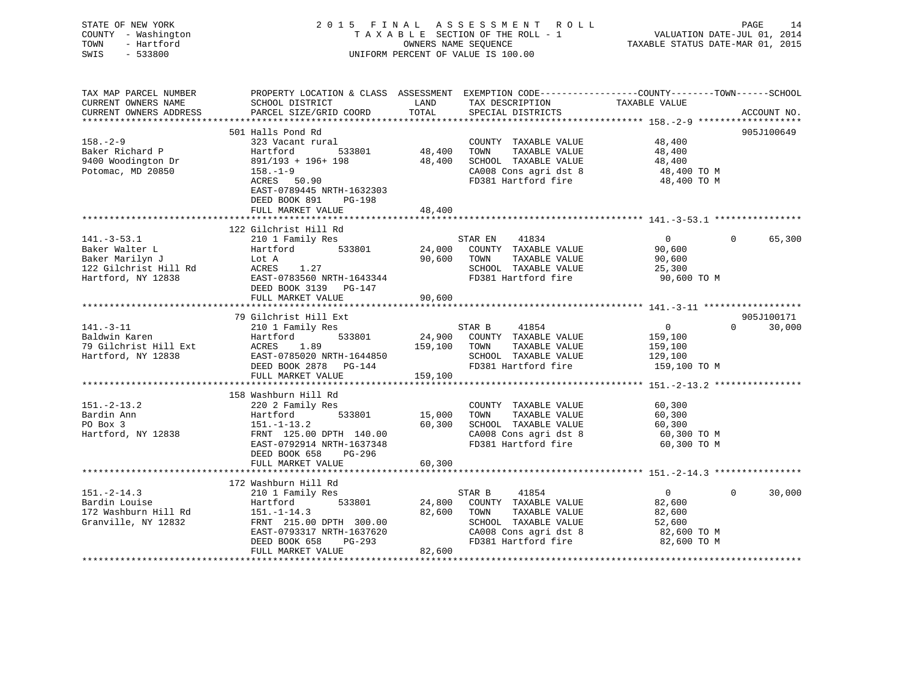STATE OF NEW YORK
COUNTY - Washington
TOWN - Hartford
SWIS - 533800

2015 FINAL ASSESSMENT ROLL
TAXABLE SECTION OF THE ROLL - 1
OWNERS NAME SEQUENCE
UNIFORM PERCENT OF VALUE IS 100.00

VALUATION DATE-JUL 01, 2014
TAXABLE STATUS DATE-MAR 01, 2015

| TAX MAP PARCEL NUMBER / CURRENT OWNERS NAME / CURRENT OWNERS ADDRESS | PROPERTY LOCATION & CLASS / SCHOOL DISTRICT / PARCEL SIZE/GRID COORD | ASSESSMENT LAND | TOTAL | EXEMPTION CODE / TAX DESCRIPTION / SPECIAL DISTRICTS | COUNTY / TAXABLE VALUE | TOWN | SCHOOL / ACCOUNT NO. |
|---|---|---|---|---|---|---|---|
| 158.-2-9 | 501 Halls Pond Rd | | | | | | 905J100649 |
| | 323 Vacant rural | | | COUNTY TAXABLE VALUE | 48,400 | | |
| Baker Richard P | Hartford 533801 | 48,400 | | TOWN TAXABLE VALUE | 48,400 | | |
| 9400 Woodington Dr | 891/193 + 196+ 198 | | 48,400 | SCHOOL TAXABLE VALUE | 48,400 | | |
| Potomac, MD 20850 | 158.-1-9 | | | CA008 Cons agri dst 8 | 48,400 TO M | | |
| | ACRES 50.90 | | | FD381 Hartford fire | 48,400 TO M | | |
| | EAST-0789445 NRTH-1632303 | | | | | | |
| | DEED BOOK 891 PG-198 | | | | | | |
| | FULL MARKET VALUE | | 48,400 | | | | |
| 141.-3-53.1 | 122 Gilchrist Hill Rd | | | | | | |
| | 210 1 Family Res | | | STAR EN 41834 | 0 | 0 | 65,300 |
| Baker Walter L | Hartford 533801 | 24,000 | | COUNTY TAXABLE VALUE | 90,600 | | |
| Baker Marilyn J | Lot A | | 90,600 | TOWN TAXABLE VALUE | 90,600 | | |
| 122 Gilchrist Hill Rd | ACRES 1.27 | | | SCHOOL TAXABLE VALUE | 25,300 | | |
| Hartford, NY 12838 | EAST-0783560 NRTH-1643344 | | | FD381 Hartford fire | 90,600 TO M | | |
| | DEED BOOK 3139 PG-147 | | | | | | |
| | FULL MARKET VALUE | | 90,600 | | | | |
| 141.-3-11 | 79 Gilchrist Hill Ext | | | | | | 905J100171 |
| | 210 1 Family Res | | | STAR B 41854 | 0 | 0 | 30,000 |
| Baldwin Karen | Hartford 533801 | 24,900 | | COUNTY TAXABLE VALUE | 159,100 | | |
| 79 Gilchrist Hill Ext | ACRES 1.89 | | 159,100 | TOWN TAXABLE VALUE | 159,100 | | |
| Hartford, NY 12838 | EAST-0785020 NRTH-1644850 | | | SCHOOL TAXABLE VALUE | 129,100 | | |
| | DEED BOOK 2878 PG-144 | | | FD381 Hartford fire | 159,100 TO M | | |
| | FULL MARKET VALUE | | 159,100 | | | | |
| 151.-2-13.2 | 158 Washburn Hill Rd | | | | | | |
| | 220 2 Family Res | | | COUNTY TAXABLE VALUE | 60,300 | | |
| Bardin Ann | Hartford 533801 | 15,000 | | TOWN TAXABLE VALUE | 60,300 | | |
| PO Box 3 | 151.-1-13.2 | | 60,300 | SCHOOL TAXABLE VALUE | 60,300 | | |
| Hartford, NY 12838 | FRNT 125.00 DPTH 140.00 | | | CA008 Cons agri dst 8 | 60,300 TO M | | |
| | EAST-0792914 NRTH-1637348 | | | FD381 Hartford fire | 60,300 TO M | | |
| | DEED BOOK 658 PG-296 | | | | | | |
| | FULL MARKET VALUE | | 60,300 | | | | |
| 151.-2-14.3 | 172 Washburn Hill Rd | | | | | | |
| | 210 1 Family Res | | | STAR B 41854 | 0 | 0 | 30,000 |
| Bardin Louise | Hartford 533801 | 24,800 | | COUNTY TAXABLE VALUE | 82,600 | | |
| 172 Washburn Hill Rd | 151.-1-14.3 | | 82,600 | TOWN TAXABLE VALUE | 82,600 | | |
| Granville, NY 12832 | FRNT 215.00 DPTH 300.00 | | | SCHOOL TAXABLE VALUE | 52,600 | | |
| | EAST-0793317 NRTH-1637620 | | | CA008 Cons agri dst 8 | 82,600 TO M | | |
| | DEED BOOK 658 PG-293 | | | FD381 Hartford fire | 82,600 TO M | | |
| | FULL MARKET VALUE | | 82,600 | | | | |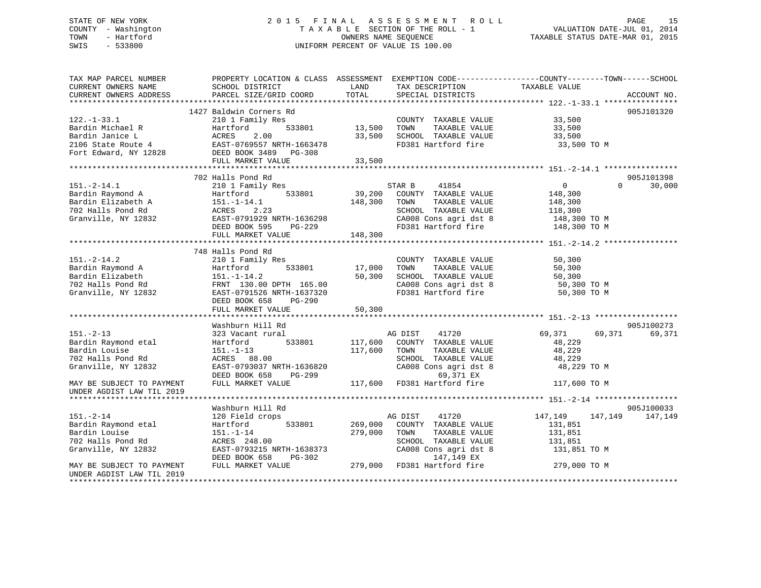STATE OF NEW YORK — 2015 FINAL ASSESSMENT ROLL
COUNTY - Washington — TAXABLE SECTION OF THE ROLL - 1 — VALUATION DATE-JUL 01, 2014
TOWN - Hartford — OWNERS NAME SEQUENCE — TAXABLE STATUS DATE-MAR 01, 2015
SWIS - 533800 — UNIFORM PERCENT OF VALUE IS 100.00

| TAX MAP PARCEL NUMBER / CURRENT OWNERS NAME / CURRENT OWNERS ADDRESS | PROPERTY LOCATION & CLASS / SCHOOL DISTRICT / PARCEL SIZE/GRID COORD | ASSESSMENT LAND / TOTAL | EXEMPTION CODE / TAX DESCRIPTION / SPECIAL DISTRICTS | COUNTY TAXABLE VALUE | TOWN | SCHOOL | ACCOUNT NO. |
|---|---|---|---|---|---|---|---|
| | 1427 Baldwin Corners Rd | | | | | | 905J101320 |
| 122.-1-33.1 | 210 1 Family Res | | COUNTY TAXABLE VALUE | 33,500 | | | |
| Bardin Michael R | Hartford 533801 | 13,500 | TOWN TAXABLE VALUE | 33,500 | | | |
| Bardin Janice L | ACRES 2.00 | 33,500 | SCHOOL TAXABLE VALUE | 33,500 | | | |
| 2106 State Route 4 | EAST-0769557 NRTH-1663478 | | FD381 Hartford fire | 33,500 TO M | | | |
| Fort Edward, NY 12828 | DEED BOOK 3489 PG-308 | | | | | | |
| | FULL MARKET VALUE | 33,500 | | | | | |
| | 702 Halls Pond Rd | | | | | | 905J101398 |
| 151.-2-14.1 | 210 1 Family Res | | STAR B 41854 | 0 | 0 | 30,000 | |
| Bardin Raymond A | Hartford 533801 | 39,200 | COUNTY TAXABLE VALUE | 148,300 | | | |
| Bardin Elizabeth A | 151.-1-14.1 | 148,300 | TOWN TAXABLE VALUE | 148,300 | | | |
| 702 Halls Pond Rd | ACRES 2.23 | | SCHOOL TAXABLE VALUE | 118,300 | | | |
| Granville, NY 12832 | EAST-0791929 NRTH-1636298 | | CA008 Cons agri dst 8 | 148,300 TO M | | | |
| | DEED BOOK 595 PG-229 | | FD381 Hartford fire | 148,300 TO M | | | |
| | FULL MARKET VALUE | 148,300 | | | | | |
| | 748 Halls Pond Rd | | | | | | |
| 151.-2-14.2 | 210 1 Family Res | | COUNTY TAXABLE VALUE | 50,300 | | | |
| Bardin Raymond A | Hartford 533801 | 17,000 | TOWN TAXABLE VALUE | 50,300 | | | |
| Bardin Elizabeth | 151.-1-14.2 | 50,300 | SCHOOL TAXABLE VALUE | 50,300 | | | |
| 702 Halls Pond Rd | FRNT 130.00 DPTH 165.00 | | CA008 Cons agri dst 8 | 50,300 TO M | | | |
| Granville, NY 12832 | EAST-0791526 NRTH-1637320 | | FD381 Hartford fire | 50,300 TO M | | | |
| | DEED BOOK 658 PG-290 | | | | | | |
| | FULL MARKET VALUE | 50,300 | | | | | |
| | Washburn Hill Rd | | | | | | 905J100273 |
| 151.-2-13 | 323 Vacant rural | | AG DIST 41720 | 69,371 | 69,371 | 69,371 | |
| Bardin Raymond etal | Hartford 533801 | 117,600 | COUNTY TAXABLE VALUE | 48,229 | | | |
| Bardin Louise | 151.-1-13 | 117,600 | TOWN TAXABLE VALUE | 48,229 | | | |
| 702 Halls Pond Rd | ACRES 88.00 | | SCHOOL TAXABLE VALUE | 48,229 | | | |
| Granville, NY 12832 | EAST-0793037 NRTH-1636820 | | CA008 Cons agri dst 8 | 48,229 TO M | | | |
| | DEED BOOK 658 PG-299 | | 69,371 EX | | | | |
| MAY BE SUBJECT TO PAYMENT UNDER AGDIST LAW TIL 2019 | FULL MARKET VALUE | 117,600 | FD381 Hartford fire | 117,600 TO M | | | |
| | Washburn Hill Rd | | | | | | 905J100033 |
| 151.-2-14 | 120 Field crops | | AG DIST 41720 | 147,149 | 147,149 | 147,149 | |
| Bardin Raymond etal | Hartford 533801 | 269,000 | COUNTY TAXABLE VALUE | 131,851 | | | |
| Bardin Louise | 151.-1-14 | 279,000 | TOWN TAXABLE VALUE | 131,851 | | | |
| 702 Halls Pond Rd | ACRES 248.00 | | SCHOOL TAXABLE VALUE | 131,851 | | | |
| Granville, NY 12832 | EAST-0793215 NRTH-1638373 | | CA008 Cons agri dst 8 | 131,851 TO M | | | |
| | DEED BOOK 658 PG-302 | | 147,149 EX | | | | |
| MAY BE SUBJECT TO PAYMENT UNDER AGDIST LAW TIL 2019 | FULL MARKET VALUE | 279,000 | FD381 Hartford fire | 279,000 TO M | | | |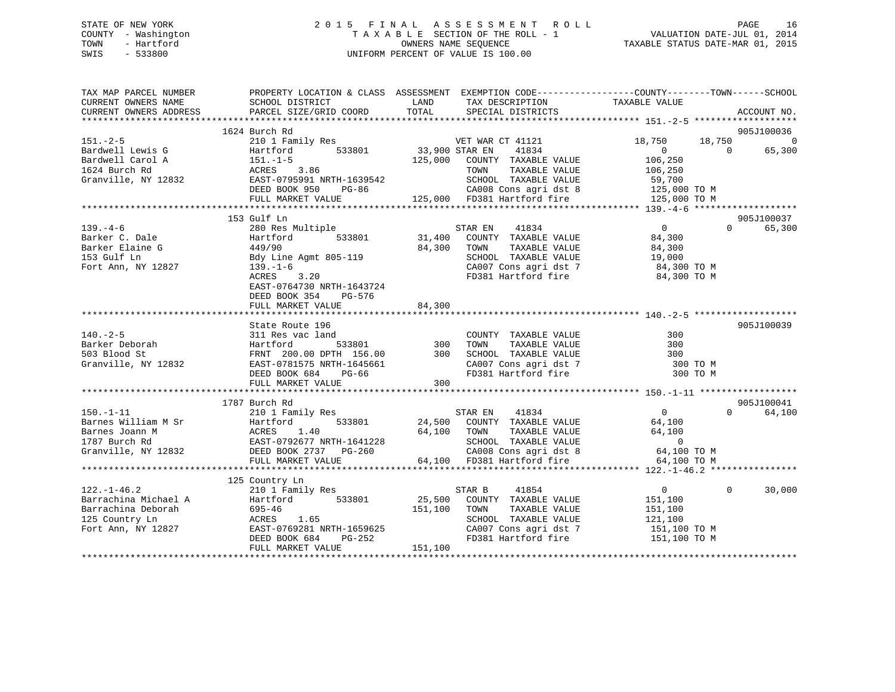STATE OF NEW YORK
COUNTY - Washington
TOWN - Hartford
SWIS - 533800

2 0 1 5 F I N A L A S S E S S M E N T R O L L
T A X A B L E SECTION OF THE ROLL - 1
OWNERS NAME SEQUENCE
UNIFORM PERCENT OF VALUE IS 100.00

VALUATION DATE-JUL 01, 2014
TAXABLE STATUS DATE-MAR 01, 2015

```
TAX MAP PARCEL NUMBER          PROPERTY LOCATION & CLASS  ASSESSMENT  EXEMPTION CODE-----------------COUNTY--------TOWN------SCHOOL
CURRENT OWNERS NAME            SCHOOL DISTRICT               LAND      TAX DESCRIPTION              TAXABLE VALUE
CURRENT OWNERS ADDRESS         PARCEL SIZE/GRID COORD       TOTAL      SPECIAL DISTRICTS                                  ACCOUNT NO.
******************************************************************************************************* 151.-2-5 *******************
                               1624 Burch Rd                                                                              905J100036
151.-2-5                       210 1 Family Res                     VET WAR CT 41121             18,750      18,750            0
Bardwell Lewis G               Hartford        533801      33,900 STAR EN     41834                   0           0       65,300
Bardwell Carol A               151.-1-5                   125,000    COUNTY  TAXABLE VALUE        106,250
1624 Burch Rd                  ACRES    3.86                         TOWN    TAXABLE VALUE        106,250
Granville, NY 12832            EAST-0795991 NRTH-1639542             SCHOOL  TAXABLE VALUE         59,700
                               DEED BOOK 950    PG-86                CA008 Cons agri dst 8        125,000 TO M
                               FULL MARKET VALUE          125,000    FD381 Hartford fire          125,000 TO M
******************************************************************************************************* 139.-4-6 *******************
                               153 Gulf Ln                                                                                905J100037
139.-4-6                       280 Res Multiple                     STAR EN     41834                   0           0       65,300
Barker C. Dale                 Hartford        533801      31,400    COUNTY  TAXABLE VALUE         84,300
Barker Elaine G                449/90                      84,300    TOWN    TAXABLE VALUE         84,300
153 Gulf Ln                    Bdy Line Agmt 805-119                 SCHOOL  TAXABLE VALUE         19,000
Fort Ann, NY 12827             139.-1-6                              CA007 Cons agri dst 7         84,300 TO M
                               ACRES    3.20                         FD381 Hartford fire           84,300 TO M
                               EAST-0764730 NRTH-1643724
                               DEED BOOK 354    PG-576
                               FULL MARKET VALUE           84,300
******************************************************************************************************* 140.-2-5 *******************
                               State Route 196                                                                            905J100039
140.-2-5                       311 Res vac land                      COUNTY  TAXABLE VALUE            300
Barker Deborah                 Hartford        533801         300    TOWN    TAXABLE VALUE            300
503 Blood St                   FRNT 200.00 DPTH 156.00        300    SCHOOL  TAXABLE VALUE            300
Granville, NY 12832            EAST-0781575 NRTH-1645661             CA007 Cons agri dst 7            300 TO M
                               DEED BOOK 684    PG-66                FD381 Hartford fire              300 TO M
                               FULL MARKET VALUE              300
******************************************************************************************************* 150.-1-11 ******************
                               1787 Burch Rd                                                                              905J100041
150.-1-11                      210 1 Family Res                     STAR EN     41834                   0           0       64,100
Barnes William M Sr            Hartford        533801      24,500    COUNTY  TAXABLE VALUE         64,100
Barnes Joann M                 ACRES    1.40               64,100    TOWN    TAXABLE VALUE         64,100
1787 Burch Rd                  EAST-0792677 NRTH-1641228             SCHOOL  TAXABLE VALUE              0
Granville, NY 12832            DEED BOOK 2737   PG-260               CA008 Cons agri dst 8         64,100 TO M
                               FULL MARKET VALUE           64,100    FD381 Hartford fire           64,100 TO M
******************************************************************************************************* 122.-1-46.2 ****************
                               125 Country Ln
122.-1-46.2                    210 1 Family Res                     STAR B      41854                   0           0       30,000
Barrachina Michael A           Hartford        533801      25,500    COUNTY  TAXABLE VALUE        151,100
Barrachina Deborah             695-46                     151,100    TOWN    TAXABLE VALUE        151,100
125 Country Ln                 ACRES    1.65                         SCHOOL  TAXABLE VALUE        121,100
Fort Ann, NY 12827             EAST-0769281 NRTH-1659625             CA007 Cons agri dst 7        151,100 TO M
                               DEED BOOK 684    PG-252               FD381 Hartford fire          151,100 TO M
                               FULL MARKET VALUE          151,100
************************************************************************************************************************************
```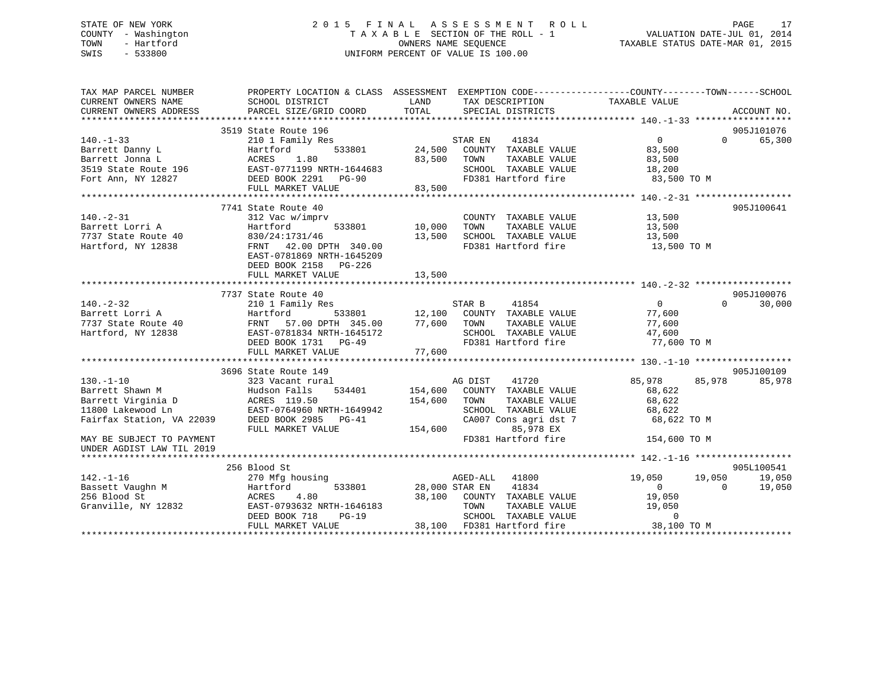STATE OF NEW YORK
COUNTY - Washington
TOWN - Hartford
SWIS - 533800

# 2015 FINAL ASSESSMENT ROLL

TAXABLE SECTION OF THE ROLL - 1
OWNERS NAME SEQUENCE
UNIFORM PERCENT OF VALUE IS 100.00

VALUATION DATE-JUL 01, 2014
TAXABLE STATUS DATE-MAR 01, 2015

```
TAX MAP PARCEL NUMBER          PROPERTY LOCATION & CLASS  ASSESSMENT  EXEMPTION CODE------------------COUNTY--------TOWN------SCHOOL
CURRENT OWNERS NAME            SCHOOL DISTRICT              LAND      TAX DESCRIPTION            TAXABLE VALUE
CURRENT OWNERS ADDRESS         PARCEL SIZE/GRID COORD       TOTAL     SPECIAL DISTRICTS                                    ACCOUNT NO.
******************************************************************************************************* 140.-1-33 ******************
                               3519 State Route 196                                                                    905J101076
140.-1-33                      210 1 Family Res                      STAR EN    41834              0           0      65,300
Barrett Danny L                Hartford       533801       24,500   COUNTY  TAXABLE VALUE         83,500
Barrett Jonna L                ACRES    1.80               83,500   TOWN    TAXABLE VALUE         83,500
3519 State Route 196           EAST-0771199 NRTH-1644683             SCHOOL  TAXABLE VALUE         18,200
Fort Ann, NY 12827             DEED BOOK 2291   PG-90                FD381 Hartford fire           83,500 TO M
                               FULL MARKET VALUE            83,500
******************************************************************************************************* 140.-2-31 ******************
                               7741 State Route 40                                                                     905J100641
140.-2-31                      312 Vac w/imprv                       COUNTY  TAXABLE VALUE         13,500
Barrett Lorri A                Hartford       533801       10,000   TOWN    TAXABLE VALUE         13,500
7737 State Route 40            830/24:1731/46              13,500   SCHOOL  TAXABLE VALUE         13,500
Hartford, NY 12838             FRNT   42.00 DPTH 340.00              FD381 Hartford fire           13,500 TO M
                               EAST-0781869 NRTH-1645209
                               DEED BOOK 2158   PG-226
                               FULL MARKET VALUE            13,500
******************************************************************************************************* 140.-2-32 ******************
                               7737 State Route 40                                                                     905J100076
140.-2-32                      210 1 Family Res                      STAR B     41854              0           0      30,000
Barrett Lorri A                Hartford       533801       12,100   COUNTY  TAXABLE VALUE         77,600
7737 State Route 40            FRNT   57.00 DPTH 345.00    77,600   TOWN    TAXABLE VALUE         77,600
Hartford, NY 12838             EAST-0781834 NRTH-1645172             SCHOOL  TAXABLE VALUE         47,600
                               DEED BOOK 1731   PG-49                FD381 Hartford fire           77,600 TO M
                               FULL MARKET VALUE            77,600
******************************************************************************************************* 130.-1-10 ******************
                               3696 State Route 149                                                                    905J100109
130.-1-10                      323 Vacant rural                      AG DIST    41720         85,978      85,978      85,978
Barrett Shawn M                Hudson Falls   534401      154,600   COUNTY  TAXABLE VALUE         68,622
Barrett Virginia D             ACRES  119.50              154,600   TOWN    TAXABLE VALUE         68,622
11800 Lakewood Ln              EAST-0764960 NRTH-1649942             SCHOOL  TAXABLE VALUE         68,622
Fairfax Station, VA 22039      DEED BOOK 2985   PG-41                CA007 Cons agri dst 7         68,622 TO M
                               FULL MARKET VALUE           154,600          85,978 EX
MAY BE SUBJECT TO PAYMENT                                            FD381 Hartford fire          154,600 TO M
UNDER AGDIST LAW TIL 2019
******************************************************************************************************* 142.-1-16 ******************
                               256 Blood St                                                                            905L100541
142.-1-16                      270 Mfg housing                       AGED-ALL   41800         19,050      19,050      19,050
Bassett Vaughn M               Hartford       533801       28,000 STAR EN    41834              0           0      19,050
256 Blood St                   ACRES    4.80               38,100   COUNTY  TAXABLE VALUE         19,050
Granville, NY 12832            EAST-0793632 NRTH-1646183             TOWN    TAXABLE VALUE         19,050
                               DEED BOOK 718    PG-19                SCHOOL  TAXABLE VALUE              0
                               FULL MARKET VALUE            38,100  FD381 Hartford fire           38,100 TO M
************************************************************************************************************************************
```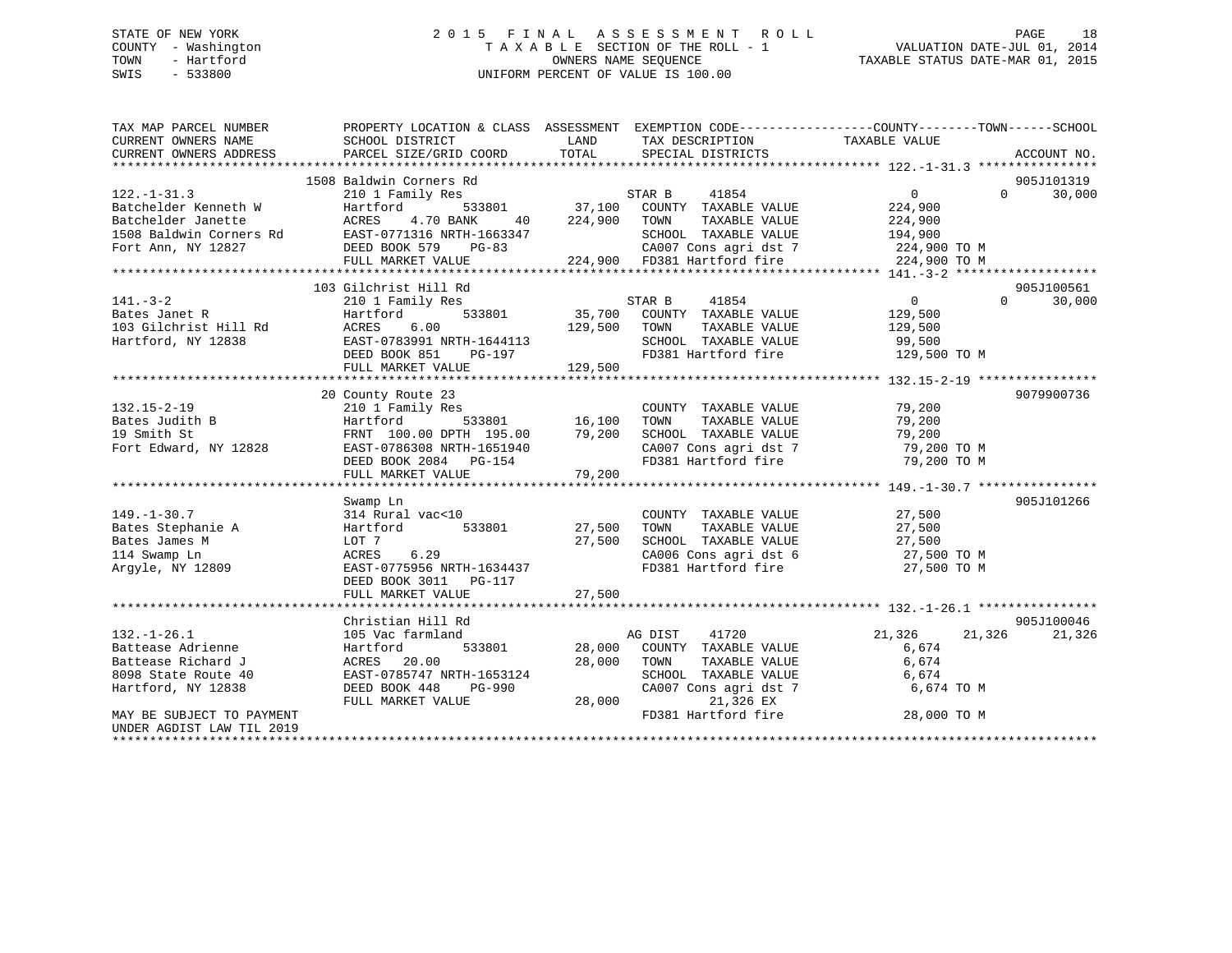STATE OF NEW YORK
COUNTY - Washington
TOWN - Hartford
SWIS - 533800

2 0 1 5 F I N A L A S S E S S M E N T R O L L
T A X A B L E SECTION OF THE ROLL - 1
OWNERS NAME SEQUENCE
UNIFORM PERCENT OF VALUE IS 100.00

VALUATION DATE-JUL 01, 2014
TAXABLE STATUS DATE-MAR 01, 2015

```
TAX MAP PARCEL NUMBER          PROPERTY LOCATION & CLASS  ASSESSMENT  EXEMPTION CODE------------------COUNTY--------TOWN------SCHOOL
CURRENT OWNERS NAME            SCHOOL DISTRICT               LAND      TAX DESCRIPTION             TAXABLE VALUE
CURRENT OWNERS ADDRESS         PARCEL SIZE/GRID COORD        TOTAL     SPECIAL DISTRICTS                                      ACCOUNT NO.
*********************************************************************************************************** 122.-1-31.3 ****************
                              1508 Baldwin Corners Rd                                                                       905J101319
122.-1-31.3                    210 1 Family Res                       STAR B     41854                    0            0     30,000
Batchelder Kenneth W           Hartford          533801      37,100   COUNTY  TAXABLE VALUE           224,900
Batchelder Janette             ACRES    4.70 BANK      40    224,900   TOWN    TAXABLE VALUE           224,900
1508 Baldwin Corners Rd        EAST-0771316 NRTH-1663347              SCHOOL  TAXABLE VALUE           194,900
Fort Ann, NY 12827             DEED BOOK 579     PG-83                CA007 Cons agri dst 7            224,900 TO M
                               FULL MARKET VALUE           224,900   FD381 Hartford fire              224,900 TO M
*********************************************************************************************************** 141.-3-2 *******************
                              103 Gilchrist Hill Rd                                                                         905J100561
141.-3-2                       210 1 Family Res                       STAR B     41854                    0            0     30,000
Bates Janet R                  Hartford          533801      35,700   COUNTY  TAXABLE VALUE           129,500
103 Gilchrist Hill Rd          ACRES    6.00                129,500   TOWN    TAXABLE VALUE           129,500
Hartford, NY 12838             EAST-0783991 NRTH-1644113              SCHOOL  TAXABLE VALUE            99,500
                               DEED BOOK 851     PG-197               FD381 Hartford fire              129,500 TO M
                               FULL MARKET VALUE           129,500
*********************************************************************************************************** 132.15-2-19 ****************
                              20 County Route 23                                                                            9079900736
132.15-2-19                    210 1 Family Res                       COUNTY  TAXABLE VALUE            79,200
Bates Judith B                 Hartford          533801      16,100   TOWN    TAXABLE VALUE            79,200
19 Smith St                    FRNT 100.00 DPTH 195.00      79,200   SCHOOL  TAXABLE VALUE            79,200
Fort Edward, NY 12828          EAST-0786308 NRTH-1651940              CA007 Cons agri dst 7             79,200 TO M
                               DEED BOOK 2084    PG-154               FD381 Hartford fire               79,200 TO M
                               FULL MARKET VALUE            79,200
*********************************************************************************************************** 149.-1-30.7 ****************
                              Swamp Ln                                                                                      905J101266
149.-1-30.7                    314 Rural vac<10                       COUNTY  TAXABLE VALUE            27,500
Bates Stephanie A              Hartford          533801      27,500   TOWN    TAXABLE VALUE            27,500
Bates James M                  LOT 7                         27,500   SCHOOL  TAXABLE VALUE            27,500
114 Swamp Ln                   ACRES    6.29                          CA006 Cons agri dst 6             27,500 TO M
Argyle, NY 12809               EAST-0775956 NRTH-1634437              FD381 Hartford fire               27,500 TO M
                               DEED BOOK 3011    PG-117
                               FULL MARKET VALUE            27,500
*********************************************************************************************************** 132.-1-26.1 ****************
                              Christian Hill Rd                                                                             905J100046
132.-1-26.1                    105 Vac farmland                       AG DIST    41720               21,326       21,326     21,326
Battease Adrienne              Hartford          533801      28,000   COUNTY  TAXABLE VALUE             6,674
Battease Richard J             ACRES   20.00                 28,000   TOWN    TAXABLE VALUE             6,674
8098 State Route 40            EAST-0785747 NRTH-1653124              SCHOOL  TAXABLE VALUE             6,674
Hartford, NY 12838             DEED BOOK 448     PG-990               CA007 Cons agri dst 7              6,674 TO M
                               FULL MARKET VALUE            28,000           21,326 EX
MAY BE SUBJECT TO PAYMENT                                             FD381 Hartford fire               28,000 TO M
UNDER AGDIST LAW TIL 2019
**************************************************************************************************************************************
```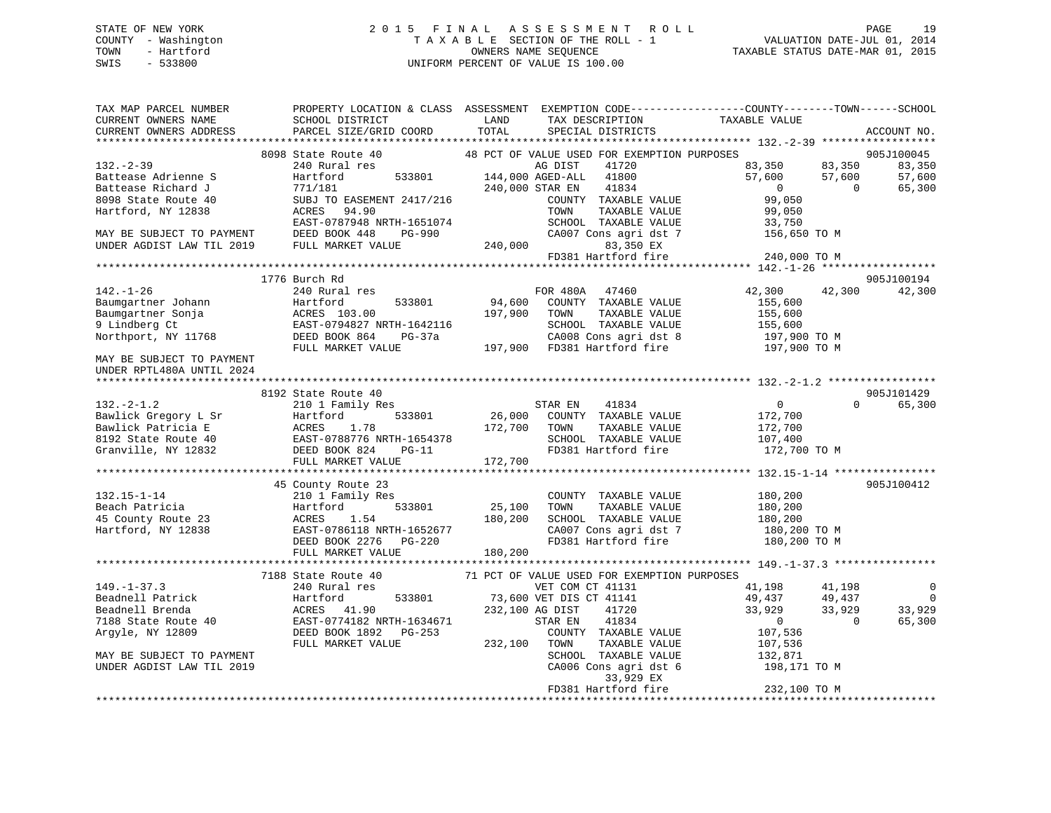STATE OF NEW YORK
COUNTY - Washington
TOWN - Hartford
SWIS - 533800

2 0 1 5 F I N A L A S S E S S M E N T R O L L
T A X A B L E SECTION OF THE ROLL - 1
OWNERS NAME SEQUENCE
UNIFORM PERCENT OF VALUE IS 100.00

VALUATION DATE-JUL 01, 2014
TAXABLE STATUS DATE-MAR 01, 2015

```
TAX MAP PARCEL NUMBER          PROPERTY LOCATION & CLASS  ASSESSMENT  EXEMPTION CODE-----------------COUNTY--------TOWN------SCHOOL
CURRENT OWNERS NAME            SCHOOL DISTRICT               LAND      TAX DESCRIPTION            TAXABLE VALUE
CURRENT OWNERS ADDRESS         PARCEL SIZE/GRID COORD        TOTAL     SPECIAL DISTRICTS                                         ACCOUNT NO.
******************************************************************************************************* 132.-2-39 ******************
                               8098 State Route 40          48 PCT OF VALUE USED FOR EXEMPTION PURPOSES                         905J100045
132.-2-39                      240 Rural res                           AG DIST     41720             83,350      83,350      83,350
Battease Adrienne S            Hartford        533801       144,000 AGED-ALL    41800             57,600      57,600      57,600
Battease Richard J             771/181                      240,000 STAR EN     41834                  0           0      65,300
8098 State Route 40            SUBJ TO EASEMENT 2417/216              COUNTY  TAXABLE VALUE          99,050
Hartford, NY 12838             ACRES   94.90                          TOWN    TAXABLE VALUE          99,050
                               EAST-0787948 NRTH-1651074              SCHOOL  TAXABLE VALUE          33,750
MAY BE SUBJECT TO PAYMENT      DEED BOOK 448    PG-990                CA007 Cons agri dst 7         156,650 TO M
UNDER AGDIST LAW TIL 2019      FULL MARKET VALUE            240,000          83,350 EX
                                                                      FD381 Hartford fire           240,000 TO M
******************************************************************************************************* 142.-1-26 ******************
                               1776 Burch Rd                                                                           905J100194
142.-1-26                      240 Rural res                          FOR 480A    47460             42,300      42,300      42,300
Baumgartner Johann             Hartford        533801        94,600   COUNTY  TAXABLE VALUE         155,600
Baumgartner Sonja              ACRES  103.00                197,900   TOWN    TAXABLE VALUE         155,600
9 Lindberg Ct                  EAST-0794827 NRTH-1642116              SCHOOL  TAXABLE VALUE         155,600
Northport, NY 11768            DEED BOOK 864    PG-37a                CA008 Cons agri dst 8         197,900 TO M
                               FULL MARKET VALUE            197,900   FD381 Hartford fire           197,900 TO M
MAY BE SUBJECT TO PAYMENT
UNDER RPTL480A UNTIL 2024
******************************************************************************************************* 132.-2-1.2 *****************
                               8192 State Route 40                                                                     905J101429
132.-2-1.2                     210 1 Family Res                       STAR EN     41834                  0           0      65,300
Bawlick Gregory L Sr           Hartford        533801        26,000   COUNTY  TAXABLE VALUE         172,700
Bawlick Patricia E             ACRES    1.78                172,700   TOWN    TAXABLE VALUE         172,700
8192 State Route 40            EAST-0788776 NRTH-1654378              SCHOOL  TAXABLE VALUE         107,400
Granville, NY 12832            DEED BOOK 824    PG-11                 FD381 Hartford fire           172,700 TO M
                               FULL MARKET VALUE            172,700
******************************************************************************************************* 132.15-1-14 ****************
                               45 County Route 23                                                                      905J100412
132.15-1-14                    210 1 Family Res                       COUNTY  TAXABLE VALUE         180,200
Beach Patricia                 Hartford        533801        25,100   TOWN    TAXABLE VALUE         180,200
45 County Route 23             ACRES    1.54                180,200   SCHOOL  TAXABLE VALUE         180,200
Hartford, NY 12838             EAST-0786118 NRTH-1652677              CA007 Cons agri dst 7         180,200 TO M
                               DEED BOOK 2276   PG-220                FD381 Hartford fire           180,200 TO M
                               FULL MARKET VALUE            180,200
******************************************************************************************************* 149.-1-37.3 ****************
                               7188 State Route 40          71 PCT OF VALUE USED FOR EXEMPTION PURPOSES
149.-1-37.3                    240 Rural res                          VET COM CT 41131              41,198      41,198           0
Beadnell Patrick               Hartford        533801        73,600 VET DIS CT 41141             49,437      49,437           0
Beadnell Brenda                ACRES   41.90                232,100 AG DIST     41720             33,929      33,929      33,929
7188 State Route 40            EAST-0774182 NRTH-1634671              STAR EN     41834                  0           0      65,300
Argyle, NY 12809               DEED BOOK 1892   PG-253                COUNTY  TAXABLE VALUE         107,536
                               FULL MARKET VALUE            232,100   TOWN    TAXABLE VALUE         107,536
MAY BE SUBJECT TO PAYMENT                                             SCHOOL  TAXABLE VALUE         132,871
UNDER AGDIST LAW TIL 2019                                             CA006 Cons agri dst 6         198,171 TO M
                                                                             33,929 EX
                                                                      FD381 Hartford fire           232,100 TO M
************************************************************************************************************************************
```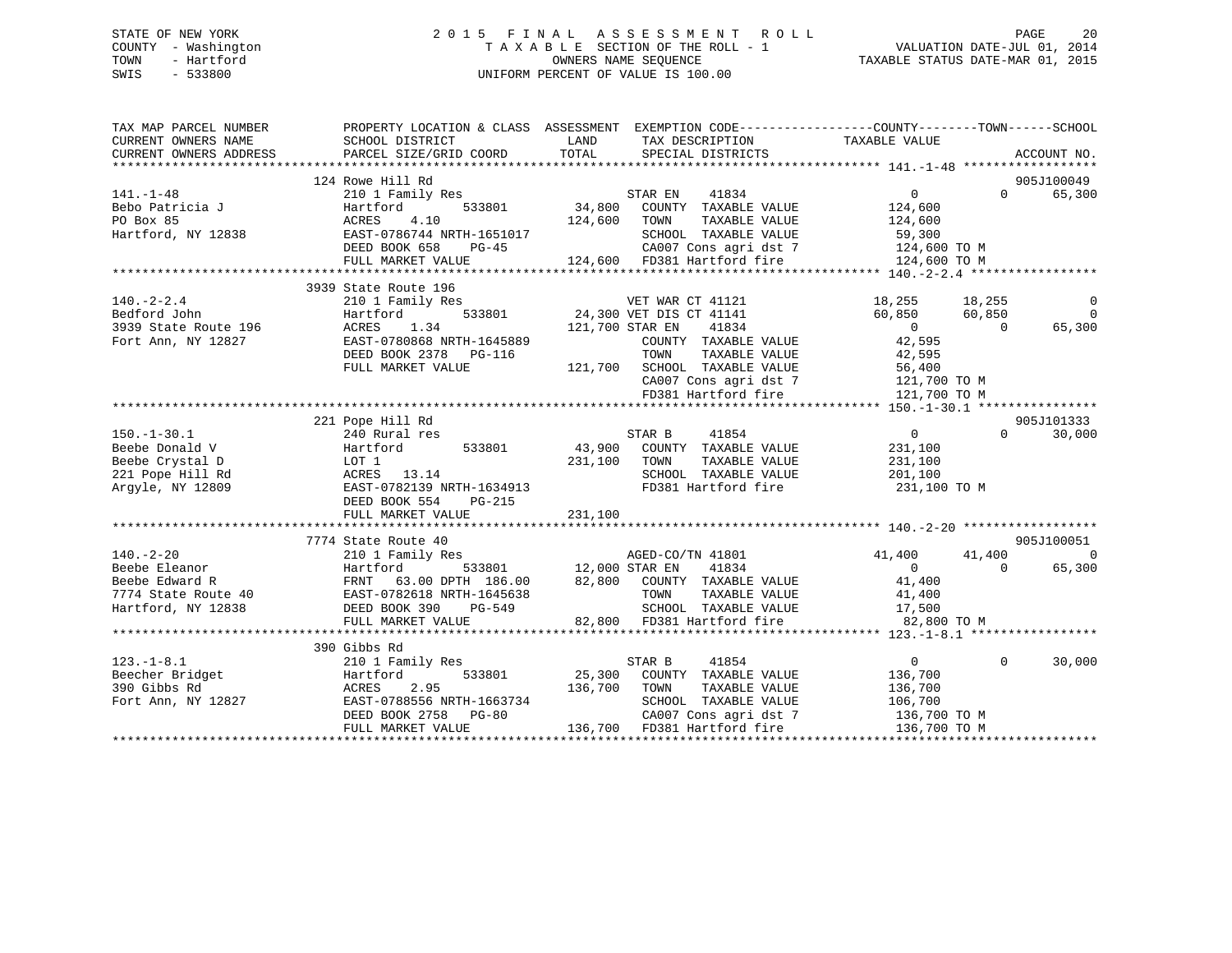STATE OF NEW YORK
COUNTY - Washington
TOWN - Hartford
SWIS - 533800

# 2015 FINAL ASSESSMENT ROLL
TAXABLE SECTION OF THE ROLL - 1
OWNERS NAME SEQUENCE
UNIFORM PERCENT OF VALUE IS 100.00

VALUATION DATE-JUL 01, 2014
TAXABLE STATUS DATE-MAR 01, 2015

| TAX MAP PARCEL NUMBER / CURRENT OWNERS NAME / CURRENT OWNERS ADDRESS | PROPERTY LOCATION & CLASS / SCHOOL DISTRICT / PARCEL SIZE/GRID COORD | ASSESSMENT LAND | TOTAL | EXEMPTION CODE / TAX DESCRIPTION / SPECIAL DISTRICTS | COUNTY | TOWN | SCHOOL | ACCOUNT NO. |
|---|---|---|---|---|---|---|---|---|
| 141.-1-48 | 124 Rowe Hill Rd | | | | | | | 905J100049 |
| Bebo Patricia J | 210 1 Family Res | | | STAR EN 41834 | 0 | 0 | 65,300 | |
| PO Box 85 | Hartford 533801 | 34,800 | | COUNTY TAXABLE VALUE | 124,600 | | | |
| Hartford, NY 12838 | ACRES 4.10 | | 124,600 | TOWN TAXABLE VALUE | | 124,600 | | |
| | EAST-0786744 NRTH-1651017 | | | SCHOOL TAXABLE VALUE | | | 59,300 | |
| | DEED BOOK 658 PG-45 | | | CA007 Cons agri dst 7 | 124,600 TO M | | | |
| | FULL MARKET VALUE | | 124,600 | FD381 Hartford fire | 124,600 TO M | | | |
| 140.-2-2.4 | 3939 State Route 196 | | | | | | | |
| Bedford John | 210 1 Family Res | | | VET WAR CT 41121 | 18,255 | 18,255 | 0 | |
| 3939 State Route 196 | Hartford 533801 | 24,300 | | VET DIS CT 41141 | 60,850 | 60,850 | 0 | |
| Fort Ann, NY 12827 | ACRES 1.34 | | 121,700 | STAR EN 41834 | 0 | 0 | 65,300 | |
| | EAST-0780868 NRTH-1645889 | | | COUNTY TAXABLE VALUE | 42,595 | | | |
| | DEED BOOK 2378 PG-116 | | | TOWN TAXABLE VALUE | | 42,595 | | |
| | FULL MARKET VALUE | | 121,700 | SCHOOL TAXABLE VALUE | | | 56,400 | |
| | | | | CA007 Cons agri dst 7 | 121,700 TO M | | | |
| | | | | FD381 Hartford fire | 121,700 TO M | | | |
| 150.-1-30.1 | 221 Pope Hill Rd | | | | | | | 905J101333 |
| Beebe Donald V | 240 Rural res | | | STAR B 41854 | 0 | 0 | 30,000 | |
| Beebe Crystal D | Hartford 533801 | 43,900 | | COUNTY TAXABLE VALUE | 231,100 | | | |
| 221 Pope Hill Rd | LOT 1 | | 231,100 | TOWN TAXABLE VALUE | | 231,100 | | |
| Argyle, NY 12809 | ACRES 13.14 | | | SCHOOL TAXABLE VALUE | | | 201,100 | |
| | EAST-0782139 NRTH-1634913 | | | FD381 Hartford fire | 231,100 TO M | | | |
| | DEED BOOK 554 PG-215 | | | | | | | |
| | FULL MARKET VALUE | | 231,100 | | | | | |
| 140.-2-20 | 7774 State Route 40 | | | | | | | 905J100051 |
| Beebe Eleanor | 210 1 Family Res | | | AGED-CO/TN 41801 | 41,400 | 41,400 | 0 | |
| Beebe Edward R | Hartford 533801 | 12,000 | | STAR EN 41834 | 0 | 0 | 65,300 | |
| 7774 State Route 40 | FRNT 63.00 DPTH 186.00 | | 82,800 | COUNTY TAXABLE VALUE | 41,400 | | | |
| Hartford, NY 12838 | EAST-0782618 NRTH-1645638 | | | TOWN TAXABLE VALUE | | 41,400 | | |
| | DEED BOOK 390 PG-549 | | | SCHOOL TAXABLE VALUE | | | 17,500 | |
| | FULL MARKET VALUE | | 82,800 | FD381 Hartford fire | 82,800 TO M | | | |
| 123.-1-8.1 | 390 Gibbs Rd | | | | | | | |
| Beecher Bridget | 210 1 Family Res | | | STAR B 41854 | 0 | 0 | 30,000 | |
| 390 Gibbs Rd | Hartford 533801 | 25,300 | | COUNTY TAXABLE VALUE | 136,700 | | | |
| Fort Ann, NY 12827 | ACRES 2.95 | | 136,700 | TOWN TAXABLE VALUE | | 136,700 | | |
| | EAST-0788556 NRTH-1663734 | | | SCHOOL TAXABLE VALUE | | | 106,700 | |
| | DEED BOOK 2758 PG-80 | | | CA007 Cons agri dst 7 | 136,700 TO M | | | |
| | FULL MARKET VALUE | | 136,700 | FD381 Hartford fire | 136,700 TO M | | | |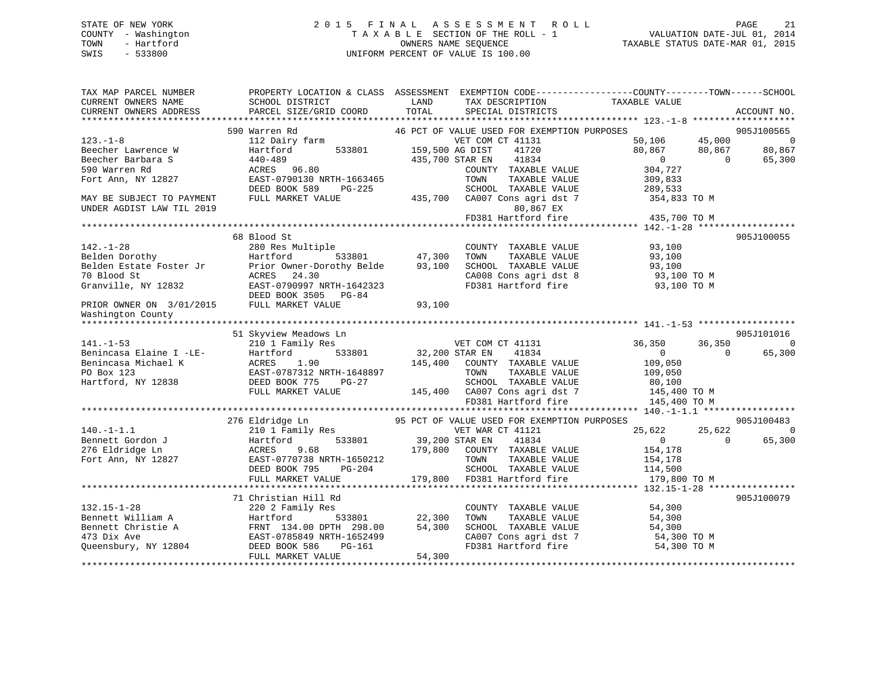STATE OF NEW YORK
COUNTY - Washington
TOWN - Hartford
SWIS - 533800

2015 FINAL ASSESSMENT ROLL
TAXABLE SECTION OF THE ROLL - 1
OWNERS NAME SEQUENCE
UNIFORM PERCENT OF VALUE IS 100.00

VALUATION DATE-JUL 01, 2014
TAXABLE STATUS DATE-MAR 01, 2015

```
TAX MAP PARCEL NUMBER         PROPERTY LOCATION & CLASS  ASSESSMENT  EXEMPTION CODE-----------------COUNTY--------TOWN------SCHOOL
CURRENT OWNERS NAME           SCHOOL DISTRICT              LAND      TAX DESCRIPTION              TAXABLE VALUE
CURRENT OWNERS ADDRESS        PARCEL SIZE/GRID COORD       TOTAL     SPECIAL DISTRICTS                                    ACCOUNT NO.
*********************************************************************************************** 123.-1-8 *******************
                 590 Warren Rd                     46 PCT OF VALUE USED FOR EXEMPTION PURPOSES                            905J100565
123.-1-8                      112 Dairy farm                    VET COM CT 41131            50,106      45,000            0
Beecher Lawrence W            Hartford        533801       159,500 AG DIST     41720            80,867      80,867       80,867
Beecher Barbara S             440-489                      435,700 STAR EN     41834                 0           0       65,300
590 Warren Rd                 ACRES   96.80                         COUNTY  TAXABLE VALUE          304,727
Fort Ann, NY 12827            EAST-0790130 NRTH-1663465            TOWN    TAXABLE VALUE          309,833
                              DEED BOOK 589    PG-225              SCHOOL  TAXABLE VALUE          289,533
MAY BE SUBJECT TO PAYMENT     FULL MARKET VALUE            435,700  CA007 Cons agri dst 7          354,833 TO M
UNDER AGDIST LAW TIL 2019                                               80,867 EX
                                                                    FD381 Hartford fire            435,700 TO M
*********************************************************************************************** 142.-1-28 ******************
                 68 Blood St                                                                                      905J100055
142.-1-28                     280 Res Multiple                      COUNTY  TAXABLE VALUE           93,100
Belden Dorothy                Hartford        533801        47,300  TOWN    TAXABLE VALUE           93,100
Belden Estate Foster Jr       Prior Owner-Dorothy Belde     93,100  SCHOOL  TAXABLE VALUE           93,100
70 Blood St                   ACRES   24.30                         CA008 Cons agri dst 8           93,100 TO M
Granville, NY 12832           EAST-0790997 NRTH-1642323             FD381 Hartford fire             93,100 TO M
                              DEED BOOK 3505   PG-84
PRIOR OWNER ON  3/01/2015     FULL MARKET VALUE             93,100
Washington County
*********************************************************************************************** 141.-1-53 ******************
                 51 Skyview Meadows Ln                                                                            905J101016
141.-1-53                     210 1 Family Res                  VET COM CT 41131            36,350      36,350            0
Benincasa Elaine I -LE-       Hartford        533801        32,200 STAR EN     41834                 0           0       65,300
Benincasa Michael K           ACRES    1.90                145,400  COUNTY  TAXABLE VALUE          109,050
PO Box 123                    EAST-0787312 NRTH-1648897            TOWN    TAXABLE VALUE          109,050
Hartford, NY 12838            DEED BOOK 775    PG-27               SCHOOL  TAXABLE VALUE           80,100
                              FULL MARKET VALUE            145,400  CA007 Cons agri dst 7          145,400 TO M
                                                                    FD381 Hartford fire            145,400 TO M
*********************************************************************************************** 140.-1-1.1 *****************
                 276 Eldridge Ln                   95 PCT OF VALUE USED FOR EXEMPTION PURPOSES                            905J100483
140.-1-1.1                    210 1 Family Res                  VET WAR CT 41121            25,622      25,622            0
Bennett Gordon J              Hartford        533801        39,200 STAR EN     41834                 0           0       65,300
276 Eldridge Ln               ACRES    9.68                179,800  COUNTY  TAXABLE VALUE          154,178
Fort Ann, NY 12827            EAST-0770738 NRTH-1650212            TOWN    TAXABLE VALUE          154,178
                              DEED BOOK 795    PG-204              SCHOOL  TAXABLE VALUE          114,500
                              FULL MARKET VALUE            179,800  FD381 Hartford fire            179,800 TO M
*********************************************************************************************** 132.15-1-28 ****************
                 71 Christian Hill Rd                                                                             905J100079
132.15-1-28                   220 2 Family Res                      COUNTY  TAXABLE VALUE           54,300
Bennett William A             Hartford        533801        22,300  TOWN    TAXABLE VALUE           54,300
Bennett Christie A            FRNT 134.00 DPTH 298.00       54,300  SCHOOL  TAXABLE VALUE           54,300
473 Dix Ave                   EAST-0785849 NRTH-1652499             CA007 Cons agri dst 7           54,300 TO M
Queensbury, NY 12804          DEED BOOK 586    PG-161               FD381 Hartford fire             54,300 TO M
                              FULL MARKET VALUE             54,300
****************************************************************************************************************************
```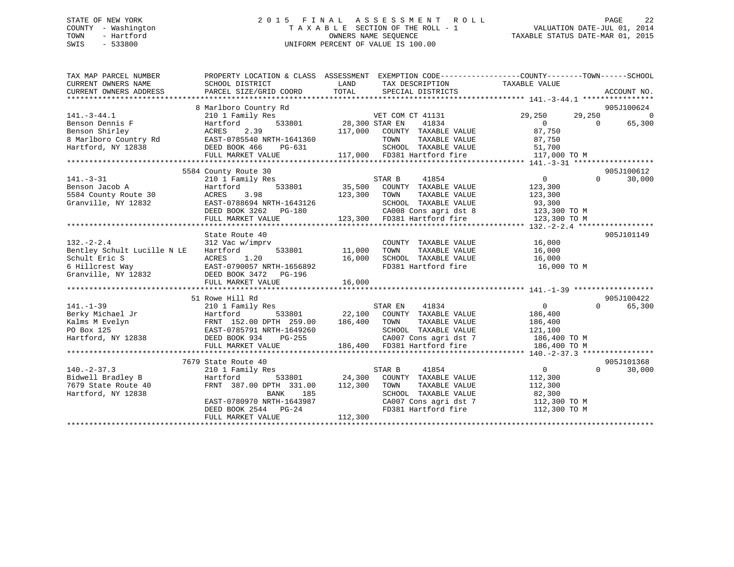STATE OF NEW YORK
COUNTY - Washington
TOWN - Hartford
SWIS - 533800

# 2015 FINAL ASSESSMENT ROLL
TAXABLE SECTION OF THE ROLL - 1
OWNERS NAME SEQUENCE
UNIFORM PERCENT OF VALUE IS 100.00

VALUATION DATE-JUL 01, 2014
TAXABLE STATUS DATE-MAR 01, 2015

| TAX MAP PARCEL NUMBER / CURRENT OWNERS NAME / CURRENT OWNERS ADDRESS | PROPERTY LOCATION & CLASS / SCHOOL DISTRICT / PARCEL SIZE/GRID COORD | ASSESSMENT LAND / TOTAL | EXEMPTION CODE / TAX DESCRIPTION / SPECIAL DISTRICTS | COUNTY | TOWN | SCHOOL | ACCOUNT NO. |
|---|---|---|---|---|---|---|---|
| 141.-3-44.1 | 8 Marlboro Country Rd | | | | | | 905J100624 |
| Benson Dennis F | 210 1 Family Res | | VET COM CT 41131 | 29,250 | 29,250 | 0 | |
| Benson Shirley | Hartford 533801 | 28,300 | STAR EN 41834 | 0 | 0 | 65,300 | |
| 8 Marlboro Country Rd | ACRES 2.39 | 117,000 | COUNTY TAXABLE VALUE | 87,750 | | | |
| Hartford, NY 12838 | EAST-0785540 NRTH-1641360 | | TOWN TAXABLE VALUE | 87,750 | | | |
| | DEED BOOK 466 PG-631 | | SCHOOL TAXABLE VALUE | 51,700 | | | |
| | FULL MARKET VALUE | 117,000 | FD381 Hartford fire | 117,000 TO M | | | |
| 141.-3-31 | 5584 County Route 30 | | | | | | 905J100612 |
| Benson Jacob A | 210 1 Family Res | | STAR B 41854 | 0 | 0 | 30,000 | |
| 5584 County Route 30 | Hartford 533801 | 35,500 | COUNTY TAXABLE VALUE | 123,300 | | | |
| Granville, NY 12832 | ACRES 3.98 | 123,300 | TOWN TAXABLE VALUE | 123,300 | | | |
| | EAST-0788694 NRTH-1643126 | | SCHOOL TAXABLE VALUE | 93,300 | | | |
| | DEED BOOK 3262 PG-180 | | CA008 Cons agri dst 8 | 123,300 TO M | | | |
| | FULL MARKET VALUE | 123,300 | FD381 Hartford fire | 123,300 TO M | | | |
| 132.-2-2.4 | State Route 40 | | | | | | 905J101149 |
| Bentley Schult Lucille N LE | 312 Vac w/imprv | | COUNTY TAXABLE VALUE | 16,000 | | | |
| Schult Eric S | Hartford 533801 | 11,000 | TOWN TAXABLE VALUE | 16,000 | | | |
| 6 Hillcrest Way | ACRES 1.20 | 16,000 | SCHOOL TAXABLE VALUE | 16,000 | | | |
| Granville, NY 12832 | EAST-0790057 NRTH-1656892 | | FD381 Hartford fire | 16,000 TO M | | | |
| | DEED BOOK 3472 PG-196 | | | | | | |
| | FULL MARKET VALUE | 16,000 | | | | | |
| 141.-1-39 | 51 Rowe Hill Rd | | | | | | 905J100422 |
| Berky Michael Jr | 210 1 Family Res | | STAR EN 41834 | 0 | 0 | 65,300 | |
| Kalms M Evelyn | Hartford 533801 | 22,100 | COUNTY TAXABLE VALUE | 186,400 | | | |
| PO Box 125 | FRNT 152.00 DPTH 259.00 | 186,400 | TOWN TAXABLE VALUE | 186,400 | | | |
| Hartford, NY 12838 | EAST-0785791 NRTH-1649260 | | SCHOOL TAXABLE VALUE | 121,100 | | | |
| | DEED BOOK 934 PG-255 | | CA007 Cons agri dst 7 | 186,400 TO M | | | |
| | FULL MARKET VALUE | 186,400 | FD381 Hartford fire | 186,400 TO M | | | |
| 140.-2-37.3 | 7679 State Route 40 | | | | | | 905J101368 |
| Bidwell Bradley B | 210 1 Family Res | | STAR B 41854 | 0 | 0 | 30,000 | |
| 7679 State Route 40 | Hartford 533801 | 24,300 | COUNTY TAXABLE VALUE | 112,300 | | | |
| Hartford, NY 12838 | FRNT 387.00 DPTH 331.00 | 112,300 | TOWN TAXABLE VALUE | 112,300 | | | |
| | BANK 185 | | SCHOOL TAXABLE VALUE | 82,300 | | | |
| | EAST-0780970 NRTH-1643987 | | CA007 Cons agri dst 7 | 112,300 TO M | | | |
| | DEED BOOK 2544 PG-24 | | FD381 Hartford fire | 112,300 TO M | | | |
| | FULL MARKET VALUE | 112,300 | | | | | |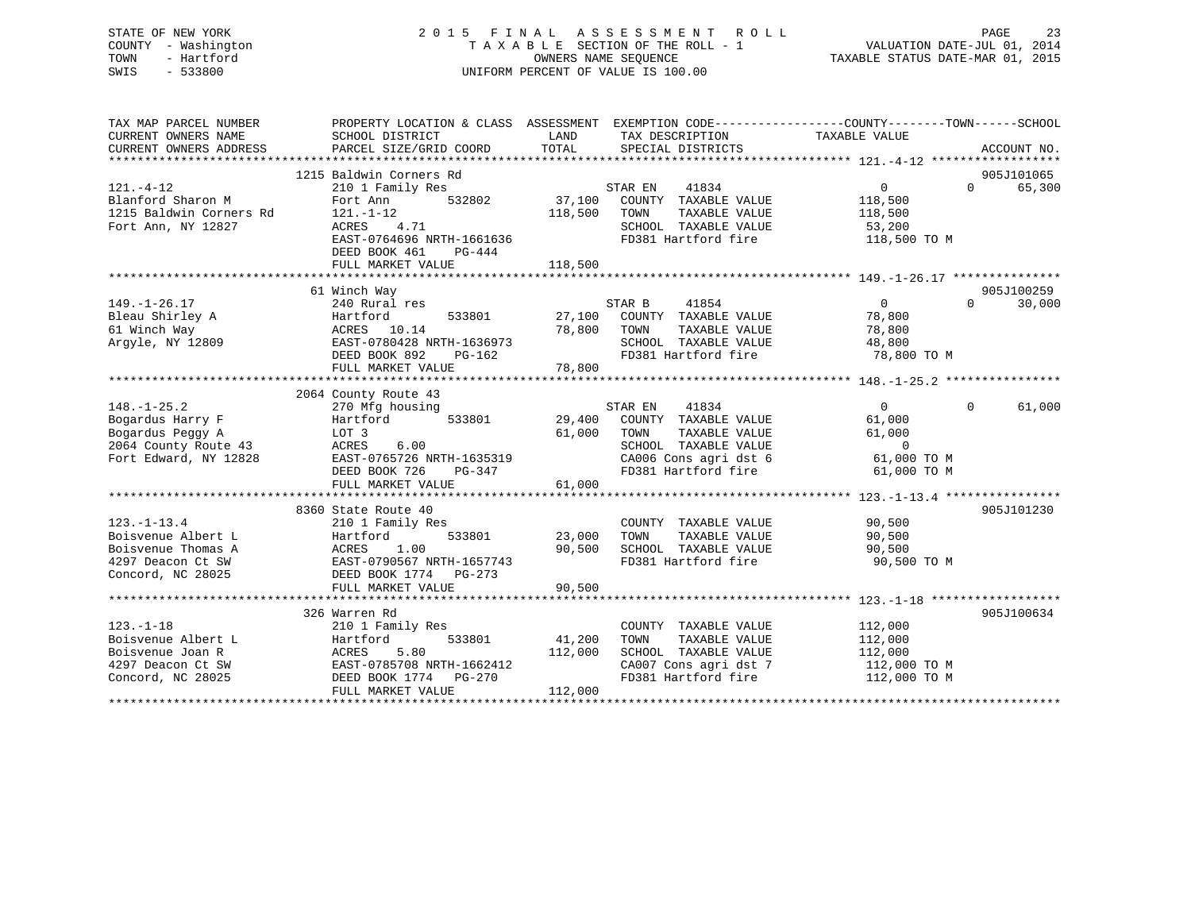STATE OF NEW YORK
COUNTY - Washington
TOWN - Hartford
SWIS - 533800

# 2015 FINAL ASSESSMENT ROLL

TAXABLE SECTION OF THE ROLL - 1
OWNERS NAME SEQUENCE
UNIFORM PERCENT OF VALUE IS 100.00

VALUATION DATE-JUL 01, 2014
TAXABLE STATUS DATE-MAR 01, 2015

| TAX MAP PARCEL NUMBER / CURRENT OWNERS NAME / CURRENT OWNERS ADDRESS | PROPERTY LOCATION & CLASS / SCHOOL DISTRICT / PARCEL SIZE/GRID COORD | ASSESSMENT LAND | TOTAL | EXEMPTION CODE / TAX DESCRIPTION / SPECIAL DISTRICTS | COUNTY TAXABLE VALUE | TOWN | SCHOOL | ACCOUNT NO. |
|---|---|---|---|---|---|---|---|---|
| 121.-4-12 | 1215 Baldwin Corners Rd | | | | | | | 905J101065 |
| 121.-4-12 | 210 1 Family Res | | | STAR EN 41834 | 0 | 0 | 65,300 | |
| Blanford Sharon M | Fort Ann 532802 | 37,100 | | COUNTY TAXABLE VALUE | 118,500 | | | |
| 1215 Baldwin Corners Rd | 121.-1-12 | | 118,500 | TOWN TAXABLE VALUE | 118,500 | | | |
| Fort Ann, NY 12827 | ACRES 4.71 | | | SCHOOL TAXABLE VALUE | 53,200 | | | |
| | EAST-0764696 NRTH-1661636 | | | FD381 Hartford fire | 118,500 TO M | | | |
| | DEED BOOK 461 PG-444 | | | | | | | |
| | FULL MARKET VALUE | | 118,500 | | | | | |
| 149.-1-26.17 | 61 Winch Way | | | | | | | 905J100259 |
| 149.-1-26.17 | 240 Rural res | | | STAR B 41854 | 0 | 0 | 30,000 | |
| Bleau Shirley A | Hartford 533801 | 27,100 | | COUNTY TAXABLE VALUE | 78,800 | | | |
| 61 Winch Way | ACRES 10.14 | | 78,800 | TOWN TAXABLE VALUE | 78,800 | | | |
| Argyle, NY 12809 | EAST-0780428 NRTH-1636973 | | | SCHOOL TAXABLE VALUE | 48,800 | | | |
| | DEED BOOK 892 PG-162 | | | FD381 Hartford fire | 78,800 TO M | | | |
| | FULL MARKET VALUE | | 78,800 | | | | | |
| 148.-1-25.2 | 2064 County Route 43 | | | | | | | |
| 148.-1-25.2 | 270 Mfg housing | | | STAR EN 41834 | 0 | 0 | 61,000 | |
| Bogardus Harry F | Hartford 533801 | 29,400 | | COUNTY TAXABLE VALUE | 61,000 | | | |
| Bogardus Peggy A | LOT 3 | | 61,000 | TOWN TAXABLE VALUE | 61,000 | | | |
| 2064 County Route 43 | ACRES 6.00 | | | SCHOOL TAXABLE VALUE | 0 | | | |
| Fort Edward, NY 12828 | EAST-0765726 NRTH-1635319 | | | CA006 Cons agri dst 6 | 61,000 TO M | | | |
| | DEED BOOK 726 PG-347 | | | FD381 Hartford fire | 61,000 TO M | | | |
| | FULL MARKET VALUE | | 61,000 | | | | | |
| 123.-1-13.4 | 8360 State Route 40 | | | | | | | 905J101230 |
| 123.-1-13.4 | 210 1 Family Res | | | COUNTY TAXABLE VALUE | 90,500 | | | |
| Boisvenue Albert L | Hartford 533801 | 23,000 | | TOWN TAXABLE VALUE | 90,500 | | | |
| Boisvenue Thomas A | ACRES 1.00 | | 90,500 | SCHOOL TAXABLE VALUE | 90,500 | | | |
| 4297 Deacon Ct SW | EAST-0790567 NRTH-1657743 | | | FD381 Hartford fire | 90,500 TO M | | | |
| Concord, NC 28025 | DEED BOOK 1774 PG-273 | | | | | | | |
| | FULL MARKET VALUE | | 90,500 | | | | | |
| 123.-1-18 | 326 Warren Rd | | | | | | | 905J100634 |
| 123.-1-18 | 210 1 Family Res | | | COUNTY TAXABLE VALUE | 112,000 | | | |
| Boisvenue Albert L | Hartford 533801 | 41,200 | | TOWN TAXABLE VALUE | 112,000 | | | |
| Boisvenue Joan R | ACRES 5.80 | | 112,000 | SCHOOL TAXABLE VALUE | 112,000 | | | |
| 4297 Deacon Ct SW | EAST-0785708 NRTH-1662412 | | | CA007 Cons agri dst 7 | 112,000 TO M | | | |
| Concord, NC 28025 | DEED BOOK 1774 PG-270 | | | FD381 Hartford fire | 112,000 TO M | | | |
| | FULL MARKET VALUE | | 112,000 | | | | | |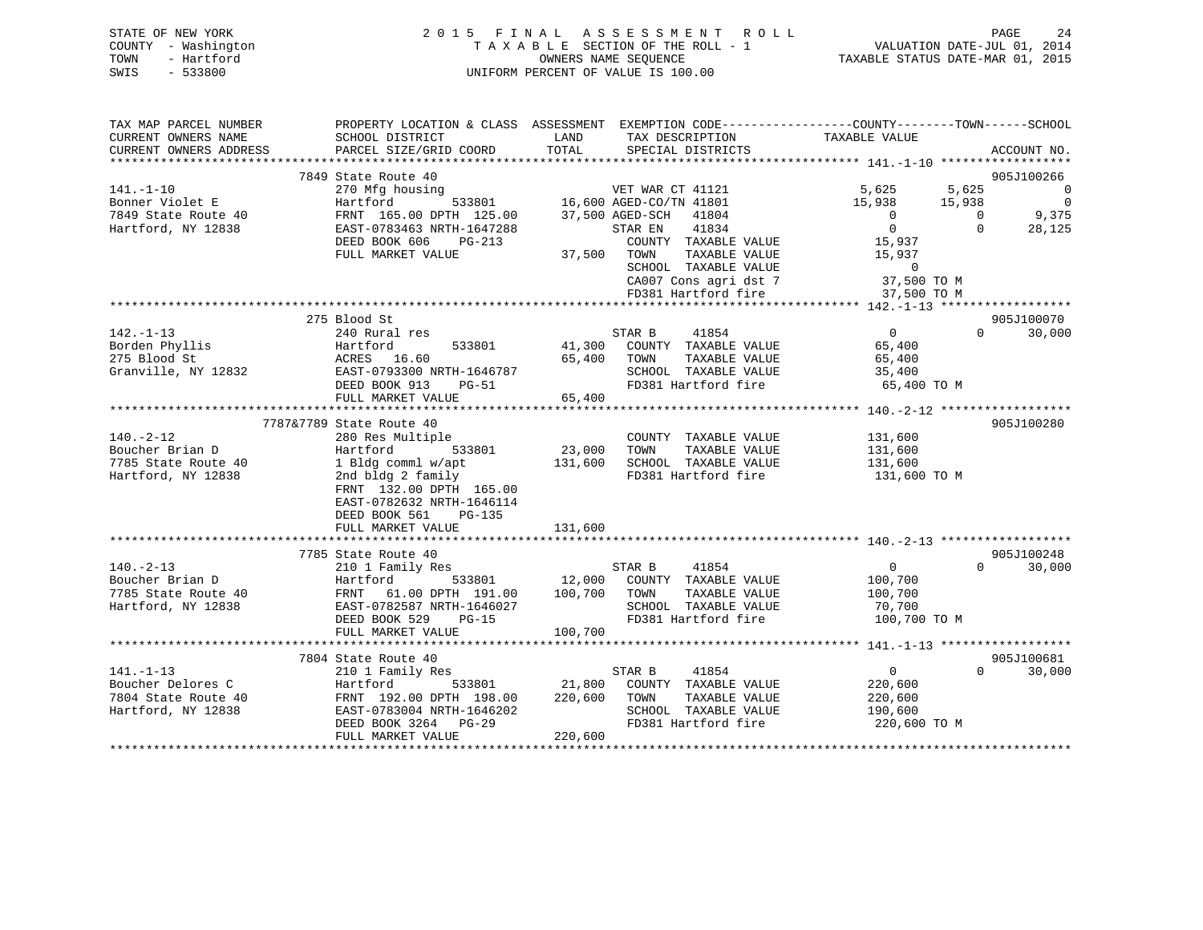STATE OF NEW YORK — 2015 FINAL ASSESSMENT ROLL
COUNTY - Washington — TAXABLE SECTION OF THE ROLL - 1 — VALUATION DATE-JUL 01, 2014
TOWN - Hartford — OWNERS NAME SEQUENCE — TAXABLE STATUS DATE-MAR 01, 2015
SWIS - 533800 — UNIFORM PERCENT OF VALUE IS 100.00

```
TAX MAP PARCEL NUMBER          PROPERTY LOCATION & CLASS  ASSESSMENT  EXEMPTION CODE------------------COUNTY--------TOWN------SCHOOL
CURRENT OWNERS NAME            SCHOOL DISTRICT               LAND      TAX DESCRIPTION            TAXABLE VALUE
CURRENT OWNERS ADDRESS         PARCEL SIZE/GRID COORD        TOTAL     SPECIAL DISTRICTS                                         ACCOUNT NO.
******************************************************************************************************* 141.-1-10 ******************
                               7849 State Route 40                                                                            905J100266
141.-1-10                      270 Mfg housing                    VET WAR CT 41121              5,625       5,625              0
Bonner Violet E                Hartford         533801       16,600 AGED-CO/TN 41801           15,938      15,938              0
7849 State Route 40            FRNT 165.00 DPTH 125.00      37,500 AGED-SCH   41804                 0           0          9,375
Hartford, NY 12838             EAST-0783463 NRTH-1647288           STAR EN    41834                 0           0         28,125
                               DEED BOOK 606    PG-213              COUNTY  TAXABLE VALUE           15,937
                               FULL MARKET VALUE            37,500  TOWN    TAXABLE VALUE           15,937
                                                                    SCHOOL  TAXABLE VALUE                0
                                                                    CA007 Cons agri dst 7           37,500 TO M
                                                                    FD381 Hartford fire             37,500 TO M
******************************************************************************************************* 142.-1-13 ******************
                               275 Blood St                                                                                   905J100070
142.-1-13                      240 Rural res                      STAR B     41854                  0           0         30,000
Borden Phyllis                 Hartford         533801       41,300   COUNTY  TAXABLE VALUE         65,400
275 Blood St                   ACRES  16.60                  65,400   TOWN    TAXABLE VALUE         65,400
Granville, NY 12832            EAST-0793300 NRTH-1646787              SCHOOL  TAXABLE VALUE         35,400
                               DEED BOOK 913    PG-51                 FD381 Hartford fire           65,400 TO M
                               FULL MARKET VALUE             65,400
******************************************************************************************************* 140.-2-12 ******************
                               7787&7789 State Route 40                                                                       905J100280
140.-2-12                      280 Res Multiple                       COUNTY  TAXABLE VALUE        131,600
Boucher Brian D                Hartford         533801       23,000   TOWN    TAXABLE VALUE        131,600
7785 State Route 40            1 Bldg comml w/apt           131,600   SCHOOL  TAXABLE VALUE        131,600
Hartford, NY 12838             2nd bldg 2 family                      FD381 Hartford fire          131,600 TO M
                               FRNT 132.00 DPTH 165.00
                               EAST-0782632 NRTH-1646114
                               DEED BOOK 561    PG-135
                               FULL MARKET VALUE            131,600
******************************************************************************************************* 140.-2-13 ******************
                               7785 State Route 40                                                                            905J100248
140.-2-13                      210 1 Family Res                   STAR B     41854                  0           0         30,000
Boucher Brian D                Hartford         533801       12,000   COUNTY  TAXABLE VALUE        100,700
7785 State Route 40            FRNT  61.00 DPTH 191.00      100,700   TOWN    TAXABLE VALUE        100,700
Hartford, NY 12838             EAST-0782587 NRTH-1646027              SCHOOL  TAXABLE VALUE         70,700
                               DEED BOOK 529    PG-15                 FD381 Hartford fire          100,700 TO M
                               FULL MARKET VALUE            100,700
******************************************************************************************************* 141.-1-13 ******************
                               7804 State Route 40                                                                            905J100681
141.-1-13                      210 1 Family Res                   STAR B     41854                  0           0         30,000
Boucher Delores C              Hartford         533801       21,800   COUNTY  TAXABLE VALUE        220,600
7804 State Route 40            FRNT 192.00 DPTH 198.00      220,600   TOWN    TAXABLE VALUE        220,600
Hartford, NY 12838             EAST-0783004 NRTH-1646202              SCHOOL  TAXABLE VALUE        190,600
                               DEED BOOK 3264   PG-29                 FD381 Hartford fire          220,600 TO M
                               FULL MARKET VALUE            220,600
************************************************************************************************************************************
```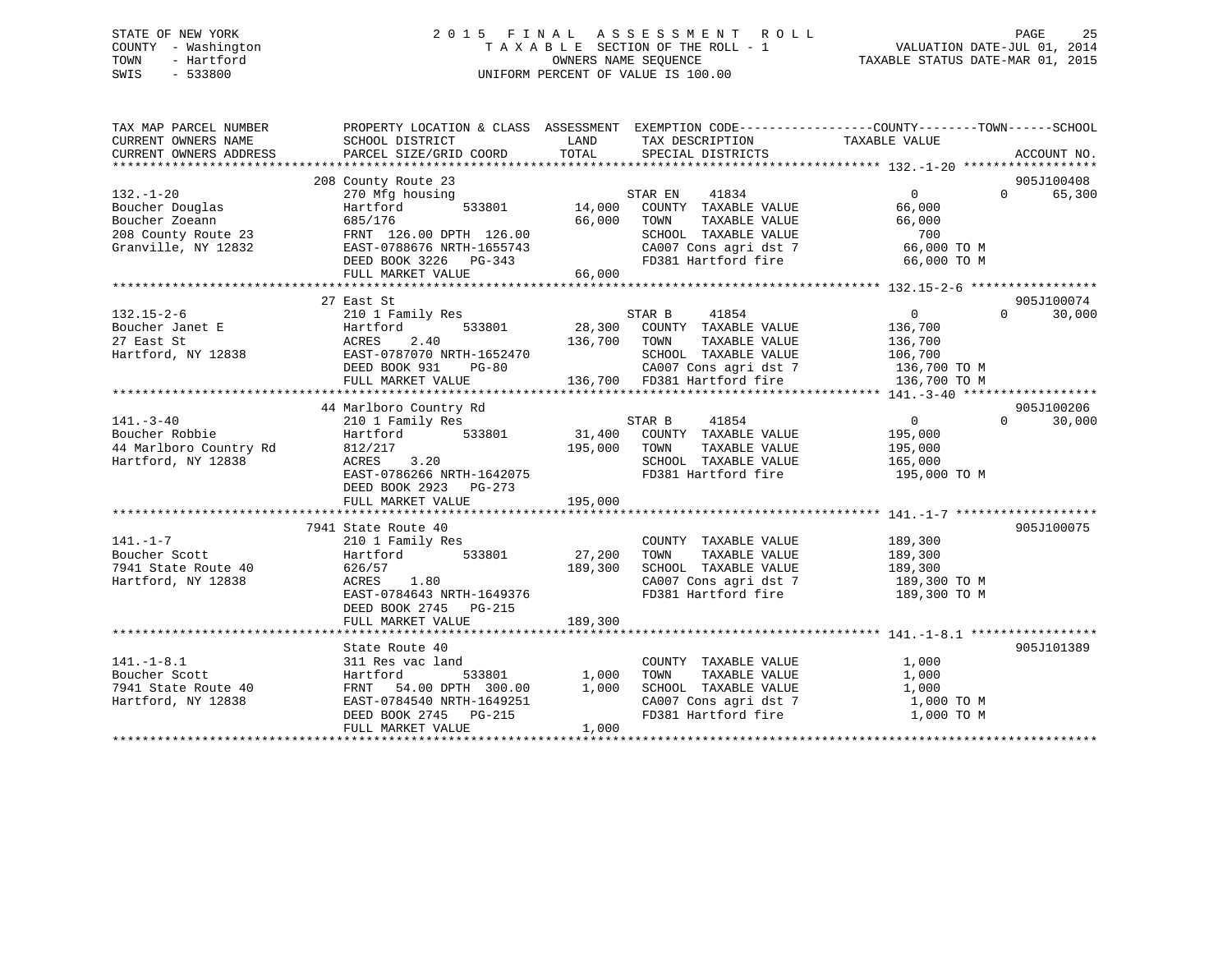STATE OF NEW YORK
COUNTY - Washington
TOWN - Hartford
SWIS - 533800

2 0 1 5 F I N A L A S S E S S M E N T R O L L
T A X A B L E SECTION OF THE ROLL - 1
OWNERS NAME SEQUENCE
UNIFORM PERCENT OF VALUE IS 100.00

VALUATION DATE-JUL 01, 2014
TAXABLE STATUS DATE-MAR 01, 2015

```
TAX MAP PARCEL NUMBER      PROPERTY LOCATION & CLASS  ASSESSMENT  EXEMPTION CODE------------------COUNTY--------TOWN------SCHOOL
CURRENT OWNERS NAME        SCHOOL DISTRICT              LAND      TAX DESCRIPTION            TAXABLE VALUE
CURRENT OWNERS ADDRESS     PARCEL SIZE/GRID COORD       TOTAL     SPECIAL DISTRICTS                                    ACCOUNT NO.
******************************************************************************************** 132.-1-20 ******************
                           208 County Route 23                                                                   905J100408
132.-1-20                  270 Mfg housing                         STAR EN    41834          0             0       65,300
Boucher Douglas            Hartford        533801       14,000    COUNTY  TAXABLE VALUE       66,000
Boucher Zoeann             685/176                      66,000    TOWN    TAXABLE VALUE       66,000
208 County Route 23        FRNT 126.00 DPTH 126.00                SCHOOL  TAXABLE VALUE          700
Granville, NY 12832        EAST-0788676 NRTH-1655743              CA007 Cons agri dst 7        66,000 TO M
                           DEED BOOK 3226   PG-343                FD381 Hartford fire          66,000 TO M
                           FULL MARKET VALUE            66,000
******************************************************************************************** 132.15-2-6 *****************
                           27 East St                                                                            905J100074
132.15-2-6                 210 1 Family Res                        STAR B     41854          0             0       30,000
Boucher Janet E            Hartford        533801       28,300    COUNTY  TAXABLE VALUE      136,700
27 East St                 ACRES    2.40               136,700    TOWN    TAXABLE VALUE      136,700
Hartford, NY 12838         EAST-0787070 NRTH-1652470              SCHOOL  TAXABLE VALUE      106,700
                           DEED BOOK 931    PG-80                 CA007 Cons agri dst 7       136,700 TO M
                           FULL MARKET VALUE           136,700    FD381 Hartford fire         136,700 TO M
******************************************************************************************** 141.-3-40 ******************
                           44 Marlboro Country Rd                                                                905J100206
141.-3-40                  210 1 Family Res                        STAR B     41854          0             0       30,000
Boucher Robbie             Hartford        533801       31,400    COUNTY  TAXABLE VALUE      195,000
44 Marlboro Country Rd     812/217                     195,000    TOWN    TAXABLE VALUE      195,000
Hartford, NY 12838         ACRES    3.20                          SCHOOL  TAXABLE VALUE      165,000
                           EAST-0786266 NRTH-1642075              FD381 Hartford fire         195,000 TO M
                           DEED BOOK 2923   PG-273
                           FULL MARKET VALUE           195,000
******************************************************************************************** 141.-1-7 *******************
                           7941 State Route 40                                                                   905J100075
141.-1-7                   210 1 Family Res                       COUNTY  TAXABLE VALUE      189,300
Boucher Scott              Hartford        533801       27,200    TOWN    TAXABLE VALUE      189,300
7941 State Route 40        626/57                      189,300    SCHOOL  TAXABLE VALUE      189,300
Hartford, NY 12838         ACRES    1.80                          CA007 Cons agri dst 7       189,300 TO M
                           EAST-0784643 NRTH-1649376              FD381 Hartford fire         189,300 TO M
                           DEED BOOK 2745   PG-215
                           FULL MARKET VALUE           189,300
******************************************************************************************** 141.-1-8.1 *****************
                           State Route 40                                                                        905J101389
141.-1-8.1                 311 Res vac land                       COUNTY  TAXABLE VALUE        1,000
Boucher Scott              Hartford        533801        1,000    TOWN    TAXABLE VALUE        1,000
7941 State Route 40        FRNT  54.00 DPTH 300.00       1,000    SCHOOL  TAXABLE VALUE        1,000
Hartford, NY 12838         EAST-0784540 NRTH-1649251              CA007 Cons agri dst 7         1,000 TO M
                           DEED BOOK 2745   PG-215                FD381 Hartford fire           1,000 TO M
                           FULL MARKET VALUE             1,000
************************************************************************************************************************************
```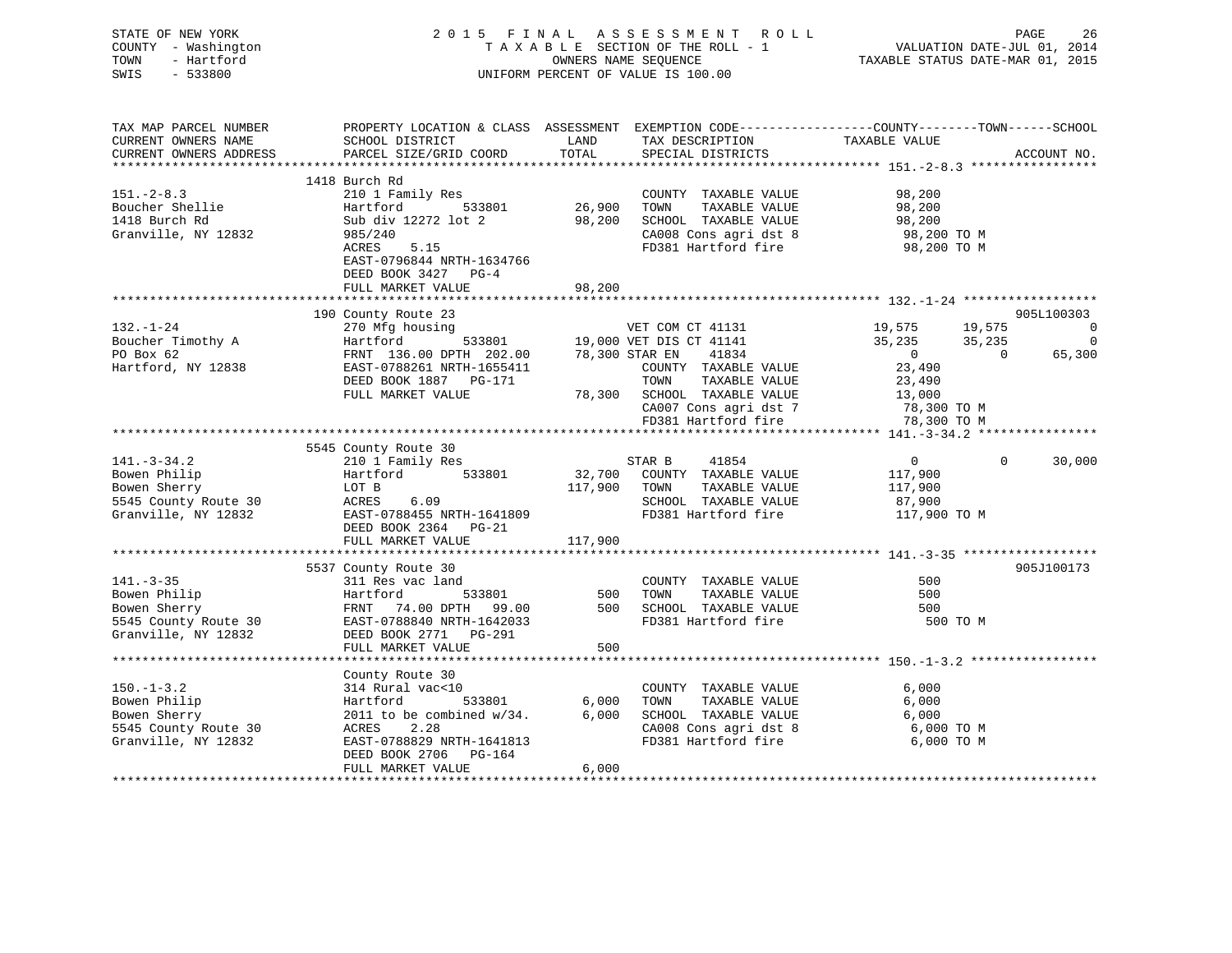STATE OF NEW YORK — 2015 FINAL ASSESSMENT ROLL
COUNTY - Washington — TAXABLE SECTION OF THE ROLL - 1 — VALUATION DATE-JUL 01, 2014
TOWN - Hartford — OWNERS NAME SEQUENCE — TAXABLE STATUS DATE-MAR 01, 2015
SWIS - 533800 — UNIFORM PERCENT OF VALUE IS 100.00

| TAX MAP PARCEL NUMBER / CURRENT OWNERS NAME / CURRENT OWNERS ADDRESS | PROPERTY LOCATION & CLASS / SCHOOL DISTRICT / PARCEL SIZE/GRID COORD | ASSESSMENT LAND | TOTAL | EXEMPTION CODE / TAX DESCRIPTION / SPECIAL DISTRICTS | COUNTY TAXABLE VALUE | TOWN | SCHOOL | ACCOUNT NO. |
|---|---|---|---|---|---|---|---|---|
| **151.-2-8.3** | 1418 Burch Rd | | | | | | | |
| 151.-2-8.3 | 210 1 Family Res | | | COUNTY TAXABLE VALUE | 98,200 | | | |
| Boucher Shellie | Hartford 533801 | 26,900 | | TOWN TAXABLE VALUE | 98,200 | | | |
| 1418 Burch Rd | Sub div 12272 lot 2 | | 98,200 | SCHOOL TAXABLE VALUE | 98,200 | | | |
| Granville, NY 12832 | 985/240 | | | CA008 Cons agri dst 8 | 98,200 TO M | | | |
| | ACRES 5.15 | | | FD381 Hartford fire | 98,200 TO M | | | |
| | EAST-0796844 NRTH-1634766 | | | | | | | |
| | DEED BOOK 3427 PG-4 | | | | | | | |
| | FULL MARKET VALUE | | 98,200 | | | | | |
| **132.-1-24** | 190 County Route 23 | | | | | | | 905L100303 |
| 132.-1-24 | 270 Mfg housing | | | VET COM CT 41131 | 19,575 | 19,575 | 0 | |
| Boucher Timothy A | Hartford 533801 | 19,000 | | VET DIS CT 41141 | 35,235 | 35,235 | 0 | |
| PO Box 62 | FRNT 136.00 DPTH 202.00 | | 78,300 | STAR EN 41834 | 0 | 0 | 65,300 | |
| Hartford, NY 12838 | EAST-0788261 NRTH-1655411 | | | COUNTY TAXABLE VALUE | 23,490 | | | |
| | DEED BOOK 1887 PG-171 | | | TOWN TAXABLE VALUE | 23,490 | | | |
| | FULL MARKET VALUE | | 78,300 | SCHOOL TAXABLE VALUE | 13,000 | | | |
| | | | | CA007 Cons agri dst 7 | 78,300 TO M | | | |
| | | | | FD381 Hartford fire | 78,300 TO M | | | |
| **141.-3-34.2** | 5545 County Route 30 | | | | | | | |
| 141.-3-34.2 | 210 1 Family Res | | | STAR B 41854 | 0 | 0 | 30,000 | |
| Bowen Philip | Hartford 533801 | 32,700 | | COUNTY TAXABLE VALUE | 117,900 | | | |
| Bowen Sherry | LOT B | | 117,900 | TOWN TAXABLE VALUE | 117,900 | | | |
| 5545 County Route 30 | ACRES 6.09 | | | SCHOOL TAXABLE VALUE | 87,900 | | | |
| Granville, NY 12832 | EAST-0788455 NRTH-1641809 | | | FD381 Hartford fire | 117,900 TO M | | | |
| | DEED BOOK 2364 PG-21 | | | | | | | |
| | FULL MARKET VALUE | | 117,900 | | | | | |
| **141.-3-35** | 5537 County Route 30 | | | | | | | 905J100173 |
| 141.-3-35 | 311 Res vac land | | | COUNTY TAXABLE VALUE | 500 | | | |
| Bowen Philip | Hartford 533801 | 500 | | TOWN TAXABLE VALUE | 500 | | | |
| Bowen Sherry | FRNT 74.00 DPTH 99.00 | | 500 | SCHOOL TAXABLE VALUE | 500 | | | |
| 5545 County Route 30 | EAST-0788840 NRTH-1642033 | | | FD381 Hartford fire | 500 TO M | | | |
| Granville, NY 12832 | DEED BOOK 2771 PG-291 | | | | | | | |
| | FULL MARKET VALUE | | 500 | | | | | |
| **150.-1-3.2** | County Route 30 | | | | | | | |
| 150.-1-3.2 | 314 Rural vac<10 | | | COUNTY TAXABLE VALUE | 6,000 | | | |
| Bowen Philip | Hartford 533801 | 6,000 | | TOWN TAXABLE VALUE | 6,000 | | | |
| Bowen Sherry | 2011 to be combined w/34. | | 6,000 | SCHOOL TAXABLE VALUE | 6,000 | | | |
| 5545 County Route 30 | ACRES 2.28 | | | CA008 Cons agri dst 8 | 6,000 TO M | | | |
| Granville, NY 12832 | EAST-0788829 NRTH-1641813 | | | FD381 Hartford fire | 6,000 TO M | | | |
| | DEED BOOK 2706 PG-164 | | | | | | | |
| | FULL MARKET VALUE | | 6,000 | | | | | |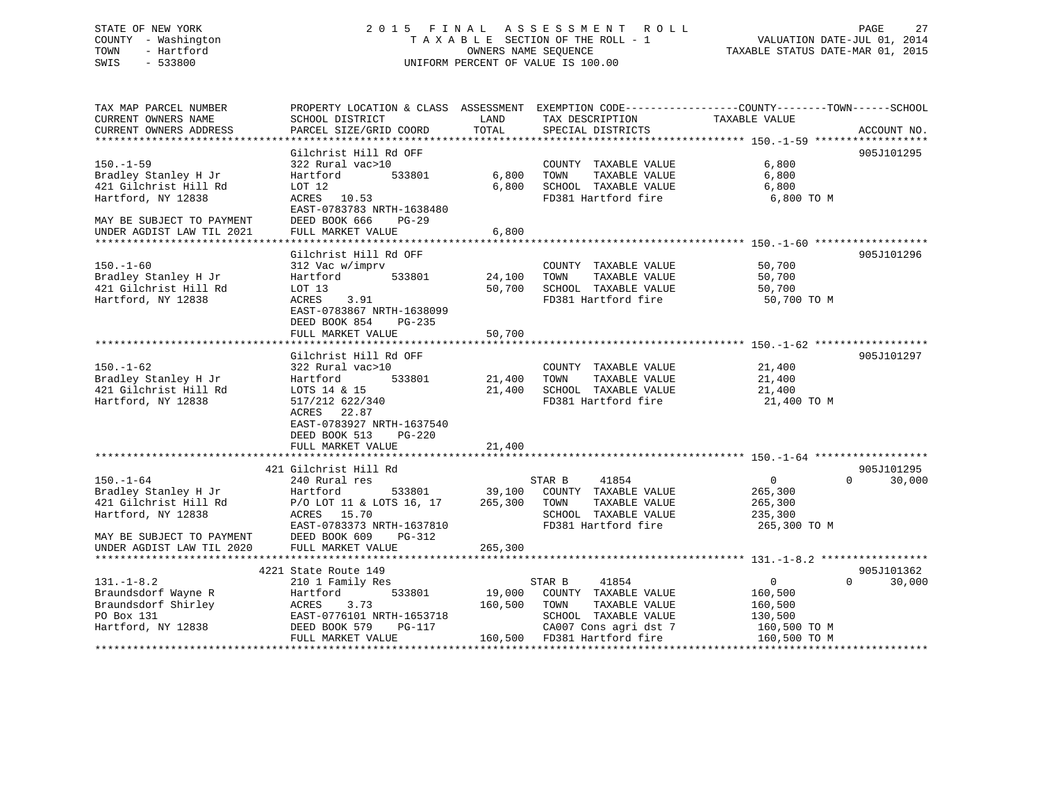STATE OF NEW YORK — 2015 FINAL ASSESSMENT ROLL
COUNTY - Washington — TAXABLE SECTION OF THE ROLL - 1 — VALUATION DATE-JUL 01, 2014
TOWN - Hartford — OWNERS NAME SEQUENCE — TAXABLE STATUS DATE-MAR 01, 2015
SWIS - 533800 — UNIFORM PERCENT OF VALUE IS 100.00

```
TAX MAP PARCEL NUMBER          PROPERTY LOCATION & CLASS  ASSESSMENT  EXEMPTION CODE-----------------COUNTY--------TOWN------SCHOOL
CURRENT OWNERS NAME            SCHOOL DISTRICT               LAND      TAX DESCRIPTION            TAXABLE VALUE
CURRENT OWNERS ADDRESS         PARCEL SIZE/GRID COORD        TOTAL     SPECIAL DISTRICTS                                    ACCOUNT NO.
******************************************************************************************************* 150.-1-59 ******************
                               Gilchrist Hill Rd OFF                                                                        905J101295
150.-1-59                      322 Rural vac>10                         COUNTY  TAXABLE VALUE            6,800
Bradley Stanley H Jr           Hartford        533801         6,800     TOWN    TAXABLE VALUE            6,800
421 Gilchrist Hill Rd          LOT 12                         6,800     SCHOOL  TAXABLE VALUE            6,800
Hartford, NY 12838             ACRES   10.53                            FD381 Hartford fire               6,800 TO M
                               EAST-0783783 NRTH-1638480
MAY BE SUBJECT TO PAYMENT      DEED BOOK 666    PG-29
UNDER AGDIST LAW TIL 2021      FULL MARKET VALUE              6,800
******************************************************************************************************* 150.-1-60 ******************
                               Gilchrist Hill Rd OFF                                                                        905J101296
150.-1-60                      312 Vac w/imprv                          COUNTY  TAXABLE VALUE           50,700
Bradley Stanley H Jr           Hartford        533801        24,100     TOWN    TAXABLE VALUE           50,700
421 Gilchrist Hill Rd          LOT 13                        50,700     SCHOOL  TAXABLE VALUE           50,700
Hartford, NY 12838             ACRES    3.91                            FD381 Hartford fire              50,700 TO M
                               EAST-0783867 NRTH-1638099
                               DEED BOOK 854    PG-235
                               FULL MARKET VALUE             50,700
******************************************************************************************************* 150.-1-62 ******************
                               Gilchrist Hill Rd OFF                                                                        905J101297
150.-1-62                      322 Rural vac>10                         COUNTY  TAXABLE VALUE           21,400
Bradley Stanley H Jr           Hartford        533801        21,400     TOWN    TAXABLE VALUE           21,400
421 Gilchrist Hill Rd          LOTS 14 & 15                  21,400     SCHOOL  TAXABLE VALUE           21,400
Hartford, NY 12838             517/212 622/340                          FD381 Hartford fire              21,400 TO M
                               ACRES   22.87
                               EAST-0783927 NRTH-1637540
                               DEED BOOK 513    PG-220
                               FULL MARKET VALUE             21,400
******************************************************************************************************* 150.-1-64 ******************
                            421 Gilchrist Hill Rd                                                                           905J101295
150.-1-64                      240 Rural res                            STAR B     41854                0             0      30,000
Bradley Stanley H Jr           Hartford        533801        39,100     COUNTY  TAXABLE VALUE          265,300
421 Gilchrist Hill Rd          P/O LOT 11 & LOTS 16, 17     265,300     TOWN    TAXABLE VALUE          265,300
Hartford, NY 12838             ACRES   15.70                            SCHOOL  TAXABLE VALUE          235,300
                               EAST-0783373 NRTH-1637810                FD381 Hartford fire             265,300 TO M
MAY BE SUBJECT TO PAYMENT      DEED BOOK 609    PG-312
UNDER AGDIST LAW TIL 2020      FULL MARKET VALUE            265,300
******************************************************************************************************* 131.-1-8.2 *****************
                            4221 State Route 149                                                                            905J101362
131.-1-8.2                     210 1 Family Res                         STAR B     41854                0             0      30,000
Braundsdorf Wayne R            Hartford        533801        19,000     COUNTY  TAXABLE VALUE          160,500
Braundsdorf Shirley            ACRES    3.73                160,500     TOWN    TAXABLE VALUE          160,500
PO Box 131                     EAST-0776101 NRTH-1653718                SCHOOL  TAXABLE VALUE          130,500
Hartford, NY 12838             DEED BOOK 579    PG-117                  CA007 Cons agri dst 7           160,500 TO M
                               FULL MARKET VALUE            160,500     FD381 Hartford fire             160,500 TO M
************************************************************************************************************************************
```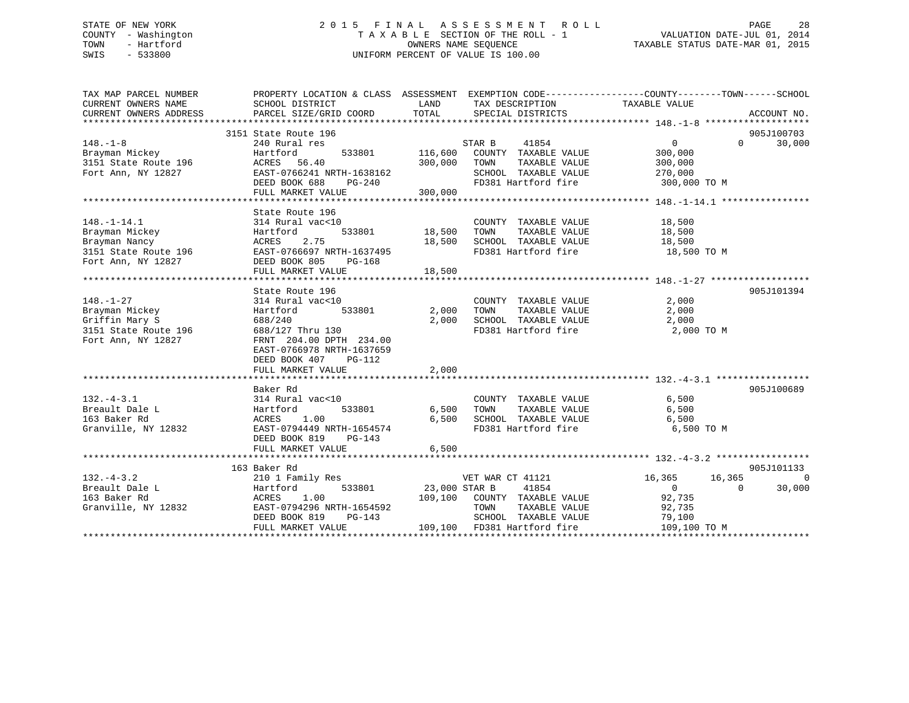STATE OF NEW YORK
COUNTY - Washington
TOWN - Hartford
SWIS - 533800

2 0 1 5 F I N A L A S S E S S M E N T R O L L
T A X A B L E SECTION OF THE ROLL - 1
OWNERS NAME SEQUENCE
UNIFORM PERCENT OF VALUE IS 100.00

VALUATION DATE-JUL 01, 2014
TAXABLE STATUS DATE-MAR 01, 2015

```
TAX MAP PARCEL NUMBER     PROPERTY LOCATION & CLASS  ASSESSMENT  EXEMPTION CODE-----------------COUNTY--------TOWN------SCHOOL
CURRENT OWNERS NAME       SCHOOL DISTRICT               LAND      TAX DESCRIPTION            TAXABLE VALUE
CURRENT OWNERS ADDRESS    PARCEL SIZE/GRID COORD        TOTAL     SPECIAL DISTRICTS                                 ACCOUNT NO.
******************************************************************************************** 148.-1-8 *******************
                          3151 State Route 196                                                                    905J100703
148.-1-8                  240 Rural res                          STAR B    41854              0             0       30,000
Brayman Mickey            Hartford          533801      116,600   COUNTY  TAXABLE VALUE         300,000
3151 State Route 196      ACRES   56.40                 300,000   TOWN    TAXABLE VALUE         300,000
Fort Ann, NY 12827        EAST-0766241 NRTH-1638162               SCHOOL  TAXABLE VALUE         270,000
                          DEED BOOK 688    PG-240                 FD381 Hartford fire            300,000 TO M
                          FULL MARKET VALUE             300,000
******************************************************************************************** 148.-1-14.1 ****************
                          State Route 196
148.-1-14.1               314 Rural vac<10                        COUNTY  TAXABLE VALUE          18,500
Brayman Mickey            Hartford          533801       18,500   TOWN    TAXABLE VALUE          18,500
Brayman Nancy             ACRES    2.75                  18,500   SCHOOL  TAXABLE VALUE          18,500
3151 State Route 196      EAST-0766697 NRTH-1637495               FD381 Hartford fire             18,500 TO M
Fort Ann, NY 12827        DEED BOOK 805    PG-168
                          FULL MARKET VALUE              18,500
******************************************************************************************** 148.-1-27 ******************
                          State Route 196                                                                         905J101394
148.-1-27                 314 Rural vac<10                        COUNTY  TAXABLE VALUE           2,000
Brayman Mickey            Hartford          533801        2,000   TOWN    TAXABLE VALUE           2,000
Griffin Mary S            688/240                         2,000   SCHOOL  TAXABLE VALUE           2,000
3151 State Route 196      688/127 Thru 130                        FD381 Hartford fire              2,000 TO M
Fort Ann, NY 12827        FRNT 204.00 DPTH 234.00
                          EAST-0766978 NRTH-1637659
                          DEED BOOK 407    PG-112
                          FULL MARKET VALUE               2,000
******************************************************************************************** 132.-4-3.1 *****************
                          Baker Rd                                                                                905J100689
132.-4-3.1                314 Rural vac<10                        COUNTY  TAXABLE VALUE           6,500
Breault Dale L            Hartford          533801        6,500   TOWN    TAXABLE VALUE           6,500
163 Baker Rd              ACRES    1.00                   6,500   SCHOOL  TAXABLE VALUE           6,500
Granville, NY 12832       EAST-0794449 NRTH-1654574               FD381 Hartford fire              6,500 TO M
                          DEED BOOK 819    PG-143
                          FULL MARKET VALUE               6,500
******************************************************************************************** 132.-4-3.2 *****************
                          163 Baker Rd                                                                            905J101133
132.-4-3.2                210 1 Family Res                       VET WAR CT 41121          16,365        16,365            0
Breault Dale L            Hartford          533801    23,000 STAR B    41854                  0             0       30,000
163 Baker Rd              ACRES    1.00                 109,100   COUNTY  TAXABLE VALUE          92,735
Granville, NY 12832       EAST-0794296 NRTH-1654592               TOWN    TAXABLE VALUE          92,735
                          DEED BOOK 819    PG-143                 SCHOOL  TAXABLE VALUE          79,100
                          FULL MARKET VALUE             109,100   FD381 Hartford fire            109,100 TO M
****************************************************************************************************************************
```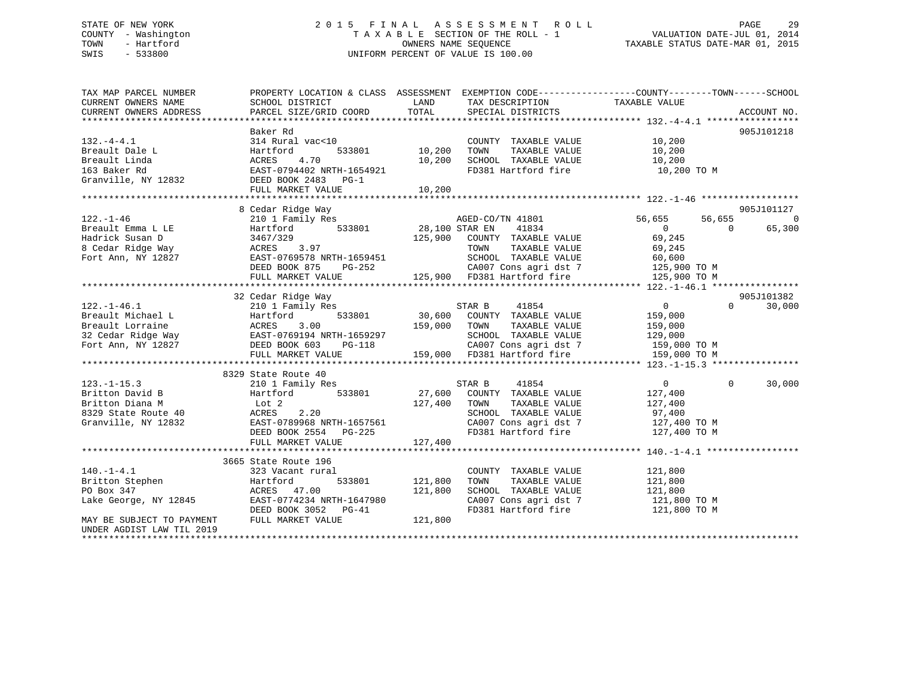STATE OF NEW YORK
COUNTY - Washington
TOWN - Hartford
SWIS - 533800

2015 FINAL ASSESSMENT ROLL
TAXABLE SECTION OF THE ROLL - 1
OWNERS NAME SEQUENCE
UNIFORM PERCENT OF VALUE IS 100.00

VALUATION DATE-JUL 01, 2014
TAXABLE STATUS DATE-MAR 01, 2015

```
TAX MAP PARCEL NUMBER          PROPERTY LOCATION & CLASS  ASSESSMENT  EXEMPTION CODE-----------------COUNTY--------TOWN------SCHOOL
CURRENT OWNERS NAME            SCHOOL DISTRICT              LAND       TAX DESCRIPTION             TAXABLE VALUE
CURRENT OWNERS ADDRESS         PARCEL SIZE/GRID COORD       TOTAL      SPECIAL DISTRICTS                                  ACCOUNT NO.
******************************************************************************************************* 132.-4-4.1 *****************
                               Baker Rd                                                                                905J101218
132.-4-4.1                     314 Rural vac<10                        COUNTY  TAXABLE VALUE          10,200
Breault Dale L                 Hartford        533801       10,200     TOWN    TAXABLE VALUE          10,200
Breault Linda                  ACRES    4.70                10,200     SCHOOL  TAXABLE VALUE          10,200
163 Baker Rd                   EAST-0794402 NRTH-1654921               FD381 Hartford fire             10,200 TO M
Granville, NY 12832            DEED BOOK 2483   PG-1
                               FULL MARKET VALUE            10,200
******************************************************************************************************* 122.-1-46 ******************
                             8 Cedar Ridge Way                                                                         905J101127
122.-1-46                      210 1 Family Res                        AGED-CO/TN 41801          56,655      56,655            0
Breault Emma L LE              Hartford        533801       28,100 STAR EN     41834                  0           0       65,300
Hadrick Susan D                3467/329                    125,900     COUNTY  TAXABLE VALUE          69,245
8 Cedar Ridge Way              ACRES    3.97                           TOWN    TAXABLE VALUE          69,245
Fort Ann, NY 12827             EAST-0769578 NRTH-1659451               SCHOOL  TAXABLE VALUE          60,600
                               DEED BOOK 875    PG-252                 CA007 Cons agri dst 7          125,900 TO M
                               FULL MARKET VALUE           125,900     FD381 Hartford fire            125,900 TO M
******************************************************************************************************* 122.-1-46.1 ****************
                            32 Cedar Ridge Way                                                                         905J101382
122.-1-46.1                    210 1 Family Res                        STAR B      41854                  0           0       30,000
Breault Michael L              Hartford        533801       30,600     COUNTY  TAXABLE VALUE         159,000
Breault Lorraine               ACRES    3.00               159,000     TOWN    TAXABLE VALUE         159,000
32 Cedar Ridge Way             EAST-0769194 NRTH-1659297               SCHOOL  TAXABLE VALUE         129,000
Fort Ann, NY 12827             DEED BOOK 603    PG-118                 CA007 Cons agri dst 7          159,000 TO M
                               FULL MARKET VALUE           159,000     FD381 Hartford fire            159,000 TO M
******************************************************************************************************* 123.-1-15.3 ****************
                          8329 State Route 40
123.-1-15.3                    210 1 Family Res                        STAR B      41854                  0           0       30,000
Britton David B                Hartford        533801       27,600     COUNTY  TAXABLE VALUE         127,400
Britton Diana M                Lot 2                       127,400     TOWN    TAXABLE VALUE         127,400
8329 State Route 40            ACRES    2.20                           SCHOOL  TAXABLE VALUE          97,400
Granville, NY 12832            EAST-0789968 NRTH-1657561               CA007 Cons agri dst 7          127,400 TO M
                               DEED BOOK 2554   PG-225                 FD381 Hartford fire            127,400 TO M
                               FULL MARKET VALUE           127,400
******************************************************************************************************* 140.-1-4.1 *****************
                          3665 State Route 196
140.-1-4.1                     323 Vacant rural                        COUNTY  TAXABLE VALUE         121,800
Britton Stephen                Hartford        533801      121,800     TOWN    TAXABLE VALUE         121,800
PO Box 347                     ACRES   47.00               121,800     SCHOOL  TAXABLE VALUE         121,800
Lake George, NY 12845          EAST-0774234 NRTH-1647980               CA007 Cons agri dst 7          121,800 TO M
                               DEED BOOK 3052   PG-41                  FD381 Hartford fire            121,800 TO M
MAY BE SUBJECT TO PAYMENT      FULL MARKET VALUE           121,800
UNDER AGDIST LAW TIL 2019
************************************************************************************************************************************
```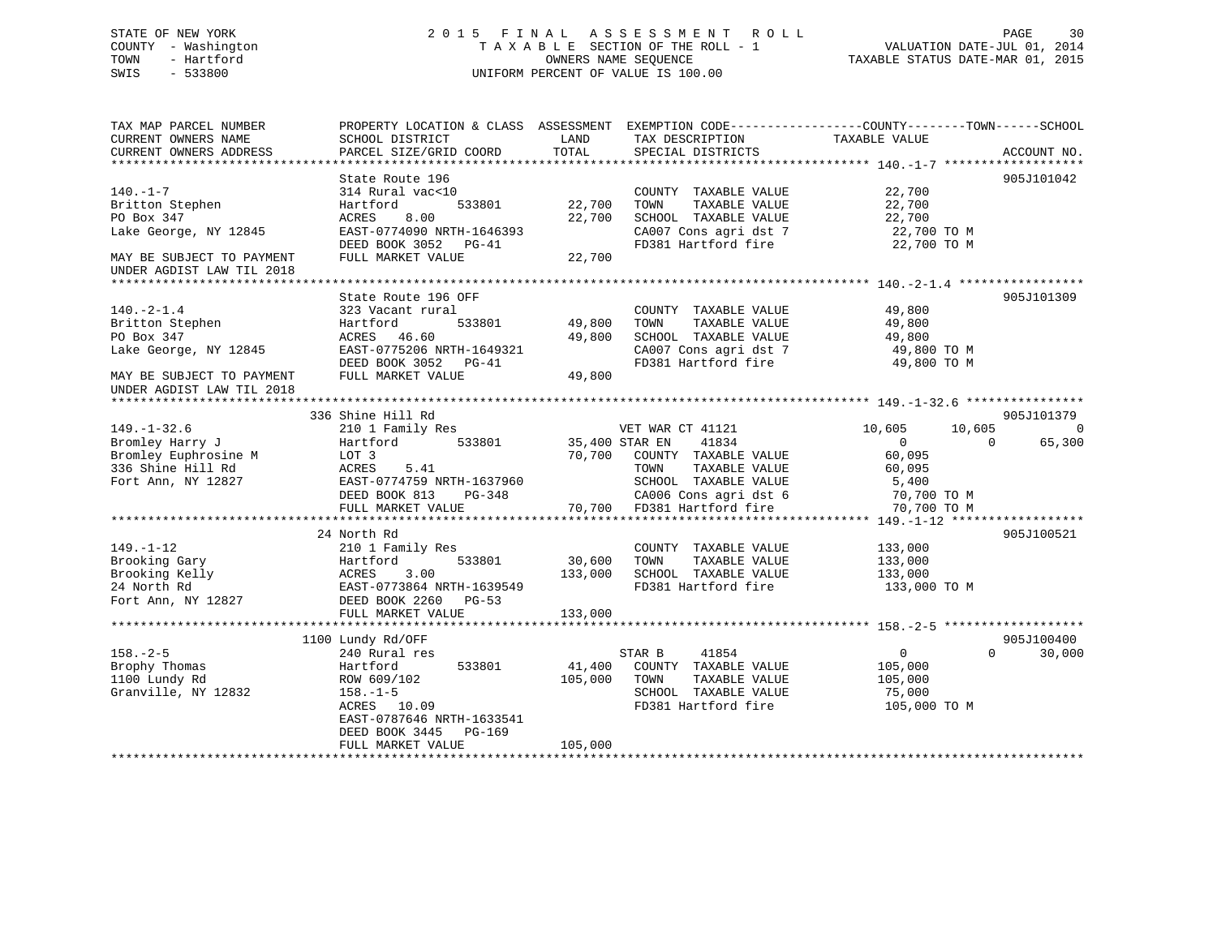STATE OF NEW YORK
COUNTY - Washington
TOWN - Hartford
SWIS - 533800

2 0 1 5 F I N A L A S S E S S M E N T R O L L
T A X A B L E SECTION OF THE ROLL - 1
OWNERS NAME SEQUENCE
UNIFORM PERCENT OF VALUE IS 100.00

VALUATION DATE-JUL 01, 2014
TAXABLE STATUS DATE-MAR 01, 2015

```
TAX MAP PARCEL NUMBER          PROPERTY LOCATION & CLASS  ASSESSMENT  EXEMPTION CODE-----------------COUNTY--------TOWN------SCHOOL
CURRENT OWNERS NAME            SCHOOL DISTRICT               LAND      TAX DESCRIPTION            TAXABLE VALUE
CURRENT OWNERS ADDRESS         PARCEL SIZE/GRID COORD        TOTAL     SPECIAL DISTRICTS                                    ACCOUNT NO.
****************************************************************************************************** 140.-1-7 *******************
                               State Route 196                                                                              905J101042
140.-1-7                       314 Rural vac<10                        COUNTY  TAXABLE VALUE             22,700
Britton Stephen                Hartford          533801       22,700   TOWN    TAXABLE VALUE             22,700
PO Box 347                     ACRES    8.00                  22,700   SCHOOL  TAXABLE VALUE             22,700
Lake George, NY 12845          EAST-0774090 NRTH-1646393               CA007 Cons agri dst 7              22,700 TO M
                               DEED BOOK 3052   PG-41                  FD381 Hartford fire                22,700 TO M
MAY BE SUBJECT TO PAYMENT      FULL MARKET VALUE              22,700
UNDER AGDIST LAW TIL 2018
****************************************************************************************************** 140.-2-1.4 *****************
                               State Route 196 OFF                                                                          905J101309
140.-2-1.4                     323 Vacant rural                        COUNTY  TAXABLE VALUE             49,800
Britton Stephen                Hartford          533801       49,800   TOWN    TAXABLE VALUE             49,800
PO Box 347                     ACRES   46.60                  49,800   SCHOOL  TAXABLE VALUE             49,800
Lake George, NY 12845          EAST-0775206 NRTH-1649321               CA007 Cons agri dst 7              49,800 TO M
                               DEED BOOK 3052   PG-41                  FD381 Hartford fire                49,800 TO M
MAY BE SUBJECT TO PAYMENT      FULL MARKET VALUE              49,800
UNDER AGDIST LAW TIL 2018
****************************************************************************************************** 149.-1-32.6 ****************
                           336 Shine Hill Rd                                                                                905J101379
149.-1-32.6                    210 1 Family Res                   VET WAR CT 41121               10,605      10,605            0
Bromley Harry J                Hartford          533801       35,400 STAR EN    41834                 0           0       65,300
Bromley Euphrosine M           LOT 3                          70,700   COUNTY  TAXABLE VALUE             60,095
336 Shine Hill Rd              ACRES    5.41                           TOWN    TAXABLE VALUE             60,095
Fort Ann, NY 12827             EAST-0774759 NRTH-1637960               SCHOOL  TAXABLE VALUE              5,400
                               DEED BOOK 813    PG-348                 CA006 Cons agri dst 6              70,700 TO M
                               FULL MARKET VALUE              70,700   FD381 Hartford fire                70,700 TO M
****************************************************************************************************** 149.-1-12 ******************
                           24 North Rd                                                                                      905J100521
149.-1-12                      210 1 Family Res                        COUNTY  TAXABLE VALUE            133,000
Brooking Gary                  Hartford          533801       30,600   TOWN    TAXABLE VALUE            133,000
Brooking Kelly                 ACRES    3.00                 133,000   SCHOOL  TAXABLE VALUE            133,000
24 North Rd                    EAST-0773864 NRTH-1639549               FD381 Hartford fire               133,000 TO M
Fort Ann, NY 12827             DEED BOOK 2260   PG-53
                               FULL MARKET VALUE             133,000
****************************************************************************************************** 158.-2-5 *******************
                          1100 Lundy Rd/OFF                                                                                 905J100400
158.-2-5                       240 Rural res                      STAR B     41854                 0           0       30,000
Brophy Thomas                  Hartford          533801       41,400   COUNTY  TAXABLE VALUE            105,000
1100 Lundy Rd                  ROW 609/102                   105,000   TOWN    TAXABLE VALUE            105,000
Granville, NY 12832            158.-1-5                                SCHOOL  TAXABLE VALUE             75,000
                               ACRES   10.09                           FD381 Hartford fire               105,000 TO M
                               EAST-0787646 NRTH-1633541
                               DEED BOOK 3445   PG-169
                               FULL MARKET VALUE             105,000
************************************************************************************************************************************
```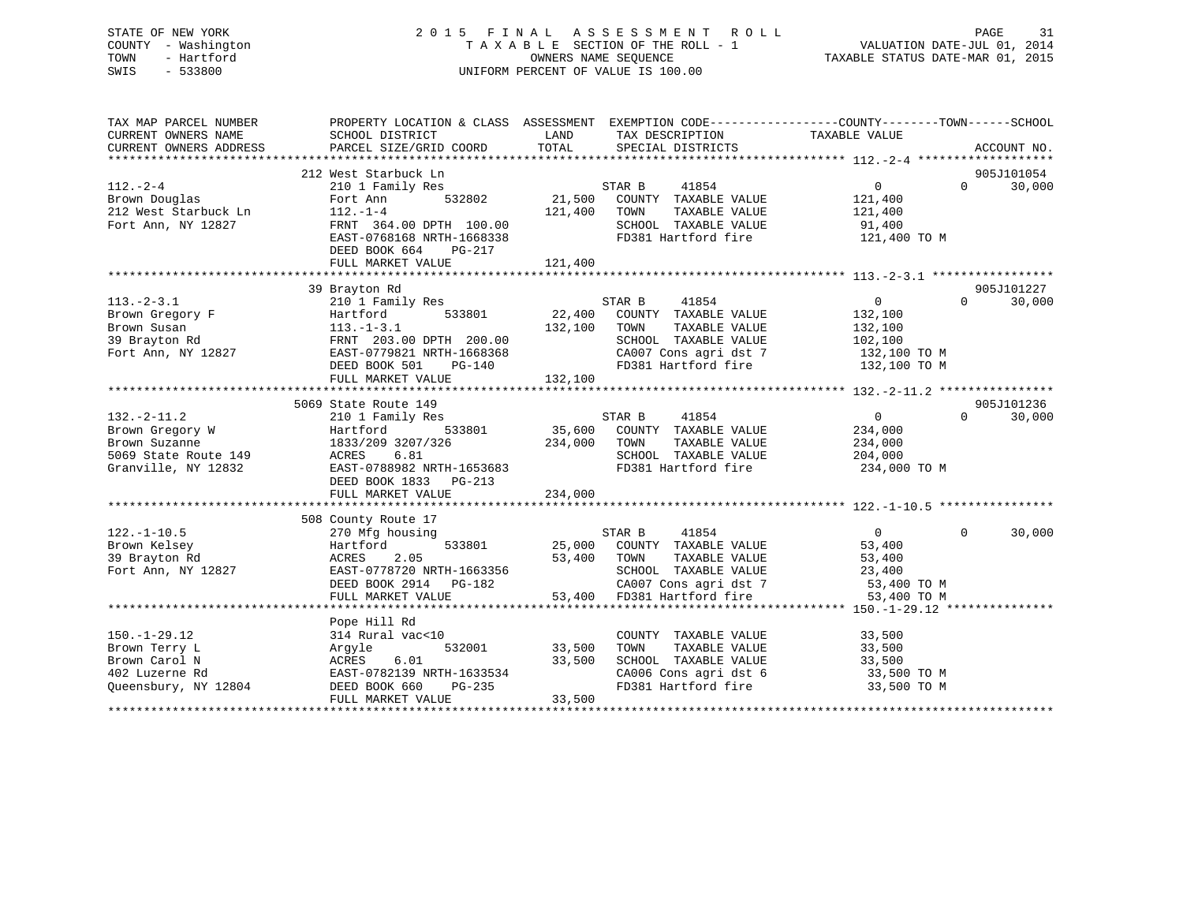STATE OF NEW YORK
COUNTY - Washington
TOWN - Hartford
SWIS - 533800

# 2015 FINAL ASSESSMENT ROLL

TAXABLE SECTION OF THE ROLL - 1
OWNERS NAME SEQUENCE
UNIFORM PERCENT OF VALUE IS 100.00

VALUATION DATE-JUL 01, 2014
TAXABLE STATUS DATE-MAR 01, 2015

| TAX MAP PARCEL NUMBER / CURRENT OWNERS NAME / CURRENT OWNERS ADDRESS | PROPERTY LOCATION & CLASS / SCHOOL DISTRICT / PARCEL SIZE/GRID COORD | ASSESSMENT LAND | ASSESSMENT TOTAL | EXEMPTION CODE / TAX DESCRIPTION / SPECIAL DISTRICTS | COUNTY TAXABLE VALUE | TOWN | SCHOOL / ACCOUNT NO. |
|---|---|---|---|---|---|---|---|
| 112.-2-4 | 212 West Starbuck Ln | | | | | | 905J101054 |
| Brown Douglas | 210 1 Family Res | | | STAR B 41854 | 0 | 0 | 30,000 |
| 212 West Starbuck Ln | Fort Ann 532802 | 21,500 | | COUNTY TAXABLE VALUE | 121,400 | | |
| Fort Ann, NY 12827 | 112.-1-4 | | 121,400 | TOWN TAXABLE VALUE | 121,400 | | |
| | FRNT 364.00 DPTH 100.00 | | | SCHOOL TAXABLE VALUE | 91,400 | | |
| | EAST-0768168 NRTH-1668338 | | | FD381 Hartford fire | 121,400 TO M | | |
| | DEED BOOK 664 PG-217 | | | | | | |
| | FULL MARKET VALUE | | 121,400 | | | | |
| 113.-2-3.1 | 39 Brayton Rd | | | | | | 905J101227 |
| Brown Gregory F | 210 1 Family Res | | | STAR B 41854 | 0 | 0 | 30,000 |
| Brown Susan | Hartford 533801 | 22,400 | | COUNTY TAXABLE VALUE | 132,100 | | |
| 39 Brayton Rd | 113.-1-3.1 | | 132,100 | TOWN TAXABLE VALUE | 132,100 | | |
| Fort Ann, NY 12827 | FRNT 203.00 DPTH 200.00 | | | SCHOOL TAXABLE VALUE | 102,100 | | |
| | EAST-0779821 NRTH-1668368 | | | CA007 Cons agri dst 7 | 132,100 TO M | | |
| | DEED BOOK 501 PG-140 | | | FD381 Hartford fire | 132,100 TO M | | |
| | FULL MARKET VALUE | | 132,100 | | | | |
| 132.-2-11.2 | 5069 State Route 149 | | | | | | 905J101236 |
| Brown Gregory W | 210 1 Family Res | | | STAR B 41854 | 0 | 0 | 30,000 |
| Brown Suzanne | Hartford 533801 | 35,600 | | COUNTY TAXABLE VALUE | 234,000 | | |
| 5069 State Route 149 | 1833/209 3207/326 | | 234,000 | TOWN TAXABLE VALUE | 234,000 | | |
| Granville, NY 12832 | ACRES 6.81 | | | SCHOOL TAXABLE VALUE | 204,000 | | |
| | EAST-0788982 NRTH-1653683 | | | FD381 Hartford fire | 234,000 TO M | | |
| | DEED BOOK 1833 PG-213 | | | | | | |
| | FULL MARKET VALUE | | 234,000 | | | | |
| 122.-1-10.5 | 508 County Route 17 | | | | | | |
| Brown Kelsey | 270 Mfg housing | | | STAR B 41854 | 0 | 0 | 30,000 |
| 39 Brayton Rd | Hartford 533801 | 25,000 | | COUNTY TAXABLE VALUE | 53,400 | | |
| Fort Ann, NY 12827 | ACRES 2.05 | | 53,400 | TOWN TAXABLE VALUE | 53,400 | | |
| | EAST-0778720 NRTH-1663356 | | | SCHOOL TAXABLE VALUE | 23,400 | | |
| | DEED BOOK 2914 PG-182 | | | CA007 Cons agri dst 7 | 53,400 TO M | | |
| | FULL MARKET VALUE | | 53,400 | FD381 Hartford fire | 53,400 TO M | | |
| 150.-1-29.12 | Pope Hill Rd | | | | | | |
| Brown Terry L | 314 Rural vac<10 | | | COUNTY TAXABLE VALUE | 33,500 | | |
| Brown Carol N | Argyle 532001 | 33,500 | | TOWN TAXABLE VALUE | 33,500 | | |
| 402 Luzerne Rd | ACRES 6.01 | | 33,500 | SCHOOL TAXABLE VALUE | 33,500 | | |
| Queensbury, NY 12804 | EAST-0782139 NRTH-1633534 | | | CA006 Cons agri dst 6 | 33,500 TO M | | |
| | DEED BOOK 660 PG-235 | | | FD381 Hartford fire | 33,500 TO M | | |
| | FULL MARKET VALUE | | 33,500 | | | | |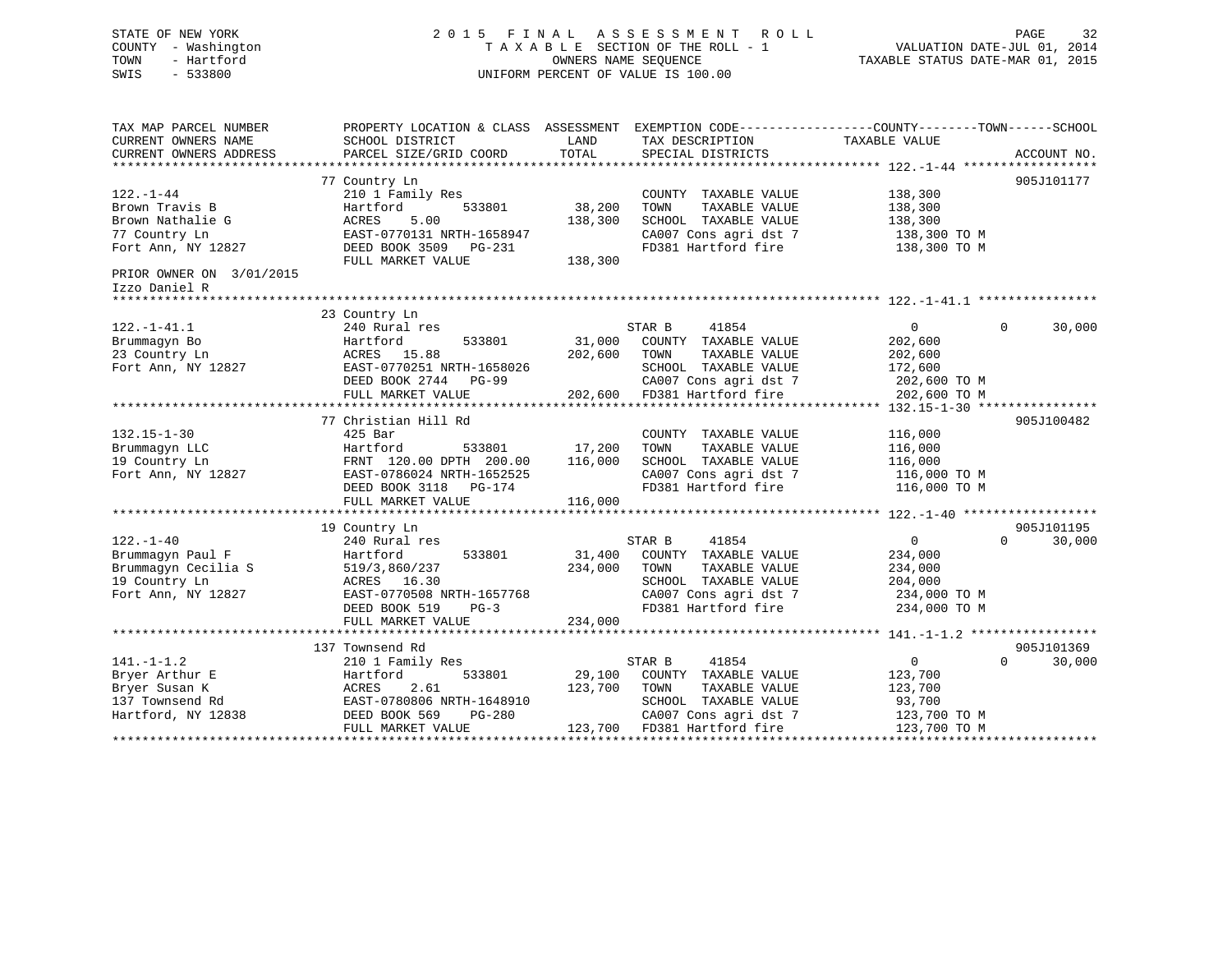STATE OF NEW YORK
COUNTY - Washington
TOWN - Hartford
SWIS - 533800

# 2015 FINAL ASSESSMENT ROLL

TAXABLE SECTION OF THE ROLL - 1
OWNERS NAME SEQUENCE
UNIFORM PERCENT OF VALUE IS 100.00

VALUATION DATE-JUL 01, 2014
TAXABLE STATUS DATE-MAR 01, 2015

```
TAX MAP PARCEL NUMBER          PROPERTY LOCATION & CLASS  ASSESSMENT  EXEMPTION CODE------------------COUNTY--------TOWN------SCHOOL
CURRENT OWNERS NAME            SCHOOL DISTRICT               LAND      TAX DESCRIPTION            TAXABLE VALUE
CURRENT OWNERS ADDRESS         PARCEL SIZE/GRID COORD       TOTAL      SPECIAL DISTRICTS                                    ACCOUNT NO.
******************************************************************************************************* 122.-1-44 ******************
                               77 Country Ln                                                                              905J101177
122.-1-44                      210 1 Family Res                        COUNTY  TAXABLE VALUE           138,300
Brown Travis B                 Hartford         533801      38,200     TOWN    TAXABLE VALUE           138,300
Brown Nathalie G               ACRES    5.00               138,300     SCHOOL  TAXABLE VALUE           138,300
77 Country Ln                  EAST-0770131 NRTH-1658947               CA007 Cons agri dst 7            138,300 TO M
Fort Ann, NY 12827             DEED BOOK 3509   PG-231                 FD381 Hartford fire              138,300 TO M
                               FULL MARKET VALUE           138,300
PRIOR OWNER ON  3/01/2015
Izzo Daniel R
******************************************************************************************************* 122.-1-41.1 ****************
                               23 Country Ln
122.-1-41.1                    240 Rural res                       STAR B      41854                    0           0      30,000
Brummagyn Bo                   Hartford         533801      31,000     COUNTY  TAXABLE VALUE           202,600
23 Country Ln                  ACRES   15.88               202,600     TOWN    TAXABLE VALUE           202,600
Fort Ann, NY 12827             EAST-0770251 NRTH-1658026               SCHOOL  TAXABLE VALUE           172,600
                               DEED BOOK 2744   PG-99                  CA007 Cons agri dst 7            202,600 TO M
                               FULL MARKET VALUE           202,600     FD381 Hartford fire              202,600 TO M
******************************************************************************************************* 132.15-1-30 ****************
                               77 Christian Hill Rd                                                                       905J100482
132.15-1-30                    425 Bar                                 COUNTY  TAXABLE VALUE           116,000
Brummagyn LLC                  Hartford         533801      17,200     TOWN    TAXABLE VALUE           116,000
19 Country Ln                  FRNT 120.00 DPTH 200.00     116,000     SCHOOL  TAXABLE VALUE           116,000
Fort Ann, NY 12827             EAST-0786024 NRTH-1652525               CA007 Cons agri dst 7            116,000 TO M
                               DEED BOOK 3118   PG-174                 FD381 Hartford fire              116,000 TO M
                               FULL MARKET VALUE           116,000
******************************************************************************************************* 122.-1-40 ******************
                               19 Country Ln                                                                              905J101195
122.-1-40                      240 Rural res                       STAR B      41854                    0           0      30,000
Brummagyn Paul F               Hartford         533801      31,400     COUNTY  TAXABLE VALUE           234,000
Brummagyn Cecilia S            519/3,860/237               234,000     TOWN    TAXABLE VALUE           234,000
19 Country Ln                  ACRES   16.30                           SCHOOL  TAXABLE VALUE           204,000
Fort Ann, NY 12827             EAST-0770508 NRTH-1657768               CA007 Cons agri dst 7            234,000 TO M
                               DEED BOOK 519    PG-3                   FD381 Hartford fire              234,000 TO M
                               FULL MARKET VALUE           234,000
******************************************************************************************************* 141.-1-1.2 *****************
                               137 Townsend Rd                                                                            905J101369
141.-1-1.2                     210 1 Family Res                    STAR B      41854                    0           0      30,000
Bryer Arthur E                 Hartford         533801      29,100     COUNTY  TAXABLE VALUE           123,700
Bryer Susan K                  ACRES    2.61               123,700     TOWN    TAXABLE VALUE           123,700
137 Townsend Rd                EAST-0780806 NRTH-1648910               SCHOOL  TAXABLE VALUE            93,700
Hartford, NY 12838             DEED BOOK 569    PG-280                 CA007 Cons agri dst 7            123,700 TO M
                               FULL MARKET VALUE           123,700     FD381 Hartford fire              123,700 TO M
************************************************************************************************************************************
```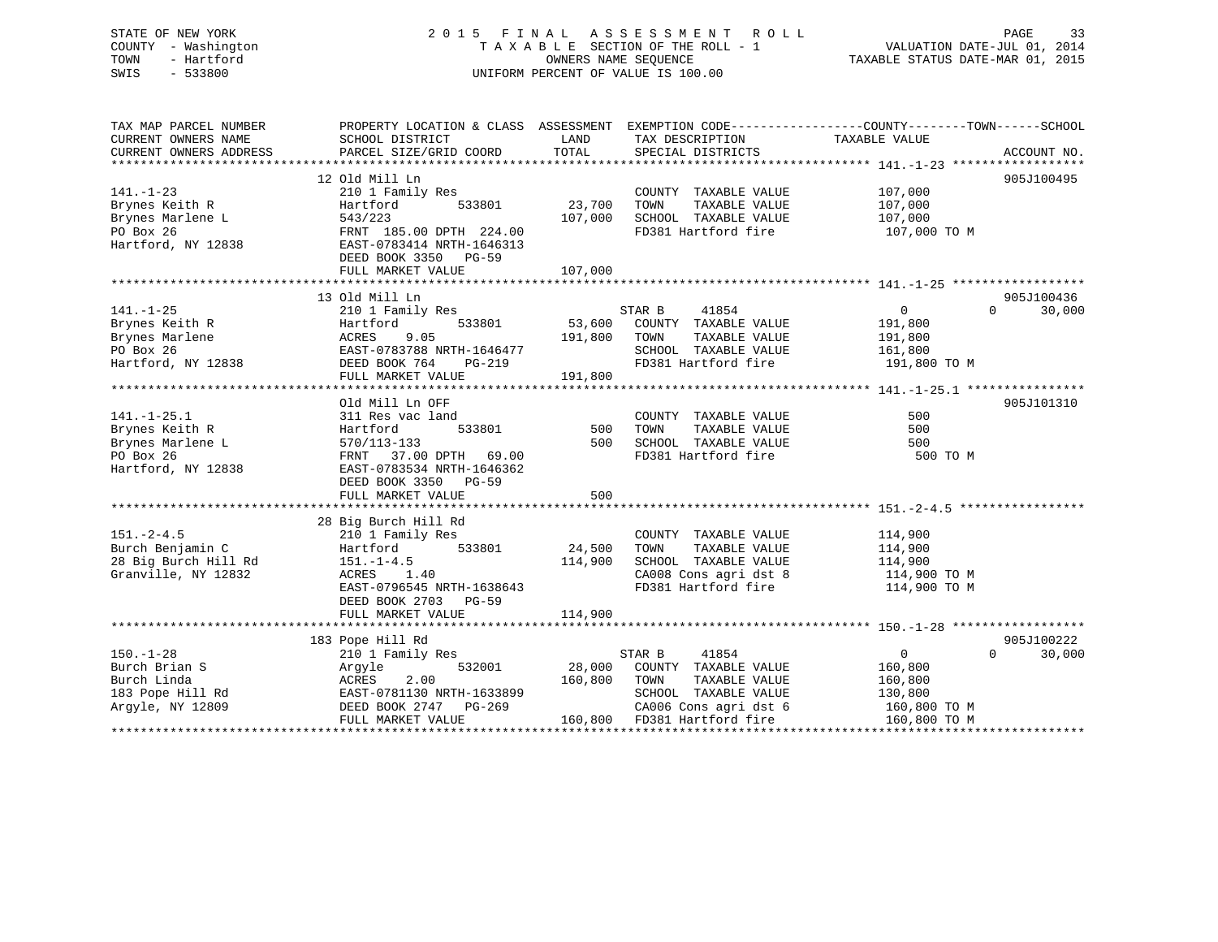STATE OF NEW YORK
COUNTY - Washington
TOWN - Hartford
SWIS - 533800

2015 FINAL ASSESSMENT ROLL
TAXABLE SECTION OF THE ROLL - 1
OWNERS NAME SEQUENCE
UNIFORM PERCENT OF VALUE IS 100.00

VALUATION DATE-JUL 01, 2014
TAXABLE STATUS DATE-MAR 01, 2015

| TAX MAP PARCEL NUMBER / CURRENT OWNERS NAME / CURRENT OWNERS ADDRESS | PROPERTY LOCATION & CLASS / SCHOOL DISTRICT / PARCEL SIZE/GRID COORD | ASSESSMENT LAND / TOTAL | EXEMPTION CODE / TAX DESCRIPTION / SPECIAL DISTRICTS | COUNTY / TOWN / SCHOOL TAXABLE VALUE | ACCOUNT NO. |
|---|---|---|---|---|---|
| **141.-1-23** | 12 Old Mill Ln | | | | 905J100495 |
| | 210 1 Family Res | | COUNTY TAXABLE VALUE | 107,000 | |
| Brynes Keith R | Hartford 533801 | 23,700 | TOWN TAXABLE VALUE | 107,000 | |
| Brynes Marlene L | 543/223 | 107,000 | SCHOOL TAXABLE VALUE | 107,000 | |
| PO Box 26 | FRNT 185.00 DPTH 224.00 | | FD381 Hartford fire | 107,000 TO M | |
| Hartford, NY 12838 | EAST-0783414 NRTH-1646313 | | | | |
| | DEED BOOK 3350 PG-59 | | | | |
| | FULL MARKET VALUE | 107,000 | | | |
| **141.-1-25** | 13 Old Mill Ln | | | | 905J100436 |
| | 210 1 Family Res | | STAR B 41854 | 0 0 30,000 | |
| Brynes Keith R | Hartford 533801 | 53,600 | COUNTY TAXABLE VALUE | 191,800 | |
| Brynes Marlene | ACRES 9.05 | 191,800 | TOWN TAXABLE VALUE | 191,800 | |
| PO Box 26 | EAST-0783788 NRTH-1646477 | | SCHOOL TAXABLE VALUE | 161,800 | |
| Hartford, NY 12838 | DEED BOOK 764 PG-219 | | FD381 Hartford fire | 191,800 TO M | |
| | FULL MARKET VALUE | 191,800 | | | |
| **141.-1-25.1** | Old Mill Ln OFF | | | | 905J101310 |
| | 311 Res vac land | | COUNTY TAXABLE VALUE | 500 | |
| Brynes Keith R | Hartford 533801 | 500 | TOWN TAXABLE VALUE | 500 | |
| Brynes Marlene L | 570/113-133 | 500 | SCHOOL TAXABLE VALUE | 500 | |
| PO Box 26 | FRNT 37.00 DPTH 69.00 | | FD381 Hartford fire | 500 TO M | |
| Hartford, NY 12838 | EAST-0783534 NRTH-1646362 | | | | |
| | DEED BOOK 3350 PG-59 | | | | |
| | FULL MARKET VALUE | 500 | | | |
| **151.-2-4.5** | 28 Big Burch Hill Rd | | | | |
| | 210 1 Family Res | | COUNTY TAXABLE VALUE | 114,900 | |
| Burch Benjamin C | Hartford 533801 | 24,500 | TOWN TAXABLE VALUE | 114,900 | |
| 28 Big Burch Hill Rd | 151.-1-4.5 | 114,900 | SCHOOL TAXABLE VALUE | 114,900 | |
| Granville, NY 12832 | ACRES 1.40 | | CA008 Cons agri dst 8 | 114,900 TO M | |
| | EAST-0796545 NRTH-1638643 | | FD381 Hartford fire | 114,900 TO M | |
| | DEED BOOK 2703 PG-59 | | | | |
| | FULL MARKET VALUE | 114,900 | | | |
| **150.-1-28** | 183 Pope Hill Rd | | | | 905J100222 |
| | 210 1 Family Res | | STAR B 41854 | 0 0 30,000 | |
| Burch Brian S | Argyle 532001 | 28,000 | COUNTY TAXABLE VALUE | 160,800 | |
| Burch Linda | ACRES 2.00 | 160,800 | TOWN TAXABLE VALUE | 160,800 | |
| 183 Pope Hill Rd | EAST-0781130 NRTH-1633899 | | SCHOOL TAXABLE VALUE | 130,800 | |
| Argyle, NY 12809 | DEED BOOK 2747 PG-269 | | CA006 Cons agri dst 6 | 160,800 TO M | |
| | FULL MARKET VALUE | 160,800 | FD381 Hartford fire | 160,800 TO M | |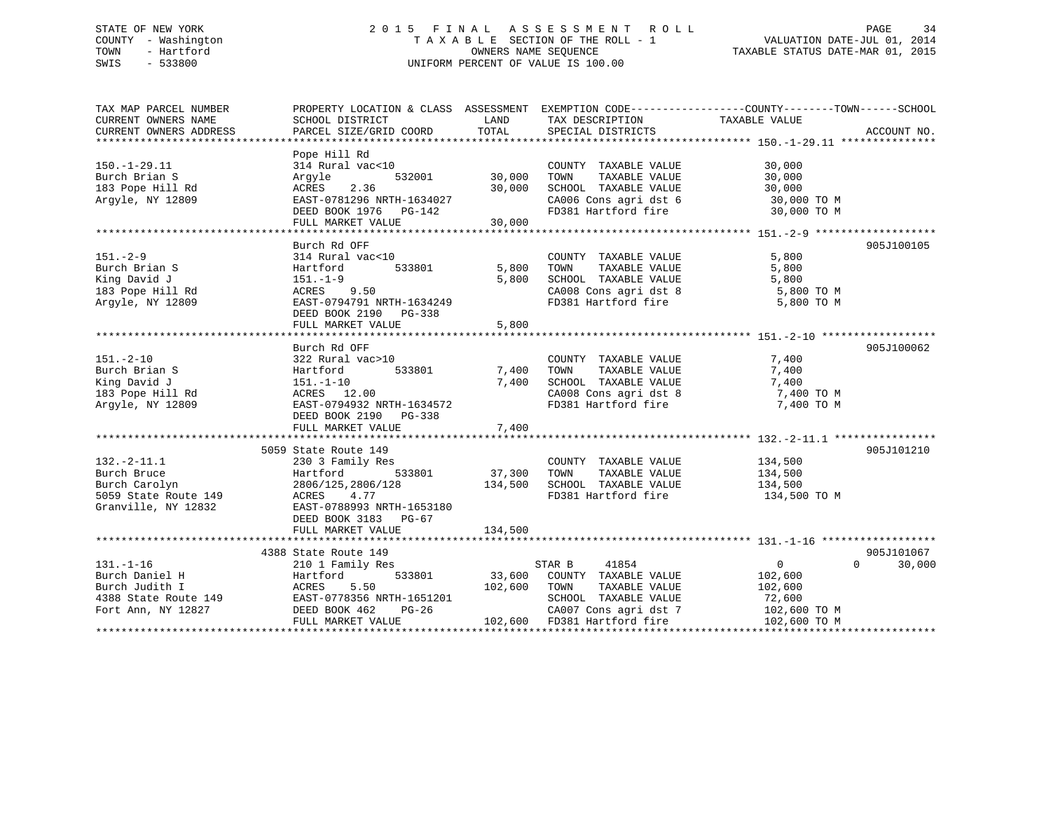STATE OF NEW YORK
COUNTY - Washington
TOWN - Hartford
SWIS - 533800

# 2015 FINAL ASSESSMENT ROLL

TAXABLE SECTION OF THE ROLL - 1
OWNERS NAME SEQUENCE
UNIFORM PERCENT OF VALUE IS 100.00

VALUATION DATE-JUL 01, 2014
TAXABLE STATUS DATE-MAR 01, 2015

```
TAX MAP PARCEL NUMBER          PROPERTY LOCATION & CLASS  ASSESSMENT  EXEMPTION CODE------------------COUNTY--------TOWN------SCHOOL
CURRENT OWNERS NAME            SCHOOL DISTRICT             LAND       TAX DESCRIPTION              TAXABLE VALUE
CURRENT OWNERS ADDRESS         PARCEL SIZE/GRID COORD      TOTAL      SPECIAL DISTRICTS                                    ACCOUNT NO.
******************************************************************************************************* 150.-1-29.11 ***************
                               Pope Hill Rd
150.-1-29.11                   314 Rural vac<10                       COUNTY  TAXABLE VALUE            30,000
Burch Brian S                  Argyle          532001       30,000    TOWN    TAXABLE VALUE            30,000
183 Pope Hill Rd               ACRES    2.36                30,000    SCHOOL  TAXABLE VALUE            30,000
Argyle, NY 12809               EAST-0781296 NRTH-1634027              CA006 Cons agri dst 6             30,000 TO M
                               DEED BOOK 1976   PG-142                FD381 Hartford fire               30,000 TO M
                               FULL MARKET VALUE            30,000
******************************************************************************************************* 151.-2-9 *******************
                               Burch Rd OFF                                                                        905J100105
151.-2-9                       314 Rural vac<10                       COUNTY  TAXABLE VALUE             5,800
Burch Brian S                  Hartford        533801        5,800    TOWN    TAXABLE VALUE             5,800
King David J                   151.-1-9                      5,800    SCHOOL  TAXABLE VALUE             5,800
183 Pope Hill Rd               ACRES    9.50                          CA008 Cons agri dst 8              5,800 TO M
Argyle, NY 12809               EAST-0794791 NRTH-1634249              FD381 Hartford fire                5,800 TO M
                               DEED BOOK 2190   PG-338
                               FULL MARKET VALUE             5,800
******************************************************************************************************* 151.-2-10 ******************
                               Burch Rd OFF                                                                        905J100062
151.-2-10                      322 Rural vac>10                       COUNTY  TAXABLE VALUE             7,400
Burch Brian S                  Hartford        533801        7,400    TOWN    TAXABLE VALUE             7,400
King David J                   151.-1-10                     7,400    SCHOOL  TAXABLE VALUE             7,400
183 Pope Hill Rd               ACRES   12.00                          CA008 Cons agri dst 8              7,400 TO M
Argyle, NY 12809               EAST-0794932 NRTH-1634572              FD381 Hartford fire                7,400 TO M
                               DEED BOOK 2190   PG-338
                               FULL MARKET VALUE             7,400
******************************************************************************************************* 132.-2-11.1 ****************
                          5059 State Route 149                                                                     905J101210
132.-2-11.1                    230 3 Family Res                       COUNTY  TAXABLE VALUE           134,500
Burch Bruce                    Hartford        533801       37,300    TOWN    TAXABLE VALUE           134,500
Burch Carolyn                  2806/125,2806/128           134,500    SCHOOL  TAXABLE VALUE           134,500
5059 State Route 149           ACRES    4.77                          FD381 Hartford fire              134,500 TO M
Granville, NY 12832            EAST-0788993 NRTH-1653180
                               DEED BOOK 3183   PG-67
                               FULL MARKET VALUE           134,500
******************************************************************************************************* 131.-1-16 ******************
                          4388 State Route 149                                                                     905J101067
131.-1-16                      210 1 Family Res                       STAR B      41854                     0            0     30,000
Burch Daniel H                 Hartford        533801       33,600    COUNTY  TAXABLE VALUE           102,600
Burch Judith I                 ACRES    5.50               102,600    TOWN    TAXABLE VALUE           102,600
4388 State Route 149           EAST-0778356 NRTH-1651201              SCHOOL  TAXABLE VALUE            72,600
Fort Ann, NY 12827             DEED BOOK 462    PG-26                 CA007 Cons agri dst 7            102,600 TO M
                               FULL MARKET VALUE           102,600    FD381 Hartford fire              102,600 TO M
************************************************************************************************************************************
```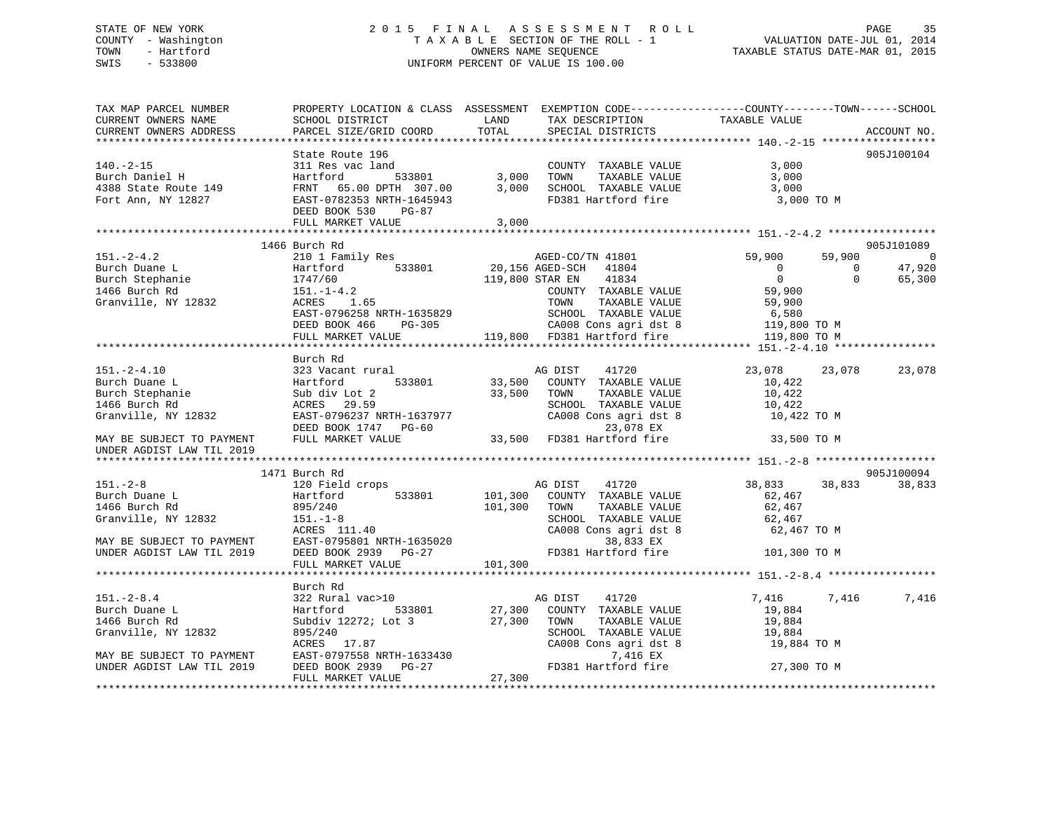STATE OF NEW YORK — COUNTY - Washington — TOWN - Hartford — SWIS - 533800

# 2015 FINAL ASSESSMENT ROLL
TAXABLE SECTION OF THE ROLL - 1
OWNERS NAME SEQUENCE
UNIFORM PERCENT OF VALUE IS 100.00

VALUATION DATE-JUL 01, 2014
TAXABLE STATUS DATE-MAR 01, 2015

```
TAX MAP PARCEL NUMBER          PROPERTY LOCATION & CLASS  ASSESSMENT  EXEMPTION CODE------------------COUNTY--------TOWN------SCHOOL
CURRENT OWNERS NAME            SCHOOL DISTRICT              LAND      TAX DESCRIPTION                TAXABLE VALUE
CURRENT OWNERS ADDRESS         PARCEL SIZE/GRID COORD       TOTAL     SPECIAL DISTRICTS                                        ACCOUNT NO.
******************************************************************************************************* 140.-2-15 *****************
                               State Route 196                                                                              905J100104
140.-2-15                      311 Res vac land                       COUNTY  TAXABLE VALUE              3,000
Burch Daniel H                 Hartford        533801        3,000    TOWN    TAXABLE VALUE              3,000
4388 State Route 149           FRNT  65.00 DPTH 307.00       3,000    SCHOOL  TAXABLE VALUE              3,000
Fort Ann, NY 12827             EAST-0782353 NRTH-1645943              FD381 Hartford fire                 3,000 TO M
                               DEED BOOK 530    PG-87
                               FULL MARKET VALUE             3,000
******************************************************************************************************* 151.-2-4.2 ****************
                          1466 Burch Rd                                                                                     905J101089
151.-2-4.2                     210 1 Family Res                       AGED-CO/TN 41801             59,900      59,900           0
Burch Duane L                  Hartford        533801       20,156 AGED-SCH   41804                   0           0      47,920
Burch Stephanie                1747/60                     119,800 STAR EN    41834                   0           0      65,300
1466 Burch Rd                  151.-1-4.2                             COUNTY  TAXABLE VALUE             59,900
Granville, NY 12832            ACRES    1.65                          TOWN    TAXABLE VALUE             59,900
                               EAST-0796258 NRTH-1635829              SCHOOL  TAXABLE VALUE              6,580
                               DEED BOOK 466    PG-305                CA008 Cons agri dst 8            119,800 TO M
                               FULL MARKET VALUE           119,800    FD381 Hartford fire              119,800 TO M
******************************************************************************************************* 151.-2-4.10 ***************
                               Burch Rd
151.-2-4.10                    323 Vacant rural                       AG DIST     41720             23,078      23,078      23,078
Burch Duane L                  Hartford        533801       33,500    COUNTY  TAXABLE VALUE             10,422
Burch Stephanie                Sub div Lot 2                33,500    TOWN    TAXABLE VALUE             10,422
1466 Burch Rd                  ACRES   29.59                          SCHOOL  TAXABLE VALUE             10,422
Granville, NY 12832            EAST-0796237 NRTH-1637977              CA008 Cons agri dst 8             10,422 TO M
                               DEED BOOK 1747   PG-60                        23,078 EX
MAY BE SUBJECT TO PAYMENT      FULL MARKET VALUE            33,500    FD381 Hartford fire               33,500 TO M
UNDER AGDIST LAW TIL 2019
******************************************************************************************************* 151.-2-8 ******************
                          1471 Burch Rd                                                                                     905J100094
151.-2-8                       120 Field crops                        AG DIST     41720             38,833      38,833      38,833
Burch Duane L                  Hartford        533801      101,300    COUNTY  TAXABLE VALUE             62,467
1466 Burch Rd                  895/240                     101,300    TOWN    TAXABLE VALUE             62,467
Granville, NY 12832            151.-1-8                               SCHOOL  TAXABLE VALUE             62,467
                               ACRES  111.40                          CA008 Cons agri dst 8             62,467 TO M
MAY BE SUBJECT TO PAYMENT      EAST-0795801 NRTH-1635020                     38,833 EX
UNDER AGDIST LAW TIL 2019      DEED BOOK 2939   PG-27                 FD381 Hartford fire              101,300 TO M
                               FULL MARKET VALUE           101,300
******************************************************************************************************* 151.-2-8.4 ****************
                               Burch Rd
151.-2-8.4                     322 Rural vac>10                       AG DIST     41720              7,416       7,416       7,416
Burch Duane L                  Hartford        533801       27,300    COUNTY  TAXABLE VALUE             19,884
1466 Burch Rd                  Subdiv 12272; Lot 3          27,300    TOWN    TAXABLE VALUE             19,884
Granville, NY 12832            895/240                                SCHOOL  TAXABLE VALUE             19,884
                               ACRES   17.87                          CA008 Cons agri dst 8             19,884 TO M
MAY BE SUBJECT TO PAYMENT      EAST-0797558 NRTH-1633430                      7,416 EX
UNDER AGDIST LAW TIL 2019      DEED BOOK 2939   PG-27                 FD381 Hartford fire               27,300 TO M
                               FULL MARKET VALUE            27,300
************************************************************************************************************************************
```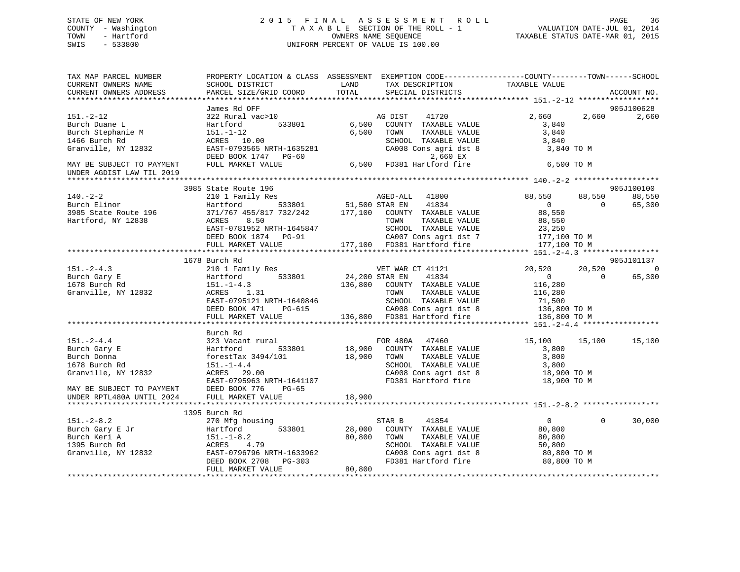STATE OF NEW YORK
COUNTY - Washington
TOWN - Hartford
SWIS - 533800

2 0 1 5 F I N A L A S S E S S M E N T R O L L
T A X A B L E SECTION OF THE ROLL - 1
OWNERS NAME SEQUENCE
UNIFORM PERCENT OF VALUE IS 100.00

VALUATION DATE-JUL 01, 2014
TAXABLE STATUS DATE-MAR 01, 2015

```
TAX MAP PARCEL NUMBER          PROPERTY LOCATION & CLASS  ASSESSMENT  EXEMPTION CODE------------------COUNTY--------TOWN------SCHOOL
CURRENT OWNERS NAME            SCHOOL DISTRICT              LAND      TAX DESCRIPTION            TAXABLE VALUE
CURRENT OWNERS ADDRESS         PARCEL SIZE/GRID COORD       TOTAL     SPECIAL DISTRICTS                                      ACCOUNT NO.
*********************************************************************************************** 151.-2-12 ******************
                               James Rd OFF                                                                            905J100628
151.-2-12                      322 Rural vac>10                     AG DIST     41720              2,660      2,660      2,660
Burch Duane L                  Hartford          533801      6,500   COUNTY  TAXABLE VALUE           3,840
Burch Stephanie M              151.-1-12                     6,500   TOWN    TAXABLE VALUE           3,840
1466 Burch Rd                  ACRES   10.00                         SCHOOL  TAXABLE VALUE           3,840
Granville, NY 12832            EAST-0793565 NRTH-1635281             CA008 Cons agri dst 8           3,840 TO M
                               DEED BOOK 1747   PG-60                      2,660 EX
MAY BE SUBJECT TO PAYMENT      FULL MARKET VALUE             6,500   FD381 Hartford fire             6,500 TO M
UNDER AGDIST LAW TIL 2019
*********************************************************************************************** 140.-2-2 *******************
                               3985 State Route 196                                                                    905J100100
140.-2-2                       210 1 Family Res                     AGED-ALL    41800             88,550     88,550     88,550
Burch Elinor                   Hartford          533801     51,500 STAR EN     41834                  0          0     65,300
3985 State Route 196           371/767 455/817 732/242     177,100   COUNTY  TAXABLE VALUE          88,550
Hartford, NY 12838             ACRES    8.50                         TOWN    TAXABLE VALUE          88,550
                               EAST-0781952 NRTH-1645847             SCHOOL  TAXABLE VALUE          23,250
                               DEED BOOK 1874   PG-91                CA007 Cons agri dst 7         177,100 TO M
                               FULL MARKET VALUE           177,100   FD381 Hartford fire           177,100 TO M
*********************************************************************************************** 151.-2-4.3 *****************
                               1678 Burch Rd                                                                           905J101137
151.-2-4.3                     210 1 Family Res                     VET WAR CT 41121              20,520     20,520          0
Burch Gary E                   Hartford          533801     24,200 STAR EN     41834                  0          0     65,300
1678 Burch Rd                  151.-1-4.3                  136,800   COUNTY  TAXABLE VALUE         116,280
Granville, NY 12832            ACRES    1.31                         TOWN    TAXABLE VALUE         116,280
                               EAST-0795121 NRTH-1640846             SCHOOL  TAXABLE VALUE          71,500
                               DEED BOOK 471    PG-615               CA008 Cons agri dst 8         136,800 TO M
                               FULL MARKET VALUE           136,800   FD381 Hartford fire           136,800 TO M
*********************************************************************************************** 151.-2-4.4 *****************
                               Burch Rd
151.-2-4.4                     323 Vacant rural                     FOR 480A    47460             15,100     15,100     15,100
Burch Gary E                   Hartford          533801     18,900   COUNTY  TAXABLE VALUE           3,800
Burch Donna                    forestTax 3494/101           18,900   TOWN    TAXABLE VALUE           3,800
1678 Burch Rd                  151.-1-4.4                            SCHOOL  TAXABLE VALUE           3,800
Granville, NY 12832            ACRES   29.00                         CA008 Cons agri dst 8          18,900 TO M
                               EAST-0795963 NRTH-1641107             FD381 Hartford fire            18,900 TO M
MAY BE SUBJECT TO PAYMENT      DEED BOOK 776    PG-65
UNDER RPTL480A UNTIL 2024      FULL MARKET VALUE            18,900
*********************************************************************************************** 151.-2-8.2 *****************
                               1395 Burch Rd
151.-2-8.2                     270 Mfg housing                      STAR B      41854                  0          0     30,000
Burch Gary E Jr                Hartford          533801     28,000   COUNTY  TAXABLE VALUE          80,800
Burch Keri A                   151.-1-8.2                   80,800   TOWN    TAXABLE VALUE          80,800
1395 Burch Rd                  ACRES    4.79                         SCHOOL  TAXABLE VALUE          50,800
Granville, NY 12832            EAST-0796796 NRTH-1633962             CA008 Cons agri dst 8          80,800 TO M
                               DEED BOOK 2708   PG-303               FD381 Hartford fire            80,800 TO M
                               FULL MARKET VALUE            80,800
******************************************************************************************************************************
```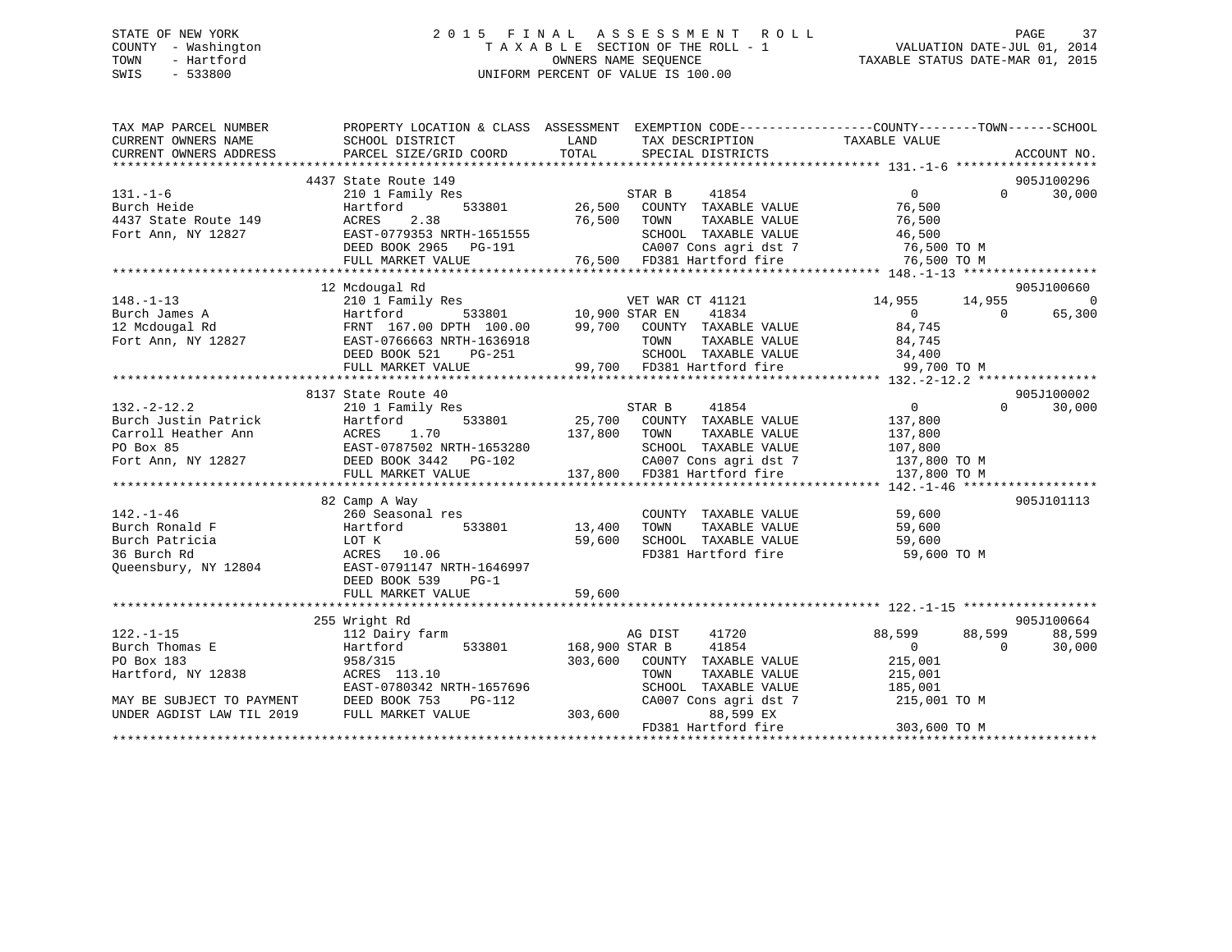STATE OF NEW YORK
COUNTY - Washington
TOWN - Hartford
SWIS - 533800

2015 FINAL ASSESSMENT ROLL
TAXABLE SECTION OF THE ROLL - 1
OWNERS NAME SEQUENCE
UNIFORM PERCENT OF VALUE IS 100.00

VALUATION DATE-JUL 01, 2014
TAXABLE STATUS DATE-MAR 01, 2015

```
TAX MAP PARCEL NUMBER          PROPERTY LOCATION & CLASS  ASSESSMENT  EXEMPTION CODE------------------COUNTY--------TOWN------SCHOOL
CURRENT OWNERS NAME            SCHOOL DISTRICT               LAND      TAX DESCRIPTION              TAXABLE VALUE
CURRENT OWNERS ADDRESS         PARCEL SIZE/GRID COORD        TOTAL     SPECIAL DISTRICTS                                      ACCOUNT NO.
******************************************************************************************************* 131.-1-6 *******************
                         4437 State Route 149                                                                              905J100296
131.-1-6                       210 1 Family Res                      STAR B      41854               0             0       30,000
Burch Heide                    Hartford          533801      26,500   COUNTY  TAXABLE VALUE          76,500
4437 State Route 149           ACRES    2.38                 76,500   TOWN    TAXABLE VALUE          76,500
Fort Ann, NY 12827             EAST-0779353 NRTH-1651555              SCHOOL  TAXABLE VALUE          46,500
                               DEED BOOK 2965   PG-191                CA007 Cons agri dst 7           76,500 TO M
                               FULL MARKET VALUE             76,500   FD381 Hartford fire             76,500 TO M
******************************************************************************************************* 148.-1-13 ******************
                         12 Mcdougal Rd                                                                                    905J100660
148.-1-13                      210 1 Family Res                      VET WAR CT 41121           14,955        14,955            0
Burch James A                  Hartford          533801      10,900 STAR EN     41834               0             0       65,300
12 Mcdougal Rd                 FRNT 167.00 DPTH 100.00       99,700   COUNTY  TAXABLE VALUE          84,745
Fort Ann, NY 12827             EAST-0766663 NRTH-1636918              TOWN    TAXABLE VALUE          84,745
                               DEED BOOK 521    PG-251                SCHOOL  TAXABLE VALUE          34,400
                               FULL MARKET VALUE             99,700   FD381 Hartford fire             99,700 TO M
******************************************************************************************************* 132.-2-12.2 ****************
                         8137 State Route 40                                                                               905J100002
132.-2-12.2                    210 1 Family Res                      STAR B      41854               0             0       30,000
Burch Justin Patrick           Hartford          533801      25,700   COUNTY  TAXABLE VALUE         137,800
Carroll Heather Ann            ACRES    1.70                137,800   TOWN    TAXABLE VALUE         137,800
PO Box 85                      EAST-0787502 NRTH-1653280              SCHOOL  TAXABLE VALUE         107,800
Fort Ann, NY 12827             DEED BOOK 3442   PG-102                CA007 Cons agri dst 7          137,800 TO M
                               FULL MARKET VALUE            137,800   FD381 Hartford fire            137,800 TO M
******************************************************************************************************* 142.-1-46 ******************
                         82 Camp A Way                                                                                     905J101113
142.-1-46                      260 Seasonal res                       COUNTY  TAXABLE VALUE          59,600
Burch Ronald F                 Hartford          533801      13,400   TOWN    TAXABLE VALUE          59,600
Burch Patricia                 LOT K                         59,600   SCHOOL  TAXABLE VALUE          59,600
36 Burch Rd                    ACRES   10.06                          FD381 Hartford fire             59,600 TO M
Queensbury, NY 12804           EAST-0791147 NRTH-1646997
                               DEED BOOK 539    PG-1
                               FULL MARKET VALUE             59,600
******************************************************************************************************* 122.-1-15 ******************
                         255 Wright Rd                                                                                     905J100664
122.-1-15                      112 Dairy farm                        AG DIST     41720          88,599        88,599       88,599
Burch Thomas E                 Hartford          533801     168,900 STAR B      41854               0             0       30,000
PO Box 183                     958/315                      303,600   COUNTY  TAXABLE VALUE         215,001
Hartford, NY 12838             ACRES  113.10                          TOWN    TAXABLE VALUE         215,001
                               EAST-0780342 NRTH-1657696              SCHOOL  TAXABLE VALUE         185,001
MAY BE SUBJECT TO PAYMENT      DEED BOOK 753    PG-112                CA007 Cons agri dst 7          215,001 TO M
UNDER AGDIST LAW TIL 2019      FULL MARKET VALUE            303,600           88,599 EX
                                                                      FD381 Hartford fire            303,600 TO M
************************************************************************************************************************************
```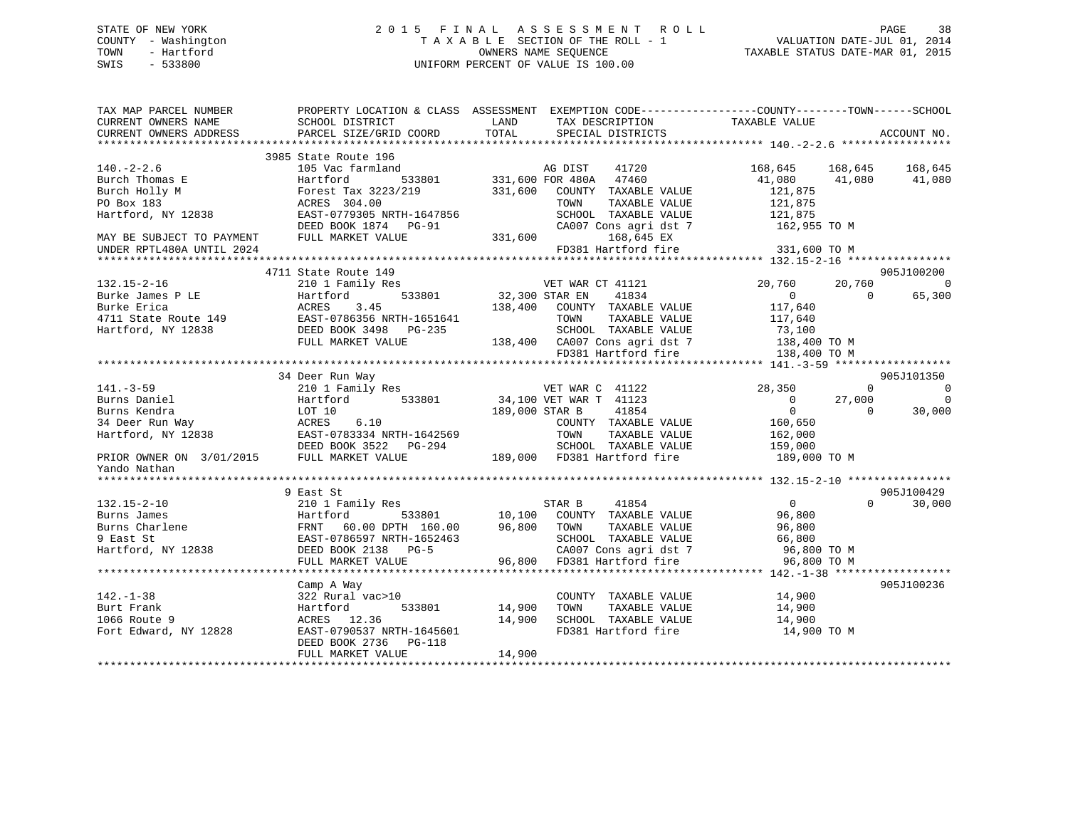STATE OF NEW YORK
COUNTY - Washington
TOWN - Hartford
SWIS - 533800

# 2015 FINAL ASSESSMENT ROLL
TAXABLE SECTION OF THE ROLL - 1
OWNERS NAME SEQUENCE
UNIFORM PERCENT OF VALUE IS 100.00

VALUATION DATE-JUL 01, 2014
TAXABLE STATUS DATE-MAR 01, 2015

```
TAX MAP PARCEL NUMBER          PROPERTY LOCATION & CLASS  ASSESSMENT  EXEMPTION CODE-----------------COUNTY--------TOWN------SCHOOL
CURRENT OWNERS NAME            SCHOOL DISTRICT               LAND      TAX DESCRIPTION            TAXABLE VALUE
CURRENT OWNERS ADDRESS         PARCEL SIZE/GRID COORD        TOTAL     SPECIAL DISTRICTS                                    ACCOUNT NO.
******************************************************************************************* 140.-2-2.6 *****************
                               3985 State Route 196
140.-2-2.6                     105 Vac farmland                   AG DIST    41720            168,645    168,645    168,645
Burch Thomas E                 Hartford         533801      331,600 FOR 480A  47460            41,080     41,080     41,080
Burch Holly M                  Forest Tax 3223/219          331,600   COUNTY  TAXABLE VALUE      121,875
PO Box 183                     ACRES 304.00                           TOWN    TAXABLE VALUE      121,875
Hartford, NY 12838             EAST-0779305 NRTH-1647856              SCHOOL  TAXABLE VALUE      121,875
                               DEED BOOK 1874   PG-91                 CA007 Cons agri dst 7        162,955 TO M
MAY BE SUBJECT TO PAYMENT      FULL MARKET VALUE            331,600         168,645 EX
UNDER RPTL480A UNTIL 2024                                             FD381 Hartford fire          331,600 TO M
******************************************************************************************* 132.15-2-16 ****************
                               4711 State Route 149                                                                905J100200
132.15-2-16                    210 1 Family Res                   VET WAR CT 41121             20,760     20,760          0
Burke James P LE               Hartford         533801       32,300 STAR EN    41834                0          0     65,300
Burke Erica                    ACRES    3.45                138,400   COUNTY  TAXABLE VALUE      117,640
4711 State Route 149           EAST-0786356 NRTH-1651641              TOWN    TAXABLE VALUE      117,640
Hartford, NY 12838             DEED BOOK 3498   PG-235                SCHOOL  TAXABLE VALUE       73,100
                               FULL MARKET VALUE            138,400   CA007 Cons agri dst 7        138,400 TO M
                                                                      FD381 Hartford fire          138,400 TO M
******************************************************************************************* 141.-3-59 ******************
                               34 Deer Run Way                                                                     905J101350
141.-3-59                      210 1 Family Res                   VET WAR C  41122             28,350          0          0
Burns Daniel                   Hartford         533801       34,100 VET WAR T  41123                0     27,000          0
Burns Kendra                   LOT 10                       189,000 STAR B     41854                0          0     30,000
34 Deer Run Way                ACRES    6.10                          COUNTY  TAXABLE VALUE      160,650
Hartford, NY 12838             EAST-0783334 NRTH-1642569              TOWN    TAXABLE VALUE      162,000
                               DEED BOOK 3522   PG-294                SCHOOL  TAXABLE VALUE      159,000
PRIOR OWNER ON  3/01/2015      FULL MARKET VALUE            189,000   FD381 Hartford fire          189,000 TO M
Yando Nathan
******************************************************************************************* 132.15-2-10 ****************
                               9 East St                                                                           905J100429
132.15-2-10                    210 1 Family Res                   STAR B     41854                0          0     30,000
Burns James                    Hartford         533801       10,100   COUNTY  TAXABLE VALUE       96,800
Burns Charlene                 FRNT   60.00 DPTH 160.00      96,800   TOWN    TAXABLE VALUE       96,800
9 East St                      EAST-0786597 NRTH-1652463              SCHOOL  TAXABLE VALUE       66,800
Hartford, NY 12838             DEED BOOK 2138   PG-5                  CA007 Cons agri dst 7         96,800 TO M
                               FULL MARKET VALUE             96,800   FD381 Hartford fire           96,800 TO M
******************************************************************************************* 142.-1-38 ******************
                               Camp A Way                                                                          905J100236
142.-1-38                      322 Rural vac>10                       COUNTY  TAXABLE VALUE       14,900
Burt Frank                     Hartford         533801       14,900   TOWN    TAXABLE VALUE       14,900
1066 Route 9                   ACRES   12.36                 14,900   SCHOOL  TAXABLE VALUE       14,900
Fort Edward, NY 12828          EAST-0790537 NRTH-1645601              FD381 Hartford fire           14,900 TO M
                               DEED BOOK 2736   PG-118
                               FULL MARKET VALUE             14,900
******************************************************************************************************************************
```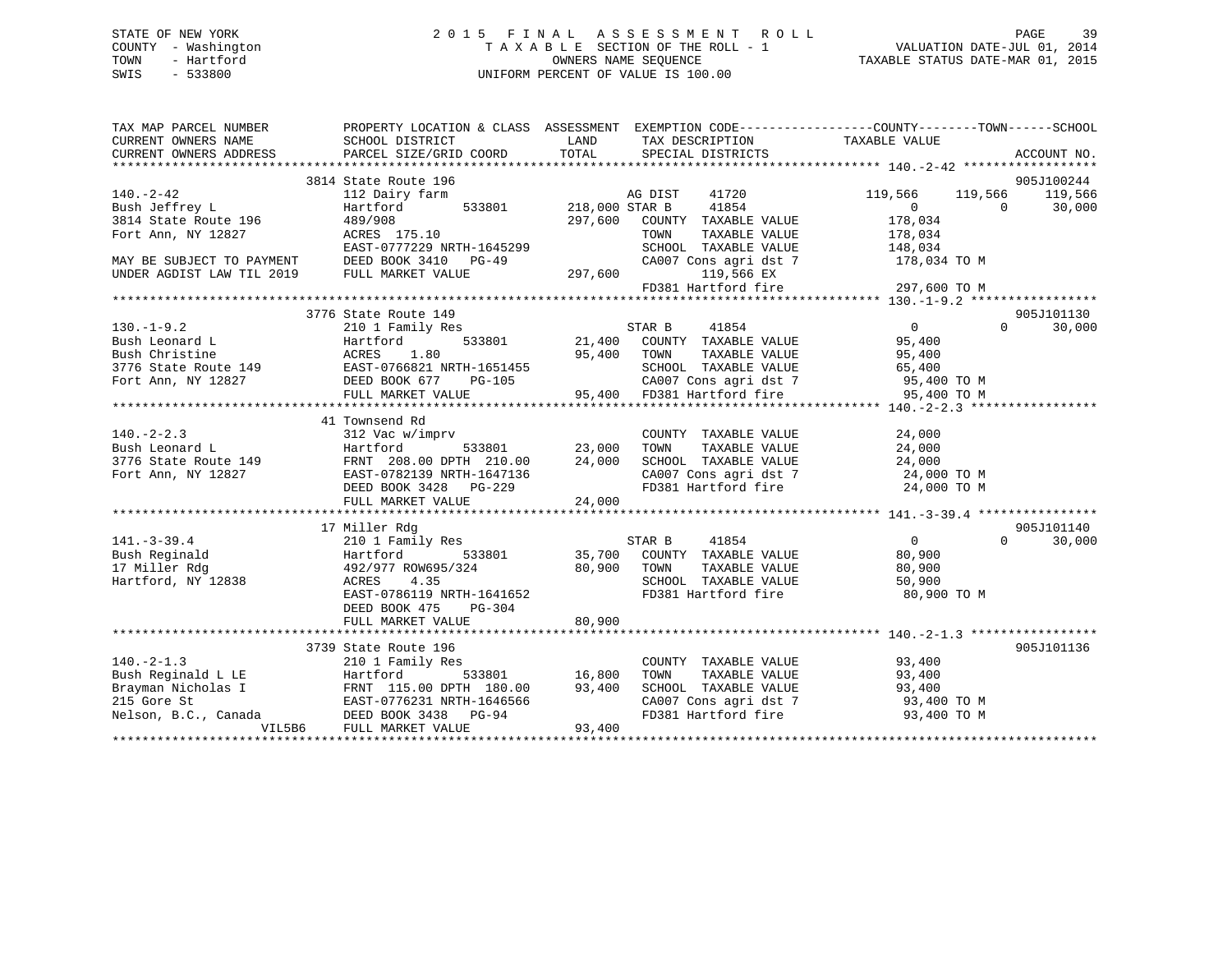STATE OF NEW YORK
COUNTY - Washington
TOWN - Hartford
SWIS - 533800

2 0 1 5 F I N A L A S S E S S M E N T R O L L
T A X A B L E SECTION OF THE ROLL - 1
OWNERS NAME SEQUENCE
UNIFORM PERCENT OF VALUE IS 100.00

VALUATION DATE-JUL 01, 2014
TAXABLE STATUS DATE-MAR 01, 2015

```
TAX MAP PARCEL NUMBER        PROPERTY LOCATION & CLASS  ASSESSMENT  EXEMPTION CODE------------------COUNTY--------TOWN------SCHOOL
CURRENT OWNERS NAME          SCHOOL DISTRICT              LAND      TAX DESCRIPTION            TAXABLE VALUE
CURRENT OWNERS ADDRESS       PARCEL SIZE/GRID COORD      TOTAL      SPECIAL DISTRICTS                                  ACCOUNT NO.
******************************************************************************************** 140.-2-42 ******************
                        3814 State Route 196                                                                         905J100244
140.-2-42                    112 Dairy farm                     AG DIST     41720          119,566    119,566    119,566
Bush Jeffrey L               Hartford       533801       218,000 STAR B      41854                0          0     30,000
3814 State Route 196         489/908                     297,600  COUNTY  TAXABLE VALUE          178,034
Fort Ann, NY 12827           ACRES 175.10                         TOWN    TAXABLE VALUE          178,034
                             EAST-0777229 NRTH-1645299            SCHOOL  TAXABLE VALUE          148,034
MAY BE SUBJECT TO PAYMENT    DEED BOOK 3410   PG-49               CA007 Cons agri dst 7           178,034 TO M
UNDER AGDIST LAW TIL 2019    FULL MARKET VALUE           297,600        119,566 EX
                                                                  FD381 Hartford fire             297,600 TO M
******************************************************************************************** 130.-1-9.2 *****************
                        3776 State Route 149                                                                         905J101130
130.-1-9.2                   210 1 Family Res                   STAR B      41854                0          0     30,000
Bush Leonard L               Hartford       533801        21,400  COUNTY  TAXABLE VALUE           95,400
Bush Christine               ACRES    1.80                95,400  TOWN    TAXABLE VALUE           95,400
3776 State Route 149         EAST-0766821 NRTH-1651455            SCHOOL  TAXABLE VALUE           65,400
Fort Ann, NY 12827           DEED BOOK 677    PG-105              CA007 Cons agri dst 7            95,400 TO M
                             FULL MARKET VALUE            95,400  FD381 Hartford fire              95,400 TO M
******************************************************************************************** 140.-2-2.3 *****************
                        41 Townsend Rd
140.-2-2.3                   312 Vac w/imprv                      COUNTY  TAXABLE VALUE           24,000
Bush Leonard L               Hartford       533801        23,000  TOWN    TAXABLE VALUE           24,000
3776 State Route 149         FRNT 208.00 DPTH 210.00      24,000  SCHOOL  TAXABLE VALUE           24,000
Fort Ann, NY 12827           EAST-0782139 NRTH-1647136            CA007 Cons agri dst 7            24,000 TO M
                             DEED BOOK 3428   PG-229              FD381 Hartford fire              24,000 TO M
                             FULL MARKET VALUE            24,000
******************************************************************************************** 141.-3-39.4 ****************
                        17 Miller Rdg                                                                                905J101140
141.-3-39.4                  210 1 Family Res                   STAR B      41854                0          0     30,000
Bush Reginald                Hartford       533801        35,700  COUNTY  TAXABLE VALUE           80,900
17 Miller Rdg                492/977 ROW695/324           80,900  TOWN    TAXABLE VALUE           80,900
Hartford, NY 12838           ACRES    4.35                        SCHOOL  TAXABLE VALUE           50,900
                             EAST-0786119 NRTH-1641652            FD381 Hartford fire              80,900 TO M
                             DEED BOOK 475    PG-304
                             FULL MARKET VALUE            80,900
******************************************************************************************** 140.-2-1.3 *****************
                        3739 State Route 196                                                                         905J101136
140.-2-1.3                   210 1 Family Res                     COUNTY  TAXABLE VALUE           93,400
Bush Reginald L LE           Hartford       533801        16,800  TOWN    TAXABLE VALUE           93,400
Brayman Nicholas I           FRNT 115.00 DPTH 180.00      93,400  SCHOOL  TAXABLE VALUE           93,400
215 Gore St                  EAST-0776231 NRTH-1646566            CA007 Cons agri dst 7            93,400 TO M
Nelson, B.C., Canada         DEED BOOK 3438   PG-94               FD381 Hartford fire              93,400 TO M
               VIL5B6        FULL MARKET VALUE            93,400
************************************************************************************************************************
```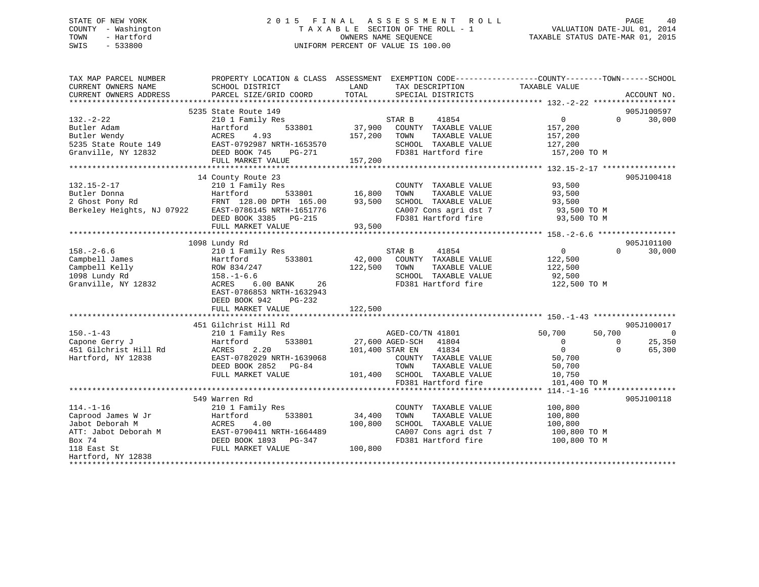STATE OF NEW YORK
COUNTY - Washington
TOWN - Hartford
SWIS - 533800

# 2015 FINAL ASSESSMENT ROLL
TAXABLE SECTION OF THE ROLL - 1
OWNERS NAME SEQUENCE
UNIFORM PERCENT OF VALUE IS 100.00

VALUATION DATE-JUL 01, 2014
TAXABLE STATUS DATE-MAR 01, 2015

```
TAX MAP PARCEL NUMBER          PROPERTY LOCATION & CLASS  ASSESSMENT  EXEMPTION CODE-----------------COUNTY--------TOWN------SCHOOL
CURRENT OWNERS NAME            SCHOOL DISTRICT               LAND      TAX DESCRIPTION              TAXABLE VALUE
CURRENT OWNERS ADDRESS         PARCEL SIZE/GRID COORD        TOTAL     SPECIAL DISTRICTS                                    ACCOUNT NO.
******************************************************************************************************* 132.-2-22 ******************
                               5235 State Route 149                                                                         905J100597
132.-2-22                      210 1 Family Res                         STAR B      41854                 0            0     30,000
Butler Adam                    Hartford        533801        37,900     COUNTY  TAXABLE VALUE        157,200
Butler Wendy                   ACRES    4.93                157,200     TOWN    TAXABLE VALUE        157,200
5235 State Route 149           EAST-0792987 NRTH-1653570                SCHOOL  TAXABLE VALUE        127,200
Granville, NY 12832            DEED BOOK 745    PG-271                  FD381 Hartford fire           157,200 TO M
                               FULL MARKET VALUE            157,200
******************************************************************************************************* 132.15-2-17 ****************
                               14 County Route 23                                                                           905J100418
132.15-2-17                    210 1 Family Res                         COUNTY  TAXABLE VALUE         93,500
Butler Donna                   Hartford        533801        16,800     TOWN    TAXABLE VALUE         93,500
2 Ghost Pony Rd                FRNT 128.00 DPTH 165.00       93,500     SCHOOL  TAXABLE VALUE         93,500
Berkeley Heights, NJ 07922     EAST-0786145 NRTH-1651776                CA007 Cons agri dst 7          93,500 TO M
                               DEED BOOK 3385   PG-215                  FD381 Hartford fire            93,500 TO M
                               FULL MARKET VALUE             93,500
******************************************************************************************************* 158.-2-6.6 *****************
                               1098 Lundy Rd                                                                                905J101100
158.-2-6.6                     210 1 Family Res                         STAR B      41854                 0            0     30,000
Campbell James                 Hartford        533801        42,000     COUNTY  TAXABLE VALUE        122,500
Campbell Kelly                 ROW 834/247                  122,500     TOWN    TAXABLE VALUE        122,500
1098 Lundy Rd                  158.-1-6.6                               SCHOOL  TAXABLE VALUE         92,500
Granville, NY 12832            ACRES    6.00 BANK    26                 FD381 Hartford fire           122,500 TO M
                               EAST-0786853 NRTH-1632943
                               DEED BOOK 942    PG-232
                               FULL MARKET VALUE            122,500
******************************************************************************************************* 150.-1-43 ******************
                               451 Gilchrist Hill Rd                                                                        905J100017
150.-1-43                      210 1 Family Res                         AGED-CO/TN 41801             50,700       50,700          0
Capone Gerry J                 Hartford        533801        27,600     AGED-SCH    41804                 0            0     25,350
451 Gilchrist Hill Rd          ACRES    2.20                101,400     STAR EN     41834                 0            0     65,300
Hartford, NY 12838             EAST-0782029 NRTH-1639068                COUNTY  TAXABLE VALUE         50,700
                               DEED BOOK 2852   PG-84                   TOWN    TAXABLE VALUE         50,700
                               FULL MARKET VALUE            101,400     SCHOOL  TAXABLE VALUE         10,750
                                                                        FD381 Hartford fire           101,400 TO M
******************************************************************************************************* 114.-1-16 ******************
                               549 Warren Rd                                                                                905J100118
114.-1-16                      210 1 Family Res                         COUNTY  TAXABLE VALUE        100,800
Caprood James W Jr             Hartford        533801        34,400     TOWN    TAXABLE VALUE        100,800
Jabot Deborah M                ACRES    4.00                100,800     SCHOOL  TAXABLE VALUE        100,800
ATT: Jabot Deborah M           EAST-0790411 NRTH-1664489                CA007 Cons agri dst 7         100,800 TO M
Box 74                         DEED BOOK 1893   PG-347                  FD381 Hartford fire           100,800 TO M
118 East St                    FULL MARKET VALUE            100,800
Hartford, NY 12838
************************************************************************************************************************************
```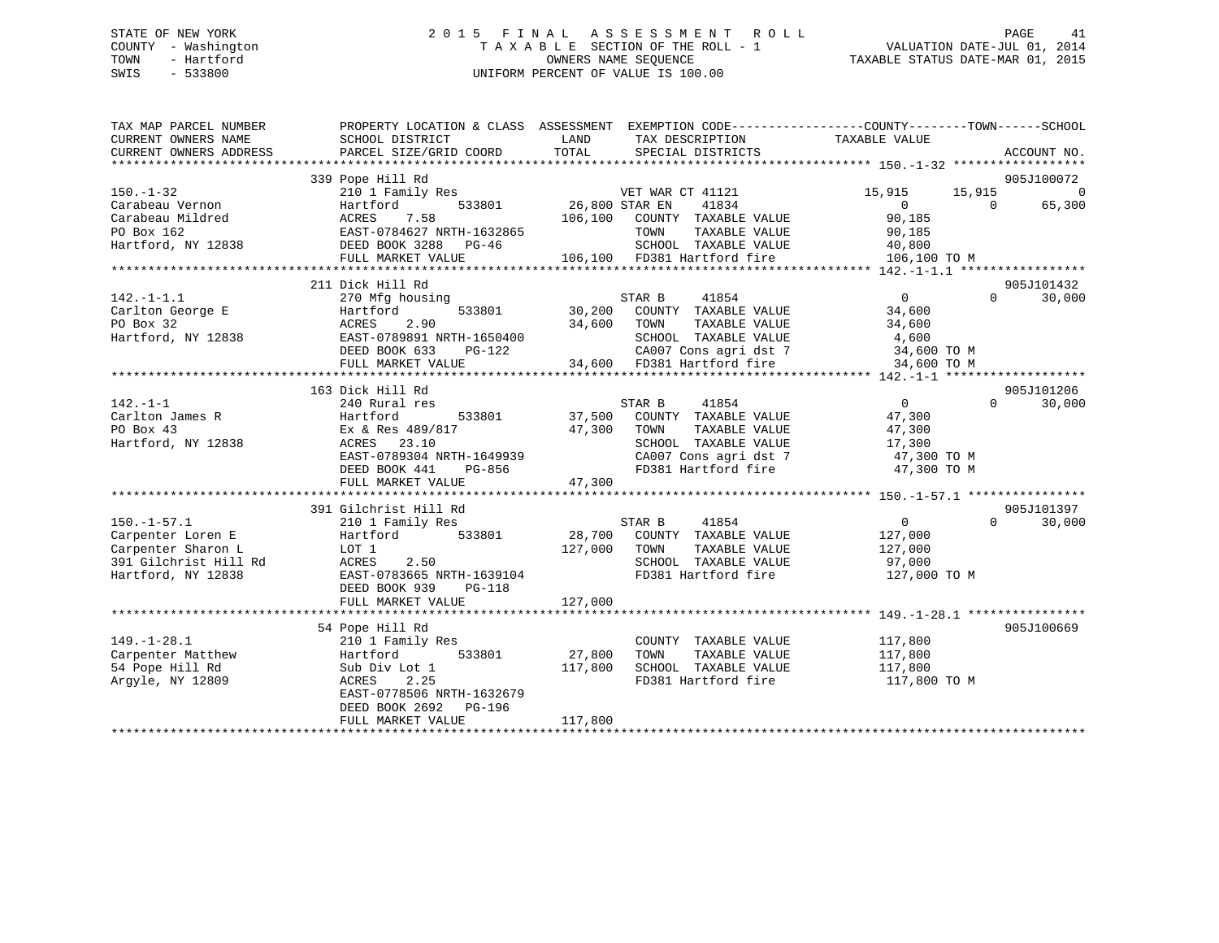STATE OF NEW YORK
COUNTY - Washington
TOWN - Hartford
SWIS - 533800

2 0 1 5 F I N A L A S S E S S M E N T R O L L
T A X A B L E SECTION OF THE ROLL - 1
OWNERS NAME SEQUENCE
UNIFORM PERCENT OF VALUE IS 100.00

VALUATION DATE-JUL 01, 2014
TAXABLE STATUS DATE-MAR 01, 2015

```
TAX MAP PARCEL NUMBER     PROPERTY LOCATION & CLASS  ASSESSMENT  EXEMPTION CODE------------------COUNTY--------TOWN------SCHOOL
CURRENT OWNERS NAME       SCHOOL DISTRICT              LAND      TAX DESCRIPTION              TAXABLE VALUE
CURRENT OWNERS ADDRESS    PARCEL SIZE/GRID COORD       TOTAL     SPECIAL DISTRICTS                                      ACCOUNT NO.
******************************************************************************************************* 150.-1-32 ******************
                          339 Pope Hill Rd                                                                           905J100072
150.-1-32                 210 1 Family Res                  VET WAR CT 41121          15,915      15,915           0
Carabeau Vernon           Hartford        533801      26,800 STAR EN    41834              0           0      65,300
Carabeau Mildred          ACRES    7.58              106,100   COUNTY  TAXABLE VALUE        90,185
PO Box 162                EAST-0784627 NRTH-1632865            TOWN    TAXABLE VALUE        90,185
Hartford, NY 12838        DEED BOOK 3288   PG-46               SCHOOL  TAXABLE VALUE        40,800
                          FULL MARKET VALUE          106,100   FD381 Hartford fire         106,100 TO M
******************************************************************************************************* 142.-1-1.1 *****************
                          211 Dick Hill Rd                                                                           905J101432
142.-1-1.1                270 Mfg housing                   STAR B     41854                   0           0      30,000
Carlton George E          Hartford        533801      30,200   COUNTY  TAXABLE VALUE        34,600
PO Box 32                 ACRES    2.90               34,600   TOWN    TAXABLE VALUE        34,600
Hartford, NY 12838        EAST-0789891 NRTH-1650400            SCHOOL  TAXABLE VALUE         4,600
                          DEED BOOK 633    PG-122              CA007 Cons agri dst 7        34,600 TO M
                          FULL MARKET VALUE           34,600   FD381 Hartford fire          34,600 TO M
******************************************************************************************************* 142.-1-1 *******************
                          163 Dick Hill Rd                                                                           905J101206
142.-1-1                  240 Rural res                     STAR B     41854                   0           0      30,000
Carlton James R           Hartford        533801      37,500   COUNTY  TAXABLE VALUE        47,300
PO Box 43                 Ex & Res 489/817            47,300   TOWN    TAXABLE VALUE        47,300
Hartford, NY 12838        ACRES   23.10                        SCHOOL  TAXABLE VALUE        17,300
                          EAST-0789304 NRTH-1649939            CA007 Cons agri dst 7        47,300 TO M
                          DEED BOOK 441    PG-856              FD381 Hartford fire          47,300 TO M
                          FULL MARKET VALUE           47,300
******************************************************************************************************* 150.-1-57.1 ****************
                          391 Gilchrist Hill Rd                                                                      905J101397
150.-1-57.1               210 1 Family Res                  STAR B     41854                   0           0      30,000
Carpenter Loren E         Hartford        533801      28,700   COUNTY  TAXABLE VALUE       127,000
Carpenter Sharon L        LOT 1                      127,000   TOWN    TAXABLE VALUE       127,000
391 Gilchrist Hill Rd     ACRES    2.50                        SCHOOL  TAXABLE VALUE        97,000
Hartford, NY 12838        EAST-0783665 NRTH-1639104            FD381 Hartford fire         127,000 TO M
                          DEED BOOK 939    PG-118
                          FULL MARKET VALUE          127,000
******************************************************************************************************* 149.-1-28.1 ****************
                          54 Pope Hill Rd                                                                            905J100669
149.-1-28.1               210 1 Family Res                     COUNTY  TAXABLE VALUE       117,800
Carpenter Matthew         Hartford        533801      27,800   TOWN    TAXABLE VALUE       117,800
54 Pope Hill Rd           Sub Div Lot 1              117,800   SCHOOL  TAXABLE VALUE       117,800
Argyle, NY 12809          ACRES    2.25                        FD381 Hartford fire         117,800 TO M
                          EAST-0778506 NRTH-1632679
                          DEED BOOK 2692   PG-196
                          FULL MARKET VALUE          117,800
************************************************************************************************************************************
```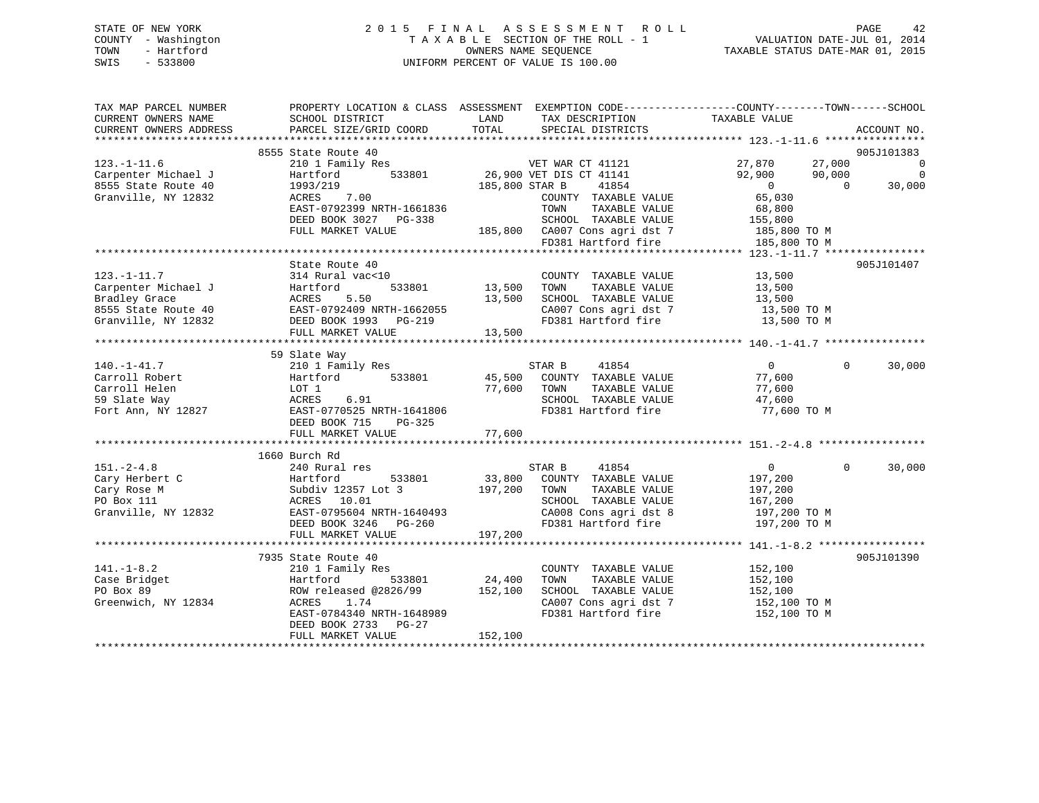STATE OF NEW YORK
COUNTY - Washington
TOWN - Hartford
SWIS - 533800

2015 FINAL ASSESSMENT ROLL
TAXABLE SECTION OF THE ROLL - 1
OWNERS NAME SEQUENCE
UNIFORM PERCENT OF VALUE IS 100.00

VALUATION DATE-JUL 01, 2014
TAXABLE STATUS DATE-MAR 01, 2015

| TAX MAP PARCEL NUMBER / CURRENT OWNERS NAME / CURRENT OWNERS ADDRESS | PROPERTY LOCATION & CLASS / SCHOOL DISTRICT / PARCEL SIZE/GRID COORD | ASSESSMENT LAND | TOTAL | EXEMPTION CODE / TAX DESCRIPTION / SPECIAL DISTRICTS | COUNTY TAXABLE VALUE | TOWN | SCHOOL | ACCOUNT NO. |
|---|---|---|---|---|---|---|---|---|
| **123.-1-11.6** | 8555 State Route 40 | | | | | | | 905J101383 |
| Carpenter Michael J | 210 1 Family Res | | | VET WAR CT 41121 | 27,870 | 27,000 | 0 | |
| 8555 State Route 40 | Hartford 533801 | 26,900 | | VET DIS CT 41141 | 92,900 | 90,000 | 0 | |
| Granville, NY 12832 | 1993/219 | | 185,800 | STAR B 41854 | 0 | 0 | 30,000 | |
| | ACRES 7.00 | | | COUNTY TAXABLE VALUE | 65,030 | | | |
| | EAST-0792399 NRTH-1661836 | | | TOWN TAXABLE VALUE | 68,800 | | | |
| | DEED BOOK 3027 PG-338 | | | SCHOOL TAXABLE VALUE | 155,800 | | | |
| | FULL MARKET VALUE | | 185,800 | CA007 Cons agri dst 7 | 185,800 TO M | | | |
| | | | | FD381 Hartford fire | 185,800 TO M | | | |
| **123.-1-11.7** | State Route 40 | | | | | | | 905J101407 |
| Carpenter Michael J | 314 Rural vac<10 | | | COUNTY TAXABLE VALUE | 13,500 | | | |
| Bradley Grace | Hartford 533801 | 13,500 | | TOWN TAXABLE VALUE | 13,500 | | | |
| 8555 State Route 40 | ACRES 5.50 | | 13,500 | SCHOOL TAXABLE VALUE | 13,500 | | | |
| Granville, NY 12832 | EAST-0792409 NRTH-1662055 | | | CA007 Cons agri dst 7 | 13,500 TO M | | | |
| | DEED BOOK 1993 PG-219 | | | FD381 Hartford fire | 13,500 TO M | | | |
| | FULL MARKET VALUE | | 13,500 | | | | | |
| **140.-1-41.7** | 59 Slate Way | | | | | | | |
| Carroll Robert | 210 1 Family Res | | | STAR B 41854 | 0 | 0 | 30,000 | |
| Carroll Helen | Hartford 533801 | 45,500 | | COUNTY TAXABLE VALUE | 77,600 | | | |
| 59 Slate Way | LOT 1 | | 77,600 | TOWN TAXABLE VALUE | 77,600 | | | |
| Fort Ann, NY 12827 | ACRES 6.91 | | | SCHOOL TAXABLE VALUE | 47,600 | | | |
| | EAST-0770525 NRTH-1641806 | | | FD381 Hartford fire | 77,600 TO M | | | |
| | DEED BOOK 715 PG-325 | | | | | | | |
| | FULL MARKET VALUE | | 77,600 | | | | | |
| **151.-2-4.8** | 1660 Burch Rd | | | | | | | |
| Cary Herbert C | 240 Rural res | | | STAR B 41854 | 0 | 0 | 30,000 | |
| Cary Rose M | Hartford 533801 | 33,800 | | COUNTY TAXABLE VALUE | 197,200 | | | |
| PO Box 111 | Subdiv 12357 Lot 3 | | 197,200 | TOWN TAXABLE VALUE | 197,200 | | | |
| Granville, NY 12832 | ACRES 10.01 | | | SCHOOL TAXABLE VALUE | 167,200 | | | |
| | EAST-0795604 NRTH-1640493 | | | CA008 Cons agri dst 8 | 197,200 TO M | | | |
| | DEED BOOK 3246 PG-260 | | | FD381 Hartford fire | 197,200 TO M | | | |
| | FULL MARKET VALUE | | 197,200 | | | | | |
| **141.-1-8.2** | 7935 State Route 40 | | | | | | | 905J101390 |
| Case Bridget | 210 1 Family Res | | | COUNTY TAXABLE VALUE | 152,100 | | | |
| PO Box 89 | Hartford 533801 | 24,400 | | TOWN TAXABLE VALUE | 152,100 | | | |
| Greenwich, NY 12834 | ROW released @2826/99 | | 152,100 | SCHOOL TAXABLE VALUE | 152,100 | | | |
| | ACRES 1.74 | | | CA007 Cons agri dst 7 | 152,100 TO M | | | |
| | EAST-0784340 NRTH-1648989 | | | FD381 Hartford fire | 152,100 TO M | | | |
| | DEED BOOK 2733 PG-27 | | | | | | | |
| | FULL MARKET VALUE | | 152,100 | | | | | |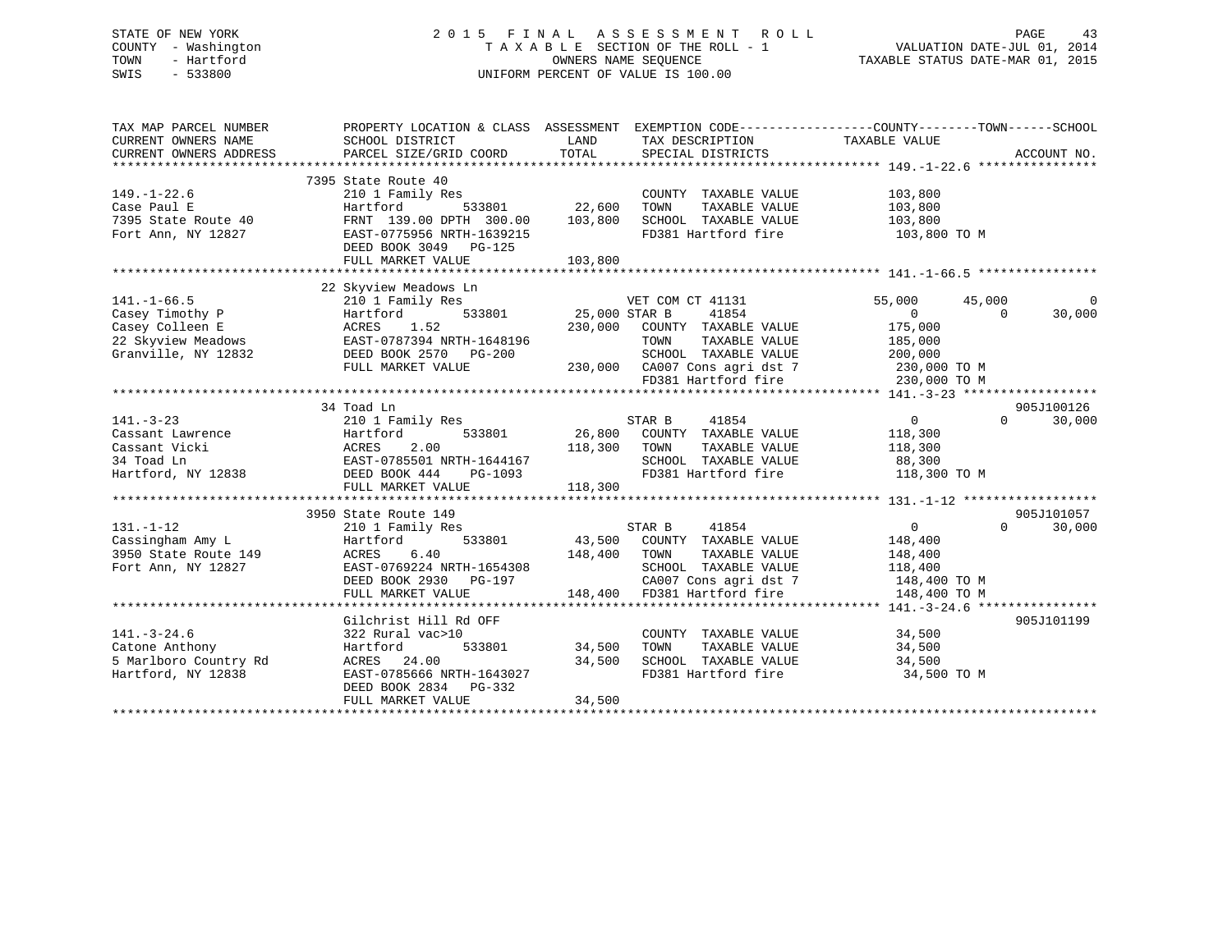STATE OF NEW YORK — COUNTY - Washington — TOWN - Hartford — SWIS - 533800

# 2015 FINAL ASSESSMENT ROLL

TAXABLE SECTION OF THE ROLL - 1
OWNERS NAME SEQUENCE
UNIFORM PERCENT OF VALUE IS 100.00

VALUATION DATE-JUL 01, 2014
TAXABLE STATUS DATE-MAR 01, 2015

```
TAX MAP PARCEL NUMBER          PROPERTY LOCATION & CLASS  ASSESSMENT  EXEMPTION CODE------------------COUNTY--------TOWN------SCHOOL
CURRENT OWNERS NAME            SCHOOL DISTRICT            LAND        TAX DESCRIPTION               TAXABLE VALUE
CURRENT OWNERS ADDRESS         PARCEL SIZE/GRID COORD     TOTAL       SPECIAL DISTRICTS                                       ACCOUNT NO.
******************************************************************************************************* 149.-1-22.6 ****************
                               7395 State Route 40
149.-1-22.6                    210 1 Family Res                       COUNTY  TAXABLE VALUE          103,800
Case Paul E                    Hartford       533801       22,600     TOWN    TAXABLE VALUE          103,800
7395 State Route 40            FRNT 139.00 DPTH 300.00    103,800     SCHOOL  TAXABLE VALUE          103,800
Fort Ann, NY 12827             EAST-0775956 NRTH-1639215              FD381 Hartford fire            103,800 TO M
                               DEED BOOK 3049   PG-125
                               FULL MARKET VALUE          103,800
******************************************************************************************************* 141.-1-66.5 ****************
                               22 Skyview Meadows Ln
141.-1-66.5                    210 1 Family Res                       VET COM CT 41131               55,000      45,000          0
Casey Timothy P                Hartford       533801       25,000 STAR B      41854                       0           0     30,000
Casey Colleen E                ACRES     1.52             230,000     COUNTY  TAXABLE VALUE          175,000
22 Skyview Meadows             EAST-0787394 NRTH-1648196              TOWN    TAXABLE VALUE          185,000
Granville, NY 12832            DEED BOOK 2570   PG-200                SCHOOL  TAXABLE VALUE          200,000
                               FULL MARKET VALUE          230,000     CA007 Cons agri dst 7          230,000 TO M
                                                                      FD381 Hartford fire            230,000 TO M
******************************************************************************************************* 141.-3-23 ******************
                               34 Toad Ln                                                                                905J100126
141.-3-23                      210 1 Family Res                       STAR B      41854                   0           0     30,000
Cassant Lawrence               Hartford       533801       26,800     COUNTY  TAXABLE VALUE          118,300
Cassant Vicki                  ACRES     2.00             118,300     TOWN    TAXABLE VALUE          118,300
34 Toad Ln                     EAST-0785501 NRTH-1644167              SCHOOL  TAXABLE VALUE           88,300
Hartford, NY 12838             DEED BOOK 444    PG-1093               FD381 Hartford fire            118,300 TO M
                               FULL MARKET VALUE          118,300
******************************************************************************************************* 131.-1-12 ******************
                               3950 State Route 149                                                                      905J101057
131.-1-12                      210 1 Family Res                       STAR B      41854                   0           0     30,000
Cassingham Amy L               Hartford       533801       43,500     COUNTY  TAXABLE VALUE          148,400
3950 State Route 149           ACRES     6.40             148,400     TOWN    TAXABLE VALUE          148,400
Fort Ann, NY 12827             EAST-0769224 NRTH-1654308              SCHOOL  TAXABLE VALUE          118,400
                               DEED BOOK 2930   PG-197                CA007 Cons agri dst 7          148,400 TO M
                               FULL MARKET VALUE          148,400     FD381 Hartford fire            148,400 TO M
******************************************************************************************************* 141.-3-24.6 ****************
                               Gilchrist Hill Rd OFF                                                                     905J101199
141.-3-24.6                    322 Rural vac>10                       COUNTY  TAXABLE VALUE           34,500
Catone Anthony                 Hartford       533801       34,500     TOWN    TAXABLE VALUE           34,500
5 Marlboro Country Rd          ACRES    24.00              34,500     SCHOOL  TAXABLE VALUE           34,500
Hartford, NY 12838             EAST-0785666 NRTH-1643027              FD381 Hartford fire             34,500 TO M
                               DEED BOOK 2834   PG-332
                               FULL MARKET VALUE           34,500
************************************************************************************************************************************
```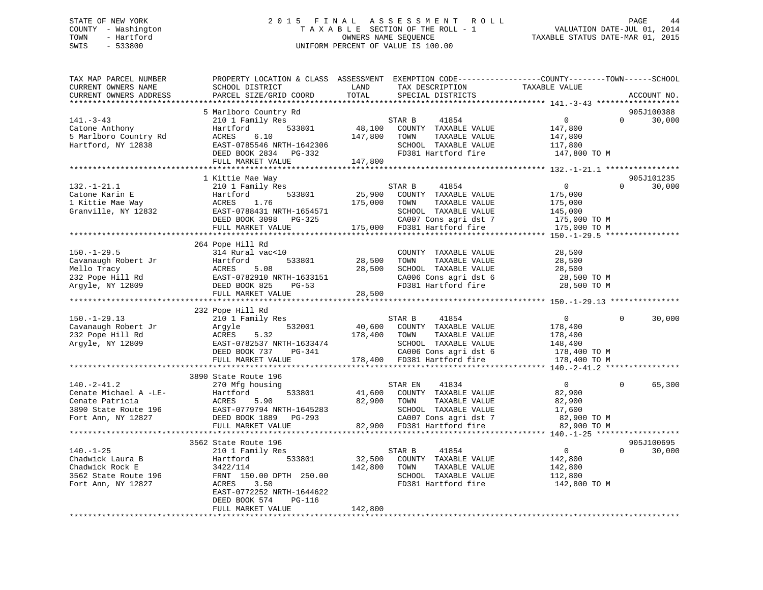STATE OF NEW YORK
COUNTY - Washington
TOWN - Hartford
SWIS - 533800

2015 FINAL ASSESSMENT ROLL
TAXABLE SECTION OF THE ROLL - 1
OWNERS NAME SEQUENCE
UNIFORM PERCENT OF VALUE IS 100.00

VALUATION DATE-JUL 01, 2014
TAXABLE STATUS DATE-MAR 01, 2015

```
TAX MAP PARCEL NUMBER          PROPERTY LOCATION & CLASS  ASSESSMENT  EXEMPTION CODE------------------COUNTY--------TOWN------SCHOOL
CURRENT OWNERS NAME            SCHOOL DISTRICT               LAND      TAX DESCRIPTION              TAXABLE VALUE
CURRENT OWNERS ADDRESS         PARCEL SIZE/GRID COORD        TOTAL     SPECIAL DISTRICTS                                      ACCOUNT NO.
******************************************************************************************************* 141.-3-43 ******************
                               5 Marlboro Country Rd                                                                          905J100388
141.-3-43                      210 1 Family Res                        STAR B      41854                   0            0      30,000
Catone Anthony                 Hartford          533801      48,100    COUNTY  TAXABLE VALUE          147,800
5 Marlboro Country Rd          ACRES     6.10               147,800    TOWN    TAXABLE VALUE          147,800
Hartford, NY 12838             EAST-0785546 NRTH-1642306               SCHOOL  TAXABLE VALUE          117,800
                               DEED BOOK 2834   PG-332                 FD381 Hartford fire            147,800 TO M
                               FULL MARKET VALUE            147,800
******************************************************************************************************* 132.-1-21.1 ****************
                               1 Kittie Mae Way                                                                               905J101235
132.-1-21.1                    210 1 Family Res                        STAR B      41854                   0            0      30,000
Catone Karin E                 Hartford          533801      25,900    COUNTY  TAXABLE VALUE          175,000
1 Kittie Mae Way               ACRES     1.76               175,000    TOWN    TAXABLE VALUE          175,000
Granville, NY 12832            EAST-0788431 NRTH-1654571               SCHOOL  TAXABLE VALUE          145,000
                               DEED BOOK 3098   PG-325                 CA007 Cons agri dst 7          175,000 TO M
                               FULL MARKET VALUE            175,000    FD381 Hartford fire            175,000 TO M
******************************************************************************************************* 150.-1-29.5 ****************
                               264 Pope Hill Rd
150.-1-29.5                    314 Rural vac<10                        COUNTY  TAXABLE VALUE           28,500
Cavanaugh Robert Jr            Hartford          533801      28,500    TOWN    TAXABLE VALUE           28,500
Mello Tracy                    ACRES     5.08                28,500    SCHOOL  TAXABLE VALUE           28,500
232 Pope Hill Rd               EAST-0782910 NRTH-1633151               CA006 Cons agri dst 6           28,500 TO M
Argyle, NY 12809               DEED BOOK 825    PG-53                  FD381 Hartford fire             28,500 TO M
                               FULL MARKET VALUE             28,500
******************************************************************************************************* 150.-1-29.13 ***************
                               232 Pope Hill Rd
150.-1-29.13                   210 1 Family Res                        STAR B      41854                   0            0      30,000
Cavanaugh Robert Jr            Argyle            532001      40,600    COUNTY  TAXABLE VALUE          178,400
232 Pope Hill Rd               ACRES     5.32               178,400    TOWN    TAXABLE VALUE          178,400
Argyle, NY 12809               EAST-0782537 NRTH-1633474               SCHOOL  TAXABLE VALUE          148,400
                               DEED BOOK 737    PG-341                 CA006 Cons agri dst 6          178,400 TO M
                               FULL MARKET VALUE            178,400    FD381 Hartford fire            178,400 TO M
******************************************************************************************************* 140.-2-41.2 ****************
                               3890 State Route 196
140.-2-41.2                    270 Mfg housing                         STAR EN     41834                   0            0      65,300
Cenate Michael A -LE-          Hartford          533801      41,600    COUNTY  TAXABLE VALUE           82,900
Cenate Patricia                ACRES     5.90                82,900    TOWN    TAXABLE VALUE           82,900
3890 State Route 196           EAST-0779794 NRTH-1645283               SCHOOL  TAXABLE VALUE           17,600
Fort Ann, NY 12827             DEED BOOK 1889   PG-293                 CA007 Cons agri dst 7           82,900 TO M
                               FULL MARKET VALUE             82,900    FD381 Hartford fire             82,900 TO M
******************************************************************************************************* 140.-1-25 ******************
                               3562 State Route 196                                                                           905J100695
140.-1-25                      210 1 Family Res                        STAR B      41854                   0            0      30,000
Chadwick Laura B               Hartford          533801      32,500    COUNTY  TAXABLE VALUE          142,800
Chadwick Rock E                3422/114                     142,800    TOWN    TAXABLE VALUE          142,800
3562 State Route 196           FRNT 150.00 DPTH 250.00                 SCHOOL  TAXABLE VALUE          112,800
Fort Ann, NY 12827             ACRES     3.50                          FD381 Hartford fire            142,800 TO M
                               EAST-0772252 NRTH-1644622
                               DEED BOOK 574    PG-116
                               FULL MARKET VALUE            142,800
************************************************************************************************************************************
```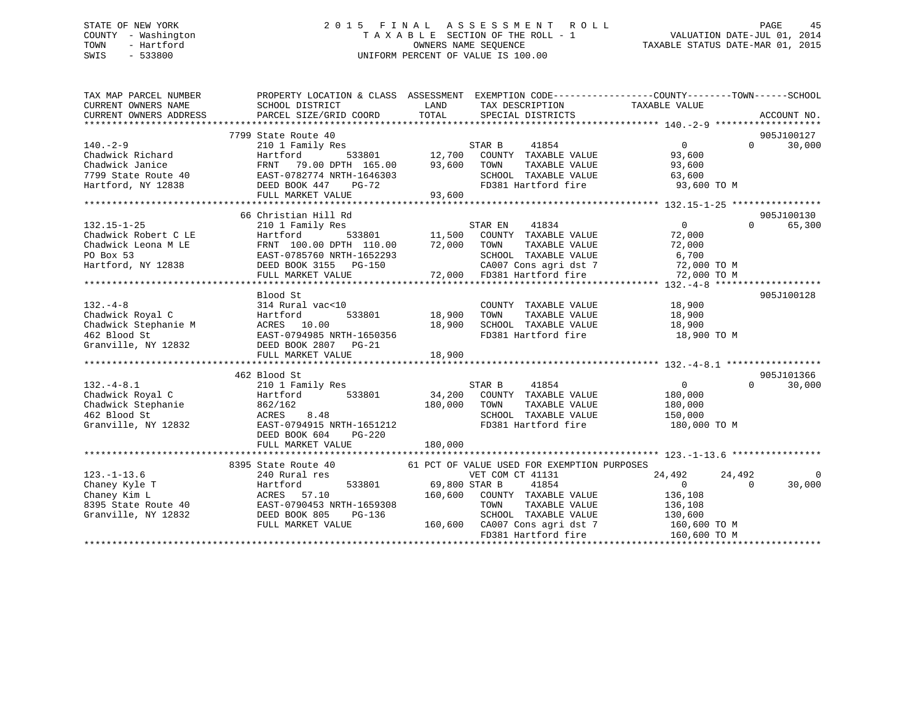STATE OF NEW YORK
COUNTY - Washington
TOWN - Hartford
SWIS - 533800

2 0 1 5 F I N A L A S S E S S M E N T R O L L
T A X A B L E SECTION OF THE ROLL - 1
OWNERS NAME SEQUENCE
UNIFORM PERCENT OF VALUE IS 100.00

VALUATION DATE-JUL 01, 2014
TAXABLE STATUS DATE-MAR 01, 2015

```
TAX MAP PARCEL NUMBER     PROPERTY LOCATION & CLASS  ASSESSMENT  EXEMPTION CODE------------------COUNTY--------TOWN------SCHOOL
CURRENT OWNERS NAME       SCHOOL DISTRICT              LAND      TAX DESCRIPTION              TAXABLE VALUE
CURRENT OWNERS ADDRESS    PARCEL SIZE/GRID COORD       TOTAL     SPECIAL DISTRICTS                                    ACCOUNT NO.
******************************************************************************************************* 140.-2-9 *******************
                         7799 State Route 40                                                                          905J100127
140.-2-9                  210 1 Family Res                     STAR B      41854                0           0       30,000
Chadwick Richard          Hartford         533801     12,700   COUNTY  TAXABLE VALUE         93,600
Chadwick Janice           FRNT  79.00 DPTH 165.00     93,600   TOWN    TAXABLE VALUE         93,600
7799 State Route 40       EAST-0782774 NRTH-1646303            SCHOOL  TAXABLE VALUE         63,600
Hartford, NY 12838        DEED BOOK 447    PG-72               FD381 Hartford fire            93,600 TO M
                          FULL MARKET VALUE           93,600
******************************************************************************************************* 132.15-1-25 ****************
                         66 Christian Hill Rd                                                                         905J100130
132.15-1-25               210 1 Family Res                     STAR EN     41834                0           0       65,300
Chadwick Robert C LE      Hartford         533801     11,500   COUNTY  TAXABLE VALUE         72,000
Chadwick Leona M LE       FRNT 100.00 DPTH 110.00     72,000   TOWN    TAXABLE VALUE         72,000
PO Box 53                 EAST-0785760 NRTH-1652293            SCHOOL  TAXABLE VALUE          6,700
Hartford, NY 12838        DEED BOOK 3155   PG-150              CA007 Cons agri dst 7          72,000 TO M
                          FULL MARKET VALUE           72,000   FD381 Hartford fire            72,000 TO M
******************************************************************************************************* 132.-4-8 *******************
                         Blood St                                                                                     905J100128
132.-4-8                  314 Rural vac<10                     COUNTY  TAXABLE VALUE         18,900
Chadwick Royal C          Hartford         533801     18,900   TOWN    TAXABLE VALUE         18,900
Chadwick Stephanie M      ACRES  10.00                18,900   SCHOOL  TAXABLE VALUE         18,900
462 Blood St              EAST-0794985 NRTH-1650356            FD381 Hartford fire            18,900 TO M
Granville, NY 12832       DEED BOOK 2807   PG-21
                          FULL MARKET VALUE           18,900
******************************************************************************************************* 132.-4-8.1 *****************
                         462 Blood St                                                                                 905J101366
132.-4-8.1                210 1 Family Res                     STAR B      41854                0           0       30,000
Chadwick Royal C          Hartford         533801     34,200   COUNTY  TAXABLE VALUE        180,000
Chadwick Stephanie        862/162                    180,000   TOWN    TAXABLE VALUE        180,000
462 Blood St              ACRES   8.48                         SCHOOL  TAXABLE VALUE        150,000
Granville, NY 12832       EAST-0794915 NRTH-1651212            FD381 Hartford fire           180,000 TO M
                          DEED BOOK 604    PG-220
                          FULL MARKET VALUE          180,000
******************************************************************************************************* 123.-1-13.6 ****************
                         8395 State Route 40            61 PCT OF VALUE USED FOR EXEMPTION PURPOSES
123.-1-13.6               240 Rural res                        VET COM CT 41131            24,492      24,492            0
Chaney Kyle T             Hartford         533801     69,800 STAR B      41854                0           0       30,000
Chaney Kim L              ACRES  57.10               160,600   COUNTY  TAXABLE VALUE        136,108
8395 State Route 40       EAST-0790453 NRTH-1659308            TOWN    TAXABLE VALUE        136,108
Granville, NY 12832       DEED BOOK 805    PG-136              SCHOOL  TAXABLE VALUE        130,600
                          FULL MARKET VALUE          160,600   CA007 Cons agri dst 7         160,600 TO M
                                                               FD381 Hartford fire           160,600 TO M
************************************************************************************************************************************
```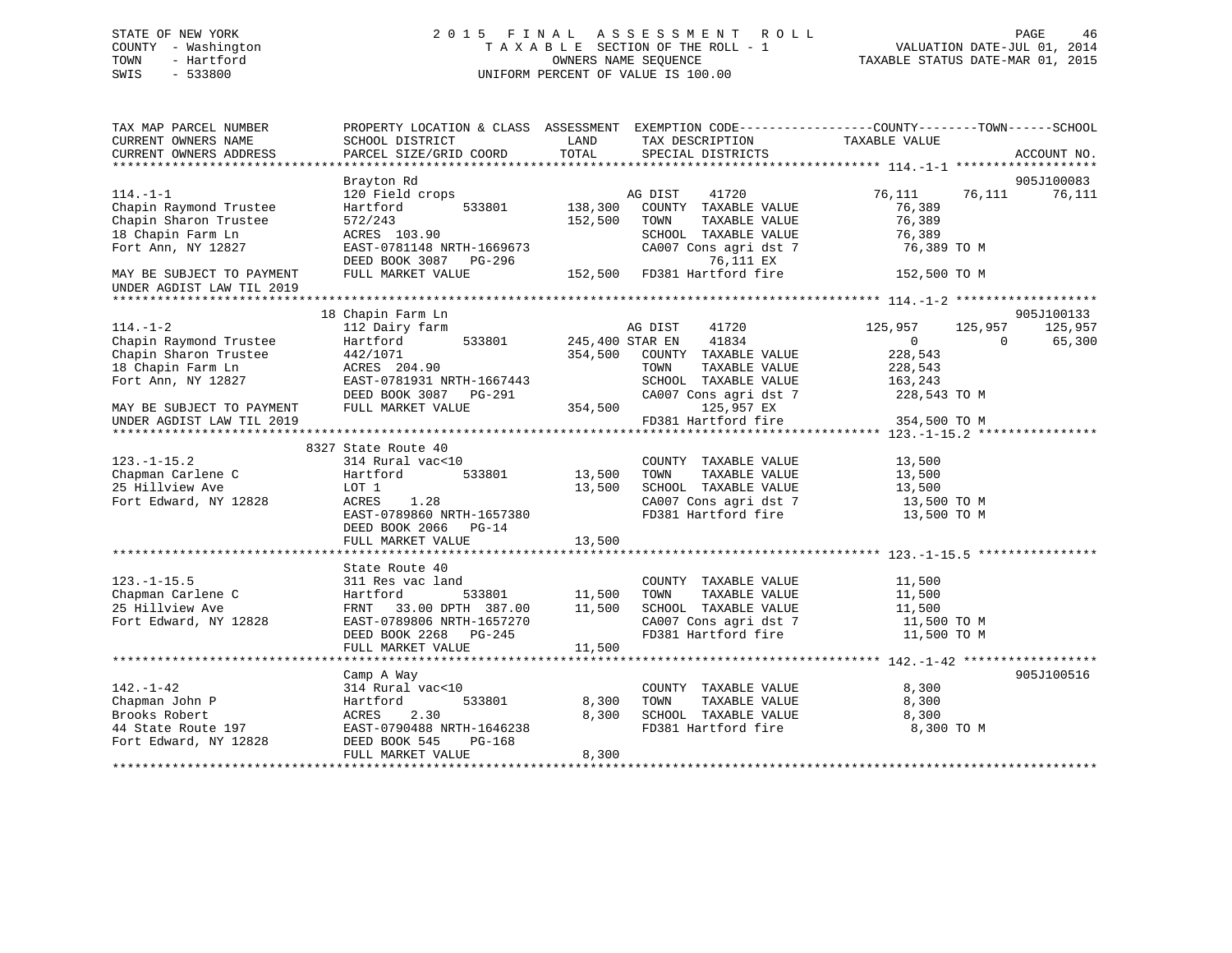STATE OF NEW YORK
COUNTY - Washington
TOWN - Hartford
SWIS - 533800

# 2015 FINAL ASSESSMENT ROLL

TAXABLE SECTION OF THE ROLL - 1
OWNERS NAME SEQUENCE
UNIFORM PERCENT OF VALUE IS 100.00

VALUATION DATE-JUL 01, 2014
TAXABLE STATUS DATE-MAR 01, 2015

```
TAX MAP PARCEL NUMBER          PROPERTY LOCATION & CLASS  ASSESSMENT  EXEMPTION CODE------------------COUNTY--------TOWN------SCHOOL
CURRENT OWNERS NAME            SCHOOL DISTRICT              LAND      TAX DESCRIPTION            TAXABLE VALUE
CURRENT OWNERS ADDRESS         PARCEL SIZE/GRID COORD       TOTAL     SPECIAL DISTRICTS                                    ACCOUNT NO.
****************************************************************************************************** 114.-1-1 *******************
                               Brayton Rd                                                                              905J100083
114.-1-1                       120 Field crops                        AG DIST    41720             76,111     76,111     76,111
Chapin Raymond Trustee         Hartford        533801      138,300   COUNTY  TAXABLE VALUE          76,389
Chapin Sharon Trustee          572/243                     152,500   TOWN    TAXABLE VALUE          76,389
18 Chapin Farm Ln              ACRES 103.90                          SCHOOL  TAXABLE VALUE          76,389
Fort Ann, NY 12827             EAST-0781148 NRTH-1669673             CA007 Cons agri dst 7           76,389 TO M
                               DEED BOOK 3087   PG-296                     76,111 EX
MAY BE SUBJECT TO PAYMENT      FULL MARKET VALUE           152,500   FD381 Hartford fire            152,500 TO M
UNDER AGDIST LAW TIL 2019
****************************************************************************************************** 114.-1-2 *******************
                            18 Chapin Farm Ln                                                                           905J100133
114.-1-2                       112 Dairy farm                         AG DIST    41720            125,957    125,957    125,957
Chapin Raymond Trustee         Hartford        533801      245,400 STAR EN     41834                  0          0     65,300
Chapin Sharon Trustee          442/1071                    354,500   COUNTY  TAXABLE VALUE         228,543
18 Chapin Farm Ln              ACRES 204.90                          TOWN    TAXABLE VALUE         228,543
Fort Ann, NY 12827             EAST-0781931 NRTH-1667443             SCHOOL  TAXABLE VALUE         163,243
                               DEED BOOK 3087   PG-291               CA007 Cons agri dst 7          228,543 TO M
MAY BE SUBJECT TO PAYMENT      FULL MARKET VALUE           354,500         125,957 EX
UNDER AGDIST LAW TIL 2019                                            FD381 Hartford fire            354,500 TO M
****************************************************************************************************** 123.-1-15.2 ****************
                          8327 State Route 40
123.-1-15.2                    314 Rural vac<10                       COUNTY  TAXABLE VALUE          13,500
Chapman Carlene C              Hartford        533801       13,500   TOWN    TAXABLE VALUE          13,500
25 Hillview Ave                LOT 1                        13,500   SCHOOL  TAXABLE VALUE          13,500
Fort Edward, NY 12828          ACRES    1.28                         CA007 Cons agri dst 7           13,500 TO M
                               EAST-0789860 NRTH-1657380             FD381 Hartford fire             13,500 TO M
                               DEED BOOK 2066   PG-14
                               FULL MARKET VALUE            13,500
****************************************************************************************************** 123.-1-15.5 ****************
                               State Route 40
123.-1-15.5                    311 Res vac land                       COUNTY  TAXABLE VALUE          11,500
Chapman Carlene C              Hartford        533801       11,500   TOWN    TAXABLE VALUE          11,500
25 Hillview Ave                FRNT   33.00 DPTH 387.00     11,500   SCHOOL  TAXABLE VALUE          11,500
Fort Edward, NY 12828          EAST-0789806 NRTH-1657270             CA007 Cons agri dst 7           11,500 TO M
                               DEED BOOK 2268   PG-245               FD381 Hartford fire             11,500 TO M
                               FULL MARKET VALUE            11,500
****************************************************************************************************** 142.-1-42 ******************
                               Camp A Way                                                                              905J100516
142.-1-42                      314 Rural vac<10                       COUNTY  TAXABLE VALUE           8,300
Chapman John P                 Hartford        533801        8,300   TOWN    TAXABLE VALUE           8,300
Brooks Robert                  ACRES    2.30                 8,300   SCHOOL  TAXABLE VALUE           8,300
44 State Route 197             EAST-0790488 NRTH-1646238             FD381 Hartford fire              8,300 TO M
Fort Edward, NY 12828          DEED BOOK 545    PG-168
                               FULL MARKET VALUE             8,300
************************************************************************************************************************************
```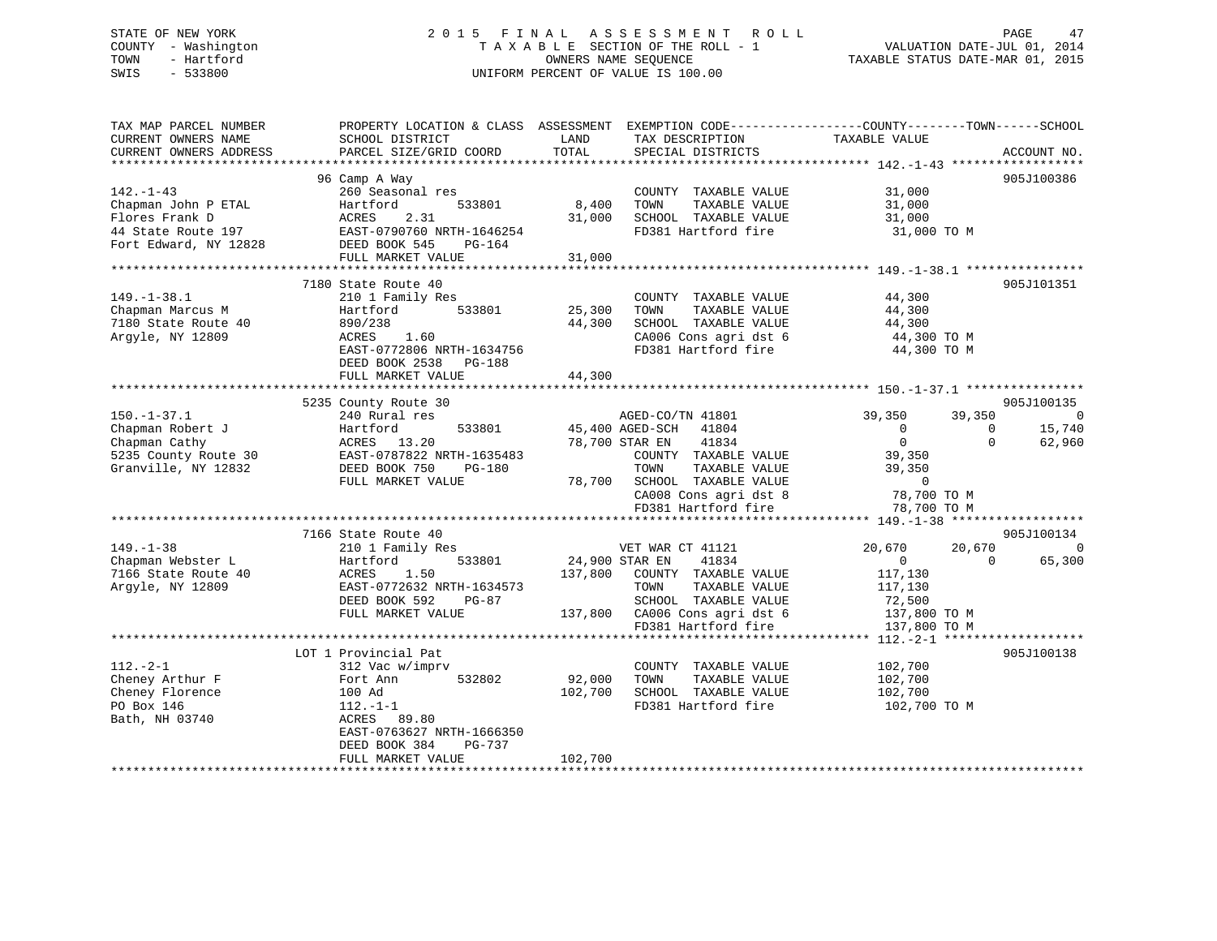STATE OF NEW YORK
COUNTY - Washington
TOWN - Hartford
SWIS - 533800

2015 FINAL ASSESSMENT ROLL
TAXABLE SECTION OF THE ROLL - 1
OWNERS NAME SEQUENCE
UNIFORM PERCENT OF VALUE IS 100.00

VALUATION DATE-JUL 01, 2014
TAXABLE STATUS DATE-MAR 01, 2015

```
TAX MAP PARCEL NUMBER          PROPERTY LOCATION & CLASS  ASSESSMENT  EXEMPTION CODE-----------------COUNTY--------TOWN------SCHOOL
CURRENT OWNERS NAME            SCHOOL DISTRICT               LAND      TAX DESCRIPTION            TAXABLE VALUE
CURRENT OWNERS ADDRESS         PARCEL SIZE/GRID COORD        TOTAL     SPECIAL DISTRICTS                                   ACCOUNT NO.
******************************************************************************************************* 142.-1-43 ******************
                               96 Camp A Way                                                                               905J100386
142.-1-43                      260 Seasonal res                        COUNTY  TAXABLE VALUE             31,000
Chapman John P ETAL            Hartford          533801        8,400   TOWN    TAXABLE VALUE             31,000
Flores Frank D                 ACRES    2.31                  31,000   SCHOOL  TAXABLE VALUE             31,000
44 State Route 197             EAST-0790760 NRTH-1646254               FD381 Hartford fire                31,000 TO M
Fort Edward, NY 12828          DEED BOOK 545    PG-164
                               FULL MARKET VALUE              31,000
******************************************************************************************************* 149.-1-38.1 ****************
                               7180 State Route 40                                                                         905J101351
149.-1-38.1                    210 1 Family Res                        COUNTY  TAXABLE VALUE             44,300
Chapman Marcus M               Hartford          533801       25,300   TOWN    TAXABLE VALUE             44,300
7180 State Route 40            890/238                        44,300   SCHOOL  TAXABLE VALUE             44,300
Argyle, NY 12809               ACRES    1.60                           CA006 Cons agri dst 6              44,300 TO M
                               EAST-0772806 NRTH-1634756               FD381 Hartford fire                44,300 TO M
                               DEED BOOK 2538   PG-188
                               FULL MARKET VALUE              44,300
******************************************************************************************************* 150.-1-37.1 ****************
                               5235 County Route 30                                                                        905J100135
150.-1-37.1                    240 Rural res                           AGED-CO/TN 41801             39,350      39,350             0
Chapman Robert J               Hartford          533801       45,400 AGED-SCH   41804                    0           0        15,740
Chapman Cathy                  ACRES   13.20                  78,700 STAR EN    41834                    0           0        62,960
5235 County Route 30           EAST-0787822 NRTH-1635483               COUNTY  TAXABLE VALUE             39,350
Granville, NY 12832            DEED BOOK 750    PG-180                 TOWN    TAXABLE VALUE             39,350
                               FULL MARKET VALUE              78,700   SCHOOL  TAXABLE VALUE                  0
                                                                       CA008 Cons agri dst 8              78,700 TO M
                                                                       FD381 Hartford fire                78,700 TO M
******************************************************************************************************* 149.-1-38 ******************
                               7166 State Route 40                                                                         905J100134
149.-1-38                      210 1 Family Res                        VET WAR CT 41121             20,670      20,670             0
Chapman Webster L              Hartford          533801       24,900 STAR EN    41834                    0           0        65,300
7166 State Route 40            ACRES    1.50                 137,800   COUNTY  TAXABLE VALUE            117,130
Argyle, NY 12809               EAST-0772632 NRTH-1634573               TOWN    TAXABLE VALUE            117,130
                               DEED BOOK 592    PG-87                  SCHOOL  TAXABLE VALUE             72,500
                               FULL MARKET VALUE             137,800   CA006 Cons agri dst 6             137,800 TO M
                                                                       FD381 Hartford fire               137,800 TO M
******************************************************************************************************* 112.-2-1 *******************
                               LOT 1 Provincial Pat                                                                        905J100138
112.-2-1                       312 Vac w/imprv                         COUNTY  TAXABLE VALUE            102,700
Cheney Arthur F                Fort Ann          532802       92,000   TOWN    TAXABLE VALUE            102,700
Cheney Florence                100 Ad                        102,700   SCHOOL  TAXABLE VALUE            102,700
PO Box 146                     112.-1-1                                FD381 Hartford fire               102,700 TO M
Bath, NH 03740                 ACRES   89.80
                               EAST-0763627 NRTH-1666350
                               DEED BOOK 384    PG-737
                               FULL MARKET VALUE             102,700
************************************************************************************************************************************
```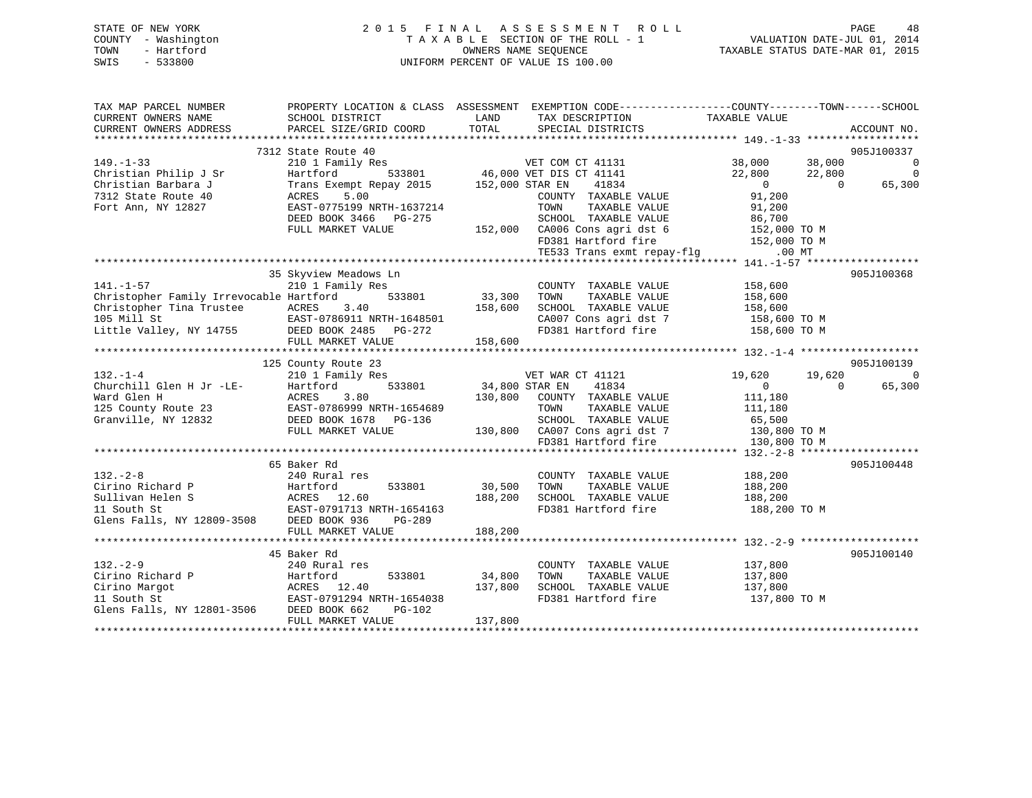STATE OF NEW YORK
COUNTY - Washington
TOWN - Hartford
SWIS - 533800

2 0 1 5 F I N A L A S S E S S M E N T R O L L
T A X A B L E SECTION OF THE ROLL - 1
OWNERS NAME SEQUENCE
UNIFORM PERCENT OF VALUE IS 100.00

VALUATION DATE-JUL 01, 2014
TAXABLE STATUS DATE-MAR 01, 2015

```
TAX MAP PARCEL NUMBER          PROPERTY LOCATION & CLASS  ASSESSMENT  EXEMPTION CODE------------------COUNTY--------TOWN------SCHOOL
CURRENT OWNERS NAME            SCHOOL DISTRICT            LAND        TAX DESCRIPTION                 TAXABLE VALUE
CURRENT OWNERS ADDRESS         PARCEL SIZE/GRID COORD     TOTAL       SPECIAL DISTRICTS                                        ACCOUNT NO.
******************************************************************************************************* 149.-1-33 ******************
                          7312 State Route 40                                                                                  905J100337
149.-1-33                      210 1 Family Res                        VET COM CT 41131              38,000       38,000             0
Christian Philip J Sr          Hartford          533801       46,000 VET DIS CT 41141              22,800       22,800             0
Christian Barbara J            Trans Exempt Repay 2015      152,000 STAR EN     41834                   0            0        65,300
7312 State Route 40            ACRES    5.00                           COUNTY  TAXABLE VALUE            91,200
Fort Ann, NY 12827             EAST-0775199 NRTH-1637214               TOWN    TAXABLE VALUE            91,200
                               DEED BOOK 3466   PG-275                 SCHOOL  TAXABLE VALUE            86,700
                               FULL MARKET VALUE            152,000   CA006 Cons agri dst 6           152,000 TO M
                                                                       FD381 Hartford fire             152,000 TO M
                                                                       TE533 Trans exmt repay-flg          .00 MT
******************************************************************************************************* 141.-1-57 ******************
                          35 Skyview Meadows Ln                                                                                905J100368
141.-1-57                      210 1 Family Res                        COUNTY  TAXABLE VALUE           158,600
Christopher Family Irrevocable Hartford          533801       33,300   TOWN    TAXABLE VALUE           158,600
Christopher Tina Trustee       ACRES    3.40                 158,600   SCHOOL  TAXABLE VALUE           158,600
105 Mill St                    EAST-0786911 NRTH-1648501               CA007 Cons agri dst 7           158,600 TO M
Little Valley, NY 14755        DEED BOOK 2485   PG-272                 FD381 Hartford fire             158,600 TO M
                               FULL MARKET VALUE            158,600
******************************************************************************************************* 132.-1-4 *******************
                          125 County Route 23                                                                                  905J100139
132.-1-4                       210 1 Family Res                        VET WAR CT 41121              19,620       19,620             0
Churchill Glen H Jr -LE-       Hartford          533801       34,800 STAR EN     41834                   0            0        65,300
Ward Glen H                    ACRES    3.80                 130,800   COUNTY  TAXABLE VALUE           111,180
125 County Route 23            EAST-0786999 NRTH-1654689               TOWN    TAXABLE VALUE           111,180
Granville, NY 12832            DEED BOOK 1678   PG-136                 SCHOOL  TAXABLE VALUE            65,500
                               FULL MARKET VALUE            130,800   CA007 Cons agri dst 7           130,800 TO M
                                                                       FD381 Hartford fire             130,800 TO M
******************************************************************************************************* 132.-2-8 *******************
                          65 Baker Rd                                                                                          905J100448
132.-2-8                       240 Rural res                           COUNTY  TAXABLE VALUE           188,200
Cirino Richard P               Hartford          533801       30,500   TOWN    TAXABLE VALUE           188,200
Sullivan Helen S               ACRES   12.60                 188,200   SCHOOL  TAXABLE VALUE           188,200
11 South St                    EAST-0791713 NRTH-1654163               FD381 Hartford fire             188,200 TO M
Glens Falls, NY 12809-3508     DEED BOOK 936    PG-289
                               FULL MARKET VALUE            188,200
******************************************************************************************************* 132.-2-9 *******************
                          45 Baker Rd                                                                                          905J100140
132.-2-9                       240 Rural res                           COUNTY  TAXABLE VALUE           137,800
Cirino Richard P               Hartford          533801       34,800   TOWN    TAXABLE VALUE           137,800
Cirino Margot                  ACRES   12.40                 137,800   SCHOOL  TAXABLE VALUE           137,800
11 South St                    EAST-0791294 NRTH-1654038               FD381 Hartford fire             137,800 TO M
Glens Falls, NY 12801-3506     DEED BOOK 662    PG-102
                               FULL MARKET VALUE            137,800
************************************************************************************************************************************
```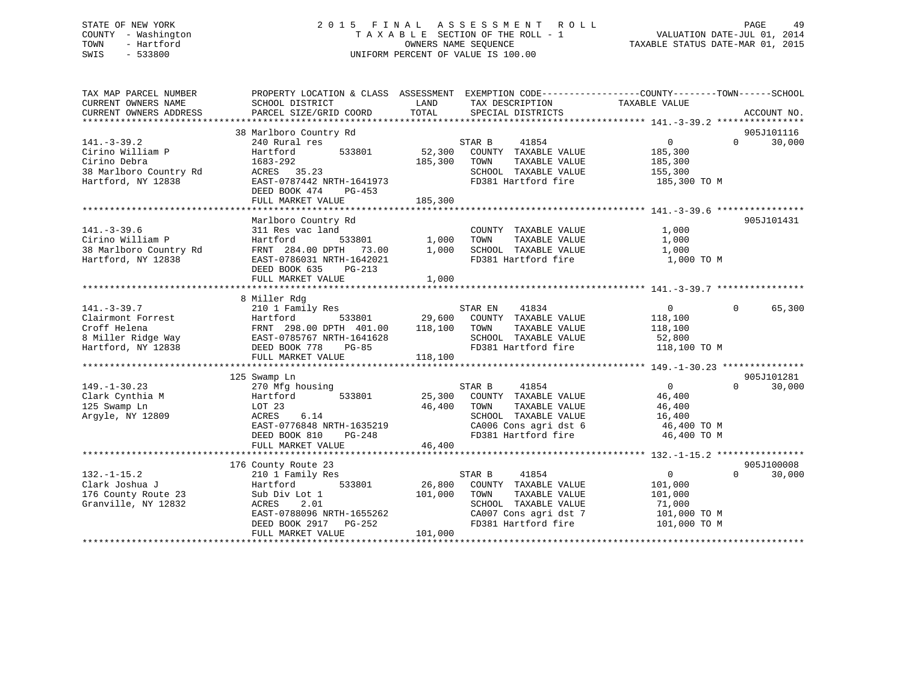STATE OF NEW YORK
COUNTY - Washington
TOWN - Hartford
SWIS - 533800

2 0 1 5 F I N A L A S S E S S M E N T R O L L
T A X A B L E SECTION OF THE ROLL - 1
OWNERS NAME SEQUENCE
UNIFORM PERCENT OF VALUE IS 100.00

VALUATION DATE-JUL 01, 2014
TAXABLE STATUS DATE-MAR 01, 2015

```
TAX MAP PARCEL NUMBER          PROPERTY LOCATION & CLASS  ASSESSMENT  EXEMPTION CODE------------------COUNTY--------TOWN------SCHOOL
CURRENT OWNERS NAME            SCHOOL DISTRICT              LAND      TAX DESCRIPTION              TAXABLE VALUE
CURRENT OWNERS ADDRESS         PARCEL SIZE/GRID COORD       TOTAL     SPECIAL DISTRICTS                                     ACCOUNT NO.
******************************************************************************************************* 141.-3-39.2 ****************
                               38 Marlboro Country Rd                                                                       905J101116
141.-3-39.2                    240 Rural res                          STAR B     41854               0            0       30,000
Cirino William P               Hartford         533801      52,300    COUNTY  TAXABLE VALUE          185,300
Cirino Debra                   1683-292                    185,300    TOWN    TAXABLE VALUE          185,300
38 Marlboro Country Rd         ACRES  35.23                           SCHOOL  TAXABLE VALUE          155,300
Hartford, NY 12838             EAST-0787442 NRTH-1641973              FD381 Hartford fire             185,300 TO M
                               DEED BOOK 474    PG-453
                               FULL MARKET VALUE           185,300
******************************************************************************************************* 141.-3-39.6 ****************
                               Marlboro Country Rd                                                                          905J101431
141.-3-39.6                    311 Res vac land                       COUNTY  TAXABLE VALUE            1,000
Cirino William P               Hartford         533801       1,000    TOWN    TAXABLE VALUE            1,000
38 Marlboro Country Rd         FRNT 284.00 DPTH  73.00       1,000    SCHOOL  TAXABLE VALUE            1,000
Hartford, NY 12838             EAST-0786031 NRTH-1642021              FD381 Hartford fire               1,000 TO M
                               DEED BOOK 635    PG-213
                               FULL MARKET VALUE             1,000
******************************************************************************************************* 141.-3-39.7 ****************
                               8 Miller Rdg
141.-3-39.7                    210 1 Family Res                       STAR EN    41834               0            0       65,300
Clairmont Forrest              Hartford         533801      29,600    COUNTY  TAXABLE VALUE          118,100
Croff Helena                   FRNT 298.00 DPTH 401.00     118,100    TOWN    TAXABLE VALUE          118,100
8 Miller Ridge Way             EAST-0785767 NRTH-1641628              SCHOOL  TAXABLE VALUE           52,800
Hartford, NY 12838             DEED BOOK 778    PG-85                 FD381 Hartford fire             118,100 TO M
                               FULL MARKET VALUE           118,100
******************************************************************************************************* 149.-1-30.23 ***************
                               125 Swamp Ln                                                                                 905J101281
149.-1-30.23                   270 Mfg housing                        STAR B     41854               0            0       30,000
Clark Cynthia M                Hartford         533801      25,300    COUNTY  TAXABLE VALUE           46,400
125 Swamp Ln                   LOT 23                       46,400    TOWN    TAXABLE VALUE           46,400
Argyle, NY 12809               ACRES   6.14                           SCHOOL  TAXABLE VALUE           16,400
                               EAST-0776848 NRTH-1635219              CA006 Cons agri dst 6            46,400 TO M
                               DEED BOOK 810    PG-248                FD381 Hartford fire              46,400 TO M
                               FULL MARKET VALUE            46,400
******************************************************************************************************* 132.-1-15.2 ****************
                               176 County Route 23                                                                          905J100008
132.-1-15.2                    210 1 Family Res                       STAR B     41854               0            0       30,000
Clark Joshua J                 Hartford         533801      26,800    COUNTY  TAXABLE VALUE          101,000
176 County Route 23            Sub Div Lot 1               101,000    TOWN    TAXABLE VALUE          101,000
Granville, NY 12832            ACRES   2.01                           SCHOOL  TAXABLE VALUE           71,000
                               EAST-0788096 NRTH-1655262              CA007 Cons agri dst 7           101,000 TO M
                               DEED BOOK 2917   PG-252                FD381 Hartford fire             101,000 TO M
                               FULL MARKET VALUE           101,000
************************************************************************************************************************************
```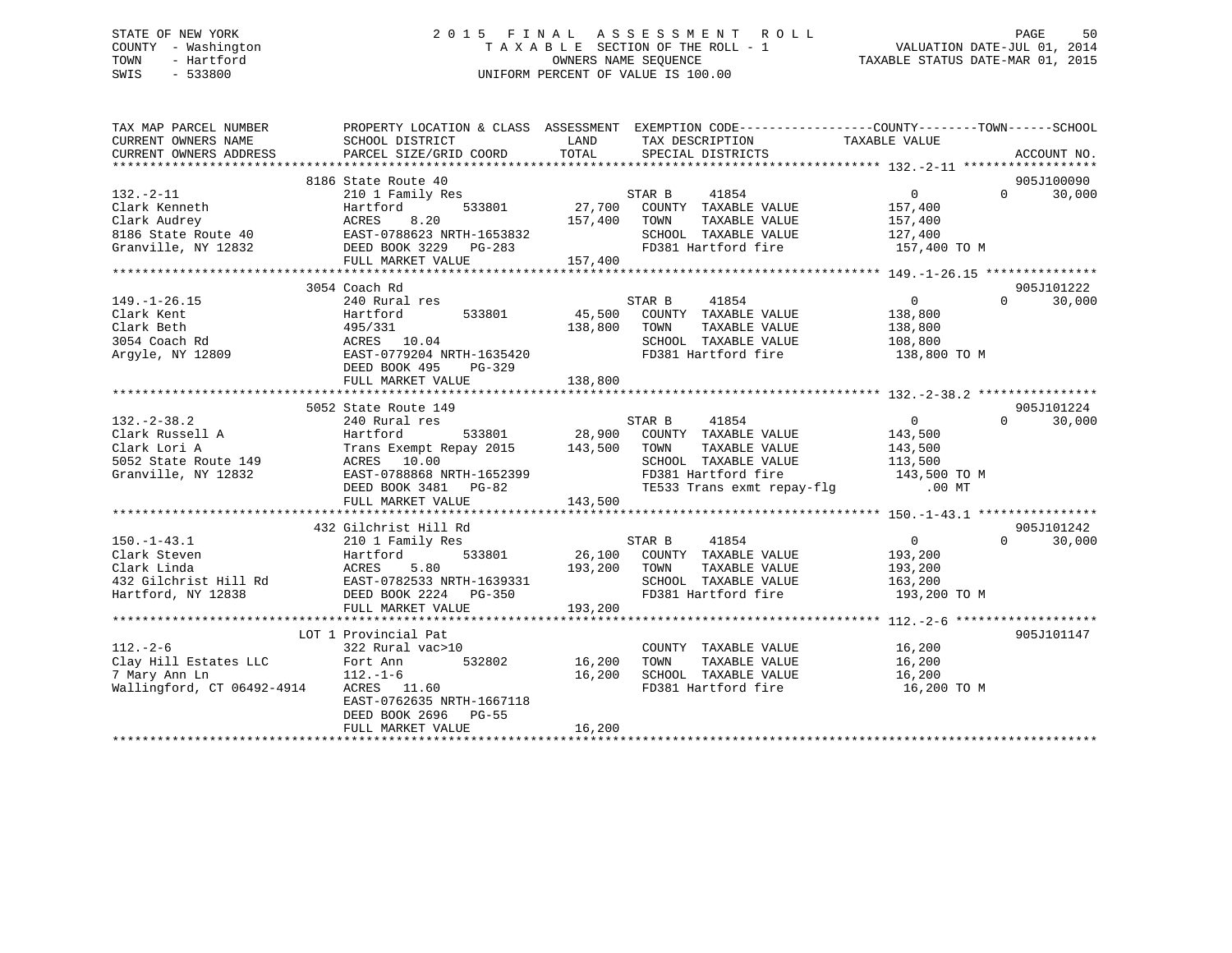STATE OF NEW YORK
COUNTY - Washington
TOWN - Hartford
SWIS - 533800

2 0 1 5 F I N A L A S S E S S M E N T R O L L
T A X A B L E SECTION OF THE ROLL - 1
OWNERS NAME SEQUENCE
UNIFORM PERCENT OF VALUE IS 100.00

VALUATION DATE-JUL 01, 2014
TAXABLE STATUS DATE-MAR 01, 2015

```
TAX MAP PARCEL NUMBER          PROPERTY LOCATION & CLASS  ASSESSMENT  EXEMPTION CODE------------------COUNTY--------TOWN------SCHOOL
CURRENT OWNERS NAME            SCHOOL DISTRICT              LAND       TAX DESCRIPTION             TAXABLE VALUE
CURRENT OWNERS ADDRESS         PARCEL SIZE/GRID COORD       TOTAL      SPECIAL DISTRICTS                                    ACCOUNT NO.
******************************************************************************************************* 132.-2-11 ******************
                             8186 State Route 40                                                                          905J100090
132.-2-11                      210 1 Family Res                        STAR B     41854                0          0      30,000
Clark Kenneth                  Hartford          533801       27,700   COUNTY  TAXABLE VALUE          157,400
Clark Audrey                   ACRES    8.20                 157,400   TOWN    TAXABLE VALUE          157,400
8186 State Route 40            EAST-0788623 NRTH-1653832                SCHOOL  TAXABLE VALUE          127,400
Granville, NY 12832            DEED BOOK 3229   PG-283                  FD381 Hartford fire             157,400 TO M
                               FULL MARKET VALUE            157,400
******************************************************************************************************* 149.-1-26.15 ***************
                             3054 Coach Rd                                                                                905J101222
149.-1-26.15                   240 Rural res                           STAR B     41854                0          0      30,000
Clark Kent                     Hartford          533801       45,500   COUNTY  TAXABLE VALUE          138,800
Clark Beth                     495/331                       138,800   TOWN    TAXABLE VALUE          138,800
3054 Coach Rd                  ACRES   10.04                            SCHOOL  TAXABLE VALUE          108,800
Argyle, NY 12809               EAST-0779204 NRTH-1635420                FD381 Hartford fire             138,800 TO M
                               DEED BOOK 495    PG-329
                               FULL MARKET VALUE            138,800
******************************************************************************************************* 132.-2-38.2 ****************
                             5052 State Route 149                                                                         905J101224
132.-2-38.2                    240 Rural res                           STAR B     41854                0          0      30,000
Clark Russell A                Hartford          533801       28,900   COUNTY  TAXABLE VALUE          143,500
Clark Lori A                   Trans Exempt Repay 2015       143,500   TOWN    TAXABLE VALUE          143,500
5052 State Route 149           ACRES   10.00                            SCHOOL  TAXABLE VALUE          113,500
Granville, NY 12832            EAST-0788868 NRTH-1652399                FD381 Hartford fire             143,500 TO M
                               DEED BOOK 3481   PG-82                   TE533 Trans exmt repay-flg          .00 MT
                               FULL MARKET VALUE            143,500
******************************************************************************************************* 150.-1-43.1 ****************
                             432 Gilchrist Hill Rd                                                                        905J101242
150.-1-43.1                    210 1 Family Res                        STAR B     41854                0          0      30,000
Clark Steven                   Hartford          533801       26,100   COUNTY  TAXABLE VALUE          193,200
Clark Linda                    ACRES    5.80                 193,200   TOWN    TAXABLE VALUE          193,200
432 Gilchrist Hill Rd          EAST-0782533 NRTH-1639331                SCHOOL  TAXABLE VALUE          163,200
Hartford, NY 12838             DEED BOOK 2224   PG-350                  FD381 Hartford fire             193,200 TO M
                               FULL MARKET VALUE            193,200
******************************************************************************************************* 112.-2-6 *******************
                           LOT 1 Provincial Pat                                                                           905J101147
112.-2-6                       322 Rural vac>10                         COUNTY  TAXABLE VALUE           16,200
Clay Hill Estates LLC          Fort Ann          532802       16,200   TOWN    TAXABLE VALUE           16,200
7 Mary Ann Ln                  112.-1-6                       16,200   SCHOOL  TAXABLE VALUE           16,200
Wallingford, CT 06492-4914     ACRES   11.60                            FD381 Hartford fire              16,200 TO M
                               EAST-0762635 NRTH-1667118
                               DEED BOOK 2696   PG-55
                               FULL MARKET VALUE             16,200
************************************************************************************************************************************
```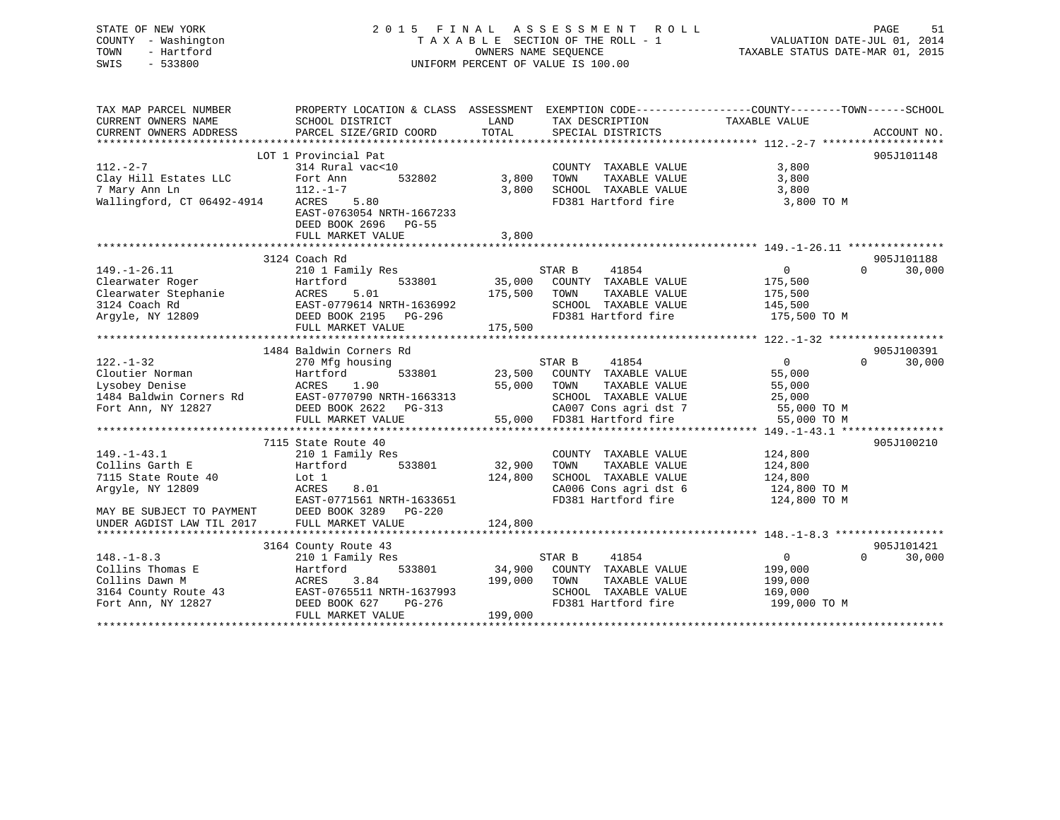STATE OF NEW YORK  
COUNTY - Washington  
TOWN - Hartford  
SWIS - 533800

# 2015 FINAL ASSESSMENT ROLL

TAXABLE SECTION OF THE ROLL - 1  
OWNERS NAME SEQUENCE  
UNIFORM PERCENT OF VALUE IS 100.00

VALUATION DATE-JUL 01, 2014  
TAXABLE STATUS DATE-MAR 01, 2015

| TAX MAP PARCEL NUMBER / CURRENT OWNERS NAME / CURRENT OWNERS ADDRESS | PROPERTY LOCATION & CLASS / SCHOOL DISTRICT / PARCEL SIZE/GRID COORD | ASSESSMENT LAND | TOTAL | EXEMPTION CODE / TAX DESCRIPTION / SPECIAL DISTRICTS | COUNTY / TOWN TAXABLE VALUE | SCHOOL | ACCOUNT NO. |
|---|---|---|---|---|---|---|---|
| **112.-2-7** | LOT 1 Provincial Pat | | | | | | 905J101148 |
| 112.-2-7 | 314 Rural vac<10 | | | COUNTY TAXABLE VALUE | 3,800 | | |
| Clay Hill Estates LLC | Fort Ann 532802 | 3,800 | | TOWN TAXABLE VALUE | 3,800 | | |
| 7 Mary Ann Ln | 112.-1-7 | | 3,800 | SCHOOL TAXABLE VALUE | 3,800 | | |
| Wallingford, CT 06492-4914 | ACRES 5.80 | | | FD381 Hartford fire | 3,800 TO M | | |
| | EAST-0763054 NRTH-1667233 | | | | | | |
| | DEED BOOK 2696 PG-55 | | | | | | |
| | FULL MARKET VALUE | | 3,800 | | | | |
| **149.-1-26.11** | 3124 Coach Rd | | | | | | 905J101188 |
| 149.-1-26.11 | 210 1 Family Res | | | STAR B 41854 | 0 | 0 | 30,000 |
| Clearwater Roger | Hartford 533801 | 35,000 | | COUNTY TAXABLE VALUE | 175,500 | | |
| Clearwater Stephanie | ACRES 5.01 | | 175,500 | TOWN TAXABLE VALUE | 175,500 | | |
| 3124 Coach Rd | EAST-0779614 NRTH-1636992 | | | SCHOOL TAXABLE VALUE | 145,500 | | |
| Argyle, NY 12809 | DEED BOOK 2195 PG-296 | | | FD381 Hartford fire | 175,500 TO M | | |
| | FULL MARKET VALUE | | 175,500 | | | | |
| **122.-1-32** | 1484 Baldwin Corners Rd | | | | | | 905J100391 |
| 122.-1-32 | 270 Mfg housing | | | STAR B 41854 | 0 | 0 | 30,000 |
| Cloutier Norman | Hartford 533801 | 23,500 | | COUNTY TAXABLE VALUE | 55,000 | | |
| Lysobey Denise | ACRES 1.90 | | 55,000 | TOWN TAXABLE VALUE | 55,000 | | |
| 1484 Baldwin Corners Rd | EAST-0770790 NRTH-1663313 | | | SCHOOL TAXABLE VALUE | 25,000 | | |
| Fort Ann, NY 12827 | DEED BOOK 2622 PG-313 | | | CA007 Cons agri dst 7 | 55,000 TO M | | |
| | FULL MARKET VALUE | | 55,000 | FD381 Hartford fire | 55,000 TO M | | |
| **149.-1-43.1** | 7115 State Route 40 | | | | | | 905J100210 |
| 149.-1-43.1 | 210 1 Family Res | | | COUNTY TAXABLE VALUE | 124,800 | | |
| Collins Garth E | Hartford 533801 | 32,900 | | TOWN TAXABLE VALUE | 124,800 | | |
| 7115 State Route 40 | Lot 1 | | 124,800 | SCHOOL TAXABLE VALUE | 124,800 | | |
| Argyle, NY 12809 | ACRES 8.01 | | | CA006 Cons agri dst 6 | 124,800 TO M | | |
| | EAST-0771561 NRTH-1633651 | | | FD381 Hartford fire | 124,800 TO M | | |
| MAY BE SUBJECT TO PAYMENT | DEED BOOK 3289 PG-220 | | | | | | |
| UNDER AGDIST LAW TIL 2017 | FULL MARKET VALUE | | 124,800 | | | | |
| **148.-1-8.3** | 3164 County Route 43 | | | | | | 905J101421 |
| 148.-1-8.3 | 210 1 Family Res | | | STAR B 41854 | 0 | 0 | 30,000 |
| Collins Thomas E | Hartford 533801 | 34,900 | | COUNTY TAXABLE VALUE | 199,000 | | |
| Collins Dawn M | ACRES 3.84 | | 199,000 | TOWN TAXABLE VALUE | 199,000 | | |
| 3164 County Route 43 | EAST-0765511 NRTH-1637993 | | | SCHOOL TAXABLE VALUE | 169,000 | | |
| Fort Ann, NY 12827 | DEED BOOK 627 PG-276 | | | FD381 Hartford fire | 199,000 TO M | | |
| | FULL MARKET VALUE | | 199,000 | | | | |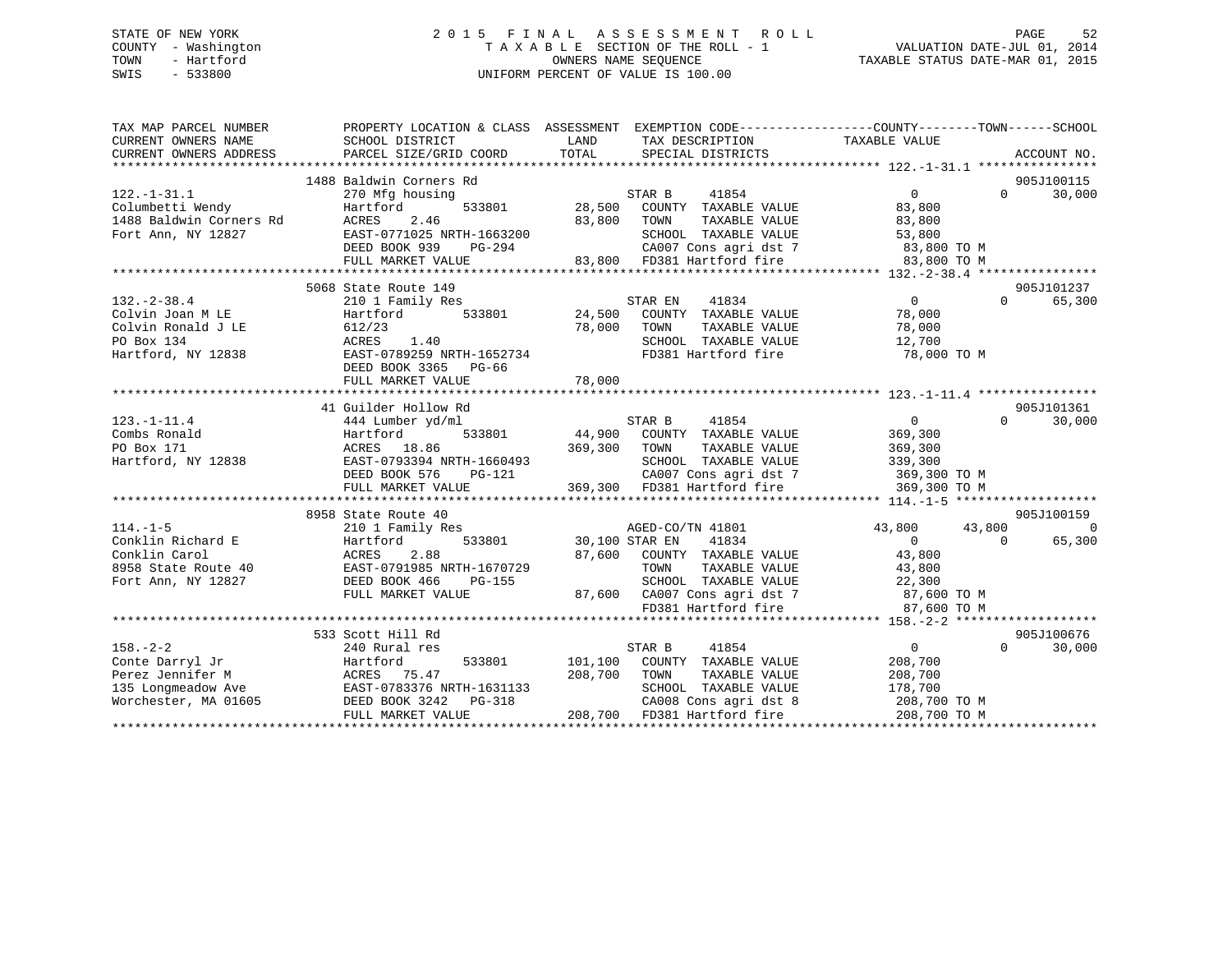STATE OF NEW YORK
COUNTY - Washington
TOWN - Hartford
SWIS - 533800

# 2015 FINAL ASSESSMENT ROLL

TAXABLE SECTION OF THE ROLL - 1
OWNERS NAME SEQUENCE
UNIFORM PERCENT OF VALUE IS 100.00

VALUATION DATE-JUL 01, 2014
TAXABLE STATUS DATE-MAR 01, 2015

```
TAX MAP PARCEL NUMBER          PROPERTY LOCATION & CLASS  ASSESSMENT  EXEMPTION CODE------------------COUNTY--------TOWN------SCHOOL
CURRENT OWNERS NAME            SCHOOL DISTRICT            LAND        TAX DESCRIPTION              TAXABLE VALUE
CURRENT OWNERS ADDRESS         PARCEL SIZE/GRID COORD     TOTAL       SPECIAL DISTRICTS                                       ACCOUNT NO.
******************************************************************************************************* 122.-1-31.1 ****************
                       1488 Baldwin Corners Rd                                                                            905J100115
122.-1-31.1                    270 Mfg housing                        STAR B      41854              0           0       30,000
Columbetti Wendy               Hartford        533801      28,500     COUNTY  TAXABLE VALUE          83,800
1488 Baldwin Corners Rd        ACRES    2.46               83,800     TOWN    TAXABLE VALUE          83,800
Fort Ann, NY 12827             EAST-0771025 NRTH-1663200              SCHOOL  TAXABLE VALUE          53,800
                               DEED BOOK 939    PG-294                CA007 Cons agri dst 7            83,800 TO M
                               FULL MARKET VALUE            83,800    FD381 Hartford fire              83,800 TO M
******************************************************************************************************* 132.-2-38.4 ****************
                       5068 State Route 149                                                                               905J101237
132.-2-38.4                    210 1 Family Res                       STAR EN     41834              0           0       65,300
Colvin Joan M LE               Hartford        533801      24,500     COUNTY  TAXABLE VALUE          78,000
Colvin Ronald J LE             612/23                      78,000     TOWN    TAXABLE VALUE          78,000
PO Box 134                     ACRES    1.40                          SCHOOL  TAXABLE VALUE          12,700
Hartford, NY 12838             EAST-0789259 NRTH-1652734              FD381 Hartford fire              78,000 TO M
                               DEED BOOK 3365   PG-66
                               FULL MARKET VALUE            78,000
******************************************************************************************************* 123.-1-11.4 ****************
                       41 Guilder Hollow Rd                                                                               905J101361
123.-1-11.4                    444 Lumber yd/ml                       STAR B      41854              0           0       30,000
Combs Ronald                   Hartford        533801      44,900     COUNTY  TAXABLE VALUE         369,300
PO Box 171                     ACRES   18.86              369,300     TOWN    TAXABLE VALUE         369,300
Hartford, NY 12838             EAST-0793394 NRTH-1660493              SCHOOL  TAXABLE VALUE         339,300
                               DEED BOOK 576    PG-121                CA007 Cons agri dst 7           369,300 TO M
                               FULL MARKET VALUE           369,300    FD381 Hartford fire             369,300 TO M
******************************************************************************************************* 114.-1-5 *******************
                       8958 State Route 40                                                                                905J100159
114.-1-5                       210 1 Family Res                       AGED-CO/TN 41801          43,800      43,800            0
Conklin Richard E              Hartford        533801      30,100 STAR EN     41834              0           0       65,300
Conklin Carol                  ACRES    2.88               87,600     COUNTY  TAXABLE VALUE          43,800
8958 State Route 40            EAST-0791985 NRTH-1670729              TOWN    TAXABLE VALUE          43,800
Fort Ann, NY 12827             DEED BOOK 466    PG-155                SCHOOL  TAXABLE VALUE          22,300
                               FULL MARKET VALUE            87,600    CA007 Cons agri dst 7            87,600 TO M
                                                                      FD381 Hartford fire              87,600 TO M
******************************************************************************************************* 158.-2-2 *******************
                       533 Scott Hill Rd                                                                                  905J100676
158.-2-2                       240 Rural res                          STAR B      41854              0           0       30,000
Conte Darryl Jr                Hartford        533801     101,100     COUNTY  TAXABLE VALUE         208,700
Perez Jennifer M               ACRES   75.47              208,700     TOWN    TAXABLE VALUE         208,700
135 Longmeadow Ave             EAST-0783376 NRTH-1631133              SCHOOL  TAXABLE VALUE         178,700
Worchester, MA 01605           DEED BOOK 3242   PG-318                CA008 Cons agri dst 8           208,700 TO M
                               FULL MARKET VALUE           208,700    FD381 Hartford fire             208,700 TO M
************************************************************************************************************************************
```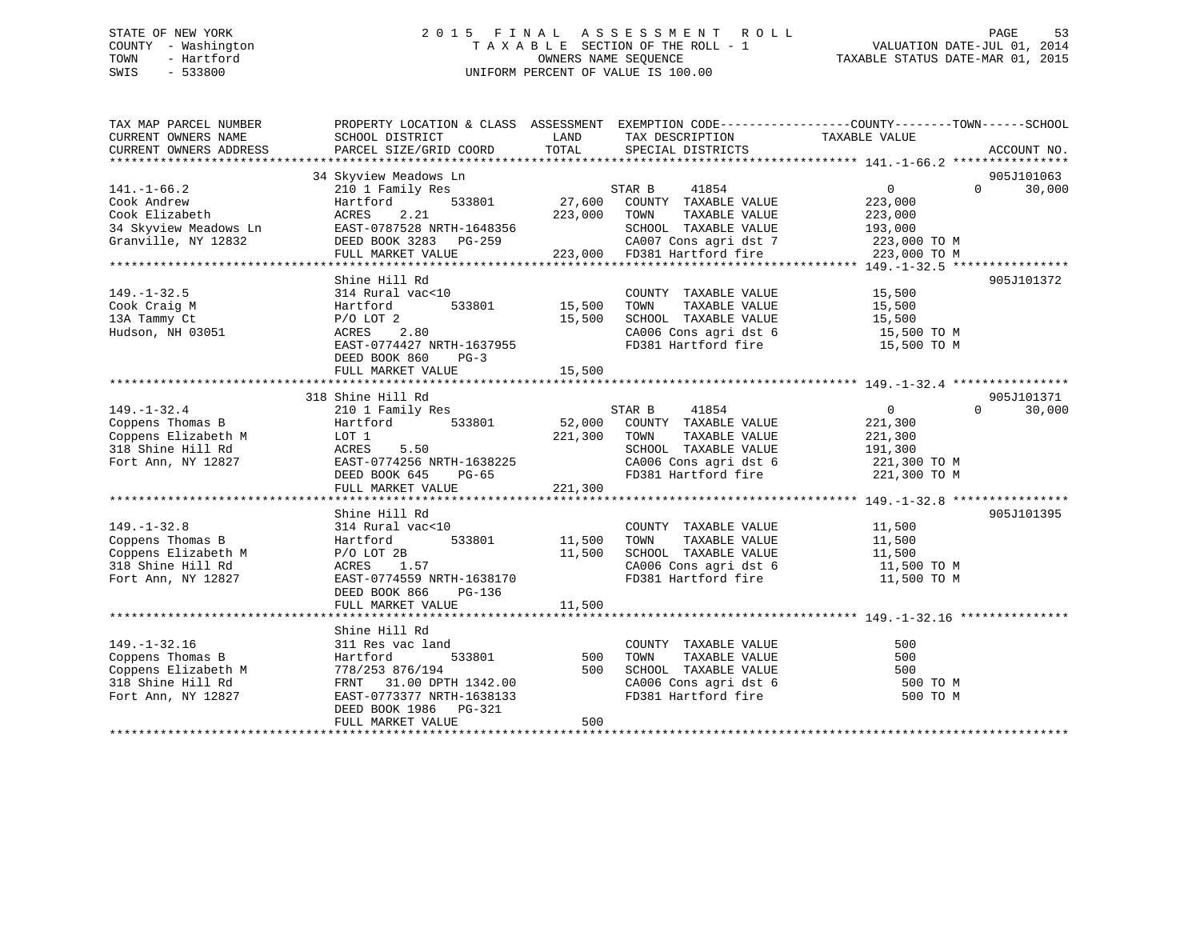STATE OF NEW YORK
COUNTY - Washington
TOWN - Hartford
SWIS - 533800

2015 FINAL ASSESSMENT ROLL
TAXABLE SECTION OF THE ROLL - 1
OWNERS NAME SEQUENCE
UNIFORM PERCENT OF VALUE IS 100.00

VALUATION DATE-JUL 01, 2014
TAXABLE STATUS DATE-MAR 01, 2015

| TAX MAP PARCEL NUMBER / CURRENT OWNERS NAME / CURRENT OWNERS ADDRESS | PROPERTY LOCATION & CLASS / SCHOOL DISTRICT / PARCEL SIZE/GRID COORD | ASSESSMENT LAND / TOTAL | EXEMPTION CODE / TAX DESCRIPTION / SPECIAL DISTRICTS | COUNTY | TOWN | SCHOOL / ACCOUNT NO. |
|---|---|---|---|---|---|---|
| **141.-1-66.2** | 34 Skyview Meadows Ln | | | | | 905J101063 |
| Cook Andrew | 210 1 Family Res | | STAR B 41854 | 0 | 0 | 30,000 |
| Cook Elizabeth | Hartford 533801 | 27,600 | COUNTY TAXABLE VALUE | 223,000 | | |
| 34 Skyview Meadows Ln | ACRES 2.21 | 223,000 | TOWN TAXABLE VALUE | 223,000 | | |
| Granville, NY 12832 | EAST-0787528 NRTH-1648356 | | SCHOOL TAXABLE VALUE | 193,000 | | |
| | DEED BOOK 3283 PG-259 | | CA007 Cons agri dst 7 | 223,000 TO M | | |
| | FULL MARKET VALUE | 223,000 | FD381 Hartford fire | 223,000 TO M | | |
| **149.-1-32.5** | Shine Hill Rd | | | | | 905J101372 |
| Cook Craig M | 314 Rural vac<10 | | COUNTY TAXABLE VALUE | 15,500 | | |
| 13A Tammy Ct | Hartford 533801 | 15,500 | TOWN TAXABLE VALUE | 15,500 | | |
| Hudson, NH 03051 | P/O LOT 2 | 15,500 | SCHOOL TAXABLE VALUE | 15,500 | | |
| | ACRES 2.80 | | CA006 Cons agri dst 6 | 15,500 TO M | | |
| | EAST-0774427 NRTH-1637955 | | FD381 Hartford fire | 15,500 TO M | | |
| | DEED BOOK 860 PG-3 | | | | | |
| | FULL MARKET VALUE | 15,500 | | | | |
| **149.-1-32.4** | 318 Shine Hill Rd | | | | | 905J101371 |
| Coppens Thomas B | 210 1 Family Res | | STAR B 41854 | 0 | 0 | 30,000 |
| Coppens Elizabeth M | Hartford 533801 | 52,000 | COUNTY TAXABLE VALUE | 221,300 | | |
| 318 Shine Hill Rd | LOT 1 | 221,300 | TOWN TAXABLE VALUE | 221,300 | | |
| Fort Ann, NY 12827 | ACRES 5.50 | | SCHOOL TAXABLE VALUE | 191,300 | | |
| | EAST-0774256 NRTH-1638225 | | CA006 Cons agri dst 6 | 221,300 TO M | | |
| | DEED BOOK 645 PG-65 | | FD381 Hartford fire | 221,300 TO M | | |
| | FULL MARKET VALUE | 221,300 | | | | |
| **149.-1-32.8** | Shine Hill Rd | | | | | 905J101395 |
| Coppens Thomas B | 314 Rural vac<10 | | COUNTY TAXABLE VALUE | 11,500 | | |
| Coppens Elizabeth M | Hartford 533801 | 11,500 | TOWN TAXABLE VALUE | 11,500 | | |
| 318 Shine Hill Rd | P/O LOT 2B | 11,500 | SCHOOL TAXABLE VALUE | 11,500 | | |
| Fort Ann, NY 12827 | ACRES 1.57 | | CA006 Cons agri dst 6 | 11,500 TO M | | |
| | EAST-0774559 NRTH-1638170 | | FD381 Hartford fire | 11,500 TO M | | |
| | DEED BOOK 866 PG-136 | | | | | |
| | FULL MARKET VALUE | 11,500 | | | | |
| **149.-1-32.16** | Shine Hill Rd | | | | | |
| Coppens Thomas B | 311 Res vac land | | COUNTY TAXABLE VALUE | 500 | | |
| Coppens Elizabeth M | Hartford 533801 | 500 | TOWN TAXABLE VALUE | 500 | | |
| 318 Shine Hill Rd | 778/253 876/194 | 500 | SCHOOL TAXABLE VALUE | 500 | | |
| Fort Ann, NY 12827 | FRNT 31.00 DPTH 1342.00 | | CA006 Cons agri dst 6 | 500 TO M | | |
| | EAST-0773377 NRTH-1638133 | | FD381 Hartford fire | 500 TO M | | |
| | DEED BOOK 1986 PG-321 | | | | | |
| | FULL MARKET VALUE | 500 | | | | |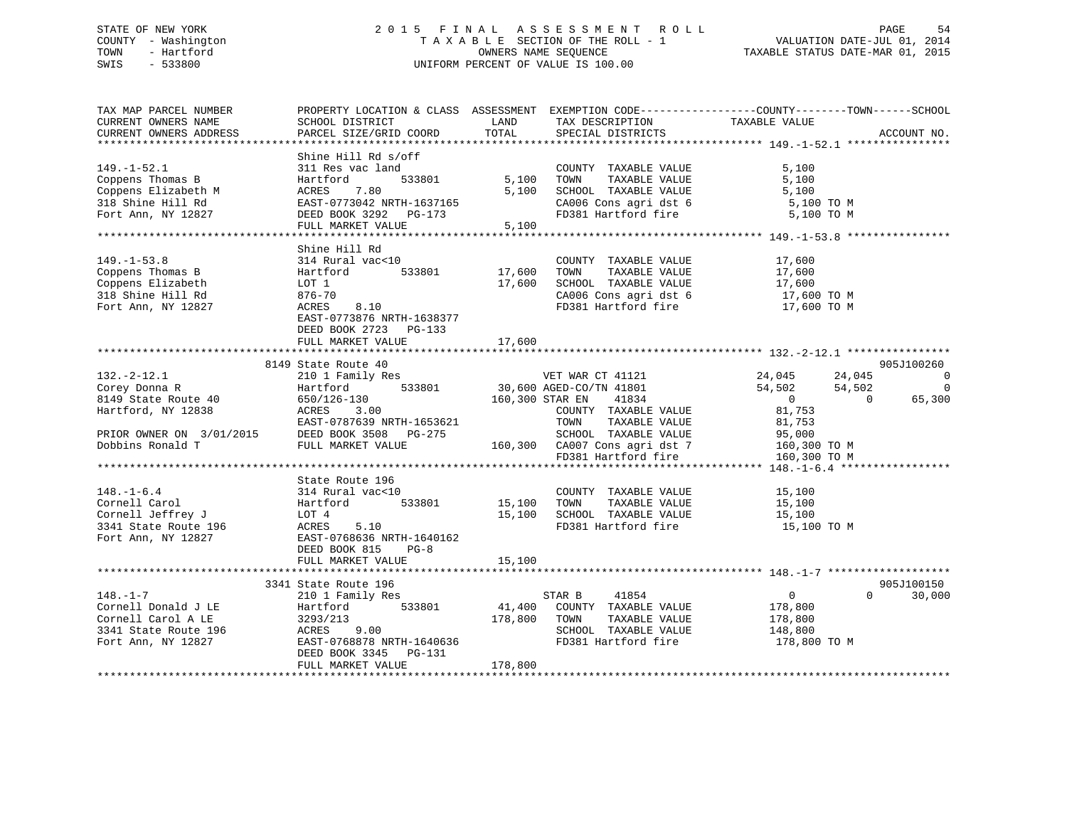STATE OF NEW YORK
COUNTY - Washington
TOWN - Hartford
SWIS - 533800

2 0 1 5 F I N A L A S S E S S M E N T R O L L
T A X A B L E SECTION OF THE ROLL - 1
OWNERS NAME SEQUENCE
UNIFORM PERCENT OF VALUE IS 100.00

VALUATION DATE-JUL 01, 2014
TAXABLE STATUS DATE-MAR 01, 2015

```
TAX MAP PARCEL NUMBER          PROPERTY LOCATION & CLASS  ASSESSMENT  EXEMPTION CODE------------------COUNTY--------TOWN------SCHOOL
CURRENT OWNERS NAME            SCHOOL DISTRICT               LAND      TAX DESCRIPTION            TAXABLE VALUE
CURRENT OWNERS ADDRESS         PARCEL SIZE/GRID COORD        TOTAL     SPECIAL DISTRICTS                                   ACCOUNT NO.
******************************************************************************************************* 149.-1-52.1 ****************
                               Shine Hill Rd s/off
149.-1-52.1                    311 Res vac land                        COUNTY  TAXABLE VALUE            5,100
Coppens Thomas B               Hartford        533801        5,100     TOWN    TAXABLE VALUE            5,100
Coppens Elizabeth M            ACRES    7.80                 5,100     SCHOOL  TAXABLE VALUE            5,100
318 Shine Hill Rd              EAST-0773042 NRTH-1637165               CA006 Cons agri dst 6             5,100 TO M
Fort Ann, NY 12827             DEED BOOK 3292   PG-173                 FD381 Hartford fire               5,100 TO M
                               FULL MARKET VALUE             5,100
******************************************************************************************************* 149.-1-53.8 ****************
                               Shine Hill Rd
149.-1-53.8                    314 Rural vac<10                        COUNTY  TAXABLE VALUE           17,600
Coppens Thomas B               Hartford        533801       17,600     TOWN    TAXABLE VALUE           17,600
Coppens Elizabeth              LOT 1                        17,600     SCHOOL  TAXABLE VALUE           17,600
318 Shine Hill Rd              876-70                                  CA006 Cons agri dst 6            17,600 TO M
Fort Ann, NY 12827             ACRES    8.10                           FD381 Hartford fire              17,600 TO M
                               EAST-0773876 NRTH-1638377
                               DEED BOOK 2723   PG-133
                               FULL MARKET VALUE            17,600
******************************************************************************************************* 132.-2-12.1 ****************
                          8149 State Route 40                                                                          905J100260
132.-2-12.1                    210 1 Family Res                 VET WAR CT 41121            24,045      24,045            0
Corey Donna R                  Hartford        533801       30,600 AGED-CO/TN 41801         54,502      54,502            0
8149 State Route 40            650/126-130                 160,300 STAR EN    41834              0           0       65,300
Hartford, NY 12838             ACRES    3.00                           COUNTY  TAXABLE VALUE           81,753
                               EAST-0787639 NRTH-1653621               TOWN    TAXABLE VALUE           81,753
PRIOR OWNER ON 3/01/2015       DEED BOOK 3508   PG-275                 SCHOOL  TAXABLE VALUE           95,000
Dobbins Ronald T               FULL MARKET VALUE           160,300     CA007 Cons agri dst 7           160,300 TO M
                                                                       FD381 Hartford fire             160,300 TO M
******************************************************************************************************* 148.-1-6.4 *****************
                               State Route 196
148.-1-6.4                     314 Rural vac<10                        COUNTY  TAXABLE VALUE           15,100
Cornell Carol                  Hartford        533801       15,100     TOWN    TAXABLE VALUE           15,100
Cornell Jeffrey J              LOT 4                        15,100     SCHOOL  TAXABLE VALUE           15,100
3341 State Route 196           ACRES    5.10                           FD381 Hartford fire              15,100 TO M
Fort Ann, NY 12827             EAST-0768636 NRTH-1640162
                               DEED BOOK 815    PG-8
                               FULL MARKET VALUE            15,100
******************************************************************************************************* 148.-1-7 *******************
                          3341 State Route 196                                                                         905J100150
148.-1-7                       210 1 Family Res                        STAR B     41854              0           0       30,000
Cornell Donald J LE            Hartford        533801       41,400     COUNTY  TAXABLE VALUE          178,800
Cornell Carol A LE             3293/213                    178,800     TOWN    TAXABLE VALUE          178,800
3341 State Route 196           ACRES    9.00                           SCHOOL  TAXABLE VALUE          148,800
Fort Ann, NY 12827             EAST-0768878 NRTH-1640636               FD381 Hartford fire             178,800 TO M
                               DEED BOOK 3345   PG-131
                               FULL MARKET VALUE           178,800
************************************************************************************************************************************
```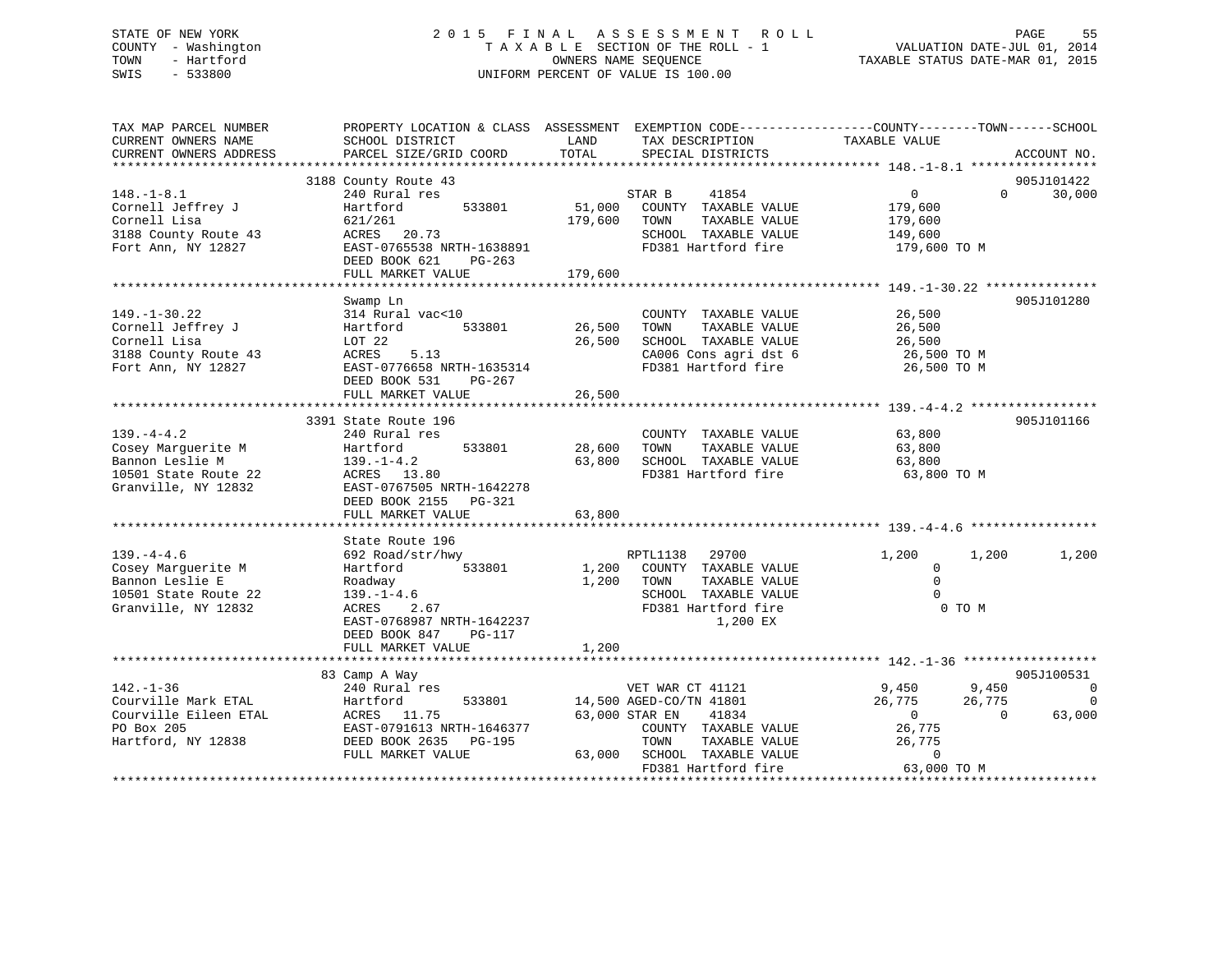STATE OF NEW YORK
COUNTY - Washington
TOWN - Hartford
SWIS - 533800

2 0 1 5 F I N A L A S S E S S M E N T R O L L
T A X A B L E SECTION OF THE ROLL - 1
OWNERS NAME SEQUENCE
UNIFORM PERCENT OF VALUE IS 100.00

VALUATION DATE-JUL 01, 2014
TAXABLE STATUS DATE-MAR 01, 2015

```
TAX MAP PARCEL NUMBER          PROPERTY LOCATION & CLASS  ASSESSMENT  EXEMPTION CODE-----------------COUNTY--------TOWN------SCHOOL
CURRENT OWNERS NAME            SCHOOL DISTRICT               LAND      TAX DESCRIPTION             TAXABLE VALUE
CURRENT OWNERS ADDRESS         PARCEL SIZE/GRID COORD        TOTAL     SPECIAL DISTRICTS                                       ACCOUNT NO.
******************************************************************************************************* 148.-1-8.1 *****************
                         3188 County Route 43                                                                            905J101422
148.-1-8.1                     240 Rural res                          STAR B     41854                   0          0      30,000
Cornell Jeffrey J              Hartford        533801      51,000    COUNTY  TAXABLE VALUE          179,600
Cornell Lisa                   621/261                    179,600    TOWN    TAXABLE VALUE          179,600
3188 County Route 43           ACRES   20.73                         SCHOOL  TAXABLE VALUE          149,600
Fort Ann, NY 12827             EAST-0765538 NRTH-1638891             FD381 Hartford fire             179,600 TO M
                               DEED BOOK 621    PG-263
                               FULL MARKET VALUE          179,600
******************************************************************************************************* 149.-1-30.22 ***************
                               Swamp Ln                                                                                  905J101280
149.-1-30.22                   314 Rural vac<10                      COUNTY  TAXABLE VALUE           26,500
Cornell Jeffrey J              Hartford        533801      26,500    TOWN    TAXABLE VALUE           26,500
Cornell Lisa                   LOT 22                      26,500    SCHOOL  TAXABLE VALUE           26,500
3188 County Route 43           ACRES    5.13                         CA006 Cons agri dst 6            26,500 TO M
Fort Ann, NY 12827             EAST-0776658 NRTH-1635314             FD381 Hartford fire              26,500 TO M
                               DEED BOOK 531    PG-267
                               FULL MARKET VALUE           26,500
******************************************************************************************************* 139.-4-4.2 *****************
                         3391 State Route 196                                                                            905J101166
139.-4-4.2                     240 Rural res                         COUNTY  TAXABLE VALUE           63,800
Cosey Marguerite M             Hartford        533801      28,600    TOWN    TAXABLE VALUE           63,800
Bannon Leslie M                139.-1-4.2                  63,800    SCHOOL  TAXABLE VALUE           63,800
10501 State Route 22           ACRES   13.80                         FD381 Hartford fire              63,800 TO M
Granville, NY 12832            EAST-0767505 NRTH-1642278
                               DEED BOOK 2155   PG-321
                               FULL MARKET VALUE           63,800
******************************************************************************************************* 139.-4-4.6 *****************
                               State Route 196
139.-4-4.6                     692 Road/str/hwy                      RPTL1138    29700               1,200      1,200       1,200
Cosey Marguerite M             Hartford        533801       1,200    COUNTY  TAXABLE VALUE                0
Bannon Leslie E                Roadway                      1,200    TOWN    TAXABLE VALUE                0
10501 State Route 22           139.-1-4.6                            SCHOOL  TAXABLE VALUE                0
Granville, NY 12832            ACRES    2.67                         FD381 Hartford fire                  0 TO M
                               EAST-0768987 NRTH-1642237                         1,200 EX
                               DEED BOOK 847    PG-117
                               FULL MARKET VALUE            1,200
******************************************************************************************************* 142.-1-36 ******************
                           83 Camp A Way                                                                                 905J100531
142.-1-36                      240 Rural res                         VET WAR CT 41121                9,450      9,450           0
Courville Mark ETAL            Hartford        533801      14,500 AGED-CO/TN 41801                  26,775     26,775           0
Courville Eileen ETAL          ACRES   11.75               63,000 STAR EN    41834                       0          0      63,000
PO Box 205                     EAST-0791613 NRTH-1646377             COUNTY  TAXABLE VALUE           26,775
Hartford, NY 12838             DEED BOOK 2635   PG-195               TOWN    TAXABLE VALUE           26,775
                               FULL MARKET VALUE           63,000    SCHOOL  TAXABLE VALUE                0
                                                                     FD381 Hartford fire              63,000 TO M
************************************************************************************************************************************
```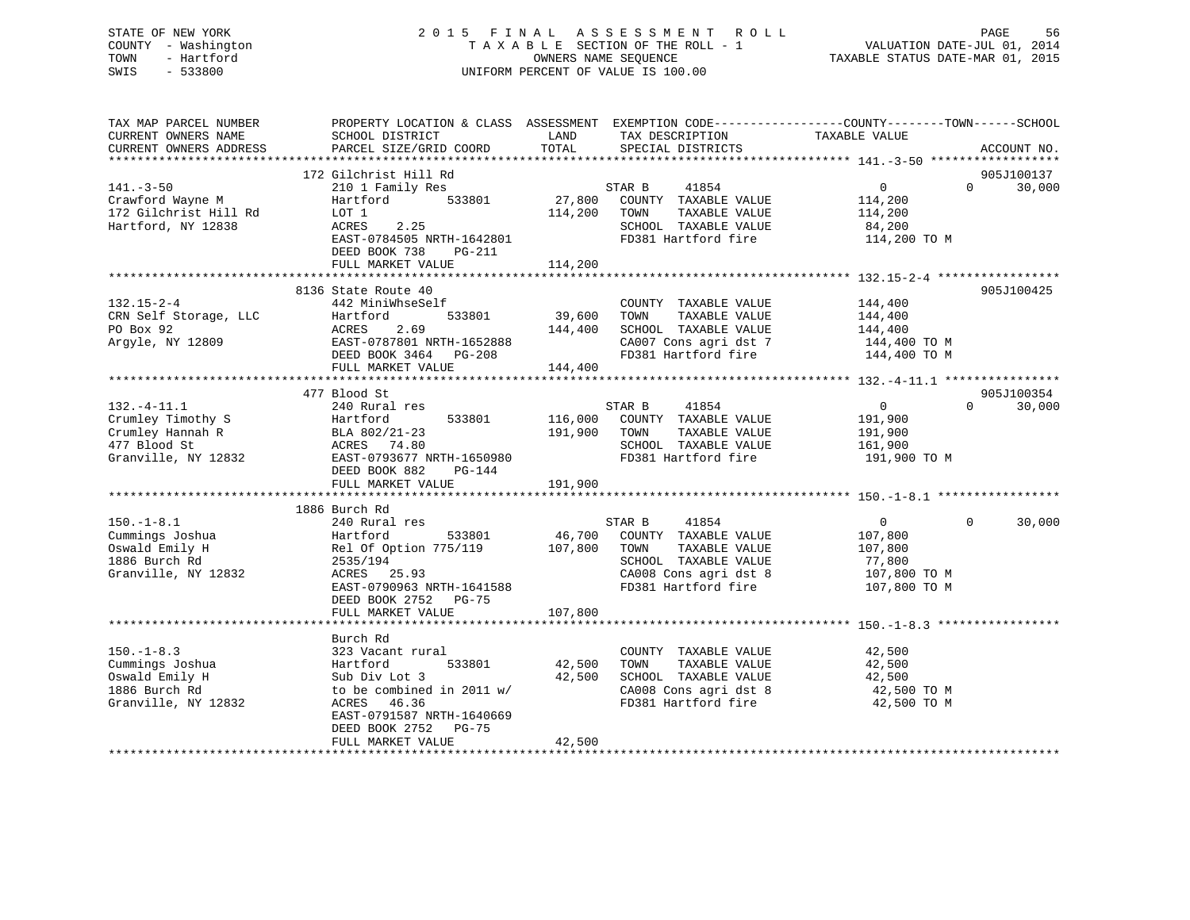STATE OF NEW YORK
COUNTY - Washington
TOWN - Hartford
SWIS - 533800

2 0 1 5 F I N A L A S S E S S M E N T R O L L
T A X A B L E SECTION OF THE ROLL - 1
OWNERS NAME SEQUENCE
UNIFORM PERCENT OF VALUE IS 100.00

VALUATION DATE-JUL 01, 2014
TAXABLE STATUS DATE-MAR 01, 2015

```
TAX MAP PARCEL NUMBER          PROPERTY LOCATION & CLASS  ASSESSMENT  EXEMPTION CODE------------------COUNTY--------TOWN------SCHOOL
CURRENT OWNERS NAME            SCHOOL DISTRICT               LAND      TAX DESCRIPTION            TAXABLE VALUE
CURRENT OWNERS ADDRESS         PARCEL SIZE/GRID COORD        TOTAL     SPECIAL DISTRICTS                                    ACCOUNT NO.
******************************************************************************************************* 141.-3-50 ******************
                          172 Gilchrist Hill Rd                                                                              905J100137
141.-3-50                      210 1 Family Res                        STAR B     41854                  0             0      30,000
Crawford Wayne M               Hartford          533801       27,800   COUNTY  TAXABLE VALUE          114,200
172 Gilchrist Hill Rd          LOT 1                         114,200   TOWN    TAXABLE VALUE          114,200
Hartford, NY 12838             ACRES    2.25                           SCHOOL  TAXABLE VALUE           84,200
                               EAST-0784505 NRTH-1642801               FD381 Hartford fire            114,200 TO M
                               DEED BOOK 738     PG-211
                               FULL MARKET VALUE             114,200
******************************************************************************************************* 132.15-2-4 *****************
                          8136 State Route 40                                                                                905J100425
132.15-2-4                     442 MiniWhseSelf                        COUNTY  TAXABLE VALUE          144,400
CRN Self Storage, LLC          Hartford          533801       39,600   TOWN    TAXABLE VALUE          144,400
PO Box 92                      ACRES    2.69                 144,400   SCHOOL  TAXABLE VALUE          144,400
Argyle, NY 12809               EAST-0787801 NRTH-1652888               CA007 Cons agri dst 7          144,400 TO M
                               DEED BOOK 3464    PG-208                FD381 Hartford fire            144,400 TO M
                               FULL MARKET VALUE             144,400
******************************************************************************************************* 132.-4-11.1 ****************
                          477 Blood St                                                                                       905J100354
132.-4-11.1                    240 Rural res                           STAR B     41854                  0             0      30,000
Crumley Timothy S              Hartford          533801      116,000   COUNTY  TAXABLE VALUE          191,900
Crumley Hannah R               BLA 802/21-23                 191,900   TOWN    TAXABLE VALUE          191,900
477 Blood St                   ACRES   74.80                           SCHOOL  TAXABLE VALUE          161,900
Granville, NY 12832            EAST-0793677 NRTH-1650980               FD381 Hartford fire            191,900 TO M
                               DEED BOOK 882     PG-144
                               FULL MARKET VALUE             191,900
******************************************************************************************************* 150.-1-8.1 *****************
                          1886 Burch Rd
150.-1-8.1                     240 Rural res                           STAR B     41854                  0             0      30,000
Cummings Joshua                Hartford          533801       46,700   COUNTY  TAXABLE VALUE          107,800
Oswald Emily H                 Rel Of Option 775/119         107,800   TOWN    TAXABLE VALUE          107,800
1886 Burch Rd                  2535/194                                SCHOOL  TAXABLE VALUE           77,800
Granville, NY 12832            ACRES   25.93                           CA008 Cons agri dst 8          107,800 TO M
                               EAST-0790963 NRTH-1641588               FD381 Hartford fire            107,800 TO M
                               DEED BOOK 2752    PG-75
                               FULL MARKET VALUE             107,800
******************************************************************************************************* 150.-1-8.3 *****************
                               Burch Rd
150.-1-8.3                     323 Vacant rural                        COUNTY  TAXABLE VALUE           42,500
Cummings Joshua                Hartford          533801       42,500   TOWN    TAXABLE VALUE           42,500
Oswald Emily H                 Sub Div Lot 3                  42,500   SCHOOL  TAXABLE VALUE           42,500
1886 Burch Rd                  to be combined in 2011 w/               CA008 Cons agri dst 8           42,500 TO M
Granville, NY 12832            ACRES   46.36                           FD381 Hartford fire             42,500 TO M
                               EAST-0791587 NRTH-1640669
                               DEED BOOK 2752    PG-75
                               FULL MARKET VALUE              42,500
************************************************************************************************************************************
```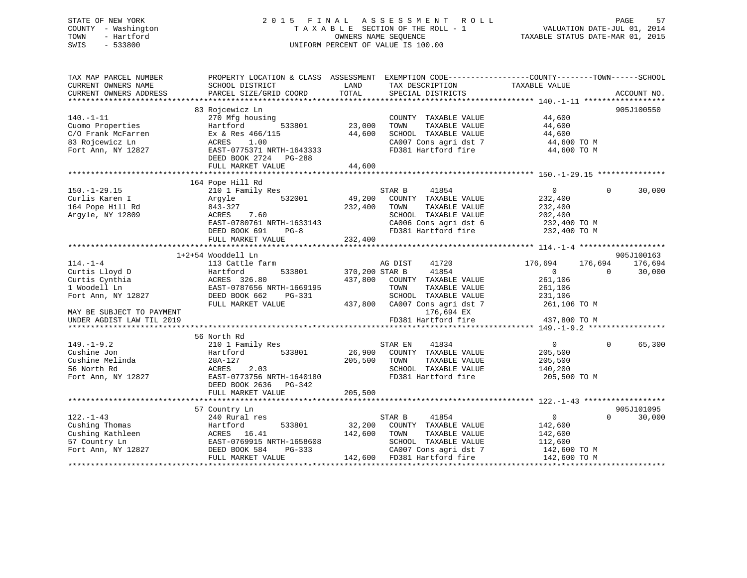STATE OF NEW YORK
COUNTY - Washington
TOWN - Hartford
SWIS - 533800

2 0 1 5   F I N A L   A S S E S S M E N T   R O L L
T A X A B L E SECTION OF THE ROLL - 1
OWNERS NAME SEQUENCE
UNIFORM PERCENT OF VALUE IS 100.00

VALUATION DATE-JUL 01, 2014
TAXABLE STATUS DATE-MAR 01, 2015

```
TAX MAP PARCEL NUMBER          PROPERTY LOCATION & CLASS  ASSESSMENT  EXEMPTION CODE------------------COUNTY--------TOWN------SCHOOL
CURRENT OWNERS NAME            SCHOOL DISTRICT               LAND       TAX DESCRIPTION              TAXABLE VALUE
CURRENT OWNERS ADDRESS         PARCEL SIZE/GRID COORD        TOTAL      SPECIAL DISTRICTS                                        ACCOUNT NO.
******************************************************************************************************* 140.-1-11 ******************
                               83 Rojcewicz Ln                                                                               905J100550
140.-1-11                      270 Mfg housing                          COUNTY  TAXABLE VALUE            44,600
Cuomo Properties               Hartford          533801       23,000    TOWN    TAXABLE VALUE            44,600
C/O Frank McFarren             Ex & Res 466/115             44,600    SCHOOL  TAXABLE VALUE            44,600
83 Rojcewicz Ln                ACRES     1.00                          CA007 Cons agri dst 7             44,600 TO M
Fort Ann, NY 12827             EAST-0775371 NRTH-1643333                FD381 Hartford fire               44,600 TO M
                               DEED BOOK 2724   PG-288
                               FULL MARKET VALUE              44,600
******************************************************************************************************* 150.-1-29.15 ***************
                               164 Pope Hill Rd
150.-1-29.15                   210 1 Family Res                         STAR B      41854                   0            0      30,000
Curlis Karen I                 Argyle            532001       49,200    COUNTY  TAXABLE VALUE           232,400
164 Pope Hill Rd               843-327                      232,400    TOWN    TAXABLE VALUE           232,400
Argyle, NY 12809               ACRES     7.60                          SCHOOL  TAXABLE VALUE           202,400
                               EAST-0780761 NRTH-1633143                CA006 Cons agri dst 6            232,400 TO M
                               DEED BOOK 691    PG-8                   FD381 Hartford fire              232,400 TO M
                               FULL MARKET VALUE             232,400
******************************************************************************************************* 114.-1-4 *******************
                               1+2+54 Wooddell Ln                                                                            905J100163
114.-1-4                       113 Cattle farm                          AG DIST     41720              176,694      176,694    176,694
Curtis Lloyd D                 Hartford          533801      370,200 STAR B      41854                   0            0      30,000
Curtis Cynthia                 ACRES  326.80                437,800    COUNTY  TAXABLE VALUE           261,106
1 Woodell Ln                   EAST-0787656 NRTH-1669195                TOWN    TAXABLE VALUE           261,106
Fort Ann, NY 12827             DEED BOOK 662    PG-331                 SCHOOL  TAXABLE VALUE           231,106
                               FULL MARKET VALUE             437,800   CA007 Cons agri dst 7            261,106 TO M
MAY BE SUBJECT TO PAYMENT                                                      176,694 EX
UNDER AGDIST LAW TIL 2019                                               FD381 Hartford fire              437,800 TO M
******************************************************************************************************* 149.-1-9.2 *****************
                               56 North Rd
149.-1-9.2                     210 1 Family Res                         STAR EN     41834                   0            0      65,300
Cushine Jon                    Hartford          533801       26,900    COUNTY  TAXABLE VALUE           205,500
Cushine Melinda                28A-127                      205,500    TOWN    TAXABLE VALUE           205,500
56 North Rd                    ACRES     2.03                          SCHOOL  TAXABLE VALUE           140,200
Fort Ann, NY 12827             EAST-0773756 NRTH-1640180                FD381 Hartford fire              205,500 TO M
                               DEED BOOK 2636   PG-342
                               FULL MARKET VALUE             205,500
******************************************************************************************************* 122.-1-43 ******************
                               57 Country Ln                                                                                 905J101095
122.-1-43                      240 Rural res                            STAR B      41854                   0            0      30,000
Cushing Thomas                 Hartford          533801       32,200    COUNTY  TAXABLE VALUE           142,600
Cushing Kathleen               ACRES    16.41               142,600    TOWN    TAXABLE VALUE           142,600
57 Country Ln                  EAST-0769915 NRTH-1658608                SCHOOL  TAXABLE VALUE           112,600
Fort Ann, NY 12827             DEED BOOK 584    PG-333                 CA007 Cons agri dst 7            142,600 TO M
                               FULL MARKET VALUE             142,600   FD381 Hartford fire              142,600 TO M
************************************************************************************************************************************
```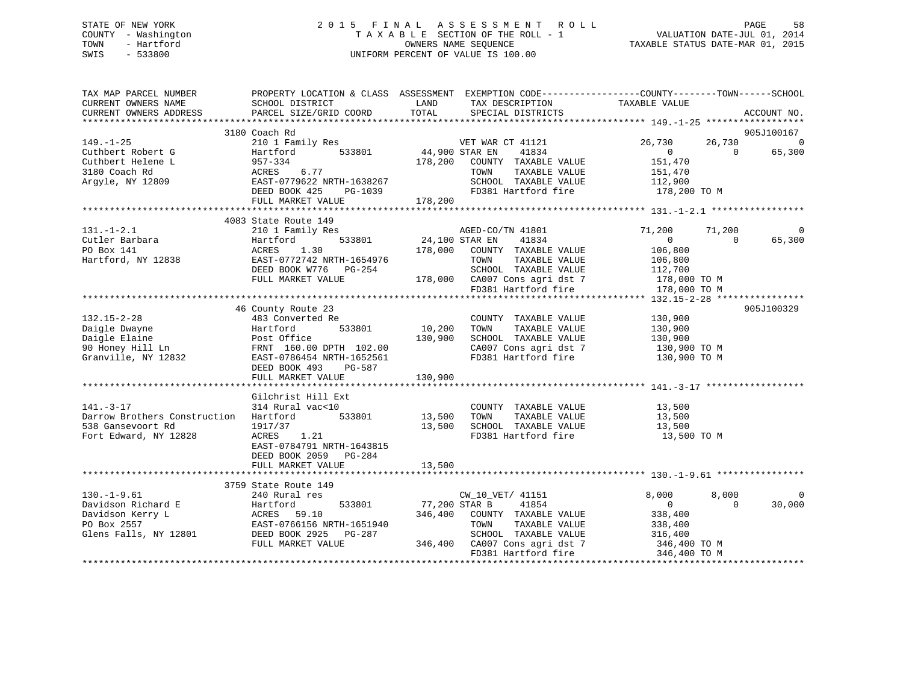STATE OF NEW YORK
COUNTY - Washington
TOWN - Hartford
SWIS - 533800

2 0 1 5 F I N A L A S S E S S M E N T R O L L
T A X A B L E SECTION OF THE ROLL - 1
OWNERS NAME SEQUENCE
UNIFORM PERCENT OF VALUE IS 100.00

VALUATION DATE-JUL 01, 2014
TAXABLE STATUS DATE-MAR 01, 2015

```
TAX MAP PARCEL NUMBER          PROPERTY LOCATION & CLASS  ASSESSMENT  EXEMPTION CODE------------------COUNTY--------TOWN------SCHOOL
CURRENT OWNERS NAME            SCHOOL DISTRICT               LAND      TAX DESCRIPTION            TAXABLE VALUE
CURRENT OWNERS ADDRESS         PARCEL SIZE/GRID COORD        TOTAL     SPECIAL DISTRICTS                                    ACCOUNT NO.
******************************************************************************************************* 149.-1-25 ******************
                               3180 Coach Rd                                                                                905J100167
149.-1-25                      210 1 Family Res                     VET WAR CT 41121            26,730      26,730            0
Cuthbert Robert G              Hartford         533801      44,900 STAR EN     41834                0           0       65,300
Cuthbert Helene L              957-334                     178,200   COUNTY  TAXABLE VALUE       151,470
3180 Coach Rd                  ACRES    6.77                         TOWN    TAXABLE VALUE       151,470
Argyle, NY 12809               EAST-0779622 NRTH-1638267             SCHOOL  TAXABLE VALUE       112,900
                               DEED BOOK 425    PG-1039              FD381 Hartford fire          178,200 TO M
                               FULL MARKET VALUE           178,200
******************************************************************************************************* 131.-1-2.1 *****************
                               4083 State Route 149
131.-1-2.1                     210 1 Family Res                     AGED-CO/TN 41801            71,200      71,200            0
Cutler Barbara                 Hartford         533801      24,100 STAR EN     41834                0           0       65,300
PO Box 141                     ACRES    1.30               178,000   COUNTY  TAXABLE VALUE       106,800
Hartford, NY 12838             EAST-0772742 NRTH-1654976             TOWN    TAXABLE VALUE       106,800
                               DEED BOOK W776   PG-254               SCHOOL  TAXABLE VALUE       112,700
                               FULL MARKET VALUE           178,000   CA007 Cons agri dst 7        178,000 TO M
                                                                     FD381 Hartford fire          178,000 TO M
******************************************************************************************************* 132.15-2-28 ****************
                               46 County Route 23                                                                           905J100329
132.15-2-28                    483 Converted Re                      COUNTY  TAXABLE VALUE       130,900
Daigle Dwayne                  Hartford         533801      10,200   TOWN    TAXABLE VALUE       130,900
Daigle Elaine                  Post Office                 130,900   SCHOOL  TAXABLE VALUE       130,900
90 Honey Hill Ln               FRNT 160.00 DPTH 102.00               CA007 Cons agri dst 7        130,900 TO M
Granville, NY 12832            EAST-0786454 NRTH-1652561             FD381 Hartford fire          130,900 TO M
                               DEED BOOK 493    PG-587
                               FULL MARKET VALUE           130,900
******************************************************************************************************* 141.-3-17 ******************
                               Gilchrist Hill Ext
141.-3-17                      314 Rural vac<10                      COUNTY  TAXABLE VALUE        13,500
Darrow Brothers Construction   Hartford         533801      13,500   TOWN    TAXABLE VALUE        13,500
538 Gansevoort Rd              1917/37                      13,500   SCHOOL  TAXABLE VALUE        13,500
Fort Edward, NY 12828          ACRES    1.21                         FD381 Hartford fire           13,500 TO M
                               EAST-0784791 NRTH-1643815
                               DEED BOOK 2059   PG-284
                               FULL MARKET VALUE            13,500
******************************************************************************************************* 130.-1-9.61 ****************
                               3759 State Route 149
130.-1-9.61                    240 Rural res                        CW_10_VET/ 41151             8,000       8,000            0
Davidson Richard E             Hartford         533801      77,200 STAR B      41854                0           0       30,000
Davidson Kerry L               ACRES   59.10               346,400   COUNTY  TAXABLE VALUE       338,400
PO Box 2557                    EAST-0766156 NRTH-1651940             TOWN    TAXABLE VALUE       338,400
Glens Falls, NY 12801          DEED BOOK 2925   PG-287               SCHOOL  TAXABLE VALUE       316,400
                               FULL MARKET VALUE           346,400   CA007 Cons agri dst 7        346,400 TO M
                                                                     FD381 Hartford fire          346,400 TO M
************************************************************************************************************************************
```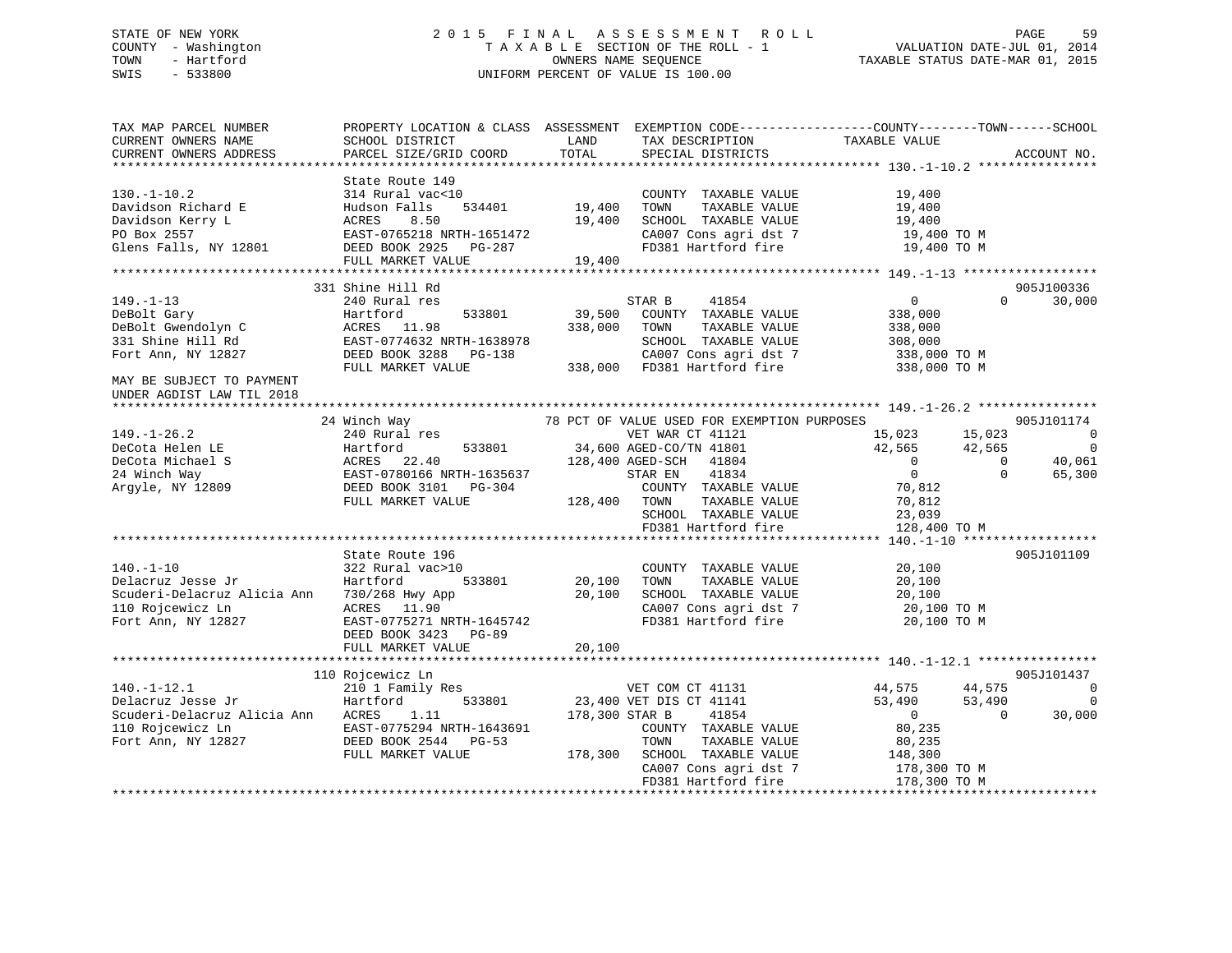STATE OF NEW YORK — COUNTY - Washington — TOWN - Hartford — SWIS - 533800

2015 FINAL ASSESSMENT ROLL
TAXABLE SECTION OF THE ROLL - 1
OWNERS NAME SEQUENCE
UNIFORM PERCENT OF VALUE IS 100.00

VALUATION DATE-JUL 01, 2014
TAXABLE STATUS DATE-MAR 01, 2015

```
TAX MAP PARCEL NUMBER          PROPERTY LOCATION & CLASS  ASSESSMENT  EXEMPTION CODE------------------COUNTY--------TOWN------SCHOOL
CURRENT OWNERS NAME            SCHOOL DISTRICT             LAND       TAX DESCRIPTION              TAXABLE VALUE
CURRENT OWNERS ADDRESS         PARCEL SIZE/GRID COORD      TOTAL      SPECIAL DISTRICTS                                     ACCOUNT NO.
****************************************************************************************************** 130.-1-10.2 ****************
                               State Route 149
130.-1-10.2                    314 Rural vac<10                        COUNTY  TAXABLE VALUE           19,400
Davidson Richard E             Hudson Falls     534401      19,400     TOWN    TAXABLE VALUE           19,400
Davidson Kerry L               ACRES    8.50                19,400     SCHOOL  TAXABLE VALUE           19,400
PO Box 2557                    EAST-0765218 NRTH-1651472               CA007 Cons agri dst 7           19,400 TO M
Glens Falls, NY 12801          DEED BOOK 2925   PG-287                 FD381 Hartford fire             19,400 TO M
                               FULL MARKET VALUE            19,400
****************************************************************************************************** 149.-1-13 ******************
                           331 Shine Hill Rd                                                                            905J100336
149.-1-13                      240 Rural res                           STAR B     41854                     0           0       30,000
DeBolt Gary                    Hartford         533801      39,500     COUNTY  TAXABLE VALUE          338,000
DeBolt Gwendolyn C             ACRES   11.98               338,000     TOWN    TAXABLE VALUE          338,000
331 Shine Hill Rd              EAST-0774632 NRTH-1638978               SCHOOL  TAXABLE VALUE          308,000
Fort Ann, NY 12827             DEED BOOK 3288   PG-138                 CA007 Cons agri dst 7          338,000 TO M
                               FULL MARKET VALUE           338,000     FD381 Hartford fire            338,000 TO M
MAY BE SUBJECT TO PAYMENT
UNDER AGDIST LAW TIL 2018
****************************************************************************************************** 149.-1-26.2 ****************
                            24 Winch Way                       78 PCT OF VALUE USED FOR EXEMPTION PURPOSES              905J101174
149.-1-26.2                    240 Rural res                           VET WAR CT 41121                15,023      15,023            0
DeCota Helen LE                Hartford         533801      34,600 AGED-CO/TN 41801                   42,565      42,565            0
DeCota Michael S               ACRES   22.40               128,400 AGED-SCH   41804                         0           0       40,061
24 Winch Way                   EAST-0780166 NRTH-1635637               STAR EN    41834                     0           0       65,300
Argyle, NY 12809               DEED BOOK 3101   PG-304                 COUNTY  TAXABLE VALUE           70,812
                               FULL MARKET VALUE           128,400     TOWN    TAXABLE VALUE           70,812
                                                                       SCHOOL  TAXABLE VALUE           23,039
                                                                       FD381 Hartford fire            128,400 TO M
****************************************************************************************************** 140.-1-10 ******************
                               State Route 196                                                                          905J101109
140.-1-10                      322 Rural vac>10                        COUNTY  TAXABLE VALUE           20,100
Delacruz Jesse Jr              Hartford         533801      20,100     TOWN    TAXABLE VALUE           20,100
Scuderi-Delacruz Alicia Ann    730/268 Hwy App              20,100     SCHOOL  TAXABLE VALUE           20,100
110 Rojcewicz Ln               ACRES   11.90                           CA007 Cons agri dst 7           20,100 TO M
Fort Ann, NY 12827             EAST-0775271 NRTH-1645742               FD381 Hartford fire             20,100 TO M
                               DEED BOOK 3423   PG-89
                               FULL MARKET VALUE            20,100
****************************************************************************************************** 140.-1-12.1 ****************
                           110 Rojcewicz Ln                                                                             905J101437
140.-1-12.1                    210 1 Family Res                        VET COM CT 41131                44,575      44,575            0
Delacruz Jesse Jr              Hartford         533801      23,400 VET DIS CT 41141                   53,490      53,490            0
Scuderi-Delacruz Alicia Ann    ACRES    1.11               178,300 STAR B     41854                         0           0       30,000
110 Rojcewicz Ln               EAST-0775294 NRTH-1643691               COUNTY  TAXABLE VALUE           80,235
Fort Ann, NY 12827             DEED BOOK 2544   PG-53                  TOWN    TAXABLE VALUE           80,235
                               FULL MARKET VALUE           178,300     SCHOOL  TAXABLE VALUE          148,300
                                                                       CA007 Cons agri dst 7          178,300 TO M
                                                                       FD381 Hartford fire            178,300 TO M
************************************************************************************************************************************
```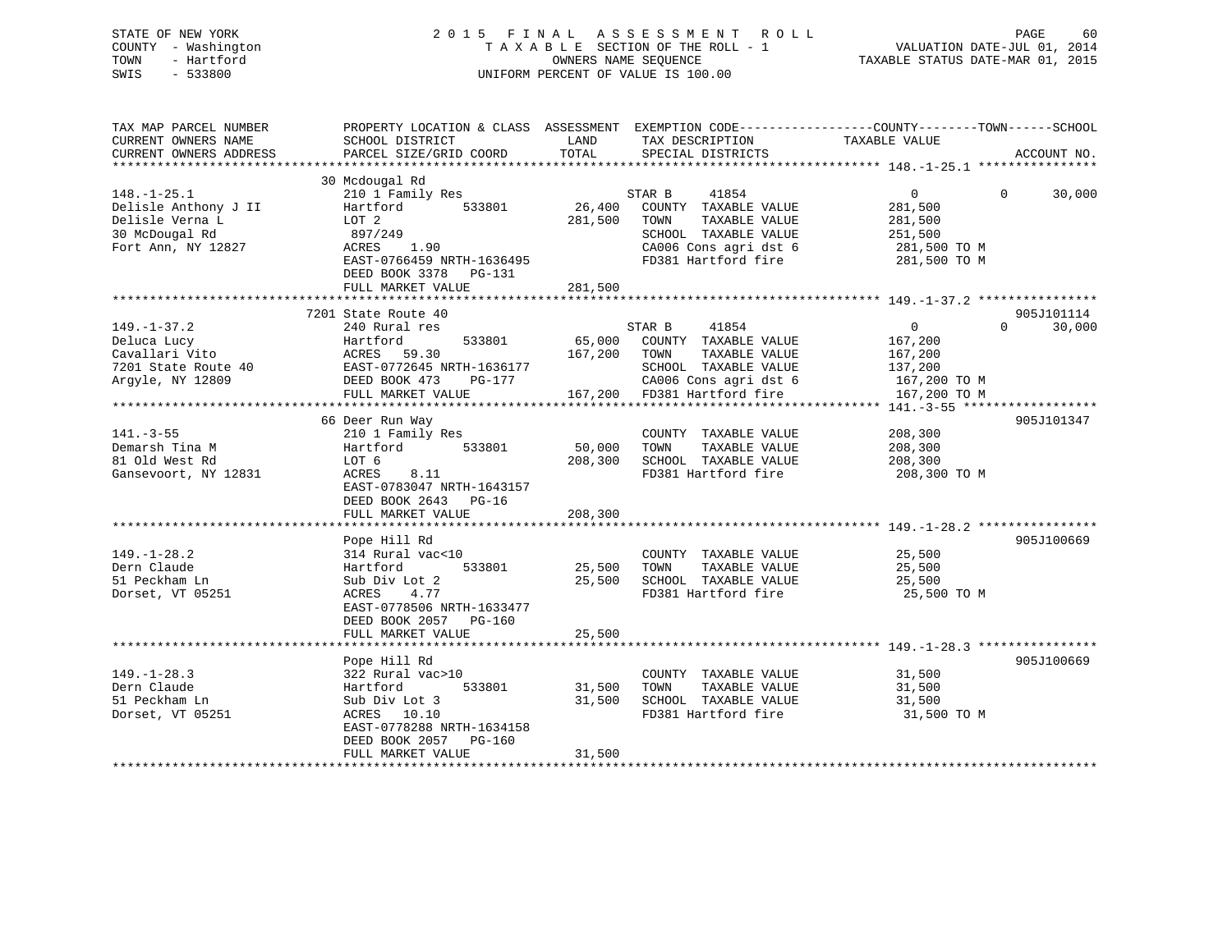STATE OF NEW YORK
COUNTY - Washington
TOWN - Hartford
SWIS - 533800

2015 FINAL ASSESSMENT ROLL
TAXABLE SECTION OF THE ROLL - 1
OWNERS NAME SEQUENCE
UNIFORM PERCENT OF VALUE IS 100.00

VALUATION DATE-JUL 01, 2014
TAXABLE STATUS DATE-MAR 01, 2015

```
TAX MAP PARCEL NUMBER      PROPERTY LOCATION & CLASS  ASSESSMENT  EXEMPTION CODE------------------COUNTY--------TOWN------SCHOOL
CURRENT OWNERS NAME        SCHOOL DISTRICT               LAND      TAX DESCRIPTION             TAXABLE VALUE
CURRENT OWNERS ADDRESS     PARCEL SIZE/GRID COORD        TOTAL     SPECIAL DISTRICTS                                        ACCOUNT NO.
******************************************************************************************************* 148.-1-25.1 ****************
                           30 Mcdougal Rd
148.-1-25.1                210 1 Family Res                      STAR B       41854             0             0       30,000
Delisle Anthony J II       Hartford         533801       26,400   COUNTY  TAXABLE VALUE        281,500
Delisle Verna L            LOT 2                        281,500   TOWN    TAXABLE VALUE        281,500
30 McDougal Rd              897/249                               SCHOOL  TAXABLE VALUE        251,500
Fort Ann, NY 12827         ACRES    1.90                          CA006 Cons agri dst 6        281,500 TO M
                           EAST-0766459 NRTH-1636495              FD381 Hartford fire          281,500 TO M
                           DEED BOOK 3378   PG-131
                           FULL MARKET VALUE            281,500
******************************************************************************************************* 149.-1-37.2 ****************
                           7201 State Route 40                                                                      905J101114
149.-1-37.2                240 Rural res                         STAR B       41854             0             0       30,000
Deluca Lucy                Hartford         533801       65,000   COUNTY  TAXABLE VALUE        167,200
Cavallari Vito             ACRES   59.30                167,200   TOWN    TAXABLE VALUE        167,200
7201 State Route 40        EAST-0772645 NRTH-1636177              SCHOOL  TAXABLE VALUE        137,200
Argyle, NY 12809           DEED BOOK 473    PG-177                CA006 Cons agri dst 6        167,200 TO M
                           FULL MARKET VALUE            167,200   FD381 Hartford fire          167,200 TO M
******************************************************************************************************* 141.-3-55 ******************
                           66 Deer Run Way                                                                          905J101347
141.-3-55                  210 1 Family Res                       COUNTY  TAXABLE VALUE        208,300
Demarsh Tina M             Hartford         533801       50,000   TOWN    TAXABLE VALUE        208,300
81 Old West Rd             LOT 6                        208,300   SCHOOL  TAXABLE VALUE        208,300
Gansevoort, NY 12831       ACRES    8.11                          FD381 Hartford fire          208,300 TO M
                           EAST-0783047 NRTH-1643157
                           DEED BOOK 2643   PG-16
                           FULL MARKET VALUE            208,300
******************************************************************************************************* 149.-1-28.2 ****************
                           Pope Hill Rd                                                                             905J100669
149.-1-28.2                314 Rural vac<10                       COUNTY  TAXABLE VALUE         25,500
Dern Claude                Hartford         533801       25,500   TOWN    TAXABLE VALUE         25,500
51 Peckham Ln              Sub Div Lot 2                 25,500   SCHOOL  TAXABLE VALUE         25,500
Dorset, VT 05251           ACRES    4.77                          FD381 Hartford fire           25,500 TO M
                           EAST-0778506 NRTH-1633477
                           DEED BOOK 2057   PG-160
                           FULL MARKET VALUE             25,500
******************************************************************************************************* 149.-1-28.3 ****************
                           Pope Hill Rd                                                                             905J100669
149.-1-28.3                322 Rural vac>10                       COUNTY  TAXABLE VALUE         31,500
Dern Claude                Hartford         533801       31,500   TOWN    TAXABLE VALUE         31,500
51 Peckham Ln              Sub Div Lot 3                 31,500   SCHOOL  TAXABLE VALUE         31,500
Dorset, VT 05251           ACRES   10.10                          FD381 Hartford fire           31,500 TO M
                           EAST-0778288 NRTH-1634158
                           DEED BOOK 2057   PG-160
                           FULL MARKET VALUE             31,500
************************************************************************************************************************************
```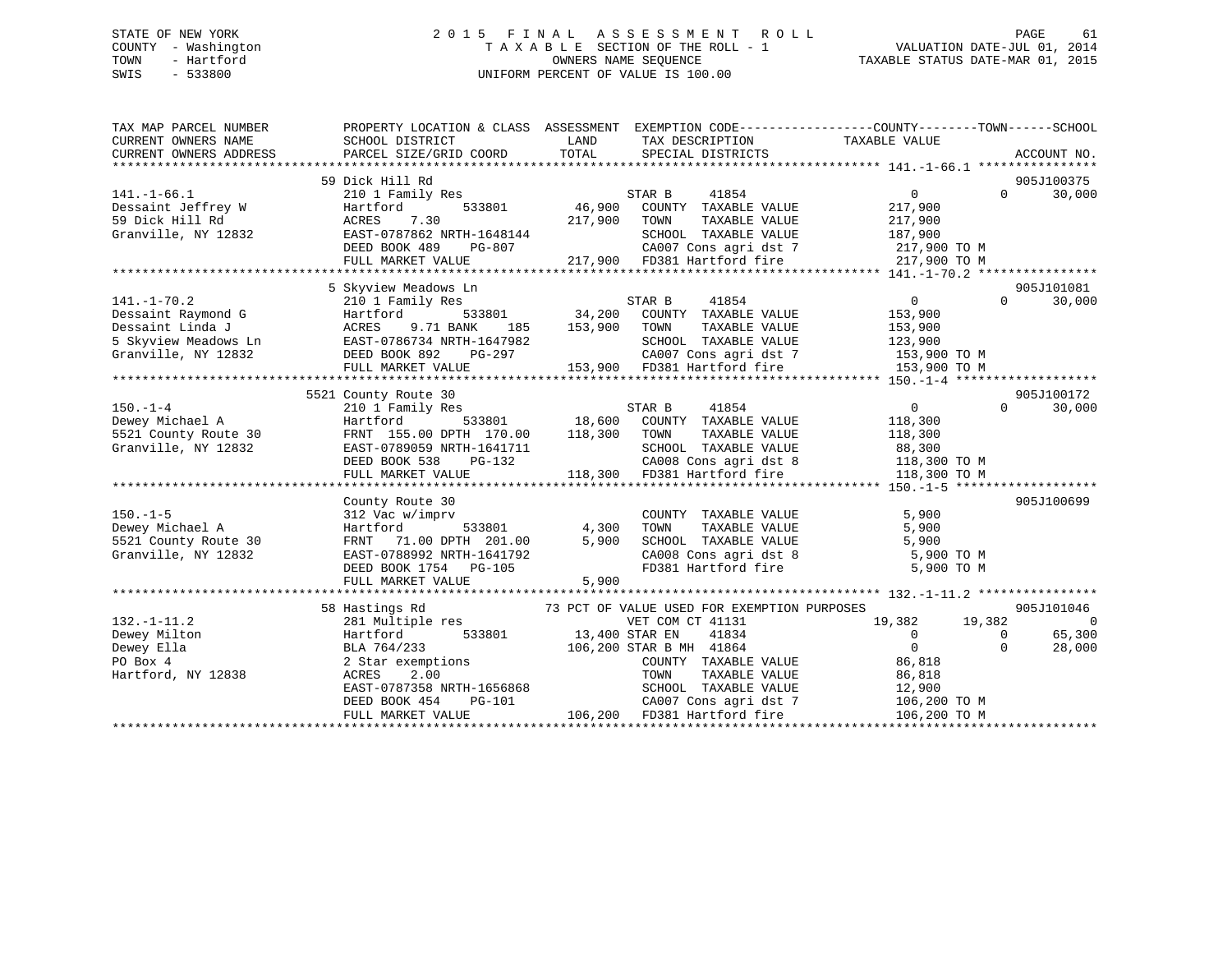STATE OF NEW YORK
COUNTY - Washington
TOWN - Hartford
SWIS - 533800

# 2015 FINAL ASSESSMENT ROLL
TAXABLE SECTION OF THE ROLL - 1
OWNERS NAME SEQUENCE
UNIFORM PERCENT OF VALUE IS 100.00

VALUATION DATE-JUL 01, 2014
TAXABLE STATUS DATE-MAR 01, 2015

```
TAX MAP PARCEL NUMBER          PROPERTY LOCATION & CLASS  ASSESSMENT  EXEMPTION CODE------------------COUNTY--------TOWN------SCHOOL
CURRENT OWNERS NAME            SCHOOL DISTRICT               LAND      TAX DESCRIPTION             TAXABLE VALUE
CURRENT OWNERS ADDRESS         PARCEL SIZE/GRID COORD       TOTAL      SPECIAL DISTRICTS                                        ACCOUNT NO.
******************************************************************************************************* 141.-1-66.1 ****************
                               59 Dick Hill Rd                                                                              905J100375
141.-1-66.1                    210 1 Family Res                       STAR B     41854                  0          0     30,000
Dessaint Jeffrey W             Hartford        533801        46,900   COUNTY  TAXABLE VALUE           217,900
59 Dick Hill Rd                ACRES    7.30                217,900   TOWN    TAXABLE VALUE           217,900
Granville, NY 12832            EAST-0787862 NRTH-1648144              SCHOOL  TAXABLE VALUE           187,900
                               DEED BOOK 489    PG-807                CA007 Cons agri dst 7            217,900 TO M
                               FULL MARKET VALUE            217,900   FD381 Hartford fire              217,900 TO M
******************************************************************************************************* 141.-1-70.2 ****************
                               5 Skyview Meadows Ln                                                                         905J101081
141.-1-70.2                    210 1 Family Res                       STAR B     41854                  0          0     30,000
Dessaint Raymond G             Hartford        533801        34,200   COUNTY  TAXABLE VALUE           153,900
Dessaint Linda J               ACRES    9.71 BANK    185    153,900   TOWN    TAXABLE VALUE           153,900
5 Skyview Meadows Ln           EAST-0786734 NRTH-1647982              SCHOOL  TAXABLE VALUE           123,900
Granville, NY 12832            DEED BOOK 892    PG-297                CA007 Cons agri dst 7            153,900 TO M
                               FULL MARKET VALUE            153,900   FD381 Hartford fire              153,900 TO M
******************************************************************************************************* 150.-1-4 *******************
                               5521 County Route 30                                                                         905J100172
150.-1-4                       210 1 Family Res                       STAR B     41854                  0          0     30,000
Dewey Michael A                Hartford        533801        18,600   COUNTY  TAXABLE VALUE           118,300
5521 County Route 30           FRNT 155.00 DPTH 170.00      118,300   TOWN    TAXABLE VALUE           118,300
Granville, NY 12832            EAST-0789059 NRTH-1641711              SCHOOL  TAXABLE VALUE            88,300
                               DEED BOOK 538    PG-132                CA008 Cons agri dst 8            118,300 TO M
                               FULL MARKET VALUE            118,300   FD381 Hartford fire              118,300 TO M
******************************************************************************************************* 150.-1-5 *******************
                               County Route 30                                                                              905J100699
150.-1-5                       312 Vac w/imprv                        COUNTY  TAXABLE VALUE             5,900
Dewey Michael A                Hartford        533801         4,300   TOWN    TAXABLE VALUE             5,900
5521 County Route 30           FRNT  71.00 DPTH 201.00        5,900   SCHOOL  TAXABLE VALUE             5,900
Granville, NY 12832            EAST-0788992 NRTH-1641792              CA008 Cons agri dst 8              5,900 TO M
                               DEED BOOK 1754   PG-105                FD381 Hartford fire                5,900 TO M
                               FULL MARKET VALUE              5,900
******************************************************************************************************* 132.-1-11.2 ****************
                               58 Hastings Rd                73 PCT OF VALUE USED FOR EXEMPTION PURPOSES                    905J101046
132.-1-11.2                    281 Multiple res                       VET COM CT 41131             19,382     19,382          0
Dewey Milton                   Hartford        533801     13,400 STAR EN    41834                       0          0     65,300
Dewey Ella                     BLA 764/233               106,200 STAR B MH  41864                       0          0     28,000
PO Box 4                       2 Star exemptions                      COUNTY  TAXABLE VALUE            86,818
Hartford, NY 12838             ACRES    2.00                          TOWN    TAXABLE VALUE            86,818
                               EAST-0787358 NRTH-1656868              SCHOOL  TAXABLE VALUE            12,900
                               DEED BOOK 454    PG-101                CA007 Cons agri dst 7            106,200 TO M
                               FULL MARKET VALUE            106,200   FD381 Hartford fire              106,200 TO M
************************************************************************************************************************************
```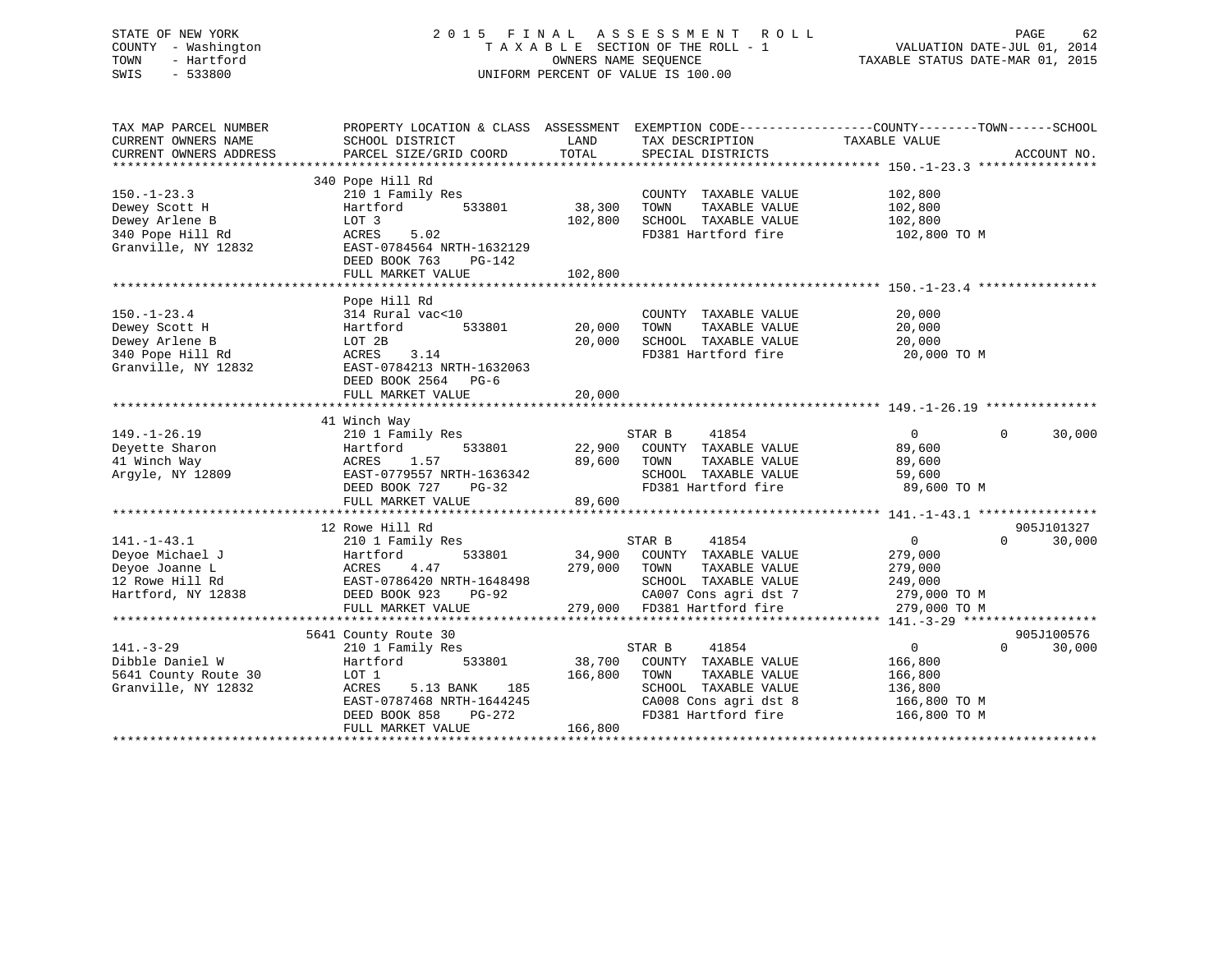STATE OF NEW YORK
COUNTY - Washington
TOWN - Hartford
SWIS - 533800

# 2015 FINAL ASSESSMENT ROLL

TAXABLE SECTION OF THE ROLL - 1
OWNERS NAME SEQUENCE
UNIFORM PERCENT OF VALUE IS 100.00

VALUATION DATE-JUL 01, 2014
TAXABLE STATUS DATE-MAR 01, 2015

```
TAX MAP PARCEL NUMBER          PROPERTY LOCATION & CLASS  ASSESSMENT  EXEMPTION CODE------------------COUNTY--------TOWN------SCHOOL
CURRENT OWNERS NAME            SCHOOL DISTRICT               LAND      TAX DESCRIPTION              TAXABLE VALUE
CURRENT OWNERS ADDRESS         PARCEL SIZE/GRID COORD        TOTAL     SPECIAL DISTRICTS                                        ACCOUNT NO.
*********************************************************************************************** 150.-1-23.3 ****************
                               340 Pope Hill Rd
150.-1-23.3                    210 1 Family Res                         COUNTY  TAXABLE VALUE          102,800
Dewey Scott H                  Hartford          533801      38,300    TOWN    TAXABLE VALUE          102,800
Dewey Arlene B                 LOT 3                        102,800    SCHOOL  TAXABLE VALUE          102,800
340 Pope Hill Rd               ACRES     5.02                          FD381 Hartford fire             102,800 TO M
Granville, NY 12832            EAST-0784564 NRTH-1632129
                               DEED BOOK 763     PG-142
                               FULL MARKET VALUE            102,800
*********************************************************************************************** 150.-1-23.4 ****************
                               Pope Hill Rd
150.-1-23.4                    314 Rural vac<10                         COUNTY  TAXABLE VALUE           20,000
Dewey Scott H                  Hartford          533801      20,000    TOWN    TAXABLE VALUE           20,000
Dewey Arlene B                 LOT 2B                        20,000    SCHOOL  TAXABLE VALUE           20,000
340 Pope Hill Rd               ACRES     3.14                          FD381 Hartford fire              20,000 TO M
Granville, NY 12832            EAST-0784213 NRTH-1632063
                               DEED BOOK 2564    PG-6
                               FULL MARKET VALUE             20,000
*********************************************************************************************** 149.-1-26.19 ***************
                               41 Winch Way
149.-1-26.19                   210 1 Family Res                    STAR B      41854                 0           0      30,000
Deyette Sharon                 Hartford          533801      22,900    COUNTY  TAXABLE VALUE           89,600
41 Winch Way                   ACRES     1.57                89,600    TOWN    TAXABLE VALUE           89,600
Argyle, NY 12809               EAST-0779557 NRTH-1636342               SCHOOL  TAXABLE VALUE           59,600
                               DEED BOOK 727     PG-32                 FD381 Hartford fire              89,600 TO M
                               FULL MARKET VALUE             89,600
*********************************************************************************************** 141.-1-43.1 ****************
                               12 Rowe Hill Rd                                                                       905J101327
141.-1-43.1                    210 1 Family Res                    STAR B      41854                 0           0      30,000
Deyoe Michael J                Hartford          533801      34,900    COUNTY  TAXABLE VALUE          279,000
Deyoe Joanne L                 ACRES     4.47               279,000    TOWN    TAXABLE VALUE          279,000
12 Rowe Hill Rd                EAST-0786420 NRTH-1648498               SCHOOL  TAXABLE VALUE          249,000
Hartford, NY 12838             DEED BOOK 923     PG-92                 CA007 Cons agri dst 7           279,000 TO M
                               FULL MARKET VALUE            279,000    FD381 Hartford fire             279,000 TO M
*********************************************************************************************** 141.-3-29 ******************
                               5641 County Route 30                                                                  905J100576
141.-3-29                      210 1 Family Res                    STAR B      41854                 0           0      30,000
Dibble Daniel W                Hartford          533801      38,700    COUNTY  TAXABLE VALUE          166,800
5641 County Route 30           LOT 1                        166,800    TOWN    TAXABLE VALUE          166,800
Granville, NY 12832            ACRES     5.13 BANK    185              SCHOOL  TAXABLE VALUE          136,800
                               EAST-0787468 NRTH-1644245               CA008 Cons agri dst 8           166,800 TO M
                               DEED BOOK 858     PG-272                FD381 Hartford fire             166,800 TO M
                               FULL MARKET VALUE            166,800
****************************************************************************************************************************
```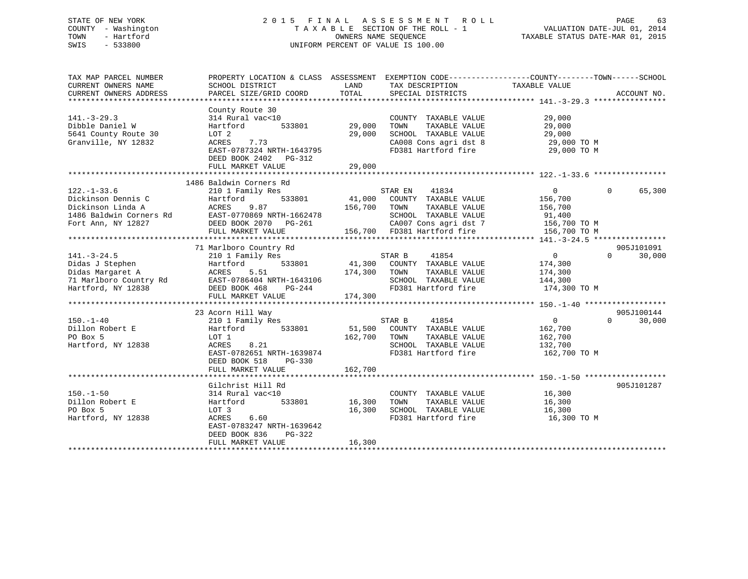STATE OF NEW YORK
COUNTY - Washington
TOWN - Hartford
SWIS - 533800

2 0 1 5 F I N A L A S S E S S M E N T R O L L
T A X A B L E SECTION OF THE ROLL - 1
OWNERS NAME SEQUENCE
UNIFORM PERCENT OF VALUE IS 100.00

VALUATION DATE-JUL 01, 2014
TAXABLE STATUS DATE-MAR 01, 2015

| TAX MAP PARCEL NUMBER / CURRENT OWNERS NAME / CURRENT OWNERS ADDRESS | PROPERTY LOCATION & CLASS / SCHOOL DISTRICT / PARCEL SIZE/GRID COORD | ASSESSMENT LAND / TOTAL | EXEMPTION CODE / TAX DESCRIPTION / SPECIAL DISTRICTS | COUNTY / TOWN / SCHOOL TAXABLE VALUE | ACCOUNT NO. |
|---|---|---|---|---|---|
| **141.-3-29.3** | County Route 30 | | | | |
| 141.-3-29.3 | 314 Rural vac<10 | | COUNTY TAXABLE VALUE | 29,000 | |
| Dibble Daniel W | Hartford 533801 | 29,000 | TOWN TAXABLE VALUE | 29,000 | |
| 5641 County Route 30 | LOT 2 | 29,000 | SCHOOL TAXABLE VALUE | 29,000 | |
| Granville, NY 12832 | ACRES 7.73 | | CA008 Cons agri dst 8 | 29,000 TO M | |
| | EAST-0787324 NRTH-1643795 | | FD381 Hartford fire | 29,000 TO M | |
| | DEED BOOK 2402 PG-312 | | | | |
| | FULL MARKET VALUE | 29,000 | | | |
| **122.-1-33.6** | 1486 Baldwin Corners Rd | | | | |
| 122.-1-33.6 | 210 1 Family Res | | STAR EN 41834 | 0 0 65,300 | |
| Dickinson Dennis C | Hartford 533801 | 41,000 | COUNTY TAXABLE VALUE | 156,700 | |
| Dickinson Linda A | ACRES 9.87 | 156,700 | TOWN TAXABLE VALUE | 156,700 | |
| 1486 Baldwin Corners Rd | EAST-0770869 NRTH-1662478 | | SCHOOL TAXABLE VALUE | 91,400 | |
| Fort Ann, NY 12827 | DEED BOOK 2070 PG-261 | | CA007 Cons agri dst 7 | 156,700 TO M | |
| | FULL MARKET VALUE | 156,700 | FD381 Hartford fire | 156,700 TO M | |
| **141.-3-24.5** | 71 Marlboro Country Rd | | | | 905J101091 |
| 141.-3-24.5 | 210 1 Family Res | | STAR B 41854 | 0 0 30,000 | |
| Didas J Stephen | Hartford 533801 | 41,300 | COUNTY TAXABLE VALUE | 174,300 | |
| Didas Margaret A | ACRES 5.51 | 174,300 | TOWN TAXABLE VALUE | 174,300 | |
| 71 Marlboro Country Rd | EAST-0786404 NRTH-1643106 | | SCHOOL TAXABLE VALUE | 144,300 | |
| Hartford, NY 12838 | DEED BOOK 468 PG-244 | | FD381 Hartford fire | 174,300 TO M | |
| | FULL MARKET VALUE | 174,300 | | | |
| **150.-1-40** | 23 Acorn Hill Way | | | | 905J100144 |
| 150.-1-40 | 210 1 Family Res | | STAR B 41854 | 0 0 30,000 | |
| Dillon Robert E | Hartford 533801 | 51,500 | COUNTY TAXABLE VALUE | 162,700 | |
| PO Box 5 | LOT 1 | 162,700 | TOWN TAXABLE VALUE | 162,700 | |
| Hartford, NY 12838 | ACRES 8.21 | | SCHOOL TAXABLE VALUE | 132,700 | |
| | EAST-0782651 NRTH-1639874 | | FD381 Hartford fire | 162,700 TO M | |
| | DEED BOOK 518 PG-330 | | | | |
| | FULL MARKET VALUE | 162,700 | | | |
| **150.-1-50** | Gilchrist Hill Rd | | | | 905J101287 |
| 150.-1-50 | 314 Rural vac<10 | | COUNTY TAXABLE VALUE | 16,300 | |
| Dillon Robert E | Hartford 533801 | 16,300 | TOWN TAXABLE VALUE | 16,300 | |
| PO Box 5 | LOT 3 | 16,300 | SCHOOL TAXABLE VALUE | 16,300 | |
| Hartford, NY 12838 | ACRES 6.60 | | FD381 Hartford fire | 16,300 TO M | |
| | EAST-0783247 NRTH-1639642 | | | | |
| | DEED BOOK 836 PG-322 | | | | |
| | FULL MARKET VALUE | 16,300 | | | |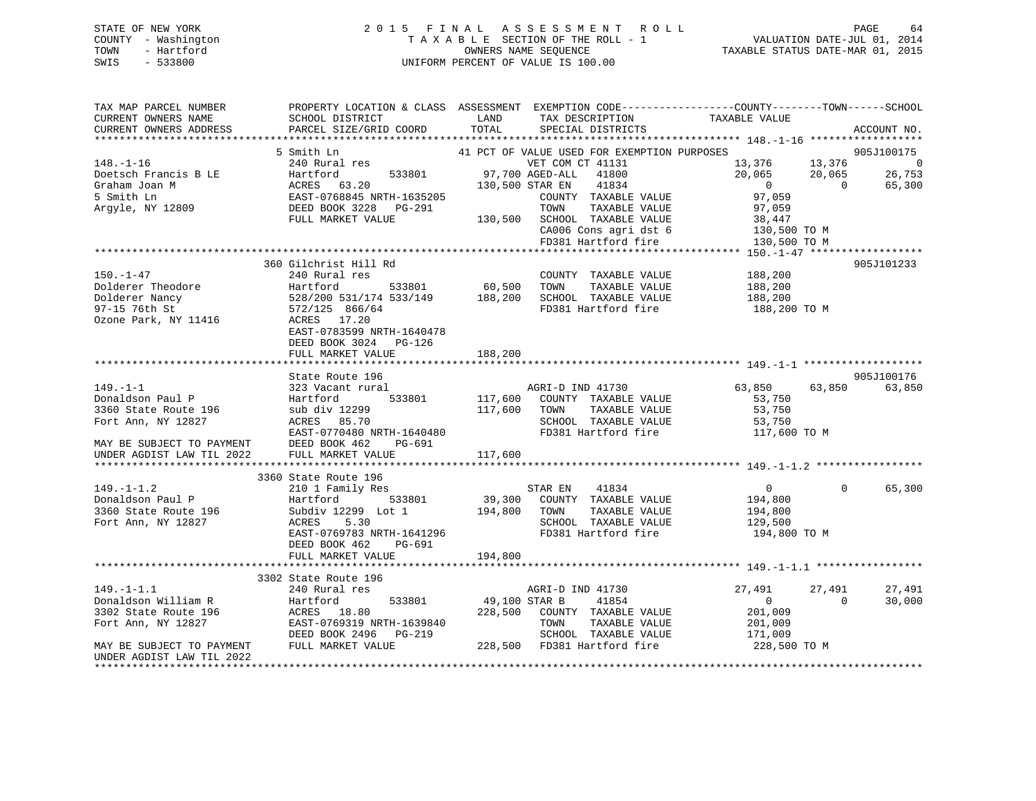STATE OF NEW YORK
COUNTY - Washington
TOWN - Hartford
SWIS - 533800

2 0 1 5 F I N A L A S S E S S M E N T R O L L
T A X A B L E SECTION OF THE ROLL - 1
OWNERS NAME SEQUENCE
UNIFORM PERCENT OF VALUE IS 100.00

VALUATION DATE-JUL 01, 2014
TAXABLE STATUS DATE-MAR 01, 2015

```
TAX MAP PARCEL NUMBER          PROPERTY LOCATION & CLASS  ASSESSMENT  EXEMPTION CODE------------------COUNTY--------TOWN------SCHOOL
CURRENT OWNERS NAME            SCHOOL DISTRICT              LAND      TAX DESCRIPTION               TAXABLE VALUE
CURRENT OWNERS ADDRESS         PARCEL SIZE/GRID COORD       TOTAL     SPECIAL DISTRICTS                                    ACCOUNT NO.
******************************************************************************************************* 148.-1-16 ******************
                              5 Smith Ln                    41 PCT OF VALUE USED FOR EXEMPTION PURPOSES                   905J100175
148.-1-16                      240 Rural res                          VET COM CT 41131          13,376      13,376          0
Doetsch Francis B LE           Hartford        533801        97,700 AGED-ALL   41800            20,065      20,065     26,753
Graham Joan M                  ACRES   63.20               130,500 STAR EN    41834                 0           0     65,300
5 Smith Ln                     EAST-0768845 NRTH-1635205              COUNTY  TAXABLE VALUE          97,059
Argyle, NY 12809               DEED BOOK 3228   PG-291                TOWN    TAXABLE VALUE          97,059
                               FULL MARKET VALUE           130,500   SCHOOL  TAXABLE VALUE          38,447
                                                                      CA006 Cons agri dst 6        130,500 TO M
                                                                      FD381 Hartford fire          130,500 TO M
******************************************************************************************************* 150.-1-47 ******************
                              360 Gilchrist Hill Rd                                                                       905J101233
150.-1-47                      240 Rural res                          COUNTY  TAXABLE VALUE         188,200
Dolderer Theodore              Hartford        533801        60,500   TOWN    TAXABLE VALUE         188,200
Dolderer Nancy                 528/200 531/174 533/149     188,200   SCHOOL  TAXABLE VALUE         188,200
97-15 76th St                  572/125 866/64                         FD381 Hartford fire          188,200 TO M
Ozone Park, NY 11416           ACRES   17.20
                               EAST-0783599 NRTH-1640478
                               DEED BOOK 3024   PG-126
                               FULL MARKET VALUE           188,200
******************************************************************************************************* 149.-1-1 *******************
                               State Route 196                                                                            905J100176
149.-1-1                       323 Vacant rural                       AGRI-D IND 41730          63,850      63,850     63,850
Donaldson Paul P               Hartford        533801       117,600   COUNTY  TAXABLE VALUE          53,750
3360 State Route 196           sub div 12299               117,600   TOWN    TAXABLE VALUE          53,750
Fort Ann, NY 12827             ACRES   85.70                          SCHOOL  TAXABLE VALUE          53,750
                               EAST-0770480 NRTH-1640480              FD381 Hartford fire          117,600 TO M
MAY BE SUBJECT TO PAYMENT      DEED BOOK 462    PG-691
UNDER AGDIST LAW TIL 2022      FULL MARKET VALUE           117,600
******************************************************************************************************* 149.-1-1.2 *****************
                              3360 State Route 196
149.-1-1.2                     210 1 Family Res                       STAR EN    41834                 0           0     65,300
Donaldson Paul P               Hartford        533801        39,300   COUNTY  TAXABLE VALUE         194,800
3360 State Route 196           Subdiv 12299  Lot 1         194,800   TOWN    TAXABLE VALUE         194,800
Fort Ann, NY 12827             ACRES    5.30                          SCHOOL  TAXABLE VALUE         129,500
                               EAST-0769783 NRTH-1641296              FD381 Hartford fire          194,800 TO M
                               DEED BOOK 462    PG-691
                               FULL MARKET VALUE           194,800
******************************************************************************************************* 149.-1-1.1 *****************
                              3302 State Route 196
149.-1-1.1                     240 Rural res                          AGRI-D IND 41730          27,491      27,491     27,491
Donaldson William R            Hartford        533801        49,100 STAR B     41854                 0           0     30,000
3302 State Route 196           ACRES   18.80               228,500   COUNTY  TAXABLE VALUE         201,009
Fort Ann, NY 12827             EAST-0769319 NRTH-1639840              TOWN    TAXABLE VALUE         201,009
                               DEED BOOK 2496   PG-219                SCHOOL  TAXABLE VALUE         171,009
MAY BE SUBJECT TO PAYMENT      FULL MARKET VALUE           228,500   FD381 Hartford fire          228,500 TO M
UNDER AGDIST LAW TIL 2022
************************************************************************************************************************************
```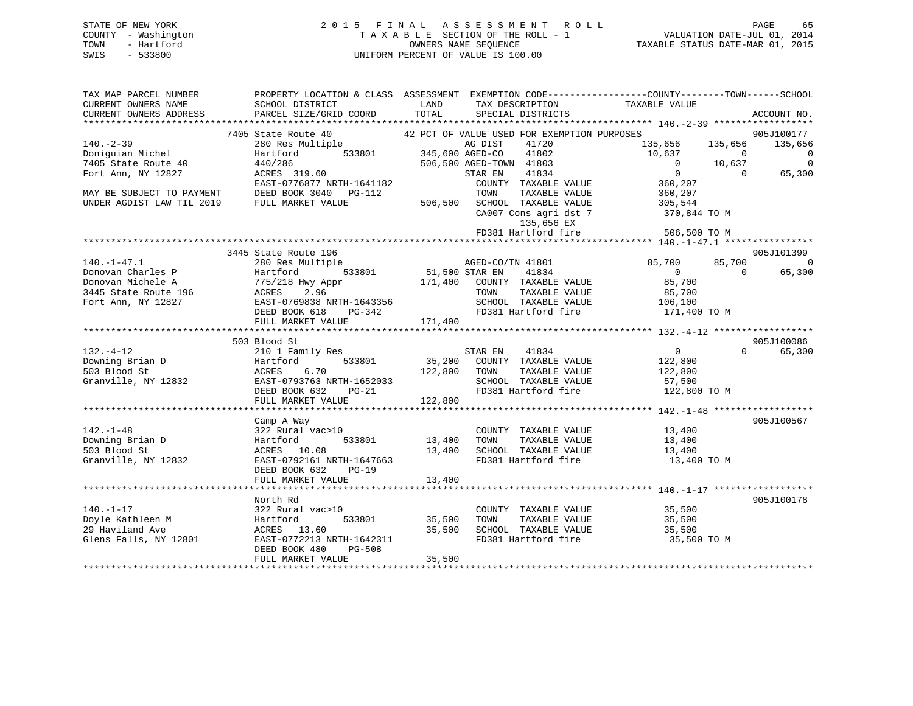STATE OF NEW YORK
COUNTY - Washington
TOWN - Hartford
SWIS - 533800

# 2015 FINAL ASSESSMENT ROLL

TAXABLE SECTION OF THE ROLL - 1
OWNERS NAME SEQUENCE
UNIFORM PERCENT OF VALUE IS 100.00

VALUATION DATE-JUL 01, 2014
TAXABLE STATUS DATE-MAR 01, 2015

```
TAX MAP PARCEL NUMBER          PROPERTY LOCATION & CLASS  ASSESSMENT  EXEMPTION CODE------------------COUNTY--------TOWN------SCHOOL
CURRENT OWNERS NAME            SCHOOL DISTRICT               LAND      TAX DESCRIPTION            TAXABLE VALUE
CURRENT OWNERS ADDRESS         PARCEL SIZE/GRID COORD        TOTAL     SPECIAL DISTRICTS                                      ACCOUNT NO.
****************************************************************************************************** 140.-2-39 ******************
                          7405 State Route 40             42 PCT OF VALUE USED FOR EXEMPTION PURPOSES                         905J100177
140.-2-39                      280 Res Multiple                      AG DIST     41720          135,656    135,656    135,656
Doniguian Michel               Hartford        533801       345,600 AGED-CO     41802           10,637          0          0
7405 State Route 40            440/286                      506,500 AGED-TOWN  41803                0     10,637          0
Fort Ann, NY 12827             ACRES 319.60                         STAR EN     41834                0          0     65,300
                               EAST-0776877 NRTH-1641182              COUNTY  TAXABLE VALUE        360,207
MAY BE SUBJECT TO PAYMENT      DEED BOOK 3040   PG-112                TOWN    TAXABLE VALUE        360,207
UNDER AGDIST LAW TIL 2019      FULL MARKET VALUE            506,500   SCHOOL  TAXABLE VALUE        305,544
                                                                      CA007 Cons agri dst 7         370,844 TO M
                                                                            135,656 EX
                                                                      FD381 Hartford fire           506,500 TO M
****************************************************************************************************** 140.-1-47.1 ****************
                          3445 State Route 196                                                                              905J101399
140.-1-47.1                    280 Res Multiple                      AGED-CO/TN 41801               85,700     85,700          0
Donovan Charles P              Hartford        533801        51,500 STAR EN     41834                0          0     65,300
Donovan Michele A              775/218 Hwy Appr             171,400   COUNTY  TAXABLE VALUE         85,700
3445 State Route 196           ACRES    2.96                          TOWN    TAXABLE VALUE         85,700
Fort Ann, NY 12827             EAST-0769838 NRTH-1643356              SCHOOL  TAXABLE VALUE        106,100
                               DEED BOOK 618    PG-342                FD381 Hartford fire           171,400 TO M
                               FULL MARKET VALUE            171,400
****************************************************************************************************** 132.-4-12 ******************
                           503 Blood St                                                                                     905J100086
132.-4-12                      210 1 Family Res                      STAR EN     41834                0          0     65,300
Downing Brian D                Hartford        533801        35,200   COUNTY  TAXABLE VALUE        122,800
503 Blood St                   ACRES    6.70                122,800   TOWN    TAXABLE VALUE        122,800
Granville, NY 12832            EAST-0793763 NRTH-1652033              SCHOOL  TAXABLE VALUE         57,500
                               DEED BOOK 632    PG-21                 FD381 Hartford fire           122,800 TO M
                               FULL MARKET VALUE            122,800
****************************************************************************************************** 142.-1-48 ******************
                               Camp A Way                                                                                   905J100567
142.-1-48                      322 Rural vac>10                       COUNTY  TAXABLE VALUE         13,400
Downing Brian D                Hartford        533801        13,400   TOWN    TAXABLE VALUE         13,400
503 Blood St                   ACRES   10.08                 13,400   SCHOOL  TAXABLE VALUE         13,400
Granville, NY 12832            EAST-0792161 NRTH-1647663              FD381 Hartford fire            13,400 TO M
                               DEED BOOK 632    PG-19
                               FULL MARKET VALUE             13,400
****************************************************************************************************** 140.-1-17 ******************
                               North Rd                                                                                     905J100178
140.-1-17                      322 Rural vac>10                       COUNTY  TAXABLE VALUE         35,500
Doyle Kathleen M               Hartford        533801        35,500   TOWN    TAXABLE VALUE         35,500
29 Haviland Ave                ACRES   13.60                 35,500   SCHOOL  TAXABLE VALUE         35,500
Glens Falls, NY 12801          EAST-0772213 NRTH-1642311              FD381 Hartford fire            35,500 TO M
                               DEED BOOK 480    PG-508
                               FULL MARKET VALUE             35,500
************************************************************************************************************************************
```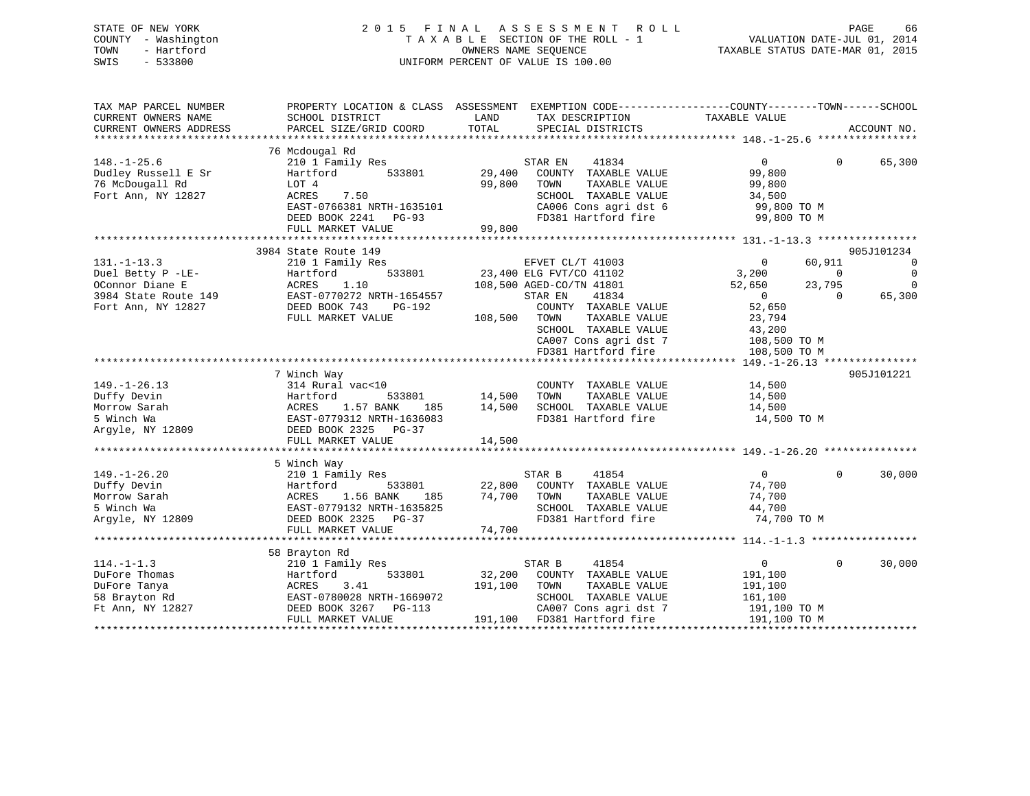STATE OF NEW YORK
COUNTY - Washington
TOWN - Hartford
SWIS - 533800

2015 FINAL ASSESSMENT ROLL
TAXABLE SECTION OF THE ROLL - 1
OWNERS NAME SEQUENCE
UNIFORM PERCENT OF VALUE IS 100.00

VALUATION DATE-JUL 01, 2014
TAXABLE STATUS DATE-MAR 01, 2015

```
TAX MAP PARCEL NUMBER          PROPERTY LOCATION & CLASS  ASSESSMENT  EXEMPTION CODE------------------COUNTY--------TOWN------SCHOOL
CURRENT OWNERS NAME            SCHOOL DISTRICT               LAND      TAX DESCRIPTION              TAXABLE VALUE
CURRENT OWNERS ADDRESS         PARCEL SIZE/GRID COORD       TOTAL      SPECIAL DISTRICTS                                       ACCOUNT NO.
******************************************************************************************************* 148.-1-25.6 ****************
                               76 Mcdougal Rd
148.-1-25.6                    210 1 Family Res                       STAR EN    41834                  0            0       65,300
Dudley Russell E Sr            Hartford        533801        29,400    COUNTY  TAXABLE VALUE           99,800
76 McDougall Rd                LOT 4                         99,800    TOWN    TAXABLE VALUE           99,800
Fort Ann, NY 12827             ACRES     7.50                          SCHOOL  TAXABLE VALUE           34,500
                               EAST-0766381 NRTH-1635101               CA006 Cons agri dst 6            99,800 TO M
                               DEED BOOK 2241   PG-93                  FD381 Hartford fire              99,800 TO M
                               FULL MARKET VALUE             99,800
******************************************************************************************************* 131.-1-13.3 ****************
                               3984 State Route 149                                                                    905J101234
131.-1-13.3                    210 1 Family Res                       EFVET CL/T 41003                  0       60,911            0
Duel Betty P -LE-              Hartford        533801        23,400 ELG FVT/CO 41102                3,200            0            0
OConnor Diane E                ACRES     1.10               108,500 AGED-CO/TN 41801               52,650       23,795            0
3984 State Route 149           EAST-0770272 NRTH-1654557              STAR EN    41834                  0            0       65,300
Fort Ann, NY 12827             DEED BOOK 743    PG-192                 COUNTY  TAXABLE VALUE           52,650
                               FULL MARKET VALUE            108,500    TOWN    TAXABLE VALUE           23,794
                                                                       SCHOOL  TAXABLE VALUE           43,200
                                                                       CA007 Cons agri dst 7           108,500 TO M
                                                                       FD381 Hartford fire             108,500 TO M
******************************************************************************************************* 149.-1-26.13 ***************
                               7 Winch Way                                                                             905J101221
149.-1-26.13                   314 Rural vac<10                        COUNTY  TAXABLE VALUE           14,500
Duffy Devin                    Hartford        533801        14,500    TOWN    TAXABLE VALUE           14,500
Morrow Sarah                   ACRES     1.57 BANK    185    14,500    SCHOOL  TAXABLE VALUE           14,500
5 Winch Wa                     EAST-0779312 NRTH-1636083               FD381 Hartford fire              14,500 TO M
Argyle, NY 12809               DEED BOOK 2325   PG-37
                               FULL MARKET VALUE             14,500
******************************************************************************************************* 149.-1-26.20 ***************
                               5 Winch Way
149.-1-26.20                   210 1 Family Res                       STAR B     41854                  0            0       30,000
Duffy Devin                    Hartford        533801        22,800    COUNTY  TAXABLE VALUE           74,700
Morrow Sarah                   ACRES     1.56 BANK    185    74,700    TOWN    TAXABLE VALUE           74,700
5 Winch Wa                     EAST-0779132 NRTH-1635825               SCHOOL  TAXABLE VALUE           44,700
Argyle, NY 12809               DEED BOOK 2325   PG-37                  FD381 Hartford fire              74,700 TO M
                               FULL MARKET VALUE             74,700
******************************************************************************************************* 114.-1-1.3 *****************
                               58 Brayton Rd
114.-1-1.3                     210 1 Family Res                       STAR B     41854                  0            0       30,000
DuFore Thomas                  Hartford        533801        32,200    COUNTY  TAXABLE VALUE          191,100
DuFore Tanya                   ACRES     3.41               191,100    TOWN    TAXABLE VALUE          191,100
58 Brayton Rd                  EAST-0780028 NRTH-1669072               SCHOOL  TAXABLE VALUE          161,100
Ft Ann, NY 12827               DEED BOOK 3267   PG-113                 CA007 Cons agri dst 7           191,100 TO M
                               FULL MARKET VALUE            191,100    FD381 Hartford fire             191,100 TO M
************************************************************************************************************************************
```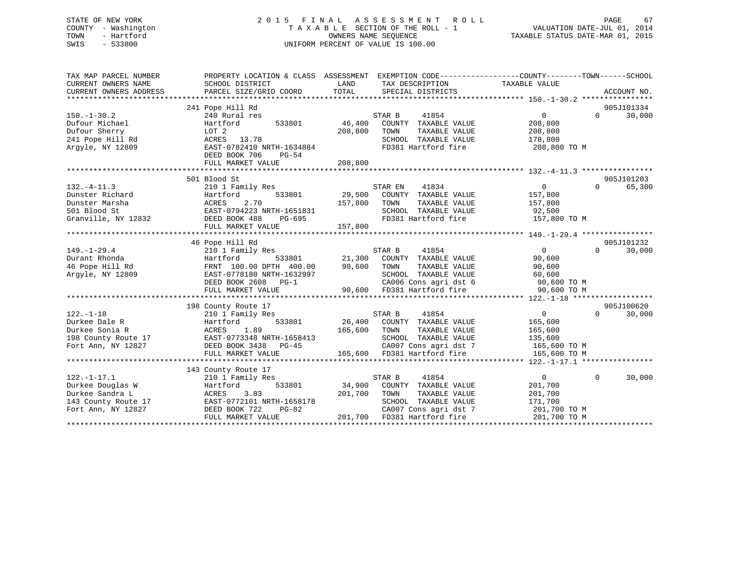STATE OF NEW YORK
COUNTY - Washington
TOWN - Hartford
SWIS - 533800

# 2015 FINAL ASSESSMENT ROLL

TAXABLE SECTION OF THE ROLL - 1
OWNERS NAME SEQUENCE
UNIFORM PERCENT OF VALUE IS 100.00

VALUATION DATE-JUL 01, 2014
TAXABLE STATUS DATE-MAR 01, 2015

| TAX MAP PARCEL NUMBER / CURRENT OWNERS NAME / CURRENT OWNERS ADDRESS | PROPERTY LOCATION & CLASS / SCHOOL DISTRICT / PARCEL SIZE/GRID COORD | ASSESSMENT LAND | TOTAL | EXEMPTION CODE / TAX DESCRIPTION / SPECIAL DISTRICTS | COUNTY TAXABLE VALUE | TOWN | SCHOOL | ACCOUNT NO. |
|---|---|---|---|---|---|---|---|---|
| **150.-1-30.2** | 241 Pope Hill Rd | | | | | | | 905J101334 |
| | 240 Rural res | | | STAR B 41854 | 0 | 0 | 30,000 | |
| Dufour Michael | Hartford 533801 | 46,400 | | COUNTY TAXABLE VALUE | 208,800 | | | |
| Dufour Sherry | LOT 2 | | 208,800 | TOWN TAXABLE VALUE | 208,800 | | | |
| 241 Pope Hill Rd | ACRES 13.78 | | | SCHOOL TAXABLE VALUE | 178,800 | | | |
| Argyle, NY 12809 | EAST-0782410 NRTH-1634884 | | | FD381 Hartford fire | 208,800 TO M | | | |
| | DEED BOOK 706 PG-54 | | | | | | | |
| | FULL MARKET VALUE | | 208,800 | | | | | |
| **132.-4-11.3** | 501 Blood St | | | | | | | 905J101203 |
| | 210 1 Family Res | | | STAR EN 41834 | 0 | 0 | 65,300 | |
| Dunster Richard | Hartford 533801 | 29,500 | | COUNTY TAXABLE VALUE | 157,800 | | | |
| Dunster Marsha | ACRES 2.70 | | 157,800 | TOWN TAXABLE VALUE | 157,800 | | | |
| 501 Blood St | EAST-0794223 NRTH-1651831 | | | SCHOOL TAXABLE VALUE | 92,500 | | | |
| Granville, NY 12832 | DEED BOOK 488 PG-695 | | | FD381 Hartford fire | 157,800 TO M | | | |
| | FULL MARKET VALUE | | 157,800 | | | | | |
| **149.-1-29.4** | 46 Pope Hill Rd | | | | | | | 905J101232 |
| | 210 1 Family Res | | | STAR B 41854 | 0 | 0 | 30,000 | |
| Durant Rhonda | Hartford 533801 | 21,300 | | COUNTY TAXABLE VALUE | 90,600 | | | |
| 46 Pope Hill Rd | FRNT 100.00 DPTH 400.00 | | 90,600 | TOWN TAXABLE VALUE | 90,600 | | | |
| Argyle, NY 12809 | EAST-0778180 NRTH-1632997 | | | SCHOOL TAXABLE VALUE | 60,600 | | | |
| | DEED BOOK 2608 PG-1 | | | CA006 Cons agri dst 6 | 90,600 TO M | | | |
| | FULL MARKET VALUE | | 90,600 | FD381 Hartford fire | 90,600 TO M | | | |
| **122.-1-18** | 198 County Route 17 | | | | | | | 905J100620 |
| | 210 1 Family Res | | | STAR B 41854 | 0 | 0 | 30,000 | |
| Durkee Dale R | Hartford 533801 | 26,400 | | COUNTY TAXABLE VALUE | 165,600 | | | |
| Durkee Sonia R | ACRES 1.89 | | 165,600 | TOWN TAXABLE VALUE | 165,600 | | | |
| 198 County Route 17 | EAST-0773348 NRTH-1658413 | | | SCHOOL TAXABLE VALUE | 135,600 | | | |
| Fort Ann, NY 12827 | DEED BOOK 3438 PG-45 | | | CA007 Cons agri dst 7 | 165,600 TO M | | | |
| | FULL MARKET VALUE | | 165,600 | FD381 Hartford fire | 165,600 TO M | | | |
| **122.-1-17.1** | 143 County Route 17 | | | | | | | |
| | 210 1 Family Res | | | STAR B 41854 | 0 | 0 | 30,000 | |
| Durkee Douglas W | Hartford 533801 | 34,900 | | COUNTY TAXABLE VALUE | 201,700 | | | |
| Durkee Sandra L | ACRES 3.83 | | 201,700 | TOWN TAXABLE VALUE | 201,700 | | | |
| 143 County Route 17 | EAST-0772101 NRTH-1658178 | | | SCHOOL TAXABLE VALUE | 171,700 | | | |
| Fort Ann, NY 12827 | DEED BOOK 722 PG-82 | | | CA007 Cons agri dst 7 | 201,700 TO M | | | |
| | FULL MARKET VALUE | | 201,700 | FD381 Hartford fire | 201,700 TO M | | | |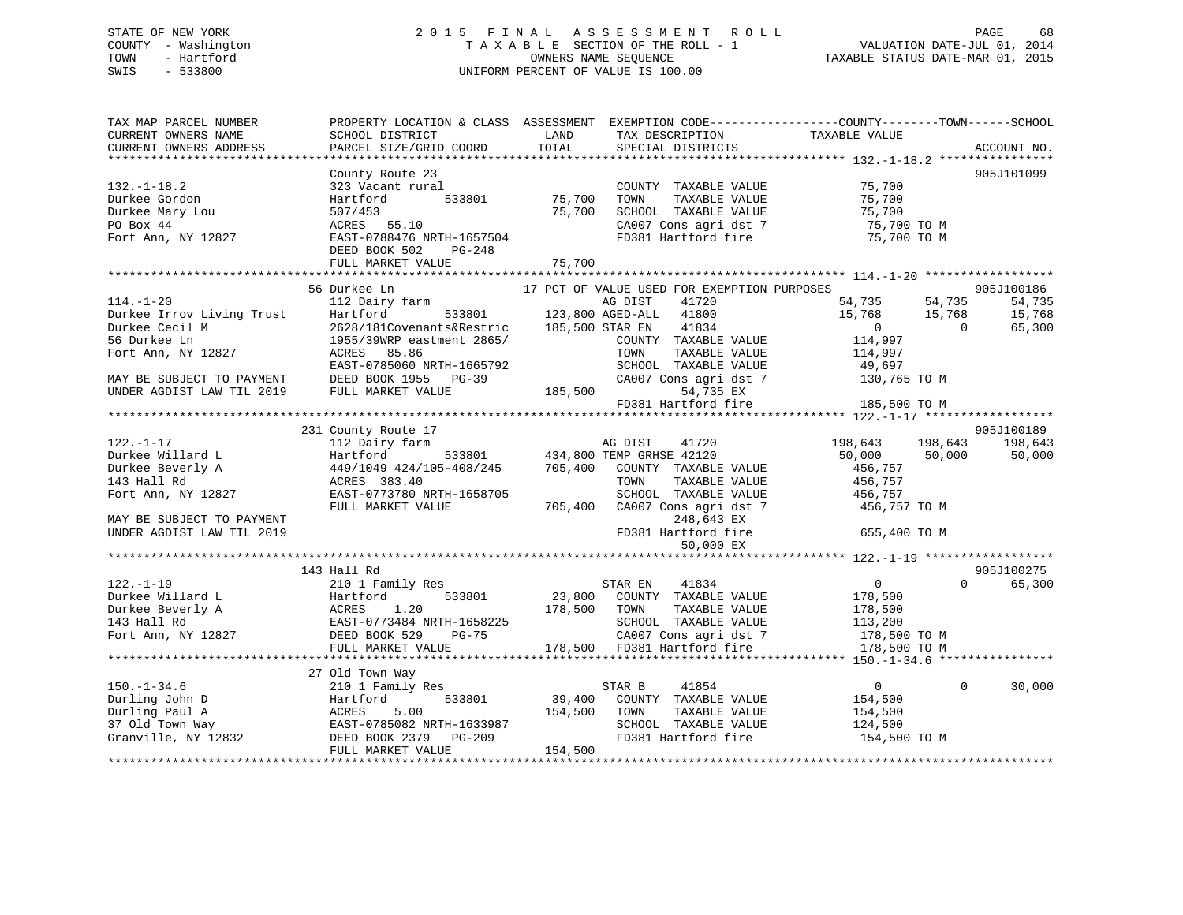STATE OF NEW YORK · COUNTY - Washington · TOWN - Hartford · SWIS - 533800

2015 FINAL ASSESSMENT ROLL
TAXABLE SECTION OF THE ROLL - 1
OWNERS NAME SEQUENCE
UNIFORM PERCENT OF VALUE IS 100.00

VALUATION DATE-JUL 01, 2014
TAXABLE STATUS DATE-MAR 01, 2015

```
TAX MAP PARCEL NUMBER          PROPERTY LOCATION & CLASS  ASSESSMENT  EXEMPTION CODE------------------COUNTY--------TOWN------SCHOOL
CURRENT OWNERS NAME            SCHOOL DISTRICT               LAND      TAX DESCRIPTION             TAXABLE VALUE
CURRENT OWNERS ADDRESS         PARCEL SIZE/GRID COORD        TOTAL     SPECIAL DISTRICTS                                    ACCOUNT NO.
******************************************************************************************************* 132.-1-18.2 ****************
                               County Route 23                                                                         905J101099
132.-1-18.2                    323 Vacant rural                         COUNTY  TAXABLE VALUE           75,700
Durkee Gordon                  Hartford        533801        75,700     TOWN    TAXABLE VALUE           75,700
Durkee Mary Lou                507/453                       75,700     SCHOOL  TAXABLE VALUE           75,700
PO Box 44                      ACRES  55.10                             CA007 Cons agri dst 7            75,700 TO M
Fort Ann, NY 12827             EAST-0788476 NRTH-1657504                FD381 Hartford fire              75,700 TO M
                               DEED BOOK 502    PG-248
                               FULL MARKET VALUE             75,700
******************************************************************************************************* 114.-1-20 ******************
                               56 Durkee Ln                17 PCT OF VALUE USED FOR EXEMPTION PURPOSES                         905J100186
114.-1-20                      112 Dairy farm                           AG DIST     41720            54,735      54,735      54,735
Durkee Irrov Living Trust      Hartford        533801       123,800 AGED-ALL    41800            15,768      15,768      15,768
Durkee Cecil M                 2628/181Covenants&Restric    185,500 STAR EN     41834                 0           0      65,300
56 Durkee Ln                   1955/39WRP eastment 2865/                COUNTY  TAXABLE VALUE          114,997
Fort Ann, NY 12827             ACRES  85.86                             TOWN    TAXABLE VALUE          114,997
                               EAST-0785060 NRTH-1665792                SCHOOL  TAXABLE VALUE           49,697
MAY BE SUBJECT TO PAYMENT      DEED BOOK 1955   PG-39                   CA007 Cons agri dst 7           130,765 TO M
UNDER AGDIST LAW TIL 2019      FULL MARKET VALUE            185,500          54,735 EX
                                                                        FD381 Hartford fire             185,500 TO M
******************************************************************************************************* 122.-1-17 ******************
                               231 County Route 17                                                                     905J100189
122.-1-17                      112 Dairy farm                           AG DIST     41720           198,643     198,643     198,643
Durkee Willard L               Hartford        533801       434,800 TEMP GRHSE 42120             50,000      50,000      50,000
Durkee Beverly A               449/1049 424/105-408/245     705,400     COUNTY  TAXABLE VALUE          456,757
143 Hall Rd                    ACRES 383.40                             TOWN    TAXABLE VALUE          456,757
Fort Ann, NY 12827             EAST-0773780 NRTH-1658705                SCHOOL  TAXABLE VALUE          456,757
                               FULL MARKET VALUE            705,400     CA007 Cons agri dst 7           456,757 TO M
MAY BE SUBJECT TO PAYMENT                                                    248,643 EX
UNDER AGDIST LAW TIL 2019                                               FD381 Hartford fire             655,400 TO M
                                                                             50,000 EX
******************************************************************************************************* 122.-1-19 ******************
                               143 Hall Rd                                                                             905J100275
122.-1-19                      210 1 Family Res                         STAR EN     41834                 0           0      65,300
Durkee Willard L               Hartford        533801        23,800     COUNTY  TAXABLE VALUE          178,500
Durkee Beverly A               ACRES   1.20                 178,500     TOWN    TAXABLE VALUE          178,500
143 Hall Rd                    EAST-0773484 NRTH-1658225                SCHOOL  TAXABLE VALUE          113,200
Fort Ann, NY 12827             DEED BOOK 529    PG-75                   CA007 Cons agri dst 7           178,500 TO M
                               FULL MARKET VALUE            178,500     FD381 Hartford fire             178,500 TO M
******************************************************************************************************* 150.-1-34.6 ****************
                               27 Old Town Way
150.-1-34.6                    210 1 Family Res                         STAR B      41854                 0           0      30,000
Durling John D                 Hartford        533801        39,400     COUNTY  TAXABLE VALUE          154,500
Durling Paul A                 ACRES   5.00                 154,500     TOWN    TAXABLE VALUE          154,500
37 Old Town Way                EAST-0785082 NRTH-1633987                SCHOOL  TAXABLE VALUE          124,500
Granville, NY 12832            DEED BOOK 2379   PG-209                  FD381 Hartford fire             154,500 TO M
                               FULL MARKET VALUE            154,500
************************************************************************************************************************************
```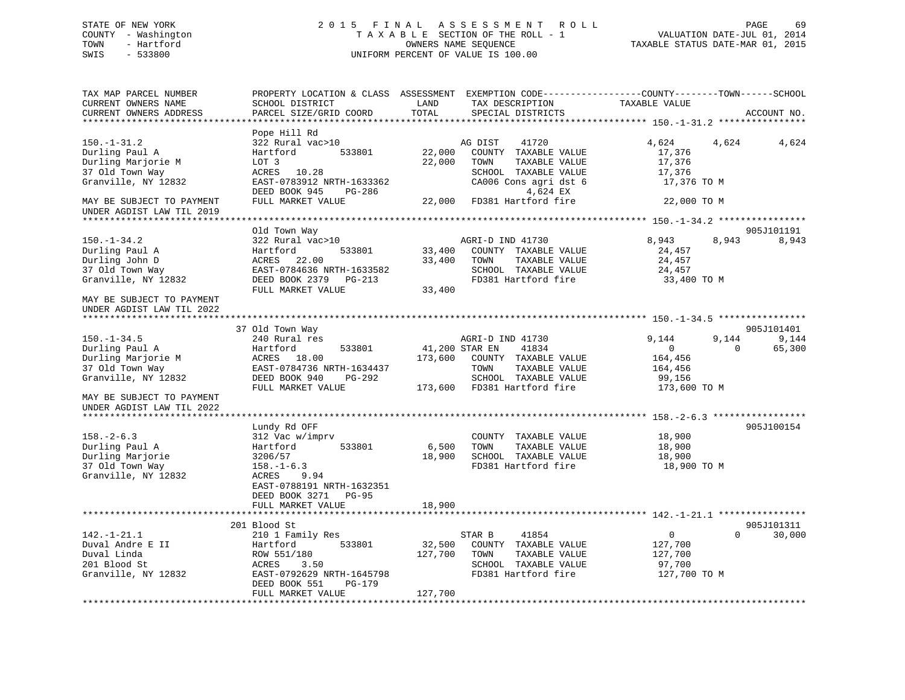STATE OF NEW YORK
COUNTY - Washington
TOWN - Hartford
SWIS - 533800

2 0 1 5 F I N A L A S S E S S M E N T R O L L
T A X A B L E SECTION OF THE ROLL - 1
OWNERS NAME SEQUENCE
UNIFORM PERCENT OF VALUE IS 100.00

VALUATION DATE-JUL 01, 2014
TAXABLE STATUS DATE-MAR 01, 2015

```
TAX MAP PARCEL NUMBER          PROPERTY LOCATION & CLASS  ASSESSMENT  EXEMPTION CODE------------------COUNTY--------TOWN------SCHOOL
CURRENT OWNERS NAME            SCHOOL DISTRICT              LAND       TAX DESCRIPTION             TAXABLE VALUE
CURRENT OWNERS ADDRESS         PARCEL SIZE/GRID COORD       TOTAL      SPECIAL DISTRICTS                                        ACCOUNT NO.
******************************************************************************************************** 150.-1-31.2 ****************
                               Pope Hill Rd
150.-1-31.2                    322 Rural vac>10                        AG DIST     41720               4,624       4,624       4,624
Durling Paul A                 Hartford         533801       22,000    COUNTY  TAXABLE VALUE           17,376
Durling Marjorie M             LOT 3                         22,000    TOWN    TAXABLE VALUE           17,376
37 Old Town Way                ACRES   10.28                           SCHOOL  TAXABLE VALUE           17,376
Granville, NY 12832            EAST-0783912 NRTH-1633362               CA006 Cons agri dst 6            17,376 TO M
                               DEED BOOK 945     PG-286                         4,624 EX
MAY BE SUBJECT TO PAYMENT      FULL MARKET VALUE             22,000    FD381 Hartford fire              22,000 TO M
UNDER AGDIST LAW TIL 2019
******************************************************************************************************** 150.-1-34.2 ****************
                               Old Town Way                                                                              905J101191
150.-1-34.2                    322 Rural vac>10                        AGRI-D IND 41730                8,943       8,943       8,943
Durling Paul A                 Hartford         533801       33,400    COUNTY  TAXABLE VALUE           24,457
Durling John D                 ACRES   22.00                 33,400    TOWN    TAXABLE VALUE           24,457
37 Old Town Way                EAST-0784636 NRTH-1633582               SCHOOL  TAXABLE VALUE           24,457
Granville, NY 12832            DEED BOOK 2379    PG-213                FD381 Hartford fire              33,400 TO M
                               FULL MARKET VALUE             33,400
MAY BE SUBJECT TO PAYMENT
UNDER AGDIST LAW TIL 2022
******************************************************************************************************** 150.-1-34.5 ****************
                               37 Old Town Way                                                                           905J101401
150.-1-34.5                    240 Rural res                           AGRI-D IND 41730                9,144       9,144       9,144
Durling Paul A                 Hartford         533801       41,200 STAR EN     41834                  0           0      65,300
Durling Marjorie M             ACRES   18.00                173,600    COUNTY  TAXABLE VALUE          164,456
37 Old Town Way                EAST-0784736 NRTH-1634437               TOWN    TAXABLE VALUE          164,456
Granville, NY 12832            DEED BOOK 940     PG-292                SCHOOL  TAXABLE VALUE           99,156
                               FULL MARKET VALUE            173,600    FD381 Hartford fire             173,600 TO M
MAY BE SUBJECT TO PAYMENT
UNDER AGDIST LAW TIL 2022
******************************************************************************************************** 158.-2-6.3 *****************
                               Lundy Rd OFF                                                                              905J100154
158.-2-6.3                     312 Vac w/imprv                         COUNTY  TAXABLE VALUE           18,900
Durling Paul A                 Hartford         533801        6,500    TOWN    TAXABLE VALUE           18,900
Durling Marjorie               3206/57                       18,900    SCHOOL  TAXABLE VALUE           18,900
37 Old Town Way                158.-1-6.3                              FD381 Hartford fire              18,900 TO M
Granville, NY 12832            ACRES    9.94
                               EAST-0788191 NRTH-1632351
                               DEED BOOK 3271    PG-95
                               FULL MARKET VALUE             18,900
******************************************************************************************************** 142.-1-21.1 ****************
                               201 Blood St                                                                              905J101311
142.-1-21.1                    210 1 Family Res                        STAR B      41854                   0           0      30,000
Duval Andre E II               Hartford         533801       32,500    COUNTY  TAXABLE VALUE          127,700
Duval Linda                    ROW 551/180                  127,700    TOWN    TAXABLE VALUE          127,700
201 Blood St                   ACRES    3.50                           SCHOOL  TAXABLE VALUE           97,700
Granville, NY 12832            EAST-0792629 NRTH-1645798               FD381 Hartford fire             127,700 TO M
                               DEED BOOK 551     PG-179
                               FULL MARKET VALUE            127,700
**************************************************************************************************************************************
```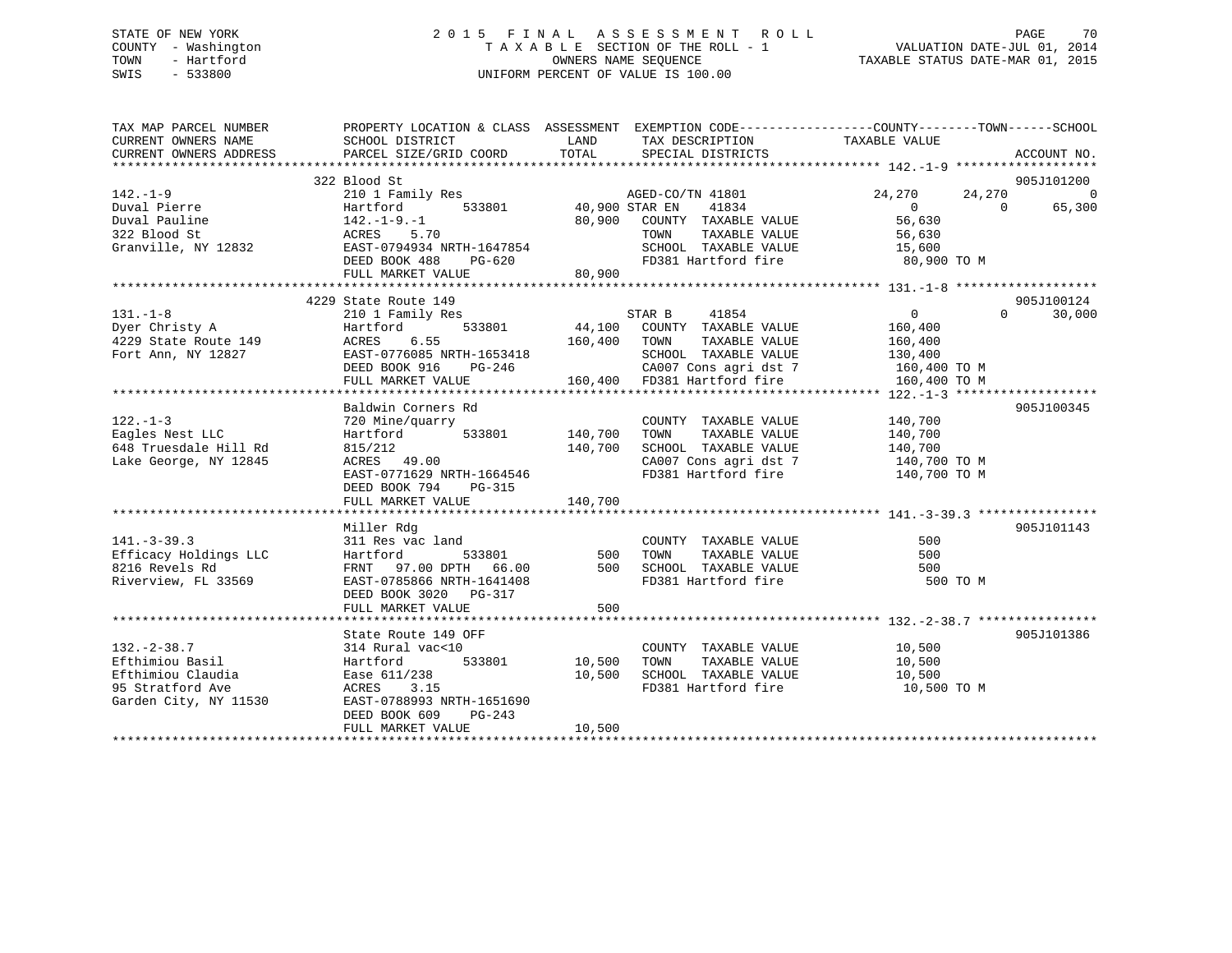STATE OF NEW YORK
COUNTY - Washington
TOWN - Hartford
SWIS - 533800

# 2015 FINAL ASSESSMENT ROLL

TAXABLE SECTION OF THE ROLL - 1
OWNERS NAME SEQUENCE
UNIFORM PERCENT OF VALUE IS 100.00

VALUATION DATE-JUL 01, 2014
TAXABLE STATUS DATE-MAR 01, 2015

| TAX MAP PARCEL NUMBER<br>CURRENT OWNERS NAME<br>CURRENT OWNERS ADDRESS | PROPERTY LOCATION & CLASS<br>SCHOOL DISTRICT<br>PARCEL SIZE/GRID COORD | ASSESSMENT<br>LAND<br>TOTAL | EXEMPTION CODE / TAX DESCRIPTION / SPECIAL DISTRICTS | COUNTY TAXABLE VALUE | TOWN | SCHOOL | ACCOUNT NO. |
|---|---|---|---|---|---|---|---|
| **142.-1-9** | 322 Blood St | | | | | | 905J101200 |
| 142.-1-9 | 210 1 Family Res | | AGED-CO/TN 41801 | 24,270 | 24,270 | 0 | |
| Duval Pierre | Hartford 533801 | 40,900 | STAR EN 41834 | 0 | 0 | 65,300 | |
| Duval Pauline | 142.-1-9.-1 | 80,900 | COUNTY TAXABLE VALUE | 56,630 | | | |
| 322 Blood St | ACRES 5.70 | | TOWN TAXABLE VALUE | 56,630 | | | |
| Granville, NY 12832 | EAST-0794934 NRTH-1647854 | | SCHOOL TAXABLE VALUE | 15,600 | | | |
| | DEED BOOK 488 PG-620 | | FD381 Hartford fire | 80,900 TO M | | | |
| | FULL MARKET VALUE | 80,900 | | | | | |
| **131.-1-8** | 4229 State Route 149 | | | | | | 905J100124 |
| 131.-1-8 | 210 1 Family Res | | STAR B 41854 | 0 | 0 | 30,000 | |
| Dyer Christy A | Hartford 533801 | 44,100 | COUNTY TAXABLE VALUE | 160,400 | | | |
| 4229 State Route 149 | ACRES 6.55 | 160,400 | TOWN TAXABLE VALUE | 160,400 | | | |
| Fort Ann, NY 12827 | EAST-0776085 NRTH-1653418 | | SCHOOL TAXABLE VALUE | 130,400 | | | |
| | DEED BOOK 916 PG-246 | | CA007 Cons agri dst 7 | 160,400 TO M | | | |
| | FULL MARKET VALUE | 160,400 | FD381 Hartford fire | 160,400 TO M | | | |
| **122.-1-3** | Baldwin Corners Rd | | | | | | 905J100345 |
| 122.-1-3 | 720 Mine/quarry | | COUNTY TAXABLE VALUE | 140,700 | | | |
| Eagles Nest LLC | Hartford 533801 | 140,700 | TOWN TAXABLE VALUE | 140,700 | | | |
| 648 Truesdale Hill Rd | 815/212 | 140,700 | SCHOOL TAXABLE VALUE | 140,700 | | | |
| Lake George, NY 12845 | ACRES 49.00 | | CA007 Cons agri dst 7 | 140,700 TO M | | | |
| | EAST-0771629 NRTH-1664546 | | FD381 Hartford fire | 140,700 TO M | | | |
| | DEED BOOK 794 PG-315 | | | | | | |
| | FULL MARKET VALUE | 140,700 | | | | | |
| **141.-3-39.3** | Miller Rdg | | | | | | 905J101143 |
| 141.-3-39.3 | 311 Res vac land | | COUNTY TAXABLE VALUE | 500 | | | |
| Efficacy Holdings LLC | Hartford 533801 | 500 | TOWN TAXABLE VALUE | 500 | | | |
| 8216 Revels Rd | FRNT 97.00 DPTH 66.00 | 500 | SCHOOL TAXABLE VALUE | 500 | | | |
| Riverview, FL 33569 | EAST-0785866 NRTH-1641408 | | FD381 Hartford fire | 500 TO M | | | |
| | DEED BOOK 3020 PG-317 | | | | | | |
| | FULL MARKET VALUE | 500 | | | | | |
| **132.-2-38.7** | State Route 149 OFF | | | | | | 905J101386 |
| 132.-2-38.7 | 314 Rural vac<10 | | COUNTY TAXABLE VALUE | 10,500 | | | |
| Efthimiou Basil | Hartford 533801 | 10,500 | TOWN TAXABLE VALUE | 10,500 | | | |
| Efthimiou Claudia | Ease 611/238 | 10,500 | SCHOOL TAXABLE VALUE | 10,500 | | | |
| 95 Stratford Ave | ACRES 3.15 | | FD381 Hartford fire | 10,500 TO M | | | |
| Garden City, NY 11530 | EAST-0788993 NRTH-1651690 | | | | | | |
| | DEED BOOK 609 PG-243 | | | | | | |
| | FULL MARKET VALUE | 10,500 | | | | | |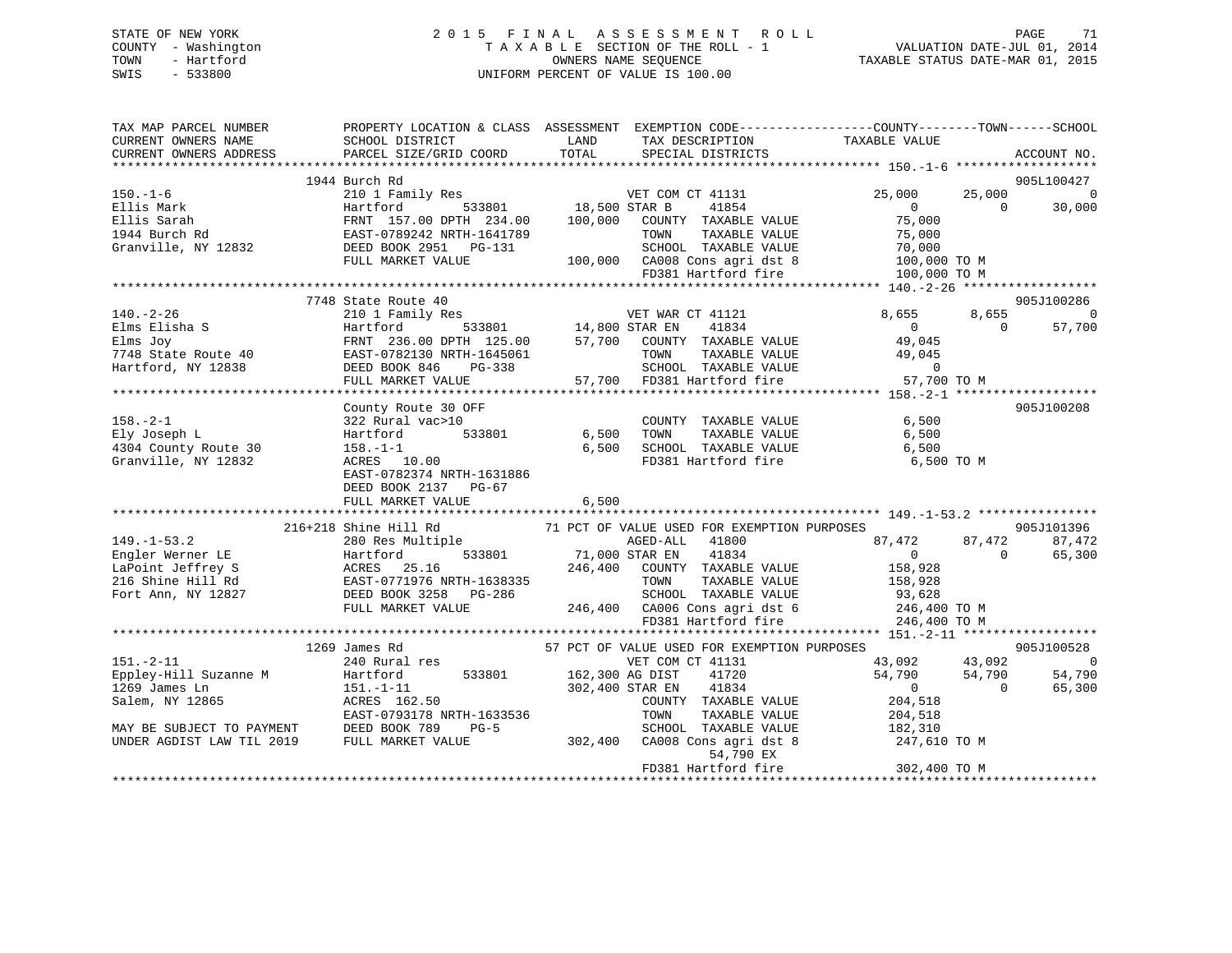STATE OF NEW YORK
COUNTY - Washington
TOWN - Hartford
SWIS - 533800

# 2015 FINAL ASSESSMENT ROLL

TAXABLE SECTION OF THE ROLL - 1
OWNERS NAME SEQUENCE
UNIFORM PERCENT OF VALUE IS 100.00

VALUATION DATE-JUL 01, 2014
TAXABLE STATUS DATE-MAR 01, 2015

```
TAX MAP PARCEL NUMBER          PROPERTY LOCATION & CLASS  ASSESSMENT  EXEMPTION CODE------------------COUNTY--------TOWN------SCHOOL
CURRENT OWNERS NAME            SCHOOL DISTRICT               LAND      TAX DESCRIPTION            TAXABLE VALUE
CURRENT OWNERS ADDRESS         PARCEL SIZE/GRID COORD        TOTAL     SPECIAL DISTRICTS                                   ACCOUNT NO.
******************************************************************************************************* 150.-1-6 *******************
                     1944 Burch Rd                                                                                     905L100427
150.-1-6                       210 1 Family Res                   VET COM CT 41131           25,000      25,000             0
Ellis Mark                     Hartford        533801       18,500 STAR B      41854              0           0        30,000
Ellis Sarah                    FRNT 157.00 DPTH 234.00     100,000    COUNTY  TAXABLE VALUE         75,000
1944 Burch Rd                  EAST-0789242 NRTH-1641789             TOWN    TAXABLE VALUE         75,000
Granville, NY 12832            DEED BOOK 2951   PG-131               SCHOOL  TAXABLE VALUE         70,000
                               FULL MARKET VALUE           100,000    CA008 Cons agri dst 8        100,000 TO M
                                                                      FD381 Hartford fire          100,000 TO M
******************************************************************************************************* 140.-2-26 ******************
                     7748 State Route 40                                                                               905J100286
140.-2-26                      210 1 Family Res                   VET WAR CT 41121            8,655       8,655             0
Elms Elisha S                  Hartford        533801       14,800 STAR EN     41834              0           0        57,700
Elms Joy                       FRNT 236.00 DPTH 125.00      57,700    COUNTY  TAXABLE VALUE         49,045
7748 State Route 40            EAST-0782130 NRTH-1645061             TOWN    TAXABLE VALUE         49,045
Hartford, NY 12838             DEED BOOK 846    PG-338               SCHOOL  TAXABLE VALUE              0
                               FULL MARKET VALUE            57,700    FD381 Hartford fire           57,700 TO M
******************************************************************************************************* 158.-2-1 *******************
                               County Route 30 OFF                                                                     905J100208
158.-2-1                       322 Rural vac>10                      COUNTY  TAXABLE VALUE          6,500
Ely Joseph L                   Hartford        533801        6,500    TOWN    TAXABLE VALUE          6,500
4304 County Route 30           158.-1-1                      6,500    SCHOOL  TAXABLE VALUE          6,500
Granville, NY 12832            ACRES  10.00                           FD381 Hartford fire            6,500 TO M
                               EAST-0782374 NRTH-1631886
                               DEED BOOK 2137   PG-67
                               FULL MARKET VALUE             6,500
******************************************************************************************************* 149.-1-53.2 ****************
                 216+218 Shine Hill Rd              71 PCT OF VALUE USED FOR EXEMPTION PURPOSES                        905J101396
149.-1-53.2                    280 Res Multiple                   AGED-ALL    41800          87,472      87,472        87,472
Engler Werner LE               Hartford        533801       71,000 STAR EN     41834              0           0        65,300
LaPoint Jeffrey S              ACRES  25.16                246,400    COUNTY  TAXABLE VALUE        158,928
216 Shine Hill Rd              EAST-0771976 NRTH-1638335             TOWN    TAXABLE VALUE        158,928
Fort Ann, NY 12827             DEED BOOK 3258   PG-286               SCHOOL  TAXABLE VALUE         93,628
                               FULL MARKET VALUE           246,400    CA006 Cons agri dst 6        246,400 TO M
                                                                      FD381 Hartford fire          246,400 TO M
******************************************************************************************************* 151.-2-11 ******************
                     1269 James Rd                  57 PCT OF VALUE USED FOR EXEMPTION PURPOSES                        905J100528
151.-2-11                      240 Rural res                      VET COM CT 41131           43,092      43,092             0
Eppley-Hill Suzanne M          Hartford        533801      162,300 AG DIST     41720          54,790      54,790        54,790
1269 James Ln                  151.-1-11                   302,400 STAR EN     41834              0           0        65,300
Salem, NY 12865                ACRES 162.50                           COUNTY  TAXABLE VALUE        204,518
                               EAST-0793178 NRTH-1633536             TOWN    TAXABLE VALUE        204,518
MAY BE SUBJECT TO PAYMENT      DEED BOOK 789    PG-5                 SCHOOL  TAXABLE VALUE        182,310
UNDER AGDIST LAW TIL 2019      FULL MARKET VALUE           302,400    CA008 Cons agri dst 8        247,610 TO M
                                                                            54,790 EX
                                                                      FD381 Hartford fire          302,400 TO M
************************************************************************************************************************************
```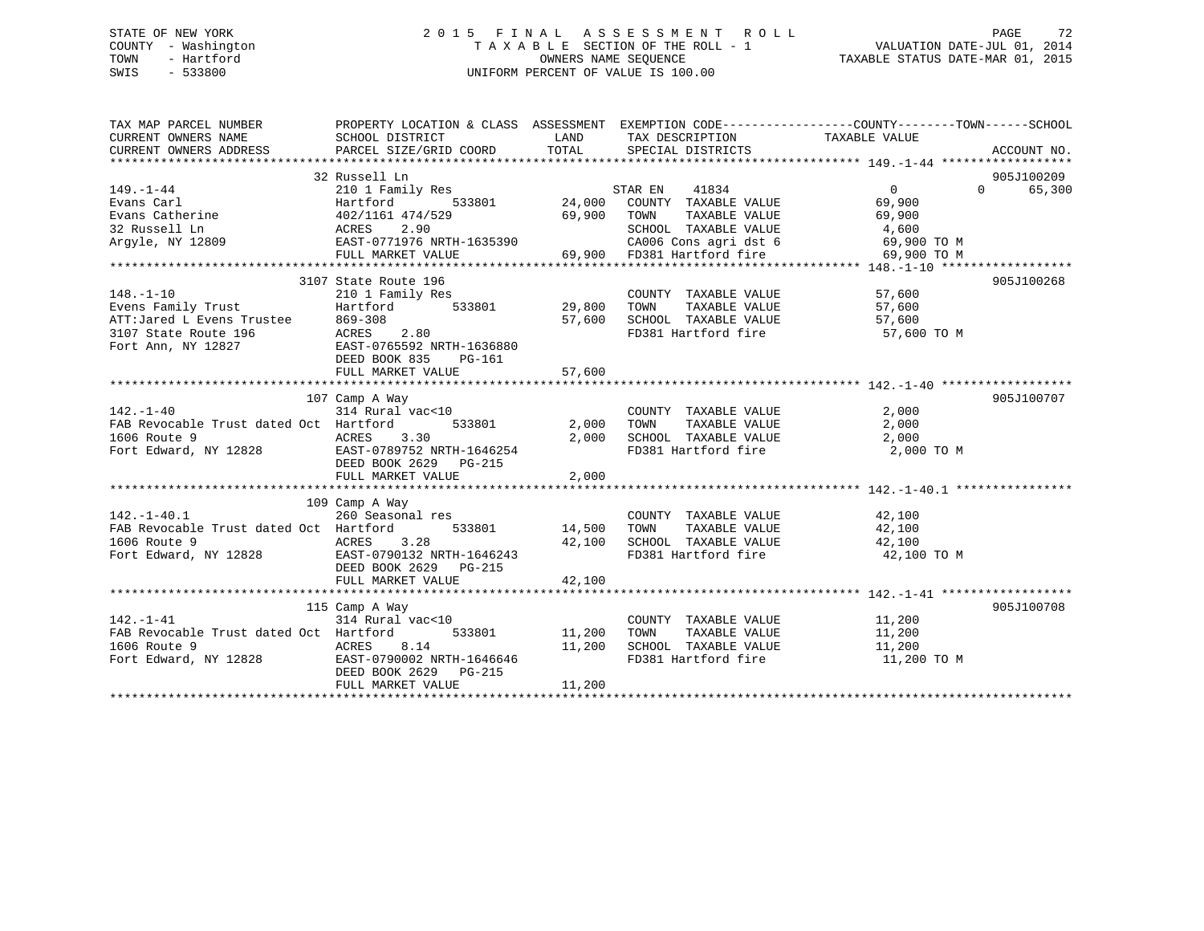STATE OF NEW YORK
COUNTY - Washington
TOWN - Hartford
SWIS - 533800

# 2015 FINAL ASSESSMENT ROLL
TAXABLE SECTION OF THE ROLL - 1
OWNERS NAME SEQUENCE
UNIFORM PERCENT OF VALUE IS 100.00

VALUATION DATE-JUL 01, 2014
TAXABLE STATUS DATE-MAR 01, 2015

```
TAX MAP PARCEL NUMBER          PROPERTY LOCATION & CLASS  ASSESSMENT  EXEMPTION CODE------------------COUNTY--------TOWN------SCHOOL
CURRENT OWNERS NAME            SCHOOL DISTRICT              LAND      TAX DESCRIPTION            TAXABLE VALUE
CURRENT OWNERS ADDRESS         PARCEL SIZE/GRID COORD       TOTAL     SPECIAL DISTRICTS                                   ACCOUNT NO.
****************************************************************************************************** 149.-1-44 ******************
                               32 Russell Ln                                                                          905J100209
149.-1-44                      210 1 Family Res                       STAR EN    41834           0             0      65,300
Evans Carl                     Hartford       533801        24,000    COUNTY  TAXABLE VALUE       69,900
Evans Catherine                402/1161 474/529             69,900    TOWN    TAXABLE VALUE       69,900
32 Russell Ln                  ACRES    2.90                          SCHOOL  TAXABLE VALUE        4,600
Argyle, NY 12809               EAST-0771976 NRTH-1635390              CA006 Cons agri dst 6       69,900 TO M
                               FULL MARKET VALUE            69,900    FD381 Hartford fire         69,900 TO M
****************************************************************************************************** 148.-1-10 ******************
                               3107 State Route 196                                                                   905J100268
148.-1-10                      210 1 Family Res                       COUNTY  TAXABLE VALUE       57,600
Evens Family Trust             Hartford       533801        29,800    TOWN    TAXABLE VALUE       57,600
ATT:Jared L Evens Trustee      869-308                      57,600    SCHOOL  TAXABLE VALUE       57,600
3107 State Route 196           ACRES    2.80                          FD381 Hartford fire         57,600 TO M
Fort Ann, NY 12827             EAST-0765592 NRTH-1636880
                               DEED BOOK 835    PG-161
                               FULL MARKET VALUE            57,600
****************************************************************************************************** 142.-1-40 ******************
                               107 Camp A Way                                                                         905J100707
142.-1-40                      314 Rural vac<10                       COUNTY  TAXABLE VALUE        2,000
FAB Revocable Trust dated Oct  Hartford       533801         2,000    TOWN    TAXABLE VALUE        2,000
1606 Route 9                   ACRES    3.30                 2,000    SCHOOL  TAXABLE VALUE        2,000
Fort Edward, NY 12828          EAST-0789752 NRTH-1646254              FD381 Hartford fire          2,000 TO M
                               DEED BOOK 2629   PG-215
                               FULL MARKET VALUE             2,000
****************************************************************************************************** 142.-1-40.1 ****************
                               109 Camp A Way
142.-1-40.1                    260 Seasonal res                       COUNTY  TAXABLE VALUE       42,100
FAB Revocable Trust dated Oct  Hartford       533801        14,500    TOWN    TAXABLE VALUE       42,100
1606 Route 9                   ACRES    3.28                42,100    SCHOOL  TAXABLE VALUE       42,100
Fort Edward, NY 12828          EAST-0790132 NRTH-1646243              FD381 Hartford fire         42,100 TO M
                               DEED BOOK 2629   PG-215
                               FULL MARKET VALUE            42,100
****************************************************************************************************** 142.-1-41 ******************
                               115 Camp A Way                                                                         905J100708
142.-1-41                      314 Rural vac<10                       COUNTY  TAXABLE VALUE       11,200
FAB Revocable Trust dated Oct  Hartford       533801        11,200    TOWN    TAXABLE VALUE       11,200
1606 Route 9                   ACRES    8.14                11,200    SCHOOL  TAXABLE VALUE       11,200
Fort Edward, NY 12828          EAST-0790002 NRTH-1646646              FD381 Hartford fire         11,200 TO M
                               DEED BOOK 2629   PG-215
                               FULL MARKET VALUE            11,200
************************************************************************************************************************************
```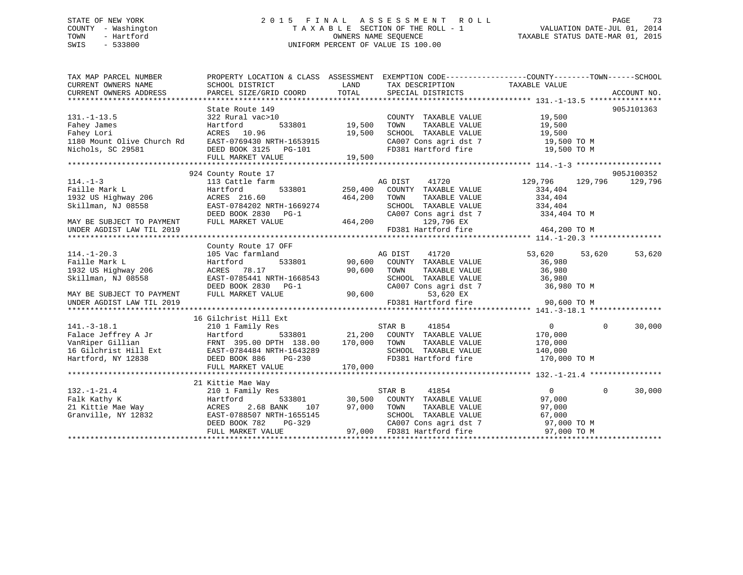STATE OF NEW YORK
COUNTY - Washington
TOWN - Hartford
SWIS - 533800

# 2015 FINAL ASSESSMENT ROLL
TAXABLE SECTION OF THE ROLL - 1
OWNERS NAME SEQUENCE
UNIFORM PERCENT OF VALUE IS 100.00

VALUATION DATE-JUL 01, 2014
TAXABLE STATUS DATE-MAR 01, 2015

| TAX MAP PARCEL NUMBER / CURRENT OWNERS NAME / CURRENT OWNERS ADDRESS | PROPERTY LOCATION & CLASS / SCHOOL DISTRICT / PARCEL SIZE/GRID COORD | ASSESSMENT LAND | TOTAL | EXEMPTION CODE / TAX DESCRIPTION / SPECIAL DISTRICTS | COUNTY TAXABLE VALUE | TOWN | SCHOOL | ACCOUNT NO. |
|---|---|---|---|---|---|---|---|---|
| **131.-1-13.5** | State Route 149 | | | | | | | 905J101363 |
| 131.-1-13.5 | 322 Rural vac>10 | | | COUNTY TAXABLE VALUE | 19,500 | | | |
| Fahey James | Hartford 533801 | 19,500 | | TOWN TAXABLE VALUE | 19,500 | | | |
| Fahey Lori | ACRES 10.96 | | 19,500 | SCHOOL TAXABLE VALUE | 19,500 | | | |
| 1180 Mount Olive Church Rd | EAST-0769430 NRTH-1653915 | | | CA007 Cons agri dst 7 | 19,500 TO M | | | |
| Nichols, SC 29581 | DEED BOOK 3125 PG-101 | | | FD381 Hartford fire | 19,500 TO M | | | |
| | FULL MARKET VALUE | | 19,500 | | | | | |
| **114.-1-3** | 924 County Route 17 | | | | | | | 905J100352 |
| 114.-1-3 | 113 Cattle farm | | | AG DIST 41720 | 129,796 | 129,796 | 129,796 | |
| Faille Mark L | Hartford 533801 | 250,400 | | COUNTY TAXABLE VALUE | 334,404 | | | |
| 1932 US Highway 206 | ACRES 216.60 | | 464,200 | TOWN TAXABLE VALUE | 334,404 | | | |
| Skillman, NJ 08558 | EAST-0784202 NRTH-1669274 | | | SCHOOL TAXABLE VALUE | 334,404 | | | |
| | DEED BOOK 2830 PG-1 | | | CA007 Cons agri dst 7 | 334,404 TO M | | | |
| MAY BE SUBJECT TO PAYMENT | FULL MARKET VALUE | | 464,200 | 129,796 EX | | | | |
| UNDER AGDIST LAW TIL 2019 | | | | FD381 Hartford fire | 464,200 TO M | | | |
| **114.-1-20.3** | County Route 17 OFF | | | | | | | |
| 114.-1-20.3 | 105 Vac farmland | | | AG DIST 41720 | 53,620 | 53,620 | 53,620 | |
| Faille Mark L | Hartford 533801 | 90,600 | | COUNTY TAXABLE VALUE | 36,980 | | | |
| 1932 US Highway 206 | ACRES 78.17 | | 90,600 | TOWN TAXABLE VALUE | 36,980 | | | |
| Skillman, NJ 08558 | EAST-0785441 NRTH-1668543 | | | SCHOOL TAXABLE VALUE | 36,980 | | | |
| | DEED BOOK 2830 PG-1 | | | CA007 Cons agri dst 7 | 36,980 TO M | | | |
| MAY BE SUBJECT TO PAYMENT | FULL MARKET VALUE | | 90,600 | 53,620 EX | | | | |
| UNDER AGDIST LAW TIL 2019 | | | | FD381 Hartford fire | 90,600 TO M | | | |
| **141.-3-18.1** | 16 Gilchrist Hill Ext | | | | | | | |
| 141.-3-18.1 | 210 1 Family Res | | | STAR B 41854 | 0 | 0 | 30,000 | |
| Falace Jeffrey A Jr | Hartford 533801 | 21,200 | | COUNTY TAXABLE VALUE | 170,000 | | | |
| VanRiper Gillian | FRNT 395.00 DPTH 138.00 | | 170,000 | TOWN TAXABLE VALUE | 170,000 | | | |
| 16 Gilchrist Hill Ext | EAST-0784484 NRTH-1643289 | | | SCHOOL TAXABLE VALUE | 140,000 | | | |
| Hartford, NY 12838 | DEED BOOK 886 PG-230 | | | FD381 Hartford fire | 170,000 TO M | | | |
| | FULL MARKET VALUE | | 170,000 | | | | | |
| **132.-1-21.4** | 21 Kittie Mae Way | | | | | | | |
| 132.-1-21.4 | 210 1 Family Res | | | STAR B 41854 | 0 | 0 | 30,000 | |
| Falk Kathy K | Hartford 533801 | 30,500 | | COUNTY TAXABLE VALUE | 97,000 | | | |
| 21 Kittie Mae Way | ACRES 2.68 BANK 107 | | 97,000 | TOWN TAXABLE VALUE | 97,000 | | | |
| Granville, NY 12832 | EAST-0788507 NRTH-1655145 | | | SCHOOL TAXABLE VALUE | 67,000 | | | |
| | DEED BOOK 782 PG-329 | | | CA007 Cons agri dst 7 | 97,000 TO M | | | |
| | FULL MARKET VALUE | | 97,000 | FD381 Hartford fire | 97,000 TO M | | | |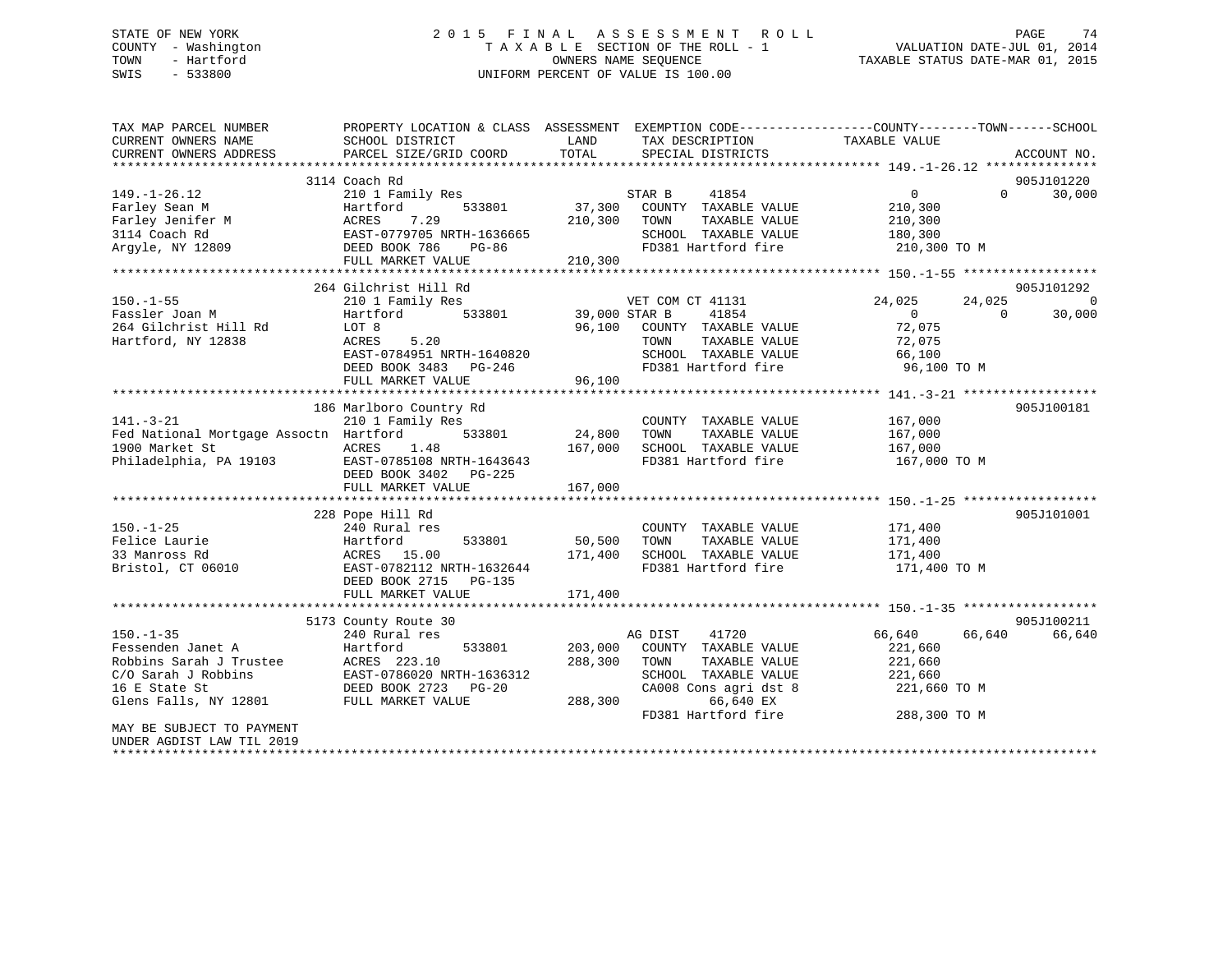STATE OF NEW YORK
COUNTY - Washington
TOWN - Hartford
SWIS - 533800

# 2015 FINAL ASSESSMENT ROLL

TAXABLE SECTION OF THE ROLL - 1
OWNERS NAME SEQUENCE
UNIFORM PERCENT OF VALUE IS 100.00

VALUATION DATE-JUL 01, 2014
TAXABLE STATUS DATE-MAR 01, 2015

| TAX MAP PARCEL NUMBER / CURRENT OWNERS NAME / CURRENT OWNERS ADDRESS | PROPERTY LOCATION & CLASS / SCHOOL DISTRICT / PARCEL SIZE/GRID COORD | ASSESSMENT LAND / TOTAL | EXEMPTION CODE / TAX DESCRIPTION / SPECIAL DISTRICTS | COUNTY TAXABLE VALUE | TOWN | SCHOOL | ACCOUNT NO. |
|---|---|---|---|---|---|---|---|
| 149.-1-26.12 | 3114 Coach Rd | | | | | | 905J101220 |
| Farley Sean M | 210 1 Family Res | | STAR B 41854 | 0 | 0 | 30,000 | |
| Farley Jenifer M | Hartford 533801 | 37,300 | COUNTY TAXABLE VALUE | 210,300 | | | |
| 3114 Coach Rd | ACRES 7.29 | 210,300 | TOWN TAXABLE VALUE | 210,300 | | | |
| Argyle, NY 12809 | EAST-0779705 NRTH-1636665 | | SCHOOL TAXABLE VALUE | 180,300 | | | |
| | DEED BOOK 786 PG-86 | | FD381 Hartford fire | 210,300 TO M | | | |
| | FULL MARKET VALUE | 210,300 | | | | | |
| 150.-1-55 | 264 Gilchrist Hill Rd | | | | | | 905J101292 |
| Fassler Joan M | 210 1 Family Res | | VET COM CT 41131 | 24,025 | 24,025 | 0 | |
| 264 Gilchrist Hill Rd | Hartford 533801 | 39,000 | STAR B 41854 | 0 | 0 | 30,000 | |
| Hartford, NY 12838 | LOT 8 | 96,100 | COUNTY TAXABLE VALUE | 72,075 | | | |
| | ACRES 5.20 | | TOWN TAXABLE VALUE | 72,075 | | | |
| | EAST-0784951 NRTH-1640820 | | SCHOOL TAXABLE VALUE | 66,100 | | | |
| | DEED BOOK 3483 PG-246 | | FD381 Hartford fire | 96,100 TO M | | | |
| | FULL MARKET VALUE | 96,100 | | | | | |
| 141.-3-21 | 186 Marlboro Country Rd | | | | | | 905J100181 |
| Fed National Mortgage Assoctn | 210 1 Family Res | | COUNTY TAXABLE VALUE | 167,000 | | | |
| 1900 Market St | Hartford 533801 | 24,800 | TOWN TAXABLE VALUE | 167,000 | | | |
| Philadelphia, PA 19103 | ACRES 1.48 | 167,000 | SCHOOL TAXABLE VALUE | 167,000 | | | |
| | EAST-0785108 NRTH-1643643 | | FD381 Hartford fire | 167,000 TO M | | | |
| | DEED BOOK 3402 PG-225 | | | | | | |
| | FULL MARKET VALUE | 167,000 | | | | | |
| 150.-1-25 | 228 Pope Hill Rd | | | | | | 905J101001 |
| Felice Laurie | 240 Rural res | | COUNTY TAXABLE VALUE | 171,400 | | | |
| 33 Manross Rd | Hartford 533801 | 50,500 | TOWN TAXABLE VALUE | 171,400 | | | |
| Bristol, CT 06010 | ACRES 15.00 | 171,400 | SCHOOL TAXABLE VALUE | 171,400 | | | |
| | EAST-0782112 NRTH-1632644 | | FD381 Hartford fire | 171,400 TO M | | | |
| | DEED BOOK 2715 PG-135 | | | | | | |
| | FULL MARKET VALUE | 171,400 | | | | | |
| 150.-1-35 | 5173 County Route 30 | | | | | | 905J100211 |
| Fessenden Janet A | 240 Rural res | | AG DIST 41720 | 66,640 | 66,640 | 66,640 | |
| Robbins Sarah J Trustee | Hartford 533801 | 203,000 | COUNTY TAXABLE VALUE | 221,660 | | | |
| C/O Sarah J Robbins | ACRES 223.10 | 288,300 | TOWN TAXABLE VALUE | 221,660 | | | |
| 16 E State St | EAST-0786020 NRTH-1636312 | | SCHOOL TAXABLE VALUE | 221,660 | | | |
| Glens Falls, NY 12801 | DEED BOOK 2723 PG-20 | | CA008 Cons agri dst 8 | 221,660 TO M | | | |
| | FULL MARKET VALUE | 288,300 | 66,640 EX | | | | |
| MAY BE SUBJECT TO PAYMENT | | | FD381 Hartford fire | 288,300 TO M | | | |
| UNDER AGDIST LAW TIL 2019 | | | | | | | |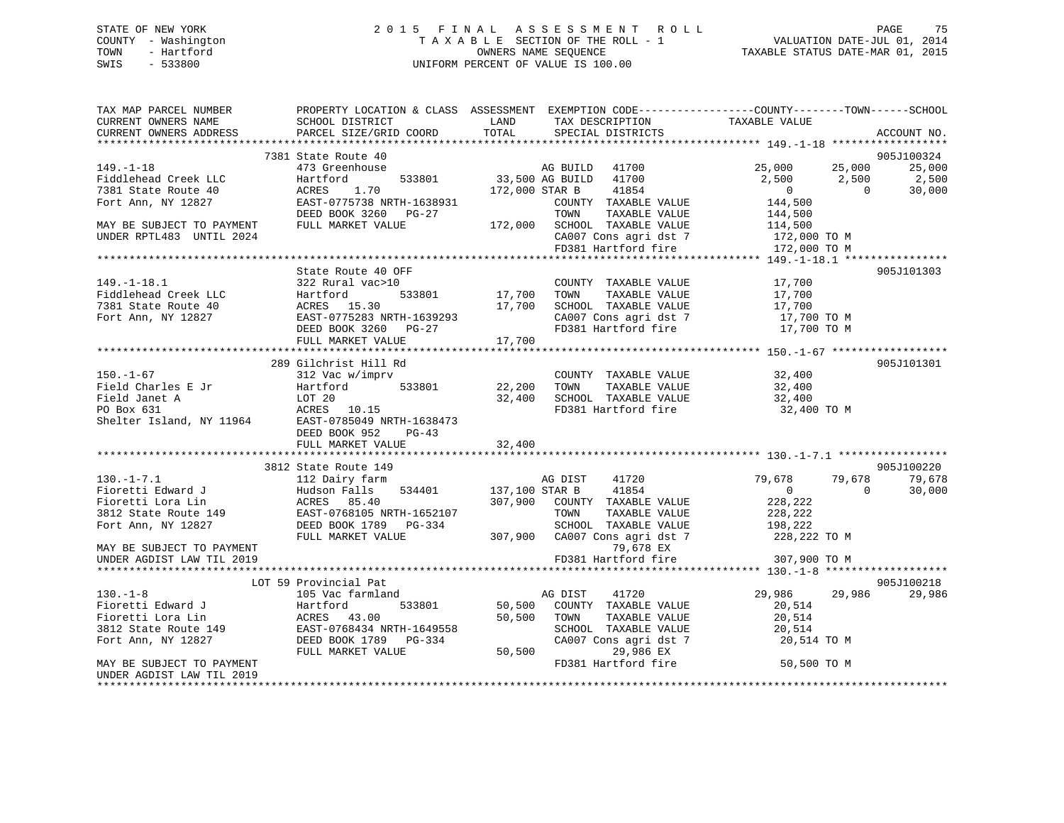STATE OF NEW YORK
COUNTY - Washington
TOWN - Hartford
SWIS - 533800

2015 FINAL ASSESSMENT ROLL
TAXABLE SECTION OF THE ROLL - 1
OWNERS NAME SEQUENCE
UNIFORM PERCENT OF VALUE IS 100.00

VALUATION DATE-JUL 01, 2014
TAXABLE STATUS DATE-MAR 01, 2015

```
TAX MAP PARCEL NUMBER        PROPERTY LOCATION & CLASS  ASSESSMENT  EXEMPTION CODE-----------------COUNTY--------TOWN------SCHOOL
CURRENT OWNERS NAME          SCHOOL DISTRICT              LAND      TAX DESCRIPTION            TAXABLE VALUE
CURRENT OWNERS ADDRESS       PARCEL SIZE/GRID COORD       TOTAL     SPECIAL DISTRICTS                                    ACCOUNT NO.
******************************************************************************************** 149.-1-18 ******************
                             7381 State Route 40                                                                         905J100324
149.-1-18                    473 Greenhouse                         AG BUILD    41700          25,000       25,000       25,000
Fiddlehead Creek LLC         Hartford         533801       33,500 AG BUILD    41700           2,500        2,500        2,500
7381 State Route 40          ACRES    1.70                172,000 STAR B      41854               0            0       30,000
Fort Ann, NY 12827           EAST-0775738 NRTH-1638931              COUNTY  TAXABLE VALUE        144,500
                             DEED BOOK 3260   PG-27                 TOWN    TAXABLE VALUE        144,500
MAY BE SUBJECT TO PAYMENT    FULL MARKET VALUE            172,000  SCHOOL  TAXABLE VALUE        114,500
UNDER RPTL483  UNTIL 2024                                           CA007 Cons agri dst 7        172,000 TO M
                                                                    FD381 Hartford fire          172,000 TO M
******************************************************************************************** 149.-1-18.1 ****************
                             State Route 40 OFF                                                                          905J101303
149.-1-18.1                  322 Rural vac>10                       COUNTY  TAXABLE VALUE         17,700
Fiddlehead Creek LLC         Hartford         533801       17,700  TOWN    TAXABLE VALUE         17,700
7381 State Route 40          ACRES   15.30                 17,700  SCHOOL  TAXABLE VALUE         17,700
Fort Ann, NY 12827           EAST-0775283 NRTH-1639293              CA007 Cons agri dst 7         17,700 TO M
                             DEED BOOK 3260   PG-27                 FD381 Hartford fire           17,700 TO M
                             FULL MARKET VALUE             17,700
******************************************************************************************** 150.-1-67 ******************
                             289 Gilchrist Hill Rd                                                                       905J101301
150.-1-67                    312 Vac w/imprv                        COUNTY  TAXABLE VALUE         32,400
Field Charles E Jr           Hartford         533801       22,200  TOWN    TAXABLE VALUE         32,400
Field Janet A                LOT 20                        32,400  SCHOOL  TAXABLE VALUE         32,400
PO Box 631                   ACRES   10.15                          FD381 Hartford fire           32,400 TO M
Shelter Island, NY 11964     EAST-0785049 NRTH-1638473
                             DEED BOOK 952    PG-43
                             FULL MARKET VALUE             32,400
******************************************************************************************** 130.-1-7.1 *****************
                             3812 State Route 149                                                                        905J100220
130.-1-7.1                   112 Dairy farm                         AG DIST     41720          79,678       79,678       79,678
Fioretti Edward J            Hudson Falls     534401      137,100 STAR B      41854               0            0       30,000
Fioretti Lora Lin            ACRES   85.40                307,900  COUNTY  TAXABLE VALUE        228,222
3812 State Route 149         EAST-0768105 NRTH-1652107              TOWN    TAXABLE VALUE        228,222
Fort Ann, NY 12827           DEED BOOK 1789   PG-334                SCHOOL  TAXABLE VALUE        198,222
                             FULL MARKET VALUE            307,900  CA007 Cons agri dst 7        228,222 TO M
MAY BE SUBJECT TO PAYMENT                                                 79,678 EX
UNDER AGDIST LAW TIL 2019                                           FD381 Hartford fire          307,900 TO M
******************************************************************************************** 130.-1-8 *******************
                             LOT 59 Provincial Pat                                                                       905J100218
130.-1-8                     105 Vac farmland                       AG DIST     41720          29,986       29,986       29,986
Fioretti Edward J            Hartford         533801       50,500  COUNTY  TAXABLE VALUE         20,514
Fioretti Lora Lin            ACRES   43.00                 50,500  TOWN    TAXABLE VALUE         20,514
3812 State Route 149         EAST-0768434 NRTH-1649558              SCHOOL  TAXABLE VALUE         20,514
Fort Ann, NY 12827           DEED BOOK 1789   PG-334                CA007 Cons agri dst 7         20,514 TO M
                             FULL MARKET VALUE             50,500          29,986 EX
MAY BE SUBJECT TO PAYMENT                                           FD381 Hartford fire           50,500 TO M
UNDER AGDIST LAW TIL 2019
*****************************************************************************************************************************
```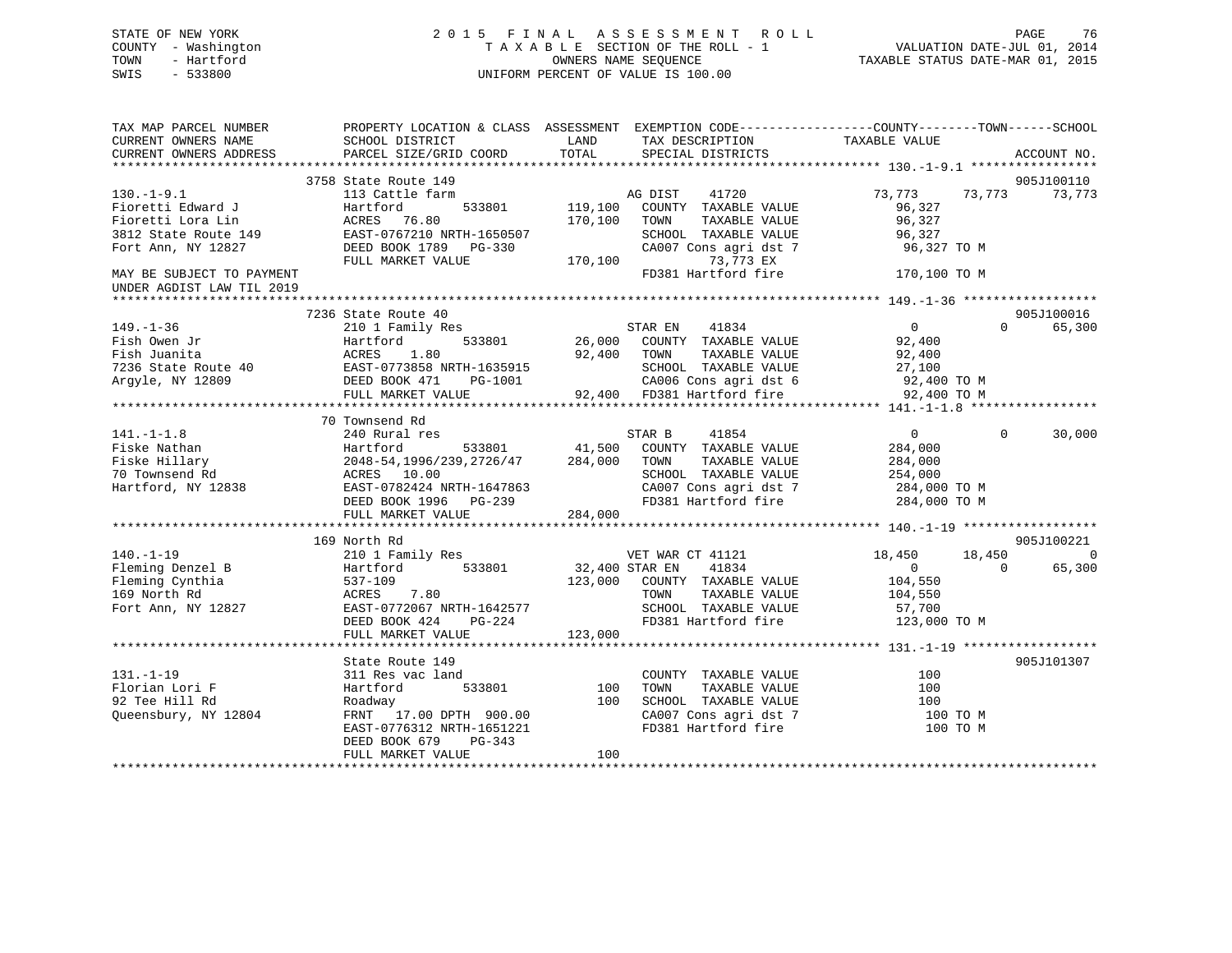STATE OF NEW YORK
COUNTY - Washington
TOWN - Hartford
SWIS - 533800

# 2015 FINAL ASSESSMENT ROLL
TAXABLE SECTION OF THE ROLL - 1
OWNERS NAME SEQUENCE
UNIFORM PERCENT OF VALUE IS 100.00

VALUATION DATE-JUL 01, 2014
TAXABLE STATUS DATE-MAR 01, 2015

```
TAX MAP PARCEL NUMBER          PROPERTY LOCATION & CLASS  ASSESSMENT  EXEMPTION CODE-----------------COUNTY--------TOWN------SCHOOL
CURRENT OWNERS NAME            SCHOOL DISTRICT              LAND      TAX DESCRIPTION            TAXABLE VALUE
CURRENT OWNERS ADDRESS         PARCEL SIZE/GRID COORD       TOTAL     SPECIAL DISTRICTS                                  ACCOUNT NO.
*********************************************************************************************** 130.-1-9.1 *****************
                    3758 State Route 149                                                                             905J100110
130.-1-9.1                     113 Cattle farm                        AG DIST    41720            73,773     73,773     73,773
Fioretti Edward J              Hartford        533801      119,100    COUNTY  TAXABLE VALUE          96,327
Fioretti Lora Lin              ACRES  76.80                170,100    TOWN    TAXABLE VALUE          96,327
3812 State Route 149           EAST-0767210 NRTH-1650507              SCHOOL  TAXABLE VALUE          96,327
Fort Ann, NY 12827             DEED BOOK 1789   PG-330                CA007 Cons agri dst 7           96,327 TO M
                               FULL MARKET VALUE           170,100             73,773 EX
MAY BE SUBJECT TO PAYMENT                                             FD381 Hartford fire            170,100 TO M
UNDER AGDIST LAW TIL 2019
*********************************************************************************************** 149.-1-36 ******************
                    7236 State Route 40                                                                              905J100016
149.-1-36                      210 1 Family Res                       STAR EN    41834                 0          0     65,300
Fish Owen Jr                   Hartford        533801       26,000    COUNTY  TAXABLE VALUE          92,400
Fish Juanita                   ACRES   1.80                 92,400    TOWN    TAXABLE VALUE          92,400
7236 State Route 40            EAST-0773858 NRTH-1635915              SCHOOL  TAXABLE VALUE          27,100
Argyle, NY 12809               DEED BOOK 471    PG-1001               CA006 Cons agri dst 6           92,400 TO M
                               FULL MARKET VALUE            92,400    FD381 Hartford fire             92,400 TO M
*********************************************************************************************** 141.-1-1.8 *****************
                    70 Townsend Rd
141.-1-1.8                     240 Rural res                          STAR B     41854                 0          0     30,000
Fiske Nathan                   Hartford        533801       41,500    COUNTY  TAXABLE VALUE         284,000
Fiske Hillary                  2048-54,1996/239,2726/47    284,000    TOWN    TAXABLE VALUE         284,000
70 Townsend Rd                 ACRES  10.00                           SCHOOL  TAXABLE VALUE         254,000
Hartford, NY 12838             EAST-0782424 NRTH-1647863              CA007 Cons agri dst 7          284,000 TO M
                               DEED BOOK 1996   PG-239                FD381 Hartford fire            284,000 TO M
                               FULL MARKET VALUE           284,000
*********************************************************************************************** 140.-1-19 ******************
                    169 North Rd                                                                                     905J100221
140.-1-19                      210 1 Family Res                       VET WAR CT 41121            18,450     18,450          0
Fleming Denzel B               Hartford        533801       32,400 STAR EN    41834                 0          0     65,300
Fleming Cynthia                537-109                     123,000    COUNTY  TAXABLE VALUE         104,550
169 North Rd                   ACRES   7.80                           TOWN    TAXABLE VALUE         104,550
Fort Ann, NY 12827             EAST-0772067 NRTH-1642577              SCHOOL  TAXABLE VALUE          57,700
                               DEED BOOK 424    PG-224                FD381 Hartford fire            123,000 TO M
                               FULL MARKET VALUE           123,000
*********************************************************************************************** 131.-1-19 ******************
                    State Route 149                                                                                  905J101307
131.-1-19                      311 Res vac land                       COUNTY  TAXABLE VALUE             100
Florian Lori F                 Hartford        533801          100    TOWN    TAXABLE VALUE             100
92 Tee Hill Rd                 Roadway                         100    SCHOOL  TAXABLE VALUE             100
Queensbury, NY 12804           FRNT  17.00 DPTH 900.00                CA007 Cons agri dst 7              100 TO M
                               EAST-0776312 NRTH-1651221              FD381 Hartford fire                100 TO M
                               DEED BOOK 679    PG-343
                               FULL MARKET VALUE               100
******************************************************************************************************************************
```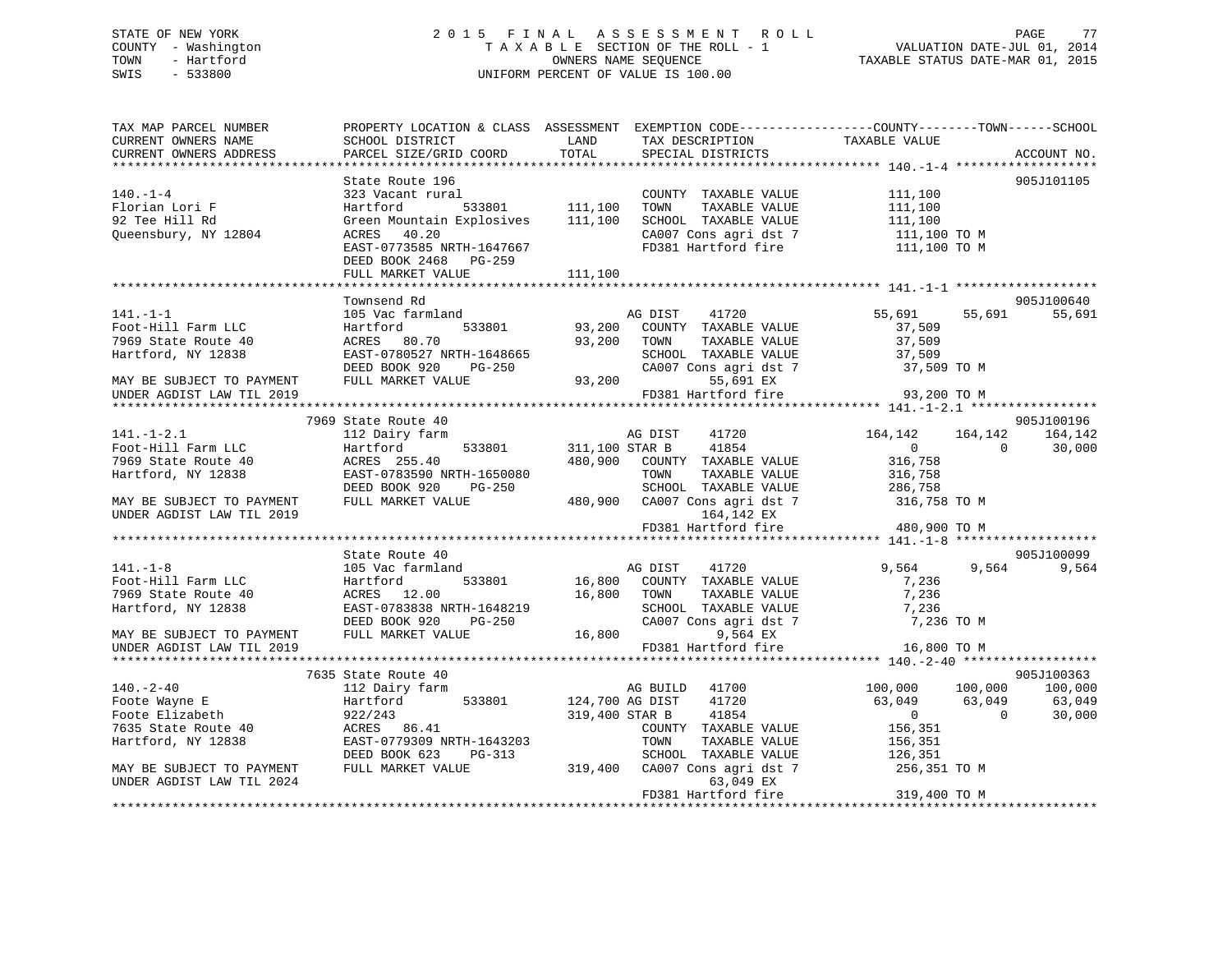STATE OF NEW YORK
COUNTY - Washington
TOWN - Hartford
SWIS - 533800

# 2015 FINAL ASSESSMENT ROLL
TAXABLE SECTION OF THE ROLL - 1
OWNERS NAME SEQUENCE
UNIFORM PERCENT OF VALUE IS 100.00

VALUATION DATE-JUL 01, 2014
TAXABLE STATUS DATE-MAR 01, 2015

```
TAX MAP PARCEL NUMBER          PROPERTY LOCATION & CLASS  ASSESSMENT  EXEMPTION CODE------------------COUNTY--------TOWN------SCHOOL
CURRENT OWNERS NAME            SCHOOL DISTRICT              LAND      TAX DESCRIPTION            TAXABLE VALUE
CURRENT OWNERS ADDRESS         PARCEL SIZE/GRID COORD      TOTAL      SPECIAL DISTRICTS                                    ACCOUNT NO.
******************************************************************************************************* 140.-1-4 *******************
                               State Route 196                                                                             905J101105
140.-1-4                       323 Vacant rural                       COUNTY  TAXABLE VALUE         111,100
Florian Lori F                 Hartford         533801     111,100    TOWN    TAXABLE VALUE         111,100
92 Tee Hill Rd                 Green Mountain Explosives   111,100    SCHOOL  TAXABLE VALUE         111,100
Queensbury, NY 12804           ACRES  40.20                           CA007 Cons agri dst 7          111,100 TO M
                               EAST-0773585 NRTH-1647667              FD381 Hartford fire            111,100 TO M
                               DEED BOOK 2468   PG-259
                               FULL MARKET VALUE           111,100
******************************************************************************************************* 141.-1-1 *******************
                               Townsend Rd                                                                                 905J100640
141.-1-1                       105 Vac farmland                       AG DIST     41720             55,691      55,691      55,691
Foot-Hill Farm LLC             Hartford         533801      93,200    COUNTY  TAXABLE VALUE          37,509
7969 State Route 40            ACRES  80.70                 93,200    TOWN    TAXABLE VALUE          37,509
Hartford, NY 12838             EAST-0780527 NRTH-1648665              SCHOOL  TAXABLE VALUE          37,509
                               DEED BOOK 920    PG-250                CA007 Cons agri dst 7           37,509 TO M
MAY BE SUBJECT TO PAYMENT      FULL MARKET VALUE            93,200           55,691 EX
UNDER AGDIST LAW TIL 2019                                             FD381 Hartford fire             93,200 TO M
******************************************************************************************************* 141.-1-2.1 *****************
                             7969 State Route 40                                                                           905J100196
141.-1-2.1                     112 Dairy farm                         AG DIST     41720            164,142     164,142     164,142
Foot-Hill Farm LLC             Hartford         533801     311,100 STAR B     41854                   0           0      30,000
7969 State Route 40            ACRES 255.40                480,900    COUNTY  TAXABLE VALUE         316,758
Hartford, NY 12838             EAST-0783590 NRTH-1650080              TOWN    TAXABLE VALUE         316,758
                               DEED BOOK 920    PG-250                SCHOOL  TAXABLE VALUE         286,758
MAY BE SUBJECT TO PAYMENT      FULL MARKET VALUE           480,900    CA007 Cons agri dst 7          316,758 TO M
UNDER AGDIST LAW TIL 2019                                                   164,142 EX
                                                                      FD381 Hartford fire            480,900 TO M
******************************************************************************************************* 141.-1-8 *******************
                               State Route 40                                                                              905J100099
141.-1-8                       105 Vac farmland                       AG DIST     41720              9,564       9,564       9,564
Foot-Hill Farm LLC             Hartford         533801      16,800    COUNTY  TAXABLE VALUE           7,236
7969 State Route 40            ACRES  12.00                 16,800    TOWN    TAXABLE VALUE           7,236
Hartford, NY 12838             EAST-0783838 NRTH-1648219              SCHOOL  TAXABLE VALUE           7,236
                               DEED BOOK 920    PG-250                CA007 Cons agri dst 7            7,236 TO M
MAY BE SUBJECT TO PAYMENT      FULL MARKET VALUE            16,800            9,564 EX
UNDER AGDIST LAW TIL 2019                                             FD381 Hartford fire             16,800 TO M
******************************************************************************************************* 140.-2-40 ******************
                             7635 State Route 40                                                                           905J100363
140.-2-40                      112 Dairy farm                         AG BUILD    41700            100,000     100,000     100,000
Foote Wayne E                  Hartford         533801     124,700 AG DIST     41720                63,049      63,049      63,049
Foote Elizabeth                922/243                     319,400 STAR B     41854                   0           0      30,000
7635 State Route 40            ACRES  86.41                           COUNTY  TAXABLE VALUE         156,351
Hartford, NY 12838             EAST-0779309 NRTH-1643203              TOWN    TAXABLE VALUE         156,351
                               DEED BOOK 623    PG-313                SCHOOL  TAXABLE VALUE         126,351
MAY BE SUBJECT TO PAYMENT      FULL MARKET VALUE           319,400    CA007 Cons agri dst 7          256,351 TO M
UNDER AGDIST LAW TIL 2024                                                    63,049 EX
                                                                      FD381 Hartford fire            319,400 TO M
************************************************************************************************************************************
```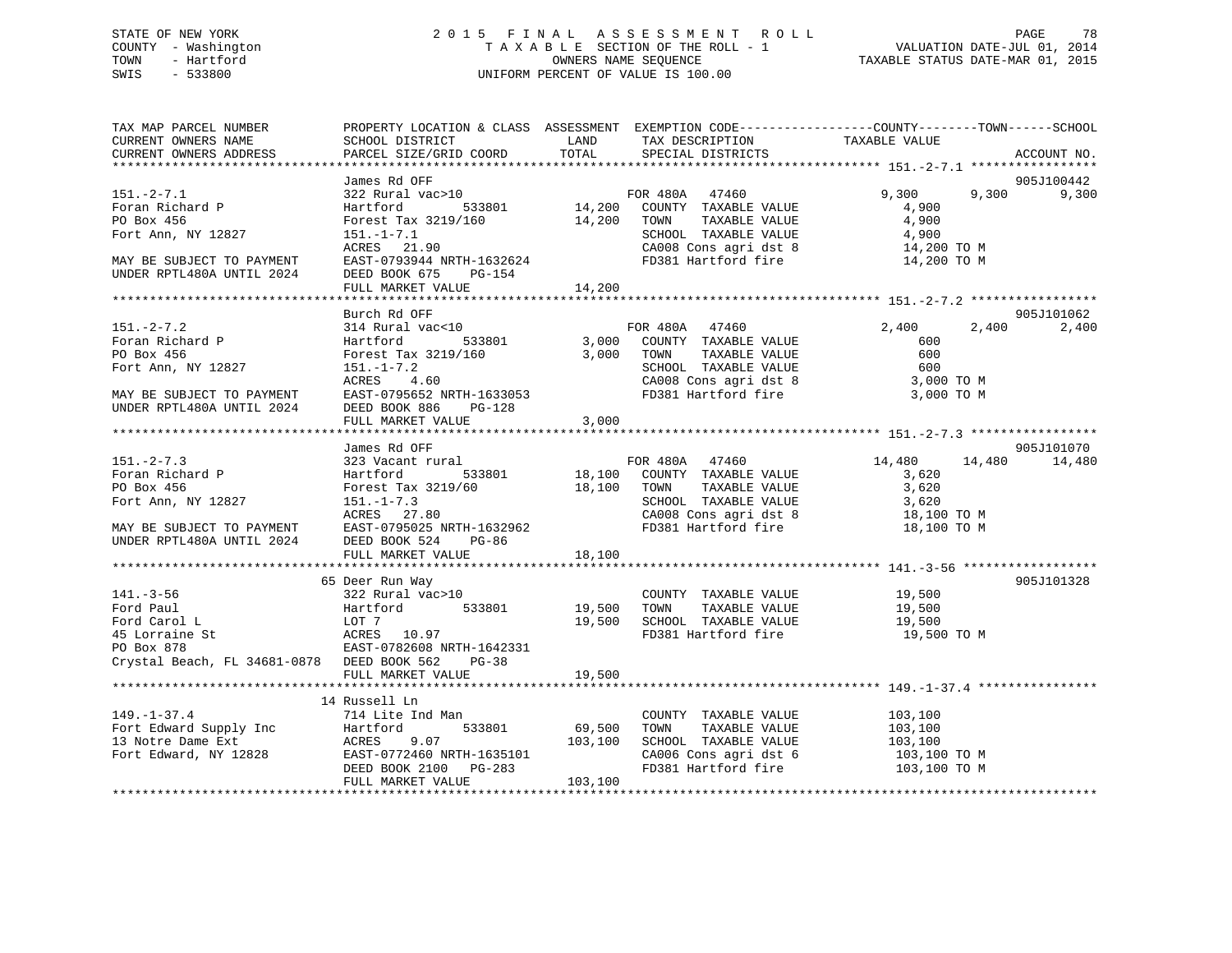STATE OF NEW YORK
COUNTY - Washington
TOWN - Hartford
SWIS - 533800

# 2015 FINAL ASSESSMENT ROLL

TAXABLE SECTION OF THE ROLL - 1
OWNERS NAME SEQUENCE
UNIFORM PERCENT OF VALUE IS 100.00

VALUATION DATE-JUL 01, 2014
TAXABLE STATUS DATE-MAR 01, 2015

```
TAX MAP PARCEL NUMBER          PROPERTY LOCATION & CLASS  ASSESSMENT  EXEMPTION CODE-----------------COUNTY--------TOWN------SCHOOL
CURRENT OWNERS NAME            SCHOOL DISTRICT              LAND      TAX DESCRIPTION            TAXABLE VALUE
CURRENT OWNERS ADDRESS         PARCEL SIZE/GRID COORD       TOTAL     SPECIAL DISTRICTS                                   ACCOUNT NO.
******************************************************************************************************* 151.-2-7.1 *****************
                               James Rd OFF                                                                            905J100442
151.-2-7.1                     322 Rural vac>10                   FOR 480A   47460            9,300      9,300       9,300
Foran Richard P                Hartford          533801     14,200   COUNTY  TAXABLE VALUE          4,900
PO Box 456                     Forest Tax 3219/160          14,200   TOWN    TAXABLE VALUE          4,900
Fort Ann, NY 12827             151.-1-7.1                            SCHOOL  TAXABLE VALUE          4,900
                               ACRES   21.90                         CA008 Cons agri dst 8         14,200 TO M
MAY BE SUBJECT TO PAYMENT      EAST-0793944 NRTH-1632624             FD381 Hartford fire           14,200 TO M
UNDER RPTL480A UNTIL 2024      DEED BOOK 675    PG-154
                               FULL MARKET VALUE            14,200
******************************************************************************************************* 151.-2-7.2 *****************
                               Burch Rd OFF                                                                            905J101062
151.-2-7.2                     314 Rural vac<10                   FOR 480A   47460            2,400      2,400       2,400
Foran Richard P                Hartford          533801      3,000   COUNTY  TAXABLE VALUE            600
PO Box 456                     Forest Tax 3219/160           3,000   TOWN    TAXABLE VALUE            600
Fort Ann, NY 12827             151.-1-7.2                            SCHOOL  TAXABLE VALUE            600
                               ACRES    4.60                         CA008 Cons agri dst 8          3,000 TO M
MAY BE SUBJECT TO PAYMENT      EAST-0795652 NRTH-1633053             FD381 Hartford fire            3,000 TO M
UNDER RPTL480A UNTIL 2024      DEED BOOK 886    PG-128
                               FULL MARKET VALUE             3,000
******************************************************************************************************* 151.-2-7.3 *****************
                               James Rd OFF                                                                            905J101070
151.-2-7.3                     323 Vacant rural                   FOR 480A   47460           14,480     14,480      14,480
Foran Richard P                Hartford          533801     18,100   COUNTY  TAXABLE VALUE          3,620
PO Box 456                     Forest Tax 3219/60           18,100   TOWN    TAXABLE VALUE          3,620
Fort Ann, NY 12827             151.-1-7.3                            SCHOOL  TAXABLE VALUE          3,620
                               ACRES   27.80                         CA008 Cons agri dst 8         18,100 TO M
MAY BE SUBJECT TO PAYMENT      EAST-0795025 NRTH-1632962             FD381 Hartford fire           18,100 TO M
UNDER RPTL480A UNTIL 2024      DEED BOOK 524    PG-86
                               FULL MARKET VALUE            18,100
******************************************************************************************************* 141.-3-56 ******************
                               65 Deer Run Way                                                                         905J101328
141.-3-56                      322 Rural vac>10                      COUNTY  TAXABLE VALUE         19,500
Ford Paul                      Hartford          533801     19,500   TOWN    TAXABLE VALUE         19,500
Ford Carol L                   LOT 7                        19,500   SCHOOL  TAXABLE VALUE         19,500
45 Lorraine St                 ACRES   10.97                         FD381 Hartford fire           19,500 TO M
PO Box 878                     EAST-0782608 NRTH-1642331
Crystal Beach, FL 34681-0878   DEED BOOK 562    PG-38
                               FULL MARKET VALUE            19,500
******************************************************************************************************* 149.-1-37.4 ****************
                               14 Russell Ln
149.-1-37.4                    714 Lite Ind Man                      COUNTY  TAXABLE VALUE        103,100
Fort Edward Supply Inc         Hartford          533801     69,500   TOWN    TAXABLE VALUE        103,100
13 Notre Dame Ext              ACRES    9.07               103,100   SCHOOL  TAXABLE VALUE        103,100
Fort Edward, NY 12828          EAST-0772460 NRTH-1635101             CA006 Cons agri dst 6        103,100 TO M
                               DEED BOOK 2100   PG-283               FD381 Hartford fire          103,100 TO M
                               FULL MARKET VALUE           103,100
************************************************************************************************************************************
```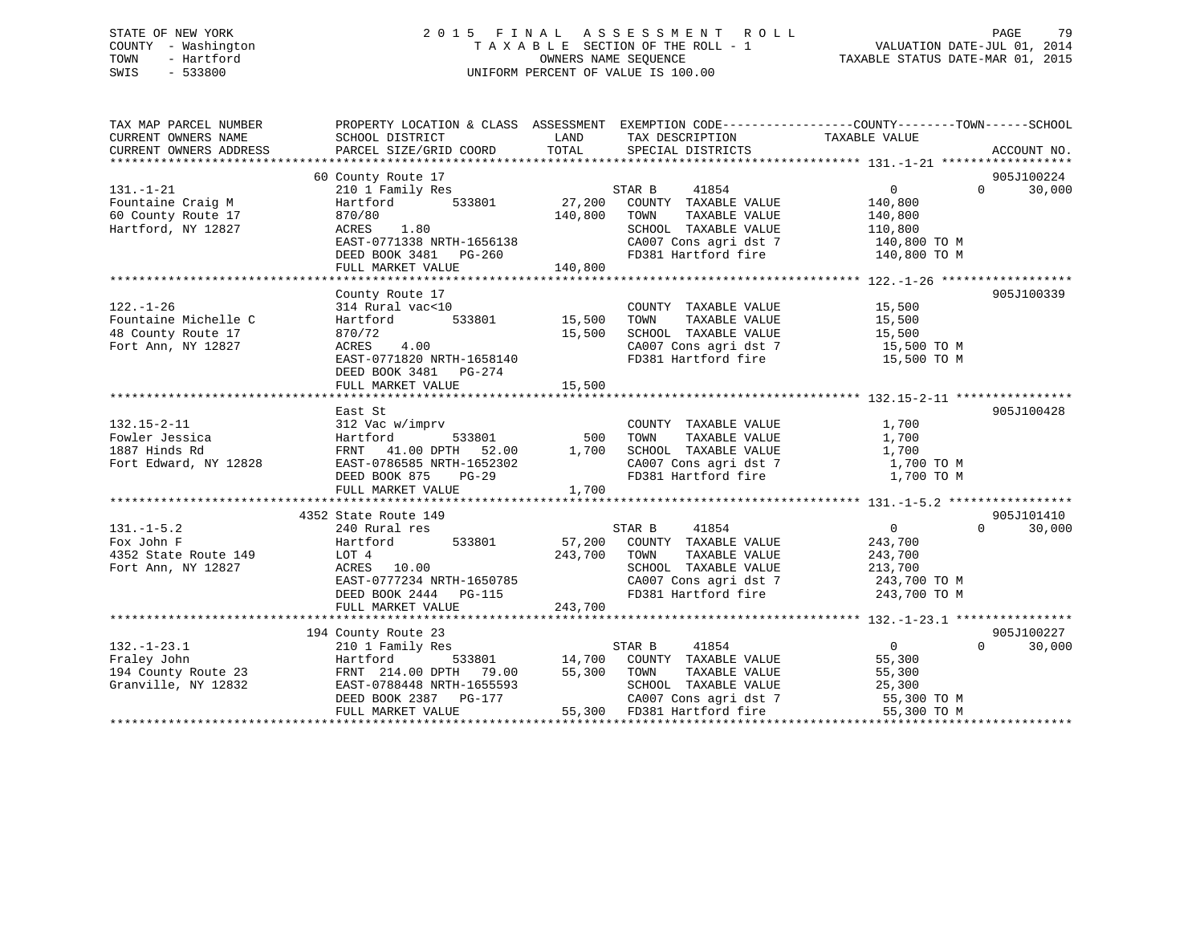STATE OF NEW YORK
COUNTY - Washington
TOWN - Hartford
SWIS - 533800

# 2015 FINAL ASSESSMENT ROLL
TAXABLE SECTION OF THE ROLL - 1
OWNERS NAME SEQUENCE
UNIFORM PERCENT OF VALUE IS 100.00

VALUATION DATE-JUL 01, 2014
TAXABLE STATUS DATE-MAR 01, 2015

| TAX MAP PARCEL NUMBER / CURRENT OWNERS NAME / CURRENT OWNERS ADDRESS | PROPERTY LOCATION & CLASS / SCHOOL DISTRICT / PARCEL SIZE/GRID COORD | ASSESSMENT LAND | TOTAL | EXEMPTION CODE / TAX DESCRIPTION / SPECIAL DISTRICTS | COUNTY TAXABLE VALUE | TOWN | SCHOOL | ACCOUNT NO. |
|---|---|---|---|---|---|---|---|---|
| **131.-1-21** | 60 County Route 17 | | | | | | | 905J100224 |
| 131.-1-21 | 210 1 Family Res | | | STAR B 41854 | 0 | 0 | 30,000 | |
| Fountaine Craig M | Hartford 533801 | 27,200 | | COUNTY TAXABLE VALUE | 140,800 | | | |
| 60 County Route 17 | 870/80 | | 140,800 | TOWN TAXABLE VALUE | 140,800 | | | |
| Hartford, NY 12827 | ACRES 1.80 | | | SCHOOL TAXABLE VALUE | 110,800 | | | |
| | EAST-0771338 NRTH-1656138 | | | CA007 Cons agri dst 7 | 140,800 TO M | | | |
| | DEED BOOK 3481 PG-260 | | | FD381 Hartford fire | 140,800 TO M | | | |
| | FULL MARKET VALUE | | 140,800 | | | | | |
| **122.-1-26** | County Route 17 | | | | | | | 905J100339 |
| 122.-1-26 | 314 Rural vac<10 | | | COUNTY TAXABLE VALUE | 15,500 | | | |
| Fountaine Michelle C | Hartford 533801 | 15,500 | | TOWN TAXABLE VALUE | 15,500 | | | |
| 48 County Route 17 | 870/72 | | 15,500 | SCHOOL TAXABLE VALUE | 15,500 | | | |
| Fort Ann, NY 12827 | ACRES 4.00 | | | CA007 Cons agri dst 7 | 15,500 TO M | | | |
| | EAST-0771820 NRTH-1658140 | | | FD381 Hartford fire | 15,500 TO M | | | |
| | DEED BOOK 3481 PG-274 | | | | | | | |
| | FULL MARKET VALUE | | 15,500 | | | | | |
| **132.15-2-11** | East St | | | | | | | 905J100428 |
| 132.15-2-11 | 312 Vac w/imprv | | | COUNTY TAXABLE VALUE | 1,700 | | | |
| Fowler Jessica | Hartford 533801 | 500 | | TOWN TAXABLE VALUE | 1,700 | | | |
| 1887 Hinds Rd | FRNT 41.00 DPTH 52.00 | | 1,700 | SCHOOL TAXABLE VALUE | 1,700 | | | |
| Fort Edward, NY 12828 | EAST-0786585 NRTH-1652302 | | | CA007 Cons agri dst 7 | 1,700 TO M | | | |
| | DEED BOOK 875 PG-29 | | | FD381 Hartford fire | 1,700 TO M | | | |
| | FULL MARKET VALUE | | 1,700 | | | | | |
| **131.-1-5.2** | 4352 State Route 149 | | | | | | | 905J101410 |
| 131.-1-5.2 | 240 Rural res | | | STAR B 41854 | 0 | 0 | 30,000 | |
| Fox John F | Hartford 533801 | 57,200 | | COUNTY TAXABLE VALUE | 243,700 | | | |
| 4352 State Route 149 | LOT 4 | | 243,700 | TOWN TAXABLE VALUE | 243,700 | | | |
| Fort Ann, NY 12827 | ACRES 10.00 | | | SCHOOL TAXABLE VALUE | 213,700 | | | |
| | EAST-0777234 NRTH-1650785 | | | CA007 Cons agri dst 7 | 243,700 TO M | | | |
| | DEED BOOK 2444 PG-115 | | | FD381 Hartford fire | 243,700 TO M | | | |
| | FULL MARKET VALUE | | 243,700 | | | | | |
| **132.-1-23.1** | 194 County Route 23 | | | | | | | 905J100227 |
| 132.-1-23.1 | 210 1 Family Res | | | STAR B 41854 | 0 | 0 | 30,000 | |
| Fraley John | Hartford 533801 | 14,700 | | COUNTY TAXABLE VALUE | 55,300 | | | |
| 194 County Route 23 | FRNT 214.00 DPTH 79.00 | | 55,300 | TOWN TAXABLE VALUE | 55,300 | | | |
| Granville, NY 12832 | EAST-0788448 NRTH-1655593 | | | SCHOOL TAXABLE VALUE | 25,300 | | | |
| | DEED BOOK 2387 PG-177 | | | CA007 Cons agri dst 7 | 55,300 TO M | | | |
| | FULL MARKET VALUE | | 55,300 | FD381 Hartford fire | 55,300 TO M | | | |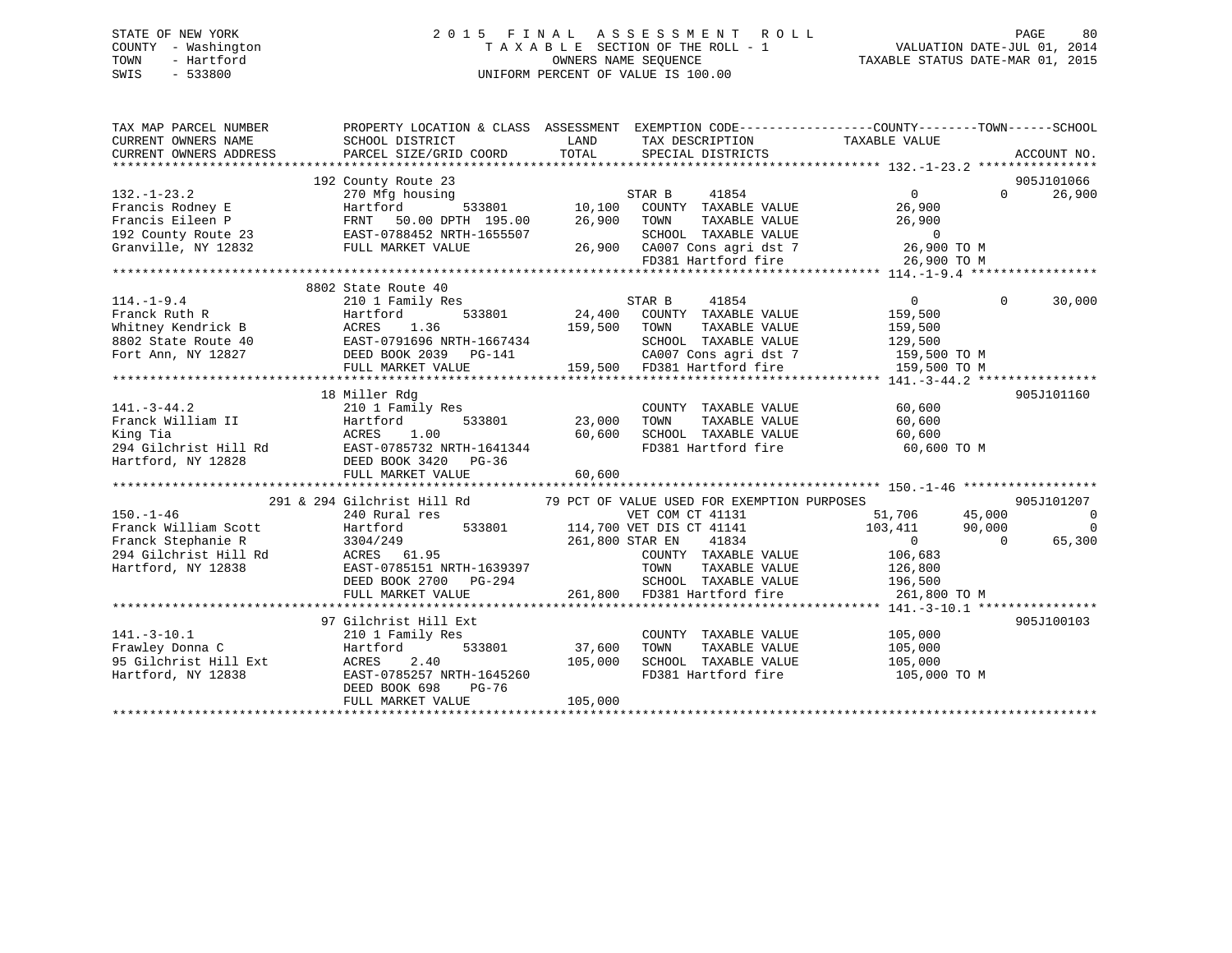STATE OF NEW YORK
COUNTY - Washington
TOWN - Hartford
SWIS - 533800

2 0 1 5 F I N A L A S S E S S M E N T R O L L
T A X A B L E SECTION OF THE ROLL - 1
OWNERS NAME SEQUENCE
UNIFORM PERCENT OF VALUE IS 100.00

VALUATION DATE-JUL 01, 2014
TAXABLE STATUS DATE-MAR 01, 2015

```
TAX MAP PARCEL NUMBER          PROPERTY LOCATION & CLASS  ASSESSMENT  EXEMPTION CODE------------------COUNTY--------TOWN------SCHOOL
CURRENT OWNERS NAME            SCHOOL DISTRICT               LAND      TAX DESCRIPTION            TAXABLE VALUE
CURRENT OWNERS ADDRESS         PARCEL SIZE/GRID COORD        TOTAL     SPECIAL DISTRICTS                                      ACCOUNT NO.
******************************************************************************************************* 132.-1-23.2 ****************
                               192 County Route 23                                                                           905J101066
132.-1-23.2                    270 Mfg housing                     STAR B     41854              0             0        26,900
Francis Rodney E               Hartford        533801       10,100   COUNTY  TAXABLE VALUE          26,900
Francis Eileen P               FRNT   50.00 DPTH 195.00     26,900   TOWN    TAXABLE VALUE          26,900
192 County Route 23            EAST-0788452 NRTH-1655507             SCHOOL  TAXABLE VALUE               0
Granville, NY 12832            FULL MARKET VALUE            26,900   CA007 Cons agri dst 7          26,900 TO M
                                                                     FD381 Hartford fire            26,900 TO M
******************************************************************************************************* 114.-1-9.4 *****************
                               8802 State Route 40
114.-1-9.4                     210 1 Family Res                    STAR B     41854              0             0        30,000
Franck Ruth R                  Hartford        533801       24,400   COUNTY  TAXABLE VALUE         159,500
Whitney Kendrick B             ACRES    1.36               159,500   TOWN    TAXABLE VALUE         159,500
8802 State Route 40            EAST-0791696 NRTH-1667434             SCHOOL  TAXABLE VALUE         129,500
Fort Ann, NY 12827             DEED BOOK 2039   PG-141               CA007 Cons agri dst 7         159,500 TO M
                               FULL MARKET VALUE           159,500   FD381 Hartford fire           159,500 TO M
******************************************************************************************************* 141.-3-44.2 ****************
                               18 Miller Rdg                                                                                 905J101160
141.-3-44.2                    210 1 Family Res                      COUNTY  TAXABLE VALUE          60,600
Franck William II              Hartford        533801       23,000   TOWN    TAXABLE VALUE          60,600
King Tia                       ACRES    1.00                60,600   SCHOOL  TAXABLE VALUE          60,600
294 Gilchrist Hill Rd          EAST-0785732 NRTH-1641344             FD381 Hartford fire            60,600 TO M
Hartford, NY 12828             DEED BOOK 3420   PG-36
                               FULL MARKET VALUE            60,600
******************************************************************************************************* 150.-1-46 ******************
                  291 & 294 Gilchrist Hill Rd        79 PCT OF VALUE USED FOR EXEMPTION PURPOSES                             905J101207
150.-1-46                      240 Rural res                       VET COM CT 41131             51,706        45,000             0
Franck William Scott           Hartford        533801      114,700 VET DIS CT 41141            103,411        90,000             0
Franck Stephanie R             3304/249                    261,800 STAR EN    41834              0             0        65,300
294 Gilchrist Hill Rd          ACRES   61.95                         COUNTY  TAXABLE VALUE         106,683
Hartford, NY 12838             EAST-0785151 NRTH-1639397             TOWN    TAXABLE VALUE         126,800
                               DEED BOOK 2700   PG-294               SCHOOL  TAXABLE VALUE         196,500
                               FULL MARKET VALUE           261,800   FD381 Hartford fire           261,800 TO M
******************************************************************************************************* 141.-3-10.1 ****************
                               97 Gilchrist Hill Ext                                                                         905J100103
141.-3-10.1                    210 1 Family Res                      COUNTY  TAXABLE VALUE         105,000
Frawley Donna C                Hartford        533801       37,600   TOWN    TAXABLE VALUE         105,000
95 Gilchrist Hill Ext          ACRES    2.40               105,000   SCHOOL  TAXABLE VALUE         105,000
Hartford, NY 12838             EAST-0785257 NRTH-1645260             FD381 Hartford fire           105,000 TO M
                               DEED BOOK 698    PG-76
                               FULL MARKET VALUE           105,000
************************************************************************************************************************************
```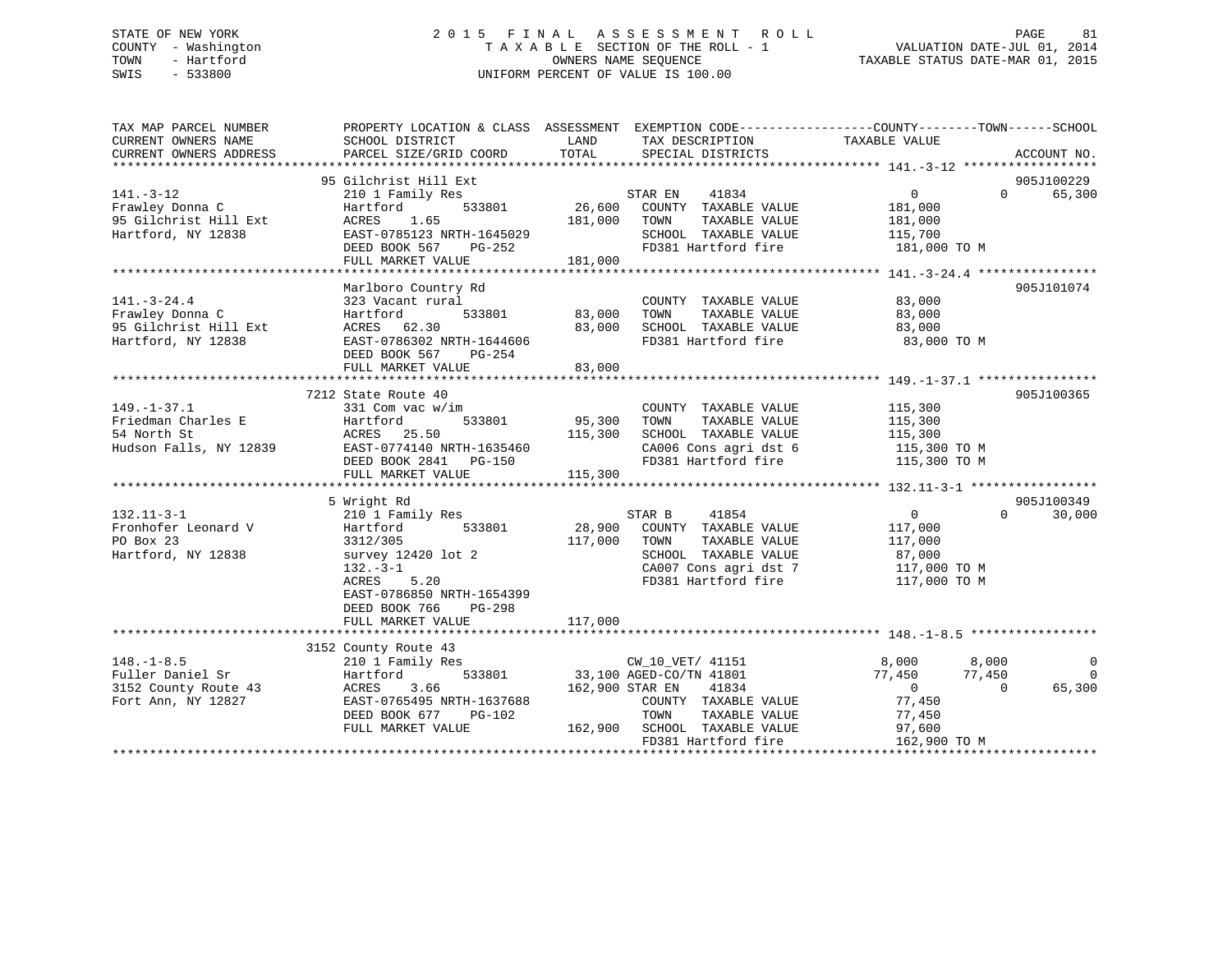STATE OF NEW YORK
COUNTY - Washington
TOWN - Hartford
SWIS - 533800

2 0 1 5 F I N A L A S S E S S M E N T R O L L
T A X A B L E SECTION OF THE ROLL - 1
OWNERS NAME SEQUENCE
UNIFORM PERCENT OF VALUE IS 100.00

VALUATION DATE-JUL 01, 2014
TAXABLE STATUS DATE-MAR 01, 2015

```
TAX MAP PARCEL NUMBER     PROPERTY LOCATION & CLASS  ASSESSMENT  EXEMPTION CODE-----------------COUNTY--------TOWN------SCHOOL
CURRENT OWNERS NAME       SCHOOL DISTRICT               LAND      TAX DESCRIPTION            TAXABLE VALUE
CURRENT OWNERS ADDRESS    PARCEL SIZE/GRID COORD       TOTAL      SPECIAL DISTRICTS                                    ACCOUNT NO.
******************************************************************************************** 141.-3-12 ******************
                          95 Gilchrist Hill Ext                                                                  905J100229
141.-3-12                 210 1 Family Res                    STAR EN    41834             0             0       65,300
Frawley Donna C           Hartford       533801      26,600   COUNTY  TAXABLE VALUE         181,000
95 Gilchrist Hill Ext     ACRES    1.65             181,000   TOWN    TAXABLE VALUE         181,000
Hartford, NY 12838        EAST-0785123 NRTH-1645029           SCHOOL  TAXABLE VALUE         115,700
                          DEED BOOK 567    PG-252             FD381 Hartford fire            181,000 TO M
                          FULL MARKET VALUE         181,000
******************************************************************************************** 141.-3-24.4 ****************
                          Marlboro Country Rd                                                                    905J101074
141.-3-24.4               323 Vacant rural                    COUNTY  TAXABLE VALUE          83,000
Frawley Donna C           Hartford       533801      83,000   TOWN    TAXABLE VALUE          83,000
95 Gilchrist Hill Ext     ACRES   62.30              83,000   SCHOOL  TAXABLE VALUE          83,000
Hartford, NY 12838        EAST-0786302 NRTH-1644606           FD381 Hartford fire             83,000 TO M
                          DEED BOOK 567    PG-254
                          FULL MARKET VALUE          83,000
******************************************************************************************** 149.-1-37.1 ****************
                          7212 State Route 40                                                                    905J100365
149.-1-37.1               331 Com vac w/im                    COUNTY  TAXABLE VALUE         115,300
Friedman Charles E        Hartford       533801      95,300   TOWN    TAXABLE VALUE         115,300
54 North St               ACRES   25.50             115,300   SCHOOL  TAXABLE VALUE         115,300
Hudson Falls, NY 12839    EAST-0774140 NRTH-1635460           CA006 Cons agri dst 6          115,300 TO M
                          DEED BOOK 2841   PG-150             FD381 Hartford fire            115,300 TO M
                          FULL MARKET VALUE         115,300
******************************************************************************************** 132.11-3-1 *****************
                          5 Wright Rd                                                                            905J100349
132.11-3-1                210 1 Family Res                    STAR B     41854             0             0       30,000
Fronhofer Leonard V       Hartford       533801      28,900   COUNTY  TAXABLE VALUE         117,000
PO Box 23                 3312/305                  117,000   TOWN    TAXABLE VALUE         117,000
Hartford, NY 12838        survey 12420 lot 2                  SCHOOL  TAXABLE VALUE          87,000
                          132.-3-1                            CA007 Cons agri dst 7          117,000 TO M
                          ACRES    5.20                       FD381 Hartford fire            117,000 TO M
                          EAST-0786850 NRTH-1654399
                          DEED BOOK 766    PG-298
                          FULL MARKET VALUE         117,000
******************************************************************************************** 148.-1-8.5 *****************
                          3152 County Route 43
148.-1-8.5                210 1 Family Res                    CW_10_VET/ 41151          8,000         8,000             0
Fuller Daniel Sr          Hartford       533801      33,100 AGED-CO/TN 41801           77,450        77,450             0
3152 County Route 43      ACRES    3.66             162,900 STAR EN    41834                0             0       65,300
Fort Ann, NY 12827        EAST-0765495 NRTH-1637688           COUNTY  TAXABLE VALUE          77,450
                          DEED BOOK 677    PG-102             TOWN    TAXABLE VALUE          77,450
                          FULL MARKET VALUE         162,900   SCHOOL  TAXABLE VALUE          97,600
                                                              FD381 Hartford fire            162,900 TO M
****************************************************************************************************************************
```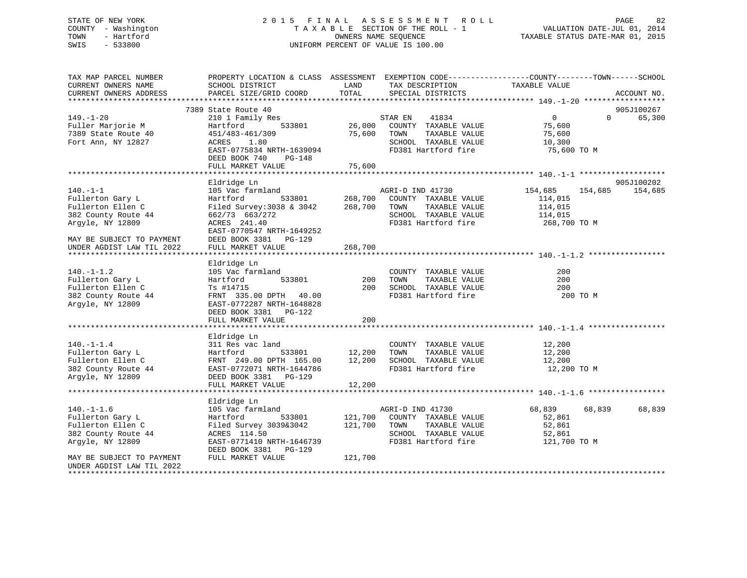STATE OF NEW YORK
COUNTY - Washington
TOWN - Hartford
SWIS - 533800

# 2015 FINAL ASSESSMENT ROLL
TAXABLE SECTION OF THE ROLL - 1
OWNERS NAME SEQUENCE
UNIFORM PERCENT OF VALUE IS 100.00

VALUATION DATE-JUL 01, 2014
TAXABLE STATUS DATE-MAR 01, 2015

| TAX MAP PARCEL NUMBER / CURRENT OWNERS NAME / CURRENT OWNERS ADDRESS | PROPERTY LOCATION & CLASS / SCHOOL DISTRICT / PARCEL SIZE/GRID COORD | ASSESSMENT LAND / TOTAL | EXEMPTION CODE / TAX DESCRIPTION / SPECIAL DISTRICTS | COUNTY TAXABLE VALUE | TOWN | SCHOOL | ACCOUNT NO. |
|---|---|---|---|---|---|---|---|
| **149.-1-20** | 7389 State Route 40 | | | | | | 905J100267 |
| Fuller Marjorie M | 210 1 Family Res | | STAR EN 41834 | 0 | 0 | 65,300 | |
| 7389 State Route 40 | Hartford 533801 | 26,000 | COUNTY TAXABLE VALUE | 75,600 | | | |
| Fort Ann, NY 12827 | 451/483-461/309 | 75,600 | TOWN TAXABLE VALUE | 75,600 | | | |
| | ACRES 1.80 | | SCHOOL TAXABLE VALUE | 10,300 | | | |
| | EAST-0775834 NRTH-1639094 | | FD381 Hartford fire | 75,600 TO M | | | |
| | DEED BOOK 740 PG-148 | | | | | | |
| | FULL MARKET VALUE | 75,600 | | | | | |
| **140.-1-1** | Eldridge Ln | | | | | | 905J100202 |
| Fullerton Gary L | 105 Vac farmland | | AGRI-D IND 41730 | 154,685 | 154,685 | 154,685 | |
| Fullerton Ellen C | Hartford 533801 | 268,700 | COUNTY TAXABLE VALUE | 114,015 | | | |
| 382 County Route 44 | Filed Survey:3038 & 3042 | 268,700 | TOWN TAXABLE VALUE | 114,015 | | | |
| Argyle, NY 12809 | 662/73 663/272 | | SCHOOL TAXABLE VALUE | 114,015 | | | |
| | ACRES 241.40 | | FD381 Hartford fire | 268,700 TO M | | | |
| | EAST-0770547 NRTH-1649252 | | | | | | |
| MAY BE SUBJECT TO PAYMENT | DEED BOOK 3381 PG-129 | | | | | | |
| UNDER AGDIST LAW TIL 2022 | FULL MARKET VALUE | 268,700 | | | | | |
| **140.-1-1.2** | Eldridge Ln | | | | | | |
| Fullerton Gary L | 105 Vac farmland | | COUNTY TAXABLE VALUE | 200 | | | |
| Fullerton Ellen C | Hartford 533801 | 200 | TOWN TAXABLE VALUE | 200 | | | |
| 382 County Route 44 | Ts #14715 | 200 | SCHOOL TAXABLE VALUE | 200 | | | |
| Argyle, NY 12809 | FRNT 335.00 DPTH 40.00 | | FD381 Hartford fire | 200 TO M | | | |
| | EAST-0772287 NRTH-1648828 | | | | | | |
| | DEED BOOK 3381 PG-122 | | | | | | |
| | FULL MARKET VALUE | 200 | | | | | |
| **140.-1-1.4** | Eldridge Ln | | | | | | |
| Fullerton Gary L | 311 Res vac land | | COUNTY TAXABLE VALUE | 12,200 | | | |
| Fullerton Ellen C | Hartford 533801 | 12,200 | TOWN TAXABLE VALUE | 12,200 | | | |
| 382 County Route 44 | FRNT 249.00 DPTH 165.00 | 12,200 | SCHOOL TAXABLE VALUE | 12,200 | | | |
| Argyle, NY 12809 | EAST-0772071 NRTH-1644786 | | FD381 Hartford fire | 12,200 TO M | | | |
| | DEED BOOK 3381 PG-129 | | | | | | |
| | FULL MARKET VALUE | 12,200 | | | | | |
| **140.-1-1.6** | Eldridge Ln | | | | | | |
| Fullerton Gary L | 105 Vac farmland | | AGRI-D IND 41730 | 68,839 | 68,839 | 68,839 | |
| Fullerton Ellen C | Hartford 533801 | 121,700 | COUNTY TAXABLE VALUE | 52,861 | | | |
| 382 County Route 44 | Filed Survey 3039&3042 | 121,700 | TOWN TAXABLE VALUE | 52,861 | | | |
| Argyle, NY 12809 | ACRES 114.50 | | SCHOOL TAXABLE VALUE | 52,861 | | | |
| | EAST-0771410 NRTH-1646739 | | FD381 Hartford fire | 121,700 TO M | | | |
| | DEED BOOK 3381 PG-129 | | | | | | |
| MAY BE SUBJECT TO PAYMENT | FULL MARKET VALUE | 121,700 | | | | | |
| UNDER AGDIST LAW TIL 2022 | | | | | | | |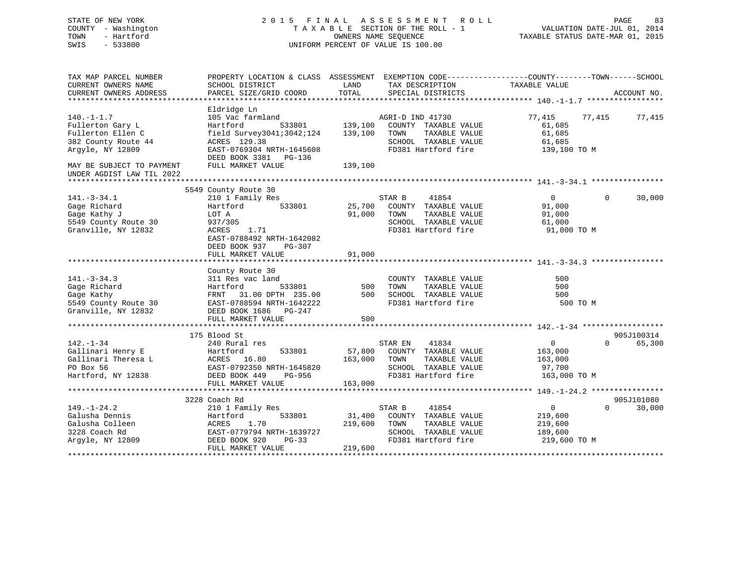STATE OF NEW YORK
COUNTY - Washington
TOWN - Hartford
SWIS - 533800

# 2015 FINAL ASSESSMENT ROLL
TAXABLE SECTION OF THE ROLL - 1
OWNERS NAME SEQUENCE
UNIFORM PERCENT OF VALUE IS 100.00

VALUATION DATE-JUL 01, 2014
TAXABLE STATUS DATE-MAR 01, 2015

| TAX MAP PARCEL NUMBER / CURRENT OWNERS NAME / CURRENT OWNERS ADDRESS | PROPERTY LOCATION & CLASS / SCHOOL DISTRICT / PARCEL SIZE/GRID COORD | ASSESSMENT LAND | TOTAL | EXEMPTION CODE / TAX DESCRIPTION / SPECIAL DISTRICTS | COUNTY TAXABLE VALUE | TOWN | SCHOOL | ACCOUNT NO. |
|---|---|---|---|---|---|---|---|---|
| **140.-1-1.7** | Eldridge Ln | | | | | | | |
| 140.-1-1.7 | 105 Vac farmland | | | AGRI-D IND 41730 | 77,415 | 77,415 | 77,415 | |
| Fullerton Gary L | Hartford 533801 | 139,100 | | COUNTY TAXABLE VALUE | 61,685 | | | |
| Fullerton Ellen C | field Survey3041;3042;124 | | 139,100 | TOWN TAXABLE VALUE | 61,685 | | | |
| 382 County Route 44 | ACRES 129.38 | | | SCHOOL TAXABLE VALUE | 61,685 | | | |
| Argyle, NY 12809 | EAST-0769304 NRTH-1645608 | | | FD381 Hartford fire | 139,100 TO M | | | |
| | DEED BOOK 3381 PG-136 | | | | | | | |
| MAY BE SUBJECT TO PAYMENT | FULL MARKET VALUE | | 139,100 | | | | | |
| UNDER AGDIST LAW TIL 2022 | | | | | | | | |
| **141.-3-34.1** | 5549 County Route 30 | | | | | | | |
| 141.-3-34.1 | 210 1 Family Res | | | STAR B 41854 | 0 | 0 | 30,000 | |
| Gage Richard | Hartford 533801 | 25,700 | | COUNTY TAXABLE VALUE | 91,000 | | | |
| Gage Kathy J | LOT A | | 91,000 | TOWN TAXABLE VALUE | 91,000 | | | |
| 5549 County Route 30 | 937/305 | | | SCHOOL TAXABLE VALUE | 61,000 | | | |
| Granville, NY 12832 | ACRES 1.71 | | | FD381 Hartford fire | 91,000 TO M | | | |
| | EAST-0788492 NRTH-1642082 | | | | | | | |
| | DEED BOOK 937 PG-307 | | | | | | | |
| | FULL MARKET VALUE | | 91,000 | | | | | |
| **141.-3-34.3** | County Route 30 | | | | | | | |
| 141.-3-34.3 | 311 Res vac land | | | COUNTY TAXABLE VALUE | 500 | | | |
| Gage Richard | Hartford 533801 | 500 | | TOWN TAXABLE VALUE | 500 | | | |
| Gage Kathy | FRNT 31.00 DPTH 235.00 | | 500 | SCHOOL TAXABLE VALUE | 500 | | | |
| 5549 County Route 30 | EAST-0788594 NRTH-1642222 | | | FD381 Hartford fire | 500 TO M | | | |
| Granville, NY 12832 | DEED BOOK 1686 PG-247 | | | | | | | |
| | FULL MARKET VALUE | | 500 | | | | | |
| **142.-1-34** | 175 Blood St | | | | | | | 905J100314 |
| 142.-1-34 | 240 Rural res | | | STAR EN 41834 | 0 | 0 | 65,300 | |
| Gallinari Henry E | Hartford 533801 | 57,800 | | COUNTY TAXABLE VALUE | 163,000 | | | |
| Gallinari Theresa L | ACRES 16.80 | | 163,000 | TOWN TAXABLE VALUE | 163,000 | | | |
| PO Box 56 | EAST-0792350 NRTH-1645820 | | | SCHOOL TAXABLE VALUE | 97,700 | | | |
| Hartford, NY 12838 | DEED BOOK 449 PG-956 | | | FD381 Hartford fire | 163,000 TO M | | | |
| | FULL MARKET VALUE | | 163,000 | | | | | |
| **149.-1-24.2** | 3228 Coach Rd | | | | | | | 905J101080 |
| 149.-1-24.2 | 210 1 Family Res | | | STAR B 41854 | 0 | 0 | 30,000 | |
| Galusha Dennis | Hartford 533801 | 31,400 | | COUNTY TAXABLE VALUE | 219,600 | | | |
| Galusha Colleen | ACRES 1.70 | | 219,600 | TOWN TAXABLE VALUE | 219,600 | | | |
| 3228 Coach Rd | EAST-0779794 NRTH-1639727 | | | SCHOOL TAXABLE VALUE | 189,600 | | | |
| Argyle, NY 12809 | DEED BOOK 920 PG-33 | | | FD381 Hartford fire | 219,600 TO M | | | |
| | FULL MARKET VALUE | | 219,600 | | | | | |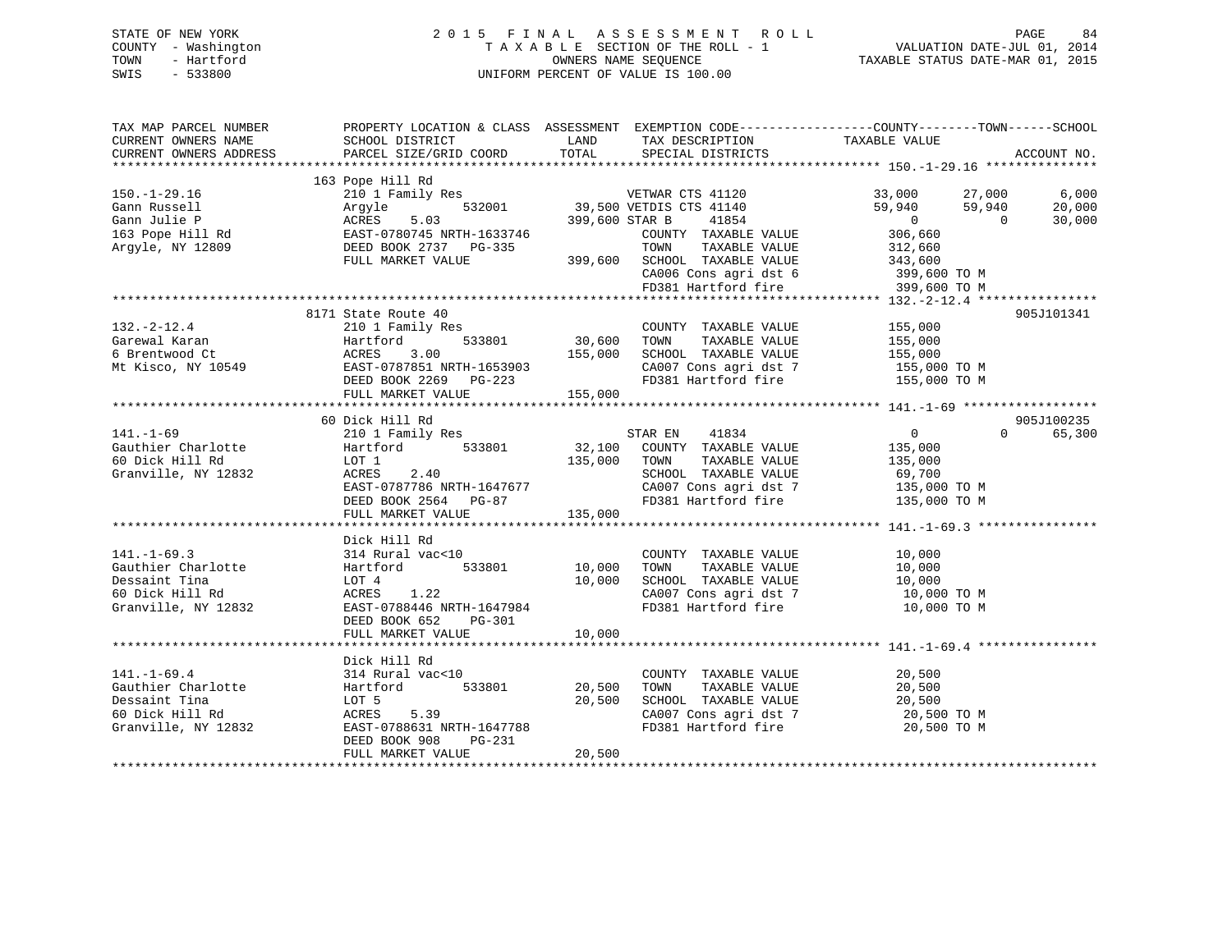STATE OF NEW YORK
COUNTY - Washington
TOWN - Hartford
SWIS - 533800

2015 FINAL ASSESSMENT ROLL
TAXABLE SECTION OF THE ROLL - 1
OWNERS NAME SEQUENCE
UNIFORM PERCENT OF VALUE IS 100.00

VALUATION DATE-JUL 01, 2014
TAXABLE STATUS DATE-MAR 01, 2015

| TAX MAP PARCEL NUMBER / CURRENT OWNERS NAME / CURRENT OWNERS ADDRESS | PROPERTY LOCATION & CLASS / SCHOOL DISTRICT / PARCEL SIZE/GRID COORD | ASSESSMENT LAND / TOTAL | EXEMPTION CODE / TAX DESCRIPTION / SPECIAL DISTRICTS | COUNTY TAXABLE VALUE | TOWN | SCHOOL | ACCOUNT NO. |
|---|---|---|---|---|---|---|---|
| **150.-1-29.16** | 163 Pope Hill Rd | | | | | | |
| 150.-1-29.16 | 210 1 Family Res | | VETWAR CTS 41120 | 33,000 | 27,000 | 6,000 | |
| Gann Russell | Argyle 532001 | 39,500 | VETDIS CTS 41140 | 59,940 | 59,940 | 20,000 | |
| Gann Julie P | ACRES 5.03 | 399,600 | STAR B 41854 | 0 | 0 | 30,000 | |
| 163 Pope Hill Rd | EAST-0780745 NRTH-1633746 | | COUNTY TAXABLE VALUE | 306,660 | | | |
| Argyle, NY 12809 | DEED BOOK 2737 PG-335 | | TOWN TAXABLE VALUE | 312,660 | | | |
| | FULL MARKET VALUE | 399,600 | SCHOOL TAXABLE VALUE | 343,600 | | | |
| | | | CA006 Cons agri dst 6 | 399,600 TO M | | | |
| | | | FD381 Hartford fire | 399,600 TO M | | | |
| **132.-2-12.4** | 8171 State Route 40 | | | | | | 905J101341 |
| 132.-2-12.4 | 210 1 Family Res | | COUNTY TAXABLE VALUE | 155,000 | | | |
| Garewal Karan | Hartford 533801 | 30,600 | TOWN TAXABLE VALUE | 155,000 | | | |
| 6 Brentwood Ct | ACRES 3.00 | 155,000 | SCHOOL TAXABLE VALUE | 155,000 | | | |
| Mt Kisco, NY 10549 | EAST-0787851 NRTH-1653903 | | CA007 Cons agri dst 7 | 155,000 TO M | | | |
| | DEED BOOK 2269 PG-223 | | FD381 Hartford fire | 155,000 TO M | | | |
| | FULL MARKET VALUE | 155,000 | | | | | |
| **141.-1-69** | 60 Dick Hill Rd | | | | | | 905J100235 |
| 141.-1-69 | 210 1 Family Res | | STAR EN 41834 | 0 | 0 | 65,300 | |
| Gauthier Charlotte | Hartford 533801 | 32,100 | COUNTY TAXABLE VALUE | 135,000 | | | |
| 60 Dick Hill Rd | LOT 1 | 135,000 | TOWN TAXABLE VALUE | 135,000 | | | |
| Granville, NY 12832 | ACRES 2.40 | | SCHOOL TAXABLE VALUE | 69,700 | | | |
| | EAST-0787786 NRTH-1647677 | | CA007 Cons agri dst 7 | 135,000 TO M | | | |
| | DEED BOOK 2564 PG-87 | | FD381 Hartford fire | 135,000 TO M | | | |
| | FULL MARKET VALUE | 135,000 | | | | | |
| **141.-1-69.3** | Dick Hill Rd | | | | | | |
| 141.-1-69.3 | 314 Rural vac<10 | | COUNTY TAXABLE VALUE | 10,000 | | | |
| Gauthier Charlotte | Hartford 533801 | 10,000 | TOWN TAXABLE VALUE | 10,000 | | | |
| Dessaint Tina | LOT 4 | 10,000 | SCHOOL TAXABLE VALUE | 10,000 | | | |
| 60 Dick Hill Rd | ACRES 1.22 | | CA007 Cons agri dst 7 | 10,000 TO M | | | |
| Granville, NY 12832 | EAST-0788446 NRTH-1647984 | | FD381 Hartford fire | 10,000 TO M | | | |
| | DEED BOOK 652 PG-301 | | | | | | |
| | FULL MARKET VALUE | 10,000 | | | | | |
| **141.-1-69.4** | Dick Hill Rd | | | | | | |
| 141.-1-69.4 | 314 Rural vac<10 | | COUNTY TAXABLE VALUE | 20,500 | | | |
| Gauthier Charlotte | Hartford 533801 | 20,500 | TOWN TAXABLE VALUE | 20,500 | | | |
| Dessaint Tina | LOT 5 | 20,500 | SCHOOL TAXABLE VALUE | 20,500 | | | |
| 60 Dick Hill Rd | ACRES 5.39 | | CA007 Cons agri dst 7 | 20,500 TO M | | | |
| Granville, NY 12832 | EAST-0788631 NRTH-1647788 | | FD381 Hartford fire | 20,500 TO M | | | |
| | DEED BOOK 908 PG-231 | | | | | | |
| | FULL MARKET VALUE | 20,500 | | | | | |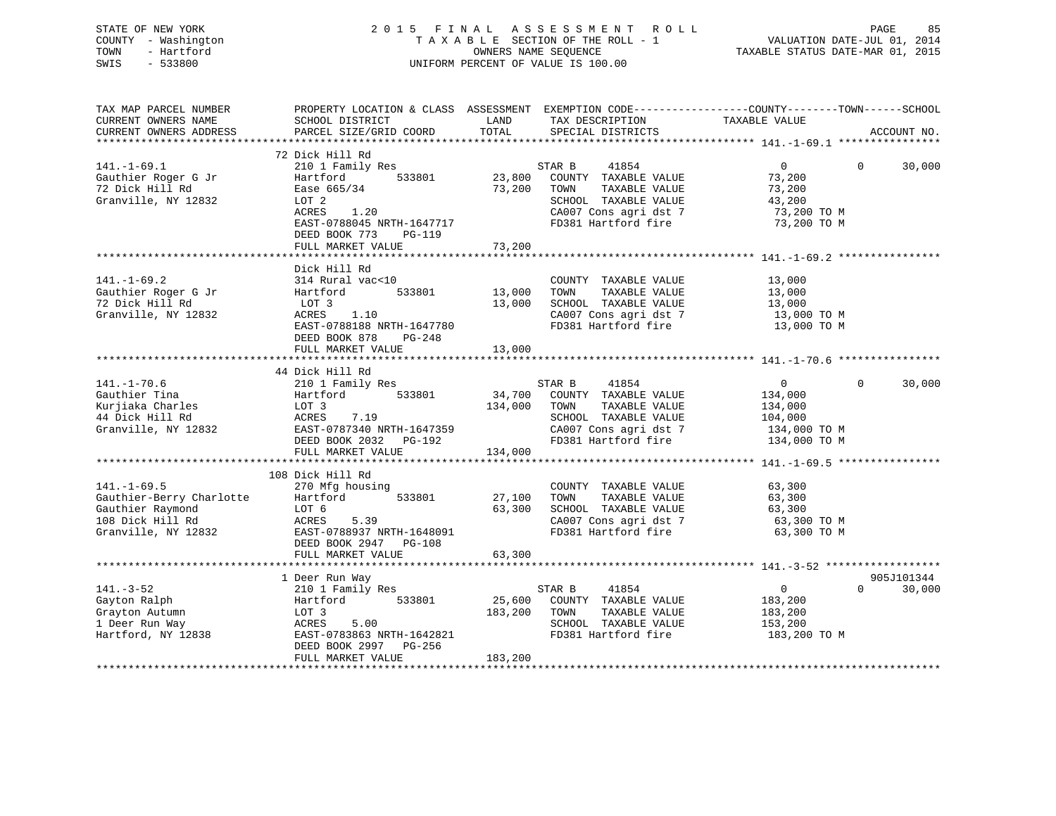STATE OF NEW YORK
COUNTY - Washington
TOWN - Hartford
SWIS - 533800

2015 FINAL ASSESSMENT ROLL
TAXABLE SECTION OF THE ROLL - 1
OWNERS NAME SEQUENCE
UNIFORM PERCENT OF VALUE IS 100.00

VALUATION DATE-JUL 01, 2014
TAXABLE STATUS DATE-MAR 01, 2015

| TAX MAP PARCEL NUMBER / CURRENT OWNERS NAME / CURRENT OWNERS ADDRESS | PROPERTY LOCATION & CLASS / SCHOOL DISTRICT / PARCEL SIZE/GRID COORD | ASSESSMENT LAND / TOTAL | EXEMPTION CODE / TAX DESCRIPTION / SPECIAL DISTRICTS | COUNTY / TOWN / SCHOOL TAXABLE VALUE | ACCOUNT NO. |
|---|---|---|---|---|---|
| **141.-1-69.1** | 72 Dick Hill Rd | | | | |
| 141.-1-69.1 | 210 1 Family Res | | STAR B 41854 | 0 0 30,000 | |
| Gauthier Roger G Jr | Hartford 533801 | 23,800 | COUNTY TAXABLE VALUE | 73,200 | |
| 72 Dick Hill Rd | Ease 665/34 | 73,200 | TOWN TAXABLE VALUE | 73,200 | |
| Granville, NY 12832 | LOT 2 | | SCHOOL TAXABLE VALUE | 43,200 | |
| | ACRES 1.20 | | CA007 Cons agri dst 7 | 73,200 TO M | |
| | EAST-0788045 NRTH-1647717 | | FD381 Hartford fire | 73,200 TO M | |
| | DEED BOOK 773 PG-119 | | | | |
| | FULL MARKET VALUE | 73,200 | | | |
| **141.-1-69.2** | Dick Hill Rd | | | | |
| 141.-1-69.2 | 314 Rural vac<10 | | COUNTY TAXABLE VALUE | 13,000 | |
| Gauthier Roger G Jr | Hartford 533801 | 13,000 | TOWN TAXABLE VALUE | 13,000 | |
| 72 Dick Hill Rd | LOT 3 | 13,000 | SCHOOL TAXABLE VALUE | 13,000 | |
| Granville, NY 12832 | ACRES 1.10 | | CA007 Cons agri dst 7 | 13,000 TO M | |
| | EAST-0788188 NRTH-1647780 | | FD381 Hartford fire | 13,000 TO M | |
| | DEED BOOK 878 PG-248 | | | | |
| | FULL MARKET VALUE | 13,000 | | | |
| **141.-1-70.6** | 44 Dick Hill Rd | | | | |
| 141.-1-70.6 | 210 1 Family Res | | STAR B 41854 | 0 0 30,000 | |
| Gauthier Tina | Hartford 533801 | 34,700 | COUNTY TAXABLE VALUE | 134,000 | |
| Kurjiaka Charles | LOT 3 | 134,000 | TOWN TAXABLE VALUE | 134,000 | |
| 44 Dick Hill Rd | ACRES 7.19 | | SCHOOL TAXABLE VALUE | 104,000 | |
| Granville, NY 12832 | EAST-0787340 NRTH-1647359 | | CA007 Cons agri dst 7 | 134,000 TO M | |
| | DEED BOOK 2032 PG-192 | | FD381 Hartford fire | 134,000 TO M | |
| | FULL MARKET VALUE | 134,000 | | | |
| **141.-1-69.5** | 108 Dick Hill Rd | | | | |
| 141.-1-69.5 | 270 Mfg housing | | COUNTY TAXABLE VALUE | 63,300 | |
| Gauthier-Berry Charlotte | Hartford 533801 | 27,100 | TOWN TAXABLE VALUE | 63,300 | |
| Gauthier Raymond | LOT 6 | 63,300 | SCHOOL TAXABLE VALUE | 63,300 | |
| 108 Dick Hill Rd | ACRES 5.39 | | CA007 Cons agri dst 7 | 63,300 TO M | |
| Granville, NY 12832 | EAST-0788937 NRTH-1648091 | | FD381 Hartford fire | 63,300 TO M | |
| | DEED BOOK 2947 PG-108 | | | | |
| | FULL MARKET VALUE | 63,300 | | | |
| **141.-3-52** | 1 Deer Run Way | | | | 905J101344 |
| 141.-3-52 | 210 1 Family Res | | STAR B 41854 | 0 0 30,000 | |
| Gayton Ralph | Hartford 533801 | 25,600 | COUNTY TAXABLE VALUE | 183,200 | |
| Grayton Autumn | LOT 3 | 183,200 | TOWN TAXABLE VALUE | 183,200 | |
| 1 Deer Run Way | ACRES 5.00 | | SCHOOL TAXABLE VALUE | 153,200 | |
| Hartford, NY 12838 | EAST-0783863 NRTH-1642821 | | FD381 Hartford fire | 183,200 TO M | |
| | DEED BOOK 2997 PG-256 | | | | |
| | FULL MARKET VALUE | 183,200 | | | |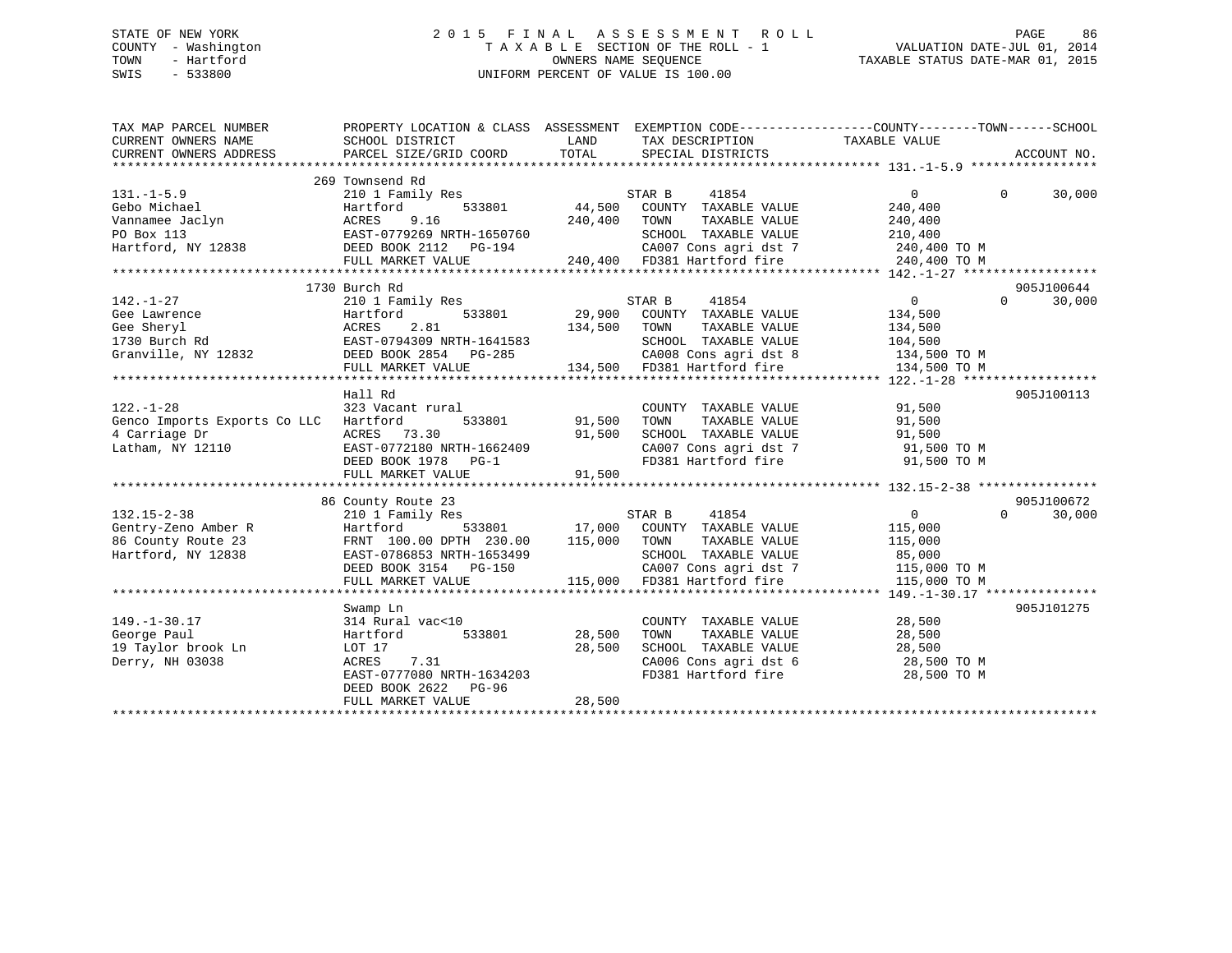STATE OF NEW YORK
COUNTY - Washington
TOWN - Hartford
SWIS - 533800

# 2015 FINAL ASSESSMENT ROLL
TAXABLE SECTION OF THE ROLL - 1
OWNERS NAME SEQUENCE
UNIFORM PERCENT OF VALUE IS 100.00

VALUATION DATE-JUL 01, 2014
TAXABLE STATUS DATE-MAR 01, 2015

```
TAX MAP PARCEL NUMBER          PROPERTY LOCATION & CLASS  ASSESSMENT  EXEMPTION CODE------------------COUNTY--------TOWN------SCHOOL
CURRENT OWNERS NAME            SCHOOL DISTRICT             LAND        TAX DESCRIPTION              TAXABLE VALUE
CURRENT OWNERS ADDRESS         PARCEL SIZE/GRID COORD      TOTAL       SPECIAL DISTRICTS                                    ACCOUNT NO.
******************************************************************************************************* 131.-1-5.9 *****************
                               269 Townsend Rd
131.-1-5.9                     210 1 Family Res                        STAR B      41854                 0            0      30,000
Gebo Michael                   Hartford          533801      44,500    COUNTY  TAXABLE VALUE          240,400
Vannamee Jaclyn                ACRES    9.16                240,400    TOWN    TAXABLE VALUE          240,400
PO Box 113                     EAST-0779269 NRTH-1650760               SCHOOL  TAXABLE VALUE          210,400
Hartford, NY 12838             DEED BOOK 2112   PG-194                 CA007 Cons agri dst 7           240,400 TO M
                               FULL MARKET VALUE           240,400     FD381 Hartford fire             240,400 TO M
******************************************************************************************************* 142.-1-27 ******************
                               1730 Burch Rd                                                                              905J100644
142.-1-27                      210 1 Family Res                        STAR B      41854                 0            0      30,000
Gee Lawrence                   Hartford          533801      29,900    COUNTY  TAXABLE VALUE          134,500
Gee Sheryl                     ACRES    2.81                134,500    TOWN    TAXABLE VALUE          134,500
1730 Burch Rd                  EAST-0794309 NRTH-1641583               SCHOOL  TAXABLE VALUE          104,500
Granville, NY 12832            DEED BOOK 2854   PG-285                 CA008 Cons agri dst 8           134,500 TO M
                               FULL MARKET VALUE           134,500     FD381 Hartford fire             134,500 TO M
******************************************************************************************************* 122.-1-28 ******************
                               Hall Rd                                                                                    905J100113
122.-1-28                      323 Vacant rural                        COUNTY  TAXABLE VALUE           91,500
Genco Imports Exports Co LLC   Hartford          533801      91,500    TOWN    TAXABLE VALUE           91,500
4 Carriage Dr                  ACRES   73.30                 91,500    SCHOOL  TAXABLE VALUE           91,500
Latham, NY 12110               EAST-0772180 NRTH-1662409               CA007 Cons agri dst 7            91,500 TO M
                               DEED BOOK 1978   PG-1                   FD381 Hartford fire              91,500 TO M
                               FULL MARKET VALUE            91,500
******************************************************************************************************* 132.15-2-38 ****************
                               86 County Route 23                                                                         905J100672
132.15-2-38                    210 1 Family Res                        STAR B      41854                 0            0      30,000
Gentry-Zeno Amber R            Hartford          533801      17,000    COUNTY  TAXABLE VALUE          115,000
86 County Route 23             FRNT 100.00 DPTH 230.00     115,000     TOWN    TAXABLE VALUE          115,000
Hartford, NY 12838             EAST-0786853 NRTH-1653499               SCHOOL  TAXABLE VALUE           85,000
                               DEED BOOK 3154   PG-150                 CA007 Cons agri dst 7           115,000 TO M
                               FULL MARKET VALUE           115,000     FD381 Hartford fire             115,000 TO M
******************************************************************************************************* 149.-1-30.17 ***************
                               Swamp Ln                                                                                   905J101275
149.-1-30.17                   314 Rural vac<10                        COUNTY  TAXABLE VALUE           28,500
George Paul                    Hartford          533801      28,500    TOWN    TAXABLE VALUE           28,500
19 Taylor brook Ln             LOT 17                        28,500    SCHOOL  TAXABLE VALUE           28,500
Derry, NH 03038                ACRES    7.31                           CA006 Cons agri dst 6            28,500 TO M
                               EAST-0777080 NRTH-1634203               FD381 Hartford fire              28,500 TO M
                               DEED BOOK 2622   PG-96
                               FULL MARKET VALUE            28,500
************************************************************************************************************************************
```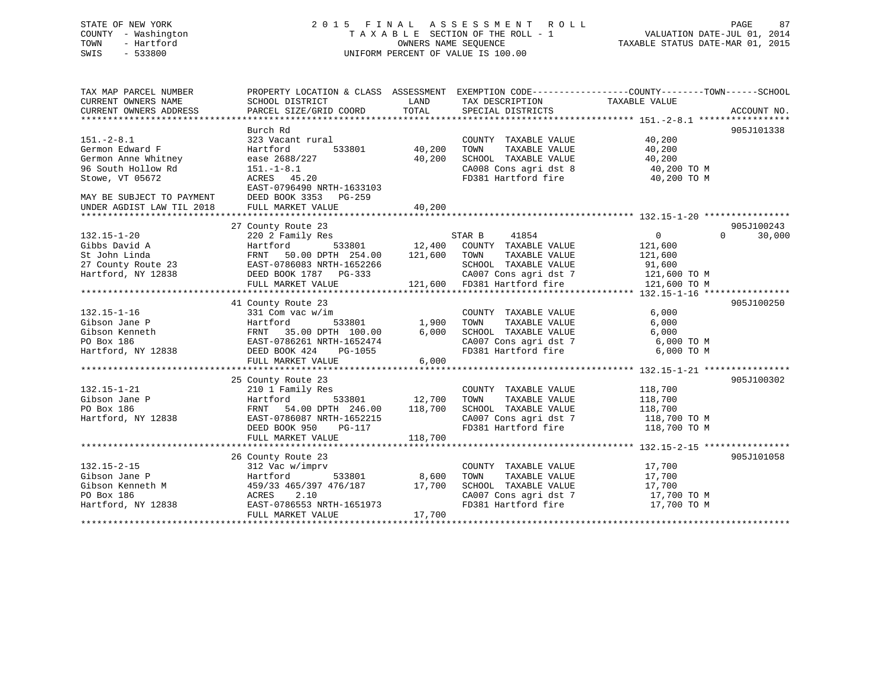STATE OF NEW YORK
COUNTY - Washington
TOWN - Hartford
SWIS - 533800

# 2015 FINAL ASSESSMENT ROLL

TAXABLE SECTION OF THE ROLL - 1
OWNERS NAME SEQUENCE
UNIFORM PERCENT OF VALUE IS 100.00

VALUATION DATE-JUL 01, 2014
TAXABLE STATUS DATE-MAR 01, 2015

| TAX MAP PARCEL NUMBER / CURRENT OWNERS NAME / CURRENT OWNERS ADDRESS | PROPERTY LOCATION & CLASS / SCHOOL DISTRICT / PARCEL SIZE/GRID COORD | ASSESSMENT LAND | TOTAL | EXEMPTION CODE / TAX DESCRIPTION / SPECIAL DISTRICTS | COUNTY / TOWN TAXABLE VALUE | SCHOOL | ACCOUNT NO. |
|---|---|---|---|---|---|---|---|
| **151.-2-8.1** | Burch Rd | | | | | | 905J101338 |
| 151.-2-8.1 | 323 Vacant rural | | | COUNTY TAXABLE VALUE | 40,200 | | |
| Germon Edward F | Hartford 533801 | 40,200 | | TOWN TAXABLE VALUE | 40,200 | | |
| Germon Anne Whitney | ease 2688/227 | | 40,200 | SCHOOL TAXABLE VALUE | 40,200 | | |
| 96 South Hollow Rd | 151.-1-8.1 | | | CA008 Cons agri dst 8 | 40,200 TO M | | |
| Stowe, VT 05672 | ACRES 45.20 | | | FD381 Hartford fire | 40,200 TO M | | |
| | EAST-0796490 NRTH-1633103 | | | | | | |
| MAY BE SUBJECT TO PAYMENT | DEED BOOK 3353 PG-259 | | | | | | |
| UNDER AGDIST LAW TIL 2018 | FULL MARKET VALUE | | 40,200 | | | | |
| **132.15-1-20** | 27 County Route 23 | | | | | | 905J100243 |
| 132.15-1-20 | 220 2 Family Res | | | STAR B 41854 | 0 | 0 30,000 | |
| Gibbs David A | Hartford 533801 | 12,400 | | COUNTY TAXABLE VALUE | 121,600 | | |
| St John Linda | FRNT 50.00 DPTH 254.00 | | 121,600 | TOWN TAXABLE VALUE | 121,600 | | |
| 27 County Route 23 | EAST-0786083 NRTH-1652266 | | | SCHOOL TAXABLE VALUE | 91,600 | | |
| Hartford, NY 12838 | DEED BOOK 1787 PG-333 | | | CA007 Cons agri dst 7 | 121,600 TO M | | |
| | FULL MARKET VALUE | | 121,600 | FD381 Hartford fire | 121,600 TO M | | |
| **132.15-1-16** | 41 County Route 23 | | | | | | 905J100250 |
| 132.15-1-16 | 331 Com vac w/im | | | COUNTY TAXABLE VALUE | 6,000 | | |
| Gibson Jane P | Hartford 533801 | 1,900 | | TOWN TAXABLE VALUE | 6,000 | | |
| Gibson Kenneth | FRNT 35.00 DPTH 100.00 | | 6,000 | SCHOOL TAXABLE VALUE | 6,000 | | |
| PO Box 186 | EAST-0786261 NRTH-1652474 | | | CA007 Cons agri dst 7 | 6,000 TO M | | |
| Hartford, NY 12838 | DEED BOOK 424 PG-1055 | | | FD381 Hartford fire | 6,000 TO M | | |
| | FULL MARKET VALUE | | 6,000 | | | | |
| **132.15-1-21** | 25 County Route 23 | | | | | | 905J100302 |
| 132.15-1-21 | 210 1 Family Res | | | COUNTY TAXABLE VALUE | 118,700 | | |
| Gibson Jane P | Hartford 533801 | 12,700 | | TOWN TAXABLE VALUE | 118,700 | | |
| PO Box 186 | FRNT 54.00 DPTH 246.00 | | 118,700 | SCHOOL TAXABLE VALUE | 118,700 | | |
| Hartford, NY 12838 | EAST-0786087 NRTH-1652215 | | | CA007 Cons agri dst 7 | 118,700 TO M | | |
| | DEED BOOK 950 PG-117 | | | FD381 Hartford fire | 118,700 TO M | | |
| | FULL MARKET VALUE | | 118,700 | | | | |
| **132.15-2-15** | 26 County Route 23 | | | | | | 905J101058 |
| 132.15-2-15 | 312 Vac w/imprv | | | COUNTY TAXABLE VALUE | 17,700 | | |
| Gibson Jane P | Hartford 533801 | 8,600 | | TOWN TAXABLE VALUE | 17,700 | | |
| Gibson Kenneth M | 459/33 465/397 476/187 | | 17,700 | SCHOOL TAXABLE VALUE | 17,700 | | |
| PO Box 186 | ACRES 2.10 | | | CA007 Cons agri dst 7 | 17,700 TO M | | |
| Hartford, NY 12838 | EAST-0786553 NRTH-1651973 | | | FD381 Hartford fire | 17,700 TO M | | |
| | FULL MARKET VALUE | | 17,700 | | | | |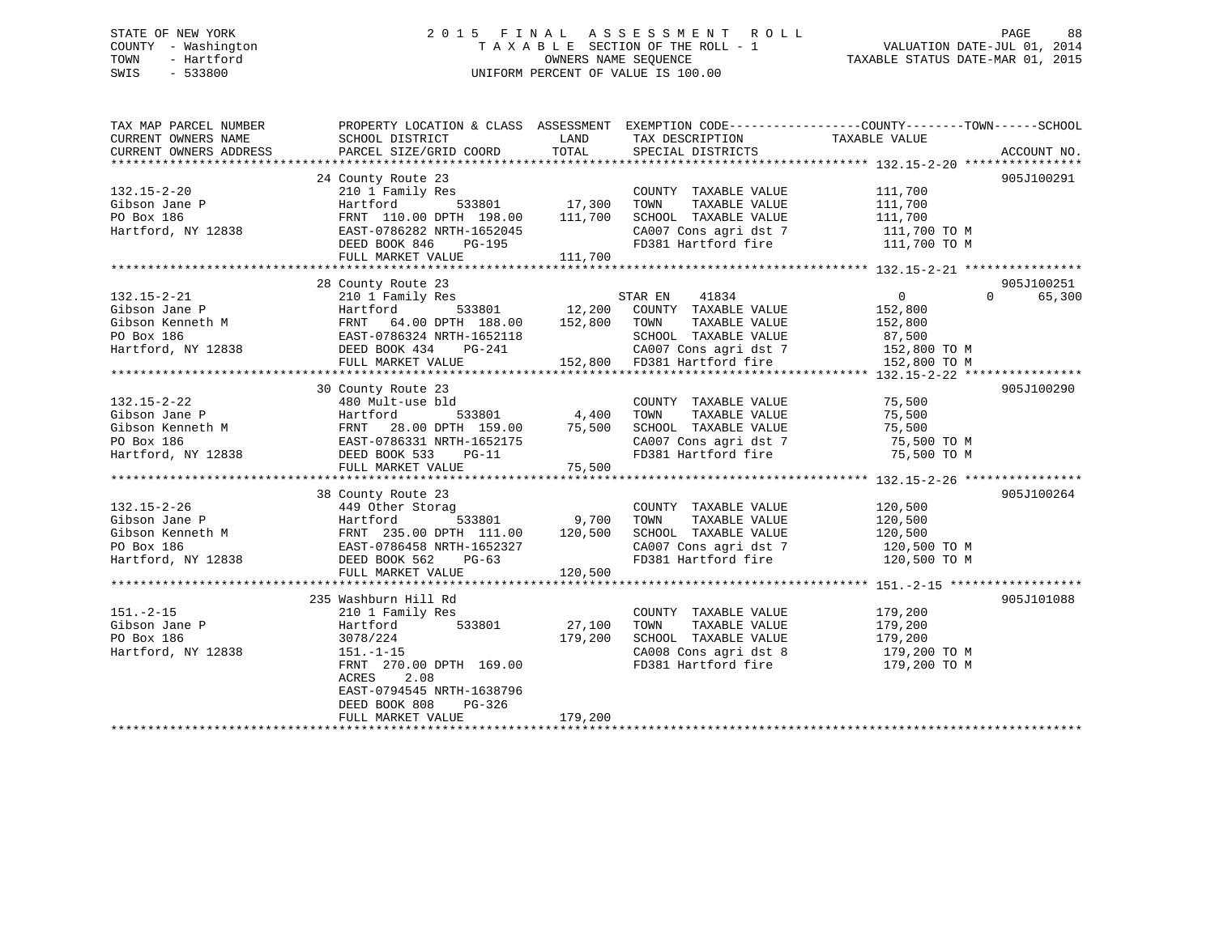STATE OF NEW YORK
COUNTY - Washington
TOWN - Hartford
SWIS - 533800

# 2015 FINAL ASSESSMENT ROLL

TAXABLE SECTION OF THE ROLL - 1
OWNERS NAME SEQUENCE
UNIFORM PERCENT OF VALUE IS 100.00

VALUATION DATE-JUL 01, 2014
TAXABLE STATUS DATE-MAR 01, 2015

| TAX MAP PARCEL NUMBER / CURRENT OWNERS NAME / CURRENT OWNERS ADDRESS | PROPERTY LOCATION & CLASS / SCHOOL DISTRICT / PARCEL SIZE/GRID COORD | ASSESSMENT LAND / TOTAL | EXEMPTION CODE / TAX DESCRIPTION / SPECIAL DISTRICTS | COUNTY / TOWN / SCHOOL TAXABLE VALUE | ACCOUNT NO. |
|---|---|---|---|---|---|
| 132.15-2-20 | 24 County Route 23 | | | | 905J100291 |
| Gibson Jane P | 210 1 Family Res | | COUNTY TAXABLE VALUE | 111,700 | |
| PO Box 186 | Hartford 533801 | 17,300 | TOWN TAXABLE VALUE | 111,700 | |
| Hartford, NY 12838 | FRNT 110.00 DPTH 198.00 | 111,700 | SCHOOL TAXABLE VALUE | 111,700 | |
| | EAST-0786282 NRTH-1652045 | | CA007 Cons agri dst 7 | 111,700 TO M | |
| | DEED BOOK 846 PG-195 | | FD381 Hartford fire | 111,700 TO M | |
| | FULL MARKET VALUE | 111,700 | | | |
| 132.15-2-21 | 28 County Route 23 | | | | 905J100251 |
| Gibson Jane P | 210 1 Family Res | | STAR EN 41834 | 0 0 65,300 | |
| Gibson Kenneth M | Hartford 533801 | 12,200 | COUNTY TAXABLE VALUE | 152,800 | |
| PO Box 186 | FRNT 64.00 DPTH 188.00 | 152,800 | TOWN TAXABLE VALUE | 152,800 | |
| Hartford, NY 12838 | EAST-0786324 NRTH-1652118 | | SCHOOL TAXABLE VALUE | 87,500 | |
| | DEED BOOK 434 PG-241 | | CA007 Cons agri dst 7 | 152,800 TO M | |
| | FULL MARKET VALUE | 152,800 | FD381 Hartford fire | 152,800 TO M | |
| 132.15-2-22 | 30 County Route 23 | | | | 905J100290 |
| Gibson Jane P | 480 Mult-use bld | | COUNTY TAXABLE VALUE | 75,500 | |
| Gibson Kenneth M | Hartford 533801 | 4,400 | TOWN TAXABLE VALUE | 75,500 | |
| PO Box 186 | FRNT 28.00 DPTH 159.00 | 75,500 | SCHOOL TAXABLE VALUE | 75,500 | |
| Hartford, NY 12838 | EAST-0786331 NRTH-1652175 | | CA007 Cons agri dst 7 | 75,500 TO M | |
| | DEED BOOK 533 PG-11 | | FD381 Hartford fire | 75,500 TO M | |
| | FULL MARKET VALUE | 75,500 | | | |
| 132.15-2-26 | 38 County Route 23 | | | | 905J100264 |
| Gibson Jane P | 449 Other Storag | | COUNTY TAXABLE VALUE | 120,500 | |
| Gibson Kenneth M | Hartford 533801 | 9,700 | TOWN TAXABLE VALUE | 120,500 | |
| PO Box 186 | FRNT 235.00 DPTH 111.00 | 120,500 | SCHOOL TAXABLE VALUE | 120,500 | |
| Hartford, NY 12838 | EAST-0786458 NRTH-1652327 | | CA007 Cons agri dst 7 | 120,500 TO M | |
| | DEED BOOK 562 PG-63 | | FD381 Hartford fire | 120,500 TO M | |
| | FULL MARKET VALUE | 120,500 | | | |
| 151.-2-15 | 235 Washburn Hill Rd | | | | 905J101088 |
| Gibson Jane P | 210 1 Family Res | | COUNTY TAXABLE VALUE | 179,200 | |
| PO Box 186 | Hartford 533801 | 27,100 | TOWN TAXABLE VALUE | 179,200 | |
| Hartford, NY 12838 | 3078/224 | 179,200 | SCHOOL TAXABLE VALUE | 179,200 | |
| | 151.-1-15 | | CA008 Cons agri dst 8 | 179,200 TO M | |
| | FRNT 270.00 DPTH 169.00 | | FD381 Hartford fire | 179,200 TO M | |
| | ACRES 2.08 | | | | |
| | EAST-0794545 NRTH-1638796 | | | | |
| | DEED BOOK 808 PG-326 | | | | |
| | FULL MARKET VALUE | 179,200 | | | |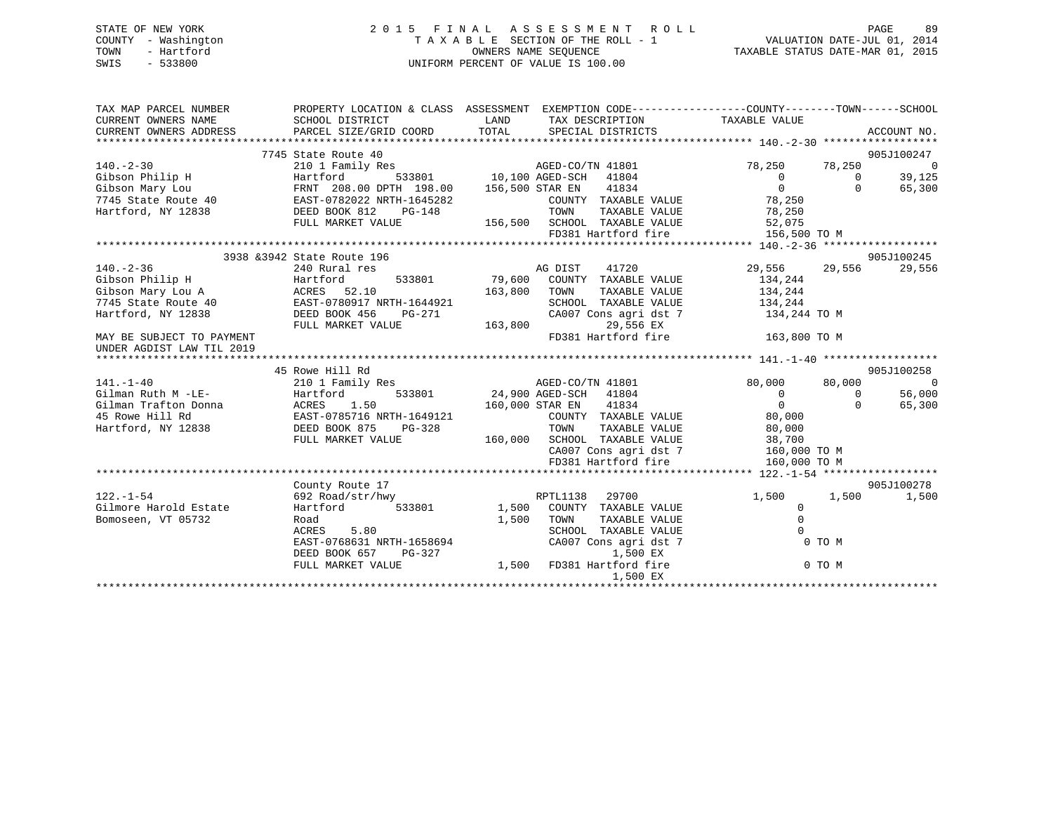STATE OF NEW YORK
COUNTY - Washington
TOWN - Hartford
SWIS - 533800

2 0 1 5 F I N A L A S S E S S M E N T R O L L
T A X A B L E SECTION OF THE ROLL - 1
OWNERS NAME SEQUENCE
UNIFORM PERCENT OF VALUE IS 100.00

VALUATION DATE-JUL 01, 2014
TAXABLE STATUS DATE-MAR 01, 2015

```
TAX MAP PARCEL NUMBER          PROPERTY LOCATION & CLASS  ASSESSMENT  EXEMPTION CODE------------------COUNTY--------TOWN------SCHOOL
CURRENT OWNERS NAME            SCHOOL DISTRICT              LAND      TAX DESCRIPTION              TAXABLE VALUE
CURRENT OWNERS ADDRESS         PARCEL SIZE/GRID COORD       TOTAL     SPECIAL DISTRICTS                                      ACCOUNT NO.
******************************************************************************************************* 140.-2-30 ******************
                    7745 State Route 40                                                                                  905J100247
140.-2-30                      210 1 Family Res                      AGED-CO/TN 41801              78,250      78,250          0
Gibson Philip H                Hartford         533801       10,100 AGED-SCH    41804                   0           0     39,125
Gibson Mary Lou                FRNT 208.00 DPTH 198.00     156,500 STAR EN     41834                   0           0     65,300
7745 State Route 40            EAST-0782022 NRTH-1645282             COUNTY  TAXABLE VALUE          78,250
Hartford, NY 12838             DEED BOOK 812     PG-148              TOWN    TAXABLE VALUE          78,250
                               FULL MARKET VALUE           156,500   SCHOOL  TAXABLE VALUE          52,075
                                                                     FD381 Hartford fire           156,500 TO M
******************************************************************************************************* 140.-2-36 ******************
                3938 &3942 State Route 196                                                                               905J100245
140.-2-36                      240 Rural res                         AG DIST     41720              29,556      29,556     29,556
Gibson Philip H                Hartford         533801       79,600  COUNTY  TAXABLE VALUE         134,244
Gibson Mary Lou A              ACRES  52.10                163,800   TOWN    TAXABLE VALUE         134,244
7745 State Route 40            EAST-0780917 NRTH-1644921             SCHOOL  TAXABLE VALUE         134,244
Hartford, NY 12838             DEED BOOK 456     PG-271              CA007 Cons agri dst 7         134,244 TO M
                               FULL MARKET VALUE           163,800          29,556 EX
MAY BE SUBJECT TO PAYMENT                                            FD381 Hartford fire           163,800 TO M
UNDER AGDIST LAW TIL 2019
******************************************************************************************************* 141.-1-40 ******************
                    45 Rowe Hill Rd                                                                                      905J100258
141.-1-40                      210 1 Family Res                      AGED-CO/TN 41801              80,000      80,000          0
Gilman Ruth M -LE-             Hartford         533801       24,900 AGED-SCH    41804                   0           0     56,000
Gilman Trafton Donna           ACRES   1.50                160,000 STAR EN     41834                   0           0     65,300
45 Rowe Hill Rd                EAST-0785716 NRTH-1649121             COUNTY  TAXABLE VALUE          80,000
Hartford, NY 12838             DEED BOOK 875     PG-328              TOWN    TAXABLE VALUE          80,000
                               FULL MARKET VALUE           160,000   SCHOOL  TAXABLE VALUE          38,700
                                                                     CA007 Cons agri dst 7         160,000 TO M
                                                                     FD381 Hartford fire           160,000 TO M
******************************************************************************************************* 122.-1-54 ******************
                               County Route 17                                                                           905J100278
122.-1-54                      692 Road/str/hwy                      RPTL1138    29700               1,500       1,500      1,500
Gilmore Harold Estate          Hartford         533801        1,500  COUNTY  TAXABLE VALUE               0
Bomoseen, VT 05732             Road                          1,500   TOWN    TAXABLE VALUE               0
                               ACRES   5.80                          SCHOOL  TAXABLE VALUE               0
                               EAST-0768631 NRTH-1658694             CA007 Cons agri dst 7               0 TO M
                               DEED BOOK 657     PG-327                     1,500 EX
                               FULL MARKET VALUE             1,500   FD381 Hartford fire                 0 TO M
                                                                            1,500 EX
************************************************************************************************************************************
```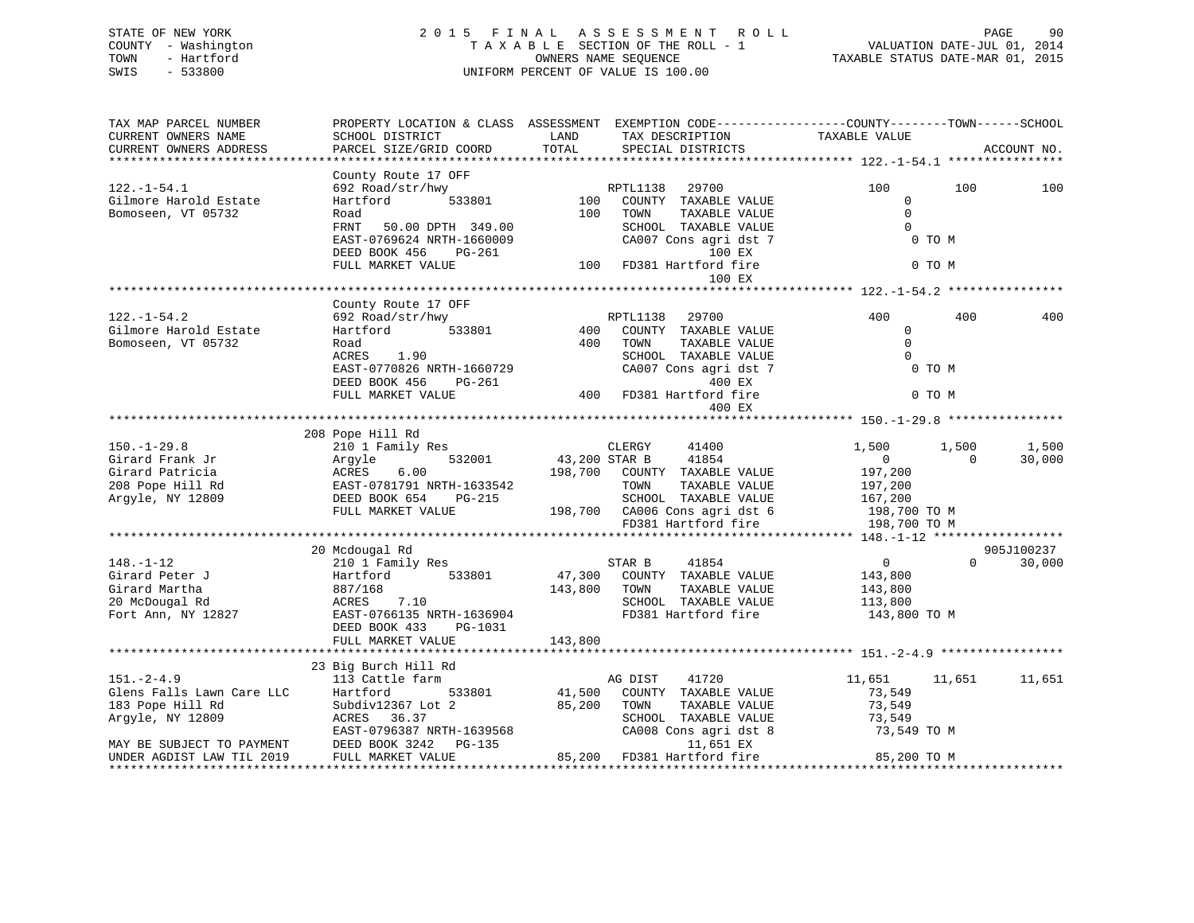STATE OF NEW YORK
COUNTY - Washington
TOWN - Hartford
SWIS - 533800

2015 FINAL ASSESSMENT ROLL
TAXABLE SECTION OF THE ROLL - 1
OWNERS NAME SEQUENCE
UNIFORM PERCENT OF VALUE IS 100.00

VALUATION DATE-JUL 01, 2014
TAXABLE STATUS DATE-MAR 01, 2015

```
TAX MAP PARCEL NUMBER          PROPERTY LOCATION & CLASS  ASSESSMENT  EXEMPTION CODE------------------COUNTY--------TOWN------SCHOOL
CURRENT OWNERS NAME            SCHOOL DISTRICT               LAND      TAX DESCRIPTION           TAXABLE VALUE
CURRENT OWNERS ADDRESS         PARCEL SIZE/GRID COORD        TOTAL     SPECIAL DISTRICTS                                    ACCOUNT NO.
******************************************************************************************************* 122.-1-54.1 ****************
                               County Route 17 OFF
122.-1-54.1                    692 Road/str/hwy                 RPTL1138   29700              100          100          100
Gilmore Harold Estate          Hartford        533801       100   COUNTY  TAXABLE VALUE             0
Bomoseen, VT 05732             Road                          100   TOWN    TAXABLE VALUE             0
                               FRNT   50.00 DPTH 349.00            SCHOOL  TAXABLE VALUE             0
                               EAST-0769624 NRTH-1660009           CA007 Cons agri dst 7              0 TO M
                               DEED BOOK 456    PG-261                        100 EX
                               FULL MARKET VALUE               100  FD381 Hartford fire               0 TO M
                                                                              100 EX
******************************************************************************************************* 122.-1-54.2 ****************
                               County Route 17 OFF
122.-1-54.2                    692 Road/str/hwy                 RPTL1138   29700              400          400          400
Gilmore Harold Estate          Hartford        533801       400   COUNTY  TAXABLE VALUE             0
Bomoseen, VT 05732             Road                          400   TOWN    TAXABLE VALUE             0
                               ACRES    1.90                       SCHOOL  TAXABLE VALUE             0
                               EAST-0770826 NRTH-1660729           CA007 Cons agri dst 7              0 TO M
                               DEED BOOK 456    PG-261                        400 EX
                               FULL MARKET VALUE               400  FD381 Hartford fire               0 TO M
                                                                              400 EX
******************************************************************************************************* 150.-1-29.8 ****************
                               208 Pope Hill Rd
150.-1-29.8                    210 1 Family Res                 CLERGY      41400             1,500        1,500        1,500
Girard Frank Jr                Argyle          532001      43,200 STAR B      41854                 0            0       30,000
Girard Patricia                ACRES    6.00              198,700   COUNTY  TAXABLE VALUE       197,200
208 Pope Hill Rd               EAST-0781791 NRTH-1633542           TOWN    TAXABLE VALUE       197,200
Argyle, NY 12809               DEED BOOK 654    PG-215             SCHOOL  TAXABLE VALUE       167,200
                               FULL MARKET VALUE           198,700  CA006 Cons agri dst 6       198,700 TO M
                                                                    FD381 Hartford fire         198,700 TO M
******************************************************************************************************* 148.-1-12 ******************
                               20 Mcdougal Rd                                                                         905J100237
148.-1-12                      210 1 Family Res                 STAR B      41854                 0            0       30,000
Girard Peter J                 Hartford        533801      47,300   COUNTY  TAXABLE VALUE       143,800
Girard Martha                  887/168                    143,800   TOWN    TAXABLE VALUE       143,800
20 McDougal Rd                 ACRES    7.10                       SCHOOL  TAXABLE VALUE       113,800
Fort Ann, NY 12827             EAST-0766135 NRTH-1636904           FD381 Hartford fire         143,800 TO M
                               DEED BOOK 433    PG-1031
                               FULL MARKET VALUE           143,800
******************************************************************************************************* 151.-2-4.9 *****************
                               23 Big Burch Hill Rd
151.-2-4.9                     113 Cattle farm                  AG DIST     41720            11,651       11,651       11,651
Glens Falls Lawn Care LLC      Hartford        533801      41,500   COUNTY  TAXABLE VALUE        73,549
183 Pope Hill Rd               Subdiv12367 Lot 2           85,200   TOWN    TAXABLE VALUE        73,549
Argyle, NY 12809               ACRES   36.37                       SCHOOL  TAXABLE VALUE        73,549
                               EAST-0796387 NRTH-1639568           CA008 Cons agri dst 8         73,549 TO M
MAY BE SUBJECT TO PAYMENT      DEED BOOK 3242   PG-135                     11,651 EX
UNDER AGDIST LAW TIL 2019      FULL MARKET VALUE            85,200  FD381 Hartford fire          85,200 TO M
************************************************************************************************************************************
```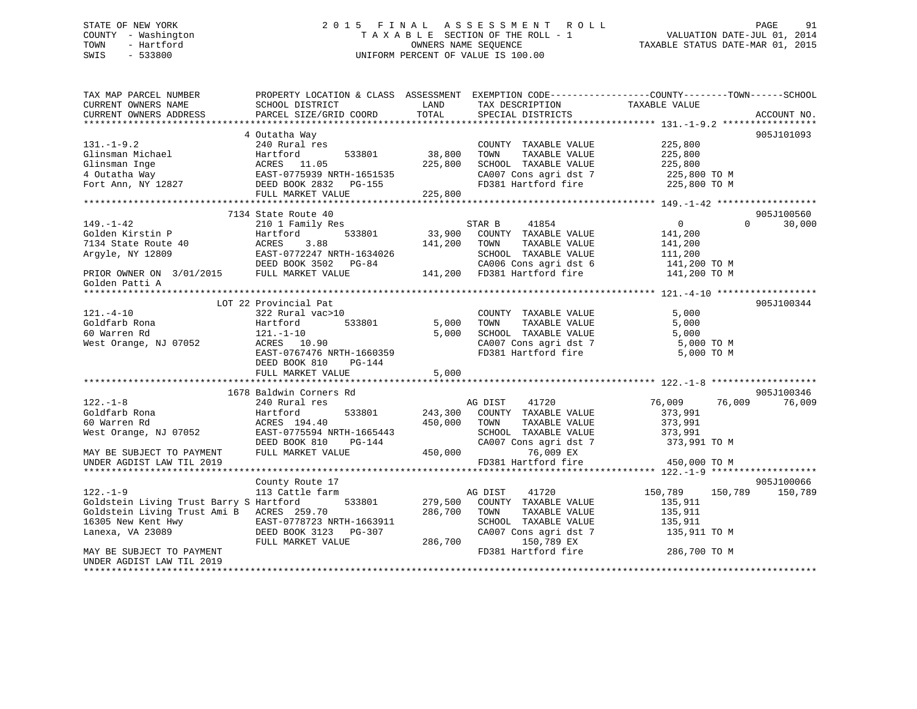STATE OF NEW YORK
COUNTY - Washington
TOWN - Hartford
SWIS - 533800

2015 FINAL ASSESSMENT ROLL
TAXABLE SECTION OF THE ROLL - 1
OWNERS NAME SEQUENCE
UNIFORM PERCENT OF VALUE IS 100.00

VALUATION DATE-JUL 01, 2014
TAXABLE STATUS DATE-MAR 01, 2015

```
TAX MAP PARCEL NUMBER          PROPERTY LOCATION & CLASS  ASSESSMENT  EXEMPTION CODE------------------COUNTY--------TOWN------SCHOOL
CURRENT OWNERS NAME            SCHOOL DISTRICT               LAND      TAX DESCRIPTION             TAXABLE VALUE
CURRENT OWNERS ADDRESS         PARCEL SIZE/GRID COORD        TOTAL     SPECIAL DISTRICTS                                     ACCOUNT NO.
******************************************************************************************************* 131.-1-9.2 *****************
                               4 Outatha Way                                                                               905J101093
131.-1-9.2                     240 Rural res                           COUNTY  TAXABLE VALUE          225,800
Glinsman Michael               Hartford         533801      38,800     TOWN    TAXABLE VALUE          225,800
Glinsman Inge                  ACRES  11.05                225,800     SCHOOL  TAXABLE VALUE          225,800
4 Outatha Way                  EAST-0775939 NRTH-1651535               CA007 Cons agri dst 7           225,800 TO M
Fort Ann, NY 12827             DEED BOOK 2832   PG-155                 FD381 Hartford fire             225,800 TO M
                               FULL MARKET VALUE           225,800
******************************************************************************************************* 149.-1-42 ******************
                               7134 State Route 40                                                                         905J100560
149.-1-42                      210 1 Family Res                        STAR B      41854                 0           0      30,000
Golden Kirstin P               Hartford         533801      33,900     COUNTY  TAXABLE VALUE          141,200
7134 State Route 40            ACRES   3.88                141,200     TOWN    TAXABLE VALUE          141,200
Argyle, NY 12809               EAST-0772247 NRTH-1634026               SCHOOL  TAXABLE VALUE          111,200
                               DEED BOOK 3502   PG-84                  CA006 Cons agri dst 6           141,200 TO M
PRIOR OWNER ON  3/01/2015      FULL MARKET VALUE           141,200     FD381 Hartford fire             141,200 TO M
Golden Patti A
******************************************************************************************************* 121.-4-10 ******************
                               LOT 22 Provincial Pat                                                                       905J100344
121.-4-10                      322 Rural vac>10                        COUNTY  TAXABLE VALUE            5,000
Goldfarb Rona                  Hartford         533801       5,000     TOWN    TAXABLE VALUE            5,000
60 Warren Rd                   121.-1-10                     5,000     SCHOOL  TAXABLE VALUE            5,000
West Orange, NJ 07052          ACRES  10.90                            CA007 Cons agri dst 7             5,000 TO M
                               EAST-0767476 NRTH-1660359               FD381 Hartford fire               5,000 TO M
                               DEED BOOK 810    PG-144
                               FULL MARKET VALUE             5,000
******************************************************************************************************* 122.-1-8 *******************
                               1678 Baldwin Corners Rd                                                                     905J100346
122.-1-8                       240 Rural res                           AG DIST     41720            76,009      76,009      76,009
Goldfarb Rona                  Hartford         533801     243,300     COUNTY  TAXABLE VALUE          373,991
60 Warren Rd                   ACRES 194.40                450,000     TOWN    TAXABLE VALUE          373,991
West Orange, NJ 07052          EAST-0775594 NRTH-1665443               SCHOOL  TAXABLE VALUE          373,991
                               DEED BOOK 810    PG-144                 CA007 Cons agri dst 7           373,991 TO M
MAY BE SUBJECT TO PAYMENT      FULL MARKET VALUE           450,000             76,009 EX
UNDER AGDIST LAW TIL 2019                                              FD381 Hartford fire             450,000 TO M
******************************************************************************************************* 122.-1-9 *******************
                               County Route 17                                                                             905J100066
122.-1-9                       113 Cattle farm                         AG DIST     41720           150,789     150,789     150,789
Goldstein Living Trust Barry S Hartford         533801     279,500     COUNTY  TAXABLE VALUE          135,911
Goldstein Living Trust Ami B   ACRES 259.70                286,700     TOWN    TAXABLE VALUE          135,911
16305 New Kent Hwy             EAST-0778723 NRTH-1663911               SCHOOL  TAXABLE VALUE          135,911
Lanexa, VA 23089               DEED BOOK 3123   PG-307                 CA007 Cons agri dst 7           135,911 TO M
                               FULL MARKET VALUE           286,700            150,789 EX
MAY BE SUBJECT TO PAYMENT                                              FD381 Hartford fire             286,700 TO M
UNDER AGDIST LAW TIL 2019
************************************************************************************************************************************
```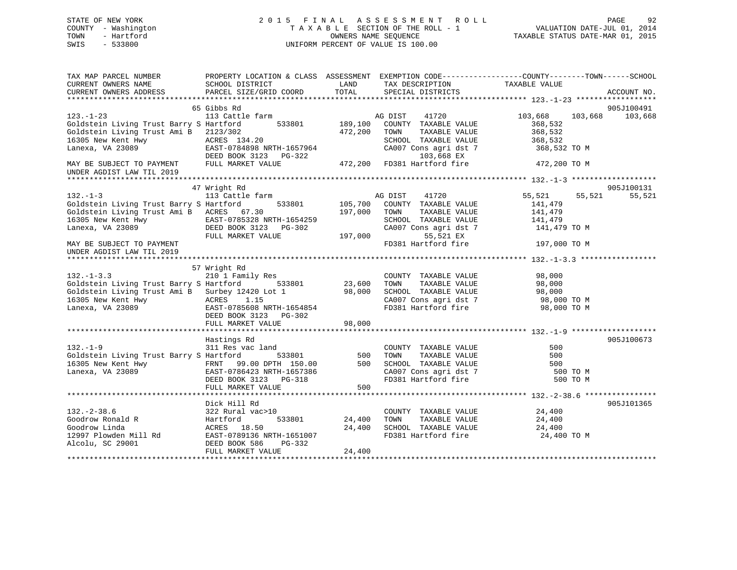STATE OF NEW YORK
COUNTY - Washington
TOWN - Hartford
SWIS - 533800

2 0 1 5 F I N A L A S S E S S M E N T R O L L
T A X A B L E SECTION OF THE ROLL - 1
OWNERS NAME SEQUENCE
UNIFORM PERCENT OF VALUE IS 100.00

VALUATION DATE-JUL 01, 2014
TAXABLE STATUS DATE-MAR 01, 2015

```
TAX MAP PARCEL NUMBER          PROPERTY LOCATION & CLASS  ASSESSMENT  EXEMPTION CODE------------------COUNTY--------TOWN------SCHOOL
CURRENT OWNERS NAME            SCHOOL DISTRICT               LAND      TAX DESCRIPTION             TAXABLE VALUE
CURRENT OWNERS ADDRESS         PARCEL SIZE/GRID COORD        TOTAL     SPECIAL DISTRICTS                                    ACCOUNT NO.
************************************************************************************************ 123.-1-23 ******************
                               65 Gibbs Rd                                                                           905J100491
123.-1-23                      113 Cattle farm                         AG DIST    41720           103,668    103,668    103,668
Goldstein Living Trust Barry S Hartford       533801        189,100    COUNTY  TAXABLE VALUE        368,532
Goldstein Living Trust Ami B   2123/302                     472,200    TOWN    TAXABLE VALUE        368,532
16305 New Kent Hwy             ACRES 134.20                            SCHOOL  TAXABLE VALUE        368,532
Lanexa, VA 23089               EAST-0784898 NRTH-1657964               CA007 Cons agri dst 7         368,532 TO M
                               DEED BOOK 3123   PG-322                       103,668 EX
MAY BE SUBJECT TO PAYMENT      FULL MARKET VALUE            472,200    FD381 Hartford fire           472,200 TO M
UNDER AGDIST LAW TIL 2019
************************************************************************************************ 132.-1-3 *******************
                               47 Wright Rd                                                                          905J100131
132.-1-3                       113 Cattle farm                         AG DIST    41720            55,521     55,521     55,521
Goldstein Living Trust Barry S Hartford       533801        105,700    COUNTY  TAXABLE VALUE        141,479
Goldstein Living Trust Ami B   ACRES  67.30                 197,000    TOWN    TAXABLE VALUE        141,479
16305 New Kent Hwy             EAST-0785328 NRTH-1654259               SCHOOL  TAXABLE VALUE        141,479
Lanexa, VA 23089               DEED BOOK 3123   PG-302                 CA007 Cons agri dst 7         141,479 TO M
                               FULL MARKET VALUE            197,000          55,521 EX
MAY BE SUBJECT TO PAYMENT                                              FD381 Hartford fire           197,000 TO M
UNDER AGDIST LAW TIL 2019
************************************************************************************************ 132.-1-3.3 *****************
                               57 Wright Rd
132.-1-3.3                     210 1 Family Res                        COUNTY  TAXABLE VALUE         98,000
Goldstein Living Trust Barry S Hartford       533801         23,600    TOWN    TAXABLE VALUE         98,000
Goldstein Living Trust Ami B   Surbey 12420 Lot 1            98,000    SCHOOL  TAXABLE VALUE         98,000
16305 New Kent Hwy             ACRES   1.15                            CA007 Cons agri dst 7          98,000 TO M
Lanexa, VA 23089               EAST-0785608 NRTH-1654854               FD381 Hartford fire            98,000 TO M
                               DEED BOOK 3123   PG-302
                               FULL MARKET VALUE             98,000
************************************************************************************************ 132.-1-9 *******************
                               Hastings Rd                                                                           905J100673
132.-1-9                       311 Res vac land                        COUNTY  TAXABLE VALUE            500
Goldstein Living Trust Barry S Hartford       533801            500    TOWN    TAXABLE VALUE            500
16305 New Kent Hwy             FRNT  99.00 DPTH 150.00          500    SCHOOL  TAXABLE VALUE            500
Lanexa, VA 23089               EAST-0786423 NRTH-1657386               CA007 Cons agri dst 7             500 TO M
                               DEED BOOK 3123   PG-318                 FD381 Hartford fire               500 TO M
                               FULL MARKET VALUE                500
************************************************************************************************ 132.-2-38.6 ****************
                               Dick Hill Rd                                                                          905J101365
132.-2-38.6                    322 Rural vac>10                        COUNTY  TAXABLE VALUE         24,400
Goodrow Ronald R               Hartford       533801         24,400    TOWN    TAXABLE VALUE         24,400
Goodrow Linda                  ACRES  18.50                  24,400    SCHOOL  TAXABLE VALUE         24,400
12997 Plowden Mill Rd          EAST-0789136 NRTH-1651007               FD381 Hartford fire            24,400 TO M
Alcolu, SC 29001               DEED BOOK 586    PG-332
                               FULL MARKET VALUE             24,400
*******************************************************************************************************************************
```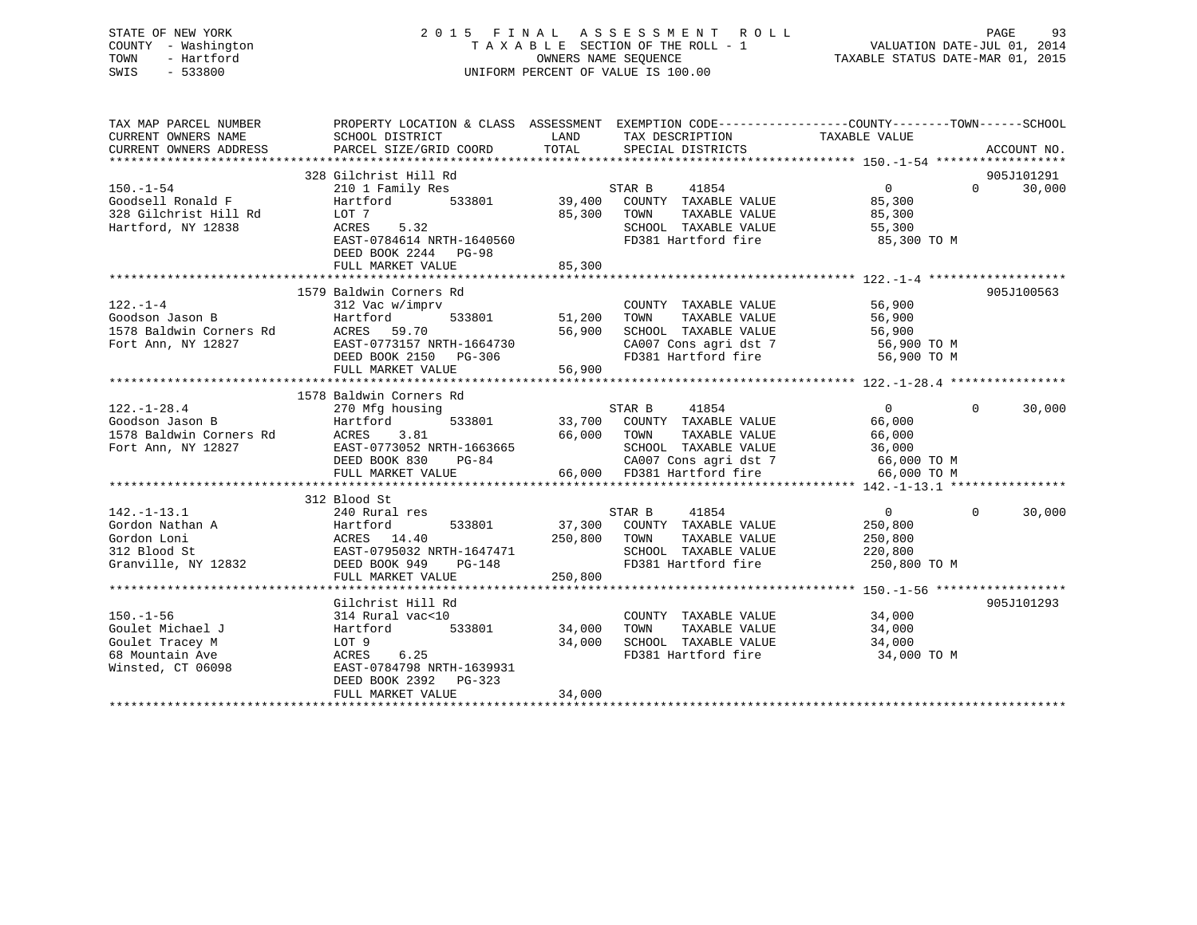STATE OF NEW YORK
COUNTY - Washington
TOWN - Hartford
SWIS - 533800

2 0 1 5 F I N A L A S S E S S M E N T R O L L
T A X A B L E SECTION OF THE ROLL - 1
OWNERS NAME SEQUENCE
UNIFORM PERCENT OF VALUE IS 100.00

VALUATION DATE-JUL 01, 2014
TAXABLE STATUS DATE-MAR 01, 2015

```
TAX MAP PARCEL NUMBER          PROPERTY LOCATION & CLASS  ASSESSMENT  EXEMPTION CODE------------------COUNTY--------TOWN------SCHOOL
CURRENT OWNERS NAME            SCHOOL DISTRICT               LAND      TAX DESCRIPTION             TAXABLE VALUE
CURRENT OWNERS ADDRESS         PARCEL SIZE/GRID COORD        TOTAL     SPECIAL DISTRICTS                                       ACCOUNT NO.
******************************************************************************************************* 150.-1-54 ******************
                               328 Gilchrist Hill Rd                                                                           905J101291
150.-1-54                      210 1 Family Res                         STAR B      41854                  0            0       30,000
Goodsell Ronald F              Hartford         533801       39,400   COUNTY  TAXABLE VALUE           85,300
328 Gilchrist Hill Rd          LOT 7                         85,300   TOWN    TAXABLE VALUE           85,300
Hartford, NY 12838             ACRES    5.32                          SCHOOL  TAXABLE VALUE           55,300
                               EAST-0784614 NRTH-1640560              FD381 Hartford fire              85,300 TO M
                               DEED BOOK 2244   PG-98
                               FULL MARKET VALUE             85,300
******************************************************************************************************* 122.-1-4 *******************
                               1579 Baldwin Corners Rd                                                                         905J100563
122.-1-4                       312 Vac w/imprv                          COUNTY  TAXABLE VALUE           56,900
Goodson Jason B                Hartford         533801       51,200   TOWN    TAXABLE VALUE           56,900
1578 Baldwin Corners Rd        ACRES   59.70                 56,900   SCHOOL  TAXABLE VALUE           56,900
Fort Ann, NY 12827             EAST-0773157 NRTH-1664730              CA007 Cons agri dst 7            56,900 TO M
                               DEED BOOK 2150   PG-306                FD381 Hartford fire              56,900 TO M
                               FULL MARKET VALUE             56,900
******************************************************************************************************* 122.-1-28.4 ****************
                               1578 Baldwin Corners Rd
122.-1-28.4                    270 Mfg housing                          STAR B      41854                  0            0       30,000
Goodson Jason B                Hartford         533801       33,700   COUNTY  TAXABLE VALUE           66,000
1578 Baldwin Corners Rd        ACRES    3.81                 66,000   TOWN    TAXABLE VALUE           66,000
Fort Ann, NY 12827             EAST-0773052 NRTH-1663665              SCHOOL  TAXABLE VALUE           36,000
                               DEED BOOK 830    PG-84                 CA007 Cons agri dst 7            66,000 TO M
                               FULL MARKET VALUE             66,000   FD381 Hartford fire              66,000 TO M
******************************************************************************************************* 142.-1-13.1 ****************
                               312 Blood St
142.-1-13.1                    240 Rural res                            STAR B      41854                  0            0       30,000
Gordon Nathan A                Hartford         533801       37,300   COUNTY  TAXABLE VALUE          250,800
Gordon Loni                    ACRES   14.40                250,800   TOWN    TAXABLE VALUE          250,800
312 Blood St                   EAST-0795032 NRTH-1647471              SCHOOL  TAXABLE VALUE          220,800
Granville, NY 12832            DEED BOOK 949    PG-148                FD381 Hartford fire             250,800 TO M
                               FULL MARKET VALUE            250,800
******************************************************************************************************* 150.-1-56 ******************
                               Gilchrist Hill Rd                                                                               905J101293
150.-1-56                      314 Rural vac<10                         COUNTY  TAXABLE VALUE           34,000
Goulet Michael J               Hartford         533801       34,000   TOWN    TAXABLE VALUE           34,000
Goulet Tracey M                LOT 9                         34,000   SCHOOL  TAXABLE VALUE           34,000
68 Mountain Ave                ACRES    6.25                          FD381 Hartford fire              34,000 TO M
Winsted, CT 06098              EAST-0784798 NRTH-1639931
                               DEED BOOK 2392   PG-323
                               FULL MARKET VALUE             34,000
************************************************************************************************************************************
```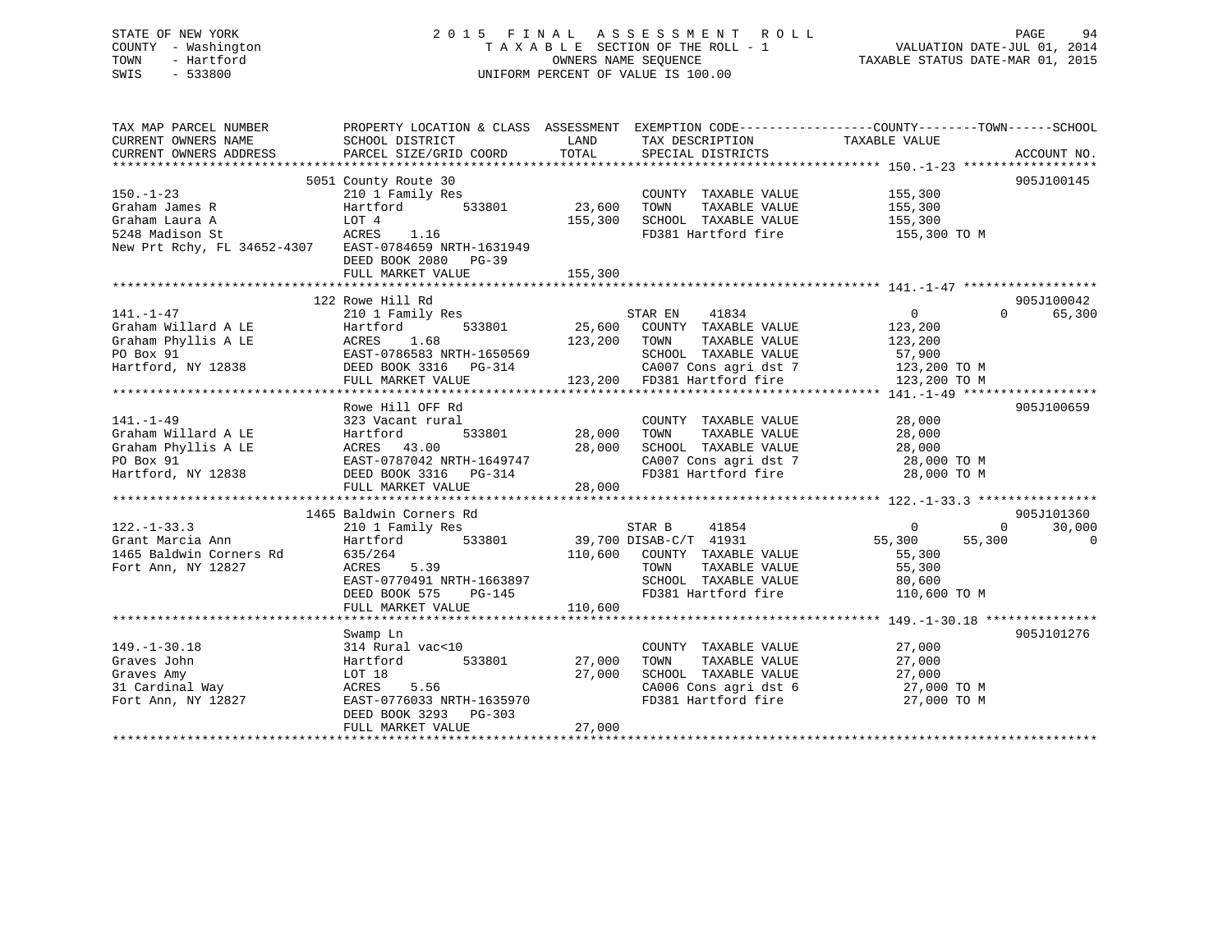STATE OF NEW YORK
COUNTY - Washington
TOWN - Hartford
SWIS - 533800

# 2015 FINAL ASSESSMENT ROLL

TAXABLE SECTION OF THE ROLL - 1
OWNERS NAME SEQUENCE
UNIFORM PERCENT OF VALUE IS 100.00

VALUATION DATE-JUL 01, 2014
TAXABLE STATUS DATE-MAR 01, 2015

| TAX MAP PARCEL NUMBER / CURRENT OWNERS NAME / CURRENT OWNERS ADDRESS | PROPERTY LOCATION & CLASS / SCHOOL DISTRICT / PARCEL SIZE/GRID COORD | ASSESSMENT LAND | TOTAL | EXEMPTION CODE / TAX DESCRIPTION / SPECIAL DISTRICTS | COUNTY TAXABLE VALUE | TOWN | SCHOOL | ACCOUNT NO. |
|---|---|---|---|---|---|---|---|---|
| **150.-1-23** | 5051 County Route 30 | | | | | | | 905J100145 |
| Graham James R | 210 1 Family Res | | | COUNTY TAXABLE VALUE | 155,300 | | | |
| Graham Laura A | Hartford 533801 | 23,600 | | TOWN TAXABLE VALUE | 155,300 | | | |
| 5248 Madison St | LOT 4 | | 155,300 | SCHOOL TAXABLE VALUE | 155,300 | | | |
| New Prt Rchy, FL 34652-4307 | ACRES 1.16 | | | FD381 Hartford fire | 155,300 TO M | | | |
| | EAST-0784659 NRTH-1631949 | | | | | | | |
| | DEED BOOK 2080 PG-39 | | | | | | | |
| | FULL MARKET VALUE | | 155,300 | | | | | |
| **141.-1-47** | 122 Rowe Hill Rd | | | | | | | 905J100042 |
| Graham Willard A LE | 210 1 Family Res | | | STAR EN 41834 | 0 | 0 | 65,300 | |
| Graham Phyllis A LE | Hartford 533801 | 25,600 | | COUNTY TAXABLE VALUE | 123,200 | | | |
| PO Box 91 | ACRES 1.68 | | 123,200 | TOWN TAXABLE VALUE | 123,200 | | | |
| Hartford, NY 12838 | EAST-0786583 NRTH-1650569 | | | SCHOOL TAXABLE VALUE | 57,900 | | | |
| | DEED BOOK 3316 PG-314 | | | CA007 Cons agri dst 7 | 123,200 TO M | | | |
| | FULL MARKET VALUE | | 123,200 | FD381 Hartford fire | 123,200 TO M | | | |
| **141.-1-49** | Rowe Hill OFF Rd | | | | | | | 905J100659 |
| Graham Willard A LE | 323 Vacant rural | | | COUNTY TAXABLE VALUE | 28,000 | | | |
| Graham Phyllis A LE | Hartford 533801 | 28,000 | | TOWN TAXABLE VALUE | 28,000 | | | |
| PO Box 91 | ACRES 43.00 | | 28,000 | SCHOOL TAXABLE VALUE | 28,000 | | | |
| Hartford, NY 12838 | EAST-0787042 NRTH-1649747 | | | CA007 Cons agri dst 7 | 28,000 TO M | | | |
| | DEED BOOK 3316 PG-314 | | | FD381 Hartford fire | 28,000 TO M | | | |
| | FULL MARKET VALUE | | 28,000 | | | | | |
| **122.-1-33.3** | 1465 Baldwin Corners Rd | | | | | | | 905J101360 |
| Grant Marcia Ann | 210 1 Family Res | | | STAR B 41854 | 0 | 0 | 30,000 | |
| 1465 Baldwin Corners Rd | Hartford 533801 | 39,700 | | DISAB-C/T 41931 | 55,300 | 55,300 | 0 | |
| Fort Ann, NY 12827 | 635/264 | | 110,600 | COUNTY TAXABLE VALUE | 55,300 | | | |
| | ACRES 5.39 | | | TOWN TAXABLE VALUE | 55,300 | | | |
| | EAST-0770491 NRTH-1663897 | | | SCHOOL TAXABLE VALUE | 80,600 | | | |
| | DEED BOOK 575 PG-145 | | | FD381 Hartford fire | 110,600 TO M | | | |
| | FULL MARKET VALUE | | 110,600 | | | | | |
| **149.-1-30.18** | Swamp Ln | | | | | | | 905J101276 |
| Graves John | 314 Rural vac<10 | | | COUNTY TAXABLE VALUE | 27,000 | | | |
| Graves Amy | Hartford 533801 | 27,000 | | TOWN TAXABLE VALUE | 27,000 | | | |
| 31 Cardinal Way | LOT 18 | | 27,000 | SCHOOL TAXABLE VALUE | 27,000 | | | |
| Fort Ann, NY 12827 | ACRES 5.56 | | | CA006 Cons agri dst 6 | 27,000 TO M | | | |
| | EAST-0776033 NRTH-1635970 | | | FD381 Hartford fire | 27,000 TO M | | | |
| | DEED BOOK 3293 PG-303 | | | | | | | |
| | FULL MARKET VALUE | | 27,000 | | | | | |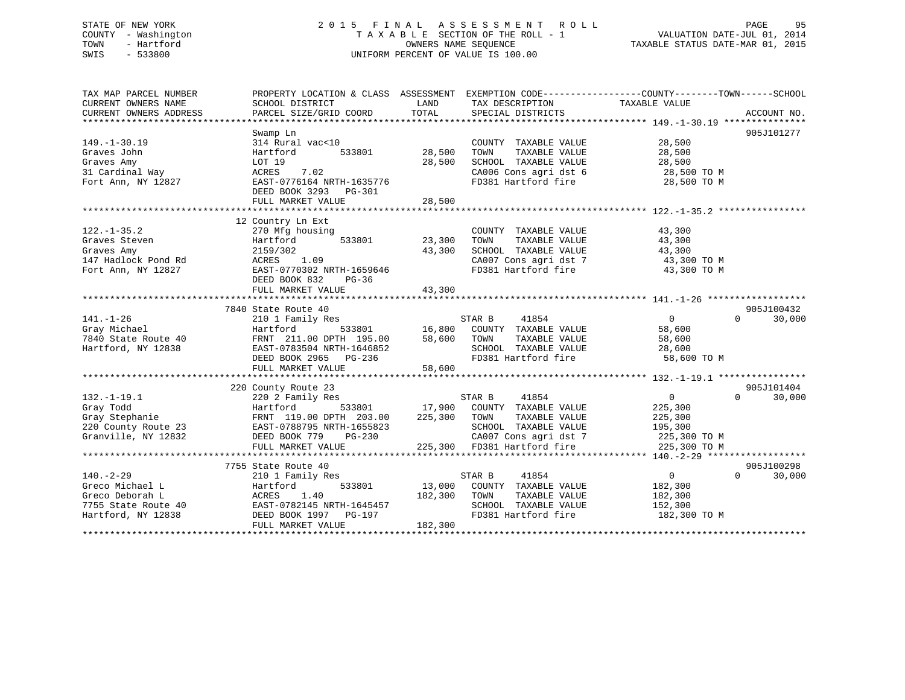STATE OF NEW YORK
COUNTY - Washington
TOWN - Hartford
SWIS - 533800

# 2015 FINAL ASSESSMENT ROLL
TAXABLE SECTION OF THE ROLL - 1
OWNERS NAME SEQUENCE
UNIFORM PERCENT OF VALUE IS 100.00

VALUATION DATE-JUL 01, 2014
TAXABLE STATUS DATE-MAR 01, 2015

| TAX MAP PARCEL NUMBER / CURRENT OWNERS NAME / CURRENT OWNERS ADDRESS | PROPERTY LOCATION & CLASS / SCHOOL DISTRICT / PARCEL SIZE/GRID COORD | ASSESSMENT LAND | TOTAL | EXEMPTION CODE / TAX DESCRIPTION / SPECIAL DISTRICTS | COUNTY / TOWN / SCHOOL TAXABLE VALUE | ACCOUNT NO. |
|---|---|---|---|---|---|---|
| 149.-1-30.19 | Swamp Ln | | | | | 905J101277 |
| | 314 Rural vac<10 | | | COUNTY TAXABLE VALUE | 28,500 | |
| Graves John | Hartford 533801 | 28,500 | | TOWN TAXABLE VALUE | 28,500 | |
| Graves Amy | LOT 19 | | 28,500 | SCHOOL TAXABLE VALUE | 28,500 | |
| 31 Cardinal Way | ACRES 7.02 | | | CA006 Cons agri dst 6 | 28,500 TO M | |
| Fort Ann, NY 12827 | EAST-0776164 NRTH-1635776 | | | FD381 Hartford fire | 28,500 TO M | |
| | DEED BOOK 3293 PG-301 | | | | | |
| | FULL MARKET VALUE | | 28,500 | | | |
| 122.-1-35.2 | 12 Country Ln Ext | | | | | |
| | 270 Mfg housing | | | COUNTY TAXABLE VALUE | 43,300 | |
| Graves Steven | Hartford 533801 | 23,300 | | TOWN TAXABLE VALUE | 43,300 | |
| Graves Amy | 2159/302 | | 43,300 | SCHOOL TAXABLE VALUE | 43,300 | |
| 147 Hadlock Pond Rd | ACRES 1.09 | | | CA007 Cons agri dst 7 | 43,300 TO M | |
| Fort Ann, NY 12827 | EAST-0770302 NRTH-1659646 | | | FD381 Hartford fire | 43,300 TO M | |
| | DEED BOOK 832 PG-36 | | | | | |
| | FULL MARKET VALUE | | 43,300 | | | |
| 141.-1-26 | 7840 State Route 40 | | | | | 905J100432 |
| | 210 1 Family Res | | | STAR B 41854 | 0 0 30,000 | |
| Gray Michael | Hartford 533801 | 16,800 | | COUNTY TAXABLE VALUE | 58,600 | |
| 7840 State Route 40 | FRNT 211.00 DPTH 195.00 | | 58,600 | TOWN TAXABLE VALUE | 58,600 | |
| Hartford, NY 12838 | EAST-0783504 NRTH-1646852 | | | SCHOOL TAXABLE VALUE | 28,600 | |
| | DEED BOOK 2965 PG-236 | | | FD381 Hartford fire | 58,600 TO M | |
| | FULL MARKET VALUE | | 58,600 | | | |
| 132.-1-19.1 | 220 County Route 23 | | | | | 905J101404 |
| | 220 2 Family Res | | | STAR B 41854 | 0 0 30,000 | |
| Gray Todd | Hartford 533801 | 17,900 | | COUNTY TAXABLE VALUE | 225,300 | |
| Gray Stephanie | FRNT 119.00 DPTH 203.00 | | 225,300 | TOWN TAXABLE VALUE | 225,300 | |
| 220 County Route 23 | EAST-0788795 NRTH-1655823 | | | SCHOOL TAXABLE VALUE | 195,300 | |
| Granville, NY 12832 | DEED BOOK 779 PG-230 | | | CA007 Cons agri dst 7 | 225,300 TO M | |
| | FULL MARKET VALUE | | 225,300 | FD381 Hartford fire | 225,300 TO M | |
| 140.-2-29 | 7755 State Route 40 | | | | | 905J100298 |
| | 210 1 Family Res | | | STAR B 41854 | 0 0 30,000 | |
| Greco Michael L | Hartford 533801 | 13,000 | | COUNTY TAXABLE VALUE | 182,300 | |
| Greco Deborah L | ACRES 1.40 | | 182,300 | TOWN TAXABLE VALUE | 182,300 | |
| 7755 State Route 40 | EAST-0782145 NRTH-1645457 | | | SCHOOL TAXABLE VALUE | 152,300 | |
| Hartford, NY 12838 | DEED BOOK 1997 PG-197 | | | FD381 Hartford fire | 182,300 TO M | |
| | FULL MARKET VALUE | | 182,300 | | | |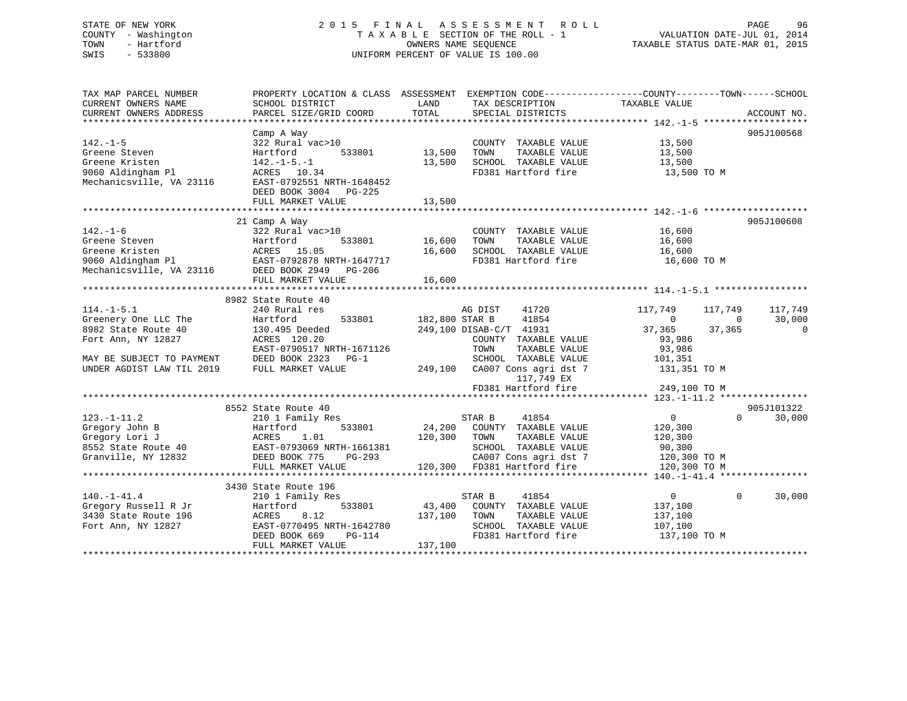STATE OF NEW YORK
COUNTY - Washington
TOWN - Hartford
SWIS - 533800

2015 FINAL ASSESSMENT ROLL
TAXABLE SECTION OF THE ROLL - 1
OWNERS NAME SEQUENCE
UNIFORM PERCENT OF VALUE IS 100.00

VALUATION DATE-JUL 01, 2014
TAXABLE STATUS DATE-MAR 01, 2015

```
TAX MAP PARCEL NUMBER          PROPERTY LOCATION & CLASS  ASSESSMENT  EXEMPTION CODE------------------COUNTY--------TOWN------SCHOOL
CURRENT OWNERS NAME            SCHOOL DISTRICT              LAND      TAX DESCRIPTION           TAXABLE VALUE
CURRENT OWNERS ADDRESS         PARCEL SIZE/GRID COORD       TOTAL     SPECIAL DISTRICTS                                    ACCOUNT NO.
******************************************************************************************************* 142.-1-5 *******************
                               Camp A Way                                                                               905J100568
142.-1-5                       322 Rural vac>10                       COUNTY  TAXABLE VALUE           13,500
Greene Steven                  Hartford        533801       13,500    TOWN    TAXABLE VALUE           13,500
Greene Kristen                 142.-1-5.-1                  13,500    SCHOOL  TAXABLE VALUE           13,500
9060 Aldingham Pl              ACRES   10.34                          FD381 Hartford fire              13,500 TO M
Mechanicsville, VA 23116       EAST-0792551 NRTH-1648452
                               DEED BOOK 3004   PG-225
                               FULL MARKET VALUE            13,500
******************************************************************************************************* 142.-1-6 *******************
                               21 Camp A Way                                                                            905J100608
142.-1-6                       322 Rural vac>10                       COUNTY  TAXABLE VALUE           16,600
Greene Steven                  Hartford        533801       16,600    TOWN    TAXABLE VALUE           16,600
Greene Kristen                 ACRES   15.05                16,600    SCHOOL  TAXABLE VALUE           16,600
9060 Aldingham Pl              EAST-0792878 NRTH-1647717              FD381 Hartford fire              16,600 TO M
Mechanicsville, VA 23116       DEED BOOK 2949   PG-206
                               FULL MARKET VALUE            16,600
******************************************************************************************************* 114.-1-5.1 *****************
                               8982 State Route 40
114.-1-5.1                     240 Rural res                          AG DIST    41720            117,749     117,749     117,749
Greenery One LLC The           Hartford        533801      182,800 STAR B     41854                  0           0      30,000
8982 State Route 40            130.495 Deeded              249,100 DISAB-C/T  41931             37,365      37,365           0
Fort Ann, NY 12827             ACRES  120.20                          COUNTY  TAXABLE VALUE           93,986
                               EAST-0790517 NRTH-1671126              TOWN    TAXABLE VALUE           93,986
MAY BE SUBJECT TO PAYMENT      DEED BOOK 2323   PG-1                  SCHOOL  TAXABLE VALUE          101,351
UNDER AGDIST LAW TIL 2019      FULL MARKET VALUE           249,100    CA007 Cons agri dst 7           131,351 TO M
                                                                            117,749 EX
                                                                      FD381 Hartford fire             249,100 TO M
******************************************************************************************************* 123.-1-11.2 ****************
                               8552 State Route 40                                                                      905J101322
123.-1-11.2                    210 1 Family Res                       STAR B     41854                  0           0      30,000
Gregory John B                 Hartford        533801       24,200    COUNTY  TAXABLE VALUE          120,300
Gregory Lori J                 ACRES    1.01               120,300    TOWN    TAXABLE VALUE          120,300
8552 State Route 40            EAST-0793069 NRTH-1661381              SCHOOL  TAXABLE VALUE           90,300
Granville, NY 12832            DEED BOOK 775    PG-293                CA007 Cons agri dst 7           120,300 TO M
                               FULL MARKET VALUE           120,300    FD381 Hartford fire             120,300 TO M
******************************************************************************************************* 140.-1-41.4 ****************
                               3430 State Route 196
140.-1-41.4                    210 1 Family Res                       STAR B     41854                  0           0      30,000
Gregory Russell R Jr           Hartford        533801       43,400    COUNTY  TAXABLE VALUE          137,100
3430 State Route 196           ACRES    8.12               137,100    TOWN    TAXABLE VALUE          137,100
Fort Ann, NY 12827             EAST-0770495 NRTH-1642780              SCHOOL  TAXABLE VALUE          107,100
                               DEED BOOK 669    PG-114                FD381 Hartford fire             137,100 TO M
                               FULL MARKET VALUE           137,100
************************************************************************************************************************************
```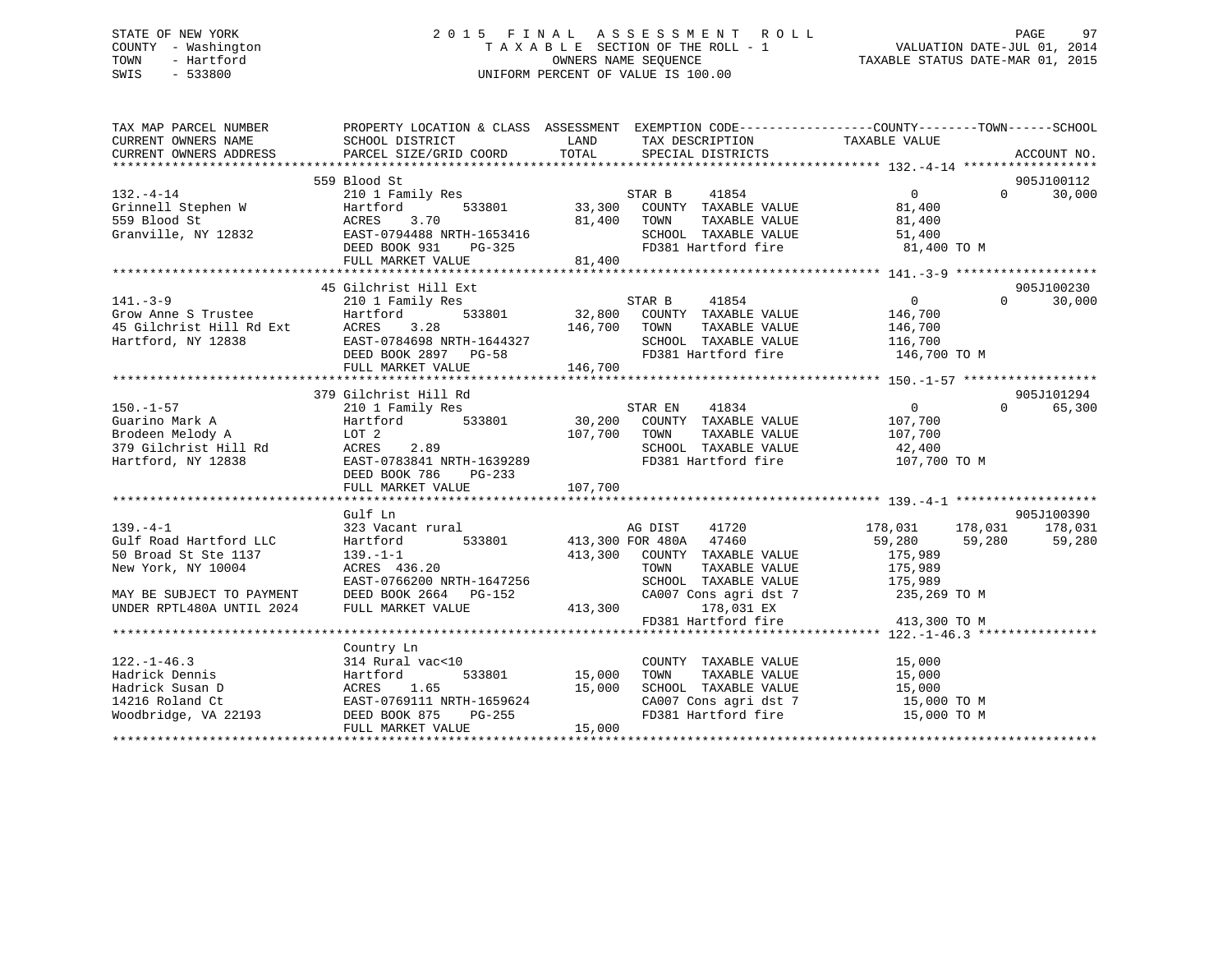STATE OF NEW YORK
COUNTY - Washington
TOWN - Hartford
SWIS - 533800

# 2015 FINAL ASSESSMENT ROLL
TAXABLE SECTION OF THE ROLL - 1
OWNERS NAME SEQUENCE
UNIFORM PERCENT OF VALUE IS 100.00

VALUATION DATE-JUL 01, 2014
TAXABLE STATUS DATE-MAR 01, 2015

```
TAX MAP PARCEL NUMBER        PROPERTY LOCATION & CLASS  ASSESSMENT  EXEMPTION CODE------------------COUNTY--------TOWN------SCHOOL
CURRENT OWNERS NAME          SCHOOL DISTRICT               LAND      TAX DESCRIPTION              TAXABLE VALUE
CURRENT OWNERS ADDRESS       PARCEL SIZE/GRID COORD        TOTAL     SPECIAL DISTRICTS                                    ACCOUNT NO.
******************************************************************************************************* 132.-4-14 ******************
                             559 Blood St                                                                                905J100112
132.-4-14                    210 1 Family Res                         STAR B     41854                  0           0     30,000
Grinnell Stephen W           Hartford         533801        33,300    COUNTY  TAXABLE VALUE          81,400
559 Blood St                 ACRES    3.70                  81,400    TOWN    TAXABLE VALUE          81,400
Granville, NY 12832          EAST-0794488 NRTH-1653416                SCHOOL  TAXABLE VALUE          51,400
                             DEED BOOK 931    PG-325                  FD381 Hartford fire             81,400 TO M
                             FULL MARKET VALUE              81,400
******************************************************************************************************* 141.-3-9 *******************
                             45 Gilchrist Hill Ext                                                                       905J100230
141.-3-9                     210 1 Family Res                         STAR B     41854                  0           0     30,000
Grow Anne S Trustee          Hartford         533801        32,800    COUNTY  TAXABLE VALUE         146,700
45 Gilchrist Hill Rd Ext     ACRES    3.28                 146,700    TOWN    TAXABLE VALUE         146,700
Hartford, NY 12838           EAST-0784698 NRTH-1644327                SCHOOL  TAXABLE VALUE         116,700
                             DEED BOOK 2897   PG-58                   FD381 Hartford fire            146,700 TO M
                             FULL MARKET VALUE             146,700
******************************************************************************************************* 150.-1-57 ******************
                             379 Gilchrist Hill Rd                                                                       905J101294
150.-1-57                    210 1 Family Res                         STAR EN    41834                  0           0     65,300
Guarino Mark A               Hartford         533801        30,200    COUNTY  TAXABLE VALUE         107,700
Brodeen Melody A             LOT 2                         107,700    TOWN    TAXABLE VALUE         107,700
379 Gilchrist Hill Rd        ACRES    2.89                            SCHOOL  TAXABLE VALUE          42,400
Hartford, NY 12838           EAST-0783841 NRTH-1639289                FD381 Hartford fire            107,700 TO M
                             DEED BOOK 786    PG-233
                             FULL MARKET VALUE             107,700
******************************************************************************************************* 139.-4-1 *******************
                             Gulf Ln                                                                                     905J100390
139.-4-1                     323 Vacant rural                         AG DIST    41720            178,031     178,031    178,031
Gulf Road Hartford LLC       Hartford         533801       413,300 FOR 480A   47460                59,280      59,280     59,280
50 Broad St Ste 1137         139.-1-1                      413,300    COUNTY  TAXABLE VALUE         175,989
New York, NY 10004           ACRES  436.20                            TOWN    TAXABLE VALUE         175,989
                             EAST-0766200 NRTH-1647256                SCHOOL  TAXABLE VALUE         175,989
MAY BE SUBJECT TO PAYMENT    DEED BOOK 2664   PG-152                  CA007 Cons agri dst 7          235,269 TO M
UNDER RPTL480A UNTIL 2024    FULL MARKET VALUE             413,300          178,031 EX
                                                                      FD381 Hartford fire            413,300 TO M
******************************************************************************************************* 122.-1-46.3 ****************
                             Country Ln
122.-1-46.3                  314 Rural vac<10                         COUNTY  TAXABLE VALUE          15,000
Hadrick Dennis               Hartford         533801        15,000    TOWN    TAXABLE VALUE          15,000
Hadrick Susan D              ACRES    1.65                  15,000    SCHOOL  TAXABLE VALUE          15,000
14216 Roland Ct              EAST-0769111 NRTH-1659624                CA007 Cons agri dst 7           15,000 TO M
Woodbridge, VA 22193         DEED BOOK 875    PG-255                  FD381 Hartford fire             15,000 TO M
                             FULL MARKET VALUE              15,000
************************************************************************************************************************************
```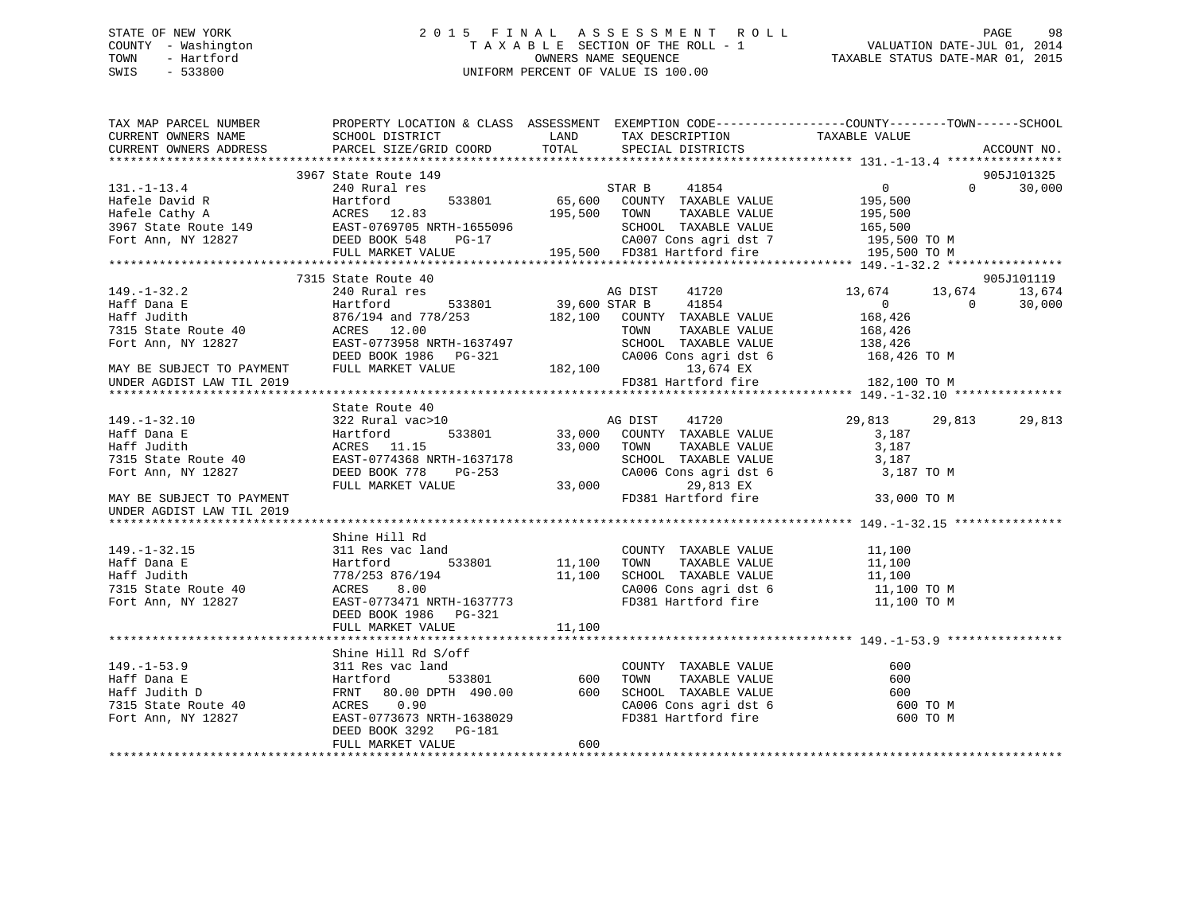STATE OF NEW YORK
COUNTY - Washington
TOWN - Hartford
SWIS - 533800

# 2015 FINAL ASSESSMENT ROLL
TAXABLE SECTION OF THE ROLL - 1
OWNERS NAME SEQUENCE
UNIFORM PERCENT OF VALUE IS 100.00

VALUATION DATE-JUL 01, 2014
TAXABLE STATUS DATE-MAR 01, 2015

```
TAX MAP PARCEL NUMBER          PROPERTY LOCATION & CLASS  ASSESSMENT  EXEMPTION CODE-----------------COUNTY--------TOWN------SCHOOL
CURRENT OWNERS NAME            SCHOOL DISTRICT               LAND      TAX DESCRIPTION            TAXABLE VALUE
CURRENT OWNERS ADDRESS         PARCEL SIZE/GRID COORD       TOTAL      SPECIAL DISTRICTS                                       ACCOUNT NO.
******************************************************************************************************* 131.-1-13.4 ****************
                               3967 State Route 149                                                                          905J101325
131.-1-13.4                    240 Rural res                           STAR B     41854                 0             0      30,000
Hafele David R                 Hartford       533801        65,600     COUNTY  TAXABLE VALUE          195,500
Hafele Cathy A                 ACRES   12.83               195,500     TOWN    TAXABLE VALUE          195,500
3967 State Route 149           EAST-0769705 NRTH-1655096               SCHOOL  TAXABLE VALUE          165,500
Fort Ann, NY 12827             DEED BOOK 548    PG-17                  CA007 Cons agri dst 7           195,500 TO M
                               FULL MARKET VALUE           195,500     FD381 Hartford fire             195,500 TO M
******************************************************************************************************* 149.-1-32.2 ****************
                               7315 State Route 40                                                                           905J101119
149.-1-32.2                    240 Rural res                           AG DIST    41720            13,674        13,674      13,674
Haff Dana E                    Hartford       533801        39,600 STAR B     41854                 0             0      30,000
Haff Judith                    876/194 and 778/253         182,100     COUNTY  TAXABLE VALUE          168,426
7315 State Route 40            ACRES   12.00                           TOWN    TAXABLE VALUE          168,426
Fort Ann, NY 12827             EAST-0773958 NRTH-1637497               SCHOOL  TAXABLE VALUE          138,426
                               DEED BOOK 1986   PG-321                 CA006 Cons agri dst 6           168,426 TO M
MAY BE SUBJECT TO PAYMENT      FULL MARKET VALUE           182,100          13,674 EX
UNDER AGDIST LAW TIL 2019                                              FD381 Hartford fire             182,100 TO M
******************************************************************************************************* 149.-1-32.10 ***************
                               State Route 40
149.-1-32.10                   322 Rural vac>10                        AG DIST    41720            29,813        29,813      29,813
Haff Dana E                    Hartford       533801        33,000     COUNTY  TAXABLE VALUE            3,187
Haff Judith                    ACRES   11.15                33,000     TOWN    TAXABLE VALUE            3,187
7315 State Route 40            EAST-0774368 NRTH-1637178               SCHOOL  TAXABLE VALUE            3,187
Fort Ann, NY 12827             DEED BOOK 778    PG-253                 CA006 Cons agri dst 6             3,187 TO M
                               FULL MARKET VALUE            33,000          29,813 EX
MAY BE SUBJECT TO PAYMENT                                              FD381 Hartford fire              33,000 TO M
UNDER AGDIST LAW TIL 2019
******************************************************************************************************* 149.-1-32.15 ***************
                               Shine Hill Rd
149.-1-32.15                   311 Res vac land                        COUNTY  TAXABLE VALUE           11,100
Haff Dana E                    Hartford       533801        11,100     TOWN    TAXABLE VALUE           11,100
Haff Judith                    778/253 876/194              11,100     SCHOOL  TAXABLE VALUE           11,100
7315 State Route 40            ACRES    8.00                           CA006 Cons agri dst 6            11,100 TO M
Fort Ann, NY 12827             EAST-0773471 NRTH-1637773               FD381 Hartford fire              11,100 TO M
                               DEED BOOK 1986   PG-321
                               FULL MARKET VALUE            11,100
******************************************************************************************************* 149.-1-53.9 ****************
                               Shine Hill Rd S/off
149.-1-53.9                    311 Res vac land                        COUNTY  TAXABLE VALUE              600
Haff Dana E                    Hartford       533801           600     TOWN    TAXABLE VALUE              600
Haff Judith D                  FRNT   80.00 DPTH 490.00        600     SCHOOL  TAXABLE VALUE              600
7315 State Route 40            ACRES    0.90                           CA006 Cons agri dst 6               600 TO M
Fort Ann, NY 12827             EAST-0773673 NRTH-1638029               FD381 Hartford fire                 600 TO M
                               DEED BOOK 3292   PG-181
                               FULL MARKET VALUE               600
************************************************************************************************************************************
```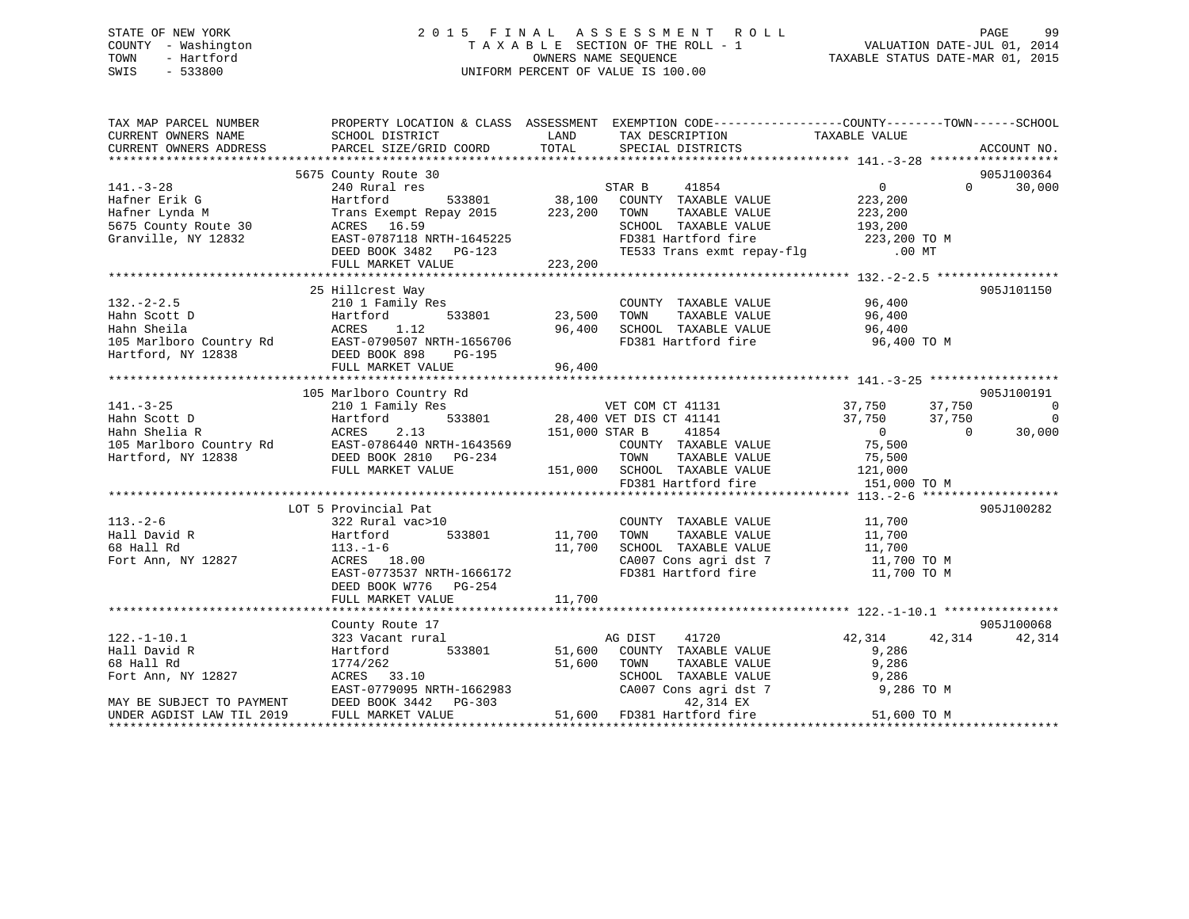STATE OF NEW YORK
COUNTY - Washington
TOWN - Hartford
SWIS - 533800

# 2015 FINAL ASSESSMENT ROLL
TAXABLE SECTION OF THE ROLL - 1
OWNERS NAME SEQUENCE
UNIFORM PERCENT OF VALUE IS 100.00

VALUATION DATE-JUL 01, 2014
TAXABLE STATUS DATE-MAR 01, 2015

```
TAX MAP PARCEL NUMBER          PROPERTY LOCATION & CLASS  ASSESSMENT  EXEMPTION CODE------------------COUNTY--------TOWN------SCHOOL
CURRENT OWNERS NAME            SCHOOL DISTRICT             LAND       TAX DESCRIPTION             TAXABLE VALUE
CURRENT OWNERS ADDRESS         PARCEL SIZE/GRID COORD      TOTAL      SPECIAL DISTRICTS                                          ACCOUNT NO.
*********************************************************************************************** 141.-3-28 ******************
                          5675 County Route 30                                                                            905J100364
141.-3-28                      240 Rural res                          STAR B     41854                 0            0      30,000
Hafner Erik G                  Hartford       533801       38,100     COUNTY  TAXABLE VALUE          223,200
Hafner Lynda M                 Trans Exempt Repay 2015    223,200     TOWN    TAXABLE VALUE          223,200
5675 County Route 30           ACRES   16.59                          SCHOOL  TAXABLE VALUE          193,200
Granville, NY 12832            EAST-0787118 NRTH-1645225              FD381 Hartford fire            223,200 TO M
                               DEED BOOK 3482   PG-123                TE533 Trans exmt repay-flg          .00 MT
                               FULL MARKET VALUE          223,200
*********************************************************************************************** 132.-2-2.5 *****************
                          25 Hillcrest Way                                                                                905J101150
132.-2-2.5                     210 1 Family Res                       COUNTY  TAXABLE VALUE           96,400
Hahn Scott D                   Hartford       533801       23,500     TOWN    TAXABLE VALUE           96,400
Hahn Sheila                    ACRES    1.12               96,400     SCHOOL  TAXABLE VALUE           96,400
105 Marlboro Country Rd        EAST-0790507 NRTH-1656706              FD381 Hartford fire             96,400 TO M
Hartford, NY 12838             DEED BOOK 898    PG-195
                               FULL MARKET VALUE           96,400
*********************************************************************************************** 141.-3-25 ******************
                          105 Marlboro Country Rd                                                                         905J100191
141.-3-25                      210 1 Family Res                       VET COM CT 41131            37,750       37,750           0
Hahn Scott D                   Hartford       533801       28,400 VET DIS CT 41141                37,750       37,750           0
Hahn Shelia R                  ACRES    2.13              151,000 STAR B     41854                     0            0      30,000
105 Marlboro Country Rd        EAST-0786440 NRTH-1643569              COUNTY  TAXABLE VALUE           75,500
Hartford, NY 12838             DEED BOOK 2810   PG-234                TOWN    TAXABLE VALUE           75,500
                               FULL MARKET VALUE          151,000     SCHOOL  TAXABLE VALUE          121,000
                                                                      FD381 Hartford fire            151,000 TO M
*********************************************************************************************** 113.-2-6 *******************
                          LOT 5 Provincial Pat                                                                            905J100282
113.-2-6                       322 Rural vac>10                       COUNTY  TAXABLE VALUE           11,700
Hall David R                   Hartford       533801       11,700     TOWN    TAXABLE VALUE           11,700
68 Hall Rd                     113.-1-6                    11,700     SCHOOL  TAXABLE VALUE           11,700
Fort Ann, NY 12827             ACRES   18.00                          CA007 Cons agri dst 7           11,700 TO M
                               EAST-0773537 NRTH-1666172              FD381 Hartford fire             11,700 TO M
                               DEED BOOK W776   PG-254
                               FULL MARKET VALUE           11,700
*********************************************************************************************** 122.-1-10.1 ****************
                               County Route 17                                                                            905J100068
122.-1-10.1                    323 Vacant rural                       AG DIST    41720                42,314       42,314      42,314
Hall David R                   Hartford       533801       51,600     COUNTY  TAXABLE VALUE            9,286
68 Hall Rd                     1774/262                    51,600     TOWN    TAXABLE VALUE            9,286
Fort Ann, NY 12827             ACRES   33.10                          SCHOOL  TAXABLE VALUE            9,286
                               EAST-0779095 NRTH-1662983              CA007 Cons agri dst 7            9,286 TO M
MAY BE SUBJECT TO PAYMENT      DEED BOOK 3442   PG-303                    42,314 EX
UNDER AGDIST LAW TIL 2019      FULL MARKET VALUE           51,600     FD381 Hartford fire             51,600 TO M
****************************************************************************************************************************
```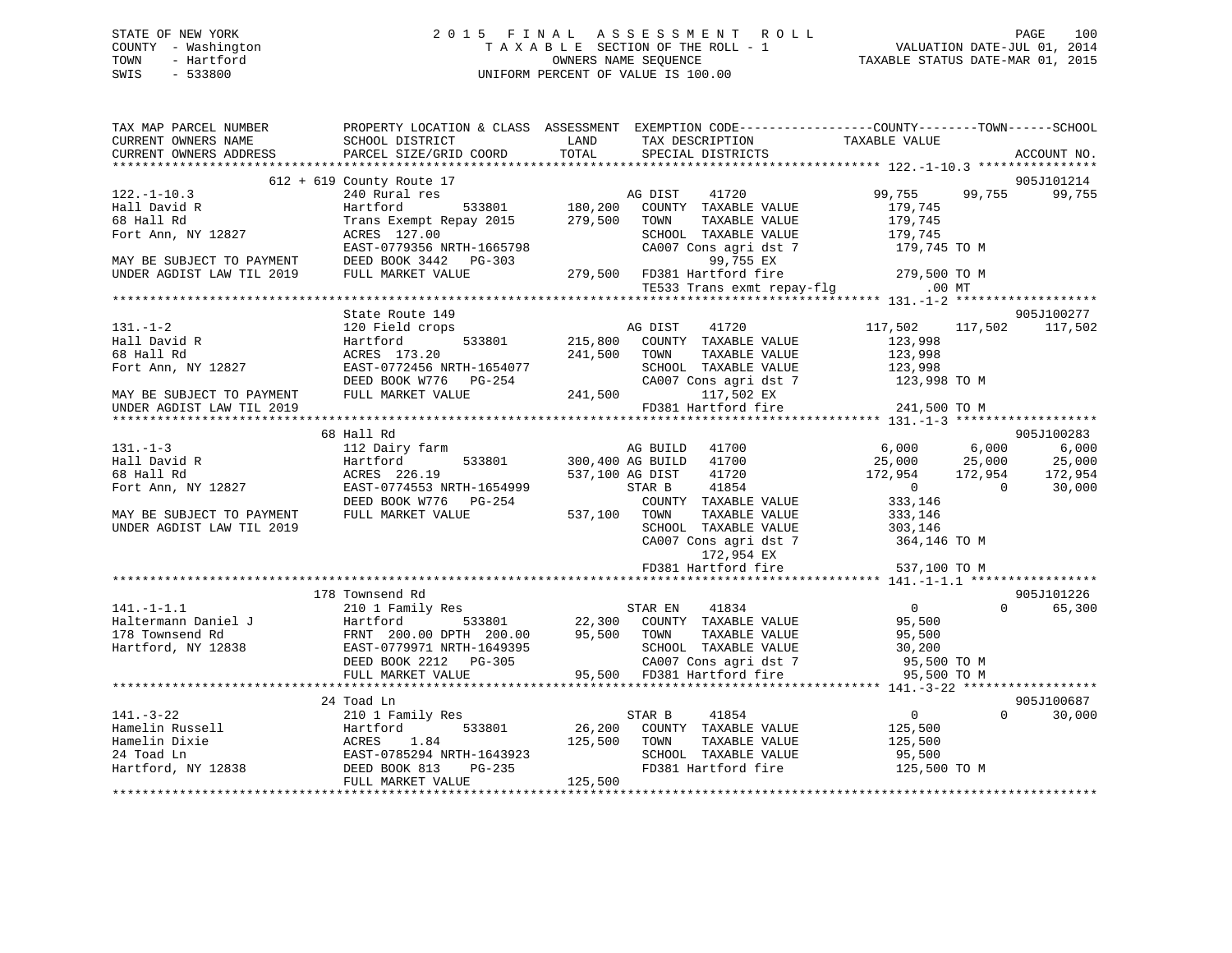STATE OF NEW YORK
COUNTY - Washington
TOWN - Hartford
SWIS - 533800

2015 FINAL ASSESSMENT ROLL
TAXABLE SECTION OF THE ROLL - 1
OWNERS NAME SEQUENCE
UNIFORM PERCENT OF VALUE IS 100.00

VALUATION DATE-JUL 01, 2014
TAXABLE STATUS DATE-MAR 01, 2015

```
TAX MAP PARCEL NUMBER          PROPERTY LOCATION & CLASS  ASSESSMENT  EXEMPTION CODE------------------COUNTY--------TOWN------SCHOOL
CURRENT OWNERS NAME            SCHOOL DISTRICT               LAND      TAX DESCRIPTION              TAXABLE VALUE
CURRENT OWNERS ADDRESS         PARCEL SIZE/GRID COORD        TOTAL     SPECIAL DISTRICTS                                        ACCOUNT NO.
******************************************************************************************************* 122.-1-10.3 ****************
                        612 + 619 County Route 17                                                                           905J101214
122.-1-10.3                    240 Rural res                          AG DIST     41720              99,755     99,755      99,755
Hall David R                   Hartford        533801      180,200    COUNTY  TAXABLE VALUE          179,745
68 Hall Rd                     Trans Exempt Repay 2015     279,500    TOWN    TAXABLE VALUE          179,745
Fort Ann, NY 12827             ACRES  127.00                          SCHOOL  TAXABLE VALUE          179,745
                               EAST-0779356 NRTH-1665798              CA007 Cons agri dst 7          179,745 TO M
MAY BE SUBJECT TO PAYMENT      DEED BOOK 3442   PG-303                      99,755 EX
UNDER AGDIST LAW TIL 2019      FULL MARKET VALUE           279,500    FD381 Hartford fire            279,500 TO M
                                                                      TE533 Trans exmt repay-flg          .00 MT
******************************************************************************************************* 131.-1-2 *******************
                               State Route 149                                                                              905J100277
131.-1-2                       120 Field crops                        AG DIST     41720             117,502    117,502     117,502
Hall David R                   Hartford        533801      215,800    COUNTY  TAXABLE VALUE          123,998
68 Hall Rd                     ACRES  173.20               241,500    TOWN    TAXABLE VALUE          123,998
Fort Ann, NY 12827             EAST-0772456 NRTH-1654077              SCHOOL  TAXABLE VALUE          123,998
                               DEED BOOK W776   PG-254                CA007 Cons agri dst 7          123,998 TO M
MAY BE SUBJECT TO PAYMENT      FULL MARKET VALUE           241,500          117,502 EX
UNDER AGDIST LAW TIL 2019                                             FD381 Hartford fire            241,500 TO M
******************************************************************************************************* 131.-1-3 *******************
                               68 Hall Rd                                                                                   905J100283
131.-1-3                       112 Dairy farm                         AG BUILD    41700               6,000      6,000       6,000
Hall David R                   Hartford        533801      300,400 AG BUILD   41700              25,000     25,000      25,000
68 Hall Rd                     ACRES  226.19               537,100 AG DIST    41720             172,954    172,954     172,954
Fort Ann, NY 12827             EAST-0774553 NRTH-1654999              STAR B      41854                   0          0      30,000
                               DEED BOOK W776   PG-254                COUNTY  TAXABLE VALUE          333,146
MAY BE SUBJECT TO PAYMENT      FULL MARKET VALUE           537,100    TOWN    TAXABLE VALUE          333,146
UNDER AGDIST LAW TIL 2019                                             SCHOOL  TAXABLE VALUE          303,146
                                                                      CA007 Cons agri dst 7          364,146 TO M
                                                                            172,954 EX
                                                                      FD381 Hartford fire            537,100 TO M
******************************************************************************************************* 141.-1-1.1 *****************
                               178 Townsend Rd                                                                              905J101226
141.-1-1.1                     210 1 Family Res                       STAR EN     41834                   0          0      65,300
Haltermann Daniel J            Hartford        533801       22,300    COUNTY  TAXABLE VALUE           95,500
178 Townsend Rd                FRNT 200.00 DPTH 200.00      95,500    TOWN    TAXABLE VALUE           95,500
Hartford, NY 12838             EAST-0779971 NRTH-1649395              SCHOOL  TAXABLE VALUE           30,200
                               DEED BOOK 2212   PG-305                CA007 Cons agri dst 7           95,500 TO M
                               FULL MARKET VALUE            95,500    FD381 Hartford fire             95,500 TO M
******************************************************************************************************* 141.-3-22 ******************
                               24 Toad Ln                                                                                   905J100687
141.-3-22                      210 1 Family Res                       STAR B      41854                   0          0      30,000
Hamelin Russell                Hartford        533801       26,200    COUNTY  TAXABLE VALUE          125,500
Hamelin Dixie                  ACRES    1.84               125,500    TOWN    TAXABLE VALUE          125,500
24 Toad Ln                     EAST-0785294 NRTH-1643923              SCHOOL  TAXABLE VALUE           95,500
Hartford, NY 12838             DEED BOOK 813    PG-235                FD381 Hartford fire            125,500 TO M
                               FULL MARKET VALUE           125,500
************************************************************************************************************************************
```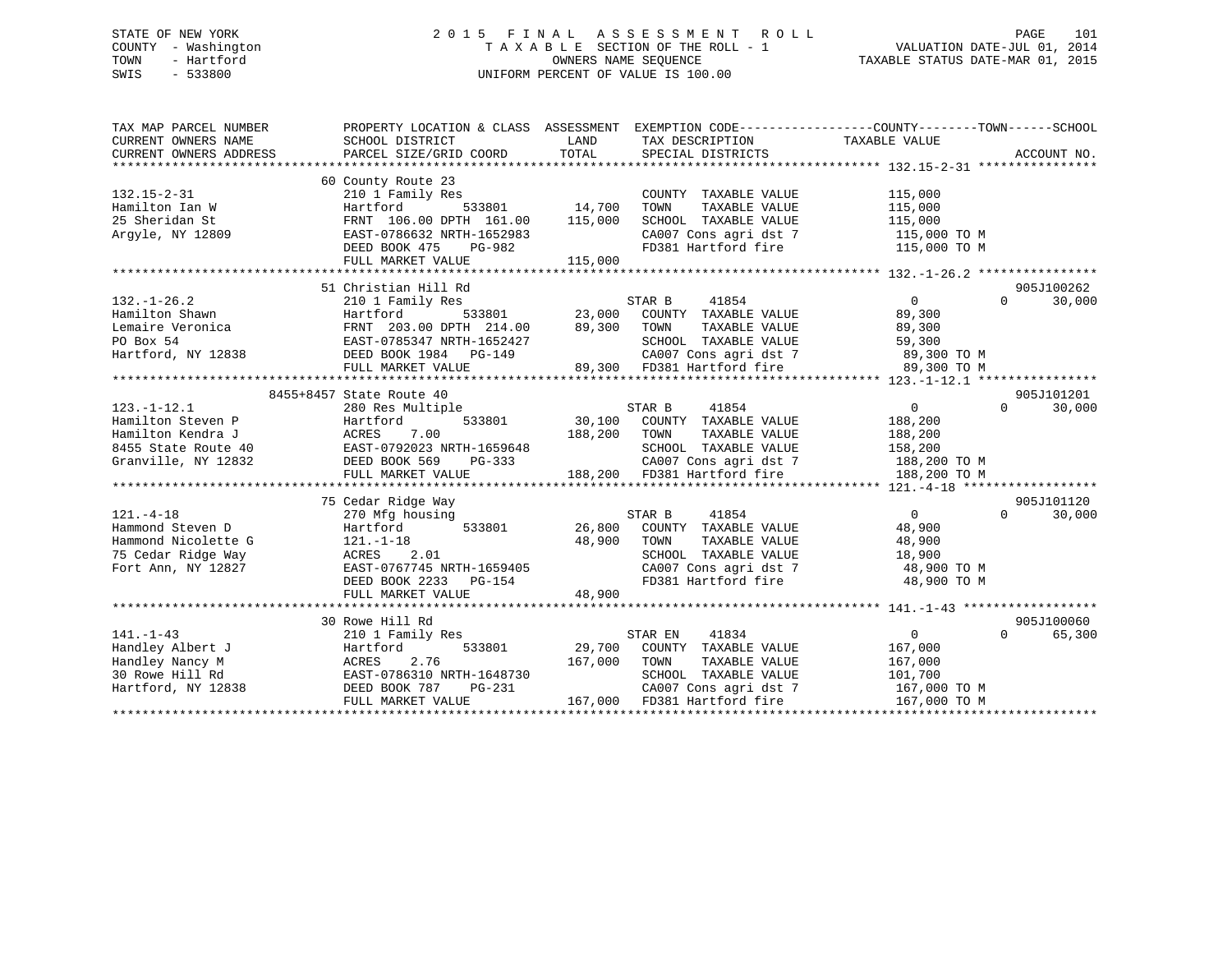STATE OF NEW YORK  
COUNTY - Washington  
TOWN - Hartford  
SWIS - 533800

2015 FINAL ASSESSMENT ROLL  
TAXABLE SECTION OF THE ROLL - 1  
OWNERS NAME SEQUENCE  
UNIFORM PERCENT OF VALUE IS 100.00

VALUATION DATE-JUL 01, 2014  
TAXABLE STATUS DATE-MAR 01, 2015

| TAX MAP PARCEL NUMBER / CURRENT OWNERS NAME / CURRENT OWNERS ADDRESS | PROPERTY LOCATION & CLASS / SCHOOL DISTRICT / PARCEL SIZE/GRID COORD | ASSESSMENT LAND | TOTAL | EXEMPTION CODE / TAX DESCRIPTION / SPECIAL DISTRICTS | COUNTY TAXABLE VALUE | TOWN | SCHOOL | ACCOUNT NO. |
|---|---|---|---|---|---|---|---|---|
| **132.15-2-31** | 60 County Route 23 | | | | | | | |
| 132.15-2-31 | 210 1 Family Res | | | COUNTY TAXABLE VALUE | 115,000 | | | |
| Hamilton Ian W | Hartford 533801 | 14,700 | | TOWN TAXABLE VALUE | 115,000 | | | |
| 25 Sheridan St | FRNT 106.00 DPTH 161.00 | | 115,000 | SCHOOL TAXABLE VALUE | 115,000 | | | |
| Argyle, NY 12809 | EAST-0786632 NRTH-1652983 | | | CA007 Cons agri dst 7 | 115,000 TO M | | | |
| | DEED BOOK 475 PG-982 | | | FD381 Hartford fire | 115,000 TO M | | | |
| | FULL MARKET VALUE | | 115,000 | | | | | |
| **132.-1-26.2** | 51 Christian Hill Rd | | | | | | | 905J100262 |
| 132.-1-26.2 | 210 1 Family Res | | | STAR B 41854 | 0 | 0 | 30,000 | |
| Hamilton Shawn | Hartford 533801 | 23,000 | | COUNTY TAXABLE VALUE | 89,300 | | | |
| Lemaire Veronica | FRNT 203.00 DPTH 214.00 | | 89,300 | TOWN TAXABLE VALUE | 89,300 | | | |
| PO Box 54 | EAST-0785347 NRTH-1652427 | | | SCHOOL TAXABLE VALUE | 59,300 | | | |
| Hartford, NY 12838 | DEED BOOK 1984 PG-149 | | | CA007 Cons agri dst 7 | 89,300 TO M | | | |
| | FULL MARKET VALUE | | 89,300 | FD381 Hartford fire | 89,300 TO M | | | |
| **123.-1-12.1** | 8455+8457 State Route 40 | | | | | | | 905J101201 |
| 123.-1-12.1 | 280 Res Multiple | | | STAR B 41854 | 0 | 0 | 30,000 | |
| Hamilton Steven P | Hartford 533801 | 30,100 | | COUNTY TAXABLE VALUE | 188,200 | | | |
| Hamilton Kendra J | ACRES 7.00 | | 188,200 | TOWN TAXABLE VALUE | 188,200 | | | |
| 8455 State Route 40 | EAST-0792023 NRTH-1659648 | | | SCHOOL TAXABLE VALUE | 158,200 | | | |
| Granville, NY 12832 | DEED BOOK 569 PG-333 | | | CA007 Cons agri dst 7 | 188,200 TO M | | | |
| | FULL MARKET VALUE | | 188,200 | FD381 Hartford fire | 188,200 TO M | | | |
| **121.-4-18** | 75 Cedar Ridge Way | | | | | | | 905J101120 |
| 121.-4-18 | 270 Mfg housing | | | STAR B 41854 | 0 | 0 | 30,000 | |
| Hammond Steven D | Hartford 533801 | 26,800 | | COUNTY TAXABLE VALUE | 48,900 | | | |
| Hammond Nicolette G | 121.-1-18 | | 48,900 | TOWN TAXABLE VALUE | 48,900 | | | |
| 75 Cedar Ridge Way | ACRES 2.01 | | | SCHOOL TAXABLE VALUE | 18,900 | | | |
| Fort Ann, NY 12827 | EAST-0767745 NRTH-1659405 | | | CA007 Cons agri dst 7 | 48,900 TO M | | | |
| | DEED BOOK 2233 PG-154 | | | FD381 Hartford fire | 48,900 TO M | | | |
| | FULL MARKET VALUE | | 48,900 | | | | | |
| **141.-1-43** | 30 Rowe Hill Rd | | | | | | | 905J100060 |
| 141.-1-43 | 210 1 Family Res | | | STAR EN 41834 | 0 | 0 | 65,300 | |
| Handley Albert J | Hartford 533801 | 29,700 | | COUNTY TAXABLE VALUE | 167,000 | | | |
| Handley Nancy M | ACRES 2.76 | | 167,000 | TOWN TAXABLE VALUE | 167,000 | | | |
| 30 Rowe Hill Rd | EAST-0786310 NRTH-1648730 | | | SCHOOL TAXABLE VALUE | 101,700 | | | |
| Hartford, NY 12838 | DEED BOOK 787 PG-231 | | | CA007 Cons agri dst 7 | 167,000 TO M | | | |
| | FULL MARKET VALUE | | 167,000 | FD381 Hartford fire | 167,000 TO M | | | |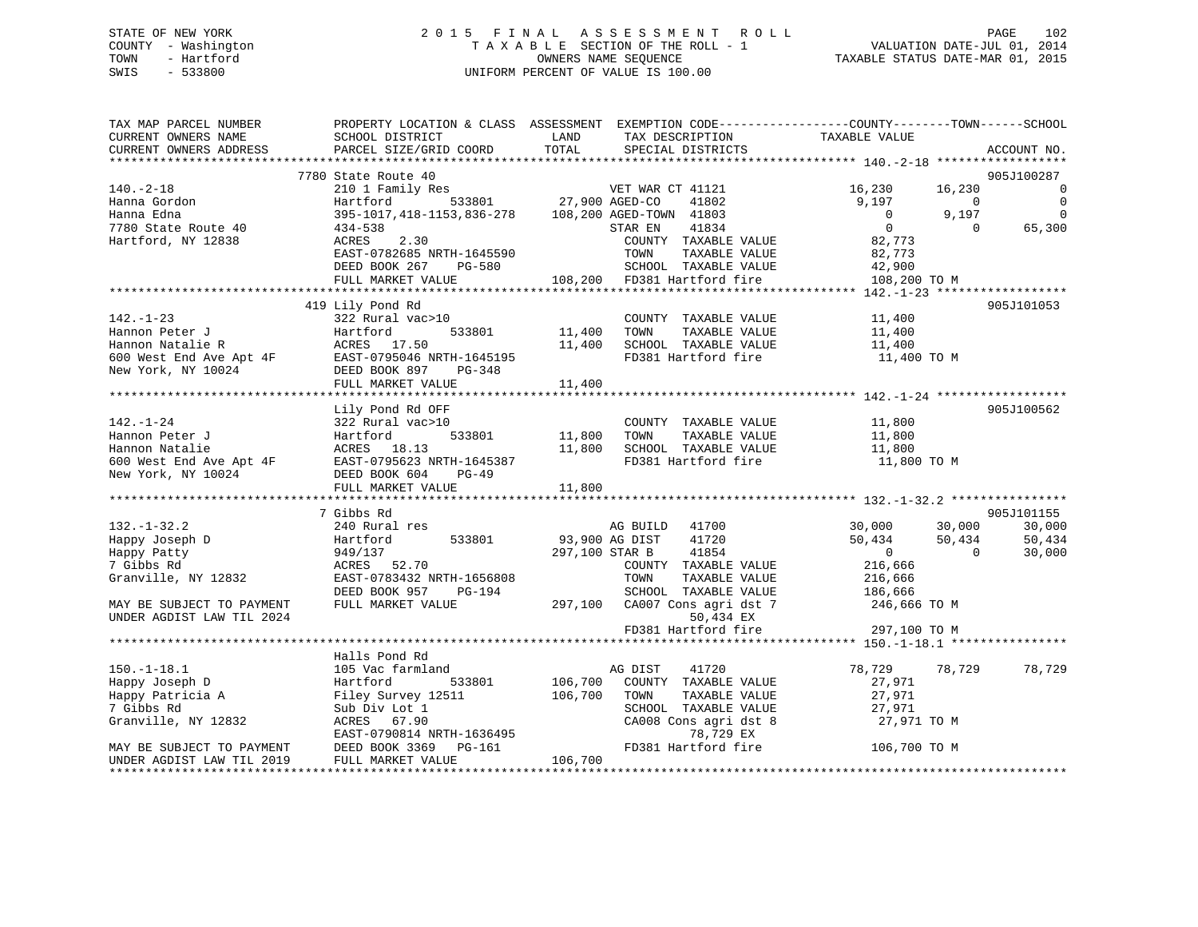STATE OF NEW YORK
COUNTY - Washington
TOWN - Hartford
SWIS - 533800

# 2015 FINAL ASSESSMENT ROLL
TAXABLE SECTION OF THE ROLL - 1
OWNERS NAME SEQUENCE
UNIFORM PERCENT OF VALUE IS 100.00

VALUATION DATE-JUL 01, 2014
TAXABLE STATUS DATE-MAR 01, 2015

```
TAX MAP PARCEL NUMBER          PROPERTY LOCATION & CLASS  ASSESSMENT  EXEMPTION CODE------------------COUNTY--------TOWN------SCHOOL
CURRENT OWNERS NAME            SCHOOL DISTRICT              LAND      TAX DESCRIPTION              TAXABLE VALUE
CURRENT OWNERS ADDRESS         PARCEL SIZE/GRID COORD       TOTAL     SPECIAL DISTRICTS                                    ACCOUNT NO.
******************************************************************************************************* 140.-2-18 ******************
                               7780 State Route 40                                                                          905J100287
140.-2-18                      210 1 Family Res                     VET WAR CT 41121              16,230     16,230           0
Hanna Gordon                   Hartford         533801       27,900 AGED-CO    41802               9,197          0           0
Hanna Edna                     395-1017,418-1153,836-278    108,200 AGED-TOWN  41803                   0      9,197           0
7780 State Route 40            434-538                              STAR EN    41834                   0          0      65,300
Hartford, NY 12838             ACRES     2.30                       COUNTY  TAXABLE VALUE          82,773
                               EAST-0782685 NRTH-1645590            TOWN    TAXABLE VALUE          82,773
                               DEED BOOK 267     PG-580             SCHOOL  TAXABLE VALUE          42,900
                               FULL MARKET VALUE            108,200 FD381 Hartford fire           108,200 TO M
******************************************************************************************************* 142.-1-23 ******************
                               419 Lily Pond Rd                                                                             905J101053
142.-1-23                      322 Rural vac>10                     COUNTY  TAXABLE VALUE          11,400
Hannon Peter J                 Hartford         533801       11,400 TOWN    TAXABLE VALUE          11,400
Hannon Natalie R               ACRES    17.50                11,400 SCHOOL  TAXABLE VALUE          11,400
600 West End Ave Apt 4F        EAST-0795046 NRTH-1645195            FD381 Hartford fire            11,400 TO M
New York, NY 10024             DEED BOOK 897     PG-348
                               FULL MARKET VALUE             11,400
******************************************************************************************************* 142.-1-24 ******************
                               Lily Pond Rd OFF                                                                             905J100562
142.-1-24                      322 Rural vac>10                     COUNTY  TAXABLE VALUE          11,800
Hannon Peter J                 Hartford         533801       11,800 TOWN    TAXABLE VALUE          11,800
Hannon Natalie                 ACRES    18.13                11,800 SCHOOL  TAXABLE VALUE          11,800
600 West End Ave Apt 4F        EAST-0795623 NRTH-1645387            FD381 Hartford fire            11,800 TO M
New York, NY 10024             DEED BOOK 604     PG-49
                               FULL MARKET VALUE             11,800
******************************************************************************************************* 132.-1-32.2 ****************
                               7 Gibbs Rd                                                                                   905J101155
132.-1-32.2                    240 Rural res                        AG BUILD   41700              30,000     30,000      30,000
Happy Joseph D                 Hartford         533801       93,900 AG DIST    41720              50,434     50,434      50,434
Happy Patty                    949/137                      297,100 STAR B     41854                   0          0      30,000
7 Gibbs Rd                     ACRES    52.70                       COUNTY  TAXABLE VALUE         216,666
Granville, NY 12832            EAST-0783432 NRTH-1656808            TOWN    TAXABLE VALUE         216,666
                               DEED BOOK 957     PG-194             SCHOOL  TAXABLE VALUE         186,666
MAY BE SUBJECT TO PAYMENT      FULL MARKET VALUE            297,100 CA007 Cons agri dst 7         246,666 TO M
UNDER AGDIST LAW TIL 2024                                                 50,434 EX
                                                                    FD381 Hartford fire           297,100 TO M
******************************************************************************************************* 150.-1-18.1 ****************
                               Halls Pond Rd
150.-1-18.1                    105 Vac farmland                     AG DIST    41720              78,729     78,729      78,729
Happy Joseph D                 Hartford         533801      106,700 COUNTY  TAXABLE VALUE          27,971
Happy Patricia A               Filey Survey 12511           106,700 TOWN    TAXABLE VALUE          27,971
7 Gibbs Rd                     Sub Div Lot 1                        SCHOOL  TAXABLE VALUE          27,971
Granville, NY 12832            ACRES    67.90                       CA008 Cons agri dst 8          27,971 TO M
                               EAST-0790814 NRTH-1636495                  78,729 EX
MAY BE SUBJECT TO PAYMENT      DEED BOOK 3369    PG-161             FD381 Hartford fire           106,700 TO M
UNDER AGDIST LAW TIL 2019      FULL MARKET VALUE            106,700
************************************************************************************************************************************
```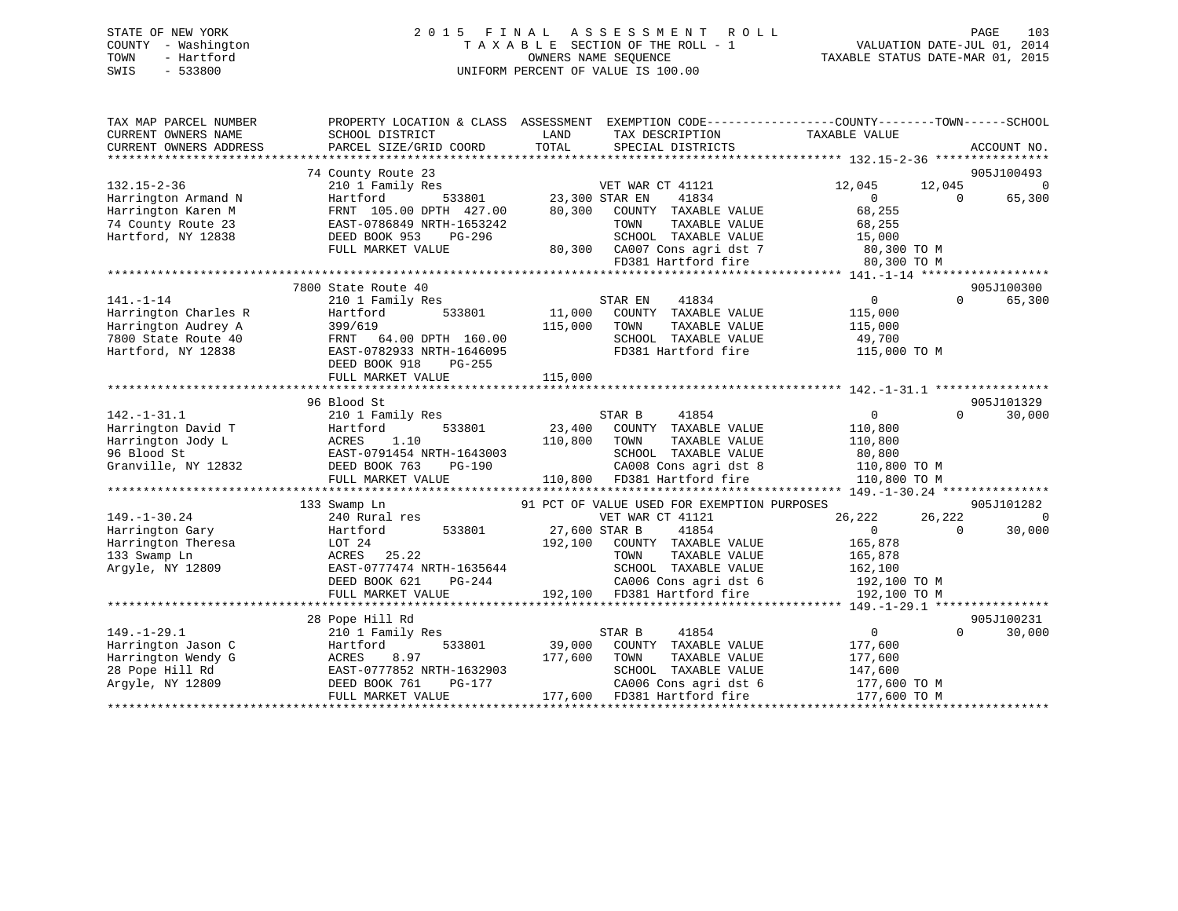STATE OF NEW YORK
COUNTY - Washington
TOWN - Hartford
SWIS - 533800

2 0 1 5 F I N A L A S S E S S M E N T R O L L
T A X A B L E SECTION OF THE ROLL - 1
OWNERS NAME SEQUENCE
UNIFORM PERCENT OF VALUE IS 100.00

VALUATION DATE-JUL 01, 2014
TAXABLE STATUS DATE-MAR 01, 2015

| TAX MAP PARCEL NUMBER / CURRENT OWNERS NAME / CURRENT OWNERS ADDRESS | PROPERTY LOCATION & CLASS / SCHOOL DISTRICT / PARCEL SIZE/GRID COORD | ASSESSMENT LAND / TOTAL | EXEMPTION CODE / TAX DESCRIPTION / SPECIAL DISTRICTS | COUNTY TAXABLE VALUE | TOWN | SCHOOL | ACCOUNT NO. |
|---|---|---|---|---|---|---|---|
| **132.15-2-36** | 74 County Route 23 | | | | | | 905J100493 |
| | 210 1 Family Res | | VET WAR CT 41121 | 12,045 | 12,045 | 0 | |
| Harrington Armand N | Hartford 533801 | 23,300 | STAR EN 41834 | 0 | 0 | 65,300 | |
| Harrington Karen M | FRNT 105.00 DPTH 427.00 | 80,300 | COUNTY TAXABLE VALUE | 68,255 | | | |
| 74 County Route 23 | EAST-0786849 NRTH-1653242 | | TOWN TAXABLE VALUE | 68,255 | | | |
| Hartford, NY 12838 | DEED BOOK 953 PG-296 | | SCHOOL TAXABLE VALUE | 15,000 | | | |
| | FULL MARKET VALUE | 80,300 | CA007 Cons agri dst 7 | 80,300 TO M | | | |
| | | | FD381 Hartford fire | 80,300 TO M | | | |
| **141.-1-14** | 7800 State Route 40 | | | | | | 905J100300 |
| | 210 1 Family Res | | STAR EN 41834 | 0 | 0 | 65,300 | |
| Harrington Charles R | Hartford 533801 | 11,000 | COUNTY TAXABLE VALUE | 115,000 | | | |
| Harrington Audrey A | 399/619 | 115,000 | TOWN TAXABLE VALUE | 115,000 | | | |
| 7800 State Route 40 | FRNT 64.00 DPTH 160.00 | | SCHOOL TAXABLE VALUE | 49,700 | | | |
| Hartford, NY 12838 | EAST-0782933 NRTH-1646095 | | FD381 Hartford fire | 115,000 TO M | | | |
| | DEED BOOK 918 PG-255 | | | | | | |
| | FULL MARKET VALUE | 115,000 | | | | | |
| **142.-1-31.1** | 96 Blood St | | | | | | 905J101329 |
| | 210 1 Family Res | | STAR B 41854 | 0 | 0 | 30,000 | |
| Harrington David T | Hartford 533801 | 23,400 | COUNTY TAXABLE VALUE | 110,800 | | | |
| Harrington Jody L | ACRES 1.10 | 110,800 | TOWN TAXABLE VALUE | 110,800 | | | |
| 96 Blood St | EAST-0791454 NRTH-1643003 | | SCHOOL TAXABLE VALUE | 80,800 | | | |
| Granville, NY 12832 | DEED BOOK 763 PG-190 | | CA008 Cons agri dst 8 | 110,800 TO M | | | |
| | FULL MARKET VALUE | 110,800 | FD381 Hartford fire | 110,800 TO M | | | |
| **149.-1-30.24** | 133 Swamp Ln | | 91 PCT OF VALUE USED FOR EXEMPTION PURPOSES | | | | 905J101282 |
| | 240 Rural res | | VET WAR CT 41121 | 26,222 | 26,222 | 0 | |
| Harrington Gary | Hartford 533801 | 27,600 | STAR B 41854 | 0 | 0 | 30,000 | |
| Harrington Theresa | LOT 24 | 192,100 | COUNTY TAXABLE VALUE | 165,878 | | | |
| 133 Swamp Ln | ACRES 25.22 | | TOWN TAXABLE VALUE | 165,878 | | | |
| Argyle, NY 12809 | EAST-0777474 NRTH-1635644 | | SCHOOL TAXABLE VALUE | 162,100 | | | |
| | DEED BOOK 621 PG-244 | | CA006 Cons agri dst 6 | 192,100 TO M | | | |
| | FULL MARKET VALUE | 192,100 | FD381 Hartford fire | 192,100 TO M | | | |
| **149.-1-29.1** | 28 Pope Hill Rd | | | | | | 905J100231 |
| | 210 1 Family Res | | STAR B 41854 | 0 | 0 | 30,000 | |
| Harrington Jason C | Hartford 533801 | 39,000 | COUNTY TAXABLE VALUE | 177,600 | | | |
| Harrington Wendy G | ACRES 8.97 | 177,600 | TOWN TAXABLE VALUE | 177,600 | | | |
| 28 Pope Hill Rd | EAST-0777852 NRTH-1632903 | | SCHOOL TAXABLE VALUE | 147,600 | | | |
| Argyle, NY 12809 | DEED BOOK 761 PG-177 | | CA006 Cons agri dst 6 | 177,600 TO M | | | |
| | FULL MARKET VALUE | 177,600 | FD381 Hartford fire | 177,600 TO M | | | |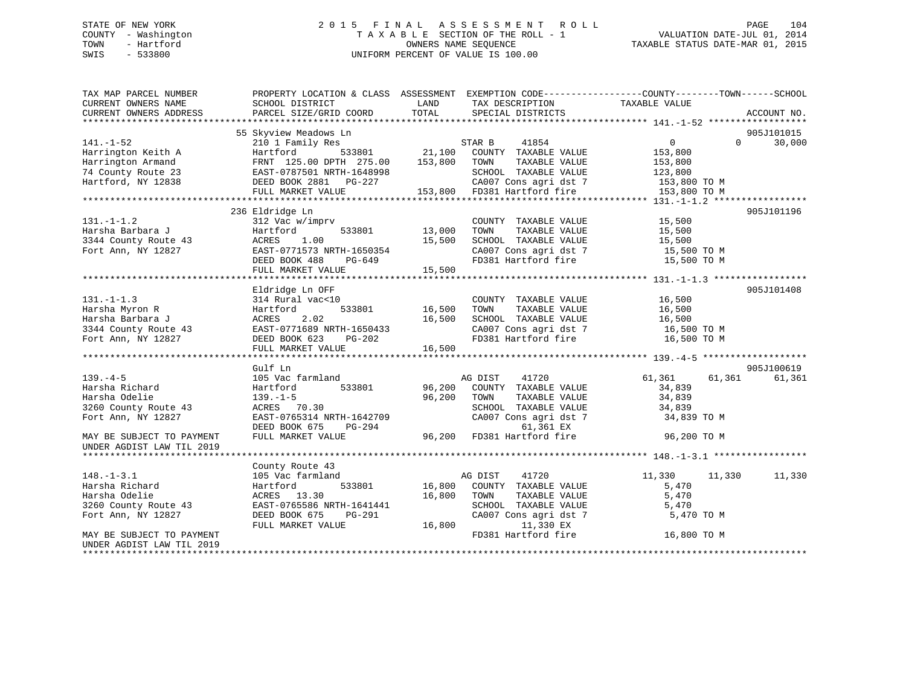STATE OF NEW YORK
COUNTY - Washington
TOWN - Hartford
SWIS - 533800

# 2015 FINAL ASSESSMENT ROLL

TAXABLE SECTION OF THE ROLL - 1
OWNERS NAME SEQUENCE
UNIFORM PERCENT OF VALUE IS 100.00

VALUATION DATE-JUL 01, 2014
TAXABLE STATUS DATE-MAR 01, 2015

```
TAX MAP PARCEL NUMBER          PROPERTY LOCATION & CLASS  ASSESSMENT  EXEMPTION CODE-----------------COUNTY--------TOWN------SCHOOL
CURRENT OWNERS NAME            SCHOOL DISTRICT               LAND      TAX DESCRIPTION            TAXABLE VALUE
CURRENT OWNERS ADDRESS         PARCEL SIZE/GRID COORD        TOTAL     SPECIAL DISTRICTS                                     ACCOUNT NO.
*********************************************************************************************** 141.-1-52 ******************
                               55 Skyview Meadows Ln                                                                         905J101015
141.-1-52                      210 1 Family Res                        STAR B     41854              0            0        30,000
Harrington Keith A             Hartford        533801       21,100     COUNTY  TAXABLE VALUE         153,800
Harrington Armand              FRNT 125.00 DPTH 275.00     153,800     TOWN    TAXABLE VALUE         153,800
74 County Route 23             EAST-0787501 NRTH-1648998               SCHOOL  TAXABLE VALUE         123,800
Hartford, NY 12838             DEED BOOK 2881   PG-227                 CA007 Cons agri dst 7          153,800 TO M
                               FULL MARKET VALUE           153,800     FD381 Hartford fire            153,800 TO M
*********************************************************************************************** 131.-1-1.2 *****************
                               236 Eldridge Ln                                                                               905J101196
131.-1-1.2                     312 Vac w/imprv                         COUNTY  TAXABLE VALUE          15,500
Harsha Barbara J               Hartford        533801       13,000     TOWN    TAXABLE VALUE          15,500
3344 County Route 43           ACRES    1.00                15,500     SCHOOL  TAXABLE VALUE          15,500
Fort Ann, NY 12827             EAST-0771573 NRTH-1650354               CA007 Cons agri dst 7           15,500 TO M
                               DEED BOOK 488    PG-649                 FD381 Hartford fire             15,500 TO M
                               FULL MARKET VALUE            15,500
*********************************************************************************************** 131.-1-1.3 *****************
                               Eldridge Ln OFF                                                                               905J101408
131.-1-1.3                     314 Rural vac<10                        COUNTY  TAXABLE VALUE          16,500
Harsha Myron R                 Hartford        533801       16,500     TOWN    TAXABLE VALUE          16,500
Harsha Barbara J               ACRES    2.02                16,500     SCHOOL  TAXABLE VALUE          16,500
3344 County Route 43           EAST-0771689 NRTH-1650433               CA007 Cons agri dst 7           16,500 TO M
Fort Ann, NY 12827             DEED BOOK 623    PG-202                 FD381 Hartford fire             16,500 TO M
                               FULL MARKET VALUE            16,500
*********************************************************************************************** 139.-4-5 *******************
                               Gulf Ln                                                                                       905J100619
139.-4-5                       105 Vac farmland                        AG DIST    41720          61,361       61,361       61,361
Harsha Richard                 Hartford        533801       96,200     COUNTY  TAXABLE VALUE          34,839
Harsha Odelie                  139.-1-5                     96,200     TOWN    TAXABLE VALUE          34,839
3260 County Route 43           ACRES   70.30                           SCHOOL  TAXABLE VALUE          34,839
Fort Ann, NY 12827             EAST-0765314 NRTH-1642709               CA007 Cons agri dst 7           34,839 TO M
                               DEED BOOK 675    PG-294                       61,361 EX
MAY BE SUBJECT TO PAYMENT      FULL MARKET VALUE            96,200     FD381 Hartford fire             96,200 TO M
UNDER AGDIST LAW TIL 2019
*********************************************************************************************** 148.-1-3.1 *****************
                               County Route 43
148.-1-3.1                     105 Vac farmland                        AG DIST    41720          11,330       11,330       11,330
Harsha Richard                 Hartford        533801       16,800     COUNTY  TAXABLE VALUE           5,470
Harsha Odelie                  ACRES   13.30                16,800     TOWN    TAXABLE VALUE           5,470
3260 County Route 43           EAST-0765586 NRTH-1641441               SCHOOL  TAXABLE VALUE           5,470
Fort Ann, NY 12827             DEED BOOK 675    PG-291                 CA007 Cons agri dst 7            5,470 TO M
                               FULL MARKET VALUE            16,800           11,330 EX
MAY BE SUBJECT TO PAYMENT                                              FD381 Hartford fire             16,800 TO M
UNDER AGDIST LAW TIL 2019
******************************************************************************************************************************
```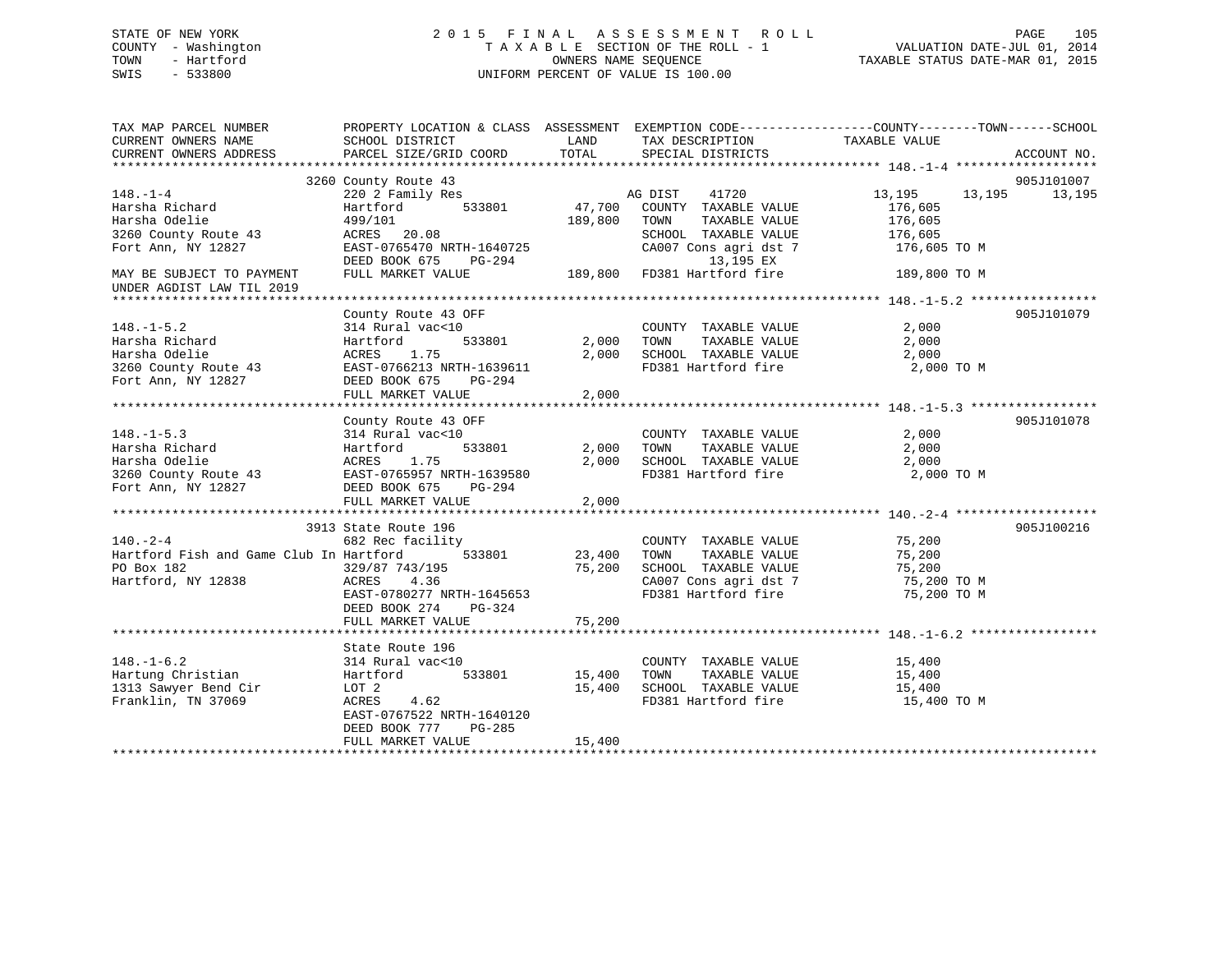STATE OF NEW YORK
COUNTY - Washington
TOWN - Hartford
SWIS - 533800

# 2015 FINAL ASSESSMENT ROLL

TAXABLE SECTION OF THE ROLL - 1
OWNERS NAME SEQUENCE
UNIFORM PERCENT OF VALUE IS 100.00

VALUATION DATE-JUL 01, 2014
TAXABLE STATUS DATE-MAR 01, 2015

| TAX MAP PARCEL NUMBER / CURRENT OWNERS NAME / CURRENT OWNERS ADDRESS | PROPERTY LOCATION & CLASS / SCHOOL DISTRICT / PARCEL SIZE/GRID COORD | ASSESSMENT LAND | TOTAL | EXEMPTION CODE / TAX DESCRIPTION / SPECIAL DISTRICTS | COUNTY TAXABLE VALUE | TOWN | SCHOOL | ACCOUNT NO. |
|---|---|---|---|---|---|---|---|---|
| **148.-1-4** | 3260 County Route 43 | | | | | | | 905J101007 |
| 148.-1-4 | 220 2 Family Res | | | AG DIST 41720 | 13,195 | 13,195 | 13,195 | |
| Harsha Richard | Hartford 533801 | 47,700 | | COUNTY TAXABLE VALUE | 176,605 | | | |
| Harsha Odelie | 499/101 | | 189,800 | TOWN TAXABLE VALUE | 176,605 | | | |
| 3260 County Route 43 | ACRES 20.08 | | | SCHOOL TAXABLE VALUE | 176,605 | | | |
| Fort Ann, NY 12827 | EAST-0765470 NRTH-1640725 | | | CA007 Cons agri dst 7 | 176,605 TO M | | | |
| | DEED BOOK 675 PG-294 | | | 13,195 EX | | | | |
| MAY BE SUBJECT TO PAYMENT | FULL MARKET VALUE | | 189,800 | FD381 Hartford fire | 189,800 TO M | | | |
| UNDER AGDIST LAW TIL 2019 | | | | | | | | |
| **148.-1-5.2** | County Route 43 OFF | | | | | | | 905J101079 |
| 148.-1-5.2 | 314 Rural vac<10 | | | COUNTY TAXABLE VALUE | 2,000 | | | |
| Harsha Richard | Hartford 533801 | 2,000 | | TOWN TAXABLE VALUE | 2,000 | | | |
| Harsha Odelie | ACRES 1.75 | | 2,000 | SCHOOL TAXABLE VALUE | 2,000 | | | |
| 3260 County Route 43 | EAST-0766213 NRTH-1639611 | | | FD381 Hartford fire | 2,000 TO M | | | |
| Fort Ann, NY 12827 | DEED BOOK 675 PG-294 | | | | | | | |
| | FULL MARKET VALUE | | 2,000 | | | | | |
| **148.-1-5.3** | County Route 43 OFF | | | | | | | 905J101078 |
| 148.-1-5.3 | 314 Rural vac<10 | | | COUNTY TAXABLE VALUE | 2,000 | | | |
| Harsha Richard | Hartford 533801 | 2,000 | | TOWN TAXABLE VALUE | 2,000 | | | |
| Harsha Odelie | ACRES 1.75 | | 2,000 | SCHOOL TAXABLE VALUE | 2,000 | | | |
| 3260 County Route 43 | EAST-0765957 NRTH-1639580 | | | FD381 Hartford fire | 2,000 TO M | | | |
| Fort Ann, NY 12827 | DEED BOOK 675 PG-294 | | | | | | | |
| | FULL MARKET VALUE | | 2,000 | | | | | |
| **140.-2-4** | 3913 State Route 196 | | | | | | | 905J100216 |
| 140.-2-4 | 682 Rec facility | | | COUNTY TAXABLE VALUE | 75,200 | | | |
| Hartford Fish and Game Club In | Hartford 533801 | 23,400 | | TOWN TAXABLE VALUE | 75,200 | | | |
| PO Box 182 | 329/87 743/195 | | 75,200 | SCHOOL TAXABLE VALUE | 75,200 | | | |
| Hartford, NY 12838 | ACRES 4.36 | | | CA007 Cons agri dst 7 | 75,200 TO M | | | |
| | EAST-0780277 NRTH-1645653 | | | FD381 Hartford fire | 75,200 TO M | | | |
| | DEED BOOK 274 PG-324 | | | | | | | |
| | FULL MARKET VALUE | | 75,200 | | | | | |
| **148.-1-6.2** | State Route 196 | | | | | | | |
| 148.-1-6.2 | 314 Rural vac<10 | | | COUNTY TAXABLE VALUE | 15,400 | | | |
| Hartung Christian | Hartford 533801 | 15,400 | | TOWN TAXABLE VALUE | 15,400 | | | |
| 1313 Sawyer Bend Cir | LOT 2 | | 15,400 | SCHOOL TAXABLE VALUE | 15,400 | | | |
| Franklin, TN 37069 | ACRES 4.62 | | | FD381 Hartford fire | 15,400 TO M | | | |
| | EAST-0767522 NRTH-1640120 | | | | | | | |
| | DEED BOOK 777 PG-285 | | | | | | | |
| | FULL MARKET VALUE | | 15,400 | | | | | |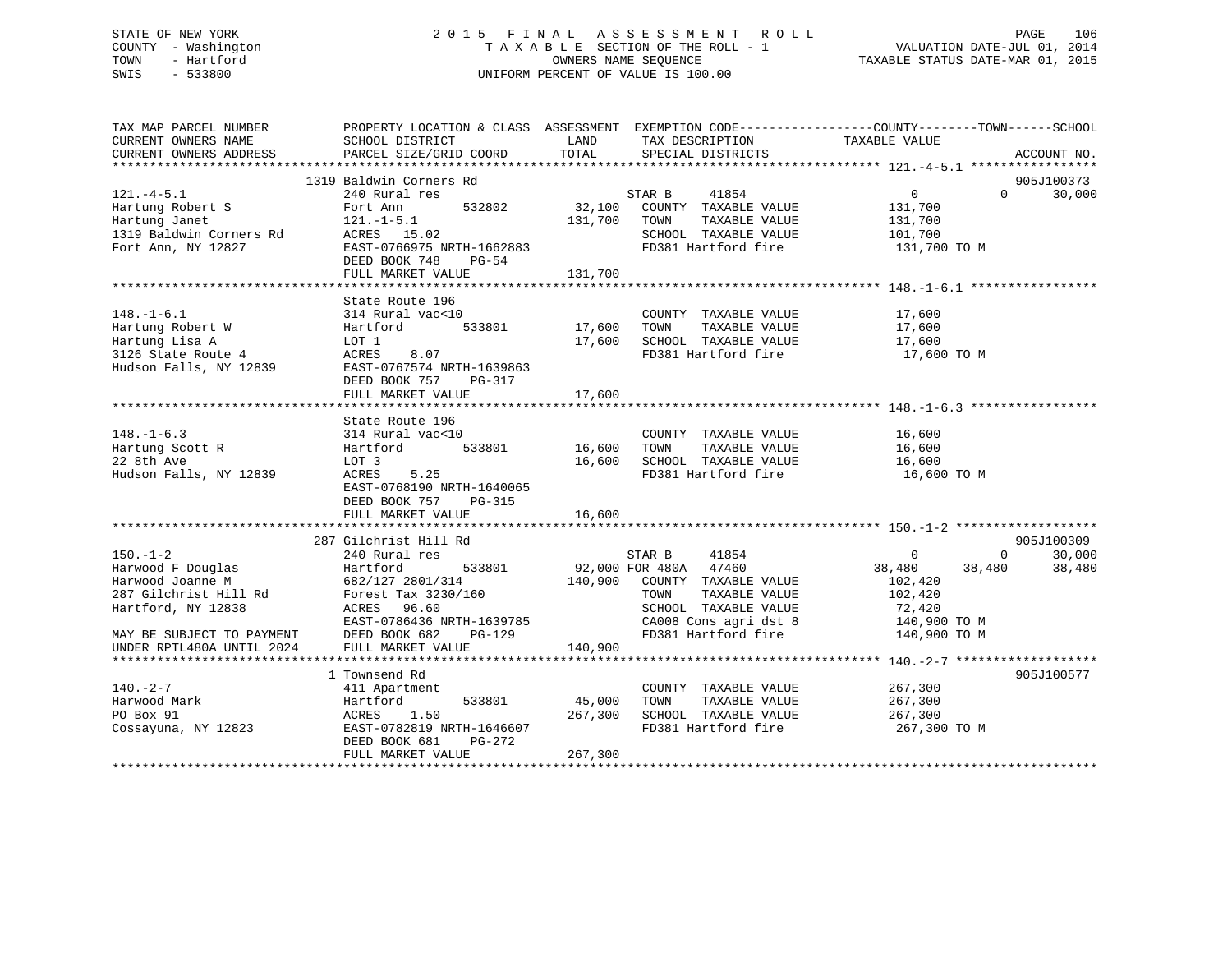STATE OF NEW YORK
COUNTY - Washington
TOWN - Hartford
SWIS - 533800

2015 FINAL ASSESSMENT ROLL
TAXABLE SECTION OF THE ROLL - 1
OWNERS NAME SEQUENCE
UNIFORM PERCENT OF VALUE IS 100.00

VALUATION DATE-JUL 01, 2014
TAXABLE STATUS DATE-MAR 01, 2015

```
TAX MAP PARCEL NUMBER          PROPERTY LOCATION & CLASS  ASSESSMENT  EXEMPTION CODE------------------COUNTY--------TOWN------SCHOOL
CURRENT OWNERS NAME            SCHOOL DISTRICT              LAND      TAX DESCRIPTION              TAXABLE VALUE
CURRENT OWNERS ADDRESS         PARCEL SIZE/GRID COORD       TOTAL     SPECIAL DISTRICTS                                        ACCOUNT NO.
******************************************************************************************************* 121.-4-5.1 *****************
                               1319 Baldwin Corners Rd                                                                          905J100373
121.-4-5.1                     240 Rural res                          STAR B      41854                  0            0       30,000
Hartung Robert S               Fort Ann        532802       32,100    COUNTY  TAXABLE VALUE          131,700
Hartung Janet                  121.-1-5.1                  131,700    TOWN    TAXABLE VALUE          131,700
1319 Baldwin Corners Rd        ACRES  15.02                           SCHOOL  TAXABLE VALUE          101,700
Fort Ann, NY 12827             EAST-0766975 NRTH-1662883              FD381 Hartford fire             131,700 TO M
                               DEED BOOK 748    PG-54
                               FULL MARKET VALUE           131,700
******************************************************************************************************* 148.-1-6.1 *****************
                               State Route 196
148.-1-6.1                     314 Rural vac<10                       COUNTY  TAXABLE VALUE           17,600
Hartung Robert W               Hartford        533801       17,600    TOWN    TAXABLE VALUE           17,600
Hartung Lisa A                 LOT 1                        17,600    SCHOOL  TAXABLE VALUE           17,600
3126 State Route 4             ACRES   8.07                           FD381 Hartford fire              17,600 TO M
Hudson Falls, NY 12839         EAST-0767574 NRTH-1639863
                               DEED BOOK 757    PG-317
                               FULL MARKET VALUE            17,600
******************************************************************************************************* 148.-1-6.3 *****************
                               State Route 196
148.-1-6.3                     314 Rural vac<10                       COUNTY  TAXABLE VALUE           16,600
Hartung Scott R                Hartford        533801       16,600    TOWN    TAXABLE VALUE           16,600
22 8th Ave                     LOT 3                        16,600    SCHOOL  TAXABLE VALUE           16,600
Hudson Falls, NY 12839         ACRES   5.25                           FD381 Hartford fire              16,600 TO M
                               EAST-0768190 NRTH-1640065
                               DEED BOOK 757    PG-315
                               FULL MARKET VALUE            16,600
******************************************************************************************************* 150.-1-2 *******************
                               287 Gilchrist Hill Rd                                                                            905J100309
150.-1-2                       240 Rural res                          STAR B      41854                  0            0       30,000
Harwood F Douglas              Hartford        533801       92,000 FOR 480A   47460             38,480       38,480       38,480
Harwood Joanne M               682/127 2801/314            140,900    COUNTY  TAXABLE VALUE          102,420
287 Gilchrist Hill Rd          Forest Tax 3230/160                    TOWN    TAXABLE VALUE          102,420
Hartford, NY 12838             ACRES  96.60                           SCHOOL  TAXABLE VALUE           72,420
                               EAST-0786436 NRTH-1639785              CA008 Cons agri dst 8           140,900 TO M
MAY BE SUBJECT TO PAYMENT      DEED BOOK 682    PG-129                FD381 Hartford fire             140,900 TO M
UNDER RPTL480A UNTIL 2024      FULL MARKET VALUE           140,900
******************************************************************************************************* 140.-2-7 *******************
                               1 Townsend Rd                                                                                    905J100577
140.-2-7                       411 Apartment                          COUNTY  TAXABLE VALUE          267,300
Harwood Mark                   Hartford        533801       45,000    TOWN    TAXABLE VALUE          267,300
PO Box 91                      ACRES   1.50                267,300    SCHOOL  TAXABLE VALUE          267,300
Cossayuna, NY 12823            EAST-0782819 NRTH-1646607              FD381 Hartford fire             267,300 TO M
                               DEED BOOK 681    PG-272
                               FULL MARKET VALUE           267,300
************************************************************************************************************************************
```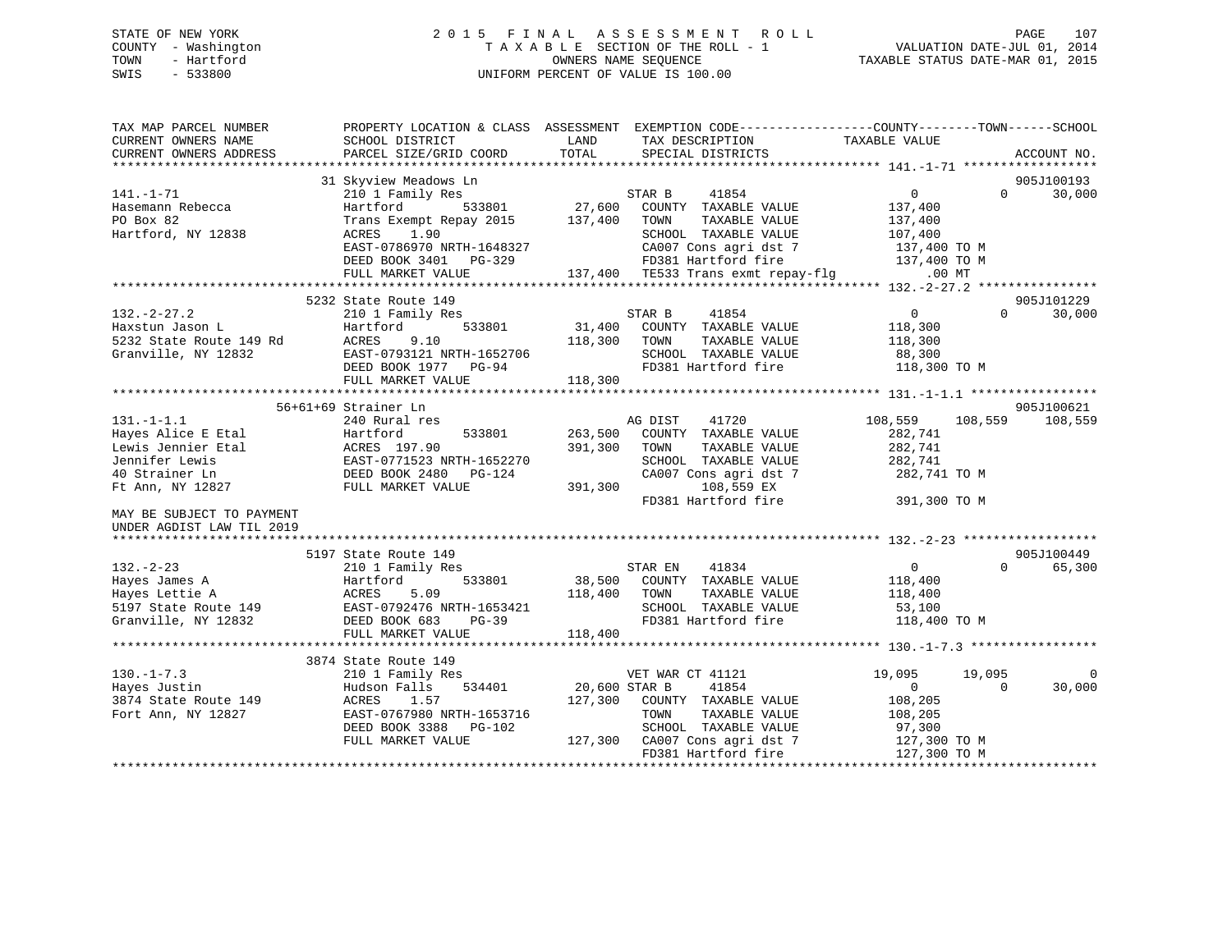STATE OF NEW YORK
COUNTY - Washington
TOWN - Hartford
SWIS - 533800

2015 FINAL ASSESSMENT ROLL
TAXABLE SECTION OF THE ROLL - 1
OWNERS NAME SEQUENCE
UNIFORM PERCENT OF VALUE IS 100.00

VALUATION DATE-JUL 01, 2014
TAXABLE STATUS DATE-MAR 01, 2015

```
TAX MAP PARCEL NUMBER          PROPERTY LOCATION & CLASS  ASSESSMENT  EXEMPTION CODE------------------COUNTY--------TOWN------SCHOOL
CURRENT OWNERS NAME            SCHOOL DISTRICT               LAND      TAX DESCRIPTION               TAXABLE VALUE
CURRENT OWNERS ADDRESS         PARCEL SIZE/GRID COORD        TOTAL     SPECIAL DISTRICTS                                        ACCOUNT NO.
******************************************************************************************************* 141.-1-71 ******************
                               31 Skyview Meadows Ln                                                                          905J100193
141.-1-71                      210 1 Family Res                        STAR B      41854                 0            0     30,000
Hasemann Rebecca               Hartford        533801       27,600     COUNTY  TAXABLE VALUE         137,400
PO Box 82                      Trans Exempt Repay 2015     137,400     TOWN    TAXABLE VALUE         137,400
Hartford, NY 12838             ACRES    1.90                           SCHOOL  TAXABLE VALUE         107,400
                               EAST-0786970 NRTH-1648327               CA007 Cons agri dst 7          137,400 TO M
                               DEED BOOK 3401   PG-329                 FD381 Hartford fire            137,400 TO M
                               FULL MARKET VALUE           137,400     TE533 Trans exmt repay-flg         .00 MT
******************************************************************************************************* 132.-2-27.2 ****************
                               5232 State Route 149                                                                           905J101229
132.-2-27.2                    210 1 Family Res                        STAR B      41854                 0            0     30,000
Haxstun Jason L                Hartford        533801       31,400     COUNTY  TAXABLE VALUE         118,300
5232 State Route 149 Rd        ACRES    9.10               118,300     TOWN    TAXABLE VALUE         118,300
Granville, NY 12832            EAST-0793121 NRTH-1652706               SCHOOL  TAXABLE VALUE          88,300
                               DEED BOOK 1977   PG-94                  FD381 Hartford fire            118,300 TO M
                               FULL MARKET VALUE           118,300
******************************************************************************************************* 131.-1-1.1 *****************
                               56+61+69 Strainer Ln                                                                           905J100621
131.-1-1.1                     240 Rural res                           AG DIST     41720            108,559      108,559    108,559
Hayes Alice E Etal             Hartford        533801      263,500     COUNTY  TAXABLE VALUE         282,741
Lewis Jennier Etal             ACRES  197.90               391,300     TOWN    TAXABLE VALUE         282,741
Jennifer Lewis                 EAST-0771523 NRTH-1652270               SCHOOL  TAXABLE VALUE         282,741
40 Strainer Ln                 DEED BOOK 2480   PG-124                 CA007 Cons agri dst 7          282,741 TO M
Ft Ann, NY 12827               FULL MARKET VALUE           391,300          108,559 EX
                                                                       FD381 Hartford fire            391,300 TO M
MAY BE SUBJECT TO PAYMENT
UNDER AGDIST LAW TIL 2019
******************************************************************************************************* 132.-2-23 ******************
                               5197 State Route 149                                                                           905J100449
132.-2-23                      210 1 Family Res                        STAR EN     41834                 0            0     65,300
Hayes James A                  Hartford        533801       38,500     COUNTY  TAXABLE VALUE         118,400
Hayes Lettie A                 ACRES    5.09               118,400     TOWN    TAXABLE VALUE         118,400
5197 State Route 149           EAST-0792476 NRTH-1653421               SCHOOL  TAXABLE VALUE          53,100
Granville, NY 12832            DEED BOOK 683    PG-39                  FD381 Hartford fire            118,400 TO M
                               FULL MARKET VALUE           118,400
******************************************************************************************************* 130.-1-7.3 *****************
                               3874 State Route 149
130.-1-7.3                     210 1 Family Res                        VET WAR CT 41121              19,095       19,095          0
Hayes Justin                   Hudson Falls    534401       20,600 STAR B      41854                 0            0     30,000
3874 State Route 149           ACRES    1.57               127,300     COUNTY  TAXABLE VALUE         108,205
Fort Ann, NY 12827             EAST-0767980 NRTH-1653716               TOWN    TAXABLE VALUE         108,205
                               DEED BOOK 3388   PG-102                 SCHOOL  TAXABLE VALUE          97,300
                               FULL MARKET VALUE           127,300     CA007 Cons agri dst 7          127,300 TO M
                                                                       FD381 Hartford fire            127,300 TO M
************************************************************************************************************************************
```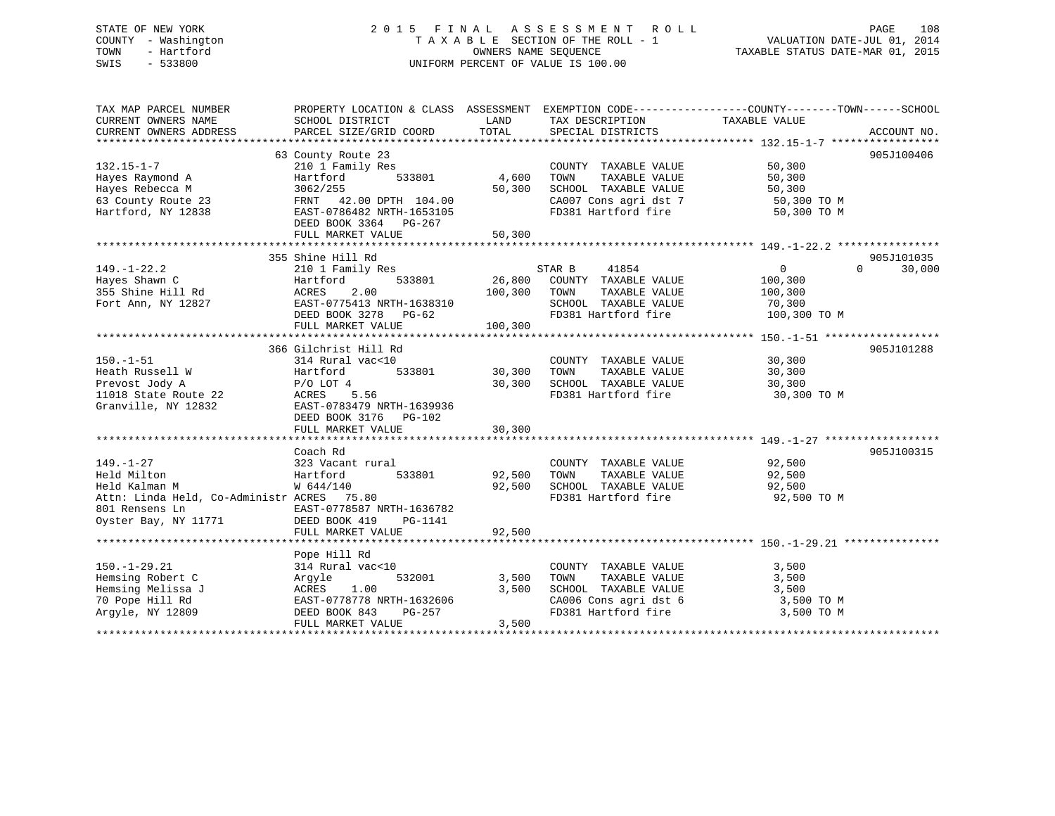STATE OF NEW YORK
COUNTY - Washington
TOWN - Hartford
SWIS - 533800

2 0 1 5 F I N A L A S S E S S M E N T R O L L
T A X A B L E SECTION OF THE ROLL - 1
OWNERS NAME SEQUENCE
UNIFORM PERCENT OF VALUE IS 100.00

VALUATION DATE-JUL 01, 2014
TAXABLE STATUS DATE-MAR 01, 2015

| TAX MAP PARCEL NUMBER / CURRENT OWNERS NAME / CURRENT OWNERS ADDRESS | PROPERTY LOCATION & CLASS / SCHOOL DISTRICT / PARCEL SIZE/GRID COORD | ASSESSMENT LAND | TOTAL | EXEMPTION CODE / TAX DESCRIPTION / SPECIAL DISTRICTS | COUNTY / TAXABLE VALUE | TOWN | SCHOOL | ACCOUNT NO. |
|---|---|---|---|---|---|---|---|---|
| **132.15-1-7** | 63 County Route 23 | | | | | | | 905J100406 |
| 132.15-1-7 | 210 1 Family Res | | | COUNTY TAXABLE VALUE | 50,300 | | | |
| Hayes Raymond A | Hartford 533801 | 4,600 | | TOWN TAXABLE VALUE | 50,300 | | | |
| Hayes Rebecca M | 3062/255 | | 50,300 | SCHOOL TAXABLE VALUE | 50,300 | | | |
| 63 County Route 23 | FRNT 42.00 DPTH 104.00 | | | CA007 Cons agri dst 7 | 50,300 TO M | | | |
| Hartford, NY 12838 | EAST-0786482 NRTH-1653105 | | | FD381 Hartford fire | 50,300 TO M | | | |
| | DEED BOOK 3364 PG-267 | | | | | | | |
| | FULL MARKET VALUE | | 50,300 | | | | | |
| **149.-1-22.2** | 355 Shine Hill Rd | | | | | | | 905J101035 |
| 149.-1-22.2 | 210 1 Family Res | | | STAR B 41854 | 0 | 0 | 30,000 | |
| Hayes Shawn C | Hartford 533801 | 26,800 | | COUNTY TAXABLE VALUE | 100,300 | | | |
| 355 Shine Hill Rd | ACRES 2.00 | | 100,300 | TOWN TAXABLE VALUE | 100,300 | | | |
| Fort Ann, NY 12827 | EAST-0775413 NRTH-1638310 | | | SCHOOL TAXABLE VALUE | 70,300 | | | |
| | DEED BOOK 3278 PG-62 | | | FD381 Hartford fire | 100,300 TO M | | | |
| | FULL MARKET VALUE | | 100,300 | | | | | |
| **150.-1-51** | 366 Gilchrist Hill Rd | | | | | | | 905J101288 |
| 150.-1-51 | 314 Rural vac<10 | | | COUNTY TAXABLE VALUE | 30,300 | | | |
| Heath Russell W | Hartford 533801 | 30,300 | | TOWN TAXABLE VALUE | 30,300 | | | |
| Prevost Jody A | P/O LOT 4 | | 30,300 | SCHOOL TAXABLE VALUE | 30,300 | | | |
| 11018 State Route 22 | ACRES 5.56 | | | FD381 Hartford fire | 30,300 TO M | | | |
| Granville, NY 12832 | EAST-0783479 NRTH-1639936 | | | | | | | |
| | DEED BOOK 3176 PG-102 | | | | | | | |
| | FULL MARKET VALUE | | 30,300 | | | | | |
| **149.-1-27** | Coach Rd | | | | | | | 905J100315 |
| 149.-1-27 | 323 Vacant rural | | | COUNTY TAXABLE VALUE | 92,500 | | | |
| Held Milton | Hartford 533801 | 92,500 | | TOWN TAXABLE VALUE | 92,500 | | | |
| Held Kalman M | W 644/140 | | 92,500 | SCHOOL TAXABLE VALUE | 92,500 | | | |
| Attn: Linda Held, Co-Administr | ACRES 75.80 | | | FD381 Hartford fire | 92,500 TO M | | | |
| 801 Rensens Ln | EAST-0778587 NRTH-1636782 | | | | | | | |
| Oyster Bay, NY 11771 | DEED BOOK 419 PG-1141 | | | | | | | |
| | FULL MARKET VALUE | | 92,500 | | | | | |
| **150.-1-29.21** | Pope Hill Rd | | | | | | | |
| 150.-1-29.21 | 314 Rural vac<10 | | | COUNTY TAXABLE VALUE | 3,500 | | | |
| Hemsing Robert C | Argyle 532001 | 3,500 | | TOWN TAXABLE VALUE | 3,500 | | | |
| Hemsing Melissa J | ACRES 1.00 | | 3,500 | SCHOOL TAXABLE VALUE | 3,500 | | | |
| 70 Pope Hill Rd | EAST-0778778 NRTH-1632606 | | | CA006 Cons agri dst 6 | 3,500 TO M | | | |
| Argyle, NY 12809 | DEED BOOK 843 PG-257 | | | FD381 Hartford fire | 3,500 TO M | | | |
| | FULL MARKET VALUE | | 3,500 | | | | | |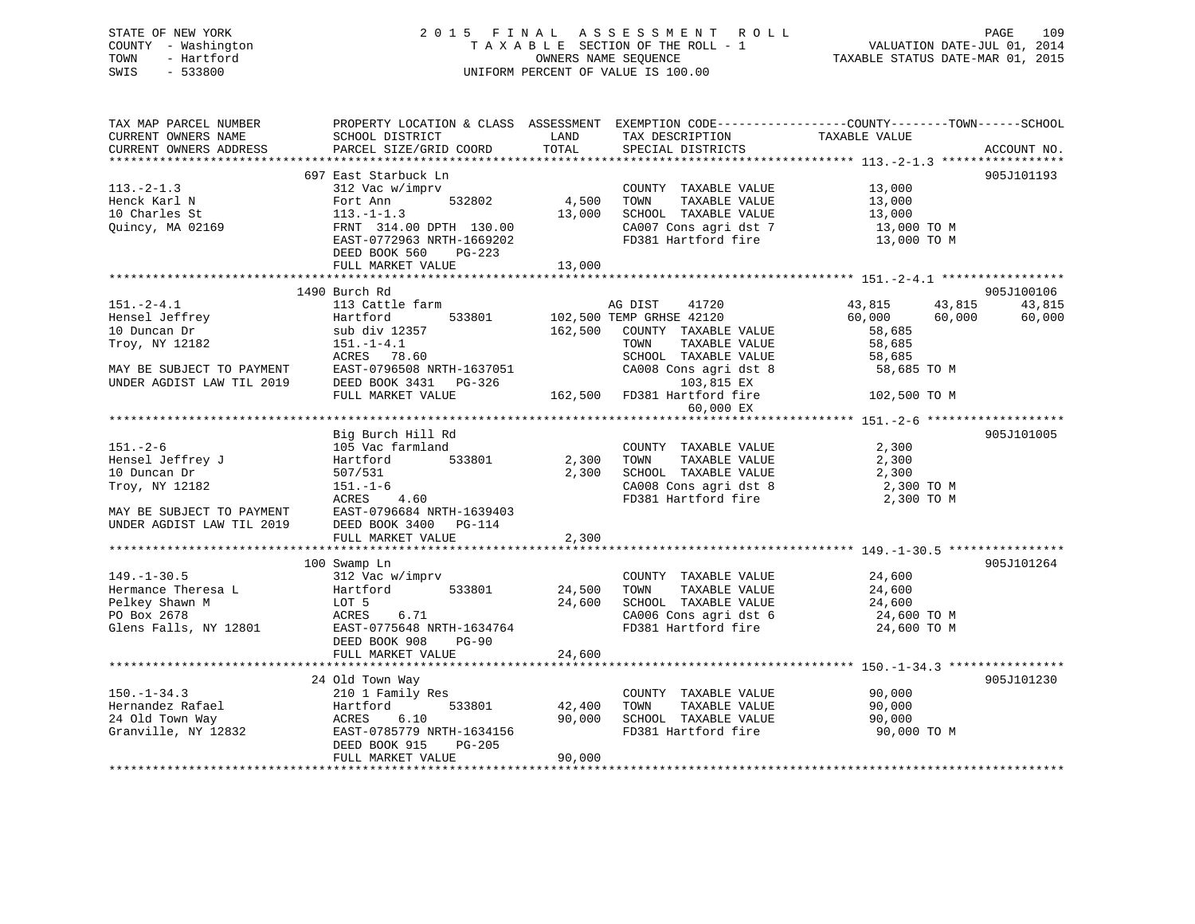STATE OF NEW YORK
COUNTY - Washington
TOWN - Hartford
SWIS - 533800

2 0 1 5 F I N A L A S S E S S M E N T R O L L
T A X A B L E SECTION OF THE ROLL - 1
OWNERS NAME SEQUENCE
UNIFORM PERCENT OF VALUE IS 100.00

VALUATION DATE-JUL 01, 2014
TAXABLE STATUS DATE-MAR 01, 2015

```
TAX MAP PARCEL NUMBER          PROPERTY LOCATION & CLASS  ASSESSMENT  EXEMPTION CODE------------------COUNTY--------TOWN------SCHOOL
CURRENT OWNERS NAME            SCHOOL DISTRICT               LAND      TAX DESCRIPTION             TAXABLE VALUE
CURRENT OWNERS ADDRESS         PARCEL SIZE/GRID COORD        TOTAL     SPECIAL DISTRICTS                                  ACCOUNT NO.
******************************************************************************************************* 113.-2-1.3 *****************
                          697 East Starbuck Ln                                                                          905J101193
113.-2-1.3                 312 Vac w/imprv                          COUNTY  TAXABLE VALUE            13,000
Henck Karl N               Fort Ann        532802         4,500     TOWN    TAXABLE VALUE            13,000
10 Charles St              113.-1-1.3                    13,000     SCHOOL  TAXABLE VALUE            13,000
Quincy, MA 02169           FRNT 314.00 DPTH 130.00                  CA007 Cons agri dst 7             13,000 TO M
                           EAST-0772963 NRTH-1669202                FD381 Hartford fire               13,000 TO M
                           DEED BOOK 560    PG-223
                           FULL MARKET VALUE             13,000
******************************************************************************************************* 151.-2-4.1 *****************
                          1490 Burch Rd                                                                                 905J100106
151.-2-4.1                 113 Cattle farm                          AG DIST    41720              43,815      43,815      43,815
Hensel Jeffrey             Hartford        533801       102,500 TEMP GRHSE 42120                 60,000      60,000      60,000
10 Duncan Dr               sub div 12357                162,500     COUNTY  TAXABLE VALUE            58,685
Troy, NY 12182             151.-1-4.1                               TOWN    TAXABLE VALUE            58,685
                           ACRES  78.60                             SCHOOL  TAXABLE VALUE            58,685
MAY BE SUBJECT TO PAYMENT  EAST-0796508 NRTH-1637051                CA008 Cons agri dst 8             58,685 TO M
UNDER AGDIST LAW TIL 2019  DEED BOOK 3431   PG-326                         103,815 EX
                           FULL MARKET VALUE            162,500     FD381 Hartford fire              102,500 TO M
                                                                            60,000 EX
******************************************************************************************************* 151.-2-6 *******************
                           Big Burch Hill Rd                                                                            905J101005
151.-2-6                   105 Vac farmland                         COUNTY  TAXABLE VALUE             2,300
Hensel Jeffrey J           Hartford        533801         2,300     TOWN    TAXABLE VALUE             2,300
10 Duncan Dr               507/531                        2,300     SCHOOL  TAXABLE VALUE             2,300
Troy, NY 12182             151.-1-6                                 CA008 Cons agri dst 8              2,300 TO M
                           ACRES   4.60                             FD381 Hartford fire                2,300 TO M
MAY BE SUBJECT TO PAYMENT  EAST-0796684 NRTH-1639403
UNDER AGDIST LAW TIL 2019  DEED BOOK 3400   PG-114
                           FULL MARKET VALUE              2,300
******************************************************************************************************* 149.-1-30.5 ****************
                          100 Swamp Ln                                                                                  905J101264
149.-1-30.5                312 Vac w/imprv                          COUNTY  TAXABLE VALUE            24,600
Hermance Theresa L         Hartford        533801        24,500     TOWN    TAXABLE VALUE            24,600
Pelkey Shawn M             LOT 5                         24,600     SCHOOL  TAXABLE VALUE            24,600
PO Box 2678                ACRES   6.71                             CA006 Cons agri dst 6             24,600 TO M
Glens Falls, NY 12801      EAST-0775648 NRTH-1634764                FD381 Hartford fire               24,600 TO M
                           DEED BOOK 908    PG-90
                           FULL MARKET VALUE             24,600
******************************************************************************************************* 150.-1-34.3 ****************
                           24 Old Town Way                                                                              905J101230
150.-1-34.3                210 1 Family Res                         COUNTY  TAXABLE VALUE            90,000
Hernandez Rafael           Hartford        533801        42,400     TOWN    TAXABLE VALUE            90,000
24 Old Town Way            ACRES   6.10                  90,000     SCHOOL  TAXABLE VALUE            90,000
Granville, NY 12832        EAST-0785779 NRTH-1634156                FD381 Hartford fire               90,000 TO M
                           DEED BOOK 915    PG-205
                           FULL MARKET VALUE             90,000
************************************************************************************************************************************
```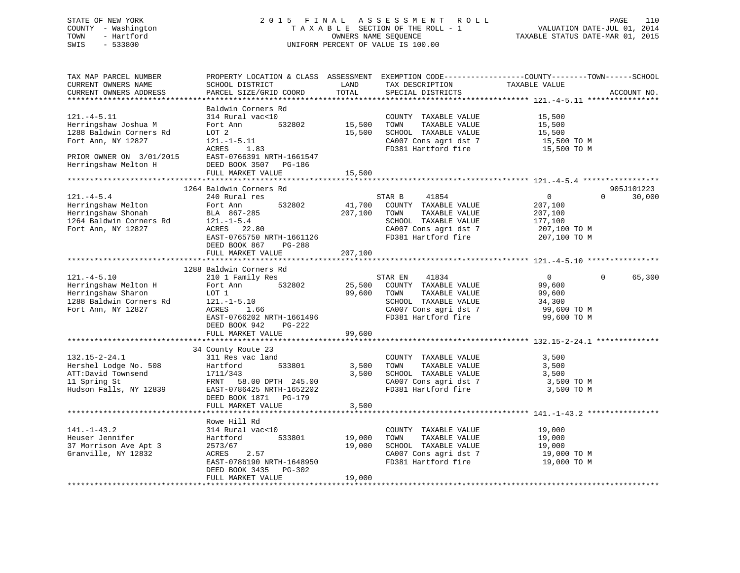STATE OF NEW YORK — 2015 FINAL ASSESSMENT ROLL — PAGE 110
COUNTY - Washington — TAXABLE SECTION OF THE ROLL - 1 — VALUATION DATE-JUL 01, 2014
TOWN - Hartford — OWNERS NAME SEQUENCE — TAXABLE STATUS DATE-MAR 01, 2015
SWIS - 533800 — UNIFORM PERCENT OF VALUE IS 100.00

| TAX MAP PARCEL NUMBER / CURRENT OWNERS NAME / CURRENT OWNERS ADDRESS | PROPERTY LOCATION & CLASS / SCHOOL DISTRICT / PARCEL SIZE/GRID COORD | ASSESSMENT LAND | TOTAL | EXEMPTION CODE / TAX DESCRIPTION / SPECIAL DISTRICTS | COUNTY / TAXABLE VALUE | TOWN | SCHOOL | ACCOUNT NO. |
|---|---|---|---|---|---|---|---|---|
| 121.-4-5.11 | Baldwin Corners Rd | | | | | | | |
| | 314 Rural vac<10 | | | COUNTY TAXABLE VALUE | 15,500 | | | |
| Herringshaw Joshua M | Fort Ann 532802 | 15,500 | | TOWN TAXABLE VALUE | 15,500 | | | |
| 1288 Baldwin Corners Rd | LOT 2 | | 15,500 | SCHOOL TAXABLE VALUE | 15,500 | | | |
| Fort Ann, NY 12827 | 121.-1-5.11 | | | CA007 Cons agri dst 7 | 15,500 TO M | | | |
| | ACRES 1.83 | | | FD381 Hartford fire | 15,500 TO M | | | |
| PRIOR OWNER ON 3/01/2015 | EAST-0766391 NRTH-1661547 | | | | | | | |
| Herringshaw Melton H | DEED BOOK 3507 PG-186 | | | | | | | |
| | FULL MARKET VALUE | | 15,500 | | | | | |
| 121.-4-5.4 | 1264 Baldwin Corners Rd | | | | | | | 905J101223 |
| | 240 Rural res | | | STAR B 41854 | 0 | 0 | 30,000 | |
| Herringshaw Melton | Fort Ann 532802 | 41,700 | | COUNTY TAXABLE VALUE | 207,100 | | | |
| Herringshaw Shonah | BLA 867-285 | | 207,100 | TOWN TAXABLE VALUE | 207,100 | | | |
| 1264 Baldwin Corners Rd | 121.-1-5.4 | | | SCHOOL TAXABLE VALUE | 177,100 | | | |
| Fort Ann, NY 12827 | ACRES 22.80 | | | CA007 Cons agri dst 7 | 207,100 TO M | | | |
| | EAST-0765750 NRTH-1661126 | | | FD381 Hartford fire | 207,100 TO M | | | |
| | DEED BOOK 867 PG-288 | | | | | | | |
| | FULL MARKET VALUE | | 207,100 | | | | | |
| 121.-4-5.10 | 1288 Baldwin Corners Rd | | | | | | | |
| | 210 1 Family Res | | | STAR EN 41834 | 0 | 0 | 65,300 | |
| Herringshaw Melton H | Fort Ann 532802 | 25,500 | | COUNTY TAXABLE VALUE | 99,600 | | | |
| Herringshaw Sharon | LOT 1 | | 99,600 | TOWN TAXABLE VALUE | 99,600 | | | |
| 1288 Baldwin Corners Rd | 121.-1-5.10 | | | SCHOOL TAXABLE VALUE | 34,300 | | | |
| Fort Ann, NY 12827 | ACRES 1.66 | | | CA007 Cons agri dst 7 | 99,600 TO M | | | |
| | EAST-0766202 NRTH-1661496 | | | FD381 Hartford fire | 99,600 TO M | | | |
| | DEED BOOK 942 PG-222 | | | | | | | |
| | FULL MARKET VALUE | | 99,600 | | | | | |
| 132.15-2-24.1 | 34 County Route 23 | | | | | | | |
| | 311 Res vac land | | | COUNTY TAXABLE VALUE | 3,500 | | | |
| Hershel Lodge No. 508 | Hartford 533801 | 3,500 | | TOWN TAXABLE VALUE | 3,500 | | | |
| ATT:David Townsend | 1711/343 | | 3,500 | SCHOOL TAXABLE VALUE | 3,500 | | | |
| 11 Spring St | FRNT 58.00 DPTH 245.00 | | | CA007 Cons agri dst 7 | 3,500 TO M | | | |
| Hudson Falls, NY 12839 | EAST-0786425 NRTH-1652202 | | | FD381 Hartford fire | 3,500 TO M | | | |
| | DEED BOOK 1871 PG-179 | | | | | | | |
| | FULL MARKET VALUE | | 3,500 | | | | | |
| 141.-1-43.2 | Rowe Hill Rd | | | | | | | |
| | 314 Rural vac<10 | | | COUNTY TAXABLE VALUE | 19,000 | | | |
| Heuser Jennifer | Hartford 533801 | 19,000 | | TOWN TAXABLE VALUE | 19,000 | | | |
| 37 Morrison Ave Apt 3 | 2573/67 | | 19,000 | SCHOOL TAXABLE VALUE | 19,000 | | | |
| Granville, NY 12832 | ACRES 2.57 | | | CA007 Cons agri dst 7 | 19,000 TO M | | | |
| | EAST-0786190 NRTH-1648950 | | | FD381 Hartford fire | 19,000 TO M | | | |
| | DEED BOOK 3435 PG-302 | | | | | | | |
| | FULL MARKET VALUE | | 19,000 | | | | | |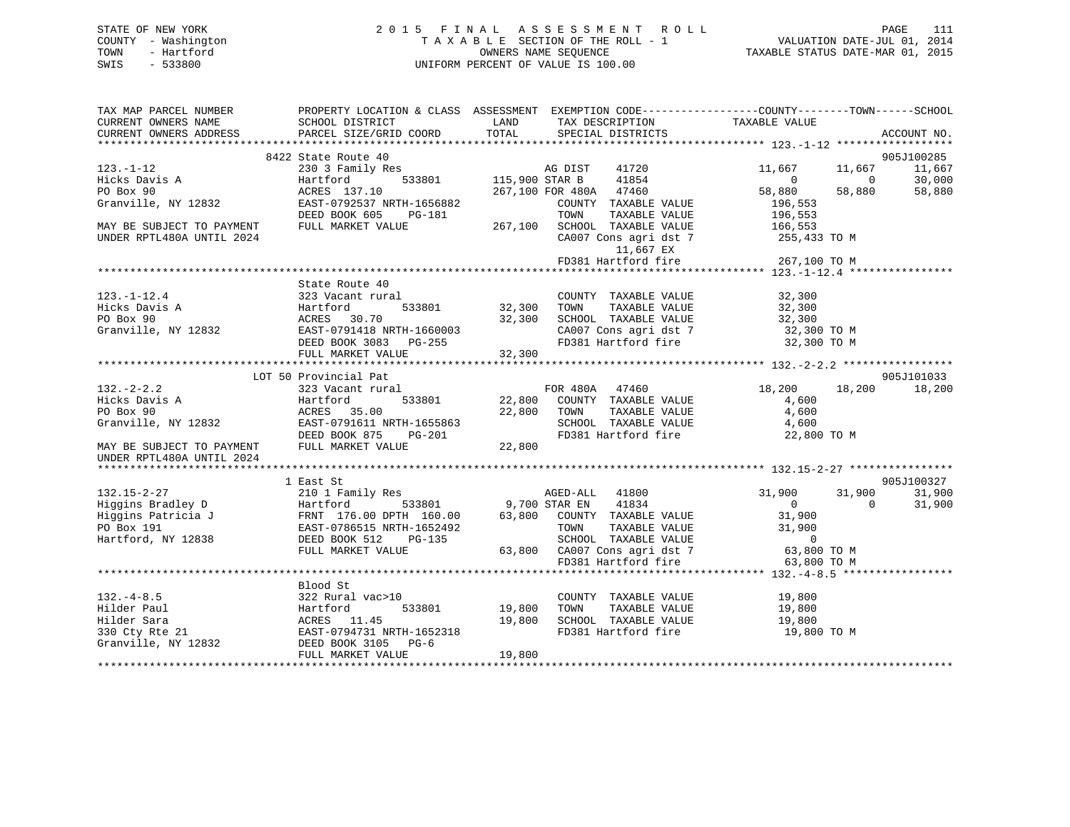STATE OF NEW YORK
COUNTY - Washington
TOWN - Hartford
SWIS - 533800

2 0 1 5 F I N A L A S S E S S M E N T R O L L
T A X A B L E SECTION OF THE ROLL - 1
OWNERS NAME SEQUENCE
UNIFORM PERCENT OF VALUE IS 100.00

VALUATION DATE-JUL 01, 2014
TAXABLE STATUS DATE-MAR 01, 2015

```
TAX MAP PARCEL NUMBER          PROPERTY LOCATION & CLASS  ASSESSMENT  EXEMPTION CODE------------------COUNTY--------TOWN------SCHOOL
CURRENT OWNERS NAME            SCHOOL DISTRICT               LAND      TAX DESCRIPTION            TAXABLE VALUE
CURRENT OWNERS ADDRESS         PARCEL SIZE/GRID COORD        TOTAL     SPECIAL DISTRICTS                                    ACCOUNT NO.
********************************************************************************************** 123.-1-12 ******************
                             8422 State Route 40                                                                    905J100285
123.-1-12                      230 3 Family Res                    AG DIST     41720            11,667     11,667      11,667
Hicks Davis A                  Hartford        533801        115,900 STAR B      41854                 0          0      30,000
PO Box 90                      ACRES 137.10                  267,100 FOR 480A    47460            58,880     58,880      58,880
Granville, NY 12832            EAST-0792537 NRTH-1656882              COUNTY  TAXABLE VALUE          196,553
                               DEED BOOK 605    PG-181                TOWN    TAXABLE VALUE          196,553
MAY BE SUBJECT TO PAYMENT      FULL MARKET VALUE             267,100  SCHOOL  TAXABLE VALUE          166,553
UNDER RPTL480A UNTIL 2024                                             CA007 Cons agri dst 7           255,433 TO M
                                                                            11,667 EX
                                                                      FD381 Hartford fire             267,100 TO M
********************************************************************************************** 123.-1-12.4 ****************
                               State Route 40
123.-1-12.4                    323 Vacant rural                       COUNTY  TAXABLE VALUE           32,300
Hicks Davis A                  Hartford        533801         32,300  TOWN    TAXABLE VALUE           32,300
PO Box 90                      ACRES  30.70                   32,300  SCHOOL  TAXABLE VALUE           32,300
Granville, NY 12832            EAST-0791418 NRTH-1660003              CA007 Cons agri dst 7            32,300 TO M
                               DEED BOOK 3083   PG-255                FD381 Hartford fire              32,300 TO M
                               FULL MARKET VALUE              32,300
********************************************************************************************** 132.-2-2.2 *****************
                           LOT 50 Provincial Pat                                                                    905J101033
132.-2-2.2                     323 Vacant rural                    FOR 480A    47460            18,200     18,200      18,200
Hicks Davis A                  Hartford        533801         22,800  COUNTY  TAXABLE VALUE            4,600
PO Box 90                      ACRES  35.00                   22,800  TOWN    TAXABLE VALUE            4,600
Granville, NY 12832            EAST-0791611 NRTH-1655863              SCHOOL  TAXABLE VALUE            4,600
                               DEED BOOK 875    PG-201                FD381 Hartford fire              22,800 TO M
MAY BE SUBJECT TO PAYMENT      FULL MARKET VALUE              22,800
UNDER RPTL480A UNTIL 2024
********************************************************************************************** 132.15-2-27 ****************
                             1 East St                                                                              905J100327
132.15-2-27                    210 1 Family Res                    AGED-ALL    41800            31,900     31,900      31,900
Higgins Bradley D              Hartford        533801          9,700 STAR EN     41834                 0          0      31,900
Higgins Patricia J             FRNT 176.00 DPTH 160.00        63,800  COUNTY  TAXABLE VALUE           31,900
PO Box 191                     EAST-0786515 NRTH-1652492              TOWN    TAXABLE VALUE           31,900
Hartford, NY 12838             DEED BOOK 512    PG-135                SCHOOL  TAXABLE VALUE                0
                               FULL MARKET VALUE              63,800  CA007 Cons agri dst 7            63,800 TO M
                                                                      FD381 Hartford fire              63,800 TO M
********************************************************************************************** 132.-4-8.5 *****************
                               Blood St
132.-4-8.5                     322 Rural vac>10                       COUNTY  TAXABLE VALUE           19,800
Hilder Paul                    Hartford        533801         19,800  TOWN    TAXABLE VALUE           19,800
Hilder Sara                    ACRES  11.45                   19,800  SCHOOL  TAXABLE VALUE           19,800
330 Cty Rte 21                 EAST-0794731 NRTH-1652318              FD381 Hartford fire              19,800 TO M
Granville, NY 12832            DEED BOOK 3105   PG-6
                               FULL MARKET VALUE              19,800
******************************************************************************************************************************
```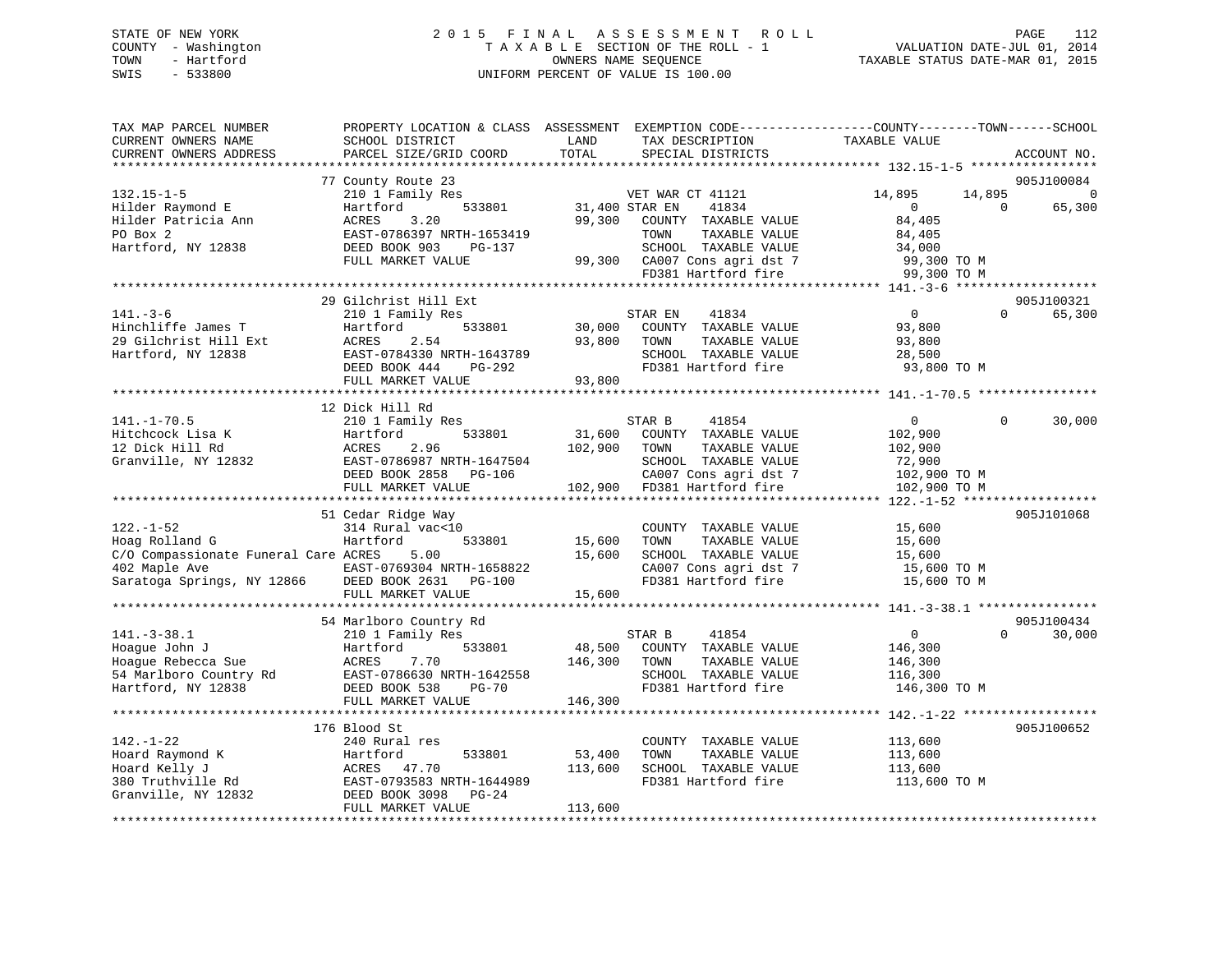STATE OF NEW YORK
COUNTY - Washington
TOWN - Hartford
SWIS - 533800

2015 FINAL ASSESSMENT ROLL
TAXABLE SECTION OF THE ROLL - 1
OWNERS NAME SEQUENCE
UNIFORM PERCENT OF VALUE IS 100.00

VALUATION DATE-JUL 01, 2014
TAXABLE STATUS DATE-MAR 01, 2015

```
TAX MAP PARCEL NUMBER          PROPERTY LOCATION & CLASS  ASSESSMENT  EXEMPTION CODE------------------COUNTY--------TOWN------SCHOOL
CURRENT OWNERS NAME            SCHOOL DISTRICT               LAND      TAX DESCRIPTION             TAXABLE VALUE
CURRENT OWNERS ADDRESS         PARCEL SIZE/GRID COORD        TOTAL     SPECIAL DISTRICTS                                   ACCOUNT NO.
*********************************************************************************************** 132.15-1-5 *****************
                               77 County Route 23                                                                           905J100084
132.15-1-5                     210 1 Family Res                    VET WAR CT 41121           14,895      14,895             0
Hilder Raymond E               Hartford          533801       31,400 STAR EN      41834             0           0       65,300
Hilder Patricia Ann            ACRES     3.20                 99,300   COUNTY  TAXABLE VALUE        84,405
PO Box 2                       EAST-0786397 NRTH-1653419               TOWN    TAXABLE VALUE        84,405
Hartford, NY 12838             DEED BOOK 903    PG-137                 SCHOOL  TAXABLE VALUE        34,000
                               FULL MARKET VALUE              99,300   CA007 Cons agri dst 7         99,300 TO M
                                                                       FD381 Hartford fire           99,300 TO M
*********************************************************************************************** 141.-3-6 *******************
                               29 Gilchrist Hill Ext                                                                        905J100321
141.-3-6                       210 1 Family Res                    STAR EN      41834             0           0       65,300
Hinchliffe James T             Hartford          533801       30,000   COUNTY  TAXABLE VALUE        93,800
29 Gilchrist Hill Ext          ACRES     2.54                 93,800   TOWN    TAXABLE VALUE        93,800
Hartford, NY 12838             EAST-0784330 NRTH-1643789               SCHOOL  TAXABLE VALUE        28,500
                               DEED BOOK 444    PG-292                 FD381 Hartford fire           93,800 TO M
                               FULL MARKET VALUE              93,800
*********************************************************************************************** 141.-1-70.5 ****************
                               12 Dick Hill Rd
141.-1-70.5                    210 1 Family Res                    STAR B       41854             0           0       30,000
Hitchcock Lisa K               Hartford          533801       31,600   COUNTY  TAXABLE VALUE       102,900
12 Dick Hill Rd                ACRES     2.96                102,900   TOWN    TAXABLE VALUE       102,900
Granville, NY 12832            EAST-0786987 NRTH-1647504               SCHOOL  TAXABLE VALUE        72,900
                               DEED BOOK 2858   PG-106                 CA007 Cons agri dst 7        102,900 TO M
                               FULL MARKET VALUE             102,900   FD381 Hartford fire          102,900 TO M
*********************************************************************************************** 122.-1-52 ******************
                               51 Cedar Ridge Way                                                                           905J101068
122.-1-52                      314 Rural vac<10                        COUNTY  TAXABLE VALUE        15,600
Hoag Rolland G                 Hartford          533801       15,600   TOWN    TAXABLE VALUE        15,600
C/O Compassionate Funeral Care ACRES     5.00                 15,600   SCHOOL  TAXABLE VALUE        15,600
402 Maple Ave                  EAST-0769304 NRTH-1658822               CA007 Cons agri dst 7         15,600 TO M
Saratoga Springs, NY 12866     DEED BOOK 2631   PG-100                 FD381 Hartford fire           15,600 TO M
                               FULL MARKET VALUE              15,600
*********************************************************************************************** 141.-3-38.1 ****************
                               54 Marlboro Country Rd                                                                       905J100434
141.-3-38.1                    210 1 Family Res                    STAR B       41854             0           0       30,000
Hoague John J                  Hartford          533801       48,500   COUNTY  TAXABLE VALUE       146,300
Hoague Rebecca Sue             ACRES     7.70                146,300   TOWN    TAXABLE VALUE       146,300
54 Marlboro Country Rd         EAST-0786630 NRTH-1642558               SCHOOL  TAXABLE VALUE       116,300
Hartford, NY 12838             DEED BOOK 538    PG-70                  FD381 Hartford fire          146,300 TO M
                               FULL MARKET VALUE             146,300
*********************************************************************************************** 142.-1-22 ******************
                               176 Blood St                                                                                 905J100652
142.-1-22                      240 Rural res                           COUNTY  TAXABLE VALUE       113,600
Hoard Raymond K                Hartford          533801       53,400   TOWN    TAXABLE VALUE       113,600
Hoard Kelly J                  ACRES    47.70                113,600   SCHOOL  TAXABLE VALUE       113,600
380 Truthville Rd              EAST-0793583 NRTH-1644989               FD381 Hartford fire          113,600 TO M
Granville, NY 12832            DEED BOOK 3098   PG-24
                               FULL MARKET VALUE             113,600
****************************************************************************************************************************
```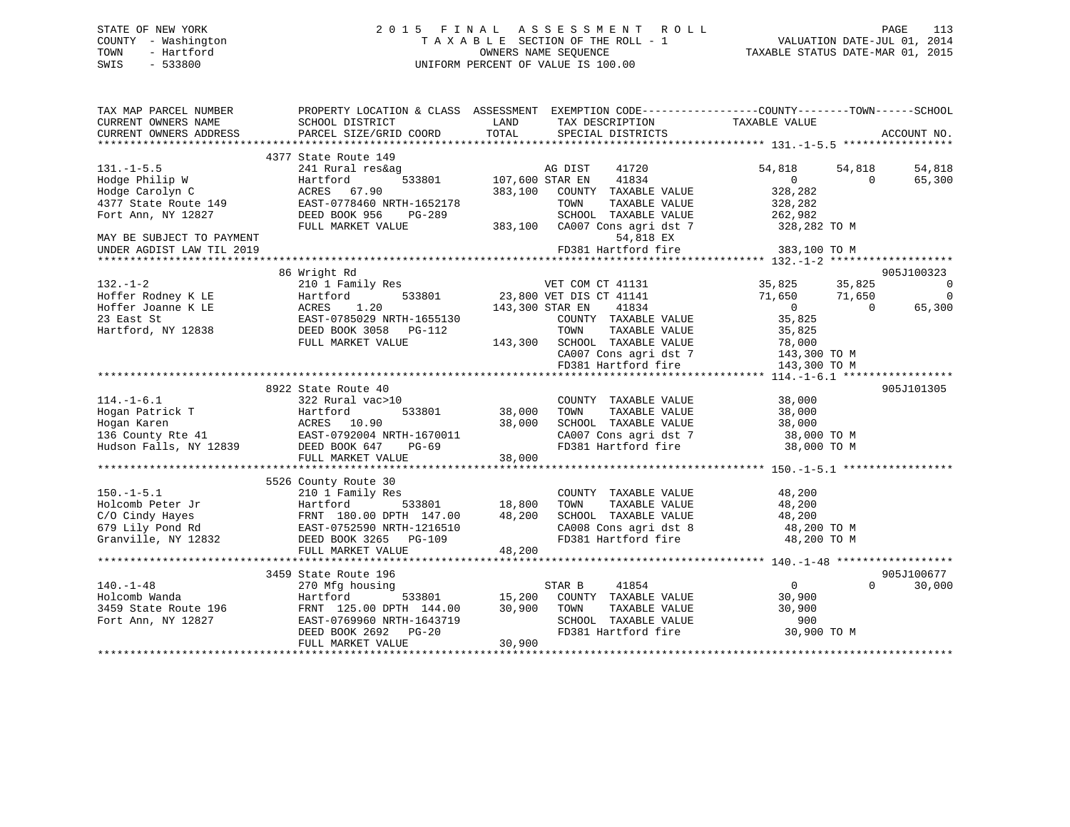STATE OF NEW YORK
COUNTY - Washington
TOWN - Hartford
SWIS - 533800

# 2015 FINAL ASSESSMENT ROLL

TAXABLE SECTION OF THE ROLL - 1
OWNERS NAME SEQUENCE
UNIFORM PERCENT OF VALUE IS 100.00

VALUATION DATE-JUL 01, 2014
TAXABLE STATUS DATE-MAR 01, 2015

```
TAX MAP PARCEL NUMBER      PROPERTY LOCATION & CLASS  ASSESSMENT  EXEMPTION CODE-----------------COUNTY--------TOWN------SCHOOL
CURRENT OWNERS NAME        SCHOOL DISTRICT               LAND      TAX DESCRIPTION            TAXABLE VALUE
CURRENT OWNERS ADDRESS     PARCEL SIZE/GRID COORD        TOTAL     SPECIAL DISTRICTS                                   ACCOUNT NO.
******************************************************************************************************* 131.-1-5.5 *****************
                           4377 State Route 149
131.-1-5.5                 241 Rural res&ag                  AG DIST     41720             54,818      54,818      54,818
Hodge Philip W             Hartford          533801      107,600 STAR EN     41834                  0           0      65,300
Hodge Carolyn C            ACRES  67.90                  383,100   COUNTY  TAXABLE VALUE         328,282
4377 State Route 149       EAST-0778460 NRTH-1652178               TOWN    TAXABLE VALUE         328,282
Fort Ann, NY 12827         DEED BOOK 956    PG-289                 SCHOOL  TAXABLE VALUE         262,982
                           FULL MARKET VALUE             383,100   CA007 Cons agri dst 7          328,282 TO M
MAY BE SUBJECT TO PAYMENT                                                54,818 EX
UNDER AGDIST LAW TIL 2019                                          FD381 Hartford fire            383,100 TO M
******************************************************************************************************* 132.-1-2 *******************
                           86 Wright Rd                                                                              905J100323
132.-1-2                   210 1 Family Res                  VET COM CT 41131              35,825      35,825           0
Hoffer Rodney K LE         Hartford          533801       23,800 VET DIS CT 41141              71,650      71,650           0
Hoffer Joanne K LE         ACRES   1.20                  143,300 STAR EN     41834                  0           0      65,300
23 East St                 EAST-0785029 NRTH-1655130               COUNTY  TAXABLE VALUE          35,825
Hartford, NY 12838         DEED BOOK 3058   PG-112                 TOWN    TAXABLE VALUE          35,825
                           FULL MARKET VALUE             143,300   SCHOOL  TAXABLE VALUE          78,000
                                                                   CA007 Cons agri dst 7          143,300 TO M
                                                                   FD381 Hartford fire            143,300 TO M
******************************************************************************************************* 114.-1-6.1 *****************
                           8922 State Route 40                                                                       905J101305
114.-1-6.1                 322 Rural vac>10                        COUNTY  TAXABLE VALUE          38,000
Hogan Patrick T            Hartford          533801       38,000   TOWN    TAXABLE VALUE          38,000
Hogan Karen                ACRES  10.90                   38,000   SCHOOL  TAXABLE VALUE          38,000
136 County Rte 41          EAST-0792004 NRTH-1670011               CA007 Cons agri dst 7           38,000 TO M
Hudson Falls, NY 12839     DEED BOOK 647    PG-69                  FD381 Hartford fire             38,000 TO M
                           FULL MARKET VALUE              38,000
******************************************************************************************************* 150.-1-5.1 *****************
                           5526 County Route 30
150.-1-5.1                 210 1 Family Res                        COUNTY  TAXABLE VALUE          48,200
Holcomb Peter Jr           Hartford          533801       18,800   TOWN    TAXABLE VALUE          48,200
C/O Cindy Hayes            FRNT 180.00 DPTH 147.00        48,200   SCHOOL  TAXABLE VALUE          48,200
679 Lily Pond Rd           EAST-0752590 NRTH-1216510               CA008 Cons agri dst 8           48,200 TO M
Granville, NY 12832        DEED BOOK 3265   PG-109                 FD381 Hartford fire             48,200 TO M
                           FULL MARKET VALUE              48,200
******************************************************************************************************* 140.-1-48 ******************
                           3459 State Route 196                                                                      905J100677
140.-1-48                  270 Mfg housing                   STAR B      41854                  0           0      30,000
Holcomb Wanda              Hartford          533801       15,200   COUNTY  TAXABLE VALUE          30,900
3459 State Route 196       FRNT 125.00 DPTH 144.00        30,900   TOWN    TAXABLE VALUE          30,900
Fort Ann, NY 12827         EAST-0769960 NRTH-1643719               SCHOOL  TAXABLE VALUE             900
                           DEED BOOK 2692   PG-20                  FD381 Hartford fire             30,900 TO M
                           FULL MARKET VALUE              30,900
************************************************************************************************************************************
```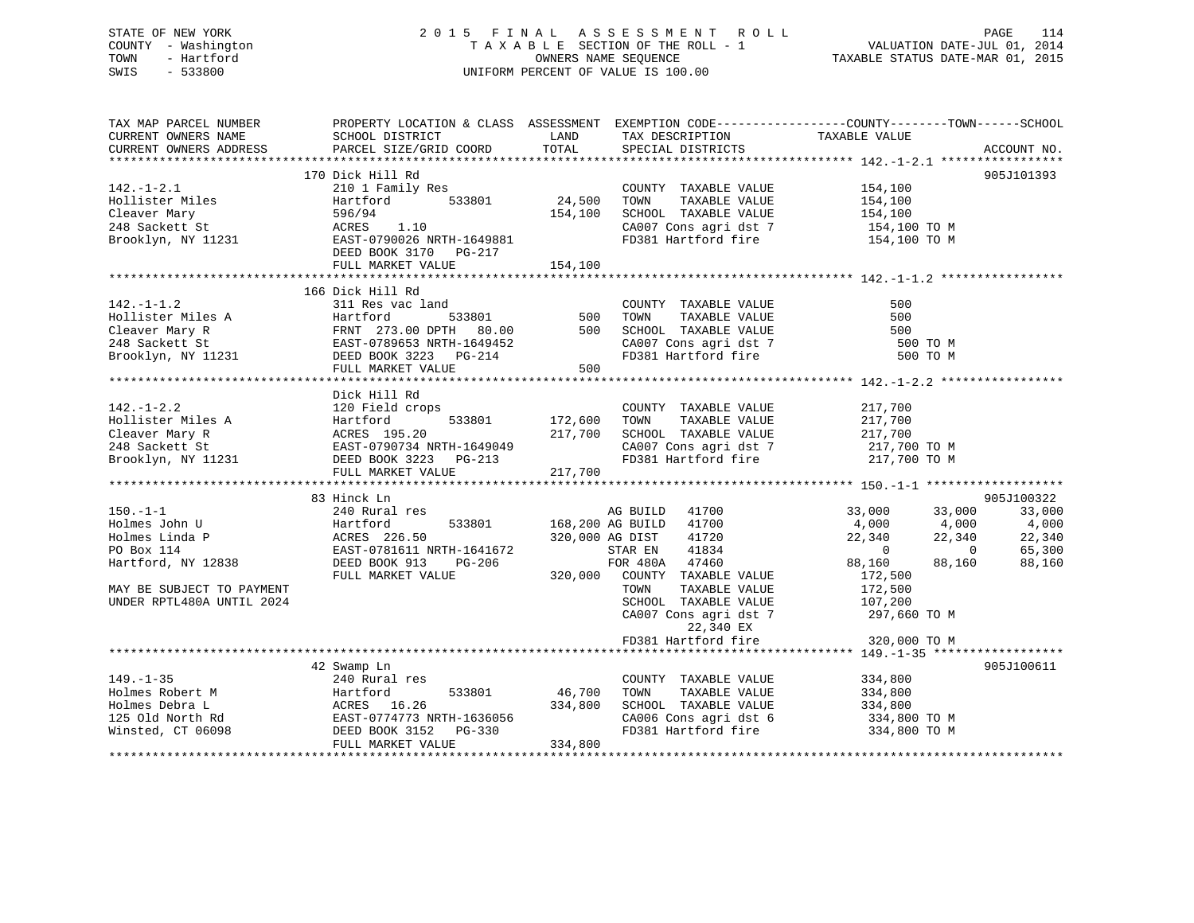STATE OF NEW YORK
COUNTY - Washington
TOWN - Hartford
SWIS - 533800

2015 FINAL ASSESSMENT ROLL
TAXABLE SECTION OF THE ROLL - 1
OWNERS NAME SEQUENCE
UNIFORM PERCENT OF VALUE IS 100.00

VALUATION DATE-JUL 01, 2014
TAXABLE STATUS DATE-MAR 01, 2015

| TAX MAP PARCEL NUMBER / CURRENT OWNERS NAME / CURRENT OWNERS ADDRESS | PROPERTY LOCATION & CLASS / SCHOOL DISTRICT / PARCEL SIZE/GRID COORD | ASSESSMENT LAND | ASSESSMENT TOTAL | EXEMPTION CODE / TAX DESCRIPTION / SPECIAL DISTRICTS | COUNTY TAXABLE VALUE | TOWN | SCHOOL | ACCOUNT NO. |
|---|---|---|---|---|---|---|---|---|
| **142.-1-2.1** | 170 Dick Hill Rd | | | | | | | 905J101393 |
| 142.-1-2.1 | 210 1 Family Res | | | COUNTY TAXABLE VALUE | 154,100 | | | |
| Hollister Miles | Hartford 533801 | 24,500 | | TOWN TAXABLE VALUE | 154,100 | | | |
| Cleaver Mary | 596/94 | | 154,100 | SCHOOL TAXABLE VALUE | 154,100 | | | |
| 248 Sackett St | ACRES 1.10 | | | CA007 Cons agri dst 7 | 154,100 TO M | | | |
| Brooklyn, NY 11231 | EAST-0790026 NRTH-1649881 | | | FD381 Hartford fire | 154,100 TO M | | | |
| | DEED BOOK 3170 PG-217 | | | | | | | |
| | FULL MARKET VALUE | | 154,100 | | | | | |
| **142.-1-1.2** | 166 Dick Hill Rd | | | | | | | |
| 142.-1-1.2 | 311 Res vac land | | | COUNTY TAXABLE VALUE | 500 | | | |
| Hollister Miles A | Hartford 533801 | 500 | | TOWN TAXABLE VALUE | 500 | | | |
| Cleaver Mary R | FRNT 273.00 DPTH 80.00 | | 500 | SCHOOL TAXABLE VALUE | 500 | | | |
| 248 Sackett St | EAST-0789653 NRTH-1649452 | | | CA007 Cons agri dst 7 | 500 TO M | | | |
| Brooklyn, NY 11231 | DEED BOOK 3223 PG-214 | | | FD381 Hartford fire | 500 TO M | | | |
| | FULL MARKET VALUE | | 500 | | | | | |
| **142.-1-2.2** | Dick Hill Rd | | | | | | | |
| 142.-1-2.2 | 120 Field crops | | | COUNTY TAXABLE VALUE | 217,700 | | | |
| Hollister Miles A | Hartford 533801 | 172,600 | | TOWN TAXABLE VALUE | 217,700 | | | |
| Cleaver Mary R | ACRES 195.20 | | 217,700 | SCHOOL TAXABLE VALUE | 217,700 | | | |
| 248 Sackett St | EAST-0790734 NRTH-1649049 | | | CA007 Cons agri dst 7 | 217,700 TO M | | | |
| Brooklyn, NY 11231 | DEED BOOK 3223 PG-213 | | | FD381 Hartford fire | 217,700 TO M | | | |
| | FULL MARKET VALUE | | 217,700 | | | | | |
| **150.-1-1** | 83 Hinck Ln | | | | | | | 905J100322 |
| 150.-1-1 | 240 Rural res | | | AG BUILD 41700 | 33,000 | 33,000 | 33,000 | |
| Holmes John U | Hartford 533801 | 168,200 | | AG BUILD 41700 | 4,000 | 4,000 | 4,000 | |
| Holmes Linda P | ACRES 226.50 | | 320,000 | AG DIST 41720 | 22,340 | 22,340 | 22,340 | |
| PO Box 114 | EAST-0781611 NRTH-1641672 | | | STAR EN 41834 | 0 | 0 | 65,300 | |
| Hartford, NY 12838 | DEED BOOK 913 PG-206 | | | FOR 480A 47460 | 88,160 | 88,160 | 88,160 | |
| | FULL MARKET VALUE | | 320,000 | COUNTY TAXABLE VALUE | 172,500 | | | |
| MAY BE SUBJECT TO PAYMENT | | | | TOWN TAXABLE VALUE | 172,500 | | | |
| UNDER RPTL480A UNTIL 2024 | | | | SCHOOL TAXABLE VALUE | 107,200 | | | |
| | | | | CA007 Cons agri dst 7 | 297,660 TO M | | | |
| | | | | 22,340 EX | | | | |
| | | | | FD381 Hartford fire | 320,000 TO M | | | |
| **149.-1-35** | 42 Swamp Ln | | | | | | | 905J100611 |
| 149.-1-35 | 240 Rural res | | | COUNTY TAXABLE VALUE | 334,800 | | | |
| Holmes Robert M | Hartford 533801 | 46,700 | | TOWN TAXABLE VALUE | 334,800 | | | |
| Holmes Debra L | ACRES 16.26 | | 334,800 | SCHOOL TAXABLE VALUE | 334,800 | | | |
| 125 Old North Rd | EAST-0774773 NRTH-1636056 | | | CA006 Cons agri dst 6 | 334,800 TO M | | | |
| Winsted, CT 06098 | DEED BOOK 3152 PG-330 | | | FD381 Hartford fire | 334,800 TO M | | | |
| | FULL MARKET VALUE | | 334,800 | | | | | |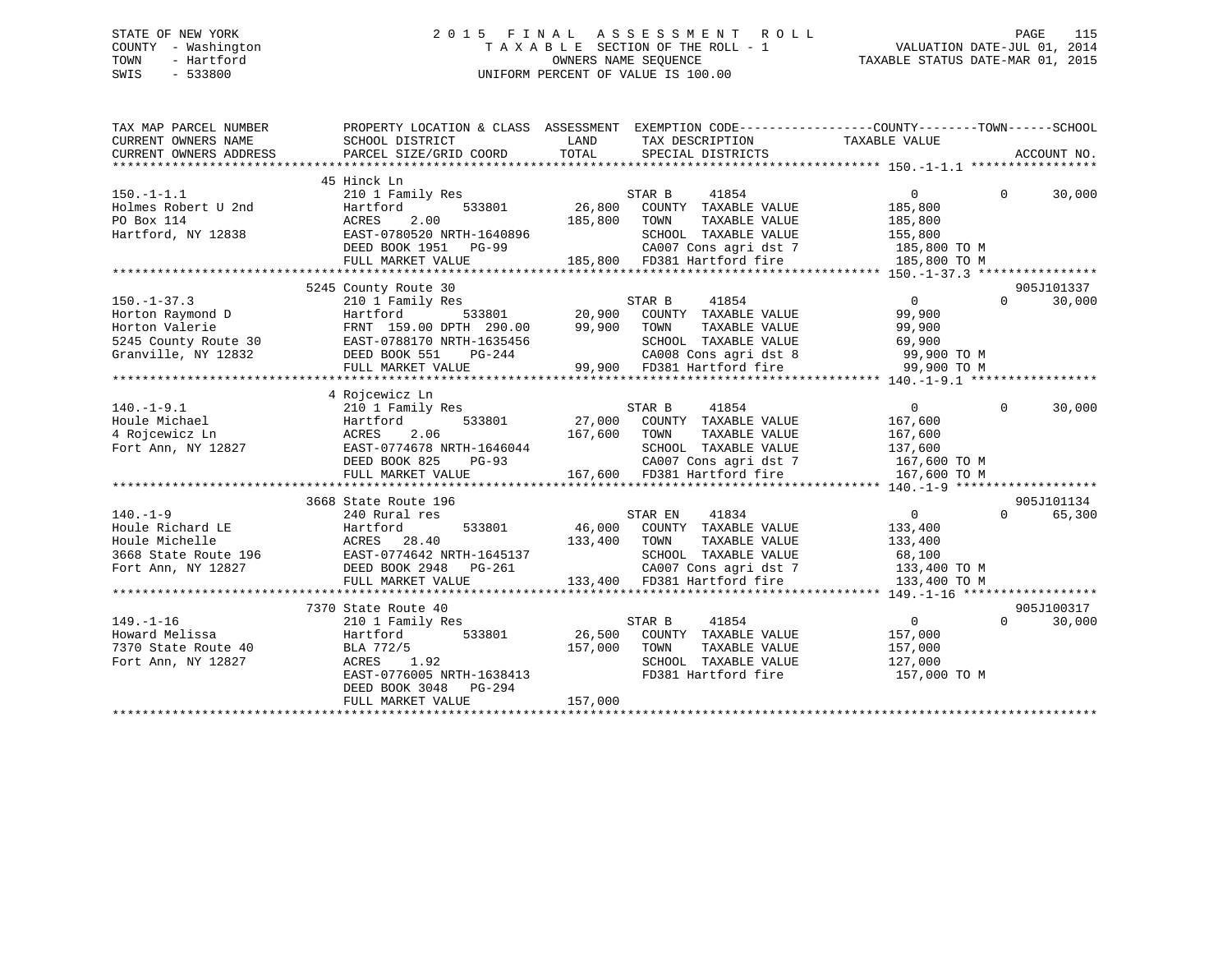STATE OF NEW YORK
COUNTY - Washington
TOWN - Hartford
SWIS - 533800

2 0 1 5 F I N A L A S S E S S M E N T R O L L
T A X A B L E SECTION OF THE ROLL - 1
OWNERS NAME SEQUENCE
UNIFORM PERCENT OF VALUE IS 100.00

VALUATION DATE-JUL 01, 2014
TAXABLE STATUS DATE-MAR 01, 2015

```
TAX MAP PARCEL NUMBER          PROPERTY LOCATION & CLASS  ASSESSMENT  EXEMPTION CODE------------------COUNTY--------TOWN------SCHOOL
CURRENT OWNERS NAME            SCHOOL DISTRICT               LAND      TAX DESCRIPTION             TAXABLE VALUE
CURRENT OWNERS ADDRESS         PARCEL SIZE/GRID COORD        TOTAL     SPECIAL DISTRICTS                                    ACCOUNT NO.
******************************************************************************************************* 150.-1-1.1 *****************
                               45 Hinck Ln
150.-1-1.1                     210 1 Family Res                        STAR B      41854                  0          0      30,000
Holmes Robert U 2nd            Hartford          533801       26,800   COUNTY  TAXABLE VALUE          185,800
PO Box 114                     ACRES    2.00                 185,800   TOWN    TAXABLE VALUE          185,800
Hartford, NY 12838             EAST-0780520 NRTH-1640896               SCHOOL  TAXABLE VALUE          155,800
                               DEED BOOK 1951   PG-99                  CA007 Cons agri dst 7           185,800 TO M
                               FULL MARKET VALUE             185,800   FD381 Hartford fire             185,800 TO M
******************************************************************************************************* 150.-1-37.3 ****************
                               5245 County Route 30                                                              905J101337
150.-1-37.3                    210 1 Family Res                        STAR B      41854                  0          0      30,000
Horton Raymond D               Hartford          533801       20,900   COUNTY  TAXABLE VALUE           99,900
Horton Valerie                 FRNT 159.00 DPTH 290.00        99,900   TOWN    TAXABLE VALUE           99,900
5245 County Route 30           EAST-0788170 NRTH-1635456               SCHOOL  TAXABLE VALUE           69,900
Granville, NY 12832            DEED BOOK 551    PG-244                 CA008 Cons agri dst 8            99,900 TO M
                               FULL MARKET VALUE              99,900   FD381 Hartford fire              99,900 TO M
******************************************************************************************************* 140.-1-9.1 *****************
                               4 Rojcewicz Ln
140.-1-9.1                     210 1 Family Res                        STAR B      41854                  0          0      30,000
Houle Michael                  Hartford          533801       27,000   COUNTY  TAXABLE VALUE          167,600
4 Rojcewicz Ln                 ACRES    2.06                 167,600   TOWN    TAXABLE VALUE          167,600
Fort Ann, NY 12827             EAST-0774678 NRTH-1646044               SCHOOL  TAXABLE VALUE          137,600
                               DEED BOOK 825    PG-93                  CA007 Cons agri dst 7           167,600 TO M
                               FULL MARKET VALUE             167,600   FD381 Hartford fire             167,600 TO M
******************************************************************************************************* 140.-1-9 *******************
                               3668 State Route 196                                                              905J101134
140.-1-9                       240 Rural res                           STAR EN     41834                  0          0      65,300
Houle Richard LE               Hartford          533801       46,000   COUNTY  TAXABLE VALUE          133,400
Houle Michelle                 ACRES   28.40                 133,400   TOWN    TAXABLE VALUE          133,400
3668 State Route 196           EAST-0774642 NRTH-1645137               SCHOOL  TAXABLE VALUE           68,100
Fort Ann, NY 12827             DEED BOOK 2948   PG-261                 CA007 Cons agri dst 7           133,400 TO M
                               FULL MARKET VALUE             133,400   FD381 Hartford fire             133,400 TO M
******************************************************************************************************* 149.-1-16 ******************
                               7370 State Route 40                                                               905J100317
149.-1-16                      210 1 Family Res                        STAR B      41854                  0          0      30,000
Howard Melissa                 Hartford          533801       26,500   COUNTY  TAXABLE VALUE          157,000
7370 State Route 40            BLA 772/5                     157,000   TOWN    TAXABLE VALUE          157,000
Fort Ann, NY 12827             ACRES    1.92                           SCHOOL  TAXABLE VALUE          127,000
                               EAST-0776005 NRTH-1638413               FD381 Hartford fire             157,000 TO M
                               DEED BOOK 3048   PG-294
                               FULL MARKET VALUE             157,000
************************************************************************************************************************************
```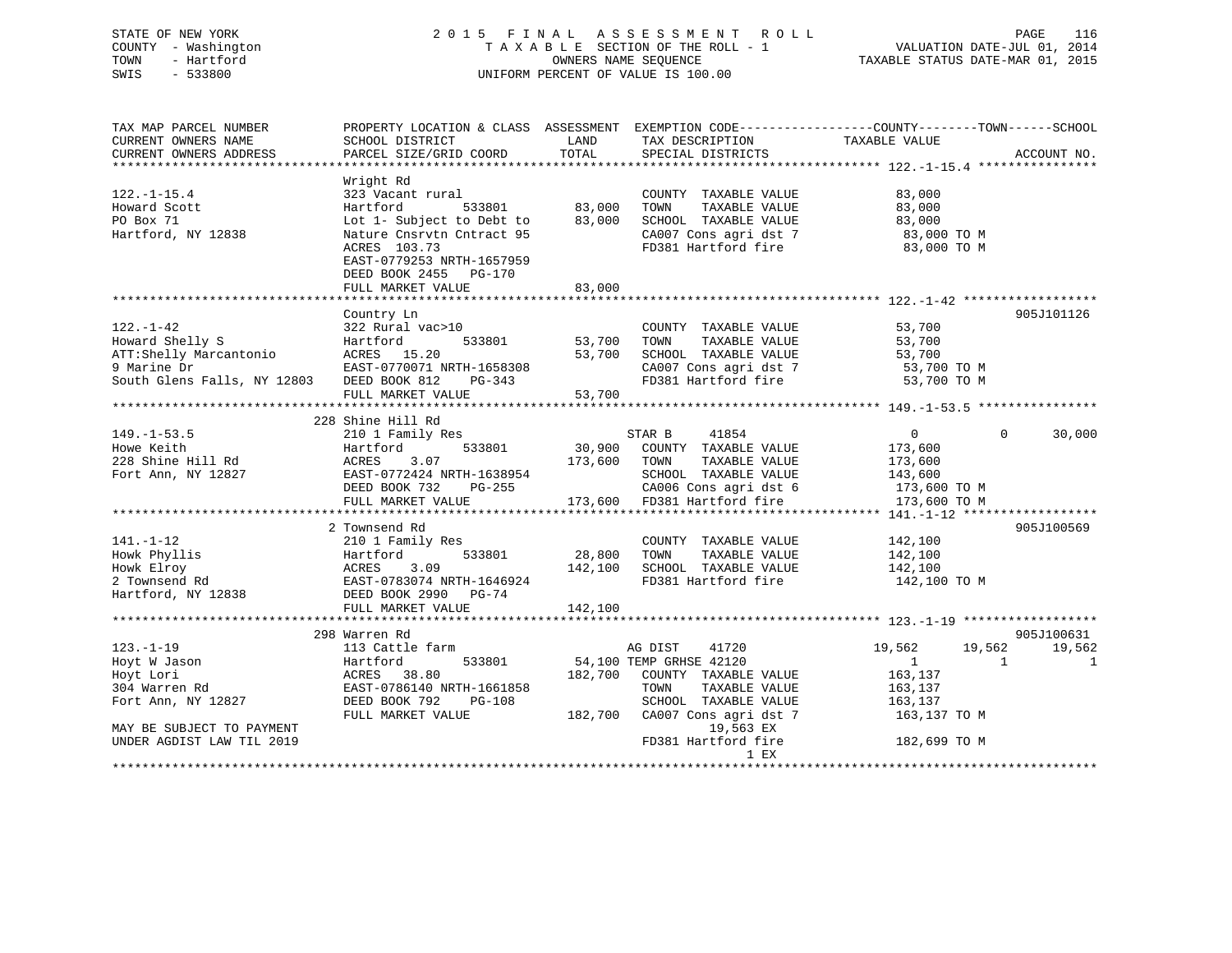STATE OF NEW YORK
COUNTY - Washington
TOWN - Hartford
SWIS - 533800

2 0 1 5 F I N A L A S S E S S M E N T R O L L
T A X A B L E SECTION OF THE ROLL - 1
OWNERS NAME SEQUENCE
UNIFORM PERCENT OF VALUE IS 100.00

VALUATION DATE-JUL 01, 2014
TAXABLE STATUS DATE-MAR 01, 2015

```
TAX MAP PARCEL NUMBER          PROPERTY LOCATION & CLASS  ASSESSMENT  EXEMPTION CODE------------------COUNTY--------TOWN------SCHOOL
CURRENT OWNERS NAME            SCHOOL DISTRICT               LAND      TAX DESCRIPTION              TAXABLE VALUE
CURRENT OWNERS ADDRESS         PARCEL SIZE/GRID COORD        TOTAL     SPECIAL DISTRICTS                                    ACCOUNT NO.
****************************************************************************************************** 122.-1-15.4 ****************
                               Wright Rd
122.-1-15.4                    323 Vacant rural                          COUNTY  TAXABLE VALUE            83,000
Howard Scott                   Hartford        533801        83,000      TOWN    TAXABLE VALUE            83,000
PO Box 71                      Lot 1- Subject to Debt to     83,000      SCHOOL  TAXABLE VALUE            83,000
Hartford, NY 12838             Nature Cnsrvtn Cntract 95                 CA007 Cons agri dst 7             83,000 TO M
                               ACRES  103.73                             FD381 Hartford fire               83,000 TO M
                               EAST-0779253 NRTH-1657959
                               DEED BOOK 2455   PG-170
                               FULL MARKET VALUE             83,000
****************************************************************************************************** 122.-1-42 ******************
                               Country Ln                                                                            905J101126
122.-1-42                      322 Rural vac>10                          COUNTY  TAXABLE VALUE            53,700
Howard Shelly S                Hartford        533801        53,700      TOWN    TAXABLE VALUE            53,700
ATT:Shelly Marcantonio         ACRES   15.20                 53,700      SCHOOL  TAXABLE VALUE            53,700
9 Marine Dr                    EAST-0770071 NRTH-1658308                 CA007 Cons agri dst 7             53,700 TO M
South Glens Falls, NY 12803    DEED BOOK 812    PG-343                   FD381 Hartford fire               53,700 TO M
                               FULL MARKET VALUE             53,700
****************************************************************************************************** 149.-1-53.5 ****************
                             228 Shine Hill Rd
149.-1-53.5                    210 1 Family Res                    STAR B      41854                  0            0       30,000
Howe Keith                     Hartford        533801        30,900      COUNTY  TAXABLE VALUE           173,600
228 Shine Hill Rd              ACRES    3.07                173,600      TOWN    TAXABLE VALUE           173,600
Fort Ann, NY 12827             EAST-0772424 NRTH-1638954                 SCHOOL  TAXABLE VALUE           143,600
                               DEED BOOK 732    PG-255                   CA006 Cons agri dst 6            173,600 TO M
                               FULL MARKET VALUE            173,600      FD381 Hartford fire              173,600 TO M
****************************************************************************************************** 141.-1-12 ******************
                               2 Townsend Rd                                                                         905J100569
141.-1-12                      210 1 Family Res                          COUNTY  TAXABLE VALUE           142,100
Howk Phyllis                   Hartford        533801        28,800      TOWN    TAXABLE VALUE           142,100
Howk Elroy                     ACRES    3.09                142,100      SCHOOL  TAXABLE VALUE           142,100
2 Townsend Rd                  EAST-0783074 NRTH-1646924                 FD381 Hartford fire              142,100 TO M
Hartford, NY 12838             DEED BOOK 2990   PG-74
                               FULL MARKET VALUE            142,100
****************************************************************************************************** 123.-1-19 ******************
                             298 Warren Rd                                                                           905J100631
123.-1-19                      113 Cattle farm                     AG DIST     41720              19,562       19,562       19,562
Hoyt W Jason                   Hartford        533801        54,100 TEMP GRHSE 42120                   1            1            1
Hoyt Lori                      ACRES   38.80                182,700      COUNTY  TAXABLE VALUE           163,137
304 Warren Rd                  EAST-0786140 NRTH-1661858                 TOWN    TAXABLE VALUE           163,137
Fort Ann, NY 12827             DEED BOOK 792    PG-108                   SCHOOL  TAXABLE VALUE           163,137
                               FULL MARKET VALUE            182,700      CA007 Cons agri dst 7            163,137 TO M
MAY BE SUBJECT TO PAYMENT                                                         19,563 EX
UNDER AGDIST LAW TIL 2019                                                FD381 Hartford fire              182,699 TO M
                                                                                       1 EX
************************************************************************************************************************************
```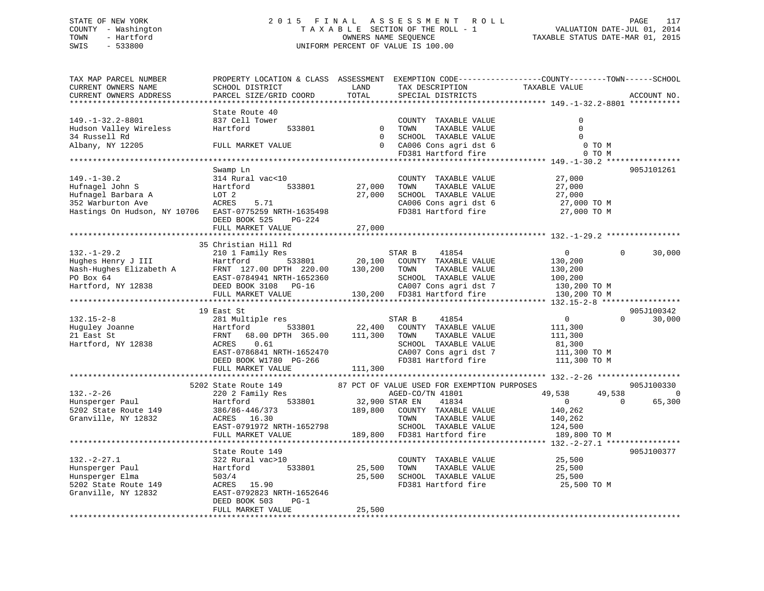STATE OF NEW YORK
COUNTY - Washington
TOWN - Hartford
SWIS - 533800

2 0 1 5 F I N A L A S S E S S M E N T R O L L
T A X A B L E SECTION OF THE ROLL - 1
OWNERS NAME SEQUENCE
UNIFORM PERCENT OF VALUE IS 100.00

VALUATION DATE-JUL 01, 2014
TAXABLE STATUS DATE-MAR 01, 2015

```
TAX MAP PARCEL NUMBER          PROPERTY LOCATION & CLASS  ASSESSMENT  EXEMPTION CODE------------------COUNTY--------TOWN------SCHOOL
CURRENT OWNERS NAME            SCHOOL DISTRICT               LAND      TAX DESCRIPTION            TAXABLE VALUE
CURRENT OWNERS ADDRESS         PARCEL SIZE/GRID COORD        TOTAL     SPECIAL DISTRICTS                                      ACCOUNT NO.
******************************************************************************************************* 149.-1-32.2-8801 ***********
                               State Route 40
149.-1-32.2-8801               837 Cell Tower                          COUNTY  TAXABLE VALUE                  0
Hudson Valley Wireless         Hartford         533801          0      TOWN    TAXABLE VALUE                  0
34 Russell Rd                                                   0      SCHOOL  TAXABLE VALUE                  0
Albany, NY 12205               FULL MARKET VALUE                0      CA006 Cons agri dst 6                  0 TO M
                                                                       FD381 Hartford fire                    0 TO M
******************************************************************************************************* 149.-1-30.2 ****************
                               Swamp Ln                                                                          905J101261
149.-1-30.2                    314 Rural vac<10                        COUNTY  TAXABLE VALUE             27,000
Hufnagel John S                Hartford         533801     27,000      TOWN    TAXABLE VALUE             27,000
Hufnagel Barbara A             LOT 2                       27,000      SCHOOL  TAXABLE VALUE             27,000
352 Warburton Ave              ACRES    5.71                           CA006 Cons agri dst 6             27,000 TO M
Hastings On Hudson, NY 10706   EAST-0775259 NRTH-1635498               FD381 Hartford fire               27,000 TO M
                               DEED BOOK 525    PG-224
                               FULL MARKET VALUE           27,000
******************************************************************************************************* 132.-1-29.2 ****************
                               35 Christian Hill Rd
132.-1-29.2                    210 1 Family Res                  STAR B     41854                   0            0       30,000
Hughes Henry J III             Hartford         533801     20,100   COUNTY  TAXABLE VALUE           130,200
Nash-Hughes Elizabeth A        FRNT 127.00 DPTH 220.00    130,200   TOWN    TAXABLE VALUE           130,200
PO Box 64                      EAST-0784941 NRTH-1652360            SCHOOL  TAXABLE VALUE           100,200
Hartford, NY 12838             DEED BOOK 3108   PG-16               CA007 Cons agri dst 7           130,200 TO M
                               FULL MARKET VALUE          130,200   FD381 Hartford fire             130,200 TO M
******************************************************************************************************* 132.15-2-8 *****************
                               19 East St                                                                        905J100342
132.15-2-8                     281 Multiple res                  STAR B     41854                   0            0       30,000
Huguley Joanne                 Hartford         533801     22,400   COUNTY  TAXABLE VALUE           111,300
21 East St                     FRNT  68.00 DPTH 365.00    111,300   TOWN    TAXABLE VALUE           111,300
Hartford, NY 12838             ACRES    0.61                        SCHOOL  TAXABLE VALUE            81,300
                               EAST-0786841 NRTH-1652470            CA007 Cons agri dst 7           111,300 TO M
                               DEED BOOK W1780  PG-266              FD381 Hartford fire             111,300 TO M
                               FULL MARKET VALUE          111,300
******************************************************************************************************* 132.-2-26 ******************
                               5202 State Route 149       87 PCT OF VALUE USED FOR EXEMPTION PURPOSES                   905J100330
132.-2-26                      220 2 Family Res                  AGED-CO/TN 41801              49,538       49,538            0
Hunsperger Paul                Hartford         533801     32,900 STAR EN    41834                   0            0       65,300
5202 State Route 149           386/86-446/373             189,800   COUNTY  TAXABLE VALUE           140,262
Granville, NY 12832            ACRES   16.30                        TOWN    TAXABLE VALUE           140,262
                               EAST-0791972 NRTH-1652798            SCHOOL  TAXABLE VALUE           124,500
                               FULL MARKET VALUE          189,800   FD381 Hartford fire             189,800 TO M
******************************************************************************************************* 132.-2-27.1 ****************
                               State Route 149                                                                   905J100377
132.-2-27.1                    322 Rural vac>10                        COUNTY  TAXABLE VALUE             25,500
Hunsperger Paul                Hartford         533801     25,500      TOWN    TAXABLE VALUE             25,500
Hunsperger Elma                503/4                       25,500      SCHOOL  TAXABLE VALUE             25,500
5202 State Route 149           ACRES   15.90                           FD381 Hartford fire               25,500 TO M
Granville, NY 12832            EAST-0792823 NRTH-1652646
                               DEED BOOK 503    PG-1
                               FULL MARKET VALUE           25,500
************************************************************************************************************************************
```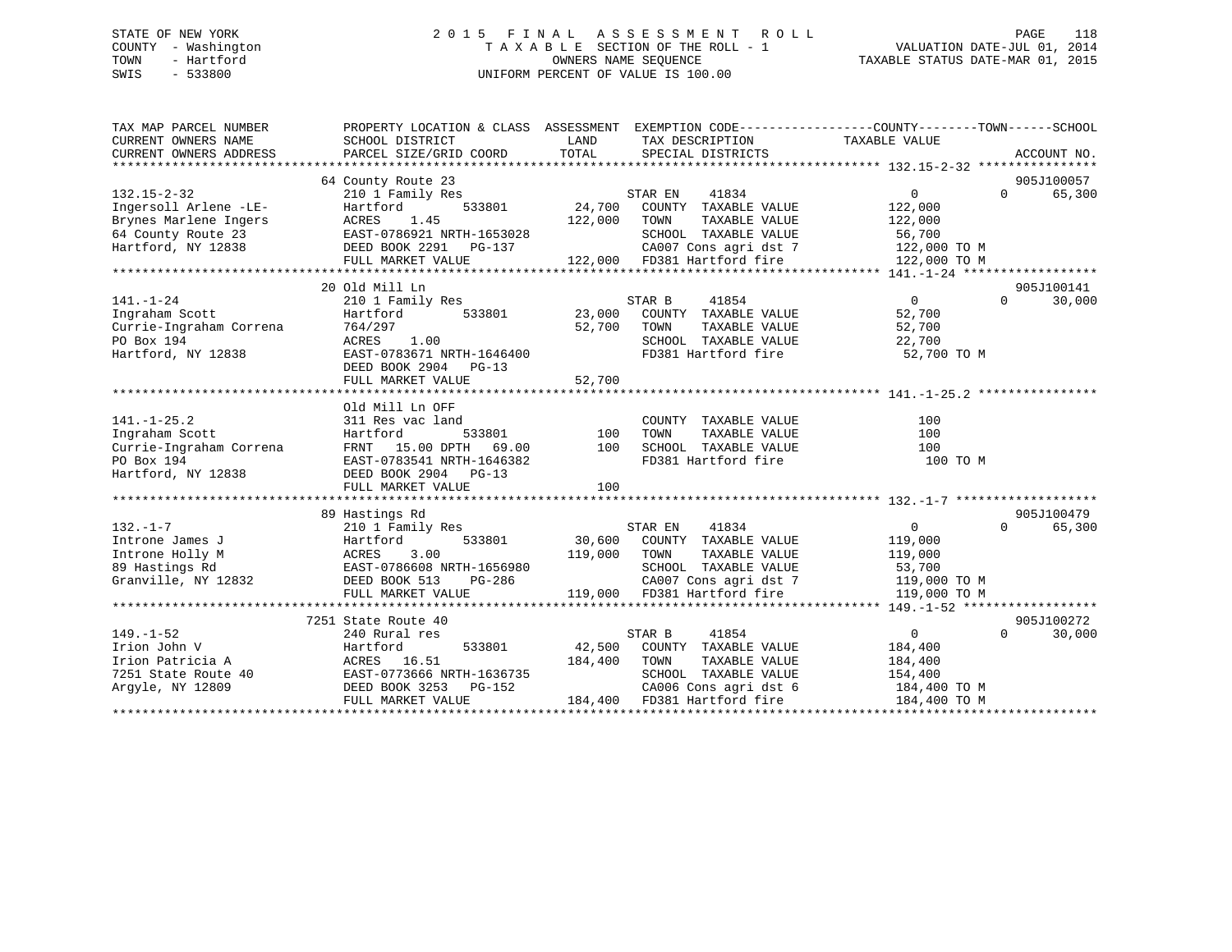STATE OF NEW YORK
COUNTY - Washington
TOWN - Hartford
SWIS - 533800

2 0 1 5 F I N A L A S S E S S M E N T R O L L
T A X A B L E SECTION OF THE ROLL - 1
OWNERS NAME SEQUENCE
UNIFORM PERCENT OF VALUE IS 100.00

VALUATION DATE-JUL 01, 2014
TAXABLE STATUS DATE-MAR 01, 2015

```
TAX MAP PARCEL NUMBER          PROPERTY LOCATION & CLASS  ASSESSMENT  EXEMPTION CODE------------------COUNTY--------TOWN------SCHOOL
CURRENT OWNERS NAME            SCHOOL DISTRICT              LAND      TAX DESCRIPTION              TAXABLE VALUE
CURRENT OWNERS ADDRESS         PARCEL SIZE/GRID COORD       TOTAL     SPECIAL DISTRICTS                                   ACCOUNT NO.
******************************************************************************************************* 132.15-2-32 ****************
                               64 County Route 23                                                                          905J100057
132.15-2-32                    210 1 Family Res                       STAR EN     41834              0            0       65,300
Ingersoll Arlene -LE-          Hartford          533801      24,700   COUNTY  TAXABLE VALUE         122,000
Brynes Marlene Ingers          ACRES    1.45                122,000   TOWN    TAXABLE VALUE         122,000
64 County Route 23             EAST-0786921 NRTH-1653028              SCHOOL  TAXABLE VALUE          56,700
Hartford, NY 12838             DEED BOOK 2291   PG-137                CA007 Cons agri dst 7         122,000 TO M
                               FULL MARKET VALUE            122,000   FD381 Hartford fire           122,000 TO M
******************************************************************************************************* 141.-1-24 ******************
                               20 Old Mill Ln                                                                              905J100141
141.-1-24                      210 1 Family Res                       STAR B      41854              0            0       30,000
Ingraham Scott                 Hartford          533801      23,000   COUNTY  TAXABLE VALUE          52,700
Currie-Ingraham Correna        764/297                       52,700   TOWN    TAXABLE VALUE          52,700
PO Box 194                     ACRES    1.00                          SCHOOL  TAXABLE VALUE          22,700
Hartford, NY 12838             EAST-0783671 NRTH-1646400              FD381 Hartford fire            52,700 TO M
                               DEED BOOK 2904   PG-13
                               FULL MARKET VALUE             52,700
******************************************************************************************************* 141.-1-25.2 ****************
                               Old Mill Ln OFF
141.-1-25.2                    311 Res vac land                       COUNTY  TAXABLE VALUE             100
Ingraham Scott                 Hartford          533801         100   TOWN    TAXABLE VALUE             100
Currie-Ingraham Correna        FRNT   15.00 DPTH   69.00        100   SCHOOL  TAXABLE VALUE             100
PO Box 194                     EAST-0783541 NRTH-1646382              FD381 Hartford fire               100 TO M
Hartford, NY 12838             DEED BOOK 2904   PG-13
                               FULL MARKET VALUE                100
******************************************************************************************************* 132.-1-7 *******************
                               89 Hastings Rd                                                                              905J100479
132.-1-7                       210 1 Family Res                       STAR EN     41834              0            0       65,300
Introne James J                Hartford          533801      30,600   COUNTY  TAXABLE VALUE         119,000
Introne Holly M                ACRES    3.00                119,000   TOWN    TAXABLE VALUE         119,000
89 Hastings Rd                 EAST-0786608 NRTH-1656980              SCHOOL  TAXABLE VALUE          53,700
Granville, NY 12832            DEED BOOK 513    PG-286                CA007 Cons agri dst 7         119,000 TO M
                               FULL MARKET VALUE            119,000   FD381 Hartford fire           119,000 TO M
******************************************************************************************************* 149.-1-52 ******************
                               7251 State Route 40                                                                         905J100272
149.-1-52                      240 Rural res                          STAR B      41854              0            0       30,000
Irion John V                   Hartford          533801      42,500   COUNTY  TAXABLE VALUE         184,400
Irion Patricia A               ACRES   16.51                184,400   TOWN    TAXABLE VALUE         184,400
7251 State Route 40            EAST-0773666 NRTH-1636735              SCHOOL  TAXABLE VALUE         154,400
Argyle, NY 12809               DEED BOOK 3253   PG-152                CA006 Cons agri dst 6         184,400 TO M
                               FULL MARKET VALUE            184,400   FD381 Hartford fire           184,400 TO M
************************************************************************************************************************************
```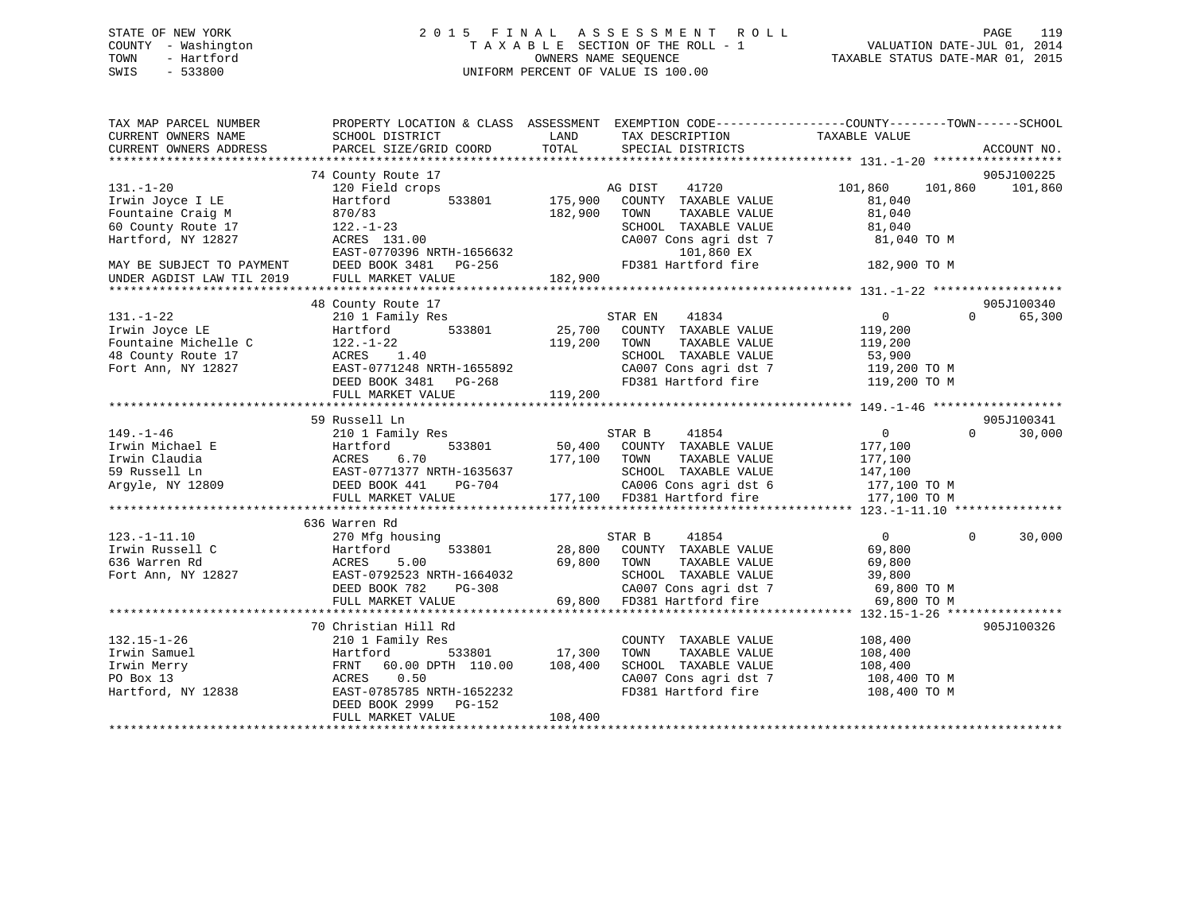STATE OF NEW YORK
COUNTY - Washington
TOWN - Hartford
SWIS - 533800

# 2015 FINAL ASSESSMENT ROLL

TAXABLE SECTION OF THE ROLL - 1
OWNERS NAME SEQUENCE
UNIFORM PERCENT OF VALUE IS 100.00

VALUATION DATE-JUL 01, 2014
TAXABLE STATUS DATE-MAR 01, 2015

```
TAX MAP PARCEL NUMBER          PROPERTY LOCATION & CLASS  ASSESSMENT  EXEMPTION CODE------------------COUNTY--------TOWN------SCHOOL
CURRENT OWNERS NAME            SCHOOL DISTRICT               LAND      TAX DESCRIPTION              TAXABLE VALUE
CURRENT OWNERS ADDRESS         PARCEL SIZE/GRID COORD        TOTAL     SPECIAL DISTRICTS                                      ACCOUNT NO.
******************************************************************************************************* 131.-1-20 ******************
                               74 County Route 17                                                                          905J100225
131.-1-20                      120 Field crops                         AG DIST     41720              101,860    101,860    101,860
Irwin Joyce I LE               Hartford          533801      175,900   COUNTY  TAXABLE VALUE            81,040
Fountaine Craig M              870/83                        182,900   TOWN    TAXABLE VALUE            81,040
60 County Route 17             122.-1-23                               SCHOOL  TAXABLE VALUE            81,040
Hartford, NY 12827             ACRES  131.00                           CA007 Cons agri dst 7            81,040 TO M
                               EAST-0770396 NRTH-1656632                    101,860 EX
MAY BE SUBJECT TO PAYMENT      DEED BOOK 3481   PG-256                 FD381 Hartford fire             182,900 TO M
UNDER AGDIST LAW TIL 2019      FULL MARKET VALUE             182,900
******************************************************************************************************* 131.-1-22 ******************
                               48 County Route 17                                                                          905J100340
131.-1-22                      210 1 Family Res                        STAR EN     41834                   0          0      65,300
Irwin Joyce LE                 Hartford          533801       25,700   COUNTY  TAXABLE VALUE           119,200
Fountaine Michelle C           122.-1-22                     119,200   TOWN    TAXABLE VALUE           119,200
48 County Route 17             ACRES    1.40                           SCHOOL  TAXABLE VALUE            53,900
Fort Ann, NY 12827             EAST-0771248 NRTH-1655892               CA007 Cons agri dst 7           119,200 TO M
                               DEED BOOK 3481   PG-268                 FD381 Hartford fire             119,200 TO M
                               FULL MARKET VALUE             119,200
******************************************************************************************************* 149.-1-46 ******************
                               59 Russell Ln                                                                               905J100341
149.-1-46                      210 1 Family Res                        STAR B      41854                   0          0      30,000
Irwin Michael E                Hartford          533801       50,400   COUNTY  TAXABLE VALUE           177,100
Irwin Claudia                  ACRES    6.70                 177,100   TOWN    TAXABLE VALUE           177,100
59 Russell Ln                  EAST-0771377 NRTH-1635637               SCHOOL  TAXABLE VALUE           147,100
Argyle, NY 12809               DEED BOOK 441    PG-704                 CA006 Cons agri dst 6           177,100 TO M
                               FULL MARKET VALUE             177,100   FD381 Hartford fire             177,100 TO M
******************************************************************************************************* 123.-1-11.10 ***************
                               636 Warren Rd
123.-1-11.10                   270 Mfg housing                         STAR B      41854                   0          0      30,000
Irwin Russell C                Hartford          533801       28,800   COUNTY  TAXABLE VALUE            69,800
636 Warren Rd                  ACRES    5.00                  69,800   TOWN    TAXABLE VALUE            69,800
Fort Ann, NY 12827             EAST-0792523 NRTH-1664032               SCHOOL  TAXABLE VALUE            39,800
                               DEED BOOK 782    PG-308                 CA007 Cons agri dst 7            69,800 TO M
                               FULL MARKET VALUE              69,800   FD381 Hartford fire              69,800 TO M
******************************************************************************************************* 132.15-1-26 ****************
                               70 Christian Hill Rd                                                                        905J100326
132.15-1-26                    210 1 Family Res                        COUNTY  TAXABLE VALUE           108,400
Irwin Samuel                   Hartford          533801       17,300   TOWN    TAXABLE VALUE           108,400
Irwin Merry                    FRNT   60.00 DPTH 110.00      108,400   SCHOOL  TAXABLE VALUE           108,400
PO Box 13                      ACRES    0.50                           CA007 Cons agri dst 7           108,400 TO M
Hartford, NY 12838             EAST-0785785 NRTH-1652232               FD381 Hartford fire             108,400 TO M
                               DEED BOOK 2999   PG-152
                               FULL MARKET VALUE             108,400
************************************************************************************************************************************
```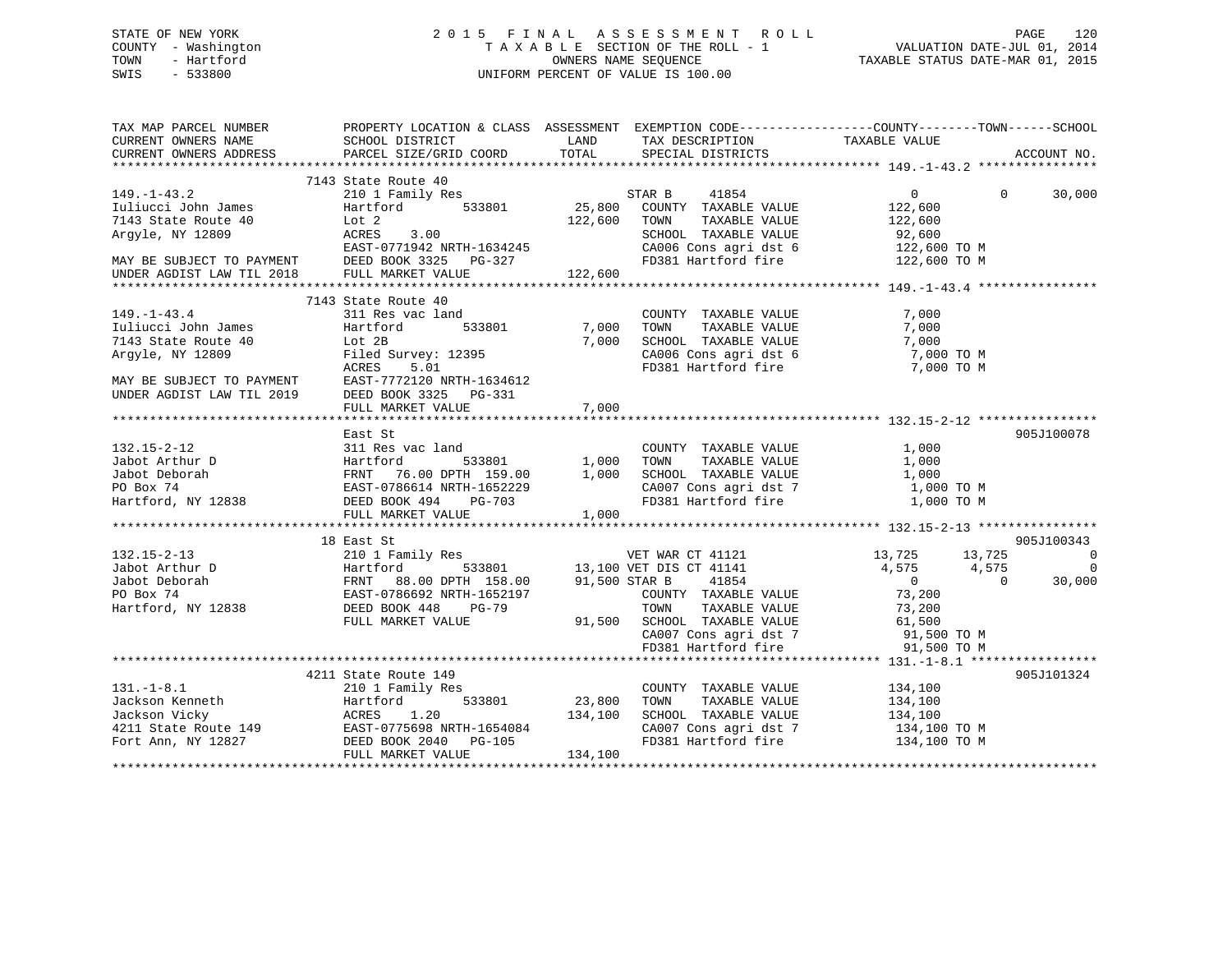STATE OF NEW YORK
COUNTY - Washington
TOWN - Hartford
SWIS - 533800

2 0 1 5 F I N A L A S S E S S M E N T R O L L
T A X A B L E SECTION OF THE ROLL - 1
OWNERS NAME SEQUENCE
UNIFORM PERCENT OF VALUE IS 100.00

VALUATION DATE-JUL 01, 2014
TAXABLE STATUS DATE-MAR 01, 2015

```
TAX MAP PARCEL NUMBER          PROPERTY LOCATION & CLASS  ASSESSMENT  EXEMPTION CODE------------------COUNTY--------TOWN------SCHOOL
CURRENT OWNERS NAME            SCHOOL DISTRICT               LAND      TAX DESCRIPTION              TAXABLE VALUE
CURRENT OWNERS ADDRESS         PARCEL SIZE/GRID COORD        TOTAL     SPECIAL DISTRICTS                                      ACCOUNT NO.
******************************************************************************************************* 149.-1-43.2 ****************
                               7143 State Route 40
149.-1-43.2                    210 1 Family Res                    STAR B     41854                  0            0        30,000
Iuliucci John James            Hartford          533801     25,800   COUNTY  TAXABLE VALUE          122,600
7143 State Route 40            Lot 2                       122,600   TOWN    TAXABLE VALUE          122,600
Argyle, NY 12809               ACRES     3.00                        SCHOOL  TAXABLE VALUE           92,600
                               EAST-0771942 NRTH-1634245             CA006 Cons agri dst 6          122,600 TO M
MAY BE SUBJECT TO PAYMENT      DEED BOOK 3325   PG-327               FD381 Hartford fire            122,600 TO M
UNDER AGDIST LAW TIL 2018      FULL MARKET VALUE           122,600
******************************************************************************************************* 149.-1-43.4 ****************
                               7143 State Route 40
149.-1-43.4                    311 Res vac land                      COUNTY  TAXABLE VALUE            7,000
Iuliucci John James            Hartford          533801      7,000   TOWN    TAXABLE VALUE            7,000
7143 State Route 40            Lot 2B                        7,000   SCHOOL  TAXABLE VALUE            7,000
Argyle, NY 12809               Filed Survey: 12395                   CA006 Cons agri dst 6            7,000 TO M
                               ACRES     5.01                        FD381 Hartford fire              7,000 TO M
MAY BE SUBJECT TO PAYMENT      EAST-7772120 NRTH-1634612
UNDER AGDIST LAW TIL 2019      DEED BOOK 3325   PG-331
                               FULL MARKET VALUE             7,000
******************************************************************************************************* 132.15-2-12 ****************
                               East St                                                                                905J100078
132.15-2-12                    311 Res vac land                      COUNTY  TAXABLE VALUE            1,000
Jabot Arthur D                 Hartford          533801      1,000   TOWN    TAXABLE VALUE            1,000
Jabot Deborah                  FRNT   76.00 DPTH 159.00      1,000   SCHOOL  TAXABLE VALUE            1,000
PO Box 74                      EAST-0786614 NRTH-1652229             CA007 Cons agri dst 7            1,000 TO M
Hartford, NY 12838             DEED BOOK 494    PG-703               FD381 Hartford fire              1,000 TO M
                               FULL MARKET VALUE             1,000
******************************************************************************************************* 132.15-2-13 ****************
                               18 East St                                                                             905J100343
132.15-2-13                    210 1 Family Res                    VET WAR CT 41121             13,725       13,725             0
Jabot Arthur D                 Hartford          533801     13,100 VET DIS CT 41141              4,575        4,575             0
Jabnt Deborah                  FRNT   88.00 DPTH 158.00     91,500 STAR B     41854                  0            0        30,000
PO Box 74                      EAST-0786692 NRTH-1652197             COUNTY  TAXABLE VALUE           73,200
Hartford, NY 12838             DEED BOOK 448    PG-79                TOWN    TAXABLE VALUE           73,200
                               FULL MARKET VALUE            91,500   SCHOOL  TAXABLE VALUE           61,500
                                                                     CA007 Cons agri dst 7           91,500 TO M
                                                                     FD381 Hartford fire             91,500 TO M
******************************************************************************************************* 131.-1-8.1 *****************
                               4211 State Route 149                                                                   905J101324
131.-1-8.1                     210 1 Family Res                      COUNTY  TAXABLE VALUE          134,100
Jackson Kenneth                Hartford          533801     23,800   TOWN    TAXABLE VALUE          134,100
Jackson Vicky                  ACRES     1.20              134,100   SCHOOL  TAXABLE VALUE          134,100
4211 State Route 149           EAST-0775698 NRTH-1654084             CA007 Cons agri dst 7          134,100 TO M
Fort Ann, NY 12827             DEED BOOK 2040   PG-105               FD381 Hartford fire            134,100 TO M
                               FULL MARKET VALUE           134,100
************************************************************************************************************************************
```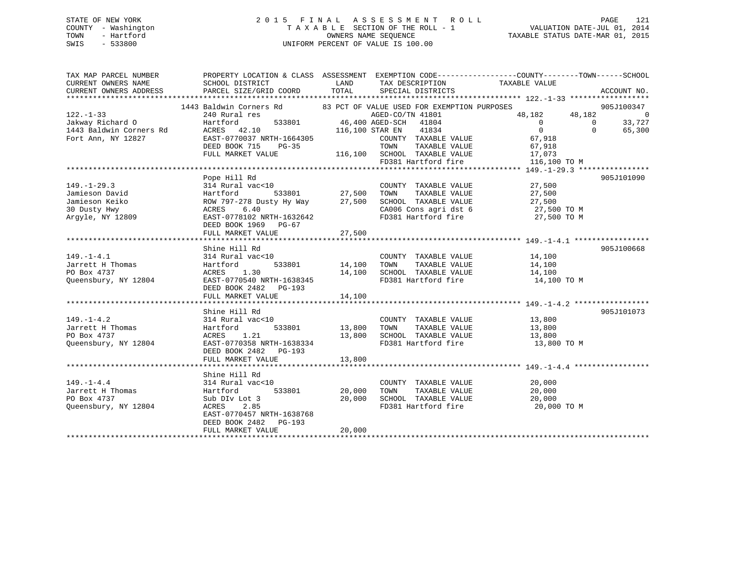STATE OF NEW YORK
COUNTY - Washington
TOWN - Hartford
SWIS - 533800

2015 FINAL ASSESSMENT ROLL
TAXABLE SECTION OF THE ROLL - 1
OWNERS NAME SEQUENCE
UNIFORM PERCENT OF VALUE IS 100.00

VALUATION DATE-JUL 01, 2014
TAXABLE STATUS DATE-MAR 01, 2015

```
TAX MAP PARCEL NUMBER     PROPERTY LOCATION & CLASS  ASSESSMENT  EXEMPTION CODE------------------COUNTY--------TOWN------SCHOOL
CURRENT OWNERS NAME       SCHOOL DISTRICT              LAND      TAX DESCRIPTION            TAXABLE VALUE
CURRENT OWNERS ADDRESS    PARCEL SIZE/GRID COORD      TOTAL      SPECIAL DISTRICTS                                     ACCOUNT NO.
******************************************************************************************************* 122.-1-33 ******************
                    1443 Baldwin Corners Rd        83 PCT OF VALUE USED FOR EXEMPTION PURPOSES                  905J100347
122.-1-33                 240 Rural res                         AGED-CO/TN 41801             48,182      48,182           0
Jakway Richard O          Hartford          533801     46,400 AGED-SCH   41804                    0           0      33,727
1443 Baldwin Corners Rd   ACRES   42.10               116,100 STAR EN    41834                    0           0      65,300
Fort Ann, NY 12827        EAST-0770037 NRTH-1664305            COUNTY  TAXABLE VALUE          67,918
                          DEED BOOK 715    PG-35               TOWN    TAXABLE VALUE          67,918
                          FULL MARKET VALUE           116,100  SCHOOL  TAXABLE VALUE          17,073
                                                               FD381 Hartford fire           116,100 TO M
******************************************************************************************************* 149.-1-29.3 ****************
                          Pope Hill Rd                                                                               905J101090
149.-1-29.3               314 Rural vac<10                     COUNTY  TAXABLE VALUE          27,500
Jamieson David            Hartford          533801     27,500  TOWN    TAXABLE VALUE          27,500
Jamieson Keiko            ROW 797-278 Dusty Hy Way     27,500  SCHOOL  TAXABLE VALUE          27,500
30 Dusty Hwy              ACRES    6.40                        CA006 Cons agri dst 6          27,500 TO M
Argyle, NY 12809          EAST-0778102 NRTH-1632642            FD381 Hartford fire            27,500 TO M
                          DEED BOOK 1969   PG-67
                          FULL MARKET VALUE            27,500
******************************************************************************************************* 149.-1-4.1 *****************
                          Shine Hill Rd                                                                              905J100668
149.-1-4.1                314 Rural vac<10                     COUNTY  TAXABLE VALUE          14,100
Jarrett H Thomas          Hartford          533801     14,100  TOWN    TAXABLE VALUE          14,100
PO Box 4737               ACRES    1.30                14,100  SCHOOL  TAXABLE VALUE          14,100
Queensbury, NY 12804      EAST-0770540 NRTH-1638345            FD381 Hartford fire            14,100 TO M
                          DEED BOOK 2482   PG-193
                          FULL MARKET VALUE            14,100
******************************************************************************************************* 149.-1-4.2 *****************
                          Shine Hill Rd                                                                              905J101073
149.-1-4.2                314 Rural vac<10                     COUNTY  TAXABLE VALUE          13,800
Jarrett H Thomas          Hartford          533801     13,800  TOWN    TAXABLE VALUE          13,800
PO Box 4737               ACRES    1.21                13,800  SCHOOL  TAXABLE VALUE          13,800
Queensbury, NY 12804      EAST-0770358 NRTH-1638334            FD381 Hartford fire            13,800 TO M
                          DEED BOOK 2482   PG-193
                          FULL MARKET VALUE            13,800
******************************************************************************************************* 149.-1-4.4 *****************
                          Shine Hill Rd
149.-1-4.4                314 Rural vac<10                     COUNTY  TAXABLE VALUE          20,000
Jarrett H Thomas          Hartford          533801     20,000  TOWN    TAXABLE VALUE          20,000
PO Box 4737               Sub DIv Lot 3                20,000  SCHOOL  TAXABLE VALUE          20,000
Queensbury, NY 12804      ACRES    2.85                        FD381 Hartford fire            20,000 TO M
                          EAST-0770457 NRTH-1638768
                          DEED BOOK 2482   PG-193
                          FULL MARKET VALUE            20,000
************************************************************************************************************************************
```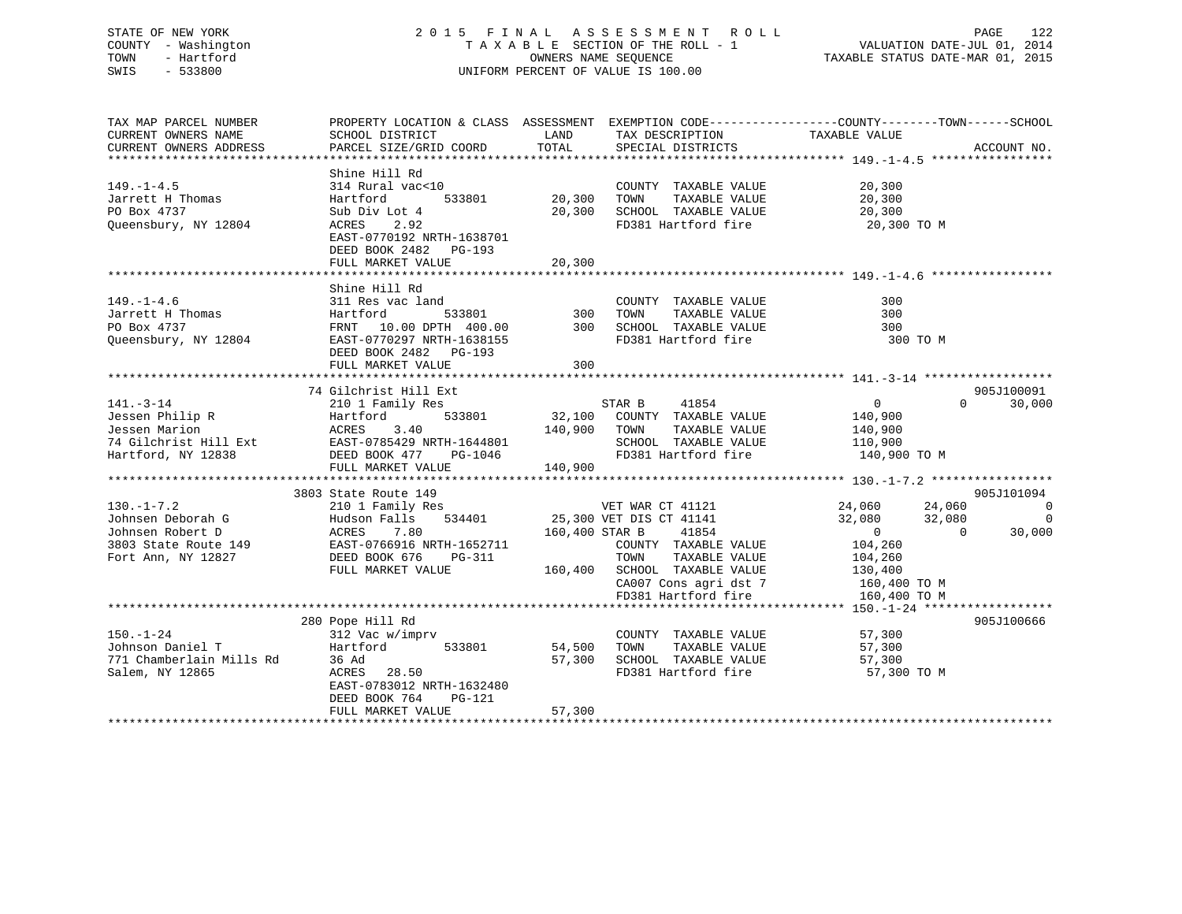STATE OF NEW YORK
COUNTY - Washington
TOWN - Hartford
SWIS - 533800

2015 FINAL ASSESSMENT ROLL
TAXABLE SECTION OF THE ROLL - 1
OWNERS NAME SEQUENCE
UNIFORM PERCENT OF VALUE IS 100.00

VALUATION DATE-JUL 01, 2014
TAXABLE STATUS DATE-MAR 01, 2015

| TAX MAP PARCEL NUMBER / CURRENT OWNERS NAME / CURRENT OWNERS ADDRESS | PROPERTY LOCATION & CLASS / SCHOOL DISTRICT / PARCEL SIZE/GRID COORD | ASSESSMENT LAND | TOTAL | EXEMPTION CODE / TAX DESCRIPTION / SPECIAL DISTRICTS | COUNTY TAXABLE VALUE | TOWN | SCHOOL | ACCOUNT NO. |
|---|---|---|---|---|---|---|---|---|
| **149.-1-4.5** | Shine Hill Rd | | | | | | | |
| Jarrett H Thomas | 314 Rural vac<10 | | | COUNTY TAXABLE VALUE | 20,300 | | | |
| PO Box 4737 | Hartford 533801 | 20,300 | | TOWN TAXABLE VALUE | 20,300 | | | |
| Queensbury, NY 12804 | Sub Div Lot 4 | | 20,300 | SCHOOL TAXABLE VALUE | 20,300 | | | |
| | ACRES 2.92 | | | FD381 Hartford fire | 20,300 TO M | | | |
| | EAST-0770192 NRTH-1638701 | | | | | | | |
| | DEED BOOK 2482 PG-193 | | | | | | | |
| | FULL MARKET VALUE | | 20,300 | | | | | |
| **149.-1-4.6** | Shine Hill Rd | | | | | | | |
| Jarrett H Thomas | 311 Res vac land | | | COUNTY TAXABLE VALUE | 300 | | | |
| PO Box 4737 | Hartford 533801 | 300 | | TOWN TAXABLE VALUE | 300 | | | |
| Queensbury, NY 12804 | FRNT 10.00 DPTH 400.00 | | 300 | SCHOOL TAXABLE VALUE | 300 | | | |
| | EAST-0770297 NRTH-1638155 | | | FD381 Hartford fire | 300 TO M | | | |
| | DEED BOOK 2482 PG-193 | | | | | | | |
| | FULL MARKET VALUE | | 300 | | | | | |
| **141.-3-14** | 74 Gilchrist Hill Ext | | | | | | | 905J100091 |
| Jessen Philip R | 210 1 Family Res | | | STAR B 41854 | 0 | 0 | 30,000 | |
| Jessen Marion | Hartford 533801 | 32,100 | | COUNTY TAXABLE VALUE | 140,900 | | | |
| 74 Gilchrist Hill Ext | ACRES 3.40 | | 140,900 | TOWN TAXABLE VALUE | 140,900 | | | |
| Hartford, NY 12838 | EAST-0785429 NRTH-1644801 | | | SCHOOL TAXABLE VALUE | 110,900 | | | |
| | DEED BOOK 477 PG-1046 | | | FD381 Hartford fire | 140,900 TO M | | | |
| | FULL MARKET VALUE | | 140,900 | | | | | |
| **130.-1-7.2** | 3803 State Route 149 | | | | | | | 905J101094 |
| Johnsen Deborah G | 210 1 Family Res | | | VET WAR CT 41121 | 24,060 | 24,060 | 0 | |
| Johnsen Robert D | Hudson Falls 534401 | 25,300 | | VET DIS CT 41141 | 32,080 | 32,080 | 0 | |
| 3803 State Route 149 | ACRES 7.80 | | 160,400 | STAR B 41854 | 0 | 0 | 30,000 | |
| Fort Ann, NY 12827 | EAST-0766916 NRTH-1652711 | | | COUNTY TAXABLE VALUE | 104,260 | | | |
| | DEED BOOK 676 PG-311 | | | TOWN TAXABLE VALUE | 104,260 | | | |
| | FULL MARKET VALUE | | 160,400 | SCHOOL TAXABLE VALUE | 130,400 | | | |
| | | | | CA007 Cons agri dst 7 | 160,400 TO M | | | |
| | | | | FD381 Hartford fire | 160,400 TO M | | | |
| **150.-1-24** | 280 Pope Hill Rd | | | | | | | 905J100666 |
| Johnson Daniel T | 312 Vac w/imprv | | | COUNTY TAXABLE VALUE | 57,300 | | | |
| 771 Chamberlain Mills Rd | Hartford 533801 | 54,500 | | TOWN TAXABLE VALUE | 57,300 | | | |
| Salem, NY 12865 | 36 Ad | | 57,300 | SCHOOL TAXABLE VALUE | 57,300 | | | |
| | ACRES 28.50 | | | FD381 Hartford fire | 57,300 TO M | | | |
| | EAST-0783012 NRTH-1632480 | | | | | | | |
| | DEED BOOK 764 PG-121 | | | | | | | |
| | FULL MARKET VALUE | | 57,300 | | | | | |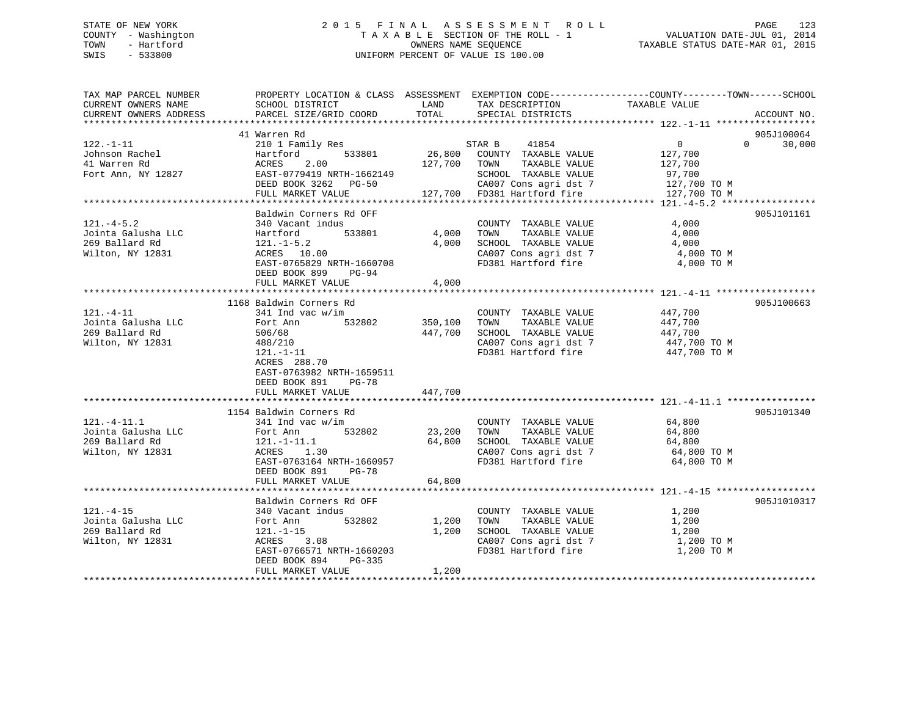STATE OF NEW YORK
COUNTY - Washington
TOWN - Hartford
SWIS - 533800

# 2015 FINAL ASSESSMENT ROLL

TAXABLE SECTION OF THE ROLL - 1
OWNERS NAME SEQUENCE
UNIFORM PERCENT OF VALUE IS 100.00

VALUATION DATE-JUL 01, 2014
TAXABLE STATUS DATE-MAR 01, 2015

| TAX MAP PARCEL NUMBER / CURRENT OWNERS NAME / CURRENT OWNERS ADDRESS | PROPERTY LOCATION & CLASS / SCHOOL DISTRICT / PARCEL SIZE/GRID COORD | ASSESSMENT LAND | TOTAL | EXEMPTION CODE / TAX DESCRIPTION / SPECIAL DISTRICTS | COUNTY | TOWN | SCHOOL | ACCOUNT NO. |
|---|---|---|---|---|---|---|---|---|
| 122.-1-11 | 41 Warren Rd | | | | | | | 905J100064 |
| Johnson Rachel | 210 1 Family Res | | | STAR B 41854 | 0 | 0 | 30,000 | |
| 41 Warren Rd | Hartford 533801 | 26,800 | | COUNTY TAXABLE VALUE | 127,700 | | | |
| Fort Ann, NY 12827 | ACRES 2.00 | | 127,700 | TOWN TAXABLE VALUE | | 127,700 | | |
| | EAST-0779419 NRTH-1662149 | | | SCHOOL TAXABLE VALUE | | | 97,700 | |
| | DEED BOOK 3262 PG-50 | | | CA007 Cons agri dst 7 | 127,700 TO M | | | |
| | FULL MARKET VALUE | | 127,700 | FD381 Hartford fire | 127,700 TO M | | | |
| 121.-4-5.2 | Baldwin Corners Rd OFF | | | | | | | 905J101161 |
| Jointa Galusha LLC | 340 Vacant indus | | | COUNTY TAXABLE VALUE | 4,000 | | | |
| 269 Ballard Rd | Hartford 533801 | 4,000 | | TOWN TAXABLE VALUE | | 4,000 | | |
| Wilton, NY 12831 | 121.-1-5.2 | | 4,000 | SCHOOL TAXABLE VALUE | | | 4,000 | |
| | ACRES 10.00 | | | CA007 Cons agri dst 7 | 4,000 TO M | | | |
| | EAST-0765829 NRTH-1660708 | | | FD381 Hartford fire | 4,000 TO M | | | |
| | DEED BOOK 899 PG-94 | | | | | | | |
| | FULL MARKET VALUE | | 4,000 | | | | | |
| 121.-4-11 | 1168 Baldwin Corners Rd | | | | | | | 905J100663 |
| Jointa Galusha LLC | 341 Ind vac w/im | | | COUNTY TAXABLE VALUE | 447,700 | | | |
| 269 Ballard Rd | Fort Ann 532802 | 350,100 | | TOWN TAXABLE VALUE | | 447,700 | | |
| Wilton, NY 12831 | 506/68 | | 447,700 | SCHOOL TAXABLE VALUE | | | 447,700 | |
| | 488/210 | | | CA007 Cons agri dst 7 | 447,700 TO M | | | |
| | 121.-1-11 | | | FD381 Hartford fire | 447,700 TO M | | | |
| | ACRES 288.70 | | | | | | | |
| | EAST-0763982 NRTH-1659511 | | | | | | | |
| | DEED BOOK 891 PG-78 | | | | | | | |
| | FULL MARKET VALUE | | 447,700 | | | | | |
| 121.-4-11.1 | 1154 Baldwin Corners Rd | | | | | | | 905J101340 |
| Jointa Galusha LLC | 341 Ind vac w/im | | | COUNTY TAXABLE VALUE | 64,800 | | | |
| 269 Ballard Rd | Fort Ann 532802 | 23,200 | | TOWN TAXABLE VALUE | | 64,800 | | |
| Wilton, NY 12831 | 121.-1-11.1 | | 64,800 | SCHOOL TAXABLE VALUE | | | 64,800 | |
| | ACRES 1.30 | | | CA007 Cons agri dst 7 | 64,800 TO M | | | |
| | EAST-0763164 NRTH-1660957 | | | FD381 Hartford fire | 64,800 TO M | | | |
| | DEED BOOK 891 PG-78 | | | | | | | |
| | FULL MARKET VALUE | | 64,800 | | | | | |
| 121.-4-15 | Baldwin Corners Rd OFF | | | | | | | 905J1010317 |
| Jointa Galusha LLC | 340 Vacant indus | | | COUNTY TAXABLE VALUE | 1,200 | | | |
| 269 Ballard Rd | Fort Ann 532802 | 1,200 | | TOWN TAXABLE VALUE | | 1,200 | | |
| Wilton, NY 12831 | 121.-1-15 | | 1,200 | SCHOOL TAXABLE VALUE | | | 1,200 | |
| | ACRES 3.08 | | | CA007 Cons agri dst 7 | 1,200 TO M | | | |
| | EAST-0766571 NRTH-1660203 | | | FD381 Hartford fire | 1,200 TO M | | | |
| | DEED BOOK 894 PG-335 | | | | | | | |
| | FULL MARKET VALUE | | 1,200 | | | | | |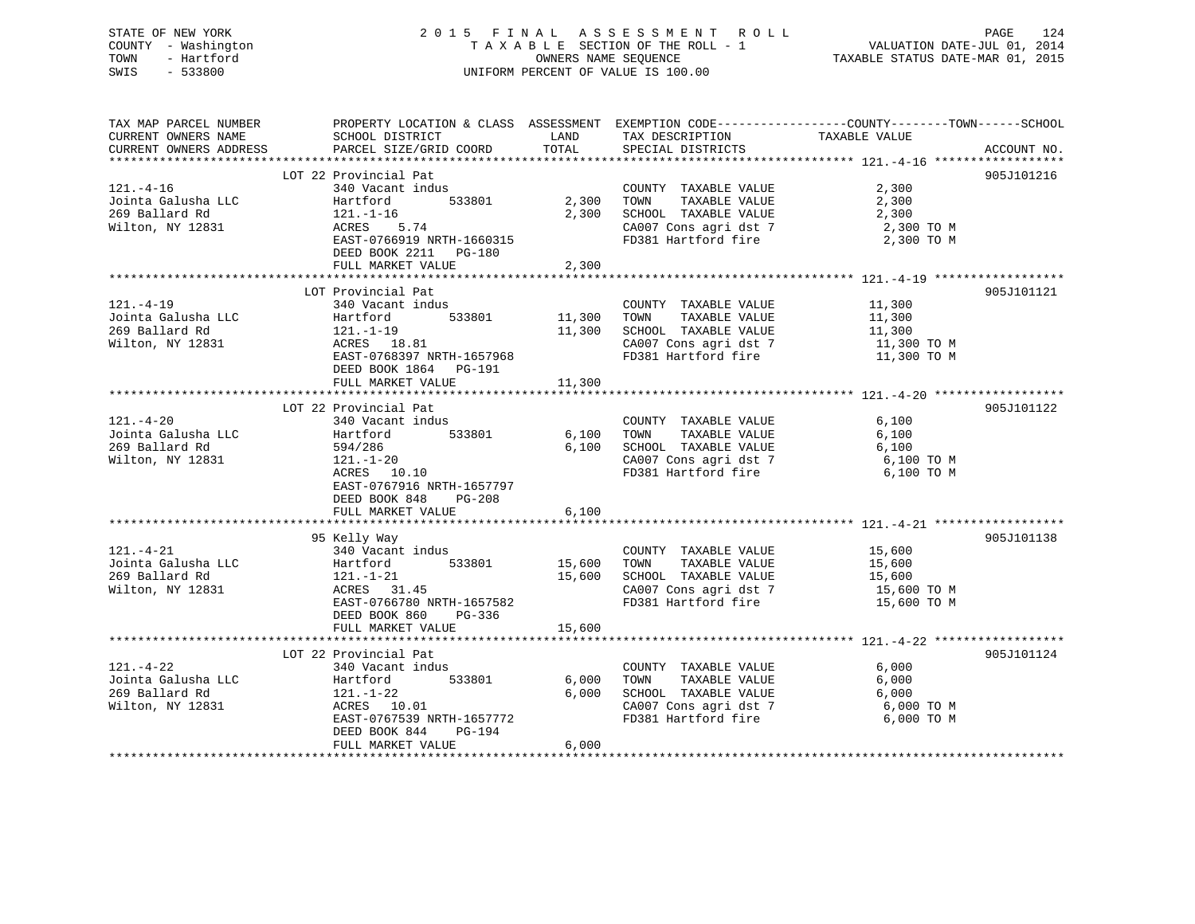STATE OF NEW YORK
COUNTY - Washington
TOWN - Hartford
SWIS - 533800

2 0 1 5 F I N A L A S S E S S M E N T R O L L
T A X A B L E SECTION OF THE ROLL - 1
OWNERS NAME SEQUENCE
UNIFORM PERCENT OF VALUE IS 100.00

VALUATION DATE-JUL 01, 2014
TAXABLE STATUS DATE-MAR 01, 2015

| TAX MAP PARCEL NUMBER / CURRENT OWNERS NAME / CURRENT OWNERS ADDRESS | PROPERTY LOCATION & CLASS / SCHOOL DISTRICT / PARCEL SIZE/GRID COORD | ASSESSMENT LAND | TOTAL | EXEMPTION CODE / TAX DESCRIPTION / SPECIAL DISTRICTS | TAXABLE VALUE (COUNTY / TOWN / SCHOOL) | ACCOUNT NO. |
|---|---|---|---|---|---|---|
| 121.-4-16 | LOT 22 Provincial Pat | | | | | 905J101216 |
| Jointa Galusha LLC | 340 Vacant indus | | | COUNTY TAXABLE VALUE | 2,300 | |
| 269 Ballard Rd | Hartford 533801 | 2,300 | | TOWN TAXABLE VALUE | 2,300 | |
| Wilton, NY 12831 | 121.-1-16 | | 2,300 | SCHOOL TAXABLE VALUE | 2,300 | |
| | ACRES 5.74 | | | CA007 Cons agri dst 7 | 2,300 TO M | |
| | EAST-0766919 NRTH-1660315 | | | FD381 Hartford fire | 2,300 TO M | |
| | DEED BOOK 2211 PG-180 | | | | | |
| | FULL MARKET VALUE | | 2,300 | | | |
| 121.-4-19 | LOT Provincial Pat | | | | | 905J101121 |
| Jointa Galusha LLC | 340 Vacant indus | | | COUNTY TAXABLE VALUE | 11,300 | |
| 269 Ballard Rd | Hartford 533801 | 11,300 | | TOWN TAXABLE VALUE | 11,300 | |
| Wilton, NY 12831 | 121.-1-19 | | 11,300 | SCHOOL TAXABLE VALUE | 11,300 | |
| | ACRES 18.81 | | | CA007 Cons agri dst 7 | 11,300 TO M | |
| | EAST-0768397 NRTH-1657968 | | | FD381 Hartford fire | 11,300 TO M | |
| | DEED BOOK 1864 PG-191 | | | | | |
| | FULL MARKET VALUE | | 11,300 | | | |
| 121.-4-20 | LOT 22 Provincial Pat | | | | | 905J101122 |
| Jointa Galusha LLC | 340 Vacant indus | | | COUNTY TAXABLE VALUE | 6,100 | |
| 269 Ballard Rd | Hartford 533801 | 6,100 | | TOWN TAXABLE VALUE | 6,100 | |
| Wilton, NY 12831 | 594/286 | | 6,100 | SCHOOL TAXABLE VALUE | 6,100 | |
| | 121.-1-20 | | | CA007 Cons agri dst 7 | 6,100 TO M | |
| | ACRES 10.10 | | | FD381 Hartford fire | 6,100 TO M | |
| | EAST-0767916 NRTH-1657797 | | | | | |
| | DEED BOOK 848 PG-208 | | | | | |
| | FULL MARKET VALUE | | 6,100 | | | |
| 121.-4-21 | 95 Kelly Way | | | | | 905J101138 |
| Jointa Galusha LLC | 340 Vacant indus | | | COUNTY TAXABLE VALUE | 15,600 | |
| 269 Ballard Rd | Hartford 533801 | 15,600 | | TOWN TAXABLE VALUE | 15,600 | |
| Wilton, NY 12831 | 121.-1-21 | | 15,600 | SCHOOL TAXABLE VALUE | 15,600 | |
| | ACRES 31.45 | | | CA007 Cons agri dst 7 | 15,600 TO M | |
| | EAST-0766780 NRTH-1657582 | | | FD381 Hartford fire | 15,600 TO M | |
| | DEED BOOK 860 PG-336 | | | | | |
| | FULL MARKET VALUE | | 15,600 | | | |
| 121.-4-22 | LOT 22 Provincial Pat | | | | | 905J101124 |
| Jointa Galusha LLC | 340 Vacant indus | | | COUNTY TAXABLE VALUE | 6,000 | |
| 269 Ballard Rd | Hartford 533801 | 6,000 | | TOWN TAXABLE VALUE | 6,000 | |
| Wilton, NY 12831 | 121.-1-22 | | 6,000 | SCHOOL TAXABLE VALUE | 6,000 | |
| | ACRES 10.01 | | | CA007 Cons agri dst 7 | 6,000 TO M | |
| | EAST-0767539 NRTH-1657772 | | | FD381 Hartford fire | 6,000 TO M | |
| | DEED BOOK 844 PG-194 | | | | | |
| | FULL MARKET VALUE | | 6,000 | | | |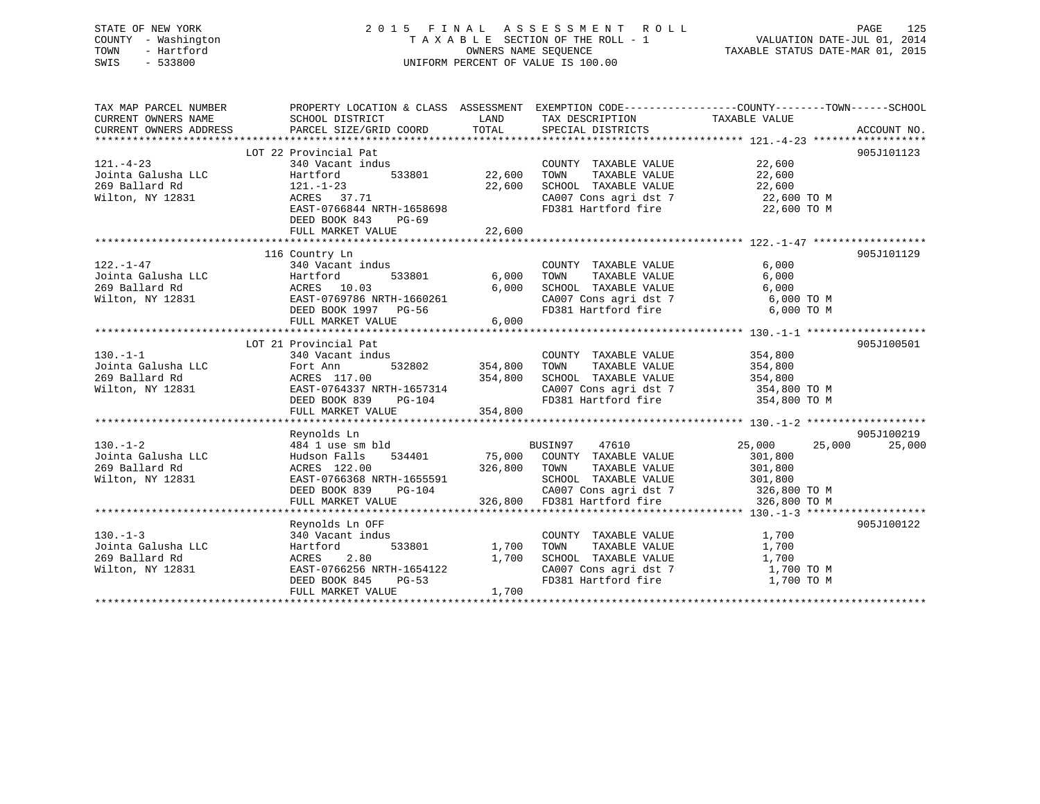STATE OF NEW YORK
COUNTY - Washington
TOWN - Hartford
SWIS - 533800

2015 FINAL ASSESSMENT ROLL
TAXABLE SECTION OF THE ROLL - 1
OWNERS NAME SEQUENCE
UNIFORM PERCENT OF VALUE IS 100.00

VALUATION DATE-JUL 01, 2014
TAXABLE STATUS DATE-MAR 01, 2015

| TAX MAP PARCEL NUMBER / CURRENT OWNERS NAME / CURRENT OWNERS ADDRESS | PROPERTY LOCATION & CLASS / SCHOOL DISTRICT / PARCEL SIZE/GRID COORD | ASSESSMENT LAND | TOTAL | EXEMPTION CODE / TAX DESCRIPTION / SPECIAL DISTRICTS | COUNTY TAXABLE VALUE | TOWN | SCHOOL | ACCOUNT NO. |
|---|---|---|---|---|---|---|---|---|
| | LOT 22 Provincial Pat | | | | | | | 905J101123 |
| 121.-4-23 | 340 Vacant indus | | | COUNTY TAXABLE VALUE | 22,600 | | | |
| Jointa Galusha LLC | Hartford 533801 | 22,600 | | TOWN TAXABLE VALUE | 22,600 | | | |
| 269 Ballard Rd | 121.-1-23 | | 22,600 | SCHOOL TAXABLE VALUE | 22,600 | | | |
| Wilton, NY 12831 | ACRES 37.71 | | | CA007 Cons agri dst 7 | 22,600 TO M | | | |
| | EAST-0766844 NRTH-1658698 | | | FD381 Hartford fire | 22,600 TO M | | | |
| | DEED BOOK 843 PG-69 | | | | | | | |
| | FULL MARKET VALUE | | 22,600 | | | | | |
| | 116 Country Ln | | | | | | | 905J101129 |
| 122.-1-47 | 340 Vacant indus | | | COUNTY TAXABLE VALUE | 6,000 | | | |
| Jointa Galusha LLC | Hartford 533801 | 6,000 | | TOWN TAXABLE VALUE | 6,000 | | | |
| 269 Ballard Rd | ACRES 10.03 | | 6,000 | SCHOOL TAXABLE VALUE | 6,000 | | | |
| Wilton, NY 12831 | EAST-0769786 NRTH-1660261 | | | CA007 Cons agri dst 7 | 6,000 TO M | | | |
| | DEED BOOK 1997 PG-56 | | | FD381 Hartford fire | 6,000 TO M | | | |
| | FULL MARKET VALUE | | 6,000 | | | | | |
| | LOT 21 Provincial Pat | | | | | | | 905J100501 |
| 130.-1-1 | 340 Vacant indus | | | COUNTY TAXABLE VALUE | 354,800 | | | |
| Jointa Galusha LLC | Fort Ann 532802 | 354,800 | | TOWN TAXABLE VALUE | 354,800 | | | |
| 269 Ballard Rd | ACRES 117.00 | | 354,800 | SCHOOL TAXABLE VALUE | 354,800 | | | |
| Wilton, NY 12831 | EAST-0764337 NRTH-1657314 | | | CA007 Cons agri dst 7 | 354,800 TO M | | | |
| | DEED BOOK 839 PG-104 | | | FD381 Hartford fire | 354,800 TO M | | | |
| | FULL MARKET VALUE | | 354,800 | | | | | |
| | Reynolds Ln | | | | | | | 905J100219 |
| 130.-1-2 | 484 1 use sm bld | | | BUSIN97 47610 | 25,000 | 25,000 | 25,000 | |
| Jointa Galusha LLC | Hudson Falls 534401 | 75,000 | | COUNTY TAXABLE VALUE | 301,800 | | | |
| 269 Ballard Rd | ACRES 122.00 | | 326,800 | TOWN TAXABLE VALUE | 301,800 | | | |
| Wilton, NY 12831 | EAST-0766368 NRTH-1655591 | | | SCHOOL TAXABLE VALUE | 301,800 | | | |
| | DEED BOOK 839 PG-104 | | | CA007 Cons agri dst 7 | 326,800 TO M | | | |
| | FULL MARKET VALUE | | 326,800 | FD381 Hartford fire | 326,800 TO M | | | |
| | Reynolds Ln OFF | | | | | | | 905J100122 |
| 130.-1-3 | 340 Vacant indus | | | COUNTY TAXABLE VALUE | 1,700 | | | |
| Jointa Galusha LLC | Hartford 533801 | 1,700 | | TOWN TAXABLE VALUE | 1,700 | | | |
| 269 Ballard Rd | ACRES 2.80 | | 1,700 | SCHOOL TAXABLE VALUE | 1,700 | | | |
| Wilton, NY 12831 | EAST-0766256 NRTH-1654122 | | | CA007 Cons agri dst 7 | 1,700 TO M | | | |
| | DEED BOOK 845 PG-53 | | | FD381 Hartford fire | 1,700 TO M | | | |
| | FULL MARKET VALUE | | 1,700 | | | | | |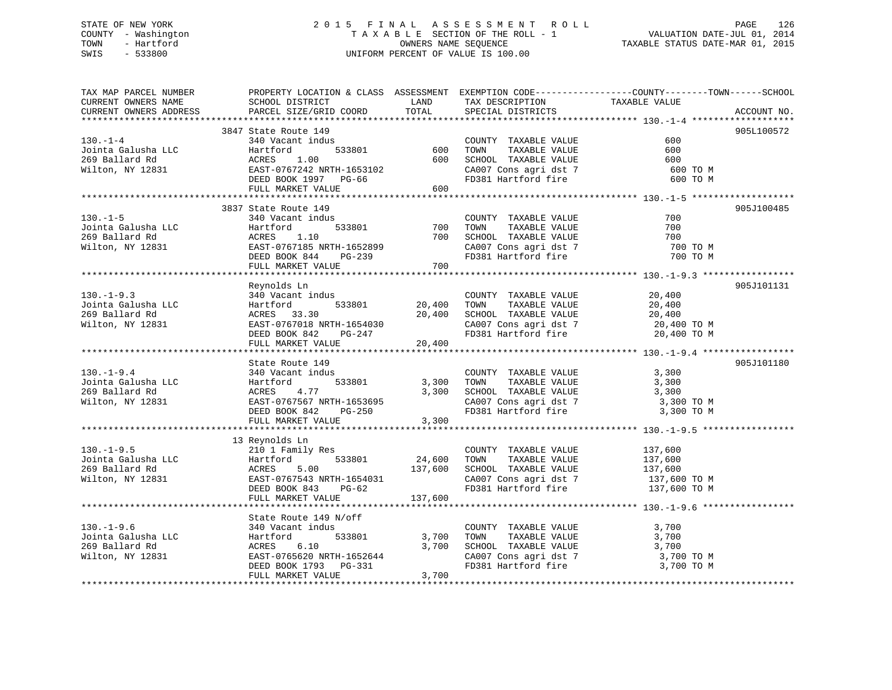STATE OF NEW YORK
COUNTY - Washington
TOWN - Hartford
SWIS - 533800

2015 FINAL ASSESSMENT ROLL
TAXABLE SECTION OF THE ROLL - 1
OWNERS NAME SEQUENCE
UNIFORM PERCENT OF VALUE IS 100.00

VALUATION DATE-JUL 01, 2014
TAXABLE STATUS DATE-MAR 01, 2015

| TAX MAP PARCEL NUMBER / CURRENT OWNERS NAME / CURRENT OWNERS ADDRESS | PROPERTY LOCATION & CLASS / SCHOOL DISTRICT / PARCEL SIZE/GRID COORD | ASSESSMENT LAND / TOTAL | EXEMPTION CODE / TAX DESCRIPTION / SPECIAL DISTRICTS | COUNTY--------TOWN------SCHOOL TAXABLE VALUE | ACCOUNT NO. |
|---|---|---|---|---|---|
| **130.-1-4** | 3847 State Route 149 | | | | 905L100572 |
| 130.-1-4 | 340 Vacant indus | | COUNTY TAXABLE VALUE | 600 | |
| Jointa Galusha LLC | Hartford 533801 | 600 | TOWN TAXABLE VALUE | 600 | |
| 269 Ballard Rd | ACRES 1.00 | 600 | SCHOOL TAXABLE VALUE | 600 | |
| Wilton, NY 12831 | EAST-0767242 NRTH-1653102 | | CA007 Cons agri dst 7 | 600 TO M | |
| | DEED BOOK 1997 PG-66 | | FD381 Hartford fire | 600 TO M | |
| | FULL MARKET VALUE | 600 | | | |
| **130.-1-5** | 3837 State Route 149 | | | | 905J100485 |
| 130.-1-5 | 340 Vacant indus | | COUNTY TAXABLE VALUE | 700 | |
| Jointa Galusha LLC | Hartford 533801 | 700 | TOWN TAXABLE VALUE | 700 | |
| 269 Ballard Rd | ACRES 1.10 | 700 | SCHOOL TAXABLE VALUE | 700 | |
| Wilton, NY 12831 | EAST-0767185 NRTH-1652899 | | CA007 Cons agri dst 7 | 700 TO M | |
| | DEED BOOK 844 PG-239 | | FD381 Hartford fire | 700 TO M | |
| | FULL MARKET VALUE | 700 | | | |
| **130.-1-9.3** | Reynolds Ln | | | | 905J101131 |
| 130.-1-9.3 | 340 Vacant indus | | COUNTY TAXABLE VALUE | 20,400 | |
| Jointa Galusha LLC | Hartford 533801 | 20,400 | TOWN TAXABLE VALUE | 20,400 | |
| 269 Ballard Rd | ACRES 33.30 | 20,400 | SCHOOL TAXABLE VALUE | 20,400 | |
| Wilton, NY 12831 | EAST-0767018 NRTH-1654030 | | CA007 Cons agri dst 7 | 20,400 TO M | |
| | DEED BOOK 842 PG-247 | | FD381 Hartford fire | 20,400 TO M | |
| | FULL MARKET VALUE | 20,400 | | | |
| **130.-1-9.4** | State Route 149 | | | | 905J101180 |
| 130.-1-9.4 | 340 Vacant indus | | COUNTY TAXABLE VALUE | 3,300 | |
| Jointa Galusha LLC | Hartford 533801 | 3,300 | TOWN TAXABLE VALUE | 3,300 | |
| 269 Ballard Rd | ACRES 4.77 | 3,300 | SCHOOL TAXABLE VALUE | 3,300 | |
| Wilton, NY 12831 | EAST-0767567 NRTH-1653695 | | CA007 Cons agri dst 7 | 3,300 TO M | |
| | DEED BOOK 842 PG-250 | | FD381 Hartford fire | 3,300 TO M | |
| | FULL MARKET VALUE | 3,300 | | | |
| **130.-1-9.5** | 13 Reynolds Ln | | | | |
| 130.-1-9.5 | 210 1 Family Res | | COUNTY TAXABLE VALUE | 137,600 | |
| Jointa Galusha LLC | Hartford 533801 | 24,600 | TOWN TAXABLE VALUE | 137,600 | |
| 269 Ballard Rd | ACRES 5.00 | 137,600 | SCHOOL TAXABLE VALUE | 137,600 | |
| Wilton, NY 12831 | EAST-0767543 NRTH-1654031 | | CA007 Cons agri dst 7 | 137,600 TO M | |
| | DEED BOOK 843 PG-62 | | FD381 Hartford fire | 137,600 TO M | |
| | FULL MARKET VALUE | 137,600 | | | |
| **130.-1-9.6** | State Route 149 N/off | | | | |
| 130.-1-9.6 | 340 Vacant indus | | COUNTY TAXABLE VALUE | 3,700 | |
| Jointa Galusha LLC | Hartford 533801 | 3,700 | TOWN TAXABLE VALUE | 3,700 | |
| 269 Ballard Rd | ACRES 6.10 | 3,700 | SCHOOL TAXABLE VALUE | 3,700 | |
| Wilton, NY 12831 | EAST-0765620 NRTH-1652644 | | CA007 Cons agri dst 7 | 3,700 TO M | |
| | DEED BOOK 1793 PG-331 | | FD381 Hartford fire | 3,700 TO M | |
| | FULL MARKET VALUE | 3,700 | | | |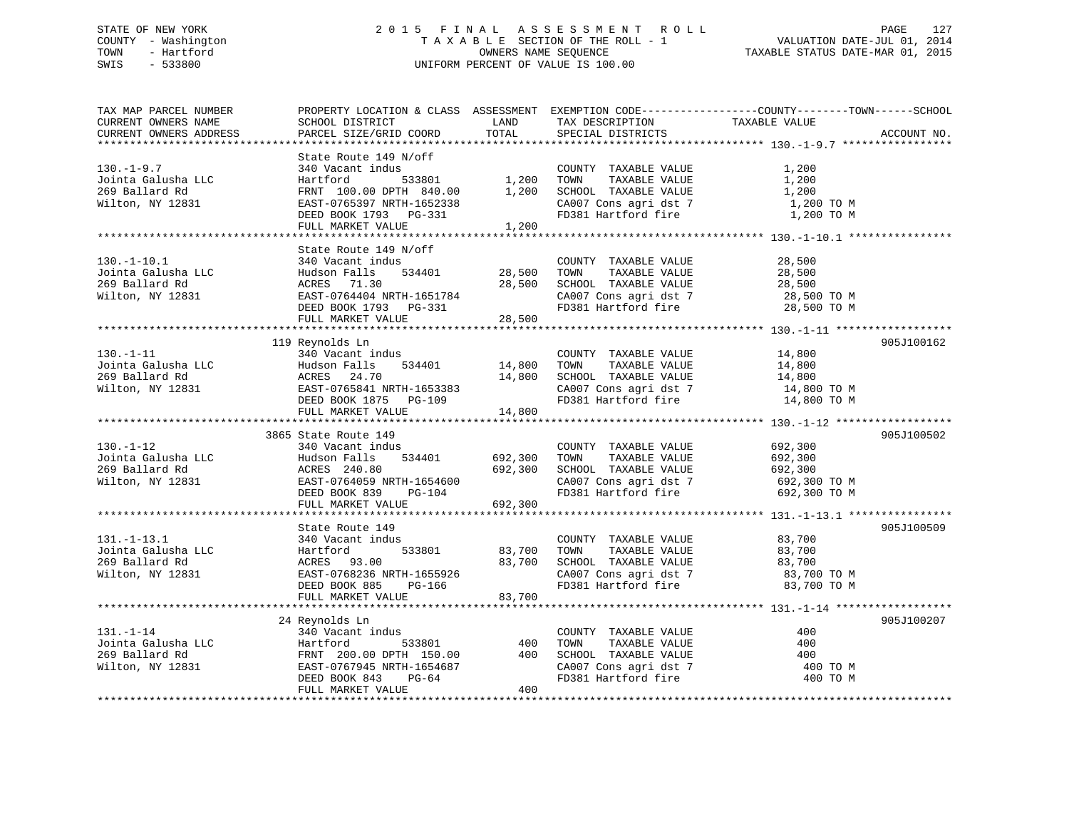STATE OF NEW YORK
COUNTY - Washington
TOWN - Hartford
SWIS - 533800

2 0 1 5 F I N A L A S S E S S M E N T R O L L
T A X A B L E SECTION OF THE ROLL - 1
OWNERS NAME SEQUENCE
UNIFORM PERCENT OF VALUE IS 100.00

VALUATION DATE-JUL 01, 2014
TAXABLE STATUS DATE-MAR 01, 2015

| TAX MAP PARCEL NUMBER / CURRENT OWNERS NAME / CURRENT OWNERS ADDRESS | PROPERTY LOCATION & CLASS / SCHOOL DISTRICT / PARCEL SIZE/GRID COORD | ASSESSMENT LAND | TOTAL | EXEMPTION CODE / TAX DESCRIPTION / SPECIAL DISTRICTS | COUNTY--TOWN--SCHOOL TAXABLE VALUE | ACCOUNT NO. |
|---|---|---|---|---|---|---|
| 130.-1-9.7 | State Route 149 N/off | | | | | |
| | 340 Vacant indus | | | COUNTY TAXABLE VALUE | 1,200 | |
| Jointa Galusha LLC | Hartford 533801 | 1,200 | | TOWN TAXABLE VALUE | 1,200 | |
| 269 Ballard Rd | FRNT 100.00 DPTH 840.00 | | 1,200 | SCHOOL TAXABLE VALUE | 1,200 | |
| Wilton, NY 12831 | EAST-0765397 NRTH-1652338 | | | CA007 Cons agri dst 7 | 1,200 TO M | |
| | DEED BOOK 1793 PG-331 | | | FD381 Hartford fire | 1,200 TO M | |
| | FULL MARKET VALUE | | 1,200 | | | |
| 130.-1-10.1 | State Route 149 N/off | | | | | |
| | 340 Vacant indus | | | COUNTY TAXABLE VALUE | 28,500 | |
| Jointa Galusha LLC | Hudson Falls 534401 | 28,500 | | TOWN TAXABLE VALUE | 28,500 | |
| 269 Ballard Rd | ACRES 71.30 | | 28,500 | SCHOOL TAXABLE VALUE | 28,500 | |
| Wilton, NY 12831 | EAST-0764404 NRTH-1651784 | | | CA007 Cons agri dst 7 | 28,500 TO M | |
| | DEED BOOK 1793 PG-331 | | | FD381 Hartford fire | 28,500 TO M | |
| | FULL MARKET VALUE | | 28,500 | | | |
| 130.-1-11 | 119 Reynolds Ln | | | | | 905J100162 |
| | 340 Vacant indus | | | COUNTY TAXABLE VALUE | 14,800 | |
| Jointa Galusha LLC | Hudson Falls 534401 | 14,800 | | TOWN TAXABLE VALUE | 14,800 | |
| 269 Ballard Rd | ACRES 24.70 | | 14,800 | SCHOOL TAXABLE VALUE | 14,800 | |
| Wilton, NY 12831 | EAST-0765841 NRTH-1653383 | | | CA007 Cons agri dst 7 | 14,800 TO M | |
| | DEED BOOK 1875 PG-109 | | | FD381 Hartford fire | 14,800 TO M | |
| | FULL MARKET VALUE | | 14,800 | | | |
| 130.-1-12 | 3865 State Route 149 | | | | | 905J100502 |
| | 340 Vacant indus | | | COUNTY TAXABLE VALUE | 692,300 | |
| Jointa Galusha LLC | Hudson Falls 534401 | 692,300 | | TOWN TAXABLE VALUE | 692,300 | |
| 269 Ballard Rd | ACRES 240.80 | | 692,300 | SCHOOL TAXABLE VALUE | 692,300 | |
| Wilton, NY 12831 | EAST-0764059 NRTH-1654600 | | | CA007 Cons agri dst 7 | 692,300 TO M | |
| | DEED BOOK 839 PG-104 | | | FD381 Hartford fire | 692,300 TO M | |
| | FULL MARKET VALUE | | 692,300 | | | |
| 131.-1-13.1 | State Route 149 | | | | | 905J100509 |
| | 340 Vacant indus | | | COUNTY TAXABLE VALUE | 83,700 | |
| Jointa Galusha LLC | Hartford 533801 | 83,700 | | TOWN TAXABLE VALUE | 83,700 | |
| 269 Ballard Rd | ACRES 93.00 | | 83,700 | SCHOOL TAXABLE VALUE | 83,700 | |
| Wilton, NY 12831 | EAST-0768236 NRTH-1655926 | | | CA007 Cons agri dst 7 | 83,700 TO M | |
| | DEED BOOK 885 PG-166 | | | FD381 Hartford fire | 83,700 TO M | |
| | FULL MARKET VALUE | | 83,700 | | | |
| 131.-1-14 | 24 Reynolds Ln | | | | | 905J100207 |
| | 340 Vacant indus | | | COUNTY TAXABLE VALUE | 400 | |
| Jointa Galusha LLC | Hartford 533801 | 400 | | TOWN TAXABLE VALUE | 400 | |
| 269 Ballard Rd | FRNT 200.00 DPTH 150.00 | | 400 | SCHOOL TAXABLE VALUE | 400 | |
| Wilton, NY 12831 | EAST-0767945 NRTH-1654687 | | | CA007 Cons agri dst 7 | 400 TO M | |
| | DEED BOOK 843 PG-64 | | | FD381 Hartford fire | 400 TO M | |
| | FULL MARKET VALUE | | 400 | | | |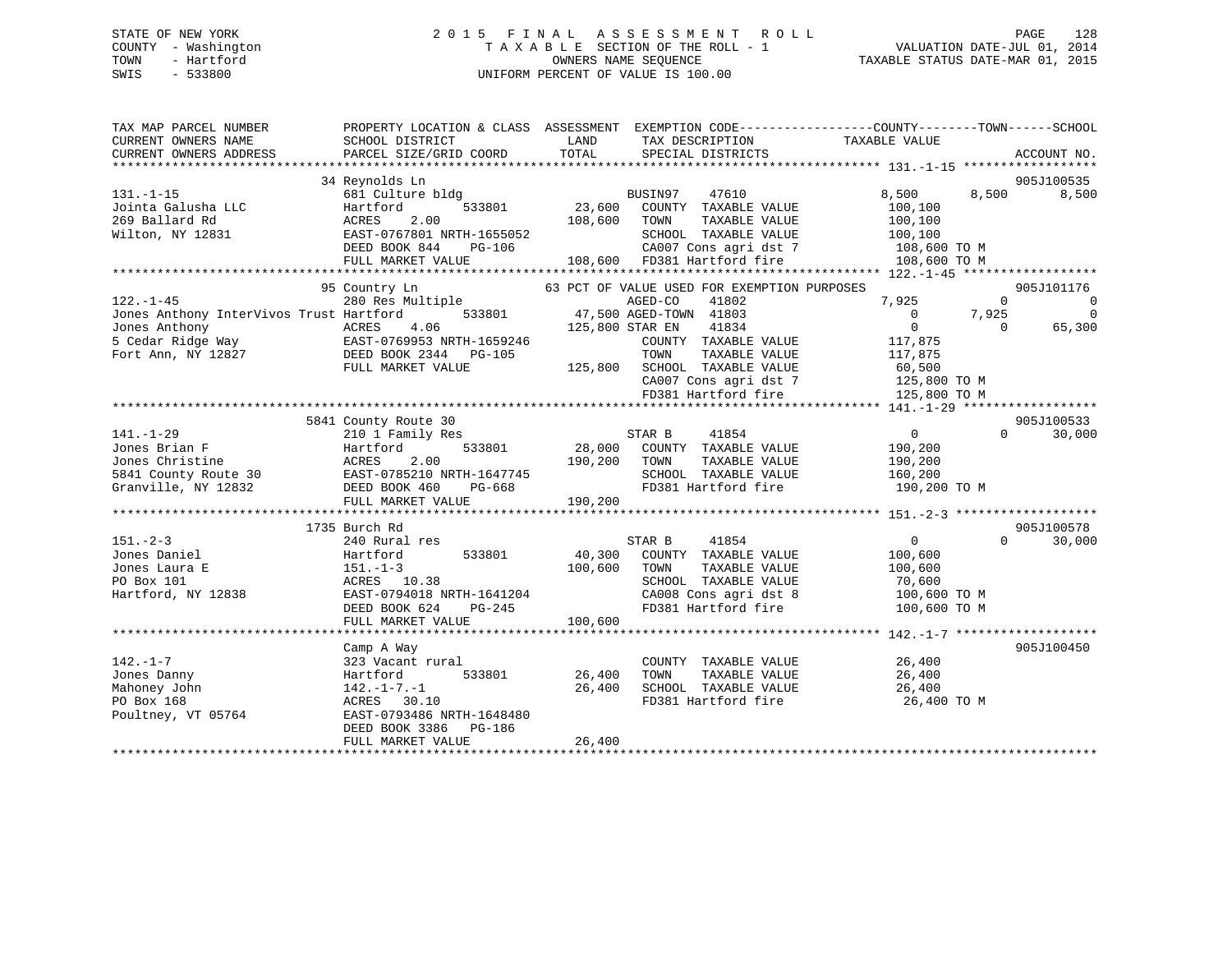STATE OF NEW YORK
COUNTY - Washington
TOWN - Hartford
SWIS - 533800

2 0 1 5 F I N A L A S S E S S M E N T R O L L
T A X A B L E SECTION OF THE ROLL - 1
OWNERS NAME SEQUENCE
UNIFORM PERCENT OF VALUE IS 100.00

VALUATION DATE-JUL 01, 2014
TAXABLE STATUS DATE-MAR 01, 2015

```
TAX MAP PARCEL NUMBER          PROPERTY LOCATION & CLASS  ASSESSMENT  EXEMPTION CODE------------------COUNTY--------TOWN------SCHOOL
CURRENT OWNERS NAME            SCHOOL DISTRICT               LAND      TAX DESCRIPTION              TAXABLE VALUE
CURRENT OWNERS ADDRESS         PARCEL SIZE/GRID COORD       TOTAL      SPECIAL DISTRICTS                                     ACCOUNT NO.
******************************************************************************************************* 131.-1-15 ******************
                               34 Reynolds Ln                                                                                905J100535
131.-1-15                      681 Culture bldg                        BUSIN97    47610              8,500       8,500       8,500
Jointa Galusha LLC             Hartford         533801      23,600     COUNTY  TAXABLE VALUE          100,100
269 Ballard Rd                 ACRES    2.00               108,600     TOWN    TAXABLE VALUE          100,100
Wilton, NY 12831               EAST-0767801 NRTH-1655052               SCHOOL  TAXABLE VALUE          100,100
                               DEED BOOK 844    PG-106                 CA007 Cons agri dst 7           108,600 TO M
                               FULL MARKET VALUE           108,600     FD381 Hartford fire             108,600 TO M
******************************************************************************************************* 122.-1-45 ******************
                               95 Country Ln                63 PCT OF VALUE USED FOR EXEMPTION PURPOSES                      905J101176
122.-1-45                      280 Res Multiple                        AGED-CO    41802              7,925           0           0
Jones Anthony InterVivos Trust Hartford         533801      47,500 AGED-TOWN  41803                  0       7,925           0
Jones Anthony                  ACRES    4.06               125,800 STAR EN    41834                  0           0      65,300
5 Cedar Ridge Way              EAST-0769953 NRTH-1659246               COUNTY  TAXABLE VALUE          117,875
Fort Ann, NY 12827             DEED BOOK 2344   PG-105                 TOWN    TAXABLE VALUE          117,875
                               FULL MARKET VALUE           125,800     SCHOOL  TAXABLE VALUE           60,500
                                                                       CA007 Cons agri dst 7           125,800 TO M
                                                                       FD381 Hartford fire             125,800 TO M
******************************************************************************************************* 141.-1-29 ******************
                               5841 County Route 30                                                                          905J100533
141.-1-29                      210 1 Family Res                        STAR B     41854                  0           0      30,000
Jones Brian F                  Hartford         533801      28,000     COUNTY  TAXABLE VALUE          190,200
Jones Christine                ACRES    2.00               190,200     TOWN    TAXABLE VALUE          190,200
5841 County Route 30           EAST-0785210 NRTH-1647745               SCHOOL  TAXABLE VALUE          160,200
Granville, NY 12832            DEED BOOK 460    PG-668                 FD381 Hartford fire             190,200 TO M
                               FULL MARKET VALUE           190,200
******************************************************************************************************* 151.-2-3 *******************
                               1735 Burch Rd                                                                                 905J100578
151.-2-3                       240 Rural res                           STAR B     41854                  0           0      30,000
Jones Daniel                   Hartford         533801      40,300     COUNTY  TAXABLE VALUE          100,600
Jones Laura E                  151.-1-3                    100,600     TOWN    TAXABLE VALUE          100,600
PO Box 101                     ACRES   10.38                           SCHOOL  TAXABLE VALUE           70,600
Hartford, NY 12838             EAST-0794018 NRTH-1641204               CA008 Cons agri dst 8           100,600 TO M
                               DEED BOOK 624    PG-245                 FD381 Hartford fire             100,600 TO M
                               FULL MARKET VALUE           100,600
******************************************************************************************************* 142.-1-7 *******************
                               Camp A Way                                                                                    905J100450
142.-1-7                       323 Vacant rural                        COUNTY  TAXABLE VALUE           26,400
Jones Danny                    Hartford         533801      26,400     TOWN    TAXABLE VALUE           26,400
Mahoney John                   142.-1-7.-1                  26,400     SCHOOL  TAXABLE VALUE           26,400
PO Box 168                     ACRES   30.10                           FD381 Hartford fire              26,400 TO M
Poultney, VT 05764             EAST-0793486 NRTH-1648480
                               DEED BOOK 3386   PG-186
                               FULL MARKET VALUE            26,400
************************************************************************************************************************************
```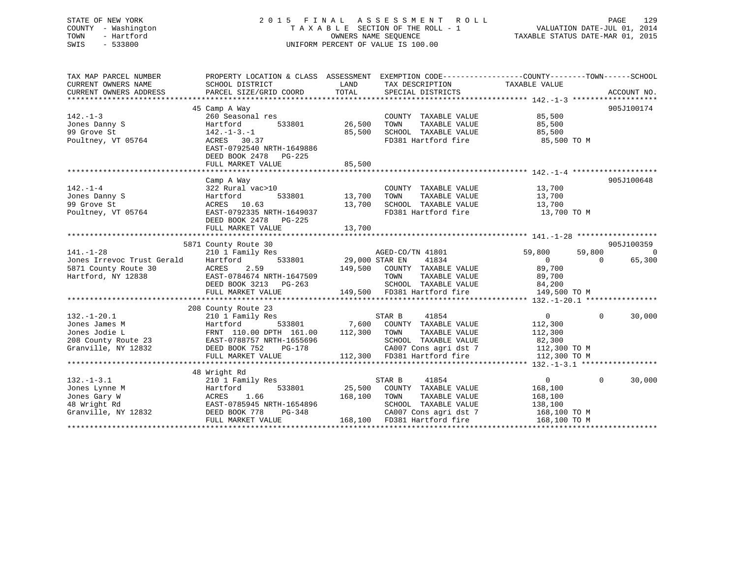STATE OF NEW YORK
COUNTY - Washington
TOWN - Hartford
SWIS - 533800

# 2015 FINAL ASSESSMENT ROLL

TAXABLE SECTION OF THE ROLL - 1
OWNERS NAME SEQUENCE
UNIFORM PERCENT OF VALUE IS 100.00

VALUATION DATE-JUL 01, 2014
TAXABLE STATUS DATE-MAR 01, 2015

| TAX MAP PARCEL NUMBER / CURRENT OWNERS NAME / CURRENT OWNERS ADDRESS | PROPERTY LOCATION & CLASS / SCHOOL DISTRICT / PARCEL SIZE/GRID COORD | ASSESSMENT LAND | TOTAL | EXEMPTION CODE / TAX DESCRIPTION / SPECIAL DISTRICTS | COUNTY TAXABLE VALUE | TOWN | SCHOOL | ACCOUNT NO. |
|---|---|---|---|---|---|---|---|---|
| **142.-1-3** | 45 Camp A Way | | | | | | | 905J100174 |
| 142.-1-3 | 260 Seasonal res | | | COUNTY TAXABLE VALUE | 85,500 | | | |
| Jones Danny S | Hartford 533801 | 26,500 | | TOWN TAXABLE VALUE | 85,500 | | | |
| 99 Grove St | 142.-1-3.-1 | | 85,500 | SCHOOL TAXABLE VALUE | 85,500 | | | |
| Poultney, VT 05764 | ACRES 30.37 | | | FD381 Hartford fire | 85,500 TO M | | | |
| | EAST-0792540 NRTH-1649886 | | | | | | | |
| | DEED BOOK 2478 PG-225 | | | | | | | |
| | FULL MARKET VALUE | | 85,500 | | | | | |
| **142.-1-4** | Camp A Way | | | | | | | 905J100648 |
| 142.-1-4 | 322 Rural vac>10 | | | COUNTY TAXABLE VALUE | 13,700 | | | |
| Jones Danny S | Hartford 533801 | 13,700 | | TOWN TAXABLE VALUE | 13,700 | | | |
| 99 Grove St | ACRES 10.63 | | 13,700 | SCHOOL TAXABLE VALUE | 13,700 | | | |
| Poultney, VT 05764 | EAST-0792335 NRTH-1649037 | | | FD381 Hartford fire | 13,700 TO M | | | |
| | DEED BOOK 2478 PG-225 | | | | | | | |
| | FULL MARKET VALUE | | 13,700 | | | | | |
| **141.-1-28** | 5871 County Route 30 | | | | | | | 905J100359 |
| 141.-1-28 | 210 1 Family Res | | | AGED-CO/TN 41801 | 59,800 | 59,800 | 0 | |
| Jones Irrevoc Trust Gerald | Hartford 533801 | 29,000 | | STAR EN 41834 | 0 | 0 | 65,300 | |
| 5871 County Route 30 | ACRES 2.59 | | 149,500 | COUNTY TAXABLE VALUE | 89,700 | | | |
| Hartford, NY 12838 | EAST-0784674 NRTH-1647509 | | | TOWN TAXABLE VALUE | 89,700 | | | |
| | DEED BOOK 3213 PG-263 | | | SCHOOL TAXABLE VALUE | 84,200 | | | |
| | FULL MARKET VALUE | | 149,500 | FD381 Hartford fire | 149,500 TO M | | | |
| **132.-1-20.1** | 208 County Route 23 | | | | | | | |
| 132.-1-20.1 | 210 1 Family Res | | | STAR B 41854 | 0 | 0 | 30,000 | |
| Jones James M | Hartford 533801 | 7,600 | | COUNTY TAXABLE VALUE | 112,300 | | | |
| Jones Jodie L | FRNT 110.00 DPTH 161.00 | | 112,300 | TOWN TAXABLE VALUE | 112,300 | | | |
| 208 County Route 23 | EAST-0788757 NRTH-1655696 | | | SCHOOL TAXABLE VALUE | 82,300 | | | |
| Granville, NY 12832 | DEED BOOK 752 PG-178 | | | CA007 Cons agri dst 7 | 112,300 TO M | | | |
| | FULL MARKET VALUE | | 112,300 | FD381 Hartford fire | 112,300 TO M | | | |
| **132.-1-3.1** | 48 Wright Rd | | | | | | | |
| 132.-1-3.1 | 210 1 Family Res | | | STAR B 41854 | 0 | 0 | 30,000 | |
| Jones Lynne M | Hartford 533801 | 25,500 | | COUNTY TAXABLE VALUE | 168,100 | | | |
| Jones Gary W | ACRES 1.66 | | 168,100 | TOWN TAXABLE VALUE | 168,100 | | | |
| 48 Wright Rd | EAST-0785945 NRTH-1654896 | | | SCHOOL TAXABLE VALUE | 138,100 | | | |
| Granville, NY 12832 | DEED BOOK 778 PG-348 | | | CA007 Cons agri dst 7 | 168,100 TO M | | | |
| | FULL MARKET VALUE | | 168,100 | FD381 Hartford fire | 168,100 TO M | | | |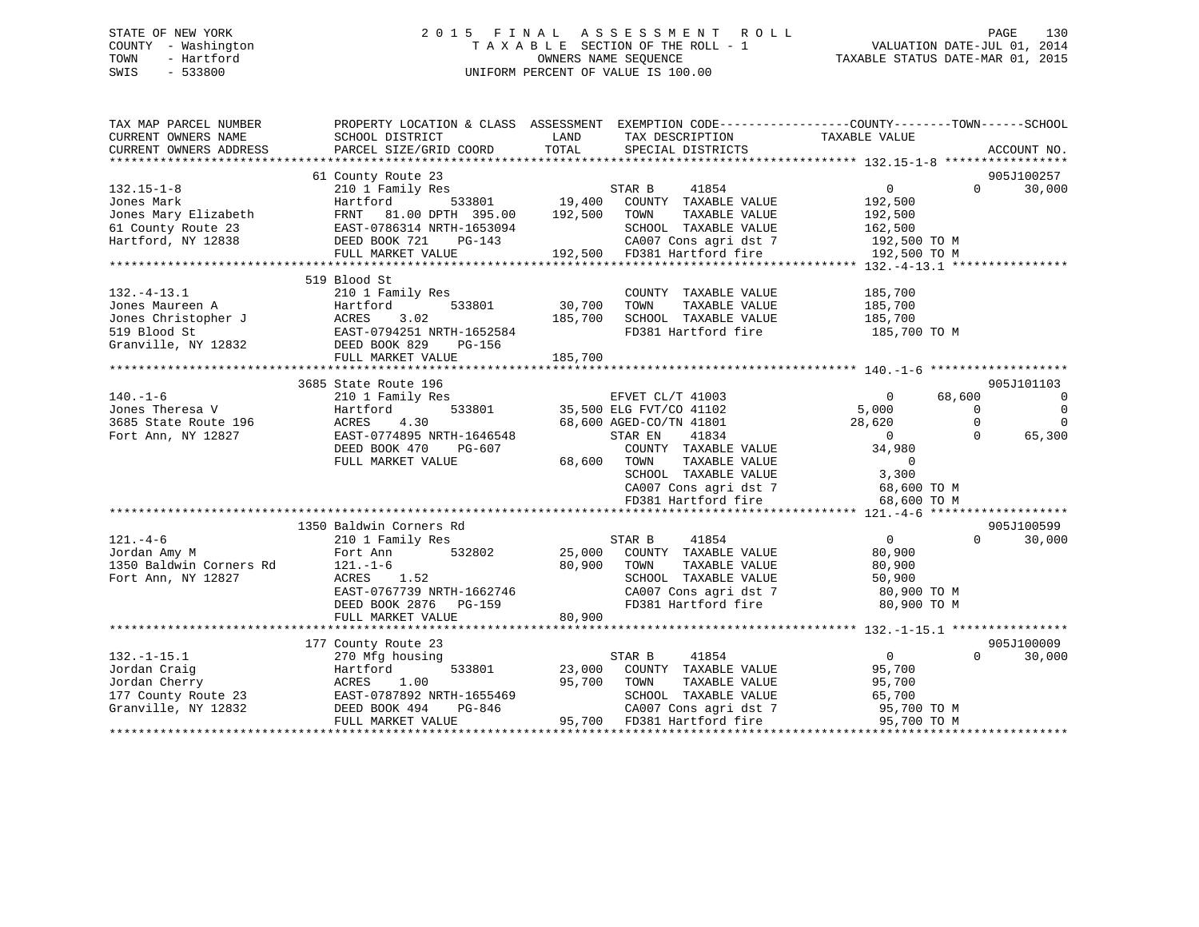STATE OF NEW YORK
COUNTY - Washington
TOWN - Hartford
SWIS - 533800

# 2015 FINAL ASSESSMENT ROLL
TAXABLE SECTION OF THE ROLL - 1
OWNERS NAME SEQUENCE
UNIFORM PERCENT OF VALUE IS 100.00

VALUATION DATE-JUL 01, 2014
TAXABLE STATUS DATE-MAR 01, 2015

```
TAX MAP PARCEL NUMBER          PROPERTY LOCATION & CLASS  ASSESSMENT  EXEMPTION CODE-----------------COUNTY--------TOWN------SCHOOL
CURRENT OWNERS NAME            SCHOOL DISTRICT              LAND      TAX DESCRIPTION              TAXABLE VALUE
CURRENT OWNERS ADDRESS         PARCEL SIZE/GRID COORD       TOTAL     SPECIAL DISTRICTS                                    ACCOUNT NO.
********************************************************************************************** 132.15-1-8 *****************
                               61 County Route 23                                                                   905J100257
132.15-1-8                     210 1 Family Res                  STAR B    41854                  0          0      30,000
Jones Mark                     Hartford        533801     19,400   COUNTY  TAXABLE VALUE          192,500
Jones Mary Elizabeth           FRNT  81.00 DPTH 395.00   192,500   TOWN    TAXABLE VALUE          192,500
61 County Route 23             EAST-0786314 NRTH-1653094           SCHOOL  TAXABLE VALUE          162,500
Hartford, NY 12838             DEED BOOK 721    PG-143             CA007 Cons agri dst 7          192,500 TO M
                               FULL MARKET VALUE         192,500   FD381 Hartford fire            192,500 TO M
********************************************************************************************** 132.-4-13.1 ****************
                               519 Blood St
132.-4-13.1                    210 1 Family Res                    COUNTY  TAXABLE VALUE          185,700
Jones Maureen A                Hartford        533801     30,700   TOWN    TAXABLE VALUE          185,700
Jones Christopher J            ACRES    3.02             185,700   SCHOOL  TAXABLE VALUE          185,700
519 Blood St                   EAST-0794251 NRTH-1652584           FD381 Hartford fire            185,700 TO M
Granville, NY 12832            DEED BOOK 829    PG-156
                               FULL MARKET VALUE         185,700
********************************************************************************************** 140.-1-6 *******************
                               3685 State Route 196                                                                 905J101103
140.-1-6                       210 1 Family Res                  EFVET CL/T 41003                 0     68,600           0
Jones Theresa V                Hartford        533801     35,500 ELG FVT/CO 41102             5,000          0           0
3685 State Route 196           ACRES    4.30              68,600 AGED-CO/TN 41801            28,620          0           0
Fort Ann, NY 12827             EAST-0774895 NRTH-1646548         STAR EN   41834                  0          0      65,300
                               DEED BOOK 470    PG-607             COUNTY  TAXABLE VALUE           34,980
                               FULL MARKET VALUE          68,600   TOWN    TAXABLE VALUE                0
                                                                   SCHOOL  TAXABLE VALUE            3,300
                                                                   CA007 Cons agri dst 7           68,600 TO M
                                                                   FD381 Hartford fire             68,600 TO M
********************************************************************************************** 121.-4-6 *******************
                               1350 Baldwin Corners Rd                                                              905J100599
121.-4-6                       210 1 Family Res                  STAR B    41854                  0          0      30,000
Jordan Amy M                   Fort Ann        532802     25,000   COUNTY  TAXABLE VALUE           80,900
1350 Baldwin Corners Rd        121.-1-6                   80,900   TOWN    TAXABLE VALUE           80,900
Fort Ann, NY 12827             ACRES    1.52                       SCHOOL  TAXABLE VALUE           50,900
                               EAST-0767739 NRTH-1662746           CA007 Cons agri dst 7           80,900 TO M
                               DEED BOOK 2876   PG-159             FD381 Hartford fire             80,900 TO M
                               FULL MARKET VALUE          80,900
********************************************************************************************** 132.-1-15.1 ****************
                               177 County Route 23                                                                  905J100009
132.-1-15.1                    270 Mfg housing                   STAR B    41854                  0          0      30,000
Jordan Craig                   Hartford        533801     23,000   COUNTY  TAXABLE VALUE           95,700
Jordan Cherry                  ACRES    1.00              95,700   TOWN    TAXABLE VALUE           95,700
177 County Route 23            EAST-0787892 NRTH-1655469           SCHOOL  TAXABLE VALUE           65,700
Granville, NY 12832            DEED BOOK 494    PG-846             CA007 Cons agri dst 7           95,700 TO M
                               FULL MARKET VALUE          95,700   FD381 Hartford fire             95,700 TO M
****************************************************************************************************************************
```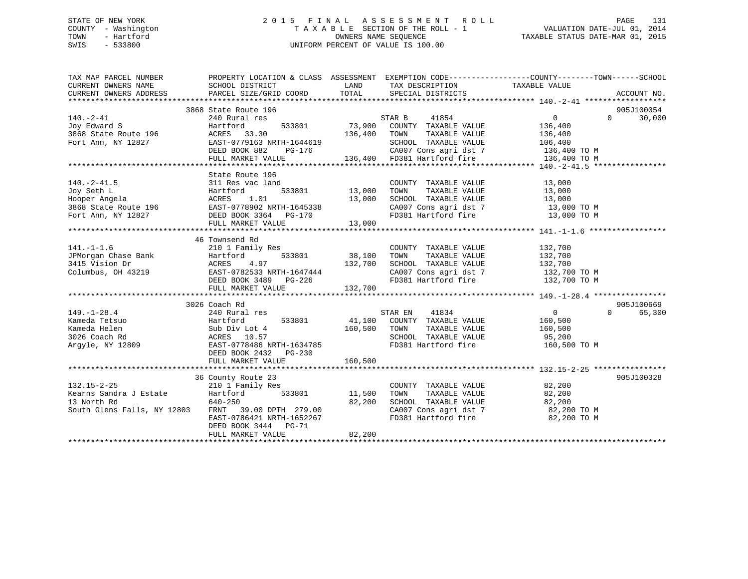STATE OF NEW YORK
COUNTY - Washington
TOWN - Hartford
SWIS - 533800

# 2015 FINAL ASSESSMENT ROLL
TAXABLE SECTION OF THE ROLL - 1
OWNERS NAME SEQUENCE
UNIFORM PERCENT OF VALUE IS 100.00

VALUATION DATE-JUL 01, 2014
TAXABLE STATUS DATE-MAR 01, 2015

| TAX MAP PARCEL NUMBER / CURRENT OWNERS NAME / CURRENT OWNERS ADDRESS | PROPERTY LOCATION & CLASS / SCHOOL DISTRICT / PARCEL SIZE/GRID COORD | ASSESSMENT LAND / TOTAL | EXEMPTION CODE / TAX DESCRIPTION / SPECIAL DISTRICTS | COUNTY TAXABLE VALUE | TOWN | SCHOOL / ACCOUNT NO. |
|---|---|---|---|---|---|---|
| 140.-2-41 | 3868 State Route 196 | | | | | 905J100054 |
| 140.-2-41 | 240 Rural res | | STAR B 41854 | 0 | 0 | 30,000 |
| Joy Edward S | Hartford 533801 | 73,900 | COUNTY TAXABLE VALUE | 136,400 | | |
| 3868 State Route 196 | ACRES 33.30 | 136,400 | TOWN TAXABLE VALUE | 136,400 | | |
| Fort Ann, NY 12827 | EAST-0779163 NRTH-1644619 | | SCHOOL TAXABLE VALUE | 106,400 | | |
| | DEED BOOK 882 PG-176 | | CA007 Cons agri dst 7 | 136,400 TO M | | |
| | FULL MARKET VALUE | 136,400 | FD381 Hartford fire | 136,400 TO M | | |
| 140.-2-41.5 | State Route 196 | | | | | |
| 140.-2-41.5 | 311 Res vac land | | COUNTY TAXABLE VALUE | 13,000 | | |
| Joy Seth L | Hartford 533801 | 13,000 | TOWN TAXABLE VALUE | 13,000 | | |
| Hooper Angela | ACRES 1.01 | 13,000 | SCHOOL TAXABLE VALUE | 13,000 | | |
| 3868 State Route 196 | EAST-0778902 NRTH-1645338 | | CA007 Cons agri dst 7 | 13,000 TO M | | |
| Fort Ann, NY 12827 | DEED BOOK 3364 PG-170 | | FD381 Hartford fire | 13,000 TO M | | |
| | FULL MARKET VALUE | 13,000 | | | | |
| 141.-1-1.6 | 46 Townsend Rd | | | | | |
| 141.-1-1.6 | 210 1 Family Res | | COUNTY TAXABLE VALUE | 132,700 | | |
| JPMorgan Chase Bank | Hartford 533801 | 38,100 | TOWN TAXABLE VALUE | 132,700 | | |
| 3415 Vision Dr | ACRES 4.97 | 132,700 | SCHOOL TAXABLE VALUE | 132,700 | | |
| Columbus, OH 43219 | EAST-0782533 NRTH-1647444 | | CA007 Cons agri dst 7 | 132,700 TO M | | |
| | DEED BOOK 3489 PG-226 | | FD381 Hartford fire | 132,700 TO M | | |
| | FULL MARKET VALUE | 132,700 | | | | |
| 149.-1-28.4 | 3026 Coach Rd | | | | | 905J100669 |
| 149.-1-28.4 | 240 Rural res | | STAR EN 41834 | 0 | 0 | 65,300 |
| Kameda Tetsuo | Hartford 533801 | 41,100 | COUNTY TAXABLE VALUE | 160,500 | | |
| Kameda Helen | Sub Div Lot 4 | 160,500 | TOWN TAXABLE VALUE | 160,500 | | |
| 3026 Coach Rd | ACRES 10.57 | | SCHOOL TAXABLE VALUE | 95,200 | | |
| Argyle, NY 12809 | EAST-0778486 NRTH-1634785 | | FD381 Hartford fire | 160,500 TO M | | |
| | DEED BOOK 2432 PG-230 | | | | | |
| | FULL MARKET VALUE | 160,500 | | | | |
| 132.15-2-25 | 36 County Route 23 | | | | | 905J100328 |
| 132.15-2-25 | 210 1 Family Res | | COUNTY TAXABLE VALUE | 82,200 | | |
| Kearns Sandra J Estate | Hartford 533801 | 11,500 | TOWN TAXABLE VALUE | 82,200 | | |
| 13 North Rd | 640-250 | 82,200 | SCHOOL TAXABLE VALUE | 82,200 | | |
| South Glens Falls, NY 12803 | FRNT 39.00 DPTH 279.00 | | CA007 Cons agri dst 7 | 82,200 TO M | | |
| | EAST-0786421 NRTH-1652267 | | FD381 Hartford fire | 82,200 TO M | | |
| | DEED BOOK 3444 PG-71 | | | | | |
| | FULL MARKET VALUE | 82,200 | | | | |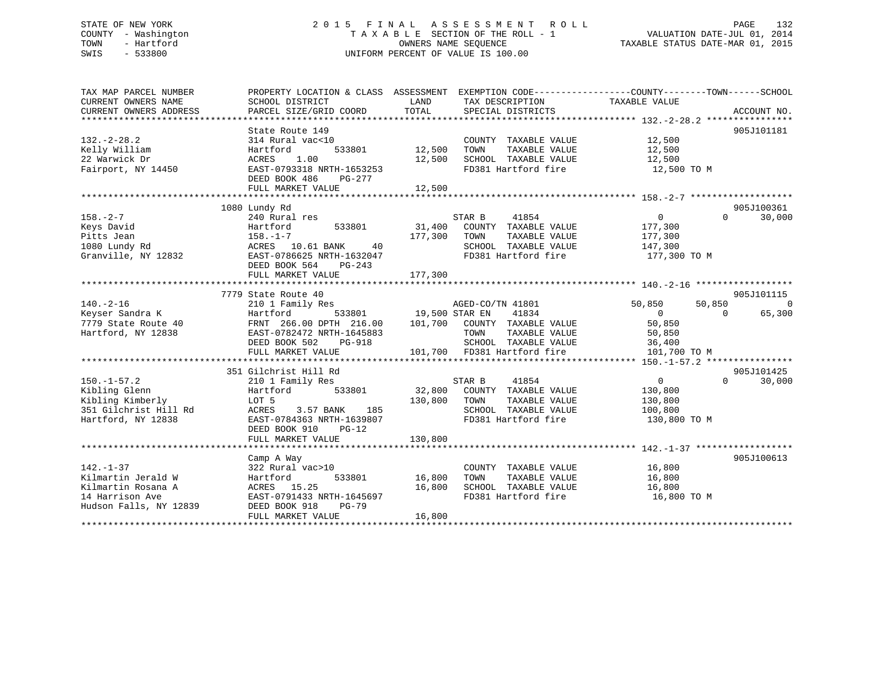STATE OF NEW YORK
COUNTY - Washington
TOWN - Hartford
SWIS - 533800

2015 FINAL ASSESSMENT ROLL
TAXABLE SECTION OF THE ROLL - 1
OWNERS NAME SEQUENCE
UNIFORM PERCENT OF VALUE IS 100.00

VALUATION DATE-JUL 01, 2014
TAXABLE STATUS DATE-MAR 01, 2015

| TAX MAP PARCEL NUMBER / CURRENT OWNERS NAME / CURRENT OWNERS ADDRESS | PROPERTY LOCATION & CLASS / SCHOOL DISTRICT / PARCEL SIZE/GRID COORD | ASSESSMENT LAND | TOTAL | EXEMPTION CODE / TAX DESCRIPTION / SPECIAL DISTRICTS | COUNTY | TOWN | SCHOOL | ACCOUNT NO. |
|---|---|---|---|---|---|---|---|---|
| 132.-2-28.2 | State Route 149 | | | | | | | 905J101181 |
| Kelly William | 314 Rural vac<10 | | | COUNTY TAXABLE VALUE | 12,500 | | | |
| 22 Warwick Dr | Hartford 533801 | 12,500 | | TOWN TAXABLE VALUE | | 12,500 | | |
| Fairport, NY 14450 | ACRES 1.00 | | 12,500 | SCHOOL TAXABLE VALUE | | | 12,500 | |
| | EAST-0793318 NRTH-1653253 | | | FD381 Hartford fire | 12,500 TO M | | | |
| | DEED BOOK 486 PG-277 | | | | | | | |
| | FULL MARKET VALUE | | 12,500 | | | | | |
| 158.-2-7 | 1080 Lundy Rd | | | | | | | 905J100361 |
| Keys David | 240 Rural res | | | STAR B 41854 | 0 | 0 | 30,000 | |
| Pitts Jean | Hartford 533801 | 31,400 | | COUNTY TAXABLE VALUE | 177,300 | | | |
| 1080 Lundy Rd | 158.-1-7 | | 177,300 | TOWN TAXABLE VALUE | | 177,300 | | |
| Granville, NY 12832 | ACRES 10.61 BANK 40 | | | SCHOOL TAXABLE VALUE | | | 147,300 | |
| | EAST-0786625 NRTH-1632047 | | | FD381 Hartford fire | 177,300 TO M | | | |
| | DEED BOOK 564 PG-243 | | | | | | | |
| | FULL MARKET VALUE | | 177,300 | | | | | |
| 140.-2-16 | 7779 State Route 40 | | | | | | | 905J101115 |
| Keyser Sandra K | 210 1 Family Res | | | AGED-CO/TN 41801 | 50,850 | 50,850 | 0 | |
| 7779 State Route 40 | Hartford 533801 | 19,500 | | STAR EN 41834 | 0 | 0 | 65,300 | |
| Hartford, NY 12838 | FRNT 266.00 DPTH 216.00 | | 101,700 | COUNTY TAXABLE VALUE | 50,850 | | | |
| | EAST-0782472 NRTH-1645883 | | | TOWN TAXABLE VALUE | | 50,850 | | |
| | DEED BOOK 502 PG-918 | | | SCHOOL TAXABLE VALUE | | | 36,400 | |
| | FULL MARKET VALUE | | 101,700 | FD381 Hartford fire | 101,700 TO M | | | |
| 150.-1-57.2 | 351 Gilchrist Hill Rd | | | | | | | 905J101425 |
| Kibling Glenn | 210 1 Family Res | | | STAR B 41854 | 0 | 0 | 30,000 | |
| Kibling Kimberly | Hartford 533801 | 32,800 | | COUNTY TAXABLE VALUE | 130,800 | | | |
| 351 Gilchrist Hill Rd | LOT 5 | | 130,800 | TOWN TAXABLE VALUE | | 130,800 | | |
| Hartford, NY 12838 | ACRES 3.57 BANK 185 | | | SCHOOL TAXABLE VALUE | | | 100,800 | |
| | EAST-0784363 NRTH-1639807 | | | FD381 Hartford fire | 130,800 TO M | | | |
| | DEED BOOK 910 PG-12 | | | | | | | |
| | FULL MARKET VALUE | | 130,800 | | | | | |
| 142.-1-37 | Camp A Way | | | | | | | 905J100613 |
| Kilmartin Jerald W | 322 Rural vac>10 | | | COUNTY TAXABLE VALUE | 16,800 | | | |
| Kilmartin Rosana A | Hartford 533801 | 16,800 | | TOWN TAXABLE VALUE | | 16,800 | | |
| 14 Harrison Ave | ACRES 15.25 | | 16,800 | SCHOOL TAXABLE VALUE | | | 16,800 | |
| Hudson Falls, NY 12839 | EAST-0791433 NRTH-1645697 | | | FD381 Hartford fire | 16,800 TO M | | | |
| | DEED BOOK 918 PG-79 | | | | | | | |
| | FULL MARKET VALUE | | 16,800 | | | | | |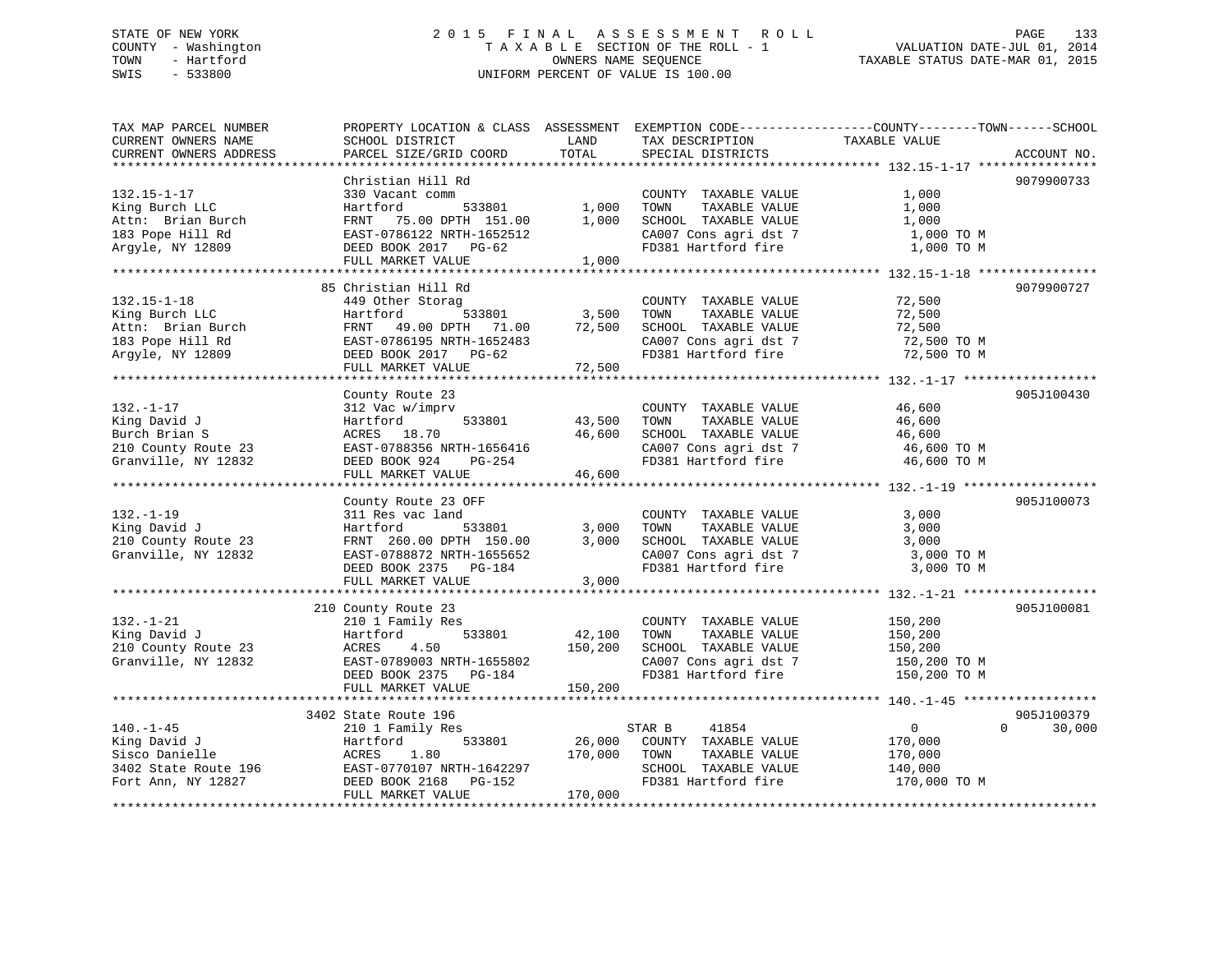STATE OF NEW YORK
COUNTY - Washington
TOWN - Hartford
SWIS - 533800

# 2015 FINAL ASSESSMENT ROLL
TAXABLE SECTION OF THE ROLL - 1
OWNERS NAME SEQUENCE
UNIFORM PERCENT OF VALUE IS 100.00

VALUATION DATE-JUL 01, 2014
TAXABLE STATUS DATE-MAR 01, 2015

| TAX MAP PARCEL NUMBER / CURRENT OWNERS NAME / CURRENT OWNERS ADDRESS | PROPERTY LOCATION & CLASS / SCHOOL DISTRICT / PARCEL SIZE/GRID COORD | ASSESSMENT LAND | TOTAL | EXEMPTION CODE / TAX DESCRIPTION / SPECIAL DISTRICTS | COUNTY / TOWN / SCHOOL TAXABLE VALUE | ACCOUNT NO. |
|---|---|---|---|---|---|---|
| **132.15-1-17** | Christian Hill Rd | | | | | 9079900733 |
| King Burch LLC | 330 Vacant comm | | | COUNTY TAXABLE VALUE | 1,000 | |
| Attn: Brian Burch | Hartford 533801 | 1,000 | | TOWN TAXABLE VALUE | 1,000 | |
| 183 Pope Hill Rd | FRNT 75.00 DPTH 151.00 | | 1,000 | SCHOOL TAXABLE VALUE | 1,000 | |
| Argyle, NY 12809 | EAST-0786122 NRTH-1652512 | | | CA007 Cons agri dst 7 | 1,000 TO M | |
| | DEED BOOK 2017 PG-62 | | | FD381 Hartford fire | 1,000 TO M | |
| | FULL MARKET VALUE | | 1,000 | | | |
| **132.15-1-18** | 85 Christian Hill Rd | | | | | 9079900727 |
| King Burch LLC | 449 Other Storag | | | COUNTY TAXABLE VALUE | 72,500 | |
| Attn: Brian Burch | Hartford 533801 | 3,500 | | TOWN TAXABLE VALUE | 72,500 | |
| 183 Pope Hill Rd | FRNT 49.00 DPTH 71.00 | | 72,500 | SCHOOL TAXABLE VALUE | 72,500 | |
| Argyle, NY 12809 | EAST-0786195 NRTH-1652483 | | | CA007 Cons agri dst 7 | 72,500 TO M | |
| | DEED BOOK 2017 PG-62 | | | FD381 Hartford fire | 72,500 TO M | |
| | FULL MARKET VALUE | | 72,500 | | | |
| **132.-1-17** | County Route 23 | | | | | 905J100430 |
| King David J | 312 Vac w/imprv | | | COUNTY TAXABLE VALUE | 46,600 | |
| Burch Brian S | Hartford 533801 | 43,500 | | TOWN TAXABLE VALUE | 46,600 | |
| 210 County Route 23 | ACRES 18.70 | | 46,600 | SCHOOL TAXABLE VALUE | 46,600 | |
| Granville, NY 12832 | EAST-0788356 NRTH-1656416 | | | CA007 Cons agri dst 7 | 46,600 TO M | |
| | DEED BOOK 924 PG-254 | | | FD381 Hartford fire | 46,600 TO M | |
| | FULL MARKET VALUE | | 46,600 | | | |
| **132.-1-19** | County Route 23 OFF | | | | | 905J100073 |
| King David J | 311 Res vac land | | | COUNTY TAXABLE VALUE | 3,000 | |
| 210 County Route 23 | Hartford 533801 | 3,000 | | TOWN TAXABLE VALUE | 3,000 | |
| Granville, NY 12832 | FRNT 260.00 DPTH 150.00 | | 3,000 | SCHOOL TAXABLE VALUE | 3,000 | |
| | EAST-0788872 NRTH-1655652 | | | CA007 Cons agri dst 7 | 3,000 TO M | |
| | DEED BOOK 2375 PG-184 | | | FD381 Hartford fire | 3,000 TO M | |
| | FULL MARKET VALUE | | 3,000 | | | |
| **132.-1-21** | 210 County Route 23 | | | | | 905J100081 |
| King David J | 210 1 Family Res | | | COUNTY TAXABLE VALUE | 150,200 | |
| 210 County Route 23 | Hartford 533801 | 42,100 | | TOWN TAXABLE VALUE | 150,200 | |
| Granville, NY 12832 | ACRES 4.50 | | 150,200 | SCHOOL TAXABLE VALUE | 150,200 | |
| | EAST-0789003 NRTH-1655802 | | | CA007 Cons agri dst 7 | 150,200 TO M | |
| | DEED BOOK 2375 PG-184 | | | FD381 Hartford fire | 150,200 TO M | |
| | FULL MARKET VALUE | | 150,200 | | | |
| **140.-1-45** | 3402 State Route 196 | | | | | 905J100379 |
| King David J | 210 1 Family Res | | | STAR B 41854 | 0 0 30,000 | |
| Sisco Danielle | Hartford 533801 | 26,000 | | COUNTY TAXABLE VALUE | 170,000 | |
| 3402 State Route 196 | ACRES 1.80 | | 170,000 | TOWN TAXABLE VALUE | 170,000 | |
| Fort Ann, NY 12827 | EAST-0770107 NRTH-1642297 | | | SCHOOL TAXABLE VALUE | 140,000 | |
| | DEED BOOK 2168 PG-152 | | | FD381 Hartford fire | 170,000 TO M | |
| | FULL MARKET VALUE | | 170,000 | | | |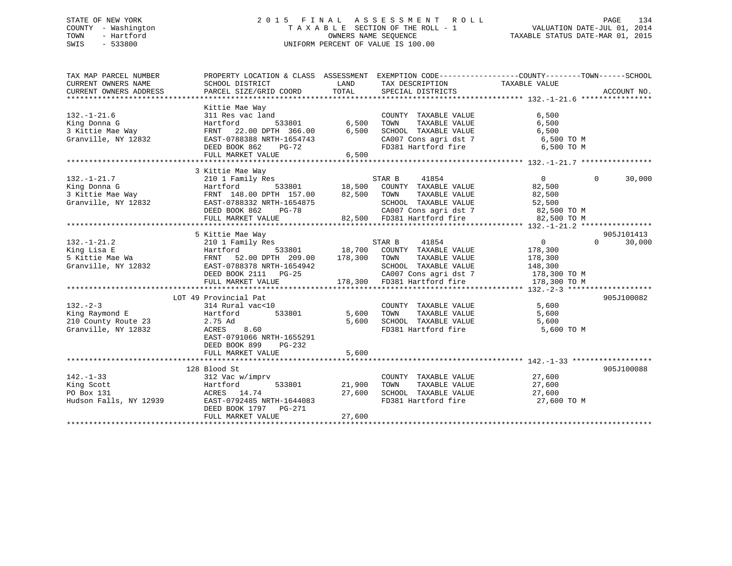STATE OF NEW YORK
COUNTY - Washington
TOWN - Hartford
SWIS - 533800

# 2015 FINAL ASSESSMENT ROLL
TAXABLE SECTION OF THE ROLL - 1
OWNERS NAME SEQUENCE
UNIFORM PERCENT OF VALUE IS 100.00

VALUATION DATE-JUL 01, 2014
TAXABLE STATUS DATE-MAR 01, 2015

| TAX MAP PARCEL NUMBER / CURRENT OWNERS NAME / CURRENT OWNERS ADDRESS | PROPERTY LOCATION & CLASS / SCHOOL DISTRICT / PARCEL SIZE/GRID COORD | ASSESSMENT LAND / TOTAL | EXEMPTION CODE / TAX DESCRIPTION / SPECIAL DISTRICTS | COUNTY TAXABLE VALUE | TOWN | SCHOOL / ACCOUNT NO. |
|---|---|---|---|---|---|---|
| **132.-1-21.6** | Kittie Mae Way | | | | | |
| 132.-1-21.6 | 311 Res vac land | | COUNTY TAXABLE VALUE | 6,500 | | |
| King Donna G | Hartford 533801 | 6,500 | TOWN TAXABLE VALUE | 6,500 | | |
| 3 Kittie Mae Way | FRNT 22.00 DPTH 366.00 | 6,500 | SCHOOL TAXABLE VALUE | 6,500 | | |
| Granville, NY 12832 | EAST-0788388 NRTH-1654743 | | CA007 Cons agri dst 7 | 6,500 TO M | | |
| | DEED BOOK 862 PG-72 | | FD381 Hartford fire | 6,500 TO M | | |
| | FULL MARKET VALUE | 6,500 | | | | |
| **132.-1-21.7** | 3 Kittie Mae Way | | | | | |
| 132.-1-21.7 | 210 1 Family Res | | STAR B 41854 | 0 | 0 | 30,000 |
| King Donna G | Hartford 533801 | 18,500 | COUNTY TAXABLE VALUE | 82,500 | | |
| 3 Kittie Mae Way | FRNT 148.00 DPTH 157.00 | 82,500 | TOWN TAXABLE VALUE | 82,500 | | |
| Granville, NY 12832 | EAST-0788332 NRTH-1654875 | | SCHOOL TAXABLE VALUE | 52,500 | | |
| | DEED BOOK 862 PG-78 | | CA007 Cons agri dst 7 | 82,500 TO M | | |
| | FULL MARKET VALUE | 82,500 | FD381 Hartford fire | 82,500 TO M | | |
| **132.-1-21.2** | 5 Kittie Mae Way | | | | | 905J101413 |
| 132.-1-21.2 | 210 1 Family Res | | STAR B 41854 | 0 | 0 | 30,000 |
| King Lisa E | Hartford 533801 | 18,700 | COUNTY TAXABLE VALUE | 178,300 | | |
| 5 Kittie Mae Wa | FRNT 52.00 DPTH 209.00 | 178,300 | TOWN TAXABLE VALUE | 178,300 | | |
| Granville, NY 12832 | EAST-0788378 NRTH-1654942 | | SCHOOL TAXABLE VALUE | 148,300 | | |
| | DEED BOOK 2111 PG-25 | | CA007 Cons agri dst 7 | 178,300 TO M | | |
| | FULL MARKET VALUE | 178,300 | FD381 Hartford fire | 178,300 TO M | | |
| **132.-2-3** | LOT 49 Provincial Pat | | | | | 905J100082 |
| 132.-2-3 | 314 Rural vac<10 | | COUNTY TAXABLE VALUE | 5,600 | | |
| King Raymond E | Hartford 533801 | 5,600 | TOWN TAXABLE VALUE | 5,600 | | |
| 210 County Route 23 | 2.75 Ad | 5,600 | SCHOOL TAXABLE VALUE | 5,600 | | |
| Granville, NY 12832 | ACRES 8.60 | | FD381 Hartford fire | 5,600 TO M | | |
| | EAST-0791066 NRTH-1655291 | | | | | |
| | DEED BOOK 899 PG-232 | | | | | |
| | FULL MARKET VALUE | 5,600 | | | | |
| **142.-1-33** | 128 Blood St | | | | | 905J100088 |
| 142.-1-33 | 312 Vac w/imprv | | COUNTY TAXABLE VALUE | 27,600 | | |
| King Scott | Hartford 533801 | 21,900 | TOWN TAXABLE VALUE | 27,600 | | |
| PO Box 131 | ACRES 14.74 | 27,600 | SCHOOL TAXABLE VALUE | 27,600 | | |
| Hudson Falls, NY 12939 | EAST-0792485 NRTH-1644083 | | FD381 Hartford fire | 27,600 TO M | | |
| | DEED BOOK 1797 PG-271 | | | | | |
| | FULL MARKET VALUE | 27,600 | | | | |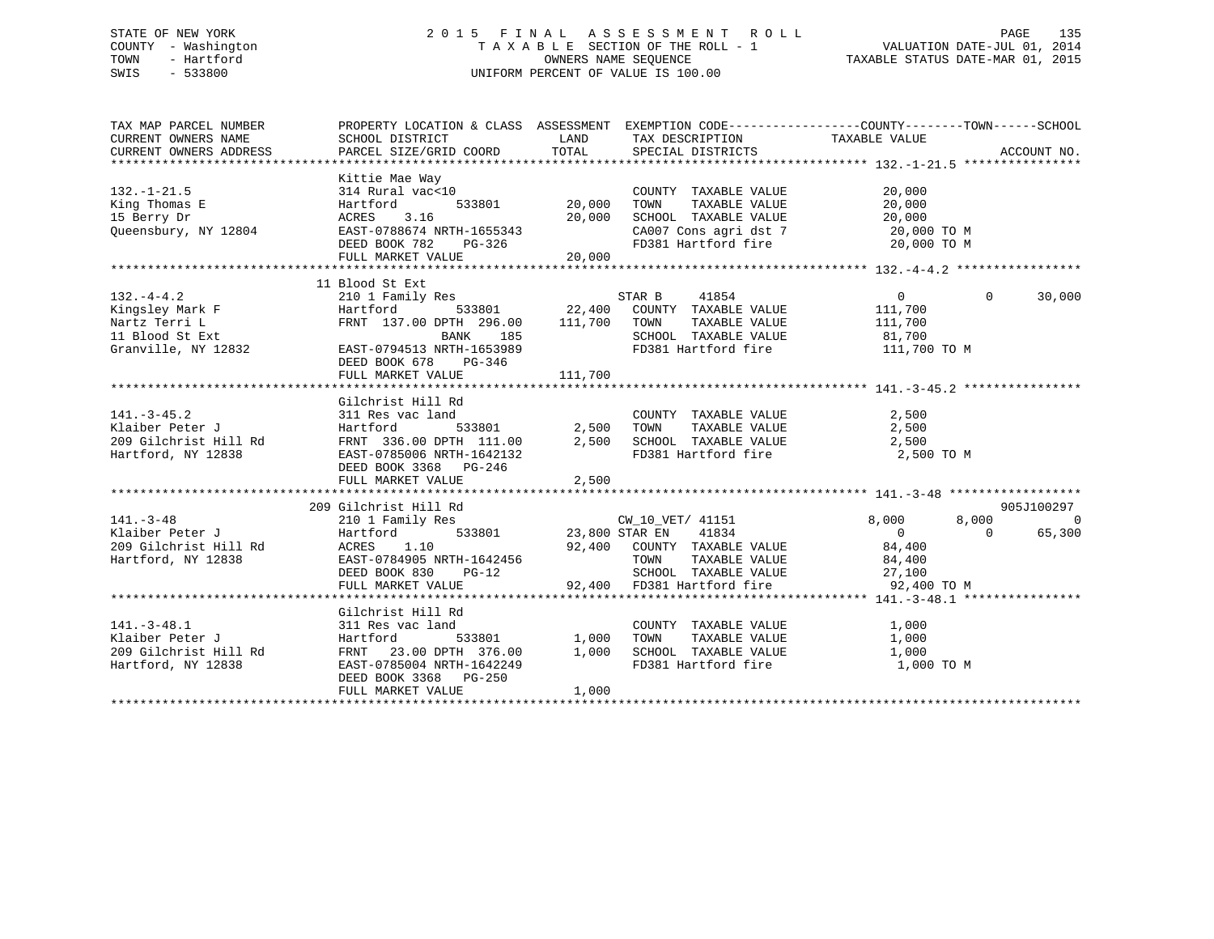STATE OF NEW YORK
COUNTY - Washington
TOWN - Hartford
SWIS - 533800

2015 FINAL ASSESSMENT ROLL
TAXABLE SECTION OF THE ROLL - 1
OWNERS NAME SEQUENCE
UNIFORM PERCENT OF VALUE IS 100.00

VALUATION DATE-JUL 01, 2014
TAXABLE STATUS DATE-MAR 01, 2015

```
TAX MAP PARCEL NUMBER          PROPERTY LOCATION & CLASS  ASSESSMENT  EXEMPTION CODE------------------COUNTY--------TOWN------SCHOOL
CURRENT OWNERS NAME            SCHOOL DISTRICT               LAND      TAX DESCRIPTION             TAXABLE VALUE
CURRENT OWNERS ADDRESS         PARCEL SIZE/GRID COORD       TOTAL      SPECIAL DISTRICTS                                    ACCOUNT NO.
******************************************************************************************************* 132.-1-21.5 ****************
                               Kittie Mae Way
132.-1-21.5                    314 Rural vac<10                         COUNTY  TAXABLE VALUE            20,000
King Thomas E                  Hartford         533801      20,000      TOWN    TAXABLE VALUE            20,000
15 Berry Dr                    ACRES    3.16                20,000      SCHOOL  TAXABLE VALUE            20,000
Queensbury, NY 12804           EAST-0788674 NRTH-1655343                CA007 Cons agri dst 7             20,000 TO M
                               DEED BOOK 782    PG-326                  FD381 Hartford fire               20,000 TO M
                               FULL MARKET VALUE            20,000
******************************************************************************************************* 132.-4-4.2 *****************
                               11 Blood St Ext
132.-4-4.2                     210 1 Family Res                         STAR B     41854                  0           0      30,000
Kingsley Mark F                Hartford         533801      22,400      COUNTY  TAXABLE VALUE           111,700
Nartz Terri L                  FRNT 137.00 DPTH 296.00     111,700      TOWN    TAXABLE VALUE           111,700
11 Blood St Ext                               BANK    185               SCHOOL  TAXABLE VALUE            81,700
Granville, NY 12832            EAST-0794513 NRTH-1653989                FD381 Hartford fire              111,700 TO M
                               DEED BOOK 678    PG-346
                               FULL MARKET VALUE           111,700
******************************************************************************************************* 141.-3-45.2 ****************
                               Gilchrist Hill Rd
141.-3-45.2                    311 Res vac land                         COUNTY  TAXABLE VALUE             2,500
Klaiber Peter J                Hartford         533801       2,500      TOWN    TAXABLE VALUE             2,500
209 Gilchrist Hill Rd          FRNT 336.00 DPTH 111.00       2,500      SCHOOL  TAXABLE VALUE             2,500
Hartford, NY 12838             EAST-0785006 NRTH-1642132                FD381 Hartford fire                2,500 TO M
                               DEED BOOK 3368   PG-246
                               FULL MARKET VALUE             2,500
******************************************************************************************************* 141.-3-48 ******************
                               209 Gilchrist Hill Rd                                                                    905J100297
141.-3-48                      210 1 Family Res                         CW_10_VET/ 41151              8,000       8,000           0
Klaiber Peter J                Hartford         533801      23,800 STAR EN    41834                   0           0      65,300
209 Gilchrist Hill Rd          ACRES    1.10                92,400      COUNTY  TAXABLE VALUE            84,400
Hartford, NY 12838             EAST-0784905 NRTH-1642456                TOWN    TAXABLE VALUE            84,400
                               DEED BOOK 830    PG-12                   SCHOOL  TAXABLE VALUE            27,100
                               FULL MARKET VALUE            92,400      FD381 Hartford fire               92,400 TO M
******************************************************************************************************* 141.-3-48.1 ****************
                               Gilchrist Hill Rd
141.-3-48.1                    311 Res vac land                         COUNTY  TAXABLE VALUE             1,000
Klaiber Peter J                Hartford         533801       1,000      TOWN    TAXABLE VALUE             1,000
209 Gilchrist Hill Rd          FRNT  23.00 DPTH 376.00       1,000      SCHOOL  TAXABLE VALUE             1,000
Hartford, NY 12838             EAST-0785004 NRTH-1642249                FD381 Hartford fire                1,000 TO M
                               DEED BOOK 3368   PG-250
                               FULL MARKET VALUE             1,000
************************************************************************************************************************************
```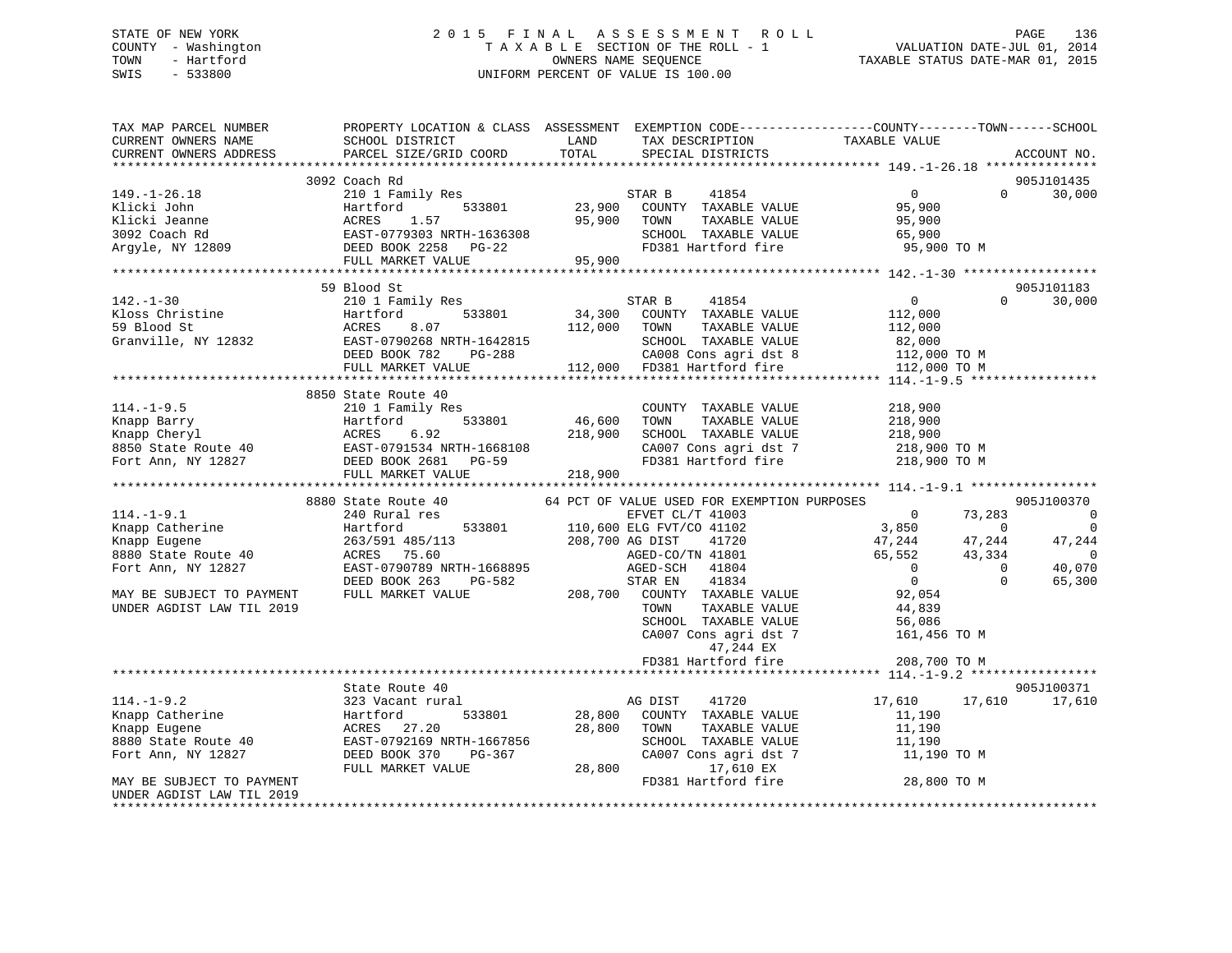STATE OF NEW YORK
COUNTY - Washington
TOWN - Hartford
SWIS - 533800

2 0 1 5 F I N A L A S S E S S M E N T R O L L
T A X A B L E SECTION OF THE ROLL - 1
OWNERS NAME SEQUENCE
UNIFORM PERCENT OF VALUE IS 100.00

VALUATION DATE-JUL 01, 2014
TAXABLE STATUS DATE-MAR 01, 2015

```
TAX MAP PARCEL NUMBER          PROPERTY LOCATION & CLASS  ASSESSMENT  EXEMPTION CODE------------------COUNTY--------TOWN------SCHOOL
CURRENT OWNERS NAME            SCHOOL DISTRICT               LAND      TAX DESCRIPTION              TAXABLE VALUE
CURRENT OWNERS ADDRESS         PARCEL SIZE/GRID COORD        TOTAL     SPECIAL DISTRICTS                                        ACCOUNT NO.
******************************************************************************************************* 149.-1-26.18 ***************
                              3092 Coach Rd                                                                                 905J101435
149.-1-26.18                   210 1 Family Res                        STAR B     41854              0              0      30,000
Klicki John                    Hartford          533801     23,900     COUNTY  TAXABLE VALUE          95,900
Klicki Jeanne                  ACRES    1.57                95,900     TOWN    TAXABLE VALUE          95,900
3092 Coach Rd                  EAST-0779303 NRTH-1636308               SCHOOL  TAXABLE VALUE          65,900
Argyle, NY 12809               DEED BOOK 2258   PG-22                  FD381 Hartford fire             95,900 TO M
                               FULL MARKET VALUE            95,900
******************************************************************************************************* 142.-1-30 ******************
                              59 Blood St                                                                                   905J101183
142.-1-30                      210 1 Family Res                        STAR B     41854              0              0      30,000
Kloss Christine                Hartford          533801     34,300     COUNTY  TAXABLE VALUE         112,000
59 Blood St                    ACRES    8.07               112,000     TOWN    TAXABLE VALUE         112,000
Granville, NY 12832            EAST-0790268 NRTH-1642815               SCHOOL  TAXABLE VALUE          82,000
                               DEED BOOK 782    PG-288                 CA008 Cons agri dst 8          112,000 TO M
                               FULL MARKET VALUE           112,000     FD381 Hartford fire            112,000 TO M
******************************************************************************************************* 114.-1-9.5 *****************
                              8850 State Route 40
114.-1-9.5                     210 1 Family Res                        COUNTY  TAXABLE VALUE         218,900
Knapp Barry                    Hartford          533801     46,600     TOWN    TAXABLE VALUE         218,900
Knapp Cheryl                   ACRES    6.92               218,900     SCHOOL  TAXABLE VALUE         218,900
8850 State Route 40            EAST-0791534 NRTH-1668108               CA007 Cons agri dst 7          218,900 TO M
Fort Ann, NY 12827             DEED BOOK 2681   PG-59                  FD381 Hartford fire            218,900 TO M
                               FULL MARKET VALUE           218,900
******************************************************************************************************* 114.-1-9.1 *****************
                              8880 State Route 40          64 PCT OF VALUE USED FOR EXEMPTION PURPOSES                      905J100370
114.-1-9.1                     240 Rural res                           EFVET CL/T 41003              0         73,283           0
Knapp Catherine                Hartford          533801    110,600 ELG FVT/CO 41102              3,850              0           0
Knapp Eugene                   263/591 485/113             208,700 AG DIST    41720             47,244         47,244      47,244
8880 State Route 40            ACRES   75.60                           AGED-CO/TN 41801             65,552         43,334           0
Fort Ann, NY 12827             EAST-0790789 NRTH-1668895               AGED-SCH   41804                  0              0      40,070
                               DEED BOOK 263    PG-582                 STAR EN    41834                  0              0      65,300
MAY BE SUBJECT TO PAYMENT      FULL MARKET VALUE           208,700     COUNTY  TAXABLE VALUE          92,054
UNDER AGDIST LAW TIL 2019                                              TOWN    TAXABLE VALUE          44,839
                                                                       SCHOOL  TAXABLE VALUE          56,086
                                                                       CA007 Cons agri dst 7          161,456 TO M
                                                                              47,244 EX
                                                                       FD381 Hartford fire            208,700 TO M
******************************************************************************************************* 114.-1-9.2 *****************
                               State Route 40                                                                               905J100371
114.-1-9.2                     323 Vacant rural                        AG DIST    41720             17,610         17,610      17,610
Knapp Catherine                Hartford          533801     28,800     COUNTY  TAXABLE VALUE          11,190
Knapp Eugene                   ACRES   27.20                28,800     TOWN    TAXABLE VALUE          11,190
8880 State Route 40            EAST-0792169 NRTH-1667856               SCHOOL  TAXABLE VALUE          11,190
Fort Ann, NY 12827             DEED BOOK 370    PG-367                 CA007 Cons agri dst 7           11,190 TO M
                               FULL MARKET VALUE            28,800            17,610 EX
MAY BE SUBJECT TO PAYMENT                                              FD381 Hartford fire             28,800 TO M
UNDER AGDIST LAW TIL 2019
************************************************************************************************************************************
```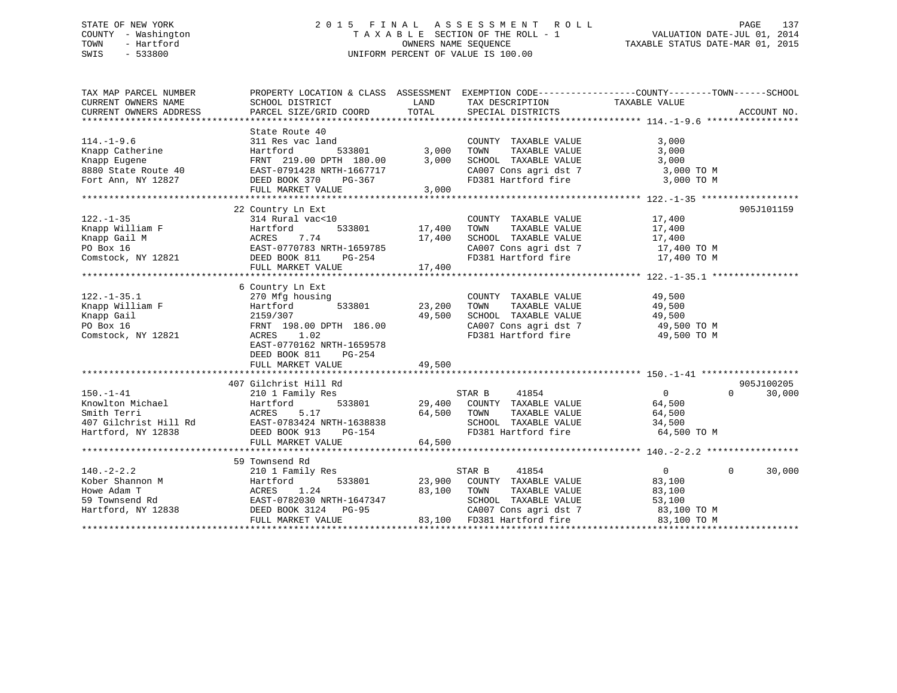STATE OF NEW YORK
COUNTY - Washington
TOWN - Hartford
SWIS - 533800

2015 FINAL ASSESSMENT ROLL
TAXABLE SECTION OF THE ROLL - 1
OWNERS NAME SEQUENCE
UNIFORM PERCENT OF VALUE IS 100.00

VALUATION DATE-JUL 01, 2014
TAXABLE STATUS DATE-MAR 01, 2015

```
TAX MAP PARCEL NUMBER      PROPERTY LOCATION & CLASS  ASSESSMENT  EXEMPTION CODE------------------COUNTY--------TOWN------SCHOOL
CURRENT OWNERS NAME        SCHOOL DISTRICT              LAND      TAX DESCRIPTION             TAXABLE VALUE
CURRENT OWNERS ADDRESS     PARCEL SIZE/GRID COORD       TOTAL     SPECIAL DISTRICTS                                      ACCOUNT NO.
******************************************************************************************************* 114.-1-9.6 *****************
                           State Route 40
114.-1-9.6                 311 Res vac land                       COUNTY  TAXABLE VALUE           3,000
Knapp Catherine            Hartford          533801      3,000    TOWN    TAXABLE VALUE           3,000
Knapp Eugene               FRNT 219.00 DPTH 180.00       3,000    SCHOOL  TAXABLE VALUE           3,000
8880 State Route 40        EAST-0791428 NRTH-1667717              CA007 Cons agri dst 7           3,000 TO M
Fort Ann, NY 12827         DEED BOOK 370     PG-367               FD381 Hartford fire             3,000 TO M
                           FULL MARKET VALUE             3,000
******************************************************************************************************* 122.-1-35 ******************
                           22 Country Ln Ext                                                                        905J101159
122.-1-35                  314 Rural vac<10                       COUNTY  TAXABLE VALUE          17,400
Knapp William F            Hartford          533801     17,400    TOWN    TAXABLE VALUE          17,400
Knapp Gail M               ACRES     7.74               17,400    SCHOOL  TAXABLE VALUE          17,400
PO Box 16                  EAST-0770783 NRTH-1659785              CA007 Cons agri dst 7          17,400 TO M
Comstock, NY 12821         DEED BOOK 811     PG-254               FD381 Hartford fire            17,400 TO M
                           FULL MARKET VALUE            17,400
******************************************************************************************************* 122.-1-35.1 ****************
                           6 Country Ln Ext
122.-1-35.1                270 Mfg housing                        COUNTY  TAXABLE VALUE          49,500
Knapp William F            Hartford          533801     23,200    TOWN    TAXABLE VALUE          49,500
Knapp Gail                 2159/307                     49,500    SCHOOL  TAXABLE VALUE          49,500
PO Box 16                  FRNT 198.00 DPTH 186.00                CA007 Cons agri dst 7          49,500 TO M
Comstock, NY 12821         ACRES     1.02                         FD381 Hartford fire            49,500 TO M
                           EAST-0770162 NRTH-1659578
                           DEED BOOK 811     PG-254
                           FULL MARKET VALUE            49,500
******************************************************************************************************* 150.-1-41 ******************
                           407 Gilchrist Hill Rd                                                                    905J100205
150.-1-41                  210 1 Family Res                       STAR B     41854                 0          0      30,000
Knowlton Michael           Hartford          533801     29,400    COUNTY  TAXABLE VALUE          64,500
Smith Terri                ACRES     5.17               64,500    TOWN    TAXABLE VALUE          64,500
407 Gilchrist Hill Rd      EAST-0783424 NRTH-1638838              SCHOOL  TAXABLE VALUE          34,500
Hartford, NY 12838         DEED BOOK 913     PG-154               FD381 Hartford fire            64,500 TO M
                           FULL MARKET VALUE            64,500
******************************************************************************************************* 140.-2-2.2 *****************
                           59 Townsend Rd
140.-2-2.2                 210 1 Family Res                       STAR B     41854                 0          0      30,000
Kober Shannon M            Hartford          533801     23,900    COUNTY  TAXABLE VALUE          83,100
Howe Adam T                ACRES     1.24               83,100    TOWN    TAXABLE VALUE          83,100
59 Townsend Rd             EAST-0782030 NRTH-1647347              SCHOOL  TAXABLE VALUE          53,100
Hartford, NY 12838         DEED BOOK 3124    PG-95                CA007 Cons agri dst 7          83,100 TO M
                           FULL MARKET VALUE            83,100    FD381 Hartford fire            83,100 TO M
************************************************************************************************************************************
```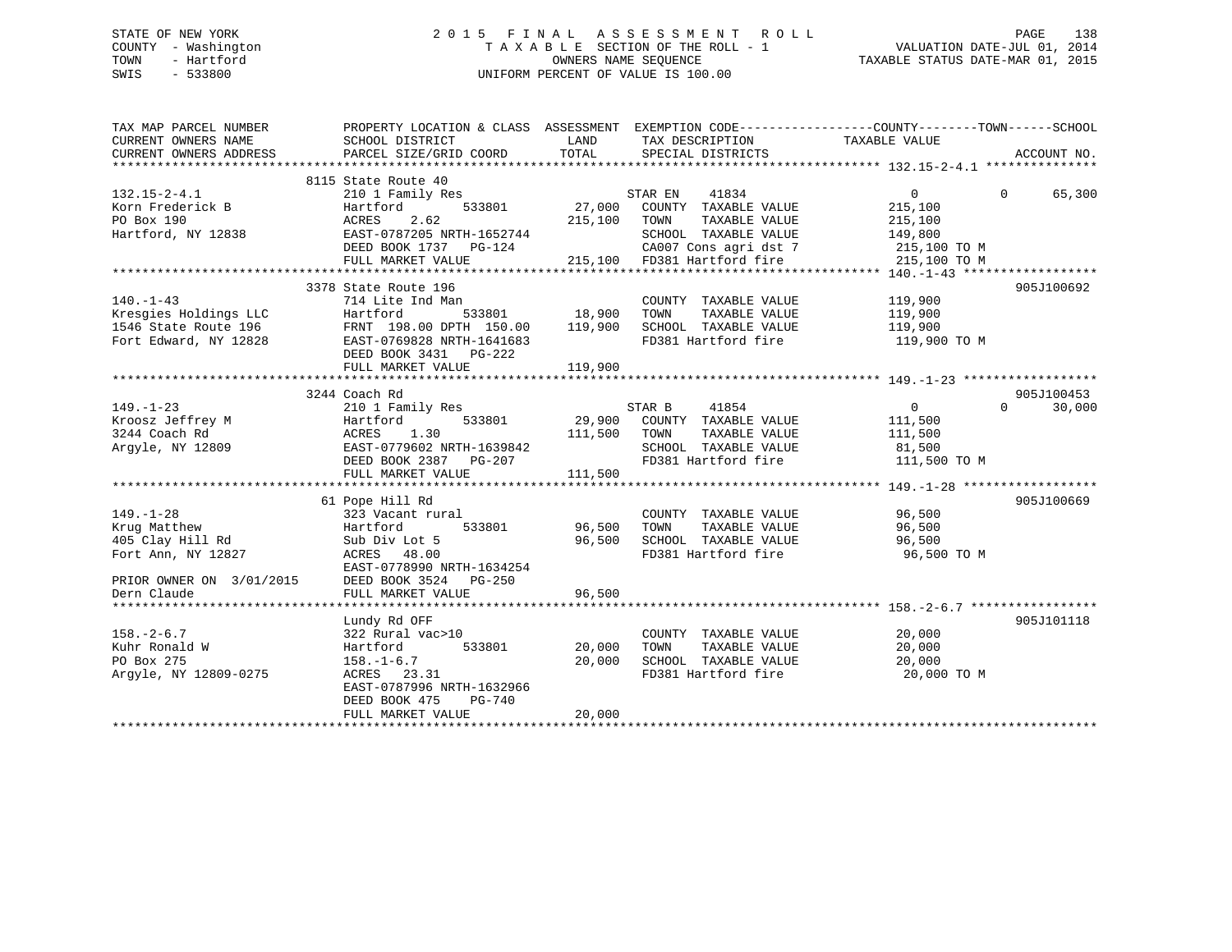STATE OF NEW YORK
COUNTY - Washington
TOWN - Hartford
SWIS - 533800

2 0 1 5 F I N A L A S S E S S M E N T R O L L
T A X A B L E SECTION OF THE ROLL - 1
OWNERS NAME SEQUENCE
UNIFORM PERCENT OF VALUE IS 100.00

VALUATION DATE-JUL 01, 2014
TAXABLE STATUS DATE-MAR 01, 2015

```
TAX MAP PARCEL NUMBER          PROPERTY LOCATION & CLASS  ASSESSMENT  EXEMPTION CODE------------------COUNTY--------TOWN------SCHOOL
CURRENT OWNERS NAME            SCHOOL DISTRICT               LAND      TAX DESCRIPTION              TAXABLE VALUE
CURRENT OWNERS ADDRESS         PARCEL SIZE/GRID COORD        TOTAL     SPECIAL DISTRICTS                                     ACCOUNT NO.
******************************************************************************************************* 132.15-2-4.1 ***************
                          8115 State Route 40
132.15-2-4.1                   210 1 Family Res                        STAR EN    41834                0            0     65,300
Korn Frederick B               Hartford          533801       27,000   COUNTY  TAXABLE VALUE          215,100
PO Box 190                     ACRES    2.62                 215,100   TOWN    TAXABLE VALUE          215,100
Hartford, NY 12838             EAST-0787205 NRTH-1652744               SCHOOL  TAXABLE VALUE          149,800
                               DEED BOOK 1737   PG-124                 CA007 Cons agri dst 7           215,100 TO M
                               FULL MARKET VALUE             215,100   FD381 Hartford fire             215,100 TO M
******************************************************************************************************* 140.-1-43 ******************
                          3378 State Route 196                                                                       905J100692
140.-1-43                      714 Lite Ind Man                        COUNTY  TAXABLE VALUE          119,900
Kresgies Holdings LLC          Hartford          533801       18,900   TOWN    TAXABLE VALUE          119,900
1546 State Route 196           FRNT 198.00 DPTH 150.00       119,900   SCHOOL  TAXABLE VALUE          119,900
Fort Edward, NY 12828          EAST-0769828 NRTH-1641683               FD381 Hartford fire             119,900 TO M
                               DEED BOOK 3431   PG-222
                               FULL MARKET VALUE             119,900
******************************************************************************************************* 149.-1-23 ******************
                          3244 Coach Rd                                                                              905J100453
149.-1-23                      210 1 Family Res                        STAR B     41854                0            0     30,000
Kroosz Jeffrey M               Hartford          533801       29,900   COUNTY  TAXABLE VALUE          111,500
3244 Coach Rd                  ACRES    1.30                 111,500   TOWN    TAXABLE VALUE          111,500
Argyle, NY 12809               EAST-0779602 NRTH-1639842               SCHOOL  TAXABLE VALUE           81,500
                               DEED BOOK 2387   PG-207                 FD381 Hartford fire             111,500 TO M
                               FULL MARKET VALUE             111,500
******************************************************************************************************* 149.-1-28 ******************
                          61 Pope Hill Rd                                                                            905J100669
149.-1-28                      323 Vacant rural                        COUNTY  TAXABLE VALUE           96,500
Krug Matthew                   Hartford          533801       96,500   TOWN    TAXABLE VALUE           96,500
405 Clay Hill Rd               Sub Div Lot 5                  96,500   SCHOOL  TAXABLE VALUE           96,500
Fort Ann, NY 12827             ACRES   48.00                           FD381 Hartford fire              96,500 TO M
                               EAST-0778990 NRTH-1634254
PRIOR OWNER ON 3/01/2015       DEED BOOK 3524   PG-250
Dern Claude                    FULL MARKET VALUE              96,500
******************************************************************************************************* 158.-2-6.7 *****************
                          Lundy Rd OFF                                                                               905J101118
158.-2-6.7                     322 Rural vac>10                        COUNTY  TAXABLE VALUE           20,000
Kuhr Ronald W                  Hartford          533801       20,000   TOWN    TAXABLE VALUE           20,000
PO Box 275                     158.-1-6.7                     20,000   SCHOOL  TAXABLE VALUE           20,000
Argyle, NY 12809-0275          ACRES   23.31                           FD381 Hartford fire              20,000 TO M
                               EAST-0787996 NRTH-1632966
                               DEED BOOK 475    PG-740
                               FULL MARKET VALUE              20,000
************************************************************************************************************************************
```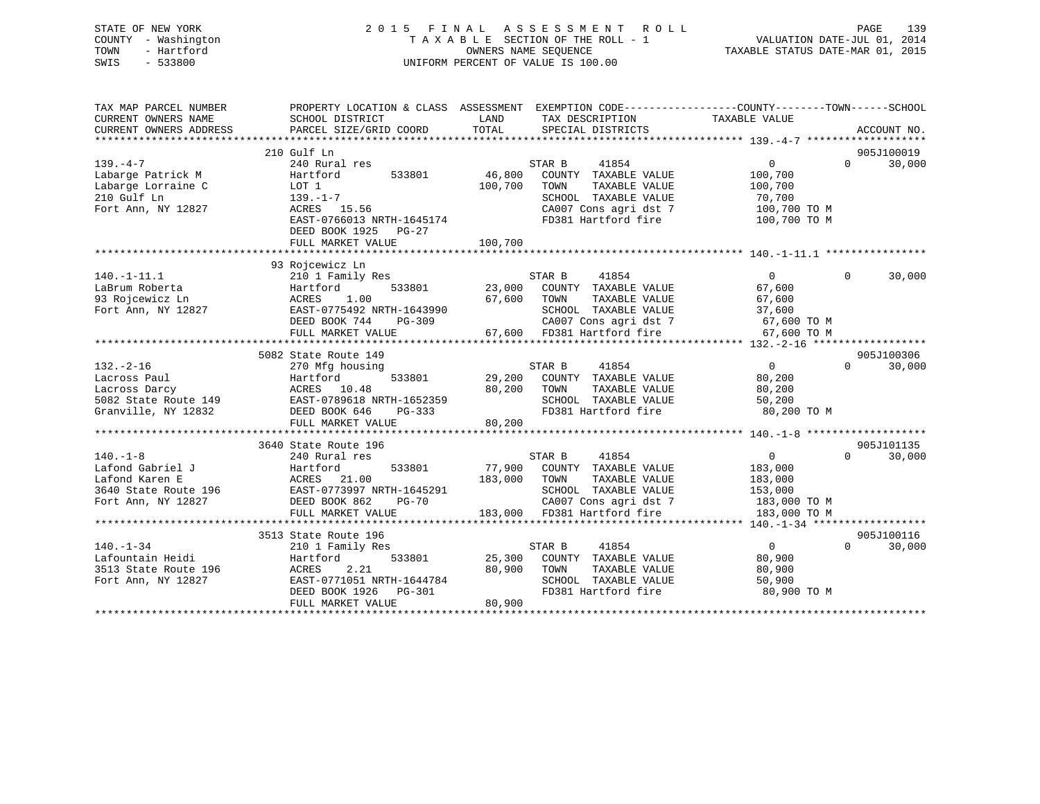STATE OF NEW YORK
COUNTY - Washington
TOWN - Hartford
SWIS - 533800

2 0 1 5 F I N A L A S S E S S M E N T R O L L
T A X A B L E SECTION OF THE ROLL - 1
OWNERS NAME SEQUENCE
UNIFORM PERCENT OF VALUE IS 100.00

VALUATION DATE-JUL 01, 2014
TAXABLE STATUS DATE-MAR 01, 2015

```
TAX MAP PARCEL NUMBER          PROPERTY LOCATION & CLASS  ASSESSMENT  EXEMPTION CODE------------------COUNTY--------TOWN------SCHOOL
CURRENT OWNERS NAME            SCHOOL DISTRICT            LAND        TAX DESCRIPTION              TAXABLE VALUE
CURRENT OWNERS ADDRESS         PARCEL SIZE/GRID COORD     TOTAL       SPECIAL DISTRICTS                                      ACCOUNT NO.
******************************************************************************************************* 139.-4-7 *******************
                    210 Gulf Ln                                                                                         905J100019
139.-4-7                       240 Rural res                          STAR B     41854                  0            0      30,000
Labarge Patrick M              Hartford          533801       46,800  COUNTY  TAXABLE VALUE          100,700
Labarge Lorraine C             LOT 1                         100,700  TOWN    TAXABLE VALUE          100,700
210 Gulf Ln                    139.-1-7                               SCHOOL  TAXABLE VALUE           70,700
Fort Ann, NY 12827             ACRES  15.56                           CA007 Cons agri dst 7          100,700 TO M
                               EAST-0766013 NRTH-1645174              FD381 Hartford fire            100,700 TO M
                               DEED BOOK 1925   PG-27
                               FULL MARKET VALUE             100,700
******************************************************************************************************* 140.-1-11.1 ****************
                    93 Rojcewicz Ln
140.-1-11.1                    210 1 Family Res                       STAR B     41854                  0            0      30,000
LaBrum Roberta                 Hartford          533801       23,000  COUNTY  TAXABLE VALUE           67,600
93 Rojcewicz Ln                ACRES    1.00                  67,600  TOWN    TAXABLE VALUE           67,600
Fort Ann, NY 12827             EAST-0775492 NRTH-1643990              SCHOOL  TAXABLE VALUE           37,600
                               DEED BOOK 744    PG-309                CA007 Cons agri dst 7           67,600 TO M
                               FULL MARKET VALUE              67,600  FD381 Hartford fire             67,600 TO M
******************************************************************************************************* 132.-2-16 ******************
                    5082 State Route 149                                                                                905J100306
132.-2-16                      270 Mfg housing                        STAR B     41854                  0            0      30,000
Lacross Paul                   Hartford          533801       29,200  COUNTY  TAXABLE VALUE           80,200
Lacross Darcy                  ACRES  10.48                   80,200  TOWN    TAXABLE VALUE           80,200
5082 State Route 149           EAST-0789618 NRTH-1652359              SCHOOL  TAXABLE VALUE           50,200
Granville, NY 12832            DEED BOOK 646    PG-333                FD381 Hartford fire             80,200 TO M
                               FULL MARKET VALUE              80,200
******************************************************************************************************* 140.-1-8 *******************
                    3640 State Route 196                                                                                905J101135
140.-1-8                       240 Rural res                          STAR B     41854                  0            0      30,000
Lafond Gabriel J               Hartford          533801       77,900  COUNTY  TAXABLE VALUE          183,000
Lafond Karen E                 ACRES  21.00                  183,000  TOWN    TAXABLE VALUE          183,000
3640 State Route 196           EAST-0773997 NRTH-1645291              SCHOOL  TAXABLE VALUE          153,000
Fort Ann, NY 12827             DEED BOOK 862    PG-70                 CA007 Cons agri dst 7          183,000 TO M
                               FULL MARKET VALUE             183,000  FD381 Hartford fire            183,000 TO M
******************************************************************************************************* 140.-1-34 ******************
                    3513 State Route 196                                                                                905J100116
140.-1-34                      210 1 Family Res                       STAR B     41854                  0            0      30,000
Lafountain Heidi               Hartford          533801       25,300  COUNTY  TAXABLE VALUE           80,900
3513 State Route 196           ACRES    2.21                  80,900  TOWN    TAXABLE VALUE           80,900
Fort Ann, NY 12827             EAST-0771051 NRTH-1644784              SCHOOL  TAXABLE VALUE           50,900
                               DEED BOOK 1926   PG-301                FD381 Hartford fire             80,900 TO M
                               FULL MARKET VALUE              80,900
************************************************************************************************************************************
```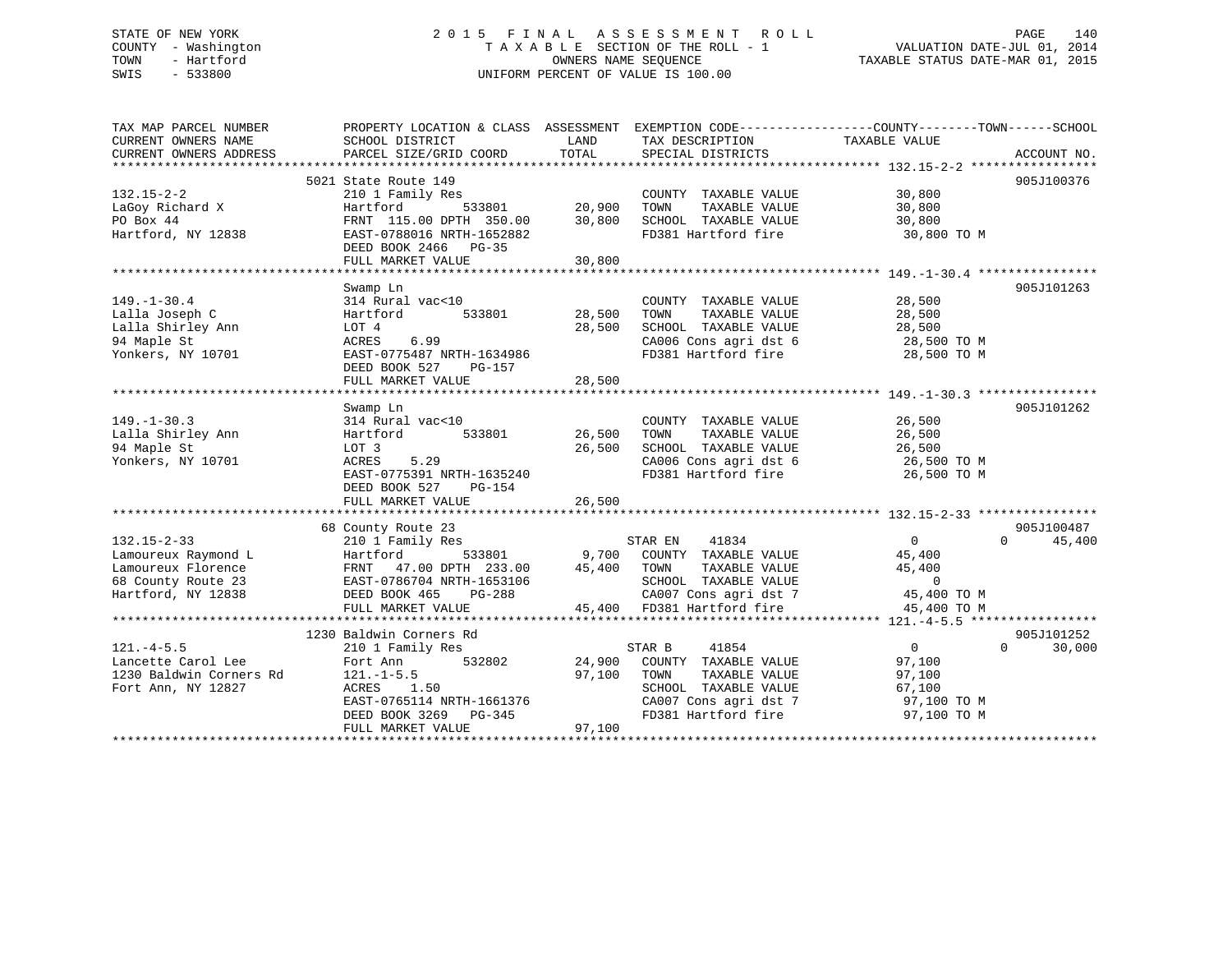STATE OF NEW YORK
COUNTY - Washington
TOWN - Hartford
SWIS - 533800

2 0 1 5 F I N A L A S S E S S M E N T R O L L
T A X A B L E SECTION OF THE ROLL - 1
OWNERS NAME SEQUENCE
UNIFORM PERCENT OF VALUE IS 100.00

VALUATION DATE-JUL 01, 2014
TAXABLE STATUS DATE-MAR 01, 2015

```
TAX MAP PARCEL NUMBER          PROPERTY LOCATION & CLASS  ASSESSMENT  EXEMPTION CODE-----------------COUNTY--------TOWN------SCHOOL
CURRENT OWNERS NAME            SCHOOL DISTRICT               LAND      TAX DESCRIPTION            TAXABLE VALUE
CURRENT OWNERS ADDRESS         PARCEL SIZE/GRID COORD        TOTAL     SPECIAL DISTRICTS                                      ACCOUNT NO.
****************************************************************************************************** 132.15-2-2 *****************
                    5021 State Route 149                                                                                  905J100376
132.15-2-2                     210 1 Family Res                        COUNTY  TAXABLE VALUE            30,800
LaGoy Richard X                Hartford          533801       20,900   TOWN    TAXABLE VALUE            30,800
PO Box 44                      FRNT 115.00 DPTH 350.00        30,800   SCHOOL  TAXABLE VALUE            30,800
Hartford, NY 12838             EAST-0788016 NRTH-1652882               FD381 Hartford fire               30,800 TO M
                               DEED BOOK 2466   PG-35
                               FULL MARKET VALUE              30,800
****************************************************************************************************** 149.-1-30.4 ****************
                    Swamp Ln                                                                                              905J101263
149.-1-30.4                    314 Rural vac<10                        COUNTY  TAXABLE VALUE            28,500
Lalla Joseph C                 Hartford          533801       28,500   TOWN    TAXABLE VALUE            28,500
Lalla Shirley Ann              LOT 4                          28,500   SCHOOL  TAXABLE VALUE            28,500
94 Maple St                    ACRES    6.99                           CA006 Cons agri dst 6             28,500 TO M
Yonkers, NY 10701              EAST-0775487 NRTH-1634986               FD381 Hartford fire               28,500 TO M
                               DEED BOOK 527    PG-157
                               FULL MARKET VALUE              28,500
****************************************************************************************************** 149.-1-30.3 ****************
                    Swamp Ln                                                                                              905J101262
149.-1-30.3                    314 Rural vac<10                        COUNTY  TAXABLE VALUE            26,500
Lalla Shirley Ann              Hartford          533801       26,500   TOWN    TAXABLE VALUE            26,500
94 Maple St                    LOT 3                          26,500   SCHOOL  TAXABLE VALUE            26,500
Yonkers, NY 10701              ACRES    5.29                           CA006 Cons agri dst 6             26,500 TO M
                               EAST-0775391 NRTH-1635240               FD381 Hartford fire               26,500 TO M
                               DEED BOOK 527    PG-154
                               FULL MARKET VALUE              26,500
****************************************************************************************************** 132.15-2-33 ****************
                    68 County Route 23                                                                                    905J100487
132.15-2-33                    210 1 Family Res                        STAR EN    41834                  0           0      45,400
Lamoureux Raymond L            Hartford          533801        9,700   COUNTY  TAXABLE VALUE            45,400
Lamoureux Florence             FRNT  47.00 DPTH 233.00        45,400   TOWN    TAXABLE VALUE            45,400
68 County Route 23             EAST-0786704 NRTH-1653106               SCHOOL  TAXABLE VALUE                 0
Hartford, NY 12838             DEED BOOK 465    PG-288                 CA007 Cons agri dst 7             45,400 TO M
                               FULL MARKET VALUE              45,400   FD381 Hartford fire               45,400 TO M
****************************************************************************************************** 121.-4-5.5 *****************
                    1230 Baldwin Corners Rd                                                                               905J101252
121.-4-5.5                     210 1 Family Res                        STAR B     41854                  0           0      30,000
Lancette Carol Lee             Fort Ann          532802       24,900   COUNTY  TAXABLE VALUE            97,100
1230 Baldwin Corners Rd        121.-1-5.5                     97,100   TOWN    TAXABLE VALUE            97,100
Fort Ann, NY 12827             ACRES    1.50                           SCHOOL  TAXABLE VALUE            67,100
                               EAST-0765114 NRTH-1661376               CA007 Cons agri dst 7             97,100 TO M
                               DEED BOOK 3269   PG-345                 FD381 Hartford fire               97,100 TO M
                               FULL MARKET VALUE              97,100
************************************************************************************************************************************
```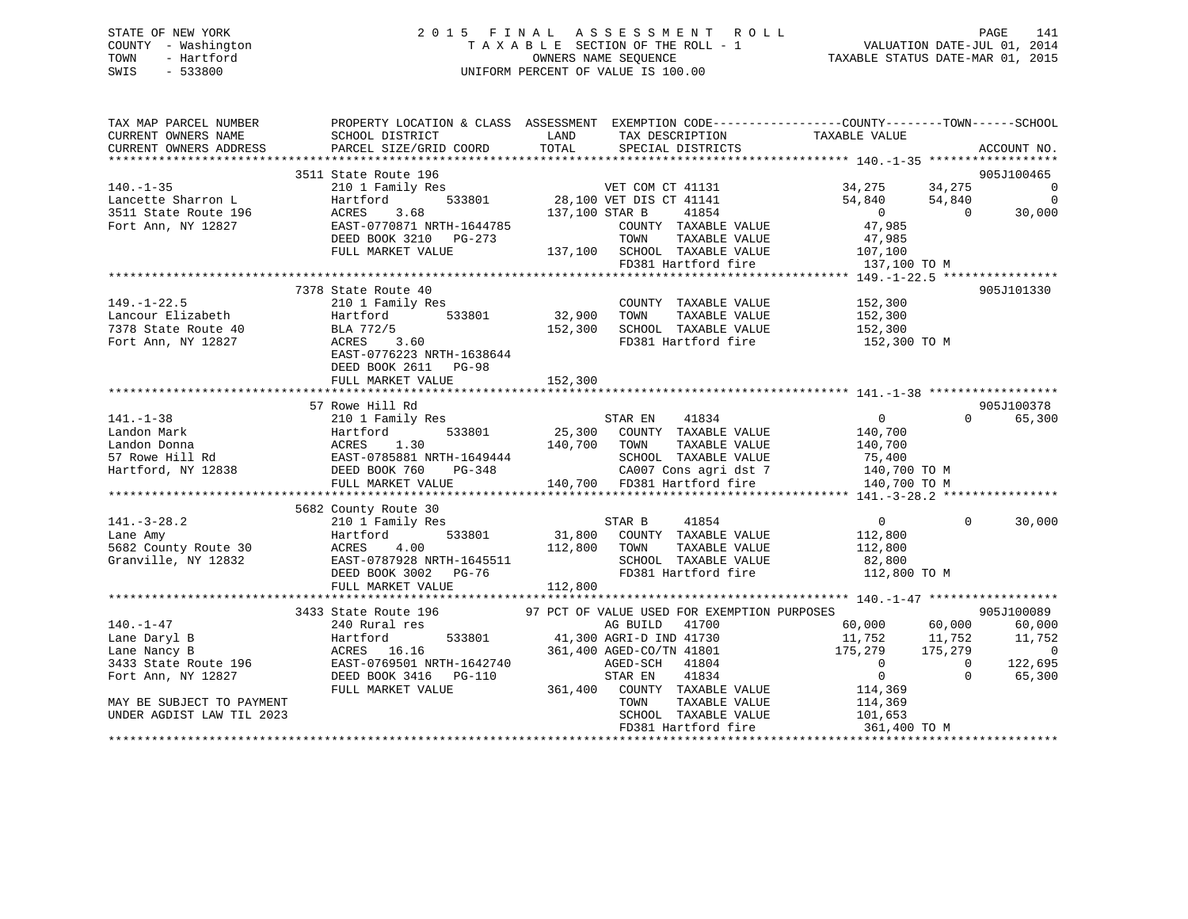STATE OF NEW YORK · COUNTY - Washington · TOWN - Hartford · SWIS - 533800

2015 FINAL ASSESSMENT ROLL
TAXABLE SECTION OF THE ROLL - 1
OWNERS NAME SEQUENCE
UNIFORM PERCENT OF VALUE IS 100.00

VALUATION DATE-JUL 01, 2014
TAXABLE STATUS DATE-MAR 01, 2015

```
TAX MAP PARCEL NUMBER      PROPERTY LOCATION & CLASS  ASSESSMENT  EXEMPTION CODE-----------------COUNTY--------TOWN------SCHOOL
CURRENT OWNERS NAME        SCHOOL DISTRICT            LAND        TAX DESCRIPTION              TAXABLE VALUE
CURRENT OWNERS ADDRESS     PARCEL SIZE/GRID COORD     TOTAL       SPECIAL DISTRICTS                                     ACCOUNT NO.
*********************************************************************************************** 140.-1-35 ******************
                           3511 State Route 196                                                                    905J100465
140.-1-35                  210 1 Family Res                   VET COM CT 41131             34,275      34,275           0
Lancette Sharron L         Hartford        533801     28,100 VET DIS CT 41141              54,840      54,840           0
3511 State Route 196       ACRES    3.68             137,100 STAR B     41854                   0           0      30,000
Fort Ann, NY 12827         EAST-0770871 NRTH-1644785          COUNTY  TAXABLE VALUE         47,985
                           DEED BOOK 3210   PG-273            TOWN    TAXABLE VALUE         47,985
                           FULL MARKET VALUE         137,100  SCHOOL  TAXABLE VALUE        107,100
                                                              FD381 Hartford fire          137,100 TO M
*********************************************************************************************** 149.-1-22.5 ****************
                           7378 State Route 40                                                                     905J101330
149.-1-22.5                210 1 Family Res                   COUNTY  TAXABLE VALUE        152,300
Lancour Elizabeth          Hartford        533801     32,900  TOWN    TAXABLE VALUE        152,300
7378 State Route 40        BLA 772/5                 152,300  SCHOOL  TAXABLE VALUE        152,300
Fort Ann, NY 12827         ACRES    3.60                      FD381 Hartford fire          152,300 TO M
                           EAST-0776223 NRTH-1638644
                           DEED BOOK 2611   PG-98
                           FULL MARKET VALUE         152,300
*********************************************************************************************** 141.-1-38 ******************
                           57 Rowe Hill Rd                                                                         905J100378
141.-1-38                  210 1 Family Res                   STAR EN    41834                  0           0      65,300
Landon Mark                Hartford        533801     25,300  COUNTY  TAXABLE VALUE        140,700
Landon Donna               ACRES    1.30             140,700  TOWN    TAXABLE VALUE        140,700
57 Rowe Hill Rd            EAST-0785881 NRTH-1649444          SCHOOL  TAXABLE VALUE         75,400
Hartford, NY 12838         DEED BOOK 760    PG-348            CA007 Cons agri dst 7        140,700 TO M
                           FULL MARKET VALUE         140,700  FD381 Hartford fire          140,700 TO M
*********************************************************************************************** 141.-3-28.2 ****************
                           5682 County Route 30
141.-3-28.2                210 1 Family Res                   STAR B     41854                  0           0      30,000
Lane Amy                   Hartford        533801     31,800  COUNTY  TAXABLE VALUE        112,800
5682 County Route 30       ACRES    4.00             112,800  TOWN    TAXABLE VALUE        112,800
Granville, NY 12832        EAST-0787928 NRTH-1645511          SCHOOL  TAXABLE VALUE         82,800
                           DEED BOOK 3002   PG-76             FD381 Hartford fire          112,800 TO M
                           FULL MARKET VALUE         112,800
*********************************************************************************************** 140.-1-47 ******************
                           3433 State Route 196       97 PCT OF VALUE USED FOR EXEMPTION PURPOSES                  905J100089
140.-1-47                  240 Rural res                      AG BUILD   41700             60,000      60,000      60,000
Lane Daryl B               Hartford        533801     41,300 AGRI-D IND 41730              11,752      11,752      11,752
Lane Nancy B               ACRES   16.16             361,400 AGED-CO/TN 41801             175,279     175,279           0
3433 State Route 196       EAST-0769501 NRTH-1642740          AGED-SCH   41804                  0           0     122,695
Fort Ann, NY 12827         DEED BOOK 3416   PG-110            STAR EN    41834                  0           0      65,300
                           FULL MARKET VALUE         361,400  COUNTY  TAXABLE VALUE        114,369
MAY BE SUBJECT TO PAYMENT                                     TOWN    TAXABLE VALUE        114,369
UNDER AGDIST LAW TIL 2023                                     SCHOOL  TAXABLE VALUE        101,653
                                                              FD381 Hartford fire          361,400 TO M
****************************************************************************************************************************
```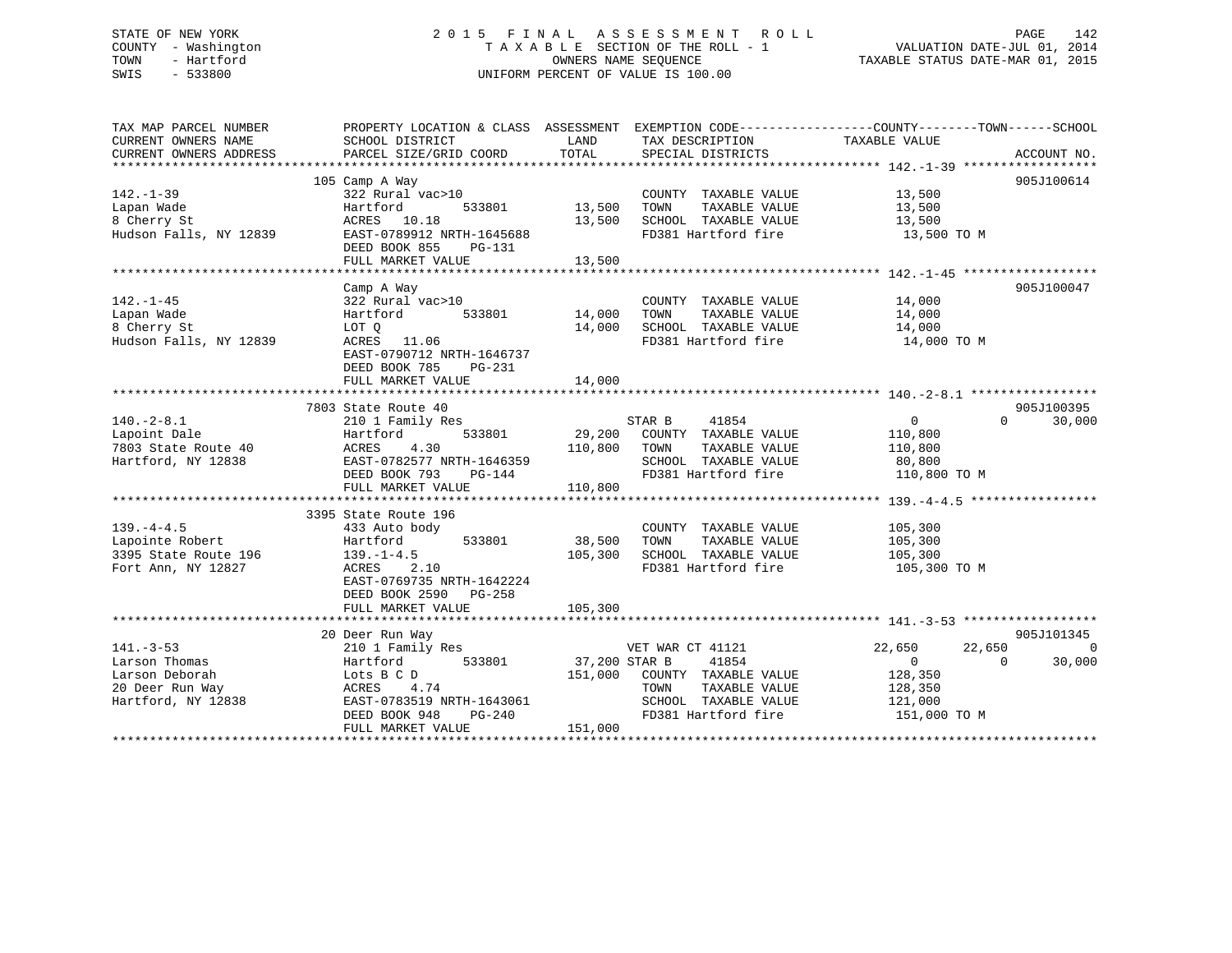STATE OF NEW YORK
COUNTY - Washington
TOWN - Hartford
SWIS - 533800

# 2015 FINAL ASSESSMENT ROLL

TAXABLE SECTION OF THE ROLL - 1
OWNERS NAME SEQUENCE
UNIFORM PERCENT OF VALUE IS 100.00

VALUATION DATE-JUL 01, 2014
TAXABLE STATUS DATE-MAR 01, 2015

| TAX MAP PARCEL NUMBER / CURRENT OWNERS NAME / CURRENT OWNERS ADDRESS | PROPERTY LOCATION & CLASS / SCHOOL DISTRICT / PARCEL SIZE/GRID COORD | ASSESSMENT LAND / TOTAL | EXEMPTION CODE / TAX DESCRIPTION / SPECIAL DISTRICTS | COUNTY | TOWN | SCHOOL | ACCOUNT NO. |
|---|---|---|---|---|---|---|---|
| 142.-1-39 | 105 Camp A Way | | | | | | 905J100614 |
| | 322 Rural vac>10 | | COUNTY TAXABLE VALUE | 13,500 | | | |
| Lapan Wade | Hartford 533801 | 13,500 | TOWN TAXABLE VALUE | | 13,500 | | |
| 8 Cherry St | ACRES 10.18 | 13,500 | SCHOOL TAXABLE VALUE | | | 13,500 | |
| Hudson Falls, NY 12839 | EAST-0789912 NRTH-1645688 | | FD381 Hartford fire | 13,500 TO M | | | |
| | DEED BOOK 855 PG-131 | | | | | | |
| | FULL MARKET VALUE | 13,500 | | | | | |
| 142.-1-45 | Camp A Way | | | | | | 905J100047 |
| | 322 Rural vac>10 | | COUNTY TAXABLE VALUE | 14,000 | | | |
| Lapan Wade | Hartford 533801 | 14,000 | TOWN TAXABLE VALUE | | 14,000 | | |
| 8 Cherry St | LOT Q | 14,000 | SCHOOL TAXABLE VALUE | | | 14,000 | |
| Hudson Falls, NY 12839 | ACRES 11.06 | | FD381 Hartford fire | 14,000 TO M | | | |
| | EAST-0790712 NRTH-1646737 | | | | | | |
| | DEED BOOK 785 PG-231 | | | | | | |
| | FULL MARKET VALUE | 14,000 | | | | | |
| 140.-2-8.1 | 7803 State Route 40 | | | | | | 905J100395 |
| | 210 1 Family Res | | STAR B 41854 | 0 | 0 | 30,000 | |
| Lapoint Dale | Hartford 533801 | 29,200 | COUNTY TAXABLE VALUE | 110,800 | | | |
| 7803 State Route 40 | ACRES 4.30 | 110,800 | TOWN TAXABLE VALUE | | 110,800 | | |
| Hartford, NY 12838 | EAST-0782577 NRTH-1646359 | | SCHOOL TAXABLE VALUE | | | 80,800 | |
| | DEED BOOK 793 PG-144 | | FD381 Hartford fire | 110,800 TO M | | | |
| | FULL MARKET VALUE | 110,800 | | | | | |
| 139.-4-4.5 | 3395 State Route 196 | | | | | | |
| | 433 Auto body | | COUNTY TAXABLE VALUE | 105,300 | | | |
| Lapointe Robert | Hartford 533801 | 38,500 | TOWN TAXABLE VALUE | | 105,300 | | |
| 3395 State Route 196 | 139.-1-4.5 | 105,300 | SCHOOL TAXABLE VALUE | | | 105,300 | |
| Fort Ann, NY 12827 | ACRES 2.10 | | FD381 Hartford fire | 105,300 TO M | | | |
| | EAST-0769735 NRTH-1642224 | | | | | | |
| | DEED BOOK 2590 PG-258 | | | | | | |
| | FULL MARKET VALUE | 105,300 | | | | | |
| 141.-3-53 | 20 Deer Run Way | | | | | | 905J101345 |
| | 210 1 Family Res | | VET WAR CT 41121 | 22,650 | 22,650 | 0 | |
| Larson Thomas | Hartford 533801 | 37,200 | STAR B 41854 | 0 | 0 | 30,000 | |
| Larson Deborah | Lots B C D | 151,000 | COUNTY TAXABLE VALUE | 128,350 | | | |
| 20 Deer Run Way | ACRES 4.74 | | TOWN TAXABLE VALUE | | 128,350 | | |
| Hartford, NY 12838 | EAST-0783519 NRTH-1643061 | | SCHOOL TAXABLE VALUE | | | 121,000 | |
| | DEED BOOK 948 PG-240 | | FD381 Hartford fire | 151,000 TO M | | | |
| | FULL MARKET VALUE | 151,000 | | | | | |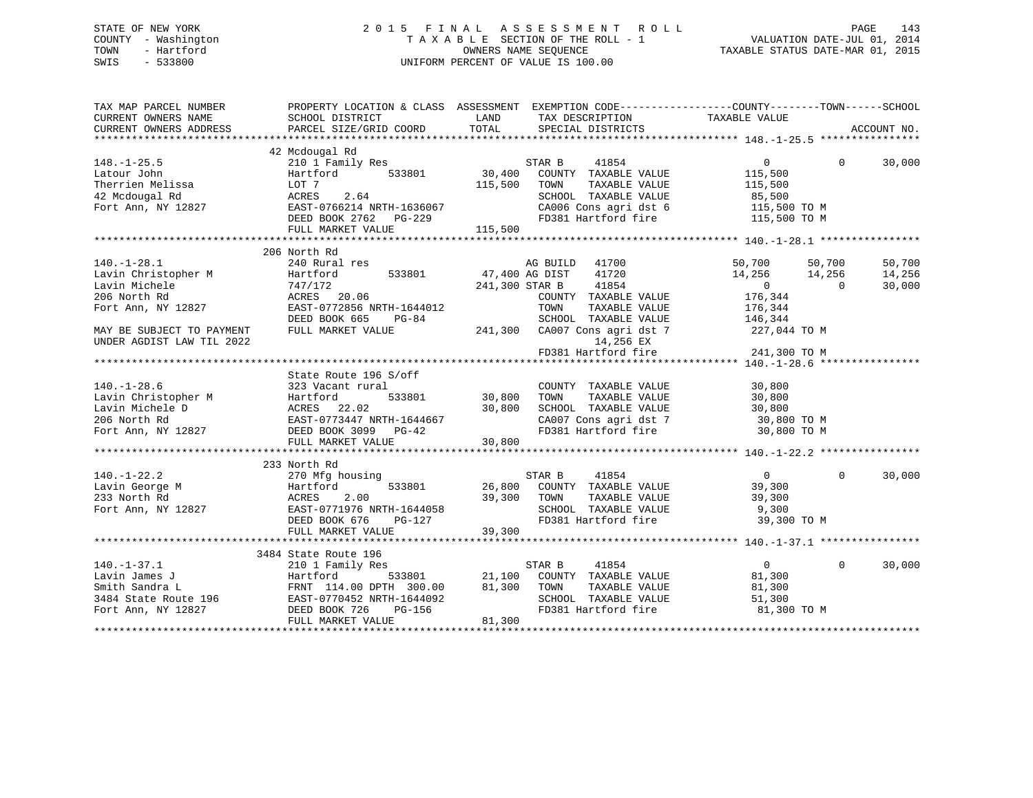STATE OF NEW YORK
COUNTY - Washington
TOWN - Hartford
SWIS - 533800

# 2015 FINAL ASSESSMENT ROLL

TAXABLE SECTION OF THE ROLL - 1
OWNERS NAME SEQUENCE
UNIFORM PERCENT OF VALUE IS 100.00

VALUATION DATE-JUL 01, 2014
TAXABLE STATUS DATE-MAR 01, 2015

| TAX MAP PARCEL NUMBER / CURRENT OWNERS NAME / CURRENT OWNERS ADDRESS | PROPERTY LOCATION & CLASS / SCHOOL DISTRICT / PARCEL SIZE/GRID COORD | ASSESSMENT LAND / TOTAL | EXEMPTION CODE / TAX DESCRIPTION / SPECIAL DISTRICTS | COUNTY TAXABLE VALUE | TOWN | SCHOOL / ACCOUNT NO. |
|---|---|---|---|---|---|---|
| **148.-1-25.5** | 42 Mcdougal Rd | | | | | |
| 148.-1-25.5 | 210 1 Family Res | | STAR B 41854 | 0 | 0 | 30,000 |
| Latour John | Hartford 533801 | 30,400 | COUNTY TAXABLE VALUE | 115,500 | | |
| Therrien Melissa | LOT 7 | 115,500 | TOWN TAXABLE VALUE | 115,500 | | |
| 42 Mcdougal Rd | ACRES 2.64 | | SCHOOL TAXABLE VALUE | 85,500 | | |
| Fort Ann, NY 12827 | EAST-0766214 NRTH-1636067 | | CA006 Cons agri dst 6 | 115,500 TO M | | |
| | DEED BOOK 2762 PG-229 | | FD381 Hartford fire | 115,500 TO M | | |
| | FULL MARKET VALUE | 115,500 | | | | |
| **140.-1-28.1** | 206 North Rd | | | | | |
| 140.-1-28.1 | 240 Rural res | | AG BUILD 41700 | 50,700 | 50,700 | 50,700 |
| Lavin Christopher M | Hartford 533801 | 47,400 | AG DIST 41720 | 14,256 | 14,256 | 14,256 |
| Lavin Michele | 747/172 | 241,300 | STAR B 41854 | 0 | 0 | 30,000 |
| 206 North Rd | ACRES 20.06 | | COUNTY TAXABLE VALUE | 176,344 | | |
| Fort Ann, NY 12827 | EAST-0772856 NRTH-1644012 | | TOWN TAXABLE VALUE | 176,344 | | |
| | DEED BOOK 665 PG-84 | | SCHOOL TAXABLE VALUE | 146,344 | | |
| MAY BE SUBJECT TO PAYMENT | FULL MARKET VALUE | 241,300 | CA007 Cons agri dst 7 | 227,044 TO M | | |
| UNDER AGDIST LAW TIL 2022 | | | 14,256 EX | | | |
| | | | FD381 Hartford fire | 241,300 TO M | | |
| **140.-1-28.6** | State Route 196 S/off | | | | | |
| 140.-1-28.6 | 323 Vacant rural | | COUNTY TAXABLE VALUE | 30,800 | | |
| Lavin Christopher M | Hartford 533801 | 30,800 | TOWN TAXABLE VALUE | 30,800 | | |
| Lavin Michele D | ACRES 22.02 | 30,800 | SCHOOL TAXABLE VALUE | 30,800 | | |
| 206 North Rd | EAST-0773447 NRTH-1644667 | | CA007 Cons agri dst 7 | 30,800 TO M | | |
| Fort Ann, NY 12827 | DEED BOOK 3099 PG-42 | | FD381 Hartford fire | 30,800 TO M | | |
| | FULL MARKET VALUE | 30,800 | | | | |
| **140.-1-22.2** | 233 North Rd | | | | | |
| 140.-1-22.2 | 270 Mfg housing | | STAR B 41854 | 0 | 0 | 30,000 |
| Lavin George M | Hartford 533801 | 26,800 | COUNTY TAXABLE VALUE | 39,300 | | |
| 233 North Rd | ACRES 2.00 | 39,300 | TOWN TAXABLE VALUE | 39,300 | | |
| Fort Ann, NY 12827 | EAST-0771976 NRTH-1644058 | | SCHOOL TAXABLE VALUE | 9,300 | | |
| | DEED BOOK 676 PG-127 | | FD381 Hartford fire | 39,300 TO M | | |
| | FULL MARKET VALUE | 39,300 | | | | |
| **140.-1-37.1** | 3484 State Route 196 | | | | | |
| 140.-1-37.1 | 210 1 Family Res | | STAR B 41854 | 0 | 0 | 30,000 |
| Lavin James J | Hartford 533801 | 21,100 | COUNTY TAXABLE VALUE | 81,300 | | |
| Smith Sandra L | FRNT 114.00 DPTH 300.00 | 81,300 | TOWN TAXABLE VALUE | 81,300 | | |
| 3484 State Route 196 | EAST-0770452 NRTH-1644092 | | SCHOOL TAXABLE VALUE | 51,300 | | |
| Fort Ann, NY 12827 | DEED BOOK 726 PG-156 | | FD381 Hartford fire | 81,300 TO M | | |
| | FULL MARKET VALUE | 81,300 | | | | |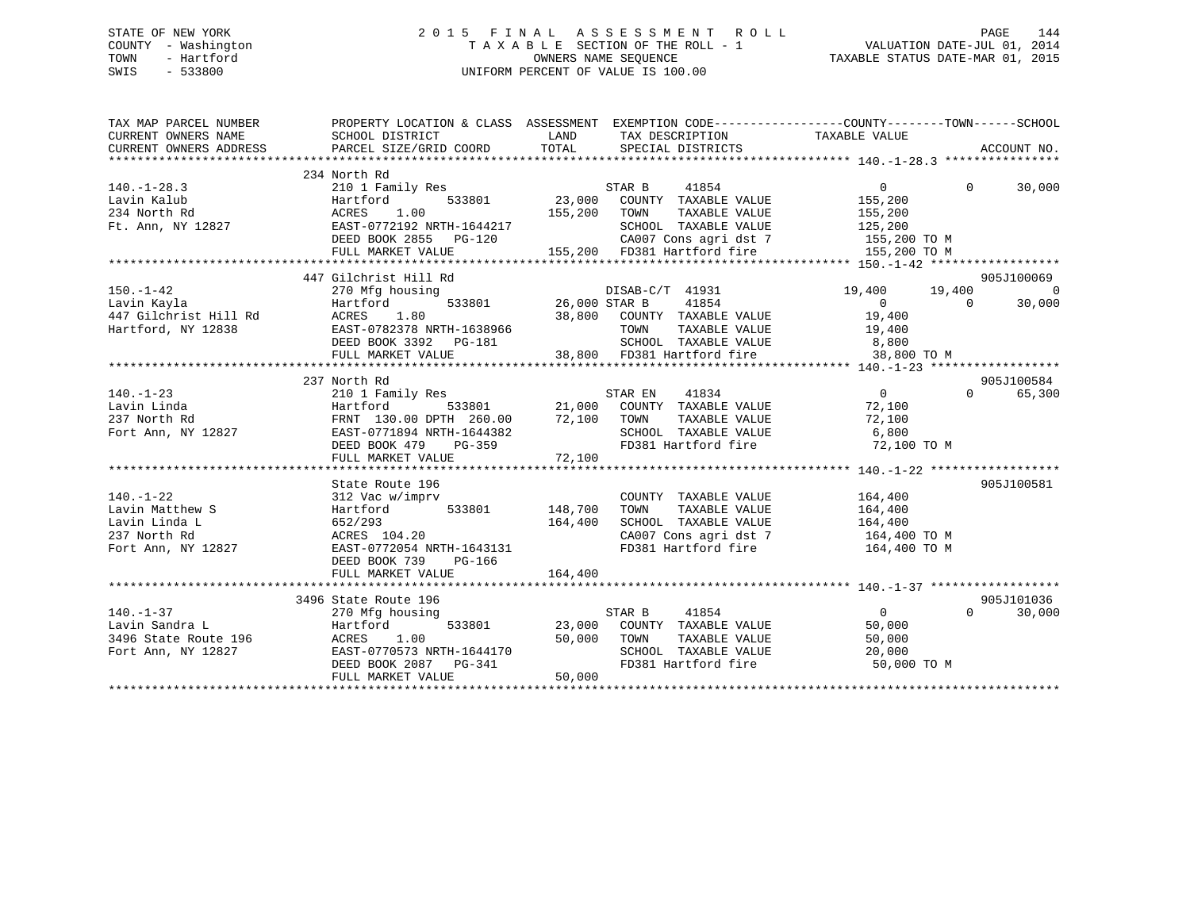STATE OF NEW YORK
COUNTY - Washington
TOWN - Hartford
SWIS - 533800

# 2015 FINAL ASSESSMENT ROLL

TAXABLE SECTION OF THE ROLL - 1
OWNERS NAME SEQUENCE
UNIFORM PERCENT OF VALUE IS 100.00

VALUATION DATE-JUL 01, 2014
TAXABLE STATUS DATE-MAR 01, 2015

```
TAX MAP PARCEL NUMBER          PROPERTY LOCATION & CLASS  ASSESSMENT  EXEMPTION CODE------------------COUNTY--------TOWN------SCHOOL
CURRENT OWNERS NAME            SCHOOL DISTRICT               LAND      TAX DESCRIPTION             TAXABLE VALUE
CURRENT OWNERS ADDRESS         PARCEL SIZE/GRID COORD        TOTAL     SPECIAL DISTRICTS                                    ACCOUNT NO.
******************************************************************************************************* 140.-1-28.3 ****************
                               234 North Rd
140.-1-28.3                    210 1 Family Res                        STAR B     41854                0          0     30,000
Lavin Kalub                    Hartford       533801        23,000     COUNTY  TAXABLE VALUE        155,200
234 North Rd                   ACRES    1.00               155,200     TOWN    TAXABLE VALUE        155,200
Ft. Ann, NY 12827              EAST-0772192 NRTH-1644217               SCHOOL  TAXABLE VALUE        125,200
                               DEED BOOK 2855   PG-120                 CA007 Cons agri dst 7         155,200 TO M
                               FULL MARKET VALUE           155,200     FD381 Hartford fire           155,200 TO M
******************************************************************************************************* 150.-1-42 ******************
                               447 Gilchrist Hill Rd                                                                  905J100069
150.-1-42                      270 Mfg housing                         DISAB-C/T  41931            19,400     19,400          0
Lavin Kayla                    Hartford       533801        26,000 STAR B     41854                0          0     30,000
447 Gilchrist Hill Rd          ACRES    1.80                38,800     COUNTY  TAXABLE VALUE         19,400
Hartford, NY 12838             EAST-0782378 NRTH-1638966               TOWN    TAXABLE VALUE         19,400
                               DEED BOOK 3392   PG-181                 SCHOOL  TAXABLE VALUE          8,800
                               FULL MARKET VALUE            38,800     FD381 Hartford fire            38,800 TO M
******************************************************************************************************* 140.-1-23 ******************
                               237 North Rd                                                                           905J100584
140.-1-23                      210 1 Family Res                        STAR EN    41834                0          0     65,300
Lavin Linda                    Hartford       533801        21,000     COUNTY  TAXABLE VALUE         72,100
237 North Rd                   FRNT 130.00 DPTH 260.00      72,100     TOWN    TAXABLE VALUE         72,100
Fort Ann, NY 12827             EAST-0771894 NRTH-1644382               SCHOOL  TAXABLE VALUE          6,800
                               DEED BOOK 479    PG-359                 FD381 Hartford fire            72,100 TO M
                               FULL MARKET VALUE            72,100
******************************************************************************************************* 140.-1-22 ******************
                               State Route 196                                                                        905J100581
140.-1-22                      312 Vac w/imprv                         COUNTY  TAXABLE VALUE        164,400
Lavin Matthew S                Hartford       533801       148,700     TOWN    TAXABLE VALUE        164,400
Lavin Linda L                  652/293                     164,400     SCHOOL  TAXABLE VALUE        164,400
237 North Rd                   ACRES  104.20                           CA007 Cons agri dst 7         164,400 TO M
Fort Ann, NY 12827             EAST-0772054 NRTH-1643131               FD381 Hartford fire           164,400 TO M
                               DEED BOOK 739    PG-166
                               FULL MARKET VALUE           164,400
******************************************************************************************************* 140.-1-37 ******************
                               3496 State Route 196                                                                   905J101036
140.-1-37                      270 Mfg housing                         STAR B     41854                0          0     30,000
Lavin Sandra L                 Hartford       533801        23,000     COUNTY  TAXABLE VALUE         50,000
3496 State Route 196           ACRES    1.00                50,000     TOWN    TAXABLE VALUE         50,000
Fort Ann, NY 12827             EAST-0770573 NRTH-1644170               SCHOOL  TAXABLE VALUE         20,000
                               DEED BOOK 2087   PG-341                 FD381 Hartford fire            50,000 TO M
                               FULL MARKET VALUE            50,000
************************************************************************************************************************************
```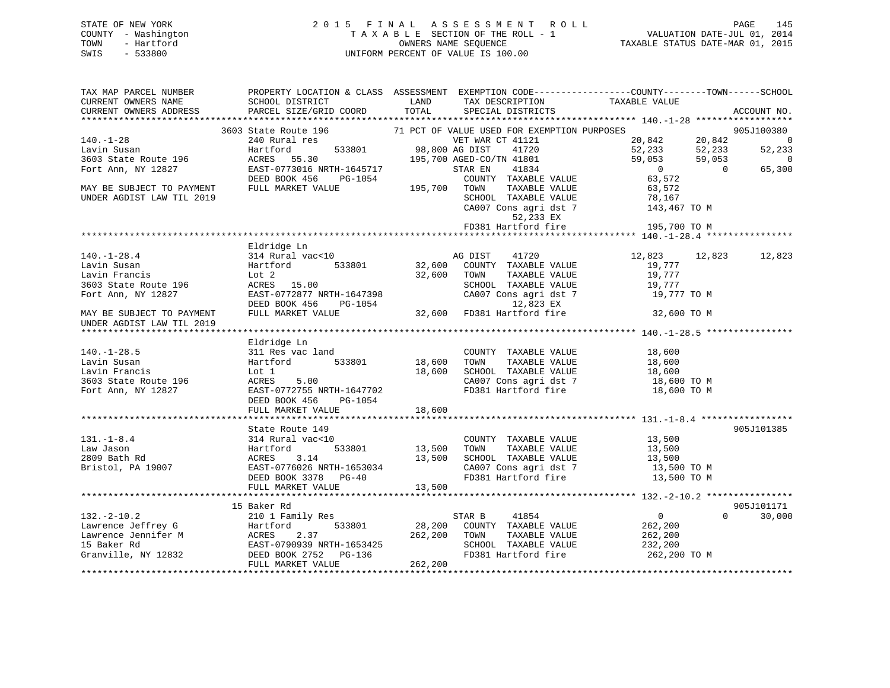STATE OF NEW YORK
COUNTY - Washington
TOWN - Hartford
SWIS - 533800

2 0 1 5 F I N A L A S S E S S M E N T R O L L
T A X A B L E SECTION OF THE ROLL - 1
OWNERS NAME SEQUENCE
UNIFORM PERCENT OF VALUE IS 100.00

VALUATION DATE-JUL 01, 2014
TAXABLE STATUS DATE-MAR 01, 2015

```
TAX MAP PARCEL NUMBER          PROPERTY LOCATION & CLASS  ASSESSMENT  EXEMPTION CODE-----------------COUNTY--------TOWN------SCHOOL
CURRENT OWNERS NAME            SCHOOL DISTRICT               LAND      TAX DESCRIPTION             TAXABLE VALUE
CURRENT OWNERS ADDRESS         PARCEL SIZE/GRID COORD        TOTAL     SPECIAL DISTRICTS                                      ACCOUNT NO.
******************************************************************************************************* 140.-1-28 ******************
                    3603 State Route 196              71 PCT OF VALUE USED FOR EXEMPTION PURPOSES                         905J100380
140.-1-28                      240 Rural res                      VET WAR CT 41121                20,842      20,842            0
Lavin Susan                    Hartford        533801      98,800 AG DIST     41720                52,233      52,233       52,233
3603 State Route 196           ACRES  55.30               195,700 AGED-CO/TN 41801                59,053      59,053            0
Fort Ann, NY 12827             EAST-0773016 NRTH-1645717          STAR EN     41834                     0           0       65,300
                               DEED BOOK 456     PG-1054          COUNTY  TAXABLE VALUE            63,572
MAY BE SUBJECT TO PAYMENT      FULL MARKET VALUE          195,700  TOWN    TAXABLE VALUE            63,572
UNDER AGDIST LAW TIL 2019                                          SCHOOL  TAXABLE VALUE            78,167
                                                                   CA007 Cons agri dst 7           143,467 TO M
                                                                        52,233 EX
                                                                   FD381 Hartford fire             195,700 TO M
******************************************************************************************************* 140.-1-28.4 ****************
                    Eldridge Ln
140.-1-28.4                    314 Rural vac<10                   AG DIST     41720                12,823      12,823       12,823
Lavin Susan                    Hartford        533801      32,600  COUNTY  TAXABLE VALUE            19,777
Lavin Francis                  Lot 2                       32,600  TOWN    TAXABLE VALUE            19,777
3603 State Route 196           ACRES  15.00                        SCHOOL  TAXABLE VALUE            19,777
Fort Ann, NY 12827             EAST-0772877 NRTH-1647398           CA007 Cons agri dst 7            19,777 TO M
                               DEED BOOK 456     PG-1054                12,823 EX
MAY BE SUBJECT TO PAYMENT      FULL MARKET VALUE           32,600  FD381 Hartford fire              32,600 TO M
UNDER AGDIST LAW TIL 2019
******************************************************************************************************* 140.-1-28.5 ****************
                    Eldridge Ln
140.-1-28.5                    311 Res vac land                    COUNTY  TAXABLE VALUE            18,600
Lavin Susan                    Hartford        533801      18,600  TOWN    TAXABLE VALUE            18,600
Lavin Francis                  Lot 1                       18,600  SCHOOL  TAXABLE VALUE            18,600
3603 State Route 196           ACRES   5.00                        CA007 Cons agri dst 7            18,600 TO M
Fort Ann, NY 12827             EAST-0772755 NRTH-1647702           FD381 Hartford fire              18,600 TO M
                               DEED BOOK 456     PG-1054
                               FULL MARKET VALUE           18,600
******************************************************************************************************* 131.-1-8.4 *****************
                    State Route 149                                                                              905J101385
131.-1-8.4                     314 Rural vac<10                    COUNTY  TAXABLE VALUE            13,500
Law Jason                      Hartford        533801      13,500  TOWN    TAXABLE VALUE            13,500
2809 Bath Rd                   ACRES   3.14                13,500  SCHOOL  TAXABLE VALUE            13,500
Bristol, PA 19007              EAST-0776026 NRTH-1653034           CA007 Cons agri dst 7            13,500 TO M
                               DEED BOOK 3378    PG-40             FD381 Hartford fire              13,500 TO M
                               FULL MARKET VALUE           13,500
******************************************************************************************************* 132.-2-10.2 ****************
                    15 Baker Rd                                                                                  905J101171
132.-2-10.2                    210 1 Family Res                   STAR B      41854                     0           0       30,000
Lawrence Jeffrey G             Hartford        533801      28,200  COUNTY  TAXABLE VALUE           262,200
Lawrence Jennifer M            ACRES   2.37               262,200  TOWN    TAXABLE VALUE           262,200
15 Baker Rd                    EAST-0790939 NRTH-1653425           SCHOOL  TAXABLE VALUE           232,200
Granville, NY 12832            DEED BOOK 2752    PG-136            FD381 Hartford fire             262,200 TO M
                               FULL MARKET VALUE          262,200
************************************************************************************************************************************
```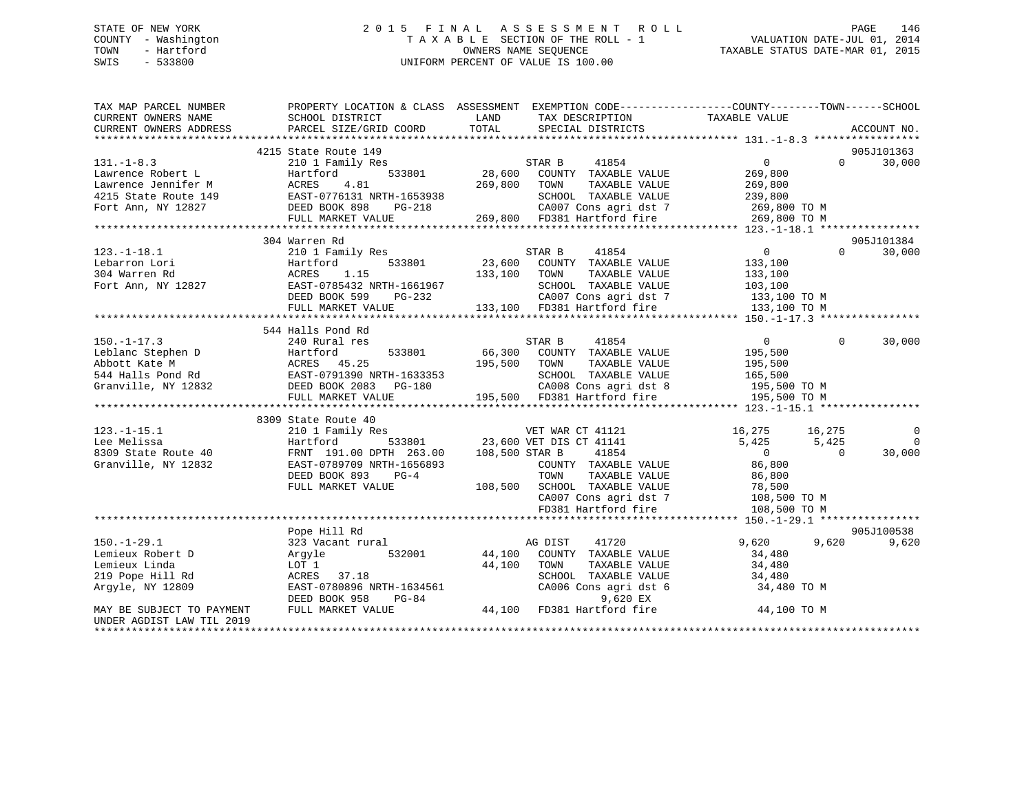STATE OF NEW YORK
COUNTY - Washington
TOWN - Hartford
SWIS - 533800

# 2015 FINAL ASSESSMENT ROLL

TAXABLE SECTION OF THE ROLL - 1
OWNERS NAME SEQUENCE
UNIFORM PERCENT OF VALUE IS 100.00

VALUATION DATE-JUL 01, 2014
TAXABLE STATUS DATE-MAR 01, 2015

```
TAX MAP PARCEL NUMBER          PROPERTY LOCATION & CLASS  ASSESSMENT  EXEMPTION CODE------------------COUNTY--------TOWN------SCHOOL
CURRENT OWNERS NAME            SCHOOL DISTRICT               LAND       TAX DESCRIPTION              TAXABLE VALUE
CURRENT OWNERS ADDRESS         PARCEL SIZE/GRID COORD        TOTAL      SPECIAL DISTRICTS                                      ACCOUNT NO.
******************************************************************************************************* 131.-1-8.3 *****************
                               4215 State Route 149                                                                         905J101363
131.-1-8.3                     210 1 Family Res                          STAR B      41854               0              0      30,000
Lawrence Robert L              Hartford         533801       28,600     COUNTY  TAXABLE VALUE        269,800
Lawrence Jennifer M            ACRES    4.81                269,800     TOWN    TAXABLE VALUE        269,800
4215 State Route 149           EAST-0776131 NRTH-1653938                SCHOOL  TAXABLE VALUE        239,800
Fort Ann, NY 12827             DEED BOOK 898    PG-218                  CA007 Cons agri dst 7         269,800 TO M
                               FULL MARKET VALUE            269,800     FD381 Hartford fire           269,800 TO M
******************************************************************************************************* 123.-1-18.1 ****************
                               304 Warren Rd                                                                                905J101384
123.-1-18.1                    210 1 Family Res                          STAR B      41854               0              0      30,000
Lebarron Lori                  Hartford         533801       23,600     COUNTY  TAXABLE VALUE        133,100
304 Warren Rd                  ACRES    1.15                133,100     TOWN    TAXABLE VALUE        133,100
Fort Ann, NY 12827             EAST-0785432 NRTH-1661967                SCHOOL  TAXABLE VALUE        103,100
                               DEED BOOK 599    PG-232                  CA007 Cons agri dst 7         133,100 TO M
                               FULL MARKET VALUE            133,100     FD381 Hartford fire           133,100 TO M
******************************************************************************************************* 150.-1-17.3 ****************
                               544 Halls Pond Rd
150.-1-17.3                    240 Rural res                             STAR B      41854               0              0      30,000
Leblanc Stephen D              Hartford         533801       66,300     COUNTY  TAXABLE VALUE        195,500
Abbott Kate M                  ACRES   45.25                195,500     TOWN    TAXABLE VALUE        195,500
544 Halls Pond Rd              EAST-0791390 NRTH-1633353                SCHOOL  TAXABLE VALUE        165,500
Granville, NY 12832            DEED BOOK 2083   PG-180                  CA008 Cons agri dst 8         195,500 TO M
                               FULL MARKET VALUE            195,500     FD381 Hartford fire           195,500 TO M
******************************************************************************************************* 123.-1-15.1 ****************
                               8309 State Route 40
123.-1-15.1                    210 1 Family Res                          VET WAR CT 41121           16,275         16,275           0
Lee Melissa                    Hartford         533801       23,600     VET DIS CT 41141            5,425          5,425           0
8309 State Route 40            FRNT 191.00 DPTH 263.00      108,500     STAR B      41854               0              0      30,000
Granville, NY 12832            EAST-0789709 NRTH-1656893                COUNTY  TAXABLE VALUE         86,800
                               DEED BOOK 893    PG-4                    TOWN    TAXABLE VALUE         86,800
                               FULL MARKET VALUE            108,500     SCHOOL  TAXABLE VALUE         78,500
                                                                        CA007 Cons agri dst 7         108,500 TO M
                                                                        FD381 Hartford fire           108,500 TO M
******************************************************************************************************* 150.-1-29.1 ****************
                               Pope Hill Rd                                                                                 905J100538
150.-1-29.1                    323 Vacant rural                          AG DIST     41720           9,620          9,620       9,620
Lemieux Robert D               Argyle           532001       44,100     COUNTY  TAXABLE VALUE         34,480
Lemieux Linda                  LOT 1                         44,100     TOWN    TAXABLE VALUE         34,480
219 Pope Hill Rd               ACRES   37.18                            SCHOOL  TAXABLE VALUE         34,480
Argyle, NY 12809               EAST-0780896 NRTH-1634561                CA006 Cons agri dst 6          34,480 TO M
                               DEED BOOK 958    PG-84                          9,620 EX
MAY BE SUBJECT TO PAYMENT      FULL MARKET VALUE             44,100     FD381 Hartford fire            44,100 TO M
UNDER AGDIST LAW TIL 2019
************************************************************************************************************************************
```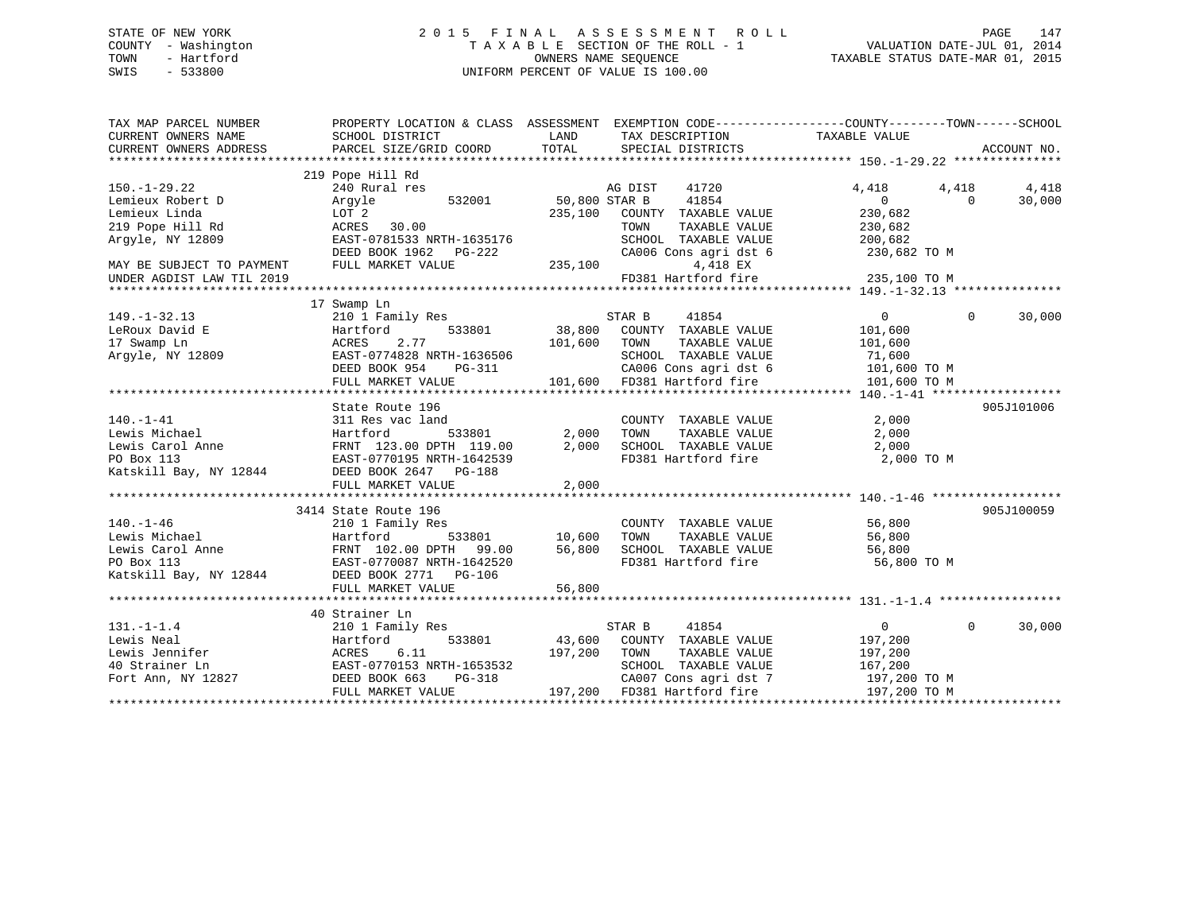STATE OF NEW YORK
COUNTY - Washington
TOWN - Hartford
SWIS - 533800

2 0 1 5 F I N A L A S S E S S M E N T R O L L
T A X A B L E SECTION OF THE ROLL - 1
OWNERS NAME SEQUENCE
UNIFORM PERCENT OF VALUE IS 100.00

VALUATION DATE-JUL 01, 2014
TAXABLE STATUS DATE-MAR 01, 2015

```
TAX MAP PARCEL NUMBER          PROPERTY LOCATION & CLASS  ASSESSMENT  EXEMPTION CODE------------------COUNTY--------TOWN------SCHOOL
CURRENT OWNERS NAME            SCHOOL DISTRICT               LAND      TAX DESCRIPTION              TAXABLE VALUE
CURRENT OWNERS ADDRESS         PARCEL SIZE/GRID COORD        TOTAL     SPECIAL DISTRICTS                                        ACCOUNT NO.
*********************************************************************************************************** 150.-1-29.22 ***************
                               219 Pope Hill Rd
150.-1-29.22                   240 Rural res                          AG DIST    41720              4,418      4,418       4,418
Lemieux Robert D               Argyle          532001        50,800 STAR B     41854                  0          0        30,000
Lemieux Linda                  LOT 2                        235,100   COUNTY  TAXABLE VALUE          230,682
219 Pope Hill Rd               ACRES   30.00                          TOWN    TAXABLE VALUE          230,682
Argyle, NY 12809               EAST-0781533 NRTH-1635176              SCHOOL  TAXABLE VALUE          200,682
                               DEED BOOK 1962   PG-222                CA006 Cons agri dst 6           230,682 TO M
MAY BE SUBJECT TO PAYMENT      FULL MARKET VALUE            235,100            4,418 EX
UNDER AGDIST LAW TIL 2019                                             FD381 Hartford fire             235,100 TO M
*********************************************************************************************************** 149.-1-32.13 ***************
                               17 Swamp Ln
149.-1-32.13                   210 1 Family Res                       STAR B     41854                  0          0        30,000
LeRoux David E                 Hartford        533801        38,800   COUNTY  TAXABLE VALUE          101,600
17 Swamp Ln                    ACRES    2.77                101,600   TOWN    TAXABLE VALUE          101,600
Argyle, NY 12809               EAST-0774828 NRTH-1636506              SCHOOL  TAXABLE VALUE           71,600
                               DEED BOOK 954    PG-311                CA006 Cons agri dst 6           101,600 TO M
                               FULL MARKET VALUE            101,600   FD381 Hartford fire             101,600 TO M
*********************************************************************************************************** 140.-1-41 ******************
                               State Route 196                                                                     905J101006
140.-1-41                      311 Res vac land                       COUNTY  TAXABLE VALUE            2,000
Lewis Michael                  Hartford        533801         2,000   TOWN    TAXABLE VALUE            2,000
Lewis Carol Anne               FRNT 123.00 DPTH 119.00        2,000   SCHOOL  TAXABLE VALUE            2,000
PO Box 113                     EAST-0770195 NRTH-1642539              FD381 Hartford fire               2,000 TO M
Katskill Bay, NY 12844         DEED BOOK 2647   PG-188
                               FULL MARKET VALUE              2,000
*********************************************************************************************************** 140.-1-46 ******************
                               3414 State Route 196                                                                905J100059
140.-1-46                      210 1 Family Res                       COUNTY  TAXABLE VALUE           56,800
Lewis Michael                  Hartford        533801        10,600   TOWN    TAXABLE VALUE           56,800
Lewis Carol Anne               FRNT 102.00 DPTH  99.00       56,800   SCHOOL  TAXABLE VALUE           56,800
PO Box 113                     EAST-0770087 NRTH-1642520              FD381 Hartford fire              56,800 TO M
Katskill Bay, NY 12844         DEED BOOK 2771   PG-106
                               FULL MARKET VALUE             56,800
*********************************************************************************************************** 131.-1-1.4 *****************
                               40 Strainer Ln
131.-1-1.4                     210 1 Family Res                       STAR B     41854                  0          0        30,000
Lewis Neal                     Hartford        533801        43,600   COUNTY  TAXABLE VALUE          197,200
Lewis Jennifer                 ACRES    6.11                197,200   TOWN    TAXABLE VALUE          197,200
40 Strainer Ln                 EAST-0770153 NRTH-1653532              SCHOOL  TAXABLE VALUE          167,200
Fort Ann, NY 12827             DEED BOOK 663    PG-318                CA007 Cons agri dst 7           197,200 TO M
                               FULL MARKET VALUE            197,200   FD381 Hartford fire             197,200 TO M
***************************************************************************************************************************************
```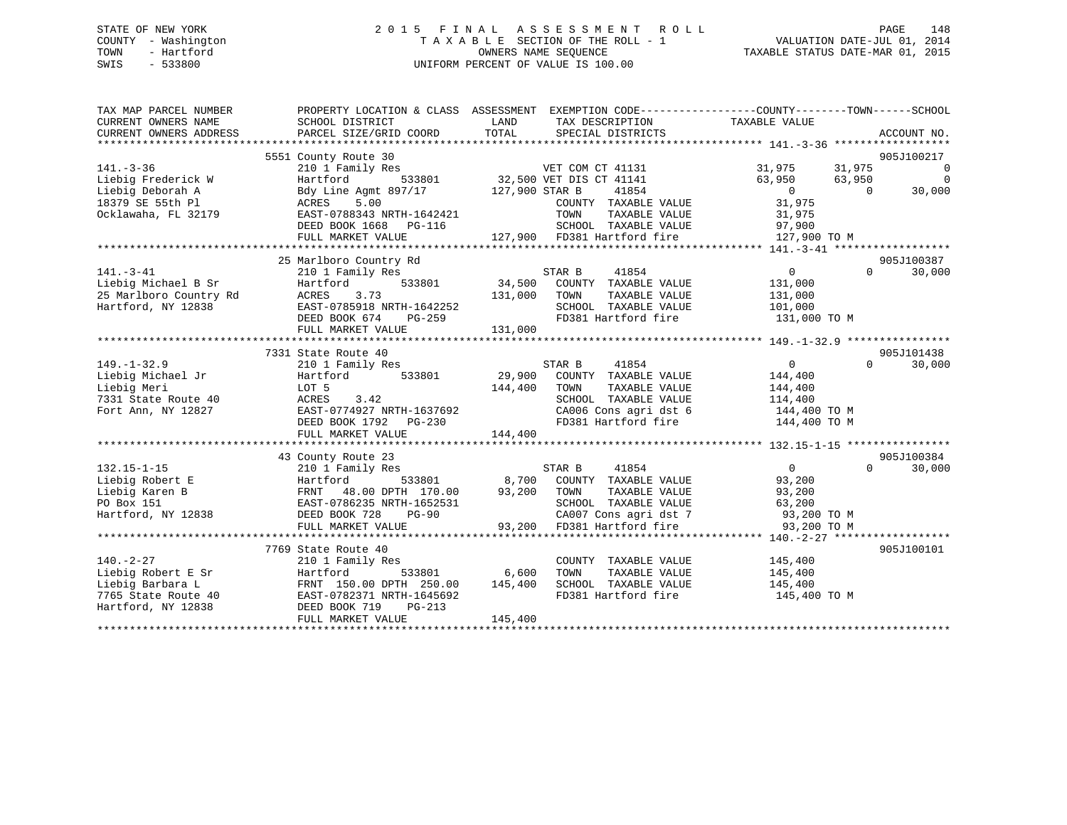STATE OF NEW YORK
COUNTY - Washington
TOWN - Hartford
SWIS - 533800

# 2015 FINAL ASSESSMENT ROLL

TAXABLE SECTION OF THE ROLL - 1
OWNERS NAME SEQUENCE
UNIFORM PERCENT OF VALUE IS 100.00

VALUATION DATE-JUL 01, 2014
TAXABLE STATUS DATE-MAR 01, 2015

```
TAX MAP PARCEL NUMBER      PROPERTY LOCATION & CLASS  ASSESSMENT  EXEMPTION CODE-----------------COUNTY--------TOWN------SCHOOL
CURRENT OWNERS NAME        SCHOOL DISTRICT               LAND      TAX DESCRIPTION            TAXABLE VALUE
CURRENT OWNERS ADDRESS     PARCEL SIZE/GRID COORD        TOTAL     SPECIAL DISTRICTS                                    ACCOUNT NO.
******************************************************************************************** 141.-3-36 ******************
                    5551 County Route 30                                                                          905J100217
141.-3-36                  210 1 Family Res                  VET COM CT 41131              31,975      31,975           0
Liebig Frederick W         Hartford          533801       32,500 VET DIS CT 41141              63,950      63,950           0
Liebig Deborah A           Bdy Line Agmt 897/17        127,900 STAR B      41854                   0           0      30,000
18379 SE 55th Pl           ACRES    5.00                          COUNTY  TAXABLE VALUE        31,975
Ocklawaha, FL 32179        EAST-0788343 NRTH-1642421              TOWN    TAXABLE VALUE        31,975
                           DEED BOOK 1668   PG-116                SCHOOL  TAXABLE VALUE        97,900
                           FULL MARKET VALUE              127,900 FD381 Hartford fire           127,900 TO M
******************************************************************************************** 141.-3-41 ******************
                    25 Marlboro Country Rd                                                                        905J100387
141.-3-41                  210 1 Family Res                  STAR B      41854                   0           0      30,000
Liebig Michael B Sr        Hartford          533801       34,500   COUNTY  TAXABLE VALUE       131,000
25 Marlboro Country Rd     ACRES    3.73                 131,000   TOWN    TAXABLE VALUE       131,000
Hartford, NY 12838         EAST-0785918 NRTH-1642252               SCHOOL  TAXABLE VALUE       101,000
                           DEED BOOK 674    PG-259                 FD381 Hartford fire           131,000 TO M
                           FULL MARKET VALUE              131,000
******************************************************************************************** 149.-1-32.9 ****************
                    7331 State Route 40                                                                           905J101438
149.-1-32.9                210 1 Family Res                  STAR B      41854                   0           0      30,000
Liebig Michael Jr          Hartford          533801       29,900   COUNTY  TAXABLE VALUE       144,400
Liebig Meri                LOT 5                         144,400   TOWN    TAXABLE VALUE       144,400
7331 State Route 40        ACRES    3.42                           SCHOOL  TAXABLE VALUE       114,400
Fort Ann, NY 12827         EAST-0774927 NRTH-1637692               CA006 Cons agri dst 6         144,400 TO M
                           DEED BOOK 1792   PG-230                 FD381 Hartford fire           144,400 TO M
                           FULL MARKET VALUE              144,400
******************************************************************************************** 132.15-1-15 ****************
                    43 County Route 23                                                                            905J100384
132.15-1-15                210 1 Family Res                  STAR B      41854                   0           0      30,000
Liebig Robert E            Hartford          533801        8,700   COUNTY  TAXABLE VALUE        93,200
Liebig Karen B             FRNT   48.00 DPTH 170.00       93,200   TOWN    TAXABLE VALUE        93,200
PO Box 151                 EAST-0786235 NRTH-1652531               SCHOOL  TAXABLE VALUE        63,200
Hartford, NY 12838         DEED BOOK 728    PG-90                  CA007 Cons agri dst 7          93,200 TO M
                           FULL MARKET VALUE               93,200  FD381 Hartford fire            93,200 TO M
******************************************************************************************** 140.-2-27 ******************
                    7769 State Route 40                                                                           905J100101
140.-2-27                  210 1 Family Res                        COUNTY  TAXABLE VALUE       145,400
Liebig Robert E Sr         Hartford          533801        6,600   TOWN    TAXABLE VALUE       145,400
Liebig Barbara L           FRNT  150.00 DPTH 250.00      145,400   SCHOOL  TAXABLE VALUE       145,400
7765 State Route 40        EAST-0782371 NRTH-1645692               FD381 Hartford fire           145,400 TO M
Hartford, NY 12838         DEED BOOK 719    PG-213
                           FULL MARKET VALUE              145,400
****************************************************************************************************************************
```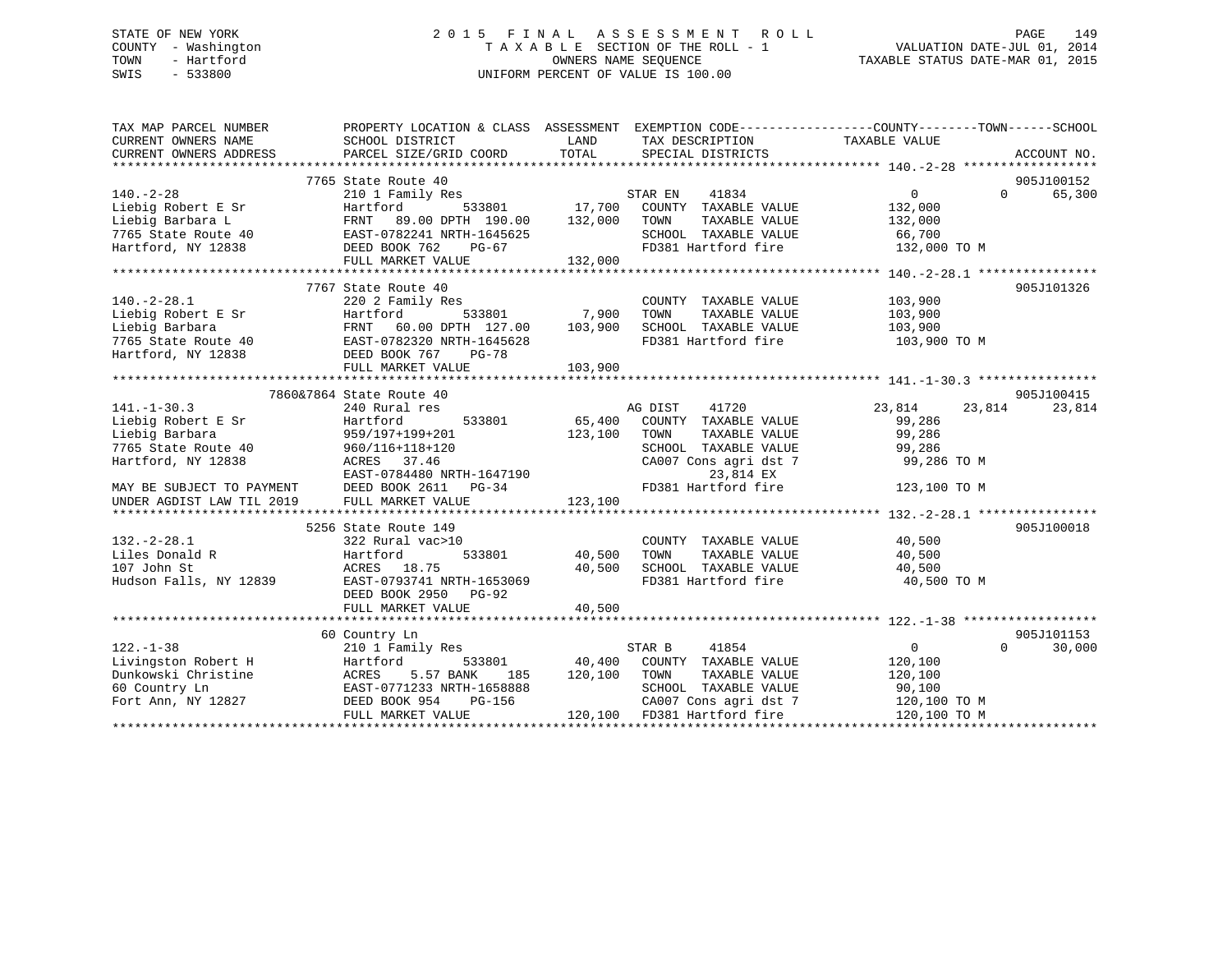STATE OF NEW YORK
COUNTY - Washington
TOWN - Hartford
SWIS - 533800

# 2015 FINAL ASSESSMENT ROLL
TAXABLE SECTION OF THE ROLL - 1
OWNERS NAME SEQUENCE
UNIFORM PERCENT OF VALUE IS 100.00

VALUATION DATE-JUL 01, 2014
TAXABLE STATUS DATE-MAR 01, 2015

| TAX MAP PARCEL NUMBER / CURRENT OWNERS NAME / CURRENT OWNERS ADDRESS | PROPERTY LOCATION & CLASS / SCHOOL DISTRICT / PARCEL SIZE/GRID COORD | ASSESSMENT LAND | TOTAL | EXEMPTION CODE / TAX DESCRIPTION / SPECIAL DISTRICTS | COUNTY | TOWN | SCHOOL | ACCOUNT NO. |
|---|---|---|---|---|---|---|---|---|
| **140.-2-28** | 7765 State Route 40 | | | | | | | 905J100152 |
| Liebig Robert E Sr | 210 1 Family Res | | | STAR EN 41834 | 0 | 0 | 65,300 | |
| Liebig Barbara L | Hartford 533801 | 17,700 | | COUNTY TAXABLE VALUE | 132,000 | | | |
| 7765 State Route 40 | FRNT 89.00 DPTH 190.00 | | 132,000 | TOWN TAXABLE VALUE | | 132,000 | | |
| Hartford, NY 12838 | EAST-0782241 NRTH-1645625 | | | SCHOOL TAXABLE VALUE | | | 66,700 | |
| | DEED BOOK 762 PG-67 | | | FD381 Hartford fire | 132,000 TO M | | | |
| | FULL MARKET VALUE | | 132,000 | | | | | |
| **140.-2-28.1** | 7767 State Route 40 | | | | | | | 905J101326 |
| Liebig Robert E Sr | 220 2 Family Res | | | COUNTY TAXABLE VALUE | 103,900 | | | |
| Liebig Barbara | Hartford 533801 | 7,900 | | TOWN TAXABLE VALUE | | 103,900 | | |
| 7765 State Route 40 | FRNT 60.00 DPTH 127.00 | | 103,900 | SCHOOL TAXABLE VALUE | | | 103,900 | |
| Hartford, NY 12838 | EAST-0782320 NRTH-1645628 | | | FD381 Hartford fire | 103,900 TO M | | | |
| | DEED BOOK 767 PG-78 | | | | | | | |
| | FULL MARKET VALUE | | 103,900 | | | | | |
| **141.-1-30.3** | 7860&7864 State Route 40 | | | | | | | 905J100415 |
| Liebig Robert E Sr | 240 Rural res | | | AG DIST 41720 | 23,814 | 23,814 | 23,814 | |
| Liebig Barbara | Hartford 533801 | 65,400 | | COUNTY TAXABLE VALUE | 99,286 | | | |
| 7765 State Route 40 | 959/197+199+201 | | 123,100 | TOWN TAXABLE VALUE | | 99,286 | | |
| Hartford, NY 12838 | 960/116+118+120 | | | SCHOOL TAXABLE VALUE | | | 99,286 | |
| | ACRES 37.46 | | | CA007 Cons agri dst 7 | 99,286 TO M | | | |
| | EAST-0784480 NRTH-1647190 | | | 23,814 EX | | | | |
| MAY BE SUBJECT TO PAYMENT | DEED BOOK 2611 PG-34 | | | FD381 Hartford fire | 123,100 TO M | | | |
| UNDER AGDIST LAW TIL 2019 | FULL MARKET VALUE | | 123,100 | | | | | |
| **132.-2-28.1** | 5256 State Route 149 | | | | | | | 905J100018 |
| Liles Donald R | 322 Rural vac>10 | | | COUNTY TAXABLE VALUE | 40,500 | | | |
| 107 John St | Hartford 533801 | 40,500 | | TOWN TAXABLE VALUE | | 40,500 | | |
| Hudson Falls, NY 12839 | ACRES 18.75 | | 40,500 | SCHOOL TAXABLE VALUE | | | 40,500 | |
| | EAST-0793741 NRTH-1653069 | | | FD381 Hartford fire | 40,500 TO M | | | |
| | DEED BOOK 2950 PG-92 | | | | | | | |
| | FULL MARKET VALUE | | 40,500 | | | | | |
| **122.-1-38** | 60 Country Ln | | | | | | | 905J101153 |
| Livingston Robert H | 210 1 Family Res | | | STAR B 41854 | 0 | 0 | 30,000 | |
| Dunkowski Christine | Hartford 533801 | 40,400 | | COUNTY TAXABLE VALUE | 120,100 | | | |
| 60 Country Ln | ACRES 5.57 BANK 185 | | 120,100 | TOWN TAXABLE VALUE | | 120,100 | | |
| Fort Ann, NY 12827 | EAST-0771233 NRTH-1658888 | | | SCHOOL TAXABLE VALUE | | | 90,100 | |
| | DEED BOOK 954 PG-156 | | | CA007 Cons agri dst 7 | 120,100 TO M | | | |
| | FULL MARKET VALUE | | 120,100 | FD381 Hartford fire | 120,100 TO M | | | |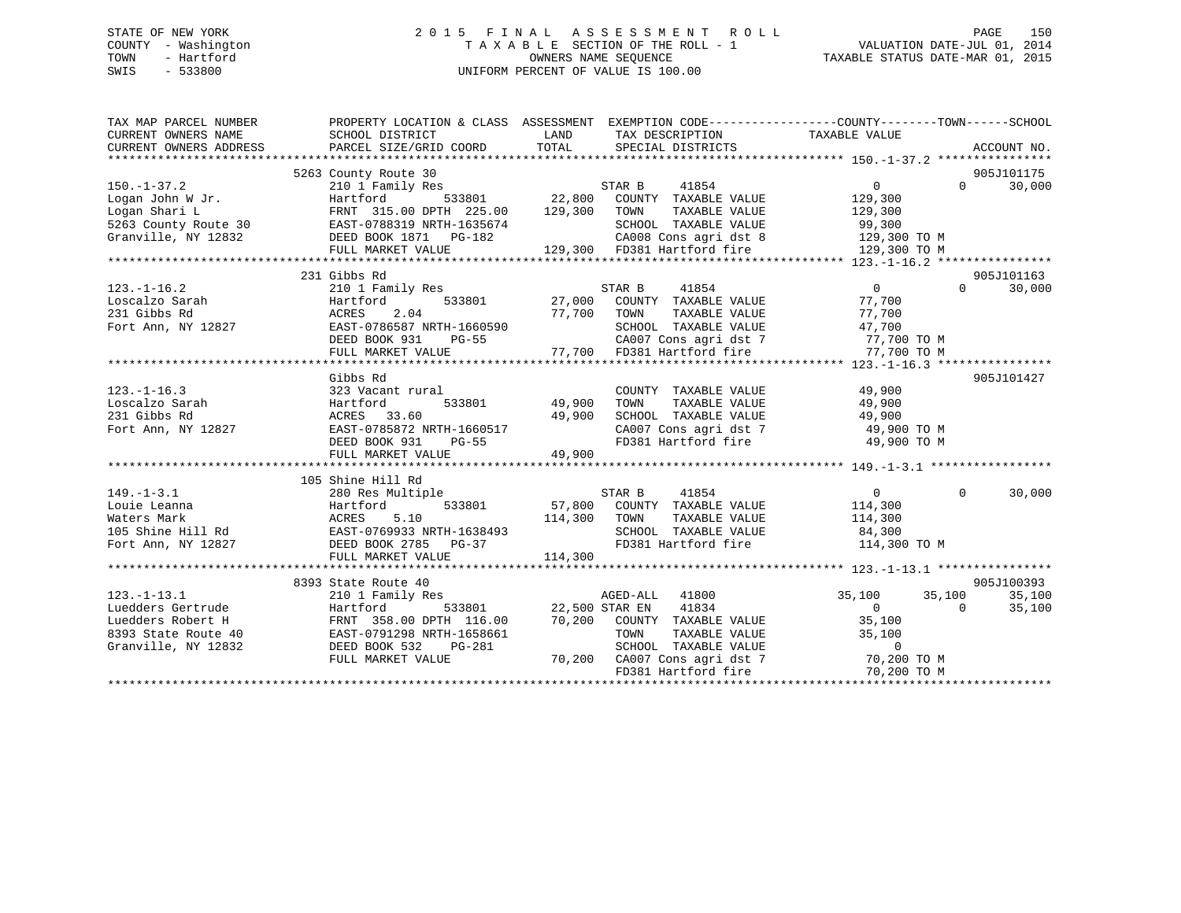STATE OF NEW YORK
COUNTY - Washington
TOWN - Hartford
SWIS - 533800

# 2015 FINAL ASSESSMENT ROLL

TAXABLE SECTION OF THE ROLL - 1
OWNERS NAME SEQUENCE
UNIFORM PERCENT OF VALUE IS 100.00

VALUATION DATE-JUL 01, 2014
TAXABLE STATUS DATE-MAR 01, 2015

```
TAX MAP PARCEL NUMBER          PROPERTY LOCATION & CLASS  ASSESSMENT  EXEMPTION CODE------------------COUNTY--------TOWN------SCHOOL
CURRENT OWNERS NAME            SCHOOL DISTRICT             LAND       TAX DESCRIPTION            TAXABLE VALUE
CURRENT OWNERS ADDRESS         PARCEL SIZE/GRID COORD      TOTAL      SPECIAL DISTRICTS                                       ACCOUNT NO.
******************************************************************************************************* 150.-1-37.2 ****************
                               5263 County Route 30                                                                          905J101175
150.-1-37.2                    210 1 Family Res                       STAR B      41854              0             0       30,000
Logan John W Jr.               Hartford         533801       22,800   COUNTY  TAXABLE VALUE          129,300
Logan Shari L                  FRNT 315.00 DPTH 225.00      129,300   TOWN    TAXABLE VALUE          129,300
5263 County Route 30           EAST-0788319 NRTH-1635674              SCHOOL  TAXABLE VALUE          99,300
Granville, NY 12832            DEED BOOK 1871   PG-182                CA008 Cons agri dst 8           129,300 TO M
                               FULL MARKET VALUE            129,300   FD381 Hartford fire             129,300 TO M
******************************************************************************************************* 123.-1-16.2 ****************
                               231 Gibbs Rd                                                                                  905J101163
123.-1-16.2                    210 1 Family Res                       STAR B      41854              0             0       30,000
Loscalzo Sarah                 Hartford         533801       27,000   COUNTY  TAXABLE VALUE          77,700
231 Gibbs Rd                   ACRES    2.04                 77,700   TOWN    TAXABLE VALUE          77,700
Fort Ann, NY 12827             EAST-0786587 NRTH-1660590              SCHOOL  TAXABLE VALUE          47,700
                               DEED BOOK 931    PG-55                 CA007 Cons agri dst 7           77,700 TO M
                               FULL MARKET VALUE             77,700   FD381 Hartford fire             77,700 TO M
******************************************************************************************************* 123.-1-16.3 ****************
                               Gibbs Rd                                                                                      905J101427
123.-1-16.3                    323 Vacant rural                       COUNTY  TAXABLE VALUE          49,900
Loscalzo Sarah                 Hartford         533801       49,900   TOWN    TAXABLE VALUE          49,900
231 Gibbs Rd                   ACRES   33.60                 49,900   SCHOOL  TAXABLE VALUE          49,900
Fort Ann, NY 12827             EAST-0785872 NRTH-1660517              CA007 Cons agri dst 7           49,900 TO M
                               DEED BOOK 931    PG-55                 FD381 Hartford fire             49,900 TO M
                               FULL MARKET VALUE             49,900
******************************************************************************************************* 149.-1-3.1 *****************
                               105 Shine Hill Rd
149.-1-3.1                     280 Res Multiple                       STAR B      41854              0             0       30,000
Louie Leanna                   Hartford         533801       57,800   COUNTY  TAXABLE VALUE          114,300
Waters Mark                    ACRES    5.10                114,300   TOWN    TAXABLE VALUE          114,300
105 Shine Hill Rd              EAST-0769933 NRTH-1638493              SCHOOL  TAXABLE VALUE          84,300
Fort Ann, NY 12827             DEED BOOK 2785   PG-37                 FD381 Hartford fire             114,300 TO M
                               FULL MARKET VALUE            114,300
******************************************************************************************************* 123.-1-13.1 ****************
                               8393 State Route 40                                                                           905J100393
123.-1-13.1                    210 1 Family Res                       AGED-ALL    41800              35,100        35,100      35,100
Luedders Gertrude              Hartford         533801       22,500   STAR EN     41834              0             0           35,100
Luedders Robert H              FRNT 358.00 DPTH 116.00       70,200   COUNTY  TAXABLE VALUE          35,100
8393 State Route 40            EAST-0791298 NRTH-1658661              TOWN    TAXABLE VALUE          35,100
Granville, NY 12832            DEED BOOK 532    PG-281                SCHOOL  TAXABLE VALUE          0
                               FULL MARKET VALUE             70,200   CA007 Cons agri dst 7           70,200 TO M
                                                                      FD381 Hartford fire             70,200 TO M
************************************************************************************************************************************
```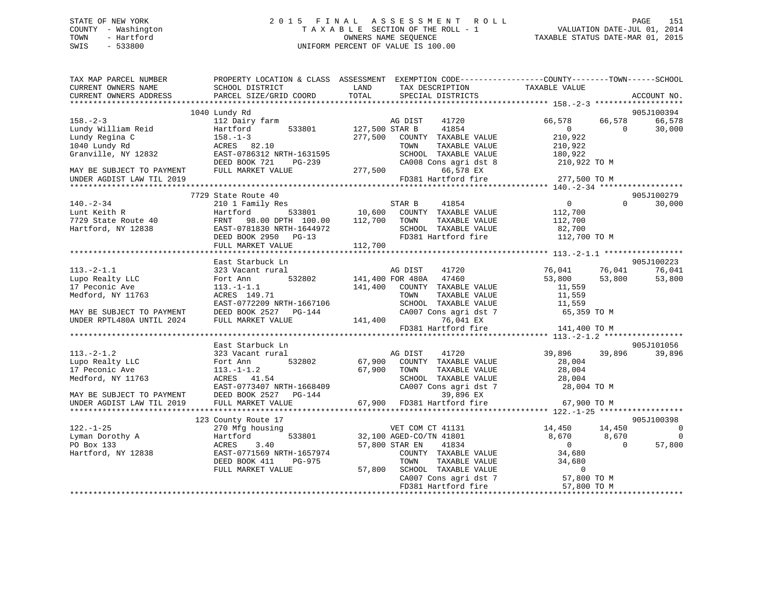STATE OF NEW YORK
COUNTY - Washington
TOWN - Hartford
SWIS - 533800

2015 FINAL ASSESSMENT ROLL
TAXABLE SECTION OF THE ROLL - 1
OWNERS NAME SEQUENCE
UNIFORM PERCENT OF VALUE IS 100.00

VALUATION DATE-JUL 01, 2014
TAXABLE STATUS DATE-MAR 01, 2015

```
TAX MAP PARCEL NUMBER          PROPERTY LOCATION & CLASS  ASSESSMENT  EXEMPTION CODE------------------COUNTY--------TOWN------SCHOOL
CURRENT OWNERS NAME            SCHOOL DISTRICT             LAND       TAX DESCRIPTION              TAXABLE VALUE
CURRENT OWNERS ADDRESS         PARCEL SIZE/GRID COORD      TOTAL      SPECIAL DISTRICTS                                      ACCOUNT NO.
******************************************************************************************************* 158.-2-3 *******************
                          1040 Lundy Rd                                                                                  905J100394
158.-2-3                       112 Dairy farm                         AG DIST     41720              66,578       66,578      66,578
Lundy William Reid             Hartford        533801     127,500 STAR B      41854                   0            0      30,000
Lundy Regina C                 158.-1-3                   277,500    COUNTY  TAXABLE VALUE          210,922
1040 Lundy Rd                  ACRES  82.10                          TOWN    TAXABLE VALUE          210,922
Granville, NY 12832            EAST-0786312 NRTH-1631595             SCHOOL  TAXABLE VALUE          180,922
                               DEED BOOK 721    PG-239               CA008 Cons agri dst 8          210,922 TO M
MAY BE SUBJECT TO PAYMENT      FULL MARKET VALUE          277,500          66,578 EX
UNDER AGDIST LAW TIL 2019                                            FD381 Hartford fire            277,500 TO M
******************************************************************************************************* 140.-2-34 ******************
                          7729 State Route 40                                                                            905J100279
140.-2-34                      210 1 Family Res                       STAR B      41854                   0            0      30,000
Lunt Keith R                   Hartford        533801      10,600    COUNTY  TAXABLE VALUE          112,700
7729 State Route 40            FRNT  98.00 DPTH 100.00    112,700    TOWN    TAXABLE VALUE          112,700
Hartford, NY 12838             EAST-0781830 NRTH-1644972             SCHOOL  TAXABLE VALUE           82,700
                               DEED BOOK 2950   PG-13                FD381 Hartford fire            112,700 TO M
                               FULL MARKET VALUE          112,700
******************************************************************************************************* 113.-2-1.1 *****************
                               East Starbuck Ln                                                                          905J100223
113.-2-1.1                     323 Vacant rural                       AG DIST     41720              76,041       76,041      76,041
Lupo Realty LLC                Fort Ann        532802     141,400 FOR 480A    47460              53,800       53,800      53,800
17 Peconic Ave                 113.-1-1.1                 141,400    COUNTY  TAXABLE VALUE           11,559
Medford, NY 11763              ACRES 149.71                          TOWN    TAXABLE VALUE           11,559
                               EAST-0772209 NRTH-1667106             SCHOOL  TAXABLE VALUE           11,559
MAY BE SUBJECT TO PAYMENT      DEED BOOK 2527   PG-144               CA007 Cons agri dst 7           65,359 TO M
UNDER RPTL480A UNTIL 2024      FULL MARKET VALUE          141,400          76,041 EX
                                                                     FD381 Hartford fire            141,400 TO M
******************************************************************************************************* 113.-2-1.2 *****************
                               East Starbuck Ln                                                                          905J101056
113.-2-1.2                     323 Vacant rural                       AG DIST     41720              39,896       39,896      39,896
Lupo Realty LLC                Fort Ann        532802      67,900    COUNTY  TAXABLE VALUE           28,004
17 Peconic Ave                 113.-1-1.2                  67,900    TOWN    TAXABLE VALUE           28,004
Medford, NY 11763              ACRES  41.54                          SCHOOL  TAXABLE VALUE           28,004
                               EAST-0773407 NRTH-1668409             CA007 Cons agri dst 7           28,004 TO M
MAY BE SUBJECT TO PAYMENT      DEED BOOK 2527   PG-144                     39,896 EX
UNDER AGDIST LAW TIL 2019      FULL MARKET VALUE           67,900    FD381 Hartford fire             67,900 TO M
******************************************************************************************************* 122.-1-25 ******************
                          123 County Route 17                                                                            905J100398
122.-1-25                      270 Mfg housing                        VET COM CT 41131               14,450       14,450           0
Lyman Dorothy A                Hartford        533801      32,100 AGED-CO/TN 41801                8,670        8,670           0
PO Box 133                     ACRES   3.40                57,800 STAR EN     41834                   0            0      57,800
Hartford, NY 12838             EAST-0771569 NRTH-1657974             COUNTY  TAXABLE VALUE           34,680
                               DEED BOOK 411    PG-975               TOWN    TAXABLE VALUE           34,680
                               FULL MARKET VALUE           57,800    SCHOOL  TAXABLE VALUE                0
                                                                     CA007 Cons agri dst 7           57,800 TO M
                                                                     FD381 Hartford fire             57,800 TO M
************************************************************************************************************************************
```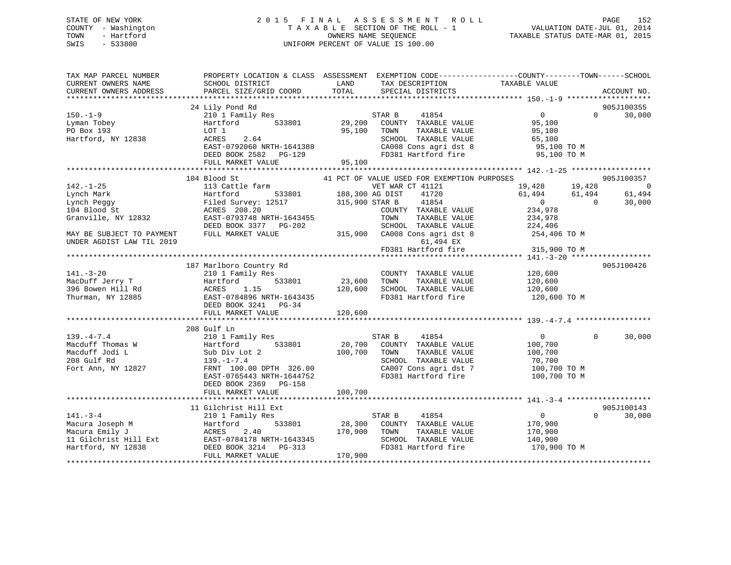STATE OF NEW YORK
COUNTY - Washington
TOWN - Hartford
SWIS - 533800

2015 FINAL ASSESSMENT ROLL
TAXABLE SECTION OF THE ROLL - 1
OWNERS NAME SEQUENCE
UNIFORM PERCENT OF VALUE IS 100.00

VALUATION DATE-JUL 01, 2014
TAXABLE STATUS DATE-MAR 01, 2015

```
TAX MAP PARCEL NUMBER      PROPERTY LOCATION & CLASS  ASSESSMENT  EXEMPTION CODE------------------COUNTY--------TOWN------SCHOOL
CURRENT OWNERS NAME        SCHOOL DISTRICT             LAND       TAX DESCRIPTION             TAXABLE VALUE
CURRENT OWNERS ADDRESS     PARCEL SIZE/GRID COORD      TOTAL      SPECIAL DISTRICTS                                      ACCOUNT NO.
******************************************************************************************************* 150.-1-9 *******************
                           24 Lily Pond Rd                                                                              905J100355
150.-1-9                   210 1 Family Res                       STAR B    41854              0            0       30,000
Lyman Tobey                Hartford        533801      29,200     COUNTY  TAXABLE VALUE        95,100
PO Box 193                 LOT 1                       95,100     TOWN    TAXABLE VALUE        95,100
Hartford, NY 12838         ACRES    2.64                          SCHOOL  TAXABLE VALUE        65,100
                           EAST-0792060 NRTH-1641388              CA008 Cons agri dst 8         95,100 TO M
                           DEED BOOK 2582   PG-129                FD381 Hartford fire           95,100 TO M
                           FULL MARKET VALUE           95,100
******************************************************************************************************* 142.-1-25 ******************
                           104 Blood St                      41 PCT OF VALUE USED FOR EXEMPTION PURPOSES                905J100357
142.-1-25                  113 Cattle farm                        VET WAR CT 41121            19,428       19,428            0
Lynch Mark                 Hartford        533801     188,300 AG DIST     41720               61,494       61,494       61,494
Lynch Peggy                Filed Survey: 12517        315,900 STAR B     41854                    0            0       30,000
104 Blood St               ACRES  208.20                          COUNTY  TAXABLE VALUE       234,978
Granville, NY 12832        EAST-0793748 NRTH-1643455              TOWN    TAXABLE VALUE       234,978
                           DEED BOOK 3377   PG-202                SCHOOL  TAXABLE VALUE       224,406
MAY BE SUBJECT TO PAYMENT  FULL MARKET VALUE          315,900     CA008 Cons agri dst 8        254,406 TO M
UNDER AGDIST LAW TIL 2019                                                61,494 EX
                                                                  FD381 Hartford fire          315,900 TO M
******************************************************************************************************* 141.-3-20 ******************
                           187 Marlboro Country Rd                                                                      905J100426
141.-3-20                  210 1 Family Res                       COUNTY  TAXABLE VALUE       120,600
MacDuff Jerry T            Hartford        533801      23,600     TOWN    TAXABLE VALUE       120,600
396 Bowen Hill Rd          ACRES    1.15              120,600     SCHOOL  TAXABLE VALUE       120,600
Thurman, NY 12885          EAST-0784896 NRTH-1643435              FD381 Hartford fire          120,600 TO M
                           DEED BOOK 3241   PG-34
                           FULL MARKET VALUE          120,600
******************************************************************************************************* 139.-4-7.4 *****************
                           208 Gulf Ln
139.-4-7.4                 210 1 Family Res                       STAR B    41854                  0            0       30,000
Macduff Thomas W           Hartford        533801      20,700     COUNTY  TAXABLE VALUE       100,700
Macduff Jodi L             Sub Div Lot 2              100,700     TOWN    TAXABLE VALUE       100,700
208 Gulf Rd                139.-1-7.4                             SCHOOL  TAXABLE VALUE        70,700
Fort Ann, NY 12827         FRNT 100.00 DPTH 326.00                CA007 Cons agri dst 7        100,700 TO M
                           EAST-0765443 NRTH-1644752              FD381 Hartford fire          100,700 TO M
                           DEED BOOK 2369   PG-158
                           FULL MARKET VALUE          100,700
******************************************************************************************************* 141.-3-4 *******************
                           11 Gilchrist Hill Ext                                                                        905J100143
141.-3-4                   210 1 Family Res                       STAR B    41854                  0            0       30,000
Macura Joseph M            Hartford        533801      28,300     COUNTY  TAXABLE VALUE       170,900
Macura Emily J             ACRES    2.40              170,900     TOWN    TAXABLE VALUE       170,900
11 Gilchrist Hill Ext      EAST-0784178 NRTH-1643345              SCHOOL  TAXABLE VALUE       140,900
Hartford, NY 12838         DEED BOOK 3214   PG-313                FD381 Hartford fire          170,900 TO M
                           FULL MARKET VALUE          170,900
************************************************************************************************************************************
```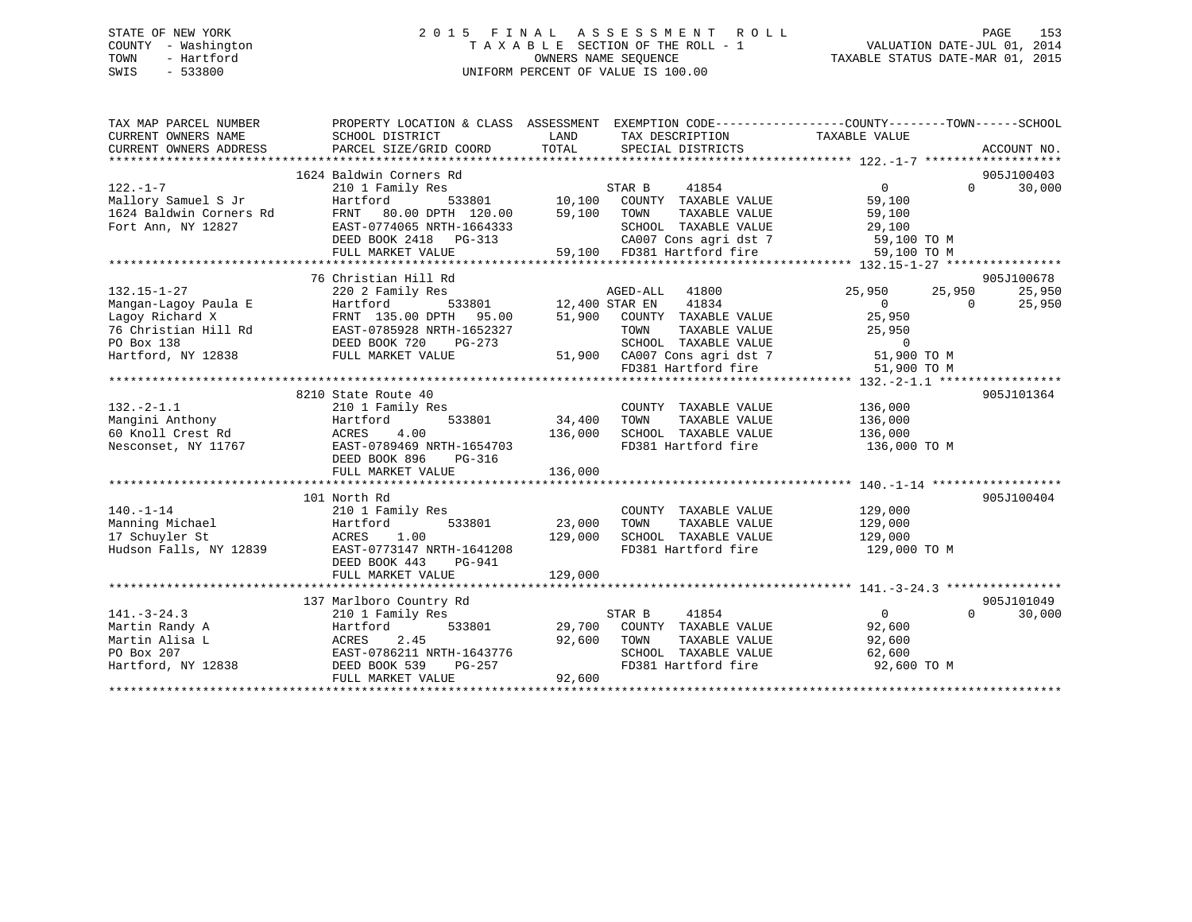STATE OF NEW YORK
COUNTY - Washington
TOWN - Hartford
SWIS - 533800

2 0 1 5 F I N A L A S S E S S M E N T R O L L
T A X A B L E SECTION OF THE ROLL - 1
OWNERS NAME SEQUENCE
UNIFORM PERCENT OF VALUE IS 100.00

VALUATION DATE-JUL 01, 2014
TAXABLE STATUS DATE-MAR 01, 2015

```
TAX MAP PARCEL NUMBER          PROPERTY LOCATION & CLASS  ASSESSMENT  EXEMPTION CODE------------------COUNTY--------TOWN------SCHOOL
CURRENT OWNERS NAME            SCHOOL DISTRICT              LAND       TAX DESCRIPTION             TAXABLE VALUE
CURRENT OWNERS ADDRESS         PARCEL SIZE/GRID COORD       TOTAL      SPECIAL DISTRICTS                                    ACCOUNT NO.
******************************************************************************************************* 122.-1-7 *******************
                               1624 Baldwin Corners Rd                                                                      905J100403
122.-1-7                       210 1 Family Res                        STAR B     41854                 0            0      30,000
Mallory Samuel S Jr            Hartford         533801       10,100    COUNTY  TAXABLE VALUE          59,100
1624 Baldwin Corners Rd        FRNT  80.00 DPTH 120.00       59,100    TOWN    TAXABLE VALUE          59,100
Fort Ann, NY 12827             EAST-0774065 NRTH-1664333               SCHOOL  TAXABLE VALUE          29,100
                               DEED BOOK 2418   PG-313                 CA007 Cons agri dst 7            59,100 TO M
                               FULL MARKET VALUE             59,100    FD381 Hartford fire              59,100 TO M
******************************************************************************************************* 132.15-1-27 ****************
                               76 Christian Hill Rd                                                                         905J100678
132.15-1-27                    220 2 Family Res                        AGED-ALL   41800            25,950       25,950      25,950
Mangan-Lagoy Paula E           Hartford         533801       12,400 STAR EN    41834                 0            0      25,950
Lagoy Richard X                FRNT 135.00 DPTH  95.00       51,900    COUNTY  TAXABLE VALUE          25,950
76 Christian Hill Rd           EAST-0785928 NRTH-1652327               TOWN    TAXABLE VALUE          25,950
PO Box 138                     DEED BOOK 720    PG-273                 SCHOOL  TAXABLE VALUE               0
Hartford, NY 12838             FULL MARKET VALUE             51,900    CA007 Cons agri dst 7            51,900 TO M
                                                                       FD381 Hartford fire              51,900 TO M
******************************************************************************************************* 132.-2-1.1 *****************
                               8210 State Route 40                                                                          905J101364
132.-2-1.1                     210 1 Family Res                        COUNTY  TAXABLE VALUE         136,000
Mangini Anthony                Hartford         533801       34,400    TOWN    TAXABLE VALUE         136,000
60 Knoll Crest Rd              ACRES    4.00                136,000    SCHOOL  TAXABLE VALUE         136,000
Nesconset, NY 11767            EAST-0789469 NRTH-1654703               FD381 Hartford fire             136,000 TO M
                               DEED BOOK 896    PG-316
                               FULL MARKET VALUE            136,000
******************************************************************************************************* 140.-1-14 ******************
                               101 North Rd                                                                                 905J100404
140.-1-14                      210 1 Family Res                        COUNTY  TAXABLE VALUE         129,000
Manning Michael                Hartford         533801       23,000    TOWN    TAXABLE VALUE         129,000
17 Schuyler St                 ACRES    1.00                129,000    SCHOOL  TAXABLE VALUE         129,000
Hudson Falls, NY 12839         EAST-0773147 NRTH-1641208               FD381 Hartford fire             129,000 TO M
                               DEED BOOK 443    PG-941
                               FULL MARKET VALUE            129,000
******************************************************************************************************* 141.-3-24.3 ****************
                               137 Marlboro Country Rd                                                                      905J101049
141.-3-24.3                    210 1 Family Res                        STAR B     41854                 0            0      30,000
Martin Randy A                 Hartford         533801       29,700    COUNTY  TAXABLE VALUE          92,600
Martin Alisa L                 ACRES    2.45                 92,600    TOWN    TAXABLE VALUE          92,600
PO Box 207                     EAST-0786211 NRTH-1643776               SCHOOL  TAXABLE VALUE          62,600
Hartford, NY 12838             DEED BOOK 539    PG-257                 FD381 Hartford fire              92,600 TO M
                               FULL MARKET VALUE             92,600
************************************************************************************************************************************
```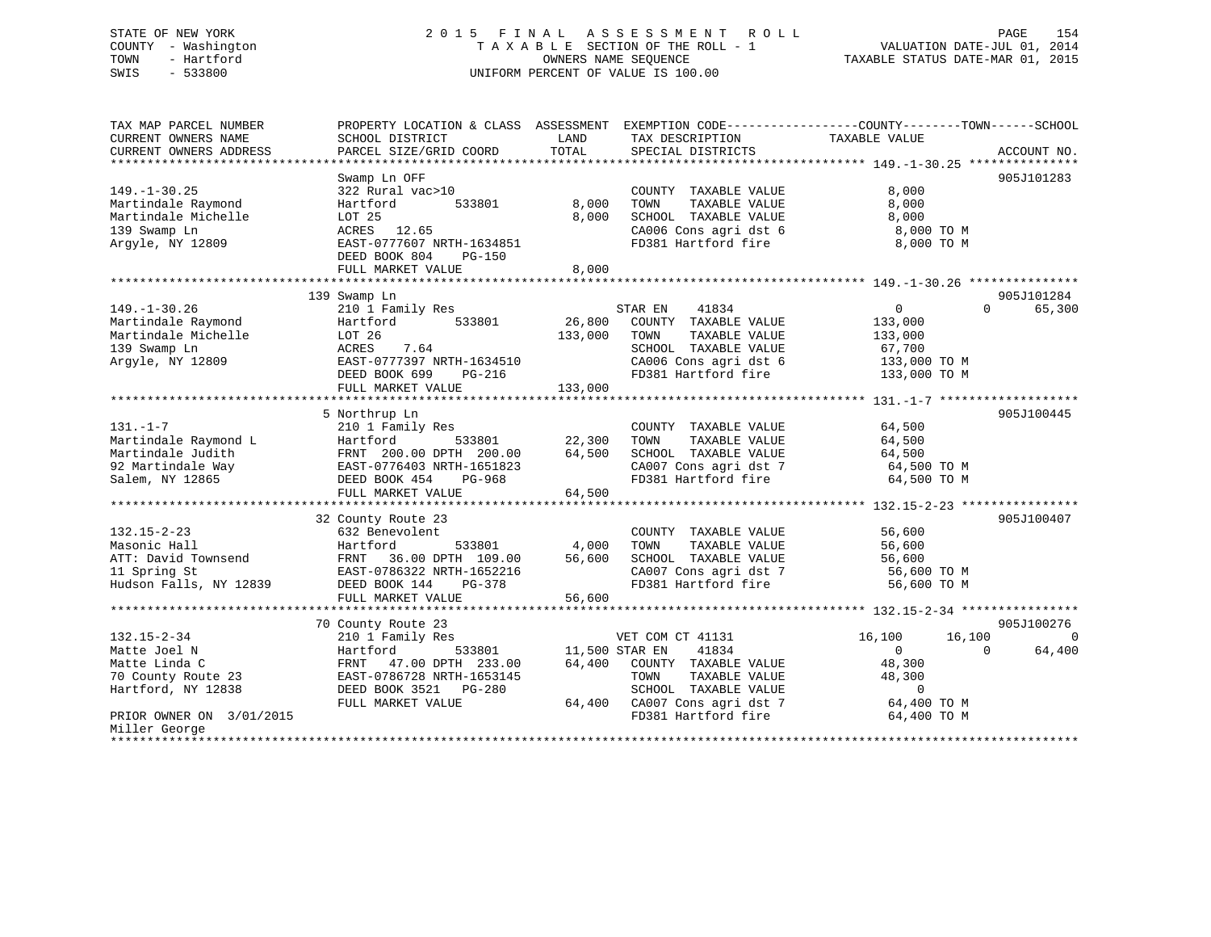STATE OF NEW YORK
COUNTY - Washington
TOWN - Hartford
SWIS - 533800

# 2015 FINAL ASSESSMENT ROLL

TAXABLE SECTION OF THE ROLL - 1
OWNERS NAME SEQUENCE
UNIFORM PERCENT OF VALUE IS 100.00

VALUATION DATE-JUL 01, 2014
TAXABLE STATUS DATE-MAR 01, 2015

| TAX MAP PARCEL NUMBER / CURRENT OWNERS NAME / CURRENT OWNERS ADDRESS | PROPERTY LOCATION & CLASS / SCHOOL DISTRICT / PARCEL SIZE/GRID COORD | ASSESSMENT LAND | TOTAL | EXEMPTION CODE / TAX DESCRIPTION / SPECIAL DISTRICTS | COUNTY TAXABLE VALUE | TOWN | SCHOOL | ACCOUNT NO. |
|---|---|---|---|---|---|---|---|---|
| **149.-1-30.25** | Swamp Ln OFF | | | | | | | 905J101283 |
| 149.-1-30.25 | 322 Rural vac>10 | | | COUNTY TAXABLE VALUE | 8,000 | | | |
| Martindale Raymond | Hartford 533801 | 8,000 | | TOWN TAXABLE VALUE | 8,000 | | | |
| Martindale Michelle | LOT 25 | | 8,000 | SCHOOL TAXABLE VALUE | 8,000 | | | |
| 139 Swamp Ln | ACRES 12.65 | | | CA006 Cons agri dst 6 | 8,000 TO M | | | |
| Argyle, NY 12809 | EAST-0777607 NRTH-1634851 | | | FD381 Hartford fire | 8,000 TO M | | | |
| | DEED BOOK 804 PG-150 | | | | | | | |
| | FULL MARKET VALUE | | 8,000 | | | | | |
| **149.-1-30.26** | 139 Swamp Ln | | | | | | | 905J101284 |
| 149.-1-30.26 | 210 1 Family Res | | | STAR EN 41834 | 0 | 0 | 65,300 | |
| Martindale Raymond | Hartford 533801 | 26,800 | | COUNTY TAXABLE VALUE | 133,000 | | | |
| Martindale Michelle | LOT 26 | | 133,000 | TOWN TAXABLE VALUE | 133,000 | | | |
| 139 Swamp Ln | ACRES 7.64 | | | SCHOOL TAXABLE VALUE | 67,700 | | | |
| Argyle, NY 12809 | EAST-0777397 NRTH-1634510 | | | CA006 Cons agri dst 6 | 133,000 TO M | | | |
| | DEED BOOK 699 PG-216 | | | FD381 Hartford fire | 133,000 TO M | | | |
| | FULL MARKET VALUE | | 133,000 | | | | | |
| **131.-1-7** | 5 Northrup Ln | | | | | | | 905J100445 |
| 131.-1-7 | 210 1 Family Res | | | COUNTY TAXABLE VALUE | 64,500 | | | |
| Martindale Raymond L | Hartford 533801 | 22,300 | | TOWN TAXABLE VALUE | 64,500 | | | |
| Martindale Judith | FRNT 200.00 DPTH 200.00 | | 64,500 | SCHOOL TAXABLE VALUE | 64,500 | | | |
| 92 Martindale Way | EAST-0776403 NRTH-1651823 | | | CA007 Cons agri dst 7 | 64,500 TO M | | | |
| Salem, NY 12865 | DEED BOOK 454 PG-968 | | | FD381 Hartford fire | 64,500 TO M | | | |
| | FULL MARKET VALUE | | 64,500 | | | | | |
| **132.15-2-23** | 32 County Route 23 | | | | | | | 905J100407 |
| 132.15-2-23 | 632 Benevolent | | | COUNTY TAXABLE VALUE | 56,600 | | | |
| Masonic Hall | Hartford 533801 | 4,000 | | TOWN TAXABLE VALUE | 56,600 | | | |
| ATT: David Townsend | FRNT 36.00 DPTH 109.00 | | 56,600 | SCHOOL TAXABLE VALUE | 56,600 | | | |
| 11 Spring St | EAST-0786322 NRTH-1652216 | | | CA007 Cons agri dst 7 | 56,600 TO M | | | |
| Hudson Falls, NY 12839 | DEED BOOK 144 PG-378 | | | FD381 Hartford fire | 56,600 TO M | | | |
| | FULL MARKET VALUE | | 56,600 | | | | | |
| **132.15-2-34** | 70 County Route 23 | | | | | | | 905J100276 |
| 132.15-2-34 | 210 1 Family Res | | | VET COM CT 41131 | 16,100 | 16,100 | 0 | |
| Matte Joel N | Hartford 533801 | 11,500 | | STAR EN 41834 | 0 | 0 | 64,400 | |
| Matte Linda C | FRNT 47.00 DPTH 233.00 | | 64,400 | COUNTY TAXABLE VALUE | 48,300 | | | |
| 70 County Route 23 | EAST-0786728 NRTH-1653145 | | | TOWN TAXABLE VALUE | 48,300 | | | |
| Hartford, NY 12838 | DEED BOOK 3521 PG-280 | | | SCHOOL TAXABLE VALUE | 0 | | | |
| | FULL MARKET VALUE | | 64,400 | CA007 Cons agri dst 7 | 64,400 TO M | | | |
| PRIOR OWNER ON 3/01/2015 | | | | FD381 Hartford fire | 64,400 TO M | | | |
| Miller George | | | | | | | | |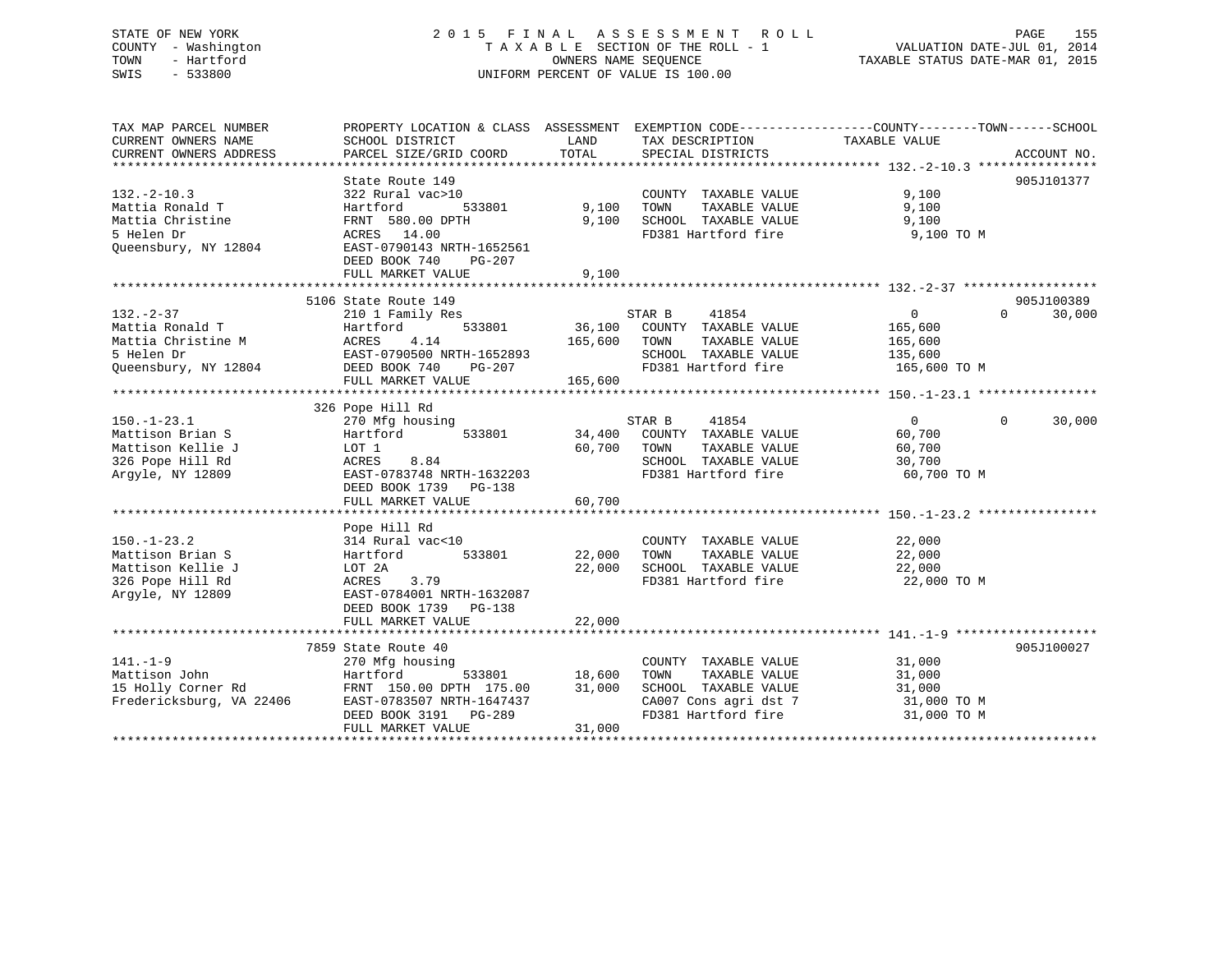STATE OF NEW YORK
COUNTY - Washington
TOWN - Hartford
SWIS - 533800

2 0 1 5 F I N A L A S S E S S M E N T R O L L
T A X A B L E SECTION OF THE ROLL - 1
OWNERS NAME SEQUENCE
UNIFORM PERCENT OF VALUE IS 100.00

VALUATION DATE-JUL 01, 2014
TAXABLE STATUS DATE-MAR 01, 2015

| TAX MAP PARCEL NUMBER / CURRENT OWNERS NAME / CURRENT OWNERS ADDRESS | PROPERTY LOCATION & CLASS / SCHOOL DISTRICT / PARCEL SIZE/GRID COORD | ASSESSMENT LAND | TOTAL | EXEMPTION CODE / TAX DESCRIPTION / SPECIAL DISTRICTS | COUNTY TAXABLE VALUE | TOWN | SCHOOL | ACCOUNT NO. |
|---|---|---|---|---|---|---|---|---|
| **132.-2-10.3** | State Route 149 | | | | | | | 905J101377 |
| 132.-2-10.3 | 322 Rural vac>10 | | | COUNTY TAXABLE VALUE | 9,100 | | | |
| Mattia Ronald T | Hartford 533801 | 9,100 | | TOWN TAXABLE VALUE | 9,100 | | | |
| Mattia Christine | FRNT 580.00 DPTH | | 9,100 | SCHOOL TAXABLE VALUE | 9,100 | | | |
| 5 Helen Dr | ACRES 14.00 | | | FD381 Hartford fire | 9,100 TO M | | | |
| Queensbury, NY 12804 | EAST-0790143 NRTH-1652561 | | | | | | | |
| | DEED BOOK 740 PG-207 | | | | | | | |
| | FULL MARKET VALUE | | 9,100 | | | | | |
| **132.-2-37** | 5106 State Route 149 | | | | | | | 905J100389 |
| 132.-2-37 | 210 1 Family Res | | | STAR B 41854 | 0 | 0 | 30,000 | |
| Mattia Ronald T | Hartford 533801 | 36,100 | | COUNTY TAXABLE VALUE | 165,600 | | | |
| Mattia Christine M | ACRES 4.14 | | 165,600 | TOWN TAXABLE VALUE | 165,600 | | | |
| 5 Helen Dr | EAST-0790500 NRTH-1652893 | | | SCHOOL TAXABLE VALUE | 135,600 | | | |
| Queensbury, NY 12804 | DEED BOOK 740 PG-207 | | | FD381 Hartford fire | 165,600 TO M | | | |
| | FULL MARKET VALUE | | 165,600 | | | | | |
| **150.-1-23.1** | 326 Pope Hill Rd | | | | | | | |
| 150.-1-23.1 | 270 Mfg housing | | | STAR B 41854 | 0 | 0 | 30,000 | |
| Mattison Brian S | Hartford 533801 | 34,400 | | COUNTY TAXABLE VALUE | 60,700 | | | |
| Mattison Kellie J | LOT 1 | | 60,700 | TOWN TAXABLE VALUE | 60,700 | | | |
| 326 Pope Hill Rd | ACRES 8.84 | | | SCHOOL TAXABLE VALUE | 30,700 | | | |
| Argyle, NY 12809 | EAST-0783748 NRTH-1632203 | | | FD381 Hartford fire | 60,700 TO M | | | |
| | DEED BOOK 1739 PG-138 | | | | | | | |
| | FULL MARKET VALUE | | 60,700 | | | | | |
| **150.-1-23.2** | Pope Hill Rd | | | | | | | |
| 150.-1-23.2 | 314 Rural vac<10 | | | COUNTY TAXABLE VALUE | 22,000 | | | |
| Mattison Brian S | Hartford 533801 | 22,000 | | TOWN TAXABLE VALUE | 22,000 | | | |
| Mattison Kellie J | LOT 2A | | 22,000 | SCHOOL TAXABLE VALUE | 22,000 | | | |
| 326 Pope Hill Rd | ACRES 3.79 | | | FD381 Hartford fire | 22,000 TO M | | | |
| Argyle, NY 12809 | EAST-0784001 NRTH-1632087 | | | | | | | |
| | DEED BOOK 1739 PG-138 | | | | | | | |
| | FULL MARKET VALUE | | 22,000 | | | | | |
| **141.-1-9** | 7859 State Route 40 | | | | | | | 905J100027 |
| 141.-1-9 | 270 Mfg housing | | | COUNTY TAXABLE VALUE | 31,000 | | | |
| Mattison John | Hartford 533801 | 18,600 | | TOWN TAXABLE VALUE | 31,000 | | | |
| 15 Holly Corner Rd | FRNT 150.00 DPTH 175.00 | | 31,000 | SCHOOL TAXABLE VALUE | 31,000 | | | |
| Fredericksburg, VA 22406 | EAST-0783507 NRTH-1647437 | | | CA007 Cons agri dst 7 | 31,000 TO M | | | |
| | DEED BOOK 3191 PG-289 | | | FD381 Hartford fire | 31,000 TO M | | | |
| | FULL MARKET VALUE | | 31,000 | | | | | |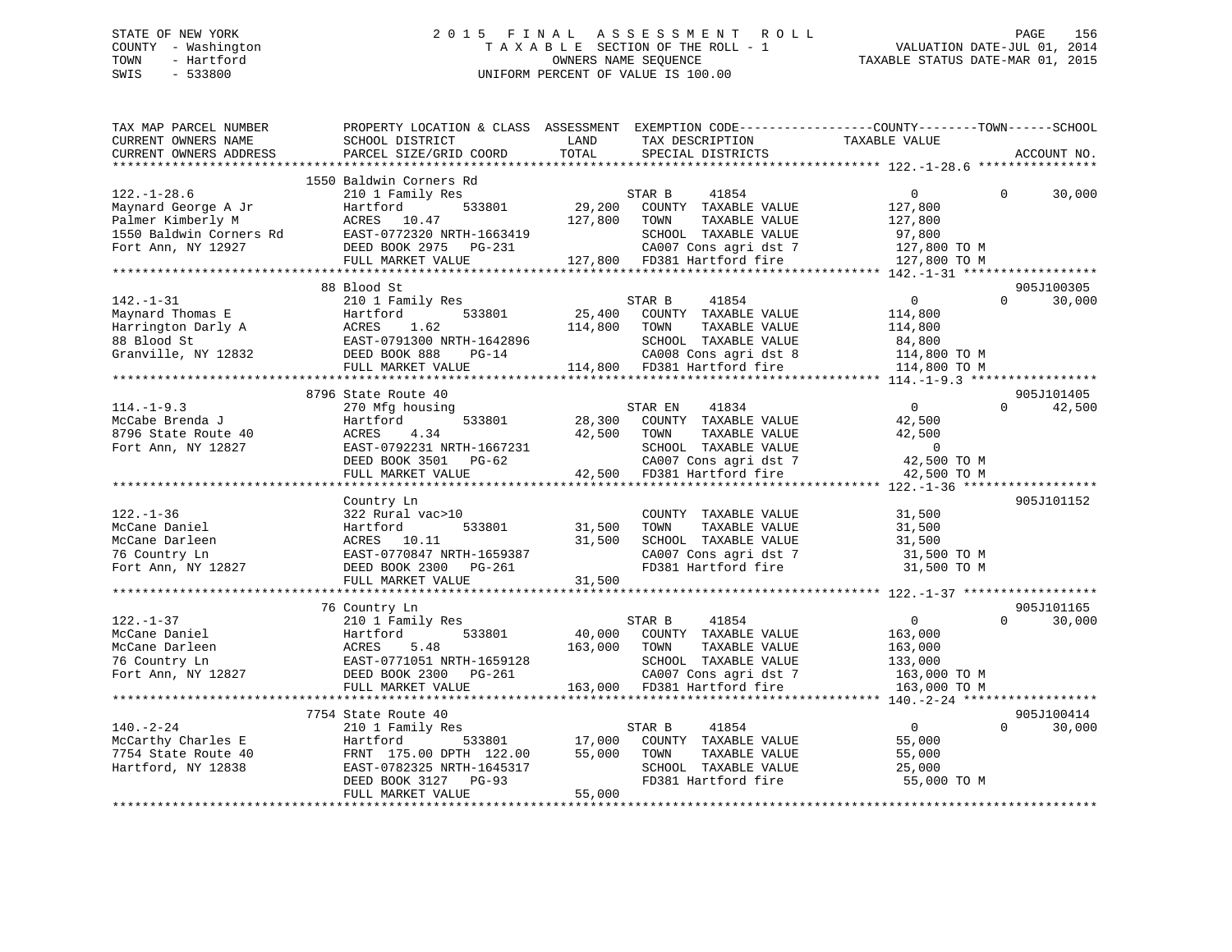STATE OF NEW YORK
COUNTY - Washington
TOWN - Hartford
SWIS - 533800

# 2015 FINAL ASSESSMENT ROLL
TAXABLE SECTION OF THE ROLL - 1
OWNERS NAME SEQUENCE
UNIFORM PERCENT OF VALUE IS 100.00

VALUATION DATE-JUL 01, 2014
TAXABLE STATUS DATE-MAR 01, 2015

```
TAX MAP PARCEL NUMBER          PROPERTY LOCATION & CLASS  ASSESSMENT  EXEMPTION CODE------------------COUNTY--------TOWN------SCHOOL
CURRENT OWNERS NAME            SCHOOL DISTRICT              LAND      TAX DESCRIPTION             TAXABLE VALUE
CURRENT OWNERS ADDRESS         PARCEL SIZE/GRID COORD       TOTAL     SPECIAL DISTRICTS                                       ACCOUNT NO.
******************************************************************************************************** 122.-1-28.6 ****************
                               1550 Baldwin Corners Rd
122.-1-28.6                    210 1 Family Res                       STAR B     41854              0             0      30,000
Maynard George A Jr            Hartford        533801       29,200    COUNTY  TAXABLE VALUE        127,800
Palmer Kimberly M              ACRES   10.47               127,800    TOWN    TAXABLE VALUE        127,800
1550 Baldwin Corners Rd        EAST-0772320 NRTH-1663419              SCHOOL  TAXABLE VALUE         97,800
Fort Ann, NY 12927             DEED BOOK 2975   PG-231                CA007 Cons agri dst 7        127,800 TO M
                               FULL MARKET VALUE           127,800    FD381 Hartford fire          127,800 TO M
******************************************************************************************************** 142.-1-31 ******************
                               88 Blood St                                                                         905J100305
142.-1-31                      210 1 Family Res                       STAR B     41854              0             0      30,000
Maynard Thomas E               Hartford        533801       25,400    COUNTY  TAXABLE VALUE        114,800
Harrington Darly A             ACRES    1.62               114,800    TOWN    TAXABLE VALUE        114,800
88 Blood St                    EAST-0791300 NRTH-1642896              SCHOOL  TAXABLE VALUE         84,800
Granville, NY 12832            DEED BOOK 888    PG-14                 CA008 Cons agri dst 8        114,800 TO M
                               FULL MARKET VALUE           114,800    FD381 Hartford fire          114,800 TO M
******************************************************************************************************** 114.-1-9.3 *****************
                               8796 State Route 40                                                                 905J101405
114.-1-9.3                     270 Mfg housing                        STAR EN    41834              0             0      42,500
McCabe Brenda J                Hartford        533801       28,300    COUNTY  TAXABLE VALUE         42,500
8796 State Route 40            ACRES    4.34                42,500    TOWN    TAXABLE VALUE         42,500
Fort Ann, NY 12827             EAST-0792231 NRTH-1667231              SCHOOL  TAXABLE VALUE              0
                               DEED BOOK 3501   PG-62                 CA007 Cons agri dst 7         42,500 TO M
                               FULL MARKET VALUE            42,500    FD381 Hartford fire           42,500 TO M
******************************************************************************************************** 122.-1-36 ******************
                               Country Ln                                                                          905J101152
122.-1-36                      322 Rural vac>10                       COUNTY  TAXABLE VALUE         31,500
McCane Daniel                  Hartford        533801       31,500    TOWN    TAXABLE VALUE         31,500
McCane Darleen                 ACRES   10.11                31,500    SCHOOL  TAXABLE VALUE         31,500
76 Country Ln                  EAST-0770847 NRTH-1659387              CA007 Cons agri dst 7         31,500 TO M
Fort Ann, NY 12827             DEED BOOK 2300   PG-261                FD381 Hartford fire           31,500 TO M
                               FULL MARKET VALUE            31,500
******************************************************************************************************** 122.-1-37 ******************
                               76 Country Ln                                                                       905J101165
122.-1-37                      210 1 Family Res                       STAR B     41854              0             0      30,000
McCane Daniel                  Hartford        533801       40,000    COUNTY  TAXABLE VALUE        163,000
McCane Darleen                 ACRES    5.48               163,000    TOWN    TAXABLE VALUE        163,000
76 Country Ln                  EAST-0771051 NRTH-1659128              SCHOOL  TAXABLE VALUE        133,000
Fort Ann, NY 12827             DEED BOOK 2300   PG-261                CA007 Cons agri dst 7        163,000 TO M
                               FULL MARKET VALUE           163,000    FD381 Hartford fire          163,000 TO M
******************************************************************************************************** 140.-2-24 ******************
                               7754 State Route 40                                                                 905J100414
140.-2-24                      210 1 Family Res                       STAR B     41854              0             0      30,000
McCarthy Charles E             Hartford        533801       17,000    COUNTY  TAXABLE VALUE         55,000
7754 State Route 40            FRNT 175.00 DPTH 122.00      55,000    TOWN    TAXABLE VALUE         55,000
Hartford, NY 12838             EAST-0782325 NRTH-1645317              SCHOOL  TAXABLE VALUE         25,000
                               DEED BOOK 3127   PG-93                 FD381 Hartford fire           55,000 TO M
                               FULL MARKET VALUE            55,000
************************************************************************************************************************************
```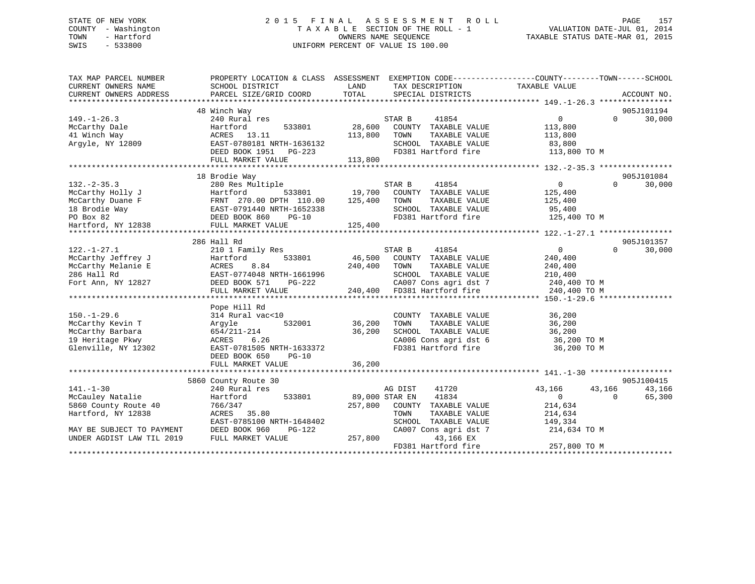STATE OF NEW YORK
COUNTY - Washington
TOWN - Hartford
SWIS - 533800

# 2015 FINAL ASSESSMENT ROLL
TAXABLE SECTION OF THE ROLL - 1
OWNERS NAME SEQUENCE
UNIFORM PERCENT OF VALUE IS 100.00

VALUATION DATE-JUL 01, 2014
TAXABLE STATUS DATE-MAR 01, 2015

```
TAX MAP PARCEL NUMBER          PROPERTY LOCATION & CLASS  ASSESSMENT  EXEMPTION CODE-----------------COUNTY--------TOWN------SCHOOL
CURRENT OWNERS NAME            SCHOOL DISTRICT               LAND      TAX DESCRIPTION             TAXABLE VALUE
CURRENT OWNERS ADDRESS         PARCEL SIZE/GRID COORD       TOTAL      SPECIAL DISTRICTS                                 ACCOUNT NO.
******************************************************************************************* 149.-1-26.3 ****************
                               48 Winch Way                                                                         905J101194
149.-1-26.3                    240 Rural res                         STAR B    41854              0           0      30,000
McCarthy Dale                  Hartford       533801       28,600   COUNTY  TAXABLE VALUE        113,800
41 Winch Way                   ACRES  13.11               113,800   TOWN    TAXABLE VALUE        113,800
Argyle, NY 12809               EAST-0780181 NRTH-1636132            SCHOOL  TAXABLE VALUE         83,800
                               DEED BOOK 1951  PG-223               FD381 Hartford fire          113,800 TO M
                               FULL MARKET VALUE          113,800
******************************************************************************************* 132.-2-35.3 ****************
                               18 Brodie Way                                                                        905J101084
132.-2-35.3                    280 Res Multiple                      STAR B    41854              0           0      30,000
McCarthy Holly J               Hartford       533801       19,700   COUNTY  TAXABLE VALUE        125,400
McCarthy Duane F               FRNT 270.00 DPTH 110.00    125,400   TOWN    TAXABLE VALUE        125,400
18 Brodie Way                  EAST-0791440 NRTH-1652338            SCHOOL  TAXABLE VALUE         95,400
PO Box 82                      DEED BOOK 860   PG-10                FD381 Hartford fire          125,400 TO M
Hartford, NY 12838             FULL MARKET VALUE          125,400
******************************************************************************************* 122.-1-27.1 ****************
                               286 Hall Rd                                                                          905J101357
122.-1-27.1                    210 1 Family Res                      STAR B    41854              0           0      30,000
McCarthy Jeffrey J             Hartford       533801       46,500   COUNTY  TAXABLE VALUE        240,400
McCarthy Melanie E             ACRES   8.84               240,400   TOWN    TAXABLE VALUE        240,400
286 Hall Rd                    EAST-0774048 NRTH-1661996            SCHOOL  TAXABLE VALUE        210,400
Fort Ann, NY 12827             DEED BOOK 571   PG-222               CA007 Cons agri dst 7        240,400 TO M
                               FULL MARKET VALUE          240,400   FD381 Hartford fire          240,400 TO M
******************************************************************************************* 150.-1-29.6 ****************
                               Pope Hill Rd
150.-1-29.6                    314 Rural vac<10                      COUNTY  TAXABLE VALUE         36,200
McCarthy Kevin T               Argyle         532001       36,200   TOWN    TAXABLE VALUE         36,200
McCarthy Barbara               654/211-214                 36,200   SCHOOL  TAXABLE VALUE         36,200
19 Heritage Pkwy               ACRES   6.26                         CA006 Cons agri dst 6         36,200 TO M
Glenville, NY 12302            EAST-0781505 NRTH-1633372            FD381 Hartford fire           36,200 TO M
                               DEED BOOK 650   PG-10
                               FULL MARKET VALUE           36,200
******************************************************************************************* 141.-1-30 ******************
                               5860 County Route 30                                                                 905J100415
141.-1-30                      240 Rural res                         AG DIST   41720          43,166      43,166      43,166
McCauley Natalie               Hartford       533801       89,000 STAR EN   41834                0           0      65,300
5860 County Route 40           766/347                    257,800   COUNTY  TAXABLE VALUE        214,634
Hartford, NY 12838             ACRES  35.80                         TOWN    TAXABLE VALUE        214,634
                               EAST-0785100 NRTH-1648402            SCHOOL  TAXABLE VALUE        149,334
MAY BE SUBJECT TO PAYMENT      DEED BOOK 960   PG-122               CA007 Cons agri dst 7        214,634 TO M
UNDER AGDIST LAW TIL 2019      FULL MARKET VALUE          257,800          43,166 EX
                                                                    FD381 Hartford fire          257,800 TO M
**************************************************************************************************************************
```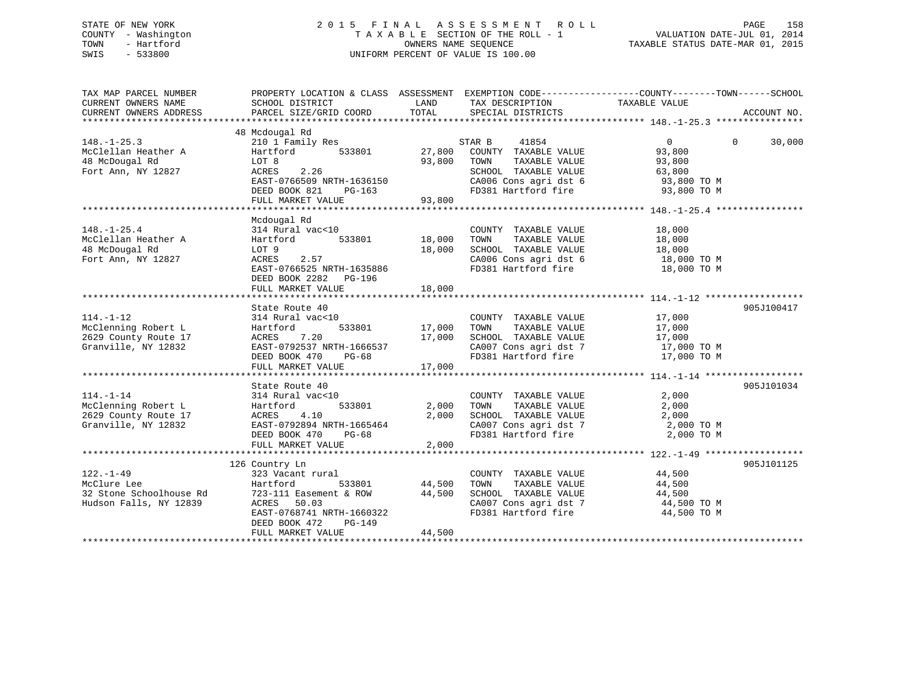STATE OF NEW YORK
COUNTY - Washington
TOWN - Hartford
SWIS - 533800

# 2015 FINAL ASSESSMENT ROLL
TAXABLE SECTION OF THE ROLL - 1
OWNERS NAME SEQUENCE
UNIFORM PERCENT OF VALUE IS 100.00

VALUATION DATE-JUL 01, 2014
TAXABLE STATUS DATE-MAR 01, 2015

| TAX MAP PARCEL NUMBER / CURRENT OWNERS NAME / CURRENT OWNERS ADDRESS | PROPERTY LOCATION & CLASS / SCHOOL DISTRICT / PARCEL SIZE/GRID COORD | ASSESSMENT LAND | TOTAL | EXEMPTION CODE / TAX DESCRIPTION / SPECIAL DISTRICTS | COUNTY TAXABLE VALUE | TOWN | SCHOOL | ACCOUNT NO. |
|---|---|---|---|---|---|---|---|---|
| 148.-1-25.3 | 48 Mcdougal Rd | | | | | | | |
| | 210 1 Family Res | | | STAR B 41854 | 0 | 0 | 30,000 | |
| McClellan Heather A | Hartford 533801 | 27,800 | | COUNTY TAXABLE VALUE | 93,800 | | | |
| 48 McDougal Rd | LOT 8 | | 93,800 | TOWN TAXABLE VALUE | 93,800 | | | |
| Fort Ann, NY 12827 | ACRES 2.26 | | | SCHOOL TAXABLE VALUE | 63,800 | | | |
| | EAST-0766509 NRTH-1636150 | | | CA006 Cons agri dst 6 | 93,800 TO M | | | |
| | DEED BOOK 821 PG-163 | | | FD381 Hartford fire | 93,800 TO M | | | |
| | FULL MARKET VALUE | | 93,800 | | | | | |
| 148.-1-25.4 | Mcdougal Rd | | | | | | | |
| | 314 Rural vac<10 | | | COUNTY TAXABLE VALUE | 18,000 | | | |
| McClellan Heather A | Hartford 533801 | 18,000 | | TOWN TAXABLE VALUE | 18,000 | | | |
| 48 McDougal Rd | LOT 9 | | 18,000 | SCHOOL TAXABLE VALUE | 18,000 | | | |
| Fort Ann, NY 12827 | ACRES 2.57 | | | CA006 Cons agri dst 6 | 18,000 TO M | | | |
| | EAST-0766525 NRTH-1635886 | | | FD381 Hartford fire | 18,000 TO M | | | |
| | DEED BOOK 2282 PG-196 | | | | | | | |
| | FULL MARKET VALUE | | 18,000 | | | | | |
| 114.-1-12 | State Route 40 | | | | | | | 905J100417 |
| | 314 Rural vac<10 | | | COUNTY TAXABLE VALUE | 17,000 | | | |
| McClenning Robert L | Hartford 533801 | 17,000 | | TOWN TAXABLE VALUE | 17,000 | | | |
| 2629 County Route 17 | ACRES 7.20 | | 17,000 | SCHOOL TAXABLE VALUE | 17,000 | | | |
| Granville, NY 12832 | EAST-0792537 NRTH-1666537 | | | CA007 Cons agri dst 7 | 17,000 TO M | | | |
| | DEED BOOK 470 PG-68 | | | FD381 Hartford fire | 17,000 TO M | | | |
| | FULL MARKET VALUE | | 17,000 | | | | | |
| 114.-1-14 | State Route 40 | | | | | | | 905J101034 |
| | 314 Rural vac<10 | | | COUNTY TAXABLE VALUE | 2,000 | | | |
| McClenning Robert L | Hartford 533801 | 2,000 | | TOWN TAXABLE VALUE | 2,000 | | | |
| 2629 County Route 17 | ACRES 4.10 | | 2,000 | SCHOOL TAXABLE VALUE | 2,000 | | | |
| Granville, NY 12832 | EAST-0792894 NRTH-1665464 | | | CA007 Cons agri dst 7 | 2,000 TO M | | | |
| | DEED BOOK 470 PG-68 | | | FD381 Hartford fire | 2,000 TO M | | | |
| | FULL MARKET VALUE | | 2,000 | | | | | |
| 122.-1-49 | 126 Country Ln | | | | | | | 905J101125 |
| | 323 Vacant rural | | | COUNTY TAXABLE VALUE | 44,500 | | | |
| McClure Lee | Hartford 533801 | 44,500 | | TOWN TAXABLE VALUE | 44,500 | | | |
| 32 Stone Schoolhouse Rd | 723-111 Easement & ROW | | 44,500 | SCHOOL TAXABLE VALUE | 44,500 | | | |
| Hudson Falls, NY 12839 | ACRES 50.03 | | | CA007 Cons agri dst 7 | 44,500 TO M | | | |
| | EAST-0768741 NRTH-1660322 | | | FD381 Hartford fire | 44,500 TO M | | | |
| | DEED BOOK 472 PG-149 | | | | | | | |
| | FULL MARKET VALUE | | 44,500 | | | | | |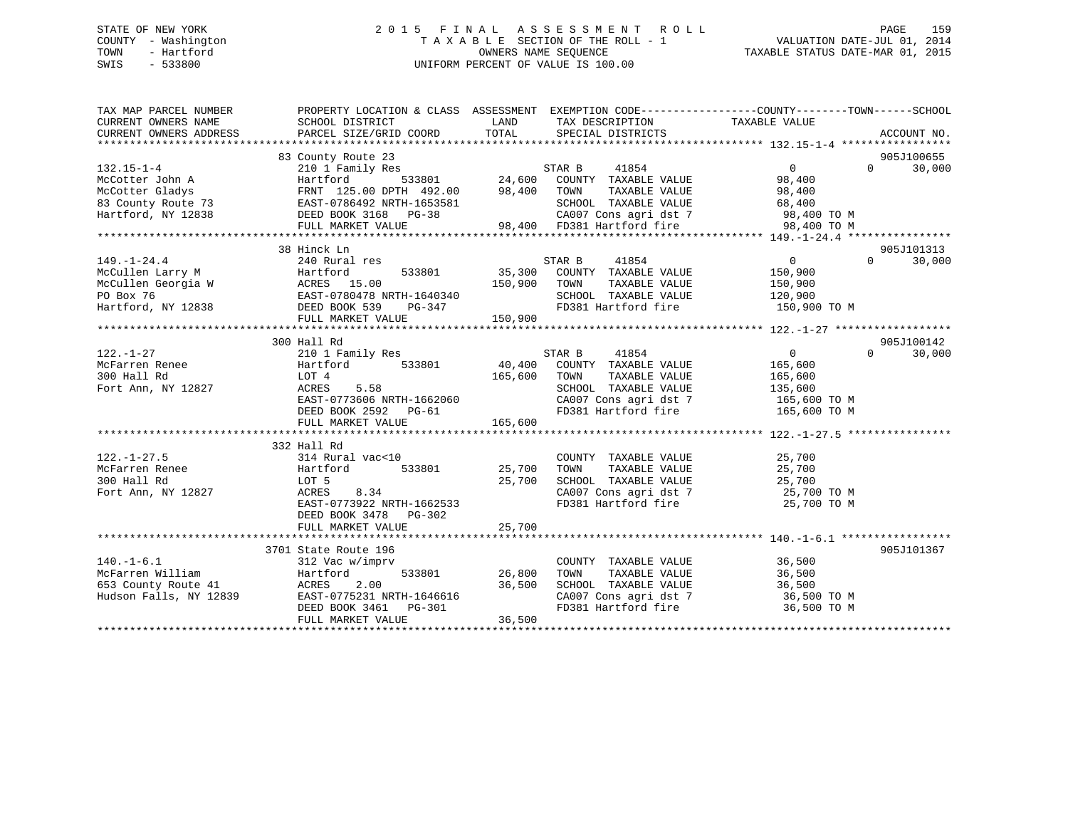STATE OF NEW YORK
COUNTY - Washington
TOWN - Hartford
SWIS - 533800

# 2015 FINAL ASSESSMENT ROLL

TAXABLE SECTION OF THE ROLL - 1
OWNERS NAME SEQUENCE
UNIFORM PERCENT OF VALUE IS 100.00

VALUATION DATE-JUL 01, 2014
TAXABLE STATUS DATE-MAR 01, 2015

```
TAX MAP PARCEL NUMBER          PROPERTY LOCATION & CLASS  ASSESSMENT  EXEMPTION CODE------------------COUNTY--------TOWN------SCHOOL
CURRENT OWNERS NAME            SCHOOL DISTRICT               LAND      TAX DESCRIPTION              TAXABLE VALUE
CURRENT OWNERS ADDRESS         PARCEL SIZE/GRID COORD        TOTAL     SPECIAL DISTRICTS                                        ACCOUNT NO.
******************************************************************************************************** 132.15-1-4 *****************
                              83 County Route 23                                                                       905J100655
132.15-1-4                     210 1 Family Res                        STAR B      41854                  0            0     30,000
McCotter John A                Hartford          533801     24,600    COUNTY  TAXABLE VALUE          98,400
McCotter Gladys                FRNT 125.00 DPTH 492.00      98,400    TOWN    TAXABLE VALUE          98,400
83 County Route 73             EAST-0786492 NRTH-1653581              SCHOOL  TAXABLE VALUE          68,400
Hartford, NY 12838             DEED BOOK 3168   PG-38                 CA007 Cons agri dst 7           98,400 TO M
                               FULL MARKET VALUE            98,400    FD381 Hartford fire             98,400 TO M
******************************************************************************************************** 149.-1-24.4 ****************
                              38 Hinck Ln                                                                              905J101313
149.-1-24.4                    240 Rural res                           STAR B      41854                  0            0     30,000
McCullen Larry M               Hartford          533801     35,300    COUNTY  TAXABLE VALUE         150,900
McCullen Georgia W             ACRES  15.00                150,900    TOWN    TAXABLE VALUE         150,900
PO Box 76                      EAST-0780478 NRTH-1640340              SCHOOL  TAXABLE VALUE         120,900
Hartford, NY 12838             DEED BOOK 539    PG-347                FD381 Hartford fire            150,900 TO M
                               FULL MARKET VALUE           150,900
******************************************************************************************************** 122.-1-27 ******************
                              300 Hall Rd                                                                              905J100142
122.-1-27                      210 1 Family Res                        STAR B      41854                  0            0     30,000
McFarren Renee                 Hartford          533801     40,400    COUNTY  TAXABLE VALUE         165,600
300 Hall Rd                    LOT 4                       165,600    TOWN    TAXABLE VALUE         165,600
Fort Ann, NY 12827             ACRES   5.58                           SCHOOL  TAXABLE VALUE         135,600
                               EAST-0773606 NRTH-1662060              CA007 Cons agri dst 7          165,600 TO M
                               DEED BOOK 2592   PG-61                 FD381 Hartford fire            165,600 TO M
                               FULL MARKET VALUE           165,600
******************************************************************************************************** 122.-1-27.5 ****************
                              332 Hall Rd
122.-1-27.5                    314 Rural vac<10                        COUNTY  TAXABLE VALUE          25,700
McFarren Renee                 Hartford          533801     25,700    TOWN    TAXABLE VALUE          25,700
300 Hall Rd                    LOT 5                        25,700    SCHOOL  TAXABLE VALUE          25,700
Fort Ann, NY 12827             ACRES   8.34                           CA007 Cons agri dst 7           25,700 TO M
                               EAST-0773922 NRTH-1662533              FD381 Hartford fire             25,700 TO M
                               DEED BOOK 3478   PG-302
                               FULL MARKET VALUE            25,700
******************************************************************************************************** 140.-1-6.1 *****************
                              3701 State Route 196                                                                     905J101367
140.-1-6.1                     312 Vac w/imprv                         COUNTY  TAXABLE VALUE          36,500
McFarren William               Hartford          533801     26,800    TOWN    TAXABLE VALUE          36,500
653 County Route 41            ACRES   2.00                 36,500    SCHOOL  TAXABLE VALUE          36,500
Hudson Falls, NY 12839         EAST-0775231 NRTH-1646616              CA007 Cons agri dst 7           36,500 TO M
                               DEED BOOK 3461   PG-301                FD381 Hartford fire             36,500 TO M
                               FULL MARKET VALUE            36,500
************************************************************************************************************************************
```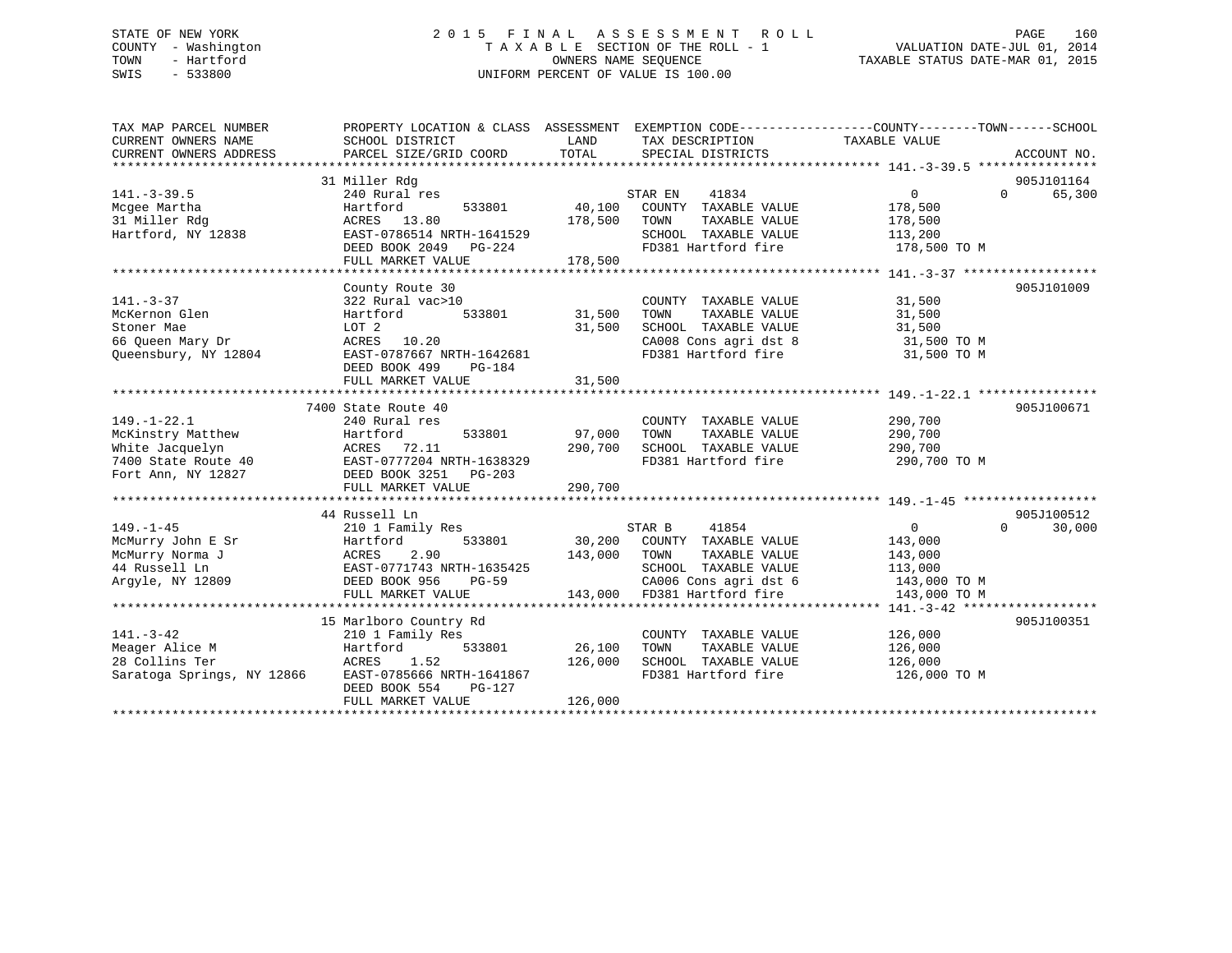STATE OF NEW YORK
COUNTY - Washington
TOWN - Hartford
SWIS - 533800

# 2015 FINAL ASSESSMENT ROLL

TAXABLE SECTION OF THE ROLL - 1
OWNERS NAME SEQUENCE
UNIFORM PERCENT OF VALUE IS 100.00

VALUATION DATE-JUL 01, 2014
TAXABLE STATUS DATE-MAR 01, 2015

| TAX MAP PARCEL NUMBER / CURRENT OWNERS NAME / CURRENT OWNERS ADDRESS | PROPERTY LOCATION & CLASS / SCHOOL DISTRICT / PARCEL SIZE/GRID COORD | ASSESSMENT LAND / TOTAL | EXEMPTION CODE / TAX DESCRIPTION / SPECIAL DISTRICTS | COUNTY TAXABLE VALUE | TOWN | SCHOOL | ACCOUNT NO. |
|---|---|---|---|---|---|---|---|
| 141.-3-39.5 | 31 Miller Rdg | | | | | | 905J101164 |
| Mcgee Martha | 240 Rural res | | STAR EN 41834 | 0 | 0 | 65,300 | |
| 31 Miller Rdg | Hartford 533801 | 40,100 | COUNTY TAXABLE VALUE | 178,500 | | | |
| Hartford, NY 12838 | ACRES 13.80 | 178,500 | TOWN TAXABLE VALUE | 178,500 | | | |
| | EAST-0786514 NRTH-1641529 | | SCHOOL TAXABLE VALUE | 113,200 | | | |
| | DEED BOOK 2049 PG-224 | | FD381 Hartford fire | 178,500 TO M | | | |
| | FULL MARKET VALUE | 178,500 | | | | | |
| 141.-3-37 | County Route 30 | | | | | | 905J101009 |
| McKernon Glen | 322 Rural vac>10 | | COUNTY TAXABLE VALUE | 31,500 | | | |
| Stoner Mae | Hartford 533801 | 31,500 | TOWN TAXABLE VALUE | 31,500 | | | |
| 66 Queen Mary Dr | LOT 2 | 31,500 | SCHOOL TAXABLE VALUE | 31,500 | | | |
| Queensbury, NY 12804 | ACRES 10.20 | | CA008 Cons agri dst 8 | 31,500 TO M | | | |
| | EAST-0787667 NRTH-1642681 | | FD381 Hartford fire | 31,500 TO M | | | |
| | DEED BOOK 499 PG-184 | | | | | | |
| | FULL MARKET VALUE | 31,500 | | | | | |
| 149.-1-22.1 | 7400 State Route 40 | | | | | | 905J100671 |
| McKinstry Matthew | 240 Rural res | | COUNTY TAXABLE VALUE | 290,700 | | | |
| White Jacquelyn | Hartford 533801 | 97,000 | TOWN TAXABLE VALUE | 290,700 | | | |
| 7400 State Route 40 | ACRES 72.11 | 290,700 | SCHOOL TAXABLE VALUE | 290,700 | | | |
| Fort Ann, NY 12827 | EAST-0777204 NRTH-1638329 | | FD381 Hartford fire | 290,700 TO M | | | |
| | DEED BOOK 3251 PG-203 | | | | | | |
| | FULL MARKET VALUE | 290,700 | | | | | |
| 149.-1-45 | 44 Russell Ln | | | | | | 905J100512 |
| McMurry John E Sr | 210 1 Family Res | | STAR B 41854 | 0 | 0 | 30,000 | |
| McMurry Norma J | Hartford 533801 | 30,200 | COUNTY TAXABLE VALUE | 143,000 | | | |
| 44 Russell Ln | ACRES 2.90 | 143,000 | TOWN TAXABLE VALUE | 143,000 | | | |
| Argyle, NY 12809 | EAST-0771743 NRTH-1635425 | | SCHOOL TAXABLE VALUE | 113,000 | | | |
| | DEED BOOK 956 PG-59 | | CA006 Cons agri dst 6 | 143,000 TO M | | | |
| | FULL MARKET VALUE | 143,000 | FD381 Hartford fire | 143,000 TO M | | | |
| 141.-3-42 | 15 Marlboro Country Rd | | | | | | 905J100351 |
| Meager Alice M | 210 1 Family Res | | COUNTY TAXABLE VALUE | 126,000 | | | |
| 28 Collins Ter | Hartford 533801 | 26,100 | TOWN TAXABLE VALUE | 126,000 | | | |
| Saratoga Springs, NY 12866 | ACRES 1.52 | 126,000 | SCHOOL TAXABLE VALUE | 126,000 | | | |
| | EAST-0785666 NRTH-1641867 | | FD381 Hartford fire | 126,000 TO M | | | |
| | DEED BOOK 554 PG-127 | | | | | | |
| | FULL MARKET VALUE | 126,000 | | | | | |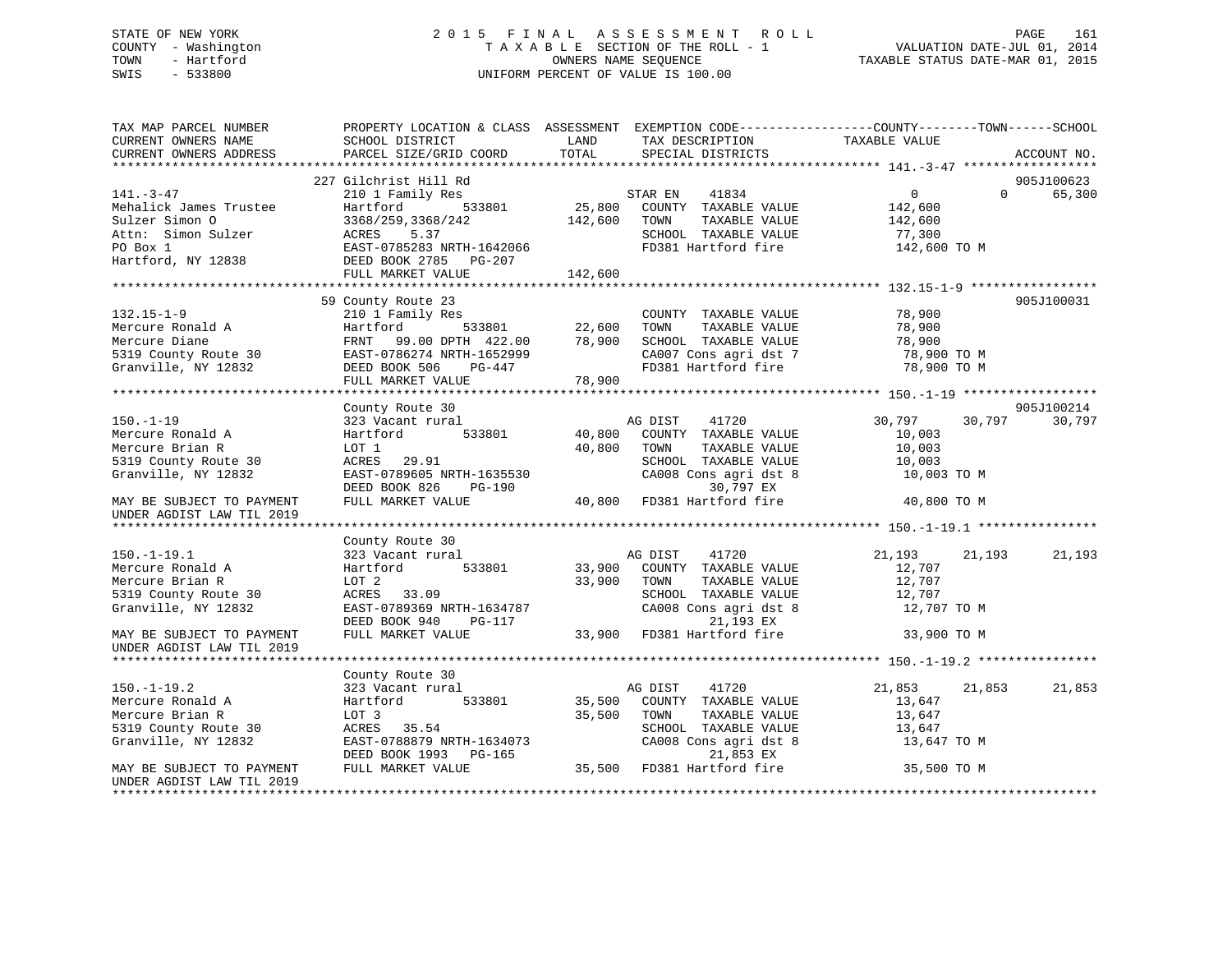STATE OF NEW YORK
COUNTY - Washington
TOWN - Hartford
SWIS - 533800

2015 FINAL ASSESSMENT ROLL
TAXABLE SECTION OF THE ROLL - 1
OWNERS NAME SEQUENCE
UNIFORM PERCENT OF VALUE IS 100.00

VALUATION DATE-JUL 01, 2014
TAXABLE STATUS DATE-MAR 01, 2015

```
TAX MAP PARCEL NUMBER          PROPERTY LOCATION & CLASS  ASSESSMENT  EXEMPTION CODE-----------------COUNTY--------TOWN------SCHOOL
CURRENT OWNERS NAME            SCHOOL DISTRICT               LAND      TAX DESCRIPTION              TAXABLE VALUE
CURRENT OWNERS ADDRESS         PARCEL SIZE/GRID COORD        TOTAL     SPECIAL DISTRICTS                                      ACCOUNT NO.
******************************************************************************************************* 141.-3-47 ******************
                               227 Gilchrist Hill Rd                                                                       905J100623
141.-3-47                      210 1 Family Res                         STAR EN    41834               0              0     65,300
Mehalick James Trustee         Hartford       533801        25,800      COUNTY  TAXABLE VALUE         142,600
Sulzer Simon O                 3368/259,3368/242           142,600      TOWN    TAXABLE VALUE         142,600
Attn:  Simon Sulzer            ACRES    5.37                            SCHOOL  TAXABLE VALUE          77,300
PO Box 1                       EAST-0785283 NRTH-1642066                FD381 Hartford fire           142,600 TO M
Hartford, NY 12838             DEED BOOK 2785   PG-207
                               FULL MARKET VALUE           142,600
******************************************************************************************************* 132.15-1-9 *****************
                               59 County Route 23                                                                          905J100031
132.15-1-9                     210 1 Family Res                         COUNTY  TAXABLE VALUE          78,900
Mercure Ronald A               Hartford       533801        22,600      TOWN    TAXABLE VALUE          78,900
Mercure Diane                  FRNT   99.00 DPTH  422.00    78,900      SCHOOL  TAXABLE VALUE          78,900
5319 County Route 30           EAST-0786274 NRTH-1652999                CA007 Cons agri dst 7          78,900 TO M
Granville, NY 12832            DEED BOOK 506    PG-447                  FD381 Hartford fire            78,900 TO M
                               FULL MARKET VALUE            78,900
******************************************************************************************************* 150.-1-19 ******************
                               County Route 30                                                                             905J100214
150.-1-19                      323 Vacant rural                         AG DIST    41720           30,797         30,797     30,797
Mercure Ronald A               Hartford       533801        40,800      COUNTY  TAXABLE VALUE          10,003
Mercure Brian R                LOT 1                        40,800      TOWN    TAXABLE VALUE          10,003
5319 County Route 30           ACRES   29.91                            SCHOOL  TAXABLE VALUE          10,003
Granville, NY 12832            EAST-0789605 NRTH-1635530                CA008 Cons agri dst 8          10,003 TO M
                               DEED BOOK 826    PG-190                         30,797 EX
MAY BE SUBJECT TO PAYMENT      FULL MARKET VALUE            40,800      FD381 Hartford fire            40,800 TO M
UNDER AGDIST LAW TIL 2019
******************************************************************************************************* 150.-1-19.1 ****************
                               County Route 30
150.-1-19.1                    323 Vacant rural                         AG DIST    41720           21,193         21,193     21,193
Mercure Ronald A               Hartford       533801        33,900      COUNTY  TAXABLE VALUE          12,707
Mercure Brian R                LOT 2                        33,900      TOWN    TAXABLE VALUE          12,707
5319 County Route 30           ACRES   33.09                            SCHOOL  TAXABLE VALUE          12,707
Granville, NY 12832            EAST-0789369 NRTH-1634787                CA008 Cons agri dst 8          12,707 TO M
                               DEED BOOK 940    PG-117                         21,193 EX
MAY BE SUBJECT TO PAYMENT      FULL MARKET VALUE            33,900      FD381 Hartford fire            33,900 TO M
UNDER AGDIST LAW TIL 2019
******************************************************************************************************* 150.-1-19.2 ****************
                               County Route 30
150.-1-19.2                    323 Vacant rural                         AG DIST    41720           21,853         21,853     21,853
Mercure Ronald A               Hartford       533801        35,500      COUNTY  TAXABLE VALUE          13,647
Mercure Brian R                LOT 3                        35,500      TOWN    TAXABLE VALUE          13,647
5319 County Route 30           ACRES   35.54                            SCHOOL  TAXABLE VALUE          13,647
Granville, NY 12832            EAST-0788879 NRTH-1634073                CA008 Cons agri dst 8          13,647 TO M
                               DEED BOOK 1993   PG-165                         21,853 EX
MAY BE SUBJECT TO PAYMENT      FULL MARKET VALUE            35,500      FD381 Hartford fire            35,500 TO M
UNDER AGDIST LAW TIL 2019
************************************************************************************************************************************
```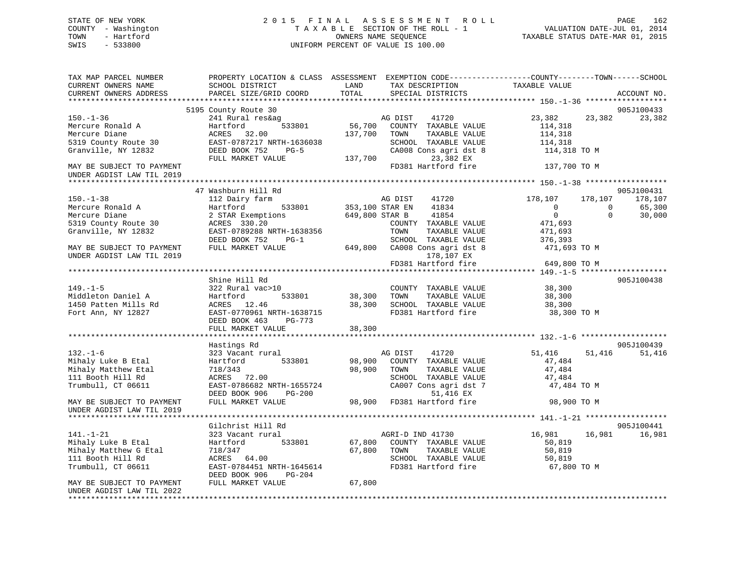STATE OF NEW YORK
COUNTY - Washington
TOWN - Hartford
SWIS - 533800

2015 FINAL ASSESSMENT ROLL
TAXABLE SECTION OF THE ROLL - 1
OWNERS NAME SEQUENCE
UNIFORM PERCENT OF VALUE IS 100.00

VALUATION DATE-JUL 01, 2014
TAXABLE STATUS DATE-MAR 01, 2015

```
TAX MAP PARCEL NUMBER          PROPERTY LOCATION & CLASS  ASSESSMENT  EXEMPTION CODE-----------------COUNTY--------TOWN------SCHOOL
CURRENT OWNERS NAME            SCHOOL DISTRICT             LAND       TAX DESCRIPTION              TAXABLE VALUE
CURRENT OWNERS ADDRESS         PARCEL SIZE/GRID COORD      TOTAL      SPECIAL DISTRICTS                                    ACCOUNT NO.
*********************************************************************************************** 150.-1-36 ******************
                    5195 County Route 30                                                                               905J100433
150.-1-36                      241 Rural res&ag                      AG DIST    41720              23,382      23,382     23,382
Mercure Ronald A               Hartford         533801      56,700   COUNTY  TAXABLE VALUE          114,318
Mercure Diane                  ACRES  32.00                137,700   TOWN    TAXABLE VALUE          114,318
5319 County Route 30           EAST-0787217 NRTH-1636038              SCHOOL  TAXABLE VALUE          114,318
Granville, NY 12832            DEED BOOK 752    PG-5                  CA008 Cons agri dst 8          114,318 TO M
                               FULL MARKET VALUE           137,700         23,382 EX
MAY BE SUBJECT TO PAYMENT                                            FD381 Hartford fire             137,700 TO M
UNDER AGDIST LAW TIL 2019
*********************************************************************************************** 150.-1-38 ******************
                    47 Washburn Hill Rd                                                                                905J100431
150.-1-38                      112 Dairy farm                        AG DIST    41720             178,107     178,107    178,107
Mercure Ronald A               Hartford         533801     353,100 STAR EN     41834                   0           0     65,300
Mercure Diane                  2 STAR Exemptions           649,800 STAR B      41854                   0           0     30,000
5319 County Route 30           ACRES 330.20                           COUNTY  TAXABLE VALUE          471,693
Granville, NY 12832            EAST-0789288 NRTH-1638356              TOWN    TAXABLE VALUE          471,693
                               DEED BOOK 752    PG-1                  SCHOOL  TAXABLE VALUE          376,393
MAY BE SUBJECT TO PAYMENT      FULL MARKET VALUE           649,800   CA008 Cons agri dst 8          471,693 TO M
UNDER AGDIST LAW TIL 2019                                                  178,107 EX
                                                                     FD381 Hartford fire             649,800 TO M
*********************************************************************************************** 149.-1-5 *******************
                    Shine Hill Rd                                                                                      905J100438
149.-1-5                       322 Rural vac>10                      COUNTY  TAXABLE VALUE           38,300
Middleton Daniel A             Hartford         533801      38,300   TOWN    TAXABLE VALUE           38,300
1450 Patten Mills Rd           ACRES  12.46                 38,300   SCHOOL  TAXABLE VALUE           38,300
Fort Ann, NY 12827             EAST-0770961 NRTH-1638715              FD381 Hartford fire              38,300 TO M
                               DEED BOOK 463    PG-773
                               FULL MARKET VALUE            38,300
*********************************************************************************************** 132.-1-6 *******************
                    Hastings Rd                                                                                        905J100439
132.-1-6                       323 Vacant rural                      AG DIST    41720              51,416      51,416     51,416
Mihaly Luke B Etal             Hartford         533801      98,900   COUNTY  TAXABLE VALUE           47,484
Mihaly Matthew Etal            718/343                      98,900   TOWN    TAXABLE VALUE           47,484
111 Booth Hill Rd              ACRES  72.00                           SCHOOL  TAXABLE VALUE           47,484
Trumbull, CT 06611             EAST-0786682 NRTH-1655724              CA007 Cons agri dst 7           47,484 TO M
                               DEED BOOK 906    PG-200                      51,416 EX
MAY BE SUBJECT TO PAYMENT      FULL MARKET VALUE            98,900   FD381 Hartford fire              98,900 TO M
UNDER AGDIST LAW TIL 2019
*********************************************************************************************** 141.-1-21 ******************
                    Gilchrist Hill Rd                                                                                  905J100441
141.-1-21                      323 Vacant rural                      AGRI-D IND 41730              16,981      16,981     16,981
Mihaly Luke B Etal             Hartford         533801      67,800   COUNTY  TAXABLE VALUE           50,819
Mihaly Matthew G Etal          718/347                      67,800   TOWN    TAXABLE VALUE           50,819
111 Booth Hill Rd              ACRES  64.00                           SCHOOL  TAXABLE VALUE           50,819
Trumbull, CT 06611             EAST-0784451 NRTH-1645614              FD381 Hartford fire              67,800 TO M
                               DEED BOOK 906    PG-204
MAY BE SUBJECT TO PAYMENT      FULL MARKET VALUE            67,800
UNDER AGDIST LAW TIL 2022
******************************************************************************************************************************
```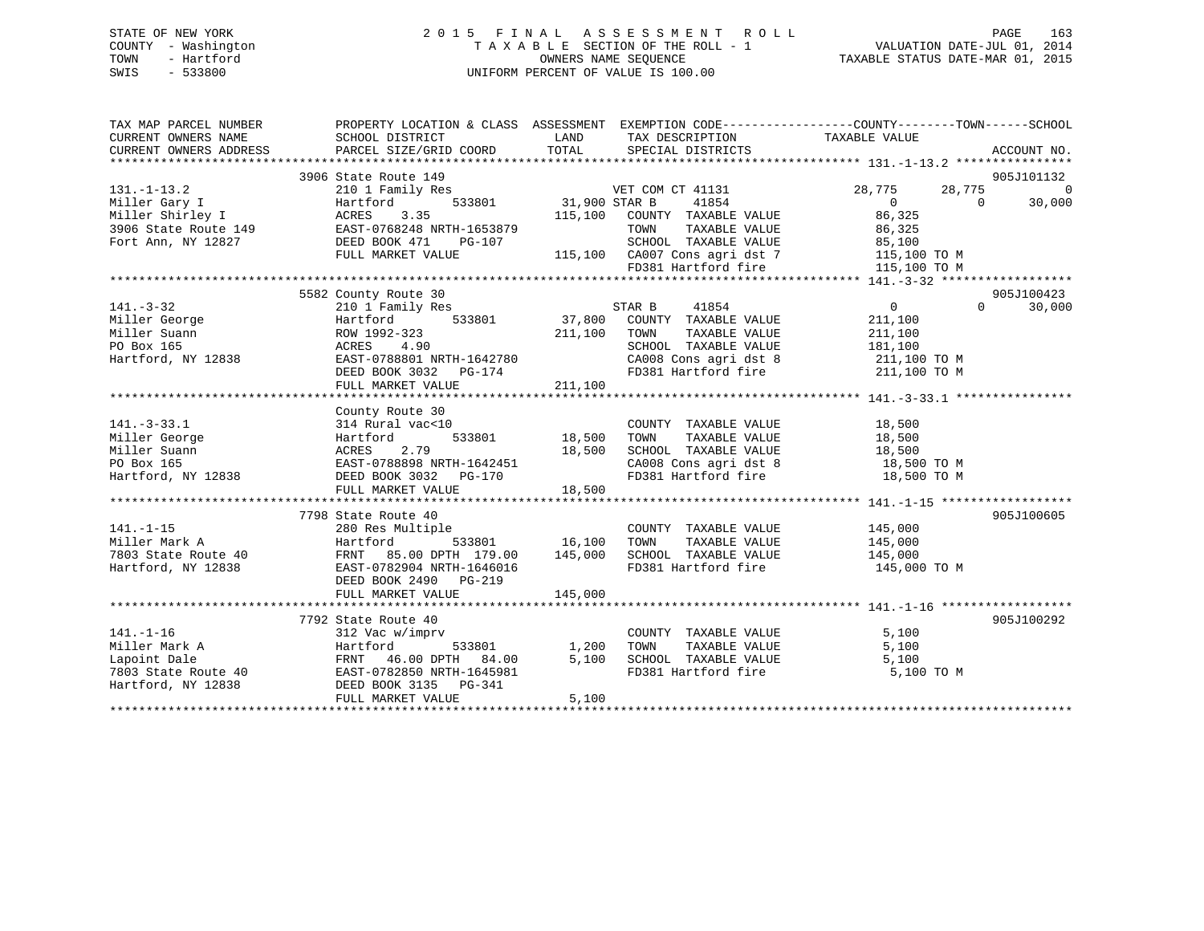STATE OF NEW YORK
COUNTY - Washington
TOWN - Hartford
SWIS - 533800

# 2015 FINAL ASSESSMENT ROLL
TAXABLE SECTION OF THE ROLL - 1
OWNERS NAME SEQUENCE
UNIFORM PERCENT OF VALUE IS 100.00

VALUATION DATE-JUL 01, 2014
TAXABLE STATUS DATE-MAR 01, 2015

| TAX MAP PARCEL NUMBER / CURRENT OWNERS NAME / CURRENT OWNERS ADDRESS | PROPERTY LOCATION & CLASS / SCHOOL DISTRICT / PARCEL SIZE/GRID COORD | ASSESSMENT LAND / TOTAL | EXEMPTION CODE / TAX DESCRIPTION / SPECIAL DISTRICTS | COUNTY TAXABLE VALUE | TOWN | SCHOOL | ACCOUNT NO. |
|---|---|---|---|---|---|---|---|
| 131.-1-13.2 | 3906 State Route 149 | | | | | | 905J101132 |
| | 210 1 Family Res | | VET COM CT 41131 | 28,775 | 28,775 | 0 | |
| Miller Gary I | Hartford 533801 | 31,900 | STAR B 41854 | 0 | 0 | 30,000 | |
| Miller Shirley I | ACRES 3.35 | 115,100 | COUNTY TAXABLE VALUE | 86,325 | | | |
| 3906 State Route 149 | EAST-0768248 NRTH-1653879 | | TOWN TAXABLE VALUE | 86,325 | | | |
| Fort Ann, NY 12827 | DEED BOOK 471 PG-107 | | SCHOOL TAXABLE VALUE | 85,100 | | | |
| | FULL MARKET VALUE | 115,100 | CA007 Cons agri dst 7 | 115,100 TO M | | | |
| | | | FD381 Hartford fire | 115,100 TO M | | | |
| 141.-3-32 | 5582 County Route 30 | | | | | | 905J100423 |
| | 210 1 Family Res | | STAR B 41854 | 0 | 0 | 30,000 | |
| Miller George | Hartford 533801 | 37,800 | COUNTY TAXABLE VALUE | 211,100 | | | |
| Miller Suann | ROW 1992-323 | 211,100 | TOWN TAXABLE VALUE | 211,100 | | | |
| PO Box 165 | ACRES 4.90 | | SCHOOL TAXABLE VALUE | 181,100 | | | |
| Hartford, NY 12838 | EAST-0788801 NRTH-1642780 | | CA008 Cons agri dst 8 | 211,100 TO M | | | |
| | DEED BOOK 3032 PG-174 | | FD381 Hartford fire | 211,100 TO M | | | |
| | FULL MARKET VALUE | 211,100 | | | | | |
| 141.-3-33.1 | County Route 30 | | | | | | |
| | 314 Rural vac<10 | | COUNTY TAXABLE VALUE | 18,500 | | | |
| Miller George | Hartford 533801 | 18,500 | TOWN TAXABLE VALUE | 18,500 | | | |
| Miller Suann | ACRES 2.79 | 18,500 | SCHOOL TAXABLE VALUE | 18,500 | | | |
| PO Box 165 | EAST-0788898 NRTH-1642451 | | CA008 Cons agri dst 8 | 18,500 TO M | | | |
| Hartford, NY 12838 | DEED BOOK 3032 PG-170 | | FD381 Hartford fire | 18,500 TO M | | | |
| | FULL MARKET VALUE | 18,500 | | | | | |
| 141.-1-15 | 7798 State Route 40 | | | | | | 905J100605 |
| | 280 Res Multiple | | COUNTY TAXABLE VALUE | 145,000 | | | |
| Miller Mark A | Hartford 533801 | 16,100 | TOWN TAXABLE VALUE | 145,000 | | | |
| 7803 State Route 40 | FRNT 85.00 DPTH 179.00 | 145,000 | SCHOOL TAXABLE VALUE | 145,000 | | | |
| Hartford, NY 12838 | EAST-0782904 NRTH-1646016 | | FD381 Hartford fire | 145,000 TO M | | | |
| | DEED BOOK 2490 PG-219 | | | | | | |
| | FULL MARKET VALUE | 145,000 | | | | | |
| 141.-1-16 | 7792 State Route 40 | | | | | | 905J100292 |
| | 312 Vac w/imprv | | COUNTY TAXABLE VALUE | 5,100 | | | |
| Miller Mark A | Hartford 533801 | 1,200 | TOWN TAXABLE VALUE | 5,100 | | | |
| Lapoint Dale | FRNT 46.00 DPTH 84.00 | 5,100 | SCHOOL TAXABLE VALUE | 5,100 | | | |
| 7803 State Route 40 | EAST-0782850 NRTH-1645981 | | FD381 Hartford fire | 5,100 TO M | | | |
| Hartford, NY 12838 | DEED BOOK 3135 PG-341 | | | | | | |
| | FULL MARKET VALUE | 5,100 | | | | | |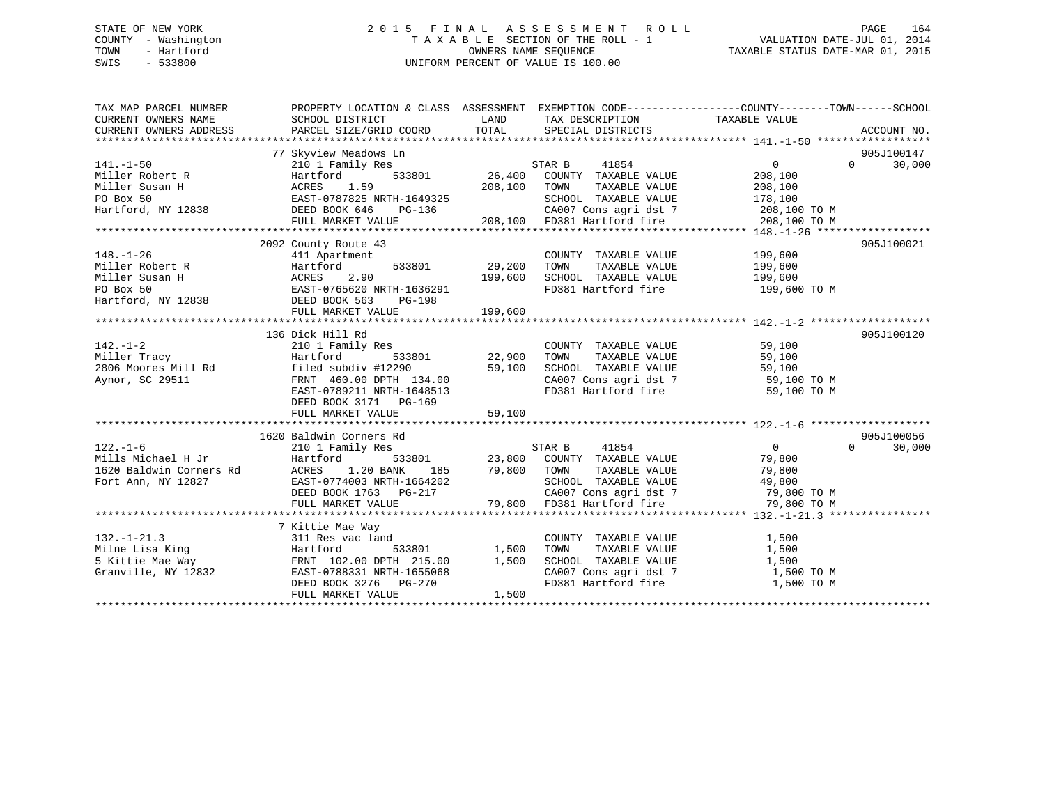STATE OF NEW YORK
COUNTY - Washington
TOWN - Hartford
SWIS - 533800

# 2015 FINAL ASSESSMENT ROLL
TAXABLE SECTION OF THE ROLL - 1
OWNERS NAME SEQUENCE
UNIFORM PERCENT OF VALUE IS 100.00

VALUATION DATE-JUL 01, 2014
TAXABLE STATUS DATE-MAR 01, 2015

| TAX MAP PARCEL NUMBER / CURRENT OWNERS NAME / CURRENT OWNERS ADDRESS | PROPERTY LOCATION & CLASS / SCHOOL DISTRICT / PARCEL SIZE/GRID COORD | ASSESSMENT LAND | TOTAL | EXEMPTION CODE / TAX DESCRIPTION / SPECIAL DISTRICTS | COUNTY / TOWN / SCHOOL TAXABLE VALUE | ACCOUNT NO. |
|---|---|---|---|---|---|---|
| 141.-1-50 | 77 Skyview Meadows Ln | | | | | 905J100147 |
| Miller Robert R | 210 1 Family Res | | | STAR B 41854 | 0 0 30,000 | |
| Miller Susan H | Hartford 533801 | 26,400 | | COUNTY TAXABLE VALUE | 208,100 | |
| PO Box 50 | ACRES 1.59 | | 208,100 | TOWN TAXABLE VALUE | 208,100 | |
| Hartford, NY 12838 | EAST-0787825 NRTH-1649325 | | | SCHOOL TAXABLE VALUE | 178,100 | |
| | DEED BOOK 646 PG-136 | | | CA007 Cons agri dst 7 | 208,100 TO M | |
| | FULL MARKET VALUE | | 208,100 | FD381 Hartford fire | 208,100 TO M | |
| 148.-1-26 | 2092 County Route 43 | | | | | 905J100021 |
| Miller Robert R | 411 Apartment | | | COUNTY TAXABLE VALUE | 199,600 | |
| Miller Susan H | Hartford 533801 | 29,200 | | TOWN TAXABLE VALUE | 199,600 | |
| PO Box 50 | ACRES 2.90 | | 199,600 | SCHOOL TAXABLE VALUE | 199,600 | |
| Hartford, NY 12838 | EAST-0765620 NRTH-1636291 | | | FD381 Hartford fire | 199,600 TO M | |
| | DEED BOOK 563 PG-198 | | | | | |
| | FULL MARKET VALUE | | 199,600 | | | |
| 142.-1-2 | 136 Dick Hill Rd | | | | | 905J100120 |
| Miller Tracy | 210 1 Family Res | | | COUNTY TAXABLE VALUE | 59,100 | |
| 2806 Moores Mill Rd | Hartford 533801 | 22,900 | | TOWN TAXABLE VALUE | 59,100 | |
| Aynor, SC 29511 | filed subdiv #12290 | | 59,100 | SCHOOL TAXABLE VALUE | 59,100 | |
| | FRNT 460.00 DPTH 134.00 | | | CA007 Cons agri dst 7 | 59,100 TO M | |
| | EAST-0789211 NRTH-1648513 | | | FD381 Hartford fire | 59,100 TO M | |
| | DEED BOOK 3171 PG-169 | | | | | |
| | FULL MARKET VALUE | | 59,100 | | | |
| 122.-1-6 | 1620 Baldwin Corners Rd | | | | | 905J100056 |
| Mills Michael H Jr | 210 1 Family Res | | | STAR B 41854 | 0 0 30,000 | |
| 1620 Baldwin Corners Rd | Hartford 533801 | 23,800 | | COUNTY TAXABLE VALUE | 79,800 | |
| Fort Ann, NY 12827 | ACRES 1.20 BANK 185 | | 79,800 | TOWN TAXABLE VALUE | 79,800 | |
| | EAST-0774003 NRTH-1664202 | | | SCHOOL TAXABLE VALUE | 49,800 | |
| | DEED BOOK 1763 PG-217 | | | CA007 Cons agri dst 7 | 79,800 TO M | |
| | FULL MARKET VALUE | | 79,800 | FD381 Hartford fire | 79,800 TO M | |
| 132.-1-21.3 | 7 Kittie Mae Way | | | | | |
| Milne Lisa King | 311 Res vac land | | | COUNTY TAXABLE VALUE | 1,500 | |
| 5 Kittie Mae Way | Hartford 533801 | 1,500 | | TOWN TAXABLE VALUE | 1,500 | |
| Granville, NY 12832 | FRNT 102.00 DPTH 215.00 | | 1,500 | SCHOOL TAXABLE VALUE | 1,500 | |
| | EAST-0788331 NRTH-1655068 | | | CA007 Cons agri dst 7 | 1,500 TO M | |
| | DEED BOOK 3276 PG-270 | | | FD381 Hartford fire | 1,500 TO M | |
| | FULL MARKET VALUE | | 1,500 | | | |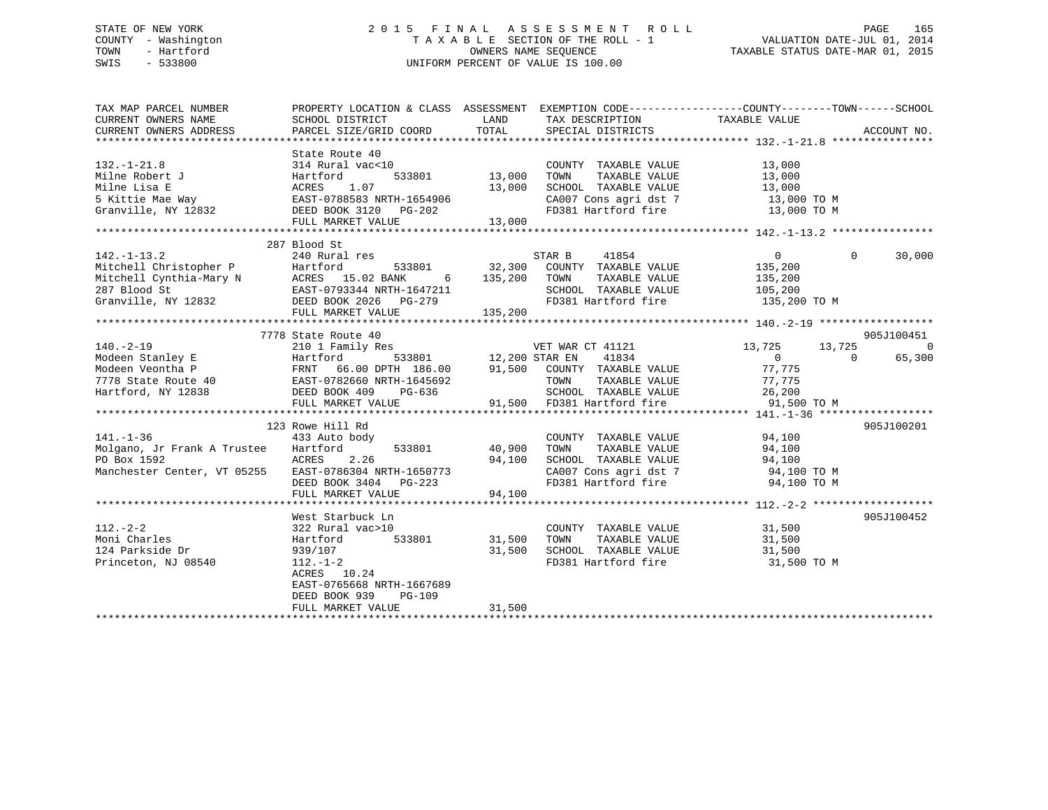STATE OF NEW YORK
COUNTY - Washington
TOWN - Hartford
SWIS - 533800

2 0 1 5 F I N A L A S S E S S M E N T R O L L
T A X A B L E SECTION OF THE ROLL - 1
OWNERS NAME SEQUENCE
UNIFORM PERCENT OF VALUE IS 100.00

VALUATION DATE-JUL 01, 2014
TAXABLE STATUS DATE-MAR 01, 2015

```
TAX MAP PARCEL NUMBER          PROPERTY LOCATION & CLASS  ASSESSMENT  EXEMPTION CODE------------------COUNTY--------TOWN------SCHOOL
CURRENT OWNERS NAME            SCHOOL DISTRICT               LAND      TAX DESCRIPTION             TAXABLE VALUE
CURRENT OWNERS ADDRESS         PARCEL SIZE/GRID COORD        TOTAL     SPECIAL DISTRICTS                                    ACCOUNT NO.
*********************************************************************************************** 132.-1-21.8 ****************
                               State Route 40
132.-1-21.8                    314 Rural vac<10                        COUNTY  TAXABLE VALUE          13,000
Milne Robert J                 Hartford        533801       13,000     TOWN    TAXABLE VALUE          13,000
Milne Lisa E                   ACRES    1.07                13,000     SCHOOL  TAXABLE VALUE          13,000
5 Kittie Mae Way               EAST-0788583 NRTH-1654906               CA007 Cons agri dst 7           13,000 TO M
Granville, NY 12832            DEED BOOK 3120   PG-202                 FD381 Hartford fire             13,000 TO M
                               FULL MARKET VALUE            13,000
*********************************************************************************************** 142.-1-13.2 ****************
                               287 Blood St
142.-1-13.2                    240 Rural res                           STAR B      41854                0            0       30,000
Mitchell Christopher P         Hartford        533801       32,300     COUNTY  TAXABLE VALUE         135,200
Mitchell Cynthia-Mary N        ACRES   15.02 BANK      6   135,200     TOWN    TAXABLE VALUE         135,200
287 Blood St                   EAST-0793344 NRTH-1647211               SCHOOL  TAXABLE VALUE         105,200
Granville, NY 12832            DEED BOOK 2026   PG-279                 FD381 Hartford fire            135,200 TO M
                               FULL MARKET VALUE           135,200
*********************************************************************************************** 140.-2-19 ******************
                               7778 State Route 40                                                                  905J100451
140.-2-19                      210 1 Family Res                        VET WAR CT 41121            13,725       13,725            0
Modeen Stanley E               Hartford        533801       12,200     STAR EN     41834                0            0       65,300
Modeen Veontha P               FRNT   66.00 DPTH 186.00     91,500     COUNTY  TAXABLE VALUE          77,775
7778 State Route 40            EAST-0782660 NRTH-1645692               TOWN    TAXABLE VALUE          77,775
Hartford, NY 12838             DEED BOOK 409    PG-636                 SCHOOL  TAXABLE VALUE          26,200
                               FULL MARKET VALUE            91,500     FD381 Hartford fire             91,500 TO M
*********************************************************************************************** 141.-1-36 ******************
                               123 Rowe Hill Rd                                                                     905J100201
141.-1-36                      433 Auto body                           COUNTY  TAXABLE VALUE          94,100
Molgano, Jr Frank A Trustee    Hartford        533801       40,900     TOWN    TAXABLE VALUE          94,100
PO Box 1592                    ACRES    2.26                94,100     SCHOOL  TAXABLE VALUE          94,100
Manchester Center, VT 05255    EAST-0786304 NRTH-1650773               CA007 Cons agri dst 7           94,100 TO M
                               DEED BOOK 3404   PG-223                 FD381 Hartford fire             94,100 TO M
                               FULL MARKET VALUE            94,100
*********************************************************************************************** 112.-2-2 *******************
                               West Starbuck Ln                                                                     905J100452
112.-2-2                       322 Rural vac>10                        COUNTY  TAXABLE VALUE          31,500
Moni Charles                   Hartford        533801       31,500     TOWN    TAXABLE VALUE          31,500
124 Parkside Dr                939/107                      31,500     SCHOOL  TAXABLE VALUE          31,500
Princeton, NJ 08540            112.-1-2                                FD381 Hartford fire             31,500 TO M
                               ACRES   10.24
                               EAST-0765668 NRTH-1667689
                               DEED BOOK 939    PG-109
                               FULL MARKET VALUE            31,500
******************************************************************************************************************************
```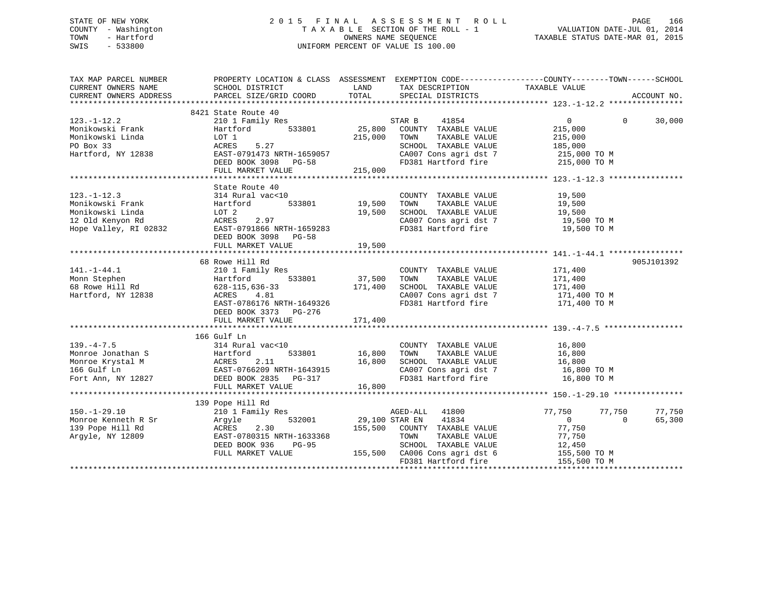STATE OF NEW YORK
COUNTY - Washington
TOWN - Hartford
SWIS - 533800

2 0 1 5 F I N A L A S S E S S M E N T R O L L
T A X A B L E SECTION OF THE ROLL - 1
OWNERS NAME SEQUENCE
UNIFORM PERCENT OF VALUE IS 100.00

VALUATION DATE-JUL 01, 2014
TAXABLE STATUS DATE-MAR 01, 2015

```
TAX MAP PARCEL NUMBER          PROPERTY LOCATION & CLASS  ASSESSMENT  EXEMPTION CODE------------------COUNTY--------TOWN------SCHOOL
CURRENT OWNERS NAME            SCHOOL DISTRICT               LAND     TAX DESCRIPTION             TAXABLE VALUE
CURRENT OWNERS ADDRESS         PARCEL SIZE/GRID COORD        TOTAL    SPECIAL DISTRICTS                                    ACCOUNT NO.
******************************************************************************************************* 123.-1-12.2 ****************
                               8421 State Route 40
123.-1-12.2                    210 1 Family Res                   STAR B     41854                  0             0       30,000
Monikowski Frank               Hartford          533801     25,800   COUNTY  TAXABLE VALUE          215,000
Monikowski Linda               LOT 1                       215,000   TOWN    TAXABLE VALUE          215,000
PO Box 33                      ACRES    5.27                          SCHOOL  TAXABLE VALUE          185,000
Hartford, NY 12838             EAST-0791473 NRTH-1659057              CA007 Cons agri dst 7           215,000 TO M
                               DEED BOOK 3098   PG-58                 FD381 Hartford fire             215,000 TO M
                               FULL MARKET VALUE           215,000
******************************************************************************************************* 123.-1-12.3 ****************
                               State Route 40
123.-1-12.3                    314 Rural vac<10                       COUNTY  TAXABLE VALUE           19,500
Monikowski Frank               Hartford          533801     19,500   TOWN    TAXABLE VALUE           19,500
Monikowski Linda               LOT 2                        19,500   SCHOOL  TAXABLE VALUE           19,500
12 Old Kenyon Rd               ACRES    2.97                          CA007 Cons agri dst 7            19,500 TO M
Hope Valley, RI 02832          EAST-0791866 NRTH-1659283              FD381 Hartford fire              19,500 TO M
                               DEED BOOK 3098   PG-58
                               FULL MARKET VALUE            19,500
******************************************************************************************************* 141.-1-44.1 ****************
                               68 Rowe Hill Rd                                                                          905J101392
141.-1-44.1                    210 1 Family Res                       COUNTY  TAXABLE VALUE          171,400
Monn Stephen                   Hartford          533801     37,500   TOWN    TAXABLE VALUE          171,400
68 Rowe Hill Rd                628-115,636-33              171,400   SCHOOL  TAXABLE VALUE          171,400
Hartford, NY 12838             ACRES    4.81                          CA007 Cons agri dst 7           171,400 TO M
                               EAST-0786176 NRTH-1649326              FD381 Hartford fire             171,400 TO M
                               DEED BOOK 3373   PG-276
                               FULL MARKET VALUE           171,400
******************************************************************************************************* 139.-4-7.5 *****************
                               166 Gulf Ln
139.-4-7.5                     314 Rural vac<10                       COUNTY  TAXABLE VALUE           16,800
Monroe Jonathan S              Hartford          533801     16,800   TOWN    TAXABLE VALUE           16,800
Monroe Krystal M               ACRES    2.11                16,800   SCHOOL  TAXABLE VALUE           16,800
166 Gulf Ln                    EAST-0766209 NRTH-1643915              CA007 Cons agri dst 7            16,800 TO M
Fort Ann, NY 12827             DEED BOOK 2835   PG-317                FD381 Hartford fire              16,800 TO M
                               FULL MARKET VALUE            16,800
******************************************************************************************************* 150.-1-29.10 ***************
                               139 Pope Hill Rd
150.-1-29.10                   210 1 Family Res                   AGED-ALL   41800              77,750        77,750       77,750
Monroe Kenneth R Sr            Argyle            532001     29,100 STAR EN    41834                  0             0       65,300
139 Pope Hill Rd               ACRES    2.30               155,500   COUNTY  TAXABLE VALUE           77,750
Argyle, NY 12809               EAST-0780315 NRTH-1633368              TOWN    TAXABLE VALUE           77,750
                               DEED BOOK 936    PG-95                 SCHOOL  TAXABLE VALUE           12,450
                               FULL MARKET VALUE           155,500   CA006 Cons agri dst 6           155,500 TO M
                                                                      FD381 Hartford fire             155,500 TO M
************************************************************************************************************************************
```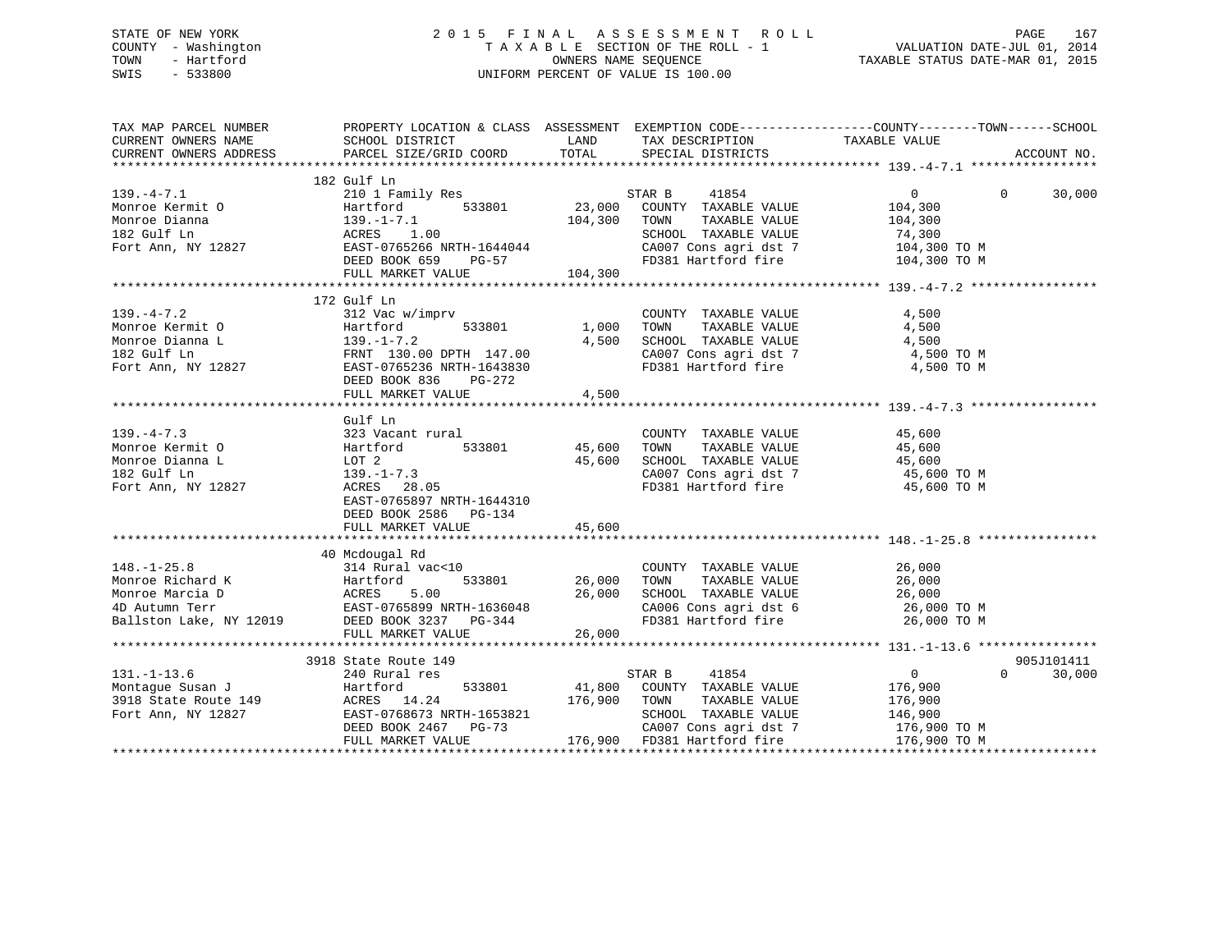STATE OF NEW YORK
COUNTY - Washington
TOWN - Hartford
SWIS - 533800

2 0 1 5 F I N A L A S S E S S M E N T R O L L
T A X A B L E SECTION OF THE ROLL - 1
OWNERS NAME SEQUENCE
UNIFORM PERCENT OF VALUE IS 100.00

VALUATION DATE-JUL 01, 2014
TAXABLE STATUS DATE-MAR 01, 2015

```
TAX MAP PARCEL NUMBER          PROPERTY LOCATION & CLASS  ASSESSMENT  EXEMPTION CODE------------------COUNTY--------TOWN------SCHOOL
CURRENT OWNERS NAME            SCHOOL DISTRICT               LAND      TAX DESCRIPTION             TAXABLE VALUE
CURRENT OWNERS ADDRESS         PARCEL SIZE/GRID COORD        TOTAL     SPECIAL DISTRICTS                                      ACCOUNT NO.
******************************************************************************************************* 139.-4-7.1 *****************
                               182 Gulf Ln
139.-4-7.1                     210 1 Family Res                         STAR B     41854                 0           0      30,000
Monroe Kermit O                Hartford         533801      23,000     COUNTY  TAXABLE VALUE          104,300
Monroe Dianna                  139.-1-7.1                  104,300     TOWN    TAXABLE VALUE          104,300
182 Gulf Ln                    ACRES    1.00                           SCHOOL  TAXABLE VALUE           74,300
Fort Ann, NY 12827             EAST-0765266 NRTH-1644044               CA007 Cons agri dst 7          104,300 TO M
                               DEED BOOK 659    PG-57                  FD381 Hartford fire            104,300 TO M
                               FULL MARKET VALUE           104,300
******************************************************************************************************* 139.-4-7.2 *****************
                               172 Gulf Ln
139.-4-7.2                     312 Vac w/imprv                          COUNTY  TAXABLE VALUE            4,500
Monroe Kermit O                Hartford         533801       1,000     TOWN    TAXABLE VALUE            4,500
Monroe Dianna L                139.-1-7.2                    4,500     SCHOOL  TAXABLE VALUE            4,500
182 Gulf Ln                    FRNT 130.00 DPTH 147.00                 CA007 Cons agri dst 7            4,500 TO M
Fort Ann, NY 12827             EAST-0765236 NRTH-1643830               FD381 Hartford fire              4,500 TO M
                               DEED BOOK 836    PG-272
                               FULL MARKET VALUE             4,500
******************************************************************************************************* 139.-4-7.3 *****************
                               Gulf Ln
139.-4-7.3                     323 Vacant rural                         COUNTY  TAXABLE VALUE           45,600
Monroe Kermit O                Hartford         533801      45,600     TOWN    TAXABLE VALUE           45,600
Monroe Dianna L                LOT 2                        45,600     SCHOOL  TAXABLE VALUE           45,600
182 Gulf Ln                    139.-1-7.3                              CA007 Cons agri dst 7           45,600 TO M
Fort Ann, NY 12827             ACRES   28.05                           FD381 Hartford fire             45,600 TO M
                               EAST-0765897 NRTH-1644310
                               DEED BOOK 2586   PG-134
                               FULL MARKET VALUE            45,600
******************************************************************************************************* 148.-1-25.8 ****************
                               40 Mcdougal Rd
148.-1-25.8                    314 Rural vac<10                         COUNTY  TAXABLE VALUE           26,000
Monroe Richard K               Hartford         533801      26,000     TOWN    TAXABLE VALUE           26,000
Monroe Marcia D                ACRES    5.00                26,000     SCHOOL  TAXABLE VALUE           26,000
4D Autumn Terr                 EAST-0765899 NRTH-1636048               CA006 Cons agri dst 6           26,000 TO M
Ballston Lake, NY 12019        DEED BOOK 3237   PG-344                 FD381 Hartford fire             26,000 TO M
                               FULL MARKET VALUE            26,000
******************************************************************************************************* 131.-1-13.6 ****************
                               3918 State Route 149                                                                   905J101411
131.-1-13.6                    240 Rural res                            STAR B     41854                 0           0      30,000
Montague Susan J               Hartford         533801      41,800     COUNTY  TAXABLE VALUE          176,900
3918 State Route 149           ACRES   14.24               176,900     TOWN    TAXABLE VALUE          176,900
Fort Ann, NY 12827             EAST-0768673 NRTH-1653821               SCHOOL  TAXABLE VALUE          146,900
                               DEED BOOK 2467   PG-73                  CA007 Cons agri dst 7          176,900 TO M
                               FULL MARKET VALUE           176,900     FD381 Hartford fire            176,900 TO M
************************************************************************************************************************************
```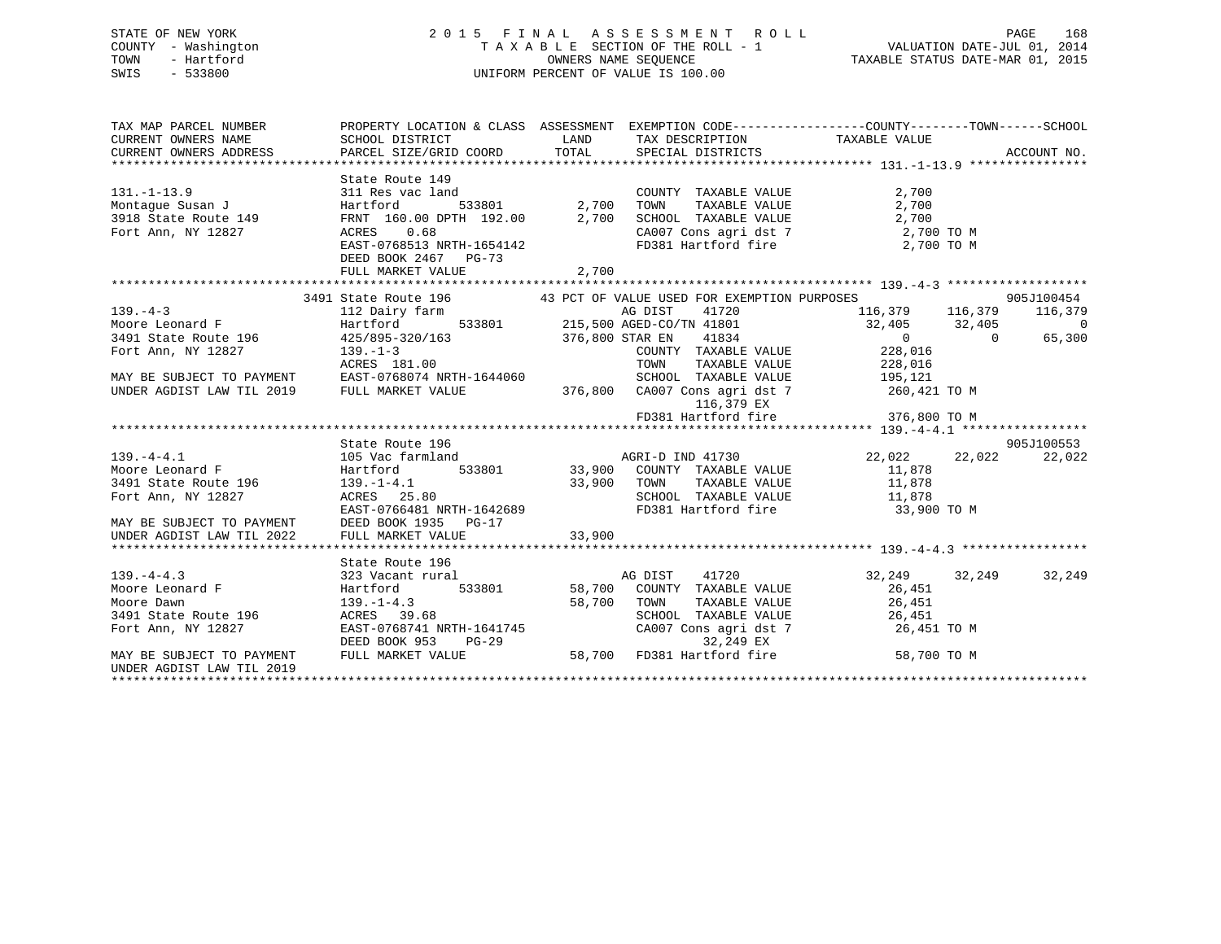STATE OF NEW YORK
COUNTY - Washington
TOWN - Hartford
SWIS - 533800

# 2015 FINAL ASSESSMENT ROLL

TAXABLE SECTION OF THE ROLL - 1
OWNERS NAME SEQUENCE
UNIFORM PERCENT OF VALUE IS 100.00

VALUATION DATE-JUL 01, 2014
TAXABLE STATUS DATE-MAR 01, 2015

```
TAX MAP PARCEL NUMBER        PROPERTY LOCATION & CLASS  ASSESSMENT  EXEMPTION CODE-----------------COUNTY--------TOWN------SCHOOL
CURRENT OWNERS NAME          SCHOOL DISTRICT              LAND      TAX DESCRIPTION              TAXABLE VALUE
CURRENT OWNERS ADDRESS       PARCEL SIZE/GRID COORD       TOTAL     SPECIAL DISTRICTS                                      ACCOUNT NO.
*********************************************************************************************** 131.-1-13.9 ****************
                             State Route 149
131.-1-13.9                  311 Res vac land                        COUNTY  TAXABLE VALUE           2,700
Montague Susan J             Hartford       533801       2,700       TOWN    TAXABLE VALUE           2,700
3918 State Route 149         FRNT 160.00 DPTH 192.00     2,700       SCHOOL  TAXABLE VALUE           2,700
Fort Ann, NY 12827           ACRES    0.68                           CA007 Cons agri dst 7            2,700 TO M
                             EAST-0768513 NRTH-1654142               FD381 Hartford fire              2,700 TO M
                             DEED BOOK 2467   PG-73
                             FULL MARKET VALUE           2,700
*********************************************************************************************** 139.-4-3 *******************
                  3491 State Route 196            43 PCT OF VALUE USED FOR EXEMPTION PURPOSES                      905J100454
139.-4-3                     112 Dairy farm                         AG DIST     41720          116,379    116,379    116,379
Moore Leonard F              Hartford       533801     215,500 AGED-CO/TN 41801                32,405     32,405          0
3491 State Route 196         425/895-320/163           376,800 STAR EN     41834                    0          0     65,300
Fort Ann, NY 12827           139.-1-3                               COUNTY  TAXABLE VALUE          228,016
                             ACRES  181.00                          TOWN    TAXABLE VALUE          228,016
MAY BE SUBJECT TO PAYMENT    EAST-0768074 NRTH-1644060              SCHOOL  TAXABLE VALUE          195,121
UNDER AGDIST LAW TIL 2019    FULL MARKET VALUE         376,800      CA007 Cons agri dst 7            260,421 TO M
                                                                         116,379 EX
                                                                    FD381 Hartford fire              376,800 TO M
*********************************************************************************************** 139.-4-4.1 *****************
                             State Route 196                                                                   905J100553
139.-4-4.1                   105 Vac farmland                       AGRI-D IND 41730                22,022     22,022     22,022
Moore Leonard F              Hartford       533801      33,900      COUNTY  TAXABLE VALUE           11,878
3491 State Route 196         139.-1-4.1                 33,900      TOWN    TAXABLE VALUE           11,878
Fort Ann, NY 12827           ACRES   25.80                          SCHOOL  TAXABLE VALUE           11,878
                             EAST-0766481 NRTH-1642689              FD381 Hartford fire               33,900 TO M
MAY BE SUBJECT TO PAYMENT    DEED BOOK 1935   PG-17
UNDER AGDIST LAW TIL 2022    FULL MARKET VALUE          33,900
*********************************************************************************************** 139.-4-4.3 *****************
                             State Route 196
139.-4-4.3                   323 Vacant rural                       AG DIST     41720           32,249     32,249     32,249
Moore Leonard F              Hartford       533801      58,700      COUNTY  TAXABLE VALUE           26,451
Moore Dawn                   139.-1-4.3                 58,700      TOWN    TAXABLE VALUE           26,451
3491 State Route 196         ACRES   39.68                          SCHOOL  TAXABLE VALUE           26,451
Fort Ann, NY 12827           EAST-0768741 NRTH-1641745              CA007 Cons agri dst 7             26,451 TO M
                             DEED BOOK 953    PG-29                      32,249 EX
MAY BE SUBJECT TO PAYMENT    FULL MARKET VALUE          58,700      FD381 Hartford fire               58,700 TO M
UNDER AGDIST LAW TIL 2019
*****************************************************************************************************************************
```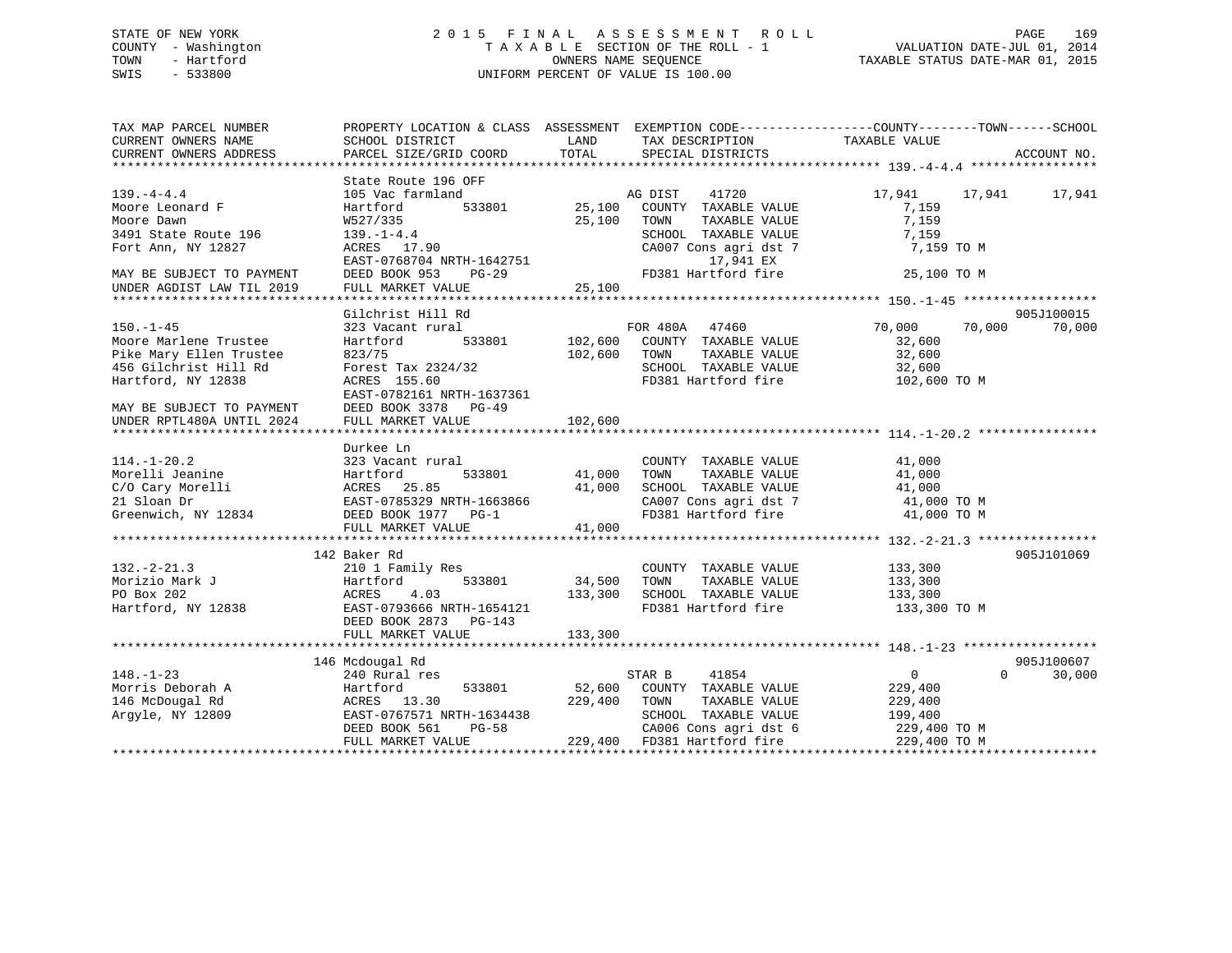STATE OF NEW YORK
COUNTY - Washington
TOWN - Hartford
SWIS - 533800

2015 FINAL ASSESSMENT ROLL
TAXABLE SECTION OF THE ROLL - 1
OWNERS NAME SEQUENCE
UNIFORM PERCENT OF VALUE IS 100.00

VALUATION DATE-JUL 01, 2014
TAXABLE STATUS DATE-MAR 01, 2015

```
TAX MAP PARCEL NUMBER          PROPERTY LOCATION & CLASS  ASSESSMENT  EXEMPTION CODE------------------COUNTY--------TOWN------SCHOOL
CURRENT OWNERS NAME            SCHOOL DISTRICT              LAND      TAX DESCRIPTION            TAXABLE VALUE
CURRENT OWNERS ADDRESS         PARCEL SIZE/GRID COORD       TOTAL     SPECIAL DISTRICTS                                  ACCOUNT NO.
******************************************************************************************************* 139.-4-4.4 *****************
                               State Route 196 OFF
139.-4-4.4                     105 Vac farmland                       AG DIST    41720           17,941     17,941      17,941
Moore Leonard F                Hartford          533801     25,100    COUNTY  TAXABLE VALUE           7,159
Moore Dawn                     W527/335                     25,100    TOWN    TAXABLE VALUE           7,159
3491 State Route 196           139.-1-4.4                             SCHOOL  TAXABLE VALUE           7,159
Fort Ann, NY 12827             ACRES  17.90                           CA007 Cons agri dst 7           7,159 TO M
                               EAST-0768704 NRTH-1642751                      17,941 EX
MAY BE SUBJECT TO PAYMENT      DEED BOOK 953    PG-29                 FD381 Hartford fire            25,100 TO M
UNDER AGDIST LAW TIL 2019      FULL MARKET VALUE            25,100
******************************************************************************************************* 150.-1-45 ******************
                               Gilchrist Hill Rd                                                                    905J100015
150.-1-45                      323 Vacant rural                       FOR 480A   47460           70,000     70,000      70,000
Moore Marlene Trustee          Hartford          533801    102,600    COUNTY  TAXABLE VALUE          32,600
Pike Mary Ellen Trustee        823/75                      102,600    TOWN    TAXABLE VALUE          32,600
456 Gilchrist Hill Rd          Forest Tax 2324/32                     SCHOOL  TAXABLE VALUE          32,600
Hartford, NY 12838             ACRES 155.60                           FD381 Hartford fire           102,600 TO M
                               EAST-0782161 NRTH-1637361
MAY BE SUBJECT TO PAYMENT      DEED BOOK 3378   PG-49
UNDER RPTL480A UNTIL 2024      FULL MARKET VALUE           102,600
******************************************************************************************************* 114.-1-20.2 ****************
                               Durkee Ln
114.-1-20.2                    323 Vacant rural                       COUNTY  TAXABLE VALUE          41,000
Morelli Jeanine                Hartford          533801     41,000    TOWN    TAXABLE VALUE          41,000
C/O Cary Morelli               ACRES  25.85                 41,000    SCHOOL  TAXABLE VALUE          41,000
21 Sloan Dr                    EAST-0785329 NRTH-1663866              CA007 Cons agri dst 7          41,000 TO M
Greenwich, NY 12834            DEED BOOK 1977   PG-1                  FD381 Hartford fire            41,000 TO M
                               FULL MARKET VALUE            41,000
******************************************************************************************************* 132.-2-21.3 ****************
                               142 Baker Rd                                                                         905J101069
132.-2-21.3                    210 1 Family Res                       COUNTY  TAXABLE VALUE         133,300
Morizio Mark J                 Hartford          533801     34,500    TOWN    TAXABLE VALUE         133,300
PO Box 202                     ACRES   4.03                133,300    SCHOOL  TAXABLE VALUE         133,300
Hartford, NY 12838             EAST-0793666 NRTH-1654121              FD381 Hartford fire           133,300 TO M
                               DEED BOOK 2873   PG-143
                               FULL MARKET VALUE           133,300
******************************************************************************************************* 148.-1-23 ******************
                               146 Mcdougal Rd                                                                      905J100607
148.-1-23                      240 Rural res                          STAR B     41854                0          0      30,000
Morris Deborah A               Hartford          533801     52,600    COUNTY  TAXABLE VALUE         229,400
146 McDougal Rd                ACRES  13.30                229,400    TOWN    TAXABLE VALUE         229,400
Argyle, NY 12809               EAST-0767571 NRTH-1634438              SCHOOL  TAXABLE VALUE         199,400
                               DEED BOOK 561    PG-58                 CA006 Cons agri dst 6         229,400 TO M
                               FULL MARKET VALUE           229,400    FD381 Hartford fire           229,400 TO M
************************************************************************************************************************************
```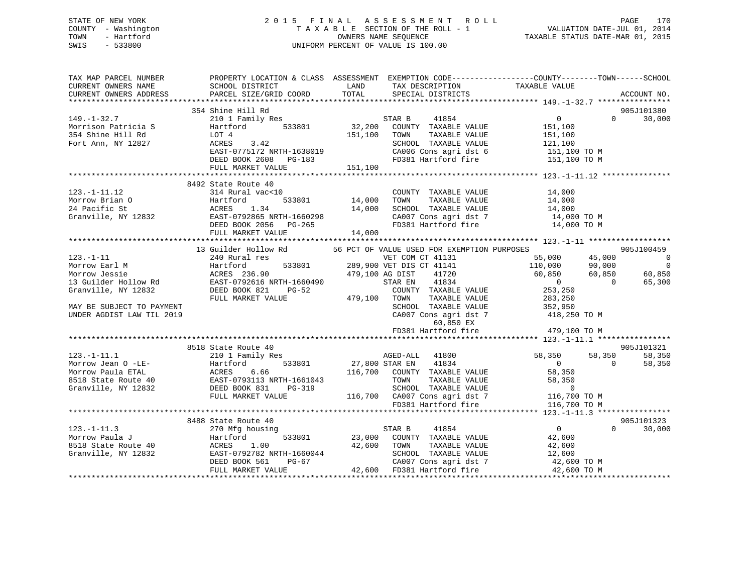STATE OF NEW YORK
COUNTY - Washington
TOWN - Hartford
SWIS - 533800

# 2015 FINAL ASSESSMENT ROLL

TAXABLE SECTION OF THE ROLL - 1
OWNERS NAME SEQUENCE
UNIFORM PERCENT OF VALUE IS 100.00

VALUATION DATE-JUL 01, 2014
TAXABLE STATUS DATE-MAR 01, 2015

```
TAX MAP PARCEL NUMBER          PROPERTY LOCATION & CLASS  ASSESSMENT  EXEMPTION CODE-----------------COUNTY--------TOWN------SCHOOL
CURRENT OWNERS NAME            SCHOOL DISTRICT               LAND      TAX DESCRIPTION              TAXABLE VALUE
CURRENT OWNERS ADDRESS         PARCEL SIZE/GRID COORD        TOTAL     SPECIAL DISTRICTS                                     ACCOUNT NO.
******************************************************************************************************* 149.-1-32.7 ****************
                               354 Shine Hill Rd                                                                           905J101380
149.-1-32.7                    210 1 Family Res                        STAR B       41854              0            0       30,000
Morrison Patricia S            Hartford          533801     32,200    COUNTY  TAXABLE VALUE          151,100
354 Shine Hill Rd              LOT 4                        151,100   TOWN    TAXABLE VALUE          151,100
Fort Ann, NY 12827             ACRES     3.42                          SCHOOL  TAXABLE VALUE          121,100
                               EAST-0775172 NRTH-1638019               CA006 Cons agri dst 6           151,100 TO M
                               DEED BOOK 2608    PG-183                FD381 Hartford fire             151,100 TO M
                               FULL MARKET VALUE            151,100
******************************************************************************************************* 123.-1-11.12 ***************
                               8492 State Route 40
123.-1-11.12                   314 Rural vac<10                        COUNTY  TAXABLE VALUE           14,000
Morrow Brian O                 Hartford          533801     14,000    TOWN    TAXABLE VALUE           14,000
24 Pacific St                  ACRES     1.34               14,000    SCHOOL  TAXABLE VALUE           14,000
Granville, NY 12832            EAST-0792865 NRTH-1660298               CA007 Cons agri dst 7            14,000 TO M
                               DEED BOOK 2056    PG-265                FD381 Hartford fire              14,000 TO M
                               FULL MARKET VALUE             14,000
******************************************************************************************************* 123.-1-11 ******************
                               13 Guilder Hollow Rd         56 PCT OF VALUE USED FOR EXEMPTION PURPOSES                    905J100459
123.-1-11                      240 Rural res                           VET COM CT 41131            55,000       45,000            0
Morrow Earl M                  Hartford          533801    289,900    VET DIS CT 41141           110,000       90,000            0
Morrow Jessie                  ACRES   236.90              479,100    AG DIST      41720          60,850       60,850       60,850
13 Guilder Hollow Rd           EAST-0792616 NRTH-1660490               STAR EN      41834               0            0       65,300
Granville, NY 12832            DEED BOOK 821     PG-52                 COUNTY  TAXABLE VALUE          253,250
                               FULL MARKET VALUE            479,100   TOWN    TAXABLE VALUE          283,250
MAY BE SUBJECT TO PAYMENT                                              SCHOOL  TAXABLE VALUE          352,950
UNDER AGDIST LAW TIL 2019                                              CA007 Cons agri dst 7           418,250 TO M
                                                                             60,850 EX
                                                                       FD381 Hartford fire             479,100 TO M
******************************************************************************************************* 123.-1-11.1 ****************
                               8518 State Route 40                                                                         905J101321
123.-1-11.1                    210 1 Family Res                        AGED-ALL     41800          58,350       58,350       58,350
Morrow Jean O -LE-             Hartford          533801     27,800    STAR EN      41834               0            0       58,350
Morrow Paula ETAL              ACRES     6.66              116,700    COUNTY  TAXABLE VALUE           58,350
8518 State Route 40            EAST-0793113 NRTH-1661043               TOWN    TAXABLE VALUE           58,350
Granville, NY 12832            DEED BOOK 831     PG-319                SCHOOL  TAXABLE VALUE                0
                               FULL MARKET VALUE            116,700   CA007 Cons agri dst 7           116,700 TO M
                                                                       FD381 Hartford fire             116,700 TO M
******************************************************************************************************* 123.-1-11.3 ****************
                               8488 State Route 40                                                                         905J101323
123.-1-11.3                    270 Mfg housing                         STAR B       41854              0            0       30,000
Morrow Paula J                 Hartford          533801     23,000    COUNTY  TAXABLE VALUE           42,600
8518 State Route 40            ACRES     1.00               42,600    TOWN    TAXABLE VALUE           42,600
Granville, NY 12832            EAST-0792782 NRTH-1660044               SCHOOL  TAXABLE VALUE           12,600
                               DEED BOOK 561     PG-67                 CA007 Cons agri dst 7            42,600 TO M
                               FULL MARKET VALUE             42,600   FD381 Hartford fire              42,600 TO M
************************************************************************************************************************************
```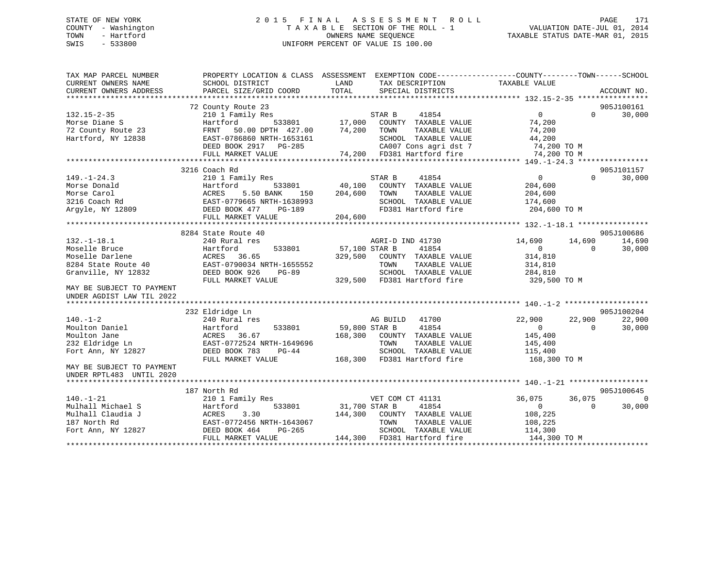STATE OF NEW YORK
COUNTY - Washington
TOWN - Hartford
SWIS - 533800

# 2015 FINAL ASSESSMENT ROLL
TAXABLE SECTION OF THE ROLL - 1
OWNERS NAME SEQUENCE
UNIFORM PERCENT OF VALUE IS 100.00

VALUATION DATE-JUL 01, 2014
TAXABLE STATUS DATE-MAR 01, 2015

```
TAX MAP PARCEL NUMBER         PROPERTY LOCATION & CLASS  ASSESSMENT  EXEMPTION CODE------------------COUNTY--------TOWN------SCHOOL
CURRENT OWNERS NAME           SCHOOL DISTRICT               LAND      TAX DESCRIPTION              TAXABLE VALUE
CURRENT OWNERS ADDRESS        PARCEL SIZE/GRID COORD        TOTAL     SPECIAL DISTRICTS                                     ACCOUNT NO.
******************************************************************************************************* 132.15-2-35 ****************
                         72 County Route 23                                                                                905J100161
132.15-2-35              210 1 Family Res                    STAR B    41854                 0            0       30,000
Morse Diane S            Hartford        533801     17,000   COUNTY  TAXABLE VALUE          74,200
72 County Route 23       FRNT  50.00 DPTH 427.00    74,200   TOWN    TAXABLE VALUE          74,200
Hartford, NY 12838       EAST-0786860 NRTH-1653161           SCHOOL  TAXABLE VALUE          44,200
                         DEED BOOK 2917  PG-285              CA007 Cons agri dst 7           74,200 TO M
                         FULL MARKET VALUE          74,200   FD381 Hartford fire             74,200 TO M
******************************************************************************************************* 149.-1-24.3 ****************
                         3216 Coach Rd                                                                                      905J101157
149.-1-24.3              210 1 Family Res                    STAR B    41854                 0            0       30,000
Morse Donald             Hartford        533801     40,100   COUNTY  TAXABLE VALUE         204,600
Morse Carol              ACRES    5.50 BANK    150 204,600   TOWN    TAXABLE VALUE         204,600
3216 Coach Rd            EAST-0779665 NRTH-1638993           SCHOOL  TAXABLE VALUE         174,600
Argyle, NY 12809         DEED BOOK 477   PG-189              FD381 Hartford fire            204,600 TO M
                         FULL MARKET VALUE         204,600
******************************************************************************************************* 132.-1-18.1 ****************
                         8284 State Route 40                                                                               905J100686
132.-1-18.1              240 Rural res                       AGRI-D IND 41730           14,690       14,690       14,690
Moselle Bruce            Hartford        533801     57,100 STAR B    41854                   0            0       30,000
Moselle Darlene          ACRES   36.65             329,500   COUNTY  TAXABLE VALUE         314,810
8284 State Route 40      EAST-0790034 NRTH-1655552           TOWN    TAXABLE VALUE         314,810
Granville, NY 12832      DEED BOOK 926   PG-89               SCHOOL  TAXABLE VALUE         284,810
                         FULL MARKET VALUE         329,500   FD381 Hartford fire            329,500 TO M
MAY BE SUBJECT TO PAYMENT
UNDER AGDIST LAW TIL 2022
******************************************************************************************************* 140.-1-2 *******************
                         232 Eldridge Ln                                                                                   905J100204
140.-1-2                 240 Rural res                       AG BUILD   41700           22,900       22,900       22,900
Moulton Daniel           Hartford        533801     59,800 STAR B    41854                   0            0       30,000
Moulton Jane             ACRES   36.67             168,300   COUNTY  TAXABLE VALUE         145,400
232 Eldridge Ln          EAST-0772524 NRTH-1649696           TOWN    TAXABLE VALUE         145,400
Fort Ann, NY 12827       DEED BOOK 783   PG-44               SCHOOL  TAXABLE VALUE         115,400
                         FULL MARKET VALUE         168,300   FD381 Hartford fire            168,300 TO M
MAY BE SUBJECT TO PAYMENT
UNDER RPTL483  UNTIL 2020
******************************************************************************************************* 140.-1-21 ******************
                         187 North Rd                                                                                      905J100645
140.-1-21                210 1 Family Res                    VET COM CT 41131           36,075       36,075            0
Mulhall Michael S        Hartford        533801     31,700 STAR B    41854                   0            0       30,000
Mulhall Claudia J        ACRES    3.30             144,300   COUNTY  TAXABLE VALUE         108,225
187 North Rd             EAST-0772456 NRTH-1643067           TOWN    TAXABLE VALUE         108,225
Fort Ann, NY 12827       DEED BOOK 464   PG-265              SCHOOL  TAXABLE VALUE         114,300
                         FULL MARKET VALUE         144,300   FD381 Hartford fire            144,300 TO M
************************************************************************************************************************************
```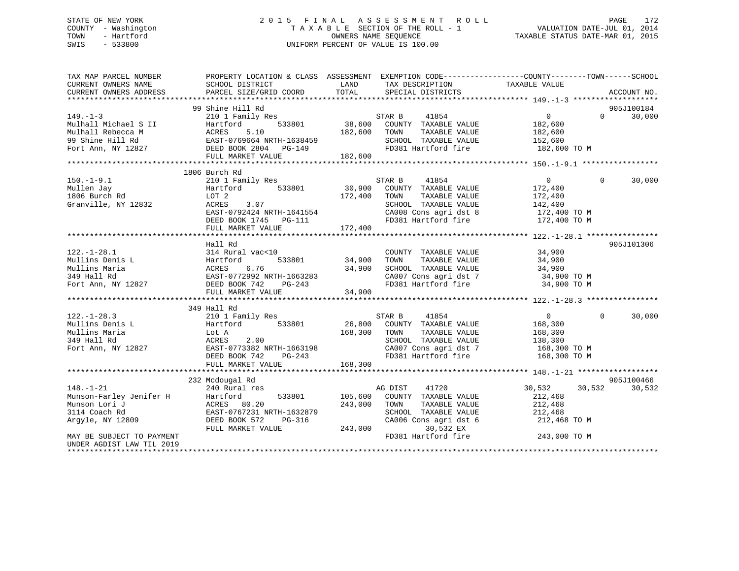STATE OF NEW YORK
COUNTY - Washington
TOWN - Hartford
SWIS - 533800

2015 FINAL ASSESSMENT ROLL
TAXABLE SECTION OF THE ROLL - 1
OWNERS NAME SEQUENCE
UNIFORM PERCENT OF VALUE IS 100.00

VALUATION DATE-JUL 01, 2014
TAXABLE STATUS DATE-MAR 01, 2015

```
TAX MAP PARCEL NUMBER          PROPERTY LOCATION & CLASS  ASSESSMENT  EXEMPTION CODE-----------------COUNTY--------TOWN------SCHOOL
CURRENT OWNERS NAME            SCHOOL DISTRICT               LAND      TAX DESCRIPTION            TAXABLE VALUE
CURRENT OWNERS ADDRESS         PARCEL SIZE/GRID COORD       TOTAL      SPECIAL DISTRICTS                                    ACCOUNT NO.
******************************************************************************************************* 149.-1-3 ******************
                          99 Shine Hill Rd                                                                              905J100184
149.-1-3                       210 1 Family Res                      STAR B    41854                  0         0     30,000
Mulhall Michael S II           Hartford         533801      38,600   COUNTY  TAXABLE VALUE        182,600
Mulhall Rebecca M              ACRES    5.10               182,600   TOWN    TAXABLE VALUE        182,600
99 Shine Hill Rd               EAST-0769664 NRTH-1638459             SCHOOL  TAXABLE VALUE        152,600
Fort Ann, NY 12827             DEED BOOK 2804   PG-149               FD381 Hartford fire           182,600 TO M
                               FULL MARKET VALUE           182,600
******************************************************************************************************* 150.-1-9.1 ****************
                          1806 Burch Rd
150.-1-9.1                     210 1 Family Res                      STAR B    41854                  0         0     30,000
Mullen Jay                     Hartford         533801      30,900   COUNTY  TAXABLE VALUE        172,400
1806 Burch Rd                  LOT 2                       172,400   TOWN    TAXABLE VALUE        172,400
Granville, NY 12832            ACRES    3.07                         SCHOOL  TAXABLE VALUE        142,400
                               EAST-0792424 NRTH-1641554             CA008 Cons agri dst 8          172,400 TO M
                               DEED BOOK 1745   PG-111               FD381 Hartford fire            172,400 TO M
                               FULL MARKET VALUE           172,400
******************************************************************************************************* 122.-1-28.1 ***************
                               Hall Rd                                                                                  905J101306
122.-1-28.1                    314 Rural vac<10                      COUNTY  TAXABLE VALUE         34,900
Mullins Denis L                Hartford         533801      34,900   TOWN    TAXABLE VALUE         34,900
Mullins Maria                  ACRES    6.76                34,900   SCHOOL  TAXABLE VALUE         34,900
349 Hall Rd                    EAST-0772992 NRTH-1663283             CA007 Cons agri dst 7           34,900 TO M
Fort Ann, NY 12827             DEED BOOK 742    PG-243               FD381 Hartford fire             34,900 TO M
                               FULL MARKET VALUE            34,900
******************************************************************************************************* 122.-1-28.3 ***************
                          349 Hall Rd
122.-1-28.3                    210 1 Family Res                      STAR B    41854                  0         0     30,000
Mullins Denis L                Hartford         533801      26,800   COUNTY  TAXABLE VALUE        168,300
Mullins Maria                  Lot A                       168,300   TOWN    TAXABLE VALUE        168,300
349 Hall Rd                    ACRES    2.00                         SCHOOL  TAXABLE VALUE        138,300
Fort Ann, NY 12827             EAST-0773382 NRTH-1663198             CA007 Cons agri dst 7          168,300 TO M
                               DEED BOOK 742    PG-243               FD381 Hartford fire            168,300 TO M
                               FULL MARKET VALUE           168,300
******************************************************************************************************* 148.-1-21 *****************
                          232 Mcdougal Rd                                                                               905J100466
148.-1-21                      240 Rural res                         AG DIST   41720             30,532    30,532     30,532
Munson-Farley Jenifer H        Hartford         533801     105,600   COUNTY  TAXABLE VALUE        212,468
Munson Lori J                  ACRES   80.20               243,000   TOWN    TAXABLE VALUE        212,468
3114 Coach Rd                  EAST-0767231 NRTH-1632879             SCHOOL  TAXABLE VALUE        212,468
Argyle, NY 12809               DEED BOOK 572    PG-316               CA006 Cons agri dst 6          212,468 TO M
                               FULL MARKET VALUE           243,000         30,532 EX
MAY BE SUBJECT TO PAYMENT                                            FD381 Hartford fire            243,000 TO M
UNDER AGDIST LAW TIL 2019
************************************************************************************************************************************
```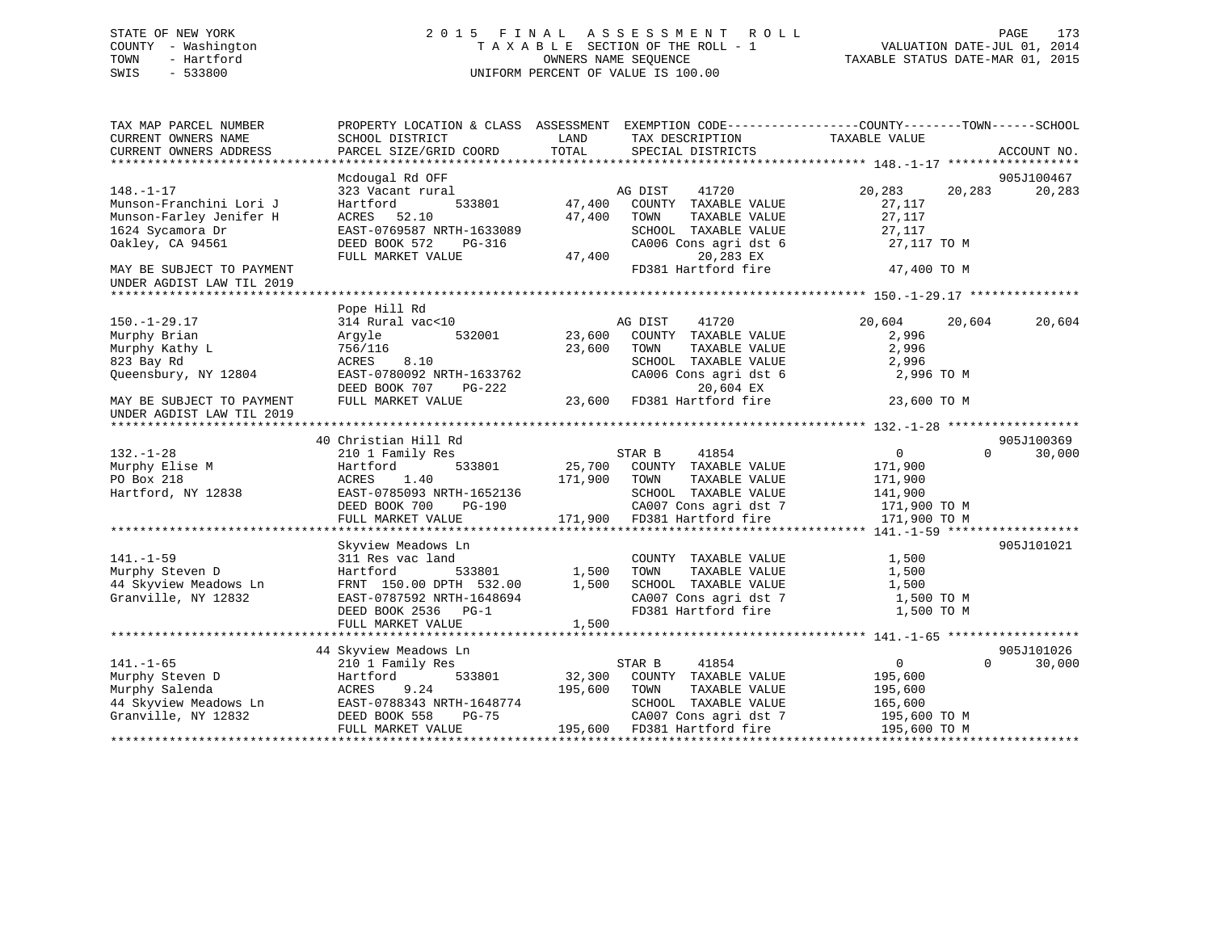STATE OF NEW YORK
COUNTY - Washington
TOWN - Hartford
SWIS - 533800

2 0 1 5 F I N A L A S S E S S M E N T R O L L
T A X A B L E SECTION OF THE ROLL - 1
OWNERS NAME SEQUENCE
UNIFORM PERCENT OF VALUE IS 100.00

VALUATION DATE-JUL 01, 2014
TAXABLE STATUS DATE-MAR 01, 2015

```
TAX MAP PARCEL NUMBER          PROPERTY LOCATION & CLASS  ASSESSMENT  EXEMPTION CODE-----------------COUNTY--------TOWN------SCHOOL
CURRENT OWNERS NAME            SCHOOL DISTRICT               LAND      TAX DESCRIPTION             TAXABLE VALUE
CURRENT OWNERS ADDRESS         PARCEL SIZE/GRID COORD        TOTAL     SPECIAL DISTRICTS                                     ACCOUNT NO.
******************************************************************************************************* 148.-1-17 *****************
                               Mcdougal Rd OFF                                                                               905J100467
148.-1-17                      323 Vacant rural                        AG DIST     41720            20,283      20,283      20,283
Munson-Franchini Lori J        Hartford         533801       47,400    COUNTY  TAXABLE VALUE          27,117
Munson-Farley Jenifer H        ACRES   52.10                 47,400    TOWN    TAXABLE VALUE          27,117
1624 Sycamora Dr               EAST-0769587 NRTH-1633089               SCHOOL  TAXABLE VALUE          27,117
Oakley, CA 94561               DEED BOOK 572    PG-316                 CA006 Cons agri dst 6            27,117 TO M
                               FULL MARKET VALUE             47,400            20,283 EX
MAY BE SUBJECT TO PAYMENT                                              FD381 Hartford fire              47,400 TO M
UNDER AGDIST LAW TIL 2019
******************************************************************************************************* 150.-1-29.17 **************
                               Pope Hill Rd
150.-1-29.17                   314 Rural vac<10                        AG DIST     41720            20,604      20,604      20,604
Murphy Brian                   Argyle           532001       23,600    COUNTY  TAXABLE VALUE           2,996
Murphy Kathy L                 756/116                       23,600    TOWN    TAXABLE VALUE           2,996
823 Bay Rd                     ACRES    8.10                           SCHOOL  TAXABLE VALUE           2,996
Queensbury, NY 12804           EAST-0780092 NRTH-1633762               CA006 Cons agri dst 6             2,996 TO M
                               DEED BOOK 707    PG-222                         20,604 EX
MAY BE SUBJECT TO PAYMENT      FULL MARKET VALUE             23,600    FD381 Hartford fire              23,600 TO M
UNDER AGDIST LAW TIL 2019
******************************************************************************************************* 132.-1-28 *****************
                               40 Christian Hill Rd                                                                          905J100369
132.-1-28                      210 1 Family Res                        STAR B      41854                 0           0      30,000
Murphy Elise M                 Hartford         533801       25,700    COUNTY  TAXABLE VALUE         171,900
PO Box 218                     ACRES    1.40                171,900    TOWN    TAXABLE VALUE         171,900
Hartford, NY 12838             EAST-0785093 NRTH-1652136               SCHOOL  TAXABLE VALUE         141,900
                               DEED BOOK 700    PG-190                 CA007 Cons agri dst 7           171,900 TO M
                               FULL MARKET VALUE            171,900    FD381 Hartford fire             171,900 TO M
******************************************************************************************************* 141.-1-59 *****************
                               Skyview Meadows Ln                                                                            905J101021
141.-1-59                      311 Res vac land                        COUNTY  TAXABLE VALUE           1,500
Murphy Steven D                Hartford         533801        1,500    TOWN    TAXABLE VALUE           1,500
44 Skyview Meadows Ln          FRNT 150.00 DPTH 532.00        1,500    SCHOOL  TAXABLE VALUE           1,500
Granville, NY 12832            EAST-0787592 NRTH-1648694               CA007 Cons agri dst 7             1,500 TO M
                               DEED BOOK 2536   PG-1                   FD381 Hartford fire               1,500 TO M
                               FULL MARKET VALUE              1,500
******************************************************************************************************* 141.-1-65 *****************
                               44 Skyview Meadows Ln                                                                         905J101026
141.-1-65                      210 1 Family Res                        STAR B      41854                 0           0      30,000
Murphy Steven D                Hartford         533801       32,300    COUNTY  TAXABLE VALUE         195,600
Murphy Salenda                 ACRES    9.24                195,600    TOWN    TAXABLE VALUE         195,600
44 Skyview Meadows Ln          EAST-0788343 NRTH-1648774               SCHOOL  TAXABLE VALUE         165,600
Granville, NY 12832            DEED BOOK 558    PG-75                  CA007 Cons agri dst 7           195,600 TO M
                               FULL MARKET VALUE            195,600    FD381 Hartford fire             195,600 TO M
************************************************************************************************************************************
```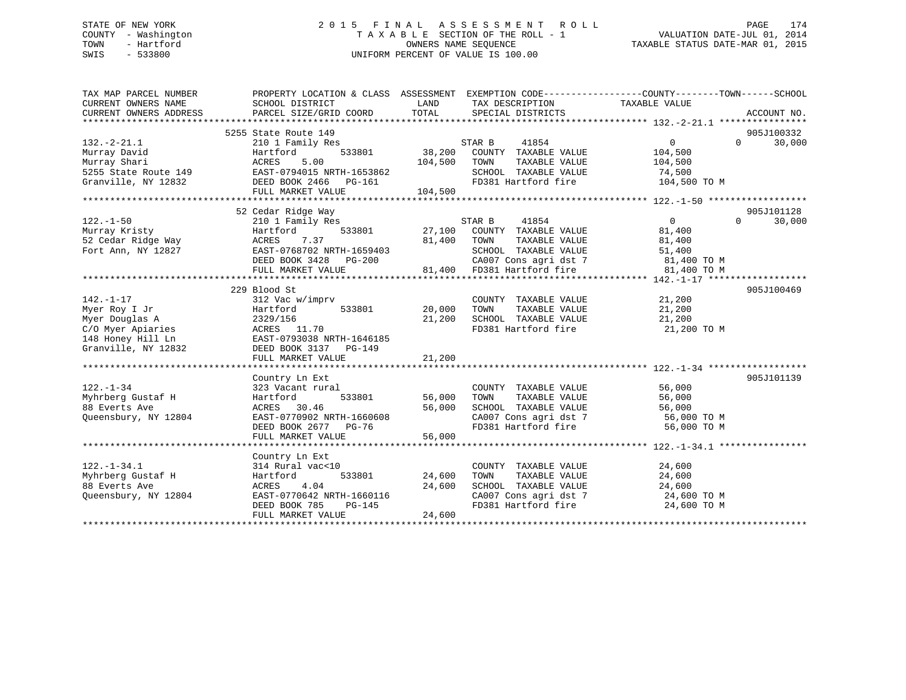STATE OF NEW YORK
COUNTY - Washington
TOWN - Hartford
SWIS - 533800

# 2015 FINAL ASSESSMENT ROLL
TAXABLE SECTION OF THE ROLL - 1
OWNERS NAME SEQUENCE
UNIFORM PERCENT OF VALUE IS 100.00

VALUATION DATE-JUL 01, 2014
TAXABLE STATUS DATE-MAR 01, 2015

```
TAX MAP PARCEL NUMBER      PROPERTY LOCATION & CLASS  ASSESSMENT  EXEMPTION CODE------------------COUNTY--------TOWN------SCHOOL
CURRENT OWNERS NAME        SCHOOL DISTRICT              LAND      TAX DESCRIPTION             TAXABLE VALUE
CURRENT OWNERS ADDRESS     PARCEL SIZE/GRID COORD       TOTAL     SPECIAL DISTRICTS                                      ACCOUNT NO.
******************************************************************************************* 132.-2-21.1 ****************
                           5255 State Route 149                                                                        905J100332
132.-2-21.1                210 1 Family Res                       STAR B      41854              0              0       30,000
Murray David               Hartford        533801       38,200    COUNTY  TAXABLE VALUE          104,500
Murray Shari               ACRES    5.00               104,500    TOWN    TAXABLE VALUE          104,500
5255 State Route 149       EAST-0794015 NRTH-1653862              SCHOOL  TAXABLE VALUE           74,500
Granville, NY 12832        DEED BOOK 2466   PG-161                FD381 Hartford fire            104,500 TO M
                           FULL MARKET VALUE           104,500
******************************************************************************************* 122.-1-50 ******************
                           52 Cedar Ridge Way                                                                          905J101128
122.-1-50                  210 1 Family Res                       STAR B      41854              0              0       30,000
Murray Kristy              Hartford        533801       27,100    COUNTY  TAXABLE VALUE           81,400
52 Cedar Ridge Way         ACRES    7.37                81,400    TOWN    TAXABLE VALUE           81,400
Fort Ann, NY 12827         EAST-0768702 NRTH-1659403              SCHOOL  TAXABLE VALUE           51,400
                           DEED BOOK 3428   PG-200                CA007 Cons agri dst 7           81,400 TO M
                           FULL MARKET VALUE            81,400    FD381 Hartford fire             81,400 TO M
******************************************************************************************* 142.-1-17 ******************
                           229 Blood St                                                                                905J100469
142.-1-17                  312 Vac w/imprv                        COUNTY  TAXABLE VALUE           21,200
Myer Roy I Jr              Hartford        533801       20,000    TOWN    TAXABLE VALUE           21,200
Myer Douglas A             2329/156                     21,200    SCHOOL  TAXABLE VALUE           21,200
C/O Myer Apiaries          ACRES   11.70                          FD381 Hartford fire             21,200 TO M
148 Honey Hill Ln          EAST-0793038 NRTH-1646185
Granville, NY 12832        DEED BOOK 3137   PG-149
                           FULL MARKET VALUE            21,200
******************************************************************************************* 122.-1-34 ******************
                           Country Ln Ext                                                                              905J101139
122.-1-34                  323 Vacant rural                       COUNTY  TAXABLE VALUE           56,000
Myhrberg Gustaf H          Hartford        533801       56,000    TOWN    TAXABLE VALUE           56,000
88 Everts Ave              ACRES   30.46                56,000    SCHOOL  TAXABLE VALUE           56,000
Queensbury, NY 12804       EAST-0770902 NRTH-1660608              CA007 Cons agri dst 7           56,000 TO M
                           DEED BOOK 2677   PG-76                 FD381 Hartford fire             56,000 TO M
                           FULL MARKET VALUE            56,000
******************************************************************************************* 122.-1-34.1 ****************
                           Country Ln Ext
122.-1-34.1                314 Rural vac<10                       COUNTY  TAXABLE VALUE           24,600
Myhrberg Gustaf H          Hartford        533801       24,600    TOWN    TAXABLE VALUE           24,600
88 Everts Ave              ACRES    4.04                24,600    SCHOOL  TAXABLE VALUE           24,600
Queensbury, NY 12804       EAST-0770642 NRTH-1660116              CA007 Cons agri dst 7           24,600 TO M
                           DEED BOOK 785    PG-145                FD381 Hartford fire             24,600 TO M
                           FULL MARKET VALUE            24,600
************************************************************************************************************************
```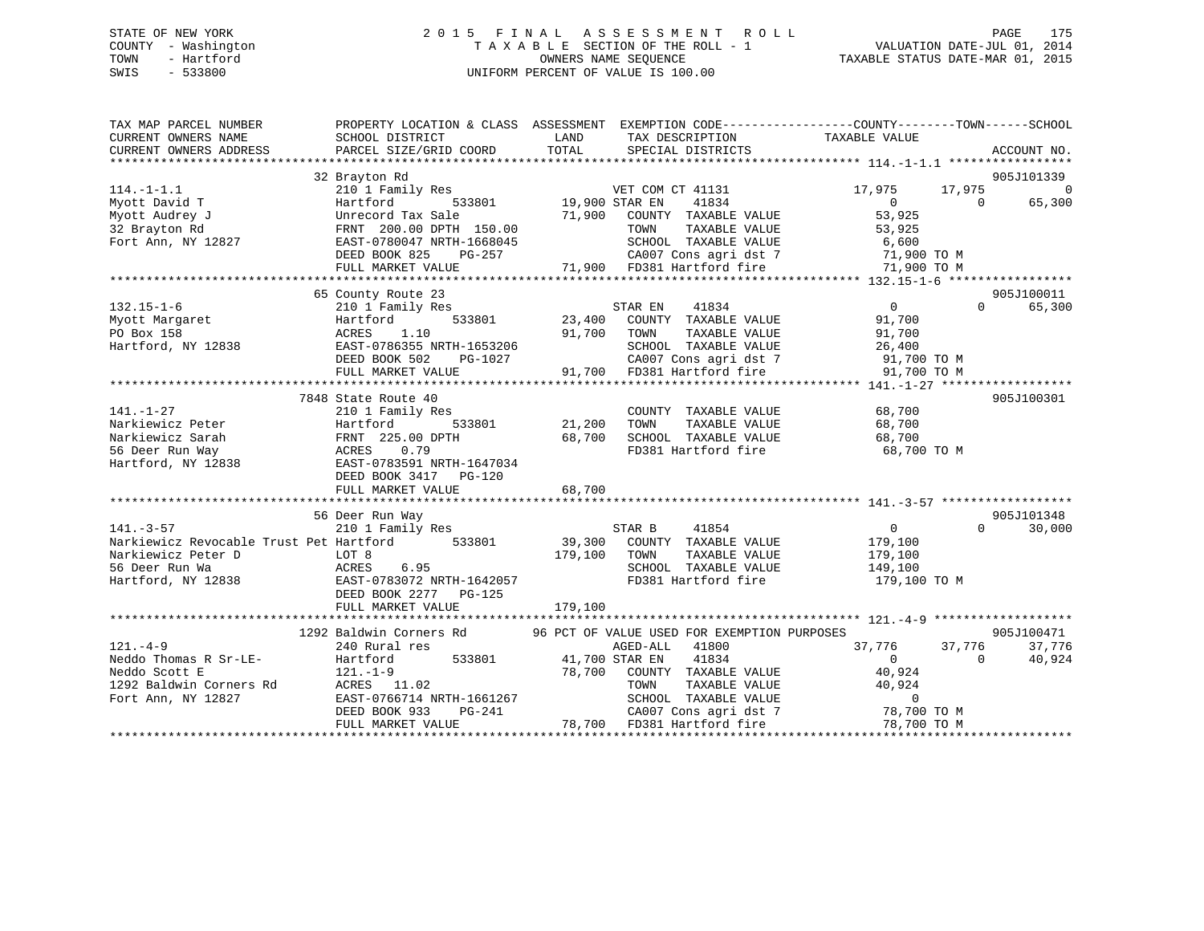STATE OF NEW YORK
COUNTY - Washington
TOWN - Hartford
SWIS - 533800

# 2015 FINAL ASSESSMENT ROLL

TAXABLE SECTION OF THE ROLL - 1
OWNERS NAME SEQUENCE
UNIFORM PERCENT OF VALUE IS 100.00

VALUATION DATE-JUL 01, 2014
TAXABLE STATUS DATE-MAR 01, 2015

```
TAX MAP PARCEL NUMBER          PROPERTY LOCATION & CLASS  ASSESSMENT  EXEMPTION CODE-----------------COUNTY--------TOWN------SCHOOL
CURRENT OWNERS NAME            SCHOOL DISTRICT             LAND        TAX DESCRIPTION            TAXABLE VALUE
CURRENT OWNERS ADDRESS         PARCEL SIZE/GRID COORD      TOTAL       SPECIAL DISTRICTS                                      ACCOUNT NO.
******************************************************************************************************* 114.-1-1.1 *****************
                    32 Brayton Rd                                                                                       905J101339
114.-1-1.1                     210 1 Family Res                  VET COM CT 41131           17,975      17,975             0
Myott David T                  Hartford       533801      19,900 STAR EN    41834                0           0        65,300
Myott Audrey J                 Unrecord Tax Sale          71,900    COUNTY  TAXABLE VALUE      53,925
32 Brayton Rd                  FRNT 200.00 DPTH 150.00               TOWN    TAXABLE VALUE      53,925
Fort Ann, NY 12827             EAST-0780047 NRTH-1668045             SCHOOL  TAXABLE VALUE       6,600
                               DEED BOOK 825    PG-257               CA007 Cons agri dst 7      71,900 TO M
                               FULL MARKET VALUE          71,900 FD381 Hartford fire          71,900 TO M
******************************************************************************************************* 132.15-1-6 *****************
                    65 County Route 23                                                                                  905J100011
132.15-1-6                     210 1 Family Res                  STAR EN    41834                0           0        65,300
Myott Margaret                 Hartford       533801      23,400    COUNTY  TAXABLE VALUE      91,700
PO Box 158                     ACRES    1.10              91,700    TOWN    TAXABLE VALUE      91,700
Hartford, NY 12838             EAST-0786355 NRTH-1653206             SCHOOL  TAXABLE VALUE      26,400
                               DEED BOOK 502    PG-1027              CA007 Cons agri dst 7      91,700 TO M
                               FULL MARKET VALUE          91,700 FD381 Hartford fire          91,700 TO M
******************************************************************************************************* 141.-1-27 ******************
                    7848 State Route 40                                                                                 905J100301
141.-1-27                      210 1 Family Res                     COUNTY  TAXABLE VALUE      68,700
Narkiewicz Peter               Hartford       533801      21,200    TOWN    TAXABLE VALUE      68,700
Narkiewicz Sarah               FRNT 225.00 DPTH           68,700    SCHOOL  TAXABLE VALUE      68,700
56 Deer Run Way                ACRES    0.79                        FD381 Hartford fire         68,700 TO M
Hartford, NY 12838             EAST-0783591 NRTH-1647034
                               DEED BOOK 3417   PG-120
                               FULL MARKET VALUE          68,700
******************************************************************************************************* 141.-3-57 ******************
                    56 Deer Run Way                                                                                     905J101348
141.-3-57                      210 1 Family Res                  STAR B     41854                0           0        30,000
Narkiewicz Revocable Trust Pet Hartford       533801      39,300    COUNTY  TAXABLE VALUE     179,100
Narkiewicz Peter D             LOT 8                     179,100    TOWN    TAXABLE VALUE     179,100
56 Deer Run Wa                 ACRES    6.95                        SCHOOL  TAXABLE VALUE     149,100
Hartford, NY 12838             EAST-0783072 NRTH-1642057            FD381 Hartford fire        179,100 TO M
                               DEED BOOK 2277   PG-125
                               FULL MARKET VALUE         179,100
******************************************************************************************************* 121.-4-9 *******************
                    1292 Baldwin Corners Rd         96 PCT OF VALUE USED FOR EXEMPTION PURPOSES                        905J100471
121.-4-9                       240 Rural res                     AGED-ALL   41800           37,776      37,776        37,776
Neddo Thomas R Sr-LE-          Hartford       533801      41,700 STAR EN    41834                0           0        40,924
Neddo Scott E                  121.-1-9                   78,700    COUNTY  TAXABLE VALUE      40,924
1292 Baldwin Corners Rd        ACRES   11.02                        TOWN    TAXABLE VALUE      40,924
Fort Ann, NY 12827             EAST-0766714 NRTH-1661267            SCHOOL  TAXABLE VALUE           0
                               DEED BOOK 933    PG-241              CA007 Cons agri dst 7      78,700 TO M
                               FULL MARKET VALUE          78,700 FD381 Hartford fire          78,700 TO M
************************************************************************************************************************************
```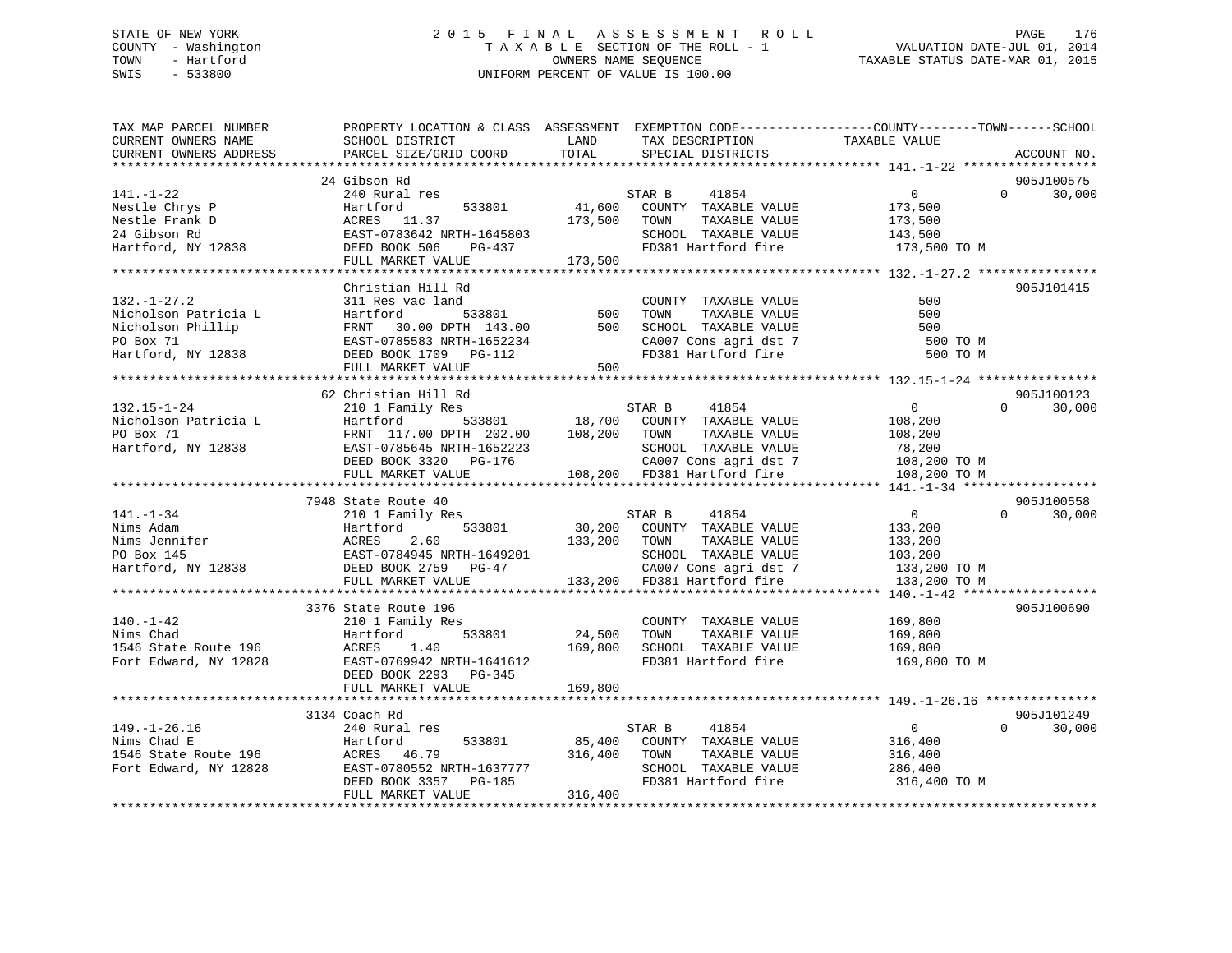STATE OF NEW YORK                    2015 FINAL ASSESSMENT ROLL
COUNTY - Washington                  TAXABLE SECTION OF THE ROLL - 1                VALUATION DATE-JUL 01, 2014
TOWN - Hartford                      OWNERS NAME SEQUENCE                           TAXABLE STATUS DATE-MAR 01, 2015
SWIS - 533800                        UNIFORM PERCENT OF VALUE IS 100.00

```
TAX MAP PARCEL NUMBER     PROPERTY LOCATION & CLASS  ASSESSMENT  EXEMPTION CODE-----------------COUNTY--------TOWN------SCHOOL
CURRENT OWNERS NAME       SCHOOL DISTRICT              LAND      TAX DESCRIPTION             TAXABLE VALUE
CURRENT OWNERS ADDRESS    PARCEL SIZE/GRID COORD       TOTAL     SPECIAL DISTRICTS                                   ACCOUNT NO.
******************************************************************************************** 141.-1-22 ******************
                          24 Gibson Rd                                                                               905J100575
141.-1-22                 240 Rural res                          STAR B       41854              0           0     30,000
Nestle Chrys P            Hartford        533801       41,600    COUNTY  TAXABLE VALUE           173,500
Nestle Frank D            ACRES   11.37               173,500    TOWN    TAXABLE VALUE           173,500
24 Gibson Rd              EAST-0783642 NRTH-1645803              SCHOOL  TAXABLE VALUE           143,500
Hartford, NY 12838        DEED BOOK 506    PG-437                FD381 Hartford fire              173,500 TO M
                          FULL MARKET VALUE           173,500
******************************************************************************************** 132.-1-27.2 ****************
                          Christian Hill Rd                                                                          905J101415
132.-1-27.2               311 Res vac land                       COUNTY  TAXABLE VALUE               500
Nicholson Patricia L      Hartford        533801          500    TOWN    TAXABLE VALUE               500
Nicholson Phillip         FRNT   30.00 DPTH 143.00        500    SCHOOL  TAXABLE VALUE               500
PO Box 71                 EAST-0785583 NRTH-1652234              CA007 Cons agri dst 7               500 TO M
Hartford, NY 12838        DEED BOOK 1709   PG-112                FD381 Hartford fire                 500 TO M
                          FULL MARKET VALUE               500
******************************************************************************************** 132.15-1-24 ****************
                          62 Christian Hill Rd                                                                       905J100123
132.15-1-24               210 1 Family Res                       STAR B       41854              0           0     30,000
Nicholson Patricia L      Hartford        533801       18,700    COUNTY  TAXABLE VALUE           108,200
PO Box 71                 FRNT  117.00 DPTH 202.00    108,200    TOWN    TAXABLE VALUE           108,200
Hartford, NY 12838        EAST-0785645 NRTH-1652223              SCHOOL  TAXABLE VALUE            78,200
                          DEED BOOK 3320   PG-176                CA007 Cons agri dst 7            108,200 TO M
                          FULL MARKET VALUE           108,200    FD381 Hartford fire              108,200 TO M
******************************************************************************************** 141.-1-34 ******************
                          7948 State Route 40                                                                        905J100558
141.-1-34                 210 1 Family Res                       STAR B       41854              0           0     30,000
Nims Adam                 Hartford        533801       30,200    COUNTY  TAXABLE VALUE           133,200
Nims Jennifer             ACRES    2.60               133,200    TOWN    TAXABLE VALUE           133,200
PO Box 145                EAST-0784945 NRTH-1649201              SCHOOL  TAXABLE VALUE           103,200
Hartford, NY 12838        DEED BOOK 2759   PG-47                 CA007 Cons agri dst 7            133,200 TO M
                          FULL MARKET VALUE           133,200    FD381 Hartford fire              133,200 TO M
******************************************************************************************** 140.-1-42 ******************
                          3376 State Route 196                                                                       905J100690
140.-1-42                 210 1 Family Res                       COUNTY  TAXABLE VALUE           169,800
Nims Chad                 Hartford        533801       24,500    TOWN    TAXABLE VALUE           169,800
1546 State Route 196      ACRES    1.40               169,800    SCHOOL  TAXABLE VALUE           169,800
Fort Edward, NY 12828     EAST-0769942 NRTH-1641612              FD381 Hartford fire              169,800 TO M
                          DEED BOOK 2293   PG-345
                          FULL MARKET VALUE           169,800
******************************************************************************************** 149.-1-26.16 ***************
                          3134 Coach Rd                                                                              905J101249
149.-1-26.16              240 Rural res                          STAR B       41854              0           0     30,000
Nims Chad E               Hartford        533801       85,400    COUNTY  TAXABLE VALUE           316,400
1546 State Route 196      ACRES   46.79               316,400    TOWN    TAXABLE VALUE           316,400
Fort Edward, NY 12828     EAST-0780552 NRTH-1637777              SCHOOL  TAXABLE VALUE           286,400
                          DEED BOOK 3357   PG-185                FD381 Hartford fire              316,400 TO M
                          FULL MARKET VALUE           316,400
*************************************************************************************************************************
```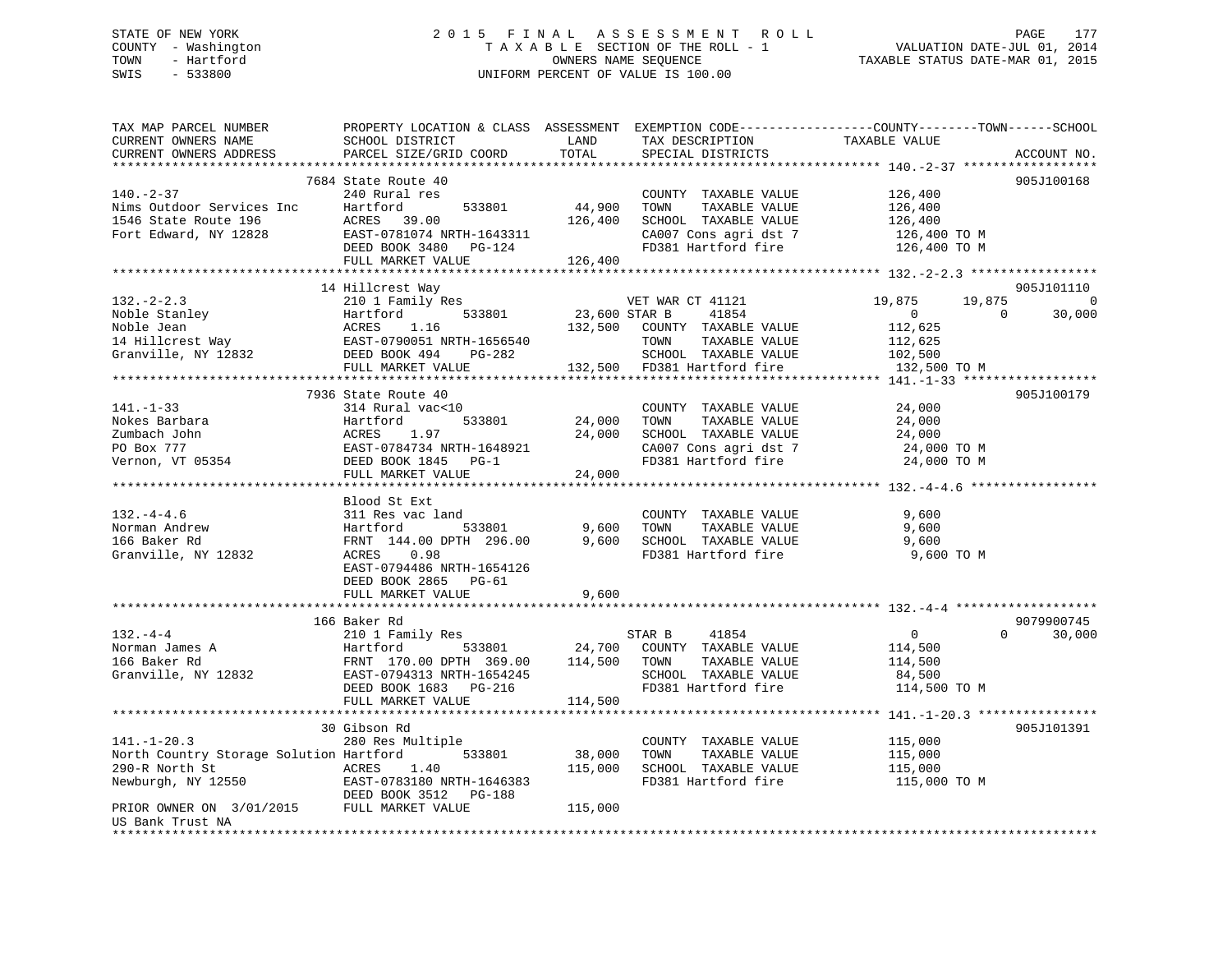STATE OF NEW YORK
COUNTY - Washington
TOWN - Hartford
SWIS - 533800

# 2015 FINAL ASSESSMENT ROLL

TAXABLE SECTION OF THE ROLL - 1
OWNERS NAME SEQUENCE
UNIFORM PERCENT OF VALUE IS 100.00

VALUATION DATE-JUL 01, 2014
TAXABLE STATUS DATE-MAR 01, 2015

```
TAX MAP PARCEL NUMBER          PROPERTY LOCATION & CLASS  ASSESSMENT  EXEMPTION CODE-----------------COUNTY--------TOWN------SCHOOL
CURRENT OWNERS NAME            SCHOOL DISTRICT              LAND      TAX DESCRIPTION              TAXABLE VALUE
CURRENT OWNERS ADDRESS         PARCEL SIZE/GRID COORD       TOTAL     SPECIAL DISTRICTS                                    ACCOUNT NO.
******************************************************************************************************* 140.-2-37 ******************
                               7684 State Route 40                                                                          905J100168
140.-2-37                      240 Rural res                          COUNTY  TAXABLE VALUE          126,400
Nims Outdoor Services Inc      Hartford          533801     44,900    TOWN    TAXABLE VALUE          126,400
1546 State Route 196           ACRES   39.00               126,400    SCHOOL  TAXABLE VALUE          126,400
Fort Edward, NY 12828          EAST-0781074 NRTH-1643311              CA007 Cons agri dst 7            126,400 TO M
                               DEED BOOK 3480   PG-124                FD381 Hartford fire              126,400 TO M
                               FULL MARKET VALUE           126,400
******************************************************************************************************* 132.-2-2.3 *****************
                               14 Hillcrest Way                                                                             905J101110
132.-2-2.3                     210 1 Family Res                       VET WAR CT 41121         19,875       19,875            0
Noble Stanley                  Hartford          533801     23,600 STAR B      41854               0            0       30,000
Noble Jean                     ACRES    1.16               132,500    COUNTY  TAXABLE VALUE          112,625
14 Hillcrest Way               EAST-0790051 NRTH-1656540              TOWN    TAXABLE VALUE          112,625
Granville, NY 12832            DEED BOOK 494    PG-282                SCHOOL  TAXABLE VALUE          102,500
                               FULL MARKET VALUE           132,500    FD381 Hartford fire              132,500 TO M
******************************************************************************************************* 141.-1-33 ******************
                               7936 State Route 40                                                                          905J100179
141.-1-33                      314 Rural vac<10                       COUNTY  TAXABLE VALUE           24,000
Nokes Barbara                  Hartford          533801     24,000    TOWN    TAXABLE VALUE           24,000
Zumbach John                   ACRES    1.97                24,000    SCHOOL  TAXABLE VALUE           24,000
PO Box 777                     EAST-0784734 NRTH-1648921              CA007 Cons agri dst 7             24,000 TO M
Vernon, VT 05354               DEED BOOK 1845   PG-1                  FD381 Hartford fire               24,000 TO M
                               FULL MARKET VALUE            24,000
******************************************************************************************************* 132.-4-4.6 *****************
                               Blood St Ext
132.-4-4.6                     311 Res vac land                       COUNTY  TAXABLE VALUE            9,600
Norman Andrew                  Hartford          533801      9,600    TOWN    TAXABLE VALUE            9,600
166 Baker Rd                   FRNT 144.00 DPTH 296.00       9,600    SCHOOL  TAXABLE VALUE            9,600
Granville, NY 12832            ACRES    0.98                          FD381 Hartford fire                9,600 TO M
                               EAST-0794486 NRTH-1654126
                               DEED BOOK 2865   PG-61
                               FULL MARKET VALUE             9,600
******************************************************************************************************* 132.-4-4 *******************
                               166 Baker Rd                                                                                 9079900745
132.-4-4                       210 1 Family Res                       STAR B      41854               0            0       30,000
Norman James A                 Hartford          533801     24,700    COUNTY  TAXABLE VALUE          114,500
166 Baker Rd                   FRNT 170.00 DPTH 369.00     114,500    TOWN    TAXABLE VALUE          114,500
Granville, NY 12832            EAST-0794313 NRTH-1654245              SCHOOL  TAXABLE VALUE           84,500
                               DEED BOOK 1683   PG-216                FD381 Hartford fire              114,500 TO M
                               FULL MARKET VALUE           114,500
******************************************************************************************************* 141.-1-20.3 ****************
                               30 Gibson Rd                                                                                 905J101391
141.-1-20.3                    280 Res Multiple                       COUNTY  TAXABLE VALUE          115,000
North Country Storage Solution Hartford          533801     38,000    TOWN    TAXABLE VALUE          115,000
290-R North St                 ACRES    1.40               115,000    SCHOOL  TAXABLE VALUE          115,000
Newburgh, NY 12550             EAST-0783180 NRTH-1646383              FD381 Hartford fire              115,000 TO M
                               DEED BOOK 3512   PG-188
PRIOR OWNER ON 3/01/2015       FULL MARKET VALUE           115,000
US Bank Trust NA
************************************************************************************************************************************
```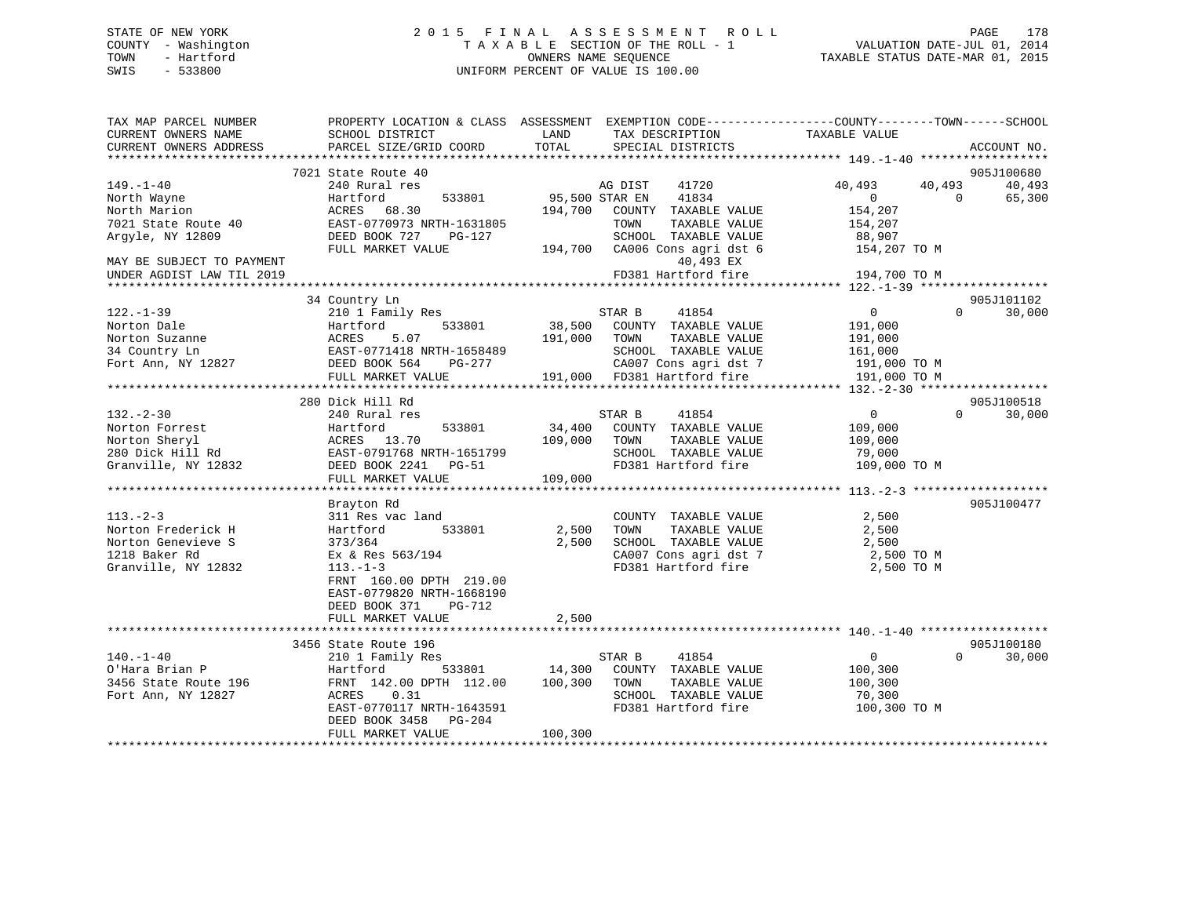STATE OF NEW YORK
COUNTY - Washington
TOWN - Hartford
SWIS - 533800

2015 FINAL ASSESSMENT ROLL
TAXABLE SECTION OF THE ROLL - 1
OWNERS NAME SEQUENCE
UNIFORM PERCENT OF VALUE IS 100.00

VALUATION DATE-JUL 01, 2014
TAXABLE STATUS DATE-MAR 01, 2015

```
TAX MAP PARCEL NUMBER          PROPERTY LOCATION & CLASS  ASSESSMENT  EXEMPTION CODE------------------COUNTY--------TOWN------SCHOOL
CURRENT OWNERS NAME            SCHOOL DISTRICT               LAND      TAX DESCRIPTION            TAXABLE VALUE
CURRENT OWNERS ADDRESS         PARCEL SIZE/GRID COORD        TOTAL     SPECIAL DISTRICTS                                    ACCOUNT NO.
******************************************************************************************************* 149.-1-40 ******************
                               7021 State Route 40                                                                         905J100680
149.-1-40                      240 Rural res                           AG DIST    41720          40,493      40,493      40,493
North Wayne                    Hartford        533801        95,500 STAR EN    41834               0           0        65,300
North Marion                   ACRES   68.30               194,700   COUNTY  TAXABLE VALUE         154,207
7021 State Route 40            EAST-0770973 NRTH-1631805             TOWN    TAXABLE VALUE         154,207
Argyle, NY 12809               DEED BOOK 727    PG-127               SCHOOL  TAXABLE VALUE          88,907
                               FULL MARKET VALUE           194,700   CA006 Cons agri dst 6         154,207 TO M
MAY BE SUBJECT TO PAYMENT                                                 40,493 EX
UNDER AGDIST LAW TIL 2019                                            FD381 Hartford fire           194,700 TO M
******************************************************************************************************* 122.-1-39 ******************
                               34 Country Ln                                                                               905J101102
122.-1-39                      210 1 Family Res                        STAR B     41854               0           0        30,000
Norton Dale                    Hartford        533801        38,500   COUNTY  TAXABLE VALUE         191,000
Norton Suzanne                 ACRES    5.07               191,000   TOWN    TAXABLE VALUE         191,000
34 Country Ln                  EAST-0771418 NRTH-1658489             SCHOOL  TAXABLE VALUE         161,000
Fort Ann, NY 12827             DEED BOOK 564    PG-277               CA007 Cons agri dst 7         191,000 TO M
                               FULL MARKET VALUE           191,000   FD381 Hartford fire           191,000 TO M
******************************************************************************************************* 132.-2-30 ******************
                               280 Dick Hill Rd                                                                            905J100518
132.-2-30                      240 Rural res                           STAR B     41854               0           0        30,000
Norton Forrest                 Hartford        533801        34,400   COUNTY  TAXABLE VALUE         109,000
Norton Sheryl                  ACRES   13.70               109,000   TOWN    TAXABLE VALUE         109,000
280 Dick Hill Rd               EAST-0791768 NRTH-1651799             SCHOOL  TAXABLE VALUE          79,000
Granville, NY 12832            DEED BOOK 2241   PG-51                FD381 Hartford fire           109,000 TO M
                               FULL MARKET VALUE           109,000
******************************************************************************************************* 113.-2-3 *******************
                               Brayton Rd                                                                                  905J100477
113.-2-3                       311 Res vac land                        COUNTY  TAXABLE VALUE           2,500
Norton Frederick H             Hartford        533801         2,500   TOWN    TAXABLE VALUE           2,500
Norton Genevieve S             373/364                        2,500   SCHOOL  TAXABLE VALUE           2,500
1218 Baker Rd                  Ex & Res 563/194                      CA007 Cons agri dst 7           2,500 TO M
Granville, NY 12832            113.-1-3                              FD381 Hartford fire             2,500 TO M
                               FRNT 160.00 DPTH 219.00
                               EAST-0779820 NRTH-1668190
                               DEED BOOK 371    PG-712
                               FULL MARKET VALUE             2,500
******************************************************************************************************* 140.-1-40 ******************
                               3456 State Route 196                                                                        905J100180
140.-1-40                      210 1 Family Res                        STAR B     41854               0           0        30,000
O'Hara Brian P                 Hartford        533801        14,300   COUNTY  TAXABLE VALUE         100,300
3456 State Route 196           FRNT 142.00 DPTH 112.00     100,300   TOWN    TAXABLE VALUE         100,300
Fort Ann, NY 12827             ACRES    0.31                         SCHOOL  TAXABLE VALUE          70,300
                               EAST-0770117 NRTH-1643591             FD381 Hartford fire           100,300 TO M
                               DEED BOOK 3458   PG-204
                               FULL MARKET VALUE           100,300
************************************************************************************************************************************
```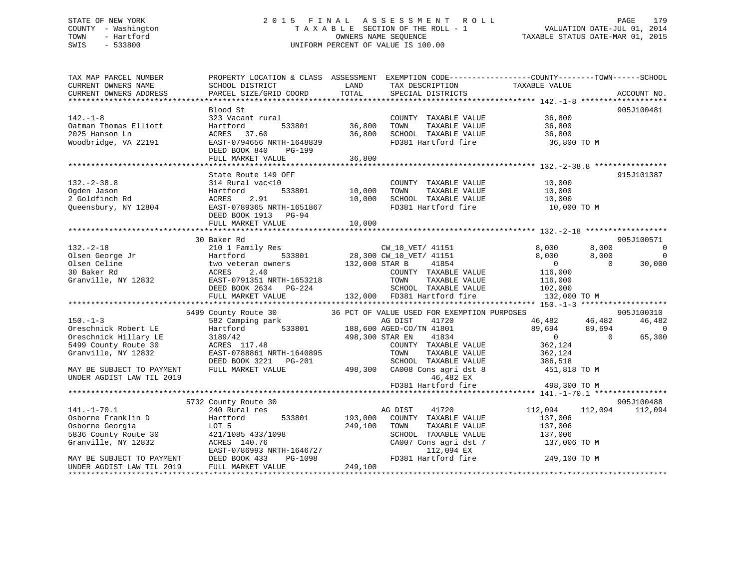STATE OF NEW YORK
COUNTY - Washington
TOWN - Hartford
SWIS - 533800

2 0 1 5 F I N A L A S S E S S M E N T R O L L
T A X A B L E SECTION OF THE ROLL - 1
OWNERS NAME SEQUENCE
UNIFORM PERCENT OF VALUE IS 100.00

VALUATION DATE-JUL 01, 2014
TAXABLE STATUS DATE-MAR 01, 2015

```
TAX MAP PARCEL NUMBER          PROPERTY LOCATION & CLASS  ASSESSMENT  EXEMPTION CODE------------------COUNTY--------TOWN------SCHOOL
CURRENT OWNERS NAME            SCHOOL DISTRICT              LAND      TAX DESCRIPTION            TAXABLE VALUE
CURRENT OWNERS ADDRESS         PARCEL SIZE/GRID COORD       TOTAL     SPECIAL DISTRICTS                                   ACCOUNT NO.
******************************************************************************************************* 142.-1-8 *******************
                               Blood St                                                                                905J100481
142.-1-8                       323 Vacant rural                       COUNTY  TAXABLE VALUE            36,800
Oatman Thomas Elliott          Hartford      533801        36,800     TOWN    TAXABLE VALUE            36,800
2025 Hanson Ln                 ACRES  37.60                36,800     SCHOOL  TAXABLE VALUE            36,800
Woodbridge, VA 22191           EAST-0794656 NRTH-1648839              FD381 Hartford fire               36,800 TO M
                               DEED BOOK 840    PG-199
                               FULL MARKET VALUE           36,800
******************************************************************************************************* 132.-2-38.8 ****************
                               State Route 149 OFF                                                                     915J101387
132.-2-38.8                    314 Rural vac<10                       COUNTY  TAXABLE VALUE            10,000
Ogden Jason                    Hartford      533801        10,000     TOWN    TAXABLE VALUE            10,000
2 Goldfinch Rd                 ACRES   2.91                10,000     SCHOOL  TAXABLE VALUE            10,000
Queensbury, NY 12804           EAST-0789365 NRTH-1651867              FD381 Hartford fire               10,000 TO M
                               DEED BOOK 1913   PG-94
                               FULL MARKET VALUE           10,000
******************************************************************************************************* 132.-2-18 ******************
                            30 Baker Rd                                                                                905J100571
132.-2-18                      210 1 Family Res                  CW_10_VET/ 41151                8,000        8,000             0
Olsen George Jr                Hartford      533801        28,300 CW_10_VET/ 41151                8,000        8,000             0
Olsen Celine                   two veteran owners         132,000 STAR B      41854                   0            0        30,000
30 Baker Rd                    ACRES   2.40                       COUNTY  TAXABLE VALUE          116,000
Granville, NY 12832            EAST-0791351 NRTH-1653218          TOWN    TAXABLE VALUE          116,000
                               DEED BOOK 2634   PG-224            SCHOOL  TAXABLE VALUE          102,000
                               FULL MARKET VALUE          132,000 FD381 Hartford fire             132,000 TO M
******************************************************************************************************* 150.-1-3 *******************
                          5499 County Route 30          36 PCT OF VALUE USED FOR EXEMPTION PURPOSES                    905J100310
150.-1-3                       582 Camping park                  AG DIST     41720               46,482       46,482        46,482
Oreschnick Robert LE           Hartford      533801       188,600 AGED-CO/TN 41801               89,694       89,694             0
Oreschnick Hillary LE          3189/42                    498,300 STAR EN     41834                   0            0        65,300
5499 County Route 30           ACRES 117.48                       COUNTY  TAXABLE VALUE          362,124
Granville, NY 12832            EAST-0788861 NRTH-1640895          TOWN    TAXABLE VALUE          362,124
                               DEED BOOK 3221   PG-201            SCHOOL  TAXABLE VALUE          386,518
MAY BE SUBJECT TO PAYMENT      FULL MARKET VALUE          498,300 CA008 Cons agri dst 8           451,818 TO M
UNDER AGDIST LAW TIL 2019                                              46,482 EX
                                                                  FD381 Hartford fire             498,300 TO M
******************************************************************************************************* 141.-1-70.1 ****************
                          5732 County Route 30                                                                         905J100488
141.-1-70.1                    240 Rural res                      AG DIST     41720              112,094      112,094       112,094
Osborne Franklin D             Hartford      533801       193,000 COUNTY  TAXABLE VALUE          137,006
Osborne Georgia                LOT 5                      249,100 TOWN    TAXABLE VALUE          137,006
5836 County Route 30           421/1085 433/1098                  SCHOOL  TAXABLE VALUE          137,006
Granville, NY 12832            ACRES 140.76                       CA007 Cons agri dst 7           137,006 TO M
                               EAST-0786993 NRTH-1646727               112,094 EX
MAY BE SUBJECT TO PAYMENT      DEED BOOK 433    PG-1098           FD381 Hartford fire             249,100 TO M
UNDER AGDIST LAW TIL 2019      FULL MARKET VALUE          249,100
************************************************************************************************************************************
```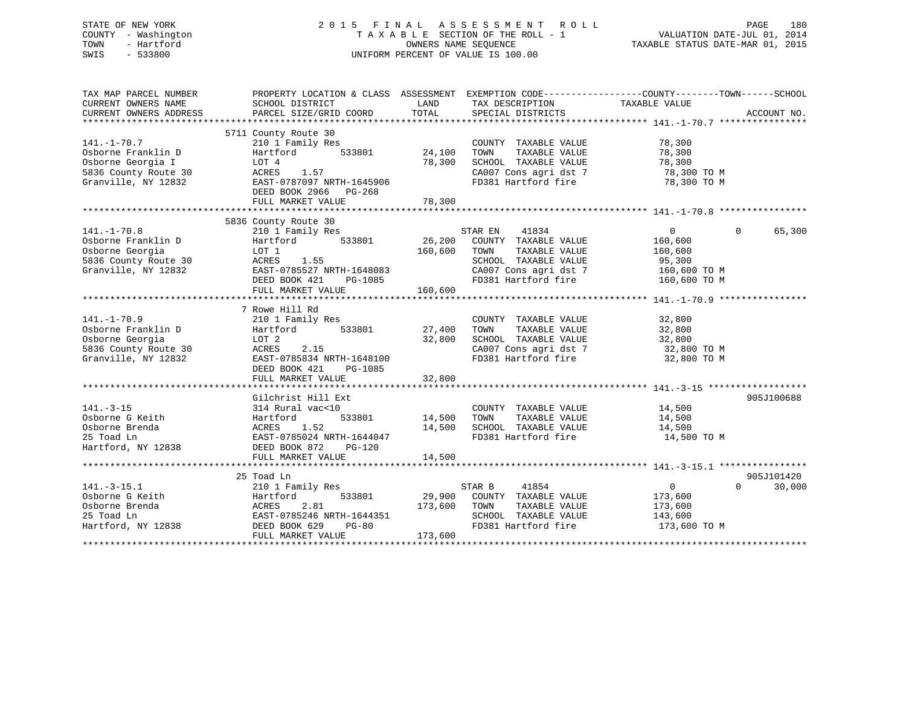STATE OF NEW YORK
COUNTY - Washington
TOWN - Hartford
SWIS - 533800

2015 FINAL ASSESSMENT ROLL
TAXABLE SECTION OF THE ROLL - 1
OWNERS NAME SEQUENCE
UNIFORM PERCENT OF VALUE IS 100.00

VALUATION DATE-JUL 01, 2014
TAXABLE STATUS DATE-MAR 01, 2015

| TAX MAP PARCEL NUMBER / CURRENT OWNERS NAME / CURRENT OWNERS ADDRESS | PROPERTY LOCATION & CLASS / SCHOOL DISTRICT / PARCEL SIZE/GRID COORD | ASSESSMENT LAND | TOTAL | EXEMPTION CODE / TAX DESCRIPTION / SPECIAL DISTRICTS | COUNTY TAXABLE VALUE | TOWN | SCHOOL | ACCOUNT NO. |
|---|---|---|---|---|---|---|---|---|
| **141.-1-70.7** | 5711 County Route 30 | | | | | | | |
| 141.-1-70.7 | 210 1 Family Res | | | COUNTY TAXABLE VALUE | 78,300 | | | |
| Osborne Franklin D | Hartford 533801 | 24,100 | | TOWN TAXABLE VALUE | 78,300 | | | |
| Osborne Georgia I | LOT 4 | | 78,300 | SCHOOL TAXABLE VALUE | 78,300 | | | |
| 5836 County Route 30 | ACRES 1.57 | | | CA007 Cons agri dst 7 | 78,300 TO M | | | |
| Granville, NY 12832 | EAST-0787097 NRTH-1645906 | | | FD381 Hartford fire | 78,300 TO M | | | |
| | DEED BOOK 2966 PG-268 | | | | | | | |
| | FULL MARKET VALUE | | 78,300 | | | | | |
| **141.-1-70.8** | 5836 County Route 30 | | | | | | | |
| 141.-1-70.8 | 210 1 Family Res | | | STAR EN 41834 | 0 | 0 | 65,300 | |
| Osborne Franklin D | Hartford 533801 | 26,200 | | COUNTY TAXABLE VALUE | 160,600 | | | |
| Osborne Georgia | LOT 1 | | 160,600 | TOWN TAXABLE VALUE | 160,600 | | | |
| 5836 County Route 30 | ACRES 1.55 | | | SCHOOL TAXABLE VALUE | 95,300 | | | |
| Granville, NY 12832 | EAST-0785527 NRTH-1648083 | | | CA007 Cons agri dst 7 | 160,600 TO M | | | |
| | DEED BOOK 421 PG-1085 | | | FD381 Hartford fire | 160,600 TO M | | | |
| | FULL MARKET VALUE | | 160,600 | | | | | |
| **141.-1-70.9** | 7 Rowe Hill Rd | | | | | | | |
| 141.-1-70.9 | 210 1 Family Res | | | COUNTY TAXABLE VALUE | 32,800 | | | |
| Osborne Franklin D | Hartford 533801 | 27,400 | | TOWN TAXABLE VALUE | 32,800 | | | |
| Osborne Georgia | LOT 2 | | 32,800 | SCHOOL TAXABLE VALUE | 32,800 | | | |
| 5836 County Route 30 | ACRES 2.15 | | | CA007 Cons agri dst 7 | 32,800 TO M | | | |
| Granville, NY 12832 | EAST-0785834 NRTH-1648100 | | | FD381 Hartford fire | 32,800 TO M | | | |
| | DEED BOOK 421 PG-1085 | | | | | | | |
| | FULL MARKET VALUE | | 32,800 | | | | | |
| **141.-3-15** | Gilchrist Hill Ext | | | | | | | 905J100688 |
| 141.-3-15 | 314 Rural vac<10 | | | COUNTY TAXABLE VALUE | 14,500 | | | |
| Osborne G Keith | Hartford 533801 | 14,500 | | TOWN TAXABLE VALUE | 14,500 | | | |
| Osborne Brenda | ACRES 1.52 | | 14,500 | SCHOOL TAXABLE VALUE | 14,500 | | | |
| 25 Toad Ln | EAST-0785024 NRTH-1644047 | | | FD381 Hartford fire | 14,500 TO M | | | |
| Hartford, NY 12838 | DEED BOOK 872 PG-120 | | | | | | | |
| | FULL MARKET VALUE | | 14,500 | | | | | |
| **141.-3-15.1** | 25 Toad Ln | | | | | | | 905J101420 |
| 141.-3-15.1 | 210 1 Family Res | | | STAR B 41854 | 0 | 0 | 30,000 | |
| Osborne G Keith | Hartford 533801 | 29,900 | | COUNTY TAXABLE VALUE | 173,600 | | | |
| Osborne Brenda | ACRES 2.81 | | 173,600 | TOWN TAXABLE VALUE | 173,600 | | | |
| 25 Toad Ln | EAST-0785246 NRTH-1644351 | | | SCHOOL TAXABLE VALUE | 143,600 | | | |
| Hartford, NY 12838 | DEED BOOK 629 PG-80 | | | FD381 Hartford fire | 173,600 TO M | | | |
| | FULL MARKET VALUE | | 173,600 | | | | | |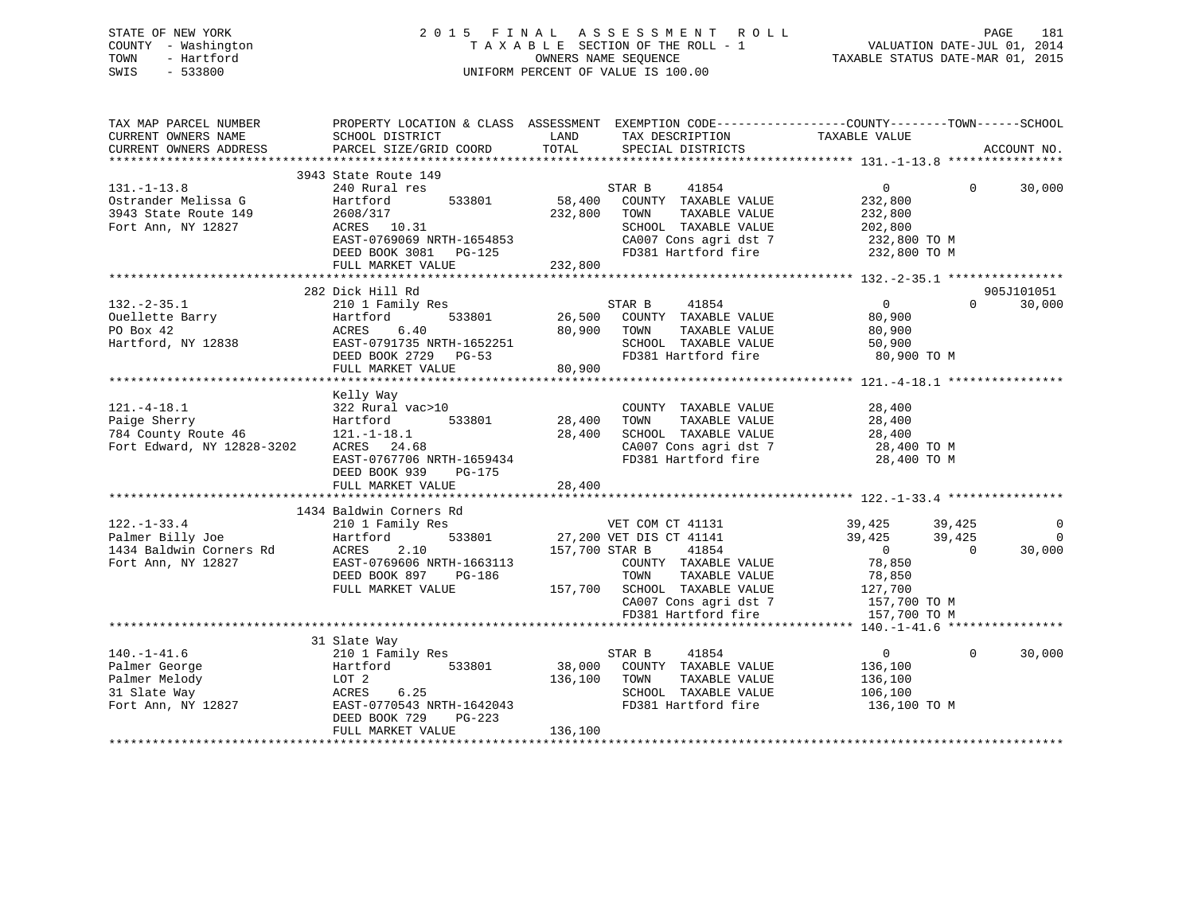STATE OF NEW YORK
COUNTY - Washington
TOWN - Hartford
SWIS - 533800

# 2015 FINAL ASSESSMENT ROLL
TAXABLE SECTION OF THE ROLL - 1
OWNERS NAME SEQUENCE
UNIFORM PERCENT OF VALUE IS 100.00

VALUATION DATE-JUL 01, 2014
TAXABLE STATUS DATE-MAR 01, 2015

| TAX MAP PARCEL NUMBER / CURRENT OWNERS NAME / CURRENT OWNERS ADDRESS | PROPERTY LOCATION & CLASS / SCHOOL DISTRICT / PARCEL SIZE/GRID COORD | ASSESSMENT LAND | TOTAL | EXEMPTION CODE / TAX DESCRIPTION / SPECIAL DISTRICTS | COUNTY TAXABLE VALUE | TOWN | SCHOOL | ACCOUNT NO. |
|---|---|---|---|---|---|---|---|---|
| **131.-1-13.8** | 3943 State Route 149 | | | | | | | |
| 131.-1-13.8 | 240 Rural res | | | STAR B 41854 | 0 | 0 | 30,000 | |
| Ostrander Melissa G | Hartford 533801 | 58,400 | | COUNTY TAXABLE VALUE | 232,800 | | | |
| 3943 State Route 149 | 2608/317 | | 232,800 | TOWN TAXABLE VALUE | 232,800 | | | |
| Fort Ann, NY 12827 | ACRES 10.31 | | | SCHOOL TAXABLE VALUE | 202,800 | | | |
| | EAST-0769069 NRTH-1654853 | | | CA007 Cons agri dst 7 | 232,800 TO M | | | |
| | DEED BOOK 3081 PG-125 | | | FD381 Hartford fire | 232,800 TO M | | | |
| | FULL MARKET VALUE | | 232,800 | | | | | |
| **132.-2-35.1** | 282 Dick Hill Rd | | | | | | | 905J101051 |
| 132.-2-35.1 | 210 1 Family Res | | | STAR B 41854 | 0 | 0 | 30,000 | |
| Ouellette Barry | Hartford 533801 | 26,500 | | COUNTY TAXABLE VALUE | 80,900 | | | |
| PO Box 42 | ACRES 6.40 | | 80,900 | TOWN TAXABLE VALUE | 80,900 | | | |
| Hartford, NY 12838 | EAST-0791735 NRTH-1652251 | | | SCHOOL TAXABLE VALUE | 50,900 | | | |
| | DEED BOOK 2729 PG-53 | | | FD381 Hartford fire | 80,900 TO M | | | |
| | FULL MARKET VALUE | | 80,900 | | | | | |
| **121.-4-18.1** | Kelly Way | | | | | | | |
| 121.-4-18.1 | 322 Rural vac>10 | | | COUNTY TAXABLE VALUE | 28,400 | | | |
| Paige Sherry | Hartford 533801 | 28,400 | | TOWN TAXABLE VALUE | 28,400 | | | |
| 784 County Route 46 | 121.-1-18.1 | | 28,400 | SCHOOL TAXABLE VALUE | 28,400 | | | |
| Fort Edward, NY 12828-3202 | ACRES 24.68 | | | CA007 Cons agri dst 7 | 28,400 TO M | | | |
| | EAST-0767706 NRTH-1659434 | | | FD381 Hartford fire | 28,400 TO M | | | |
| | DEED BOOK 939 PG-175 | | | | | | | |
| | FULL MARKET VALUE | | 28,400 | | | | | |
| **122.-1-33.4** | 1434 Baldwin Corners Rd | | | | | | | |
| 122.-1-33.4 | 210 1 Family Res | | | VET COM CT 41131 | 39,425 | 39,425 | 0 | |
| Palmer Billy Joe | Hartford 533801 | 27,200 | | VET DIS CT 41141 | 39,425 | 39,425 | 0 | |
| 1434 Baldwin Corners Rd | ACRES 2.10 | | 157,700 | STAR B 41854 | 0 | 0 | 30,000 | |
| Fort Ann, NY 12827 | EAST-0769606 NRTH-1663113 | | | COUNTY TAXABLE VALUE | 78,850 | | | |
| | DEED BOOK 897 PG-186 | | | TOWN TAXABLE VALUE | 78,850 | | | |
| | FULL MARKET VALUE | | 157,700 | SCHOOL TAXABLE VALUE | 127,700 | | | |
| | | | | CA007 Cons agri dst 7 | 157,700 TO M | | | |
| | | | | FD381 Hartford fire | 157,700 TO M | | | |
| **140.-1-41.6** | 31 Slate Way | | | | | | | |
| 140.-1-41.6 | 210 1 Family Res | | | STAR B 41854 | 0 | 0 | 30,000 | |
| Palmer George | Hartford 533801 | 38,000 | | COUNTY TAXABLE VALUE | 136,100 | | | |
| Palmer Melody | LOT 2 | | 136,100 | TOWN TAXABLE VALUE | 136,100 | | | |
| 31 Slate Way | ACRES 6.25 | | | SCHOOL TAXABLE VALUE | 106,100 | | | |
| Fort Ann, NY 12827 | EAST-0770543 NRTH-1642043 | | | FD381 Hartford fire | 136,100 TO M | | | |
| | DEED BOOK 729 PG-223 | | | | | | | |
| | FULL MARKET VALUE | | 136,100 | | | | | |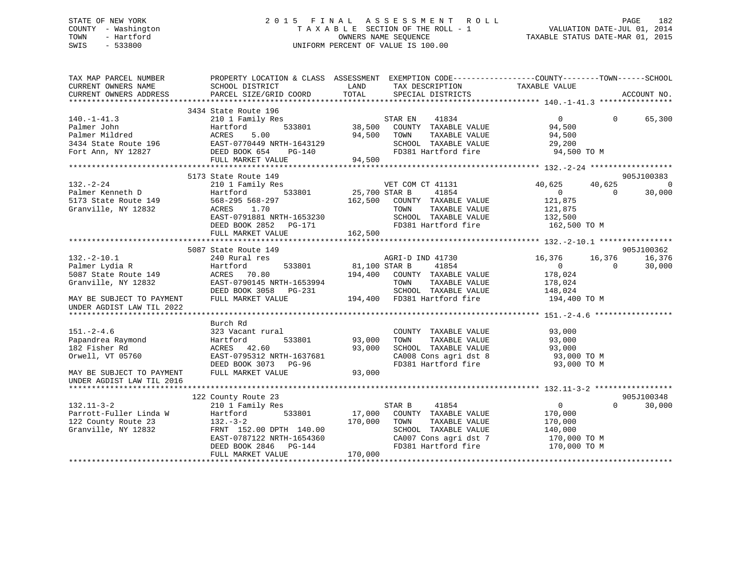STATE OF NEW YORK
COUNTY - Washington
TOWN - Hartford
SWIS - 533800

2015 FINAL ASSESSMENT ROLL
TAXABLE SECTION OF THE ROLL - 1
OWNERS NAME SEQUENCE
UNIFORM PERCENT OF VALUE IS 100.00

VALUATION DATE-JUL 01, 2014
TAXABLE STATUS DATE-MAR 01, 2015

```
TAX MAP PARCEL NUMBER          PROPERTY LOCATION & CLASS  ASSESSMENT  EXEMPTION CODE------------------COUNTY--------TOWN------SCHOOL
CURRENT OWNERS NAME            SCHOOL DISTRICT              LAND       TAX DESCRIPTION             TAXABLE VALUE
CURRENT OWNERS ADDRESS         PARCEL SIZE/GRID COORD       TOTAL      SPECIAL DISTRICTS                                       ACCOUNT NO.
******************************************************************************************************* 140.-1-41.3 ****************
                               3434 State Route 196
140.-1-41.3                    210 1 Family Res                        STAR EN    41834                 0            0       65,300
Palmer John                    Hartford         533801      38,500     COUNTY  TAXABLE VALUE         94,500
Palmer Mildred                 ACRES     5.00               94,500     TOWN    TAXABLE VALUE         94,500
3434 State Route 196           EAST-0770449 NRTH-1643129               SCHOOL  TAXABLE VALUE         29,200
Fort Ann, NY 12827             DEED BOOK 654    PG-140                 FD381 Hartford fire            94,500 TO M
                               FULL MARKET VALUE            94,500
******************************************************************************************************* 132.-2-24 ******************
                               5173 State Route 149                                                                 905J100383
132.-2-24                      210 1 Family Res                        VET COM CT 41131              40,625       40,625           0
Palmer Kenneth D               Hartford         533801      25,700 STAR B     41854                 0            0       30,000
5173 State Route 149           568-295 568-297             162,500     COUNTY  TAXABLE VALUE        121,875
Granville, NY 12832            ACRES     1.70                          TOWN    TAXABLE VALUE        121,875
                               EAST-0791881 NRTH-1653230               SCHOOL  TAXABLE VALUE        132,500
                               DEED BOOK 2852   PG-171                 FD381 Hartford fire           162,500 TO M
                               FULL MARKET VALUE           162,500
******************************************************************************************************* 132.-2-10.1 ****************
                               5087 State Route 149                                                                 905J100362
132.-2-10.1                    240 Rural res                           AGRI-D IND 41730              16,376       16,376      16,376
Palmer Lydia R                 Hartford         533801      81,100 STAR B     41854                 0            0       30,000
5087 State Route 149           ACRES    70.80              194,400     COUNTY  TAXABLE VALUE        178,024
Granville, NY 12832            EAST-0790145 NRTH-1653994               TOWN    TAXABLE VALUE        178,024
                               DEED BOOK 3058   PG-231                 SCHOOL  TAXABLE VALUE        148,024
MAY BE SUBJECT TO PAYMENT      FULL MARKET VALUE           194,400     FD381 Hartford fire           194,400 TO M
UNDER AGDIST LAW TIL 2022
******************************************************************************************************* 151.-2-4.6 *****************
                               Burch Rd
151.-2-4.6                     323 Vacant rural                        COUNTY  TAXABLE VALUE         93,000
Papandrea Raymond              Hartford         533801      93,000     TOWN    TAXABLE VALUE         93,000
182 Fisher Rd                  ACRES    42.60               93,000     SCHOOL  TAXABLE VALUE         93,000
Orwell, VT 05760               EAST-0795312 NRTH-1637681               CA008 Cons agri dst 8          93,000 TO M
                               DEED BOOK 3073   PG-96                  FD381 Hartford fire            93,000 TO M
MAY BE SUBJECT TO PAYMENT      FULL MARKET VALUE            93,000
UNDER AGDIST LAW TIL 2016
******************************************************************************************************* 132.11-3-2 *****************
                               122 County Route 23                                                                  905J100348
132.11-3-2                     210 1 Family Res                        STAR B     41854                 0            0       30,000
Parrott-Fuller Linda W         Hartford         533801      17,000     COUNTY  TAXABLE VALUE        170,000
122 County Route 23            132.-3-2                    170,000     TOWN    TAXABLE VALUE        170,000
Granville, NY 12832            FRNT 152.00 DPTH 140.00                 SCHOOL  TAXABLE VALUE        140,000
                               EAST-0787122 NRTH-1654360               CA007 Cons agri dst 7         170,000 TO M
                               DEED BOOK 2846   PG-144                 FD381 Hartford fire           170,000 TO M
                               FULL MARKET VALUE           170,000
************************************************************************************************************************************
```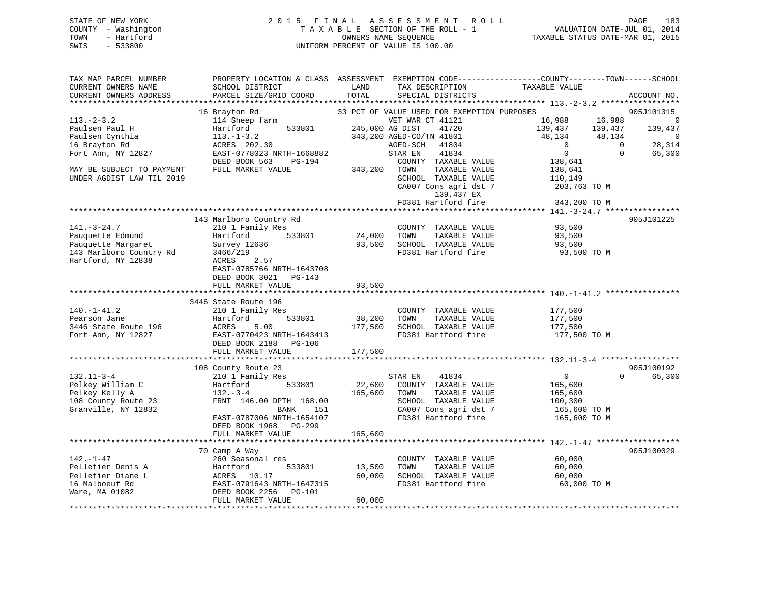STATE OF NEW YORK                2015 FINAL ASSESSMENT ROLL
COUNTY - Washington              TAXABLE SECTION OF THE ROLL - 1          VALUATION DATE-JUL 01, 2014
TOWN - Hartford                  OWNERS NAME SEQUENCE                     TAXABLE STATUS DATE-MAR 01, 2015
SWIS - 533800                    UNIFORM PERCENT OF VALUE IS 100.00

| TAX MAP PARCEL NUMBER / CURRENT OWNERS NAME / CURRENT OWNERS ADDRESS | PROPERTY LOCATION & CLASS / SCHOOL DISTRICT / PARCEL SIZE/GRID COORD | ASSESSMENT LAND / TOTAL | EXEMPTION CODE / TAX DESCRIPTION / SPECIAL DISTRICTS | COUNTY TAXABLE VALUE | TOWN | SCHOOL | ACCOUNT NO. |
|---|---|---|---|---|---|---|---|
| 113.-2-3.2 | 16 Brayton Rd | | 33 PCT OF VALUE USED FOR EXEMPTION PURPOSES | | | | 905J101315 |
| Paulsen Paul H | 114 Sheep farm | | VET WAR CT 41121 | 16,988 | 16,988 | 0 | |
| Paulsen Cynthia | Hartford 533801 | 245,000 | AG DIST 41720 | 139,437 | 139,437 | 139,437 | |
| 16 Brayton Rd | 113.-1-3.2 | 343,200 | AGED-CO/TN 41801 | 48,134 | 48,134 | 0 | |
| Fort Ann, NY 12827 | ACRES 202.30 | | AGED-SCH 41804 | 0 | 0 | 28,314 | |
| | EAST-0778023 NRTH-1668882 | | STAR EN 41834 | 0 | 0 | 65,300 | |
| | DEED BOOK 563 PG-194 | | COUNTY TAXABLE VALUE | 138,641 | | | |
| MAY BE SUBJECT TO PAYMENT | FULL MARKET VALUE | 343,200 | TOWN TAXABLE VALUE | 138,641 | | | |
| UNDER AGDIST LAW TIL 2019 | | | SCHOOL TAXABLE VALUE | 110,149 | | | |
| | | | CA007 Cons agri dst 7 | 203,763 TO M | | | |
| | | | 139,437 EX | | | | |
| | | | FD381 Hartford fire | 343,200 TO M | | | |
| 141.-3-24.7 | 143 Marlboro Country Rd | | | | | | 905J101225 |
| Pauquette Edmund | 210 1 Family Res | | COUNTY TAXABLE VALUE | 93,500 | | | |
| Pauquette Margaret | Hartford 533801 | 24,000 | TOWN TAXABLE VALUE | 93,500 | | | |
| 143 Marlboro Country Rd | Survey 12636 | 93,500 | SCHOOL TAXABLE VALUE | 93,500 | | | |
| Hartford, NY 12838 | 3466/219 | | FD381 Hartford fire | 93,500 TO M | | | |
| | ACRES 2.57 | | | | | | |
| | EAST-0785766 NRTH-1643708 | | | | | | |
| | DEED BOOK 3021 PG-143 | | | | | | |
| | FULL MARKET VALUE | 93,500 | | | | | |
| 140.-1-41.2 | 3446 State Route 196 | | | | | | |
| Pearson Jane | 210 1 Family Res | | COUNTY TAXABLE VALUE | 177,500 | | | |
| 3446 State Route 196 | Hartford 533801 | 38,200 | TOWN TAXABLE VALUE | 177,500 | | | |
| Fort Ann, NY 12827 | ACRES 5.00 | 177,500 | SCHOOL TAXABLE VALUE | 177,500 | | | |
| | EAST-0770423 NRTH-1643413 | | FD381 Hartford fire | 177,500 TO M | | | |
| | DEED BOOK 2188 PG-106 | | | | | | |
| | FULL MARKET VALUE | 177,500 | | | | | |
| 132.11-3-4 | 108 County Route 23 | | | | | | 905J100192 |
| Pelkey William C | 210 1 Family Res | | STAR EN 41834 | 0 | 0 | 65,300 | |
| Pelkey Kelly A | Hartford 533801 | 22,600 | COUNTY TAXABLE VALUE | 165,600 | | | |
| 108 County Route 23 | 132.-3-4 | 165,600 | TOWN TAXABLE VALUE | 165,600 | | | |
| Granville, NY 12832 | FRNT 146.00 DPTH 168.00 | | SCHOOL TAXABLE VALUE | 100,300 | | | |
| | BANK 151 | | CA007 Cons agri dst 7 | 165,600 TO M | | | |
| | EAST-0787006 NRTH-1654107 | | FD381 Hartford fire | 165,600 TO M | | | |
| | DEED BOOK 1968 PG-299 | | | | | | |
| | FULL MARKET VALUE | 165,600 | | | | | |
| 142.-1-47 | 70 Camp A Way | | | | | | 905J100029 |
| Pelletier Denis A | 260 Seasonal res | | COUNTY TAXABLE VALUE | 60,000 | | | |
| Pelletier Diane L | Hartford 533801 | 13,500 | TOWN TAXABLE VALUE | 60,000 | | | |
| 16 Malboeuf Rd | ACRES 10.17 | 60,000 | SCHOOL TAXABLE VALUE | 60,000 | | | |
| Ware, MA 01082 | EAST-0791643 NRTH-1647315 | | FD381 Hartford fire | 60,000 TO M | | | |
| | DEED BOOK 2256 PG-101 | | | | | | |
| | FULL MARKET VALUE | 60,000 | | | | | |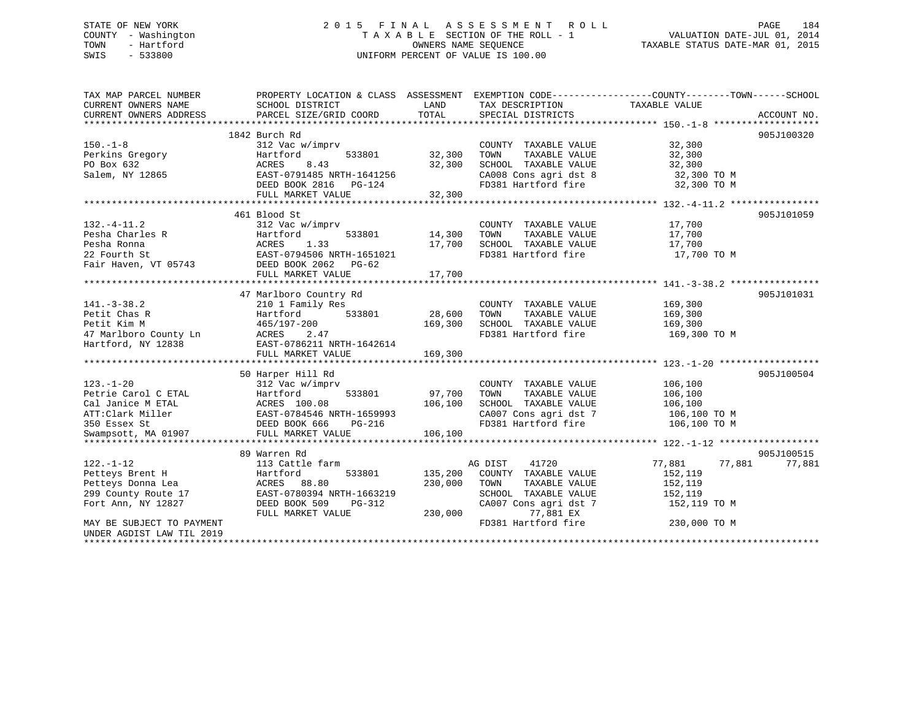STATE OF NEW YORK
COUNTY - Washington
TOWN - Hartford
SWIS - 533800

2015 FINAL ASSESSMENT ROLL
TAXABLE SECTION OF THE ROLL - 1
OWNERS NAME SEQUENCE
UNIFORM PERCENT OF VALUE IS 100.00

VALUATION DATE-JUL 01, 2014
TAXABLE STATUS DATE-MAR 01, 2015

| TAX MAP PARCEL NUMBER / CURRENT OWNERS NAME / CURRENT OWNERS ADDRESS | PROPERTY LOCATION & CLASS / SCHOOL DISTRICT / PARCEL SIZE/GRID COORD | ASSESSMENT LAND | TOTAL | EXEMPTION CODE / TAX DESCRIPTION / SPECIAL DISTRICTS | COUNTY / TAXABLE VALUE | TOWN | SCHOOL | ACCOUNT NO. |
|---|---|---|---|---|---|---|---|---|
| 150.-1-8 | 1842 Burch Rd | | | | | | | 905J100320 |
| | 312 Vac w/imprv | | | COUNTY TAXABLE VALUE | 32,300 | | | |
| Perkins Gregory | Hartford 533801 | 32,300 | | TOWN TAXABLE VALUE | 32,300 | | | |
| PO Box 632 | ACRES 8.43 | | 32,300 | SCHOOL TAXABLE VALUE | 32,300 | | | |
| Salem, NY 12865 | EAST-0791485 NRTH-1641256 | | | CA008 Cons agri dst 8 | 32,300 TO M | | | |
| | DEED BOOK 2816 PG-124 | | | FD381 Hartford fire | 32,300 TO M | | | |
| | FULL MARKET VALUE | | 32,300 | | | | | |
| 132.-4-11.2 | 461 Blood St | | | | | | | 905J101059 |
| | 312 Vac w/imprv | | | COUNTY TAXABLE VALUE | 17,700 | | | |
| Pesha Charles R | Hartford 533801 | 14,300 | | TOWN TAXABLE VALUE | 17,700 | | | |
| Pesha Ronna | ACRES 1.33 | | 17,700 | SCHOOL TAXABLE VALUE | 17,700 | | | |
| 22 Fourth St | EAST-0794506 NRTH-1651021 | | | FD381 Hartford fire | 17,700 TO M | | | |
| Fair Haven, VT 05743 | DEED BOOK 2062 PG-62 | | | | | | | |
| | FULL MARKET VALUE | | 17,700 | | | | | |
| 141.-3-38.2 | 47 Marlboro Country Rd | | | | | | | 905J101031 |
| | 210 1 Family Res | | | COUNTY TAXABLE VALUE | 169,300 | | | |
| Petit Chas R | Hartford 533801 | 28,600 | | TOWN TAXABLE VALUE | 169,300 | | | |
| Petit Kim M | 465/197-200 | | 169,300 | SCHOOL TAXABLE VALUE | 169,300 | | | |
| 47 Marlboro County Ln | ACRES 2.47 | | | FD381 Hartford fire | 169,300 TO M | | | |
| Hartford, NY 12838 | EAST-0786211 NRTH-1642614 | | | | | | | |
| | FULL MARKET VALUE | | 169,300 | | | | | |
| 123.-1-20 | 50 Harper Hill Rd | | | | | | | 905J100504 |
| | 312 Vac w/imprv | | | COUNTY TAXABLE VALUE | 106,100 | | | |
| Petrie Carol C ETAL | Hartford 533801 | 97,700 | | TOWN TAXABLE VALUE | 106,100 | | | |
| Cal Janice M ETAL | ACRES 100.08 | | 106,100 | SCHOOL TAXABLE VALUE | 106,100 | | | |
| ATT:Clark Miller | EAST-0784546 NRTH-1659993 | | | CA007 Cons agri dst 7 | 106,100 TO M | | | |
| 350 Essex St | DEED BOOK 666 PG-216 | | | FD381 Hartford fire | 106,100 TO M | | | |
| Swampsott, MA 01907 | FULL MARKET VALUE | | 106,100 | | | | | |
| 122.-1-12 | 89 Warren Rd | | | | | | | 905J100515 |
| | 113 Cattle farm | | | AG DIST 41720 | 77,881 | 77,881 | 77,881 | |
| Petteys Brent H | Hartford 533801 | 135,200 | | COUNTY TAXABLE VALUE | 152,119 | | | |
| Petteys Donna Lea | ACRES 88.80 | | 230,000 | TOWN TAXABLE VALUE | 152,119 | | | |
| 299 County Route 17 | EAST-0780394 NRTH-1663219 | | | SCHOOL TAXABLE VALUE | 152,119 | | | |
| Fort Ann, NY 12827 | DEED BOOK 509 PG-312 | | | CA007 Cons agri dst 7 | 152,119 TO M | | | |
| | FULL MARKET VALUE | | 230,000 | 77,881 EX | | | | |
| MAY BE SUBJECT TO PAYMENT UNDER AGDIST LAW TIL 2019 | | | | FD381 Hartford fire | 230,000 TO M | | | |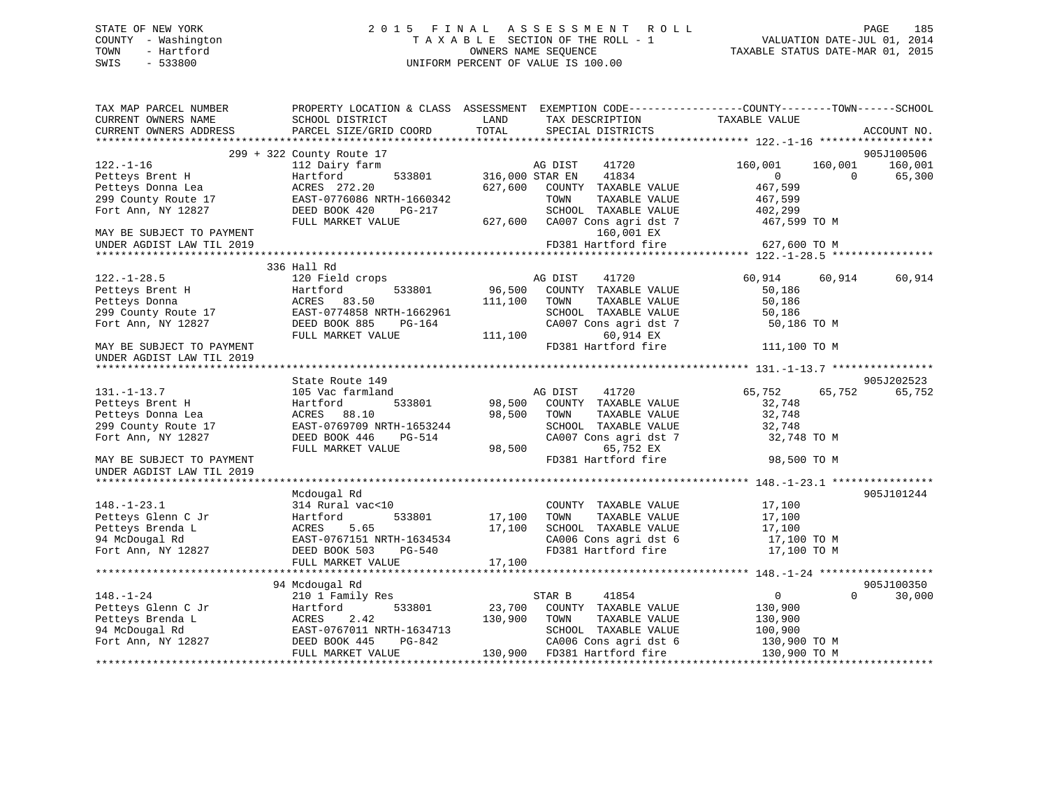STATE OF NEW YORK
COUNTY - Washington
TOWN - Hartford
SWIS - 533800

# 2015 FINAL ASSESSMENT ROLL

TAXABLE SECTION OF THE ROLL - 1
OWNERS NAME SEQUENCE
UNIFORM PERCENT OF VALUE IS 100.00

VALUATION DATE-JUL 01, 2014
TAXABLE STATUS DATE-MAR 01, 2015

```
TAX MAP PARCEL NUMBER          PROPERTY LOCATION & CLASS  ASSESSMENT  EXEMPTION CODE------------------COUNTY--------TOWN------SCHOOL
CURRENT OWNERS NAME            SCHOOL DISTRICT              LAND       TAX DESCRIPTION              TAXABLE VALUE
CURRENT OWNERS ADDRESS         PARCEL SIZE/GRID COORD       TOTAL      SPECIAL DISTRICTS                                          ACCOUNT NO.
******************************************************************************************************* 122.-1-16 ******************
                          299 + 322 County Route 17                                                                              905J100506
122.-1-16                      112 Dairy farm                         AG DIST     41720          160,001      160,001      160,001
Petteys Brent H                Hartford        533801       316,000 STAR EN     41834                0            0       65,300
Petteys Donna Lea              ACRES  272.20                627,600   COUNTY  TAXABLE VALUE         467,599
299 County Route 17            EAST-0776086 NRTH-1660342                TOWN    TAXABLE VALUE         467,599
Fort Ann, NY 12827             DEED BOOK 420    PG-217                  SCHOOL  TAXABLE VALUE         402,299
                               FULL MARKET VALUE            627,600   CA007 Cons agri dst 7          467,599 TO M
MAY BE SUBJECT TO PAYMENT                                                    160,001 EX
UNDER AGDIST LAW TIL 2019                                             FD381 Hartford fire            627,600 TO M
******************************************************************************************************* 122.-1-28.5 ****************
                          336 Hall Rd
122.-1-28.5                    120 Field crops                        AG DIST     41720           60,914       60,914       60,914
Petteys Brent H                Hartford        533801        96,500   COUNTY  TAXABLE VALUE          50,186
Petteys Donna                  ACRES   83.50                111,100   TOWN    TAXABLE VALUE          50,186
299 County Route 17            EAST-0774858 NRTH-1662961                SCHOOL  TAXABLE VALUE          50,186
Fort Ann, NY 12827             DEED BOOK 885    PG-164                  CA007 Cons agri dst 7           50,186 TO M
                               FULL MARKET VALUE            111,100          60,914 EX
MAY BE SUBJECT TO PAYMENT                                             FD381 Hartford fire            111,100 TO M
UNDER AGDIST LAW TIL 2019
******************************************************************************************************* 131.-1-13.7 ****************
                          State Route 149                                                                                  905J202523
131.-1-13.7                    105 Vac farmland                       AG DIST     41720           65,752       65,752       65,752
Petteys Brent H                Hartford        533801        98,500   COUNTY  TAXABLE VALUE          32,748
Petteys Donna Lea              ACRES   88.10                 98,500   TOWN    TAXABLE VALUE          32,748
299 County Route 17            EAST-0769709 NRTH-1653244                SCHOOL  TAXABLE VALUE          32,748
Fort Ann, NY 12827             DEED BOOK 446    PG-514                  CA007 Cons agri dst 7           32,748 TO M
                               FULL MARKET VALUE             98,500          65,752 EX
MAY BE SUBJECT TO PAYMENT                                             FD381 Hartford fire             98,500 TO M
UNDER AGDIST LAW TIL 2019
******************************************************************************************************* 148.-1-23.1 ****************
                          Mcdougal Rd                                                                                      905J101244
148.-1-23.1                    314 Rural vac<10                       COUNTY  TAXABLE VALUE          17,100
Petteys Glenn C Jr             Hartford        533801        17,100   TOWN    TAXABLE VALUE          17,100
Petteys Brenda L               ACRES    5.65                 17,100   SCHOOL  TAXABLE VALUE          17,100
94 McDougal Rd                 EAST-0767151 NRTH-1634534                CA006 Cons agri dst 6           17,100 TO M
Fort Ann, NY 12827             DEED BOOK 503    PG-540                  FD381 Hartford fire             17,100 TO M
                               FULL MARKET VALUE             17,100
******************************************************************************************************* 148.-1-24 ******************
                          94 Mcdougal Rd                                                                                   905J100350
148.-1-24                      210 1 Family Res                       STAR B      41854                0            0       30,000
Petteys Glenn C Jr             Hartford        533801        23,700   COUNTY  TAXABLE VALUE         130,900
Petteys Brenda L               ACRES    2.42                130,900   TOWN    TAXABLE VALUE         130,900
94 McDougal Rd                 EAST-0767011 NRTH-1634713                SCHOOL  TAXABLE VALUE         100,900
Fort Ann, NY 12827             DEED BOOK 445    PG-842                  CA006 Cons agri dst 6          130,900 TO M
                               FULL MARKET VALUE            130,900   FD381 Hartford fire            130,900 TO M
************************************************************************************************************************************
```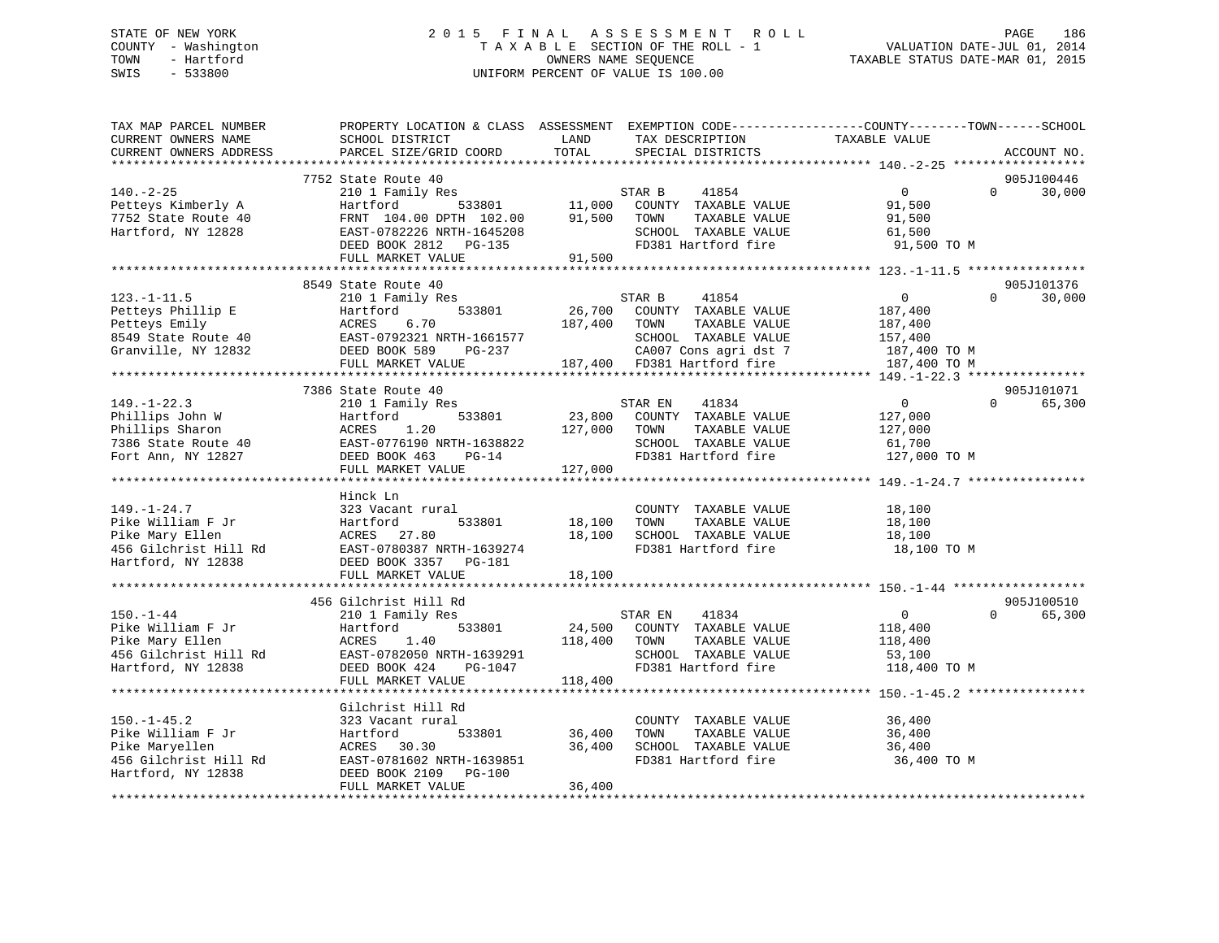STATE OF NEW YORK
COUNTY - Washington
TOWN - Hartford
SWIS - 533800

2015 FINAL ASSESSMENT ROLL
TAXABLE SECTION OF THE ROLL - 1
OWNERS NAME SEQUENCE
UNIFORM PERCENT OF VALUE IS 100.00

VALUATION DATE-JUL 01, 2014
TAXABLE STATUS DATE-MAR 01, 2015

| TAX MAP PARCEL NUMBER / CURRENT OWNERS NAME / CURRENT OWNERS ADDRESS | PROPERTY LOCATION & CLASS / SCHOOL DISTRICT / PARCEL SIZE/GRID COORD | ASSESSMENT LAND / TOTAL | EXEMPTION CODE / TAX DESCRIPTION / SPECIAL DISTRICTS | COUNTY / TOWN TAXABLE VALUE | SCHOOL / ACCOUNT NO. |
|---|---|---|---|---|---|
| 140.-2-25 | 7752 State Route 40 | | | | 905J100446 |
| 140.-2-25 | 210 1 Family Res | | STAR B 41854 | 0 | 0 30,000 |
| Petteys Kimberly A | Hartford 533801 | 11,000 | COUNTY TAXABLE VALUE | 91,500 | |
| 7752 State Route 40 | FRNT 104.00 DPTH 102.00 | 91,500 | TOWN TAXABLE VALUE | 91,500 | |
| Hartford, NY 12828 | EAST-0782226 NRTH-1645208 | | SCHOOL TAXABLE VALUE | 61,500 | |
| | DEED BOOK 2812 PG-135 | | FD381 Hartford fire | 91,500 TO M | |
| | FULL MARKET VALUE | 91,500 | | | |
| 123.-1-11.5 | 8549 State Route 40 | | | | 905J101376 |
| 123.-1-11.5 | 210 1 Family Res | | STAR B 41854 | 0 | 0 30,000 |
| Petteys Phillip E | Hartford 533801 | 26,700 | COUNTY TAXABLE VALUE | 187,400 | |
| Petteys Emily | ACRES 6.70 | 187,400 | TOWN TAXABLE VALUE | 187,400 | |
| 8549 State Route 40 | EAST-0792321 NRTH-1661577 | | SCHOOL TAXABLE VALUE | 157,400 | |
| Granville, NY 12832 | DEED BOOK 589 PG-237 | | CA007 Cons agri dst 7 | 187,400 TO M | |
| | FULL MARKET VALUE | 187,400 | FD381 Hartford fire | 187,400 TO M | |
| 149.-1-22.3 | 7386 State Route 40 | | | | 905J101071 |
| 149.-1-22.3 | 210 1 Family Res | | STAR EN 41834 | 0 | 0 65,300 |
| Phillips John W | Hartford 533801 | 23,800 | COUNTY TAXABLE VALUE | 127,000 | |
| Phillips Sharon | ACRES 1.20 | 127,000 | TOWN TAXABLE VALUE | 127,000 | |
| 7386 State Route 40 | EAST-0776190 NRTH-1638822 | | SCHOOL TAXABLE VALUE | 61,700 | |
| Fort Ann, NY 12827 | DEED BOOK 463 PG-14 | | FD381 Hartford fire | 127,000 TO M | |
| | FULL MARKET VALUE | 127,000 | | | |
| 149.-1-24.7 | Hinck Ln | | | | |
| 149.-1-24.7 | 323 Vacant rural | | COUNTY TAXABLE VALUE | 18,100 | |
| Pike William F Jr | Hartford 533801 | 18,100 | TOWN TAXABLE VALUE | 18,100 | |
| Pike Mary Ellen | ACRES 27.80 | 18,100 | SCHOOL TAXABLE VALUE | 18,100 | |
| 456 Gilchrist Hill Rd | EAST-0780387 NRTH-1639274 | | FD381 Hartford fire | 18,100 TO M | |
| Hartford, NY 12838 | DEED BOOK 3357 PG-181 | | | | |
| | FULL MARKET VALUE | 18,100 | | | |
| 150.-1-44 | 456 Gilchrist Hill Rd | | | | 905J100510 |
| 150.-1-44 | 210 1 Family Res | | STAR EN 41834 | 0 | 0 65,300 |
| Pike William F Jr | Hartford 533801 | 24,500 | COUNTY TAXABLE VALUE | 118,400 | |
| Pike Mary Ellen | ACRES 1.40 | 118,400 | TOWN TAXABLE VALUE | 118,400 | |
| 456 Gilchrist Hill Rd | EAST-0782050 NRTH-1639291 | | SCHOOL TAXABLE VALUE | 53,100 | |
| Hartford, NY 12838 | DEED BOOK 424 PG-1047 | | FD381 Hartford fire | 118,400 TO M | |
| | FULL MARKET VALUE | 118,400 | | | |
| 150.-1-45.2 | Gilchrist Hill Rd | | | | |
| 150.-1-45.2 | 323 Vacant rural | | COUNTY TAXABLE VALUE | 36,400 | |
| Pike William F Jr | Hartford 533801 | 36,400 | TOWN TAXABLE VALUE | 36,400 | |
| Pike Maryellen | ACRES 30.30 | 36,400 | SCHOOL TAXABLE VALUE | 36,400 | |
| 456 Gilchrist Hill Rd | EAST-0781602 NRTH-1639851 | | FD381 Hartford fire | 36,400 TO M | |
| Hartford, NY 12838 | DEED BOOK 2109 PG-100 | | | | |
| | FULL MARKET VALUE | 36,400 | | | |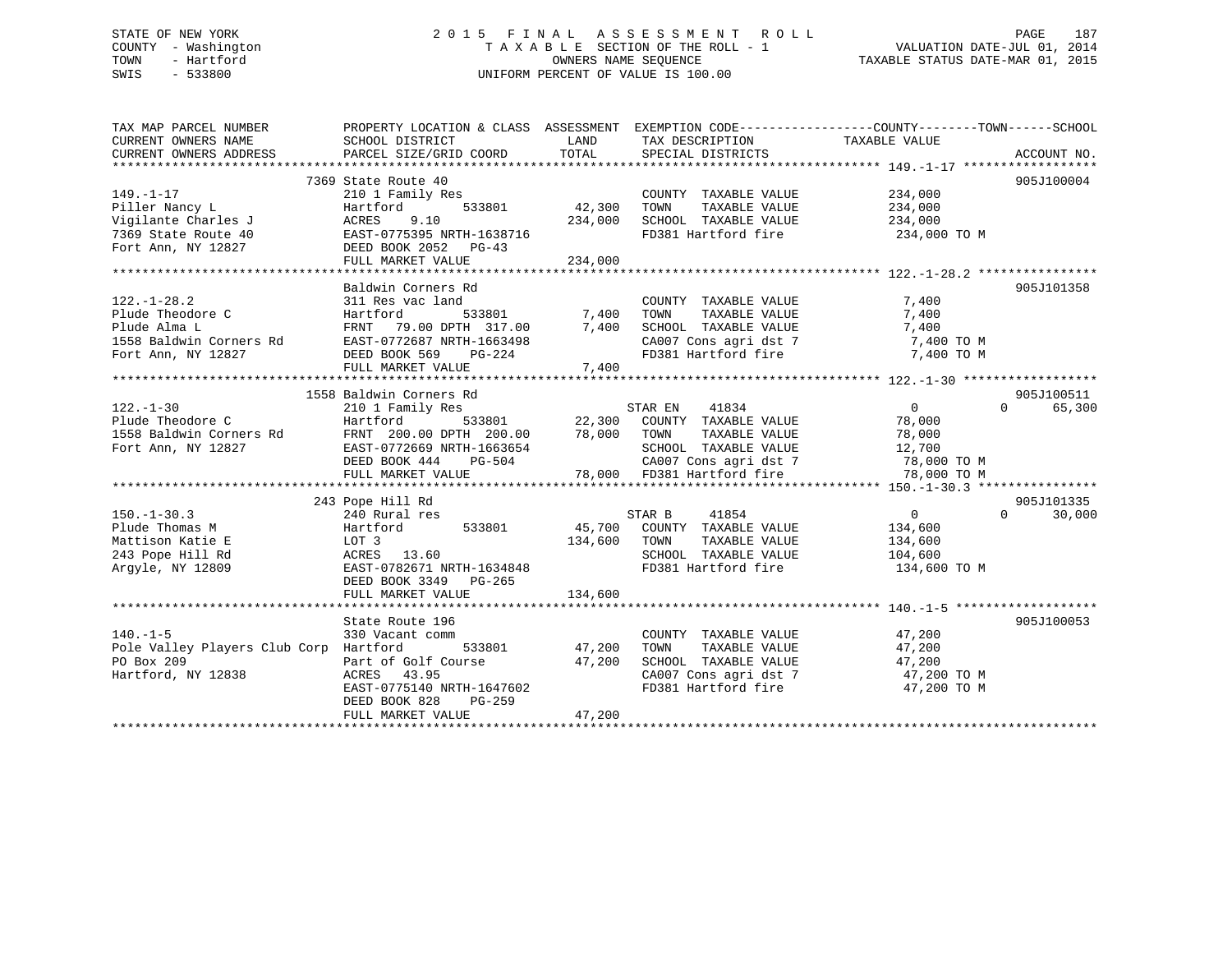STATE OF NEW YORK
COUNTY - Washington
TOWN - Hartford
SWIS - 533800

2 0 1 5 F I N A L A S S E S S M E N T R O L L
T A X A B L E SECTION OF THE ROLL - 1
OWNERS NAME SEQUENCE
UNIFORM PERCENT OF VALUE IS 100.00

VALUATION DATE-JUL 01, 2014
TAXABLE STATUS DATE-MAR 01, 2015

```
TAX MAP PARCEL NUMBER          PROPERTY LOCATION & CLASS  ASSESSMENT  EXEMPTION CODE------------------COUNTY--------TOWN------SCHOOL
CURRENT OWNERS NAME            SCHOOL DISTRICT               LAND      TAX DESCRIPTION             TAXABLE VALUE
CURRENT OWNERS ADDRESS         PARCEL SIZE/GRID COORD       TOTAL      SPECIAL DISTRICTS                                      ACCOUNT NO.
******************************************************************************************************* 149.-1-17 ******************
                               7369 State Route 40                                                                         905J100004
149.-1-17                      210 1 Family Res                        COUNTY  TAXABLE VALUE            234,000
Piller Nancy L                 Hartford        533801       42,300     TOWN    TAXABLE VALUE            234,000
Vigilante Charles J            ACRES    9.10               234,000     SCHOOL  TAXABLE VALUE            234,000
7369 State Route 40            EAST-0775395 NRTH-1638716              FD381 Hartford fire              234,000 TO M
Fort Ann, NY 12827             DEED BOOK 2052   PG-43
                               FULL MARKET VALUE           234,000
******************************************************************************************************* 122.-1-28.2 ****************
                               Baldwin Corners Rd                                                                          905J101358
122.-1-28.2                    311 Res vac land                        COUNTY  TAXABLE VALUE              7,400
Plude Theodore C               Hartford        533801        7,400     TOWN    TAXABLE VALUE              7,400
Plude Alma L                   FRNT   79.00 DPTH 317.00      7,400     SCHOOL  TAXABLE VALUE              7,400
1558 Baldwin Corners Rd        EAST-0772687 NRTH-1663498              CA007 Cons agri dst 7              7,400 TO M
Fort Ann, NY 12827             DEED BOOK 569    PG-224                FD381 Hartford fire                7,400 TO M
                               FULL MARKET VALUE             7,400
******************************************************************************************************* 122.-1-30 ******************
                               1558 Baldwin Corners Rd                                                                     905J100511
122.-1-30                      210 1 Family Res                        STAR EN     41834                     0          0     65,300
Plude Theodore C               Hartford        533801       22,300     COUNTY  TAXABLE VALUE             78,000
1558 Baldwin Corners Rd        FRNT  200.00 DPTH 200.00     78,000     TOWN    TAXABLE VALUE             78,000
Fort Ann, NY 12827             EAST-0772669 NRTH-1663654              SCHOOL  TAXABLE VALUE             12,700
                               DEED BOOK 444    PG-504                CA007 Cons agri dst 7             78,000 TO M
                               FULL MARKET VALUE            78,000     FD381 Hartford fire               78,000 TO M
******************************************************************************************************* 150.-1-30.3 ****************
                               243 Pope Hill Rd                                                                            905J101335
150.-1-30.3                    240 Rural res                           STAR B      41854                     0          0     30,000
Plude Thomas M                 Hartford        533801       45,700     COUNTY  TAXABLE VALUE            134,600
Mattison Katie E               LOT 3                       134,600     TOWN    TAXABLE VALUE            134,600
243 Pope Hill Rd               ACRES   13.60                          SCHOOL  TAXABLE VALUE            104,600
Argyle, NY 12809               EAST-0782671 NRTH-1634848              FD381 Hartford fire              134,600 TO M
                               DEED BOOK 3349   PG-265
                               FULL MARKET VALUE           134,600
******************************************************************************************************* 140.-1-5 *******************
                               State Route 196                                                                             905J100053
140.-1-5                       330 Vacant comm                         COUNTY  TAXABLE VALUE             47,200
Pole Valley Players Club Corp  Hartford        533801       47,200     TOWN    TAXABLE VALUE             47,200
PO Box 209                     Part of Golf Course          47,200     SCHOOL  TAXABLE VALUE             47,200
Hartford, NY 12838             ACRES   43.95                          CA007 Cons agri dst 7             47,200 TO M
                               EAST-0775140 NRTH-1647602              FD381 Hartford fire               47,200 TO M
                               DEED BOOK 828    PG-259
                               FULL MARKET VALUE            47,200
************************************************************************************************************************************
```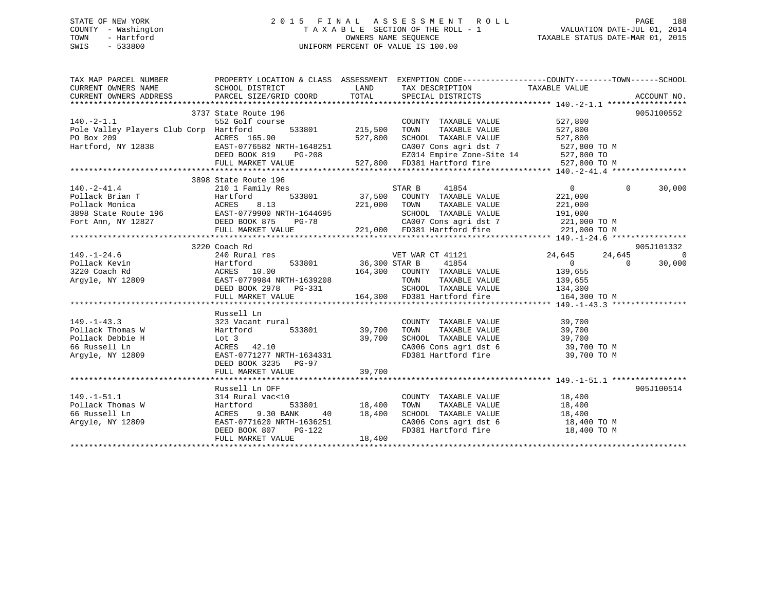STATE OF NEW YORK
COUNTY - Washington
TOWN - Hartford
SWIS - 533800

2 0 1 5 F I N A L A S S E S S M E N T R O L L
T A X A B L E SECTION OF THE ROLL - 1
OWNERS NAME SEQUENCE
UNIFORM PERCENT OF VALUE IS 100.00

VALUATION DATE-JUL 01, 2014
TAXABLE STATUS DATE-MAR 01, 2015

```
TAX MAP PARCEL NUMBER          PROPERTY LOCATION & CLASS  ASSESSMENT  EXEMPTION CODE------------------COUNTY--------TOWN------SCHOOL
CURRENT OWNERS NAME            SCHOOL DISTRICT              LAND       TAX DESCRIPTION              TAXABLE VALUE
CURRENT OWNERS ADDRESS         PARCEL SIZE/GRID COORD       TOTAL      SPECIAL DISTRICTS                                    ACCOUNT NO.
*********************************************************************************************** 140.-2-1.1 *****************
                               3737 State Route 196                                                                       905J100552
140.-2-1.1                     552 Golf course                         COUNTY  TAXABLE VALUE           527,800
Pole Valley Players Club Corp  Hartford       533801       215,500     TOWN    TAXABLE VALUE           527,800
PO Box 209                     ACRES  165.90               527,800     SCHOOL  TAXABLE VALUE           527,800
Hartford, NY 12838             EAST-0776582 NRTH-1648251               CA007 Cons agri dst 7            527,800 TO M
                               DEED BOOK 819    PG-208                 EZ014 Empire Zone-Site 14        527,800 TO
                               FULL MARKET VALUE           527,800     FD381 Hartford fire              527,800 TO M
*********************************************************************************************** 140.-2-41.4 ****************
                               3898 State Route 196
140.-2-41.4                    210 1 Family Res                        STAR B     41854                     0          0      30,000
Pollack Brian T                Hartford       533801        37,500     COUNTY  TAXABLE VALUE           221,000
Pollack Monica                 ACRES    8.13               221,000     TOWN    TAXABLE VALUE           221,000
3898 State Route 196           EAST-0779900 NRTH-1644695               SCHOOL  TAXABLE VALUE           191,000
Fort Ann, NY 12827             DEED BOOK 875    PG-78                  CA007 Cons agri dst 7            221,000 TO M
                               FULL MARKET VALUE           221,000     FD381 Hartford fire              221,000 TO M
*********************************************************************************************** 149.-1-24.6 ****************
                               3220 Coach Rd                                                                              905J101332
149.-1-24.6                    240 Rural res                           VET WAR CT 41121            24,645     24,645           0
Pollack Kevin                  Hartford       533801        36,300     STAR B     41854                     0          0      30,000
3220 Coach Rd                  ACRES   10.00               164,300     COUNTY  TAXABLE VALUE           139,655
Argyle, NY 12809               EAST-0779984 NRTH-1639208               TOWN    TAXABLE VALUE           139,655
                               DEED BOOK 2978   PG-331                 SCHOOL  TAXABLE VALUE           134,300
                               FULL MARKET VALUE           164,300     FD381 Hartford fire              164,300 TO M
*********************************************************************************************** 149.-1-43.3 ****************
                               Russell Ln
149.-1-43.3                    323 Vacant rural                        COUNTY  TAXABLE VALUE            39,700
Pollack Thomas W               Hartford       533801        39,700     TOWN    TAXABLE VALUE            39,700
Pollack Debbie H               Lot 3                        39,700     SCHOOL  TAXABLE VALUE            39,700
66 Russell Ln                  ACRES   42.10                           CA006 Cons agri dst 6             39,700 TO M
Argyle, NY 12809               EAST-0771277 NRTH-1634331               FD381 Hartford fire               39,700 TO M
                               DEED BOOK 3235   PG-97
                               FULL MARKET VALUE            39,700
*********************************************************************************************** 149.-1-51.1 ****************
                               Russell Ln OFF                                                                             905J100514
149.-1-51.1                    314 Rural vac<10                        COUNTY  TAXABLE VALUE            18,400
Pollack Thomas W               Hartford       533801        18,400     TOWN    TAXABLE VALUE            18,400
66 Russell Ln                  ACRES    9.30 BANK     40    18,400     SCHOOL  TAXABLE VALUE            18,400
Argyle, NY 12809               EAST-0771620 NRTH-1636251               CA006 Cons agri dst 6             18,400 TO M
                               DEED BOOK 807    PG-122                 FD381 Hartford fire               18,400 TO M
                               FULL MARKET VALUE            18,400
******************************************************************************************************************************
```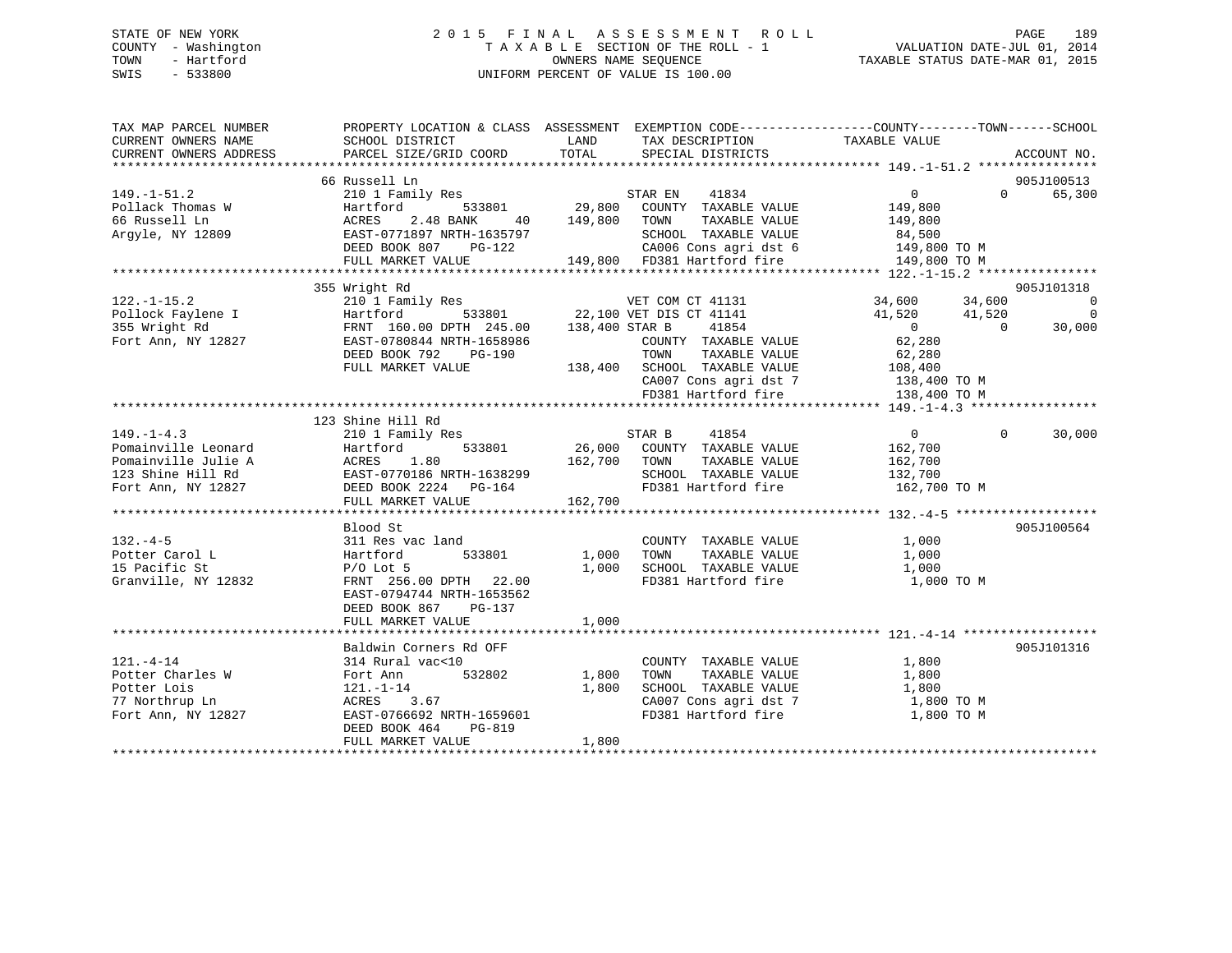STATE OF NEW YORK  
COUNTY - Washington  
TOWN - Hartford  
SWIS - 533800

2 0 1 5 F I N A L A S S E S S M E N T R O L L  
T A X A B L E SECTION OF THE ROLL - 1  
OWNERS NAME SEQUENCE  
UNIFORM PERCENT OF VALUE IS 100.00

VALUATION DATE-JUL 01, 2014  
TAXABLE STATUS DATE-MAR 01, 2015

```
TAX MAP PARCEL NUMBER          PROPERTY LOCATION & CLASS  ASSESSMENT  EXEMPTION CODE------------------COUNTY--------TOWN------SCHOOL
CURRENT OWNERS NAME            SCHOOL DISTRICT               LAND      TAX DESCRIPTION            TAXABLE VALUE
CURRENT OWNERS ADDRESS         PARCEL SIZE/GRID COORD        TOTAL     SPECIAL DISTRICTS                                    ACCOUNT NO.
******************************************************************************************************* 149.-1-51.2 ****************
                               66 Russell Ln                                                                              905J100513
149.-1-51.2                    210 1 Family Res                        STAR EN     41834                0            0      65,300
Pollack Thomas W               Hartford        533801         29,800   COUNTY  TAXABLE VALUE         149,800
66 Russell Ln                  ACRES    2.48 BANK     40     149,800   TOWN    TAXABLE VALUE         149,800
Argyle, NY 12809               EAST-0771897 NRTH-1635797               SCHOOL  TAXABLE VALUE          84,500
                               DEED BOOK 807    PG-122                 CA006 Cons agri dst 6          149,800 TO M
                               FULL MARKET VALUE             149,800   FD381 Hartford fire            149,800 TO M
******************************************************************************************************* 122.-1-15.2 ****************
                               355 Wright Rd                                                                              905J101318
122.-1-15.2                    210 1 Family Res                        VET COM CT 41131            34,600       34,600           0
Pollock Faylene I              Hartford        533801         22,100   VET DIS CT 41141            41,520       41,520           0
355 Wright Rd                  FRNT 160.00 DPTH 245.00       138,400   STAR B      41854                0            0      30,000
Fort Ann, NY 12827             EAST-0780844 NRTH-1658986               COUNTY  TAXABLE VALUE          62,280
                               DEED BOOK 792    PG-190                 TOWN    TAXABLE VALUE          62,280
                               FULL MARKET VALUE             138,400   SCHOOL  TAXABLE VALUE         108,400
                                                                       CA007 Cons agri dst 7          138,400 TO M
                                                                       FD381 Hartford fire            138,400 TO M
******************************************************************************************************* 149.-1-4.3 *****************
                               123 Shine Hill Rd
149.-1-4.3                     210 1 Family Res                        STAR B      41854                0            0      30,000
Pomainville Leonard            Hartford        533801         26,000   COUNTY  TAXABLE VALUE         162,700
Pomainville Julie A            ACRES    1.80                 162,700   TOWN    TAXABLE VALUE         162,700
123 Shine Hill Rd              EAST-0770186 NRTH-1638299               SCHOOL  TAXABLE VALUE         132,700
Fort Ann, NY 12827             DEED BOOK 2224   PG-164                 FD381 Hartford fire            162,700 TO M
                               FULL MARKET VALUE             162,700
******************************************************************************************************* 132.-4-5 *******************
                               Blood St                                                                                   905J100564
132.-4-5                       311 Res vac land                        COUNTY  TAXABLE VALUE           1,000
Potter Carol L                 Hartford        533801          1,000   TOWN    TAXABLE VALUE           1,000
15 Pacific St                  P/O Lot 5                       1,000   SCHOOL  TAXABLE VALUE           1,000
Granville, NY 12832            FRNT 256.00 DPTH  22.00                 FD381 Hartford fire              1,000 TO M
                               EAST-0794744 NRTH-1653562
                               DEED BOOK 867    PG-137
                               FULL MARKET VALUE               1,000
******************************************************************************************************* 121.-4-14 ******************
                               Baldwin Corners Rd OFF                                                                     905J101316
121.-4-14                      314 Rural vac<10                        COUNTY  TAXABLE VALUE           1,800
Potter Charles W               Fort Ann        532802          1,800   TOWN    TAXABLE VALUE           1,800
Potter Lois                    121.-1-14                       1,800   SCHOOL  TAXABLE VALUE           1,800
77 Northrup Ln                 ACRES    3.67                           CA007 Cons agri dst 7            1,800 TO M
Fort Ann, NY 12827             EAST-0766692 NRTH-1659601               FD381 Hartford fire              1,800 TO M
                               DEED BOOK 464    PG-819
                               FULL MARKET VALUE               1,800
************************************************************************************************************************************
```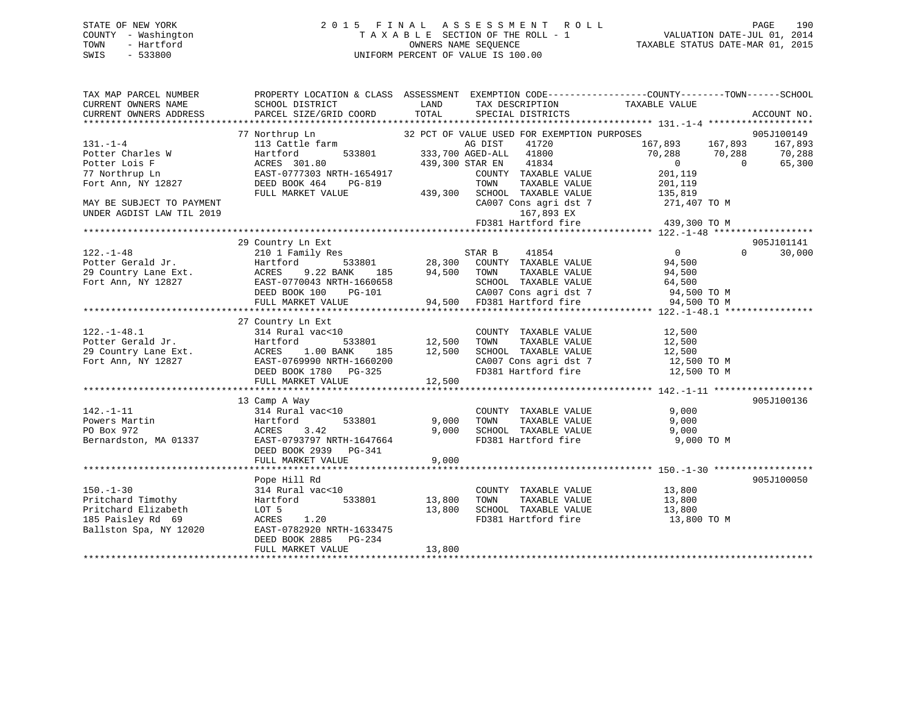STATE OF NEW YORK
COUNTY - Washington
TOWN - Hartford
SWIS - 533800

# 2015 FINAL ASSESSMENT ROLL

TAXABLE SECTION OF THE ROLL - 1
OWNERS NAME SEQUENCE
UNIFORM PERCENT OF VALUE IS 100.00

VALUATION DATE-JUL 01, 2014
TAXABLE STATUS DATE-MAR 01, 2015

```
TAX MAP PARCEL NUMBER        PROPERTY LOCATION & CLASS  ASSESSMENT  EXEMPTION CODE------------------COUNTY--------TOWN------SCHOOL
CURRENT OWNERS NAME          SCHOOL DISTRICT               LAND      TAX DESCRIPTION              TAXABLE VALUE
CURRENT OWNERS ADDRESS       PARCEL SIZE/GRID COORD        TOTAL     SPECIAL DISTRICTS                                          ACCOUNT NO.
******************************************************************************************************* 131.-1-4 *******************
                             77 Northrup Ln                  32 PCT OF VALUE USED FOR EXEMPTION PURPOSES                         905J100149
131.-1-4                     113 Cattle farm                      AG DIST    41720              167,893     167,893     167,893
Potter Charles W             Hartford         533801      333,700 AGED-ALL   41800               70,288      70,288      70,288
Potter Lois F                ACRES 301.80                 439,300 STAR EN    41834                    0           0      65,300
77 Northrup Ln               EAST-0777303 NRTH-1654917            COUNTY  TAXABLE VALUE          201,119
Fort Ann, NY 12827           DEED BOOK 464    PG-819              TOWN    TAXABLE VALUE          201,119
                             FULL MARKET VALUE            439,300 SCHOOL  TAXABLE VALUE          135,819
MAY BE SUBJECT TO PAYMENT                                         CA007 Cons agri dst 7          271,407 TO M
UNDER AGDIST LAW TIL 2019                                               167,893 EX
                                                                  FD381 Hartford fire            439,300 TO M
******************************************************************************************************* 122.-1-48 ******************
                             29 Country Ln Ext                                                                               905J101141
122.-1-48                    210 1 Family Res                     STAR B     41854                    0           0      30,000
Potter Gerald Jr.            Hartford         533801       28,300 COUNTY  TAXABLE VALUE           94,500
29 Country Lane Ext.         ACRES    9.22 BANK    185     94,500 TOWN    TAXABLE VALUE           94,500
Fort Ann, NY 12827           EAST-0770043 NRTH-1660658            SCHOOL  TAXABLE VALUE           64,500
                             DEED BOOK 100    PG-101              CA007 Cons agri dst 7           94,500 TO M
                             FULL MARKET VALUE             94,500 FD381 Hartford fire             94,500 TO M
******************************************************************************************************* 122.-1-48.1 ****************
                             27 Country Ln Ext
122.-1-48.1                  314 Rural vac<10                     COUNTY  TAXABLE VALUE           12,500
Potter Gerald Jr.            Hartford         533801       12,500 TOWN    TAXABLE VALUE           12,500
29 Country Lane Ext.         ACRES    1.00 BANK    185     12,500 SCHOOL  TAXABLE VALUE           12,500
Fort Ann, NY 12827           EAST-0769990 NRTH-1660200            CA007 Cons agri dst 7           12,500 TO M
                             DEED BOOK 1780   PG-325              FD381 Hartford fire             12,500 TO M
                             FULL MARKET VALUE             12,500
******************************************************************************************************* 142.-1-11 ******************
                             13 Camp A Way                                                                                   905J100136
142.-1-11                    314 Rural vac<10                     COUNTY  TAXABLE VALUE            9,000
Powers Martin                Hartford         533801        9,000 TOWN    TAXABLE VALUE            9,000
PO Box 972                   ACRES    3.42                  9,000 SCHOOL  TAXABLE VALUE            9,000
Bernardston, MA 01337        EAST-0793797 NRTH-1647664            FD381 Hartford fire              9,000 TO M
                             DEED BOOK 2939   PG-341
                             FULL MARKET VALUE              9,000
******************************************************************************************************* 150.-1-30 ******************
                             Pope Hill Rd                                                                                    905J100050
150.-1-30                    314 Rural vac<10                     COUNTY  TAXABLE VALUE           13,800
Pritchard Timothy            Hartford         533801       13,800 TOWN    TAXABLE VALUE           13,800
Pritchard Elizabeth          LOT 5                         13,800 SCHOOL  TAXABLE VALUE           13,800
185 Paisley Rd  69           ACRES    1.20                        FD381 Hartford fire             13,800 TO M
Ballston Spa, NY 12020       EAST-0782920 NRTH-1633475
                             DEED BOOK 2885   PG-234
                             FULL MARKET VALUE             13,800
************************************************************************************************************************************
```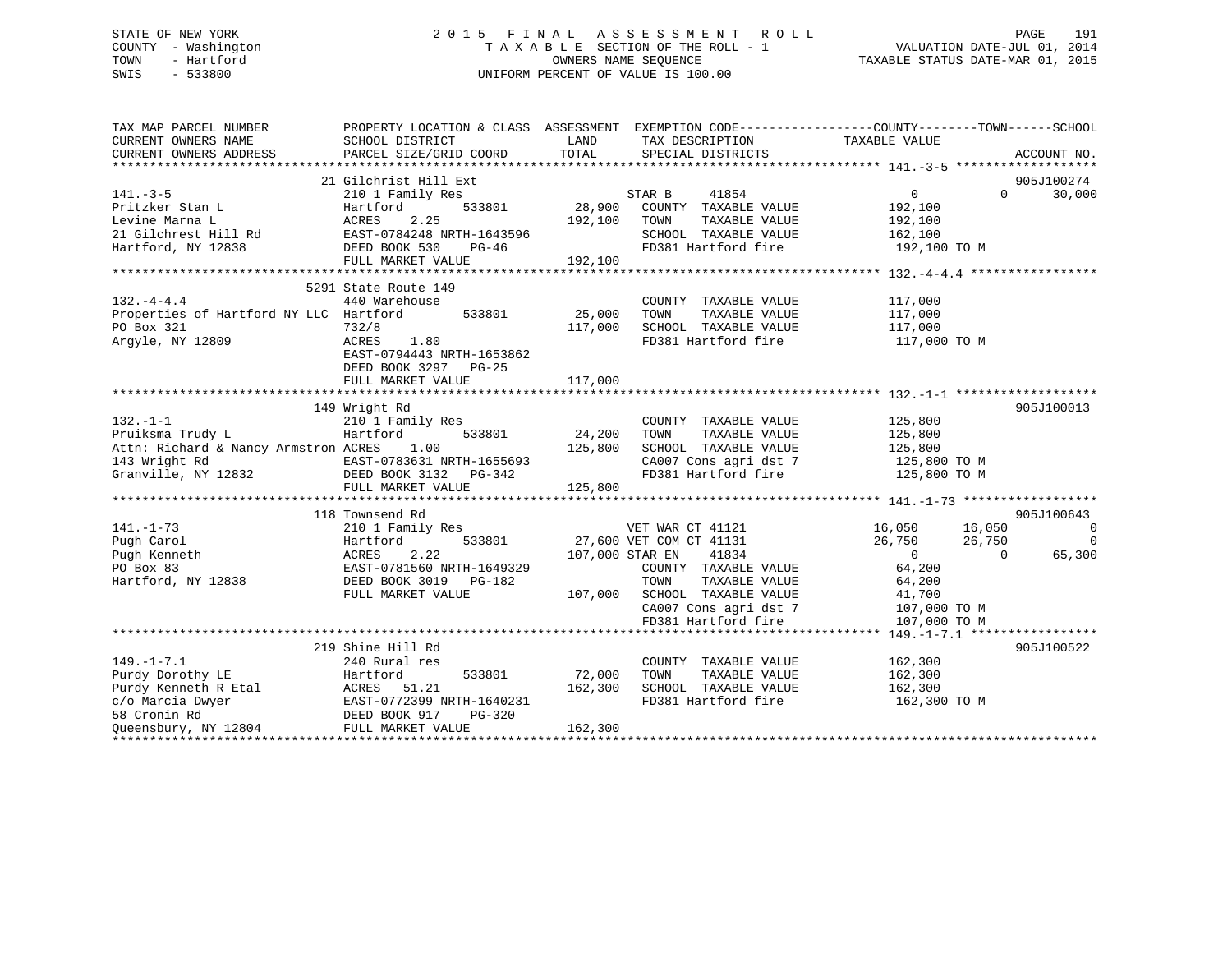STATE OF NEW YORK
COUNTY - Washington
TOWN - Hartford
SWIS - 533800

# 2015 FINAL ASSESSMENT ROLL
TAXABLE SECTION OF THE ROLL - 1
OWNERS NAME SEQUENCE
UNIFORM PERCENT OF VALUE IS 100.00

VALUATION DATE-JUL 01, 2014
TAXABLE STATUS DATE-MAR 01, 2015

| TAX MAP PARCEL NUMBER / CURRENT OWNERS NAME / CURRENT OWNERS ADDRESS | PROPERTY LOCATION & CLASS / SCHOOL DISTRICT / PARCEL SIZE/GRID COORD | ASSESSMENT LAND | TOTAL | EXEMPTION CODE / TAX DESCRIPTION / SPECIAL DISTRICTS | COUNTY | TOWN | SCHOOL | ACCOUNT NO. |
|---|---|---|---|---|---|---|---|---|
| 141.-3-5 | 21 Gilchrist Hill Ext | | | | | | | 905J100274 |
| Pritzker Stan L | 210 1 Family Res | | | STAR B 41854 | 0 | 0 | 30,000 | |
| Levine Marna L | Hartford 533801 | 28,900 | | COUNTY TAXABLE VALUE | 192,100 | | | |
| 21 Gilchrest Hill Rd | ACRES 2.25 | | 192,100 | TOWN TAXABLE VALUE | | 192,100 | | |
| Hartford, NY 12838 | EAST-0784248 NRTH-1643596 | | | SCHOOL TAXABLE VALUE | | | 162,100 | |
| | DEED BOOK 530 PG-46 | | | FD381 Hartford fire | 192,100 TO M | | | |
| | FULL MARKET VALUE | | 192,100 | | | | | |
| 132.-4-4.4 | 5291 State Route 149 | | | | | | | |
| Properties of Hartford NY LLC | 440 Warehouse | | | COUNTY TAXABLE VALUE | 117,000 | | | |
| PO Box 321 | Hartford 533801 | 25,000 | | TOWN TAXABLE VALUE | | 117,000 | | |
| Argyle, NY 12809 | 732/8 | | 117,000 | SCHOOL TAXABLE VALUE | | | 117,000 | |
| | ACRES 1.80 | | | FD381 Hartford fire | 117,000 TO M | | | |
| | EAST-0794443 NRTH-1653862 | | | | | | | |
| | DEED BOOK 3297 PG-25 | | | | | | | |
| | FULL MARKET VALUE | | 117,000 | | | | | |
| 132.-1-1 | 149 Wright Rd | | | | | | | 905J100013 |
| Pruiksma Trudy L | 210 1 Family Res | | | COUNTY TAXABLE VALUE | 125,800 | | | |
| Attn: Richard & Nancy Armstron | Hartford 533801 | 24,200 | | TOWN TAXABLE VALUE | | 125,800 | | |
| 143 Wright Rd | ACRES 1.00 | | 125,800 | SCHOOL TAXABLE VALUE | | | 125,800 | |
| Granville, NY 12832 | EAST-0783631 NRTH-1655693 | | | CA007 Cons agri dst 7 | 125,800 TO M | | | |
| | DEED BOOK 3132 PG-342 | | | FD381 Hartford fire | 125,800 TO M | | | |
| | FULL MARKET VALUE | | 125,800 | | | | | |
| 141.-1-73 | 118 Townsend Rd | | | | | | | 905J100643 |
| Pugh Carol | 210 1 Family Res | | | VET WAR CT 41121 | 16,050 | 16,050 | 0 | |
| Pugh Kenneth | Hartford 533801 | 27,600 | | VET COM CT 41131 | 26,750 | 26,750 | 0 | |
| PO Box 83 | ACRES 2.22 | | 107,000 | STAR EN 41834 | 0 | 0 | 65,300 | |
| Hartford, NY 12838 | EAST-0781560 NRTH-1649329 | | | COUNTY TAXABLE VALUE | 64,200 | | | |
| | DEED BOOK 3019 PG-182 | | | TOWN TAXABLE VALUE | | 64,200 | | |
| | FULL MARKET VALUE | | 107,000 | SCHOOL TAXABLE VALUE | | | 41,700 | |
| | | | | CA007 Cons agri dst 7 | 107,000 TO M | | | |
| | | | | FD381 Hartford fire | 107,000 TO M | | | |
| 149.-1-7.1 | 219 Shine Hill Rd | | | | | | | 905J100522 |
| Purdy Dorothy LE | 240 Rural res | | | COUNTY TAXABLE VALUE | 162,300 | | | |
| Purdy Kenneth R Etal | Hartford 533801 | 72,000 | | TOWN TAXABLE VALUE | | 162,300 | | |
| c/o Marcia Dwyer | ACRES 51.21 | | 162,300 | SCHOOL TAXABLE VALUE | | | 162,300 | |
| 58 Cronin Rd | EAST-0772399 NRTH-1640231 | | | FD381 Hartford fire | 162,300 TO M | | | |
| Queensbury, NY 12804 | DEED BOOK 917 PG-320 | | | | | | | |
| | FULL MARKET VALUE | | 162,300 | | | | | |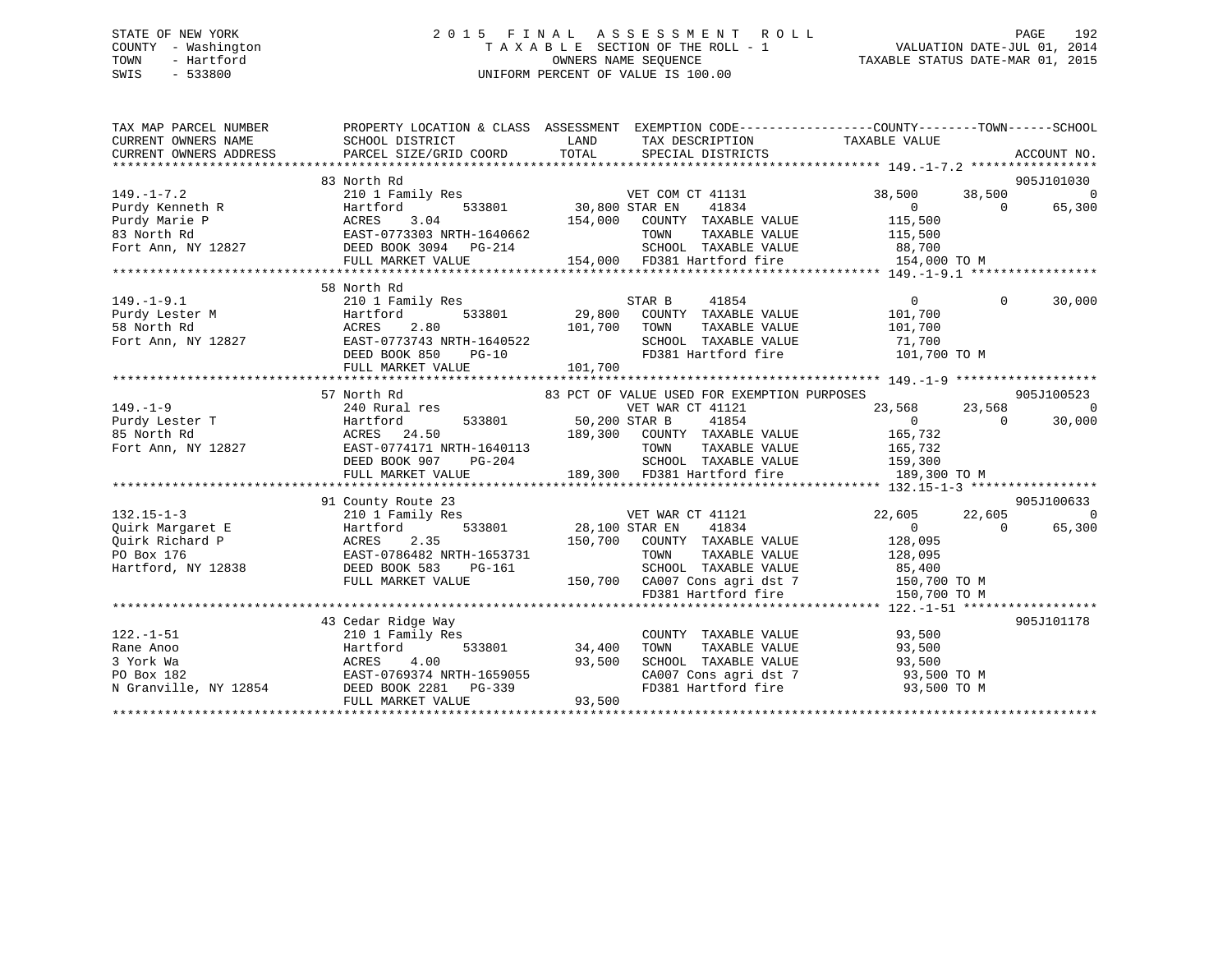STATE OF NEW YORK
COUNTY - Washington
TOWN - Hartford
SWIS - 533800

# 2015 FINAL ASSESSMENT ROLL
TAXABLE SECTION OF THE ROLL - 1
OWNERS NAME SEQUENCE
UNIFORM PERCENT OF VALUE IS 100.00

VALUATION DATE-JUL 01, 2014
TAXABLE STATUS DATE-MAR 01, 2015

| TAX MAP PARCEL NUMBER / CURRENT OWNERS NAME / CURRENT OWNERS ADDRESS | PROPERTY LOCATION & CLASS / SCHOOL DISTRICT / PARCEL SIZE/GRID COORD | ASSESSMENT LAND | TOTAL | EXEMPTION CODE / TAX DESCRIPTION / SPECIAL DISTRICTS | COUNTY TAXABLE VALUE | TOWN | SCHOOL | ACCOUNT NO. |
|---|---|---|---|---|---|---|---|---|
| 149.-1-7.2 | 83 North Rd | | | | | | | 905J101030 |
| Purdy Kenneth R | 210 1 Family Res | | | VET COM CT 41131 | 38,500 | 38,500 | 0 | |
| Purdy Marie P | Hartford 533801 | 30,800 | | STAR EN 41834 | 0 | 0 | 65,300 | |
| 83 North Rd | ACRES 3.04 | | 154,000 | COUNTY TAXABLE VALUE | 115,500 | | | |
| Fort Ann, NY 12827 | EAST-0773303 NRTH-1640662 | | | TOWN TAXABLE VALUE | 115,500 | | | |
| | DEED BOOK 3094 PG-214 | | | SCHOOL TAXABLE VALUE | 88,700 | | | |
| | FULL MARKET VALUE | | 154,000 | FD381 Hartford fire | 154,000 TO M | | | |
| 149.-1-9.1 | 58 North Rd | | | | | | | |
| Purdy Lester M | 210 1 Family Res | | | STAR B 41854 | 0 | 0 | 30,000 | |
| 58 North Rd | Hartford 533801 | 29,800 | | COUNTY TAXABLE VALUE | 101,700 | | | |
| Fort Ann, NY 12827 | ACRES 2.80 | | 101,700 | TOWN TAXABLE VALUE | 101,700 | | | |
| | EAST-0773743 NRTH-1640522 | | | SCHOOL TAXABLE VALUE | 71,700 | | | |
| | DEED BOOK 850 PG-10 | | | FD381 Hartford fire | 101,700 TO M | | | |
| | FULL MARKET VALUE | | 101,700 | | | | | |
| 149.-1-9 | 57 North Rd | | | 83 PCT OF VALUE USED FOR EXEMPTION PURPOSES | | | | 905J100523 |
| Purdy Lester T | 240 Rural res | | | VET WAR CT 41121 | 23,568 | 23,568 | 0 | |
| 85 North Rd | Hartford 533801 | 50,200 | | STAR B 41854 | 0 | 0 | 30,000 | |
| Fort Ann, NY 12827 | ACRES 24.50 | | 189,300 | COUNTY TAXABLE VALUE | 165,732 | | | |
| | EAST-0774171 NRTH-1640113 | | | TOWN TAXABLE VALUE | 165,732 | | | |
| | DEED BOOK 907 PG-204 | | | SCHOOL TAXABLE VALUE | 159,300 | | | |
| | FULL MARKET VALUE | | 189,300 | FD381 Hartford fire | 189,300 TO M | | | |
| 132.15-1-3 | 91 County Route 23 | | | | | | | 905J100633 |
| Quirk Margaret E | 210 1 Family Res | | | VET WAR CT 41121 | 22,605 | 22,605 | 0 | |
| Quirk Richard P | Hartford 533801 | 28,100 | | STAR EN 41834 | 0 | 0 | 65,300 | |
| PO Box 176 | ACRES 2.35 | | 150,700 | COUNTY TAXABLE VALUE | 128,095 | | | |
| Hartford, NY 12838 | EAST-0786482 NRTH-1653731 | | | TOWN TAXABLE VALUE | 128,095 | | | |
| | DEED BOOK 583 PG-161 | | | SCHOOL TAXABLE VALUE | 85,400 | | | |
| | FULL MARKET VALUE | | 150,700 | CA007 Cons agri dst 7 | 150,700 TO M | | | |
| | | | | FD381 Hartford fire | 150,700 TO M | | | |
| 122.-1-51 | 43 Cedar Ridge Way | | | | | | | 905J101178 |
| Rane Anoo | 210 1 Family Res | | | COUNTY TAXABLE VALUE | 93,500 | | | |
| 3 York Wa | Hartford 533801 | 34,400 | | TOWN TAXABLE VALUE | 93,500 | | | |
| PO Box 182 | ACRES 4.00 | | 93,500 | SCHOOL TAXABLE VALUE | 93,500 | | | |
| N Granville, NY 12854 | EAST-0769374 NRTH-1659055 | | | CA007 Cons agri dst 7 | 93,500 TO M | | | |
| | DEED BOOK 2281 PG-339 | | | FD381 Hartford fire | 93,500 TO M | | | |
| | FULL MARKET VALUE | | 93,500 | | | | | |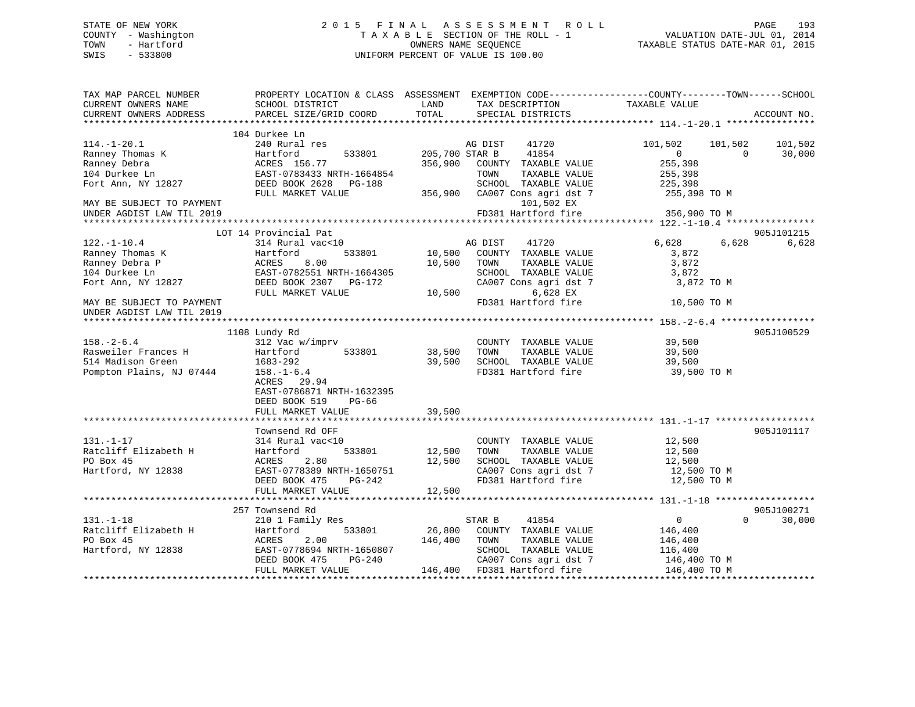STATE OF NEW YORK
COUNTY - Washington
TOWN - Hartford
SWIS - 533800

2015 FINAL ASSESSMENT ROLL
TAXABLE SECTION OF THE ROLL - 1
OWNERS NAME SEQUENCE
UNIFORM PERCENT OF VALUE IS 100.00

VALUATION DATE-JUL 01, 2014
TAXABLE STATUS DATE-MAR 01, 2015

```
TAX MAP PARCEL NUMBER          PROPERTY LOCATION & CLASS  ASSESSMENT  EXEMPTION CODE------------------COUNTY--------TOWN------SCHOOL
CURRENT OWNERS NAME            SCHOOL DISTRICT             LAND       TAX DESCRIPTION             TAXABLE VALUE
CURRENT OWNERS ADDRESS         PARCEL SIZE/GRID COORD      TOTAL      SPECIAL DISTRICTS                                      ACCOUNT NO.
*********************************************************************************************** 114.-1-20.1 ****************
                               104 Durkee Ln
114.-1-20.1                    240 Rural res                           AG DIST    41720            101,502     101,502     101,502
Ranney Thomas K                Hartford       533801       205,700 STAR B     41854                  0           0          30,000
Ranney Debra                   ACRES 156.77                356,900    COUNTY  TAXABLE VALUE         255,398
104 Durkee Ln                  EAST-0783433 NRTH-1664854              TOWN    TAXABLE VALUE         255,398
Fort Ann, NY 12827             DEED BOOK 2628   PG-188                SCHOOL  TAXABLE VALUE         225,398
                               FULL MARKET VALUE           356,900    CA007 Cons agri dst 7          255,398 TO M
MAY BE SUBJECT TO PAYMENT                                                    101,502 EX
UNDER AGDIST LAW TIL 2019                                             FD381 Hartford fire            356,900 TO M
*********************************************************************************************** 122.-1-10.4 ****************
                               LOT 14 Provincial Pat                                                                905J101215
122.-1-10.4                    314 Rural vac<10                        AG DIST    41720              6,628       6,628       6,628
Ranney Thomas K                Hartford       533801        10,500    COUNTY  TAXABLE VALUE           3,872
Ranney Debra P                 ACRES    8.00                10,500    TOWN    TAXABLE VALUE           3,872
104 Durkee Ln                  EAST-0782551 NRTH-1664305              SCHOOL  TAXABLE VALUE           3,872
Fort Ann, NY 12827             DEED BOOK 2307   PG-172                CA007 Cons agri dst 7            3,872 TO M
                               FULL MARKET VALUE            10,500           6,628 EX
MAY BE SUBJECT TO PAYMENT                                             FD381 Hartford fire             10,500 TO M
UNDER AGDIST LAW TIL 2019
*********************************************************************************************** 158.-2-6.4 *****************
                               1108 Lundy Rd                                                                        905J100529
158.-2-6.4                     312 Vac w/imprv                        COUNTY  TAXABLE VALUE          39,500
Rasweiler Frances H            Hartford       533801        38,500    TOWN    TAXABLE VALUE          39,500
514 Madison Green              1683-292                     39,500    SCHOOL  TAXABLE VALUE          39,500
Pompton Plains, NJ 07444       158.-1-6.4                             FD381 Hartford fire             39,500 TO M
                               ACRES   29.94
                               EAST-0786871 NRTH-1632395
                               DEED BOOK 519    PG-66
                               FULL MARKET VALUE            39,500
*********************************************************************************************** 131.-1-17 ******************
                               Townsend Rd OFF                                                                      905J101117
131.-1-17                      314 Rural vac<10                       COUNTY  TAXABLE VALUE          12,500
Ratcliff Elizabeth H           Hartford       533801        12,500    TOWN    TAXABLE VALUE          12,500
PO Box 45                      ACRES    2.80                12,500    SCHOOL  TAXABLE VALUE          12,500
Hartford, NY 12838             EAST-0778389 NRTH-1650751              CA007 Cons agri dst 7           12,500 TO M
                               DEED BOOK 475    PG-242                FD381 Hartford fire             12,500 TO M
                               FULL MARKET VALUE            12,500
*********************************************************************************************** 131.-1-18 ******************
                               257 Townsend Rd                                                                      905J100271
131.-1-18                      210 1 Family Res                       STAR B     41854                  0           0          30,000
Ratcliff Elizabeth H           Hartford       533801        26,800    COUNTY  TAXABLE VALUE         146,400
PO Box 45                      ACRES    2.00               146,400    TOWN    TAXABLE VALUE         146,400
Hartford, NY 12838             EAST-0778694 NRTH-1650807              SCHOOL  TAXABLE VALUE         116,400
                               DEED BOOK 475    PG-240                CA007 Cons agri dst 7          146,400 TO M
                               FULL MARKET VALUE           146,400    FD381 Hartford fire            146,400 TO M
****************************************************************************************************************************
```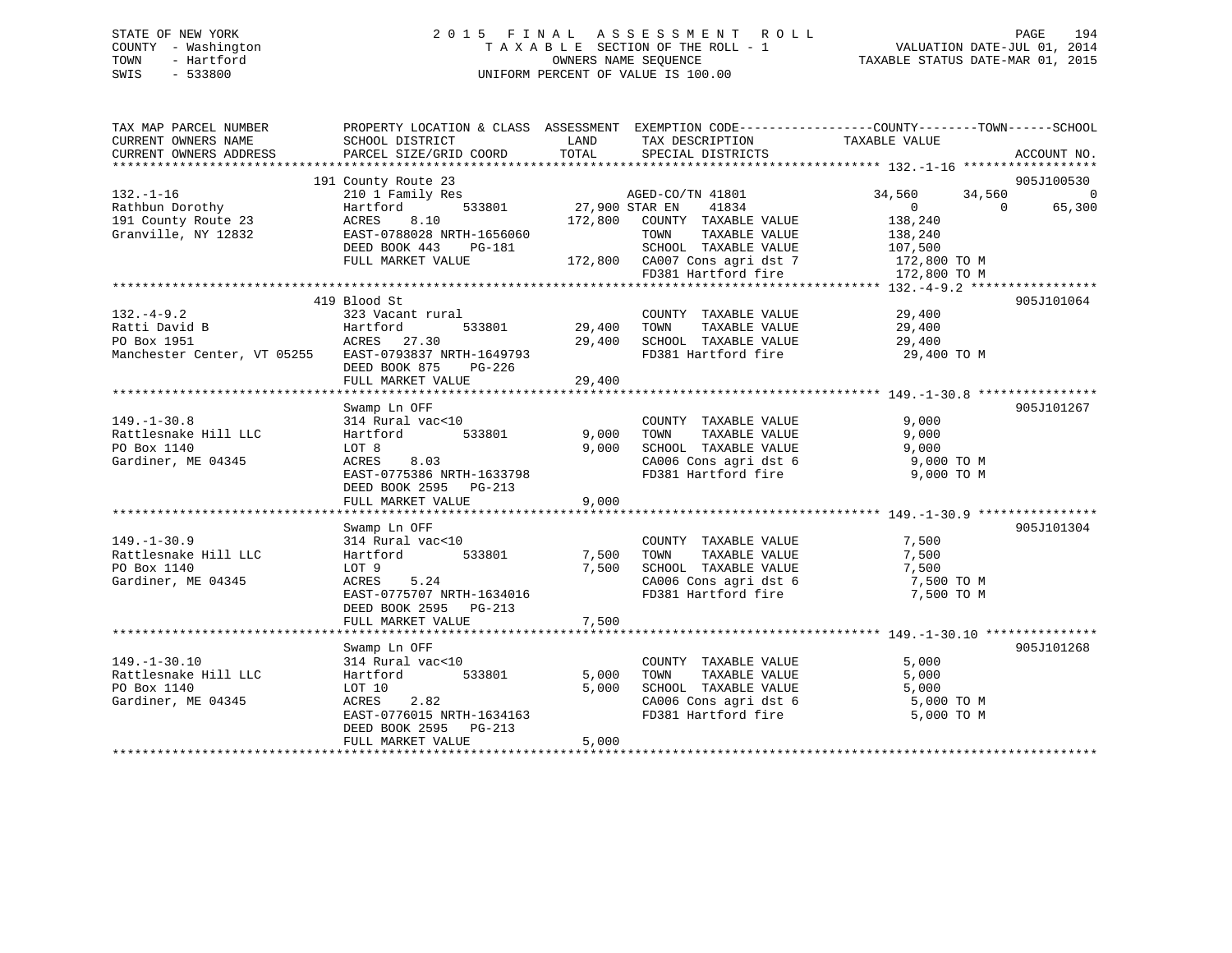STATE OF NEW YORK
COUNTY - Washington
TOWN - Hartford
SWIS - 533800

# 2015 FINAL ASSESSMENT ROLL
TAXABLE SECTION OF THE ROLL - 1
OWNERS NAME SEQUENCE
UNIFORM PERCENT OF VALUE IS 100.00

VALUATION DATE-JUL 01, 2014
TAXABLE STATUS DATE-MAR 01, 2015

| TAX MAP PARCEL NUMBER / CURRENT OWNERS NAME / CURRENT OWNERS ADDRESS | PROPERTY LOCATION & CLASS / SCHOOL DISTRICT / PARCEL SIZE/GRID COORD | ASSESSMENT LAND / TOTAL | EXEMPTION CODE / TAX DESCRIPTION / SPECIAL DISTRICTS | COUNTY TAXABLE VALUE | TOWN | SCHOOL | ACCOUNT NO. |
|---|---|---|---|---|---|---|---|
| **132.-1-16** | 191 County Route 23 | | | | | | 905J100530 |
| Rathbun Dorothy | 210 1 Family Res | | AGED-CO/TN 41801 | 34,560 | 34,560 | 0 | |
| 191 County Route 23 | Hartford 533801 | 27,900 | STAR EN 41834 | 0 | 0 | 65,300 | |
| Granville, NY 12832 | ACRES 8.10 | 172,800 | COUNTY TAXABLE VALUE | 138,240 | | | |
| | EAST-0788028 NRTH-1656060 | | TOWN TAXABLE VALUE | 138,240 | | | |
| | DEED BOOK 443 PG-181 | | SCHOOL TAXABLE VALUE | 107,500 | | | |
| | FULL MARKET VALUE | 172,800 | CA007 Cons agri dst 7 | 172,800 TO M | | | |
| | | | FD381 Hartford fire | 172,800 TO M | | | |
| **132.-4-9.2** | 419 Blood St | | | | | | 905J101064 |
| Ratti David B | 323 Vacant rural | | COUNTY TAXABLE VALUE | 29,400 | | | |
| PO Box 1951 | Hartford 533801 | 29,400 | TOWN TAXABLE VALUE | 29,400 | | | |
| Manchester Center, VT 05255 | ACRES 27.30 | 29,400 | SCHOOL TAXABLE VALUE | 29,400 | | | |
| | EAST-0793837 NRTH-1649793 | | FD381 Hartford fire | 29,400 TO M | | | |
| | DEED BOOK 875 PG-226 | | | | | | |
| | FULL MARKET VALUE | 29,400 | | | | | |
| **149.-1-30.8** | Swamp Ln OFF | | | | | | 905J101267 |
| Rattlesnake Hill LLC | 314 Rural vac<10 | | COUNTY TAXABLE VALUE | 9,000 | | | |
| PO Box 1140 | Hartford 533801 | 9,000 | TOWN TAXABLE VALUE | 9,000 | | | |
| Gardiner, ME 04345 | LOT 8 | 9,000 | SCHOOL TAXABLE VALUE | 9,000 | | | |
| | ACRES 8.03 | | CA006 Cons agri dst 6 | 9,000 TO M | | | |
| | EAST-0775386 NRTH-1633798 | | FD381 Hartford fire | 9,000 TO M | | | |
| | DEED BOOK 2595 PG-213 | | | | | | |
| | FULL MARKET VALUE | 9,000 | | | | | |
| **149.-1-30.9** | Swamp Ln OFF | | | | | | 905J101304 |
| Rattlesnake Hill LLC | 314 Rural vac<10 | | COUNTY TAXABLE VALUE | 7,500 | | | |
| PO Box 1140 | Hartford 533801 | 7,500 | TOWN TAXABLE VALUE | 7,500 | | | |
| Gardiner, ME 04345 | LOT 9 | 7,500 | SCHOOL TAXABLE VALUE | 7,500 | | | |
| | ACRES 5.24 | | CA006 Cons agri dst 6 | 7,500 TO M | | | |
| | EAST-0775707 NRTH-1634016 | | FD381 Hartford fire | 7,500 TO M | | | |
| | DEED BOOK 2595 PG-213 | | | | | | |
| | FULL MARKET VALUE | 7,500 | | | | | |
| **149.-1-30.10** | Swamp Ln OFF | | | | | | 905J101268 |
| Rattlesnake Hill LLC | 314 Rural vac<10 | | COUNTY TAXABLE VALUE | 5,000 | | | |
| PO Box 1140 | Hartford 533801 | 5,000 | TOWN TAXABLE VALUE | 5,000 | | | |
| Gardiner, ME 04345 | LOT 10 | 5,000 | SCHOOL TAXABLE VALUE | 5,000 | | | |
| | ACRES 2.82 | | CA006 Cons agri dst 6 | 5,000 TO M | | | |
| | EAST-0776015 NRTH-1634163 | | FD381 Hartford fire | 5,000 TO M | | | |
| | DEED BOOK 2595 PG-213 | | | | | | |
| | FULL MARKET VALUE | 5,000 | | | | | |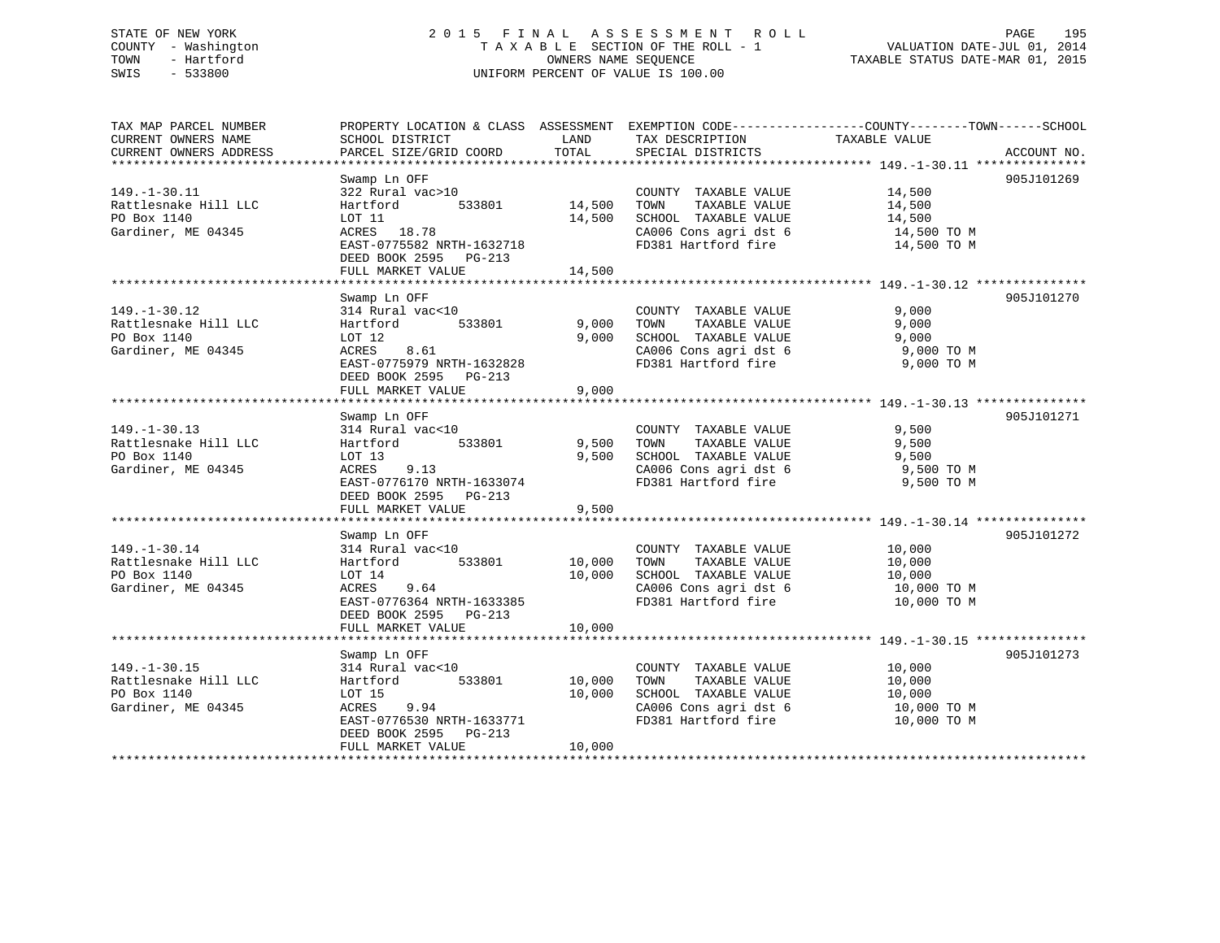STATE OF NEW YORK
COUNTY - Washington
TOWN - Hartford
SWIS - 533800

2 0 1 5 F I N A L A S S E S S M E N T R O L L
T A X A B L E SECTION OF THE ROLL - 1
OWNERS NAME SEQUENCE
UNIFORM PERCENT OF VALUE IS 100.00

VALUATION DATE-JUL 01, 2014
TAXABLE STATUS DATE-MAR 01, 2015

| TAX MAP PARCEL NUMBER / CURRENT OWNERS NAME / CURRENT OWNERS ADDRESS | PROPERTY LOCATION & CLASS / SCHOOL DISTRICT / PARCEL SIZE/GRID COORD | ASSESSMENT LAND | TOTAL | EXEMPTION CODE / TAX DESCRIPTION / SPECIAL DISTRICTS | COUNTY--------TOWN------SCHOOL TAXABLE VALUE | ACCOUNT NO. |
|---|---|---|---|---|---|---|
| 149.-1-30.11 | Swamp Ln OFF | | | | | 905J101269 |
| Rattlesnake Hill LLC | 322 Rural vac>10 | | | COUNTY TAXABLE VALUE | 14,500 | |
| PO Box 1140 | Hartford 533801 | 14,500 | | TOWN TAXABLE VALUE | 14,500 | |
| Gardiner, ME 04345 | LOT 11 | | 14,500 | SCHOOL TAXABLE VALUE | 14,500 | |
| | ACRES 18.78 | | | CA006 Cons agri dst 6 | 14,500 TO M | |
| | EAST-0775582 NRTH-1632718 | | | FD381 Hartford fire | 14,500 TO M | |
| | DEED BOOK 2595 PG-213 | | | | | |
| | FULL MARKET VALUE | | 14,500 | | | |
| 149.-1-30.12 | Swamp Ln OFF | | | | | 905J101270 |
| Rattlesnake Hill LLC | 314 Rural vac<10 | | | COUNTY TAXABLE VALUE | 9,000 | |
| PO Box 1140 | Hartford 533801 | 9,000 | | TOWN TAXABLE VALUE | 9,000 | |
| Gardiner, ME 04345 | LOT 12 | | 9,000 | SCHOOL TAXABLE VALUE | 9,000 | |
| | ACRES 8.61 | | | CA006 Cons agri dst 6 | 9,000 TO M | |
| | EAST-0775979 NRTH-1632828 | | | FD381 Hartford fire | 9,000 TO M | |
| | DEED BOOK 2595 PG-213 | | | | | |
| | FULL MARKET VALUE | | 9,000 | | | |
| 149.-1-30.13 | Swamp Ln OFF | | | | | 905J101271 |
| Rattlesnake Hill LLC | 314 Rural vac<10 | | | COUNTY TAXABLE VALUE | 9,500 | |
| PO Box 1140 | Hartford 533801 | 9,500 | | TOWN TAXABLE VALUE | 9,500 | |
| Gardiner, ME 04345 | LOT 13 | | 9,500 | SCHOOL TAXABLE VALUE | 9,500 | |
| | ACRES 9.13 | | | CA006 Cons agri dst 6 | 9,500 TO M | |
| | EAST-0776170 NRTH-1633074 | | | FD381 Hartford fire | 9,500 TO M | |
| | DEED BOOK 2595 PG-213 | | | | | |
| | FULL MARKET VALUE | | 9,500 | | | |
| 149.-1-30.14 | Swamp Ln OFF | | | | | 905J101272 |
| Rattlesnake Hill LLC | 314 Rural vac<10 | | | COUNTY TAXABLE VALUE | 10,000 | |
| PO Box 1140 | Hartford 533801 | 10,000 | | TOWN TAXABLE VALUE | 10,000 | |
| Gardiner, ME 04345 | LOT 14 | | 10,000 | SCHOOL TAXABLE VALUE | 10,000 | |
| | ACRES 9.64 | | | CA006 Cons agri dst 6 | 10,000 TO M | |
| | EAST-0776364 NRTH-1633385 | | | FD381 Hartford fire | 10,000 TO M | |
| | DEED BOOK 2595 PG-213 | | | | | |
| | FULL MARKET VALUE | | 10,000 | | | |
| 149.-1-30.15 | Swamp Ln OFF | | | | | 905J101273 |
| Rattlesnake Hill LLC | 314 Rural vac<10 | | | COUNTY TAXABLE VALUE | 10,000 | |
| PO Box 1140 | Hartford 533801 | 10,000 | | TOWN TAXABLE VALUE | 10,000 | |
| Gardiner, ME 04345 | LOT 15 | | 10,000 | SCHOOL TAXABLE VALUE | 10,000 | |
| | ACRES 9.94 | | | CA006 Cons agri dst 6 | 10,000 TO M | |
| | EAST-0776530 NRTH-1633771 | | | FD381 Hartford fire | 10,000 TO M | |
| | DEED BOOK 2595 PG-213 | | | | | |
| | FULL MARKET VALUE | | 10,000 | | | |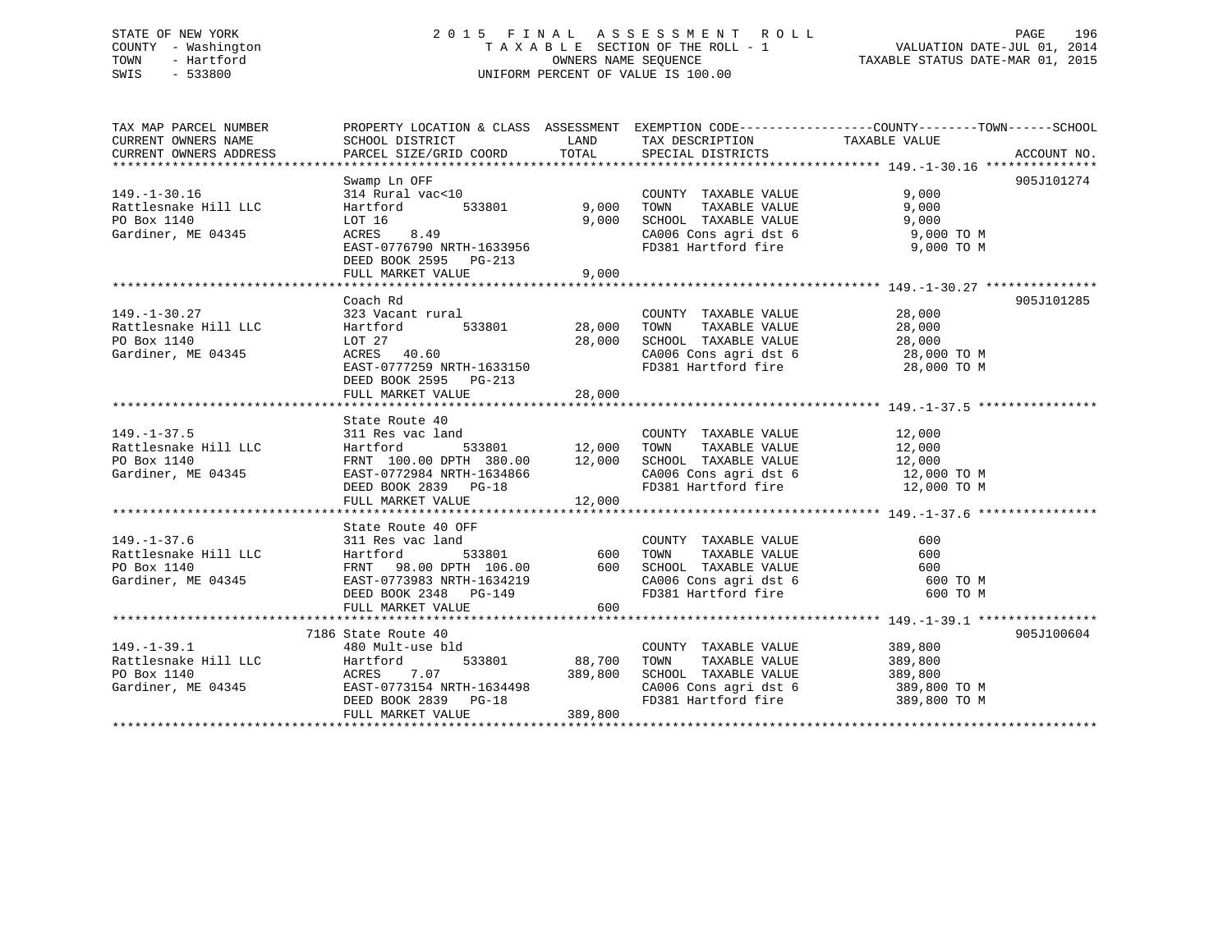STATE OF NEW YORK
COUNTY - Washington
TOWN - Hartford
SWIS - 533800

2 0 1 5 F I N A L A S S E S S M E N T R O L L
T A X A B L E SECTION OF THE ROLL - 1
OWNERS NAME SEQUENCE
UNIFORM PERCENT OF VALUE IS 100.00

VALUATION DATE-JUL 01, 2014
TAXABLE STATUS DATE-MAR 01, 2015

| TAX MAP PARCEL NUMBER / CURRENT OWNERS NAME / CURRENT OWNERS ADDRESS | PROPERTY LOCATION & CLASS / SCHOOL DISTRICT / PARCEL SIZE/GRID COORD | ASSESSMENT LAND | TOTAL | EXEMPTION CODE / TAX DESCRIPTION / SPECIAL DISTRICTS | COUNTY--------TOWN------SCHOOL TAXABLE VALUE | ACCOUNT NO. |
|---|---|---|---|---|---|---|
| 149.-1-30.16 | Swamp Ln OFF | | | | | 905J101274 |
| 149.-1-30.16 | 314 Rural vac<10 | | | COUNTY TAXABLE VALUE | 9,000 | |
| Rattlesnake Hill LLC | Hartford 533801 | 9,000 | | TOWN TAXABLE VALUE | 9,000 | |
| PO Box 1140 | LOT 16 | | 9,000 | SCHOOL TAXABLE VALUE | 9,000 | |
| Gardiner, ME 04345 | ACRES 8.49 | | | CA006 Cons agri dst 6 | 9,000 TO M | |
| | EAST-0776790 NRTH-1633956 | | | FD381 Hartford fire | 9,000 TO M | |
| | DEED BOOK 2595 PG-213 | | | | | |
| | FULL MARKET VALUE | | 9,000 | | | |
| 149.-1-30.27 | Coach Rd | | | | | 905J101285 |
| 149.-1-30.27 | 323 Vacant rural | | | COUNTY TAXABLE VALUE | 28,000 | |
| Rattlesnake Hill LLC | Hartford 533801 | 28,000 | | TOWN TAXABLE VALUE | 28,000 | |
| PO Box 1140 | LOT 27 | | 28,000 | SCHOOL TAXABLE VALUE | 28,000 | |
| Gardiner, ME 04345 | ACRES 40.60 | | | CA006 Cons agri dst 6 | 28,000 TO M | |
| | EAST-0777259 NRTH-1633150 | | | FD381 Hartford fire | 28,000 TO M | |
| | DEED BOOK 2595 PG-213 | | | | | |
| | FULL MARKET VALUE | | 28,000 | | | |
| 149.-1-37.5 | State Route 40 | | | | | |
| 149.-1-37.5 | 311 Res vac land | | | COUNTY TAXABLE VALUE | 12,000 | |
| Rattlesnake Hill LLC | Hartford 533801 | 12,000 | | TOWN TAXABLE VALUE | 12,000 | |
| PO Box 1140 | FRNT 100.00 DPTH 380.00 | | 12,000 | SCHOOL TAXABLE VALUE | 12,000 | |
| Gardiner, ME 04345 | EAST-0772984 NRTH-1634866 | | | CA006 Cons agri dst 6 | 12,000 TO M | |
| | DEED BOOK 2839 PG-18 | | | FD381 Hartford fire | 12,000 TO M | |
| | FULL MARKET VALUE | | 12,000 | | | |
| 149.-1-37.6 | State Route 40 OFF | | | | | |
| 149.-1-37.6 | 311 Res vac land | | | COUNTY TAXABLE VALUE | 600 | |
| Rattlesnake Hill LLC | Hartford 533801 | 600 | | TOWN TAXABLE VALUE | 600 | |
| PO Box 1140 | FRNT 98.00 DPTH 106.00 | | 600 | SCHOOL TAXABLE VALUE | 600 | |
| Gardiner, ME 04345 | EAST-0773983 NRTH-1634219 | | | CA006 Cons agri dst 6 | 600 TO M | |
| | DEED BOOK 2348 PG-149 | | | FD381 Hartford fire | 600 TO M | |
| | FULL MARKET VALUE | | 600 | | | |
| 149.-1-39.1 | 7186 State Route 40 | | | | | 905J100604 |
| 149.-1-39.1 | 480 Mult-use bld | | | COUNTY TAXABLE VALUE | 389,800 | |
| Rattlesnake Hill LLC | Hartford 533801 | 88,700 | | TOWN TAXABLE VALUE | 389,800 | |
| PO Box 1140 | ACRES 7.07 | | 389,800 | SCHOOL TAXABLE VALUE | 389,800 | |
| Gardiner, ME 04345 | EAST-0773154 NRTH-1634498 | | | CA006 Cons agri dst 6 | 389,800 TO M | |
| | DEED BOOK 2839 PG-18 | | | FD381 Hartford fire | 389,800 TO M | |
| | FULL MARKET VALUE | | 389,800 | | | |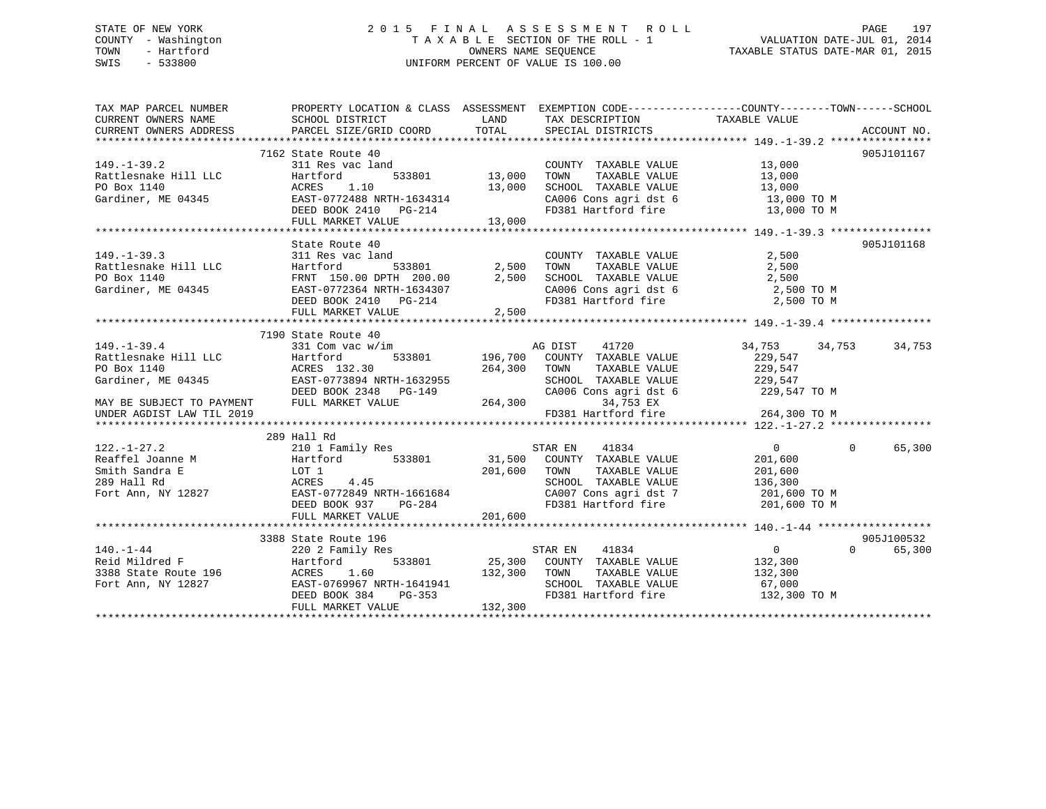STATE OF NEW YORK
COUNTY - Washington
TOWN - Hartford
SWIS - 533800

2 0 1 5 F I N A L A S S E S S M E N T R O L L
T A X A B L E SECTION OF THE ROLL - 1
OWNERS NAME SEQUENCE
UNIFORM PERCENT OF VALUE IS 100.00

VALUATION DATE-JUL 01, 2014
TAXABLE STATUS DATE-MAR 01, 2015

```
TAX MAP PARCEL NUMBER          PROPERTY LOCATION & CLASS  ASSESSMENT  EXEMPTION CODE------------------COUNTY--------TOWN------SCHOOL
CURRENT OWNERS NAME            SCHOOL DISTRICT               LAND       TAX DESCRIPTION              TAXABLE VALUE
CURRENT OWNERS ADDRESS         PARCEL SIZE/GRID COORD        TOTAL      SPECIAL DISTRICTS                                   ACCOUNT NO.
******************************************************************************************************* 149.-1-39.2 ****************
                               7162 State Route 40                                                                           905J101167
149.-1-39.2                    311 Res vac land                         COUNTY  TAXABLE VALUE              13,000
Rattlesnake Hill LLC           Hartford          533801       13,000    TOWN    TAXABLE VALUE              13,000
PO Box 1140                    ACRES    1.10                  13,000    SCHOOL  TAXABLE VALUE              13,000
Gardiner, ME 04345             EAST-0772488 NRTH-1634314                CA006 Cons agri dst 6               13,000 TO M
                               DEED BOOK 2410   PG-214                  FD381 Hartford fire                 13,000 TO M
                               FULL MARKET VALUE              13,000
******************************************************************************************************* 149.-1-39.3 ****************
                               State Route 40                                                                                905J101168
149.-1-39.3                    311 Res vac land                         COUNTY  TAXABLE VALUE               2,500
Rattlesnake Hill LLC           Hartford          533801        2,500    TOWN    TAXABLE VALUE               2,500
PO Box 1140                    FRNT 150.00 DPTH 200.00         2,500    SCHOOL  TAXABLE VALUE               2,500
Gardiner, ME 04345             EAST-0772364 NRTH-1634307                CA006 Cons agri dst 6                2,500 TO M
                               DEED BOOK 2410   PG-214                  FD381 Hartford fire                  2,500 TO M
                               FULL MARKET VALUE               2,500
******************************************************************************************************* 149.-1-39.4 ****************
                               7190 State Route 40
149.-1-39.4                    331 Com vac w/im                         AG DIST    41720                34,753      34,753      34,753
Rattlesnake Hill LLC           Hartford          533801      196,700    COUNTY  TAXABLE VALUE             229,547
PO Box 1140                    ACRES 132.30                  264,300    TOWN    TAXABLE VALUE             229,547
Gardiner, ME 04345             EAST-0773894 NRTH-1632955                SCHOOL  TAXABLE VALUE             229,547
                               DEED BOOK 2348   PG-149                  CA006 Cons agri dst 6              229,547 TO M
MAY BE SUBJECT TO PAYMENT      FULL MARKET VALUE             264,300         34,753 EX
UNDER AGDIST LAW TIL 2019                                               FD381 Hartford fire                264,300 TO M
******************************************************************************************************* 122.-1-27.2 ****************
                               289 Hall Rd
122.-1-27.2                    210 1 Family Res                         STAR EN    41834                     0           0      65,300
Reaffel Joanne M               Hartford          533801       31,500    COUNTY  TAXABLE VALUE             201,600
Smith Sandra E                 LOT 1                         201,600    TOWN    TAXABLE VALUE             201,600
289 Hall Rd                    ACRES    4.45                            SCHOOL  TAXABLE VALUE             136,300
Fort Ann, NY 12827             EAST-0772849 NRTH-1661684                CA007 Cons agri dst 7              201,600 TO M
                               DEED BOOK 937    PG-284                  FD381 Hartford fire                201,600 TO M
                               FULL MARKET VALUE             201,600
******************************************************************************************************* 140.-1-44 ******************
                               3388 State Route 196                                                                          905J100532
140.-1-44                      220 2 Family Res                         STAR EN    41834                     0           0      65,300
Reid Mildred F                 Hartford          533801       25,300    COUNTY  TAXABLE VALUE             132,300
3388 State Route 196           ACRES    1.60                 132,300    TOWN    TAXABLE VALUE             132,300
Fort Ann, NY 12827             EAST-0769967 NRTH-1641941                SCHOOL  TAXABLE VALUE              67,000
                               DEED BOOK 384    PG-353                  FD381 Hartford fire                132,300 TO M
                               FULL MARKET VALUE             132,300
************************************************************************************************************************************
```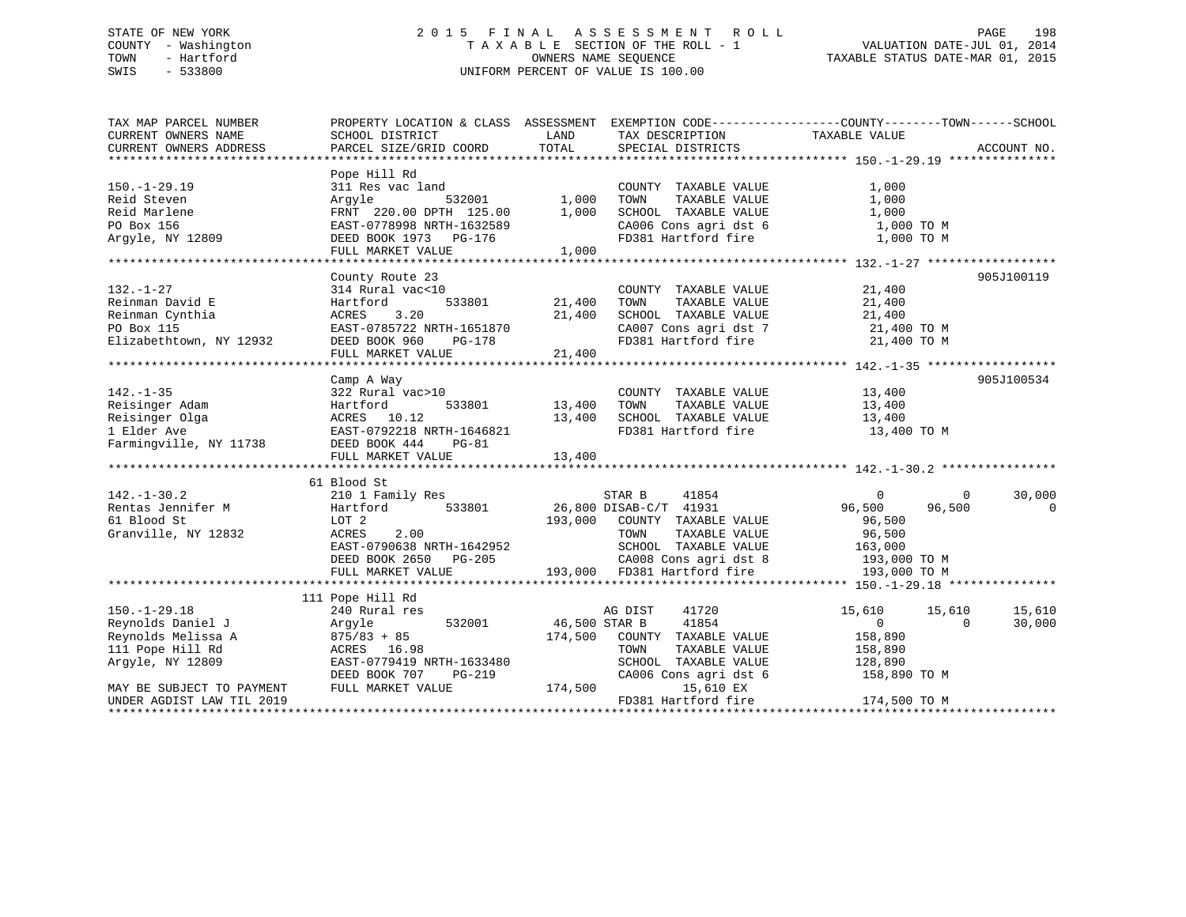STATE OF NEW YORK
COUNTY - Washington
TOWN - Hartford
SWIS - 533800

# 2015 FINAL ASSESSMENT ROLL
TAXABLE SECTION OF THE ROLL - 1
OWNERS NAME SEQUENCE
UNIFORM PERCENT OF VALUE IS 100.00

VALUATION DATE-JUL 01, 2014
TAXABLE STATUS DATE-MAR 01, 2015

```
TAX MAP PARCEL NUMBER          PROPERTY LOCATION & CLASS  ASSESSMENT  EXEMPTION CODE------------------COUNTY--------TOWN------SCHOOL
CURRENT OWNERS NAME            SCHOOL DISTRICT               LAND      TAX DESCRIPTION            TAXABLE VALUE
CURRENT OWNERS ADDRESS         PARCEL SIZE/GRID COORD        TOTAL     SPECIAL DISTRICTS                                     ACCOUNT NO.
****************************************************************************************************** 150.-1-29.19 ***************
                               Pope Hill Rd
150.-1-29.19                   311 Res vac land                        COUNTY  TAXABLE VALUE             1,000
Reid Steven                    Argyle          532001         1,000    TOWN    TAXABLE VALUE             1,000
Reid Marlene                   FRNT  220.00 DPTH  125.00      1,000    SCHOOL  TAXABLE VALUE             1,000
PO Box 156                     EAST-0778998 NRTH-1632589               CA006 Cons agri dst 6              1,000 TO M
Argyle, NY 12809               DEED BOOK 1973   PG-176                 FD381 Hartford fire                1,000 TO M
                               FULL MARKET VALUE              1,000
****************************************************************************************************** 132.-1-27 ******************
                               County Route 23                                                                     905J100119
132.-1-27                      314 Rural vac<10                        COUNTY  TAXABLE VALUE            21,400
Reinman David E                Hartford        533801        21,400    TOWN    TAXABLE VALUE            21,400
Reinman Cynthia                ACRES    3.20                 21,400    SCHOOL  TAXABLE VALUE            21,400
PO Box 115                     EAST-0785722 NRTH-1651870               CA007 Cons agri dst 7             21,400 TO M
Elizabethtown, NY 12932        DEED BOOK 960    PG-178                 FD381 Hartford fire               21,400 TO M
                               FULL MARKET VALUE             21,400
****************************************************************************************************** 142.-1-35 ******************
                               Camp A Way                                                                          905J100534
142.-1-35                      322 Rural vac>10                        COUNTY  TAXABLE VALUE            13,400
Reisinger Adam                 Hartford        533801        13,400    TOWN    TAXABLE VALUE            13,400
Reisinger Olga                 ACRES   10.12                 13,400    SCHOOL  TAXABLE VALUE            13,400
1 Elder Ave                    EAST-0792218 NRTH-1646821               FD381 Hartford fire               13,400 TO M
Farmingville, NY 11738         DEED BOOK 444    PG-81
                               FULL MARKET VALUE             13,400
****************************************************************************************************** 142.-1-30.2 ****************
                               61 Blood St
142.-1-30.2                    210 1 Family Res                        STAR B     41854                      0          0     30,000
Rentas Jennifer M              Hartford        533801        26,800 DISAB-C/T  41931                  96,500     96,500          0
61 Blood St                    LOT 2                        193,000    COUNTY  TAXABLE VALUE            96,500
Granville, NY 12832            ACRES    2.00                           TOWN    TAXABLE VALUE            96,500
                               EAST-0790638 NRTH-1642952               SCHOOL  TAXABLE VALUE           163,000
                               DEED BOOK 2650   PG-205                 CA008 Cons agri dst 8            193,000 TO M
                               FULL MARKET VALUE            193,000    FD381 Hartford fire              193,000 TO M
****************************************************************************************************** 150.-1-29.18 ***************
                               111 Pope Hill Rd
150.-1-29.18                   240 Rural res                           AG DIST    41720                 15,610     15,610     15,610
Reynolds Daniel J              Argyle          532001        46,500 STAR B     41854                      0          0     30,000
Reynolds Melissa A             875/83 + 85                  174,500    COUNTY  TAXABLE VALUE           158,890
111 Pope Hill Rd               ACRES   16.98                           TOWN    TAXABLE VALUE           158,890
Argyle, NY 12809               EAST-0779419 NRTH-1633480               SCHOOL  TAXABLE VALUE           128,890
                               DEED BOOK 707    PG-219                 CA006 Cons agri dst 6            158,890 TO M
MAY BE SUBJECT TO PAYMENT      FULL MARKET VALUE            174,500          15,610 EX
UNDER AGDIST LAW TIL 2019                                              FD381 Hartford fire              174,500 TO M
************************************************************************************************************************************
```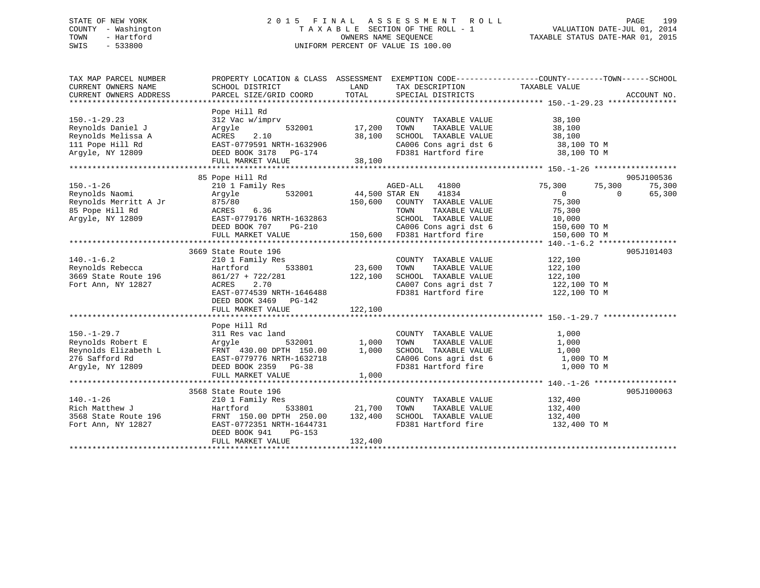STATE OF NEW YORK
COUNTY - Washington
TOWN - Hartford
SWIS - 533800

2015 FINAL ASSESSMENT ROLL
TAXABLE SECTION OF THE ROLL - 1
OWNERS NAME SEQUENCE
UNIFORM PERCENT OF VALUE IS 100.00

VALUATION DATE-JUL 01, 2014
TAXABLE STATUS DATE-MAR 01, 2015

```
TAX MAP PARCEL NUMBER          PROPERTY LOCATION & CLASS  ASSESSMENT  EXEMPTION CODE------------------COUNTY--------TOWN------SCHOOL
CURRENT OWNERS NAME            SCHOOL DISTRICT              LAND      TAX DESCRIPTION             TAXABLE VALUE
CURRENT OWNERS ADDRESS         PARCEL SIZE/GRID COORD       TOTAL     SPECIAL DISTRICTS                                     ACCOUNT NO.
******************************************************************************************************* 150.-1-29.23 ***************
                               Pope Hill Rd
150.-1-29.23                   312 Vac w/imprv                        COUNTY  TAXABLE VALUE           38,100
Reynolds Daniel J              Argyle          532001      17,200     TOWN    TAXABLE VALUE           38,100
Reynolds Melissa A             ACRES    2.10               38,100     SCHOOL  TAXABLE VALUE           38,100
111 Pope Hill Rd               EAST-0779591 NRTH-1632906              CA006 Cons agri dst 6            38,100 TO M
Argyle, NY 12809               DEED BOOK 3178   PG-174                FD381 Hartford fire              38,100 TO M
                               FULL MARKET VALUE           38,100
******************************************************************************************************* 150.-1-26 ******************
                               85 Pope Hill Rd                                                                          905J100536
150.-1-26                      210 1 Family Res                     AGED-ALL   41800             75,300      75,300      75,300
Reynolds Naomi                 Argyle          532001      44,500 STAR EN    41834                   0           0       65,300
Reynolds Merritt A Jr          875/80                     150,600   COUNTY  TAXABLE VALUE           75,300
85 Pope Hill Rd                ACRES    6.36                          TOWN    TAXABLE VALUE           75,300
Argyle, NY 12809               EAST-0779176 NRTH-1632863              SCHOOL  TAXABLE VALUE           10,000
                               DEED BOOK 707    PG-210                CA006 Cons agri dst 6           150,600 TO M
                               FULL MARKET VALUE          150,600     FD381 Hartford fire             150,600 TO M
******************************************************************************************************* 140.-1-6.2 *****************
                               3669 State Route 196                                                                     905J101403
140.-1-6.2                     210 1 Family Res                       COUNTY  TAXABLE VALUE          122,100
Reynolds Rebecca               Hartford        533801      23,600     TOWN    TAXABLE VALUE          122,100
3669 State Route 196           861/27 + 722/281           122,100     SCHOOL  TAXABLE VALUE          122,100
Fort Ann, NY 12827             ACRES    2.70                          CA007 Cons agri dst 7           122,100 TO M
                               EAST-0774539 NRTH-1646488              FD381 Hartford fire             122,100 TO M
                               DEED BOOK 3469   PG-142
                               FULL MARKET VALUE          122,100
******************************************************************************************************* 150.-1-29.7 ****************
                               Pope Hill Rd
150.-1-29.7                    311 Res vac land                       COUNTY  TAXABLE VALUE            1,000
Reynolds Robert E              Argyle          532001       1,000     TOWN    TAXABLE VALUE            1,000
Reynolds Elizabeth L           FRNT 430.00 DPTH 150.00      1,000     SCHOOL  TAXABLE VALUE            1,000
276 Safford Rd                 EAST-0779776 NRTH-1632718              CA006 Cons agri dst 6             1,000 TO M
Argyle, NY 12809               DEED BOOK 2359   PG-38                 FD381 Hartford fire               1,000 TO M
                               FULL MARKET VALUE            1,000
******************************************************************************************************* 140.-1-26 ******************
                               3568 State Route 196                                                                     905J100063
140.-1-26                      210 1 Family Res                       COUNTY  TAXABLE VALUE          132,400
Rich Matthew J                 Hartford        533801      21,700     TOWN    TAXABLE VALUE          132,400
3568 State Route 196           FRNT 150.00 DPTH 250.00    132,400     SCHOOL  TAXABLE VALUE          132,400
Fort Ann, NY 12827             EAST-0772351 NRTH-1644731              FD381 Hartford fire             132,400 TO M
                               DEED BOOK 941    PG-153
                               FULL MARKET VALUE          132,400
************************************************************************************************************************************
```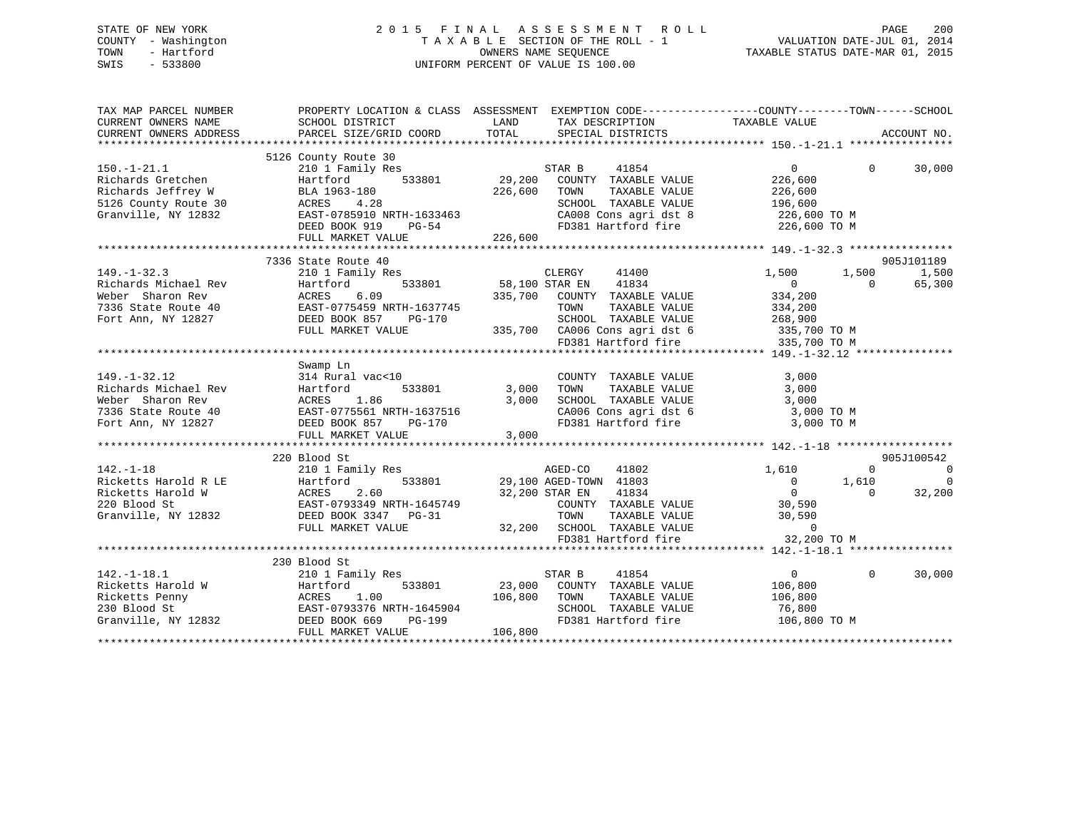STATE OF NEW YORK
COUNTY - Washington
TOWN - Hartford
SWIS - 533800

# 2015 FINAL ASSESSMENT ROLL

TAXABLE SECTION OF THE ROLL - 1
OWNERS NAME SEQUENCE
UNIFORM PERCENT OF VALUE IS 100.00

VALUATION DATE-JUL 01, 2014
TAXABLE STATUS DATE-MAR 01, 2015

| TAX MAP PARCEL NUMBER / CURRENT OWNERS NAME / CURRENT OWNERS ADDRESS | PROPERTY LOCATION & CLASS / SCHOOL DISTRICT / PARCEL SIZE/GRID COORD | ASSESSMENT LAND / TOTAL | EXEMPTION CODE / TAX DESCRIPTION / SPECIAL DISTRICTS | COUNTY TAXABLE VALUE | TOWN | SCHOOL / ACCOUNT NO. |
|---|---|---|---|---|---|---|
| **150.-1-21.1** | 5126 County Route 30 | | | | | |
| 150.-1-21.1 | 210 1 Family Res | | STAR B 41854 | 0 | 0 | 30,000 |
| Richards Gretchen | Hartford 533801 | 29,200 | COUNTY TAXABLE VALUE | 226,600 | | |
| Richards Jeffrey W | BLA 1963-180 | 226,600 | TOWN TAXABLE VALUE | 226,600 | | |
| 5126 County Route 30 | ACRES 4.28 | | SCHOOL TAXABLE VALUE | 196,600 | | |
| Granville, NY 12832 | EAST-0785910 NRTH-1633463 | | CA008 Cons agri dst 8 | 226,600 TO M | | |
| | DEED BOOK 919 PG-54 | | FD381 Hartford fire | 226,600 TO M | | |
| | FULL MARKET VALUE | 226,600 | | | | |
| **149.-1-32.3** | 7336 State Route 40 | | | | | 905J101189 |
| 149.-1-32.3 | 210 1 Family Res | | CLERGY 41400 | 1,500 | 1,500 | 1,500 |
| Richards Michael Rev | Hartford 533801 | 58,100 | STAR EN 41834 | 0 | 0 | 65,300 |
| Weber Sharon Rev | ACRES 6.09 | 335,700 | COUNTY TAXABLE VALUE | 334,200 | | |
| 7336 State Route 40 | EAST-0775459 NRTH-1637745 | | TOWN TAXABLE VALUE | 334,200 | | |
| Fort Ann, NY 12827 | DEED BOOK 857 PG-170 | | SCHOOL TAXABLE VALUE | 268,900 | | |
| | FULL MARKET VALUE | 335,700 | CA006 Cons agri dst 6 | 335,700 TO M | | |
| | | | FD381 Hartford fire | 335,700 TO M | | |
| **149.-1-32.12** | Swamp Ln | | | | | |
| 149.-1-32.12 | 314 Rural vac<10 | | COUNTY TAXABLE VALUE | 3,000 | | |
| Richards Michael Rev | Hartford 533801 | 3,000 | TOWN TAXABLE VALUE | 3,000 | | |
| Weber Sharon Rev | ACRES 1.86 | 3,000 | SCHOOL TAXABLE VALUE | 3,000 | | |
| 7336 State Route 40 | EAST-0775561 NRTH-1637516 | | CA006 Cons agri dst 6 | 3,000 TO M | | |
| Fort Ann, NY 12827 | DEED BOOK 857 PG-170 | | FD381 Hartford fire | 3,000 TO M | | |
| | FULL MARKET VALUE | 3,000 | | | | |
| **142.-1-18** | 220 Blood St | | | | | 905J100542 |
| 142.-1-18 | 210 1 Family Res | | AGED-CO 41802 | 1,610 | 0 | 0 |
| Ricketts Harold R LE | Hartford 533801 | 29,100 | AGED-TOWN 41803 | 0 | 1,610 | 0 |
| Ricketts Harold W | ACRES 2.60 | 32,200 | STAR EN 41834 | 0 | 0 | 32,200 |
| 220 Blood St | EAST-0793349 NRTH-1645749 | | COUNTY TAXABLE VALUE | 30,590 | | |
| Granville, NY 12832 | DEED BOOK 3347 PG-31 | | TOWN TAXABLE VALUE | 30,590 | | |
| | FULL MARKET VALUE | 32,200 | SCHOOL TAXABLE VALUE | 0 | | |
| | | | FD381 Hartford fire | 32,200 TO M | | |
| **142.-1-18.1** | 230 Blood St | | | | | |
| 142.-1-18.1 | 210 1 Family Res | | STAR B 41854 | 0 | 0 | 30,000 |
| Ricketts Harold W | Hartford 533801 | 23,000 | COUNTY TAXABLE VALUE | 106,800 | | |
| Ricketts Penny | ACRES 1.00 | 106,800 | TOWN TAXABLE VALUE | 106,800 | | |
| 230 Blood St | EAST-0793376 NRTH-1645904 | | SCHOOL TAXABLE VALUE | 76,800 | | |
| Granville, NY 12832 | DEED BOOK 669 PG-199 | | FD381 Hartford fire | 106,800 TO M | | |
| | FULL MARKET VALUE | 106,800 | | | | |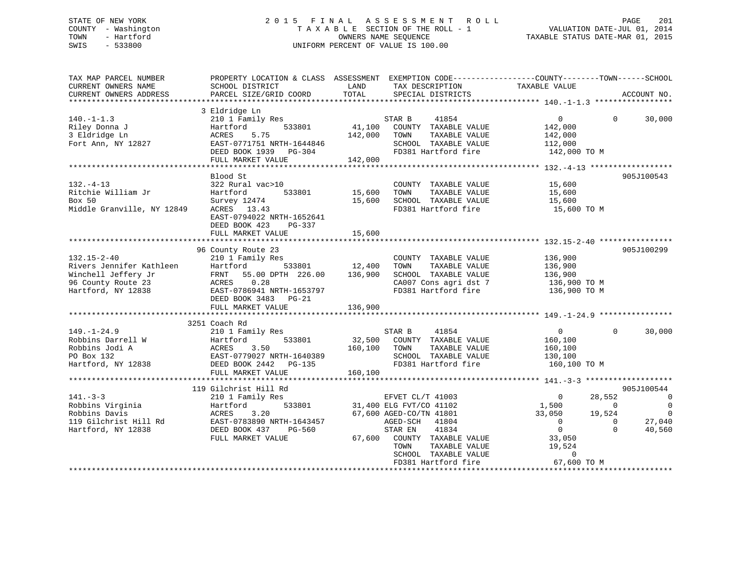STATE OF NEW YORK
COUNTY - Washington
TOWN - Hartford
SWIS - 533800

2 0 1 5 F I N A L A S S E S S M E N T R O L L
T A X A B L E SECTION OF THE ROLL - 1
OWNERS NAME SEQUENCE
UNIFORM PERCENT OF VALUE IS 100.00

VALUATION DATE-JUL 01, 2014
TAXABLE STATUS DATE-MAR 01, 2015

```
TAX MAP PARCEL NUMBER          PROPERTY LOCATION & CLASS  ASSESSMENT  EXEMPTION CODE------------------COUNTY--------TOWN------SCHOOL
CURRENT OWNERS NAME            SCHOOL DISTRICT              LAND       TAX DESCRIPTION              TAXABLE VALUE
CURRENT OWNERS ADDRESS         PARCEL SIZE/GRID COORD       TOTAL      SPECIAL DISTRICTS                                    ACCOUNT NO.
******************************************************************************************************* 140.-1-1.3 *****************
                               3 Eldridge Ln
140.-1-1.3                     210 1 Family Res                    STAR B      41854                 0            0      30,000
Riley Donna J                  Hartford        533801       41,100   COUNTY  TAXABLE VALUE          142,000
3 Eldridge Ln                  ACRES     5.75              142,000   TOWN    TAXABLE VALUE          142,000
Fort Ann, NY 12827             EAST-0771751 NRTH-1644846             SCHOOL  TAXABLE VALUE          112,000
                               DEED BOOK 1939   PG-304               FD381 Hartford fire             142,000 TO M
                               FULL MARKET VALUE           142,000
******************************************************************************************************* 132.-4-13 ******************
                               Blood St                                                                          905J100543
132.-4-13                      322 Rural vac>10                      COUNTY  TAXABLE VALUE           15,600
Ritchie William Jr             Hartford        533801       15,600   TOWN    TAXABLE VALUE           15,600
Box 50                         Survey 12474                 15,600   SCHOOL  TAXABLE VALUE           15,600
Middle Granville, NY 12849     ACRES    13.43                        FD381 Hartford fire              15,600 TO M
                               EAST-0794022 NRTH-1652641
                               DEED BOOK 423    PG-337
                               FULL MARKET VALUE            15,600
******************************************************************************************************* 132.15-2-40 ****************
                               96 County Route 23                                                                905J100299
132.15-2-40                    210 1 Family Res                      COUNTY  TAXABLE VALUE          136,900
Rivers Jennifer Kathleen       Hartford        533801       12,400   TOWN    TAXABLE VALUE          136,900
Winchell Jeffery Jr            FRNT   55.00 DPTH 226.00    136,900   SCHOOL  TAXABLE VALUE          136,900
96 County Route 23             ACRES     0.28                        CA007 Cons agri dst 7           136,900 TO M
Hartford, NY 12838             EAST-0786941 NRTH-1653797             FD381 Hartford fire             136,900 TO M
                               DEED BOOK 3483   PG-21
                               FULL MARKET VALUE           136,900
******************************************************************************************************* 149.-1-24.9 ****************
                               3251 Coach Rd
149.-1-24.9                    210 1 Family Res                    STAR B      41854                 0            0      30,000
Robbins Darrell W              Hartford        533801       32,500   COUNTY  TAXABLE VALUE          160,100
Robbins Jodi A                 ACRES     3.50              160,100   TOWN    TAXABLE VALUE          160,100
PO Box 132                     EAST-0779027 NRTH-1640389             SCHOOL  TAXABLE VALUE          130,100
Hartford, NY 12838             DEED BOOK 2442   PG-135               FD381 Hartford fire             160,100 TO M
                               FULL MARKET VALUE           160,100
******************************************************************************************************* 141.-3-3 *******************
                               119 Gilchrist Hill Rd                                                             905J100544
141.-3-3                       210 1 Family Res                    EFVET CL/T 41003                  0       28,552           0
Robbins Virginia               Hartford        533801       31,400 ELG FVT/CO 41102              1,500            0           0
Robbins Davis                  ACRES     3.20               67,600 AGED-CO/TN 41801             33,050       19,524           0
119 Gilchrist Hill Rd          EAST-0783890 NRTH-1643457           AGED-SCH    41804                 0            0      27,040
Hartford, NY 12838             DEED BOOK 437    PG-560             STAR EN     41834                 0            0      40,560
                               FULL MARKET VALUE            67,600   COUNTY  TAXABLE VALUE           33,050
                                                                     TOWN    TAXABLE VALUE           19,524
                                                                     SCHOOL  TAXABLE VALUE                0
                                                                     FD381 Hartford fire              67,600 TO M
************************************************************************************************************************************
```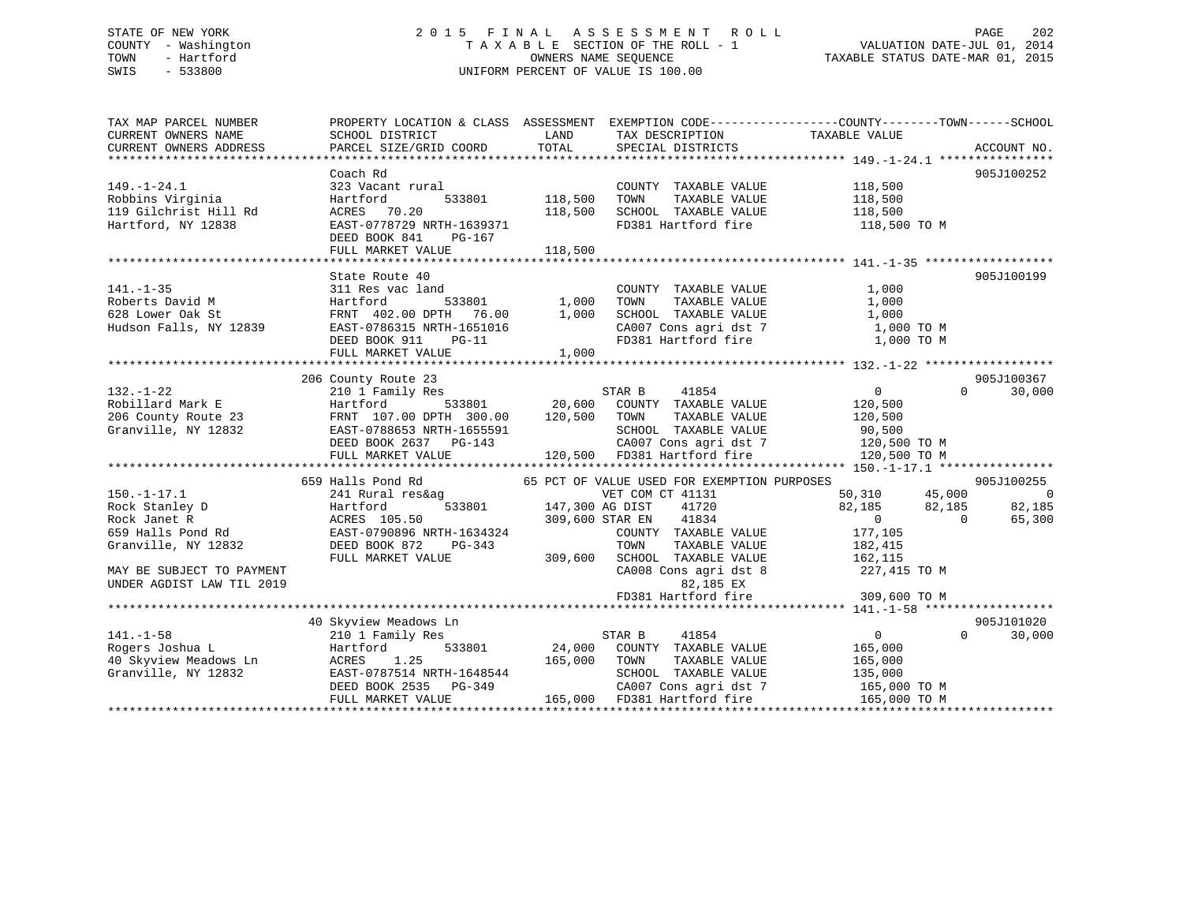STATE OF NEW YORK
COUNTY - Washington
TOWN - Hartford
SWIS - 533800

# 2015 FINAL ASSESSMENT ROLL
TAXABLE SECTION OF THE ROLL - 1
OWNERS NAME SEQUENCE
UNIFORM PERCENT OF VALUE IS 100.00

VALUATION DATE-JUL 01, 2014
TAXABLE STATUS DATE-MAR 01, 2015

```
TAX MAP PARCEL NUMBER        PROPERTY LOCATION & CLASS  ASSESSMENT  EXEMPTION CODE-----------------COUNTY--------TOWN------SCHOOL
CURRENT OWNERS NAME          SCHOOL DISTRICT               LAND      TAX DESCRIPTION              TAXABLE VALUE
CURRENT OWNERS ADDRESS       PARCEL SIZE/GRID COORD        TOTAL     SPECIAL DISTRICTS                                        ACCOUNT NO.
******************************************************************************************************* 149.-1-24.1 ****************
                             Coach Rd                                                                                  905J100252
149.-1-24.1                  323 Vacant rural                        COUNTY  TAXABLE VALUE             118,500
Robbins Virginia             Hartford        533801        118,500   TOWN    TAXABLE VALUE             118,500
119 Gilchrist Hill Rd        ACRES  70.20                  118,500   SCHOOL  TAXABLE VALUE             118,500
Hartford, NY 12838           EAST-0778729 NRTH-1639371               FD381 Hartford fire                118,500 TO M
                             DEED BOOK 841    PG-167
                             FULL MARKET VALUE             118,500
******************************************************************************************************* 141.-1-35 ******************
                             State Route 40                                                                            905J100199
141.-1-35                    311 Res vac land                        COUNTY  TAXABLE VALUE               1,000
Roberts David M              Hartford        533801          1,000   TOWN    TAXABLE VALUE               1,000
628 Lower Oak St             FRNT 402.00 DPTH  76.00         1,000   SCHOOL  TAXABLE VALUE               1,000
Hudson Falls, NY 12839       EAST-0786315 NRTH-1651016               CA007 Cons agri dst 7                 1,000 TO M
                             DEED BOOK 911    PG-11                  FD381 Hartford fire                   1,000 TO M
                             FULL MARKET VALUE               1,000
******************************************************************************************************* 132.-1-22 ******************
                             206 County Route 23                                                                       905J100367
132.-1-22                    210 1 Family Res                        STAR B     41854                  0          0      30,000
Robillard Mark E             Hartford        533801         20,600   COUNTY  TAXABLE VALUE             120,500
206 County Route 23          FRNT 107.00 DPTH 300.00       120,500   TOWN    TAXABLE VALUE             120,500
Granville, NY 12832          EAST-0788653 NRTH-1655591               SCHOOL  TAXABLE VALUE              90,500
                             DEED BOOK 2637   PG-143                 CA007 Cons agri dst 7               120,500 TO M
                             FULL MARKET VALUE             120,500   FD381 Hartford fire                 120,500 TO M
******************************************************************************************************* 150.-1-17.1 ****************
                             659 Halls Pond Rd           65 PCT OF VALUE USED FOR EXEMPTION PURPOSES                   905J100255
150.-1-17.1                  241 Rural res&ag                        VET COM CT 41131               50,310     45,000           0
Rock Stanley D               Hartford        533801        147,300 AG DIST     41720               82,185     82,185      82,185
Rock Janet R                 ACRES 105.50                  309,600 STAR EN     41834                    0          0      65,300
659 Halls Pond Rd            EAST-0790896 NRTH-1634324               COUNTY  TAXABLE VALUE             177,105
Granville, NY 12832          DEED BOOK 872    PG-343                 TOWN    TAXABLE VALUE             182,415
                             FULL MARKET VALUE             309,600   SCHOOL  TAXABLE VALUE             162,115
MAY BE SUBJECT TO PAYMENT                                            CA008 Cons agri dst 8               227,415 TO M
UNDER AGDIST LAW TIL 2019                                                    82,185 EX
                                                                     FD381 Hartford fire                 309,600 TO M
******************************************************************************************************* 141.-1-58 ******************
                             40 Skyview Meadows Ln                                                                     905J101020
141.-1-58                    210 1 Family Res                        STAR B     41854                  0          0      30,000
Rogers Joshua L              Hartford        533801         24,000   COUNTY  TAXABLE VALUE             165,000
40 Skyview Meadows Ln        ACRES   1.25                  165,000   TOWN    TAXABLE VALUE             165,000
Granville, NY 12832          EAST-0787514 NRTH-1648544               SCHOOL  TAXABLE VALUE             135,000
                             DEED BOOK 2535   PG-349                 CA007 Cons agri dst 7               165,000 TO M
                             FULL MARKET VALUE             165,000   FD381 Hartford fire                 165,000 TO M
************************************************************************************************************************************
```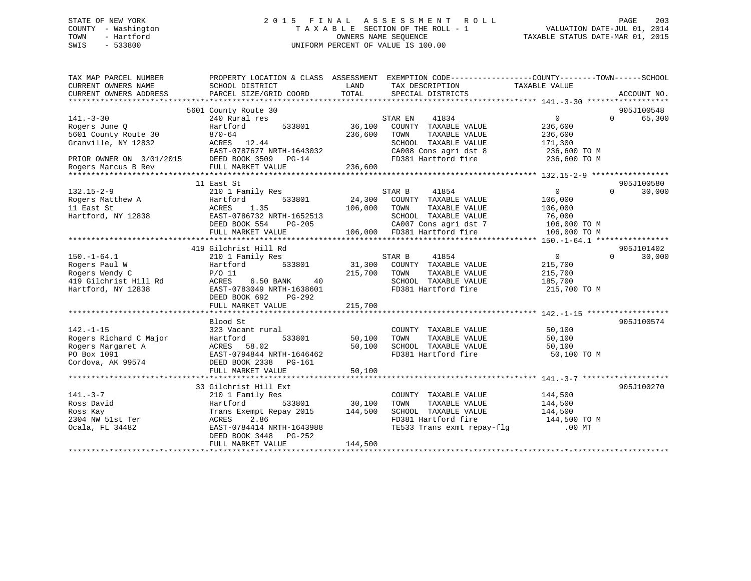STATE OF NEW YORK
COUNTY - Washington
TOWN - Hartford
SWIS - 533800

# 2015 FINAL ASSESSMENT ROLL

TAXABLE SECTION OF THE ROLL - 1
OWNERS NAME SEQUENCE
UNIFORM PERCENT OF VALUE IS 100.00

VALUATION DATE-JUL 01, 2014
TAXABLE STATUS DATE-MAR 01, 2015

| TAX MAP PARCEL NUMBER / CURRENT OWNERS NAME / CURRENT OWNERS ADDRESS | PROPERTY LOCATION & CLASS / SCHOOL DISTRICT / PARCEL SIZE/GRID COORD | ASSESSMENT LAND | TOTAL | EXEMPTION CODE / TAX DESCRIPTION / SPECIAL DISTRICTS | COUNTY | TOWN | SCHOOL / TAXABLE VALUE | ACCOUNT NO. |
|---|---|---|---|---|---|---|---|---|
| 141.-3-30 | 5601 County Route 30 | | | | | | | 905J100548 |
| Rogers June Q | 240 Rural res | | | STAR EN 41834 | 0 | 0 | 65,300 | |
| 5601 County Route 30 | Hartford 533801 | 36,100 | | COUNTY TAXABLE VALUE | 236,600 | | | |
| Granville, NY 12832 | 870-64 | | 236,600 | TOWN TAXABLE VALUE | | 236,600 | | |
| | ACRES 12.44 | | | SCHOOL TAXABLE VALUE | | | 171,300 | |
| | EAST-0787677 NRTH-1643032 | | | CA008 Cons agri dst 8 | | | 236,600 TO M | |
| PRIOR OWNER ON 3/01/2015 | DEED BOOK 3509 PG-14 | | | FD381 Hartford fire | | | 236,600 TO M | |
| Rogers Marcus B Rev | FULL MARKET VALUE | | 236,600 | | | | | |
| 132.15-2-9 | 11 East St | | | | | | | 905J100580 |
| Rogers Matthew A | 210 1 Family Res | | | STAR B 41854 | 0 | 0 | 30,000 | |
| 11 East St | Hartford 533801 | 24,300 | | COUNTY TAXABLE VALUE | 106,000 | | | |
| Hartford, NY 12838 | ACRES 1.35 | | 106,000 | TOWN TAXABLE VALUE | | 106,000 | | |
| | EAST-0786732 NRTH-1652513 | | | SCHOOL TAXABLE VALUE | | | 76,000 | |
| | DEED BOOK 554 PG-205 | | | CA007 Cons agri dst 7 | | | 106,000 TO M | |
| | FULL MARKET VALUE | | 106,000 | FD381 Hartford fire | | | 106,000 TO M | |
| 150.-1-64.1 | 419 Gilchrist Hill Rd | | | | | | | 905J101402 |
| Rogers Paul W | 210 1 Family Res | | | STAR B 41854 | 0 | 0 | 30,000 | |
| Rogers Wendy C | Hartford 533801 | 31,300 | | COUNTY TAXABLE VALUE | 215,700 | | | |
| 419 Gilchrist Hill Rd | P/O 11 | | 215,700 | TOWN TAXABLE VALUE | | 215,700 | | |
| Hartford, NY 12838 | ACRES 6.50 BANK 40 | | | SCHOOL TAXABLE VALUE | | | 185,700 | |
| | EAST-0783049 NRTH-1638601 | | | FD381 Hartford fire | | | 215,700 TO M | |
| | DEED BOOK 692 PG-292 | | | | | | | |
| | FULL MARKET VALUE | | 215,700 | | | | | |
| 142.-1-15 | Blood St | | | | | | | 905J100574 |
| Rogers Richard C Major | 323 Vacant rural | | | COUNTY TAXABLE VALUE | 50,100 | | | |
| Rogers Margaret A | Hartford 533801 | 50,100 | | TOWN TAXABLE VALUE | | 50,100 | | |
| PO Box 1091 | ACRES 58.02 | | 50,100 | SCHOOL TAXABLE VALUE | | | 50,100 | |
| Cordova, AK 99574 | EAST-0794844 NRTH-1646462 | | | FD381 Hartford fire | | | 50,100 TO M | |
| | DEED BOOK 2338 PG-161 | | | | | | | |
| | FULL MARKET VALUE | | 50,100 | | | | | |
| 141.-3-7 | 33 Gilchrist Hill Ext | | | | | | | 905J100270 |
| Ross David | 210 1 Family Res | | | COUNTY TAXABLE VALUE | 144,500 | | | |
| Ross Kay | Hartford 533801 | 30,100 | | TOWN TAXABLE VALUE | | 144,500 | | |
| 2304 NW 51st Ter | Trans Exempt Repay 2015 | | 144,500 | SCHOOL TAXABLE VALUE | | | 144,500 | |
| Ocala, FL 34482 | ACRES 2.86 | | | FD381 Hartford fire | | | 144,500 TO M | |
| | EAST-0784414 NRTH-1643988 | | | TE533 Trans exmt repay-flg | | | .00 MT | |
| | DEED BOOK 3448 PG-252 | | | | | | | |
| | FULL MARKET VALUE | | 144,500 | | | | | |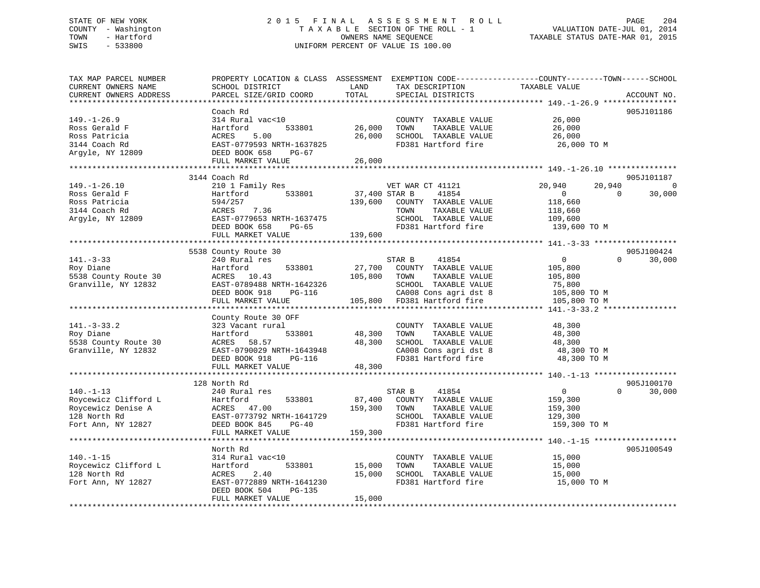STATE OF NEW YORK
COUNTY - Washington
TOWN - Hartford
SWIS - 533800

# 2015 FINAL ASSESSMENT ROLL
TAXABLE SECTION OF THE ROLL - 1
OWNERS NAME SEQUENCE
UNIFORM PERCENT OF VALUE IS 100.00

VALUATION DATE-JUL 01, 2014
TAXABLE STATUS DATE-MAR 01, 2015

| TAX MAP PARCEL NUMBER / CURRENT OWNERS NAME / CURRENT OWNERS ADDRESS | PROPERTY LOCATION & CLASS / SCHOOL DISTRICT / PARCEL SIZE/GRID COORD | ASSESSMENT LAND | TOTAL | EXEMPTION CODE / TAX DESCRIPTION / SPECIAL DISTRICTS | COUNTY TAXABLE VALUE | TOWN | SCHOOL | ACCOUNT NO. |
|---|---|---|---|---|---|---|---|---|
| **149.-1-26.9** | Coach Rd | | | | | | | 905J101186 |
| 149.-1-26.9 | 314 Rural vac<10 | | | COUNTY TAXABLE VALUE | 26,000 | | | |
| Ross Gerald F | Hartford 533801 | 26,000 | | TOWN TAXABLE VALUE | 26,000 | | | |
| Ross Patricia | ACRES 5.00 | | 26,000 | SCHOOL TAXABLE VALUE | 26,000 | | | |
| 3144 Coach Rd | EAST-0779593 NRTH-1637825 | | | FD381 Hartford fire | 26,000 TO M | | | |
| Argyle, NY 12809 | DEED BOOK 658 PG-67 | | | | | | | |
| | FULL MARKET VALUE | | 26,000 | | | | | |
| **149.-1-26.10** | 3144 Coach Rd | | | | | | | 905J101187 |
| 149.-1-26.10 | 210 1 Family Res | | | VET WAR CT 41121 | 20,940 | 20,940 | 0 | |
| Ross Gerald F | Hartford 533801 | 37,400 | | STAR B 41854 | 0 | 0 | 30,000 | |
| Ross Patricia | 594/257 | | 139,600 | COUNTY TAXABLE VALUE | 118,660 | | | |
| 3144 Coach Rd | ACRES 7.36 | | | TOWN TAXABLE VALUE | 118,660 | | | |
| Argyle, NY 12809 | EAST-0779653 NRTH-1637475 | | | SCHOOL TAXABLE VALUE | 109,600 | | | |
| | DEED BOOK 658 PG-65 | | | FD381 Hartford fire | 139,600 TO M | | | |
| | FULL MARKET VALUE | | 139,600 | | | | | |
| **141.-3-33** | 5538 County Route 30 | | | | | | | 905J100424 |
| 141.-3-33 | 240 Rural res | | | STAR B 41854 | 0 | 0 | 30,000 | |
| Roy Diane | Hartford 533801 | 27,700 | | COUNTY TAXABLE VALUE | 105,800 | | | |
| 5538 County Route 30 | ACRES 10.43 | | 105,800 | TOWN TAXABLE VALUE | 105,800 | | | |
| Granville, NY 12832 | EAST-0789488 NRTH-1642326 | | | SCHOOL TAXABLE VALUE | 75,800 | | | |
| | DEED BOOK 918 PG-116 | | | CA008 Cons agri dst 8 | 105,800 TO M | | | |
| | FULL MARKET VALUE | | 105,800 | FD381 Hartford fire | 105,800 TO M | | | |
| **141.-3-33.2** | County Route 30 OFF | | | | | | | |
| 141.-3-33.2 | 323 Vacant rural | | | COUNTY TAXABLE VALUE | 48,300 | | | |
| Roy Diane | Hartford 533801 | 48,300 | | TOWN TAXABLE VALUE | 48,300 | | | |
| 5538 County Route 30 | ACRES 58.57 | | 48,300 | SCHOOL TAXABLE VALUE | 48,300 | | | |
| Granville, NY 12832 | EAST-0790029 NRTH-1643948 | | | CA008 Cons agri dst 8 | 48,300 TO M | | | |
| | DEED BOOK 918 PG-116 | | | FD381 Hartford fire | 48,300 TO M | | | |
| | FULL MARKET VALUE | | 48,300 | | | | | |
| **140.-1-13** | 128 North Rd | | | | | | | 905J100170 |
| 140.-1-13 | 240 Rural res | | | STAR B 41854 | 0 | 0 | 30,000 | |
| Roycewicz Clifford L | Hartford 533801 | 87,400 | | COUNTY TAXABLE VALUE | 159,300 | | | |
| Roycewicz Denise A | ACRES 47.00 | | 159,300 | TOWN TAXABLE VALUE | 159,300 | | | |
| 128 North Rd | EAST-0773792 NRTH-1641729 | | | SCHOOL TAXABLE VALUE | 129,300 | | | |
| Fort Ann, NY 12827 | DEED BOOK 845 PG-40 | | | FD381 Hartford fire | 159,300 TO M | | | |
| | FULL MARKET VALUE | | 159,300 | | | | | |
| **140.-1-15** | North Rd | | | | | | | 905J100549 |
| 140.-1-15 | 314 Rural vac<10 | | | COUNTY TAXABLE VALUE | 15,000 | | | |
| Roycewicz Clifford L | Hartford 533801 | 15,000 | | TOWN TAXABLE VALUE | 15,000 | | | |
| 128 North Rd | ACRES 2.40 | | 15,000 | SCHOOL TAXABLE VALUE | 15,000 | | | |
| Fort Ann, NY 12827 | EAST-0772889 NRTH-1641230 | | | FD381 Hartford fire | 15,000 TO M | | | |
| | DEED BOOK 504 PG-135 | | | | | | | |
| | FULL MARKET VALUE | | 15,000 | | | | | |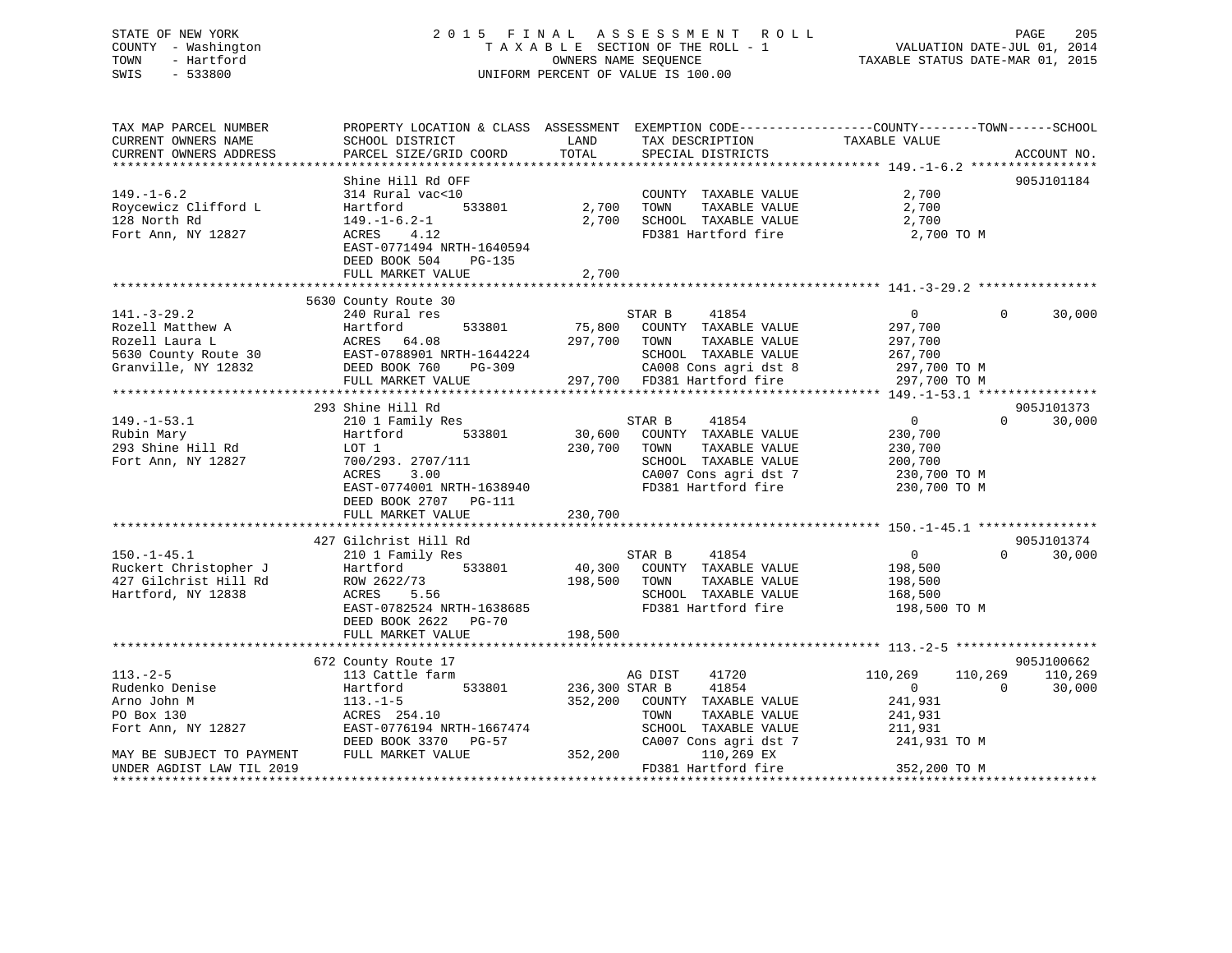STATE OF NEW YORK
COUNTY - Washington
TOWN - Hartford
SWIS - 533800

2015 FINAL ASSESSMENT ROLL
TAXABLE SECTION OF THE ROLL - 1
OWNERS NAME SEQUENCE
UNIFORM PERCENT OF VALUE IS 100.00

VALUATION DATE-JUL 01, 2014
TAXABLE STATUS DATE-MAR 01, 2015

```
TAX MAP PARCEL NUMBER          PROPERTY LOCATION & CLASS  ASSESSMENT  EXEMPTION CODE-----------------COUNTY--------TOWN------SCHOOL
CURRENT OWNERS NAME            SCHOOL DISTRICT               LAND      TAX DESCRIPTION              TAXABLE VALUE
CURRENT OWNERS ADDRESS         PARCEL SIZE/GRID COORD        TOTAL     SPECIAL DISTRICTS                                      ACCOUNT NO.
******************************************************************************************************* 149.-1-6.2 *****************
                               Shine Hill Rd OFF                                                                            905J101184
149.-1-6.2                     314 Rural vac<10                        COUNTY  TAXABLE VALUE             2,700
Roycewicz Clifford L           Hartford        533801          2,700   TOWN    TAXABLE VALUE             2,700
128 North Rd                   149.-1-6.2-1                    2,700   SCHOOL  TAXABLE VALUE             2,700
Fort Ann, NY 12827             ACRES    4.12                           FD381 Hartford fire                2,700 TO M
                               EAST-0771494 NRTH-1640594
                               DEED BOOK 504     PG-135
                               FULL MARKET VALUE               2,700
******************************************************************************************************* 141.-3-29.2 ****************
                               5630 County Route 30
141.-3-29.2                    240 Rural res                           STAR B      41854                   0          0     30,000
Rozell Matthew A               Hartford        533801         75,800   COUNTY  TAXABLE VALUE           297,700
Rozell Laura L                 ACRES   64.08                 297,700   TOWN    TAXABLE VALUE           297,700
5630 County Route 30           EAST-0788901 NRTH-1644224               SCHOOL  TAXABLE VALUE           267,700
Granville, NY 12832            DEED BOOK 760     PG-309                CA008 Cons agri dst 8           297,700 TO M
                               FULL MARKET VALUE             297,700   FD381 Hartford fire             297,700 TO M
******************************************************************************************************* 149.-1-53.1 ****************
                               293 Shine Hill Rd                                                                            905J101373
149.-1-53.1                    210 1 Family Res                        STAR B      41854                   0          0     30,000
Rubin Mary                     Hartford        533801         30,600   COUNTY  TAXABLE VALUE           230,700
293 Shine Hill Rd              LOT 1                         230,700   TOWN    TAXABLE VALUE           230,700
Fort Ann, NY 12827             700/293. 2707/111                       SCHOOL  TAXABLE VALUE           200,700
                               ACRES    3.00                           CA007 Cons agri dst 7           230,700 TO M
                               EAST-0774001 NRTH-1638940               FD381 Hartford fire             230,700 TO M
                               DEED BOOK 2707    PG-111
                               FULL MARKET VALUE             230,700
******************************************************************************************************* 150.-1-45.1 ****************
                               427 Gilchrist Hill Rd                                                                        905J101374
150.-1-45.1                    210 1 Family Res                        STAR B      41854                   0          0     30,000
Ruckert Christopher J          Hartford        533801         40,300   COUNTY  TAXABLE VALUE           198,500
427 Gilchrist Hill Rd          ROW 2622/73                   198,500   TOWN    TAXABLE VALUE           198,500
Hartford, NY 12838             ACRES    5.56                           SCHOOL  TAXABLE VALUE           168,500
                               EAST-0782524 NRTH-1638685               FD381 Hartford fire             198,500 TO M
                               DEED BOOK 2622    PG-70
                               FULL MARKET VALUE             198,500
******************************************************************************************************* 113.-2-5 *******************
                               672 County Route 17                                                                          905J100662
113.-2-5                       113 Cattle farm                         AG DIST     41720             110,269    110,269    110,269
Rudenko Denise                 Hartford        533801        236,300 STAR B      41854                   0          0     30,000
Arno John M                    113.-1-5                      352,200   COUNTY  TAXABLE VALUE           241,931
PO Box 130                     ACRES  254.10                           TOWN    TAXABLE VALUE           241,931
Fort Ann, NY 12827             EAST-0776194 NRTH-1667474               SCHOOL  TAXABLE VALUE           211,931
                               DEED BOOK 3370    PG-57                 CA007 Cons agri dst 7           241,931 TO M
MAY BE SUBJECT TO PAYMENT      FULL MARKET VALUE             352,200        110,269 EX
UNDER AGDIST LAW TIL 2019                                              FD381 Hartford fire             352,200 TO M
************************************************************************************************************************************
```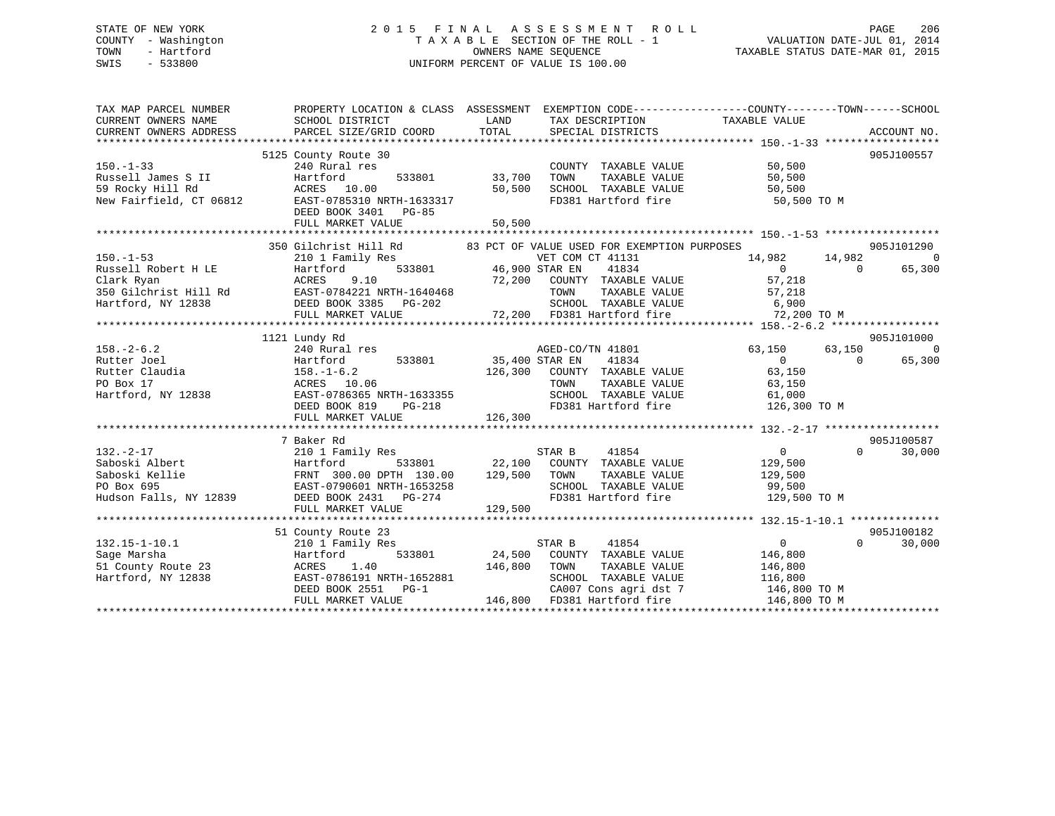STATE OF NEW YORK
COUNTY - Washington
TOWN - Hartford
SWIS - 533800

2 0 1 5 F I N A L A S S E S S M E N T R O L L
T A X A B L E SECTION OF THE ROLL - 1
OWNERS NAME SEQUENCE
UNIFORM PERCENT OF VALUE IS 100.00

VALUATION DATE-JUL 01, 2014
TAXABLE STATUS DATE-MAR 01, 2015

| TAX MAP PARCEL NUMBER / CURRENT OWNERS NAME / CURRENT OWNERS ADDRESS | PROPERTY LOCATION & CLASS / SCHOOL DISTRICT / PARCEL SIZE/GRID COORD | ASSESSMENT LAND | TOTAL | EXEMPTION CODE / TAX DESCRIPTION / SPECIAL DISTRICTS | COUNTY | TOWN | SCHOOL | ACCOUNT NO. |
|---|---|---|---|---|---|---|---|---|
| **150.-1-33** | 5125 County Route 30 | | | | | | | 905J100557 |
| Russell James S II | 240 Rural res | | | COUNTY TAXABLE VALUE | 50,500 | | | |
| 59 Rocky Hill Rd | Hartford 533801 | 33,700 | | TOWN TAXABLE VALUE | | 50,500 | | |
| New Fairfield, CT 06812 | ACRES 10.00 | | 50,500 | SCHOOL TAXABLE VALUE | | | 50,500 | |
| | EAST-0785310 NRTH-1633317 | | | FD381 Hartford fire | 50,500 TO M | | | |
| | DEED BOOK 3401 PG-85 | | | | | | | |
| | FULL MARKET VALUE | | 50,500 | | | | | |
| **150.-1-53** | 350 Gilchrist Hill Rd | | | 83 PCT OF VALUE USED FOR EXEMPTION PURPOSES | | | | 905J101290 |
| Russell Robert H LE | 210 1 Family Res | | | VET COM CT 41131 | 14,982 | 14,982 | 0 | |
| Clark Ryan | Hartford 533801 | 46,900 | | STAR EN 41834 | 0 | 0 | 65,300 | |
| 350 Gilchrist Hill Rd | ACRES 9.10 | | 72,200 | COUNTY TAXABLE VALUE | 57,218 | | | |
| Hartford, NY 12838 | EAST-0784221 NRTH-1640468 | | | TOWN TAXABLE VALUE | | 57,218 | | |
| | DEED BOOK 3385 PG-202 | | | SCHOOL TAXABLE VALUE | | | 6,900 | |
| | FULL MARKET VALUE | | 72,200 | FD381 Hartford fire | 72,200 TO M | | | |
| **158.-2-6.2** | 1121 Lundy Rd | | | | | | | 905J101000 |
| Rutter Joel | 240 Rural res | | | AGED-CO/TN 41801 | 63,150 | 63,150 | 0 | |
| Rutter Claudia | Hartford 533801 | 35,400 | | STAR EN 41834 | 0 | 0 | 65,300 | |
| PO Box 17 | 158.-1-6.2 | | 126,300 | COUNTY TAXABLE VALUE | 63,150 | | | |
| Hartford, NY 12838 | ACRES 10.06 | | | TOWN TAXABLE VALUE | | 63,150 | | |
| | EAST-0786365 NRTH-1633355 | | | SCHOOL TAXABLE VALUE | | | 61,000 | |
| | DEED BOOK 819 PG-218 | | | FD381 Hartford fire | 126,300 TO M | | | |
| | FULL MARKET VALUE | | 126,300 | | | | | |
| **132.-2-17** | 7 Baker Rd | | | | | | | 905J100587 |
| Saboski Albert | 210 1 Family Res | | | STAR B 41854 | 0 | 0 | 30,000 | |
| Saboski Kellie | Hartford 533801 | 22,100 | | COUNTY TAXABLE VALUE | 129,500 | | | |
| PO Box 695 | FRNT 300.00 DPTH 130.00 | | 129,500 | TOWN TAXABLE VALUE | | 129,500 | | |
| Hudson Falls, NY 12839 | EAST-0790601 NRTH-1653258 | | | SCHOOL TAXABLE VALUE | | | 99,500 | |
| | DEED BOOK 2431 PG-274 | | | FD381 Hartford fire | 129,500 TO M | | | |
| | FULL MARKET VALUE | | 129,500 | | | | | |
| **132.15-1-10.1** | 51 County Route 23 | | | | | | | 905J100182 |
| Sage Marsha | 210 1 Family Res | | | STAR B 41854 | 0 | 0 | 30,000 | |
| 51 County Route 23 | Hartford 533801 | 24,500 | | COUNTY TAXABLE VALUE | 146,800 | | | |
| Hartford, NY 12838 | ACRES 1.40 | | 146,800 | TOWN TAXABLE VALUE | | 146,800 | | |
| | EAST-0786191 NRTH-1652881 | | | SCHOOL TAXABLE VALUE | | | 116,800 | |
| | DEED BOOK 2551 PG-1 | | | CA007 Cons agri dst 7 | 146,800 TO M | | | |
| | FULL MARKET VALUE | | 146,800 | FD381 Hartford fire | 146,800 TO M | | | |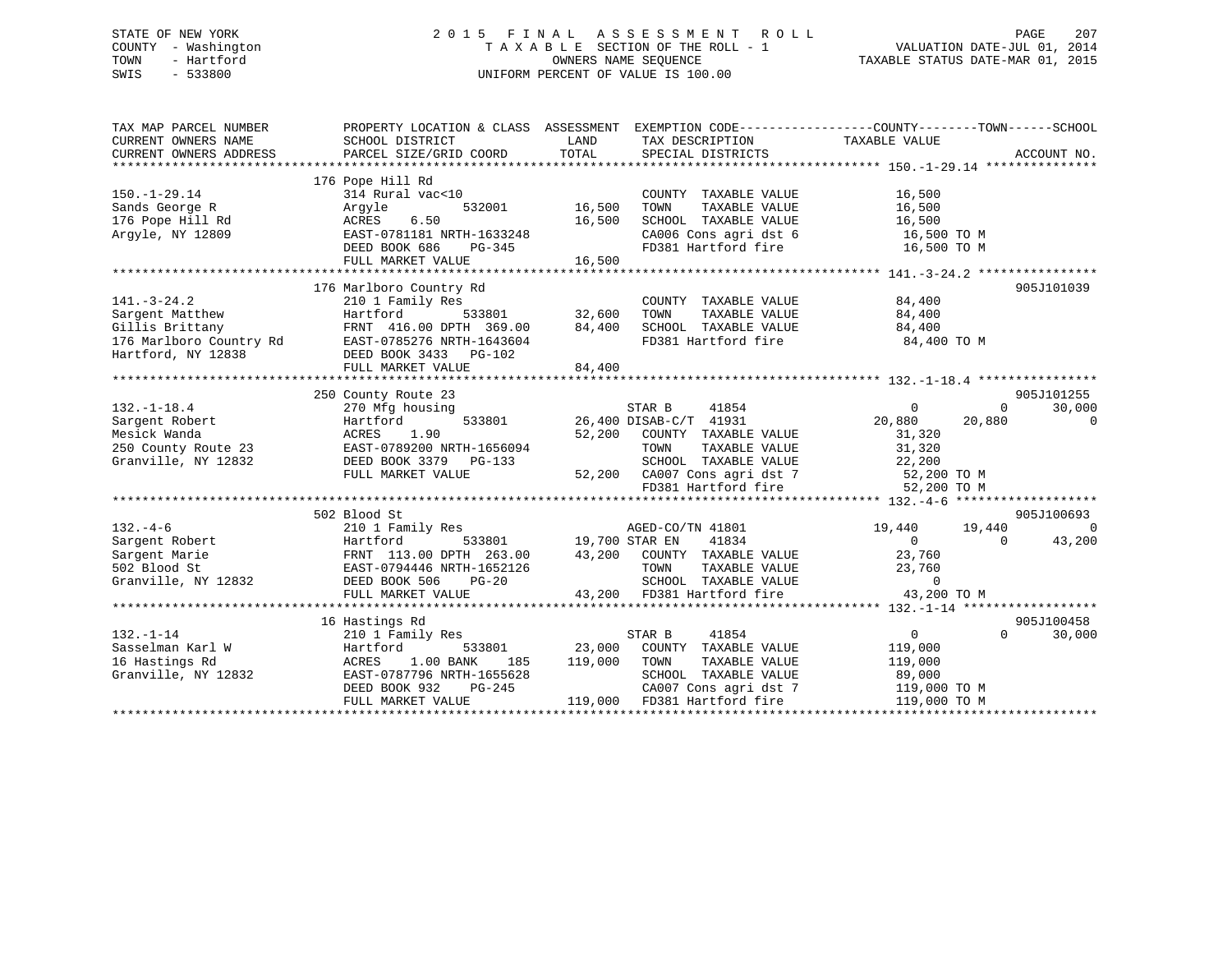STATE OF NEW YORK
COUNTY - Washington
TOWN - Hartford
SWIS - 533800

2015 FINAL ASSESSMENT ROLL
TAXABLE SECTION OF THE ROLL - 1
OWNERS NAME SEQUENCE
UNIFORM PERCENT OF VALUE IS 100.00

VALUATION DATE-JUL 01, 2014
TAXABLE STATUS DATE-MAR 01, 2015

| TAX MAP PARCEL NUMBER / CURRENT OWNERS NAME / CURRENT OWNERS ADDRESS | PROPERTY LOCATION & CLASS / SCHOOL DISTRICT / PARCEL SIZE/GRID COORD | ASSESSMENT LAND | ASSESSMENT TOTAL | EXEMPTION CODE / TAX DESCRIPTION / SPECIAL DISTRICTS | COUNTY TAXABLE VALUE | TOWN | SCHOOL | ACCOUNT NO. |
|---|---|---|---|---|---|---|---|---|
| **150.-1-29.14** | 176 Pope Hill Rd | | | | | | | |
| 150.-1-29.14 | 314 Rural vac<10 | | | COUNTY TAXABLE VALUE | 16,500 | | | |
| Sands George R | Argyle 532001 | 16,500 | | TOWN TAXABLE VALUE | 16,500 | | | |
| 176 Pope Hill Rd | ACRES 6.50 | | 16,500 | SCHOOL TAXABLE VALUE | 16,500 | | | |
| Argyle, NY 12809 | EAST-0781181 NRTH-1633248 | | | CA006 Cons agri dst 6 | 16,500 TO M | | | |
| | DEED BOOK 686 PG-345 | | | FD381 Hartford fire | 16,500 TO M | | | |
| | FULL MARKET VALUE | | 16,500 | | | | | |
| **141.-3-24.2** | 176 Marlboro Country Rd | | | | | | | 905J101039 |
| 141.-3-24.2 | 210 1 Family Res | | | COUNTY TAXABLE VALUE | 84,400 | | | |
| Sargent Matthew | Hartford 533801 | 32,600 | | TOWN TAXABLE VALUE | 84,400 | | | |
| Gillis Brittany | FRNT 416.00 DPTH 369.00 | | 84,400 | SCHOOL TAXABLE VALUE | 84,400 | | | |
| 176 Marlboro Country Rd | EAST-0785276 NRTH-1643604 | | | FD381 Hartford fire | 84,400 TO M | | | |
| Hartford, NY 12838 | DEED BOOK 3433 PG-102 | | | | | | | |
| | FULL MARKET VALUE | | 84,400 | | | | | |
| **132.-1-18.4** | 250 County Route 23 | | | | | | | 905J101255 |
| 132.-1-18.4 | 270 Mfg housing | | | STAR B 41854 | 0 | 0 | 30,000 | |
| Sargent Robert | Hartford 533801 | 26,400 | | DISAB-C/T 41931 | 20,880 | 20,880 | 0 | |
| Mesick Wanda | ACRES 1.90 | | 52,200 | COUNTY TAXABLE VALUE | 31,320 | | | |
| 250 County Route 23 | EAST-0789200 NRTH-1656094 | | | TOWN TAXABLE VALUE | 31,320 | | | |
| Granville, NY 12832 | DEED BOOK 3379 PG-133 | | | SCHOOL TAXABLE VALUE | 22,200 | | | |
| | FULL MARKET VALUE | | 52,200 | CA007 Cons agri dst 7 | 52,200 TO M | | | |
| | | | | FD381 Hartford fire | 52,200 TO M | | | |
| **132.-4-6** | 502 Blood St | | | | | | | 905J100693 |
| 132.-4-6 | 210 1 Family Res | | | AGED-CO/TN 41801 | 19,440 | 19,440 | 0 | |
| Sargent Robert | Hartford 533801 | 19,700 | | STAR EN 41834 | 0 | 0 | 43,200 | |
| Sargent Marie | FRNT 113.00 DPTH 263.00 | | 43,200 | COUNTY TAXABLE VALUE | 23,760 | | | |
| 502 Blood St | EAST-0794446 NRTH-1652126 | | | TOWN TAXABLE VALUE | 23,760 | | | |
| Granville, NY 12832 | DEED BOOK 506 PG-20 | | | SCHOOL TAXABLE VALUE | 0 | | | |
| | FULL MARKET VALUE | | 43,200 | FD381 Hartford fire | 43,200 TO M | | | |
| **132.-1-14** | 16 Hastings Rd | | | | | | | 905J100458 |
| 132.-1-14 | 210 1 Family Res | | | STAR B 41854 | 0 | 0 | 30,000 | |
| Sasselman Karl W | Hartford 533801 | 23,000 | | COUNTY TAXABLE VALUE | 119,000 | | | |
| 16 Hastings Rd | ACRES 1.00 BANK 185 | | 119,000 | TOWN TAXABLE VALUE | 119,000 | | | |
| Granville, NY 12832 | EAST-0787796 NRTH-1655628 | | | SCHOOL TAXABLE VALUE | 89,000 | | | |
| | DEED BOOK 932 PG-245 | | | CA007 Cons agri dst 7 | 119,000 TO M | | | |
| | FULL MARKET VALUE | | 119,000 | FD381 Hartford fire | 119,000 TO M | | | |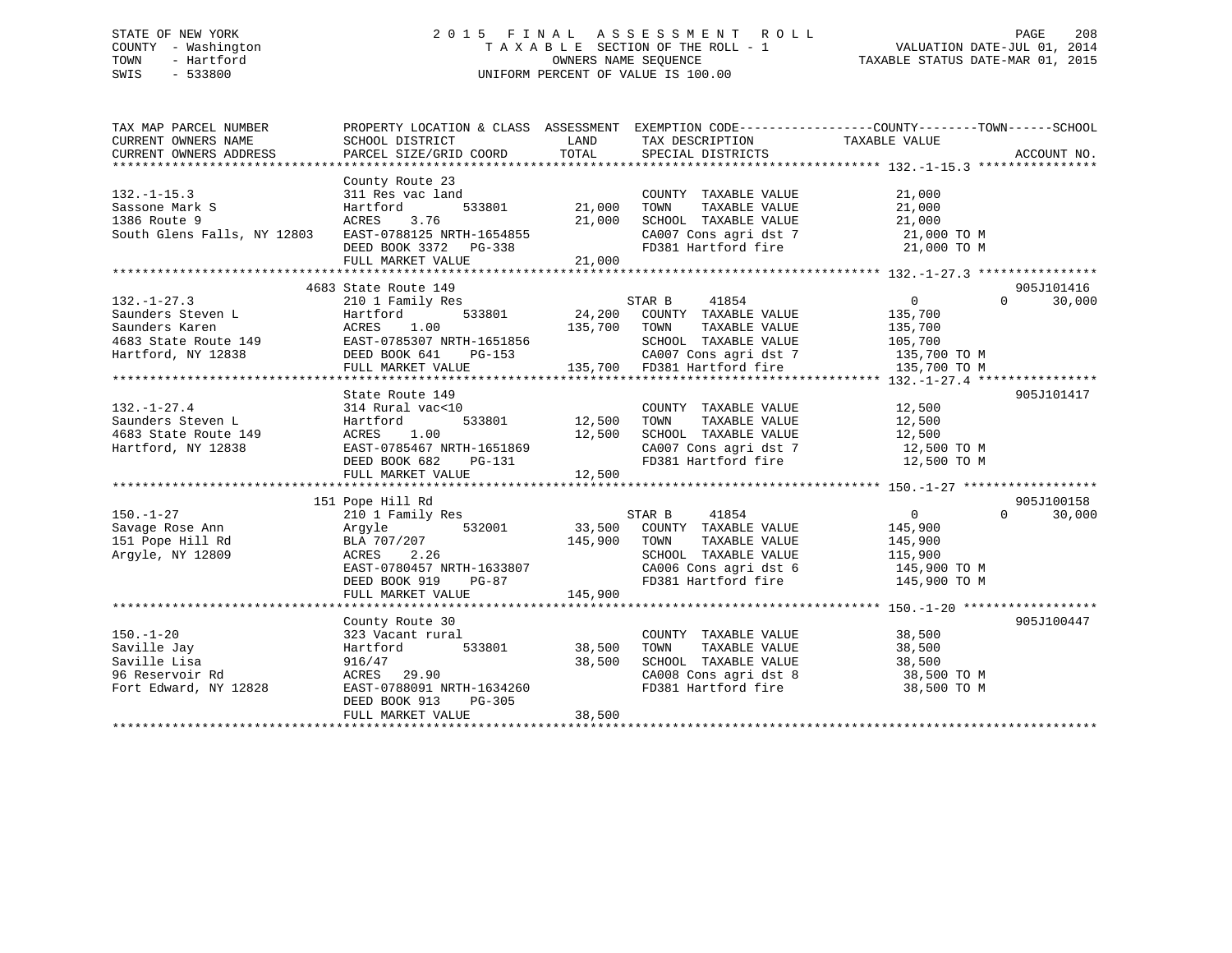STATE OF NEW YORK
COUNTY - Washington
TOWN - Hartford
SWIS - 533800

2015 FINAL ASSESSMENT ROLL
TAXABLE SECTION OF THE ROLL - 1
OWNERS NAME SEQUENCE
UNIFORM PERCENT OF VALUE IS 100.00

VALUATION DATE-JUL 01, 2014
TAXABLE STATUS DATE-MAR 01, 2015

```
TAX MAP PARCEL NUMBER          PROPERTY LOCATION & CLASS  ASSESSMENT  EXEMPTION CODE------------------COUNTY--------TOWN------SCHOOL
CURRENT OWNERS NAME            SCHOOL DISTRICT               LAND      TAX DESCRIPTION              TAXABLE VALUE
CURRENT OWNERS ADDRESS         PARCEL SIZE/GRID COORD        TOTAL     SPECIAL DISTRICTS                                     ACCOUNT NO.
********************************************************************************************** 132.-1-15.3 ****************
                               County Route 23
132.-1-15.3                    311 Res vac land                        COUNTY  TAXABLE VALUE          21,000
Sassone Mark S                 Hartford        533801      21,000      TOWN    TAXABLE VALUE          21,000
1386 Route 9                   ACRES    3.76               21,000      SCHOOL  TAXABLE VALUE          21,000
South Glens Falls, NY 12803    EAST-0788125 NRTH-1654855               CA007 Cons agri dst 7          21,000 TO M
                               DEED BOOK 3372   PG-338                 FD381 Hartford fire            21,000 TO M
                               FULL MARKET VALUE           21,000
********************************************************************************************** 132.-1-27.3 ****************
                          4683 State Route 149                                                                   905J101416
132.-1-27.3                    210 1 Family Res                   STAR B     41854              0          0       30,000
Saunders Steven L              Hartford        533801      24,200   COUNTY  TAXABLE VALUE         135,700
Saunders Karen                 ACRES    1.00              135,700   TOWN    TAXABLE VALUE         135,700
4683 State Route 149           EAST-0785307 NRTH-1651856            SCHOOL  TAXABLE VALUE         105,700
Hartford, NY 12838             DEED BOOK 641    PG-153              CA007 Cons agri dst 7         135,700 TO M
                               FULL MARKET VALUE          135,700   FD381 Hartford fire           135,700 TO M
********************************************************************************************** 132.-1-27.4 ****************
                               State Route 149                                                                   905J101417
132.-1-27.4                    314 Rural vac<10                        COUNTY  TAXABLE VALUE          12,500
Saunders Steven L              Hartford        533801      12,500      TOWN    TAXABLE VALUE          12,500
4683 State Route 149           ACRES    1.00               12,500      SCHOOL  TAXABLE VALUE          12,500
Hartford, NY 12838             EAST-0785467 NRTH-1651869               CA007 Cons agri dst 7          12,500 TO M
                               DEED BOOK 682    PG-131                 FD381 Hartford fire            12,500 TO M
                               FULL MARKET VALUE           12,500
********************************************************************************************** 150.-1-27 ******************
                               151 Pope Hill Rd                                                                  905J100158
150.-1-27                      210 1 Family Res                   STAR B     41854              0          0       30,000
Savage Rose Ann                Argyle          532001      33,500   COUNTY  TAXABLE VALUE         145,900
151 Pope Hill Rd               BLA 707/207                145,900   TOWN    TAXABLE VALUE         145,900
Argyle, NY 12809               ACRES    2.26                        SCHOOL  TAXABLE VALUE         115,900
                               EAST-0780457 NRTH-1633807            CA006 Cons agri dst 6         145,900 TO M
                               DEED BOOK 919    PG-87               FD381 Hartford fire           145,900 TO M
                               FULL MARKET VALUE          145,900
********************************************************************************************** 150.-1-20 ******************
                               County Route 30                                                                   905J100447
150.-1-20                      323 Vacant rural                        COUNTY  TAXABLE VALUE          38,500
Saville Jay                    Hartford        533801      38,500      TOWN    TAXABLE VALUE          38,500
Saville Lisa                   916/47                      38,500      SCHOOL  TAXABLE VALUE          38,500
96 Reservoir Rd                ACRES   29.90                           CA008 Cons agri dst 8          38,500 TO M
Fort Edward, NY 12828          EAST-0788091 NRTH-1634260               FD381 Hartford fire            38,500 TO M
                               DEED BOOK 913    PG-305
                               FULL MARKET VALUE           38,500
****************************************************************************************************************************
```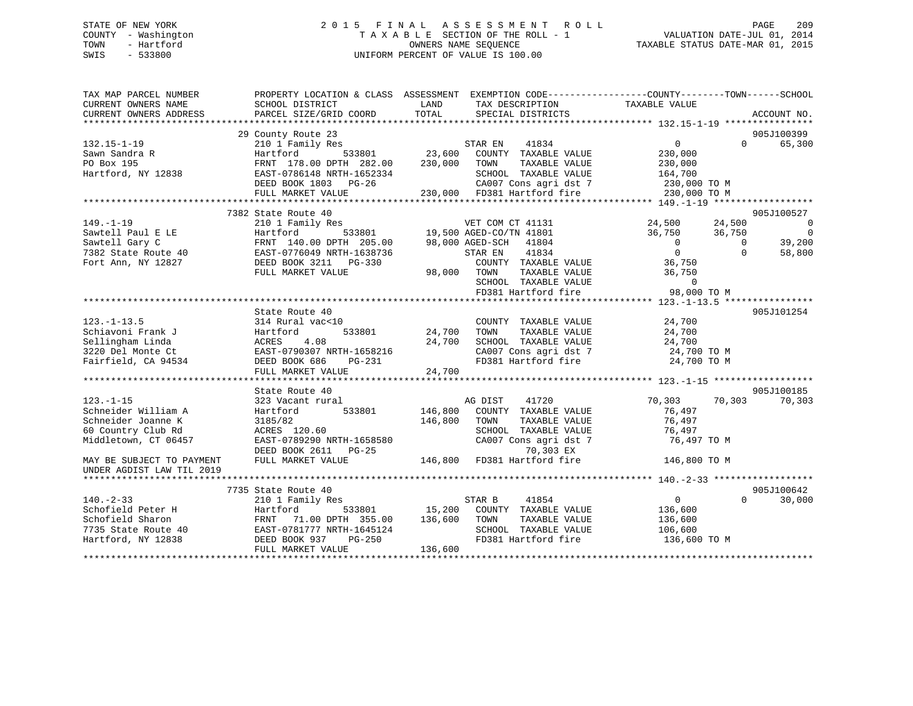STATE OF NEW YORK
COUNTY - Washington
TOWN - Hartford
SWIS - 533800

# 2015 FINAL ASSESSMENT ROLL
TAXABLE SECTION OF THE ROLL - 1
OWNERS NAME SEQUENCE
UNIFORM PERCENT OF VALUE IS 100.00

VALUATION DATE-JUL 01, 2014
TAXABLE STATUS DATE-MAR 01, 2015

```
TAX MAP PARCEL NUMBER          PROPERTY LOCATION & CLASS  ASSESSMENT  EXEMPTION CODE------------------COUNTY--------TOWN------SCHOOL
CURRENT OWNERS NAME            SCHOOL DISTRICT              LAND      TAX DESCRIPTION             TAXABLE VALUE
CURRENT OWNERS ADDRESS         PARCEL SIZE/GRID COORD       TOTAL     SPECIAL DISTRICTS                                  ACCOUNT NO.
******************************************************************************************************* 132.15-1-19 ****************
                               29 County Route 23                                                                        905J100399
132.15-1-19                    210 1 Family Res                       STAR EN    41834           0            0       65,300
Sawn Sandra R                  Hartford         533801      23,600    COUNTY  TAXABLE VALUE      230,000
PO Box 195                     FRNT 178.00 DPTH 282.00     230,000    TOWN    TAXABLE VALUE      230,000
Hartford, NY 12838             EAST-0786148 NRTH-1652334              SCHOOL  TAXABLE VALUE      164,700
                               DEED BOOK 1803   PG-26                 CA007 Cons agri dst 7       230,000 TO M
                               FULL MARKET VALUE           230,000    FD381 Hartford fire         230,000 TO M
******************************************************************************************************* 149.-1-19 ******************
                               7382 State Route 40                                                                       905J100527
149.-1-19                      210 1 Family Res                       VET COM CT 41131          24,500       24,500            0
Sawtell Paul E LE              Hartford         533801      19,500 AGED-CO/TN 41801          36,750       36,750            0
Sawtell Gary C                 FRNT 140.00 DPTH 205.00      98,000 AGED-SCH   41804               0            0       39,200
7382 State Route 40            EAST-0776049 NRTH-1638736              STAR EN    41834                0            0       58,800
Fort Ann, NY 12827             DEED BOOK 3211   PG-330                COUNTY  TAXABLE VALUE       36,750
                               FULL MARKET VALUE            98,000    TOWN    TAXABLE VALUE       36,750
                                                                      SCHOOL  TAXABLE VALUE            0
                                                                      FD381 Hartford fire          98,000 TO M
******************************************************************************************************* 123.-1-13.5 ****************
                               State Route 40                                                                            905J101254
123.-1-13.5                    314 Rural vac<10                       COUNTY  TAXABLE VALUE       24,700
Schiavoni Frank J              Hartford         533801      24,700    TOWN    TAXABLE VALUE       24,700
Sellingham Linda               ACRES    4.08                24,700    SCHOOL  TAXABLE VALUE       24,700
3220 Del Monte Ct              EAST-0790307 NRTH-1658216              CA007 Cons agri dst 7        24,700 TO M
Fairfield, CA 94534            DEED BOOK 686    PG-231                FD381 Hartford fire          24,700 TO M
                               FULL MARKET VALUE            24,700
******************************************************************************************************* 123.-1-15 ******************
                               State Route 40                                                                            905J100185
123.-1-15                      323 Vacant rural                       AG DIST    41720          70,303       70,303       70,303
Schneider William A            Hartford         533801     146,800    COUNTY  TAXABLE VALUE       76,497
Schneider Joanne K             3185/82                     146,800    TOWN    TAXABLE VALUE       76,497
60 Country Club Rd             ACRES  120.60                          SCHOOL  TAXABLE VALUE       76,497
Middletown, CT 06457           EAST-0789290 NRTH-1658580              CA007 Cons agri dst 7        76,497 TO M
                               DEED BOOK 2611   PG-25                         70,303 EX
MAY BE SUBJECT TO PAYMENT      FULL MARKET VALUE           146,800    FD381 Hartford fire         146,800 TO M
UNDER AGDIST LAW TIL 2019
******************************************************************************************************* 140.-2-33 ******************
                               7735 State Route 40                                                                       905J100642
140.-2-33                      210 1 Family Res                       STAR B     41854               0            0       30,000
Schofield Peter H              Hartford         533801      15,200    COUNTY  TAXABLE VALUE      136,600
Schofield Sharon               FRNT  71.00 DPTH 355.00     136,600    TOWN    TAXABLE VALUE      136,600
7735 State Route 40            EAST-0781777 NRTH-1645124              SCHOOL  TAXABLE VALUE      106,600
Hartford, NY 12838             DEED BOOK 937    PG-250                FD381 Hartford fire         136,600 TO M
                               FULL MARKET VALUE           136,600
************************************************************************************************************************************
```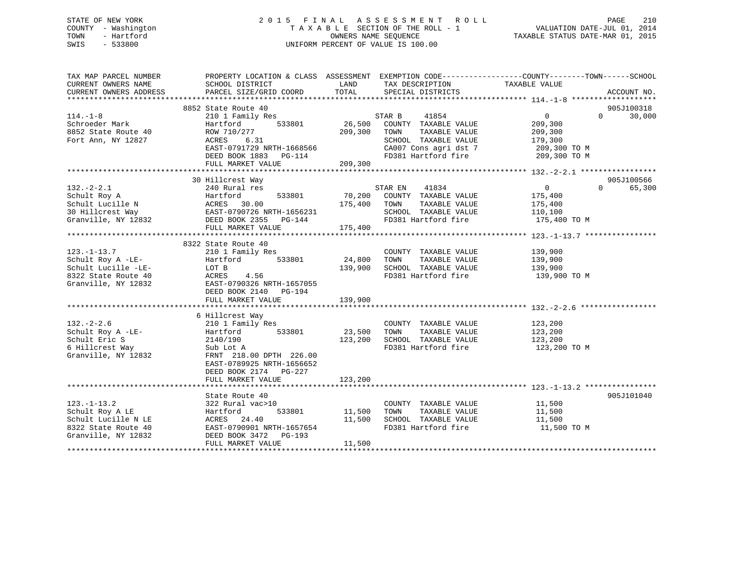STATE OF NEW YORK
COUNTY - Washington
TOWN - Hartford
SWIS - 533800

2015 FINAL ASSESSMENT ROLL
TAXABLE SECTION OF THE ROLL - 1
OWNERS NAME SEQUENCE
UNIFORM PERCENT OF VALUE IS 100.00

VALUATION DATE-JUL 01, 2014
TAXABLE STATUS DATE-MAR 01, 2015

| TAX MAP PARCEL NUMBER / CURRENT OWNERS NAME / CURRENT OWNERS ADDRESS | PROPERTY LOCATION & CLASS / SCHOOL DISTRICT / PARCEL SIZE/GRID COORD | ASSESSMENT LAND | TOTAL | EXEMPTION CODE / TAX DESCRIPTION / SPECIAL DISTRICTS | COUNTY TAXABLE VALUE | TOWN | SCHOOL / ACCOUNT NO. |
|---|---|---|---|---|---|---|---|
| **114.-1-8** | 8852 State Route 40 | | | | | | 905J100318 |
| 114.-1-8 | 210 1 Family Res | | | STAR B 41854 | 0 | 0 | 30,000 |
| Schroeder Mark | Hartford 533801 | 26,500 | | COUNTY TAXABLE VALUE | 209,300 | | |
| 8852 State Route 40 | ROW 710/277 | | 209,300 | TOWN TAXABLE VALUE | 209,300 | | |
| Fort Ann, NY 12827 | ACRES 6.31 | | | SCHOOL TAXABLE VALUE | 179,300 | | |
| | EAST-0791729 NRTH-1668566 | | | CA007 Cons agri dst 7 | 209,300 TO M | | |
| | DEED BOOK 1883 PG-114 | | | FD381 Hartford fire | 209,300 TO M | | |
| | FULL MARKET VALUE | | 209,300 | | | | |
| **132.-2-2.1** | 30 Hillcrest Way | | | | | | 905J100566 |
| 132.-2-2.1 | 240 Rural res | | | STAR EN 41834 | 0 | 0 | 65,300 |
| Schult Roy A | Hartford 533801 | 70,200 | | COUNTY TAXABLE VALUE | 175,400 | | |
| Schult Lucille N | ACRES 30.00 | | 175,400 | TOWN TAXABLE VALUE | 175,400 | | |
| 30 Hillcrest Way | EAST-0790726 NRTH-1656231 | | | SCHOOL TAXABLE VALUE | 110,100 | | |
| Granville, NY 12832 | DEED BOOK 2355 PG-144 | | | FD381 Hartford fire | 175,400 TO M | | |
| | FULL MARKET VALUE | | 175,400 | | | | |
| **123.-1-13.7** | 8322 State Route 40 | | | | | | |
| 123.-1-13.7 | 210 1 Family Res | | | COUNTY TAXABLE VALUE | 139,900 | | |
| Schult Roy A -LE- | Hartford 533801 | 24,800 | | TOWN TAXABLE VALUE | 139,900 | | |
| Schult Lucille -LE- | LOT B | | 139,900 | SCHOOL TAXABLE VALUE | 139,900 | | |
| 8322 State Route 40 | ACRES 4.56 | | | FD381 Hartford fire | 139,900 TO M | | |
| Granville, NY 12832 | EAST-0790326 NRTH-1657055 | | | | | | |
| | DEED BOOK 2140 PG-194 | | | | | | |
| | FULL MARKET VALUE | | 139,900 | | | | |
| **132.-2-2.6** | 6 Hillcrest Way | | | | | | |
| 132.-2-2.6 | 210 1 Family Res | | | COUNTY TAXABLE VALUE | 123,200 | | |
| Schult Roy A -LE- | Hartford 533801 | 23,500 | | TOWN TAXABLE VALUE | 123,200 | | |
| Schult Eric S | 2140/190 | | 123,200 | SCHOOL TAXABLE VALUE | 123,200 | | |
| 6 Hillcrest Way | Sub Lot A | | | FD381 Hartford fire | 123,200 TO M | | |
| Granville, NY 12832 | FRNT 218.00 DPTH 226.00 | | | | | | |
| | EAST-0789925 NRTH-1656652 | | | | | | |
| | DEED BOOK 2174 PG-227 | | | | | | |
| | FULL MARKET VALUE | | 123,200 | | | | |
| **123.-1-13.2** | State Route 40 | | | | | | 905J101040 |
| 123.-1-13.2 | 322 Rural vac>10 | | | COUNTY TAXABLE VALUE | 11,500 | | |
| Schult Roy A LE | Hartford 533801 | 11,500 | | TOWN TAXABLE VALUE | 11,500 | | |
| Schult Lucille N LE | ACRES 24.40 | | 11,500 | SCHOOL TAXABLE VALUE | 11,500 | | |
| 8322 State Route 40 | EAST-0790901 NRTH-1657654 | | | FD381 Hartford fire | 11,500 TO M | | |
| Granville, NY 12832 | DEED BOOK 3472 PG-193 | | | | | | |
| | FULL MARKET VALUE | | 11,500 | | | | |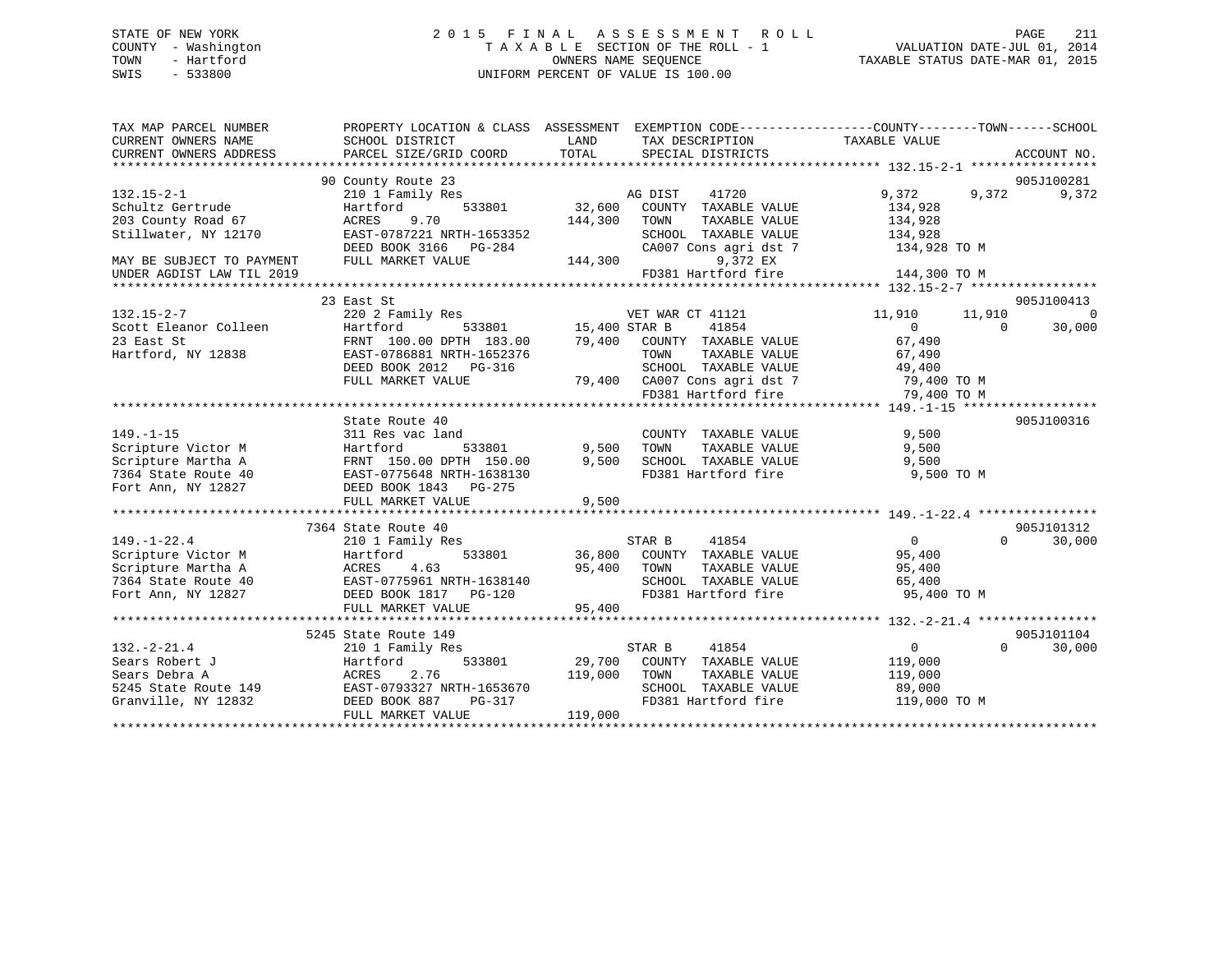STATE OF NEW YORK
COUNTY - Washington
TOWN - Hartford
SWIS - 533800

# 2015 FINAL ASSESSMENT ROLL

TAXABLE SECTION OF THE ROLL - 1
OWNERS NAME SEQUENCE
UNIFORM PERCENT OF VALUE IS 100.00

VALUATION DATE-JUL 01, 2014
TAXABLE STATUS DATE-MAR 01, 2015

```
TAX MAP PARCEL NUMBER          PROPERTY LOCATION & CLASS  ASSESSMENT  EXEMPTION CODE------------------COUNTY--------TOWN------SCHOOL
CURRENT OWNERS NAME            SCHOOL DISTRICT              LAND      TAX DESCRIPTION              TAXABLE VALUE
CURRENT OWNERS ADDRESS         PARCEL SIZE/GRID COORD       TOTAL     SPECIAL DISTRICTS                                    ACCOUNT NO.
******************************************************************************************************* 132.15-2-1 *****************
                    90 County Route 23                                                                                  905J100281
132.15-2-1                     210 1 Family Res                  AG DIST    41720              9,372        9,372        9,372
Schultz Gertrude               Hartford        533801     32,600   COUNTY  TAXABLE VALUE         134,928
203 County Road 67             ACRES    9.70             144,300   TOWN    TAXABLE VALUE         134,928
Stillwater, NY 12170           EAST-0787221 NRTH-1653352           SCHOOL  TAXABLE VALUE         134,928
                               DEED BOOK 3166   PG-284             CA007 Cons agri dst 7          134,928 TO M
MAY BE SUBJECT TO PAYMENT      FULL MARKET VALUE         144,300          9,372 EX
UNDER AGDIST LAW TIL 2019                                          FD381 Hartford fire            144,300 TO M
******************************************************************************************************* 132.15-2-7 *****************
                    23 East St                                                                                          905J100413
132.15-2-7                     220 2 Family Res                  VET WAR CT 41121             11,910       11,910            0
Scott Eleanor Colleen          Hartford        533801     15,400 STAR B     41854                  0            0       30,000
23 East St                     FRNT 100.00 DPTH 183.00    79,400   COUNTY  TAXABLE VALUE          67,490
Hartford, NY 12838             EAST-0786881 NRTH-1652376           TOWN    TAXABLE VALUE          67,490
                               DEED BOOK 2012   PG-316             SCHOOL  TAXABLE VALUE          49,400
                               FULL MARKET VALUE          79,400   CA007 Cons agri dst 7           79,400 TO M
                                                                   FD381 Hartford fire             79,400 TO M
******************************************************************************************************* 149.-1-15 ******************
                    State Route 40                                                                                      905J100316
149.-1-15                      311 Res vac land                    COUNTY  TAXABLE VALUE           9,500
Scripture Victor M             Hartford        533801      9,500   TOWN    TAXABLE VALUE           9,500
Scripture Martha A             FRNT 150.00 DPTH 150.00     9,500   SCHOOL  TAXABLE VALUE           9,500
7364 State Route 40            EAST-0775648 NRTH-1638130           FD381 Hartford fire              9,500 TO M
Fort Ann, NY 12827             DEED BOOK 1843   PG-275
                               FULL MARKET VALUE           9,500
******************************************************************************************************* 149.-1-22.4 ****************
                  7364 State Route 40                                                                                   905J101312
149.-1-22.4                    210 1 Family Res                  STAR B     41854                  0            0       30,000
Scripture Victor M             Hartford        533801     36,800   COUNTY  TAXABLE VALUE          95,400
Scripture Martha A             ACRES    4.63              95,400   TOWN    TAXABLE VALUE          95,400
7364 State Route 40            EAST-0775961 NRTH-1638140           SCHOOL  TAXABLE VALUE          65,400
Fort Ann, NY 12827             DEED BOOK 1817   PG-120             FD381 Hartford fire             95,400 TO M
                               FULL MARKET VALUE          95,400
******************************************************************************************************* 132.-2-21.4 ****************
                  5245 State Route 149                                                                                  905J101104
132.-2-21.4                    210 1 Family Res                  STAR B     41854                  0            0       30,000
Sears Robert J                 Hartford        533801     29,700   COUNTY  TAXABLE VALUE         119,000
Sears Debra A                  ACRES    2.76             119,000   TOWN    TAXABLE VALUE         119,000
5245 State Route 149           EAST-0793327 NRTH-1653670           SCHOOL  TAXABLE VALUE          89,000
Granville, NY 12832            DEED BOOK 887    PG-317             FD381 Hartford fire            119,000 TO M
                               FULL MARKET VALUE         119,000
************************************************************************************************************************************
```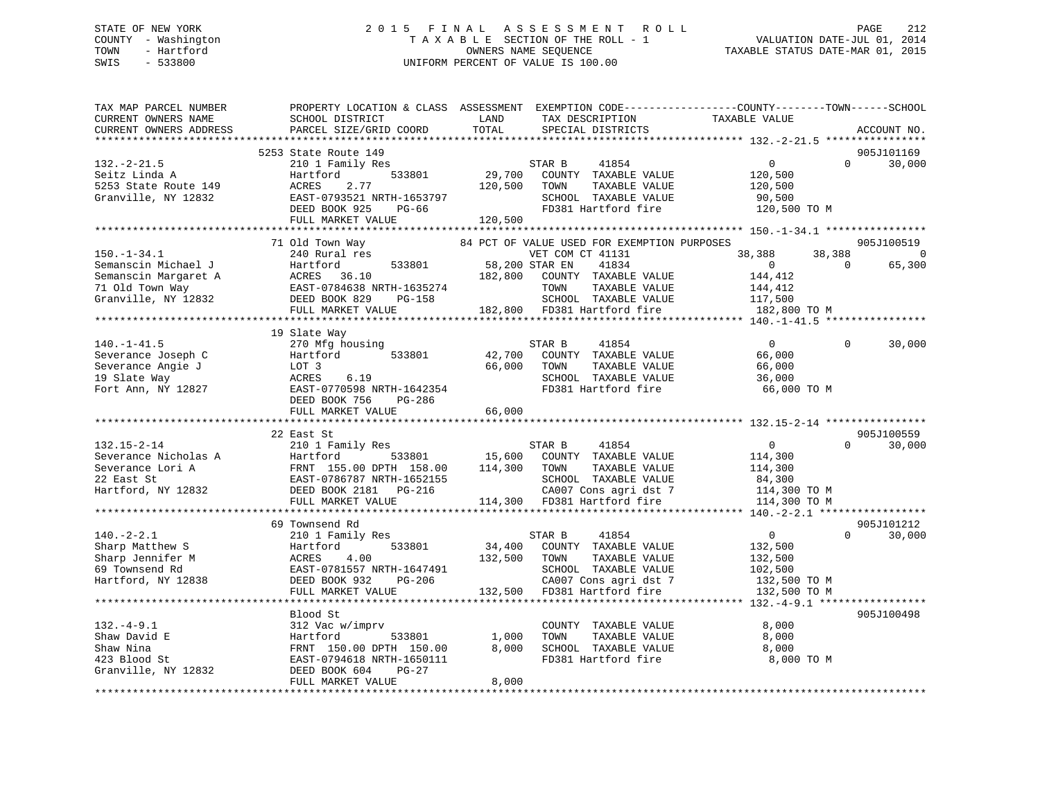STATE OF NEW YORK
COUNTY - Washington
TOWN - Hartford
SWIS - 533800

# 2015 FINAL ASSESSMENT ROLL

TAXABLE SECTION OF THE ROLL - 1
OWNERS NAME SEQUENCE
UNIFORM PERCENT OF VALUE IS 100.00

VALUATION DATE-JUL 01, 2014
TAXABLE STATUS DATE-MAR 01, 2015

| TAX MAP PARCEL NUMBER / CURRENT OWNERS NAME / CURRENT OWNERS ADDRESS | PROPERTY LOCATION & CLASS / SCHOOL DISTRICT / PARCEL SIZE/GRID COORD | ASSESSMENT LAND | TOTAL | EXEMPTION CODE / TAX DESCRIPTION / SPECIAL DISTRICTS | COUNTY TAXABLE VALUE | TOWN | SCHOOL | ACCOUNT NO. |
|---|---|---|---|---|---|---|---|---|
| **132.-2-21.5** | 5253 State Route 149 | | | | | | | 905J101169 |
| Seitz Linda A | 210 1 Family Res | | | STAR B 41854 | 0 | 0 | 30,000 | |
| 5253 State Route 149 | Hartford 533801 | 29,700 | | COUNTY TAXABLE VALUE | 120,500 | | | |
| Granville, NY 12832 | ACRES 2.77 | | 120,500 | TOWN TAXABLE VALUE | 120,500 | | | |
| | EAST-0793521 NRTH-1653797 | | | SCHOOL TAXABLE VALUE | 90,500 | | | |
| | DEED BOOK 925 PG-66 | | | FD381 Hartford fire | 120,500 TO M | | | |
| | FULL MARKET VALUE | | 120,500 | | | | | |
| **150.-1-34.1** | 71 Old Town Way | | | 84 PCT OF VALUE USED FOR EXEMPTION PURPOSES | | | | 905J100519 |
| Semanscin Michael J | 240 Rural res | | | VET COM CT 41131 | 38,388 | 38,388 | 0 | |
| Semanscin Margaret A | Hartford 533801 | 58,200 | | STAR EN 41834 | 0 | 0 | 65,300 | |
| 71 Old Town Way | ACRES 36.10 | | 182,800 | COUNTY TAXABLE VALUE | 144,412 | | | |
| Granville, NY 12832 | EAST-0784638 NRTH-1635274 | | | TOWN TAXABLE VALUE | 144,412 | | | |
| | DEED BOOK 829 PG-158 | | | SCHOOL TAXABLE VALUE | 117,500 | | | |
| | FULL MARKET VALUE | | 182,800 | FD381 Hartford fire | 182,800 TO M | | | |
| **140.-1-41.5** | 19 Slate Way | | | | | | | |
| Severance Joseph C | 270 Mfg housing | | | STAR B 41854 | 0 | 0 | 30,000 | |
| Severance Angie J | Hartford 533801 | 42,700 | | COUNTY TAXABLE VALUE | 66,000 | | | |
| 19 Slate Way | LOT 3 | | 66,000 | TOWN TAXABLE VALUE | 66,000 | | | |
| Fort Ann, NY 12827 | ACRES 6.19 | | | SCHOOL TAXABLE VALUE | 36,000 | | | |
| | EAST-0770598 NRTH-1642354 | | | FD381 Hartford fire | 66,000 TO M | | | |
| | DEED BOOK 756 PG-286 | | | | | | | |
| | FULL MARKET VALUE | | 66,000 | | | | | |
| **132.15-2-14** | 22 East St | | | | | | | 905J100559 |
| Severance Nicholas A | 210 1 Family Res | | | STAR B 41854 | 0 | 0 | 30,000 | |
| Severance Lori A | Hartford 533801 | 15,600 | | COUNTY TAXABLE VALUE | 114,300 | | | |
| 22 East St | FRNT 155.00 DPTH 158.00 | | 114,300 | TOWN TAXABLE VALUE | 114,300 | | | |
| Hartford, NY 12832 | EAST-0786787 NRTH-1652155 | | | SCHOOL TAXABLE VALUE | 84,300 | | | |
| | DEED BOOK 2181 PG-216 | | | CA007 Cons agri dst 7 | 114,300 TO M | | | |
| | FULL MARKET VALUE | | 114,300 | FD381 Hartford fire | 114,300 TO M | | | |
| **140.-2-2.1** | 69 Townsend Rd | | | | | | | 905J101212 |
| Sharp Matthew S | 210 1 Family Res | | | STAR B 41854 | 0 | 0 | 30,000 | |
| Sharp Jennifer M | Hartford 533801 | 34,400 | | COUNTY TAXABLE VALUE | 132,500 | | | |
| 69 Townsend Rd | ACRES 4.00 | | 132,500 | TOWN TAXABLE VALUE | 132,500 | | | |
| Hartford, NY 12838 | EAST-0781557 NRTH-1647491 | | | SCHOOL TAXABLE VALUE | 102,500 | | | |
| | DEED BOOK 932 PG-206 | | | CA007 Cons agri dst 7 | 132,500 TO M | | | |
| | FULL MARKET VALUE | | 132,500 | FD381 Hartford fire | 132,500 TO M | | | |
| **132.-4-9.1** | Blood St | | | | | | | 905J100498 |
| Shaw David E | 312 Vac w/imprv | | | COUNTY TAXABLE VALUE | 8,000 | | | |
| Shaw Nina | Hartford 533801 | 1,000 | | TOWN TAXABLE VALUE | 8,000 | | | |
| 423 Blood St | FRNT 150.00 DPTH 150.00 | | 8,000 | SCHOOL TAXABLE VALUE | 8,000 | | | |
| Granville, NY 12832 | EAST-0794618 NRTH-1650111 | | | FD381 Hartford fire | 8,000 TO M | | | |
| | DEED BOOK 604 PG-27 | | | | | | | |
| | FULL MARKET VALUE | | 8,000 | | | | | |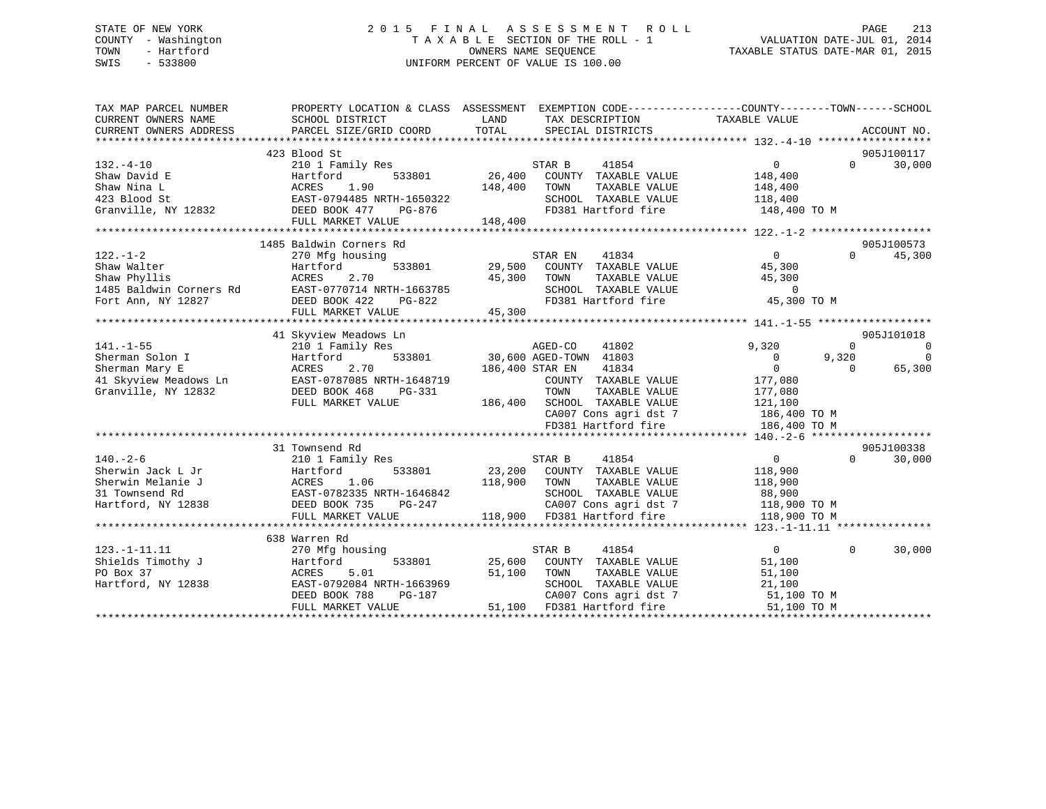STATE OF NEW YORK
COUNTY - Washington
TOWN - Hartford
SWIS - 533800

# 2015 FINAL ASSESSMENT ROLL
TAXABLE SECTION OF THE ROLL - 1
OWNERS NAME SEQUENCE
UNIFORM PERCENT OF VALUE IS 100.00

VALUATION DATE-JUL 01, 2014
TAXABLE STATUS DATE-MAR 01, 2015

```
TAX MAP PARCEL NUMBER          PROPERTY LOCATION & CLASS  ASSESSMENT  EXEMPTION CODE------------------COUNTY--------TOWN------SCHOOL
CURRENT OWNERS NAME            SCHOOL DISTRICT              LAND       TAX DESCRIPTION                TAXABLE VALUE
CURRENT OWNERS ADDRESS         PARCEL SIZE/GRID COORD       TOTAL      SPECIAL DISTRICTS                                      ACCOUNT NO.
******************************************************************************************************* 132.-4-10 ******************
                               423 Blood St                                                                                905J100117
132.-4-10                      210 1 Family Res                        STAR B      41854              0             0        30,000
Shaw David E                   Hartford          533801       26,400   COUNTY  TAXABLE VALUE        148,400
Shaw Nina L                    ACRES     1.90                148,400   TOWN    TAXABLE VALUE        148,400
423 Blood St                   EAST-0794485 NRTH-1650322               SCHOOL  TAXABLE VALUE        118,400
Granville, NY 12832            DEED BOOK 477     PG-876                FD381 Hartford fire           148,400 TO M
                               FULL MARKET VALUE             148,400
******************************************************************************************************* 122.-1-2 *******************
                               1485 Baldwin Corners Rd                                                                     905J100573
122.-1-2                       270 Mfg housing                         STAR EN     41834              0             0        45,300
Shaw Walter                    Hartford          533801       29,500   COUNTY  TAXABLE VALUE         45,300
Shaw Phyllis                   ACRES     2.70                 45,300   TOWN    TAXABLE VALUE         45,300
1485 Baldwin Corners Rd        EAST-0770714 NRTH-1663785               SCHOOL  TAXABLE VALUE              0
Fort Ann, NY 12827             DEED BOOK 422     PG-822                FD381 Hartford fire            45,300 TO M
                               FULL MARKET VALUE              45,300
******************************************************************************************************* 141.-1-55 ******************
                               41 Skyview Meadows Ln                                                                       905J101018
141.-1-55                      210 1 Family Res                        AGED-CO     41802          9,320             0             0
Sherman Solon I                Hartford          533801       30,600   AGED-TOWN   41803              0         9,320             0
Sherman Mary E                 ACRES     2.70                186,400   STAR EN     41834              0             0        65,300
41 Skyview Meadows Ln          EAST-0787085 NRTH-1648719               COUNTY  TAXABLE VALUE        177,080
Granville, NY 12832            DEED BOOK 468     PG-331                TOWN    TAXABLE VALUE        177,080
                               FULL MARKET VALUE             186,400   SCHOOL  TAXABLE VALUE        121,100
                                                                       CA007 Cons agri dst 7         186,400 TO M
                                                                       FD381 Hartford fire           186,400 TO M
******************************************************************************************************* 140.-2-6 *******************
                               31 Townsend Rd                                                                              905J100338
140.-2-6                       210 1 Family Res                        STAR B      41854              0             0        30,000
Sherwin Jack L Jr              Hartford          533801       23,200   COUNTY  TAXABLE VALUE        118,900
Sherwin Melanie J              ACRES     1.06                118,900   TOWN    TAXABLE VALUE        118,900
31 Townsend Rd                 EAST-0782335 NRTH-1646842               SCHOOL  TAXABLE VALUE         88,900
Hartford, NY 12838             DEED BOOK 735     PG-247                CA007 Cons agri dst 7         118,900 TO M
                               FULL MARKET VALUE             118,900   FD381 Hartford fire           118,900 TO M
******************************************************************************************************* 123.-1-11.11 ***************
                               638 Warren Rd
123.-1-11.11                   270 Mfg housing                         STAR B      41854              0             0        30,000
Shields Timothy J              Hartford          533801       25,600   COUNTY  TAXABLE VALUE         51,100
PO Box 37                      ACRES     5.01                 51,100   TOWN    TAXABLE VALUE         51,100
Hartford, NY 12838             EAST-0792084 NRTH-1663969               SCHOOL  TAXABLE VALUE         21,100
                               DEED BOOK 788     PG-187                CA007 Cons agri dst 7          51,100 TO M
                               FULL MARKET VALUE              51,100   FD381 Hartford fire            51,100 TO M
************************************************************************************************************************************
```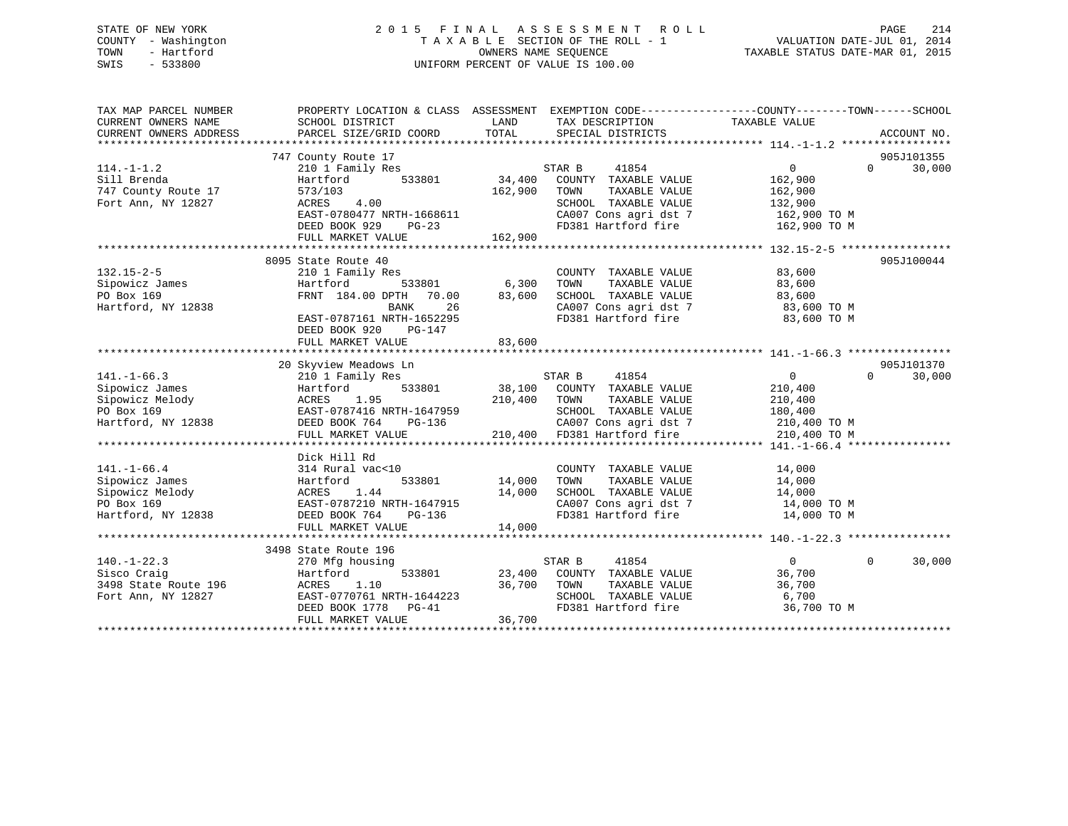STATE OF NEW YORK
COUNTY - Washington
TOWN - Hartford
SWIS - 533800

# 2015 FINAL ASSESSMENT ROLL

TAXABLE SECTION OF THE ROLL - 1
OWNERS NAME SEQUENCE
UNIFORM PERCENT OF VALUE IS 100.00

VALUATION DATE-JUL 01, 2014
TAXABLE STATUS DATE-MAR 01, 2015

```
TAX MAP PARCEL NUMBER          PROPERTY LOCATION & CLASS  ASSESSMENT  EXEMPTION CODE-----------------COUNTY--------TOWN------SCHOOL
CURRENT OWNERS NAME            SCHOOL DISTRICT               LAND      TAX DESCRIPTION            TAXABLE VALUE
CURRENT OWNERS ADDRESS         PARCEL SIZE/GRID COORD        TOTAL     SPECIAL DISTRICTS                                    ACCOUNT NO.
******************************************************************************************************* 114.-1-1.2 *****************
                               747 County Route 17                                                                          905J101355
114.-1-1.2                     210 1 Family Res                         STAR B     41854              0             0       30,000
Sill Brenda                    Hartford        533801       34,400     COUNTY  TAXABLE VALUE         162,900
747 County Route 17            573/103                     162,900     TOWN    TAXABLE VALUE         162,900
Fort Ann, NY 12827             ACRES    4.00                           SCHOOL  TAXABLE VALUE         132,900
                               EAST-0780477 NRTH-1668611               CA007 Cons agri dst 7          162,900 TO M
                               DEED BOOK 929    PG-23                  FD381 Hartford fire            162,900 TO M
                               FULL MARKET VALUE           162,900
******************************************************************************************************* 132.15-2-5 *****************
                               8095 State Route 40                                                                          905J100044
132.15-2-5                     210 1 Family Res                         COUNTY  TAXABLE VALUE          83,600
Sipowicz James                 Hartford        533801        6,300     TOWN    TAXABLE VALUE          83,600
PO Box 169                     FRNT 184.00 DPTH  70.00      83,600     SCHOOL  TAXABLE VALUE          83,600
Hartford, NY 12838                       BANK     26                   CA007 Cons agri dst 7           83,600 TO M
                               EAST-0787161 NRTH-1652295               FD381 Hartford fire             83,600 TO M
                               DEED BOOK 920    PG-147
                               FULL MARKET VALUE            83,600
******************************************************************************************************* 141.-1-66.3 ****************
                               20 Skyview Meadows Ln                                                                        905J101370
141.-1-66.3                    210 1 Family Res                         STAR B     41854              0             0       30,000
Sipowicz James                 Hartford        533801       38,100     COUNTY  TAXABLE VALUE         210,400
Sipowicz Melody                ACRES    1.95               210,400     TOWN    TAXABLE VALUE         210,400
PO Box 169                     EAST-0787416 NRTH-1647959               SCHOOL  TAXABLE VALUE         180,400
Hartford, NY 12838             DEED BOOK 764    PG-136                 CA007 Cons agri dst 7          210,400 TO M
                               FULL MARKET VALUE           210,400     FD381 Hartford fire            210,400 TO M
******************************************************************************************************* 141.-1-66.4 ****************
                               Dick Hill Rd
141.-1-66.4                    314 Rural vac<10                         COUNTY  TAXABLE VALUE          14,000
Sipowicz James                 Hartford        533801       14,000     TOWN    TAXABLE VALUE          14,000
Sipowicz Melody                ACRES    1.44                14,000     SCHOOL  TAXABLE VALUE          14,000
PO Box 169                     EAST-0787210 NRTH-1647915               CA007 Cons agri dst 7           14,000 TO M
Hartford, NY 12838             DEED BOOK 764    PG-136                 FD381 Hartford fire             14,000 TO M
                               FULL MARKET VALUE            14,000
******************************************************************************************************* 140.-1-22.3 ****************
                               3498 State Route 196
140.-1-22.3                    270 Mfg housing                          STAR B     41854              0             0       30,000
Sisco Craig                    Hartford        533801       23,400     COUNTY  TAXABLE VALUE          36,700
3498 State Route 196           ACRES    1.10                36,700     TOWN    TAXABLE VALUE          36,700
Fort Ann, NY 12827             EAST-0770761 NRTH-1644223               SCHOOL  TAXABLE VALUE           6,700
                               DEED BOOK 1778   PG-41                  FD381 Hartford fire             36,700 TO M
                               FULL MARKET VALUE            36,700
************************************************************************************************************************************
```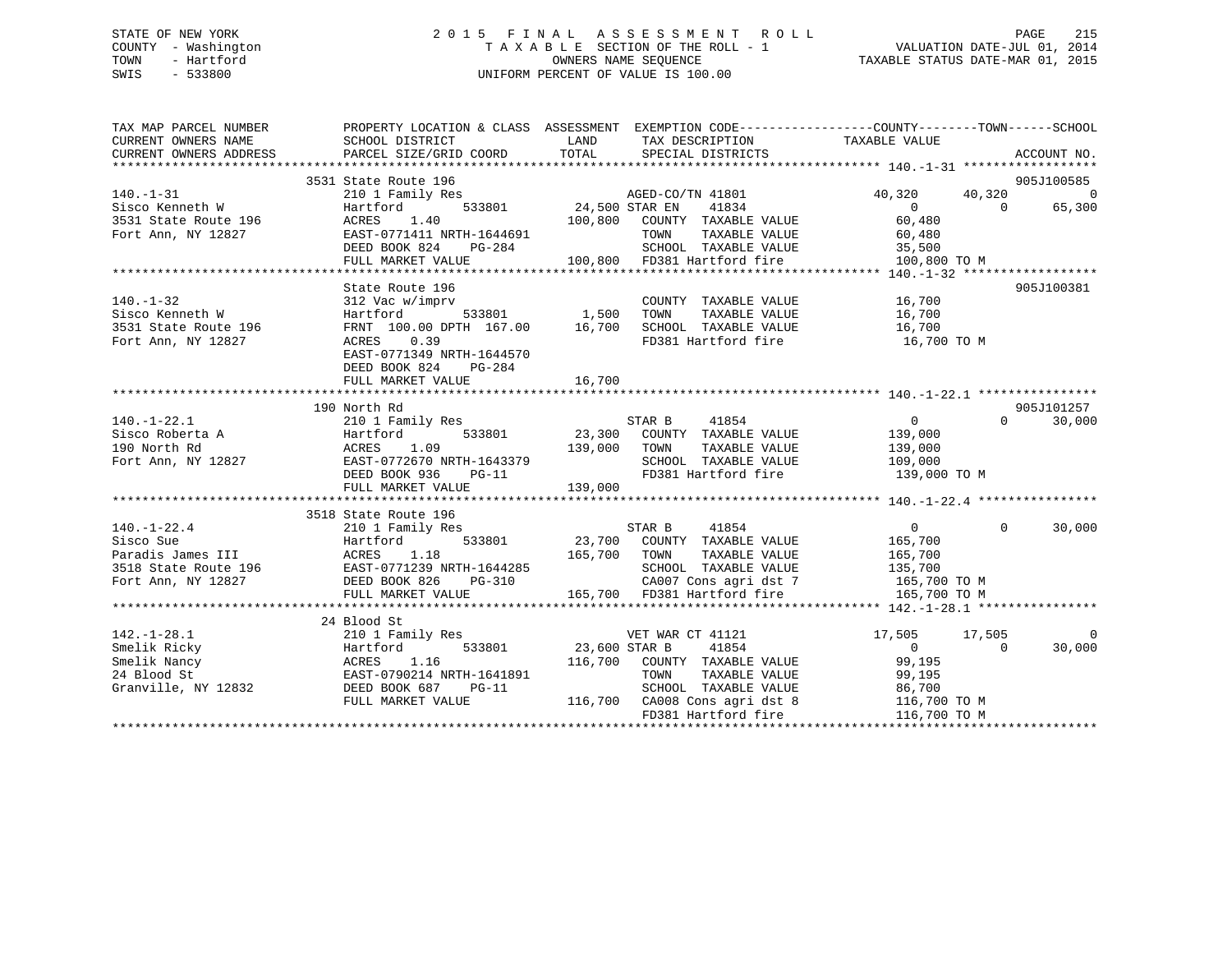STATE OF NEW YORK
COUNTY - Washington
TOWN - Hartford
SWIS - 533800

# 2015 FINAL ASSESSMENT ROLL
TAXABLE SECTION OF THE ROLL - 1
OWNERS NAME SEQUENCE
UNIFORM PERCENT OF VALUE IS 100.00

VALUATION DATE-JUL 01, 2014
TAXABLE STATUS DATE-MAR 01, 2015

| TAX MAP PARCEL NUMBER / CURRENT OWNERS NAME / CURRENT OWNERS ADDRESS | PROPERTY LOCATION & CLASS / SCHOOL DISTRICT / PARCEL SIZE/GRID COORD | ASSESSMENT LAND / TOTAL | EXEMPTION CODE / TAX DESCRIPTION / SPECIAL DISTRICTS | COUNTY TAXABLE VALUE | TOWN | SCHOOL | ACCOUNT NO. |
|---|---|---|---|---|---|---|---|
| 140.-1-31 | 3531 State Route 196 | | | | | | 905J100585 |
| | 210 1 Family Res | | AGED-CO/TN 41801 | 40,320 | 40,320 | 0 | |
| Sisco Kenneth W | Hartford 533801 | 24,500 | STAR EN 41834 | 0 | 0 | 65,300 | |
| 3531 State Route 196 | ACRES 1.40 | 100,800 | COUNTY TAXABLE VALUE | 60,480 | | | |
| Fort Ann, NY 12827 | EAST-0771411 NRTH-1644691 | | TOWN TAXABLE VALUE | 60,480 | | | |
| | DEED BOOK 824 PG-284 | | SCHOOL TAXABLE VALUE | 35,500 | | | |
| | FULL MARKET VALUE | 100,800 | FD381 Hartford fire | 100,800 TO M | | | |
| 140.-1-32 | State Route 196 | | | | | | 905J100381 |
| | 312 Vac w/imprv | | COUNTY TAXABLE VALUE | 16,700 | | | |
| Sisco Kenneth W | Hartford 533801 | 1,500 | TOWN TAXABLE VALUE | 16,700 | | | |
| 3531 State Route 196 | FRNT 100.00 DPTH 167.00 | 16,700 | SCHOOL TAXABLE VALUE | 16,700 | | | |
| Fort Ann, NY 12827 | ACRES 0.39 | | FD381 Hartford fire | 16,700 TO M | | | |
| | EAST-0771349 NRTH-1644570 | | | | | | |
| | DEED BOOK 824 PG-284 | | | | | | |
| | FULL MARKET VALUE | 16,700 | | | | | |
| 140.-1-22.1 | 190 North Rd | | | | | | 905J101257 |
| | 210 1 Family Res | | STAR B 41854 | 0 | 0 | 30,000 | |
| Sisco Roberta A | Hartford 533801 | 23,300 | COUNTY TAXABLE VALUE | 139,000 | | | |
| 190 North Rd | ACRES 1.09 | 139,000 | TOWN TAXABLE VALUE | 139,000 | | | |
| Fort Ann, NY 12827 | EAST-0772670 NRTH-1643379 | | SCHOOL TAXABLE VALUE | 109,000 | | | |
| | DEED BOOK 936 PG-11 | | FD381 Hartford fire | 139,000 TO M | | | |
| | FULL MARKET VALUE | 139,000 | | | | | |
| 140.-1-22.4 | 3518 State Route 196 | | | | | | |
| | 210 1 Family Res | | STAR B 41854 | 0 | 0 | 30,000 | |
| Sisco Sue | Hartford 533801 | 23,700 | COUNTY TAXABLE VALUE | 165,700 | | | |
| Paradis James III | ACRES 1.18 | 165,700 | TOWN TAXABLE VALUE | 165,700 | | | |
| 3518 State Route 196 | EAST-0771239 NRTH-1644285 | | SCHOOL TAXABLE VALUE | 135,700 | | | |
| Fort Ann, NY 12827 | DEED BOOK 826 PG-310 | | CA007 Cons agri dst 7 | 165,700 TO M | | | |
| | FULL MARKET VALUE | 165,700 | FD381 Hartford fire | 165,700 TO M | | | |
| 142.-1-28.1 | 24 Blood St | | | | | | |
| | 210 1 Family Res | | VET WAR CT 41121 | 17,505 | 17,505 | 0 | |
| Smelik Ricky | Hartford 533801 | 23,600 | STAR B 41854 | 0 | 0 | 30,000 | |
| Smelik Nancy | ACRES 1.16 | 116,700 | COUNTY TAXABLE VALUE | 99,195 | | | |
| 24 Blood St | EAST-0790214 NRTH-1641891 | | TOWN TAXABLE VALUE | 99,195 | | | |
| Granville, NY 12832 | DEED BOOK 687 PG-11 | | SCHOOL TAXABLE VALUE | 86,700 | | | |
| | FULL MARKET VALUE | 116,700 | CA008 Cons agri dst 8 | 116,700 TO M | | | |
| | | | FD381 Hartford fire | 116,700 TO M | | | |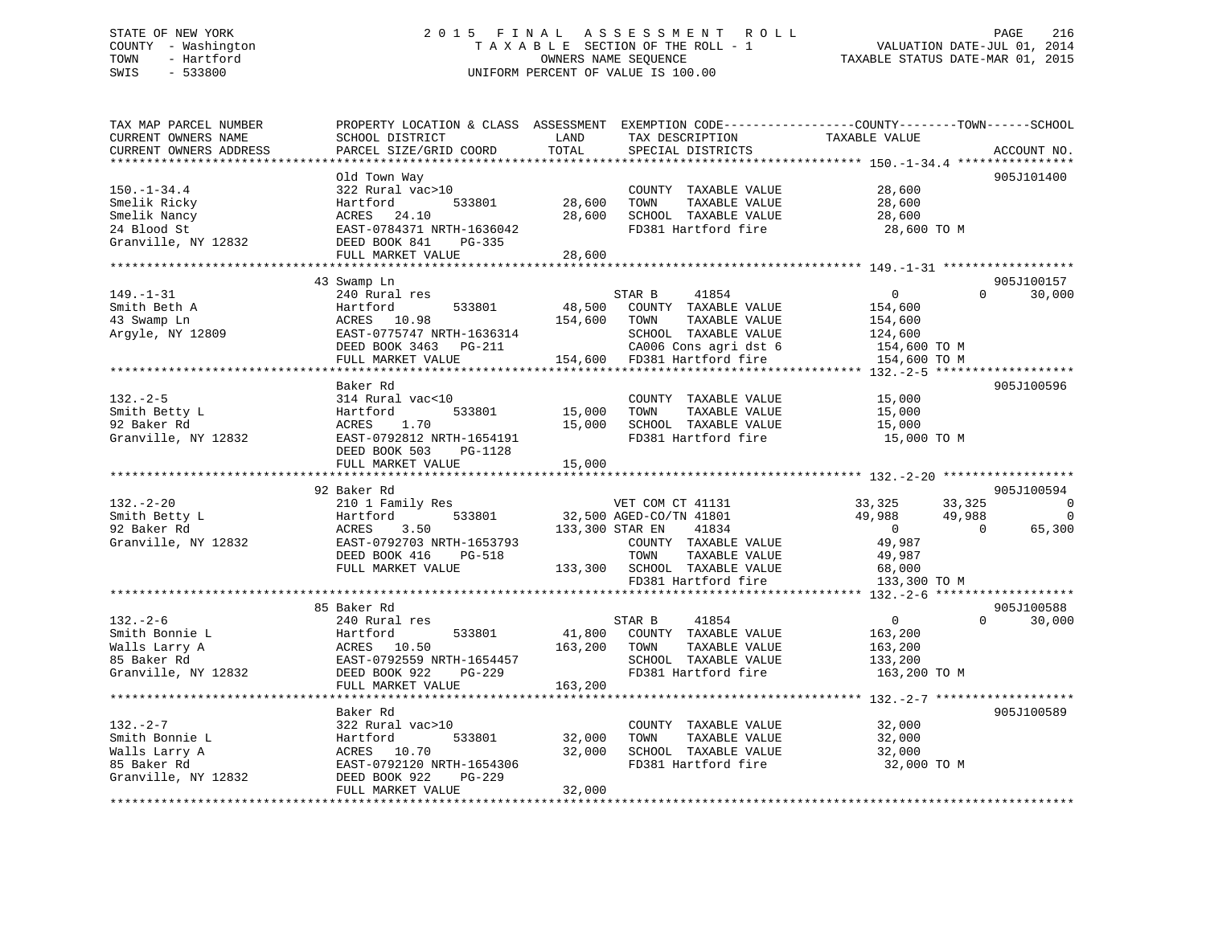STATE OF NEW YORK
COUNTY - Washington
TOWN - Hartford
SWIS - 533800

# 2015 FINAL ASSESSMENT ROLL

TAXABLE SECTION OF THE ROLL - 1
OWNERS NAME SEQUENCE
UNIFORM PERCENT OF VALUE IS 100.00

VALUATION DATE-JUL 01, 2014
TAXABLE STATUS DATE-MAR 01, 2015

```
TAX MAP PARCEL NUMBER      PROPERTY LOCATION & CLASS  ASSESSMENT  EXEMPTION CODE------------------COUNTY--------TOWN------SCHOOL
CURRENT OWNERS NAME        SCHOOL DISTRICT             LAND       TAX DESCRIPTION              TAXABLE VALUE
CURRENT OWNERS ADDRESS     PARCEL SIZE/GRID COORD      TOTAL      SPECIAL DISTRICTS                                        ACCOUNT NO.
******************************************************************************************************* 150.-1-34.4 ****************
                           Old Town Way                                                                                  905J101400
150.-1-34.4                322 Rural vac>10                       COUNTY  TAXABLE VALUE           28,600
Smelik Ricky               Hartford        533801       28,600    TOWN    TAXABLE VALUE           28,600
Smelik Nancy               ACRES   24.10                28,600    SCHOOL  TAXABLE VALUE           28,600
24 Blood St                EAST-0784371 NRTH-1636042              FD381 Hartford fire              28,600 TO M
Granville, NY 12832        DEED BOOK 841    PG-335
                           FULL MARKET VALUE            28,600
******************************************************************************************************* 149.-1-31 ******************
                           43 Swamp Ln                                                                                   905J100157
149.-1-31                  240 Rural res                          STAR B      41854               0            0      30,000
Smith Beth A               Hartford        533801       48,500    COUNTY  TAXABLE VALUE          154,600
43 Swamp Ln                ACRES   10.98               154,600    TOWN    TAXABLE VALUE          154,600
Argyle, NY 12809           EAST-0775747 NRTH-1636314              SCHOOL  TAXABLE VALUE          124,600
                           DEED BOOK 3463   PG-211                CA006 Cons agri dst 6           154,600 TO M
                           FULL MARKET VALUE           154,600    FD381 Hartford fire             154,600 TO M
******************************************************************************************************* 132.-2-5 *******************
                           Baker Rd                                                                                      905J100596
132.-2-5                   314 Rural vac<10                       COUNTY  TAXABLE VALUE           15,000
Smith Betty L              Hartford        533801       15,000    TOWN    TAXABLE VALUE           15,000
92 Baker Rd                ACRES    1.70                15,000    SCHOOL  TAXABLE VALUE           15,000
Granville, NY 12832        EAST-0792812 NRTH-1654191              FD381 Hartford fire              15,000 TO M
                           DEED BOOK 503    PG-1128
                           FULL MARKET VALUE            15,000
******************************************************************************************************* 132.-2-20 ******************
                           92 Baker Rd                                                                                   905J100594
132.-2-20                  210 1 Family Res                       VET COM CT 41131            33,325       33,325            0
Smith Betty L              Hartford        533801       32,500 AGED-CO/TN 41801               49,988       49,988            0
92 Baker Rd                ACRES    3.50               133,300 STAR EN    41834                    0            0       65,300
Granville, NY 12832        EAST-0792703 NRTH-1653793              COUNTY  TAXABLE VALUE           49,987
                           DEED BOOK 416    PG-518                TOWN    TAXABLE VALUE           49,987
                           FULL MARKET VALUE           133,300    SCHOOL  TAXABLE VALUE           68,000
                                                                  FD381 Hartford fire             133,300 TO M
******************************************************************************************************* 132.-2-6 *******************
                           85 Baker Rd                                                                                   905J100588
132.-2-6                   240 Rural res                          STAR B      41854               0            0      30,000
Smith Bonnie L             Hartford        533801       41,800    COUNTY  TAXABLE VALUE          163,200
Walls Larry A              ACRES   10.50               163,200    TOWN    TAXABLE VALUE          163,200
85 Baker Rd                EAST-0792559 NRTH-1654457              SCHOOL  TAXABLE VALUE          133,200
Granville, NY 12832        DEED BOOK 922    PG-229                FD381 Hartford fire             163,200 TO M
                           FULL MARKET VALUE           163,200
******************************************************************************************************* 132.-2-7 *******************
                           Baker Rd                                                                                      905J100589
132.-2-7                   322 Rural vac>10                       COUNTY  TAXABLE VALUE           32,000
Smith Bonnie L             Hartford        533801       32,000    TOWN    TAXABLE VALUE           32,000
Walls Larry A              ACRES   10.70                32,000    SCHOOL  TAXABLE VALUE           32,000
85 Baker Rd                EAST-0792120 NRTH-1654306              FD381 Hartford fire              32,000 TO M
Granville, NY 12832        DEED BOOK 922    PG-229
                           FULL MARKET VALUE            32,000
************************************************************************************************************************************
```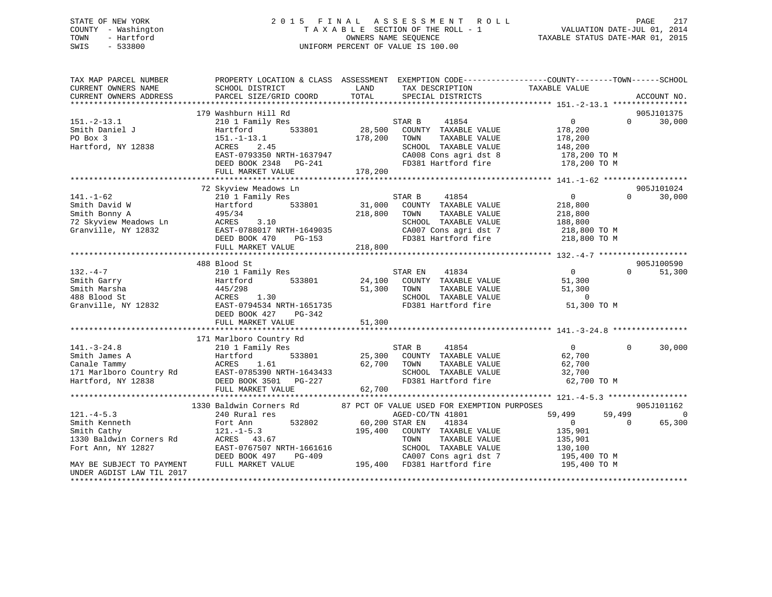STATE OF NEW YORK
COUNTY - Washington
TOWN - Hartford
SWIS - 533800

2 0 1 5 F I N A L A S S E S S M E N T R O L L
T A X A B L E SECTION OF THE ROLL - 1
OWNERS NAME SEQUENCE
UNIFORM PERCENT OF VALUE IS 100.00

VALUATION DATE-JUL 01, 2014
TAXABLE STATUS DATE-MAR 01, 2015

```
TAX MAP PARCEL NUMBER          PROPERTY LOCATION & CLASS  ASSESSMENT  EXEMPTION CODE------------------COUNTY--------TOWN------SCHOOL
CURRENT OWNERS NAME            SCHOOL DISTRICT              LAND      TAX DESCRIPTION             TAXABLE VALUE
CURRENT OWNERS ADDRESS         PARCEL SIZE/GRID COORD       TOTAL     SPECIAL DISTRICTS                                      ACCOUNT NO.
******************************************************************************************************* 151.-2-13.1 ****************
                               179 Washburn Hill Rd                                                                          905J101375
151.-2-13.1                    210 1 Family Res                       STAR B      41854                 0             0      30,000
Smith Daniel J                 Hartford          533801        28,500   COUNTY  TAXABLE VALUE          178,200
PO Box 3                       151.-1-13.1                    178,200   TOWN    TAXABLE VALUE          178,200
Hartford, NY 12838             ACRES     2.45                           SCHOOL  TAXABLE VALUE          148,200
                               EAST-0793350 NRTH-1637947                CA008 Cons agri dst 8          178,200 TO M
                               DEED BOOK 2348   PG-241                  FD381 Hartford fire            178,200 TO M
                               FULL MARKET VALUE              178,200
******************************************************************************************************* 141.-1-62 ******************
                               72 Skyview Meadows Ln                                                                         905J101024
141.-1-62                      210 1 Family Res                       STAR B      41854                 0             0      30,000
Smith David W                  Hartford          533801        31,000   COUNTY  TAXABLE VALUE          218,800
Smith Bonny A                  495/34                         218,800   TOWN    TAXABLE VALUE          218,800
72 Skyview Meadows Ln          ACRES     3.10                           SCHOOL  TAXABLE VALUE          188,800
Granville, NY 12832            EAST-0788017 NRTH-1649035                CA007 Cons agri dst 7          218,800 TO M
                               DEED BOOK 470    PG-153                  FD381 Hartford fire            218,800 TO M
                               FULL MARKET VALUE              218,800
******************************************************************************************************* 132.-4-7 *******************
                               488 Blood St                                                                                  905J100590
132.-4-7                       210 1 Family Res                       STAR EN     41834                 0             0      51,300
Smith Garry                    Hartford          533801        24,100   COUNTY  TAXABLE VALUE           51,300
Smith Marsha                   445/298                         51,300   TOWN    TAXABLE VALUE           51,300
488 Blood St                   ACRES     1.30                           SCHOOL  TAXABLE VALUE                0
Granville, NY 12832            EAST-0794534 NRTH-1651735                FD381 Hartford fire             51,300 TO M
                               DEED BOOK 427    PG-342
                               FULL MARKET VALUE               51,300
******************************************************************************************************* 141.-3-24.8 ****************
                               171 Marlboro Country Rd
141.-3-24.8                    210 1 Family Res                       STAR B      41854                 0             0      30,000
Smith James A                  Hartford          533801        25,300   COUNTY  TAXABLE VALUE           62,700
Canale Tammy                   ACRES     1.61                  62,700   TOWN    TAXABLE VALUE           62,700
171 Marlboro Country Rd        EAST-0785390 NRTH-1643433                SCHOOL  TAXABLE VALUE           32,700
Hartford, NY 12838             DEED BOOK 3501   PG-227                  FD381 Hartford fire             62,700 TO M
                               FULL MARKET VALUE               62,700
******************************************************************************************************* 121.-4-5.3 *****************
                               1330 Baldwin Corners Rd        87 PCT OF VALUE USED FOR EXEMPTION PURPOSES                    905J101162
121.-4-5.3                     240 Rural res                          AGED-CO/TN 41801             59,499        59,499           0
Smith Kenneth                  Fort Ann          532802        60,200 STAR EN     41834                 0             0      65,300
Smith Cathy                    121.-1-5.3                     195,400   COUNTY  TAXABLE VALUE          135,901
1330 Baldwin Corners Rd        ACRES    43.67                           TOWN    TAXABLE VALUE          135,901
Fort Ann, NY 12827             EAST-0767507 NRTH-1661616                SCHOOL  TAXABLE VALUE          130,100
                               DEED BOOK 497    PG-409                  CA007 Cons agri dst 7          195,400 TO M
MAY BE SUBJECT TO PAYMENT      FULL MARKET VALUE              195,400   FD381 Hartford fire            195,400 TO M
UNDER AGDIST LAW TIL 2017
************************************************************************************************************************************
```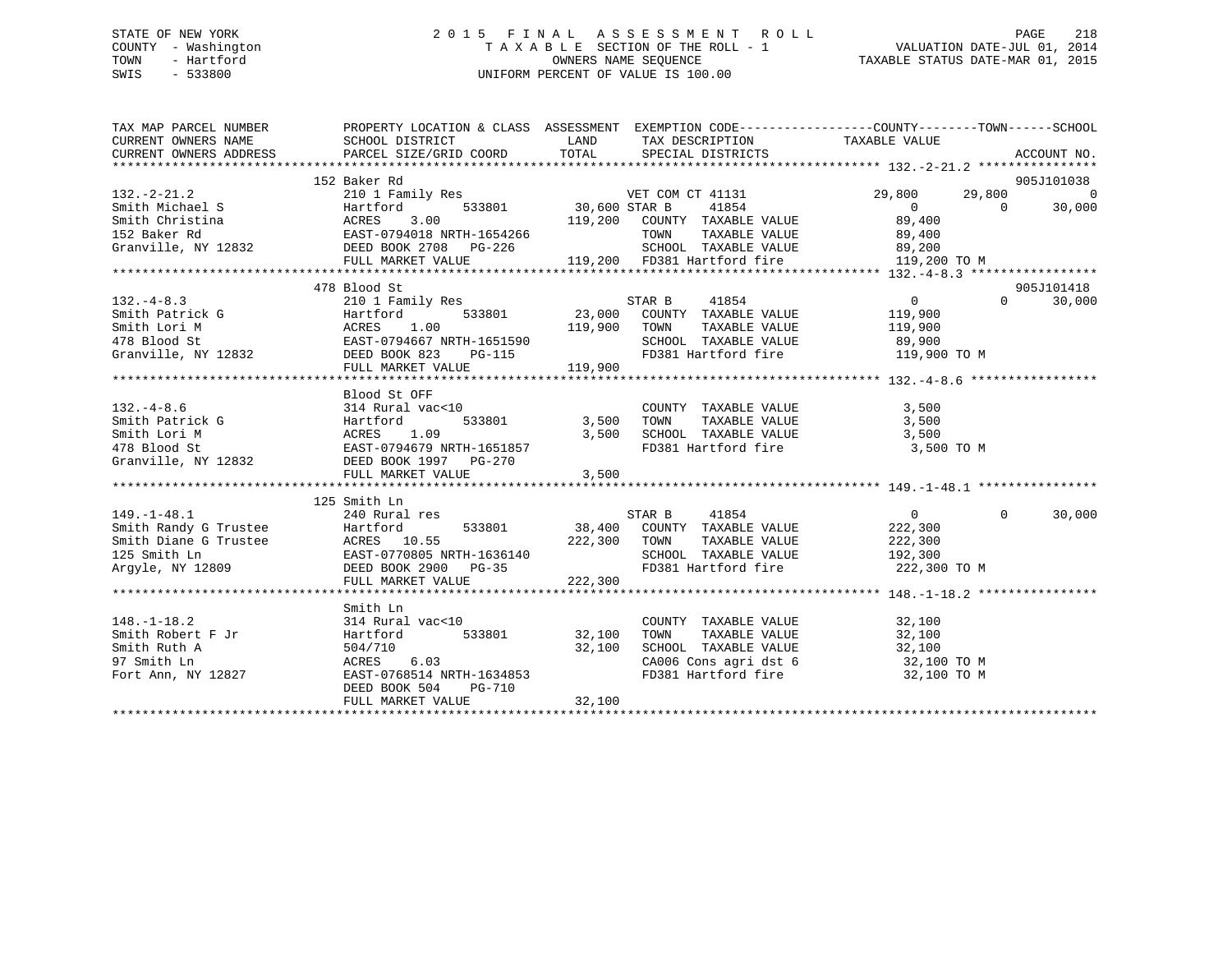STATE OF NEW YORK
COUNTY - Washington
TOWN - Hartford
SWIS - 533800

2015 FINAL ASSESSMENT ROLL
TAXABLE SECTION OF THE ROLL - 1
OWNERS NAME SEQUENCE
UNIFORM PERCENT OF VALUE IS 100.00

VALUATION DATE-JUL 01, 2014
TAXABLE STATUS DATE-MAR 01, 2015

| TAX MAP PARCEL NUMBER / CURRENT OWNERS NAME / CURRENT OWNERS ADDRESS | PROPERTY LOCATION & CLASS / SCHOOL DISTRICT / PARCEL SIZE/GRID COORD | ASSESSMENT LAND | TOTAL | EXEMPTION CODE / TAX DESCRIPTION / SPECIAL DISTRICTS | COUNTY TAXABLE VALUE | TOWN | SCHOOL | ACCOUNT NO. |
|---|---|---|---|---|---|---|---|---|
| 132.-2-21.2 | 152 Baker Rd | | | | | | | 905J101038 |
| | 210 1 Family Res | | | VET COM CT 41131 | 29,800 | 29,800 | 0 | |
| Smith Michael S | Hartford 533801 | 30,600 | | STAR B 41854 | 0 | 0 | 30,000 | |
| Smith Christina | ACRES 3.00 | | 119,200 | COUNTY TAXABLE VALUE | 89,400 | | | |
| 152 Baker Rd | EAST-0794018 NRTH-1654266 | | | TOWN TAXABLE VALUE | 89,400 | | | |
| Granville, NY 12832 | DEED BOOK 2708 PG-226 | | | SCHOOL TAXABLE VALUE | 89,200 | | | |
| | FULL MARKET VALUE | | 119,200 | FD381 Hartford fire | 119,200 TO M | | | |
| 132.-4-8.3 | 478 Blood St | | | | | | | 905J101418 |
| | 210 1 Family Res | | | STAR B 41854 | 0 | 0 | 30,000 | |
| Smith Patrick G | Hartford 533801 | 23,000 | | COUNTY TAXABLE VALUE | 119,900 | | | |
| Smith Lori M | ACRES 1.00 | | 119,900 | TOWN TAXABLE VALUE | 119,900 | | | |
| 478 Blood St | EAST-0794667 NRTH-1651590 | | | SCHOOL TAXABLE VALUE | 89,900 | | | |
| Granville, NY 12832 | DEED BOOK 823 PG-115 | | | FD381 Hartford fire | 119,900 TO M | | | |
| | FULL MARKET VALUE | | 119,900 | | | | | |
| 132.-4-8.6 | Blood St OFF | | | | | | | |
| | 314 Rural vac<10 | | | COUNTY TAXABLE VALUE | 3,500 | | | |
| Smith Patrick G | Hartford 533801 | 3,500 | | TOWN TAXABLE VALUE | 3,500 | | | |
| Smith Lori M | ACRES 1.09 | | 3,500 | SCHOOL TAXABLE VALUE | 3,500 | | | |
| 478 Blood St | EAST-0794679 NRTH-1651857 | | | FD381 Hartford fire | 3,500 TO M | | | |
| Granville, NY 12832 | DEED BOOK 1997 PG-270 | | | | | | | |
| | FULL MARKET VALUE | | 3,500 | | | | | |
| 149.-1-48.1 | 125 Smith Ln | | | | | | | |
| | 240 Rural res | | | STAR B 41854 | 0 | 0 | 30,000 | |
| Smith Randy G Trustee | Hartford 533801 | 38,400 | | COUNTY TAXABLE VALUE | 222,300 | | | |
| Smith Diane G Trustee | ACRES 10.55 | | 222,300 | TOWN TAXABLE VALUE | 222,300 | | | |
| 125 Smith Ln | EAST-0770805 NRTH-1636140 | | | SCHOOL TAXABLE VALUE | 192,300 | | | |
| Argyle, NY 12809 | DEED BOOK 2900 PG-35 | | | FD381 Hartford fire | 222,300 TO M | | | |
| | FULL MARKET VALUE | | 222,300 | | | | | |
| 148.-1-18.2 | Smith Ln | | | | | | | |
| | 314 Rural vac<10 | | | COUNTY TAXABLE VALUE | 32,100 | | | |
| Smith Robert F Jr | Hartford 533801 | 32,100 | | TOWN TAXABLE VALUE | 32,100 | | | |
| Smith Ruth A | 504/710 | | 32,100 | SCHOOL TAXABLE VALUE | 32,100 | | | |
| 97 Smith Ln | ACRES 6.03 | | | CA006 Cons agri dst 6 | 32,100 TO M | | | |
| Fort Ann, NY 12827 | EAST-0768514 NRTH-1634853 | | | FD381 Hartford fire | 32,100 TO M | | | |
| | DEED BOOK 504 PG-710 | | | | | | | |
| | FULL MARKET VALUE | | 32,100 | | | | | |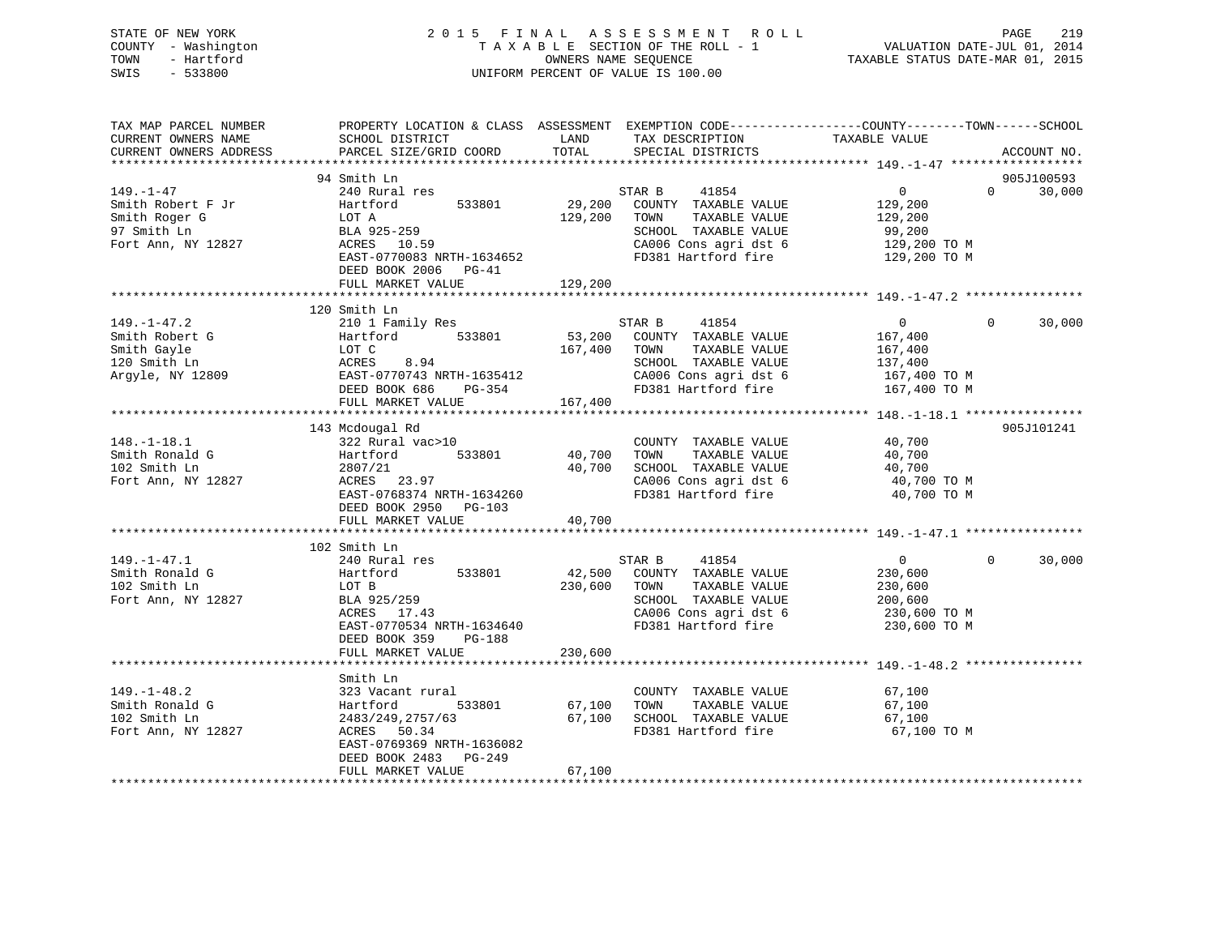STATE OF NEW YORK
COUNTY - Washington
TOWN - Hartford
SWIS - 533800

2 0 1 5 F I N A L A S S E S S M E N T R O L L
T A X A B L E SECTION OF THE ROLL - 1
OWNERS NAME SEQUENCE
UNIFORM PERCENT OF VALUE IS 100.00

VALUATION DATE-JUL 01, 2014
TAXABLE STATUS DATE-MAR 01, 2015

| TAX MAP PARCEL NUMBER / CURRENT OWNERS NAME / CURRENT OWNERS ADDRESS | PROPERTY LOCATION & CLASS / SCHOOL DISTRICT / PARCEL SIZE/GRID COORD | LAND / ASSESSMENT TOTAL | EXEMPTION CODE / TAX DESCRIPTION / SPECIAL DISTRICTS | COUNTY TAXABLE VALUE | TOWN | SCHOOL | ACCOUNT NO. |
|---|---|---|---|---|---|---|---|
| **149.-1-47** | 94 Smith Ln | | | | | | 905J100593 |
| 149.-1-47 | 240 Rural res | | STAR B 41854 | 0 | 0 | 30,000 | |
| Smith Robert F Jr | Hartford 533801 | 29,200 | COUNTY TAXABLE VALUE | 129,200 | | | |
| Smith Roger G | LOT A | 129,200 | TOWN TAXABLE VALUE | 129,200 | | | |
| 97 Smith Ln | BLA 925-259 | | SCHOOL TAXABLE VALUE | 99,200 | | | |
| Fort Ann, NY 12827 | ACRES 10.59 | | CA006 Cons agri dst 6 | 129,200 TO M | | | |
| | EAST-0770083 NRTH-1634652 | | FD381 Hartford fire | 129,200 TO M | | | |
| | DEED BOOK 2006 PG-41 | | | | | | |
| | FULL MARKET VALUE | 129,200 | | | | | |
| **149.-1-47.2** | 120 Smith Ln | | | | | | |
| 149.-1-47.2 | 210 1 Family Res | | STAR B 41854 | 0 | 0 | 30,000 | |
| Smith Robert G | Hartford 533801 | 53,200 | COUNTY TAXABLE VALUE | 167,400 | | | |
| Smith Gayle | LOT C | 167,400 | TOWN TAXABLE VALUE | 167,400 | | | |
| 120 Smith Ln | ACRES 8.94 | | SCHOOL TAXABLE VALUE | 137,400 | | | |
| Argyle, NY 12809 | EAST-0770743 NRTH-1635412 | | CA006 Cons agri dst 6 | 167,400 TO M | | | |
| | DEED BOOK 686 PG-354 | | FD381 Hartford fire | 167,400 TO M | | | |
| | FULL MARKET VALUE | 167,400 | | | | | |
| **148.-1-18.1** | 143 Mcdougal Rd | | | | | | 905J101241 |
| 148.-1-18.1 | 322 Rural vac>10 | | COUNTY TAXABLE VALUE | 40,700 | | | |
| Smith Ronald G | Hartford 533801 | 40,700 | TOWN TAXABLE VALUE | 40,700 | | | |
| 102 Smith Ln | 2807/21 | 40,700 | SCHOOL TAXABLE VALUE | 40,700 | | | |
| Fort Ann, NY 12827 | ACRES 23.97 | | CA006 Cons agri dst 6 | 40,700 TO M | | | |
| | EAST-0768374 NRTH-1634260 | | FD381 Hartford fire | 40,700 TO M | | | |
| | DEED BOOK 2950 PG-103 | | | | | | |
| | FULL MARKET VALUE | 40,700 | | | | | |
| **149.-1-47.1** | 102 Smith Ln | | | | | | |
| 149.-1-47.1 | 240 Rural res | | STAR B 41854 | 0 | 0 | 30,000 | |
| Smith Ronald G | Hartford 533801 | 42,500 | COUNTY TAXABLE VALUE | 230,600 | | | |
| 102 Smith Ln | LOT B | 230,600 | TOWN TAXABLE VALUE | 230,600 | | | |
| Fort Ann, NY 12827 | BLA 925/259 | | SCHOOL TAXABLE VALUE | 200,600 | | | |
| | ACRES 17.43 | | CA006 Cons agri dst 6 | 230,600 TO M | | | |
| | EAST-0770534 NRTH-1634640 | | FD381 Hartford fire | 230,600 TO M | | | |
| | DEED BOOK 359 PG-188 | | | | | | |
| | FULL MARKET VALUE | 230,600 | | | | | |
| **149.-1-48.2** | Smith Ln | | | | | | |
| 149.-1-48.2 | 323 Vacant rural | | COUNTY TAXABLE VALUE | 67,100 | | | |
| Smith Ronald G | Hartford 533801 | 67,100 | TOWN TAXABLE VALUE | 67,100 | | | |
| 102 Smith Ln | 2483/249,2757/63 | 67,100 | SCHOOL TAXABLE VALUE | 67,100 | | | |
| Fort Ann, NY 12827 | ACRES 50.34 | | FD381 Hartford fire | 67,100 TO M | | | |
| | EAST-0769369 NRTH-1636082 | | | | | | |
| | DEED BOOK 2483 PG-249 | | | | | | |
| | FULL MARKET VALUE | 67,100 | | | | | |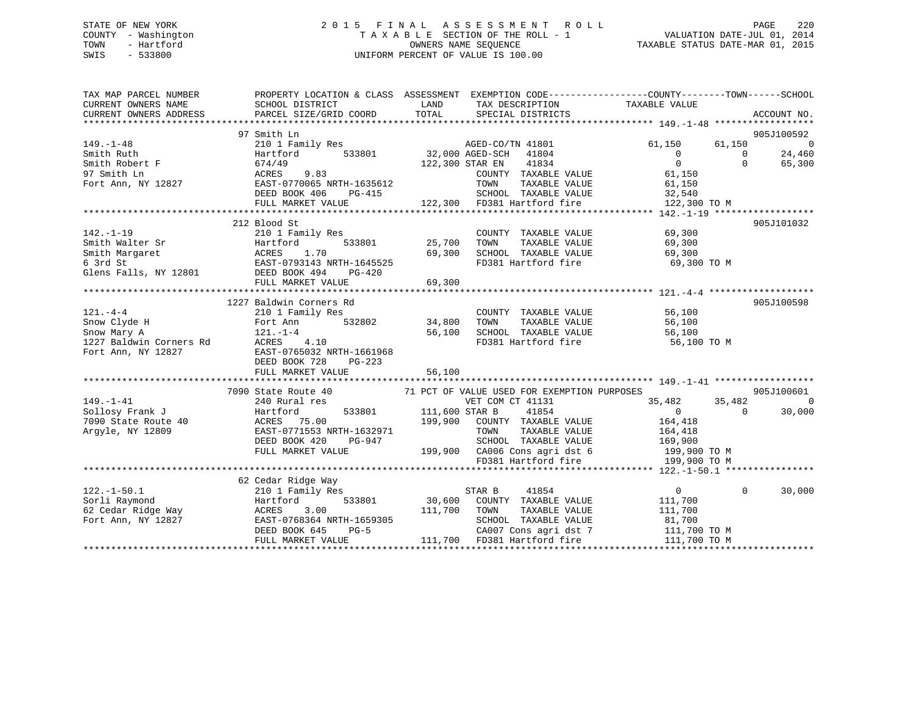STATE OF NEW YORK
COUNTY - Washington
TOWN - Hartford
SWIS - 533800

# 2015 FINAL ASSESSMENT ROLL

TAXABLE SECTION OF THE ROLL - 1
OWNERS NAME SEQUENCE
UNIFORM PERCENT OF VALUE IS 100.00

VALUATION DATE-JUL 01, 2014
TAXABLE STATUS DATE-MAR 01, 2015

```
TAX MAP PARCEL NUMBER          PROPERTY LOCATION & CLASS  ASSESSMENT  EXEMPTION CODE-----------------COUNTY--------TOWN------SCHOOL
CURRENT OWNERS NAME            SCHOOL DISTRICT               LAND      TAX DESCRIPTION             TAXABLE VALUE
CURRENT OWNERS ADDRESS         PARCEL SIZE/GRID COORD       TOTAL      SPECIAL DISTRICTS                                         ACCOUNT NO.
******************************************************************************************************* 149.-1-48 ******************
                               97 Smith Ln                                                                                   905J100592
149.-1-48                      210 1 Family Res                  AGED-CO/TN 41801              61,150        61,150              0
Smith Ruth                     Hartford        533801       32,000 AGED-SCH   41804                 0             0         24,460
Smith Robert F                 674/49                      122,300 STAR EN    41834                 0             0         65,300
97 Smith Ln                    ACRES      9.83                      COUNTY  TAXABLE VALUE          61,150
Fort Ann, NY 12827             EAST-0770065 NRTH-1635612            TOWN    TAXABLE VALUE          61,150
                               DEED BOOK 406    PG-415              SCHOOL  TAXABLE VALUE          32,540
                               FULL MARKET VALUE           122,300  FD381 Hartford fire           122,300 TO M
******************************************************************************************************* 142.-1-19 ******************
                               212 Blood St                                                                                  905J101032
142.-1-19                      210 1 Family Res                     COUNTY  TAXABLE VALUE          69,300
Smith Walter Sr                Hartford        533801       25,700  TOWN    TAXABLE VALUE          69,300
Smith Margaret                 ACRES      1.70              69,300  SCHOOL  TAXABLE VALUE          69,300
6 3rd St                       EAST-0793143 NRTH-1645525            FD381 Hartford fire            69,300 TO M
Glens Falls, NY 12801          DEED BOOK 494    PG-420
                               FULL MARKET VALUE            69,300
******************************************************************************************************* 121.-4-4 *******************
                               1227 Baldwin Corners Rd                                                                       905J100598
121.-4-4                       210 1 Family Res                     COUNTY  TAXABLE VALUE          56,100
Snow Clyde H                   Fort Ann        532802       34,800  TOWN    TAXABLE VALUE          56,100
Snow Mary A                    121.-1-4                     56,100  SCHOOL  TAXABLE VALUE          56,100
1227 Baldwin Corners Rd        ACRES      4.10                      FD381 Hartford fire            56,100 TO M
Fort Ann, NY 12827             EAST-0765032 NRTH-1661968
                               DEED BOOK 728    PG-223
                               FULL MARKET VALUE            56,100
******************************************************************************************************* 149.-1-41 ******************
                               7090 State Route 40          71 PCT OF VALUE USED FOR EXEMPTION PURPOSES                      905J100601
149.-1-41                      240 Rural res                     VET COM CT 41131              35,482        35,482              0
Sollosy Frank J                Hartford        533801      111,600 STAR B     41854                 0             0         30,000
7090 State Route 40            ACRES     75.00             199,900  COUNTY  TAXABLE VALUE         164,418
Argyle, NY 12809               EAST-0771553 NRTH-1632971            TOWN    TAXABLE VALUE         164,418
                               DEED BOOK 420    PG-947              SCHOOL  TAXABLE VALUE         169,900
                               FULL MARKET VALUE           199,900  CA006 Cons agri dst 6         199,900 TO M
                                                                    FD381 Hartford fire           199,900 TO M
******************************************************************************************************* 122.-1-50.1 ****************
                               62 Cedar Ridge Way
122.-1-50.1                    210 1 Family Res                  STAR B     41854                   0             0         30,000
Sorli Raymond                  Hartford        533801       30,600  COUNTY  TAXABLE VALUE         111,700
62 Cedar Ridge Way             ACRES      3.00             111,700  TOWN    TAXABLE VALUE         111,700
Fort Ann, NY 12827             EAST-0768364 NRTH-1659305            SCHOOL  TAXABLE VALUE          81,700
                               DEED BOOK 645    PG-5                CA007 Cons agri dst 7         111,700 TO M
                               FULL MARKET VALUE           111,700  FD381 Hartford fire           111,700 TO M
************************************************************************************************************************************
```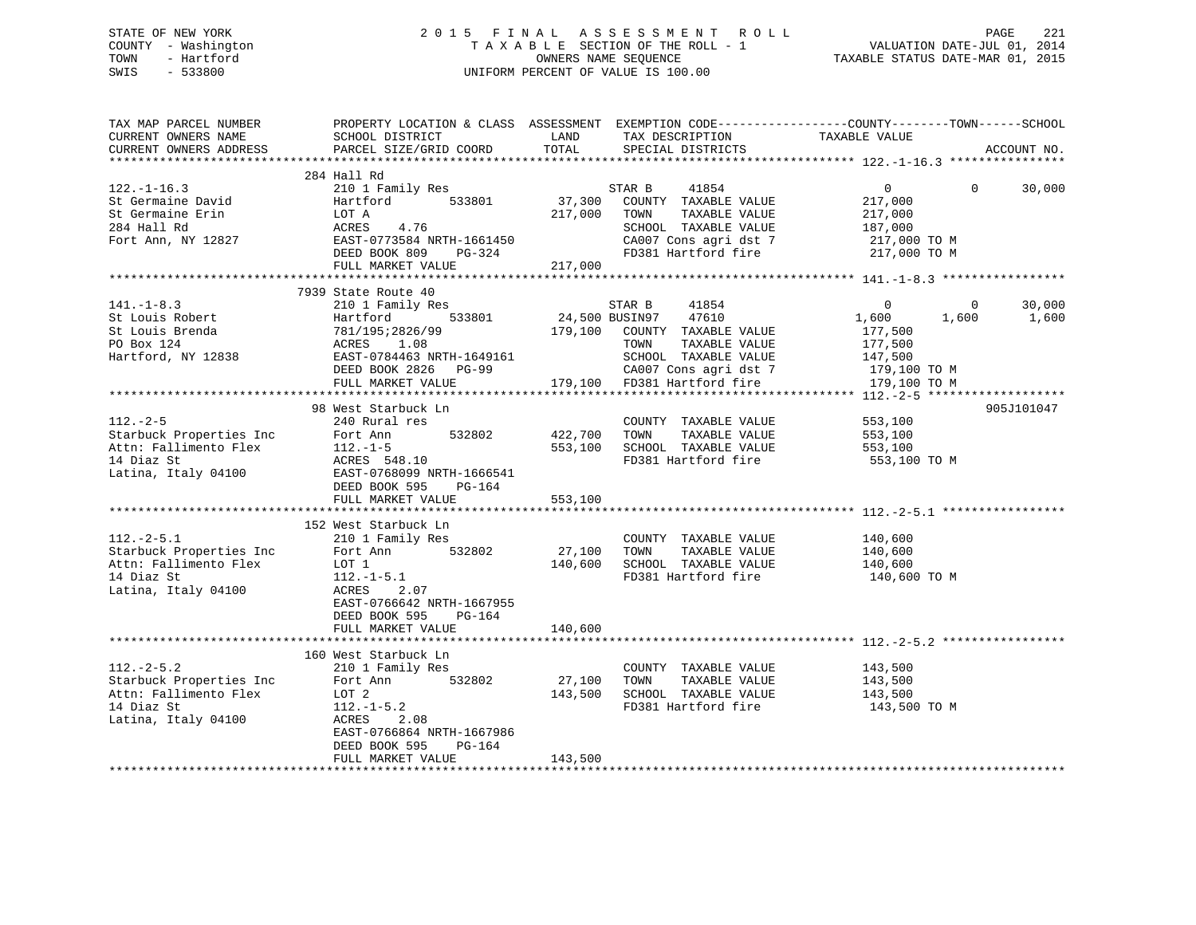STATE OF NEW YORK
COUNTY - Washington
TOWN - Hartford
SWIS - 533800

2 0 1 5 F I N A L A S S E S S M E N T R O L L
T A X A B L E SECTION OF THE ROLL - 1
OWNERS NAME SEQUENCE
UNIFORM PERCENT OF VALUE IS 100.00

VALUATION DATE-JUL 01, 2014
TAXABLE STATUS DATE-MAR 01, 2015

```
TAX MAP PARCEL NUMBER          PROPERTY LOCATION & CLASS  ASSESSMENT  EXEMPTION CODE------------------COUNTY--------TOWN------SCHOOL
CURRENT OWNERS NAME            SCHOOL DISTRICT               LAND      TAX DESCRIPTION              TAXABLE VALUE
CURRENT OWNERS ADDRESS         PARCEL SIZE/GRID COORD        TOTAL     SPECIAL DISTRICTS                                        ACCOUNT NO.
*********************************************************************************************** 122.-1-16.3 ****************
                               284 Hall Rd
122.-1-16.3                    210 1 Family Res                        STAR B     41854                 0            0       30,000
St Germaine David              Hartford          533801        37,300    COUNTY  TAXABLE VALUE          217,000
St Germaine Erin               LOT A                          217,000    TOWN    TAXABLE VALUE          217,000
284 Hall Rd                    ACRES    4.76                             SCHOOL  TAXABLE VALUE          187,000
Fort Ann, NY 12827             EAST-0773584 NRTH-1661450                 CA007 Cons agri dst 7           217,000 TO M
                               DEED BOOK 809    PG-324                   FD381 Hartford fire              217,000 TO M
                               FULL MARKET VALUE              217,000
*********************************************************************************************** 141.-1-8.3 *****************
                               7939 State Route 40
141.-1-8.3                     210 1 Family Res                        STAR B     41854                 0            0       30,000
St Louis Robert                Hartford          533801        24,500 BUSIN97     47610             1,600        1,600        1,600
St Louis Brenda                781/195;2826/99                179,100    COUNTY  TAXABLE VALUE          177,500
PO Box 124                     ACRES    1.08                             TOWN    TAXABLE VALUE          177,500
Hartford, NY 12838             EAST-0784463 NRTH-1649161                 SCHOOL  TAXABLE VALUE          147,500
                               DEED BOOK 2826   PG-99                    CA007 Cons agri dst 7           179,100 TO M
                               FULL MARKET VALUE              179,100    FD381 Hartford fire              179,100 TO M
*********************************************************************************************** 112.-2-5 *******************
                               98 West Starbuck Ln                                                                     905J101047
112.-2-5                       240 Rural res                             COUNTY  TAXABLE VALUE          553,100
Starbuck Properties Inc        Fort Ann          532802       422,700    TOWN    TAXABLE VALUE          553,100
Attn: Fallimento Flex          112.-1-5                       553,100    SCHOOL  TAXABLE VALUE          553,100
14 Diaz St                     ACRES  548.10                             FD381 Hartford fire              553,100 TO M
Latina, Italy 04100            EAST-0768099 NRTH-1666541
                               DEED BOOK 595    PG-164
                               FULL MARKET VALUE              553,100
*********************************************************************************************** 112.-2-5.1 *****************
                               152 West Starbuck Ln
112.-2-5.1                     210 1 Family Res                          COUNTY  TAXABLE VALUE          140,600
Starbuck Properties Inc        Fort Ann          532802        27,100    TOWN    TAXABLE VALUE          140,600
Attn: Fallimento Flex          LOT 1                          140,600    SCHOOL  TAXABLE VALUE          140,600
14 Diaz St                     112.-1-5.1                                FD381 Hartford fire              140,600 TO M
Latina, Italy 04100            ACRES    2.07
                               EAST-0766642 NRTH-1667955
                               DEED BOOK 595    PG-164
                               FULL MARKET VALUE              140,600
*********************************************************************************************** 112.-2-5.2 *****************
                               160 West Starbuck Ln
112.-2-5.2                     210 1 Family Res                          COUNTY  TAXABLE VALUE          143,500
Starbuck Properties Inc        Fort Ann          532802        27,100    TOWN    TAXABLE VALUE          143,500
Attn: Fallimento Flex          LOT 2                          143,500    SCHOOL  TAXABLE VALUE          143,500
14 Diaz St                     112.-1-5.2                                FD381 Hartford fire              143,500 TO M
Latina, Italy 04100            ACRES    2.08
                               EAST-0766864 NRTH-1667986
                               DEED BOOK 595    PG-164
                               FULL MARKET VALUE              143,500
****************************************************************************************************************************
```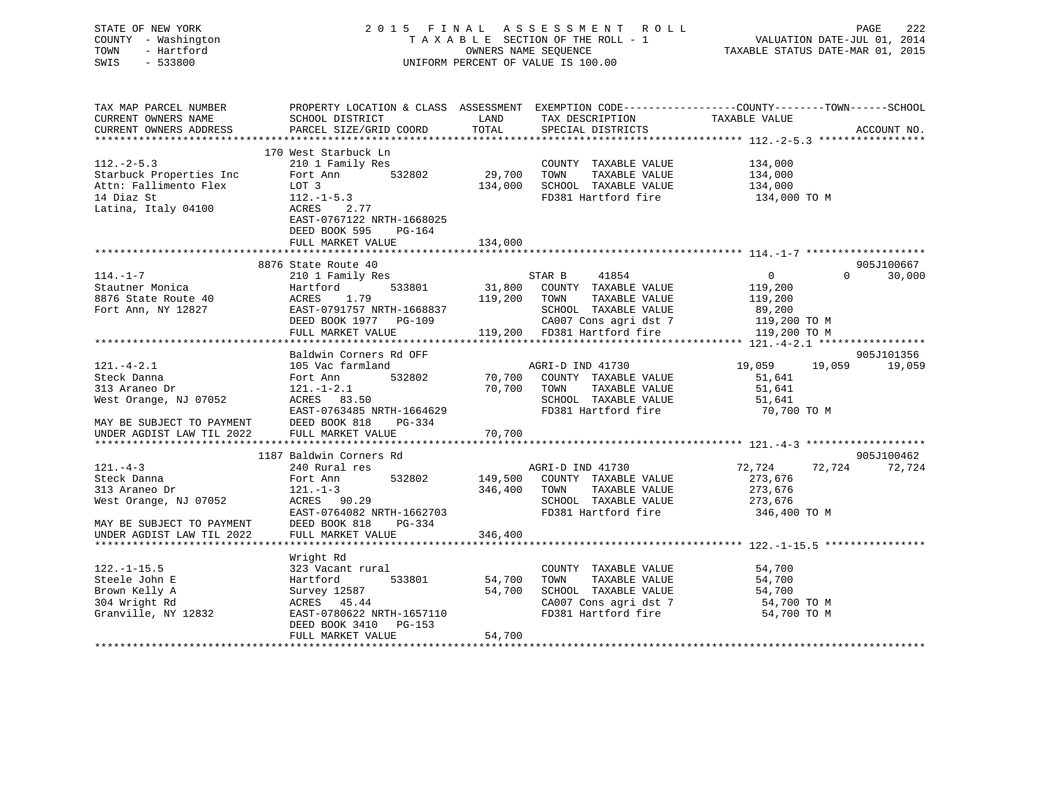STATE OF NEW YORK  
COUNTY - Washington  
TOWN - Hartford  
SWIS - 533800

2 0 1 5 F I N A L A S S E S S M E N T R O L L  
T A X A B L E SECTION OF THE ROLL - 1  
OWNERS NAME SEQUENCE  
UNIFORM PERCENT OF VALUE IS 100.00

VALUATION DATE-JUL 01, 2014  
TAXABLE STATUS DATE-MAR 01, 2015

```
TAX MAP PARCEL NUMBER          PROPERTY LOCATION & CLASS  ASSESSMENT  EXEMPTION CODE------------------COUNTY--------TOWN------SCHOOL
CURRENT OWNERS NAME            SCHOOL DISTRICT               LAND      TAX DESCRIPTION             TAXABLE VALUE
CURRENT OWNERS ADDRESS         PARCEL SIZE/GRID COORD        TOTAL     SPECIAL DISTRICTS                                       ACCOUNT NO.
******************************************************************************************************* 112.-2-5.3 *****************
                               170 West Starbuck Ln
112.-2-5.3                     210 1 Family Res                        COUNTY  TAXABLE VALUE           134,000
Starbuck Properties Inc        Fort Ann          532802      29,700    TOWN    TAXABLE VALUE           134,000
Attn: Fallimento Flex          LOT 3                        134,000    SCHOOL  TAXABLE VALUE           134,000
14 Diaz St                     112.-1-5.3                              FD381 Hartford fire              134,000 TO M
Latina, Italy 04100            ACRES    2.77
                               EAST-0767122 NRTH-1668025
                               DEED BOOK 595    PG-164
                               FULL MARKET VALUE            134,000
******************************************************************************************************* 114.-1-7 *******************
                               8876 State Route 40                                                                      905J100667
114.-1-7                       210 1 Family Res                        STAR B     41854                0             0      30,000
Stautner Monica                Hartford          533801      31,800    COUNTY  TAXABLE VALUE           119,200
8876 State Route 40            ACRES    1.79                119,200    TOWN    TAXABLE VALUE           119,200
Fort Ann, NY 12827             EAST-0791757 NRTH-1668837               SCHOOL  TAXABLE VALUE            89,200
                               DEED BOOK 1977   PG-109                 CA007 Cons agri dst 7            119,200 TO M
                               FULL MARKET VALUE            119,200    FD381 Hartford fire              119,200 TO M
******************************************************************************************************* 121.-4-2.1 *****************
                               Baldwin Corners Rd OFF                                                                   905J101356
121.-4-2.1                     105 Vac farmland                        AGRI-D IND 41730           19,059        19,059      19,059
Steck Danna                    Fort Ann          532802      70,700    COUNTY  TAXABLE VALUE            51,641
313 Araneo Dr                  121.-1-2.1                    70,700    TOWN    TAXABLE VALUE            51,641
West Orange, NJ 07052          ACRES   83.50                           SCHOOL  TAXABLE VALUE            51,641
                               EAST-0763485 NRTH-1664629               FD381 Hartford fire               70,700 TO M
MAY BE SUBJECT TO PAYMENT      DEED BOOK 818    PG-334
UNDER AGDIST LAW TIL 2022      FULL MARKET VALUE             70,700
******************************************************************************************************* 121.-4-3 *******************
                               1187 Baldwin Corners Rd                                                                  905J100462
121.-4-3                       240 Rural res                           AGRI-D IND 41730           72,724        72,724      72,724
Steck Danna                    Fort Ann          532802     149,500    COUNTY  TAXABLE VALUE           273,676
313 Araneo Dr                  121.-1-3                     346,400    TOWN    TAXABLE VALUE           273,676
West Orange, NJ 07052          ACRES   90.29                           SCHOOL  TAXABLE VALUE           273,676
                               EAST-0764082 NRTH-1662703               FD381 Hartford fire              346,400 TO M
MAY BE SUBJECT TO PAYMENT      DEED BOOK 818    PG-334
UNDER AGDIST LAW TIL 2022      FULL MARKET VALUE            346,400
******************************************************************************************************* 122.-1-15.5 ****************
                               Wright Rd
122.-1-15.5                    323 Vacant rural                        COUNTY  TAXABLE VALUE            54,700
Steele John E                  Hartford          533801      54,700    TOWN    TAXABLE VALUE            54,700
Brown Kelly A                  Survey 12587                  54,700    SCHOOL  TAXABLE VALUE            54,700
304 Wright Rd                  ACRES   45.44                           CA007 Cons agri dst 7             54,700 TO M
Granville, NY 12832            EAST-0780622 NRTH-1657110               FD381 Hartford fire               54,700 TO M
                               DEED BOOK 3410   PG-153
                               FULL MARKET VALUE             54,700
************************************************************************************************************************************
```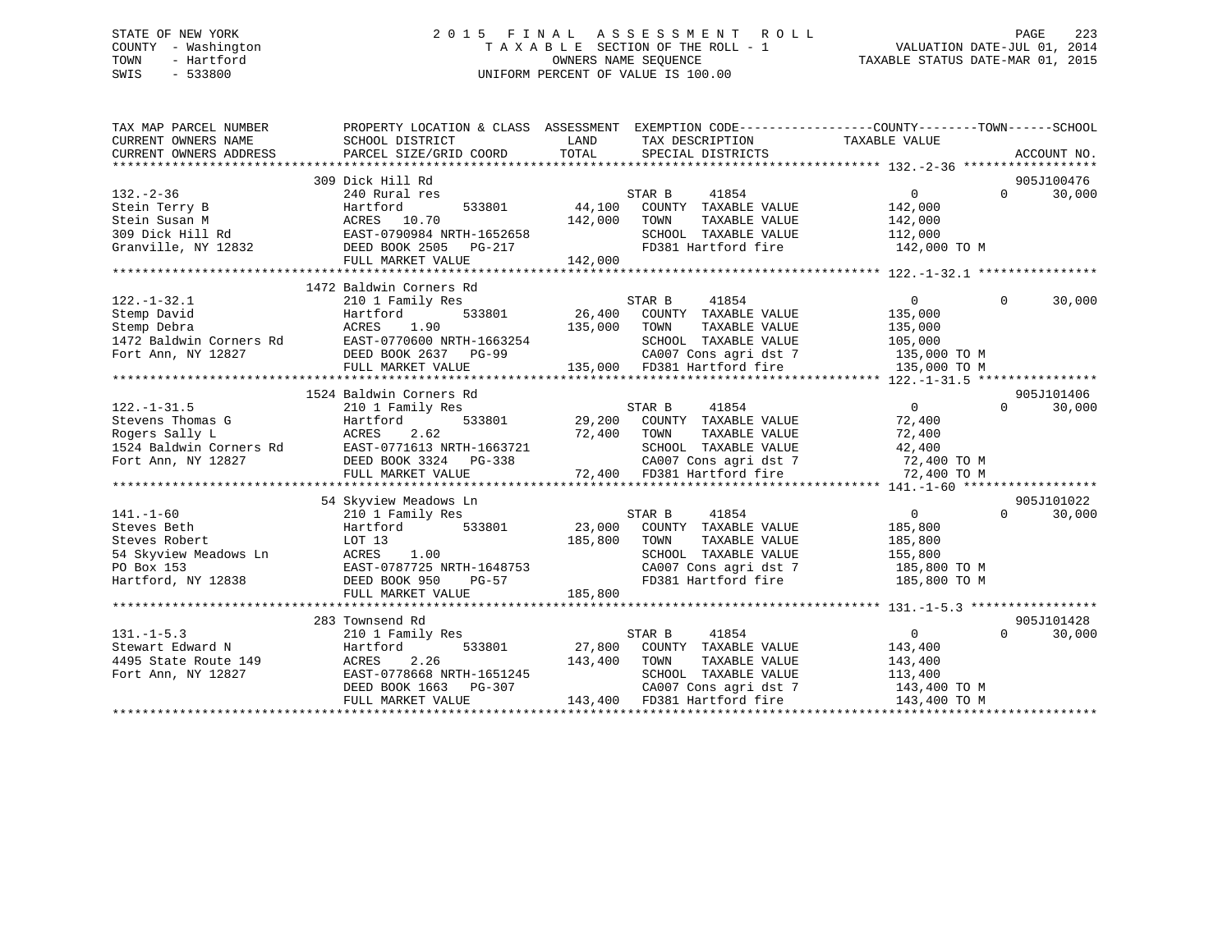STATE OF NEW YORK
COUNTY - Washington
TOWN - Hartford
SWIS - 533800

# 2015 FINAL ASSESSMENT ROLL
TAXABLE SECTION OF THE ROLL - 1
OWNERS NAME SEQUENCE
UNIFORM PERCENT OF VALUE IS 100.00

VALUATION DATE-JUL 01, 2014
TAXABLE STATUS DATE-MAR 01, 2015

| TAX MAP PARCEL NUMBER / CURRENT OWNERS NAME / CURRENT OWNERS ADDRESS | PROPERTY LOCATION & CLASS / SCHOOL DISTRICT / PARCEL SIZE/GRID COORD | ASSESSMENT LAND | TOTAL | EXEMPTION CODE / TAX DESCRIPTION / SPECIAL DISTRICTS | COUNTY TAXABLE VALUE | TOWN | SCHOOL | ACCOUNT NO. |
|---|---|---|---|---|---|---|---|---|
| **132.-2-36** | 309 Dick Hill Rd | | | | | | | 905J100476 |
| Stein Terry B | 240 Rural res | | | STAR B 41854 | 0 | 0 | 30,000 | |
| Stein Susan M | Hartford 533801 | 44,100 | | COUNTY TAXABLE VALUE | 142,000 | | | |
| 309 Dick Hill Rd | ACRES 10.70 | | 142,000 | TOWN TAXABLE VALUE | 142,000 | | | |
| Granville, NY 12832 | EAST-0790984 NRTH-1652658 | | | SCHOOL TAXABLE VALUE | 112,000 | | | |
| | DEED BOOK 2505 PG-217 | | | FD381 Hartford fire | 142,000 TO M | | | |
| | FULL MARKET VALUE | | 142,000 | | | | | |
| **122.-1-32.1** | 1472 Baldwin Corners Rd | | | | | | | |
| Stemp David | 210 1 Family Res | | | STAR B 41854 | 0 | 0 | 30,000 | |
| Stemp Debra | Hartford 533801 | 26,400 | | COUNTY TAXABLE VALUE | 135,000 | | | |
| 1472 Baldwin Corners Rd | ACRES 1.90 | | 135,000 | TOWN TAXABLE VALUE | 135,000 | | | |
| Fort Ann, NY 12827 | EAST-0770600 NRTH-1663254 | | | SCHOOL TAXABLE VALUE | 105,000 | | | |
| | DEED BOOK 2637 PG-99 | | | CA007 Cons agri dst 7 | 135,000 TO M | | | |
| | FULL MARKET VALUE | | 135,000 | FD381 Hartford fire | 135,000 TO M | | | |
| **122.-1-31.5** | 1524 Baldwin Corners Rd | | | | | | | 905J101406 |
| Stevens Thomas G | 210 1 Family Res | | | STAR B 41854 | 0 | 0 | 30,000 | |
| Rogers Sally L | Hartford 533801 | 29,200 | | COUNTY TAXABLE VALUE | 72,400 | | | |
| 1524 Baldwin Corners Rd | ACRES 2.62 | | 72,400 | TOWN TAXABLE VALUE | 72,400 | | | |
| Fort Ann, NY 12827 | EAST-0771613 NRTH-1663721 | | | SCHOOL TAXABLE VALUE | 42,400 | | | |
| | DEED BOOK 3324 PG-338 | | | CA007 Cons agri dst 7 | 72,400 TO M | | | |
| | FULL MARKET VALUE | | 72,400 | FD381 Hartford fire | 72,400 TO M | | | |
| **141.-1-60** | 54 Skyview Meadows Ln | | | | | | | 905J101022 |
| Steves Beth | 210 1 Family Res | | | STAR B 41854 | 0 | 0 | 30,000 | |
| Steves Robert | Hartford 533801 | 23,000 | | COUNTY TAXABLE VALUE | 185,800 | | | |
| 54 Skyview Meadows Ln | LOT 13 | | 185,800 | TOWN TAXABLE VALUE | 185,800 | | | |
| PO Box 153 | ACRES 1.00 | | | SCHOOL TAXABLE VALUE | 155,800 | | | |
| Hartford, NY 12838 | EAST-0787725 NRTH-1648753 | | | CA007 Cons agri dst 7 | 185,800 TO M | | | |
| | DEED BOOK 950 PG-57 | | | FD381 Hartford fire | 185,800 TO M | | | |
| | FULL MARKET VALUE | | 185,800 | | | | | |
| **131.-1-5.3** | 283 Townsend Rd | | | | | | | 905J101428 |
| Stewart Edward N | 210 1 Family Res | | | STAR B 41854 | 0 | 0 | 30,000 | |
| 4495 State Route 149 | Hartford 533801 | 27,800 | | COUNTY TAXABLE VALUE | 143,400 | | | |
| Fort Ann, NY 12827 | ACRES 2.26 | | 143,400 | TOWN TAXABLE VALUE | 143,400 | | | |
| | EAST-0778668 NRTH-1651245 | | | SCHOOL TAXABLE VALUE | 113,400 | | | |
| | DEED BOOK 1663 PG-307 | | | CA007 Cons agri dst 7 | 143,400 TO M | | | |
| | FULL MARKET VALUE | | 143,400 | FD381 Hartford fire | 143,400 TO M | | | |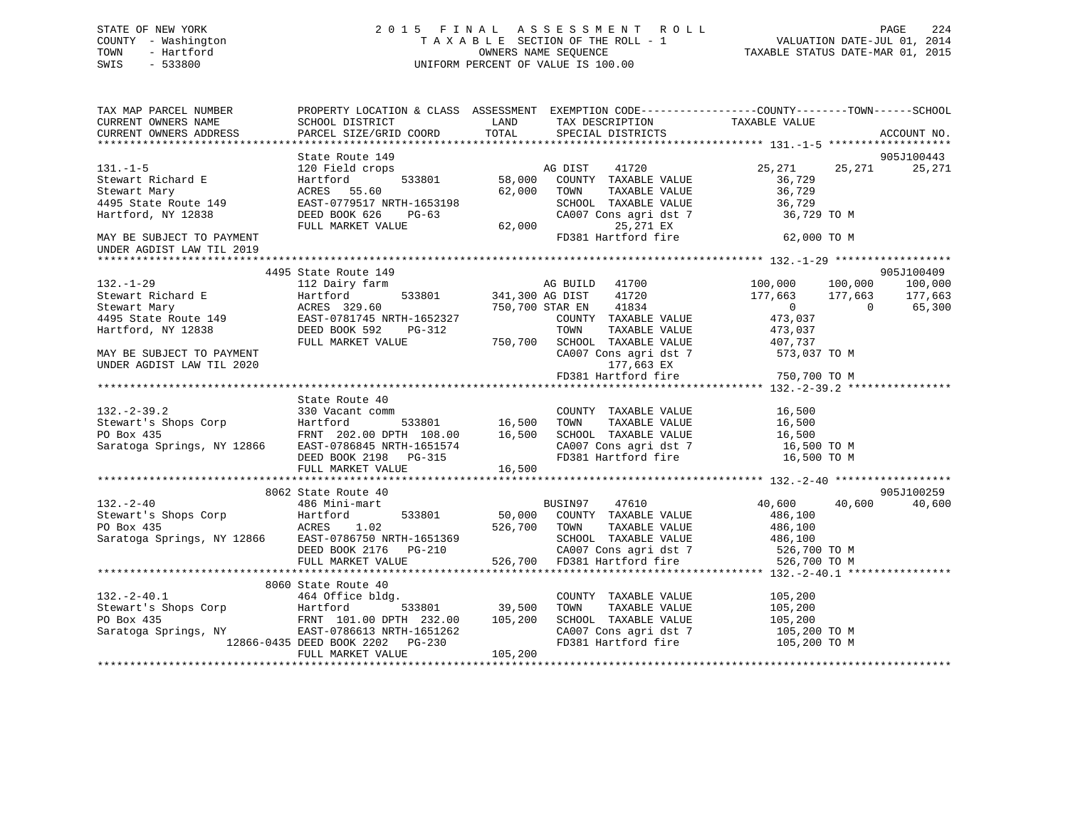STATE OF NEW YORK
COUNTY - Washington
TOWN - Hartford
SWIS - 533800

2 0 1 5 F I N A L A S S E S S M E N T R O L L
T A X A B L E SECTION OF THE ROLL - 1
OWNERS NAME SEQUENCE
UNIFORM PERCENT OF VALUE IS 100.00

VALUATION DATE-JUL 01, 2014
TAXABLE STATUS DATE-MAR 01, 2015

```
TAX MAP PARCEL NUMBER          PROPERTY LOCATION & CLASS  ASSESSMENT  EXEMPTION CODE------------------COUNTY--------TOWN------SCHOOL
CURRENT OWNERS NAME            SCHOOL DISTRICT              LAND      TAX DESCRIPTION              TAXABLE VALUE
CURRENT OWNERS ADDRESS         PARCEL SIZE/GRID COORD       TOTAL     SPECIAL DISTRICTS                                    ACCOUNT NO.
******************************************************************************************************* 131.-1-5 *******************
                               State Route 149                                                                        905J100443
131.-1-5                       120 Field crops                       AG DIST     41720          25,271     25,271     25,271
Stewart Richard E              Hartford         533801     58,000    COUNTY  TAXABLE VALUE           36,729
Stewart Mary                   ACRES  55.60                62,000    TOWN    TAXABLE VALUE           36,729
4495 State Route 149           EAST-0779517 NRTH-1653198             SCHOOL  TAXABLE VALUE           36,729
Hartford, NY 12838             DEED BOOK 626    PG-63                CA007 Cons agri dst 7            36,729 TO M
                               FULL MARKET VALUE           62,000          25,271 EX
MAY BE SUBJECT TO PAYMENT                                            FD381 Hartford fire              62,000 TO M
UNDER AGDIST LAW TIL 2019
******************************************************************************************************* 132.-1-29 ******************
                          4495 State Route 149                                                                        905J100409
132.-1-29                      112 Dairy farm                        AG BUILD    41700         100,000    100,000    100,000
Stewart Richard E              Hartford         533801    341,300 AG DIST     41720         177,663    177,663    177,663
Stewart Mary                   ACRES 329.60               750,700 STAR EN     41834               0          0     65,300
4495 State Route 149           EAST-0781745 NRTH-1652327             COUNTY  TAXABLE VALUE          473,037
Hartford, NY 12838             DEED BOOK 592    PG-312               TOWN    TAXABLE VALUE          473,037
                               FULL MARKET VALUE          750,700   SCHOOL  TAXABLE VALUE          407,737
MAY BE SUBJECT TO PAYMENT                                            CA007 Cons agri dst 7           573,037 TO M
UNDER AGDIST LAW TIL 2020                                                  177,663 EX
                                                                     FD381 Hartford fire             750,700 TO M
******************************************************************************************************* 132.-2-39.2 ****************
                               State Route 40
132.-2-39.2                    330 Vacant comm                       COUNTY  TAXABLE VALUE           16,500
Stewart's Shops Corp           Hartford         533801     16,500    TOWN    TAXABLE VALUE           16,500
PO Box 435                     FRNT 202.00 DPTH 108.00     16,500    SCHOOL  TAXABLE VALUE           16,500
Saratoga Springs, NY 12866     EAST-0786845 NRTH-1651574             CA007 Cons agri dst 7            16,500 TO M
                               DEED BOOK 2198   PG-315               FD381 Hartford fire              16,500 TO M
                               FULL MARKET VALUE           16,500
******************************************************************************************************* 132.-2-40 ******************
                          8062 State Route 40                                                                         905J100259
132.-2-40                      486 Mini-mart                         BUSIN97     47610          40,600     40,600     40,600
Stewart's Shops Corp           Hartford         533801     50,000    COUNTY  TAXABLE VALUE          486,100
PO Box 435                     ACRES   1.02               526,700    TOWN    TAXABLE VALUE          486,100
Saratoga Springs, NY 12866     EAST-0786750 NRTH-1651369             SCHOOL  TAXABLE VALUE          486,100
                               DEED BOOK 2176   PG-210               CA007 Cons agri dst 7           526,700 TO M
                               FULL MARKET VALUE          526,700    FD381 Hartford fire             526,700 TO M
******************************************************************************************************* 132.-2-40.1 ****************
                          8060 State Route 40
132.-2-40.1                    464 Office bldg.                      COUNTY  TAXABLE VALUE          105,200
Stewart's Shops Corp           Hartford         533801     39,500    TOWN    TAXABLE VALUE          105,200
PO Box 435                     FRNT 101.00 DPTH 232.00    105,200    SCHOOL  TAXABLE VALUE          105,200
Saratoga Springs, NY           EAST-0786613 NRTH-1651262             CA007 Cons agri dst 7           105,200 TO M
                    12866-0435 DEED BOOK 2202   PG-230               FD381 Hartford fire             105,200 TO M
                               FULL MARKET VALUE          105,200
************************************************************************************************************************************
```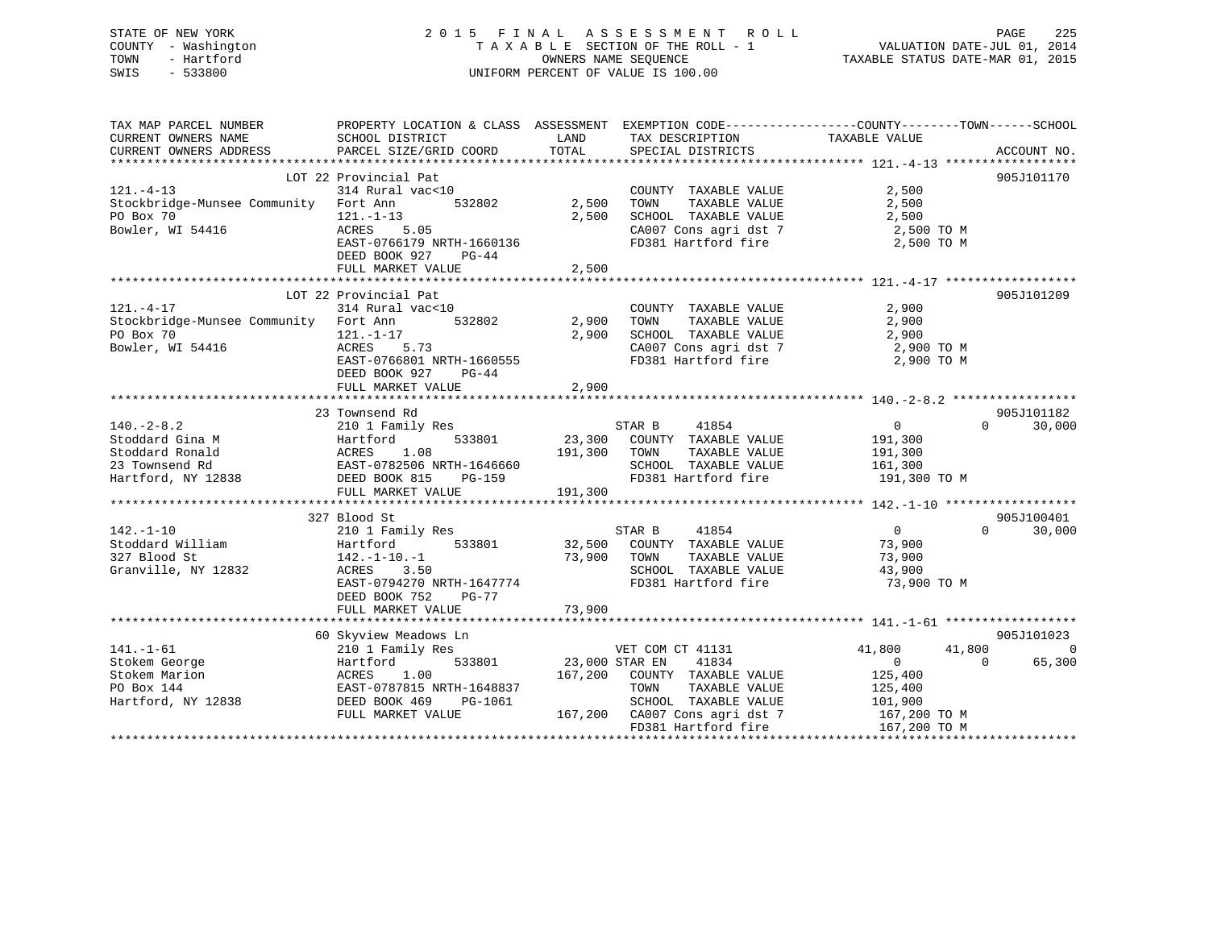STATE OF NEW YORK
COUNTY - Washington
TOWN - Hartford
SWIS - 533800

# 2015 FINAL ASSESSMENT ROLL

TAXABLE SECTION OF THE ROLL - 1
OWNERS NAME SEQUENCE
UNIFORM PERCENT OF VALUE IS 100.00

VALUATION DATE-JUL 01, 2014
TAXABLE STATUS DATE-MAR 01, 2015

| TAX MAP PARCEL NUMBER / CURRENT OWNERS NAME / CURRENT OWNERS ADDRESS | PROPERTY LOCATION & CLASS / SCHOOL DISTRICT / PARCEL SIZE/GRID COORD | ASSESSMENT LAND / TOTAL | EXEMPTION CODE / TAX DESCRIPTION / SPECIAL DISTRICTS | COUNTY | TOWN | SCHOOL | ACCOUNT NO. |
|---|---|---|---|---|---|---|---|
| **121.-4-13** | LOT 22 Provincial Pat | | | | | | 905J101170 |
| 121.-4-13 | 314 Rural vac<10 | | COUNTY TAXABLE VALUE | 2,500 | | | |
| Stockbridge-Munsee Community | Fort Ann 532802 | 2,500 | TOWN TAXABLE VALUE | | 2,500 | | |
| PO Box 70 | 121.-1-13 | 2,500 | SCHOOL TAXABLE VALUE | | | 2,500 | |
| Bowler, WI 54416 | ACRES 5.05 | | CA007 Cons agri dst 7 | 2,500 TO M | | | |
| | EAST-0766179 NRTH-1660136 | | FD381 Hartford fire | 2,500 TO M | | | |
| | DEED BOOK 927 PG-44 | | | | | | |
| | FULL MARKET VALUE | 2,500 | | | | | |
| **121.-4-17** | LOT 22 Provincial Pat | | | | | | 905J101209 |
| 121.-4-17 | 314 Rural vac<10 | | COUNTY TAXABLE VALUE | 2,900 | | | |
| Stockbridge-Munsee Community | Fort Ann 532802 | 2,900 | TOWN TAXABLE VALUE | | 2,900 | | |
| PO Box 70 | 121.-1-17 | 2,900 | SCHOOL TAXABLE VALUE | | | 2,900 | |
| Bowler, WI 54416 | ACRES 5.73 | | CA007 Cons agri dst 7 | 2,900 TO M | | | |
| | EAST-0766801 NRTH-1660555 | | FD381 Hartford fire | 2,900 TO M | | | |
| | DEED BOOK 927 PG-44 | | | | | | |
| | FULL MARKET VALUE | 2,900 | | | | | |
| **140.-2-8.2** | 23 Townsend Rd | | | | | | 905J101182 |
| 140.-2-8.2 | 210 1 Family Res | | STAR B 41854 | 0 | 0 | 30,000 | |
| Stoddard Gina M | Hartford 533801 | 23,300 | COUNTY TAXABLE VALUE | 191,300 | | | |
| Stoddard Ronald | ACRES 1.08 | 191,300 | TOWN TAXABLE VALUE | | 191,300 | | |
| 23 Townsend Rd | EAST-0782506 NRTH-1646660 | | SCHOOL TAXABLE VALUE | | | 161,300 | |
| Hartford, NY 12838 | DEED BOOK 815 PG-159 | | FD381 Hartford fire | 191,300 TO M | | | |
| | FULL MARKET VALUE | 191,300 | | | | | |
| **142.-1-10** | 327 Blood St | | | | | | 905J100401 |
| 142.-1-10 | 210 1 Family Res | | STAR B 41854 | 0 | 0 | 30,000 | |
| Stoddard William | Hartford 533801 | 32,500 | COUNTY TAXABLE VALUE | 73,900 | | | |
| 327 Blood St | 142.-1-10.-1 | 73,900 | TOWN TAXABLE VALUE | | 73,900 | | |
| Granville, NY 12832 | ACRES 3.50 | | SCHOOL TAXABLE VALUE | | | 43,900 | |
| | EAST-0794270 NRTH-1647774 | | FD381 Hartford fire | 73,900 TO M | | | |
| | DEED BOOK 752 PG-77 | | | | | | |
| | FULL MARKET VALUE | 73,900 | | | | | |
| **141.-1-61** | 60 Skyview Meadows Ln | | | | | | 905J101023 |
| 141.-1-61 | 210 1 Family Res | | VET COM CT 41131 | 41,800 | 41,800 | 0 | |
| Stokem George | Hartford 533801 | 23,000 | STAR EN 41834 | 0 | 0 | 65,300 | |
| Stokem Marion | ACRES 1.00 | 167,200 | COUNTY TAXABLE VALUE | 125,400 | | | |
| PO Box 144 | EAST-0787815 NRTH-1648837 | | TOWN TAXABLE VALUE | | 125,400 | | |
| Hartford, NY 12838 | DEED BOOK 469 PG-1061 | | SCHOOL TAXABLE VALUE | | | 101,900 | |
| | FULL MARKET VALUE | 167,200 | CA007 Cons agri dst 7 | 167,200 TO M | | | |
| | | | FD381 Hartford fire | 167,200 TO M | | | |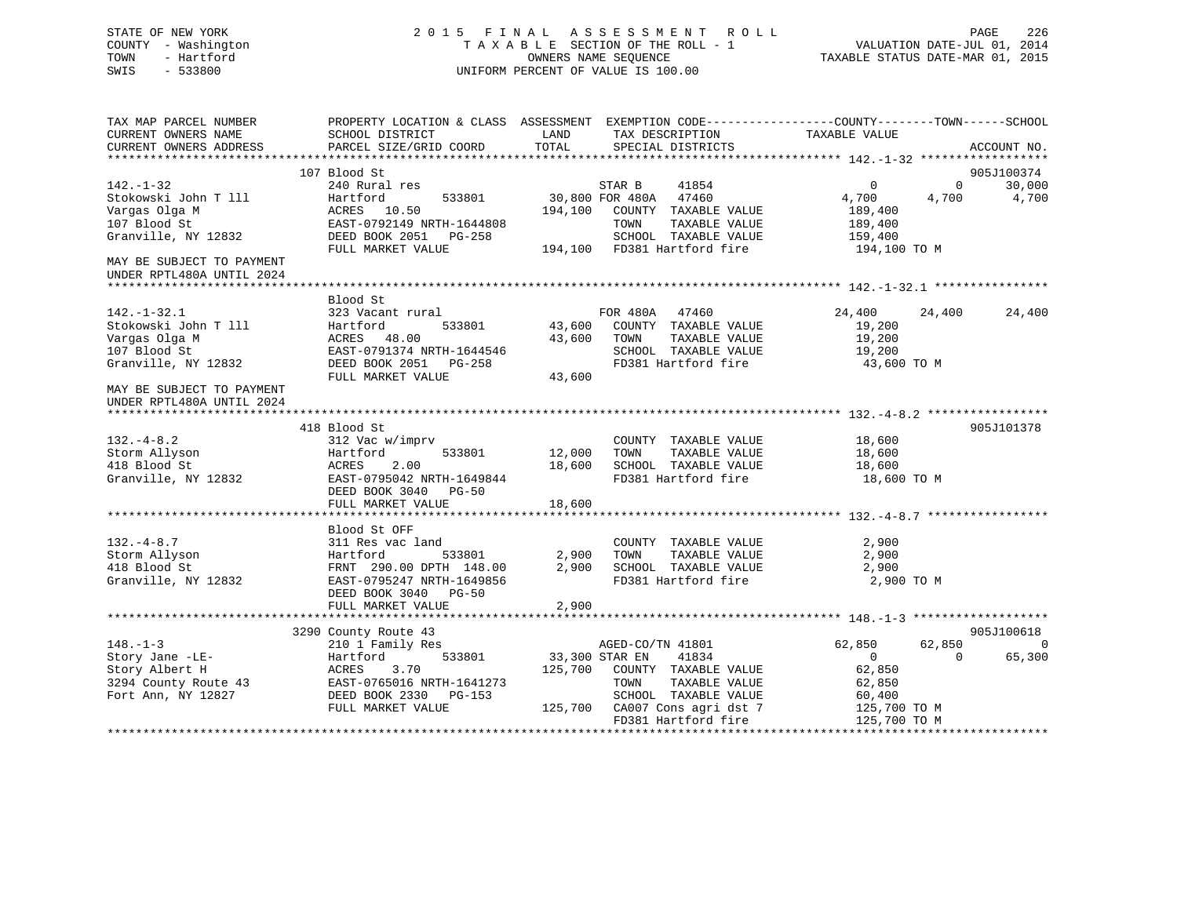STATE OF NEW YORK
COUNTY - Washington
TOWN - Hartford
SWIS - 533800

2015 FINAL ASSESSMENT ROLL
TAXABLE SECTION OF THE ROLL - 1
OWNERS NAME SEQUENCE
UNIFORM PERCENT OF VALUE IS 100.00

VALUATION DATE-JUL 01, 2014
TAXABLE STATUS DATE-MAR 01, 2015

| TAX MAP PARCEL NUMBER / CURRENT OWNERS NAME / CURRENT OWNERS ADDRESS | PROPERTY LOCATION & CLASS / SCHOOL DISTRICT / PARCEL SIZE/GRID COORD | ASSESSMENT LAND | TOTAL | EXEMPTION CODE / TAX DESCRIPTION / SPECIAL DISTRICTS | COUNTY TAXABLE VALUE | TOWN | SCHOOL | ACCOUNT NO. |
|---|---|---|---|---|---|---|---|---|
| **142.-1-32** | 107 Blood St | | | | | | | 905J100374 |
| 142.-1-32 | 240 Rural res | | | STAR B 41854 | 0 | 0 | 30,000 | |
| Stokowski John T lll | Hartford 533801 | 30,800 | | FOR 480A 47460 | 4,700 | 4,700 | 4,700 | |
| Vargas Olga M | ACRES 10.50 | | 194,100 | COUNTY TAXABLE VALUE | 189,400 | | | |
| 107 Blood St | EAST-0792149 NRTH-1644808 | | | TOWN TAXABLE VALUE | 189,400 | | | |
| Granville, NY 12832 | DEED BOOK 2051 PG-258 | | | SCHOOL TAXABLE VALUE | 159,400 | | | |
| | FULL MARKET VALUE | | 194,100 | FD381 Hartford fire | 194,100 TO M | | | |
| MAY BE SUBJECT TO PAYMENT UNDER RPTL480A UNTIL 2024 | | | | | | | | |
| **142.-1-32.1** | Blood St | | | | | | | |
| 142.-1-32.1 | 323 Vacant rural | | | FOR 480A 47460 | 24,400 | 24,400 | 24,400 | |
| Stokowski John T lll | Hartford 533801 | 43,600 | | COUNTY TAXABLE VALUE | 19,200 | | | |
| Vargas Olga M | ACRES 48.00 | | 43,600 | TOWN TAXABLE VALUE | 19,200 | | | |
| 107 Blood St | EAST-0791374 NRTH-1644546 | | | SCHOOL TAXABLE VALUE | 19,200 | | | |
| Granville, NY 12832 | DEED BOOK 2051 PG-258 | | | FD381 Hartford fire | 43,600 TO M | | | |
| | FULL MARKET VALUE | | 43,600 | | | | | |
| MAY BE SUBJECT TO PAYMENT UNDER RPTL480A UNTIL 2024 | | | | | | | | |
| **132.-4-8.2** | 418 Blood St | | | | | | | 905J101378 |
| 132.-4-8.2 | 312 Vac w/imprv | | | COUNTY TAXABLE VALUE | 18,600 | | | |
| Storm Allyson | Hartford 533801 | 12,000 | | TOWN TAXABLE VALUE | 18,600 | | | |
| 418 Blood St | ACRES 2.00 | | 18,600 | SCHOOL TAXABLE VALUE | 18,600 | | | |
| Granville, NY 12832 | EAST-0795042 NRTH-1649844 | | | FD381 Hartford fire | 18,600 TO M | | | |
| | DEED BOOK 3040 PG-50 | | | | | | | |
| | FULL MARKET VALUE | | 18,600 | | | | | |
| **132.-4-8.7** | Blood St OFF | | | | | | | |
| 132.-4-8.7 | 311 Res vac land | | | COUNTY TAXABLE VALUE | 2,900 | | | |
| Storm Allyson | Hartford 533801 | 2,900 | | TOWN TAXABLE VALUE | 2,900 | | | |
| 418 Blood St | FRNT 290.00 DPTH 148.00 | | 2,900 | SCHOOL TAXABLE VALUE | 2,900 | | | |
| Granville, NY 12832 | EAST-0795247 NRTH-1649856 | | | FD381 Hartford fire | 2,900 TO M | | | |
| | DEED BOOK 3040 PG-50 | | | | | | | |
| | FULL MARKET VALUE | | 2,900 | | | | | |
| **148.-1-3** | 3290 County Route 43 | | | | | | | 905J100618 |
| 148.-1-3 | 210 1 Family Res | | | AGED-CO/TN 41801 | 62,850 | 62,850 | 0 | |
| Story Jane -LE- | Hartford 533801 | 33,300 | | STAR EN 41834 | 0 | 0 | 65,300 | |
| Story Albert H | ACRES 3.70 | | 125,700 | COUNTY TAXABLE VALUE | 62,850 | | | |
| 3294 County Route 43 | EAST-0765016 NRTH-1641273 | | | TOWN TAXABLE VALUE | 62,850 | | | |
| Fort Ann, NY 12827 | DEED BOOK 2330 PG-153 | | | SCHOOL TAXABLE VALUE | 60,400 | | | |
| | FULL MARKET VALUE | | 125,700 | CA007 Cons agri dst 7 | 125,700 TO M | | | |
| | | | | FD381 Hartford fire | 125,700 TO M | | | |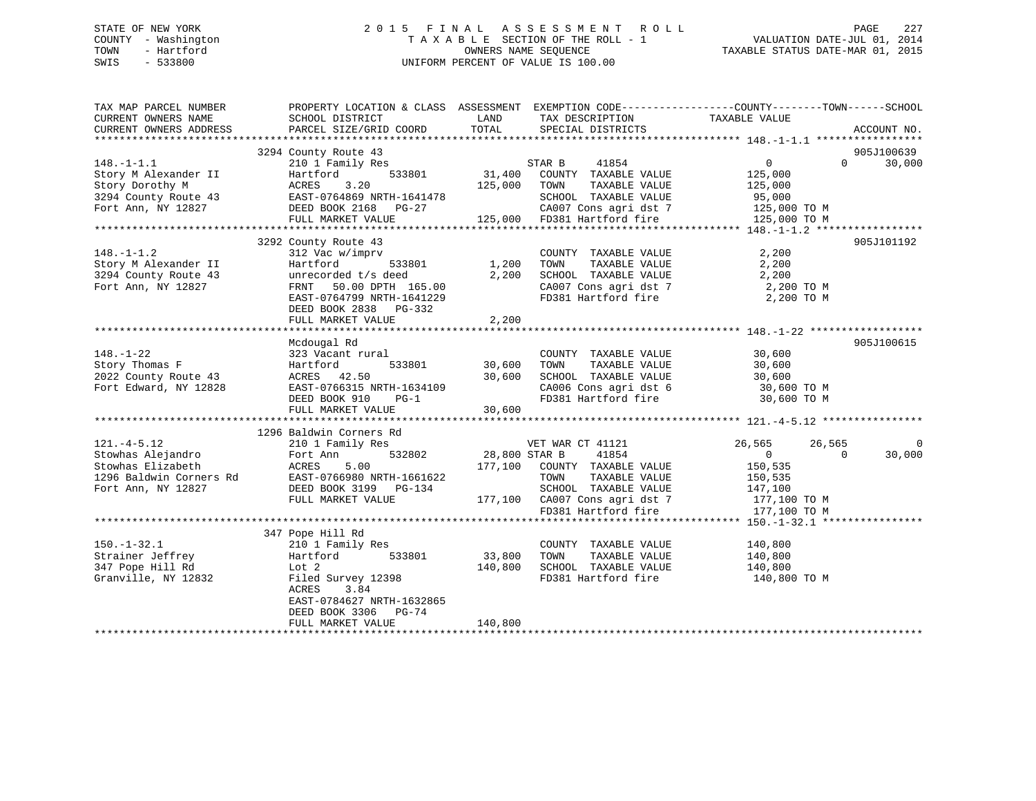STATE OF NEW YORK
COUNTY - Washington
TOWN - Hartford
SWIS - 533800

# 2015 FINAL ASSESSMENT ROLL
TAXABLE SECTION OF THE ROLL - 1
OWNERS NAME SEQUENCE
UNIFORM PERCENT OF VALUE IS 100.00

VALUATION DATE-JUL 01, 2014
TAXABLE STATUS DATE-MAR 01, 2015

| TAX MAP PARCEL NUMBER / CURRENT OWNERS NAME / CURRENT OWNERS ADDRESS | PROPERTY LOCATION & CLASS / SCHOOL DISTRICT / PARCEL SIZE/GRID COORD | ASSESSMENT LAND | TOTAL | EXEMPTION CODE / TAX DESCRIPTION / SPECIAL DISTRICTS | COUNTY TAXABLE VALUE | TOWN | SCHOOL | ACCOUNT NO. |
|---|---|---|---|---|---|---|---|---|
| **148.-1-1.1** | 3294 County Route 43 | | | | | | | 905J100639 |
| 148.-1-1.1 | 210 1 Family Res | | | STAR B 41854 | 0 | 0 | 30,000 | |
| Story M Alexander II | Hartford 533801 | 31,400 | | COUNTY TAXABLE VALUE | 125,000 | | | |
| Story Dorothy M | ACRES 3.20 | | 125,000 | TOWN TAXABLE VALUE | 125,000 | | | |
| 3294 County Route 43 | EAST-0764869 NRTH-1641478 | | | SCHOOL TAXABLE VALUE | 95,000 | | | |
| Fort Ann, NY 12827 | DEED BOOK 2168 PG-27 | | | CA007 Cons agri dst 7 | 125,000 TO M | | | |
| | FULL MARKET VALUE | | 125,000 | FD381 Hartford fire | 125,000 TO M | | | |
| **148.-1-1.2** | 3292 County Route 43 | | | | | | | 905J101192 |
| 148.-1-1.2 | 312 Vac w/imprv | | | COUNTY TAXABLE VALUE | 2,200 | | | |
| Story M Alexander II | Hartford 533801 | 1,200 | | TOWN TAXABLE VALUE | 2,200 | | | |
| 3294 County Route 43 | unrecorded t/s deed | | 2,200 | SCHOOL TAXABLE VALUE | 2,200 | | | |
| Fort Ann, NY 12827 | FRNT 50.00 DPTH 165.00 | | | CA007 Cons agri dst 7 | 2,200 TO M | | | |
| | EAST-0764799 NRTH-1641229 | | | FD381 Hartford fire | 2,200 TO M | | | |
| | DEED BOOK 2838 PG-332 | | | | | | | |
| | FULL MARKET VALUE | | 2,200 | | | | | |
| **148.-1-22** | Mcdougal Rd | | | | | | | 905J100615 |
| 148.-1-22 | 323 Vacant rural | | | COUNTY TAXABLE VALUE | 30,600 | | | |
| Story Thomas F | Hartford 533801 | 30,600 | | TOWN TAXABLE VALUE | 30,600 | | | |
| 2022 County Route 43 | ACRES 42.50 | | 30,600 | SCHOOL TAXABLE VALUE | 30,600 | | | |
| Fort Edward, NY 12828 | EAST-0766315 NRTH-1634109 | | | CA006 Cons agri dst 6 | 30,600 TO M | | | |
| | DEED BOOK 910 PG-1 | | | FD381 Hartford fire | 30,600 TO M | | | |
| | FULL MARKET VALUE | | 30,600 | | | | | |
| **121.-4-5.12** | 1296 Baldwin Corners Rd | | | | | | | |
| 121.-4-5.12 | 210 1 Family Res | | | VET WAR CT 41121 | 26,565 | 26,565 | 0 | |
| Stowhas Alejandro | Fort Ann 532802 | 28,800 | | STAR B 41854 | 0 | 0 | 30,000 | |
| Stowhas Elizabeth | ACRES 5.00 | | 177,100 | COUNTY TAXABLE VALUE | 150,535 | | | |
| 1296 Baldwin Corners Rd | EAST-0766980 NRTH-1661622 | | | TOWN TAXABLE VALUE | 150,535 | | | |
| Fort Ann, NY 12827 | DEED BOOK 3199 PG-134 | | | SCHOOL TAXABLE VALUE | 147,100 | | | |
| | FULL MARKET VALUE | | 177,100 | CA007 Cons agri dst 7 | 177,100 TO M | | | |
| | | | | FD381 Hartford fire | 177,100 TO M | | | |
| **150.-1-32.1** | 347 Pope Hill Rd | | | | | | | |
| 150.-1-32.1 | 210 1 Family Res | | | COUNTY TAXABLE VALUE | 140,800 | | | |
| Strainer Jeffrey | Hartford 533801 | 33,800 | | TOWN TAXABLE VALUE | 140,800 | | | |
| 347 Pope Hill Rd | Lot 2 | | 140,800 | SCHOOL TAXABLE VALUE | 140,800 | | | |
| Granville, NY 12832 | Filed Survey 12398 | | | FD381 Hartford fire | 140,800 TO M | | | |
| | ACRES 3.84 | | | | | | | |
| | EAST-0784627 NRTH-1632865 | | | | | | | |
| | DEED BOOK 3306 PG-74 | | | | | | | |
| | FULL MARKET VALUE | | 140,800 | | | | | |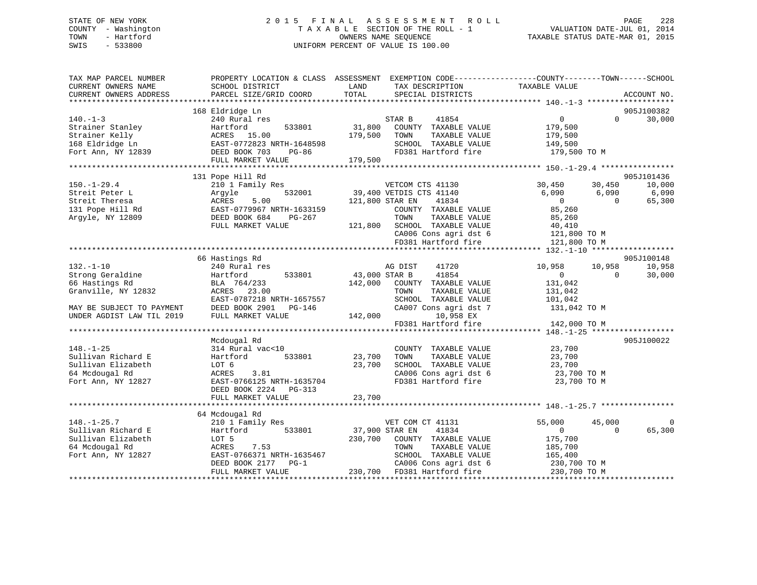STATE OF NEW YORK
COUNTY - Washington
TOWN - Hartford
SWIS - 533800

# 2015 FINAL ASSESSMENT ROLL

TAXABLE SECTION OF THE ROLL - 1
OWNERS NAME SEQUENCE
UNIFORM PERCENT OF VALUE IS 100.00

VALUATION DATE-JUL 01, 2014
TAXABLE STATUS DATE-MAR 01, 2015

```
TAX MAP PARCEL NUMBER        PROPERTY LOCATION & CLASS  ASSESSMENT  EXEMPTION CODE-----------------COUNTY--------TOWN------SCHOOL
CURRENT OWNERS NAME          SCHOOL DISTRICT               LAND      TAX DESCRIPTION            TAXABLE VALUE
CURRENT OWNERS ADDRESS       PARCEL SIZE/GRID COORD        TOTAL     SPECIAL DISTRICTS                                 ACCOUNT NO.
******************************************************************************************* 140.-1-3 *******************
                             168 Eldridge Ln                                                                          905J100382
140.-1-3                     240 Rural res                          STAR B     41854               0           0     30,000
Strainer Stanley             Hartford          533801      31,800   COUNTY  TAXABLE VALUE      179,500
Strainer Kelly               ACRES  15.00                 179,500   TOWN    TAXABLE VALUE      179,500
168 Eldridge Ln              EAST-0772823 NRTH-1648598              SCHOOL  TAXABLE VALUE      149,500
Fort Ann, NY 12839           DEED BOOK 703    PG-86                 FD381 Hartford fire          179,500 TO M
                             FULL MARKET VALUE            179,500
******************************************************************************************* 150.-1-29.4 ****************
                             131 Pope Hill Rd                                                                         905J101436
150.-1-29.4                  210 1 Family Res                       VETCOM CTS 41130          30,450      30,450     10,000
Streit Peter L               Argyle            532001      39,400 VETDIS CTS 41140             6,090       6,090      6,090
Streit Theresa               ACRES   5.00                 121,800 STAR EN    41834                 0           0     65,300
131 Pope Hill Rd             EAST-0779967 NRTH-1633159              COUNTY  TAXABLE VALUE       85,260
Argyle, NY 12809             DEED BOOK 684    PG-267                TOWN    TAXABLE VALUE       85,260
                             FULL MARKET VALUE            121,800   SCHOOL  TAXABLE VALUE       40,410
                                                                    CA006 Cons agri dst 6        121,800 TO M
                                                                    FD381 Hartford fire          121,800 TO M
******************************************************************************************* 132.-1-10 ******************
                             66 Hastings Rd                                                                           905J100148
132.-1-10                    240 Rural res                          AG DIST    41720          10,958      10,958     10,958
Strong Geraldine             Hartford          533801      43,000 STAR B     41854                 0           0     30,000
66 Hastings Rd               BLA  764/233                 142,000   COUNTY  TAXABLE VALUE      131,042
Granville, NY 12832          ACRES  23.00                           TOWN    TAXABLE VALUE      131,042
                             EAST-0787218 NRTH-1657557              SCHOOL  TAXABLE VALUE      101,042
MAY BE SUBJECT TO PAYMENT    DEED BOOK 2901   PG-146                CA007 Cons agri dst 7        131,042 TO M
UNDER AGDIST LAW TIL 2019    FULL MARKET VALUE            142,000          10,958 EX
                                                                    FD381 Hartford fire          142,000 TO M
******************************************************************************************* 148.-1-25 ******************
                             Mcdougal Rd                                                                              905J100022
148.-1-25                    314 Rural vac<10                       COUNTY  TAXABLE VALUE       23,700
Sullivan Richard E           Hartford          533801      23,700   TOWN    TAXABLE VALUE       23,700
Sullivan Elizabeth           LOT 6                         23,700   SCHOOL  TAXABLE VALUE       23,700
64 Mcdougal Rd               ACRES   3.81                           CA006 Cons agri dst 6         23,700 TO M
Fort Ann, NY 12827           EAST-0766125 NRTH-1635704              FD381 Hartford fire           23,700 TO M
                             DEED BOOK 2224   PG-313
                             FULL MARKET VALUE             23,700
******************************************************************************************* 148.-1-25.7 ****************
                             64 Mcdougal Rd
148.-1-25.7                  210 1 Family Res                       VET COM CT 41131          55,000      45,000          0
Sullivan Richard E           Hartford          533801      37,900 STAR EN    41834                 0           0     65,300
Sullivan Elizabeth           LOT 5                        230,700   COUNTY  TAXABLE VALUE      175,700
64 Mcdougal Rd               ACRES   7.53                           TOWN    TAXABLE VALUE      185,700
Fort Ann, NY 12827           EAST-0766371 NRTH-1635467              SCHOOL  TAXABLE VALUE      165,400
                             DEED BOOK 2177   PG-1                  CA006 Cons agri dst 6        230,700 TO M
                             FULL MARKET VALUE            230,700   FD381 Hartford fire          230,700 TO M
**************************************************************************************************************************
```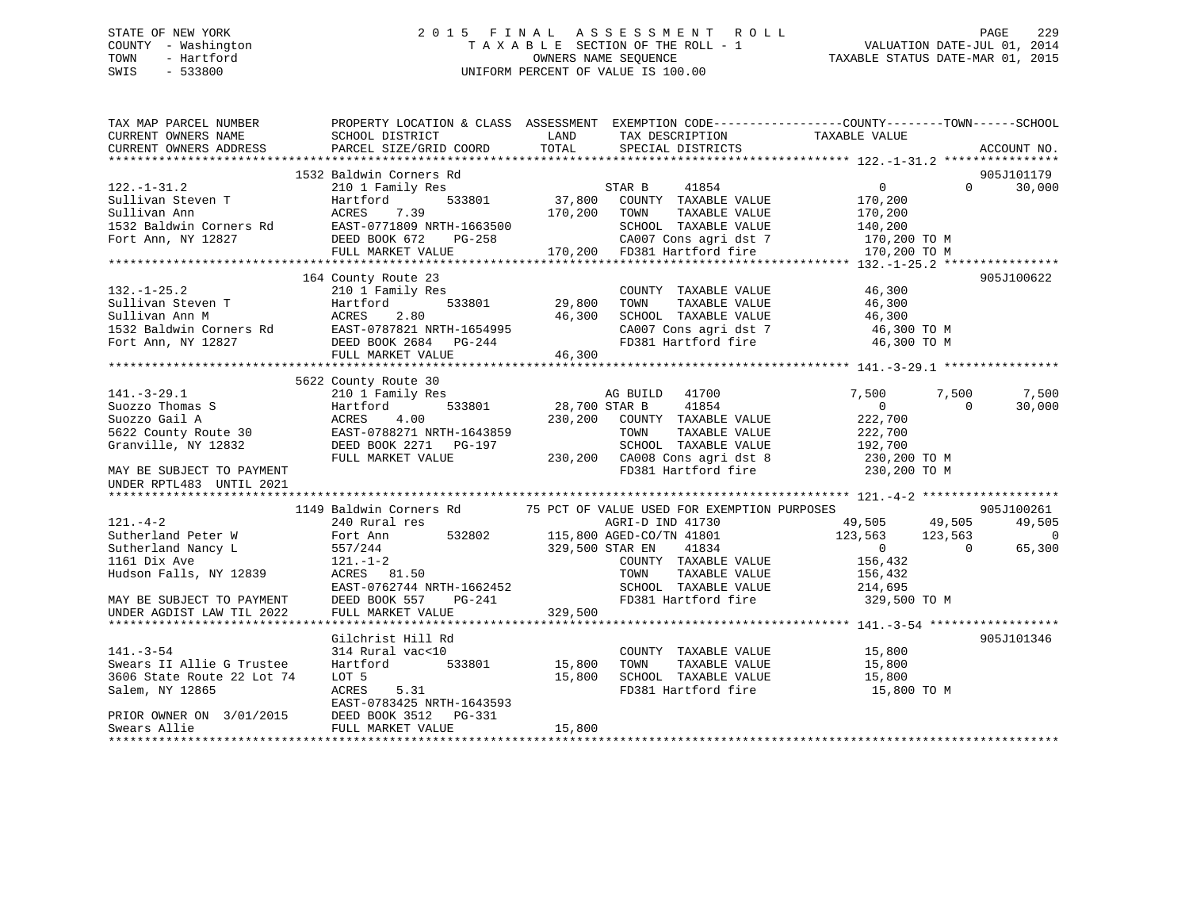STATE OF NEW YORK
COUNTY - Washington
TOWN - Hartford
SWIS - 533800

# 2015 FINAL ASSESSMENT ROLL
TAXABLE SECTION OF THE ROLL - 1
OWNERS NAME SEQUENCE
UNIFORM PERCENT OF VALUE IS 100.00

VALUATION DATE-JUL 01, 2014
TAXABLE STATUS DATE-MAR 01, 2015

```
TAX MAP PARCEL NUMBER          PROPERTY LOCATION & CLASS  ASSESSMENT  EXEMPTION CODE-----------------COUNTY--------TOWN------SCHOOL
CURRENT OWNERS NAME            SCHOOL DISTRICT               LAND      TAX DESCRIPTION            TAXABLE VALUE
CURRENT OWNERS ADDRESS         PARCEL SIZE/GRID COORD        TOTAL     SPECIAL DISTRICTS                                   ACCOUNT NO.
******************************************************************************************************* 122.-1-31.2 ****************
                     1532 Baldwin Corners Rd                                                                            905J101179
122.-1-31.2                    210 1 Family Res                    STAR B    41854                 0            0       30,000
Sullivan Steven T              Hartford          533801     37,800   COUNTY  TAXABLE VALUE         170,200
Sullivan Ann                   ACRES    7.39               170,200   TOWN    TAXABLE VALUE         170,200
1532 Baldwin Corners Rd        EAST-0771809 NRTH-1663500             SCHOOL  TAXABLE VALUE         140,200
Fort Ann, NY 12827             DEED BOOK 672    PG-258               CA007 Cons agri dst 7          170,200 TO M
                               FULL MARKET VALUE           170,200   FD381 Hartford fire            170,200 TO M
******************************************************************************************************* 132.-1-25.2 ****************
                     164 County Route 23                                                                                905J100622
132.-1-25.2                    210 1 Family Res                      COUNTY  TAXABLE VALUE          46,300
Sullivan Steven T              Hartford          533801     29,800   TOWN    TAXABLE VALUE          46,300
Sullivan Ann M                 ACRES    2.80                46,300   SCHOOL  TAXABLE VALUE          46,300
1532 Baldwin Corners Rd        EAST-0787821 NRTH-1654995             CA007 Cons agri dst 7           46,300 TO M
Fort Ann, NY 12827             DEED BOOK 2684   PG-244               FD381 Hartford fire             46,300 TO M
                               FULL MARKET VALUE            46,300
******************************************************************************************************* 141.-3-29.1 ****************
                     5622 County Route 30
141.-3-29.1                    210 1 Family Res                    AG BUILD  41700                 7,500        7,500        7,500
Suozzo Thomas S                Hartford          533801     28,700 STAR B    41854                 0            0           30,000
Suozzo Gail A                  ACRES    4.00               230,200   COUNTY  TAXABLE VALUE         222,700
5622 County Route 30           EAST-0788271 NRTH-1643859             TOWN    TAXABLE VALUE         222,700
Granville, NY 12832            DEED BOOK 2271   PG-197               SCHOOL  TAXABLE VALUE         192,700
                               FULL MARKET VALUE           230,200   CA008 Cons agri dst 8          230,200 TO M
MAY BE SUBJECT TO PAYMENT                                            FD381 Hartford fire            230,200 TO M
UNDER RPTL483  UNTIL 2021
******************************************************************************************************* 121.-4-2 *******************
                     1149 Baldwin Corners Rd        75 PCT OF VALUE USED FOR EXEMPTION PURPOSES                         905J100261
121.-4-2                       240 Rural res                       AGRI-D IND 41730               49,505       49,505       49,505
Sutherland Peter W             Fort Ann          532802    115,800 AGED-CO/TN 41801              123,563      123,563            0
Sutherland Nancy L             557/244                     329,500 STAR EN   41834                 0            0           65,300
1161 Dix Ave                   121.-1-2                              COUNTY  TAXABLE VALUE         156,432
Hudson Falls, NY 12839         ACRES   81.50                         TOWN    TAXABLE VALUE         156,432
                               EAST-0762744 NRTH-1662452             SCHOOL  TAXABLE VALUE         214,695
MAY BE SUBJECT TO PAYMENT      DEED BOOK 557    PG-241               FD381 Hartford fire            329,500 TO M
UNDER AGDIST LAW TIL 2022      FULL MARKET VALUE           329,500
******************************************************************************************************* 141.-3-54 ******************
                     Gilchrist Hill Rd                                                                                  905J101346
141.-3-54                      314 Rural vac<10                      COUNTY  TAXABLE VALUE          15,800
Swears II Allie G Trustee      Hartford          533801     15,800   TOWN    TAXABLE VALUE          15,800
3606 State Route 22 Lot 74     LOT 5                        15,800   SCHOOL  TAXABLE VALUE          15,800
Salem, NY 12865                ACRES    5.31                         FD381 Hartford fire             15,800 TO M
                               EAST-0783425 NRTH-1643593
PRIOR OWNER ON  3/01/2015      DEED BOOK 3512   PG-331
Swears Allie                   FULL MARKET VALUE            15,800
************************************************************************************************************************************
```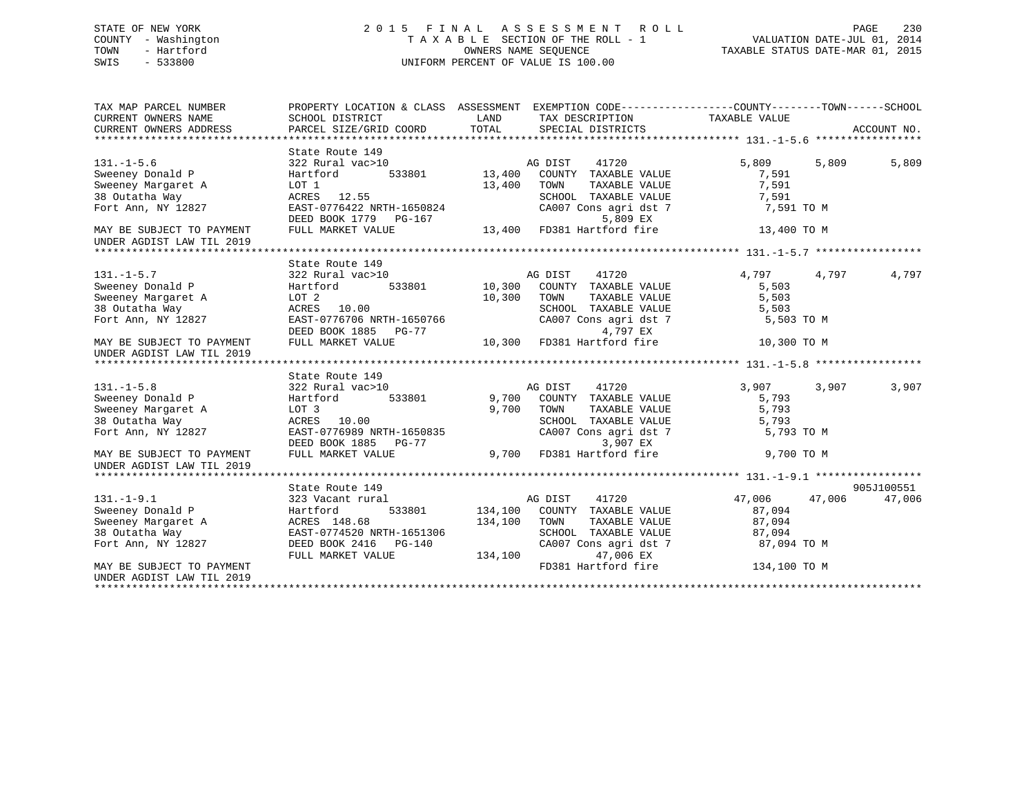STATE OF NEW YORK
COUNTY - Washington
TOWN - Hartford
SWIS - 533800

2015 FINAL ASSESSMENT ROLL
TAXABLE SECTION OF THE ROLL - 1
OWNERS NAME SEQUENCE
UNIFORM PERCENT OF VALUE IS 100.00

VALUATION DATE-JUL 01, 2014
TAXABLE STATUS DATE-MAR 01, 2015

| TAX MAP PARCEL NUMBER / CURRENT OWNERS NAME / CURRENT OWNERS ADDRESS | PROPERTY LOCATION & CLASS / SCHOOL DISTRICT / PARCEL SIZE/GRID COORD | ASSESSMENT LAND / TOTAL | EXEMPTION CODE / TAX DESCRIPTION / SPECIAL DISTRICTS | COUNTY TAXABLE VALUE | TOWN | SCHOOL | ACCOUNT NO. |
|---|---|---|---|---|---|---|---|
| **131.-1-5.6** | State Route 149 | | | | | | |
| | 322 Rural vac>10 | | AG DIST 41720 | 5,809 | 5,809 | 5,809 | |
| Sweeney Donald P | Hartford 533801 | 13,400 | COUNTY TAXABLE VALUE | 7,591 | | | |
| Sweeney Margaret A | LOT 1 | 13,400 | TOWN TAXABLE VALUE | 7,591 | | | |
| 38 Outatha Way | ACRES 12.55 | | SCHOOL TAXABLE VALUE | 7,591 | | | |
| Fort Ann, NY 12827 | EAST-0776422 NRTH-1650824 | | CA007 Cons agri dst 7 | 7,591 TO M | | | |
| | DEED BOOK 1779 PG-167 | | 5,809 EX | | | | |
| MAY BE SUBJECT TO PAYMENT UNDER AGDIST LAW TIL 2019 | FULL MARKET VALUE | 13,400 | FD381 Hartford fire | 13,400 TO M | | | |
| **131.-1-5.7** | State Route 149 | | | | | | |
| | 322 Rural vac>10 | | AG DIST 41720 | 4,797 | 4,797 | 4,797 | |
| Sweeney Donald P | Hartford 533801 | 10,300 | COUNTY TAXABLE VALUE | 5,503 | | | |
| Sweeney Margaret A | LOT 2 | 10,300 | TOWN TAXABLE VALUE | 5,503 | | | |
| 38 Outatha Way | ACRES 10.00 | | SCHOOL TAXABLE VALUE | 5,503 | | | |
| Fort Ann, NY 12827 | EAST-0776706 NRTH-1650766 | | CA007 Cons agri dst 7 | 5,503 TO M | | | |
| | DEED BOOK 1885 PG-77 | | 4,797 EX | | | | |
| MAY BE SUBJECT TO PAYMENT UNDER AGDIST LAW TIL 2019 | FULL MARKET VALUE | 10,300 | FD381 Hartford fire | 10,300 TO M | | | |
| **131.-1-5.8** | State Route 149 | | | | | | |
| | 322 Rural vac>10 | | AG DIST 41720 | 3,907 | 3,907 | 3,907 | |
| Sweeney Donald P | Hartford 533801 | 9,700 | COUNTY TAXABLE VALUE | 5,793 | | | |
| Sweeney Margaret A | LOT 3 | 9,700 | TOWN TAXABLE VALUE | 5,793 | | | |
| 38 Outatha Way | ACRES 10.00 | | SCHOOL TAXABLE VALUE | 5,793 | | | |
| Fort Ann, NY 12827 | EAST-0776989 NRTH-1650835 | | CA007 Cons agri dst 7 | 5,793 TO M | | | |
| | DEED BOOK 1885 PG-77 | | 3,907 EX | | | | |
| MAY BE SUBJECT TO PAYMENT UNDER AGDIST LAW TIL 2019 | FULL MARKET VALUE | 9,700 | FD381 Hartford fire | 9,700 TO M | | | |
| **131.-1-9.1** | State Route 149 | | | | | | 905J100551 |
| | 323 Vacant rural | | AG DIST 41720 | 47,006 | 47,006 | 47,006 | |
| Sweeney Donald P | Hartford 533801 | 134,100 | COUNTY TAXABLE VALUE | 87,094 | | | |
| Sweeney Margaret A | ACRES 148.68 | 134,100 | TOWN TAXABLE VALUE | 87,094 | | | |
| 38 Outatha Way | EAST-0774520 NRTH-1651306 | | SCHOOL TAXABLE VALUE | 87,094 | | | |
| Fort Ann, NY 12827 | DEED BOOK 2416 PG-140 | | CA007 Cons agri dst 7 | 87,094 TO M | | | |
| | FULL MARKET VALUE | 134,100 | 47,006 EX | | | | |
| MAY BE SUBJECT TO PAYMENT UNDER AGDIST LAW TIL 2019 | | | FD381 Hartford fire | 134,100 TO M | | | |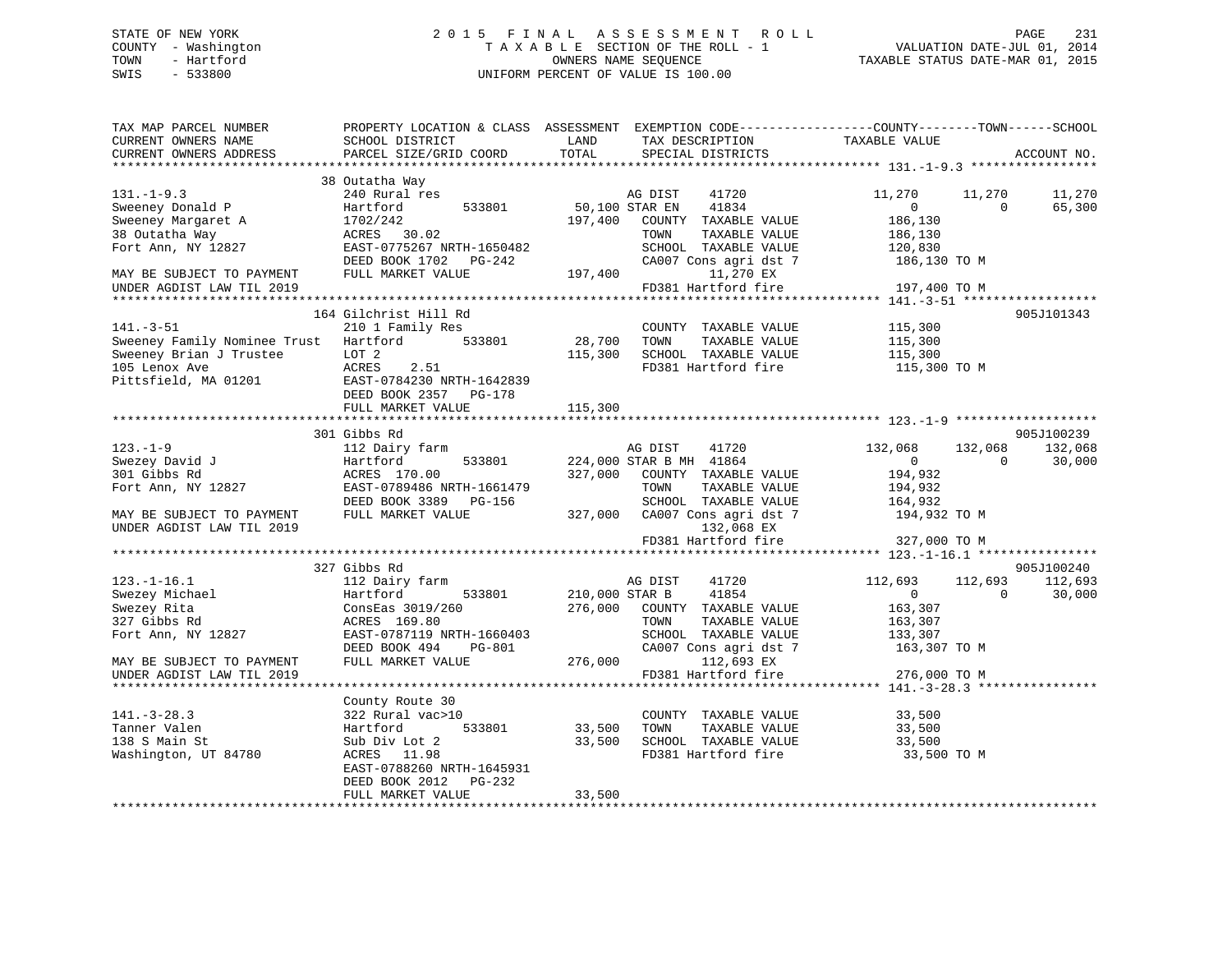STATE OF NEW YORK
COUNTY - Washington
TOWN - Hartford
SWIS - 533800

2 0 1 5 F I N A L A S S E S S M E N T R O L L
T A X A B L E SECTION OF THE ROLL - 1
OWNERS NAME SEQUENCE
UNIFORM PERCENT OF VALUE IS 100.00

VALUATION DATE-JUL 01, 2014
TAXABLE STATUS DATE-MAR 01, 2015

```
TAX MAP PARCEL NUMBER          PROPERTY LOCATION & CLASS  ASSESSMENT  EXEMPTION CODE------------------COUNTY--------TOWN------SCHOOL
CURRENT OWNERS NAME            SCHOOL DISTRICT              LAND       TAX DESCRIPTION              TAXABLE VALUE
CURRENT OWNERS ADDRESS         PARCEL SIZE/GRID COORD       TOTAL      SPECIAL DISTRICTS                                    ACCOUNT NO.
******************************************************************************************************* 131.-1-9.3 *****************
                               38 Outatha Way
131.-1-9.3                     240 Rural res                           AG DIST     41720              11,270      11,270      11,270
Sweeney Donald P               Hartford       533801        50,100 STAR EN     41834                   0           0      65,300
Sweeney Margaret A             1702/242                    197,400    COUNTY  TAXABLE VALUE         186,130
38 Outatha Way                 ACRES  30.02                           TOWN    TAXABLE VALUE         186,130
Fort Ann, NY 12827             EAST-0775267 NRTH-1650482              SCHOOL  TAXABLE VALUE         120,830
                               DEED BOOK 1702   PG-242                CA007 Cons agri dst 7          186,130 TO M
MAY BE SUBJECT TO PAYMENT      FULL MARKET VALUE           197,400          11,270 EX
UNDER AGDIST LAW TIL 2019                                             FD381 Hartford fire            197,400 TO M
******************************************************************************************************* 141.-3-51 ******************
                               164 Gilchrist Hill Rd                                                                     905J101343
141.-3-51                      210 1 Family Res                       COUNTY  TAXABLE VALUE         115,300
Sweeney Family Nominee Trust   Hartford       533801        28,700    TOWN    TAXABLE VALUE         115,300
Sweeney Brian J Trustee        LOT 2                       115,300    SCHOOL  TAXABLE VALUE         115,300
105 Lenox Ave                  ACRES   2.51                           FD381 Hartford fire            115,300 TO M
Pittsfield, MA 01201           EAST-0784230 NRTH-1642839
                               DEED BOOK 2357   PG-178
                               FULL MARKET VALUE           115,300
******************************************************************************************************* 123.-1-9 *******************
                               301 Gibbs Rd                                                                              905J100239
123.-1-9                       112 Dairy farm                          AG DIST     41720             132,068     132,068     132,068
Swezey David J                 Hartford       533801       224,000 STAR B MH  41864                   0           0      30,000
301 Gibbs Rd                   ACRES 170.00                327,000    COUNTY  TAXABLE VALUE         194,932
Fort Ann, NY 12827             EAST-0789486 NRTH-1661479              TOWN    TAXABLE VALUE         194,932
                               DEED BOOK 3389   PG-156                SCHOOL  TAXABLE VALUE         164,932
MAY BE SUBJECT TO PAYMENT      FULL MARKET VALUE           327,000    CA007 Cons agri dst 7          194,932 TO M
UNDER AGDIST LAW TIL 2019                                                  132,068 EX
                                                                      FD381 Hartford fire            327,000 TO M
******************************************************************************************************* 123.-1-16.1 ****************
                               327 Gibbs Rd                                                                              905J100240
123.-1-16.1                    112 Dairy farm                          AG DIST     41720             112,693     112,693     112,693
Swezey Michael                 Hartford       533801       210,000 STAR B      41854                   0           0      30,000
Swezey Rita                    ConsEas 3019/260            276,000    COUNTY  TAXABLE VALUE         163,307
327 Gibbs Rd                   ACRES 169.80                           TOWN    TAXABLE VALUE         163,307
Fort Ann, NY 12827             EAST-0787119 NRTH-1660403              SCHOOL  TAXABLE VALUE         133,307
                               DEED BOOK 494    PG-801                CA007 Cons agri dst 7          163,307 TO M
MAY BE SUBJECT TO PAYMENT      FULL MARKET VALUE           276,000          112,693 EX
UNDER AGDIST LAW TIL 2019                                             FD381 Hartford fire            276,000 TO M
******************************************************************************************************* 141.-3-28.3 ****************
                               County Route 30
141.-3-28.3                    322 Rural vac>10                       COUNTY  TAXABLE VALUE          33,500
Tanner Valen                   Hartford       533801        33,500    TOWN    TAXABLE VALUE          33,500
138 S Main St                  Sub Div Lot 2                33,500    SCHOOL  TAXABLE VALUE          33,500
Washington, UT 84780           ACRES  11.98                           FD381 Hartford fire             33,500 TO M
                               EAST-0788260 NRTH-1645931
                               DEED BOOK 2012   PG-232
                               FULL MARKET VALUE            33,500
************************************************************************************************************************************
```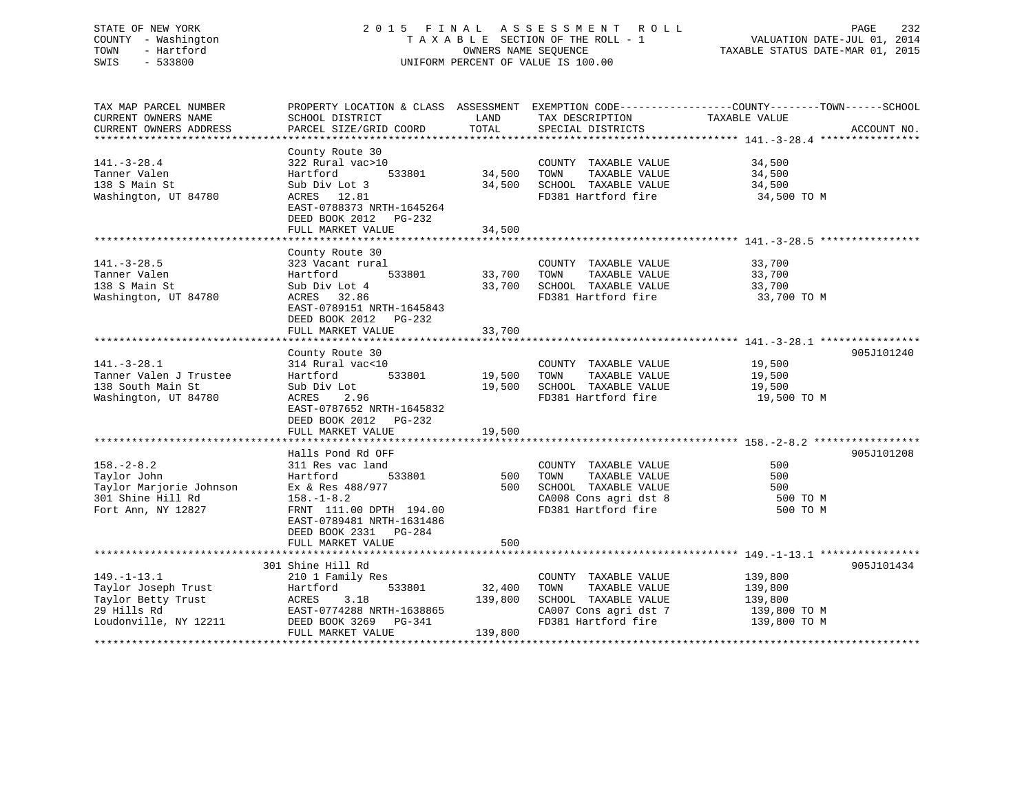STATE OF NEW YORK
COUNTY - Washington
TOWN - Hartford
SWIS - 533800

2015 FINAL ASSESSMENT ROLL
TAXABLE SECTION OF THE ROLL - 1
OWNERS NAME SEQUENCE
UNIFORM PERCENT OF VALUE IS 100.00

VALUATION DATE-JUL 01, 2014
TAXABLE STATUS DATE-MAR 01, 2015

| TAX MAP PARCEL NUMBER / CURRENT OWNERS NAME / CURRENT OWNERS ADDRESS | PROPERTY LOCATION & CLASS / SCHOOL DISTRICT / PARCEL SIZE/GRID COORD | ASSESSMENT LAND / TOTAL | EXEMPTION CODE / TAX DESCRIPTION / SPECIAL DISTRICTS | TAXABLE VALUE (COUNTY--TOWN--SCHOOL) | ACCOUNT NO. |
|---|---|---|---|---|---|
| **141.-3-28.4** | County Route 30 | | | | |
| 141.-3-28.4 | 322 Rural vac>10 | | COUNTY TAXABLE VALUE | 34,500 | |
| Tanner Valen | Hartford 533801 | 34,500 | TOWN TAXABLE VALUE | 34,500 | |
| 138 S Main St | Sub Div Lot 3 | 34,500 | SCHOOL TAXABLE VALUE | 34,500 | |
| Washington, UT 84780 | ACRES 12.81 | | FD381 Hartford fire | 34,500 TO M | |
| | EAST-0788373 NRTH-1645264 | | | | |
| | DEED BOOK 2012 PG-232 | | | | |
| | FULL MARKET VALUE | 34,500 | | | |
| **141.-3-28.5** | County Route 30 | | | | |
| 141.-3-28.5 | 323 Vacant rural | | COUNTY TAXABLE VALUE | 33,700 | |
| Tanner Valen | Hartford 533801 | 33,700 | TOWN TAXABLE VALUE | 33,700 | |
| 138 S Main St | Sub Div Lot 4 | 33,700 | SCHOOL TAXABLE VALUE | 33,700 | |
| Washington, UT 84780 | ACRES 32.86 | | FD381 Hartford fire | 33,700 TO M | |
| | EAST-0789151 NRTH-1645843 | | | | |
| | DEED BOOK 2012 PG-232 | | | | |
| | FULL MARKET VALUE | 33,700 | | | |
| **141.-3-28.1** | County Route 30 | | | | 905J101240 |
| 141.-3-28.1 | 314 Rural vac<10 | | COUNTY TAXABLE VALUE | 19,500 | |
| Tanner Valen J Trustee | Hartford 533801 | 19,500 | TOWN TAXABLE VALUE | 19,500 | |
| 138 South Main St | Sub Div Lot | 19,500 | SCHOOL TAXABLE VALUE | 19,500 | |
| Washington, UT 84780 | ACRES 2.96 | | FD381 Hartford fire | 19,500 TO M | |
| | EAST-0787652 NRTH-1645832 | | | | |
| | DEED BOOK 2012 PG-232 | | | | |
| | FULL MARKET VALUE | 19,500 | | | |
| **158.-2-8.2** | Halls Pond Rd OFF | | | | 905J101208 |
| 158.-2-8.2 | 311 Res vac land | | COUNTY TAXABLE VALUE | 500 | |
| Taylor John | Hartford 533801 | 500 | TOWN TAXABLE VALUE | 500 | |
| Taylor Marjorie Johnson | Ex & Res 488/977 | 500 | SCHOOL TAXABLE VALUE | 500 | |
| 301 Shine Hill Rd | 158.-1-8.2 | | CA008 Cons agri dst 8 | 500 TO M | |
| Fort Ann, NY 12827 | FRNT 111.00 DPTH 194.00 | | FD381 Hartford fire | 500 TO M | |
| | EAST-0789481 NRTH-1631486 | | | | |
| | DEED BOOK 2331 PG-284 | | | | |
| | FULL MARKET VALUE | 500 | | | |
| **149.-1-13.1** | 301 Shine Hill Rd | | | | 905J101434 |
| 149.-1-13.1 | 210 1 Family Res | | COUNTY TAXABLE VALUE | 139,800 | |
| Taylor Joseph Trust | Hartford 533801 | 32,400 | TOWN TAXABLE VALUE | 139,800 | |
| Taylor Betty Trust | ACRES 3.18 | 139,800 | SCHOOL TAXABLE VALUE | 139,800 | |
| 29 Hills Rd | EAST-0774288 NRTH-1638865 | | CA007 Cons agri dst 7 | 139,800 TO M | |
| Loudonville, NY 12211 | DEED BOOK 3269 PG-341 | | FD381 Hartford fire | 139,800 TO M | |
| | FULL MARKET VALUE | 139,800 | | | |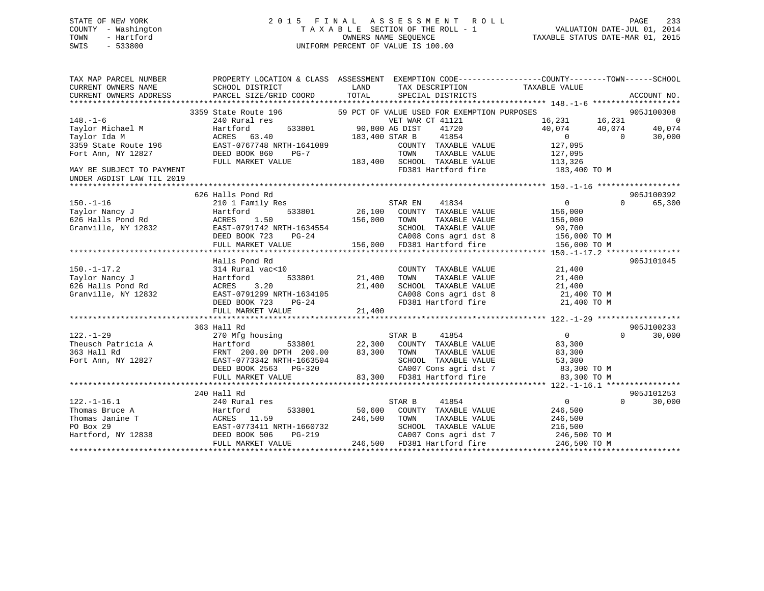STATE OF NEW YORK
COUNTY - Washington
TOWN - Hartford
SWIS - 533800

# 2015 FINAL ASSESSMENT ROLL
TAXABLE SECTION OF THE ROLL - 1
OWNERS NAME SEQUENCE
UNIFORM PERCENT OF VALUE IS 100.00

VALUATION DATE-JUL 01, 2014
TAXABLE STATUS DATE-MAR 01, 2015

```
TAX MAP PARCEL NUMBER         PROPERTY LOCATION & CLASS  ASSESSMENT  EXEMPTION CODE------------------COUNTY--------TOWN------SCHOOL
CURRENT OWNERS NAME           SCHOOL DISTRICT               LAND      TAX DESCRIPTION            TAXABLE VALUE
CURRENT OWNERS ADDRESS        PARCEL SIZE/GRID COORD        TOTAL     SPECIAL DISTRICTS                                      ACCOUNT NO.
******************************************************************************************************* 148.-1-6 *******************
                          3359 State Route 196          59 PCT OF VALUE USED FOR EXEMPTION PURPOSES                          905J100308
148.-1-6                      240 Rural res                         VET WAR CT 41121              16,231       16,231            0
Taylor Michael M              Hartford        533801       90,800 AG DIST    41720                40,074       40,074       40,074
Taylor Ida M                  ACRES  63.40                183,400 STAR B     41854                     0            0       30,000
3359 State Route 196          EAST-0767748 NRTH-1641089             COUNTY  TAXABLE VALUE        127,095
Fort Ann, NY 12827            DEED BOOK 860    PG-7                 TOWN    TAXABLE VALUE        127,095
                              FULL MARKET VALUE           183,400   SCHOOL  TAXABLE VALUE        113,326
MAY BE SUBJECT TO PAYMENT                                            FD381 Hartford fire          183,400 TO M
UNDER AGDIST LAW TIL 2019
******************************************************************************************************* 150.-1-16 ******************
                          626 Halls Pond Rd                                                                              905J100392
150.-1-16                     210 1 Family Res                      STAR EN    41834                     0            0       65,300
Taylor Nancy J                Hartford        533801       26,100   COUNTY  TAXABLE VALUE        156,000
626 Halls Pond Rd             ACRES   1.50                156,000   TOWN    TAXABLE VALUE        156,000
Granville, NY 12832           EAST-0791742 NRTH-1634554             SCHOOL  TAXABLE VALUE         90,700
                              DEED BOOK 723    PG-24                CA008 Cons agri dst 8        156,000 TO M
                              FULL MARKET VALUE           156,000   FD381 Hartford fire          156,000 TO M
******************************************************************************************************* 150.-1-17.2 ****************
                              Halls Pond Rd                                                                              905J101045
150.-1-17.2                   314 Rural vac<10                      COUNTY  TAXABLE VALUE         21,400
Taylor Nancy J                Hartford        533801       21,400   TOWN    TAXABLE VALUE         21,400
626 Halls Pond Rd             ACRES   3.20                 21,400   SCHOOL  TAXABLE VALUE         21,400
Granville, NY 12832           EAST-0791299 NRTH-1634105             CA008 Cons agri dst 8         21,400 TO M
                              DEED BOOK 723    PG-24                FD381 Hartford fire           21,400 TO M
                              FULL MARKET VALUE            21,400
******************************************************************************************************* 122.-1-29 ******************
                          363 Hall Rd                                                                                    905J100233
122.-1-29                     270 Mfg housing                       STAR B     41854                     0            0       30,000
Theusch Patricia A            Hartford        533801       22,300   COUNTY  TAXABLE VALUE         83,300
363 Hall Rd                   FRNT 200.00 DPTH 200.00      83,300   TOWN    TAXABLE VALUE         83,300
Fort Ann, NY 12827            EAST-0773342 NRTH-1663504             SCHOOL  TAXABLE VALUE         53,300
                              DEED BOOK 2563   PG-320               CA007 Cons agri dst 7         83,300 TO M
                              FULL MARKET VALUE            83,300   FD381 Hartford fire           83,300 TO M
******************************************************************************************************* 122.-1-16.1 ****************
                          240 Hall Rd                                                                                    905J101253
122.-1-16.1                   240 Rural res                         STAR B     41854                     0            0       30,000
Thomas Bruce A                Hartford        533801       50,600   COUNTY  TAXABLE VALUE        246,500
Thomas Janine T               ACRES  11.59                246,500   TOWN    TAXABLE VALUE        246,500
PO Box 29                     EAST-0773411 NRTH-1660732             SCHOOL  TAXABLE VALUE        216,500
Hartford, NY 12838            DEED BOOK 506    PG-219               CA007 Cons agri dst 7        246,500 TO M
                              FULL MARKET VALUE           246,500   FD381 Hartford fire          246,500 TO M
************************************************************************************************************************************
```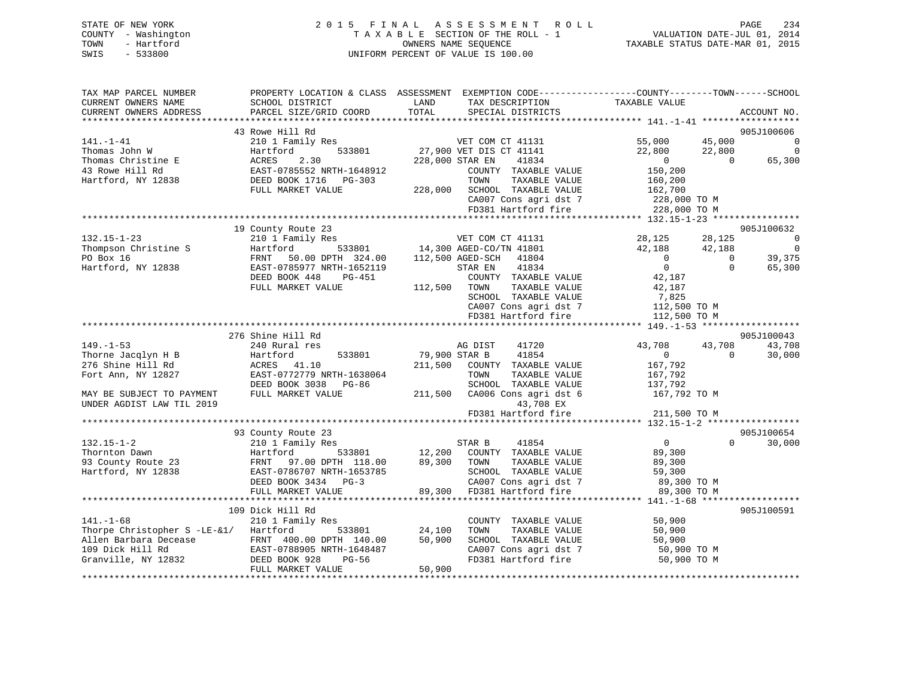STATE OF NEW YORK
COUNTY - Washington
TOWN - Hartford
SWIS - 533800

# 2015 FINAL ASSESSMENT ROLL

TAXABLE SECTION OF THE ROLL - 1
OWNERS NAME SEQUENCE
UNIFORM PERCENT OF VALUE IS 100.00

VALUATION DATE-JUL 01, 2014
TAXABLE STATUS DATE-MAR 01, 2015

```
TAX MAP PARCEL NUMBER          PROPERTY LOCATION & CLASS  ASSESSMENT  EXEMPTION CODE------------------COUNTY--------TOWN------SCHOOL
CURRENT OWNERS NAME            SCHOOL DISTRICT               LAND      TAX DESCRIPTION              TAXABLE VALUE
CURRENT OWNERS ADDRESS         PARCEL SIZE/GRID COORD        TOTAL     SPECIAL DISTRICTS                                    ACCOUNT NO.
*********************************************************************************************** 141.-1-41 ******************
                               43 Rowe Hill Rd                                                                           905J100606
141.-1-41                      210 1 Family Res                      VET COM CT 41131             55,000      45,000            0
Thomas John W                  Hartford          533801       27,900 VET DIS CT 41141             22,800      22,800            0
Thomas Christine E             ACRES     2.30                228,000 STAR EN    41834                  0           0       65,300
43 Rowe Hill Rd                EAST-0785552 NRTH-1648912              COUNTY  TAXABLE VALUE       150,200
Hartford, NY 12838             DEED BOOK 1716   PG-303                TOWN    TAXABLE VALUE       160,200
                               FULL MARKET VALUE             228,000  SCHOOL  TAXABLE VALUE       162,700
                                                                      CA007 Cons agri dst 7        228,000 TO M
                                                                      FD381 Hartford fire          228,000 TO M
*********************************************************************************************** 132.15-1-23 ****************
                               19 County Route 23                                                                        905J100632
132.15-1-23                    210 1 Family Res                      VET COM CT 41131             28,125      28,125            0
Thompson Christine S           Hartford          533801       14,300 AGED-CO/TN 41801             42,188      42,188            0
PO Box 16                      FRNT   50.00 DPTH 324.00      112,500 AGED-SCH   41804                  0           0       39,375
Hartford, NY 12838             EAST-0785977 NRTH-1652119             STAR EN    41834                  0           0       65,300
                               DEED BOOK 448    PG-451                COUNTY  TAXABLE VALUE        42,187
                               FULL MARKET VALUE             112,500  TOWN    TAXABLE VALUE        42,187
                                                                      SCHOOL  TAXABLE VALUE         7,825
                                                                      CA007 Cons agri dst 7        112,500 TO M
                                                                      FD381 Hartford fire          112,500 TO M
*********************************************************************************************** 149.-1-53 ******************
                               276 Shine Hill Rd                                                                         905J100043
149.-1-53                      240 Rural res                         AG DIST    41720             43,708      43,708       43,708
Thorne Jacqlyn H B             Hartford          533801       79,900 STAR B     41854                  0           0       30,000
276 Shine Hill Rd              ACRES    41.10                211,500  COUNTY  TAXABLE VALUE       167,792
Fort Ann, NY 12827             EAST-0772779 NRTH-1638064              TOWN    TAXABLE VALUE       167,792
                               DEED BOOK 3038   PG-86                 SCHOOL  TAXABLE VALUE       137,792
MAY BE SUBJECT TO PAYMENT      FULL MARKET VALUE             211,500  CA006 Cons agri dst 6        167,792 TO M
UNDER AGDIST LAW TIL 2019                                                   43,708 EX
                                                                      FD381 Hartford fire          211,500 TO M
*********************************************************************************************** 132.15-1-2 *****************
                               93 County Route 23                                                                        905J100654
132.15-1-2                     210 1 Family Res                      STAR B     41854                  0           0       30,000
Thornton Dawn                  Hartford          533801       12,200  COUNTY  TAXABLE VALUE        89,300
93 County Route 23             FRNT   97.00 DPTH 118.00       89,300  TOWN    TAXABLE VALUE        89,300
Hartford, NY 12838             EAST-0786707 NRTH-1653785              SCHOOL  TAXABLE VALUE        59,300
                               DEED BOOK 3434   PG-3                  CA007 Cons agri dst 7         89,300 TO M
                               FULL MARKET VALUE              89,300  FD381 Hartford fire           89,300 TO M
*********************************************************************************************** 141.-1-68 ******************
                               109 Dick Hill Rd                                                                          905J100591
141.-1-68                      210 1 Family Res                       COUNTY  TAXABLE VALUE        50,900
Thorpe Christopher S -LE-&1/   Hartford          533801       24,100  TOWN    TAXABLE VALUE        50,900
Allen Barbara Decease          FRNT  400.00 DPTH 140.00       50,900  SCHOOL  TAXABLE VALUE        50,900
109 Dick Hill Rd               EAST-0788905 NRTH-1648487              CA007 Cons agri dst 7         50,900 TO M
Granville, NY 12832            DEED BOOK 928    PG-56                 FD381 Hartford fire           50,900 TO M
                               FULL MARKET VALUE              50,900
******************************************************************************************************************************
```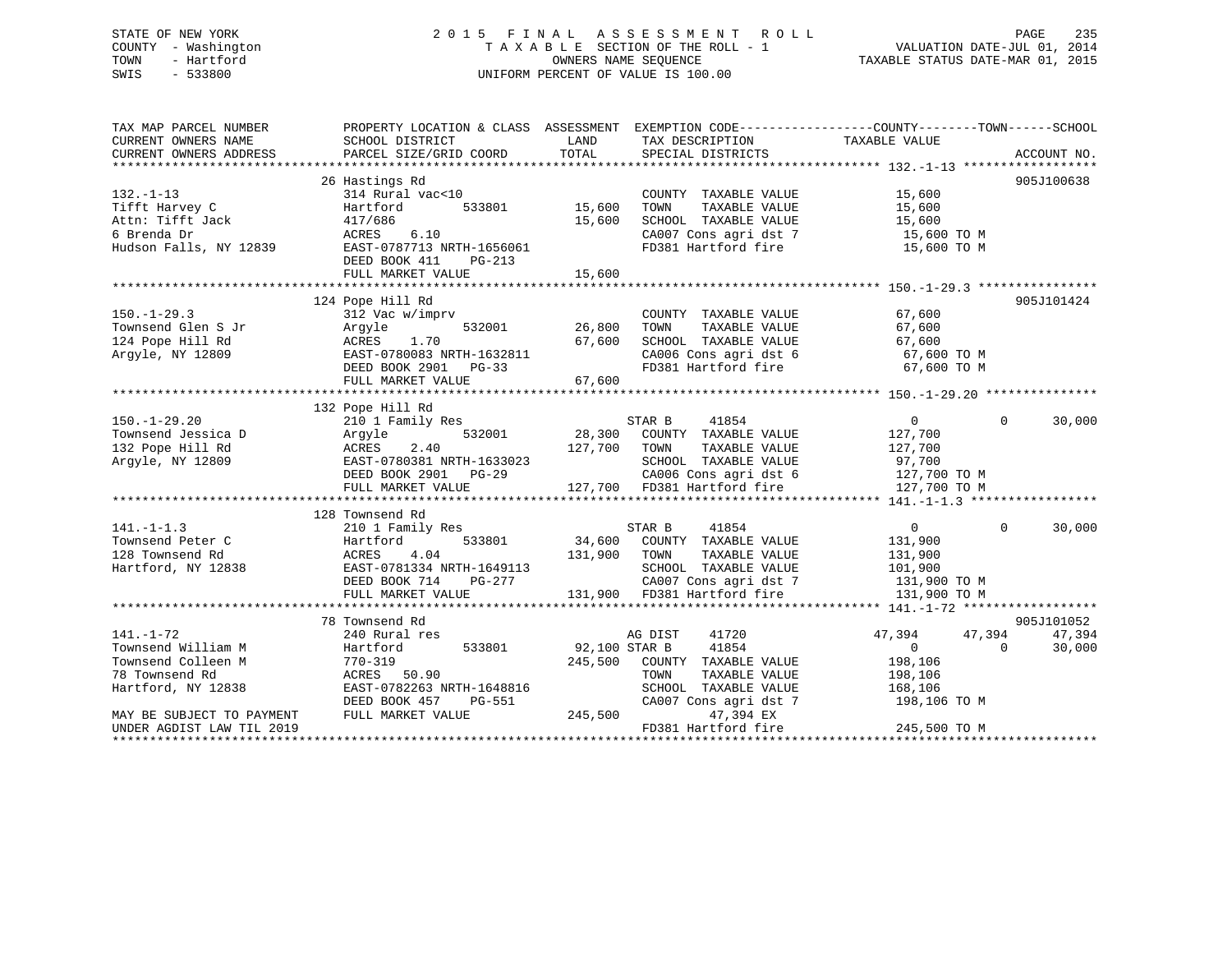STATE OF NEW YORK
COUNTY - Washington
TOWN - Hartford
SWIS - 533800

2 0 1 5 F I N A L A S S E S S M E N T R O L L
T A X A B L E SECTION OF THE ROLL - 1
OWNERS NAME SEQUENCE
UNIFORM PERCENT OF VALUE IS 100.00

VALUATION DATE-JUL 01, 2014
TAXABLE STATUS DATE-MAR 01, 2015

```
TAX MAP PARCEL NUMBER          PROPERTY LOCATION & CLASS  ASSESSMENT  EXEMPTION CODE------------------COUNTY--------TOWN------SCHOOL
CURRENT OWNERS NAME            SCHOOL DISTRICT               LAND      TAX DESCRIPTION             TAXABLE VALUE
CURRENT OWNERS ADDRESS         PARCEL SIZE/GRID COORD        TOTAL     SPECIAL DISTRICTS                                   ACCOUNT NO.
******************************************************************************************************* 132.-1-13 ******************
                               26 Hastings Rd                                                                                905J100638
132.-1-13                      314 Rural vac<10                        COUNTY  TAXABLE VALUE             15,600
Tifft Harvey C                 Hartford        533801        15,600    TOWN    TAXABLE VALUE             15,600
Attn: Tifft Jack               417/686                       15,600    SCHOOL  TAXABLE VALUE             15,600
6 Brenda Dr                    ACRES    6.10                           CA007 Cons agri dst 7              15,600 TO M
Hudson Falls, NY 12839         EAST-0787713 NRTH-1656061               FD381 Hartford fire                15,600 TO M
                               DEED BOOK 411     PG-213
                               FULL MARKET VALUE             15,600
******************************************************************************************************* 150.-1-29.3 ****************
                               124 Pope Hill Rd                                                                              905J101424
150.-1-29.3                    312 Vac w/imprv                         COUNTY  TAXABLE VALUE             67,600
Townsend Glen S Jr             Argyle          532001        26,800    TOWN    TAXABLE VALUE             67,600
124 Pope Hill Rd               ACRES    1.70                 67,600    SCHOOL  TAXABLE VALUE             67,600
Argyle, NY 12809               EAST-0780083 NRTH-1632811               CA006 Cons agri dst 6              67,600 TO M
                               DEED BOOK 2901    PG-33                 FD381 Hartford fire                67,600 TO M
                               FULL MARKET VALUE             67,600
******************************************************************************************************* 150.-1-29.20 ***************
                               132 Pope Hill Rd
150.-1-29.20                   210 1 Family Res                        STAR B    41854                    0            0      30,000
Townsend Jessica D             Argyle          532001        28,300    COUNTY  TAXABLE VALUE            127,700
132 Pope Hill Rd               ACRES    2.40                127,700    TOWN    TAXABLE VALUE            127,700
Argyle, NY 12809               EAST-0780381 NRTH-1633023               SCHOOL  TAXABLE VALUE             97,700
                               DEED BOOK 2901    PG-29                 CA006 Cons agri dst 6             127,700 TO M
                               FULL MARKET VALUE            127,700    FD381 Hartford fire               127,700 TO M
******************************************************************************************************* 141.-1-1.3 *****************
                               128 Townsend Rd
141.-1-1.3                     210 1 Family Res                        STAR B    41854                    0            0      30,000
Townsend Peter C               Hartford        533801        34,600    COUNTY  TAXABLE VALUE            131,900
128 Townsend Rd                ACRES    4.04                131,900    TOWN    TAXABLE VALUE            131,900
Hartford, NY 12838             EAST-0781334 NRTH-1649113               SCHOOL  TAXABLE VALUE            101,900
                               DEED BOOK 714     PG-277                CA007 Cons agri dst 7             131,900 TO M
                               FULL MARKET VALUE            131,900    FD381 Hartford fire               131,900 TO M
******************************************************************************************************* 141.-1-72 ******************
                               78 Townsend Rd                                                                                905J101052
141.-1-72                      240 Rural res                           AG DIST   41720               47,394       47,394      47,394
Townsend William M             Hartford        533801        92,100 STAR B     41854                    0            0      30,000
Townsend Colleen M             770-319                      245,500    COUNTY  TAXABLE VALUE            198,106
78 Townsend Rd                 ACRES   50.90                           TOWN    TAXABLE VALUE            198,106
Hartford, NY 12838             EAST-0782263 NRTH-1648816               SCHOOL  TAXABLE VALUE            168,106
                               DEED BOOK 457     PG-551                CA007 Cons agri dst 7             198,106 TO M
MAY BE SUBJECT TO PAYMENT      FULL MARKET VALUE            245,500         47,394 EX
UNDER AGDIST LAW TIL 2019                                              FD381 Hartford fire               245,500 TO M
************************************************************************************************************************************
```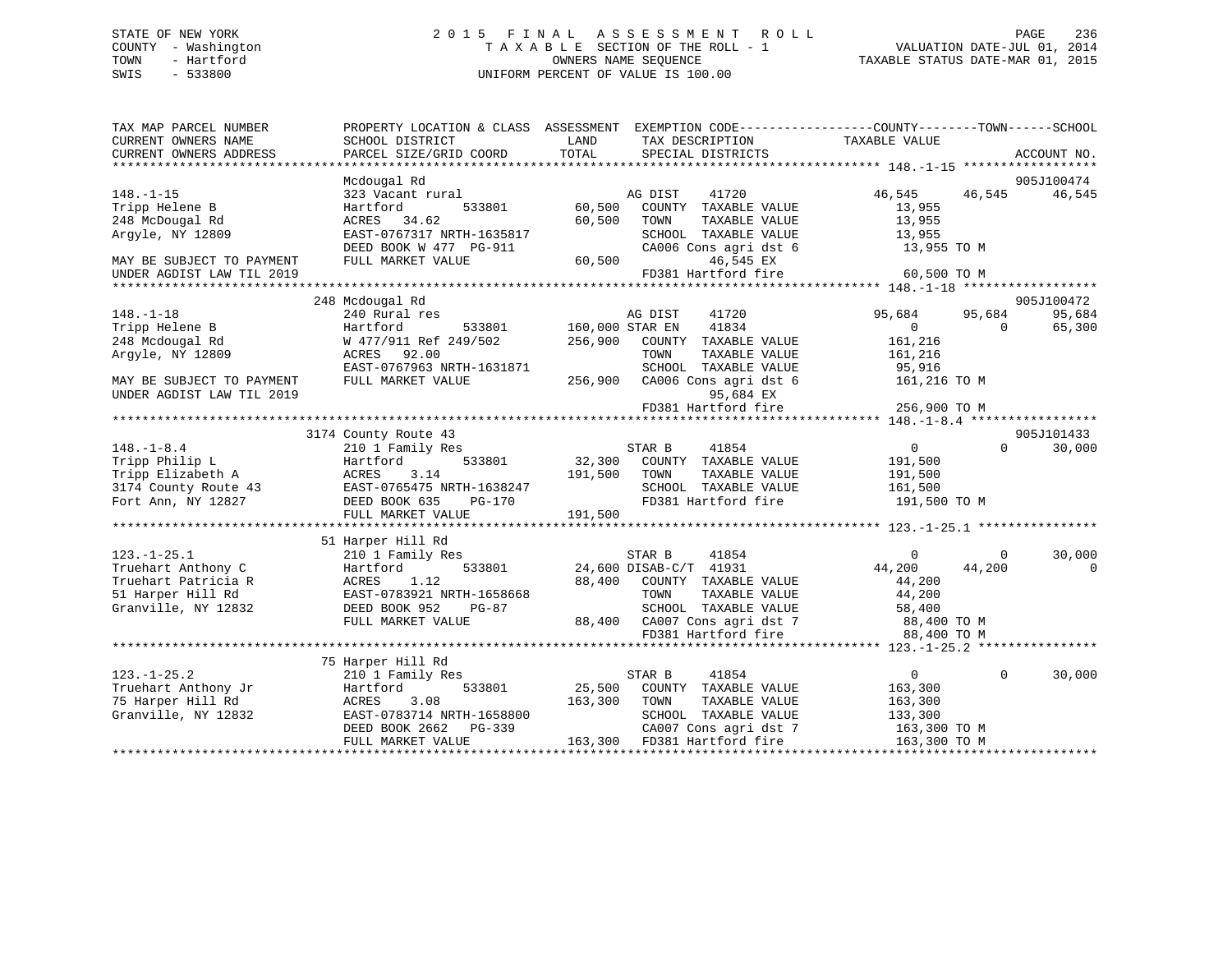STATE OF NEW YORK
COUNTY - Washington
TOWN - Hartford
SWIS - 533800

2015 FINAL ASSESSMENT ROLL
TAXABLE SECTION OF THE ROLL - 1
OWNERS NAME SEQUENCE
UNIFORM PERCENT OF VALUE IS 100.00

VALUATION DATE-JUL 01, 2014
TAXABLE STATUS DATE-MAR 01, 2015

```
TAX MAP PARCEL NUMBER          PROPERTY LOCATION & CLASS  ASSESSMENT  EXEMPTION CODE-----------------COUNTY--------TOWN------SCHOOL
CURRENT OWNERS NAME            SCHOOL DISTRICT              LAND      TAX DESCRIPTION             TAXABLE VALUE
CURRENT OWNERS ADDRESS         PARCEL SIZE/GRID COORD      TOTAL      SPECIAL DISTRICTS                                        ACCOUNT NO.
******************************************************************************************************* 148.-1-15 ******************
                               Mcdougal Rd                                                                                  905J100474
148.-1-15                      323 Vacant rural                     AG DIST    41720               46,545     46,545     46,545
Tripp Helene B                 Hartford         533801      60,500    COUNTY  TAXABLE VALUE          13,955
248 McDougal Rd                ACRES   34.62                60,500    TOWN    TAXABLE VALUE          13,955
Argyle, NY 12809               EAST-0767317 NRTH-1635817              SCHOOL  TAXABLE VALUE          13,955
                               DEED BOOK W 477  PG-911                CA006 Cons agri dst 6           13,955 TO M
MAY BE SUBJECT TO PAYMENT      FULL MARKET VALUE            60,500             46,545 EX
UNDER AGDIST LAW TIL 2019                                             FD381 Hartford fire             60,500 TO M
******************************************************************************************************* 148.-1-18 ******************
                               248 Mcdougal Rd                                                                              905J100472
148.-1-18                      240 Rural res                        AG DIST    41720               95,684     95,684     95,684
Tripp Helene B                 Hartford         533801     160,000 STAR EN     41834                    0          0     65,300
248 Mcdougal Rd                W 477/911 Ref 249/502       256,900    COUNTY  TAXABLE VALUE         161,216
Argyle, NY 12809               ACRES   92.00                          TOWN    TAXABLE VALUE         161,216
                               EAST-0767963 NRTH-1631871              SCHOOL  TAXABLE VALUE          95,916
MAY BE SUBJECT TO PAYMENT      FULL MARKET VALUE           256,900    CA006 Cons agri dst 6          161,216 TO M
UNDER AGDIST LAW TIL 2019                                                      95,684 EX
                                                                      FD381 Hartford fire            256,900 TO M
******************************************************************************************************* 148.-1-8.4 *****************
                               3174 County Route 43                                                                         905J101433
148.-1-8.4                     210 1 Family Res                     STAR B     41854                    0          0     30,000
Tripp Philip L                 Hartford         533801      32,300    COUNTY  TAXABLE VALUE         191,500
Tripp Elizabeth A              ACRES    3.14               191,500    TOWN    TAXABLE VALUE         191,500
3174 County Route 43           EAST-0765475 NRTH-1638247              SCHOOL  TAXABLE VALUE         161,500
Fort Ann, NY 12827             DEED BOOK 635    PG-170                FD381 Hartford fire            191,500 TO M
                               FULL MARKET VALUE           191,500
******************************************************************************************************* 123.-1-25.1 ****************
                               51 Harper Hill Rd
123.-1-25.1                    210 1 Family Res                     STAR B     41854                    0          0     30,000
Truehart Anthony C             Hartford         533801      24,600 DISAB-C/T  41931                44,200     44,200          0
Truehart Patricia R            ACRES    1.12                88,400    COUNTY  TAXABLE VALUE          44,200
51 Harper Hill Rd              EAST-0783921 NRTH-1658668              TOWN    TAXABLE VALUE          44,200
Granville, NY 12832            DEED BOOK 952    PG-87                 SCHOOL  TAXABLE VALUE          58,400
                               FULL MARKET VALUE            88,400    CA007 Cons agri dst 7           88,400 TO M
                                                                      FD381 Hartford fire             88,400 TO M
******************************************************************************************************* 123.-1-25.2 ****************
                               75 Harper Hill Rd
123.-1-25.2                    210 1 Family Res                     STAR B     41854                    0          0     30,000
Truehart Anthony Jr            Hartford         533801      25,500    COUNTY  TAXABLE VALUE         163,300
75 Harper Hill Rd              ACRES    3.08               163,300    TOWN    TAXABLE VALUE         163,300
Granville, NY 12832            EAST-0783714 NRTH-1658800              SCHOOL  TAXABLE VALUE         133,300
                               DEED BOOK 2662   PG-339                CA007 Cons agri dst 7          163,300 TO M
                               FULL MARKET VALUE           163,300    FD381 Hartford fire            163,300 TO M
************************************************************************************************************************************
```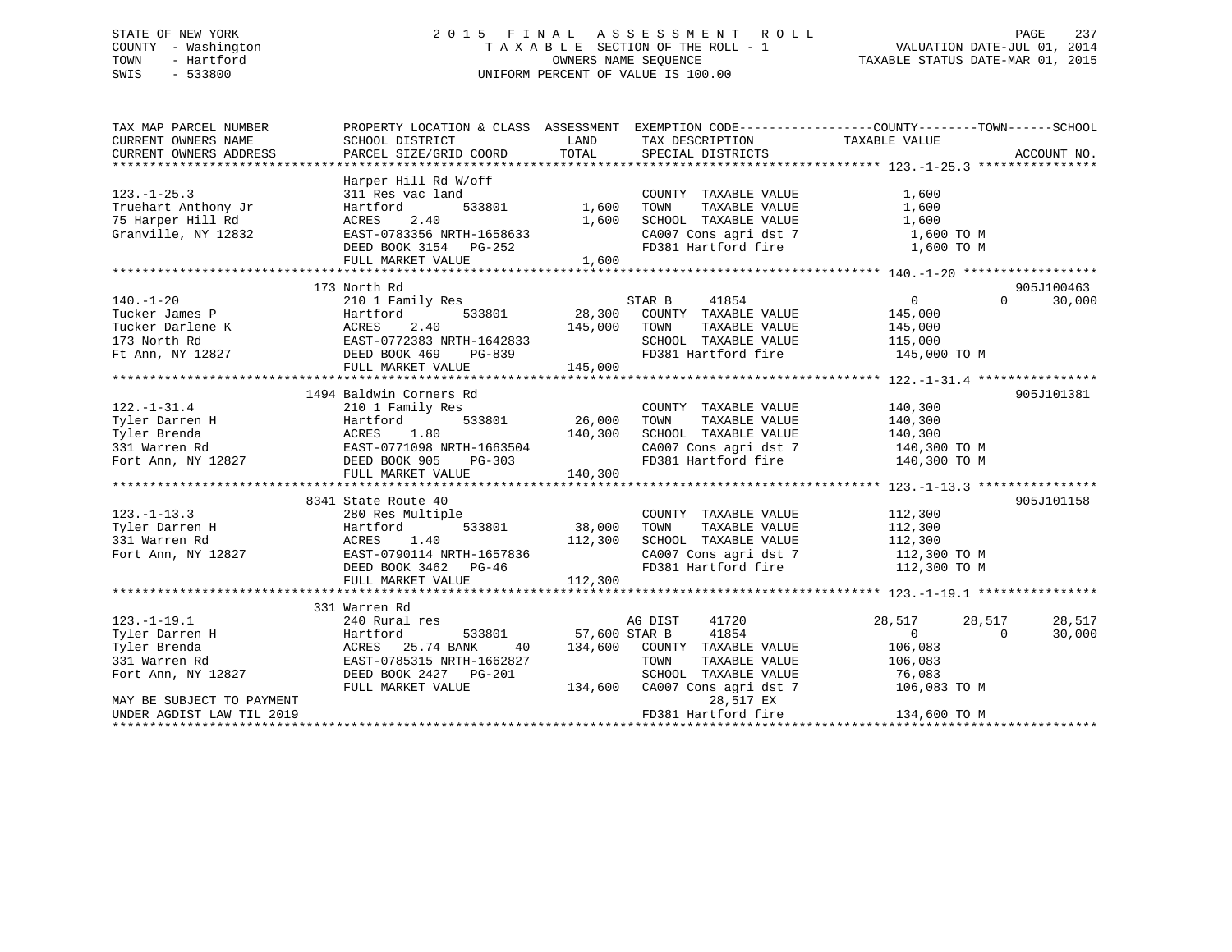STATE OF NEW YORK
COUNTY - Washington
TOWN - Hartford
SWIS - 533800

2 0 1 5 F I N A L A S S E S S M E N T R O L L
T A X A B L E SECTION OF THE ROLL - 1
OWNERS NAME SEQUENCE
UNIFORM PERCENT OF VALUE IS 100.00

VALUATION DATE-JUL 01, 2014
TAXABLE STATUS DATE-MAR 01, 2015

```
TAX MAP PARCEL NUMBER          PROPERTY LOCATION & CLASS  ASSESSMENT  EXEMPTION CODE------------------COUNTY--------TOWN------SCHOOL
CURRENT OWNERS NAME            SCHOOL DISTRICT             LAND        TAX DESCRIPTION              TAXABLE VALUE
CURRENT OWNERS ADDRESS         PARCEL SIZE/GRID COORD      TOTAL       SPECIAL DISTRICTS                                     ACCOUNT NO.
******************************************************************************************************* 123.-1-25.3 ****************
                               Harper Hill Rd W/off
123.-1-25.3                    311 Res vac land                        COUNTY  TAXABLE VALUE            1,600
Truehart Anthony Jr            Hartford        533801        1,600     TOWN    TAXABLE VALUE            1,600
75 Harper Hill Rd              ACRES    2.40                 1,600     SCHOOL  TAXABLE VALUE            1,600
Granville, NY 12832            EAST-0783356 NRTH-1658633               CA007 Cons agri dst 7            1,600 TO M
                               DEED BOOK 3154   PG-252                 FD381 Hartford fire              1,600 TO M
                               FULL MARKET VALUE             1,600
******************************************************************************************************* 140.-1-20 ******************
                               173 North Rd                                                                          905J100463
140.-1-20                      210 1 Family Res                        STAR B      41854                0          0       30,000
Tucker James P                 Hartford        533801       28,300     COUNTY  TAXABLE VALUE          145,000
Tucker Darlene K               ACRES    2.40               145,000     TOWN    TAXABLE VALUE          145,000
173 North Rd                   EAST-0772383 NRTH-1642833               SCHOOL  TAXABLE VALUE          115,000
Ft Ann, NY 12827               DEED BOOK 469    PG-839                 FD381 Hartford fire            145,000 TO M
                               FULL MARKET VALUE           145,000
******************************************************************************************************* 122.-1-31.4 ****************
                               1494 Baldwin Corners Rd                                                               905J101381
122.-1-31.4                    210 1 Family Res                        COUNTY  TAXABLE VALUE          140,300
Tyler Darren H                 Hartford        533801       26,000     TOWN    TAXABLE VALUE          140,300
Tyler Brenda                   ACRES    1.80               140,300     SCHOOL  TAXABLE VALUE          140,300
331 Warren Rd                  EAST-0771098 NRTH-1663504               CA007 Cons agri dst 7          140,300 TO M
Fort Ann, NY 12827             DEED BOOK 905    PG-303                 FD381 Hartford fire            140,300 TO M
                               FULL MARKET VALUE           140,300
******************************************************************************************************* 123.-1-13.3 ****************
                               8341 State Route 40                                                                   905J101158
123.-1-13.3                    280 Res Multiple                        COUNTY  TAXABLE VALUE          112,300
Tyler Darren H                 Hartford        533801       38,000     TOWN    TAXABLE VALUE          112,300
331 Warren Rd                  ACRES    1.40               112,300     SCHOOL  TAXABLE VALUE          112,300
Fort Ann, NY 12827             EAST-0790114 NRTH-1657836               CA007 Cons agri dst 7          112,300 TO M
                               DEED BOOK 3462   PG-46                  FD381 Hartford fire            112,300 TO M
                               FULL MARKET VALUE           112,300
******************************************************************************************************* 123.-1-19.1 ****************
                               331 Warren Rd
123.-1-19.1                    240 Rural res                           AG DIST     41720           28,517     28,517     28,517
Tyler Darren H                 Hartford        533801       57,600 STAR B      41854                0          0       30,000
Tyler Brenda                   ACRES   25.74 BANK     40   134,600     COUNTY  TAXABLE VALUE          106,083
331 Warren Rd                  EAST-0785315 NRTH-1662827               TOWN    TAXABLE VALUE          106,083
Fort Ann, NY 12827             DEED BOOK 2427   PG-201                 SCHOOL  TAXABLE VALUE           76,083
                               FULL MARKET VALUE           134,600     CA007 Cons agri dst 7          106,083 TO M
MAY BE SUBJECT TO PAYMENT                                                   28,517 EX
UNDER AGDIST LAW TIL 2019                                              FD381 Hartford fire            134,600 TO M
************************************************************************************************************************************
```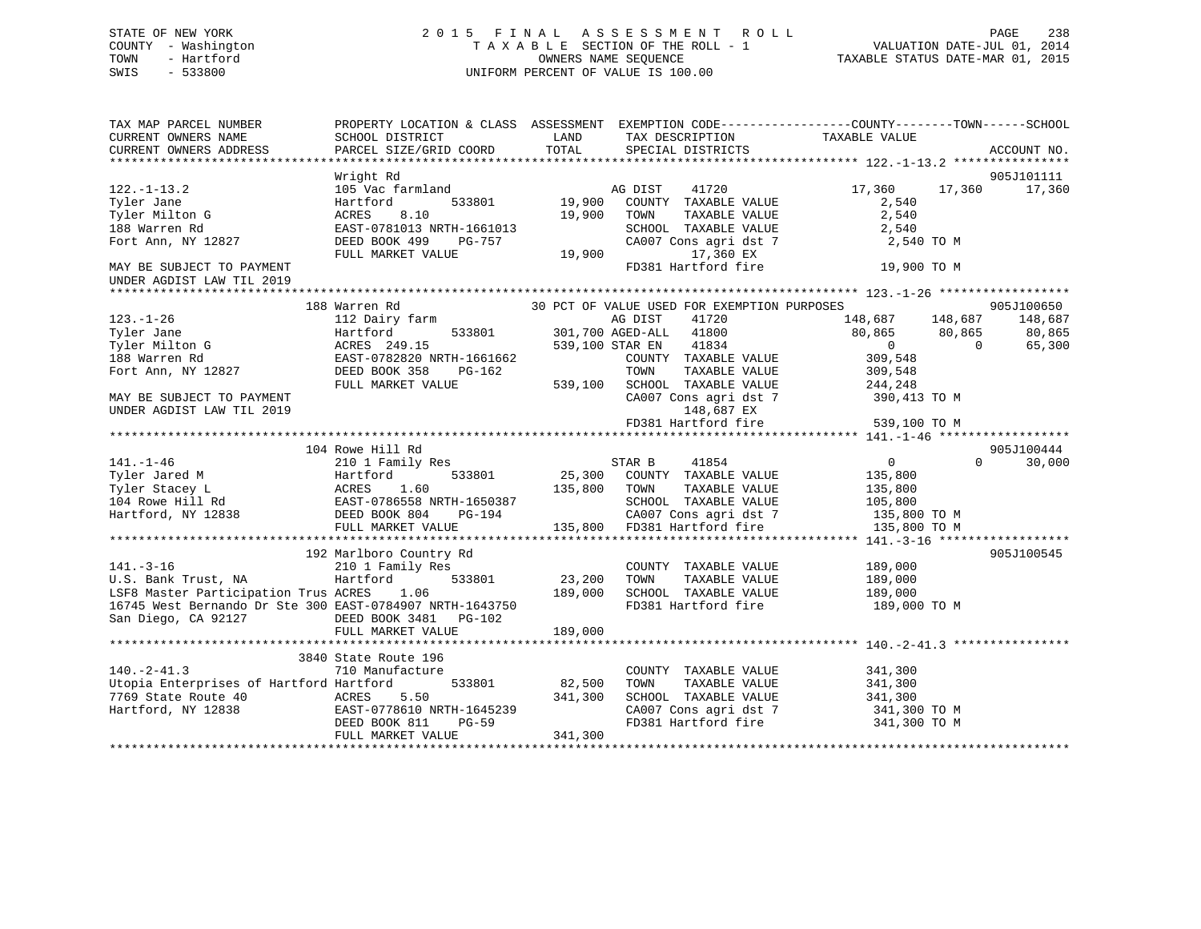STATE OF NEW YORK
COUNTY - Washington
TOWN - Hartford
SWIS - 533800

2 0 1 5 F I N A L A S S E S S M E N T R O L L
T A X A B L E SECTION OF THE ROLL - 1
OWNERS NAME SEQUENCE
UNIFORM PERCENT OF VALUE IS 100.00

VALUATION DATE-JUL 01, 2014
TAXABLE STATUS DATE-MAR 01, 2015

```
TAX MAP PARCEL NUMBER          PROPERTY LOCATION & CLASS  ASSESSMENT  EXEMPTION CODE------------------COUNTY--------TOWN------SCHOOL
CURRENT OWNERS NAME            SCHOOL DISTRICT               LAND      TAX DESCRIPTION              TAXABLE VALUE
CURRENT OWNERS ADDRESS         PARCEL SIZE/GRID COORD        TOTAL     SPECIAL DISTRICTS                                    ACCOUNT NO.
******************************************************************************************************* 122.-1-13.2 ****************
                               Wright Rd                                                                                 905J101111
122.-1-13.2                    105 Vac farmland                      AG DIST     41720                17,360      17,360      17,360
Tyler Jane                     Hartford          533801      19,900   COUNTY  TAXABLE VALUE            2,540
Tyler Milton G                 ACRES    8.10                 19,900   TOWN    TAXABLE VALUE            2,540
188 Warren Rd                  EAST-0781013 NRTH-1661013             SCHOOL  TAXABLE VALUE            2,540
Fort Ann, NY 12827             DEED BOOK 499    PG-757               CA007 Cons agri dst 7             2,540 TO M
                               FULL MARKET VALUE             19,900         17,360 EX
MAY BE SUBJECT TO PAYMENT                                            FD381 Hartford fire              19,900 TO M
UNDER AGDIST LAW TIL 2019
******************************************************************************************************* 123.-1-26 ******************
                               188 Warren Rd                30 PCT OF VALUE USED FOR EXEMPTION PURPOSES                          905J100650
123.-1-26                      112 Dairy farm                        AG DIST     41720               148,687     148,687     148,687
Tyler Jane                     Hartford          533801     301,700 AGED-ALL    41800                80,865      80,865      80,865
Tyler Milton G                 ACRES  249.15                539,100 STAR EN     41834                     0           0      65,300
188 Warren Rd                  EAST-0782820 NRTH-1661662             COUNTY  TAXABLE VALUE           309,548
Fort Ann, NY 12827             DEED BOOK 358    PG-162               TOWN    TAXABLE VALUE           309,548
                               FULL MARKET VALUE            539,100   SCHOOL  TAXABLE VALUE           244,248
MAY BE SUBJECT TO PAYMENT                                            CA007 Cons agri dst 7           390,413 TO M
UNDER AGDIST LAW TIL 2019                                                  148,687 EX
                                                                     FD381 Hartford fire             539,100 TO M
******************************************************************************************************* 141.-1-46 ******************
                               104 Rowe Hill Rd                                                                          905J100444
141.-1-46                      210 1 Family Res                      STAR B      41854                     0           0      30,000
Tyler Jared M                  Hartford          533801      25,300   COUNTY  TAXABLE VALUE           135,800
Tyler Stacey L                 ACRES    1.60                135,800   TOWN    TAXABLE VALUE           135,800
104 Rowe Hill Rd               EAST-0786558 NRTH-1650387             SCHOOL  TAXABLE VALUE           105,800
Hartford, NY 12838             DEED BOOK 804    PG-194               CA007 Cons agri dst 7           135,800 TO M
                               FULL MARKET VALUE            135,800   FD381 Hartford fire             135,800 TO M
******************************************************************************************************* 141.-3-16 ******************
                               192 Marlboro Country Rd                                                                   905J100545
141.-3-16                      210 1 Family Res                      COUNTY  TAXABLE VALUE           189,000
U.S. Bank Trust, NA            Hartford          533801      23,200   TOWN    TAXABLE VALUE           189,000
LSF8 Master Participation Trus ACRES    1.06                189,000   SCHOOL  TAXABLE VALUE           189,000
16745 West Bernando Dr Ste 300 EAST-0784907 NRTH-1643750             FD381 Hartford fire             189,000 TO M
San Diego, CA 92127            DEED BOOK 3481   PG-102
                               FULL MARKET VALUE            189,000
******************************************************************************************************* 140.-2-41.3 ****************
                               3840 State Route 196
140.-2-41.3                    710 Manufacture                       COUNTY  TAXABLE VALUE           341,300
Utopia Enterprises of Hartford Hartford          533801      82,500   TOWN    TAXABLE VALUE           341,300
7769 State Route 40            ACRES    5.50                341,300   SCHOOL  TAXABLE VALUE           341,300
Hartford, NY 12838             EAST-0778610 NRTH-1645239             CA007 Cons agri dst 7           341,300 TO M
                               DEED BOOK 811    PG-59                FD381 Hartford fire             341,300 TO M
                               FULL MARKET VALUE            341,300
************************************************************************************************************************************
```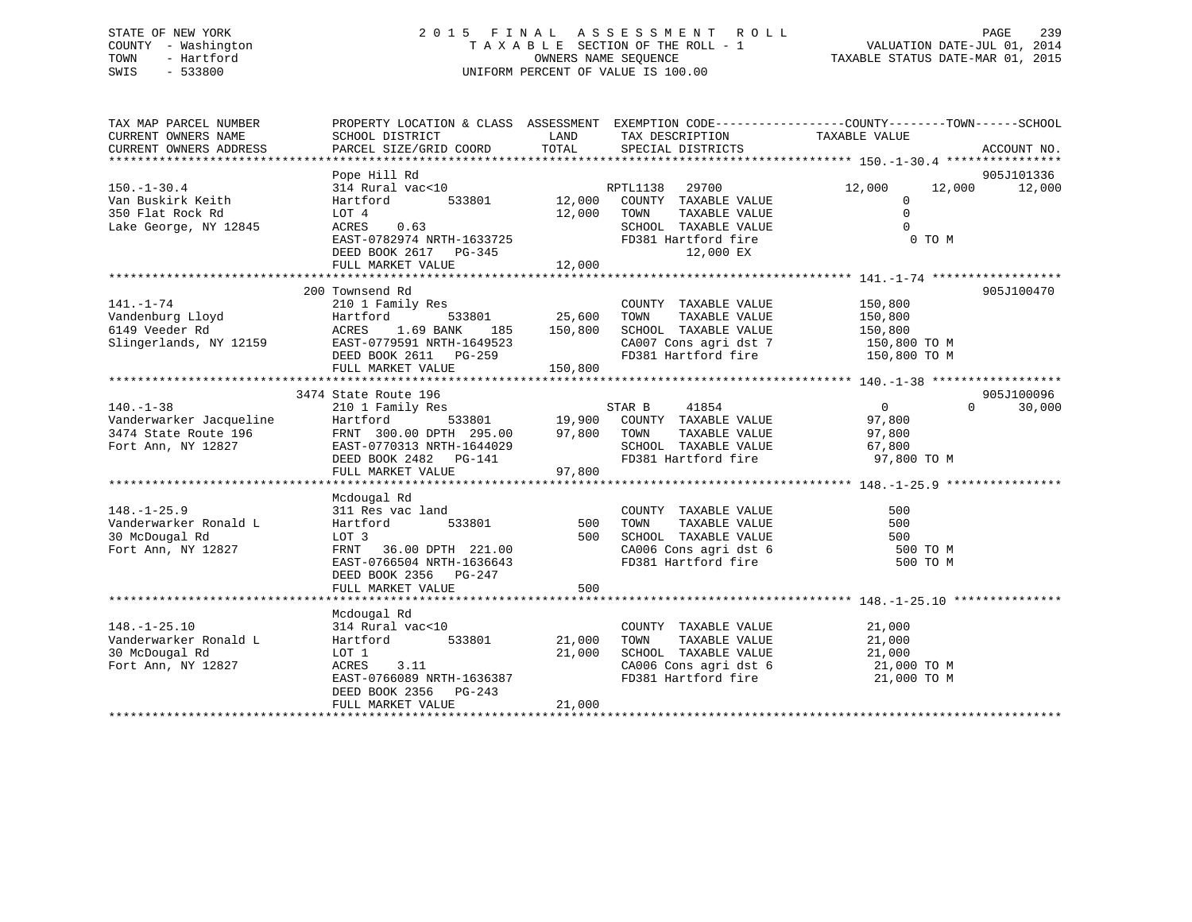STATE OF NEW YORK
COUNTY - Washington
TOWN - Hartford
SWIS - 533800

# 2015 FINAL ASSESSMENT ROLL
TAXABLE SECTION OF THE ROLL - 1
OWNERS NAME SEQUENCE
UNIFORM PERCENT OF VALUE IS 100.00

VALUATION DATE-JUL 01, 2014
TAXABLE STATUS DATE-MAR 01, 2015

| TAX MAP PARCEL NUMBER / CURRENT OWNERS NAME / CURRENT OWNERS ADDRESS | PROPERTY LOCATION & CLASS / SCHOOL DISTRICT / PARCEL SIZE/GRID COORD | ASSESSMENT LAND / TOTAL | EXEMPTION CODE / TAX DESCRIPTION / SPECIAL DISTRICTS | COUNTY TAXABLE VALUE | TOWN | SCHOOL | ACCOUNT NO. |
|---|---|---|---|---|---|---|---|
| **150.-1-30.4** | Pope Hill Rd | | | | | | 905J101336 |
| 150.-1-30.4 | 314 Rural vac<10 | | RPTL1138 29700 | 12,000 | 12,000 | 12,000 | |
| Van Buskirk Keith | Hartford 533801 | 12,000 | COUNTY TAXABLE VALUE | 0 | | | |
| 350 Flat Rock Rd | LOT 4 | 12,000 | TOWN TAXABLE VALUE | 0 | | | |
| Lake George, NY 12845 | ACRES 0.63 | | SCHOOL TAXABLE VALUE | 0 | | | |
| | EAST-0782974 NRTH-1633725 | | FD381 Hartford fire | 0 TO M | | | |
| | DEED BOOK 2617 PG-345 | | 12,000 EX | | | | |
| | FULL MARKET VALUE | 12,000 | | | | | |
| **141.-1-74** | 200 Townsend Rd | | | | | | 905J100470 |
| 141.-1-74 | 210 1 Family Res | | COUNTY TAXABLE VALUE | 150,800 | | | |
| Vandenburg Lloyd | Hartford 533801 | 25,600 | TOWN TAXABLE VALUE | 150,800 | | | |
| 6149 Veeder Rd | ACRES 1.69 BANK 185 | 150,800 | SCHOOL TAXABLE VALUE | 150,800 | | | |
| Slingerlands, NY 12159 | EAST-0779591 NRTH-1649523 | | CA007 Cons agri dst 7 | 150,800 TO M | | | |
| | DEED BOOK 2611 PG-259 | | FD381 Hartford fire | 150,800 TO M | | | |
| | FULL MARKET VALUE | 150,800 | | | | | |
| **140.-1-38** | 3474 State Route 196 | | | | | | 905J100096 |
| 140.-1-38 | 210 1 Family Res | | STAR B 41854 | 0 | 0 | 30,000 | |
| Vanderwarker Jacqueline | Hartford 533801 | 19,900 | COUNTY TAXABLE VALUE | 97,800 | | | |
| 3474 State Route 196 | FRNT 300.00 DPTH 295.00 | 97,800 | TOWN TAXABLE VALUE | 97,800 | | | |
| Fort Ann, NY 12827 | EAST-0770313 NRTH-1644029 | | SCHOOL TAXABLE VALUE | 67,800 | | | |
| | DEED BOOK 2482 PG-141 | | FD381 Hartford fire | 97,800 TO M | | | |
| | FULL MARKET VALUE | 97,800 | | | | | |
| **148.-1-25.9** | Mcdougal Rd | | | | | | |
| 148.-1-25.9 | 311 Res vac land | | COUNTY TAXABLE VALUE | 500 | | | |
| Vanderwarker Ronald L | Hartford 533801 | 500 | TOWN TAXABLE VALUE | 500 | | | |
| 30 McDougal Rd | LOT 3 | 500 | SCHOOL TAXABLE VALUE | 500 | | | |
| Fort Ann, NY 12827 | FRNT 36.00 DPTH 221.00 | | CA006 Cons agri dst 6 | 500 TO M | | | |
| | EAST-0766504 NRTH-1636643 | | FD381 Hartford fire | 500 TO M | | | |
| | DEED BOOK 2356 PG-247 | | | | | | |
| | FULL MARKET VALUE | 500 | | | | | |
| **148.-1-25.10** | Mcdougal Rd | | | | | | |
| 148.-1-25.10 | 314 Rural vac<10 | | COUNTY TAXABLE VALUE | 21,000 | | | |
| Vanderwarker Ronald L | Hartford 533801 | 21,000 | TOWN TAXABLE VALUE | 21,000 | | | |
| 30 McDougal Rd | LOT 1 | 21,000 | SCHOOL TAXABLE VALUE | 21,000 | | | |
| Fort Ann, NY 12827 | ACRES 3.11 | | CA006 Cons agri dst 6 | 21,000 TO M | | | |
| | EAST-0766089 NRTH-1636387 | | FD381 Hartford fire | 21,000 TO M | | | |
| | DEED BOOK 2356 PG-243 | | | | | | |
| | FULL MARKET VALUE | 21,000 | | | | | |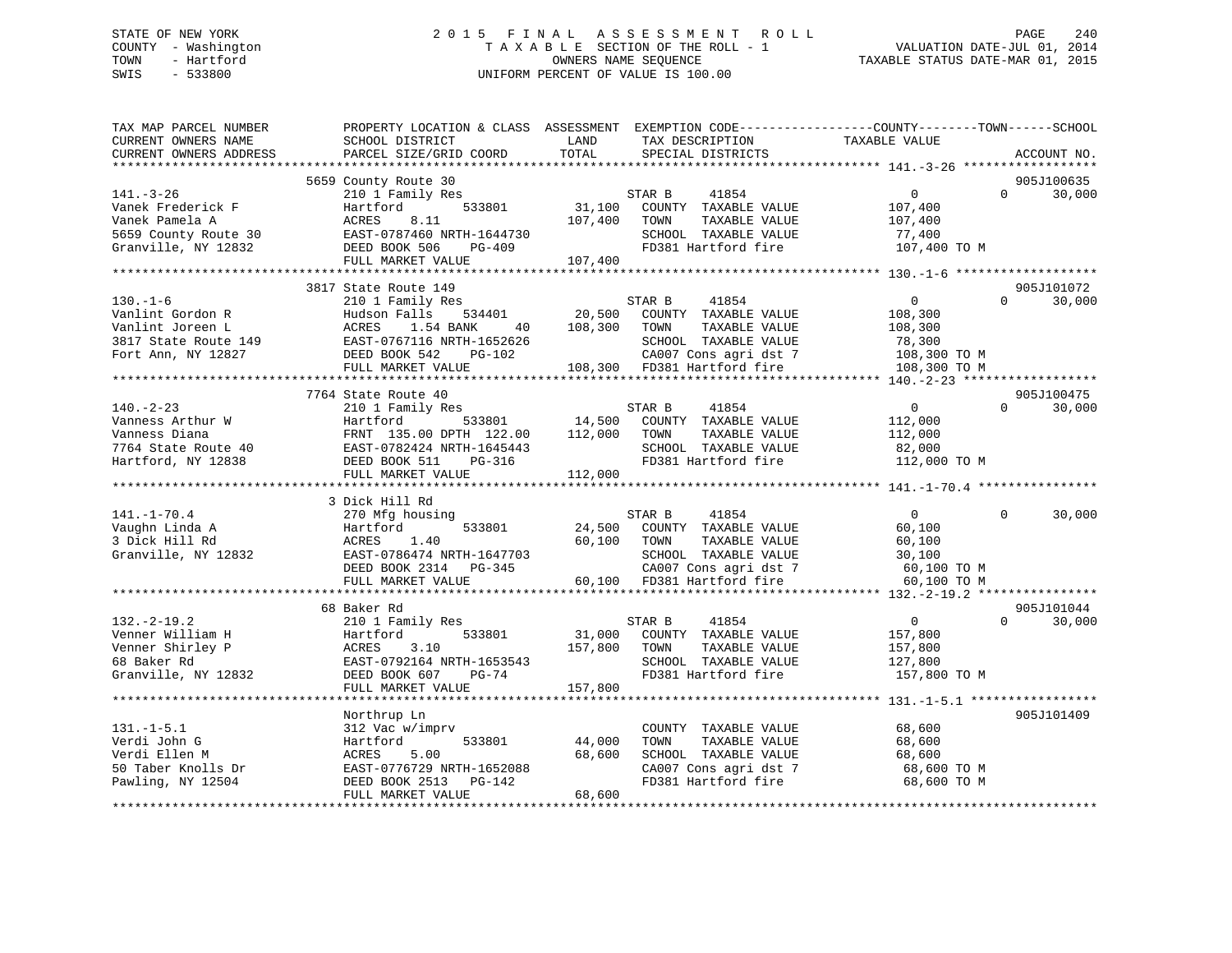STATE OF NEW YORK
COUNTY - Washington
TOWN - Hartford
SWIS - 533800

# 2015 FINAL ASSESSMENT ROLL
TAXABLE SECTION OF THE ROLL - 1
OWNERS NAME SEQUENCE
UNIFORM PERCENT OF VALUE IS 100.00

VALUATION DATE-JUL 01, 2014
TAXABLE STATUS DATE-MAR 01, 2015

```
TAX MAP PARCEL NUMBER          PROPERTY LOCATION & CLASS  ASSESSMENT  EXEMPTION CODE-----------------COUNTY--------TOWN------SCHOOL
CURRENT OWNERS NAME            SCHOOL DISTRICT               LAND      TAX DESCRIPTION            TAXABLE VALUE
CURRENT OWNERS ADDRESS         PARCEL SIZE/GRID COORD        TOTAL     SPECIAL DISTRICTS                                      ACCOUNT NO.
*********************************************************************************************** 141.-3-26 ******************
                           5659 County Route 30                                                                         905J100635
141.-3-26                      210 1 Family Res                         STAR B      41854            0             0      30,000
Vanek Frederick F              Hartford         533801       31,100     COUNTY  TAXABLE VALUE       107,400
Vanek Pamela A                 ACRES     8.11               107,400     TOWN    TAXABLE VALUE       107,400
5659 County Route 30           EAST-0787460 NRTH-1644730                SCHOOL  TAXABLE VALUE        77,400
Granville, NY 12832            DEED BOOK 506    PG-409                  FD381 Hartford fire          107,400 TO M
                               FULL MARKET VALUE            107,400
*********************************************************************************************** 130.-1-6 *******************
                           3817 State Route 149                                                                         905J101072
130.-1-6                       210 1 Family Res                         STAR B      41854            0             0      30,000
Vanlint Gordon R               Hudson Falls     534401       20,500     COUNTY  TAXABLE VALUE       108,300
Vanlint Joreen L               ACRES     1.54 BANK     40   108,300     TOWN    TAXABLE VALUE       108,300
3817 State Route 149           EAST-0767116 NRTH-1652626                SCHOOL  TAXABLE VALUE        78,300
Fort Ann, NY 12827             DEED BOOK 542    PG-102                  CA007 Cons agri dst 7        108,300 TO M
                               FULL MARKET VALUE            108,300     FD381 Hartford fire          108,300 TO M
*********************************************************************************************** 140.-2-23 ******************
                           7764 State Route 40                                                                          905J100475
140.-2-23                      210 1 Family Res                         STAR B      41854            0             0      30,000
Vanness Arthur W               Hartford         533801       14,500     COUNTY  TAXABLE VALUE       112,000
Vanness Diana                  FRNT 135.00 DPTH 122.00      112,000     TOWN    TAXABLE VALUE       112,000
7764 State Route 40            EAST-0782424 NRTH-1645443                SCHOOL  TAXABLE VALUE        82,000
Hartford, NY 12838             DEED BOOK 511    PG-316                  FD381 Hartford fire          112,000 TO M
                               FULL MARKET VALUE            112,000
*********************************************************************************************** 141.-1-70.4 ****************
                           3 Dick Hill Rd
141.-1-70.4                    270 Mfg housing                          STAR B      41854            0             0      30,000
Vaughn Linda A                 Hartford         533801       24,500     COUNTY  TAXABLE VALUE        60,100
3 Dick Hill Rd                 ACRES     1.40                60,100     TOWN    TAXABLE VALUE        60,100
Granville, NY 12832            EAST-0786474 NRTH-1647703                SCHOOL  TAXABLE VALUE        30,100
                               DEED BOOK 2314   PG-345                  CA007 Cons agri dst 7         60,100 TO M
                               FULL MARKET VALUE             60,100     FD381 Hartford fire           60,100 TO M
*********************************************************************************************** 132.-2-19.2 ****************
                           68 Baker Rd                                                                                  905J101044
132.-2-19.2                    210 1 Family Res                         STAR B      41854            0             0      30,000
Venner William H               Hartford         533801       31,000     COUNTY  TAXABLE VALUE       157,800
Venner Shirley P               ACRES     3.10               157,800     TOWN    TAXABLE VALUE       157,800
68 Baker Rd                    EAST-0792164 NRTH-1653543                SCHOOL  TAXABLE VALUE       127,800
Granville, NY 12832            DEED BOOK 607    PG-74                   FD381 Hartford fire          157,800 TO M
                               FULL MARKET VALUE            157,800
*********************************************************************************************** 131.-1-5.1 *****************
                           Northrup Ln                                                                                  905J101409
131.-1-5.1                     312 Vac w/imprv                          COUNTY  TAXABLE VALUE        68,600
Verdi John G                   Hartford         533801       44,000     TOWN    TAXABLE VALUE        68,600
Verdi Ellen M                  ACRES     5.00                68,600     SCHOOL  TAXABLE VALUE        68,600
50 Taber Knolls Dr             EAST-0776729 NRTH-1652088                CA007 Cons agri dst 7         68,600 TO M
Pawling, NY 12504              DEED BOOK 2513   PG-142                  FD381 Hartford fire           68,600 TO M
                               FULL MARKET VALUE             68,600
******************************************************************************************************************************
```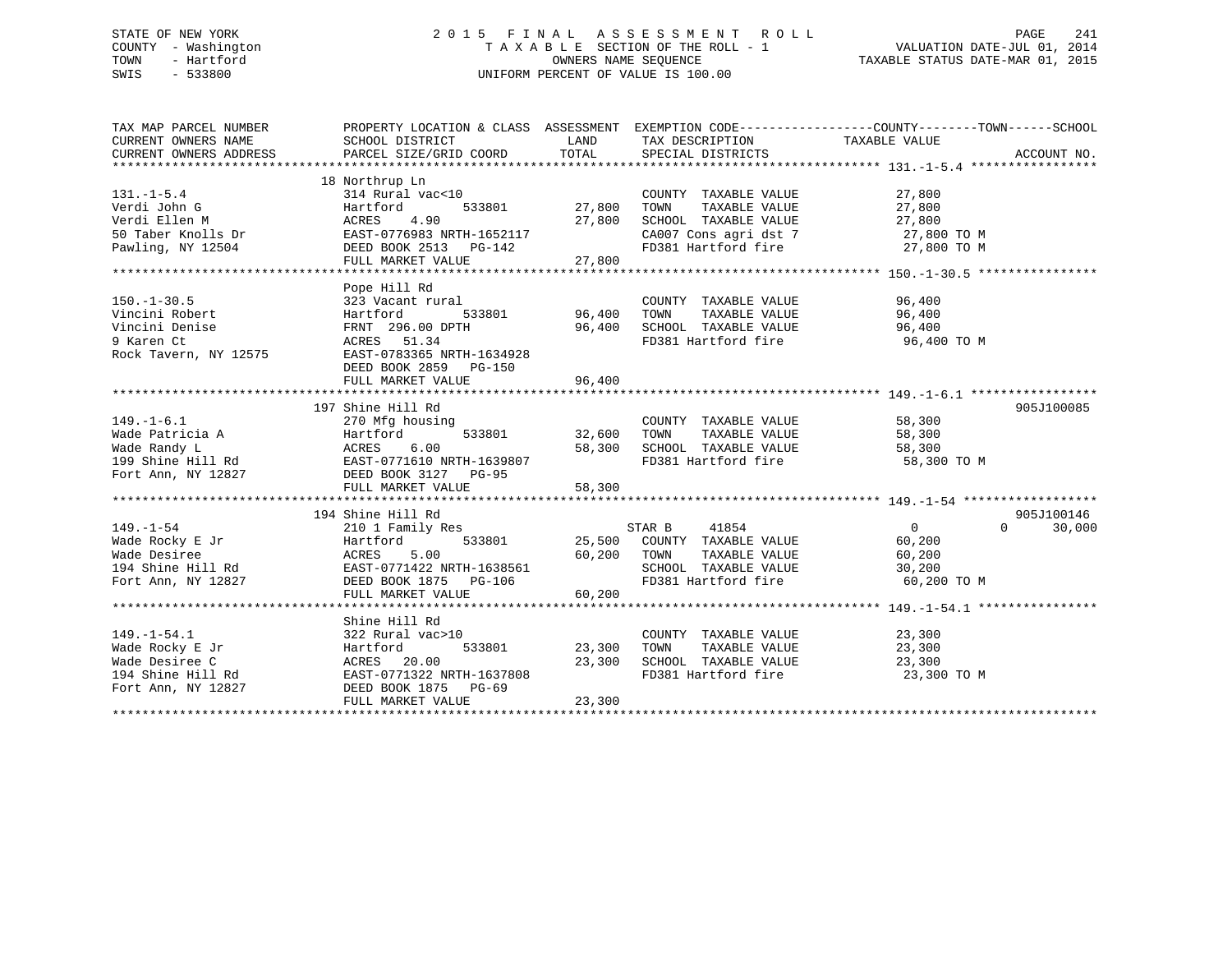STATE OF NEW YORK
COUNTY - Washington
TOWN - Hartford
SWIS - 533800

2015 FINAL ASSESSMENT ROLL
TAXABLE SECTION OF THE ROLL - 1
OWNERS NAME SEQUENCE
UNIFORM PERCENT OF VALUE IS 100.00

VALUATION DATE-JUL 01, 2014
TAXABLE STATUS DATE-MAR 01, 2015

| TAX MAP PARCEL NUMBER / CURRENT OWNERS NAME / CURRENT OWNERS ADDRESS | PROPERTY LOCATION & CLASS / SCHOOL DISTRICT / PARCEL SIZE/GRID COORD | ASSESSMENT LAND | TOTAL | EXEMPTION CODE / TAX DESCRIPTION / SPECIAL DISTRICTS | COUNTY TAXABLE VALUE | TOWN | SCHOOL | ACCOUNT NO. |
|---|---|---|---|---|---|---|---|---|
| **131.-1-5.4** | 18 Northrup Ln | | | | | | | |
| 131.-1-5.4 | 314 Rural vac<10 | | | COUNTY TAXABLE VALUE | 27,800 | | | |
| Verdi John G | Hartford 533801 | 27,800 | | TOWN TAXABLE VALUE | 27,800 | | | |
| Verdi Ellen M | ACRES 4.90 | | 27,800 | SCHOOL TAXABLE VALUE | 27,800 | | | |
| 50 Taber Knolls Dr | EAST-0776983 NRTH-1652117 | | | CA007 Cons agri dst 7 | 27,800 TO M | | | |
| Pawling, NY 12504 | DEED BOOK 2513 PG-142 | | | FD381 Hartford fire | 27,800 TO M | | | |
| | FULL MARKET VALUE | | 27,800 | | | | | |
| **150.-1-30.5** | Pope Hill Rd | | | | | | | |
| 150.-1-30.5 | 323 Vacant rural | | | COUNTY TAXABLE VALUE | 96,400 | | | |
| Vincini Robert | Hartford 533801 | 96,400 | | TOWN TAXABLE VALUE | 96,400 | | | |
| Vincini Denise | FRNT 296.00 DPTH | | 96,400 | SCHOOL TAXABLE VALUE | 96,400 | | | |
| 9 Karen Ct | ACRES 51.34 | | | FD381 Hartford fire | 96,400 TO M | | | |
| Rock Tavern, NY 12575 | EAST-0783365 NRTH-1634928 | | | | | | | |
| | DEED BOOK 2859 PG-150 | | | | | | | |
| | FULL MARKET VALUE | | 96,400 | | | | | |
| **149.-1-6.1** | 197 Shine Hill Rd | | | | | | | 905J100085 |
| 149.-1-6.1 | 270 Mfg housing | | | COUNTY TAXABLE VALUE | 58,300 | | | |
| Wade Patricia A | Hartford 533801 | 32,600 | | TOWN TAXABLE VALUE | 58,300 | | | |
| Wade Randy L | ACRES 6.00 | | 58,300 | SCHOOL TAXABLE VALUE | 58,300 | | | |
| 199 Shine Hill Rd | EAST-0771610 NRTH-1639807 | | | FD381 Hartford fire | 58,300 TO M | | | |
| Fort Ann, NY 12827 | DEED BOOK 3127 PG-95 | | | | | | | |
| | FULL MARKET VALUE | | 58,300 | | | | | |
| **149.-1-54** | 194 Shine Hill Rd | | | | | | | 905J100146 |
| 149.-1-54 | 210 1 Family Res | | | STAR B 41854 | 0 | 0 | 30,000 | |
| Wade Rocky E Jr | Hartford 533801 | 25,500 | | COUNTY TAXABLE VALUE | 60,200 | | | |
| Wade Desiree | ACRES 5.00 | | 60,200 | TOWN TAXABLE VALUE | 60,200 | | | |
| 194 Shine Hill Rd | EAST-0771422 NRTH-1638561 | | | SCHOOL TAXABLE VALUE | 30,200 | | | |
| Fort Ann, NY 12827 | DEED BOOK 1875 PG-106 | | | FD381 Hartford fire | 60,200 TO M | | | |
| | FULL MARKET VALUE | | 60,200 | | | | | |
| **149.-1-54.1** | Shine Hill Rd | | | | | | | |
| 149.-1-54.1 | 322 Rural vac>10 | | | COUNTY TAXABLE VALUE | 23,300 | | | |
| Wade Rocky E Jr | Hartford 533801 | 23,300 | | TOWN TAXABLE VALUE | 23,300 | | | |
| Wade Desiree C | ACRES 20.00 | | 23,300 | SCHOOL TAXABLE VALUE | 23,300 | | | |
| 194 Shine Hill Rd | EAST-0771322 NRTH-1637808 | | | FD381 Hartford fire | 23,300 TO M | | | |
| Fort Ann, NY 12827 | DEED BOOK 1875 PG-69 | | | | | | | |
| | FULL MARKET VALUE | | 23,300 | | | | | |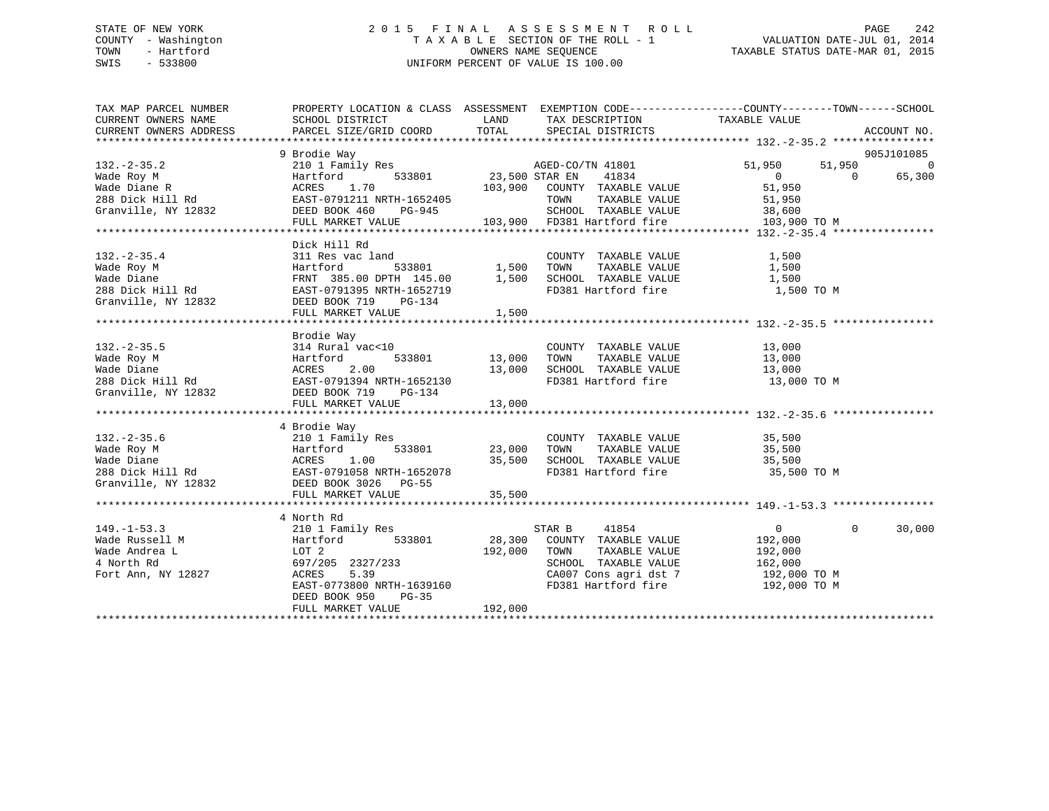STATE OF NEW YORK
COUNTY - Washington
TOWN - Hartford
SWIS - 533800

# 2015 FINAL ASSESSMENT ROLL
TAXABLE SECTION OF THE ROLL - 1
OWNERS NAME SEQUENCE
UNIFORM PERCENT OF VALUE IS 100.00

VALUATION DATE-JUL 01, 2014
TAXABLE STATUS DATE-MAR 01, 2015

```
TAX MAP PARCEL NUMBER          PROPERTY LOCATION & CLASS  ASSESSMENT  EXEMPTION CODE------------------COUNTY--------TOWN------SCHOOL
CURRENT OWNERS NAME            SCHOOL DISTRICT               LAND      TAX DESCRIPTION              TAXABLE VALUE
CURRENT OWNERS ADDRESS         PARCEL SIZE/GRID COORD        TOTAL     SPECIAL DISTRICTS                                        ACCOUNT NO.
*********************************************************************************************************** 132.-2-35.2 ****************
                               9 Brodie Way                                                                                     905J101085
132.-2-35.2                    210 1 Family Res                        AGED-CO/TN 41801              51,950       51,950             0
Wade Roy M                     Hartford          533801      23,500 STAR EN     41834                     0            0        65,300
Wade Diane R                   ACRES     1.70               103,900   COUNTY  TAXABLE VALUE            51,950
288 Dick Hill Rd               EAST-0791211 NRTH-1652405               TOWN    TAXABLE VALUE            51,950
Granville, NY 12832            DEED BOOK 460     PG-945                SCHOOL  TAXABLE VALUE            38,600
                               FULL MARKET VALUE            103,900   FD381 Hartford fire              103,900 TO M
*********************************************************************************************************** 132.-2-35.4 ****************
                               Dick Hill Rd
132.-2-35.4                    311 Res vac land                        COUNTY  TAXABLE VALUE             1,500
Wade Roy M                     Hartford          533801       1,500   TOWN    TAXABLE VALUE             1,500
Wade Diane                     FRNT  385.00 DPTH  145.00      1,500   SCHOOL  TAXABLE VALUE             1,500
288 Dick Hill Rd               EAST-0791395 NRTH-1652719               FD381 Hartford fire                1,500 TO M
Granville, NY 12832            DEED BOOK 719     PG-134
                               FULL MARKET VALUE              1,500
*********************************************************************************************************** 132.-2-35.5 ****************
                               Brodie Way
132.-2-35.5                    314 Rural vac<10                        COUNTY  TAXABLE VALUE            13,000
Wade Roy M                     Hartford          533801      13,000   TOWN    TAXABLE VALUE            13,000
Wade Diane                     ACRES     2.00                13,000   SCHOOL  TAXABLE VALUE            13,000
288 Dick Hill Rd               EAST-0791394 NRTH-1652130               FD381 Hartford fire               13,000 TO M
Granville, NY 12832            DEED BOOK 719     PG-134
                               FULL MARKET VALUE             13,000
*********************************************************************************************************** 132.-2-35.6 ****************
                               4 Brodie Way
132.-2-35.6                    210 1 Family Res                        COUNTY  TAXABLE VALUE            35,500
Wade Roy M                     Hartford          533801      23,000   TOWN    TAXABLE VALUE            35,500
Wade Diane                     ACRES     1.00                35,500   SCHOOL  TAXABLE VALUE            35,500
288 Dick Hill Rd               EAST-0791058 NRTH-1652078               FD381 Hartford fire               35,500 TO M
Granville, NY 12832            DEED BOOK 3026    PG-55
                               FULL MARKET VALUE             35,500
*********************************************************************************************************** 149.-1-53.3 ****************
                               4 North Rd
149.-1-53.3                    210 1 Family Res                        STAR B      41854                      0            0        30,000
Wade Russell M                 Hartford          533801      28,300   COUNTY  TAXABLE VALUE           192,000
Wade Andrea L                  LOT 2                        192,000   TOWN    TAXABLE VALUE           192,000
4 North Rd                     697/205 2327/233                        SCHOOL  TAXABLE VALUE           162,000
Fort Ann, NY 12827             ACRES     5.39                          CA007 Cons agri dst 7            192,000 TO M
                               EAST-0773800 NRTH-1639160               FD381 Hartford fire              192,000 TO M
                               DEED BOOK 950     PG-35
                               FULL MARKET VALUE            192,000
****************************************************************************************************************************************
```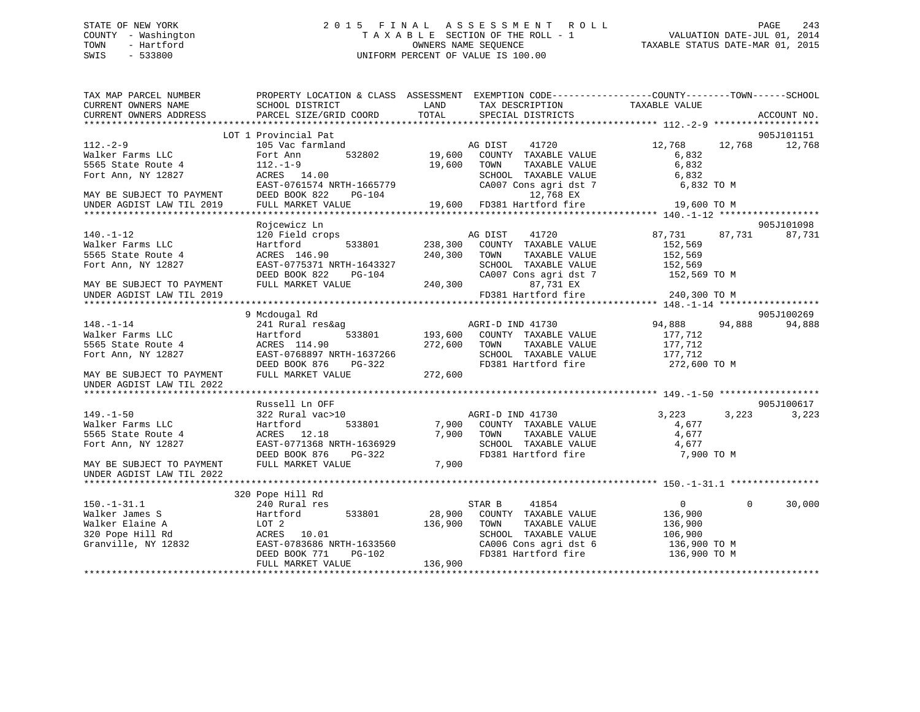STATE OF NEW YORK
COUNTY - Washington
TOWN - Hartford
SWIS - 533800

2015 FINAL ASSESSMENT ROLL
TAXABLE SECTION OF THE ROLL - 1
OWNERS NAME SEQUENCE
UNIFORM PERCENT OF VALUE IS 100.00

VALUATION DATE-JUL 01, 2014
TAXABLE STATUS DATE-MAR 01, 2015

```
TAX MAP PARCEL NUMBER          PROPERTY LOCATION & CLASS  ASSESSMENT  EXEMPTION CODE------------------COUNTY--------TOWN------SCHOOL
CURRENT OWNERS NAME            SCHOOL DISTRICT               LAND      TAX DESCRIPTION            TAXABLE VALUE
CURRENT OWNERS ADDRESS         PARCEL SIZE/GRID COORD        TOTAL     SPECIAL DISTRICTS                                     ACCOUNT NO.
******************************************************************************************************* 112.-2-9 ********************
                    LOT 1 Provincial Pat                                                                              905J101151
112.-2-9                       105 Vac farmland                      AG DIST     41720           12,768     12,768     12,768
Walker Farms LLC               Fort Ann          532802      19,600   COUNTY  TAXABLE VALUE           6,832
5565 State Route 4             112.-1-9                       19,600   TOWN    TAXABLE VALUE           6,832
Fort Ann, NY 12827             ACRES   14.00                          SCHOOL  TAXABLE VALUE           6,832
                               EAST-0761574 NRTH-1665779              CA007 Cons agri dst 7           6,832 TO M
MAY BE SUBJECT TO PAYMENT      DEED BOOK 822     PG-104                     12,768 EX
UNDER AGDIST LAW TIL 2019      FULL MARKET VALUE              19,600   FD381 Hartford fire            19,600 TO M
******************************************************************************************************* 140.-1-12 *******************
                    Rojcewicz Ln                                                                                     905J101098
140.-1-12                      120 Field crops                       AG DIST     41720           87,731     87,731     87,731
Walker Farms LLC               Hartford          533801     238,300   COUNTY  TAXABLE VALUE         152,569
5565 State Route 4             ACRES  146.90                 240,300   TOWN    TAXABLE VALUE         152,569
Fort Ann, NY 12827             EAST-0775371 NRTH-1643327              SCHOOL  TAXABLE VALUE         152,569
                               DEED BOOK 822     PG-104               CA007 Cons agri dst 7         152,569 TO M
MAY BE SUBJECT TO PAYMENT      FULL MARKET VALUE             240,300         87,731 EX
UNDER AGDIST LAW TIL 2019                                             FD381 Hartford fire           240,300 TO M
******************************************************************************************************* 148.-1-14 *******************
                    9 Mcdougal Rd                                                                                     905J100269
148.-1-14                      241 Rural res&ag                      AGRI-D IND 41730            94,888     94,888     94,888
Walker Farms LLC               Hartford          533801     193,600   COUNTY  TAXABLE VALUE         177,712
5565 State Route 4             ACRES  114.90                 272,600   TOWN    TAXABLE VALUE         177,712
Fort Ann, NY 12827             EAST-0768897 NRTH-1637266              SCHOOL  TAXABLE VALUE         177,712
                               DEED BOOK 876     PG-322               FD381 Hartford fire           272,600 TO M
MAY BE SUBJECT TO PAYMENT      FULL MARKET VALUE             272,600
UNDER AGDIST LAW TIL 2022
******************************************************************************************************* 149.-1-50 *******************
                    Russell Ln OFF                                                                                    905J100617
149.-1-50                      322 Rural vac>10                      AGRI-D IND 41730             3,223      3,223      3,223
Walker Farms LLC               Hartford          533801       7,900   COUNTY  TAXABLE VALUE           4,677
5565 State Route 4             ACRES   12.18                   7,900   TOWN    TAXABLE VALUE           4,677
Fort Ann, NY 12827             EAST-0771368 NRTH-1636929              SCHOOL  TAXABLE VALUE           4,677
                               DEED BOOK 876     PG-322               FD381 Hartford fire             7,900 TO M
MAY BE SUBJECT TO PAYMENT      FULL MARKET VALUE               7,900
UNDER AGDIST LAW TIL 2022
******************************************************************************************************* 150.-1-31.1 *****************
                    320 Pope Hill Rd
150.-1-31.1                    240 Rural res                         STAR B      41854                0          0     30,000
Walker James S                 Hartford          533801      28,900   COUNTY  TAXABLE VALUE         136,900
Walker Elaine A                LOT 2                         136,900   TOWN    TAXABLE VALUE         136,900
320 Pope Hill Rd               ACRES   10.01                          SCHOOL  TAXABLE VALUE         106,900
Granville, NY 12832            EAST-0783686 NRTH-1633560              CA006 Cons agri dst 6         136,900 TO M
                               DEED BOOK 771     PG-102               FD381 Hartford fire           136,900 TO M
                               FULL MARKET VALUE             136,900
*************************************************************************************************************************************
```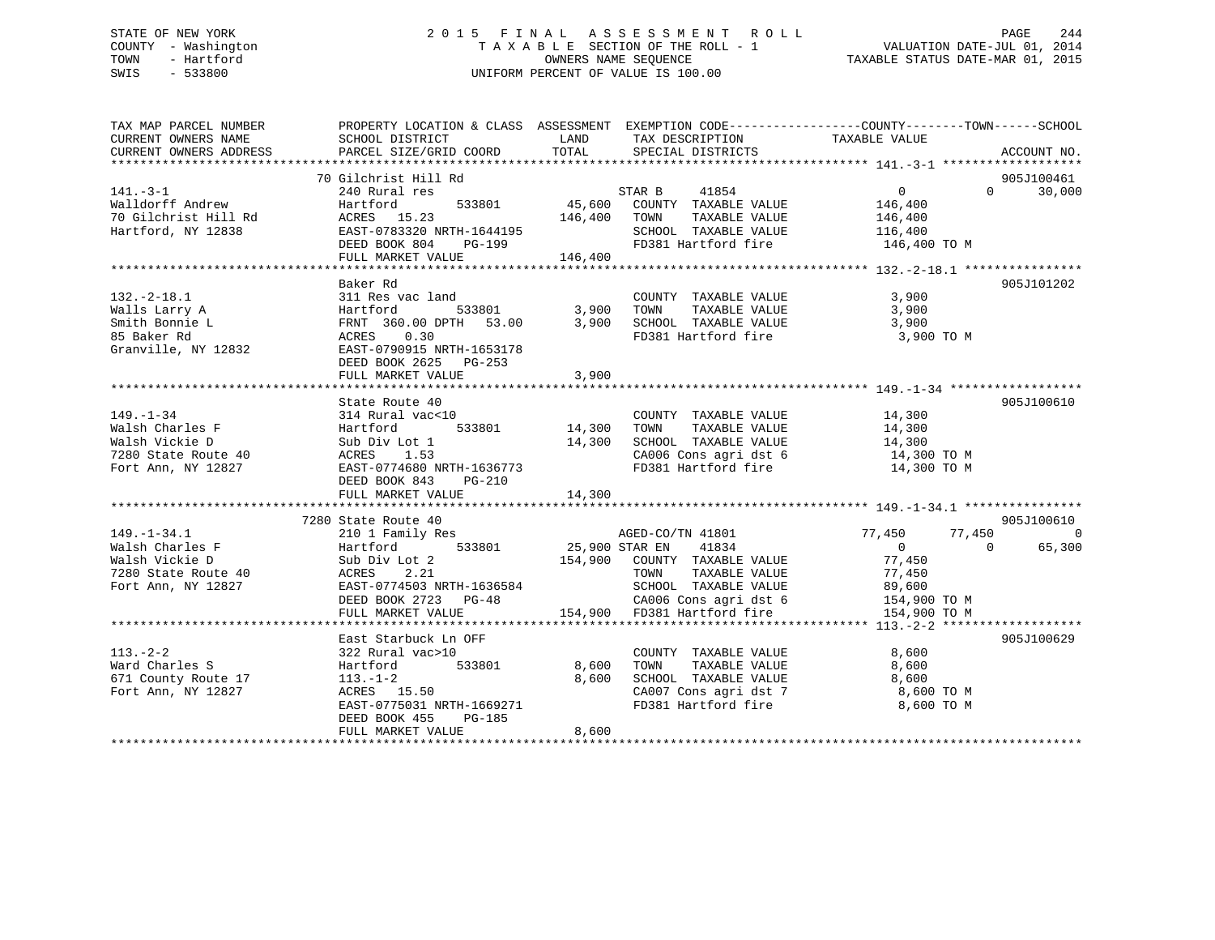STATE OF NEW YORK
COUNTY - Washington
TOWN - Hartford
SWIS - 533800

2 0 1 5 F I N A L A S S E S S M E N T R O L L
T A X A B L E SECTION OF THE ROLL - 1
OWNERS NAME SEQUENCE
UNIFORM PERCENT OF VALUE IS 100.00

VALUATION DATE-JUL 01, 2014
TAXABLE STATUS DATE-MAR 01, 2015

```
TAX MAP PARCEL NUMBER          PROPERTY LOCATION & CLASS  ASSESSMENT  EXEMPTION CODE------------------COUNTY--------TOWN------SCHOOL
CURRENT OWNERS NAME            SCHOOL DISTRICT               LAND      TAX DESCRIPTION            TAXABLE VALUE
CURRENT OWNERS ADDRESS         PARCEL SIZE/GRID COORD        TOTAL     SPECIAL DISTRICTS                                  ACCOUNT NO.
******************************************************************************************************* 141.-3-1 *******************
                    70 Gilchrist Hill Rd                                                                                905J100461
141.-3-1                       240 Rural res                           STAR B     41854                0          0     30,000
Walldorff Andrew               Hartford         533801       45,600    COUNTY  TAXABLE VALUE           146,400
70 Gilchrist Hill Rd           ACRES   15.23                146,400    TOWN    TAXABLE VALUE           146,400
Hartford, NY 12838             EAST-0783320 NRTH-1644195               SCHOOL  TAXABLE VALUE           116,400
                               DEED BOOK 804    PG-199                 FD381 Hartford fire              146,400 TO M
                               FULL MARKET VALUE            146,400
******************************************************************************************************* 132.-2-18.1 ****************
                    Baker Rd                                                                                            905J101202
132.-2-18.1                    311 Res vac land                        COUNTY  TAXABLE VALUE             3,900
Walls Larry A                  Hartford         533801        3,900    TOWN    TAXABLE VALUE             3,900
Smith Bonnie L                 FRNT 360.00 DPTH  53.00        3,900    SCHOOL  TAXABLE VALUE             3,900
85 Baker Rd                    ACRES    0.30                           FD381 Hartford fire                3,900 TO M
Granville, NY 12832            EAST-0790915 NRTH-1653178
                               DEED BOOK 2625   PG-253
                               FULL MARKET VALUE              3,900
******************************************************************************************************* 149.-1-34 ******************
                    State Route 40                                                                                      905J100610
149.-1-34                      314 Rural vac<10                        COUNTY  TAXABLE VALUE            14,300
Walsh Charles F                Hartford         533801       14,300    TOWN    TAXABLE VALUE            14,300
Walsh Vickie D                 Sub Div Lot 1                 14,300    SCHOOL  TAXABLE VALUE            14,300
7280 State Route 40            ACRES    1.53                           CA006 Cons agri dst 6             14,300 TO M
Fort Ann, NY 12827             EAST-0774680 NRTH-1636773               FD381 Hartford fire               14,300 TO M
                               DEED BOOK 843    PG-210
                               FULL MARKET VALUE             14,300
******************************************************************************************************* 149.-1-34.1 ****************
                  7280 State Route 40                                                                                   905J100610
149.-1-34.1                    210 1 Family Res                        AGED-CO/TN 41801           77,450     77,450          0
Walsh Charles F                Hartford         533801       25,900 STAR EN    41834                0          0     65,300
Walsh Vickie D                 Sub Div Lot 2                154,900    COUNTY  TAXABLE VALUE            77,450
7280 State Route 40            ACRES    2.21                           TOWN    TAXABLE VALUE            77,450
Fort Ann, NY 12827             EAST-0774503 NRTH-1636584               SCHOOL  TAXABLE VALUE            89,600
                               DEED BOOK 2723   PG-48                  CA006 Cons agri dst 6            154,900 TO M
                               FULL MARKET VALUE            154,900    FD381 Hartford fire              154,900 TO M
******************************************************************************************************* 113.-2-2 *******************
                    East Starbuck Ln OFF                                                                                905J100629
113.-2-2                       322 Rural vac>10                        COUNTY  TAXABLE VALUE             8,600
Ward Charles S                 Hartford         533801        8,600    TOWN    TAXABLE VALUE             8,600
671 County Route 17            113.-1-2                       8,600    SCHOOL  TAXABLE VALUE             8,600
Fort Ann, NY 12827             ACRES   15.50                           CA007 Cons agri dst 7              8,600 TO M
                               EAST-0775031 NRTH-1669271               FD381 Hartford fire                8,600 TO M
                               DEED BOOK 455    PG-185
                               FULL MARKET VALUE              8,600
************************************************************************************************************************************
```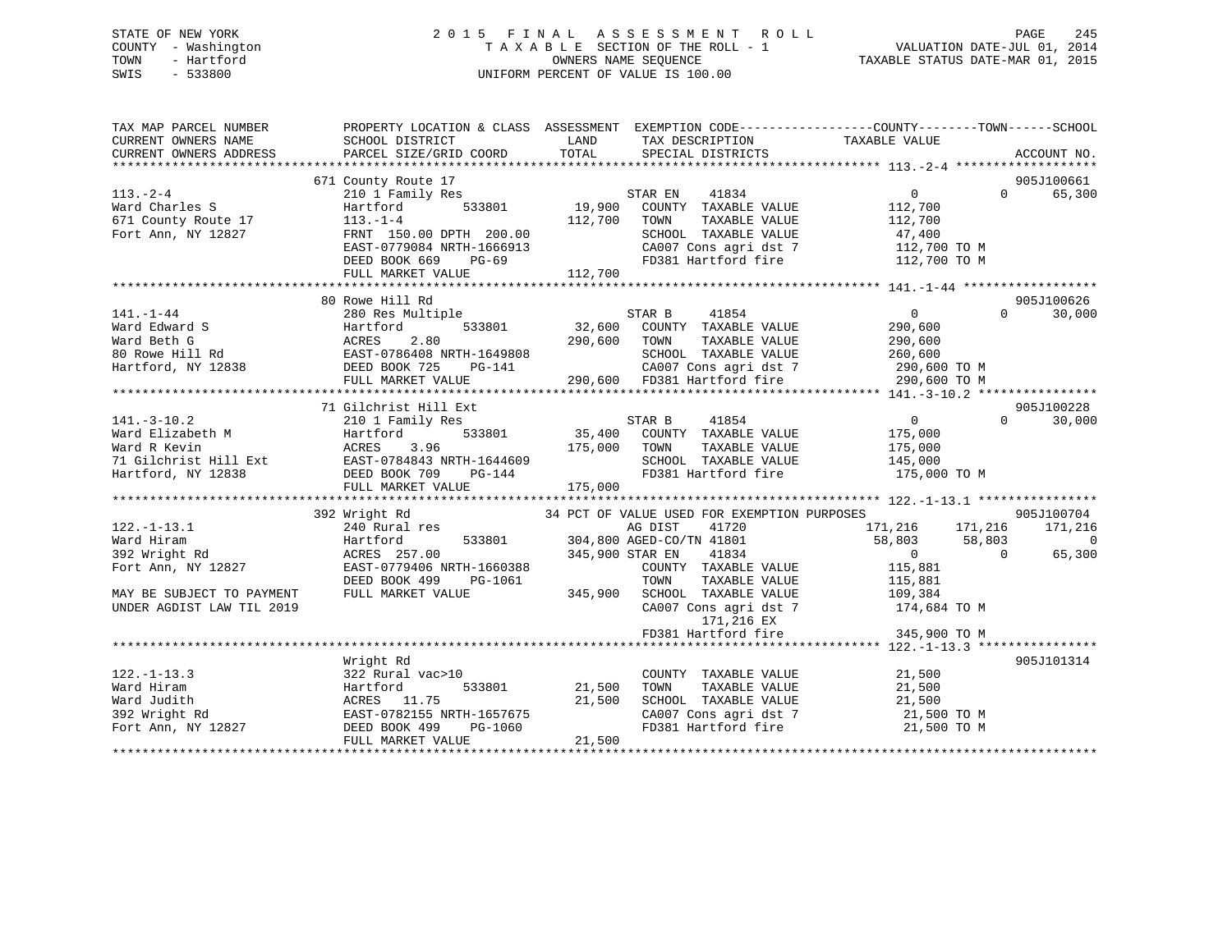STATE OF NEW YORK
COUNTY - Washington
TOWN - Hartford
SWIS - 533800

2015 FINAL ASSESSMENT ROLL
TAXABLE SECTION OF THE ROLL - 1
OWNERS NAME SEQUENCE
UNIFORM PERCENT OF VALUE IS 100.00

VALUATION DATE-JUL 01, 2014
TAXABLE STATUS DATE-MAR 01, 2015

| TAX MAP PARCEL NUMBER / CURRENT OWNERS NAME / CURRENT OWNERS ADDRESS | PROPERTY LOCATION & CLASS / SCHOOL DISTRICT / PARCEL SIZE/GRID COORD | ASSESSMENT LAND / TOTAL | EXEMPTION CODE / TAX DESCRIPTION / SPECIAL DISTRICTS | COUNTY TAXABLE VALUE | TOWN | SCHOOL | ACCOUNT NO. |
|---|---|---|---|---|---|---|---|
| **113.-2-4** | 671 County Route 17 | | | | | | 905J100661 |
| Ward Charles S | 210 1 Family Res | | STAR EN 41834 | 0 | 0 | 65,300 | |
| 671 County Route 17 | Hartford 533801 | 19,900 | COUNTY TAXABLE VALUE | 112,700 | | | |
| Fort Ann, NY 12827 | 113.-1-4 | 112,700 | TOWN TAXABLE VALUE | 112,700 | | | |
| | FRNT 150.00 DPTH 200.00 | | SCHOOL TAXABLE VALUE | 47,400 | | | |
| | EAST-0779084 NRTH-1666913 | | CA007 Cons agri dst 7 | 112,700 TO M | | | |
| | DEED BOOK 669 PG-69 | | FD381 Hartford fire | 112,700 TO M | | | |
| | FULL MARKET VALUE | 112,700 | | | | | |
| **141.-1-44** | 80 Rowe Hill Rd | | | | | | 905J100626 |
| Ward Edward S | 280 Res Multiple | | STAR B 41854 | 0 | 0 | 30,000 | |
| Ward Beth G | Hartford 533801 | 32,600 | COUNTY TAXABLE VALUE | 290,600 | | | |
| 80 Rowe Hill Rd | ACRES 2.80 | 290,600 | TOWN TAXABLE VALUE | 290,600 | | | |
| Hartford, NY 12838 | EAST-0786408 NRTH-1649808 | | SCHOOL TAXABLE VALUE | 260,600 | | | |
| | DEED BOOK 725 PG-141 | | CA007 Cons agri dst 7 | 290,600 TO M | | | |
| | FULL MARKET VALUE | 290,600 | FD381 Hartford fire | 290,600 TO M | | | |
| **141.-3-10.2** | 71 Gilchrist Hill Ext | | | | | | 905J100228 |
| Ward Elizabeth M | 210 1 Family Res | | STAR B 41854 | 0 | 0 | 30,000 | |
| Ward R Kevin | Hartford 533801 | 35,400 | COUNTY TAXABLE VALUE | 175,000 | | | |
| 71 Gilchrist Hill Ext | ACRES 3.96 | 175,000 | TOWN TAXABLE VALUE | 175,000 | | | |
| Hartford, NY 12838 | EAST-0784843 NRTH-1644609 | | SCHOOL TAXABLE VALUE | 145,000 | | | |
| | DEED BOOK 709 PG-144 | | FD381 Hartford fire | 175,000 TO M | | | |
| | FULL MARKET VALUE | 175,000 | | | | | |
| **122.-1-13.1** | 392 Wright Rd | | 34 PCT OF VALUE USED FOR EXEMPTION PURPOSES | | | | 905J100704 |
| Ward Hiram | 240 Rural res | | AG DIST 41720 | 171,216 | 171,216 | 171,216 | |
| 392 Wright Rd | Hartford 533801 | 304,800 | AGED-CO/TN 41801 | 58,803 | 58,803 | 0 | |
| Fort Ann, NY 12827 | ACRES 257.00 | 345,900 | STAR EN 41834 | 0 | 0 | 65,300 | |
| | EAST-0779406 NRTH-1660388 | | COUNTY TAXABLE VALUE | 115,881 | | | |
| | DEED BOOK 499 PG-1061 | | TOWN TAXABLE VALUE | 115,881 | | | |
| MAY BE SUBJECT TO PAYMENT | FULL MARKET VALUE | 345,900 | SCHOOL TAXABLE VALUE | 109,384 | | | |
| UNDER AGDIST LAW TIL 2019 | | | CA007 Cons agri dst 7 | 174,684 TO M | | | |
| | | | 171,216 EX | | | | |
| | | | FD381 Hartford fire | 345,900 TO M | | | |
| **122.-1-13.3** | Wright Rd | | | | | | 905J101314 |
| Ward Hiram | 322 Rural vac>10 | | COUNTY TAXABLE VALUE | 21,500 | | | |
| Ward Judith | Hartford 533801 | 21,500 | TOWN TAXABLE VALUE | 21,500 | | | |
| 392 Wright Rd | ACRES 11.75 | 21,500 | SCHOOL TAXABLE VALUE | 21,500 | | | |
| Fort Ann, NY 12827 | EAST-0782155 NRTH-1657675 | | CA007 Cons agri dst 7 | 21,500 TO M | | | |
| | DEED BOOK 499 PG-1060 | | FD381 Hartford fire | 21,500 TO M | | | |
| | FULL MARKET VALUE | 21,500 | | | | | |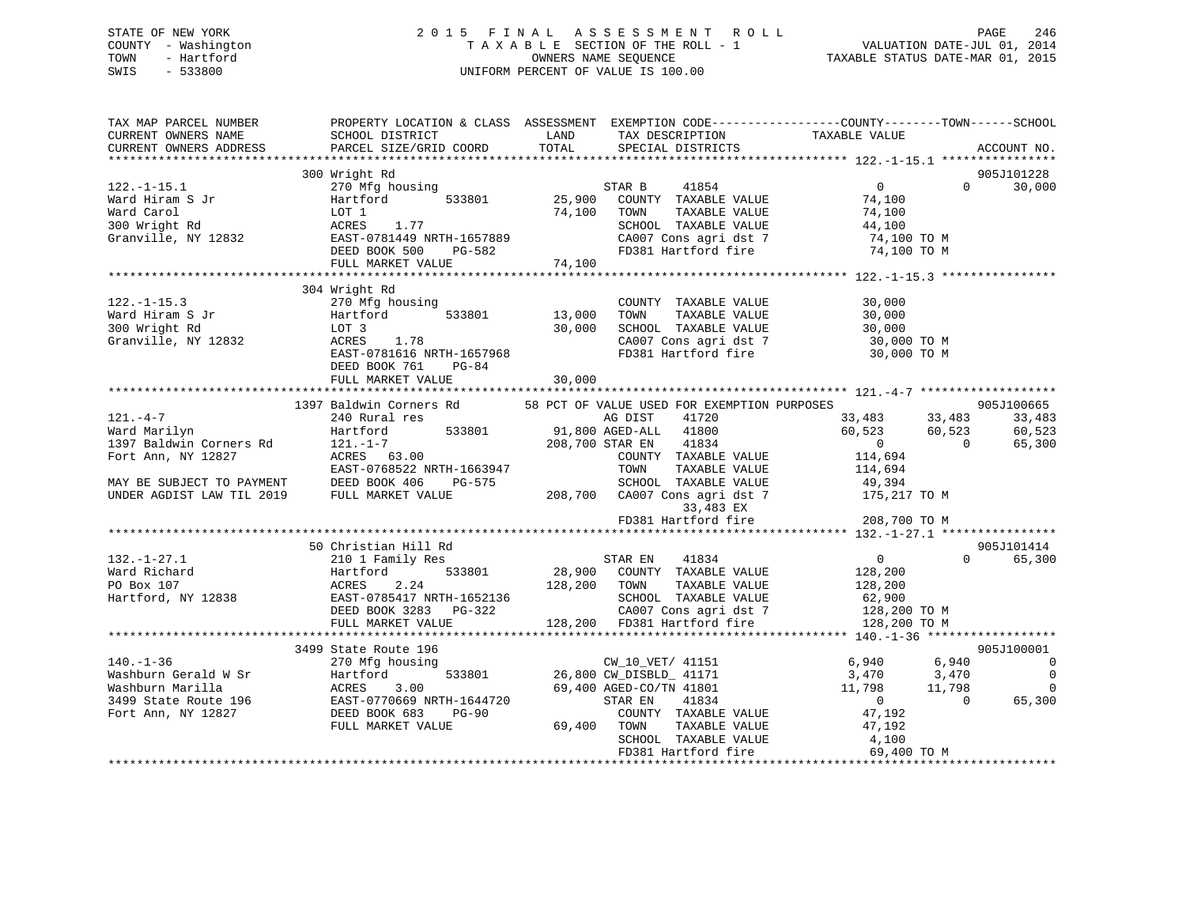STATE OF NEW YORK
COUNTY - Washington
TOWN - Hartford
SWIS - 533800

2 0 1 5 F I N A L A S S E S S M E N T R O L L
T A X A B L E SECTION OF THE ROLL - 1
OWNERS NAME SEQUENCE
UNIFORM PERCENT OF VALUE IS 100.00

VALUATION DATE-JUL 01, 2014
TAXABLE STATUS DATE-MAR 01, 2015

```
TAX MAP PARCEL NUMBER          PROPERTY LOCATION & CLASS  ASSESSMENT  EXEMPTION CODE------------------COUNTY--------TOWN------SCHOOL
CURRENT OWNERS NAME            SCHOOL DISTRICT              LAND      TAX DESCRIPTION            TAXABLE VALUE
CURRENT OWNERS ADDRESS         PARCEL SIZE/GRID COORD       TOTAL     SPECIAL DISTRICTS                                    ACCOUNT NO.
******************************************************************************************************* 122.-1-15.1 ****************
                               300 Wright Rd                                                                           905J101228
122.-1-15.1                    270 Mfg housing                        STAR B    41854                  0             0     30,000
Ward Hiram S Jr                Hartford        533801       25,900    COUNTY  TAXABLE VALUE           74,100
Ward Carol                     LOT 1                        74,100    TOWN    TAXABLE VALUE           74,100
300 Wright Rd                  ACRES    1.77                          SCHOOL  TAXABLE VALUE           44,100
Granville, NY 12832            EAST-0781449 NRTH-1657889              CA007 Cons agri dst 7           74,100 TO M
                               DEED BOOK 500    PG-582                FD381 Hartford fire             74,100 TO M
                               FULL MARKET VALUE            74,100
******************************************************************************************************* 122.-1-15.3 ****************
                               304 Wright Rd
122.-1-15.3                    270 Mfg housing                        COUNTY  TAXABLE VALUE           30,000
Ward Hiram S Jr                Hartford        533801       13,000    TOWN    TAXABLE VALUE           30,000
300 Wright Rd                  LOT 3                        30,000    SCHOOL  TAXABLE VALUE           30,000
Granville, NY 12832            ACRES    1.78                          CA007 Cons agri dst 7           30,000 TO M
                               EAST-0781616 NRTH-1657968              FD381 Hartford fire             30,000 TO M
                               DEED BOOK 761    PG-84
                               FULL MARKET VALUE            30,000
******************************************************************************************************* 121.-4-7 *******************
                               1397 Baldwin Corners Rd     58 PCT OF VALUE USED FOR EXEMPTION PURPOSES                 905J100665
121.-4-7                       240 Rural res                          AG DIST   41720             33,483        33,483     33,483
Ward Marilyn                   Hartford        533801       91,800 AGED-ALL  41800                60,523        60,523     60,523
1397 Baldwin Corners Rd        121.-1-7                    208,700 STAR EN   41834                     0             0     65,300
Fort Ann, NY 12827             ACRES   63.00                          COUNTY  TAXABLE VALUE          114,694
                               EAST-0768522 NRTH-1663947              TOWN    TAXABLE VALUE          114,694
MAY BE SUBJECT TO PAYMENT      DEED BOOK 406    PG-575                SCHOOL  TAXABLE VALUE           49,394
UNDER AGDIST LAW TIL 2019      FULL MARKET VALUE           208,700    CA007 Cons agri dst 7          175,217 TO M
                                                                           33,483 EX
                                                                      FD381 Hartford fire            208,700 TO M
******************************************************************************************************* 132.-1-27.1 ****************
                               50 Christian Hill Rd                                                                    905J101414
132.-1-27.1                    210 1 Family Res                       STAR EN   41834                  0             0     65,300
Ward Richard                   Hartford        533801       28,900    COUNTY  TAXABLE VALUE          128,200
PO Box 107                     ACRES    2.24               128,200    TOWN    TAXABLE VALUE          128,200
Hartford, NY 12838             EAST-0785417 NRTH-1652136              SCHOOL  TAXABLE VALUE           62,900
                               DEED BOOK 3283   PG-322                CA007 Cons agri dst 7          128,200 TO M
                               FULL MARKET VALUE           128,200    FD381 Hartford fire            128,200 TO M
******************************************************************************************************* 140.-1-36 ******************
                               3499 State Route 196                                                                    905J100001
140.-1-36                      270 Mfg housing                        CW_10_VET/ 41151                 6,940         6,940          0
Washburn Gerald W Sr           Hartford        533801       26,800 CW_DISBLD_ 41171                3,470         3,470          0
Washburn Marilla               ACRES    3.00                69,400 AGED-CO/TN 41801               11,798        11,798          0
3499 State Route 196           EAST-0770669 NRTH-1644720              STAR EN   41834                  0             0     65,300
Fort Ann, NY 12827             DEED BOOK 683    PG-90                 COUNTY  TAXABLE VALUE           47,192
                               FULL MARKET VALUE            69,400    TOWN    TAXABLE VALUE           47,192
                                                                      SCHOOL  TAXABLE VALUE            4,100
                                                                      FD381 Hartford fire             69,400 TO M
************************************************************************************************************************************
```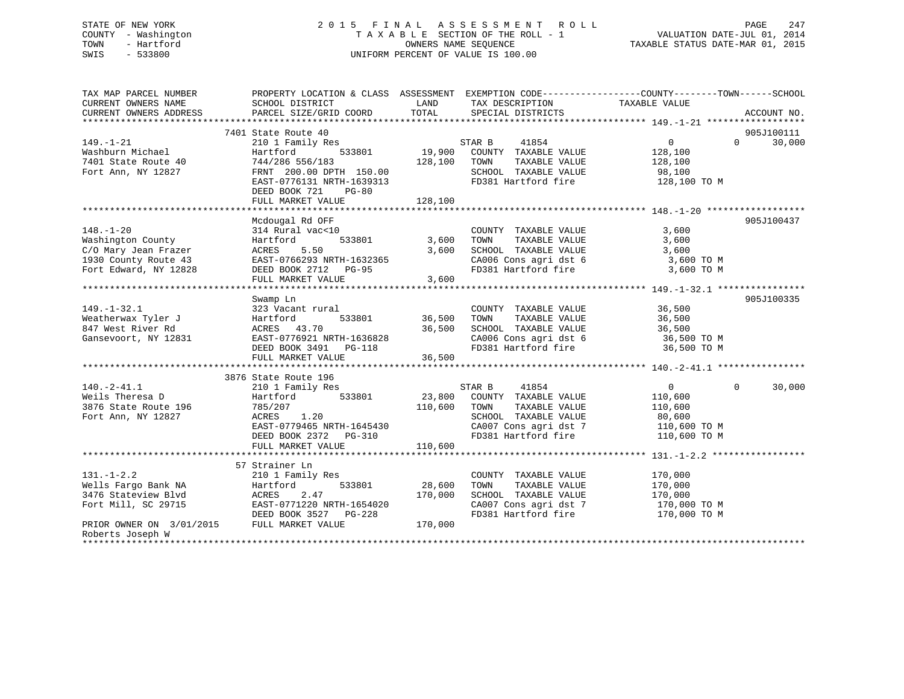STATE OF NEW YORK
COUNTY - Washington
TOWN - Hartford
SWIS - 533800

2015 FINAL ASSESSMENT ROLL
TAXABLE SECTION OF THE ROLL - 1
OWNERS NAME SEQUENCE
UNIFORM PERCENT OF VALUE IS 100.00

VALUATION DATE-JUL 01, 2014
TAXABLE STATUS DATE-MAR 01, 2015

| TAX MAP PARCEL NUMBER / CURRENT OWNERS NAME / CURRENT OWNERS ADDRESS | PROPERTY LOCATION & CLASS / SCHOOL DISTRICT / PARCEL SIZE/GRID COORD | ASSESSMENT LAND | TOTAL | EXEMPTION CODE / TAX DESCRIPTION / SPECIAL DISTRICTS | COUNTY TAXABLE VALUE | TOWN | SCHOOL | ACCOUNT NO. |
|---|---|---|---|---|---|---|---|---|
| 149.-1-21 | 7401 State Route 40 | | | | | | | 905J100111 |
| Washburn Michael | 210 1 Family Res | | | STAR B 41854 | 0 | 0 | 30,000 | |
| 7401 State Route 40 | Hartford 533801 | 19,900 | | COUNTY TAXABLE VALUE | 128,100 | | | |
| Fort Ann, NY 12827 | 744/286 556/183 | | 128,100 | TOWN TAXABLE VALUE | 128,100 | | | |
| | FRNT 200.00 DPTH 150.00 | | | SCHOOL TAXABLE VALUE | 98,100 | | | |
| | EAST-0776131 NRTH-1639313 | | | FD381 Hartford fire | 128,100 TO M | | | |
| | DEED BOOK 721 PG-80 | | | | | | | |
| | FULL MARKET VALUE | | 128,100 | | | | | |
| 148.-1-20 | Mcdougal Rd OFF | | | | | | | 905J100437 |
| Washington County | 314 Rural vac<10 | | | COUNTY TAXABLE VALUE | 3,600 | | | |
| C/O Mary Jean Frazer | Hartford 533801 | 3,600 | | TOWN TAXABLE VALUE | 3,600 | | | |
| 1930 County Route 43 | ACRES 5.50 | | 3,600 | SCHOOL TAXABLE VALUE | 3,600 | | | |
| Fort Edward, NY 12828 | EAST-0766293 NRTH-1632365 | | | CA006 Cons agri dst 6 | 3,600 TO M | | | |
| | DEED BOOK 2712 PG-95 | | | FD381 Hartford fire | 3,600 TO M | | | |
| | FULL MARKET VALUE | | 3,600 | | | | | |
| 149.-1-32.1 | Swamp Ln | | | | | | | 905J100335 |
| Weatherwax Tyler J | 323 Vacant rural | | | COUNTY TAXABLE VALUE | 36,500 | | | |
| 847 West River Rd | Hartford 533801 | 36,500 | | TOWN TAXABLE VALUE | 36,500 | | | |
| Gansevoort, NY 12831 | ACRES 43.70 | | 36,500 | SCHOOL TAXABLE VALUE | 36,500 | | | |
| | EAST-0776921 NRTH-1636828 | | | CA006 Cons agri dst 6 | 36,500 TO M | | | |
| | DEED BOOK 3491 PG-118 | | | FD381 Hartford fire | 36,500 TO M | | | |
| | FULL MARKET VALUE | | 36,500 | | | | | |
| 140.-2-41.1 | 3876 State Route 196 | | | | | | | |
| Weils Theresa D | 210 1 Family Res | | | STAR B 41854 | 0 | 0 | 30,000 | |
| 3876 State Route 196 | Hartford 533801 | 23,800 | | COUNTY TAXABLE VALUE | 110,600 | | | |
| Fort Ann, NY 12827 | 785/207 | | 110,600 | TOWN TAXABLE VALUE | 110,600 | | | |
| | ACRES 1.20 | | | SCHOOL TAXABLE VALUE | 80,600 | | | |
| | EAST-0779465 NRTH-1645430 | | | CA007 Cons agri dst 7 | 110,600 TO M | | | |
| | DEED BOOK 2372 PG-310 | | | FD381 Hartford fire | 110,600 TO M | | | |
| | FULL MARKET VALUE | | 110,600 | | | | | |
| 131.-1-2.2 | 57 Strainer Ln | | | | | | | |
| Wells Fargo Bank NA | 210 1 Family Res | | | COUNTY TAXABLE VALUE | 170,000 | | | |
| 3476 Stateview Blvd | Hartford 533801 | 28,600 | | TOWN TAXABLE VALUE | 170,000 | | | |
| Fort Mill, SC 29715 | ACRES 2.47 | | 170,000 | SCHOOL TAXABLE VALUE | 170,000 | | | |
| | EAST-0771220 NRTH-1654020 | | | CA007 Cons agri dst 7 | 170,000 TO M | | | |
| | DEED BOOK 3527 PG-228 | | | FD381 Hartford fire | 170,000 TO M | | | |
| PRIOR OWNER ON 3/01/2015 | FULL MARKET VALUE | | 170,000 | | | | | |
| Roberts Joseph W | | | | | | | | |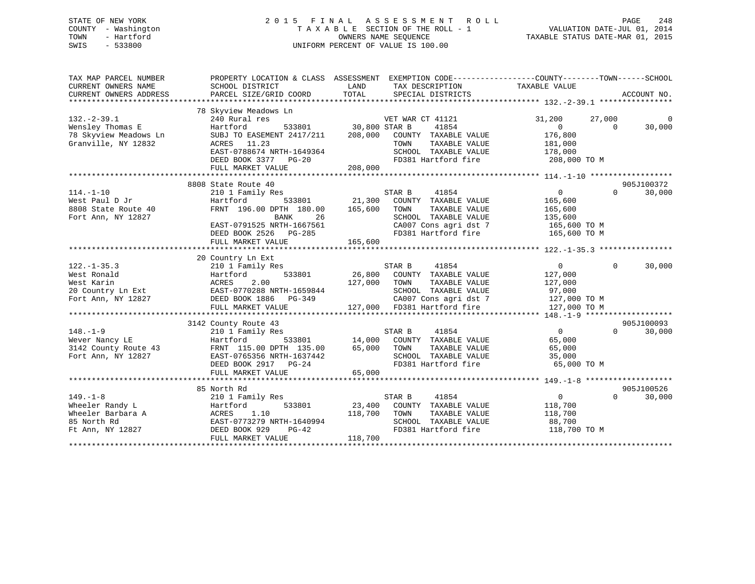STATE OF NEW YORK
COUNTY - Washington
TOWN - Hartford
SWIS - 533800

# 2015 FINAL ASSESSMENT ROLL
TAXABLE SECTION OF THE ROLL - 1
OWNERS NAME SEQUENCE
UNIFORM PERCENT OF VALUE IS 100.00

VALUATION DATE-JUL 01, 2014
TAXABLE STATUS DATE-MAR 01, 2015

| TAX MAP PARCEL NUMBER / CURRENT OWNERS NAME / CURRENT OWNERS ADDRESS | PROPERTY LOCATION & CLASS / SCHOOL DISTRICT / PARCEL SIZE/GRID COORD | ASSESSMENT LAND / TOTAL | EXEMPTION CODE / TAX DESCRIPTION / SPECIAL DISTRICTS | COUNTY TAXABLE VALUE | TOWN | SCHOOL / ACCOUNT NO. |
|---|---|---|---|---|---|---|
| **132.-2-39.1** | 78 Skyview Meadows Ln | | | | | |
| | 240 Rural res | | VET WAR CT 41121 | 31,200 | 27,000 | 0 |
| Wensley Thomas E | Hartford 533801 | 30,800 | STAR B 41854 | 0 | 0 | 30,000 |
| 78 Skyview Meadows Ln | SUBJ TO EASEMENT 2417/211 | 208,000 | COUNTY TAXABLE VALUE | 176,800 | | |
| Granville, NY 12832 | ACRES 11.23 | | TOWN TAXABLE VALUE | 181,000 | | |
| | EAST-0788674 NRTH-1649364 | | SCHOOL TAXABLE VALUE | 178,000 | | |
| | DEED BOOK 3377 PG-20 | | FD381 Hartford fire | 208,000 TO M | | |
| | FULL MARKET VALUE | 208,000 | | | | |
| **114.-1-10** | 8808 State Route 40 | | | | | 905J100372 |
| | 210 1 Family Res | | STAR B 41854 | 0 | 0 | 30,000 |
| West Paul D Jr | Hartford 533801 | 21,300 | COUNTY TAXABLE VALUE | 165,600 | | |
| 8808 State Route 40 | FRNT 196.00 DPTH 180.00 | 165,600 | TOWN TAXABLE VALUE | 165,600 | | |
| Fort Ann, NY 12827 | BANK 26 | | SCHOOL TAXABLE VALUE | 135,600 | | |
| | EAST-0791525 NRTH-1667561 | | CA007 Cons agri dst 7 | 165,600 TO M | | |
| | DEED BOOK 2526 PG-285 | | FD381 Hartford fire | 165,600 TO M | | |
| | FULL MARKET VALUE | 165,600 | | | | |
| **122.-1-35.3** | 20 Country Ln Ext | | | | | |
| | 210 1 Family Res | | STAR B 41854 | 0 | 0 | 30,000 |
| West Ronald | Hartford 533801 | 26,800 | COUNTY TAXABLE VALUE | 127,000 | | |
| West Karin | ACRES 2.00 | 127,000 | TOWN TAXABLE VALUE | 127,000 | | |
| 20 Country Ln Ext | EAST-0770288 NRTH-1659844 | | SCHOOL TAXABLE VALUE | 97,000 | | |
| Fort Ann, NY 12827 | DEED BOOK 1886 PG-349 | | CA007 Cons agri dst 7 | 127,000 TO M | | |
| | FULL MARKET VALUE | 127,000 | FD381 Hartford fire | 127,000 TO M | | |
| **148.-1-9** | 3142 County Route 43 | | | | | 905J100093 |
| | 210 1 Family Res | | STAR B 41854 | 0 | 0 | 30,000 |
| Wever Nancy LE | Hartford 533801 | 14,000 | COUNTY TAXABLE VALUE | 65,000 | | |
| 3142 County Route 43 | FRNT 115.00 DPTH 135.00 | 65,000 | TOWN TAXABLE VALUE | 65,000 | | |
| Fort Ann, NY 12827 | EAST-0765356 NRTH-1637442 | | SCHOOL TAXABLE VALUE | 35,000 | | |
| | DEED BOOK 2917 PG-24 | | FD381 Hartford fire | 65,000 TO M | | |
| | FULL MARKET VALUE | 65,000 | | | | |
| **149.-1-8** | 85 North Rd | | | | | 905J100526 |
| | 210 1 Family Res | | STAR B 41854 | 0 | 0 | 30,000 |
| Wheeler Randy L | Hartford 533801 | 23,400 | COUNTY TAXABLE VALUE | 118,700 | | |
| Wheeler Barbara A | ACRES 1.10 | 118,700 | TOWN TAXABLE VALUE | 118,700 | | |
| 85 North Rd | EAST-0773279 NRTH-1640994 | | SCHOOL TAXABLE VALUE | 88,700 | | |
| Ft Ann, NY 12827 | DEED BOOK 929 PG-42 | | FD381 Hartford fire | 118,700 TO M | | |
| | FULL MARKET VALUE | 118,700 | | | | |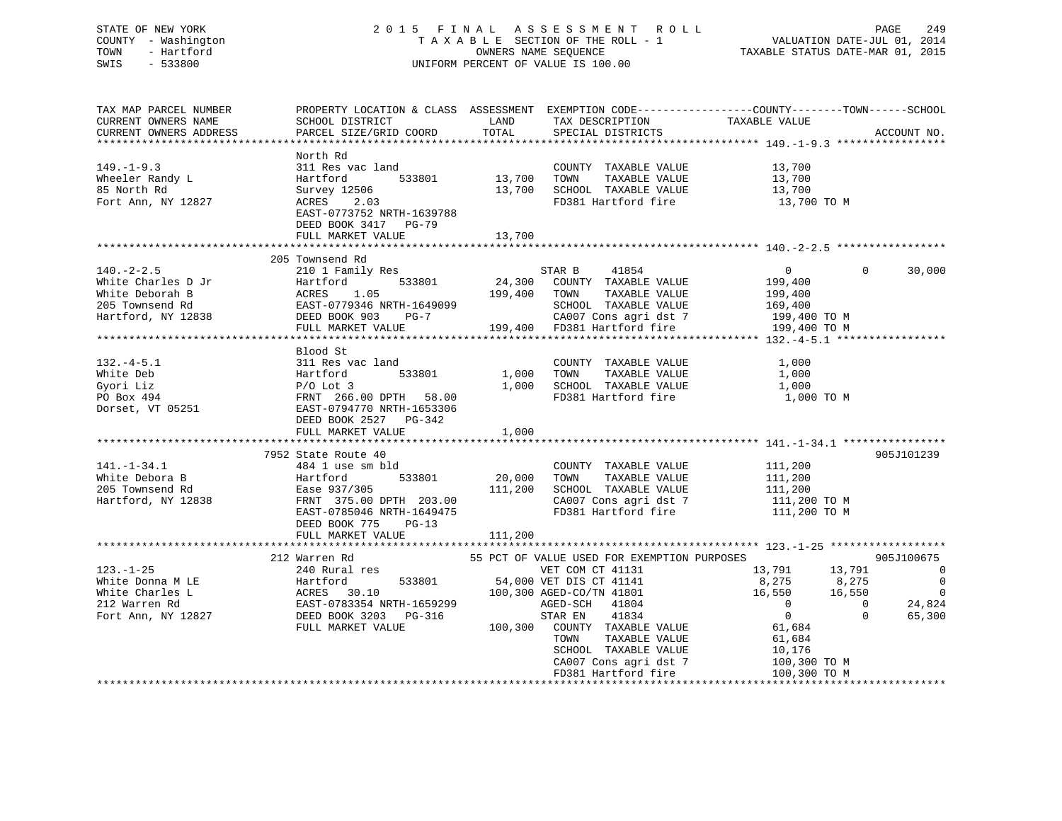STATE OF NEW YORK
COUNTY - Washington
TOWN - Hartford
SWIS - 533800

2015 FINAL ASSESSMENT ROLL
TAXABLE SECTION OF THE ROLL - 1
OWNERS NAME SEQUENCE
UNIFORM PERCENT OF VALUE IS 100.00

VALUATION DATE-JUL 01, 2014
TAXABLE STATUS DATE-MAR 01, 2015

```
TAX MAP PARCEL NUMBER          PROPERTY LOCATION & CLASS  ASSESSMENT  EXEMPTION CODE------------------COUNTY--------TOWN------SCHOOL
CURRENT OWNERS NAME            SCHOOL DISTRICT               LAND      TAX DESCRIPTION             TAXABLE VALUE
CURRENT OWNERS ADDRESS         PARCEL SIZE/GRID COORD        TOTAL     SPECIAL DISTRICTS                                    ACCOUNT NO.
****************************************************************************************************** 149.-1-9.3 *****************
                               North Rd
149.-1-9.3                     311 Res vac land                        COUNTY  TAXABLE VALUE          13,700
Wheeler Randy L                Hartford        533801        13,700    TOWN    TAXABLE VALUE          13,700
85 North Rd                    Survey 12506                  13,700    SCHOOL  TAXABLE VALUE          13,700
Fort Ann, NY 12827             ACRES    2.03                           FD381 Hartford fire              13,700 TO M
                               EAST-0773752 NRTH-1639788
                               DEED BOOK 3417   PG-79
                               FULL MARKET VALUE             13,700
****************************************************************************************************** 140.-2-2.5 *****************
                               205 Townsend Rd
140.-2-2.5                     210 1 Family Res                        STAR B     41854                    0           0      30,000
White Charles D Jr             Hartford        533801        24,300    COUNTY  TAXABLE VALUE         199,400
White Deborah B                ACRES    1.05                199,400    TOWN    TAXABLE VALUE         199,400
205 Townsend Rd                EAST-0779346 NRTH-1649099               SCHOOL  TAXABLE VALUE         169,400
Hartford, NY 12838             DEED BOOK 903    PG-7                   CA007 Cons agri dst 7           199,400 TO M
                               FULL MARKET VALUE            199,400    FD381 Hartford fire             199,400 TO M
****************************************************************************************************** 132.-4-5.1 *****************
                               Blood St
132.-4-5.1                     311 Res vac land                        COUNTY  TAXABLE VALUE           1,000
White Deb                      Hartford        533801         1,000    TOWN    TAXABLE VALUE           1,000
Gyori Liz                      P/O Lot 3                      1,000    SCHOOL  TAXABLE VALUE           1,000
PO Box 494                     FRNT 266.00 DPTH  58.00                 FD381 Hartford fire               1,000 TO M
Dorset, VT 05251               EAST-0794770 NRTH-1653306
                               DEED BOOK 2527   PG-342
                               FULL MARKET VALUE              1,000
****************************************************************************************************** 141.-1-34.1 ****************
                               7952 State Route 40                                                                   905J101239
141.-1-34.1                    484 1 use sm bld                        COUNTY  TAXABLE VALUE         111,200
White Debora B                 Hartford        533801        20,000    TOWN    TAXABLE VALUE         111,200
205 Townsend Rd                Ease 937/305                 111,200    SCHOOL  TAXABLE VALUE         111,200
Hartford, NY 12838             FRNT 375.00 DPTH 203.00                 CA007 Cons agri dst 7           111,200 TO M
                               EAST-0785046 NRTH-1649475               FD381 Hartford fire             111,200 TO M
                               DEED BOOK 775    PG-13
                               FULL MARKET VALUE            111,200
****************************************************************************************************** 123.-1-25 ******************
                               212 Warren Rd                  55 PCT OF VALUE USED FOR EXEMPTION PURPOSES                    905J100675
123.-1-25                      240 Rural res                           VET COM CT 41131               13,791      13,791           0
White Donna M LE               Hartford        533801        54,000 VET DIS CT 41141                   8,275       8,275           0
White Charles L                ACRES   30.10                100,300 AGED-CO/TN 41801                  16,550      16,550           0
212 Warren Rd                  EAST-0783354 NRTH-1659299               AGED-SCH   41804                    0           0      24,824
Fort Ann, NY 12827             DEED BOOK 3203   PG-316                 STAR EN    41834                    0           0      65,300
                               FULL MARKET VALUE            100,300    COUNTY  TAXABLE VALUE          61,684
                                                                       TOWN    TAXABLE VALUE          61,684
                                                                       SCHOOL  TAXABLE VALUE          10,176
                                                                       CA007 Cons agri dst 7           100,300 TO M
                                                                       FD381 Hartford fire             100,300 TO M
************************************************************************************************************************************
```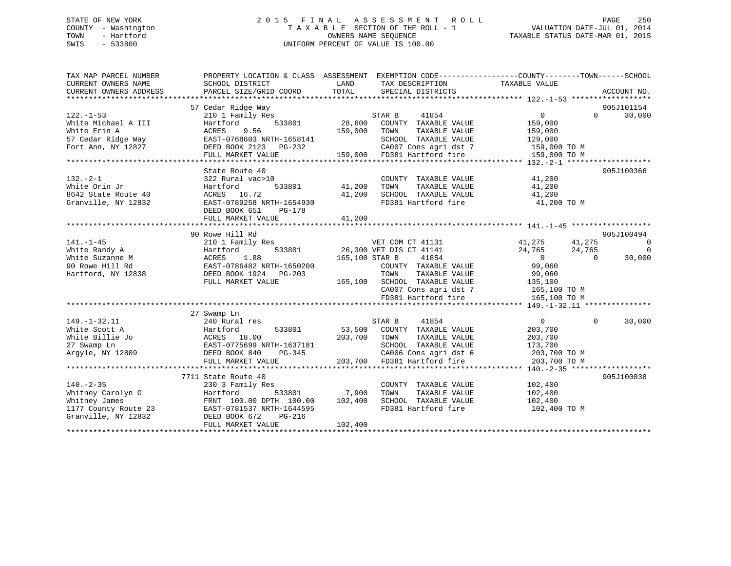STATE OF NEW YORK
COUNTY - Washington
TOWN - Hartford
SWIS - 533800

2 0 1 5 F I N A L A S S E S S M E N T R O L L
T A X A B L E SECTION OF THE ROLL - 1
OWNERS NAME SEQUENCE
UNIFORM PERCENT OF VALUE IS 100.00

VALUATION DATE-JUL 01, 2014
TAXABLE STATUS DATE-MAR 01, 2015

```
TAX MAP PARCEL NUMBER        PROPERTY LOCATION & CLASS  ASSESSMENT  EXEMPTION CODE------------------COUNTY--------TOWN------SCHOOL
CURRENT OWNERS NAME          SCHOOL DISTRICT               LAND      TAX DESCRIPTION            TAXABLE VALUE
CURRENT OWNERS ADDRESS       PARCEL SIZE/GRID COORD        TOTAL     SPECIAL DISTRICTS                                    ACCOUNT NO.
******************************************************************************************************* 122.-1-53 ******************
                             57 Cedar Ridge Way                                                                            905J101154
122.-1-53                    210 1 Family Res                     STAR B      41854                 0            0      30,000
White Michael A III          Hartford        533801      28,600   COUNTY  TAXABLE VALUE          159,000
White Erin A                 ACRES    9.56              159,000   TOWN    TAXABLE VALUE          159,000
57 Cedar Ridge Way           EAST-0768803 NRTH-1658141            SCHOOL  TAXABLE VALUE          129,000
Fort Ann, NY 12827           DEED BOOK 2123   PG-232              CA007 Cons agri dst 7           159,000 TO M
                             FULL MARKET VALUE          159,000   FD381 Hartford fire             159,000 TO M
******************************************************************************************************* 132.-2-1 *******************
                             State Route 40                                                                                905J100366
132.-2-1                     322 Rural vac>10                     COUNTY  TAXABLE VALUE           41,200
White Orin Jr                Hartford        533801      41,200   TOWN    TAXABLE VALUE           41,200
8642 State Route 40          ACRES   16.72               41,200   SCHOOL  TAXABLE VALUE           41,200
Granville, NY 12832          EAST-0789258 NRTH-1654930            FD381 Hartford fire              41,200 TO M
                             DEED BOOK 651    PG-178
                             FULL MARKET VALUE           41,200
******************************************************************************************************* 141.-1-45 ******************
                             90 Rowe Hill Rd                                                                               905J100494
141.-1-45                    210 1 Family Res                     VET COM CT 41131              41,275      41,275           0
White Randy A                Hartford        533801      26,300 VET DIS CT 41141                24,765      24,765           0
White Suzanne M              ACRES    1.88              165,100 STAR B      41854                    0           0      30,000
90 Rowe Hill Rd              EAST-0786482 NRTH-1650200            COUNTY  TAXABLE VALUE           99,060
Hartford, NY 12838           DEED BOOK 1924   PG-203              TOWN    TAXABLE VALUE           99,060
                             FULL MARKET VALUE          165,100   SCHOOL  TAXABLE VALUE          135,100
                                                                  CA007 Cons agri dst 7           165,100 TO M
                                                                  FD381 Hartford fire             165,100 TO M
******************************************************************************************************* 149.-1-32.11 ***************
                             27 Swamp Ln
149.-1-32.11                 240 Rural res                        STAR B      41854                 0            0      30,000
White Scott A                Hartford        533801      53,500   COUNTY  TAXABLE VALUE          203,700
White Billie Jo              ACRES   18.00              203,700   TOWN    TAXABLE VALUE          203,700
27 Swamp Ln                  EAST-0775699 NRTH-1637181            SCHOOL  TAXABLE VALUE          173,700
Argyle, NY 12809             DEED BOOK 840    PG-345              CA006 Cons agri dst 6           203,700 TO M
                             FULL MARKET VALUE          203,700   FD381 Hartford fire             203,700 TO M
******************************************************************************************************* 140.-2-35 ******************
                             7711 State Route 40                                                                           905J100038
140.-2-35                    230 3 Family Res                     COUNTY  TAXABLE VALUE          102,400
Whitney Carolyn G            Hartford        533801       7,900   TOWN    TAXABLE VALUE          102,400
Whitney James                FRNT 100.00 DPTH 100.00    102,400   SCHOOL  TAXABLE VALUE          102,400
1177 County Route 23         EAST-0781537 NRTH-1644595            FD381 Hartford fire             102,400 TO M
Granville, NY 12832          DEED BOOK 672    PG-216
                             FULL MARKET VALUE          102,400
************************************************************************************************************************************
```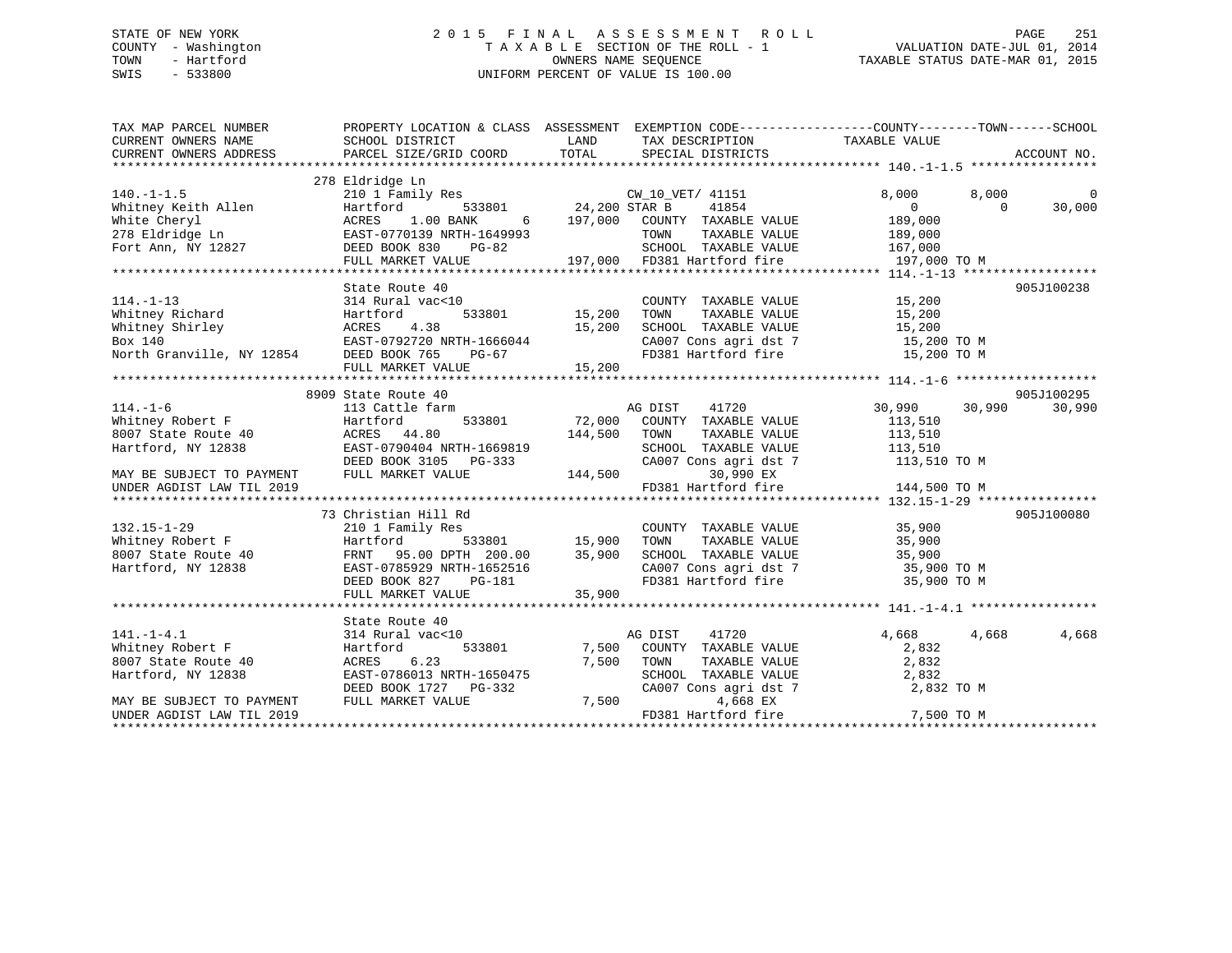STATE OF NEW YORK
COUNTY - Washington
TOWN - Hartford
SWIS - 533800

2015 FINAL ASSESSMENT ROLL
TAXABLE SECTION OF THE ROLL - 1
OWNERS NAME SEQUENCE
UNIFORM PERCENT OF VALUE IS 100.00

VALUATION DATE-JUL 01, 2014
TAXABLE STATUS DATE-MAR 01, 2015

```
TAX MAP PARCEL NUMBER          PROPERTY LOCATION & CLASS  ASSESSMENT  EXEMPTION CODE------------------COUNTY--------TOWN------SCHOOL
CURRENT OWNERS NAME            SCHOOL DISTRICT              LAND      TAX DESCRIPTION              TAXABLE VALUE
CURRENT OWNERS ADDRESS         PARCEL SIZE/GRID COORD       TOTAL     SPECIAL DISTRICTS                                        ACCOUNT NO.
******************************************************************************************************* 140.-1-1.5 *****************
                               278 Eldridge Ln
140.-1-1.5                     210 1 Family Res                     CW_10_VET/ 41151              8,000       8,000           0
Whitney Keith Allen            Hartford        533801      24,200 STAR B     41854                   0           0      30,000
White Cheryl                   ACRES    1.00 BANK      6   197,000   COUNTY  TAXABLE VALUE         189,000
278 Eldridge Ln                EAST-0770139 NRTH-1649993             TOWN    TAXABLE VALUE         189,000
Fort Ann, NY 12827             DEED BOOK 830    PG-82                SCHOOL  TAXABLE VALUE         167,000
                               FULL MARKET VALUE           197,000   FD381 Hartford fire            197,000 TO M
******************************************************************************************************* 114.-1-13 ******************
                               State Route 40                                                                            905J100238
114.-1-13                      314 Rural vac<10                      COUNTY  TAXABLE VALUE          15,200
Whitney Richard                Hartford        533801      15,200    TOWN    TAXABLE VALUE          15,200
Whitney Shirley                ACRES    4.38               15,200    SCHOOL  TAXABLE VALUE          15,200
Box 140                        EAST-0792720 NRTH-1666044             CA007 Cons agri dst 7           15,200 TO M
North Granville, NY 12854      DEED BOOK 765    PG-67                FD381 Hartford fire             15,200 TO M
                               FULL MARKET VALUE           15,200
******************************************************************************************************* 114.-1-6 *******************
                               8909 State Route 40                                                                       905J100295
114.-1-6                       113 Cattle farm                       AG DIST    41720               30,990      30,990      30,990
Whitney Robert F               Hartford        533801      72,000    COUNTY  TAXABLE VALUE         113,510
8007 State Route 40            ACRES   44.80               144,500   TOWN    TAXABLE VALUE         113,510
Hartford, NY 12838             EAST-0790404 NRTH-1669819             SCHOOL  TAXABLE VALUE         113,510
                               DEED BOOK 3105   PG-333               CA007 Cons agri dst 7          113,510 TO M
MAY BE SUBJECT TO PAYMENT      FULL MARKET VALUE           144,500         30,990 EX
UNDER AGDIST LAW TIL 2019                                            FD381 Hartford fire            144,500 TO M
******************************************************************************************************* 132.15-1-29 ****************
                               73 Christian Hill Rd                                                                      905J100080
132.15-1-29                    210 1 Family Res                      COUNTY  TAXABLE VALUE          35,900
Whitney Robert F               Hartford        533801      15,900    TOWN    TAXABLE VALUE          35,900
8007 State Route 40            FRNT   95.00 DPTH 200.00    35,900    SCHOOL  TAXABLE VALUE          35,900
Hartford, NY 12838             EAST-0785929 NRTH-1652516             CA007 Cons agri dst 7           35,900 TO M
                               DEED BOOK 827    PG-181               FD381 Hartford fire             35,900 TO M
                               FULL MARKET VALUE           35,900
******************************************************************************************************* 141.-1-4.1 *****************
                               State Route 40
141.-1-4.1                     314 Rural vac<10                      AG DIST    41720                4,668       4,668       4,668
Whitney Robert F               Hartford        533801       7,500    COUNTY  TAXABLE VALUE           2,832
8007 State Route 40            ACRES    6.23                7,500    TOWN    TAXABLE VALUE           2,832
Hartford, NY 12838             EAST-0786013 NRTH-1650475             SCHOOL  TAXABLE VALUE           2,832
                               DEED BOOK 1727   PG-332               CA007 Cons agri dst 7            2,832 TO M
MAY BE SUBJECT TO PAYMENT      FULL MARKET VALUE            7,500           4,668 EX
UNDER AGDIST LAW TIL 2019                                            FD381 Hartford fire              7,500 TO M
************************************************************************************************************************************
```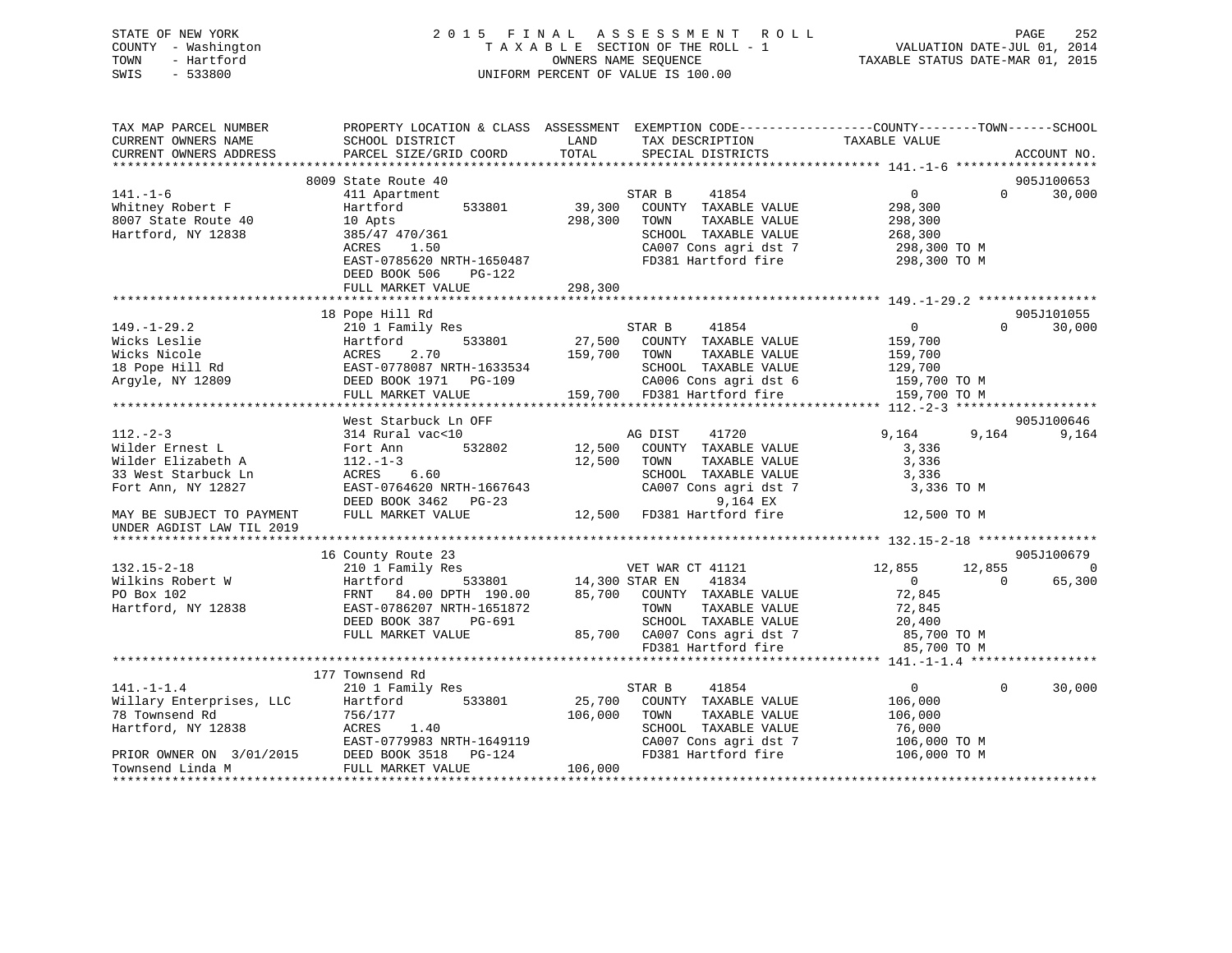STATE OF NEW YORK
COUNTY - Washington
TOWN - Hartford
SWIS - 533800

2 0 1 5 F I N A L A S S E S S M E N T R O L L
T A X A B L E SECTION OF THE ROLL - 1
OWNERS NAME SEQUENCE
UNIFORM PERCENT OF VALUE IS 100.00

VALUATION DATE-JUL 01, 2014
TAXABLE STATUS DATE-MAR 01, 2015

| TAX MAP PARCEL NUMBER / CURRENT OWNERS NAME / CURRENT OWNERS ADDRESS | PROPERTY LOCATION & CLASS / SCHOOL DISTRICT / PARCEL SIZE/GRID COORD | ASSESSMENT LAND / TOTAL | EXEMPTION CODE / TAX DESCRIPTION / SPECIAL DISTRICTS | COUNTY TAXABLE VALUE | TOWN | SCHOOL | ACCOUNT NO. |
|---|---|---|---|---|---|---|---|
| 141.-1-6 | 8009 State Route 40 | | | | | | 905J100653 |
| Whitney Robert F | 411 Apartment | | STAR B 41854 | 0 | 0 | 30,000 | |
| 8007 State Route 40 | Hartford 533801 | 39,300 | COUNTY TAXABLE VALUE | 298,300 | | | |
| Hartford, NY 12838 | 10 Apts | 298,300 | TOWN TAXABLE VALUE | 298,300 | | | |
| | 385/47 470/361 | | SCHOOL TAXABLE VALUE | 268,300 | | | |
| | ACRES 1.50 | | CA007 Cons agri dst 7 | 298,300 TO M | | | |
| | EAST-0785620 NRTH-1650487 | | FD381 Hartford fire | 298,300 TO M | | | |
| | DEED BOOK 506 PG-122 | | | | | | |
| | FULL MARKET VALUE | 298,300 | | | | | |
| 149.-1-29.2 | 18 Pope Hill Rd | | | | | | 905J101055 |
| Wicks Leslie | 210 1 Family Res | | STAR B 41854 | 0 | 0 | 30,000 | |
| Wicks Nicole | Hartford 533801 | 27,500 | COUNTY TAXABLE VALUE | 159,700 | | | |
| 18 Pope Hill Rd | ACRES 2.70 | 159,700 | TOWN TAXABLE VALUE | 159,700 | | | |
| Argyle, NY 12809 | EAST-0778087 NRTH-1633534 | | SCHOOL TAXABLE VALUE | 129,700 | | | |
| | DEED BOOK 1971 PG-109 | | CA006 Cons agri dst 6 | 159,700 TO M | | | |
| | FULL MARKET VALUE | 159,700 | FD381 Hartford fire | 159,700 TO M | | | |
| 112.-2-3 | West Starbuck Ln OFF | | | | | | 905J100646 |
| Wilder Ernest L | 314 Rural vac<10 | | AG DIST 41720 | 9,164 | 9,164 | 9,164 | |
| Wilder Elizabeth A | Fort Ann 532802 | 12,500 | COUNTY TAXABLE VALUE | 3,336 | | | |
| 33 West Starbuck Ln | 112.-1-3 | 12,500 | TOWN TAXABLE VALUE | 3,336 | | | |
| Fort Ann, NY 12827 | ACRES 6.60 | | SCHOOL TAXABLE VALUE | 3,336 | | | |
| | EAST-0764620 NRTH-1667643 | | CA007 Cons agri dst 7 | 3,336 TO M | | | |
| | DEED BOOK 3462 PG-23 | | 9,164 EX | | | | |
| MAY BE SUBJECT TO PAYMENT UNDER AGDIST LAW TIL 2019 | FULL MARKET VALUE | 12,500 | FD381 Hartford fire | 12,500 TO M | | | |
| 132.15-2-18 | 16 County Route 23 | | | | | | 905J100679 |
| Wilkins Robert W | 210 1 Family Res | | VET WAR CT 41121 | 12,855 | 12,855 | 0 | |
| PO Box 102 | Hartford 533801 | 14,300 | STAR EN 41834 | 0 | 0 | 65,300 | |
| Hartford, NY 12838 | FRNT 84.00 DPTH 190.00 | 85,700 | COUNTY TAXABLE VALUE | 72,845 | | | |
| | EAST-0786207 NRTH-1651872 | | TOWN TAXABLE VALUE | 72,845 | | | |
| | DEED BOOK 387 PG-691 | | SCHOOL TAXABLE VALUE | 20,400 | | | |
| | FULL MARKET VALUE | 85,700 | CA007 Cons agri dst 7 | 85,700 TO M | | | |
| | | | FD381 Hartford fire | 85,700 TO M | | | |
| 141.-1-1.4 | 177 Townsend Rd | | | | | | |
| Willary Enterprises, LLC | 210 1 Family Res | | STAR B 41854 | 0 | 0 | 30,000 | |
| 78 Townsend Rd | Hartford 533801 | 25,700 | COUNTY TAXABLE VALUE | 106,000 | | | |
| Hartford, NY 12838 | 756/177 | 106,000 | TOWN TAXABLE VALUE | 106,000 | | | |
| | ACRES 1.40 | | SCHOOL TAXABLE VALUE | 76,000 | | | |
| | EAST-0779983 NRTH-1649119 | | CA007 Cons agri dst 7 | 106,000 TO M | | | |
| PRIOR OWNER ON 3/01/2015 | DEED BOOK 3518 PG-124 | | FD381 Hartford fire | 106,000 TO M | | | |
| Townsend Linda M | FULL MARKET VALUE | 106,000 | | | | | |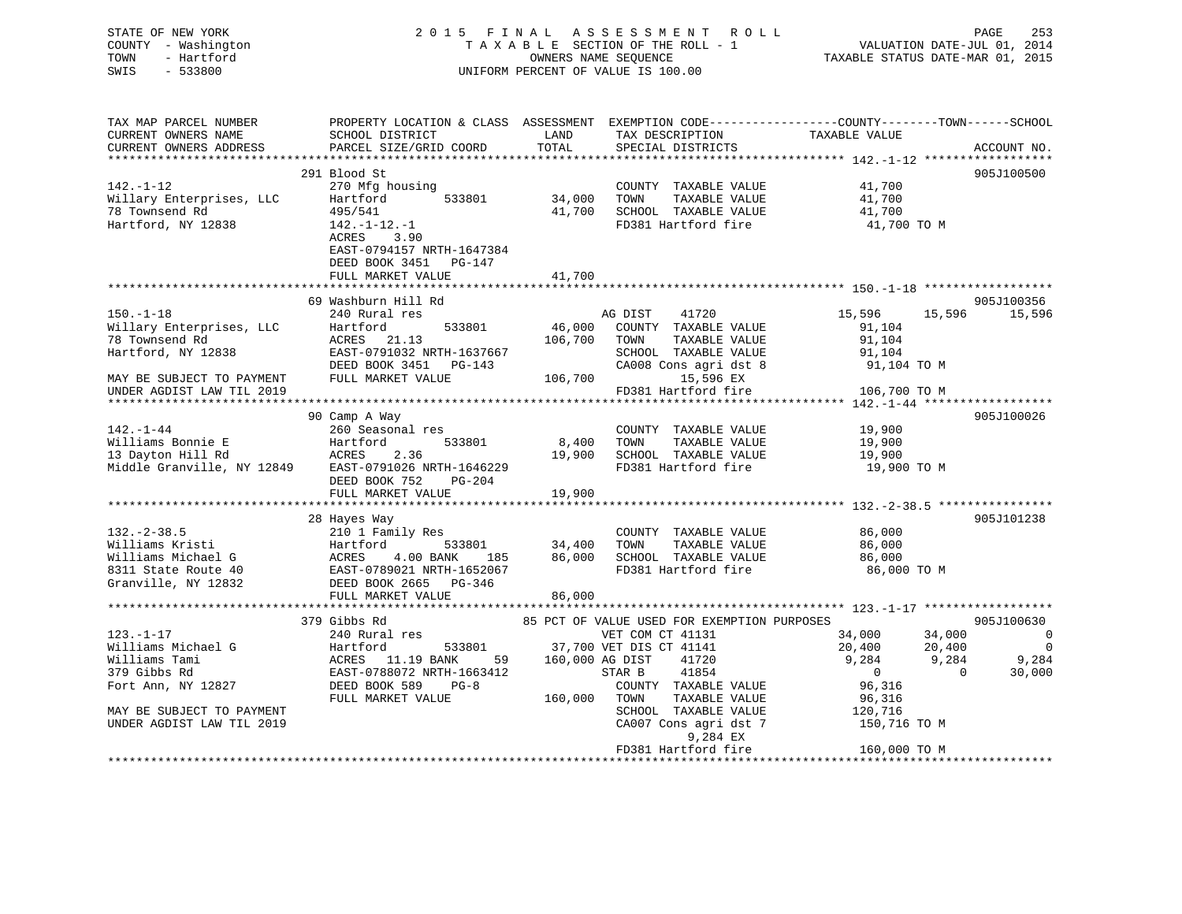STATE OF NEW YORK
COUNTY - Washington
TOWN - Hartford
SWIS - 533800

# 2 0 1 5 F I N A L A S S E S S M E N T R O L L

T A X A B L E SECTION OF THE ROLL - 1
OWNERS NAME SEQUENCE
UNIFORM PERCENT OF VALUE IS 100.00

VALUATION DATE-JUL 01, 2014
TAXABLE STATUS DATE-MAR 01, 2015

```
TAX MAP PARCEL NUMBER          PROPERTY LOCATION & CLASS  ASSESSMENT  EXEMPTION CODE------------------COUNTY--------TOWN------SCHOOL
CURRENT OWNERS NAME            SCHOOL DISTRICT               LAND      TAX DESCRIPTION              TAXABLE VALUE
CURRENT OWNERS ADDRESS         PARCEL SIZE/GRID COORD        TOTAL     SPECIAL DISTRICTS                                      ACCOUNT NO.
******************************************************************************************************* 142.-1-12 ******************
                               291 Blood St                                                                                905J100500
142.-1-12                      270 Mfg housing                         COUNTY  TAXABLE VALUE             41,700
Willary Enterprises, LLC       Hartford          533801      34,000    TOWN    TAXABLE VALUE             41,700
78 Townsend Rd                 495/541                       41,700    SCHOOL  TAXABLE VALUE             41,700
Hartford, NY 12838             142.-1-12.-1                            FD381 Hartford fire                41,700 TO M
                               ACRES    3.90
                               EAST-0794157 NRTH-1647384
                               DEED BOOK 3451   PG-147
                               FULL MARKET VALUE             41,700
******************************************************************************************************* 150.-1-18 ******************
                               69 Washburn Hill Rd                                                                         905J100356
150.-1-18                      240 Rural res                           AG DIST     41720               15,596     15,596     15,596
Willary Enterprises, LLC       Hartford          533801      46,000    COUNTY  TAXABLE VALUE             91,104
78 Townsend Rd                 ACRES   21.13                106,700    TOWN    TAXABLE VALUE             91,104
Hartford, NY 12838             EAST-0791032 NRTH-1637667               SCHOOL  TAXABLE VALUE             91,104
                               DEED BOOK 3451   PG-143                 CA008 Cons agri dst 8              91,104 TO M
MAY BE SUBJECT TO PAYMENT      FULL MARKET VALUE            106,700           15,596 EX
UNDER AGDIST LAW TIL 2019                                              FD381 Hartford fire               106,700 TO M
******************************************************************************************************* 142.-1-44 ******************
                               90 Camp A Way                                                                               905J100026
142.-1-44                      260 Seasonal res                        COUNTY  TAXABLE VALUE             19,900
Williams Bonnie E              Hartford          533801       8,400    TOWN    TAXABLE VALUE             19,900
13 Dayton Hill Rd              ACRES    2.36                 19,900    SCHOOL  TAXABLE VALUE             19,900
Middle Granville, NY 12849     EAST-0791026 NRTH-1646229               FD381 Hartford fire                19,900 TO M
                               DEED BOOK 752    PG-204
                               FULL MARKET VALUE             19,900
******************************************************************************************************* 132.-2-38.5 ****************
                               28 Hayes Way                                                                                905J101238
132.-2-38.5                    210 1 Family Res                        COUNTY  TAXABLE VALUE             86,000
Williams Kristi                Hartford          533801      34,400    TOWN    TAXABLE VALUE             86,000
Williams Michael G             ACRES    4.00 BANK    185     86,000    SCHOOL  TAXABLE VALUE             86,000
8311 State Route 40            EAST-0789021 NRTH-1652067               FD381 Hartford fire                86,000 TO M
Granville, NY 12832            DEED BOOK 2665   PG-346
                               FULL MARKET VALUE             86,000
******************************************************************************************************* 123.-1-17 ******************
                               379 Gibbs Rd                   85 PCT OF VALUE USED FOR EXEMPTION PURPOSES                  905J100630
123.-1-17                      240 Rural res                           VET COM CT 41131                34,000     34,000          0
Williams Michael G             Hartford          533801      37,700 VET DIS CT 41141                   20,400     20,400          0
Williams Tami                  ACRES   11.19 BANK     59    160,000 AG DIST     41720                   9,284      9,284      9,284
379 Gibbs Rd                   EAST-0788072 NRTH-1663412               STAR B      41854                    0          0     30,000
Fort Ann, NY 12827             DEED BOOK 589    PG-8                   COUNTY  TAXABLE VALUE             96,316
                               FULL MARKET VALUE            160,000    TOWN    TAXABLE VALUE             96,316
MAY BE SUBJECT TO PAYMENT                                              SCHOOL  TAXABLE VALUE            120,716
UNDER AGDIST LAW TIL 2019                                              CA007 Cons agri dst 7             150,716 TO M
                                                                              9,284 EX
                                                                       FD381 Hartford fire               160,000 TO M
************************************************************************************************************************************
```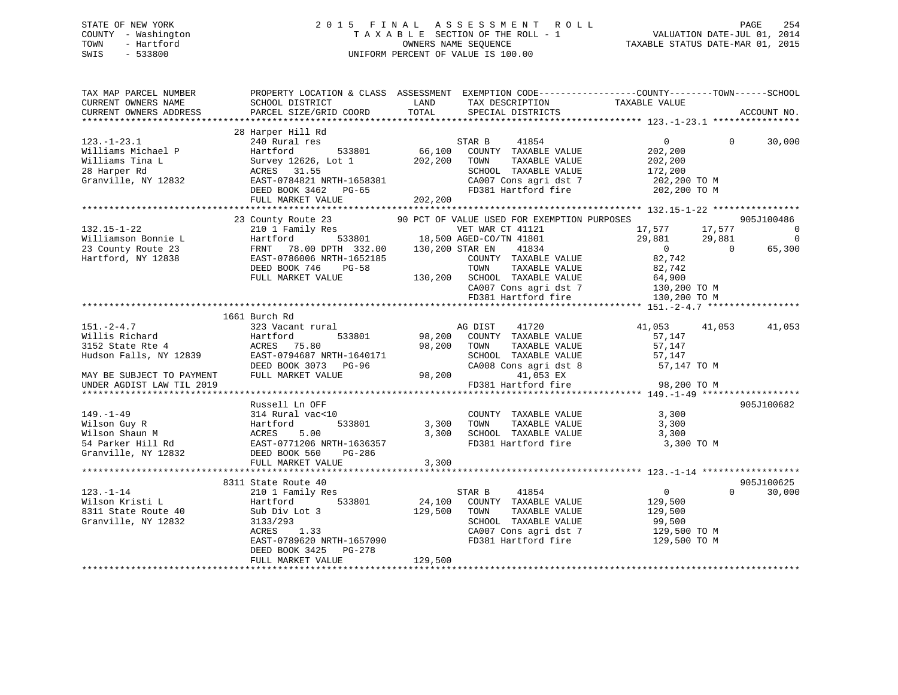STATE OF NEW YORK
COUNTY - Washington
TOWN - Hartford
SWIS - 533800

# 2015 FINAL ASSESSMENT ROLL
TAXABLE SECTION OF THE ROLL - 1
OWNERS NAME SEQUENCE
UNIFORM PERCENT OF VALUE IS 100.00

VALUATION DATE-JUL 01, 2014
TAXABLE STATUS DATE-MAR 01, 2015

```
TAX MAP PARCEL NUMBER        PROPERTY LOCATION & CLASS  ASSESSMENT  EXEMPTION CODE------------------COUNTY--------TOWN------SCHOOL
CURRENT OWNERS NAME          SCHOOL DISTRICT              LAND       TAX DESCRIPTION            TAXABLE VALUE
CURRENT OWNERS ADDRESS       PARCEL SIZE/GRID COORD       TOTAL      SPECIAL DISTRICTS                                    ACCOUNT NO.
******************************************************************************************************* 123.-1-23.1 ****************
                             28 Harper Hill Rd
123.-1-23.1                  240 Rural res                           STAR B     41854                 0            0      30,000
Williams Michael P           Hartford        533801        66,100    COUNTY  TAXABLE VALUE         202,200
Williams Tina L              Survey 12626, Lot 1          202,200    TOWN    TAXABLE VALUE         202,200
28 Harper Rd                 ACRES   31.55                           SCHOOL  TAXABLE VALUE         172,200
Granville, NY 12832          EAST-0784821 NRTH-1658381               CA007 Cons agri dst 7         202,200 TO M
                             DEED BOOK 3462   PG-65                  FD381 Hartford fire           202,200 TO M
                             FULL MARKET VALUE            202,200
******************************************************************************************************* 132.15-1-22 ****************
                             23 County Route 23          90 PCT OF VALUE USED FOR EXEMPTION PURPOSES                         905J100486
132.15-1-22                  210 1 Family Res                        VET WAR CT 41121            17,577       17,577           0
Williamson Bonnie L          Hartford        533801        18,500 AGED-CO/TN 41801               29,881       29,881           0
23 County Route 23           FRNT   78.00 DPTH 332.00     130,200 STAR EN    41834                   0            0      65,300
Hartford, NY 12838           EAST-0786006 NRTH-1652185               COUNTY  TAXABLE VALUE          82,742
                             DEED BOOK 746    PG-58                  TOWN    TAXABLE VALUE          82,742
                             FULL MARKET VALUE            130,200    SCHOOL  TAXABLE VALUE          64,900
                                                                     CA007 Cons agri dst 7         130,200 TO M
                                                                     FD381 Hartford fire           130,200 TO M
******************************************************************************************************* 151.-2-4.7 *****************
                             1661 Burch Rd
151.-2-4.7                   323 Vacant rural                        AG DIST    41720            41,053       41,053      41,053
Willis Richard               Hartford        533801        98,200    COUNTY  TAXABLE VALUE          57,147
3152 State Rte 4             ACRES   75.80                 98,200    TOWN    TAXABLE VALUE          57,147
Hudson Falls, NY 12839       EAST-0794687 NRTH-1640171               SCHOOL  TAXABLE VALUE          57,147
                             DEED BOOK 3073   PG-96                  CA008 Cons agri dst 8          57,147 TO M
MAY BE SUBJECT TO PAYMENT    FULL MARKET VALUE             98,200          41,053 EX
UNDER AGDIST LAW TIL 2019                                            FD381 Hartford fire            98,200 TO M
******************************************************************************************************* 149.-1-49 ******************
                             Russell Ln OFF                                                                          905J100682
149.-1-49                    314 Rural vac<10                        COUNTY  TAXABLE VALUE           3,300
Wilson Guy R                 Hartford        533801         3,300    TOWN    TAXABLE VALUE           3,300
Wilson Shaun M               ACRES    5.00                  3,300    SCHOOL  TAXABLE VALUE           3,300
54 Parker Hill Rd            EAST-0771206 NRTH-1636357               FD381 Hartford fire             3,300 TO M
Granville, NY 12832          DEED BOOK 560    PG-286
                             FULL MARKET VALUE              3,300
******************************************************************************************************* 123.-1-14 ******************
                             8311 State Route 40                                                                     905J100625
123.-1-14                    210 1 Family Res                        STAR B     41854                 0            0      30,000
Wilson Kristi L              Hartford        533801        24,100    COUNTY  TAXABLE VALUE         129,500
8311 State Route 40          Sub Div Lot 3                129,500    TOWN    TAXABLE VALUE         129,500
Granville, NY 12832          3133/293                                SCHOOL  TAXABLE VALUE          99,500
                             ACRES    1.33                           CA007 Cons agri dst 7         129,500 TO M
                             EAST-0789620 NRTH-1657090               FD381 Hartford fire           129,500 TO M
                             DEED BOOK 3425   PG-278
                             FULL MARKET VALUE            129,500
************************************************************************************************************************************
```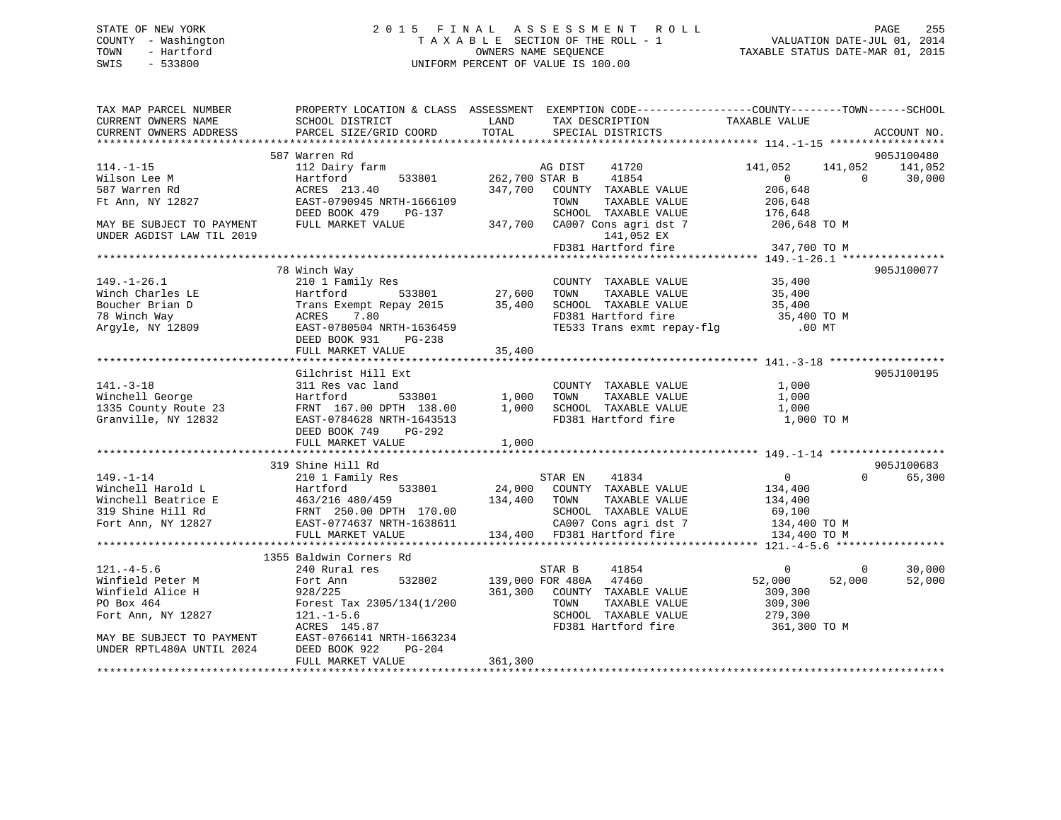STATE OF NEW YORK
COUNTY - Washington
TOWN - Hartford
SWIS - 533800

2 0 1 5 F I N A L A S S E S S M E N T R O L L
T A X A B L E SECTION OF THE ROLL - 1
OWNERS NAME SEQUENCE
UNIFORM PERCENT OF VALUE IS 100.00

VALUATION DATE-JUL 01, 2014
TAXABLE STATUS DATE-MAR 01, 2015

```
TAX MAP PARCEL NUMBER          PROPERTY LOCATION & CLASS  ASSESSMENT  EXEMPTION CODE------------------COUNTY--------TOWN------SCHOOL
CURRENT OWNERS NAME            SCHOOL DISTRICT              LAND      TAX DESCRIPTION              TAXABLE VALUE
CURRENT OWNERS ADDRESS         PARCEL SIZE/GRID COORD       TOTAL     SPECIAL DISTRICTS                                      ACCOUNT NO.
******************************************************************************************************* 114.-1-15 ******************
                               587 Warren Rd                                                                          905J100480
114.-1-15                      112 Dairy farm                         AG DIST    41720            141,052    141,052    141,052
Wilson Lee M                   Hartford          533801     262,700 STAR B     41854                  0          0     30,000
587 Warren Rd                  ACRES  213.40                 347,700   COUNTY  TAXABLE VALUE          206,648
Ft Ann, NY 12827               EAST-0790945 NRTH-1666109               TOWN    TAXABLE VALUE          206,648
                               DEED BOOK 479    PG-137                 SCHOOL  TAXABLE VALUE          176,648
MAY BE SUBJECT TO PAYMENT      FULL MARKET VALUE            347,700   CA007 Cons agri dst 7          206,648 TO M
UNDER AGDIST LAW TIL 2019                                                  141,052 EX
                                                                      FD381 Hartford fire            347,700 TO M
******************************************************************************************************* 149.-1-26.1 ****************
                               78 Winch Way                                                                           905J100077
149.-1-26.1                    210 1 Family Res                       COUNTY  TAXABLE VALUE           35,400
Winch Charles LE               Hartford          533801      27,600   TOWN    TAXABLE VALUE           35,400
Boucher Brian D                Trans Exempt Repay 2015       35,400   SCHOOL  TAXABLE VALUE           35,400
78 Winch Way                   ACRES    7.80                          FD381 Hartford fire             35,400 TO M
Argyle, NY 12809               EAST-0780504 NRTH-1636459              TE533 Trans exmt repay-flg         .00 MT
                               DEED BOOK 931    PG-238
                               FULL MARKET VALUE             35,400
******************************************************************************************************* 141.-3-18 ******************
                               Gilchrist Hill Ext                                                                     905J100195
141.-3-18                      311 Res vac land                       COUNTY  TAXABLE VALUE            1,000
Winchell George                Hartford          533801       1,000   TOWN    TAXABLE VALUE            1,000
1335 County Route 23           FRNT 167.00 DPTH 138.00        1,000   SCHOOL  TAXABLE VALUE            1,000
Granville, NY 12832            EAST-0784628 NRTH-1643513              FD381 Hartford fire              1,000 TO M
                               DEED BOOK 749    PG-292
                               FULL MARKET VALUE              1,000
******************************************************************************************************* 149.-1-14 ******************
                               319 Shine Hill Rd                                                                      905J100683
149.-1-14                      210 1 Family Res                       STAR EN    41834                  0          0     65,300
Winchell Harold L              Hartford          533801      24,000   COUNTY  TAXABLE VALUE          134,400
Winchell Beatrice E            463/216 480/459              134,400   TOWN    TAXABLE VALUE          134,400
319 Shine Hill Rd              FRNT 250.00 DPTH 170.00                SCHOOL  TAXABLE VALUE           69,100
Fort Ann, NY 12827             EAST-0774637 NRTH-1638611              CA007 Cons agri dst 7          134,400 TO M
                               FULL MARKET VALUE            134,400   FD381 Hartford fire            134,400 TO M
******************************************************************************************************* 121.-4-5.6 *****************
                               1355 Baldwin Corners Rd
121.-4-5.6                     240 Rural res                          STAR B     41854                  0          0     30,000
Winfield Peter M               Fort Ann          532802     139,000 FOR 480A   47460             52,000     52,000     52,000
Winfield Alice H               928/225                      361,300   COUNTY  TAXABLE VALUE          309,300
PO Box 464                     Forest Tax 2305/134(1/200              TOWN    TAXABLE VALUE          309,300
Fort Ann, NY 12827             121.-1-5.6                             SCHOOL  TAXABLE VALUE          279,300
                               ACRES  145.87                          FD381 Hartford fire            361,300 TO M
MAY BE SUBJECT TO PAYMENT      EAST-0766141 NRTH-1663234
UNDER RPTL480A UNTIL 2024      DEED BOOK 922    PG-204
                               FULL MARKET VALUE            361,300
************************************************************************************************************************************
```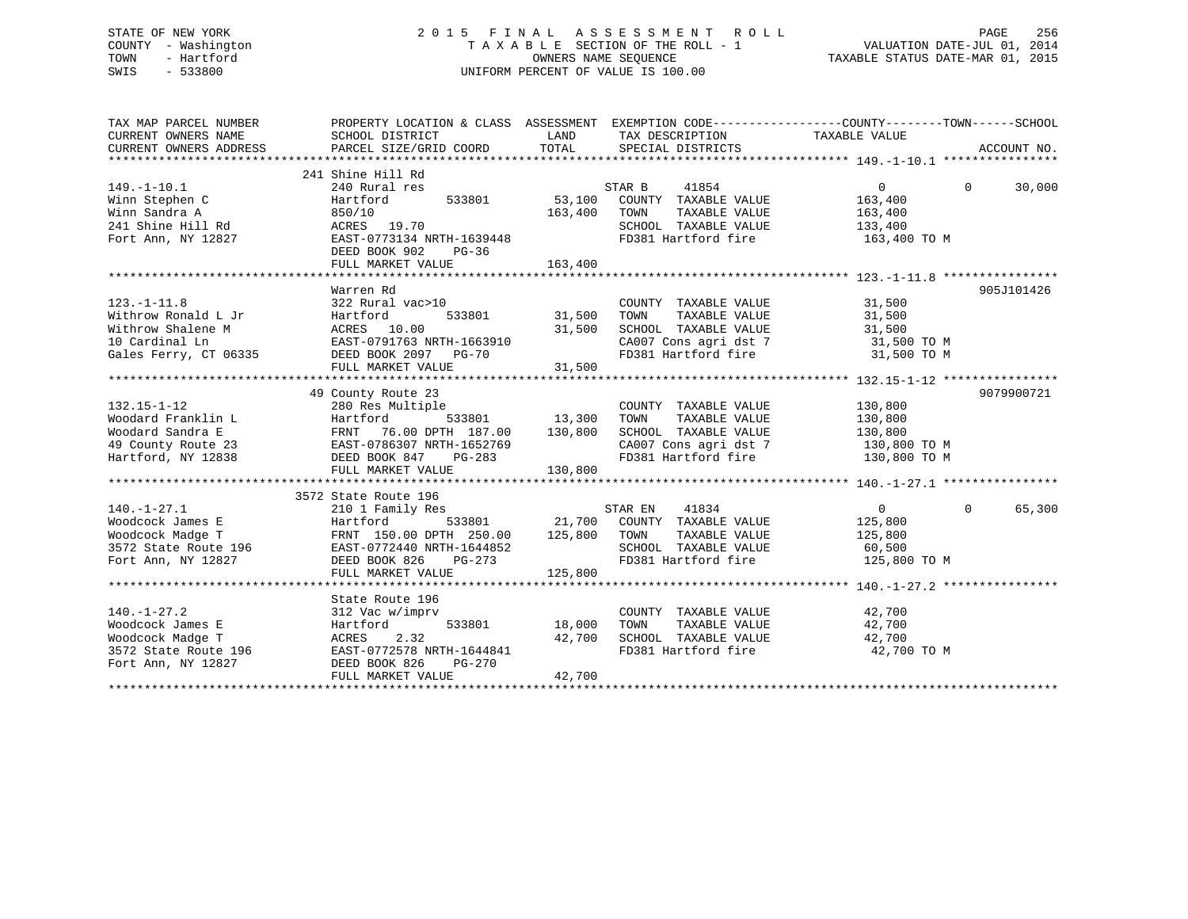STATE OF NEW YORK
COUNTY - Washington
TOWN - Hartford
SWIS - 533800

2 0 1 5 F I N A L A S S E S S M E N T R O L L
T A X A B L E SECTION OF THE ROLL - 1
OWNERS NAME SEQUENCE
UNIFORM PERCENT OF VALUE IS 100.00

VALUATION DATE-JUL 01, 2014
TAXABLE STATUS DATE-MAR 01, 2015

```
TAX MAP PARCEL NUMBER          PROPERTY LOCATION & CLASS  ASSESSMENT  EXEMPTION CODE------------------COUNTY--------TOWN------SCHOOL
CURRENT OWNERS NAME            SCHOOL DISTRICT               LAND      TAX DESCRIPTION              TAXABLE VALUE
CURRENT OWNERS ADDRESS         PARCEL SIZE/GRID COORD        TOTAL     SPECIAL DISTRICTS                                        ACCOUNT NO.
********************************************************************************************* 149.-1-10.1 ****************
                         241 Shine Hill Rd
149.-1-10.1                    240 Rural res                          STAR B     41854                  0            0      30,000
Winn Stephen C                 Hartford          533801       53,100   COUNTY  TAXABLE VALUE            163,400
Winn Sandra A                  850/10                        163,400   TOWN    TAXABLE VALUE            163,400
241 Shine Hill Rd              ACRES  19.70                            SCHOOL  TAXABLE VALUE            133,400
Fort Ann, NY 12827             EAST-0773134 NRTH-1639448               FD381 Hartford fire               163,400 TO M
                               DEED BOOK 902    PG-36
                               FULL MARKET VALUE             163,400
********************************************************************************************* 123.-1-11.8 ****************
                         Warren Rd                                                                                     905J101426
123.-1-11.8                    322 Rural vac>10                        COUNTY  TAXABLE VALUE             31,500
Withrow Ronald L Jr            Hartford          533801       31,500   TOWN    TAXABLE VALUE             31,500
Withrow Shalene M              ACRES  10.00                   31,500   SCHOOL  TAXABLE VALUE             31,500
10 Cardinal Ln                 EAST-0791763 NRTH-1663910               CA007 Cons agri dst 7              31,500 TO M
Gales Ferry, CT 06335          DEED BOOK 2097   PG-70                  FD381 Hartford fire                31,500 TO M
                               FULL MARKET VALUE              31,500
********************************************************************************************* 132.15-1-12 ****************
                         49 County Route 23                                                                            9079900721
132.15-1-12                    280 Res Multiple                        COUNTY  TAXABLE VALUE            130,800
Woodard Franklin L             Hartford          533801       13,300   TOWN    TAXABLE VALUE            130,800
Woodard Sandra E               FRNT   76.00 DPTH 187.00      130,800   SCHOOL  TAXABLE VALUE            130,800
49 County Route 23             EAST-0786307 NRTH-1652769               CA007 Cons agri dst 7             130,800 TO M
Hartford, NY 12838             DEED BOOK 847    PG-283                 FD381 Hartford fire               130,800 TO M
                               FULL MARKET VALUE             130,800
********************************************************************************************* 140.-1-27.1 ****************
                         3572 State Route 196
140.-1-27.1                    210 1 Family Res                        STAR EN    41834                  0            0      65,300
Woodcock James E               Hartford          533801       21,700   COUNTY  TAXABLE VALUE            125,800
Woodcock Madge T               FRNT  150.00 DPTH 250.00      125,800   TOWN    TAXABLE VALUE            125,800
3572 State Route 196           EAST-0772440 NRTH-1644852               SCHOOL  TAXABLE VALUE             60,500
Fort Ann, NY 12827             DEED BOOK 826    PG-273                 FD381 Hartford fire               125,800 TO M
                               FULL MARKET VALUE             125,800
********************************************************************************************* 140.-1-27.2 ****************
                         State Route 196
140.-1-27.2                    312 Vac w/imprv                         COUNTY  TAXABLE VALUE             42,700
Woodcock James E               Hartford          533801       18,000   TOWN    TAXABLE VALUE             42,700
Woodcock Madge T               ACRES   2.32                   42,700   SCHOOL  TAXABLE VALUE             42,700
3572 State Route 196           EAST-0772578 NRTH-1644841               FD381 Hartford fire                42,700 TO M
Fort Ann, NY 12827             DEED BOOK 826    PG-270
                               FULL MARKET VALUE              42,700
****************************************************************************************************************************
```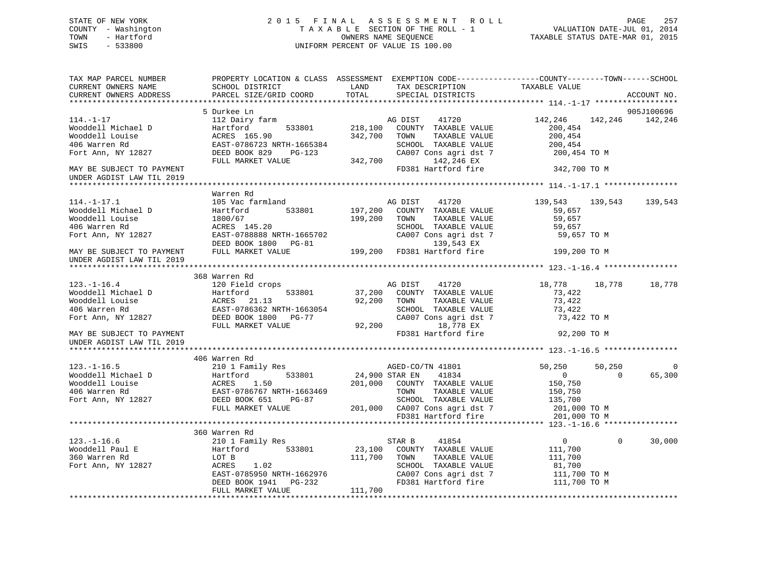STATE OF NEW YORK
COUNTY - Washington
TOWN - Hartford
SWIS - 533800

2 0 1 5 F I N A L A S S E S S M E N T R O L L
T A X A B L E SECTION OF THE ROLL - 1
OWNERS NAME SEQUENCE
UNIFORM PERCENT OF VALUE IS 100.00

VALUATION DATE-JUL 01, 2014
TAXABLE STATUS DATE-MAR 01, 2015

```
TAX MAP PARCEL NUMBER          PROPERTY LOCATION & CLASS  ASSESSMENT  EXEMPTION CODE-----------------COUNTY--------TOWN------SCHOOL
CURRENT OWNERS NAME            SCHOOL DISTRICT               LAND      TAX DESCRIPTION              TAXABLE VALUE
CURRENT OWNERS ADDRESS         PARCEL SIZE/GRID COORD        TOTAL     SPECIAL DISTRICTS                                      ACCOUNT NO.
******************************************************************************************************* 114.-1-17 ******************
                               5 Durkee Ln                                                                                 905J100696
114.-1-17                      112 Dairy farm                          AG DIST     41720             142,246    142,246    142,246
Wooddell Michael D             Hartford         533801      218,100    COUNTY  TAXABLE VALUE          200,454
Wooddell Louise                ACRES 165.90                 342,700    TOWN    TAXABLE VALUE          200,454
406 Warren Rd                  EAST-0786723 NRTH-1665384               SCHOOL  TAXABLE VALUE          200,454
Fort Ann, NY 12827             DEED BOOK 829    PG-123                 CA007 Cons agri dst 7          200,454 TO M
                               FULL MARKET VALUE            342,700          142,246 EX
MAY BE SUBJECT TO PAYMENT                                              FD381 Hartford fire            342,700 TO M
UNDER AGDIST LAW TIL 2019
******************************************************************************************************* 114.-1-17.1 ****************
                               Warren Rd
114.-1-17.1                    105 Vac farmland                        AG DIST     41720             139,543    139,543    139,543
Wooddell Michael D             Hartford         533801      197,200    COUNTY  TAXABLE VALUE           59,657
Wooddell Louise                1800/67                      199,200    TOWN    TAXABLE VALUE           59,657
406 Warren Rd                  ACRES 145.20                            SCHOOL  TAXABLE VALUE           59,657
Fort Ann, NY 12827             EAST-0788888 NRTH-1665702               CA007 Cons agri dst 7           59,657 TO M
                               DEED BOOK 1800   PG-81                        139,543 EX
MAY BE SUBJECT TO PAYMENT      FULL MARKET VALUE            199,200    FD381 Hartford fire            199,200 TO M
UNDER AGDIST LAW TIL 2019
******************************************************************************************************* 123.-1-16.4 ****************
                               368 Warren Rd
123.-1-16.4                    120 Field crops                         AG DIST     41720              18,778     18,778     18,778
Wooddell Michael D             Hartford         533801       37,200    COUNTY  TAXABLE VALUE           73,422
Wooddell Louise                ACRES  21.13                  92,200    TOWN    TAXABLE VALUE           73,422
406 Warren Rd                  EAST-0786362 NRTH-1663054               SCHOOL  TAXABLE VALUE           73,422
Fort Ann, NY 12827             DEED BOOK 1800   PG-77                  CA007 Cons agri dst 7           73,422 TO M
                               FULL MARKET VALUE             92,200           18,778 EX
MAY BE SUBJECT TO PAYMENT                                              FD381 Hartford fire             92,200 TO M
UNDER AGDIST LAW TIL 2019
******************************************************************************************************* 123.-1-16.5 ****************
                               406 Warren Rd
123.-1-16.5                    210 1 Family Res                        AGED-CO/TN 41801               50,250     50,250          0
Wooddell Michael D             Hartford         533801       24,900 STAR EN    41834                   0          0     65,300
Wooddell Louise                ACRES   1.50                 201,000    COUNTY  TAXABLE VALUE          150,750
406 Warren Rd                  EAST-0786767 NRTH-1663469               TOWN    TAXABLE VALUE          150,750
Fort Ann, NY 12827             DEED BOOK 651    PG-87                  SCHOOL  TAXABLE VALUE          135,700
                               FULL MARKET VALUE            201,000    CA007 Cons agri dst 7          201,000 TO M
                                                                       FD381 Hartford fire            201,000 TO M
******************************************************************************************************* 123.-1-16.6 ****************
                               360 Warren Rd
123.-1-16.6                    210 1 Family Res                        STAR B      41854                   0          0     30,000
Wooddell Paul E                Hartford         533801       23,100    COUNTY  TAXABLE VALUE          111,700
360 Warren Rd                  LOT B                        111,700    TOWN    TAXABLE VALUE          111,700
Fort Ann, NY 12827             ACRES   1.02                            SCHOOL  TAXABLE VALUE           81,700
                               EAST-0785950 NRTH-1662976               CA007 Cons agri dst 7          111,700 TO M
                               DEED BOOK 1941   PG-232                 FD381 Hartford fire            111,700 TO M
                               FULL MARKET VALUE            111,700
************************************************************************************************************************************
```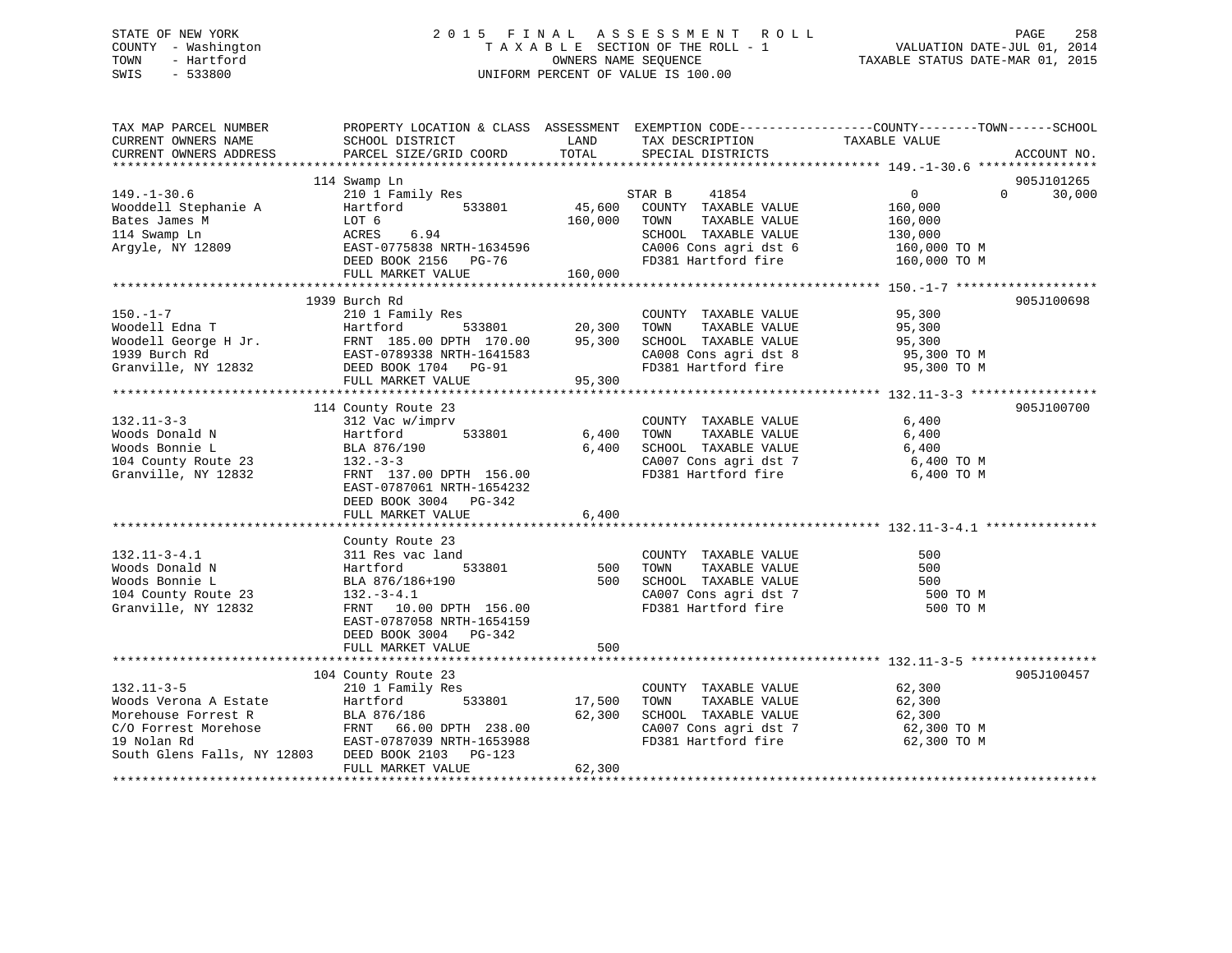STATE OF NEW YORK
COUNTY - Washington
TOWN - Hartford
SWIS - 533800

2015 FINAL ASSESSMENT ROLL
TAXABLE SECTION OF THE ROLL - 1
OWNERS NAME SEQUENCE
UNIFORM PERCENT OF VALUE IS 100.00

VALUATION DATE-JUL 01, 2014
TAXABLE STATUS DATE-MAR 01, 2015

| TAX MAP PARCEL NUMBER / CURRENT OWNERS NAME / CURRENT OWNERS ADDRESS | PROPERTY LOCATION & CLASS / SCHOOL DISTRICT / PARCEL SIZE/GRID COORD | ASSESSMENT LAND | ASSESSMENT TOTAL | EXEMPTION CODE / TAX DESCRIPTION / SPECIAL DISTRICTS | COUNTY TAXABLE VALUE | TOWN | SCHOOL | ACCOUNT NO. |
|---|---|---|---|---|---|---|---|---|
| | 114 Swamp Ln | | | | | | | 905J101265 |
| 149.-1-30.6 | 210 1 Family Res | | | STAR B 41854 | 0 | 0 | 30,000 | |
| Wooddell Stephanie A | Hartford 533801 | 45,600 | | COUNTY TAXABLE VALUE | 160,000 | | | |
| Bates James M | LOT 6 | | 160,000 | TOWN TAXABLE VALUE | 160,000 | | | |
| 114 Swamp Ln | ACRES 6.94 | | | SCHOOL TAXABLE VALUE | 130,000 | | | |
| Argyle, NY 12809 | EAST-0775838 NRTH-1634596 | | | CA006 Cons agri dst 6 | 160,000 TO M | | | |
| | DEED BOOK 2156 PG-76 | | | FD381 Hartford fire | 160,000 TO M | | | |
| | FULL MARKET VALUE | | 160,000 | | | | | |
| | 1939 Burch Rd | | | | | | | 905J100698 |
| 150.-1-7 | 210 1 Family Res | | | COUNTY TAXABLE VALUE | 95,300 | | | |
| Woodell Edna T | Hartford 533801 | 20,300 | | TOWN TAXABLE VALUE | 95,300 | | | |
| Woodell George H Jr. | FRNT 185.00 DPTH 170.00 | | 95,300 | SCHOOL TAXABLE VALUE | 95,300 | | | |
| 1939 Burch Rd | EAST-0789338 NRTH-1641583 | | | CA008 Cons agri dst 8 | 95,300 TO M | | | |
| Granville, NY 12832 | DEED BOOK 1704 PG-91 | | | FD381 Hartford fire | 95,300 TO M | | | |
| | FULL MARKET VALUE | | 95,300 | | | | | |
| | 114 County Route 23 | | | | | | | 905J100700 |
| 132.11-3-3 | 312 Vac w/imprv | | | COUNTY TAXABLE VALUE | 6,400 | | | |
| Woods Donald N | Hartford 533801 | 6,400 | | TOWN TAXABLE VALUE | 6,400 | | | |
| Woods Bonnie L | BLA 876/190 | | 6,400 | SCHOOL TAXABLE VALUE | 6,400 | | | |
| 104 County Route 23 | 132.-3-3 | | | CA007 Cons agri dst 7 | 6,400 TO M | | | |
| Granville, NY 12832 | FRNT 137.00 DPTH 156.00 | | | FD381 Hartford fire | 6,400 TO M | | | |
| | EAST-0787061 NRTH-1654232 | | | | | | | |
| | DEED BOOK 3004 PG-342 | | | | | | | |
| | FULL MARKET VALUE | | 6,400 | | | | | |
| | County Route 23 | | | | | | | |
| 132.11-3-4.1 | 311 Res vac land | | | COUNTY TAXABLE VALUE | 500 | | | |
| Woods Donald N | Hartford 533801 | 500 | | TOWN TAXABLE VALUE | 500 | | | |
| Woods Bonnie L | BLA 876/186+190 | | 500 | SCHOOL TAXABLE VALUE | 500 | | | |
| 104 County Route 23 | 132.-3-4.1 | | | CA007 Cons agri dst 7 | 500 TO M | | | |
| Granville, NY 12832 | FRNT 10.00 DPTH 156.00 | | | FD381 Hartford fire | 500 TO M | | | |
| | EAST-0787058 NRTH-1654159 | | | | | | | |
| | DEED BOOK 3004 PG-342 | | | | | | | |
| | FULL MARKET VALUE | | 500 | | | | | |
| | 104 County Route 23 | | | | | | | 905J100457 |
| 132.11-3-5 | 210 1 Family Res | | | COUNTY TAXABLE VALUE | 62,300 | | | |
| Woods Verona A Estate | Hartford 533801 | 17,500 | | TOWN TAXABLE VALUE | 62,300 | | | |
| Morehouse Forrest R | BLA 876/186 | | 62,300 | SCHOOL TAXABLE VALUE | 62,300 | | | |
| C/O Forrest Morehose | FRNT 66.00 DPTH 238.00 | | | CA007 Cons agri dst 7 | 62,300 TO M | | | |
| 19 Nolan Rd | EAST-0787039 NRTH-1653988 | | | FD381 Hartford fire | 62,300 TO M | | | |
| South Glens Falls, NY 12803 | DEED BOOK 2103 PG-123 | | | | | | | |
| | FULL MARKET VALUE | | 62,300 | | | | | |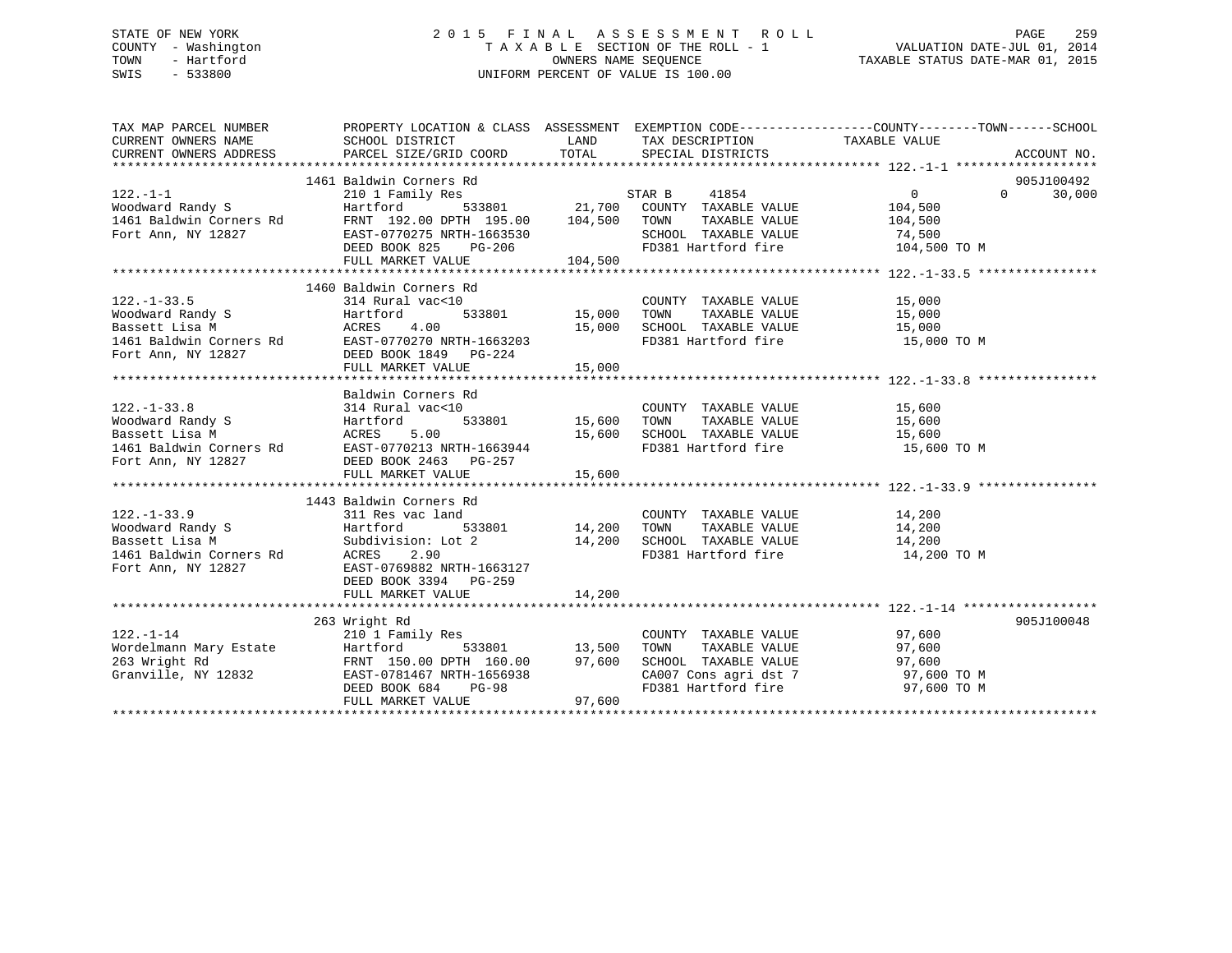STATE OF NEW YORK
COUNTY - Washington
TOWN - Hartford
SWIS - 533800

# 2015 FINAL ASSESSMENT ROLL
TAXABLE SECTION OF THE ROLL - 1
OWNERS NAME SEQUENCE
UNIFORM PERCENT OF VALUE IS 100.00

VALUATION DATE-JUL 01, 2014
TAXABLE STATUS DATE-MAR 01, 2015

| TAX MAP PARCEL NUMBER / CURRENT OWNERS NAME / CURRENT OWNERS ADDRESS | PROPERTY LOCATION & CLASS / SCHOOL DISTRICT / PARCEL SIZE/GRID COORD | ASSESSMENT LAND / TOTAL | EXEMPTION CODE / TAX DESCRIPTION / SPECIAL DISTRICTS | COUNTY / TOWN / SCHOOL TAXABLE VALUE | ACCOUNT NO. |
|---|---|---|---|---|---|
| **122.-1-1** | 1461 Baldwin Corners Rd | | | | 905J100492 |
| Woodward Randy S | 210 1 Family Res | | STAR B 41854 | 0 / 0 / 30,000 | |
| 1461 Baldwin Corners Rd | Hartford 533801 | 21,700 | COUNTY TAXABLE VALUE | 104,500 | |
| Fort Ann, NY 12827 | FRNT 192.00 DPTH 195.00 | 104,500 | TOWN TAXABLE VALUE | 104,500 | |
| | EAST-0770275 NRTH-1663530 | | SCHOOL TAXABLE VALUE | 74,500 | |
| | DEED BOOK 825 PG-206 | | FD381 Hartford fire | 104,500 TO M | |
| | FULL MARKET VALUE | 104,500 | | | |
| **122.-1-33.5** | 1460 Baldwin Corners Rd | | | | |
| Woodward Randy S | 314 Rural vac<10 | | COUNTY TAXABLE VALUE | 15,000 | |
| Bassett Lisa M | Hartford 533801 | 15,000 | TOWN TAXABLE VALUE | 15,000 | |
| 1461 Baldwin Corners Rd | ACRES 4.00 | 15,000 | SCHOOL TAXABLE VALUE | 15,000 | |
| Fort Ann, NY 12827 | EAST-0770270 NRTH-1663203 | | FD381 Hartford fire | 15,000 TO M | |
| | DEED BOOK 1849 PG-224 | | | | |
| | FULL MARKET VALUE | 15,000 | | | |
| **122.-1-33.8** | Baldwin Corners Rd | | | | |
| Woodward Randy S | 314 Rural vac<10 | | COUNTY TAXABLE VALUE | 15,600 | |
| Bassett Lisa M | Hartford 533801 | 15,600 | TOWN TAXABLE VALUE | 15,600 | |
| 1461 Baldwin Corners Rd | ACRES 5.00 | 15,600 | SCHOOL TAXABLE VALUE | 15,600 | |
| Fort Ann, NY 12827 | EAST-0770213 NRTH-1663944 | | FD381 Hartford fire | 15,600 TO M | |
| | DEED BOOK 2463 PG-257 | | | | |
| | FULL MARKET VALUE | 15,600 | | | |
| **122.-1-33.9** | 1443 Baldwin Corners Rd | | | | |
| Woodward Randy S | 311 Res vac land | | COUNTY TAXABLE VALUE | 14,200 | |
| Bassett Lisa M | Hartford 533801 | 14,200 | TOWN TAXABLE VALUE | 14,200 | |
| 1461 Baldwin Corners Rd | Subdivision: Lot 2 | 14,200 | SCHOOL TAXABLE VALUE | 14,200 | |
| Fort Ann, NY 12827 | ACRES 2.90 | | FD381 Hartford fire | 14,200 TO M | |
| | EAST-0769882 NRTH-1663127 | | | | |
| | DEED BOOK 3394 PG-259 | | | | |
| | FULL MARKET VALUE | 14,200 | | | |
| **122.-1-14** | 263 Wright Rd | | | | 905J100048 |
| Wordelmann Mary Estate | 210 1 Family Res | | COUNTY TAXABLE VALUE | 97,600 | |
| 263 Wright Rd | Hartford 533801 | 13,500 | TOWN TAXABLE VALUE | 97,600 | |
| Granville, NY 12832 | FRNT 150.00 DPTH 160.00 | 97,600 | SCHOOL TAXABLE VALUE | 97,600 | |
| | EAST-0781467 NRTH-1656938 | | CA007 Cons agri dst 7 | 97,600 TO M | |
| | DEED BOOK 684 PG-98 | | FD381 Hartford fire | 97,600 TO M | |
| | FULL MARKET VALUE | 97,600 | | | |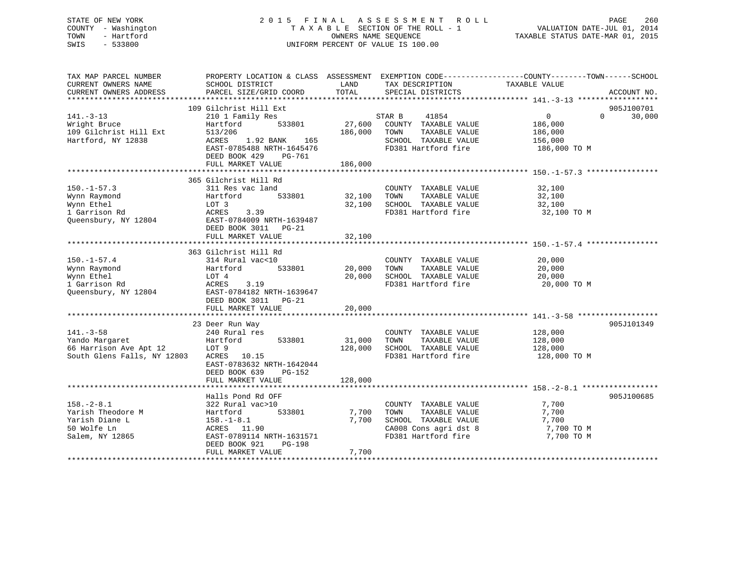STATE OF NEW YORK
COUNTY - Washington
TOWN - Hartford
SWIS - 533800

2015 FINAL ASSESSMENT ROLL
TAXABLE SECTION OF THE ROLL - 1
OWNERS NAME SEQUENCE
UNIFORM PERCENT OF VALUE IS 100.00

VALUATION DATE-JUL 01, 2014
TAXABLE STATUS DATE-MAR 01, 2015

| TAX MAP PARCEL NUMBER / CURRENT OWNERS NAME / CURRENT OWNERS ADDRESS | PROPERTY LOCATION & CLASS / SCHOOL DISTRICT / PARCEL SIZE/GRID COORD | ASSESSMENT LAND | TOTAL | EXEMPTION CODE / TAX DESCRIPTION / SPECIAL DISTRICTS | COUNTY / TOWN TAXABLE VALUE | SCHOOL | ACCOUNT NO. |
|---|---|---|---|---|---|---|---|
| **141.-3-13** | 109 Gilchrist Hill Ext | | | | | | 905J100701 |
| 141.-3-13 | 210 1 Family Res | | | STAR B 41854 | 0 | 0 30,000 | |
| Wright Bruce | Hartford 533801 | 27,600 | | COUNTY TAXABLE VALUE | 186,000 | | |
| 109 Gilchrist Hill Ext | 513/206 | | 186,000 | TOWN TAXABLE VALUE | 186,000 | | |
| Hartford, NY 12838 | ACRES 1.92 BANK 165 | | | SCHOOL TAXABLE VALUE | 156,000 | | |
| | EAST-0785488 NRTH-1645476 | | | FD381 Hartford fire | 186,000 TO M | | |
| | DEED BOOK 429 PG-761 | | | | | | |
| | FULL MARKET VALUE | | 186,000 | | | | |
| **150.-1-57.3** | 365 Gilchrist Hill Rd | | | | | | |
| 150.-1-57.3 | 311 Res vac land | | | COUNTY TAXABLE VALUE | 32,100 | | |
| Wynn Raymond | Hartford 533801 | 32,100 | | TOWN TAXABLE VALUE | 32,100 | | |
| Wynn Ethel | LOT 3 | | 32,100 | SCHOOL TAXABLE VALUE | 32,100 | | |
| 1 Garrison Rd | ACRES 3.39 | | | FD381 Hartford fire | 32,100 TO M | | |
| Queensbury, NY 12804 | EAST-0784009 NRTH-1639487 | | | | | | |
| | DEED BOOK 3011 PG-21 | | | | | | |
| | FULL MARKET VALUE | | 32,100 | | | | |
| **150.-1-57.4** | 363 Gilchrist Hill Rd | | | | | | |
| 150.-1-57.4 | 314 Rural vac<10 | | | COUNTY TAXABLE VALUE | 20,000 | | |
| Wynn Raymond | Hartford 533801 | 20,000 | | TOWN TAXABLE VALUE | 20,000 | | |
| Wynn Ethel | LOT 4 | | 20,000 | SCHOOL TAXABLE VALUE | 20,000 | | |
| 1 Garrison Rd | ACRES 3.19 | | | FD381 Hartford fire | 20,000 TO M | | |
| Queensbury, NY 12804 | EAST-0784182 NRTH-1639647 | | | | | | |
| | DEED BOOK 3011 PG-21 | | | | | | |
| | FULL MARKET VALUE | | 20,000 | | | | |
| **141.-3-58** | 23 Deer Run Way | | | | | | 905J101349 |
| 141.-3-58 | 240 Rural res | | | COUNTY TAXABLE VALUE | 128,000 | | |
| Yando Margaret | Hartford 533801 | 31,000 | | TOWN TAXABLE VALUE | 128,000 | | |
| 66 Harrison Ave Apt 12 | LOT 9 | | 128,000 | SCHOOL TAXABLE VALUE | 128,000 | | |
| South Glens Falls, NY 12803 | ACRES 10.15 | | | FD381 Hartford fire | 128,000 TO M | | |
| | EAST-0783632 NRTH-1642044 | | | | | | |
| | DEED BOOK 639 PG-152 | | | | | | |
| | FULL MARKET VALUE | | 128,000 | | | | |
| **158.-2-8.1** | Halls Pond Rd OFF | | | | | | 905J100685 |
| 158.-2-8.1 | 322 Rural vac>10 | | | COUNTY TAXABLE VALUE | 7,700 | | |
| Yarish Theodore M | Hartford 533801 | 7,700 | | TOWN TAXABLE VALUE | 7,700 | | |
| Yarish Diane L | 158.-1-8.1 | | 7,700 | SCHOOL TAXABLE VALUE | 7,700 | | |
| 50 Wolfe Ln | ACRES 11.90 | | | CA008 Cons agri dst 8 | 7,700 TO M | | |
| Salem, NY 12865 | EAST-0789114 NRTH-1631571 | | | FD381 Hartford fire | 7,700 TO M | | |
| | DEED BOOK 921 PG-198 | | | | | | |
| | FULL MARKET VALUE | | 7,700 | | | | |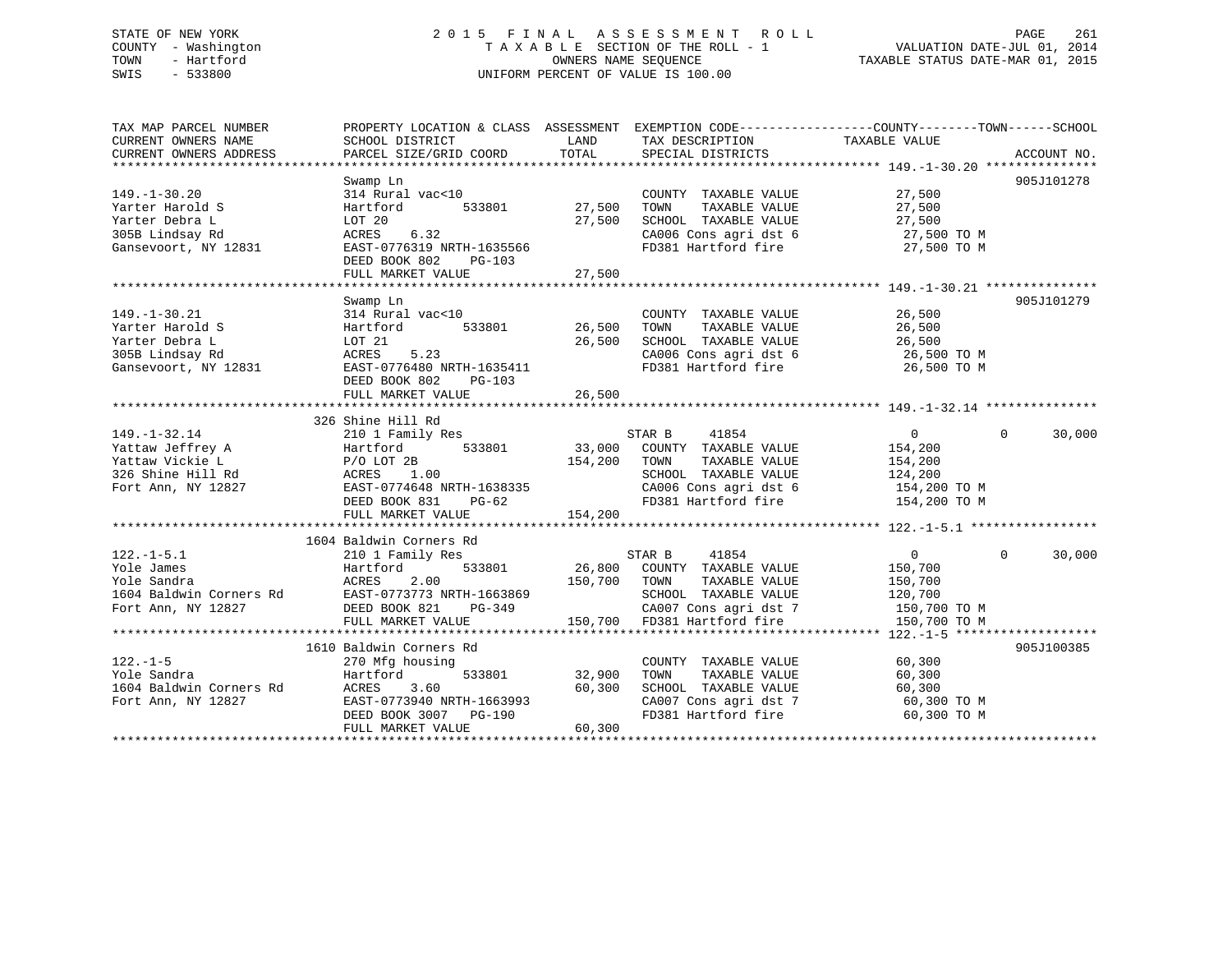STATE OF NEW YORK
COUNTY - Washington
TOWN - Hartford
SWIS - 533800

# 2015 FINAL ASSESSMENT ROLL
TAXABLE SECTION OF THE ROLL - 1
OWNERS NAME SEQUENCE
UNIFORM PERCENT OF VALUE IS 100.00

VALUATION DATE-JUL 01, 2014
TAXABLE STATUS DATE-MAR 01, 2015

```
TAX MAP PARCEL NUMBER          PROPERTY LOCATION & CLASS  ASSESSMENT  EXEMPTION CODE------------------COUNTY--------TOWN------SCHOOL
CURRENT OWNERS NAME            SCHOOL DISTRICT               LAND      TAX DESCRIPTION            TAXABLE VALUE
CURRENT OWNERS ADDRESS         PARCEL SIZE/GRID COORD        TOTAL     SPECIAL DISTRICTS                                    ACCOUNT NO.
******************************************************************************************************* 149.-1-30.20 ***************
                               Swamp Ln                                                                                  905J101278
149.-1-30.20                   314 Rural vac<10                          COUNTY  TAXABLE VALUE            27,500
Yarter Harold S                Hartford       533801        27,500   TOWN    TAXABLE VALUE            27,500
Yarter Debra L                 LOT 20                       27,500   SCHOOL  TAXABLE VALUE            27,500
305B Lindsay Rd                ACRES    6.32                         CA006 Cons agri dst 6             27,500 TO M
Gansevoort, NY 12831           EAST-0776319 NRTH-1635566             FD381 Hartford fire               27,500 TO M
                               DEED BOOK 802    PG-103
                               FULL MARKET VALUE            27,500
******************************************************************************************************* 149.-1-30.21 ***************
                               Swamp Ln                                                                                  905J101279
149.-1-30.21                   314 Rural vac<10                          COUNTY  TAXABLE VALUE            26,500
Yarter Harold S                Hartford       533801        26,500   TOWN    TAXABLE VALUE            26,500
Yarter Debra L                 LOT 21                       26,500   SCHOOL  TAXABLE VALUE            26,500
305B Lindsay Rd                ACRES    5.23                         CA006 Cons agri dst 6             26,500 TO M
Gansevoort, NY 12831           EAST-0776480 NRTH-1635411             FD381 Hartford fire               26,500 TO M
                               DEED BOOK 802    PG-103
                               FULL MARKET VALUE            26,500
******************************************************************************************************* 149.-1-32.14 ***************
                           326 Shine Hill Rd
149.-1-32.14                   210 1 Family Res                      STAR B     41854                     0            0      30,000
Yattaw Jeffrey A               Hartford       533801        33,000   COUNTY  TAXABLE VALUE           154,200
Yattaw Vickie L                P/O LOT 2B                  154,200   TOWN    TAXABLE VALUE           154,200
326 Shine Hill Rd              ACRES    1.00                         SCHOOL  TAXABLE VALUE           124,200
Fort Ann, NY 12827             EAST-0774648 NRTH-1638335             CA006 Cons agri dst 6            154,200 TO M
                               DEED BOOK 831    PG-62                FD381 Hartford fire              154,200 TO M
                               FULL MARKET VALUE           154,200
******************************************************************************************************* 122.-1-5.1 *****************
                          1604 Baldwin Corners Rd
122.-1-5.1                     210 1 Family Res                      STAR B     41854                     0            0      30,000
Yole James                     Hartford       533801        26,800   COUNTY  TAXABLE VALUE           150,700
Yole Sandra                    ACRES    2.00               150,700   TOWN    TAXABLE VALUE           150,700
1604 Baldwin Corners Rd        EAST-0773773 NRTH-1663869             SCHOOL  TAXABLE VALUE           120,700
Fort Ann, NY 12827             DEED BOOK 821    PG-349               CA007 Cons agri dst 7            150,700 TO M
                               FULL MARKET VALUE           150,700   FD381 Hartford fire              150,700 TO M
******************************************************************************************************* 122.-1-5 *******************
                          1610 Baldwin Corners Rd                                                                        905J100385
122.-1-5                       270 Mfg housing                           COUNTY  TAXABLE VALUE            60,300
Yole Sandra                    Hartford       533801        32,900   TOWN    TAXABLE VALUE            60,300
1604 Baldwin Corners Rd        ACRES    3.60                60,300   SCHOOL  TAXABLE VALUE            60,300
Fort Ann, NY 12827             EAST-0773940 NRTH-1663993             CA007 Cons agri dst 7             60,300 TO M
                               DEED BOOK 3007   PG-190               FD381 Hartford fire               60,300 TO M
                               FULL MARKET VALUE            60,300
************************************************************************************************************************************
```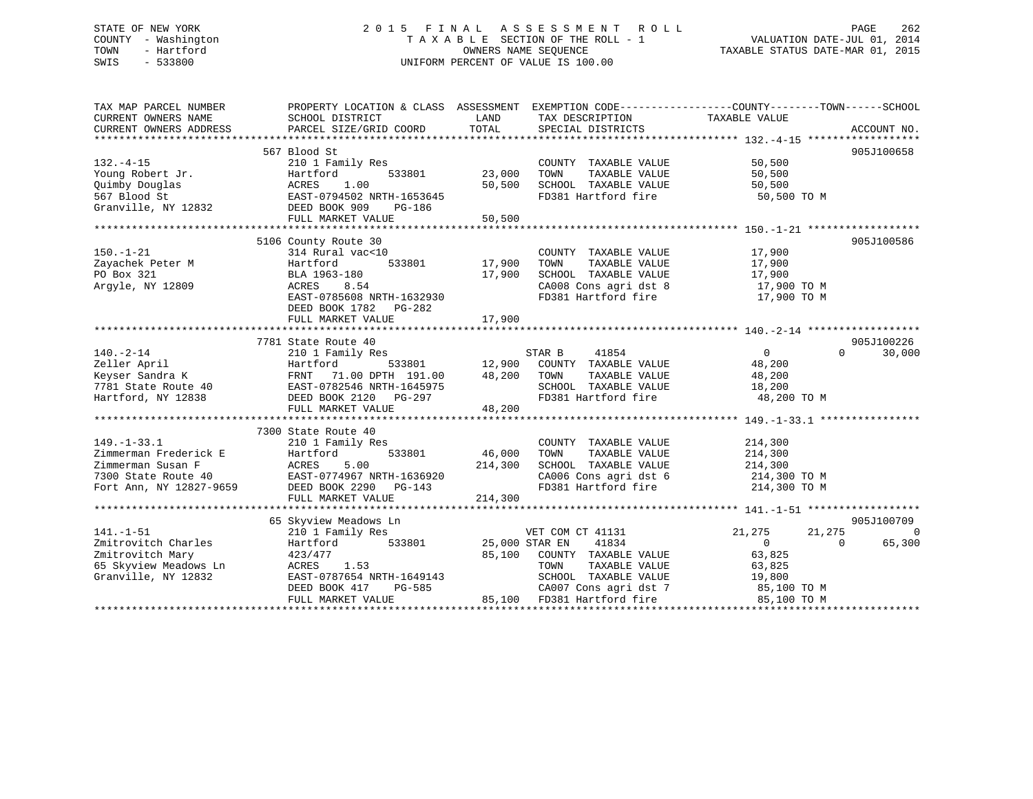STATE OF NEW YORK
COUNTY - Washington
TOWN - Hartford
SWIS - 533800

2015 FINAL ASSESSMENT ROLL
TAXABLE SECTION OF THE ROLL - 1
OWNERS NAME SEQUENCE
UNIFORM PERCENT OF VALUE IS 100.00

VALUATION DATE-JUL 01, 2014
TAXABLE STATUS DATE-MAR 01, 2015

| TAX MAP PARCEL NUMBER / CURRENT OWNERS NAME / CURRENT OWNERS ADDRESS | PROPERTY LOCATION & CLASS / SCHOOL DISTRICT / PARCEL SIZE/GRID COORD | ASSESSMENT LAND | TOTAL | EXEMPTION CODE / TAX DESCRIPTION / SPECIAL DISTRICTS | COUNTY TAXABLE VALUE | TOWN | SCHOOL | ACCOUNT NO. |
|---|---|---|---|---|---|---|---|---|
| 132.-4-15 | 567 Blood St | | | | | | | 905J100658 |
| Young Robert Jr. | 210 1 Family Res | | | COUNTY TAXABLE VALUE | 50,500 | | | |
| Quimby Douglas | Hartford 533801 | 23,000 | | TOWN TAXABLE VALUE | 50,500 | | | |
| 567 Blood St | ACRES 1.00 | | 50,500 | SCHOOL TAXABLE VALUE | 50,500 | | | |
| Granville, NY 12832 | EAST-0794502 NRTH-1653645 | | | FD381 Hartford fire | 50,500 TO M | | | |
| | DEED BOOK 909 PG-186 | | | | | | | |
| | FULL MARKET VALUE | | 50,500 | | | | | |
| 150.-1-21 | 5106 County Route 30 | | | | | | | 905J100586 |
| Zayachek Peter M | 314 Rural vac<10 | | | COUNTY TAXABLE VALUE | 17,900 | | | |
| PO Box 321 | Hartford 533801 | 17,900 | | TOWN TAXABLE VALUE | 17,900 | | | |
| Argyle, NY 12809 | BLA 1963-180 | | 17,900 | SCHOOL TAXABLE VALUE | 17,900 | | | |
| | ACRES 8.54 | | | CA008 Cons agri dst 8 | 17,900 TO M | | | |
| | EAST-0785608 NRTH-1632930 | | | FD381 Hartford fire | 17,900 TO M | | | |
| | DEED BOOK 1782 PG-282 | | | | | | | |
| | FULL MARKET VALUE | | 17,900 | | | | | |
| 140.-2-14 | 7781 State Route 40 | | | | | | | 905J100226 |
| Zeller April | 210 1 Family Res | | | STAR B 41854 | 0 | 0 | 30,000 | |
| Keyser Sandra K | Hartford 533801 | 12,900 | | COUNTY TAXABLE VALUE | 48,200 | | | |
| 7781 State Route 40 | FRNT 71.00 DPTH 191.00 | | 48,200 | TOWN TAXABLE VALUE | 48,200 | | | |
| Hartford, NY 12838 | EAST-0782546 NRTH-1645975 | | | SCHOOL TAXABLE VALUE | 18,200 | | | |
| | DEED BOOK 2120 PG-297 | | | FD381 Hartford fire | 48,200 TO M | | | |
| | FULL MARKET VALUE | | 48,200 | | | | | |
| 149.-1-33.1 | 7300 State Route 40 | | | | | | | |
| Zimmerman Frederick E | 210 1 Family Res | | | COUNTY TAXABLE VALUE | 214,300 | | | |
| Zimmerman Susan F | Hartford 533801 | 46,000 | | TOWN TAXABLE VALUE | 214,300 | | | |
| 7300 State Route 40 | ACRES 5.00 | | 214,300 | SCHOOL TAXABLE VALUE | 214,300 | | | |
| Fort Ann, NY 12827-9659 | EAST-0774967 NRTH-1636920 | | | CA006 Cons agri dst 6 | 214,300 TO M | | | |
| | DEED BOOK 2290 PG-143 | | | FD381 Hartford fire | 214,300 TO M | | | |
| | FULL MARKET VALUE | | 214,300 | | | | | |
| 141.-1-51 | 65 Skyview Meadows Ln | | | | | | | 905J100709 |
| Zmitrovitch Charles | 210 1 Family Res | | | VET COM CT 41131 | 21,275 | 21,275 | 0 | |
| Zmitrovitch Mary | Hartford 533801 | 25,000 | | STAR EN 41834 | 0 | 0 | 65,300 | |
| 65 Skyview Meadows Ln | 423/477 | | 85,100 | COUNTY TAXABLE VALUE | 63,825 | | | |
| Granville, NY 12832 | ACRES 1.53 | | | TOWN TAXABLE VALUE | 63,825 | | | |
| | EAST-0787654 NRTH-1649143 | | | SCHOOL TAXABLE VALUE | 19,800 | | | |
| | DEED BOOK 417 PG-585 | | | CA007 Cons agri dst 7 | 85,100 TO M | | | |
| | FULL MARKET VALUE | | 85,100 | FD381 Hartford fire | 85,100 TO M | | | |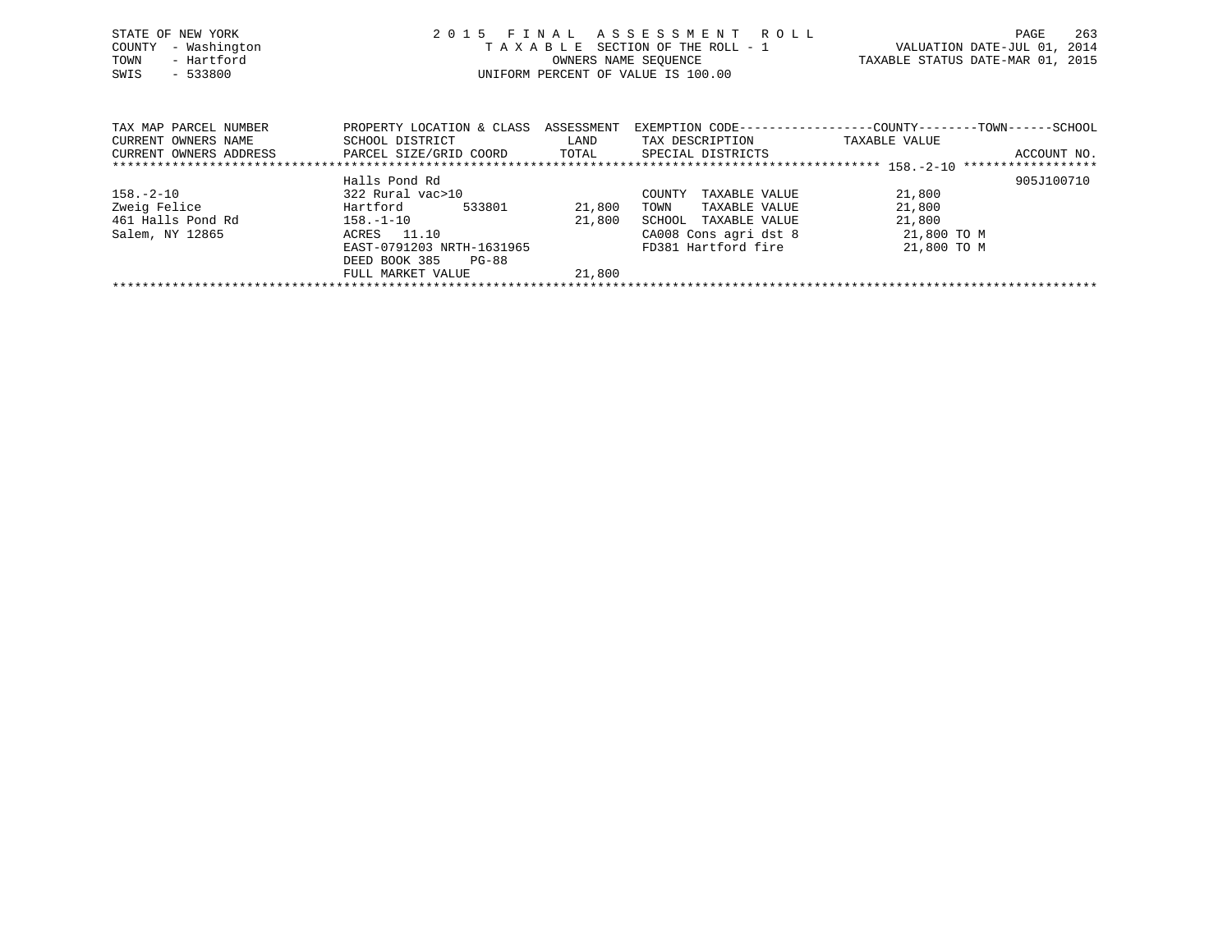STATE OF NEW YORK
COUNTY - Washington
TOWN - Hartford
SWIS - 533800

# 2015 FINAL ASSESSMENT ROLL

TAXABLE SECTION OF THE ROLL - 1
OWNERS NAME SEQUENCE
UNIFORM PERCENT OF VALUE IS 100.00

VALUATION DATE-JUL 01, 2014
TAXABLE STATUS DATE-MAR 01, 2015

| TAX MAP PARCEL NUMBER / CURRENT OWNERS NAME / CURRENT OWNERS ADDRESS | PROPERTY LOCATION & CLASS / SCHOOL DISTRICT / PARCEL SIZE/GRID COORD | ASSESSMENT LAND / TOTAL | EXEMPTION CODE / TAX DESCRIPTION / SPECIAL DISTRICTS | TAXABLE VALUE (COUNTY--TOWN--SCHOOL) | ACCOUNT NO. |
|---|---|---|---|---|---|
| **158.-2-10** | Halls Pond Rd | | | | 905J100710 |
| 158.-2-10 | 322 Rural vac>10 | | COUNTY TAXABLE VALUE | 21,800 | |
| Zweig Felice | Hartford 533801 | 21,800 | TOWN TAXABLE VALUE | 21,800 | |
| 461 Halls Pond Rd | 158.-1-10 | 21,800 | SCHOOL TAXABLE VALUE | 21,800 | |
| Salem, NY 12865 | ACRES 11.10 | | CA008 Cons agri dst 8 | 21,800 TO M | |
| | EAST-0791203 NRTH-1631965 | | FD381 Hartford fire | 21,800 TO M | |
| | DEED BOOK 385 PG-88 | | | | |
| | FULL MARKET VALUE | 21,800 | | | |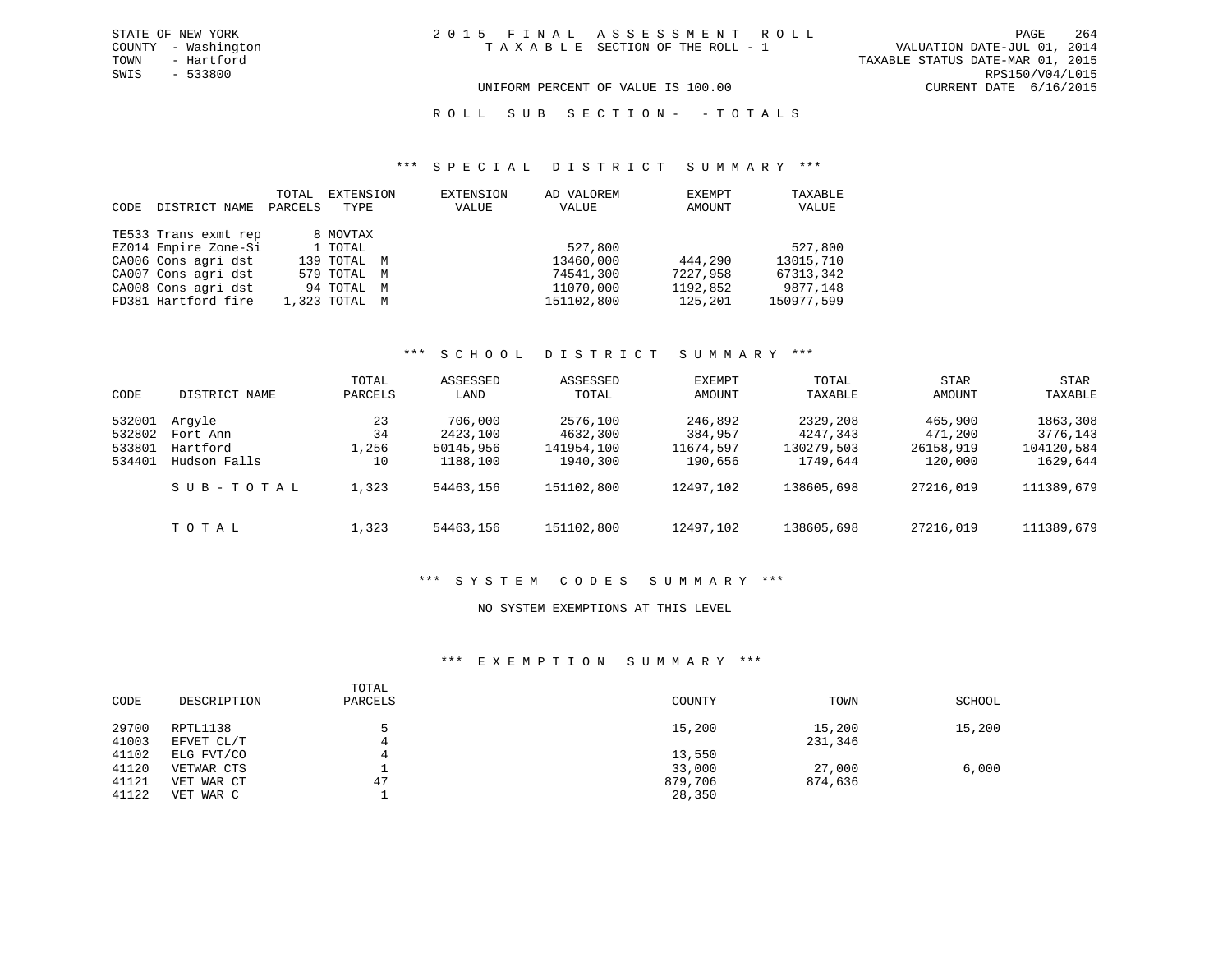STATE OF NEW YORK
COUNTY - Washington
TOWN - Hartford
SWIS - 533800

2 0 1 5 F I N A L A S S E S S M E N T R O L L
T A X A B L E SECTION OF THE ROLL - 1

UNIFORM PERCENT OF VALUE IS 100.00

VALUATION DATE-JUL 01, 2014
TAXABLE STATUS DATE-MAR 01, 2015
RPS150/V04/L015
CURRENT DATE 6/16/2015

R O L L S U B S E C T I O N - - T O T A L S

*** S P E C I A L D I S T R I C T S U M M A R Y ***

| CODE | DISTRICT NAME | TOTAL PARCELS | EXTENSION TYPE | EXTENSION VALUE | AD VALOREM VALUE | EXEMPT AMOUNT | TAXABLE VALUE |
|---|---|---|---|---|---|---|---|
| TE533 | Trans exmt rep | 8 | MOVTAX | | | | |
| EZ014 | Empire Zone-Si | 1 | TOTAL | | 527,800 | | 527,800 |
| CA006 | Cons agri dst | 139 | TOTAL M | | 13460,000 | 444,290 | 13015,710 |
| CA007 | Cons agri dst | 579 | TOTAL M | | 74541,300 | 7227,958 | 67313,342 |
| CA008 | Cons agri dst | 94 | TOTAL M | | 11070,000 | 1192,852 | 9877,148 |
| FD381 | Hartford fire | 1,323 | TOTAL M | | 151102,800 | 125,201 | 150977,599 |

*** S C H O O L D I S T R I C T S U M M A R Y ***

| CODE | DISTRICT NAME | TOTAL PARCELS | ASSESSED LAND | ASSESSED TOTAL | EXEMPT AMOUNT | TOTAL TAXABLE | STAR AMOUNT | STAR TAXABLE |
|---|---|---|---|---|---|---|---|---|
| 532001 | Argyle | 23 | 706,000 | 2576,100 | 246,892 | 2329,208 | 465,900 | 1863,308 |
| 532802 | Fort Ann | 34 | 2423,100 | 4632,300 | 384,957 | 4247,343 | 471,200 | 3776,143 |
| 533801 | Hartford | 1,256 | 50145,956 | 141954,100 | 11674,597 | 130279,503 | 26158,919 | 104120,584 |
| 534401 | Hudson Falls | 10 | 1188,100 | 1940,300 | 190,656 | 1749,644 | 120,000 | 1629,644 |
| | S U B - T O T A L | 1,323 | 54463,156 | 151102,800 | 12497,102 | 138605,698 | 27216,019 | 111389,679 |
| | T O T A L | 1,323 | 54463,156 | 151102,800 | 12497,102 | 138605,698 | 27216,019 | 111389,679 |

*** S Y S T E M C O D E S S U M M A R Y ***

NO SYSTEM EXEMPTIONS AT THIS LEVEL

*** E X E M P T I O N S U M M A R Y ***

| CODE | DESCRIPTION | TOTAL PARCELS | COUNTY | TOWN | SCHOOL |
|---|---|---|---|---|---|
| 29700 | RPTL1138 | 5 | 15,200 | 15,200 | 15,200 |
| 41003 | EFVET CL/T | 4 | | 231,346 | |
| 41102 | ELG FVT/CO | 4 | 13,550 | | |
| 41120 | VETWAR CTS | 1 | 33,000 | 27,000 | 6,000 |
| 41121 | VET WAR CT | 47 | 879,706 | 874,636 | |
| 41122 | VET WAR C | 1 | 28,350 | | |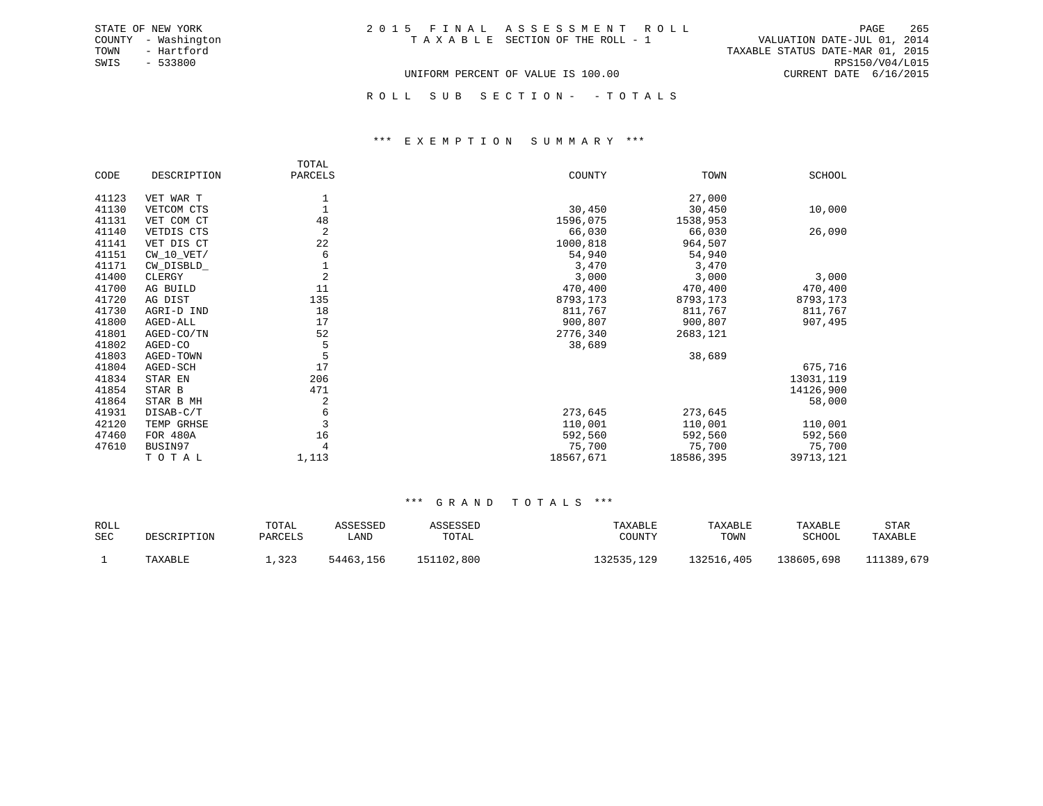STATE OF NEW YORK
COUNTY - Washington
TOWN - Hartford
SWIS - 533800

2015 FINAL ASSESSMENT ROLL
TAXABLE SECTION OF THE ROLL - 1

VALUATION DATE-JUL 01, 2014
TAXABLE STATUS DATE-MAR 01, 2015
RPS150/V04/L015
CURRENT DATE 6/16/2015

UNIFORM PERCENT OF VALUE IS 100.00

ROLL SUB SECTION- - TOTALS

### *** EXEMPTION SUMMARY ***

| CODE | DESCRIPTION | TOTAL PARCELS | COUNTY | TOWN | SCHOOL |
|---|---|---|---|---|---|
| 41123 | VET WAR T | 1 | | 27,000 | |
| 41130 | VETCOM CTS | 1 | 30,450 | 30,450 | 10,000 |
| 41131 | VET COM CT | 48 | 1596,075 | 1538,953 | |
| 41140 | VETDIS CTS | 2 | 66,030 | 66,030 | 26,090 |
| 41141 | VET DIS CT | 22 | 1000,818 | 964,507 | |
| 41151 | CW_10_VET/ | 6 | 54,940 | 54,940 | |
| 41171 | CW_DISBLD_ | 1 | 3,470 | 3,470 | |
| 41400 | CLERGY | 2 | 3,000 | 3,000 | 3,000 |
| 41700 | AG BUILD | 11 | 470,400 | 470,400 | 470,400 |
| 41720 | AG DIST | 135 | 8793,173 | 8793,173 | 8793,173 |
| 41730 | AGRI-D IND | 18 | 811,767 | 811,767 | 811,767 |
| 41800 | AGED-ALL | 17 | 900,807 | 900,807 | 907,495 |
| 41801 | AGED-CO/TN | 52 | 2776,340 | 2683,121 | |
| 41802 | AGED-CO | 5 | 38,689 | | |
| 41803 | AGED-TOWN | 5 | | 38,689 | |
| 41804 | AGED-SCH | 17 | | | 675,716 |
| 41834 | STAR EN | 206 | | | 13031,119 |
| 41854 | STAR B | 471 | | | 14126,900 |
| 41864 | STAR B MH | 2 | | | 58,000 |
| 41931 | DISAB-C/T | 6 | 273,645 | 273,645 | |
| 42120 | TEMP GRHSE | 3 | 110,001 | 110,001 | 110,001 |
| 47460 | FOR 480A | 16 | 592,560 | 592,560 | 592,560 |
| 47610 | BUSIN97 | 4 | 75,700 | 75,700 | 75,700 |
| | T O T A L | 1,113 | 18567,671 | 18586,395 | 39713,121 |

### *** GRAND TOTALS ***

| ROLL SEC | DESCRIPTION | TOTAL PARCELS | ASSESSED LAND | ASSESSED TOTAL | TAXABLE COUNTY | TAXABLE TOWN | TAXABLE SCHOOL | STAR TAXABLE |
|---|---|---|---|---|---|---|---|---|
| 1 | TAXABLE | 1,323 | 54463,156 | 151102,800 | 132535,129 | 132516,405 | 138605,698 | 111389,679 |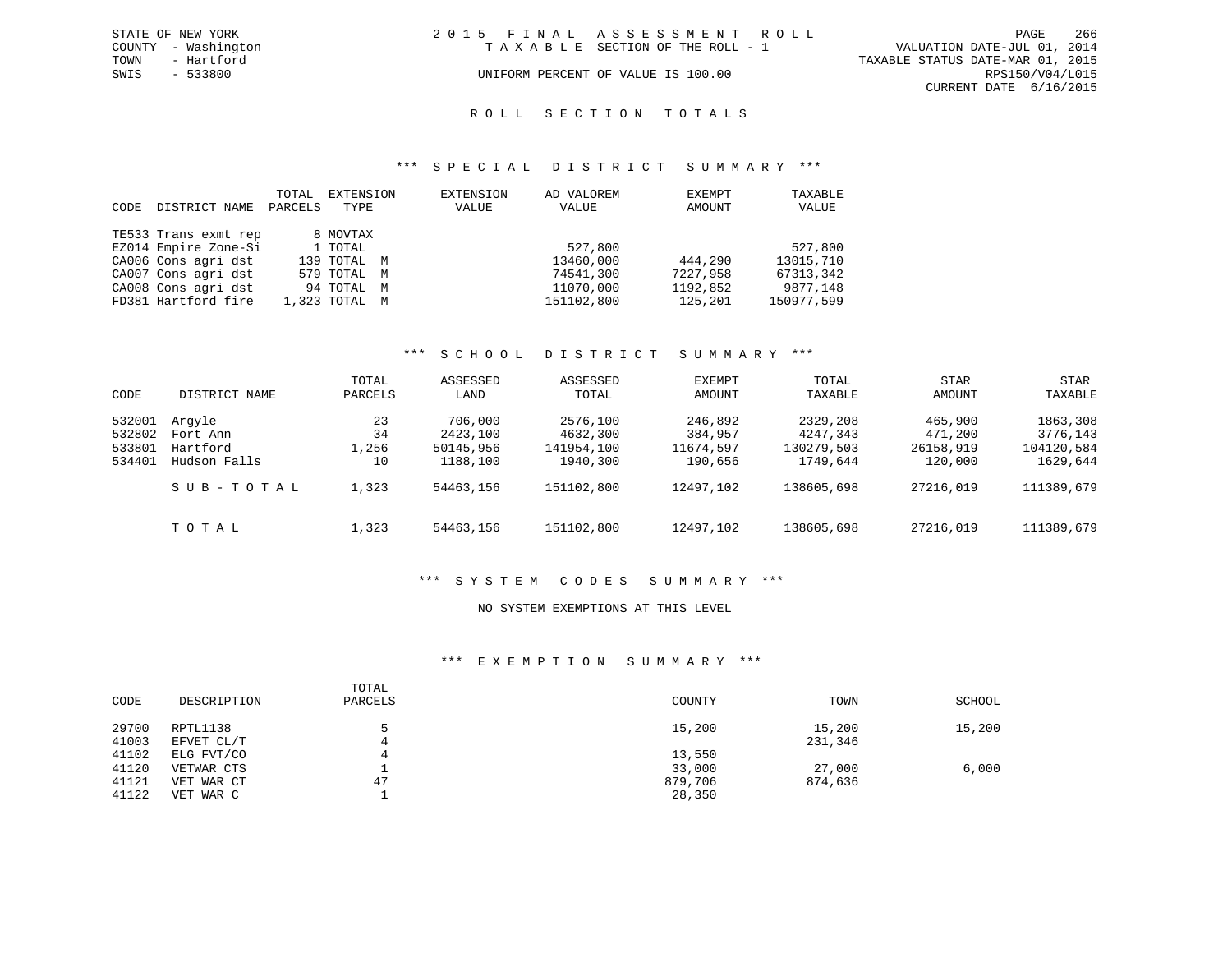STATE OF NEW YORK
COUNTY - Washington
TOWN - Hartford
SWIS - 533800

2 0 1 5 F I N A L A S S E S S M E N T R O L L
T A X A B L E SECTION OF THE ROLL - 1
UNIFORM PERCENT OF VALUE IS 100.00

VALUATION DATE-JUL 01, 2014
TAXABLE STATUS DATE-MAR 01, 2015
RPS150/V04/L015
CURRENT DATE 6/16/2015

## R O L L S E C T I O N T O T A L S

### *** S P E C I A L D I S T R I C T S U M M A R Y ***

| CODE | DISTRICT NAME | TOTAL PARCELS | EXTENSION TYPE | EXTENSION VALUE | AD VALOREM VALUE | EXEMPT AMOUNT | TAXABLE VALUE |
|---|---|---|---|---|---|---|---|
| TE533 | Trans exmt rep | 8 | MOVTAX | | | | |
| EZ014 | Empire Zone-Si | 1 | TOTAL | | 527,800 | | 527,800 |
| CA006 | Cons agri dst | 139 | TOTAL M | | 13460,000 | 444,290 | 13015,710 |
| CA007 | Cons agri dst | 579 | TOTAL M | | 74541,300 | 7227,958 | 67313,342 |
| CA008 | Cons agri dst | 94 | TOTAL M | | 11070,000 | 1192,852 | 9877,148 |
| FD381 | Hartford fire | 1,323 | TOTAL M | | 151102,800 | 125,201 | 150977,599 |

### *** S C H O O L D I S T R I C T S U M M A R Y ***

| CODE | DISTRICT NAME | TOTAL PARCELS | ASSESSED LAND | ASSESSED TOTAL | EXEMPT AMOUNT | TOTAL TAXABLE | STAR AMOUNT | STAR TAXABLE |
|---|---|---|---|---|---|---|---|---|
| 532001 | Argyle | 23 | 706,000 | 2576,100 | 246,892 | 2329,208 | 465,900 | 1863,308 |
| 532802 | Fort Ann | 34 | 2423,100 | 4632,300 | 384,957 | 4247,343 | 471,200 | 3776,143 |
| 533801 | Hartford | 1,256 | 50145,956 | 141954,100 | 11674,597 | 130279,503 | 26158,919 | 104120,584 |
| 534401 | Hudson Falls | 10 | 1188,100 | 1940,300 | 190,656 | 1749,644 | 120,000 | 1629,644 |
| | S U B - T O T A L | 1,323 | 54463,156 | 151102,800 | 12497,102 | 138605,698 | 27216,019 | 111389,679 |
| | T O T A L | 1,323 | 54463,156 | 151102,800 | 12497,102 | 138605,698 | 27216,019 | 111389,679 |

### *** S Y S T E M C O D E S S U M M A R Y ***

NO SYSTEM EXEMPTIONS AT THIS LEVEL

### *** E X E M P T I O N S U M M A R Y ***

| CODE | DESCRIPTION | TOTAL PARCELS | COUNTY | TOWN | SCHOOL |
|---|---|---|---|---|---|
| 29700 | RPTL1138 | 5 | 15,200 | 15,200 | 15,200 |
| 41003 | EFVET CL/T | 4 | | 231,346 | |
| 41102 | ELG FVT/CO | 4 | 13,550 | | |
| 41120 | VETWAR CTS | 1 | 33,000 | 27,000 | 6,000 |
| 41121 | VET WAR CT | 47 | 879,706 | 874,636 | |
| 41122 | VET WAR C | 1 | 28,350 | | |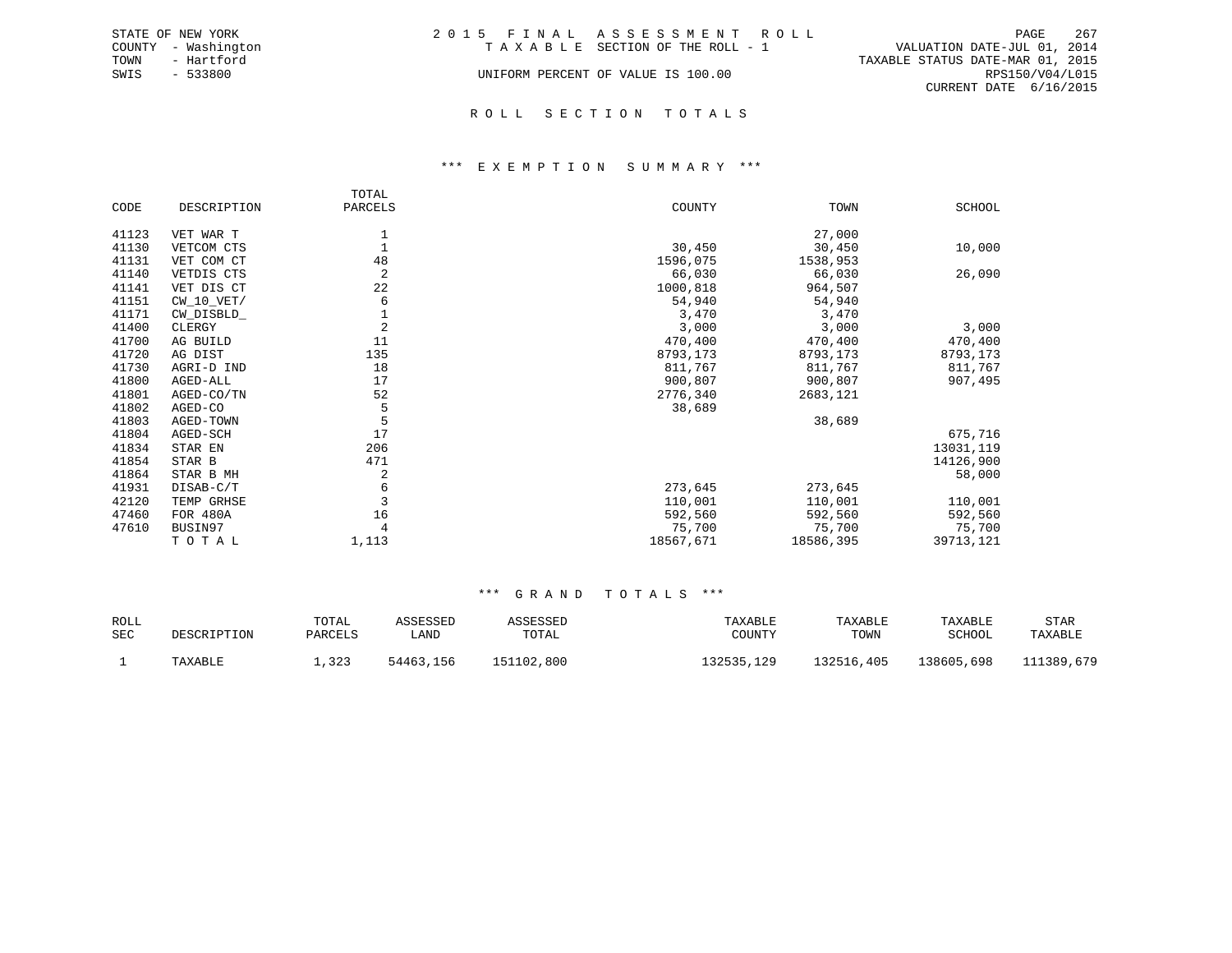STATE OF NEW YORK
COUNTY - Washington
TOWN - Hartford
SWIS - 533800

# 2015 FINAL ASSESSMENT ROLL

TAXABLE SECTION OF THE ROLL - 1

UNIFORM PERCENT OF VALUE IS 100.00

VALUATION DATE-JUL 01, 2014
TAXABLE STATUS DATE-MAR 01, 2015
RPS150/V04/L015
CURRENT DATE 6/16/2015

## ROLL SECTION TOTALS

### *** EXEMPTION SUMMARY ***

| CODE | DESCRIPTION | TOTAL PARCELS | COUNTY | TOWN | SCHOOL |
|---|---|---|---|---|---|
| 41123 | VET WAR T | 1 | | 27,000 | |
| 41130 | VETCOM CTS | 1 | 30,450 | 30,450 | 10,000 |
| 41131 | VET COM CT | 48 | 1596,075 | 1538,953 | |
| 41140 | VETDIS CTS | 2 | 66,030 | 66,030 | 26,090 |
| 41141 | VET DIS CT | 22 | 1000,818 | 964,507 | |
| 41151 | CW_10_VET/ | 6 | 54,940 | 54,940 | |
| 41171 | CW_DISBLD_ | 1 | 3,470 | 3,470 | |
| 41400 | CLERGY | 2 | 3,000 | 3,000 | 3,000 |
| 41700 | AG BUILD | 11 | 470,400 | 470,400 | 470,400 |
| 41720 | AG DIST | 135 | 8793,173 | 8793,173 | 8793,173 |
| 41730 | AGRI-D IND | 18 | 811,767 | 811,767 | 811,767 |
| 41800 | AGED-ALL | 17 | 900,807 | 900,807 | 907,495 |
| 41801 | AGED-CO/TN | 52 | 2776,340 | 2683,121 | |
| 41802 | AGED-CO | 5 | 38,689 | | |
| 41803 | AGED-TOWN | 5 | | 38,689 | |
| 41804 | AGED-SCH | 17 | | | 675,716 |
| 41834 | STAR EN | 206 | | | 13031,119 |
| 41854 | STAR B | 471 | | | 14126,900 |
| 41864 | STAR B MH | 2 | | | 58,000 |
| 41931 | DISAB-C/T | 6 | 273,645 | 273,645 | |
| 42120 | TEMP GRHSE | 3 | 110,001 | 110,001 | 110,001 |
| 47460 | FOR 480A | 16 | 592,560 | 592,560 | 592,560 |
| 47610 | BUSIN97 | 4 | 75,700 | 75,700 | 75,700 |
| | TOTAL | 1,113 | 18567,671 | 18586,395 | 39713,121 |

### *** GRAND TOTALS ***

| ROLL SEC | DESCRIPTION | TOTAL PARCELS | ASSESSED LAND | ASSESSED TOTAL | TAXABLE COUNTY | TAXABLE TOWN | TAXABLE SCHOOL | STAR TAXABLE |
|---|---|---|---|---|---|---|---|---|
| 1 | TAXABLE | 1,323 | 54463,156 | 151102,800 | 132535,129 | 132516,405 | 138605,698 | 111389,679 |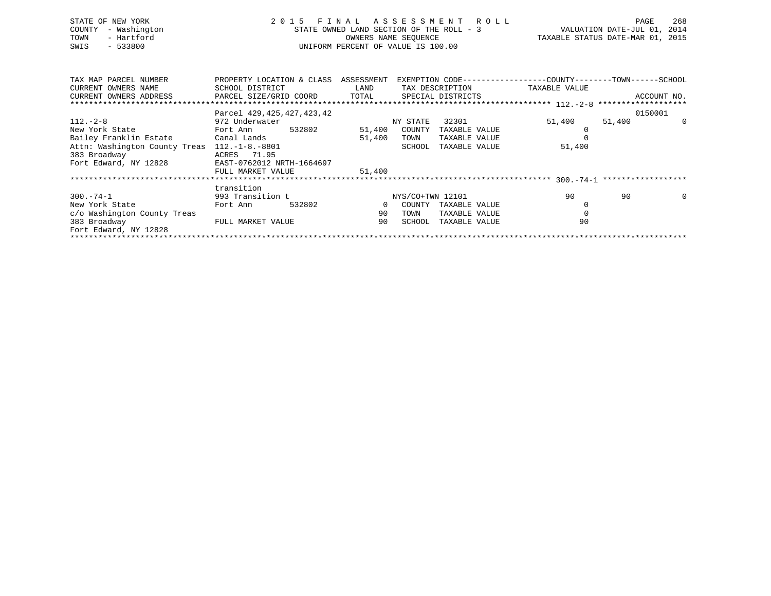STATE OF NEW YORK
COUNTY - Washington
TOWN - Hartford
SWIS - 533800

# 2015 FINAL ASSESSMENT ROLL

STATE OWNED LAND SECTION OF THE ROLL - 3
OWNERS NAME SEQUENCE
UNIFORM PERCENT OF VALUE IS 100.00

VALUATION DATE-JUL 01, 2014
TAXABLE STATUS DATE-MAR 01, 2015

| TAX MAP PARCEL NUMBER / CURRENT OWNERS NAME / CURRENT OWNERS ADDRESS | PROPERTY LOCATION & CLASS / SCHOOL DISTRICT / PARCEL SIZE/GRID COORD | ASSESSMENT LAND / TOTAL | EXEMPTION CODE / TAX DESCRIPTION / SPECIAL DISTRICTS | COUNTY TAXABLE VALUE | TOWN | SCHOOL / ACCOUNT NO. |
|---|---|---|---|---|---|---|
| **112.-2-8** | Parcel 429,425,427,423,42 | | | | | 0150001 |
| 112.-2-8 | 972 Underwater | | NY STATE 32301 | 51,400 | 51,400 | 0 |
| New York State | Fort Ann 532802 | 51,400 | COUNTY TAXABLE VALUE | 0 | | |
| Bailey Franklin Estate | Canal Lands | 51,400 | TOWN TAXABLE VALUE | 0 | | |
| Attn: Washington County Treas | 112.-1-8.-8801 | | SCHOOL TAXABLE VALUE | 51,400 | | |
| 383 Broadway | ACRES 71.95 | | | | | |
| Fort Edward, NY 12828 | EAST-0762012 NRTH-1664697 | | | | | |
| | FULL MARKET VALUE | 51,400 | | | | |
| **300.-74-1** | transition | | | | | |
| 300.-74-1 | 993 Transition t | | NYS/CO+TWN 12101 | 90 | 90 | 0 |
| New York State | Fort Ann 532802 | 0 | COUNTY TAXABLE VALUE | 0 | | |
| c/o Washington County Treas | | 90 | TOWN TAXABLE VALUE | 0 | | |
| 383 Broadway | FULL MARKET VALUE | 90 | SCHOOL TAXABLE VALUE | 90 | | |
| Fort Edward, NY 12828 | | | | | | |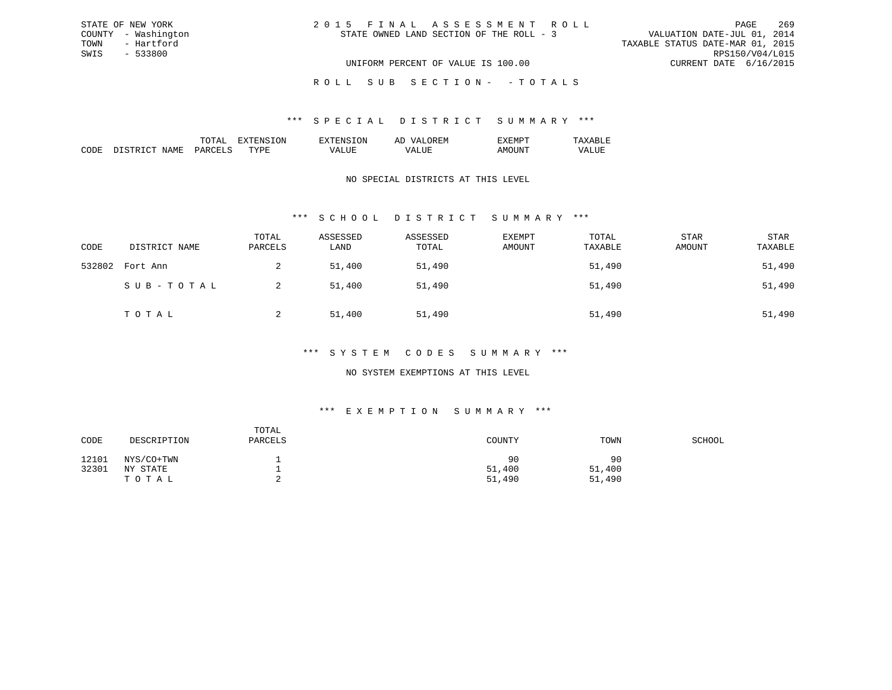STATE OF NEW YORK
COUNTY - Washington
TOWN - Hartford
SWIS - 533800

2 0 1 5 F I N A L A S S E S S M E N T R O L L
STATE OWNED LAND SECTION OF THE ROLL - 3
UNIFORM PERCENT OF VALUE IS 100.00

VALUATION DATE-JUL 01, 2014
TAXABLE STATUS DATE-MAR 01, 2015
RPS150/V04/L015
CURRENT DATE 6/16/2015

R O L L S U B S E C T I O N - - T O T A L S

*** S P E C I A L D I S T R I C T S U M M A R Y ***

| CODE | DISTRICT NAME | TOTAL PARCELS | EXTENSION TYPE | EXTENSION VALUE | AD VALOREM VALUE | EXEMPT AMOUNT | TAXABLE VALUE |
|---|---|---|---|---|---|---|---|

NO SPECIAL DISTRICTS AT THIS LEVEL

*** S C H O O L D I S T R I C T S U M M A R Y ***

| CODE | DISTRICT NAME | TOTAL PARCELS | ASSESSED LAND | ASSESSED TOTAL | EXEMPT AMOUNT | TOTAL TAXABLE | STAR AMOUNT | STAR TAXABLE |
|---|---|---|---|---|---|---|---|---|
| 532802 | Fort Ann | 2 | 51,400 | 51,490 | | 51,490 | | 51,490 |
| | S U B - T O T A L | 2 | 51,400 | 51,490 | | 51,490 | | 51,490 |
| | T O T A L | 2 | 51,400 | 51,490 | | 51,490 | | 51,490 |

*** S Y S T E M C O D E S S U M M A R Y ***

NO SYSTEM EXEMPTIONS AT THIS LEVEL

*** E X E M P T I O N S U M M A R Y ***

| CODE | DESCRIPTION | TOTAL PARCELS | COUNTY | TOWN | SCHOOL |
|---|---|---|---|---|---|
| 12101 | NYS/CO+TWN | 1 | 90 | 90 | |
| 32301 | NY STATE | 1 | 51,400 | 51,400 | |
| | T O T A L | 2 | 51,490 | 51,490 | |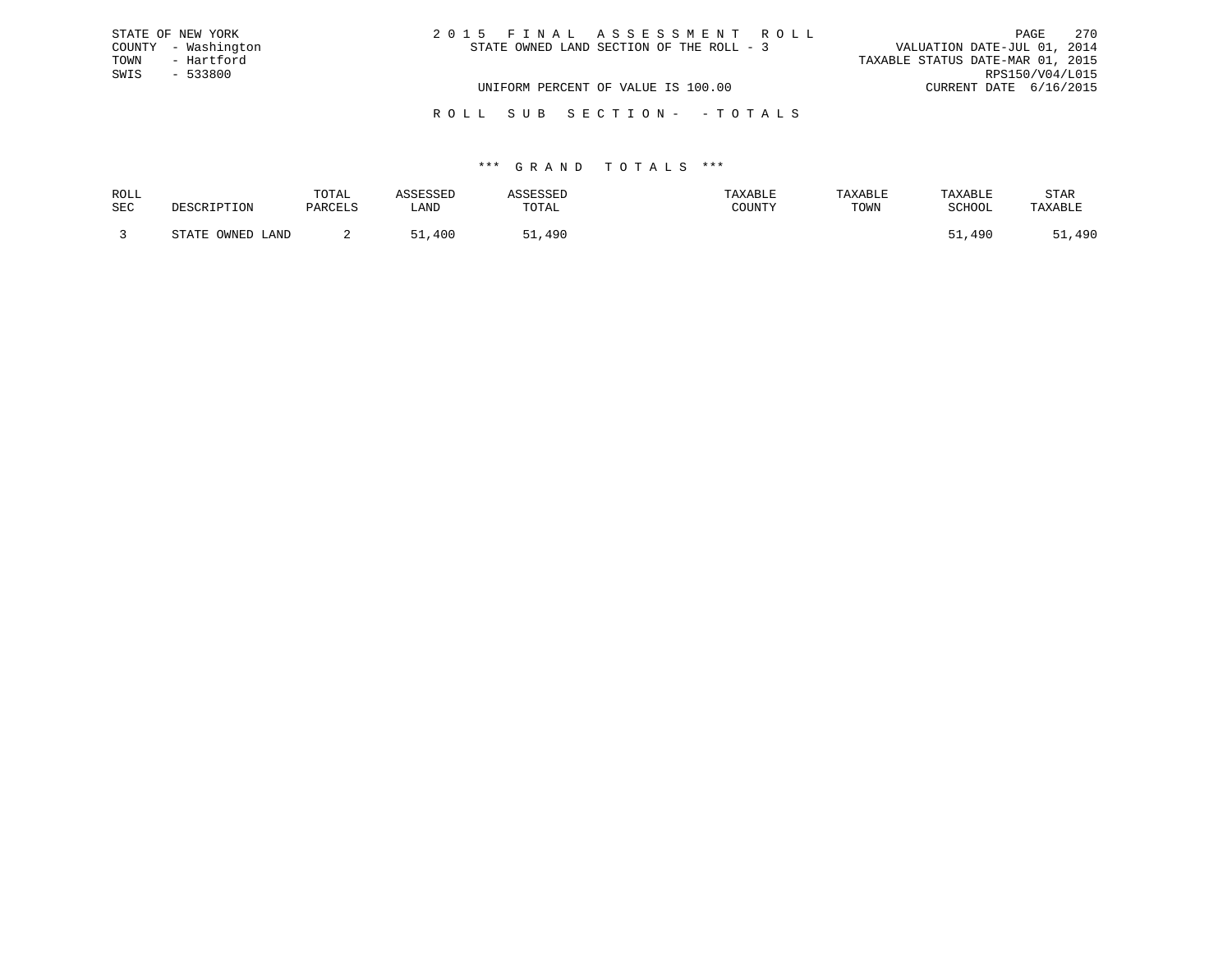STATE OF NEW YORK
COUNTY - Washington
TOWN - Hartford
SWIS - 533800

2 0 1 5 F I N A L A S S E S S M E N T R O L L
STATE OWNED LAND SECTION OF THE ROLL - 3

VALUATION DATE-JUL 01, 2014
TAXABLE STATUS DATE-MAR 01, 2015
RPS150/V04/L015
CURRENT DATE 6/16/2015

UNIFORM PERCENT OF VALUE IS 100.00

R O L L S U B S E C T I O N - - T O T A L S

\*\*\* G R A N D T O T A L S \*\*\*

| ROLL SEC | DESCRIPTION | TOTAL PARCELS | ASSESSED LAND | ASSESSED TOTAL | TAXABLE COUNTY | TAXABLE TOWN | TAXABLE SCHOOL | STAR TAXABLE |
|---|---|---|---|---|---|---|---|---|
| 3 | STATE OWNED LAND | 2 | 51,400 | 51,490 | | | 51,490 | 51,490 |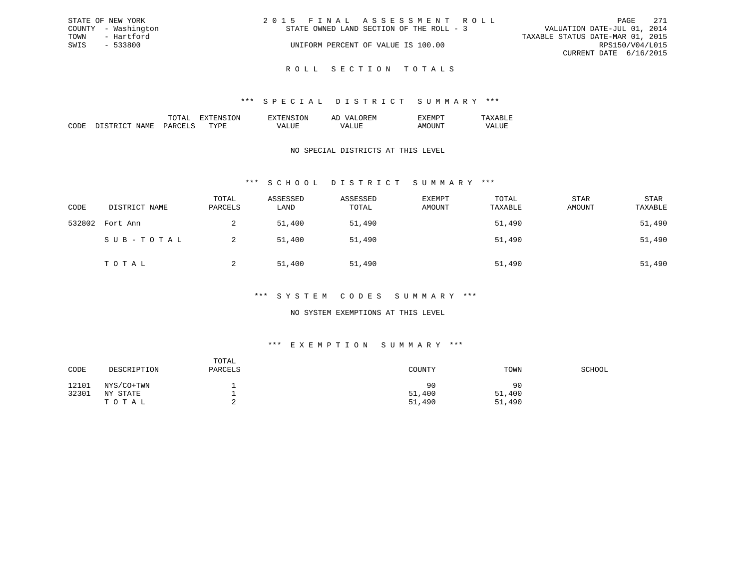STATE OF NEW YORK
COUNTY - Washington
TOWN - Hartford
SWIS - 533800

2 0 1 5 F I N A L A S S E S S M E N T R O L L
STATE OWNED LAND SECTION OF THE ROLL - 3
UNIFORM PERCENT OF VALUE IS 100.00

VALUATION DATE-JUL 01, 2014
TAXABLE STATUS DATE-MAR 01, 2015
RPS150/V04/L015
CURRENT DATE 6/16/2015

# R O L L S E C T I O N T O T A L S

## *** S P E C I A L D I S T R I C T S U M M A R Y ***

| CODE | DISTRICT NAME | TOTAL PARCELS | EXTENSION TYPE | EXTENSION VALUE | AD VALOREM VALUE | EXEMPT AMOUNT | TAXABLE VALUE |
|---|---|---|---|---|---|---|---|

NO SPECIAL DISTRICTS AT THIS LEVEL

## *** S C H O O L D I S T R I C T S U M M A R Y ***

| CODE | DISTRICT NAME | TOTAL PARCELS | ASSESSED LAND | ASSESSED TOTAL | EXEMPT AMOUNT | TOTAL TAXABLE | STAR AMOUNT | STAR TAXABLE |
|---|---|---|---|---|---|---|---|---|
| 532802 | Fort Ann | 2 | 51,400 | 51,490 | | 51,490 | | 51,490 |
| | S U B - T O T A L | 2 | 51,400 | 51,490 | | 51,490 | | 51,490 |
| | T O T A L | 2 | 51,400 | 51,490 | | 51,490 | | 51,490 |

## *** S Y S T E M C O D E S S U M M A R Y ***

NO SYSTEM EXEMPTIONS AT THIS LEVEL

## *** E X E M P T I O N S U M M A R Y ***

| CODE | DESCRIPTION | TOTAL PARCELS | COUNTY | TOWN | SCHOOL |
|---|---|---|---|---|---|
| 12101 | NYS/CO+TWN | 1 | 90 | 90 | |
| 32301 | NY STATE | 1 | 51,400 | 51,400 | |
| | T O T A L | 2 | 51,490 | 51,490 | |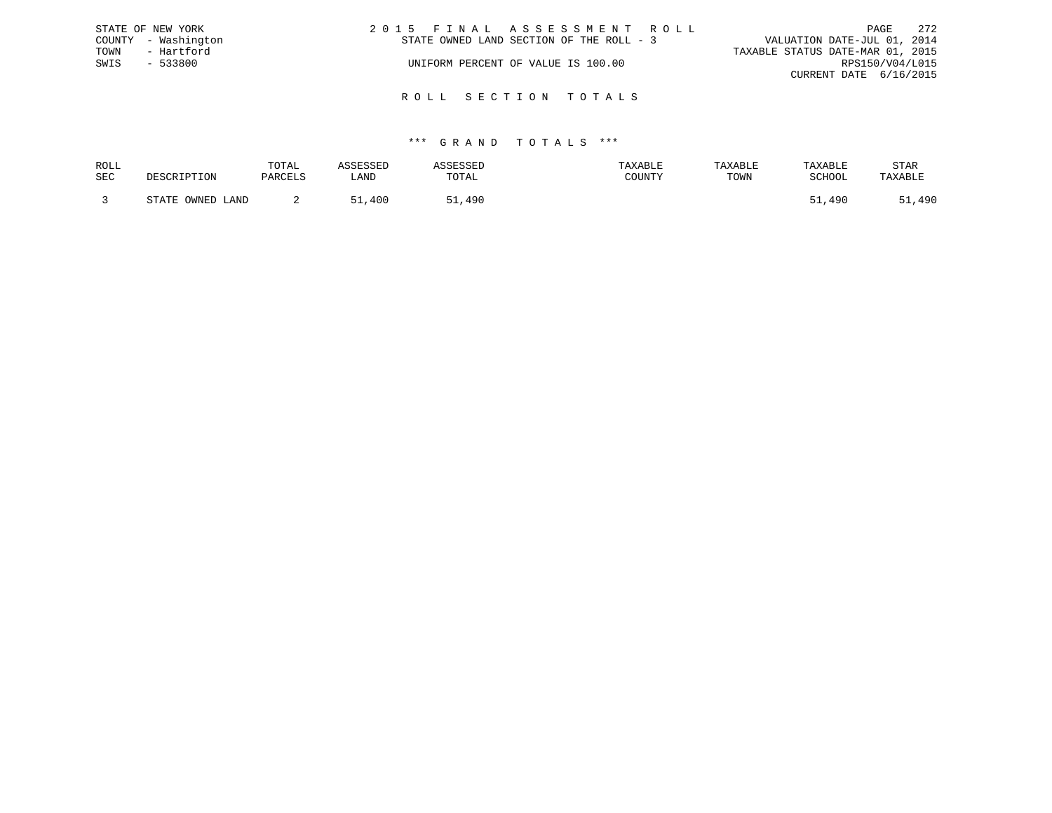STATE OF NEW YORK
COUNTY - Washington
TOWN - Hartford
SWIS - 533800

2 0 1 5 F I N A L A S S E S S M E N T R O L L
STATE OWNED LAND SECTION OF THE ROLL - 3
UNIFORM PERCENT OF VALUE IS 100.00

VALUATION DATE-JUL 01, 2014
TAXABLE STATUS DATE-MAR 01, 2015
RPS150/V04/L015
CURRENT DATE 6/16/2015

## R O L L S E C T I O N T O T A L S

### *** G R A N D T O T A L S ***

| ROLL SEC | DESCRIPTION | TOTAL PARCELS | ASSESSED LAND | ASSESSED TOTAL | TAXABLE COUNTY | TAXABLE TOWN | TAXABLE SCHOOL | STAR TAXABLE |
|---|---|---|---|---|---|---|---|---|
| 3 | STATE OWNED LAND | 2 | 51,400 | 51,490 | | | 51,490 | 51,490 |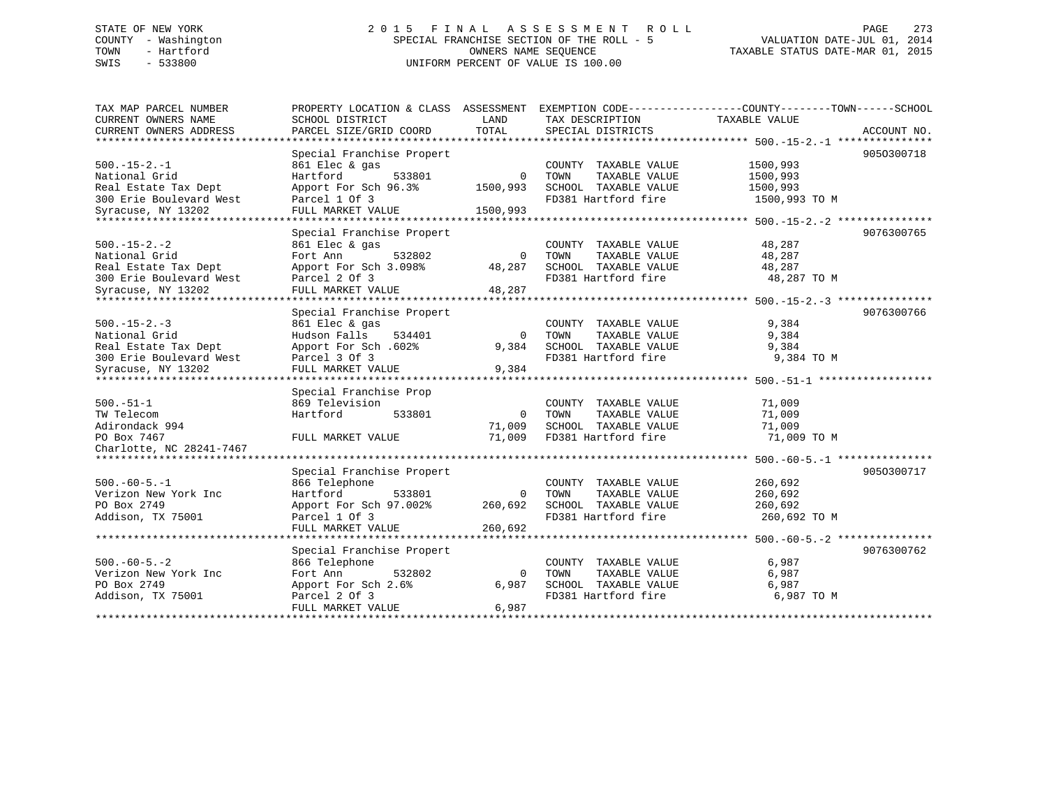STATE OF NEW YORK
COUNTY - Washington
TOWN - Hartford
SWIS - 533800

2015 FINAL ASSESSMENT ROLL
SPECIAL FRANCHISE SECTION OF THE ROLL - 5
OWNERS NAME SEQUENCE
UNIFORM PERCENT OF VALUE IS 100.00

VALUATION DATE-JUL 01, 2014
TAXABLE STATUS DATE-MAR 01, 2015

| TAX MAP PARCEL NUMBER / CURRENT OWNERS NAME / CURRENT OWNERS ADDRESS | PROPERTY LOCATION & CLASS / SCHOOL DISTRICT / PARCEL SIZE/GRID COORD | ASSESSMENT LAND | ASSESSMENT TOTAL | EXEMPTION CODE / TAX DESCRIPTION / SPECIAL DISTRICTS | TAXABLE VALUE (COUNTY / TOWN / SCHOOL) | ACCOUNT NO. |
|---|---|---|---|---|---|---|
| 500.-15-2.-1 | Special Franchise Propert | | | | | 905O300718 |
| 500.-15-2.-1 | 861 Elec & gas | | | COUNTY TAXABLE VALUE | 1500,993 | |
| National Grid | Hartford 533801 | 0 | | TOWN TAXABLE VALUE | 1500,993 | |
| Real Estate Tax Dept | Apport For Sch 96.3% | | 1500,993 | SCHOOL TAXABLE VALUE | 1500,993 | |
| 300 Erie Boulevard West | Parcel 1 Of 3 | | | FD381 Hartford fire | 1500,993 TO M | |
| Syracuse, NY 13202 | FULL MARKET VALUE | | 1500,993 | | | |
| 500.-15-2.-2 | Special Franchise Propert | | | | | 9076300765 |
| 500.-15-2.-2 | 861 Elec & gas | | | COUNTY TAXABLE VALUE | 48,287 | |
| National Grid | Fort Ann 532802 | 0 | | TOWN TAXABLE VALUE | 48,287 | |
| Real Estate Tax Dept | Apport For Sch 3.098% | | 48,287 | SCHOOL TAXABLE VALUE | 48,287 | |
| 300 Erie Boulevard West | Parcel 2 Of 3 | | | FD381 Hartford fire | 48,287 TO M | |
| Syracuse, NY 13202 | FULL MARKET VALUE | | 48,287 | | | |
| 500.-15-2.-3 | Special Franchise Propert | | | | | 9076300766 |
| 500.-15-2.-3 | 861 Elec & gas | | | COUNTY TAXABLE VALUE | 9,384 | |
| National Grid | Hudson Falls 534401 | 0 | | TOWN TAXABLE VALUE | 9,384 | |
| Real Estate Tax Dept | Apport For Sch .602% | | 9,384 | SCHOOL TAXABLE VALUE | 9,384 | |
| 300 Erie Boulevard West | Parcel 3 Of 3 | | | FD381 Hartford fire | 9,384 TO M | |
| Syracuse, NY 13202 | FULL MARKET VALUE | | 9,384 | | | |
| 500.-51-1 | Special Franchise Prop | | | | | |
| 500.-51-1 | 869 Television | | | COUNTY TAXABLE VALUE | 71,009 | |
| TW Telecom | Hartford 533801 | 0 | | TOWN TAXABLE VALUE | 71,009 | |
| Adirondack 994 | | | 71,009 | SCHOOL TAXABLE VALUE | 71,009 | |
| PO Box 7467 | FULL MARKET VALUE | | 71,009 | FD381 Hartford fire | 71,009 TO M | |
| Charlotte, NC 28241-7467 | | | | | | |
| 500.-60-5.-1 | Special Franchise Propert | | | | | 905O300717 |
| 500.-60-5.-1 | 866 Telephone | | | COUNTY TAXABLE VALUE | 260,692 | |
| Verizon New York Inc | Hartford 533801 | 0 | | TOWN TAXABLE VALUE | 260,692 | |
| PO Box 2749 | Apport For Sch 97.002% | | 260,692 | SCHOOL TAXABLE VALUE | 260,692 | |
| Addison, TX 75001 | Parcel 1 Of 3 | | | FD381 Hartford fire | 260,692 TO M | |
| | FULL MARKET VALUE | | 260,692 | | | |
| 500.-60-5.-2 | Special Franchise Propert | | | | | 9076300762 |
| 500.-60-5.-2 | 866 Telephone | | | COUNTY TAXABLE VALUE | 6,987 | |
| Verizon New York Inc | Fort Ann 532802 | 0 | | TOWN TAXABLE VALUE | 6,987 | |
| PO Box 2749 | Apport For Sch 2.6% | | 6,987 | SCHOOL TAXABLE VALUE | 6,987 | |
| Addison, TX 75001 | Parcel 2 Of 3 | | | FD381 Hartford fire | 6,987 TO M | |
| | FULL MARKET VALUE | | 6,987 | | | |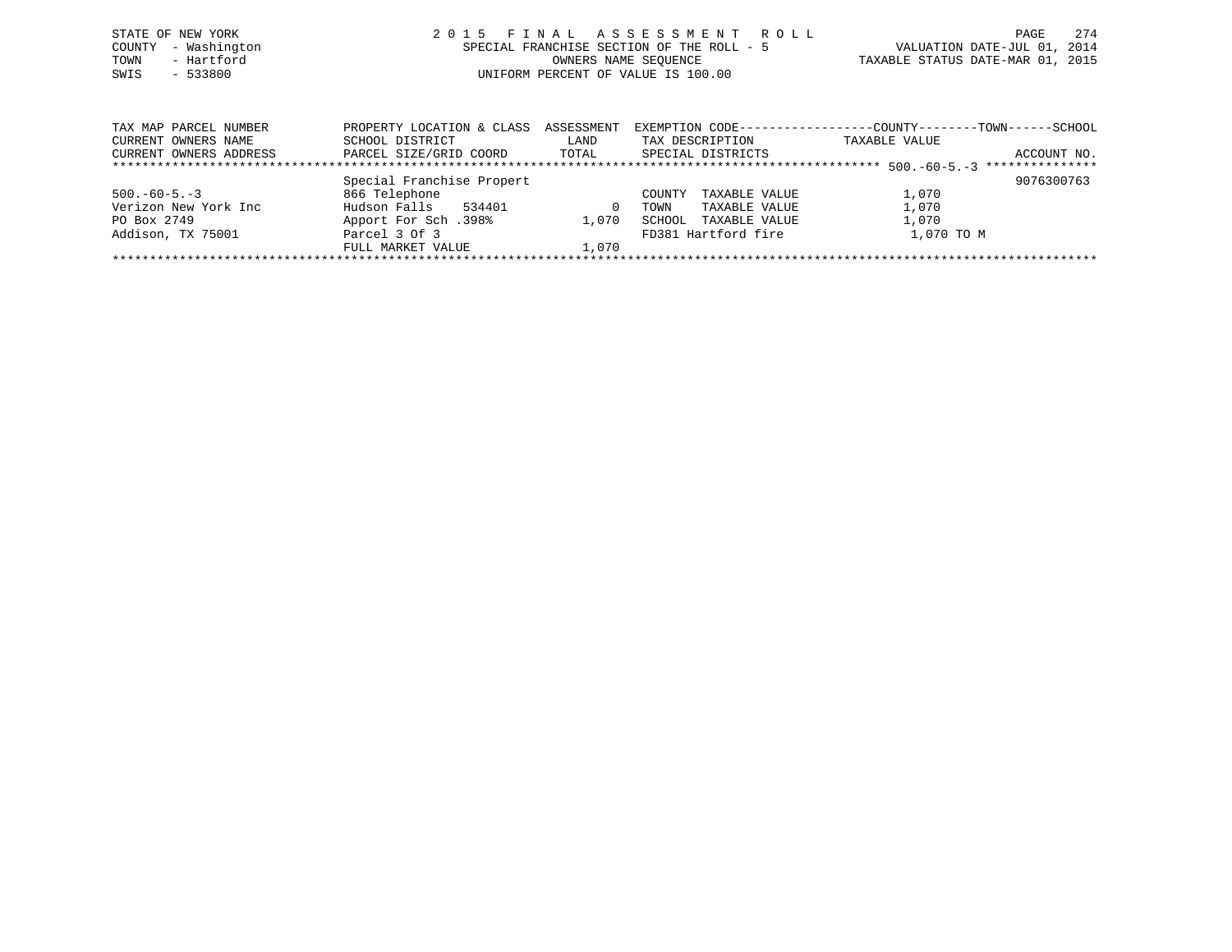STATE OF NEW YORK
COUNTY - Washington
TOWN - Hartford
SWIS - 533800

# 2015 FINAL ASSESSMENT ROLL
SPECIAL FRANCHISE SECTION OF THE ROLL - 5
OWNERS NAME SEQUENCE
UNIFORM PERCENT OF VALUE IS 100.00

VALUATION DATE-JUL 01, 2014
TAXABLE STATUS DATE-MAR 01, 2015

| TAX MAP PARCEL NUMBER / CURRENT OWNERS NAME / CURRENT OWNERS ADDRESS | PROPERTY LOCATION & CLASS / SCHOOL DISTRICT / PARCEL SIZE/GRID COORD | ASSESSMENT LAND / TOTAL | EXEMPTION CODE / TAX DESCRIPTION / SPECIAL DISTRICTS | COUNTY--------TOWN------SCHOOL TAXABLE VALUE | ACCOUNT NO. |
|---|---|---|---|---|---|
| | | | | 500.-60-5.-3 | |
| | Special Franchise Propert | | | | 9076300763 |
| 500.-60-5.-3 | 866 Telephone | | COUNTY TAXABLE VALUE | 1,070 | |
| Verizon New York Inc | Hudson Falls 534401 | 0 | TOWN TAXABLE VALUE | 1,070 | |
| PO Box 2749 | Apport For Sch .398% | 1,070 | SCHOOL TAXABLE VALUE | 1,070 | |
| Addison, TX 75001 | Parcel 3 Of 3 | | FD381 Hartford fire | 1,070 TO M | |
| | FULL MARKET VALUE | 1,070 | | | |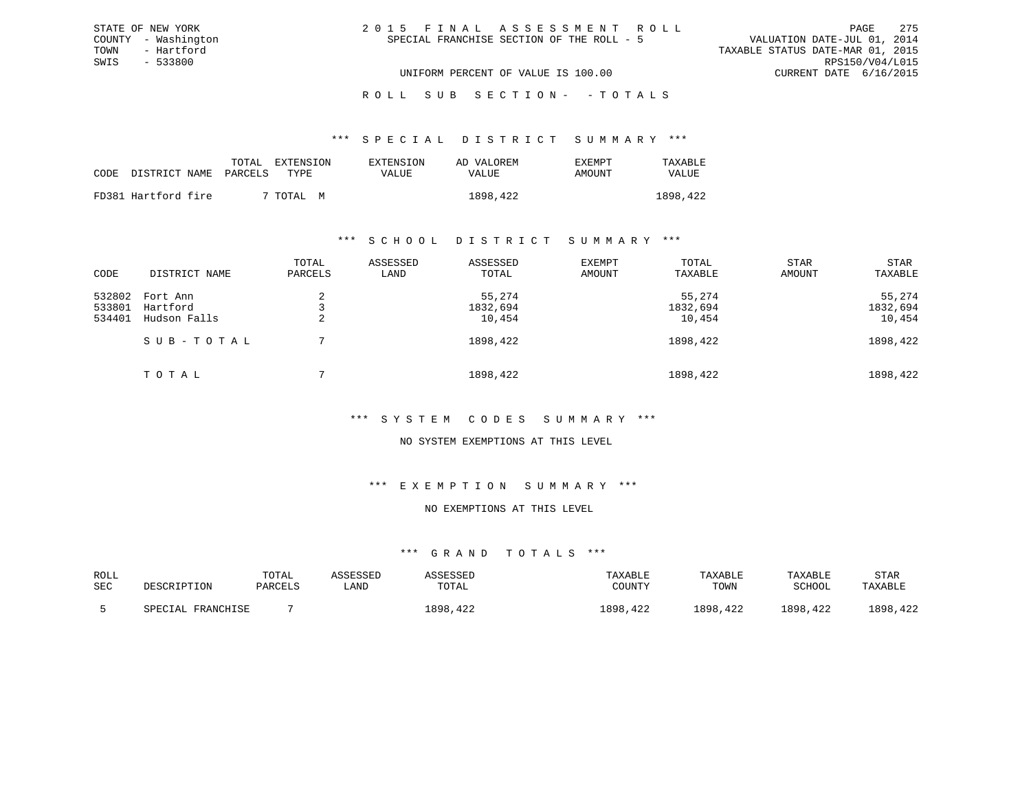STATE OF NEW YORK
COUNTY - Washington
TOWN - Hartford
SWIS - 533800

2 0 1 5 F I N A L A S S E S S M E N T R O L L
SPECIAL FRANCHISE SECTION OF THE ROLL - 5

VALUATION DATE-JUL 01, 2014
TAXABLE STATUS DATE-MAR 01, 2015
RPS150/V04/L015
CURRENT DATE 6/16/2015

UNIFORM PERCENT OF VALUE IS 100.00

R O L L S U B S E C T I O N - - T O T A L S

### *** S P E C I A L D I S T R I C T S U M M A R Y ***

| CODE | DISTRICT NAME | TOTAL PARCELS | EXTENSION TYPE | EXTENSION VALUE | AD VALOREM VALUE | EXEMPT AMOUNT | TAXABLE VALUE |
|---|---|---|---|---|---|---|---|
| FD381 | Hartford fire | 7 | TOTAL M | | 1898,422 | | 1898,422 |

### *** S C H O O L D I S T R I C T S U M M A R Y ***

| CODE | DISTRICT NAME | TOTAL PARCELS | ASSESSED LAND | ASSESSED TOTAL | EXEMPT AMOUNT | TOTAL TAXABLE | STAR AMOUNT | STAR TAXABLE |
|---|---|---|---|---|---|---|---|---|
| 532802 | Fort Ann | 2 | | 55,274 | | 55,274 | | 55,274 |
| 533801 | Hartford | 3 | | 1832,694 | | 1832,694 | | 1832,694 |
| 534401 | Hudson Falls | 2 | | 10,454 | | 10,454 | | 10,454 |
| | S U B - T O T A L | 7 | | 1898,422 | | 1898,422 | | 1898,422 |
| | T O T A L | 7 | | 1898,422 | | 1898,422 | | 1898,422 |

### *** S Y S T E M C O D E S S U M M A R Y ***

NO SYSTEM EXEMPTIONS AT THIS LEVEL

### *** E X E M P T I O N S U M M A R Y ***

NO EXEMPTIONS AT THIS LEVEL

### *** G R A N D T O T A L S ***

| ROLL SEC | DESCRIPTION | TOTAL PARCELS | ASSESSED LAND | ASSESSED TOTAL | TAXABLE COUNTY | TAXABLE TOWN | TAXABLE SCHOOL | STAR TAXABLE |
|---|---|---|---|---|---|---|---|---|
| 5 | SPECIAL FRANCHISE | 7 | | 1898,422 | 1898,422 | 1898,422 | 1898,422 | 1898,422 |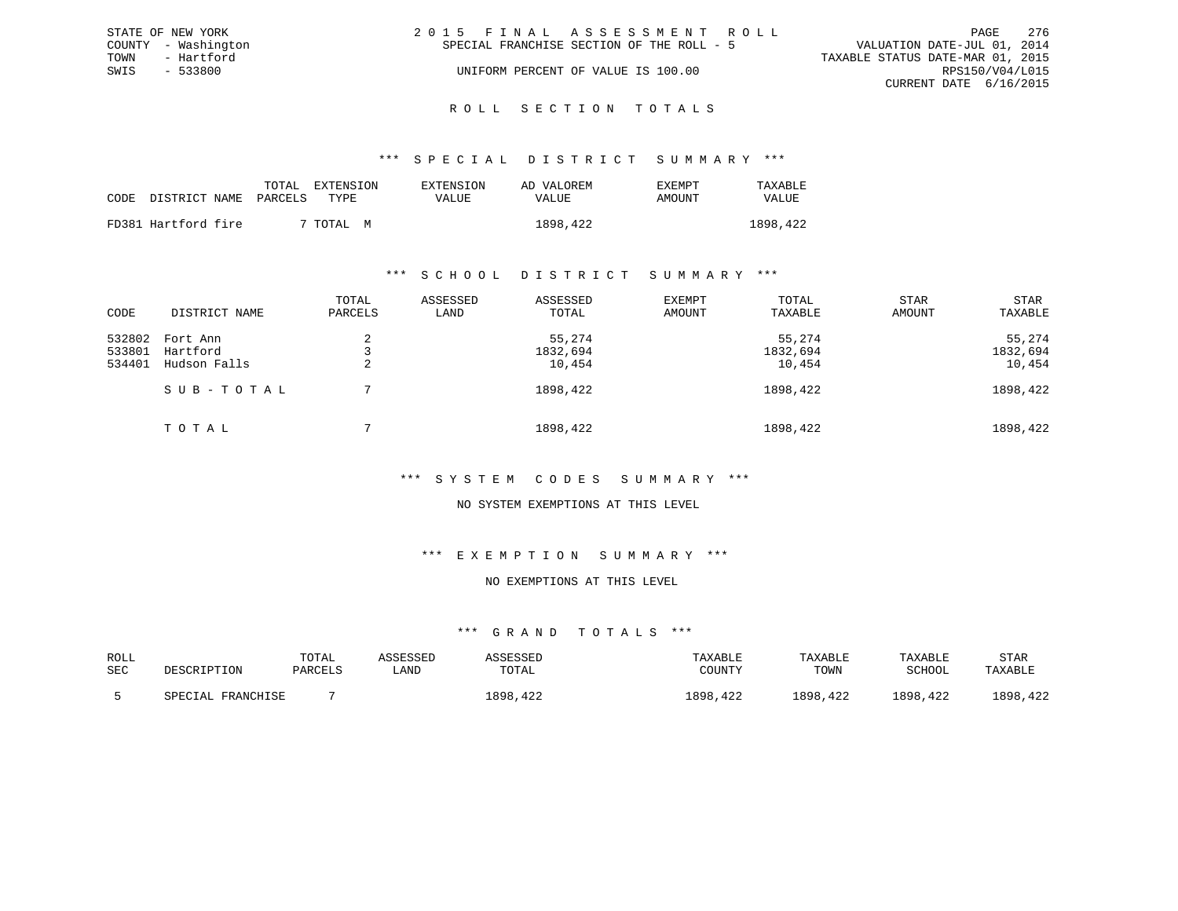STATE OF NEW YORK
COUNTY - Washington
TOWN - Hartford
SWIS - 533800

# 2015 FINAL ASSESSMENT ROLL

SPECIAL FRANCHISE SECTION OF THE ROLL - 5

UNIFORM PERCENT OF VALUE IS 100.00

VALUATION DATE-JUL 01, 2014
TAXABLE STATUS DATE-MAR 01, 2015
RPS150/V04/L015
CURRENT DATE 6/16/2015

## ROLL SECTION TOTALS

### *** SPECIAL DISTRICT SUMMARY ***

| CODE | DISTRICT NAME | TOTAL PARCELS | EXTENSION TYPE | EXTENSION VALUE | AD VALOREM VALUE | EXEMPT AMOUNT | TAXABLE VALUE |
|---|---|---|---|---|---|---|---|
| FD381 | Hartford fire | 7 | TOTAL M | | 1898,422 | | 1898,422 |

### *** SCHOOL DISTRICT SUMMARY ***

| CODE | DISTRICT NAME | TOTAL PARCELS | ASSESSED LAND | ASSESSED TOTAL | EXEMPT AMOUNT | TOTAL TAXABLE | STAR AMOUNT | STAR TAXABLE |
|---|---|---|---|---|---|---|---|---|
| 532802 | Fort Ann | 2 | | 55,274 | | 55,274 | | 55,274 |
| 533801 | Hartford | 3 | | 1832,694 | | 1832,694 | | 1832,694 |
| 534401 | Hudson Falls | 2 | | 10,454 | | 10,454 | | 10,454 |
| | SUB-TOTAL | 7 | | 1898,422 | | 1898,422 | | 1898,422 |
| | TOTAL | 7 | | 1898,422 | | 1898,422 | | 1898,422 |

### *** SYSTEM CODES SUMMARY ***

NO SYSTEM EXEMPTIONS AT THIS LEVEL

### *** EXEMPTION SUMMARY ***

NO EXEMPTIONS AT THIS LEVEL

### *** GRAND TOTALS ***

| ROLL SEC | DESCRIPTION | TOTAL PARCELS | ASSESSED LAND | ASSESSED TOTAL | TAXABLE COUNTY | TAXABLE TOWN | TAXABLE SCHOOL | STAR TAXABLE |
|---|---|---|---|---|---|---|---|---|
| 5 | SPECIAL FRANCHISE | 7 | | 1898,422 | 1898,422 | 1898,422 | 1898,422 | 1898,422 |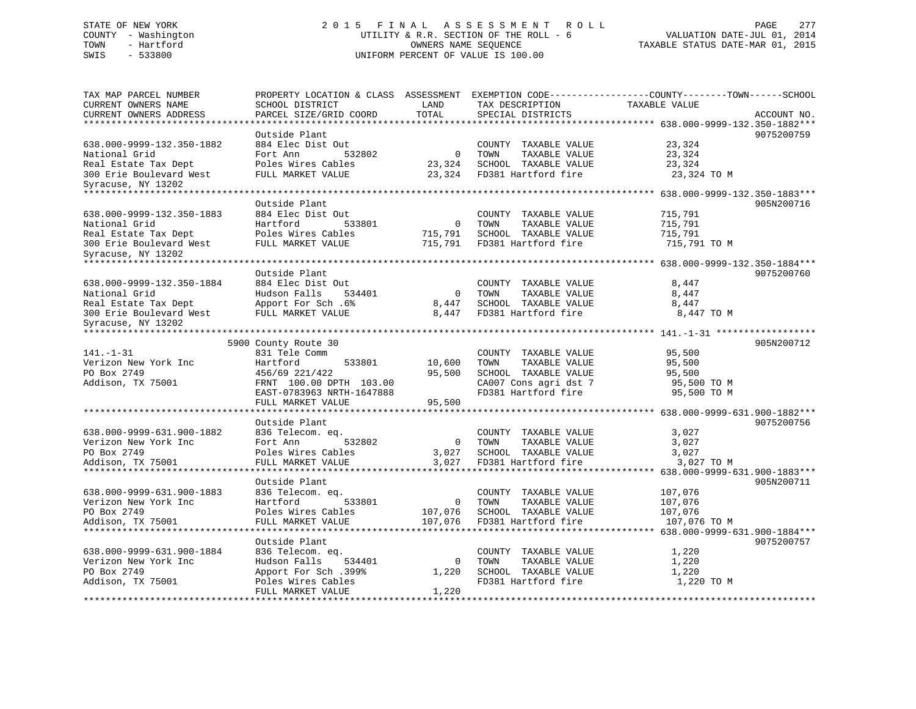STATE OF NEW YORK
COUNTY - Washington
TOWN - Hartford
SWIS - 533800

2015 FINAL ASSESSMENT ROLL
UTILITY & R.R. SECTION OF THE ROLL - 6
OWNERS NAME SEQUENCE
UNIFORM PERCENT OF VALUE IS 100.00

VALUATION DATE-JUL 01, 2014
TAXABLE STATUS DATE-MAR 01, 2015

| TAX MAP PARCEL NUMBER / CURRENT OWNERS NAME / CURRENT OWNERS ADDRESS | PROPERTY LOCATION & CLASS / SCHOOL DISTRICT / PARCEL SIZE/GRID COORD | ASSESSMENT LAND | TOTAL | EXEMPTION CODE / TAX DESCRIPTION / SPECIAL DISTRICTS | TAXABLE VALUE (COUNTY / TOWN / SCHOOL) | ACCOUNT NO. |
|---|---|---|---|---|---|---|
| **638.000-9999-132.350-1882** | Outside Plant | | | | | 9075200759 |
| 638.000-9999-132.350-1882 | 884 Elec Dist Out | | | COUNTY TAXABLE VALUE | 23,324 | |
| National Grid | Fort Ann 532802 | 0 | | TOWN TAXABLE VALUE | 23,324 | |
| Real Estate Tax Dept | Poles Wires Cables | | 23,324 | SCHOOL TAXABLE VALUE | 23,324 | |
| 300 Erie Boulevard West | FULL MARKET VALUE | | 23,324 | FD381 Hartford fire | 23,324 TO M | |
| Syracuse, NY 13202 | | | | | | |
| **638.000-9999-132.350-1883** | Outside Plant | | | | | 905N200716 |
| 638.000-9999-132.350-1883 | 884 Elec Dist Out | | | COUNTY TAXABLE VALUE | 715,791 | |
| National Grid | Hartford 533801 | 0 | | TOWN TAXABLE VALUE | 715,791 | |
| Real Estate Tax Dept | Poles Wires Cables | | 715,791 | SCHOOL TAXABLE VALUE | 715,791 | |
| 300 Erie Boulevard West | FULL MARKET VALUE | | 715,791 | FD381 Hartford fire | 715,791 TO M | |
| Syracuse, NY 13202 | | | | | | |
| **638.000-9999-132.350-1884** | Outside Plant | | | | | 9075200760 |
| 638.000-9999-132.350-1884 | 884 Elec Dist Out | | | COUNTY TAXABLE VALUE | 8,447 | |
| National Grid | Hudson Falls 534401 | 0 | | TOWN TAXABLE VALUE | 8,447 | |
| Real Estate Tax Dept | Apport For Sch .6% | | 8,447 | SCHOOL TAXABLE VALUE | 8,447 | |
| 300 Erie Boulevard West | FULL MARKET VALUE | | 8,447 | FD381 Hartford fire | 8,447 TO M | |
| Syracuse, NY 13202 | | | | | | |
| **141.-1-31** | 5900 County Route 30 | | | | | 905N200712 |
| 141.-1-31 | 831 Tele Comm | | | COUNTY TAXABLE VALUE | 95,500 | |
| Verizon New York Inc | Hartford 533801 | 10,600 | | TOWN TAXABLE VALUE | 95,500 | |
| PO Box 2749 | 456/69 221/422 | | 95,500 | SCHOOL TAXABLE VALUE | 95,500 | |
| Addison, TX 75001 | FRNT 100.00 DPTH 103.00 | | | CA007 Cons agri dst 7 | 95,500 TO M | |
| | EAST-0783963 NRTH-1647888 | | | FD381 Hartford fire | 95,500 TO M | |
| | FULL MARKET VALUE | | 95,500 | | | |
| **638.000-9999-631.900-1882** | Outside Plant | | | | | 9075200756 |
| 638.000-9999-631.900-1882 | 836 Telecom. eq. | | | COUNTY TAXABLE VALUE | 3,027 | |
| Verizon New York Inc | Fort Ann 532802 | 0 | | TOWN TAXABLE VALUE | 3,027 | |
| PO Box 2749 | Poles Wires Cables | | 3,027 | SCHOOL TAXABLE VALUE | 3,027 | |
| Addison, TX 75001 | FULL MARKET VALUE | | 3,027 | FD381 Hartford fire | 3,027 TO M | |
| **638.000-9999-631.900-1883** | Outside Plant | | | | | 905N200711 |
| 638.000-9999-631.900-1883 | 836 Telecom. eq. | | | COUNTY TAXABLE VALUE | 107,076 | |
| Verizon New York Inc | Hartford 533801 | 0 | | TOWN TAXABLE VALUE | 107,076 | |
| PO Box 2749 | Poles Wires Cables | | 107,076 | SCHOOL TAXABLE VALUE | 107,076 | |
| Addison, TX 75001 | FULL MARKET VALUE | | 107,076 | FD381 Hartford fire | 107,076 TO M | |
| **638.000-9999-631.900-1884** | Outside Plant | | | | | 9075200757 |
| 638.000-9999-631.900-1884 | 836 Telecom. eq. | | | COUNTY TAXABLE VALUE | 1,220 | |
| Verizon New York Inc | Hudson Falls 534401 | 0 | | TOWN TAXABLE VALUE | 1,220 | |
| PO Box 2749 | Apport For Sch .399% | | 1,220 | SCHOOL TAXABLE VALUE | 1,220 | |
| Addison, TX 75001 | Poles Wires Cables | | | FD381 Hartford fire | 1,220 TO M | |
| | FULL MARKET VALUE | | 1,220 | | | |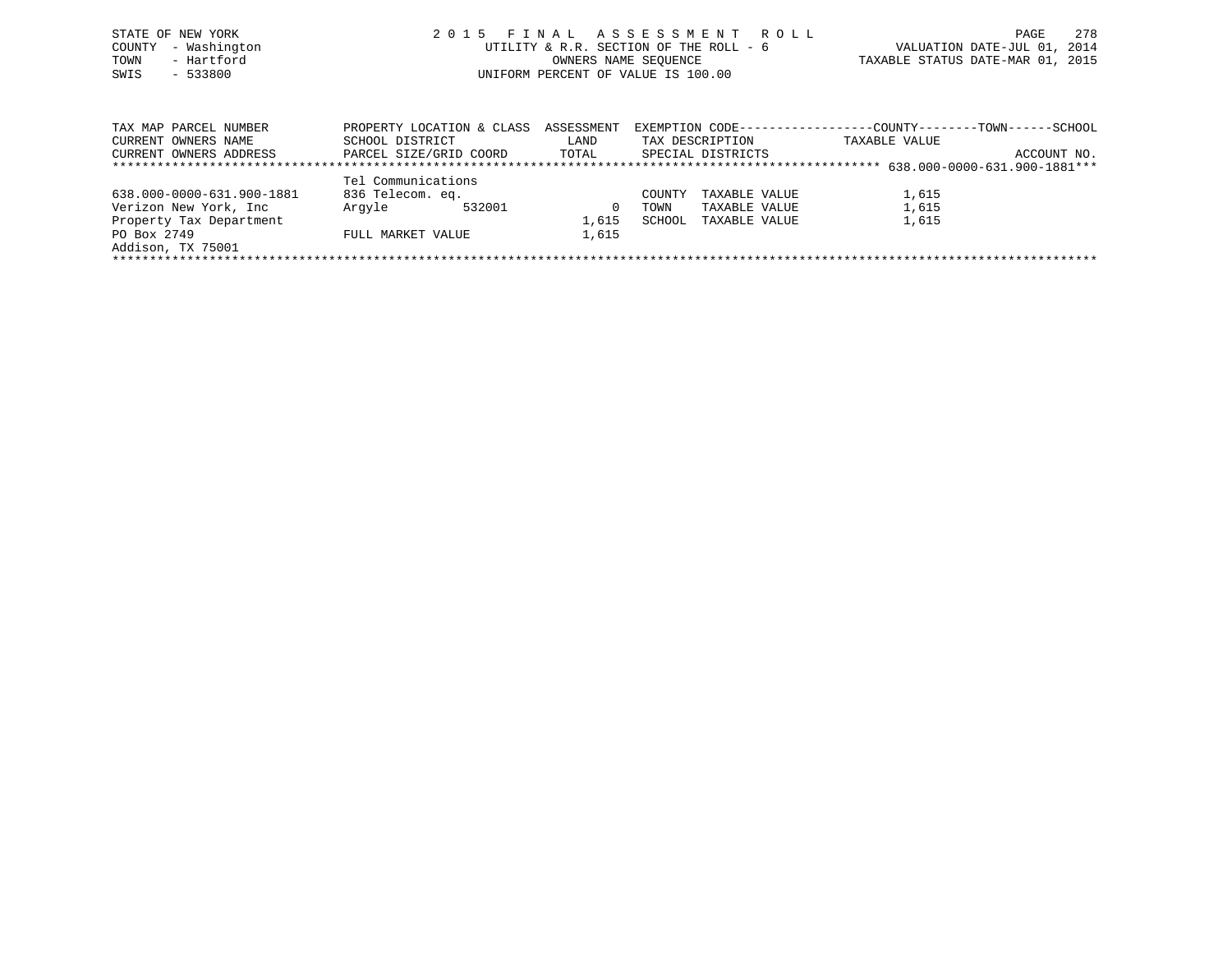STATE OF NEW YORK
COUNTY - Washington
TOWN - Hartford
SWIS - 533800

2 0 1 5 F I N A L A S S E S S M E N T R O L L
UTILITY & R.R. SECTION OF THE ROLL - 6
OWNERS NAME SEQUENCE
UNIFORM PERCENT OF VALUE IS 100.00

VALUATION DATE-JUL 01, 2014
TAXABLE STATUS DATE-MAR 01, 2015

| TAX MAP PARCEL NUMBER / CURRENT OWNERS NAME / CURRENT OWNERS ADDRESS | PROPERTY LOCATION & CLASS / SCHOOL DISTRICT / PARCEL SIZE/GRID COORD | ASSESSMENT LAND / TOTAL | EXEMPTION CODE / TAX DESCRIPTION / SPECIAL DISTRICTS | COUNTY / TOWN / SCHOOL TAXABLE VALUE | ACCOUNT NO. |
|---|---|---|---|---|---|
| 638.000-0000-631.900-1881 | Tel Communications | | | | |
| 638.000-0000-631.900-1881 | 836 Telecom. eq. | | COUNTY TAXABLE VALUE | 1,615 | |
| Verizon New York, Inc | Argyle 532001 | 0 | TOWN TAXABLE VALUE | 1,615 | |
| Property Tax Department | | 1,615 | SCHOOL TAXABLE VALUE | 1,615 | |
| PO Box 2749 | FULL MARKET VALUE | 1,615 | | | |
| Addison, TX 75001 | | | | | |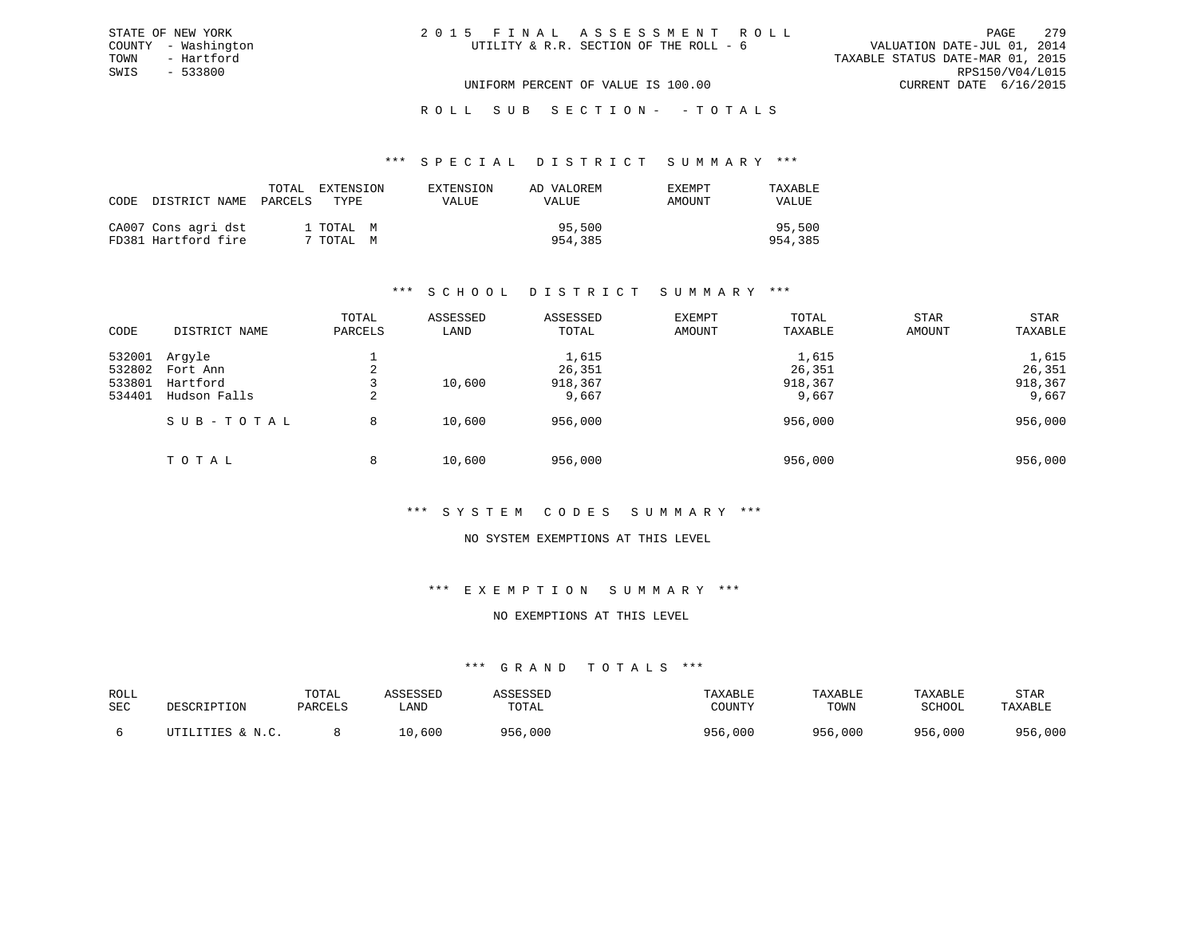STATE OF NEW YORK
COUNTY - Washington
TOWN - Hartford
SWIS - 533800

2 0 1 5 F I N A L A S S E S S M E N T R O L L
UTILITY & R.R. SECTION OF THE ROLL - 6

VALUATION DATE-JUL 01, 2014
TAXABLE STATUS DATE-MAR 01, 2015
RPS150/V04/L015
CURRENT DATE 6/16/2015

UNIFORM PERCENT OF VALUE IS 100.00

R O L L S U B S E C T I O N - - T O T A L S

### *** S P E C I A L D I S T R I C T S U M M A R Y ***

| CODE | DISTRICT NAME | TOTAL PARCELS | EXTENSION TYPE | EXTENSION VALUE | AD VALOREM VALUE | EXEMPT AMOUNT | TAXABLE VALUE |
|---|---|---|---|---|---|---|---|
| CA007 | Cons agri dst | 1 | TOTAL M | | 95,500 | | 95,500 |
| FD381 | Hartford fire | 7 | TOTAL M | | 954,385 | | 954,385 |

### *** S C H O O L D I S T R I C T S U M M A R Y ***

| CODE | DISTRICT NAME | TOTAL PARCELS | ASSESSED LAND | ASSESSED TOTAL | EXEMPT AMOUNT | TOTAL TAXABLE | STAR AMOUNT | STAR TAXABLE |
|---|---|---|---|---|---|---|---|---|
| 532001 | Argyle | 1 | | 1,615 | | 1,615 | | 1,615 |
| 532802 | Fort Ann | 2 | | 26,351 | | 26,351 | | 26,351 |
| 533801 | Hartford | 3 | 10,600 | 918,367 | | 918,367 | | 918,367 |
| 534401 | Hudson Falls | 2 | | 9,667 | | 9,667 | | 9,667 |
| | S U B - T O T A L | 8 | 10,600 | 956,000 | | 956,000 | | 956,000 |
| | T O T A L | 8 | 10,600 | 956,000 | | 956,000 | | 956,000 |

### *** S Y S T E M C O D E S S U M M A R Y ***

NO SYSTEM EXEMPTIONS AT THIS LEVEL

### *** E X E M P T I O N S U M M A R Y ***

NO EXEMPTIONS AT THIS LEVEL

### *** G R A N D T O T A L S ***

| ROLL SEC | DESCRIPTION | TOTAL PARCELS | ASSESSED LAND | ASSESSED TOTAL | TAXABLE COUNTY | TAXABLE TOWN | TAXABLE SCHOOL | STAR TAXABLE |
|---|---|---|---|---|---|---|---|---|
| 6 | UTILITIES & N.C. | 8 | 10,600 | 956,000 | 956,000 | 956,000 | 956,000 | 956,000 |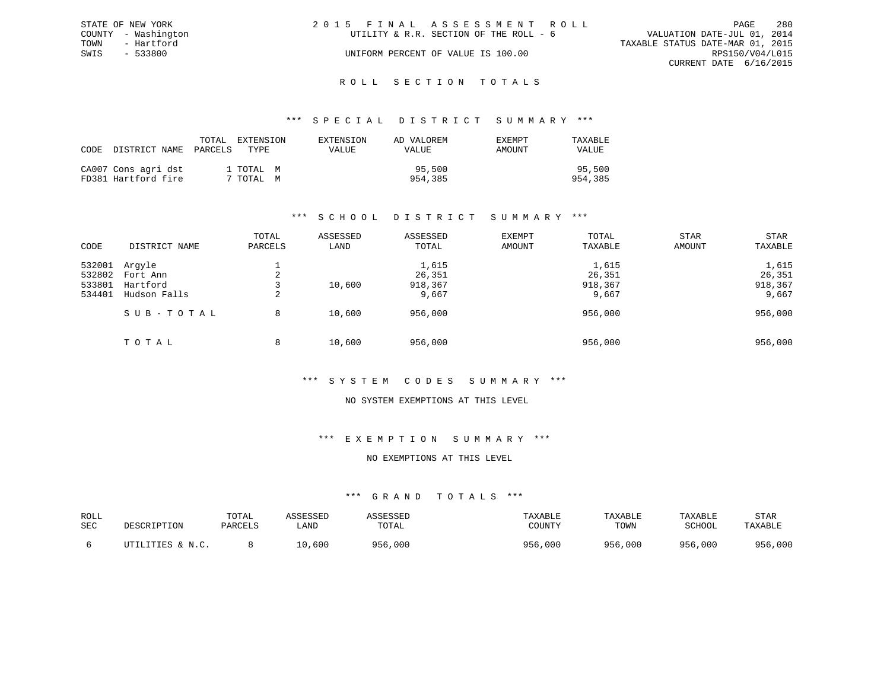STATE OF NEW YORK
COUNTY - Washington
TOWN - Hartford
SWIS - 533800

# 2015 FINAL ASSESSMENT ROLL

UTILITY & R.R. SECTION OF THE ROLL - 6

UNIFORM PERCENT OF VALUE IS 100.00

VALUATION DATE-JUL 01, 2014
TAXABLE STATUS DATE-MAR 01, 2015
RPS150/V04/L015
CURRENT DATE 6/16/2015

## ROLL SECTION TOTALS

### *** SPECIAL DISTRICT SUMMARY ***

| CODE | DISTRICT NAME | TOTAL PARCELS | EXTENSION TYPE | EXTENSION VALUE | AD VALOREM VALUE | EXEMPT AMOUNT | TAXABLE VALUE |
|---|---|---|---|---|---|---|---|
| CA007 | Cons agri dst | 1 | TOTAL M | | 95,500 | | 95,500 |
| FD381 | Hartford fire | 7 | TOTAL M | | 954,385 | | 954,385 |

### *** SCHOOL DISTRICT SUMMARY ***

| CODE | DISTRICT NAME | TOTAL PARCELS | ASSESSED LAND | ASSESSED TOTAL | EXEMPT AMOUNT | TOTAL TAXABLE | STAR AMOUNT | STAR TAXABLE |
|---|---|---|---|---|---|---|---|---|
| 532001 | Argyle | 1 | | 1,615 | | 1,615 | | 1,615 |
| 532802 | Fort Ann | 2 | | 26,351 | | 26,351 | | 26,351 |
| 533801 | Hartford | 3 | 10,600 | 918,367 | | 918,367 | | 918,367 |
| 534401 | Hudson Falls | 2 | | 9,667 | | 9,667 | | 9,667 |
| | SUB-TOTAL | 8 | 10,600 | 956,000 | | 956,000 | | 956,000 |
| | TOTAL | 8 | 10,600 | 956,000 | | 956,000 | | 956,000 |

### *** SYSTEM CODES SUMMARY ***

NO SYSTEM EXEMPTIONS AT THIS LEVEL

### *** EXEMPTION SUMMARY ***

NO EXEMPTIONS AT THIS LEVEL

### *** GRAND TOTALS ***

| ROLL SEC | DESCRIPTION | TOTAL PARCELS | ASSESSED LAND | ASSESSED TOTAL | TAXABLE COUNTY | TAXABLE TOWN | TAXABLE SCHOOL | STAR TAXABLE |
|---|---|---|---|---|---|---|---|---|
| 6 | UTILITIES & N.C. | 8 | 10,600 | 956,000 | 956,000 | 956,000 | 956,000 | 956,000 |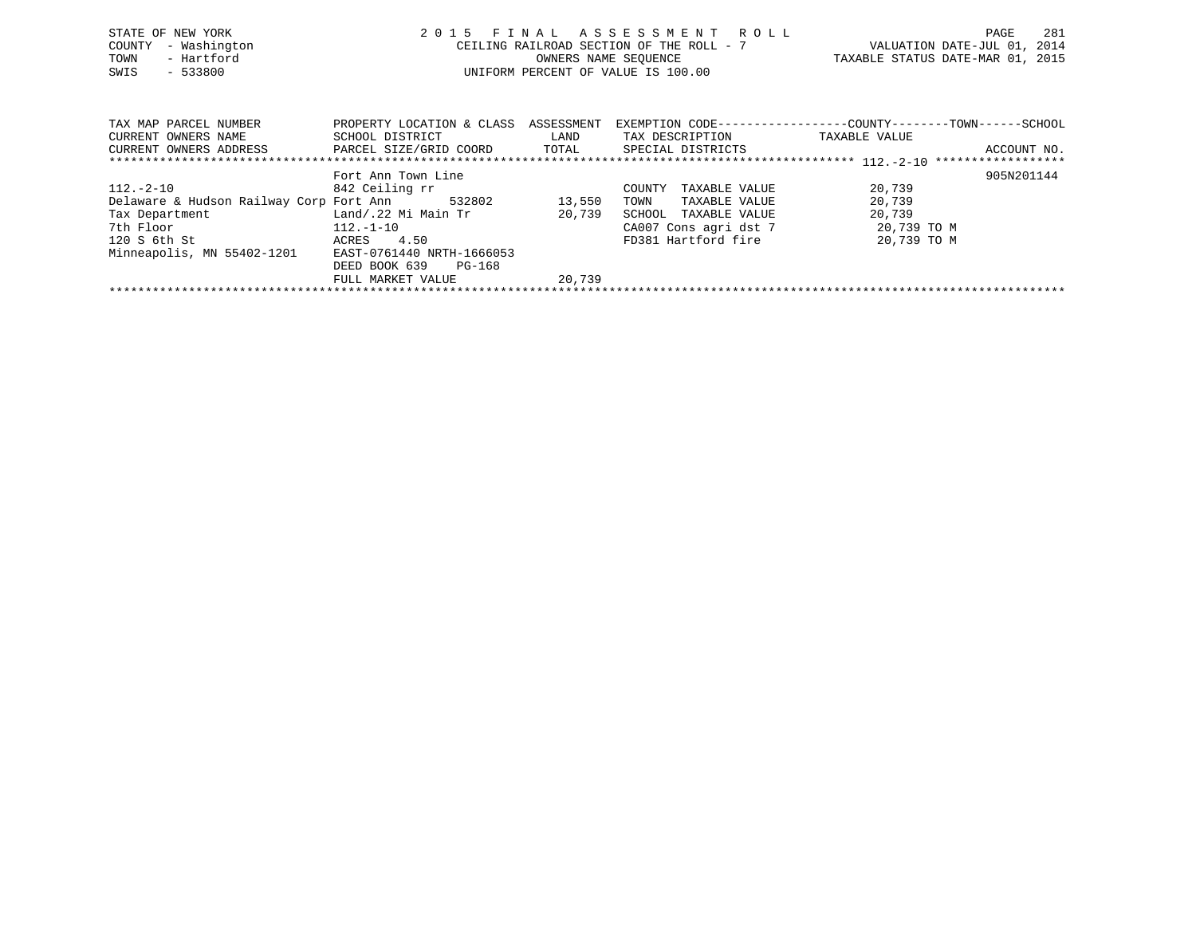STATE OF NEW YORK
COUNTY - Washington
TOWN - Hartford
SWIS - 533800

# 2015 FINAL ASSESSMENT ROLL

CEILING RAILROAD SECTION OF THE ROLL - 7
OWNERS NAME SEQUENCE
UNIFORM PERCENT OF VALUE IS 100.00

VALUATION DATE-JUL 01, 2014
TAXABLE STATUS DATE-MAR 01, 2015

| TAX MAP PARCEL NUMBER / CURRENT OWNERS NAME / CURRENT OWNERS ADDRESS | PROPERTY LOCATION & CLASS / SCHOOL DISTRICT / PARCEL SIZE/GRID COORD | ASSESSMENT LAND / TOTAL | EXEMPTION CODE / TAX DESCRIPTION / SPECIAL DISTRICTS | COUNTY--------TOWN------SCHOOL TAXABLE VALUE | ACCOUNT NO. |
|---|---|---|---|---|---|
| 112.-2-10 | Fort Ann Town Line | | | | 905N201144 |
| 112.-2-10 | 842 Ceiling rr | | COUNTY TAXABLE VALUE | 20,739 | |
| Delaware & Hudson Railway Corp | Fort Ann 532802 | 13,550 | TOWN TAXABLE VALUE | 20,739 | |
| Tax Department | Land/.22 Mi Main Tr | 20,739 | SCHOOL TAXABLE VALUE | 20,739 | |
| 7th Floor | 112.-1-10 | | CA007 Cons agri dst 7 | 20,739 TO M | |
| 120 S 6th St | ACRES 4.50 | | FD381 Hartford fire | 20,739 TO M | |
| Minneapolis, MN 55402-1201 | EAST-0761440 NRTH-1666053 | | | | |
| | DEED BOOK 639 PG-168 | | | | |
| | FULL MARKET VALUE | 20,739 | | | |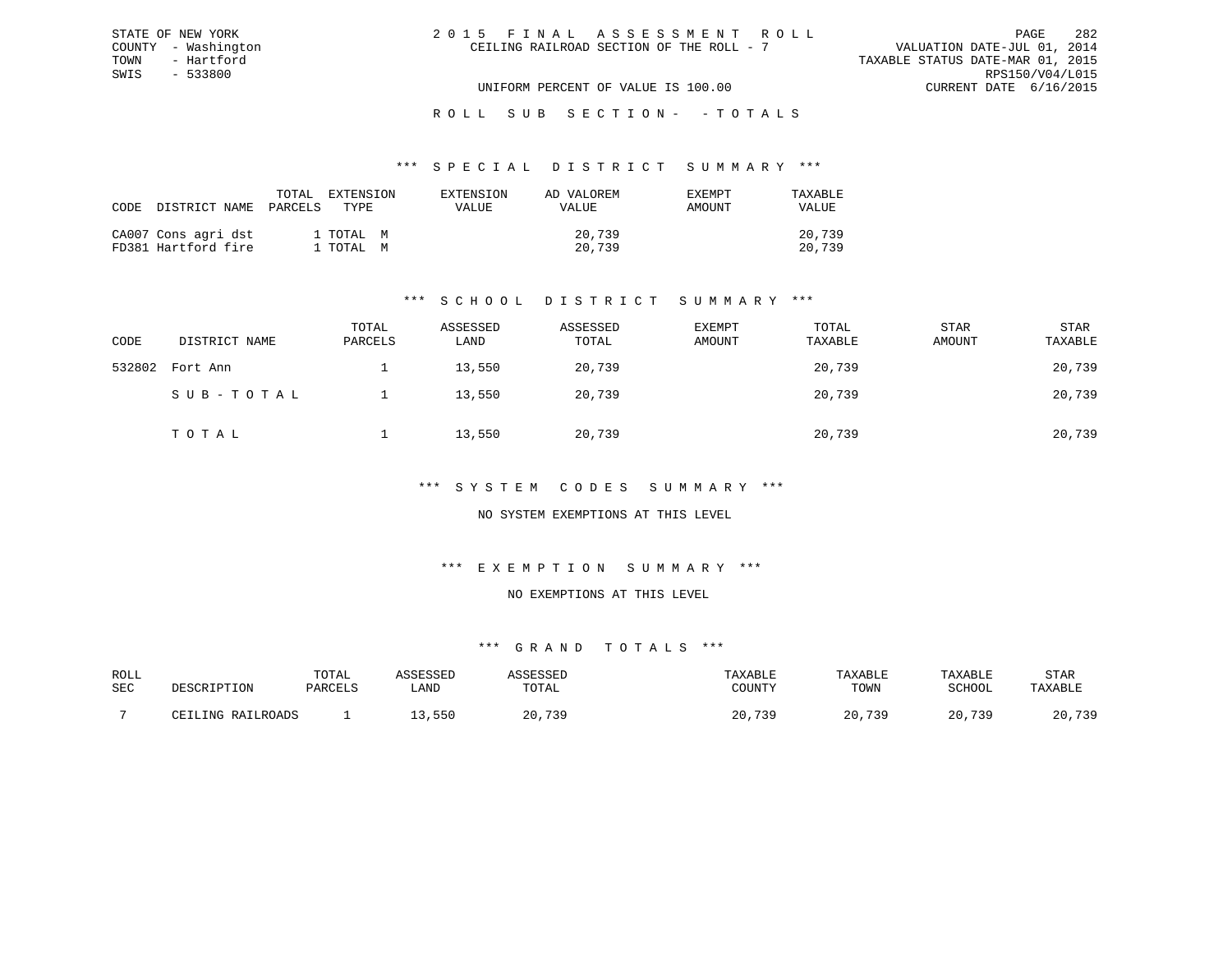STATE OF NEW YORK
COUNTY - Washington
TOWN - Hartford
SWIS - 533800

2015 FINAL ASSESSMENT ROLL
CEILING RAILROAD SECTION OF THE ROLL - 7

VALUATION DATE-JUL 01, 2014
TAXABLE STATUS DATE-MAR 01, 2015
RPS150/V04/L015
CURRENT DATE 6/16/2015

UNIFORM PERCENT OF VALUE IS 100.00

ROLL SUB SECTION- - TOTALS

*** SPECIAL DISTRICT SUMMARY ***

| CODE | DISTRICT NAME | TOTAL PARCELS | EXTENSION TYPE | EXTENSION VALUE | AD VALOREM VALUE | EXEMPT AMOUNT | TAXABLE VALUE |
|---|---|---|---|---|---|---|---|
| CA007 | Cons agri dst | 1 | TOTAL M | | 20,739 | | 20,739 |
| FD381 | Hartford fire | 1 | TOTAL M | | 20,739 | | 20,739 |

*** SCHOOL DISTRICT SUMMARY ***

| CODE | DISTRICT NAME | TOTAL PARCELS | ASSESSED LAND | ASSESSED TOTAL | EXEMPT AMOUNT | TOTAL TAXABLE | STAR AMOUNT | STAR TAXABLE |
|---|---|---|---|---|---|---|---|---|
| 532802 | Fort Ann | 1 | 13,550 | 20,739 | | 20,739 | | 20,739 |
| | SUB-TOTAL | 1 | 13,550 | 20,739 | | 20,739 | | 20,739 |
| | TOTAL | 1 | 13,550 | 20,739 | | 20,739 | | 20,739 |

*** SYSTEM CODES SUMMARY ***

NO SYSTEM EXEMPTIONS AT THIS LEVEL

*** EXEMPTION SUMMARY ***

NO EXEMPTIONS AT THIS LEVEL

*** GRAND TOTALS ***

| ROLL SEC | DESCRIPTION | TOTAL PARCELS | ASSESSED LAND | ASSESSED TOTAL | TAXABLE COUNTY | TAXABLE TOWN | TAXABLE SCHOOL | STAR TAXABLE |
|---|---|---|---|---|---|---|---|---|
| 7 | CEILING RAILROADS | 1 | 13,550 | 20,739 | 20,739 | 20,739 | 20,739 | 20,739 |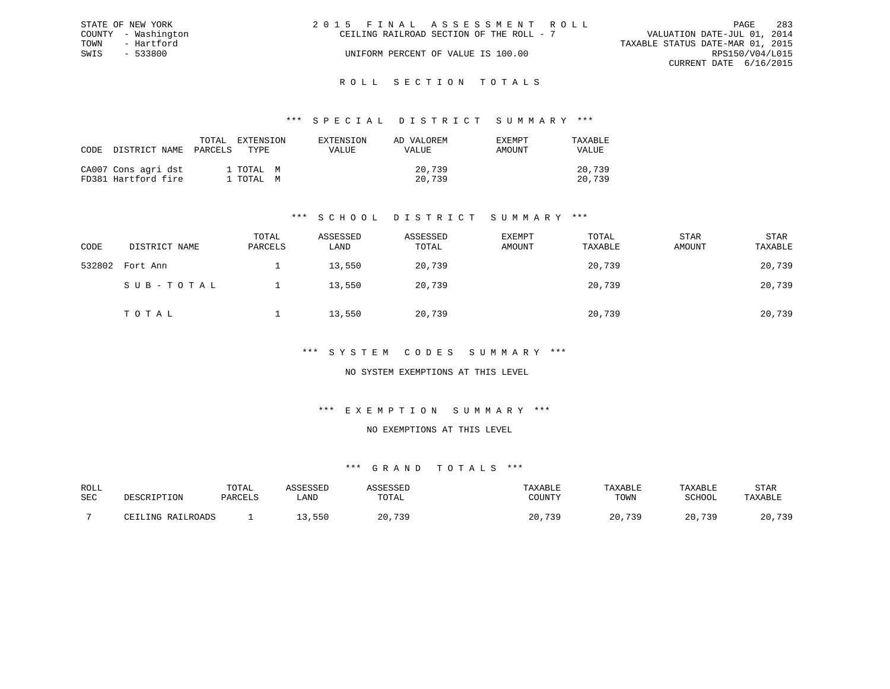STATE OF NEW YORK
COUNTY - Washington
TOWN - Hartford
SWIS - 533800

2 0 1 5 F I N A L A S S E S S M E N T R O L L
CEILING RAILROAD SECTION OF THE ROLL - 7

UNIFORM PERCENT OF VALUE IS 100.00

VALUATION DATE-JUL 01, 2014
TAXABLE STATUS DATE-MAR 01, 2015
RPS150/V04/L015
CURRENT DATE 6/16/2015

## R O L L S E C T I O N T O T A L S

### *** S P E C I A L D I S T R I C T S U M M A R Y ***

| CODE | DISTRICT NAME | TOTAL PARCELS | EXTENSION TYPE | EXTENSION VALUE | AD VALOREM VALUE | EXEMPT AMOUNT | TAXABLE VALUE |
|---|---|---|---|---|---|---|---|
| CA007 | Cons agri dst | 1 | TOTAL M | | 20,739 | | 20,739 |
| FD381 | Hartford fire | 1 | TOTAL M | | 20,739 | | 20,739 |

### *** S C H O O L D I S T R I C T S U M M A R Y ***

| CODE | DISTRICT NAME | TOTAL PARCELS | ASSESSED LAND | ASSESSED TOTAL | EXEMPT AMOUNT | TOTAL TAXABLE | STAR AMOUNT | STAR TAXABLE |
|---|---|---|---|---|---|---|---|---|
| 532802 | Fort Ann | 1 | 13,550 | 20,739 | | 20,739 | | 20,739 |
| | S U B - T O T A L | 1 | 13,550 | 20,739 | | 20,739 | | 20,739 |
| | T O T A L | 1 | 13,550 | 20,739 | | 20,739 | | 20,739 |

### *** S Y S T E M C O D E S S U M M A R Y ***

NO SYSTEM EXEMPTIONS AT THIS LEVEL

### *** E X E M P T I O N S U M M A R Y ***

NO EXEMPTIONS AT THIS LEVEL

### *** G R A N D T O T A L S ***

| ROLL SEC | DESCRIPTION | TOTAL PARCELS | ASSESSED LAND | ASSESSED TOTAL | TAXABLE COUNTY | TAXABLE TOWN | TAXABLE SCHOOL | STAR TAXABLE |
|---|---|---|---|---|---|---|---|---|
| 7 | CEILING RAILROADS | 1 | 13,550 | 20,739 | 20,739 | 20,739 | 20,739 | 20,739 |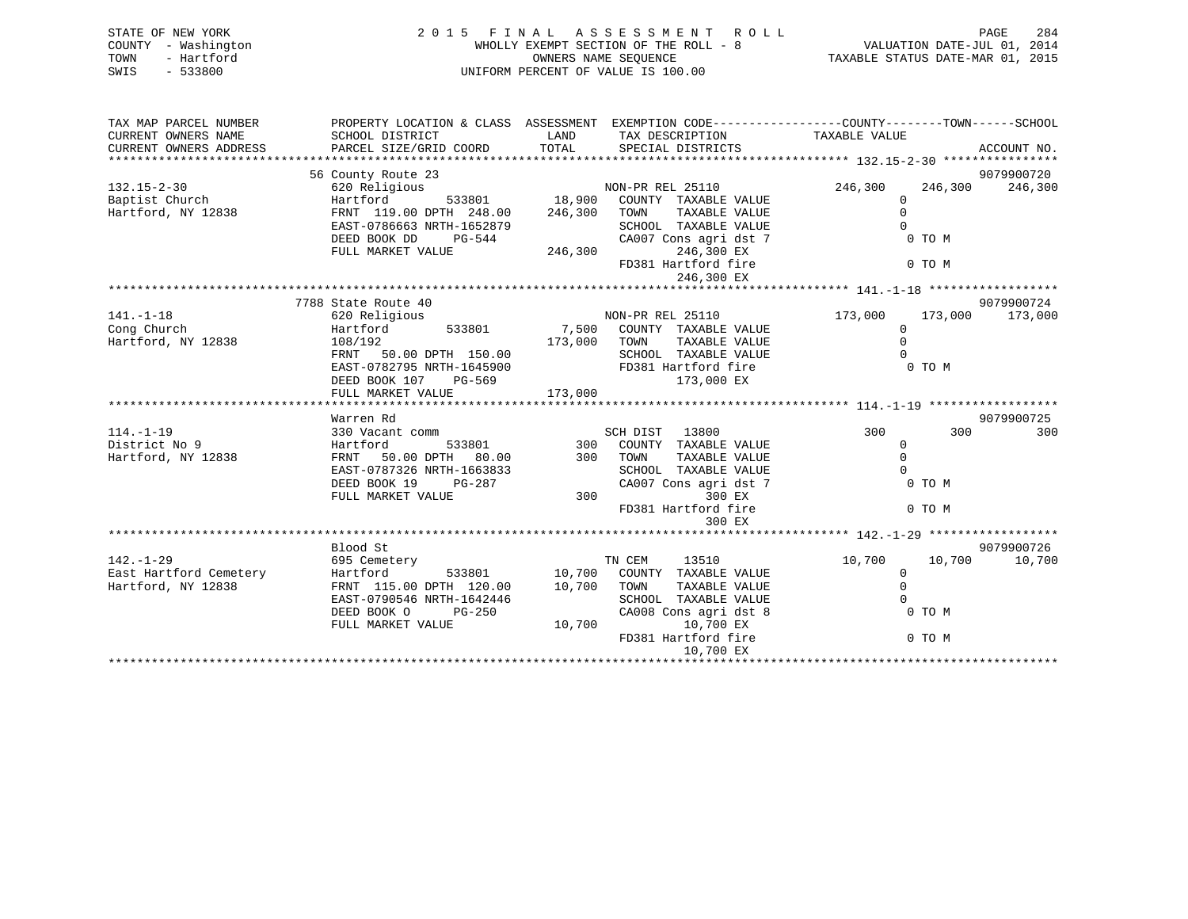STATE OF NEW YORK
COUNTY - Washington
TOWN - Hartford
SWIS - 533800

2 0 1 5 F I N A L A S S E S S M E N T R O L L
WHOLLY EXEMPT SECTION OF THE ROLL - 8
OWNERS NAME SEQUENCE
UNIFORM PERCENT OF VALUE IS 100.00

VALUATION DATE-JUL 01, 2014
TAXABLE STATUS DATE-MAR 01, 2015

| TAX MAP PARCEL NUMBER / CURRENT OWNERS NAME / CURRENT OWNERS ADDRESS | PROPERTY LOCATION & CLASS / SCHOOL DISTRICT / PARCEL SIZE/GRID COORD | ASSESSMENT LAND / TOTAL | EXEMPTION CODE / TAX DESCRIPTION / SPECIAL DISTRICTS | COUNTY TAXABLE VALUE | TOWN | SCHOOL / ACCOUNT NO. |
|---|---|---|---|---|---|---|
| 132.15-2-30 | 56 County Route 23 | | | | | 9079900720 |
| Baptist Church | 620 Religious | | NON-PR REL 25110 | 246,300 | 246,300 | 246,300 |
| Hartford, NY 12838 | Hartford 533801 | 18,900 | COUNTY TAXABLE VALUE | 0 | | |
| | FRNT 119.00 DPTH 248.00 | 246,300 | TOWN TAXABLE VALUE | 0 | | |
| | EAST-0786663 NRTH-1652879 | | SCHOOL TAXABLE VALUE | 0 | | |
| | DEED BOOK DD PG-544 | | CA007 Cons agri dst 7 | 0 TO M | | |
| | FULL MARKET VALUE | 246,300 | 246,300 EX | | | |
| | | | FD381 Hartford fire | 0 TO M | | |
| | | | 246,300 EX | | | |
| 141.-1-18 | 7788 State Route 40 | | | | | 9079900724 |
| Cong Church | 620 Religious | | NON-PR REL 25110 | 173,000 | 173,000 | 173,000 |
| Hartford, NY 12838 | Hartford 533801 | 7,500 | COUNTY TAXABLE VALUE | 0 | | |
| | 108/192 | 173,000 | TOWN TAXABLE VALUE | 0 | | |
| | FRNT 50.00 DPTH 150.00 | | SCHOOL TAXABLE VALUE | 0 | | |
| | EAST-0782795 NRTH-1645900 | | FD381 Hartford fire | 0 TO M | | |
| | DEED BOOK 107 PG-569 | | 173,000 EX | | | |
| | FULL MARKET VALUE | 173,000 | | | | |
| 114.-1-19 | Warren Rd | | | | | 9079900725 |
| District No 9 | 330 Vacant comm | | SCH DIST 13800 | 300 | 300 | 300 |
| Hartford, NY 12838 | Hartford 533801 | 300 | COUNTY TAXABLE VALUE | 0 | | |
| | FRNT 50.00 DPTH 80.00 | 300 | TOWN TAXABLE VALUE | 0 | | |
| | EAST-0787326 NRTH-1663833 | | SCHOOL TAXABLE VALUE | 0 | | |
| | DEED BOOK 19 PG-287 | | CA007 Cons agri dst 7 | 0 TO M | | |
| | FULL MARKET VALUE | 300 | 300 EX | | | |
| | | | FD381 Hartford fire | 0 TO M | | |
| | | | 300 EX | | | |
| 142.-1-29 | Blood St | | | | | 9079900726 |
| East Hartford Cemetery | 695 Cemetery | | TN CEM 13510 | 10,700 | 10,700 | 10,700 |
| Hartford, NY 12838 | Hartford 533801 | 10,700 | COUNTY TAXABLE VALUE | 0 | | |
| | FRNT 115.00 DPTH 120.00 | 10,700 | TOWN TAXABLE VALUE | 0 | | |
| | EAST-0790546 NRTH-1642446 | | SCHOOL TAXABLE VALUE | 0 | | |
| | DEED BOOK O PG-250 | | CA008 Cons agri dst 8 | 0 TO M | | |
| | FULL MARKET VALUE | 10,700 | 10,700 EX | | | |
| | | | FD381 Hartford fire | 0 TO M | | |
| | | | 10,700 EX | | | |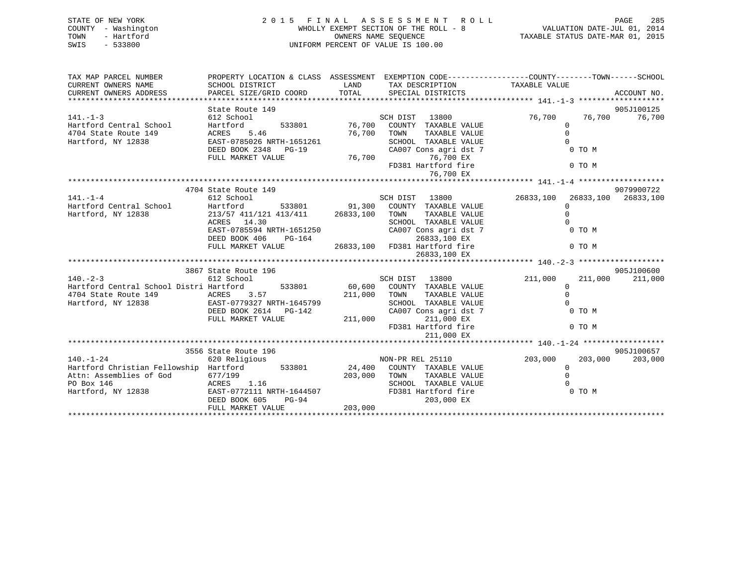STATE OF NEW YORK
COUNTY - Washington
TOWN - Hartford
SWIS - 533800

2015 FINAL ASSESSMENT ROLL
WHOLLY EXEMPT SECTION OF THE ROLL - 8
OWNERS NAME SEQUENCE
UNIFORM PERCENT OF VALUE IS 100.00

VALUATION DATE-JUL 01, 2014
TAXABLE STATUS DATE-MAR 01, 2015

```
TAX MAP PARCEL NUMBER          PROPERTY LOCATION & CLASS  ASSESSMENT  EXEMPTION CODE------------------COUNTY--------TOWN------SCHOOL
CURRENT OWNERS NAME            SCHOOL DISTRICT              LAND      TAX DESCRIPTION              TAXABLE VALUE
CURRENT OWNERS ADDRESS         PARCEL SIZE/GRID COORD       TOTAL     SPECIAL DISTRICTS                                     ACCOUNT NO.
******************************************************************************************************* 141.-1-3 ******************
                               State Route 149                                                                            905J100125
141.-1-3                       612 School                             SCH DIST   13800              76,700      76,700      76,700
Hartford Central School        Hartford        533801       76,700    COUNTY  TAXABLE VALUE              0
4704 State Route 149           ACRES    5.46                76,700    TOWN    TAXABLE VALUE              0
Hartford, NY 12838             EAST-0785026 NRTH-1651261              SCHOOL  TAXABLE VALUE              0
                               DEED BOOK 2348   PG-19                 CA007 Cons agri dst 7              0 TO M
                               FULL MARKET VALUE            76,700          76,700 EX
                                                                      FD381 Hartford fire                0 TO M
                                                                            76,700 EX
******************************************************************************************************* 141.-1-4 ******************
                          4704 State Route 149                                                                            9079900722
141.-1-4                       612 School                             SCH DIST   13800           26833,100   26833,100   26833,100
Hartford Central School        Hartford        533801       91,300    COUNTY  TAXABLE VALUE              0
Hartford, NY 12838             213/57 411/121 413/411    26833,100    TOWN    TAXABLE VALUE              0
                               ACRES   14.30                          SCHOOL  TAXABLE VALUE              0
                               EAST-0785594 NRTH-1651250              CA007 Cons agri dst 7              0 TO M
                               DEED BOOK 406    PG-164                    26833,100 EX
                               FULL MARKET VALUE         26833,100    FD381 Hartford fire                0 TO M
                                                                          26833,100 EX
******************************************************************************************************* 140.-2-3 ******************
                          3867 State Route 196                                                                            905J100600
140.-2-3                       612 School                             SCH DIST   13800             211,000     211,000     211,000
Hartford Central School Distri Hartford        533801       60,600    COUNTY  TAXABLE VALUE              0
4704 State Route 149           ACRES    3.57               211,000    TOWN    TAXABLE VALUE              0
Hartford, NY 12838             EAST-0779327 NRTH-1645799              SCHOOL  TAXABLE VALUE              0
                               DEED BOOK 2614   PG-142                CA007 Cons agri dst 7              0 TO M
                               FULL MARKET VALUE           211,000         211,000 EX
                                                                      FD381 Hartford fire                0 TO M
                                                                           211,000 EX
******************************************************************************************************* 140.-1-24 *****************
                          3556 State Route 196                                                                            905J100657
140.-1-24                      620 Religious                          NON-PR REL 25110             203,000     203,000     203,000
Hartford Christian Fellowship  Hartford        533801       24,400    COUNTY  TAXABLE VALUE              0
Attn: Assemblies of God        677/199                     203,000    TOWN    TAXABLE VALUE              0
PO Box 146                     ACRES    1.16                          SCHOOL  TAXABLE VALUE              0
Hartford, NY 12838             EAST-0772111 NRTH-1644507              FD381 Hartford fire                0 TO M
                               DEED BOOK 605    PG-94                      203,000 EX
                               FULL MARKET VALUE           203,000
************************************************************************************************************************************
```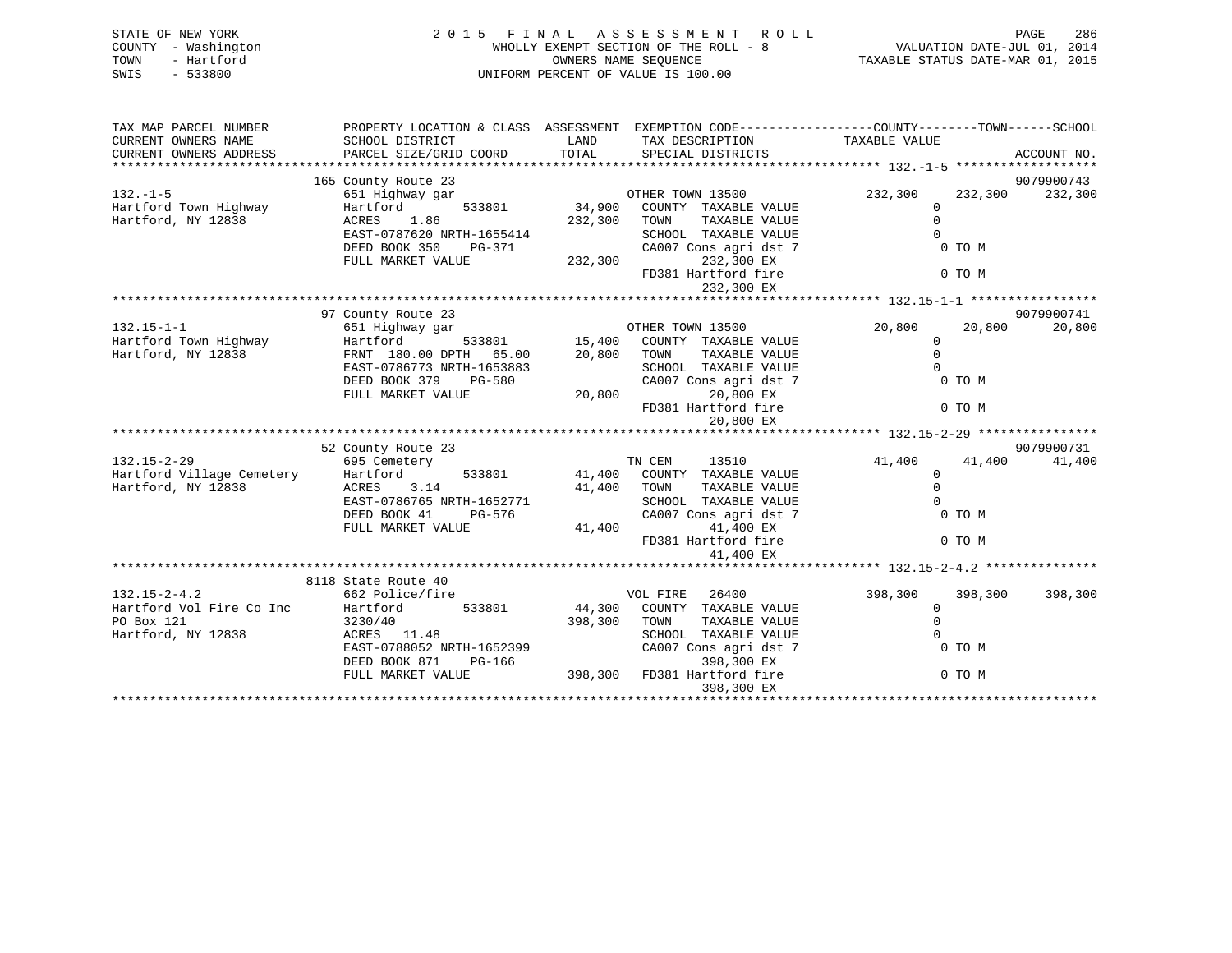STATE OF NEW YORK
COUNTY - Washington
TOWN - Hartford
SWIS - 533800

2 0 1 5 F I N A L A S S E S S M E N T R O L L
WHOLLY EXEMPT SECTION OF THE ROLL - 8
OWNERS NAME SEQUENCE
UNIFORM PERCENT OF VALUE IS 100.00

VALUATION DATE-JUL 01, 2014
TAXABLE STATUS DATE-MAR 01, 2015

```
TAX MAP PARCEL NUMBER          PROPERTY LOCATION & CLASS  ASSESSMENT  EXEMPTION CODE-----------------COUNTY--------TOWN------SCHOOL
CURRENT OWNERS NAME            SCHOOL DISTRICT             LAND       TAX DESCRIPTION            TAXABLE VALUE
CURRENT OWNERS ADDRESS         PARCEL SIZE/GRID COORD      TOTAL      SPECIAL DISTRICTS                                        ACCOUNT NO.
******************************************************************************************** 132.-1-5 *******************
                               165 County Route 23                                                                          9079900743
132.-1-5                       651 Highway gar                         OTHER TOWN 13500             232,300     232,300     232,300
Hartford Town Highway          Hartford        533801        34,900    COUNTY  TAXABLE VALUE              0
Hartford, NY 12838             ACRES    1.86                232,300    TOWN    TAXABLE VALUE              0
                               EAST-0787620 NRTH-1655414                SCHOOL  TAXABLE VALUE              0
                               DEED BOOK 350    PG-371                  CA007 Cons agri dst 7                0 TO M
                               FULL MARKET VALUE            232,300          232,300 EX
                                                                        FD381 Hartford fire                  0 TO M
                                                                             232,300 EX
******************************************************************************************** 132.15-1-1 *****************
                               97 County Route 23                                                                           9079900741
132.15-1-1                     651 Highway gar                         OTHER TOWN 13500              20,800      20,800      20,800
Hartford Town Highway          Hartford        533801        15,400    COUNTY  TAXABLE VALUE              0
Hartford, NY 12838             FRNT 180.00 DPTH  65.00       20,800    TOWN    TAXABLE VALUE              0
                               EAST-0786773 NRTH-1653883                SCHOOL  TAXABLE VALUE              0
                               DEED BOOK 379    PG-580                  CA007 Cons agri dst 7                0 TO M
                               FULL MARKET VALUE             20,800           20,800 EX
                                                                        FD381 Hartford fire                  0 TO M
                                                                              20,800 EX
******************************************************************************************** 132.15-2-29 ****************
                               52 County Route 23                                                                           9079900731
132.15-2-29                    695 Cemetery                            TN CEM     13510              41,400      41,400      41,400
Hartford Village Cemetery      Hartford        533801        41,400    COUNTY  TAXABLE VALUE              0
Hartford, NY 12838             ACRES    3.14                 41,400    TOWN    TAXABLE VALUE              0
                               EAST-0786765 NRTH-1652771                SCHOOL  TAXABLE VALUE              0
                               DEED BOOK 41     PG-576                  CA007 Cons agri dst 7                0 TO M
                               FULL MARKET VALUE             41,400           41,400 EX
                                                                        FD381 Hartford fire                  0 TO M
                                                                              41,400 EX
******************************************************************************************** 132.15-2-4.2 ***************
                               8118 State Route 40
132.15-2-4.2                   662 Police/fire                         VOL FIRE   26400             398,300     398,300     398,300
Hartford Vol Fire Co Inc       Hartford        533801        44,300    COUNTY  TAXABLE VALUE              0
PO Box 121                     3230/40                      398,300    TOWN    TAXABLE VALUE              0
Hartford, NY 12838             ACRES   11.48                            SCHOOL  TAXABLE VALUE              0
                               EAST-0788052 NRTH-1652399                CA007 Cons agri dst 7                0 TO M
                               DEED BOOK 871    PG-166                       398,300 EX
                               FULL MARKET VALUE            398,300    FD381 Hartford fire                  0 TO M
                                                                             398,300 EX
***************************************************************************************************************************
```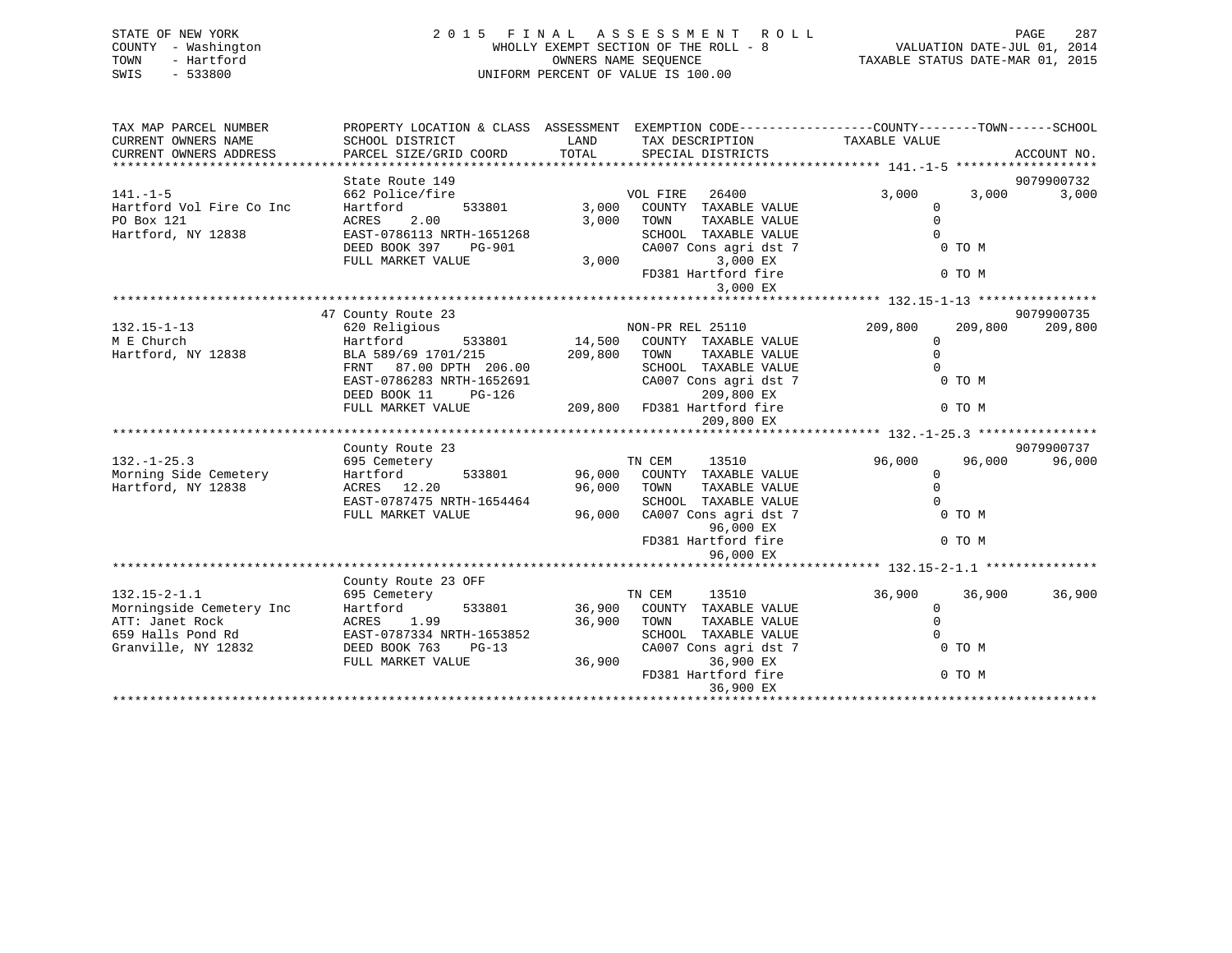STATE OF NEW YORK
COUNTY - Washington
TOWN - Hartford
SWIS - 533800

# 2015 FINAL ASSESSMENT ROLL

WHOLLY EXEMPT SECTION OF THE ROLL - 8
OWNERS NAME SEQUENCE
UNIFORM PERCENT OF VALUE IS 100.00

VALUATION DATE-JUL 01, 2014
TAXABLE STATUS DATE-MAR 01, 2015

```
TAX MAP PARCEL NUMBER          PROPERTY LOCATION & CLASS  ASSESSMENT  EXEMPTION CODE------------------COUNTY--------TOWN------SCHOOL
CURRENT OWNERS NAME            SCHOOL DISTRICT             LAND        TAX DESCRIPTION             TAXABLE VALUE
CURRENT OWNERS ADDRESS         PARCEL SIZE/GRID COORD      TOTAL       SPECIAL DISTRICTS                                          ACCOUNT NO.
*********************************************************************************************** 141.-1-5 *******************
                               State Route 149                                                                                  9079900732
141.-1-5                       662 Police/fire                         VOL FIRE    26400              3,000       3,000       3,000
Hartford Vol Fire Co Inc       Hartford        533801        3,000     COUNTY  TAXABLE VALUE              0
PO Box 121                     ACRES    2.00                 3,000     TOWN    TAXABLE VALUE              0
Hartford, NY 12838             EAST-0786113 NRTH-1651268               SCHOOL  TAXABLE VALUE              0
                               DEED BOOK 397    PG-901                 CA007 Cons agri dst 7              0 TO M
                               FULL MARKET VALUE             3,000           3,000 EX
                                                                       FD381 Hartford fire                0 TO M
                                                                             3,000 EX
*********************************************************************************************** 132.15-1-13 ****************
                               47 County Route 23                                                                               9079900735
132.15-1-13                    620 Religious                           NON-PR REL 25110             209,800     209,800     209,800
M E Church                     Hartford        533801       14,500     COUNTY  TAXABLE VALUE              0
Hartford, NY 12838             BLA 589/69 1701/215         209,800     TOWN    TAXABLE VALUE              0
                               FRNT   87.00 DPTH 206.00                SCHOOL  TAXABLE VALUE              0
                               EAST-0786283 NRTH-1652691               CA007 Cons agri dst 7              0 TO M
                               DEED BOOK 11     PG-126                       209,800 EX
                               FULL MARKET VALUE           209,800     FD381 Hartford fire                0 TO M
                                                                             209,800 EX
*********************************************************************************************** 132.-1-25.3 ****************
                               County Route 23                                                                                  9079900737
132.-1-25.3                    695 Cemetery                            TN CEM      13510             96,000      96,000      96,000
Morning Side Cemetery          Hartford        533801       96,000     COUNTY  TAXABLE VALUE              0
Hartford, NY 12838             ACRES   12.20                96,000     TOWN    TAXABLE VALUE              0
                               EAST-0787475 NRTH-1654464               SCHOOL  TAXABLE VALUE              0
                               FULL MARKET VALUE            96,000     CA007 Cons agri dst 7              0 TO M
                                                                             96,000 EX
                                                                       FD381 Hartford fire                0 TO M
                                                                             96,000 EX
*********************************************************************************************** 132.15-2-1.1 ***************
                               County Route 23 OFF
132.15-2-1.1                   695 Cemetery                            TN CEM      13510             36,900      36,900      36,900
Morningside Cemetery Inc       Hartford        533801       36,900     COUNTY  TAXABLE VALUE              0
ATT: Janet Rock                ACRES    1.99                36,900     TOWN    TAXABLE VALUE              0
659 Halls Pond Rd              EAST-0787334 NRTH-1653852               SCHOOL  TAXABLE VALUE              0
Granville, NY 12832            DEED BOOK 763    PG-13                  CA007 Cons agri dst 7              0 TO M
                               FULL MARKET VALUE            36,900           36,900 EX
                                                                       FD381 Hartford fire                0 TO M
                                                                             36,900 EX
******************************************************************************************************************************
```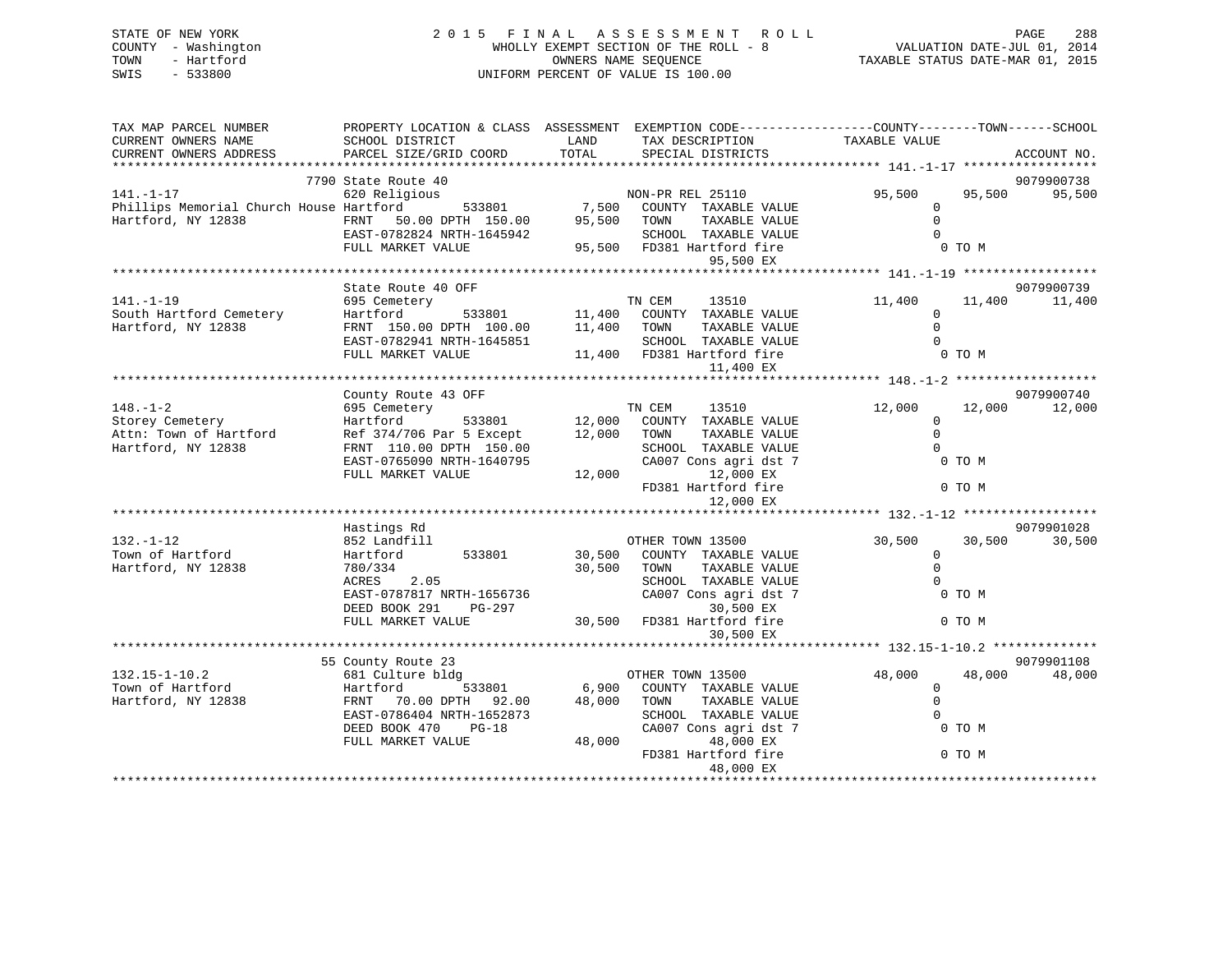STATE OF NEW YORK
COUNTY - Washington
TOWN - Hartford
SWIS - 533800

2 0 1 5 F I N A L A S S E S S M E N T R O L L
WHOLLY EXEMPT SECTION OF THE ROLL - 8
OWNERS NAME SEQUENCE
UNIFORM PERCENT OF VALUE IS 100.00

VALUATION DATE-JUL 01, 2014
TAXABLE STATUS DATE-MAR 01, 2015

```
TAX MAP PARCEL NUMBER          PROPERTY LOCATION & CLASS  ASSESSMENT  EXEMPTION CODE------------------COUNTY--------TOWN------SCHOOL
CURRENT OWNERS NAME            SCHOOL DISTRICT             LAND       TAX DESCRIPTION            TAXABLE VALUE
CURRENT OWNERS ADDRESS         PARCEL SIZE/GRID COORD      TOTAL      SPECIAL DISTRICTS                                       ACCOUNT NO.
******************************************************************************************************* 141.-1-17 ******************
                               7790 State Route 40                                                                         9079900738
141.-1-17                      620 Religious                          NON-PR REL 25110             95,500      95,500      95,500
Phillips Memorial Church House Hartford        533801        7,500    COUNTY  TAXABLE VALUE             0
Hartford, NY 12838             FRNT  50.00 DPTH 150.00      95,500    TOWN    TAXABLE VALUE             0
                               EAST-0782824 NRTH-1645942              SCHOOL  TAXABLE VALUE             0
                               FULL MARKET VALUE            95,500    FD381 Hartford fire                0 TO M
                                                                           95,500 EX
******************************************************************************************************* 141.-1-19 ******************
                               State Route 40 OFF                                                                          9079900739
141.-1-19                      695 Cemetery                           TN CEM      13510            11,400      11,400      11,400
South Hartford Cemetery        Hartford        533801       11,400    COUNTY  TAXABLE VALUE             0
Hartford, NY 12838             FRNT 150.00 DPTH 100.00      11,400    TOWN    TAXABLE VALUE             0
                               EAST-0782941 NRTH-1645851              SCHOOL  TAXABLE VALUE             0
                               FULL MARKET VALUE            11,400    FD381 Hartford fire                0 TO M
                                                                           11,400 EX
******************************************************************************************************* 148.-1-2 *******************
                               County Route 43 OFF                                                                         9079900740
148.-1-2                       695 Cemetery                           TN CEM      13510            12,000      12,000      12,000
Storey Cemetery                Hartford        533801       12,000    COUNTY  TAXABLE VALUE             0
Attn: Town of Hartford         Ref 374/706 Par 5 Except     12,000    TOWN    TAXABLE VALUE             0
Hartford, NY 12838             FRNT 110.00 DPTH 150.00                SCHOOL  TAXABLE VALUE             0
                               EAST-0765090 NRTH-1640795              CA007 Cons agri dst 7              0 TO M
                               FULL MARKET VALUE            12,000         12,000 EX
                                                                      FD381 Hartford fire                0 TO M
                                                                           12,000 EX
******************************************************************************************************* 132.-1-12 ******************
                               Hastings Rd                                                                                 9079901028
132.-1-12                      852 Landfill                           OTHER TOWN 13500             30,500      30,500      30,500
Town of Hartford               Hartford        533801       30,500    COUNTY  TAXABLE VALUE             0
Hartford, NY 12838             780/334                      30,500    TOWN    TAXABLE VALUE             0
                               ACRES    2.05                          SCHOOL  TAXABLE VALUE             0
                               EAST-0787817 NRTH-1656736              CA007 Cons agri dst 7              0 TO M
                               DEED BOOK 291    PG-297                     30,500 EX
                               FULL MARKET VALUE            30,500    FD381 Hartford fire                0 TO M
                                                                           30,500 EX
******************************************************************************************************* 132.15-1-10.2 **************
                               55 County Route 23                                                                          9079901108
132.15-1-10.2                  681 Culture bldg                       OTHER TOWN 13500             48,000      48,000      48,000
Town of Hartford               Hartford        533801        6,900    COUNTY  TAXABLE VALUE             0
Hartford, NY 12838             FRNT  70.00 DPTH  92.00      48,000    TOWN    TAXABLE VALUE             0
                               EAST-0786404 NRTH-1652873              SCHOOL  TAXABLE VALUE             0
                               DEED BOOK 470    PG-18                 CA007 Cons agri dst 7              0 TO M
                               FULL MARKET VALUE            48,000         48,000 EX
                                                                      FD381 Hartford fire                0 TO M
                                                                           48,000 EX
************************************************************************************************************************************
```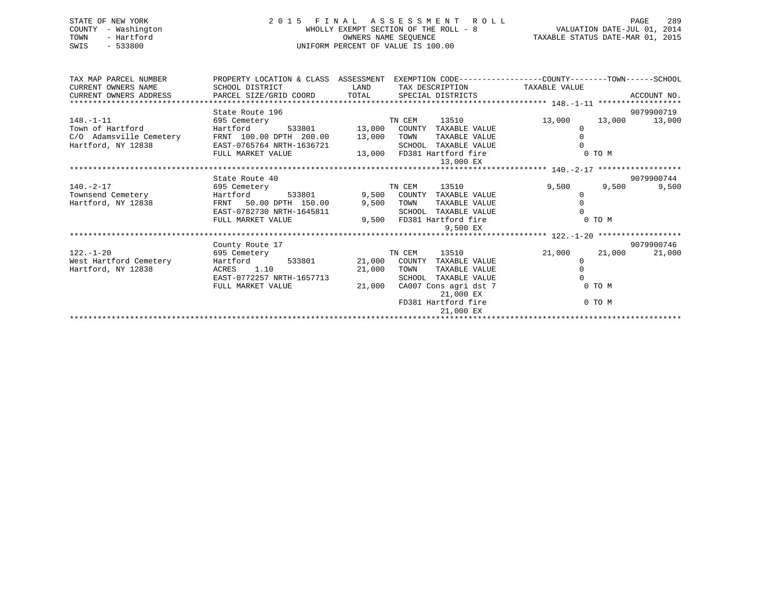STATE OF NEW YORK
COUNTY - Washington
TOWN - Hartford
SWIS - 533800

2015 FINAL ASSESSMENT ROLL
WHOLLY EXEMPT SECTION OF THE ROLL - 8
OWNERS NAME SEQUENCE
UNIFORM PERCENT OF VALUE IS 100.00

VALUATION DATE-JUL 01, 2014
TAXABLE STATUS DATE-MAR 01, 2015

```
TAX MAP PARCEL NUMBER          PROPERTY LOCATION & CLASS  ASSESSMENT  EXEMPTION CODE------------------COUNTY--------TOWN------SCHOOL
CURRENT OWNERS NAME            SCHOOL DISTRICT             LAND       TAX DESCRIPTION             TAXABLE VALUE
CURRENT OWNERS ADDRESS         PARCEL SIZE/GRID COORD      TOTAL      SPECIAL DISTRICTS                                      ACCOUNT NO.
******************************************************************************************************* 148.-1-11 ******************
                               State Route 196                                                                           9079900719
148.-1-11                      695 Cemetery                           TN CEM     13510                 13,000      13,000      13,000
Town of Hartford               Hartford       533801        13,000    COUNTY  TAXABLE VALUE                 0
C/O  Adamsville Cemetery       FRNT 100.00 DPTH 200.00      13,000    TOWN    TAXABLE VALUE                 0
Hartford, NY 12838             EAST-0765764 NRTH-1636721              SCHOOL  TAXABLE VALUE                 0
                               FULL MARKET VALUE            13,000    FD381 Hartford fire                    0 TO M
                                                                            13,000 EX
******************************************************************************************************* 140.-2-17 ******************
                               State Route 40                                                                            9079900744
140.-2-17                      695 Cemetery                           TN CEM     13510                  9,500       9,500       9,500
Townsend Cemetery              Hartford       533801         9,500    COUNTY  TAXABLE VALUE                 0
Hartford, NY 12838             FRNT  50.00 DPTH 150.00       9,500    TOWN    TAXABLE VALUE                 0
                               EAST-0782730 NRTH-1645811              SCHOOL  TAXABLE VALUE                 0
                               FULL MARKET VALUE             9,500    FD381 Hartford fire                    0 TO M
                                                                             9,500 EX
******************************************************************************************************* 122.-1-20 ******************
                               County Route 17                                                                           9079900746
122.-1-20                      695 Cemetery                           TN CEM     13510                 21,000      21,000      21,000
West Hartford Cemetery         Hartford       533801        21,000    COUNTY  TAXABLE VALUE                 0
Hartford, NY 12838             ACRES    1.10                21,000    TOWN    TAXABLE VALUE                 0
                               EAST-0772257 NRTH-1657713              SCHOOL  TAXABLE VALUE                 0
                               FULL MARKET VALUE            21,000    CA007 Cons agri dst 7                  0 TO M
                                                                            21,000 EX
                                                                      FD381 Hartford fire                    0 TO M
                                                                            21,000 EX
************************************************************************************************************************************
```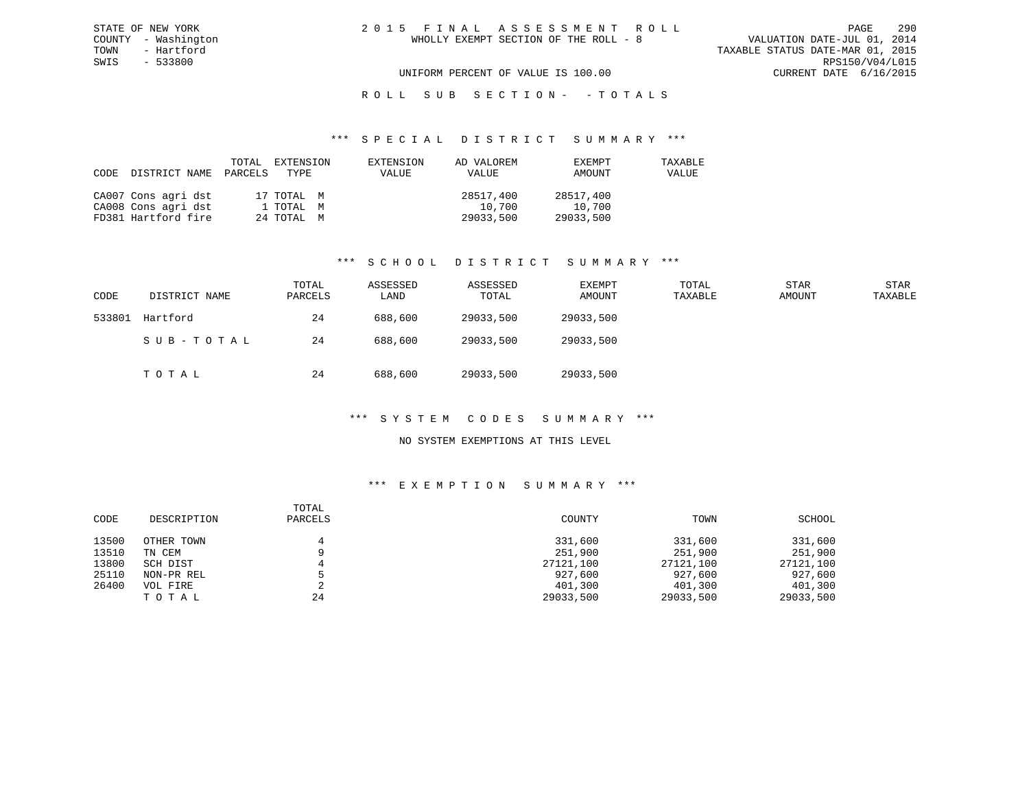STATE OF NEW YORK
COUNTY - Washington
TOWN - Hartford
SWIS - 533800

2 0 1 5 F I N A L A S S E S S M E N T R O L L
WHOLLY EXEMPT SECTION OF THE ROLL - 8

VALUATION DATE-JUL 01, 2014
TAXABLE STATUS DATE-MAR 01, 2015
RPS150/V04/L015
CURRENT DATE 6/16/2015

UNIFORM PERCENT OF VALUE IS 100.00

R O L L S U B S E C T I O N - - T O T A L S

## *** S P E C I A L D I S T R I C T S U M M A R Y ***

| CODE | DISTRICT NAME | TOTAL PARCELS | EXTENSION TYPE | EXTENSION VALUE | AD VALOREM VALUE | EXEMPT AMOUNT | TAXABLE VALUE |
|---|---|---|---|---|---|---|---|
| CA007 | Cons agri dst | 17 | TOTAL M | | 28517,400 | 28517,400 | |
| CA008 | Cons agri dst | 1 | TOTAL M | | 10,700 | 10,700 | |
| FD381 | Hartford fire | 24 | TOTAL M | | 29033,500 | 29033,500 | |

## *** S C H O O L D I S T R I C T S U M M A R Y ***

| CODE | DISTRICT NAME | TOTAL PARCELS | ASSESSED LAND | ASSESSED TOTAL | EXEMPT AMOUNT | TOTAL TAXABLE | STAR AMOUNT | STAR TAXABLE |
|---|---|---|---|---|---|---|---|---|
| 533801 | Hartford | 24 | 688,600 | 29033,500 | 29033,500 | | | |
| | S U B - T O T A L | 24 | 688,600 | 29033,500 | 29033,500 | | | |
| | T O T A L | 24 | 688,600 | 29033,500 | 29033,500 | | | |

## *** S Y S T E M C O D E S S U M M A R Y ***

NO SYSTEM EXEMPTIONS AT THIS LEVEL

## *** E X E M P T I O N S U M M A R Y ***

| CODE | DESCRIPTION | TOTAL PARCELS | COUNTY | TOWN | SCHOOL |
|---|---|---|---|---|---|
| 13500 | OTHER TOWN | 4 | 331,600 | 331,600 | 331,600 |
| 13510 | TN CEM | 9 | 251,900 | 251,900 | 251,900 |
| 13800 | SCH DIST | 4 | 27121,100 | 27121,100 | 27121,100 |
| 25110 | NON-PR REL | 5 | 927,600 | 927,600 | 927,600 |
| 26400 | VOL FIRE | 2 | 401,300 | 401,300 | 401,300 |
| | T O T A L | 24 | 29033,500 | 29033,500 | 29033,500 |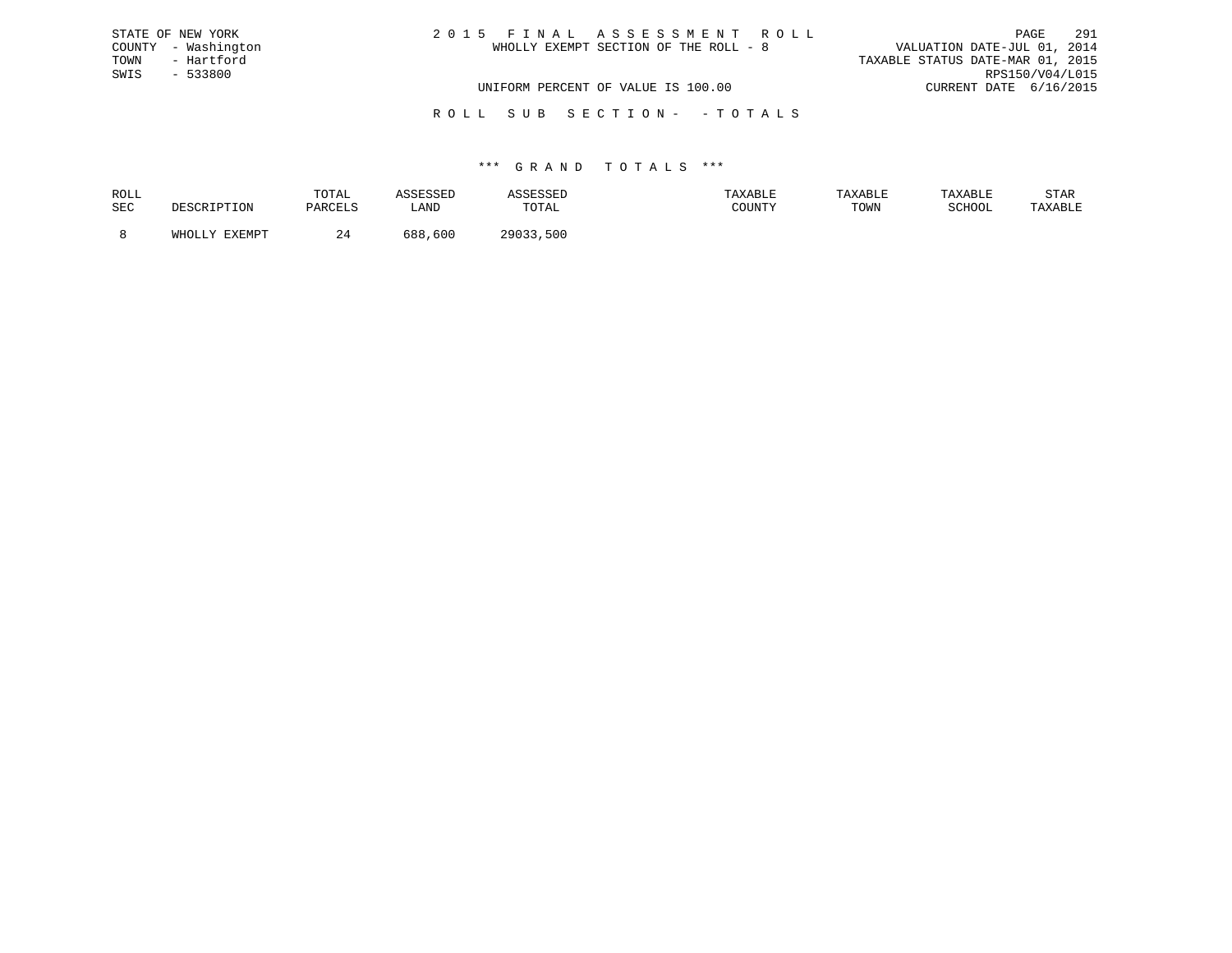STATE OF NEW YORK
COUNTY - Washington
TOWN - Hartford
SWIS - 533800

2 0 1 5 F I N A L A S S E S S M E N T R O L L
WHOLLY EXEMPT SECTION OF THE ROLL - 8

VALUATION DATE-JUL 01, 2014
TAXABLE STATUS DATE-MAR 01, 2015
RPS150/V04/L015
CURRENT DATE 6/16/2015

UNIFORM PERCENT OF VALUE IS 100.00

R O L L S U B S E C T I O N - - T O T A L S

\*\*\* G R A N D T O T A L S \*\*\*

| ROLL SEC | DESCRIPTION | TOTAL PARCELS | ASSESSED LAND | ASSESSED TOTAL | TAXABLE COUNTY | TAXABLE TOWN | TAXABLE SCHOOL | STAR TAXABLE |
|---|---|---|---|---|---|---|---|---|
| 8 | WHOLLY EXEMPT | 24 | 688,600 | 29033,500 | | | | |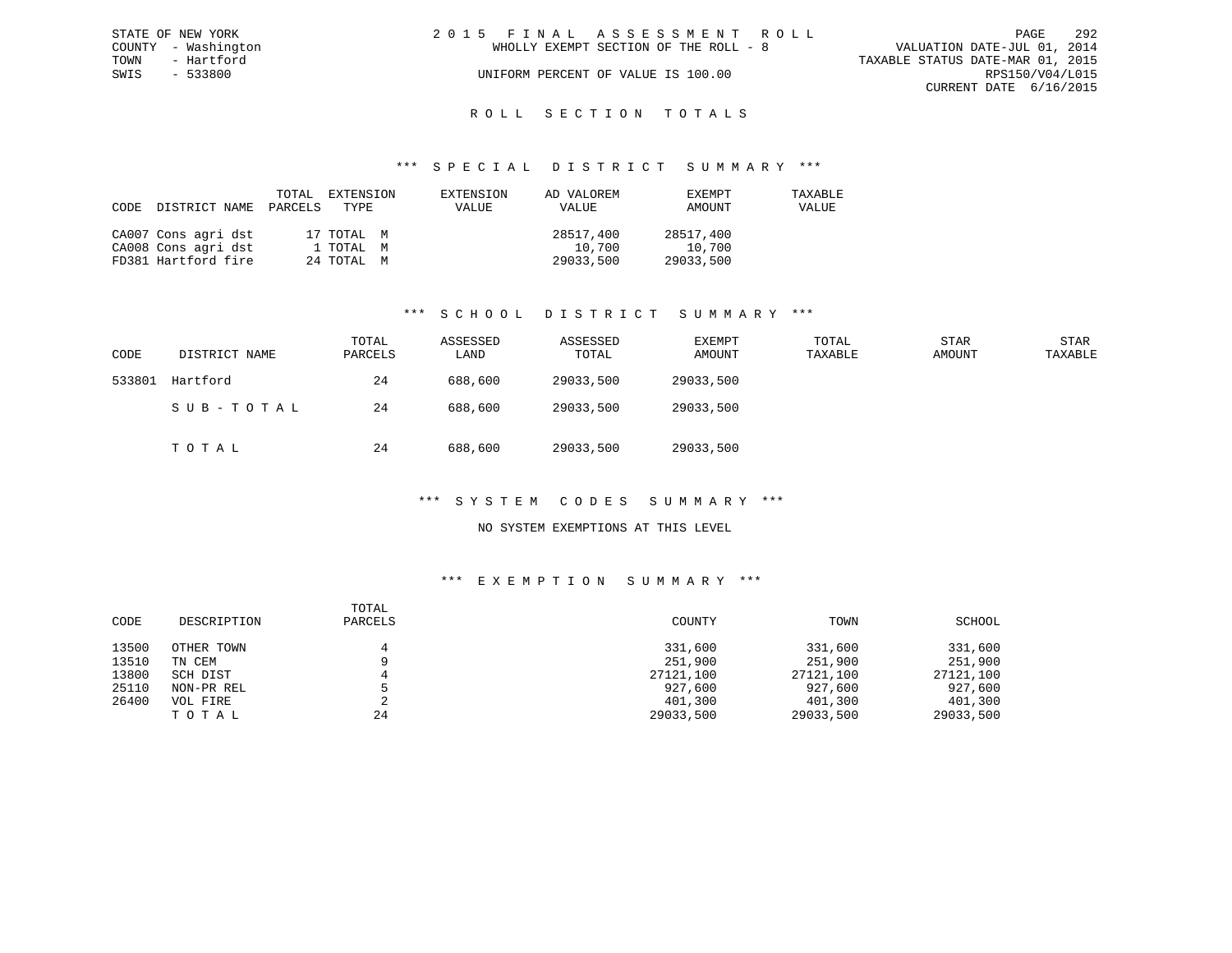STATE OF NEW YORK
COUNTY - Washington
TOWN - Hartford
SWIS - 533800

2 0 1 5 F I N A L A S S E S S M E N T R O L L
WHOLLY EXEMPT SECTION OF THE ROLL - 8
UNIFORM PERCENT OF VALUE IS 100.00

VALUATION DATE-JUL 01, 2014
TAXABLE STATUS DATE-MAR 01, 2015
RPS150/V04/L015
CURRENT DATE 6/16/2015

## R O L L S E C T I O N T O T A L S

### *** S P E C I A L D I S T R I C T S U M M A R Y ***

| CODE | DISTRICT NAME | TOTAL PARCELS | EXTENSION TYPE | EXTENSION VALUE | AD VALOREM VALUE | EXEMPT AMOUNT | TAXABLE VALUE |
|---|---|---|---|---|---|---|---|
| CA007 | Cons agri dst | 17 | TOTAL M | | 28517,400 | 28517,400 | |
| CA008 | Cons agri dst | 1 | TOTAL M | | 10,700 | 10,700 | |
| FD381 | Hartford fire | 24 | TOTAL M | | 29033,500 | 29033,500 | |

### *** S C H O O L D I S T R I C T S U M M A R Y ***

| CODE | DISTRICT NAME | TOTAL PARCELS | ASSESSED LAND | ASSESSED TOTAL | EXEMPT AMOUNT | TOTAL TAXABLE | STAR AMOUNT | STAR TAXABLE |
|---|---|---|---|---|---|---|---|---|
| 533801 | Hartford | 24 | 688,600 | 29033,500 | 29033,500 | | | |
| | S U B - T O T A L | 24 | 688,600 | 29033,500 | 29033,500 | | | |
| | T O T A L | 24 | 688,600 | 29033,500 | 29033,500 | | | |

### *** S Y S T E M C O D E S S U M M A R Y ***

NO SYSTEM EXEMPTIONS AT THIS LEVEL

### *** E X E M P T I O N S U M M A R Y ***

| CODE | DESCRIPTION | TOTAL PARCELS | COUNTY | TOWN | SCHOOL |
|---|---|---|---|---|---|
| 13500 | OTHER TOWN | 4 | 331,600 | 331,600 | 331,600 |
| 13510 | TN CEM | 9 | 251,900 | 251,900 | 251,900 |
| 13800 | SCH DIST | 4 | 27121,100 | 27121,100 | 27121,100 |
| 25110 | NON-PR REL | 5 | 927,600 | 927,600 | 927,600 |
| 26400 | VOL FIRE | 2 | 401,300 | 401,300 | 401,300 |
| | T O T A L | 24 | 29033,500 | 29033,500 | 29033,500 |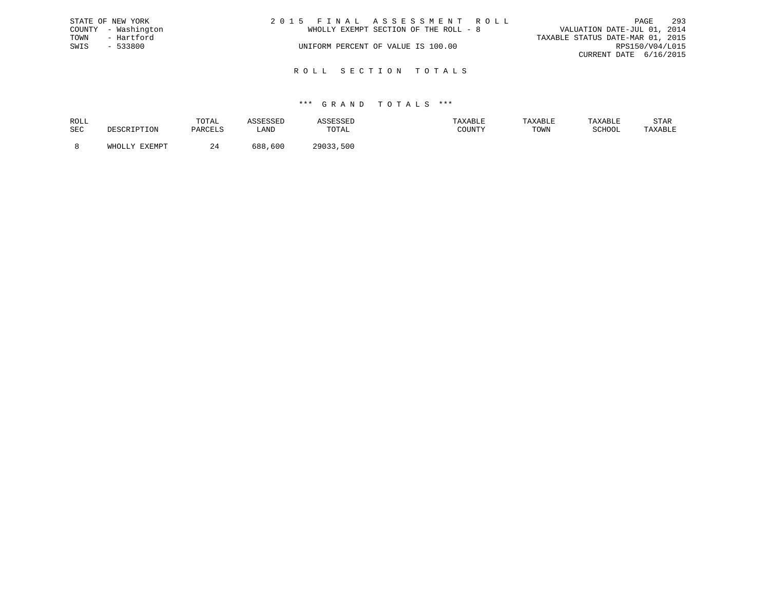STATE OF NEW YORK
COUNTY - Washington
TOWN - Hartford
SWIS - 533800

2 0 1 5 F I N A L A S S E S S M E N T R O L L
WHOLLY EXEMPT SECTION OF THE ROLL - 8

UNIFORM PERCENT OF VALUE IS 100.00

VALUATION DATE-JUL 01, 2014
TAXABLE STATUS DATE-MAR 01, 2015
RPS150/V04/L015
CURRENT DATE 6/16/2015

R O L L S E C T I O N T O T A L S

*** G R A N D T O T A L S ***

| ROLL SEC | DESCRIPTION | TOTAL PARCELS | ASSESSED LAND | ASSESSED TOTAL | TAXABLE COUNTY | TAXABLE TOWN | TAXABLE SCHOOL | STAR TAXABLE |
|---|---|---|---|---|---|---|---|---|
| 8 | WHOLLY EXEMPT | 24 | 688,600 | 29033,500 | | | | |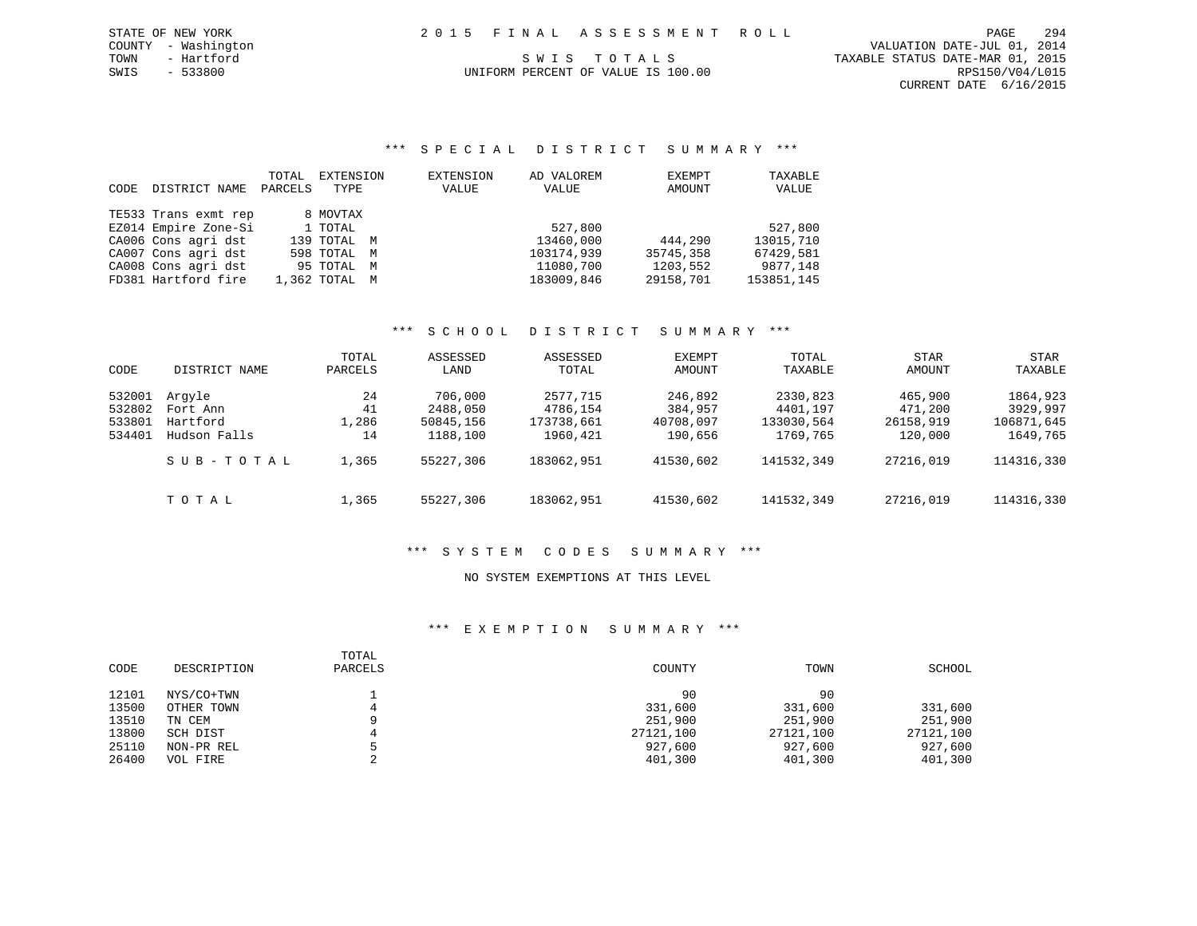STATE OF NEW YORK
COUNTY - Washington
TOWN - Hartford
SWIS - 533800

2 0 1 5 F I N A L A S S E S S M E N T R O L L

S W I S T O T A L S

UNIFORM PERCENT OF VALUE IS 100.00

VALUATION DATE-JUL 01, 2014
TAXABLE STATUS DATE-MAR 01, 2015
RPS150/V04/L015
CURRENT DATE 6/16/2015

### *** S P E C I A L D I S T R I C T S U M M A R Y ***

| CODE | DISTRICT NAME | TOTAL PARCELS | EXTENSION TYPE | EXTENSION VALUE | AD VALOREM VALUE | EXEMPT AMOUNT | TAXABLE VALUE |
|---|---|---|---|---|---|---|---|
| TE533 | Trans exmt rep | 8 | MOVTAX | | | | |
| EZ014 | Empire Zone-Si | 1 | TOTAL | | 527,800 | | 527,800 |
| CA006 | Cons agri dst | 139 | TOTAL M | | 13460,000 | 444,290 | 13015,710 |
| CA007 | Cons agri dst | 598 | TOTAL M | | 103174,939 | 35745,358 | 67429,581 |
| CA008 | Cons agri dst | 95 | TOTAL M | | 11080,700 | 1203,552 | 9877,148 |
| FD381 | Hartford fire | 1,362 | TOTAL M | | 183009,846 | 29158,701 | 153851,145 |

### *** S C H O O L D I S T R I C T S U M M A R Y ***

| CODE | DISTRICT NAME | TOTAL PARCELS | ASSESSED LAND | ASSESSED TOTAL | EXEMPT AMOUNT | TOTAL TAXABLE | STAR AMOUNT | STAR TAXABLE |
|---|---|---|---|---|---|---|---|---|
| 532001 | Argyle | 24 | 706,000 | 2577,715 | 246,892 | 2330,823 | 465,900 | 1864,923 |
| 532802 | Fort Ann | 41 | 2488,050 | 4786,154 | 384,957 | 4401,197 | 471,200 | 3929,997 |
| 533801 | Hartford | 1,286 | 50845,156 | 173738,661 | 40708,097 | 133030,564 | 26158,919 | 106871,645 |
| 534401 | Hudson Falls | 14 | 1188,100 | 1960,421 | 190,656 | 1769,765 | 120,000 | 1649,765 |
| | S U B - T O T A L | 1,365 | 55227,306 | 183062,951 | 41530,602 | 141532,349 | 27216,019 | 114316,330 |
| | T O T A L | 1,365 | 55227,306 | 183062,951 | 41530,602 | 141532,349 | 27216,019 | 114316,330 |

### *** S Y S T E M C O D E S S U M M A R Y ***

NO SYSTEM EXEMPTIONS AT THIS LEVEL

### *** E X E M P T I O N S U M M A R Y ***

| CODE | DESCRIPTION | TOTAL PARCELS | COUNTY | TOWN | SCHOOL |
|---|---|---|---|---|---|
| 12101 | NYS/CO+TWN | 1 | 90 | 90 | |
| 13500 | OTHER TOWN | 4 | 331,600 | 331,600 | 331,600 |
| 13510 | TN CEM | 9 | 251,900 | 251,900 | 251,900 |
| 13800 | SCH DIST | 4 | 27121,100 | 27121,100 | 27121,100 |
| 25110 | NON-PR REL | 5 | 927,600 | 927,600 | 927,600 |
| 26400 | VOL FIRE | 2 | 401,300 | 401,300 | 401,300 |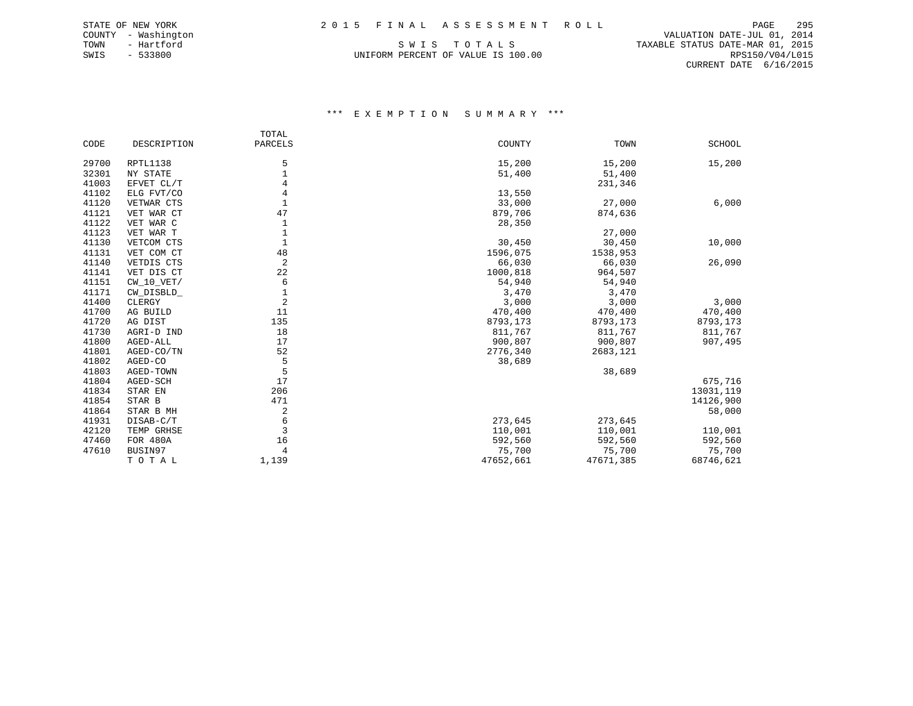STATE OF NEW YORK
COUNTY - Washington
TOWN - Hartford
SWIS - 533800

# 2 0 1 5 F I N A L A S S E S S M E N T R O L L

S W I S T O T A L S
UNIFORM PERCENT OF VALUE IS 100.00

VALUATION DATE-JUL 01, 2014
TAXABLE STATUS DATE-MAR 01, 2015
RPS150/V04/L015
CURRENT DATE 6/16/2015

## \*\*\* E X E M P T I O N S U M M A R Y \*\*\*

| CODE | DESCRIPTION | TOTAL PARCELS | COUNTY | TOWN | SCHOOL |
|---|---|---|---|---|---|
| 29700 | RPTL1138 | 5 | 15,200 | 15,200 | 15,200 |
| 32301 | NY STATE | 1 | 51,400 | 51,400 | |
| 41003 | EFVET CL/T | 4 | | 231,346 | |
| 41102 | ELG FVT/CO | 4 | 13,550 | | |
| 41120 | VETWAR CTS | 1 | 33,000 | 27,000 | 6,000 |
| 41121 | VET WAR CT | 47 | 879,706 | 874,636 | |
| 41122 | VET WAR C | 1 | 28,350 | | |
| 41123 | VET WAR T | 1 | | 27,000 | |
| 41130 | VETCOM CTS | 1 | 30,450 | 30,450 | 10,000 |
| 41131 | VET COM CT | 48 | 1596,075 | 1538,953 | |
| 41140 | VETDIS CTS | 2 | 66,030 | 66,030 | 26,090 |
| 41141 | VET DIS CT | 22 | 1000,818 | 964,507 | |
| 41151 | CW_10_VET/ | 6 | 54,940 | 54,940 | |
| 41171 | CW_DISBLD_ | 1 | 3,470 | 3,470 | |
| 41400 | CLERGY | 2 | 3,000 | 3,000 | 3,000 |
| 41700 | AG BUILD | 11 | 470,400 | 470,400 | 470,400 |
| 41720 | AG DIST | 135 | 8793,173 | 8793,173 | 8793,173 |
| 41730 | AGRI-D IND | 18 | 811,767 | 811,767 | 811,767 |
| 41800 | AGED-ALL | 17 | 900,807 | 900,807 | 907,495 |
| 41801 | AGED-CO/TN | 52 | 2776,340 | 2683,121 | |
| 41802 | AGED-CO | 5 | 38,689 | | |
| 41803 | AGED-TOWN | 5 | | 38,689 | |
| 41804 | AGED-SCH | 17 | | | 675,716 |
| 41834 | STAR EN | 206 | | | 13031,119 |
| 41854 | STAR B | 471 | | | 14126,900 |
| 41864 | STAR B MH | 2 | | | 58,000 |
| 41931 | DISAB-C/T | 6 | 273,645 | 273,645 | |
| 42120 | TEMP GRHSE | 3 | 110,001 | 110,001 | 110,001 |
| 47460 | FOR 480A | 16 | 592,560 | 592,560 | 592,560 |
| 47610 | BUSIN97 | 4 | 75,700 | 75,700 | 75,700 |
| | T O T A L | 1,139 | 47652,661 | 47671,385 | 68746,621 |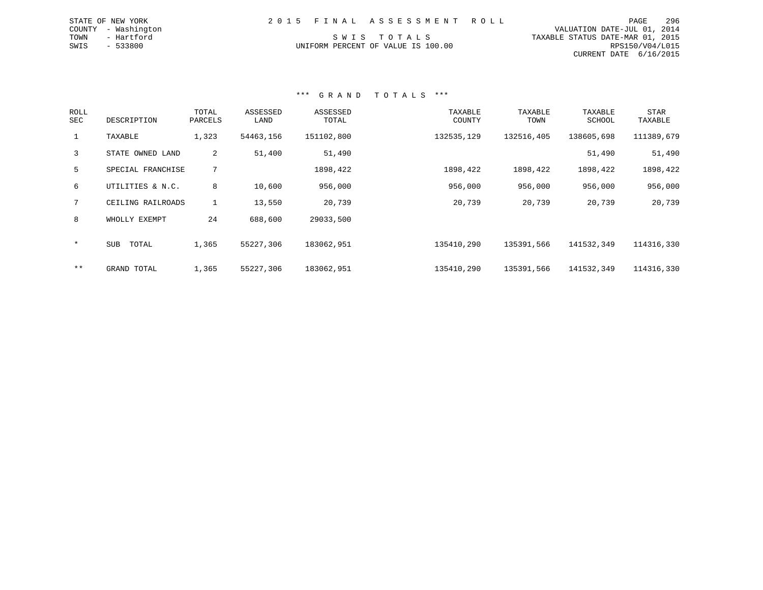STATE OF NEW YORK
COUNTY - Washington
TOWN - Hartford
SWIS - 533800

# 2 0 1 5 F I N A L A S S E S S M E N T R O L L

S W I S T O T A L S
UNIFORM PERCENT OF VALUE IS 100.00

VALUATION DATE-JUL 01, 2014
TAXABLE STATUS DATE-MAR 01, 2015
RPS150/V04/L015
CURRENT DATE 6/16/2015

## *** G R A N D T O T A L S ***

| ROLL SEC | DESCRIPTION | TOTAL PARCELS | ASSESSED LAND | ASSESSED TOTAL | TAXABLE COUNTY | TAXABLE TOWN | TAXABLE SCHOOL | STAR TAXABLE |
|---|---|---|---|---|---|---|---|---|
| 1 | TAXABLE | 1,323 | 54463,156 | 151102,800 | 132535,129 | 132516,405 | 138605,698 | 111389,679 |
| 3 | STATE OWNED LAND | 2 | 51,400 | 51,490 | | | 51,490 | 51,490 |
| 5 | SPECIAL FRANCHISE | 7 | | 1898,422 | 1898,422 | 1898,422 | 1898,422 | 1898,422 |
| 6 | UTILITIES & N.C. | 8 | 10,600 | 956,000 | 956,000 | 956,000 | 956,000 | 956,000 |
| 7 | CEILING RAILROADS | 1 | 13,550 | 20,739 | 20,739 | 20,739 | 20,739 | 20,739 |
| 8 | WHOLLY EXEMPT | 24 | 688,600 | 29033,500 | | | | |
| * | SUB TOTAL | 1,365 | 55227,306 | 183062,951 | 135410,290 | 135391,566 | 141532,349 | 114316,330 |
| ** | GRAND TOTAL | 1,365 | 55227,306 | 183062,951 | 135410,290 | 135391,566 | 141532,349 | 114316,330 |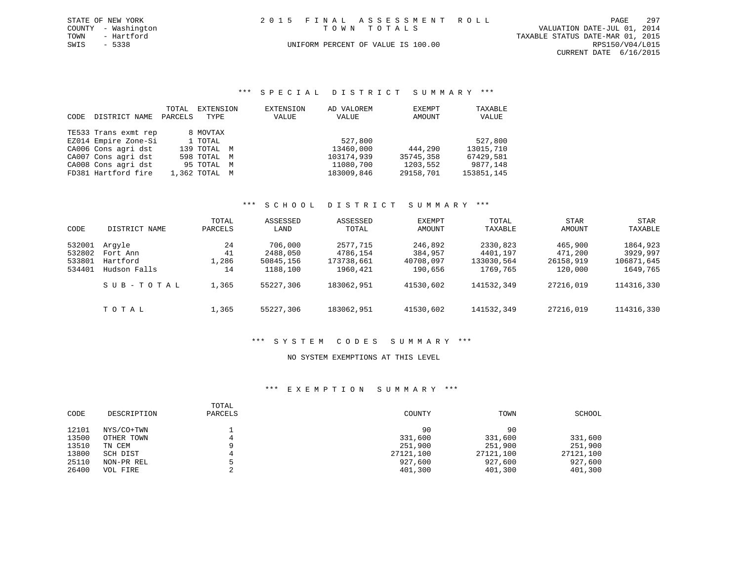STATE OF NEW YORK
COUNTY - Washington
TOWN - Hartford
SWIS - 5338

# 2015 FINAL ASSESSMENT ROLL

TOWN TOTALS

UNIFORM PERCENT OF VALUE IS 100.00

VALUATION DATE-JUL 01, 2014
TAXABLE STATUS DATE-MAR 01, 2015
RPS150/V04/L015
CURRENT DATE 6/16/2015

## *** SPECIAL DISTRICT SUMMARY ***

| CODE | DISTRICT NAME | TOTAL PARCELS | EXTENSION TYPE | EXTENSION VALUE | AD VALOREM VALUE | EXEMPT AMOUNT | TAXABLE VALUE |
|---|---|---|---|---|---|---|---|
| TE533 | Trans exmt rep | 8 | MOVTAX | | | | |
| EZ014 | Empire Zone-Si | 1 | TOTAL | | 527,800 | | 527,800 |
| CA006 | Cons agri dst | 139 | TOTAL M | | 13460,000 | 444,290 | 13015,710 |
| CA007 | Cons agri dst | 598 | TOTAL M | | 103174,939 | 35745,358 | 67429,581 |
| CA008 | Cons agri dst | 95 | TOTAL M | | 11080,700 | 1203,552 | 9877,148 |
| FD381 | Hartford fire | 1,362 | TOTAL M | | 183009,846 | 29158,701 | 153851,145 |

## *** SCHOOL DISTRICT SUMMARY ***

| CODE | DISTRICT NAME | TOTAL PARCELS | ASSESSED LAND | ASSESSED TOTAL | EXEMPT AMOUNT | TOTAL TAXABLE | STAR AMOUNT | STAR TAXABLE |
|---|---|---|---|---|---|---|---|---|
| 532001 | Argyle | 24 | 706,000 | 2577,715 | 246,892 | 2330,823 | 465,900 | 1864,923 |
| 532802 | Fort Ann | 41 | 2488,050 | 4786,154 | 384,957 | 4401,197 | 471,200 | 3929,997 |
| 533801 | Hartford | 1,286 | 50845,156 | 173738,661 | 40708,097 | 133030,564 | 26158,919 | 106871,645 |
| 534401 | Hudson Falls | 14 | 1188,100 | 1960,421 | 190,656 | 1769,765 | 120,000 | 1649,765 |
| | SUB-TOTAL | 1,365 | 55227,306 | 183062,951 | 41530,602 | 141532,349 | 27216,019 | 114316,330 |
| | TOTAL | 1,365 | 55227,306 | 183062,951 | 41530,602 | 141532,349 | 27216,019 | 114316,330 |

## *** SYSTEM CODES SUMMARY ***

NO SYSTEM EXEMPTIONS AT THIS LEVEL

## *** EXEMPTION SUMMARY ***

| CODE | DESCRIPTION | TOTAL PARCELS | COUNTY | TOWN | SCHOOL |
|---|---|---|---|---|---|
| 12101 | NYS/CO+TWN | 1 | 90 | 90 | |
| 13500 | OTHER TOWN | 4 | 331,600 | 331,600 | 331,600 |
| 13510 | TN CEM | 9 | 251,900 | 251,900 | 251,900 |
| 13800 | SCH DIST | 4 | 27121,100 | 27121,100 | 27121,100 |
| 25110 | NON-PR REL | 5 | 927,600 | 927,600 | 927,600 |
| 26400 | VOL FIRE | 2 | 401,300 | 401,300 | 401,300 |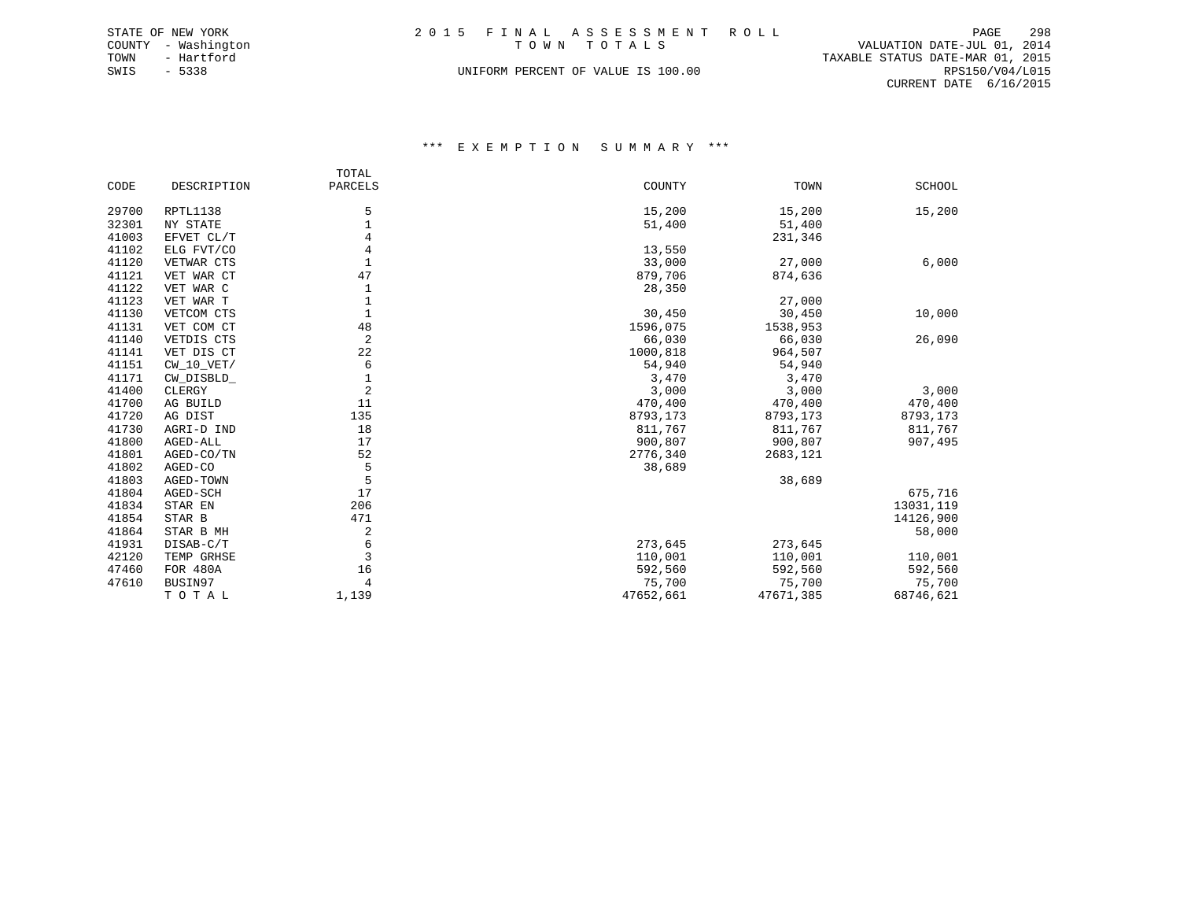STATE OF NEW YORK
COUNTY - Washington
TOWN - Hartford
SWIS - 5338

# 2015 FINAL ASSESSMENT ROLL
## TOWN TOTALS

UNIFORM PERCENT OF VALUE IS 100.00

VALUATION DATE-JUL 01, 2014
TAXABLE STATUS DATE-MAR 01, 2015
RPS150/V04/L015
CURRENT DATE 6/16/2015

### *** EXEMPTION SUMMARY ***

| CODE | DESCRIPTION | TOTAL PARCELS | COUNTY | TOWN | SCHOOL |
|---|---|---|---|---|---|
| 29700 | RPTL1138 | 5 | 15,200 | 15,200 | 15,200 |
| 32301 | NY STATE | 1 | 51,400 | 51,400 | |
| 41003 | EFVET CL/T | 4 | | 231,346 | |
| 41102 | ELG FVT/CO | 4 | 13,550 | | |
| 41120 | VETWAR CTS | 1 | 33,000 | 27,000 | 6,000 |
| 41121 | VET WAR CT | 47 | 879,706 | 874,636 | |
| 41122 | VET WAR C | 1 | 28,350 | | |
| 41123 | VET WAR T | 1 | | 27,000 | |
| 41130 | VETCOM CTS | 1 | 30,450 | 30,450 | 10,000 |
| 41131 | VET COM CT | 48 | 1596,075 | 1538,953 | |
| 41140 | VETDIS CTS | 2 | 66,030 | 66,030 | 26,090 |
| 41141 | VET DIS CT | 22 | 1000,818 | 964,507 | |
| 41151 | CW_10_VET/ | 6 | 54,940 | 54,940 | |
| 41171 | CW_DISBLD_ | 1 | 3,470 | 3,470 | |
| 41400 | CLERGY | 2 | 3,000 | 3,000 | 3,000 |
| 41700 | AG BUILD | 11 | 470,400 | 470,400 | 470,400 |
| 41720 | AG DIST | 135 | 8793,173 | 8793,173 | 8793,173 |
| 41730 | AGRI-D IND | 18 | 811,767 | 811,767 | 811,767 |
| 41800 | AGED-ALL | 17 | 900,807 | 900,807 | 907,495 |
| 41801 | AGED-CO/TN | 52 | 2776,340 | 2683,121 | |
| 41802 | AGED-CO | 5 | 38,689 | | |
| 41803 | AGED-TOWN | 5 | | 38,689 | |
| 41804 | AGED-SCH | 17 | | | 675,716 |
| 41834 | STAR EN | 206 | | | 13031,119 |
| 41854 | STAR B | 471 | | | 14126,900 |
| 41864 | STAR B MH | 2 | | | 58,000 |
| 41931 | DISAB-C/T | 6 | 273,645 | 273,645 | |
| 42120 | TEMP GRHSE | 3 | 110,001 | 110,001 | 110,001 |
| 47460 | FOR 480A | 16 | 592,560 | 592,560 | 592,560 |
| 47610 | BUSIN97 | 4 | 75,700 | 75,700 | 75,700 |
| | T O T A L | 1,139 | 47652,661 | 47671,385 | 68746,621 |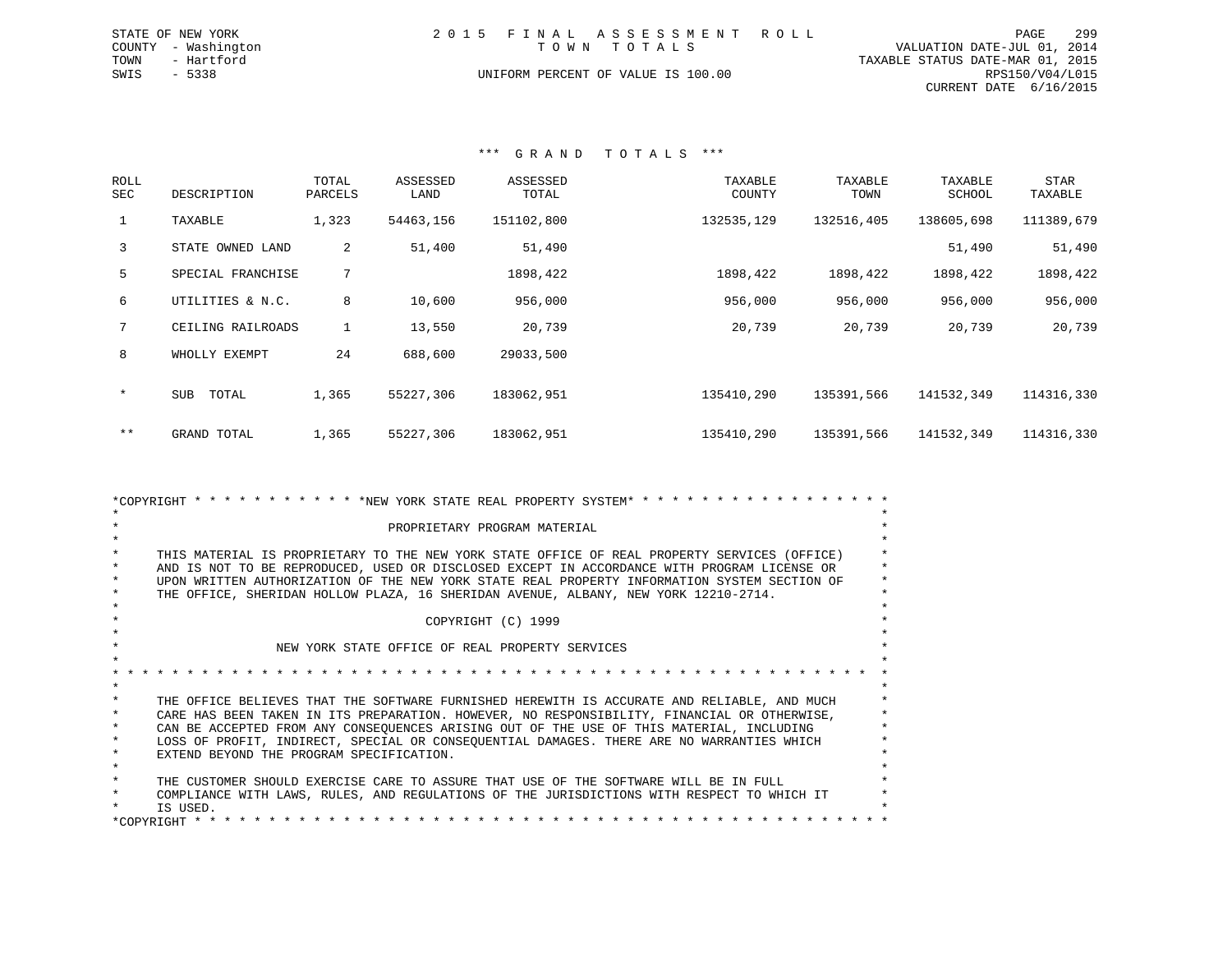STATE OF NEW YORK
COUNTY - Washington
TOWN - Hartford
SWIS - 5338

2 0 1 5 F I N A L A S S E S S M E N T R O L L
T O W N T O T A L S
UNIFORM PERCENT OF VALUE IS 100.00

VALUATION DATE-JUL 01, 2014
TAXABLE STATUS DATE-MAR 01, 2015
RPS150/V04/L015
CURRENT DATE 6/16/2015

## *** G R A N D T O T A L S ***

| ROLL SEC | DESCRIPTION | TOTAL PARCELS | ASSESSED LAND | ASSESSED TOTAL | TAXABLE COUNTY | TAXABLE TOWN | TAXABLE SCHOOL | STAR TAXABLE |
|---|---|---|---|---|---|---|---|---|
| 1 | TAXABLE | 1,323 | 54463,156 | 151102,800 | 132535,129 | 132516,405 | 138605,698 | 111389,679 |
| 3 | STATE OWNED LAND | 2 | 51,400 | 51,490 | | | 51,490 | 51,490 |
| 5 | SPECIAL FRANCHISE | 7 | | 1898,422 | 1898,422 | 1898,422 | 1898,422 | 1898,422 |
| 6 | UTILITIES & N.C. | 8 | 10,600 | 956,000 | 956,000 | 956,000 | 956,000 | 956,000 |
| 7 | CEILING RAILROADS | 1 | 13,550 | 20,739 | 20,739 | 20,739 | 20,739 | 20,739 |
| 8 | WHOLLY EXEMPT | 24 | 688,600 | 29033,500 | | | | |
| * | SUB TOTAL | 1,365 | 55227,306 | 183062,951 | 135410,290 | 135391,566 | 141532,349 | 114316,330 |
| ** | GRAND TOTAL | 1,365 | 55227,306 | 183062,951 | 135410,290 | 135391,566 | 141532,349 | 114316,330 |

```
*COPYRIGHT * * * * * * * * * * * *NEW YORK STATE REAL PROPERTY SYSTEM* * * * * * * * * * * * * * * * * *
*                                                                                                    *
*                                  PROPRIETARY PROGRAM MATERIAL                                      *
*                                                                                                    *
*     THIS MATERIAL IS PROPRIETARY TO THE NEW YORK STATE OFFICE OF REAL PROPERTY SERVICES (OFFICE)   *
*     AND IS NOT TO BE REPRODUCED, USED OR DISCLOSED EXCEPT IN ACCORDANCE WITH PROGRAM LICENSE OR    *
*     UPON WRITTEN AUTHORIZATION OF THE NEW YORK STATE REAL PROPERTY INFORMATION SYSTEM SECTION OF   *
*     THE OFFICE, SHERIDAN HOLLOW PLAZA, 16 SHERIDAN AVENUE, ALBANY, NEW YORK 12210-2714.            *
*                                                                                                    *
*                                       COPYRIGHT (C) 1999                                           *
*                                                                                                    *
*                           NEW YORK STATE OFFICE OF REAL PROPERTY SERVICES                          *
*                                                                                                    *
* * * * * * * * * * * * * * * * * * * * * * * * * * * * * * * * * * * * * * * * * * * * * * * * * * *
*                                                                                                    *
*     THE OFFICE BELIEVES THAT THE SOFTWARE FURNISHED HEREWITH IS ACCURATE AND RELIABLE, AND MUCH     *
*     CARE HAS BEEN TAKEN IN ITS PREPARATION. HOWEVER, NO RESPONSIBILITY, FINANCIAL OR OTHERWISE,    *
*     CAN BE ACCEPTED FROM ANY CONSEQUENCES ARISING OUT OF THE USE OF THIS MATERIAL, INCLUDING       *
*     LOSS OF PROFIT, INDIRECT, SPECIAL OR CONSEQUENTIAL DAMAGES. THERE ARE NO WARRANTIES WHICH      *
*     EXTEND BEYOND THE PROGRAM SPECIFICATION.                                                       *
*                                                                                                    *
*     THE CUSTOMER SHOULD EXERCISE CARE TO ASSURE THAT USE OF THE SOFTWARE WILL BE IN FULL           *
*     COMPLIANCE WITH LAWS, RULES, AND REGULATIONS OF THE JURISDICTIONS WITH RESPECT TO WHICH IT     *
*     IS USED.                                                                                       *
*COPYRIGHT * * * * * * * * * * * * * * * * * * * * * * * * * * * * * * * * * * * * * * * * * * * * *
```